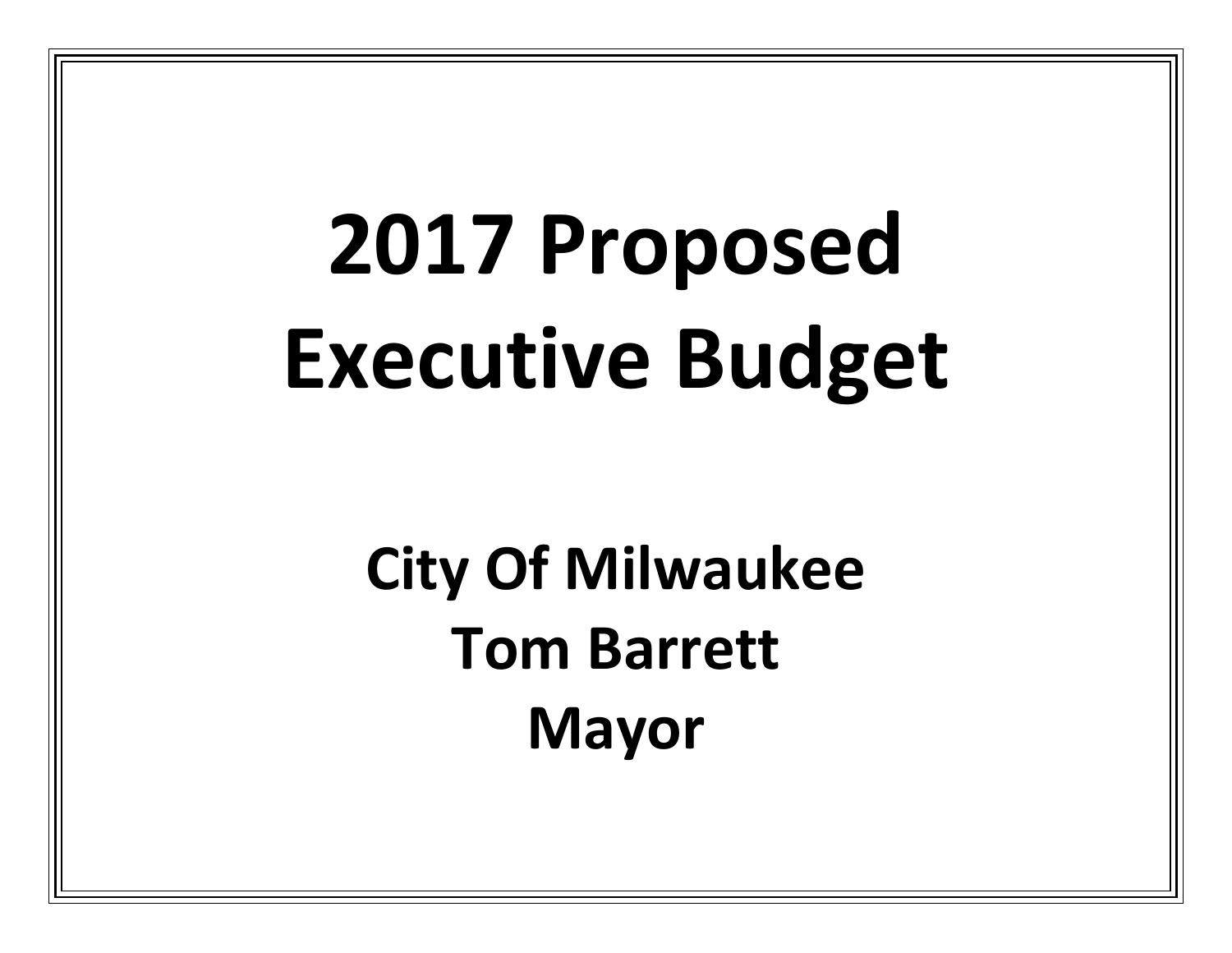# 2017 Proposed Executive Budget

## City Of Milwaukee
## Tom Barrett
## Mayor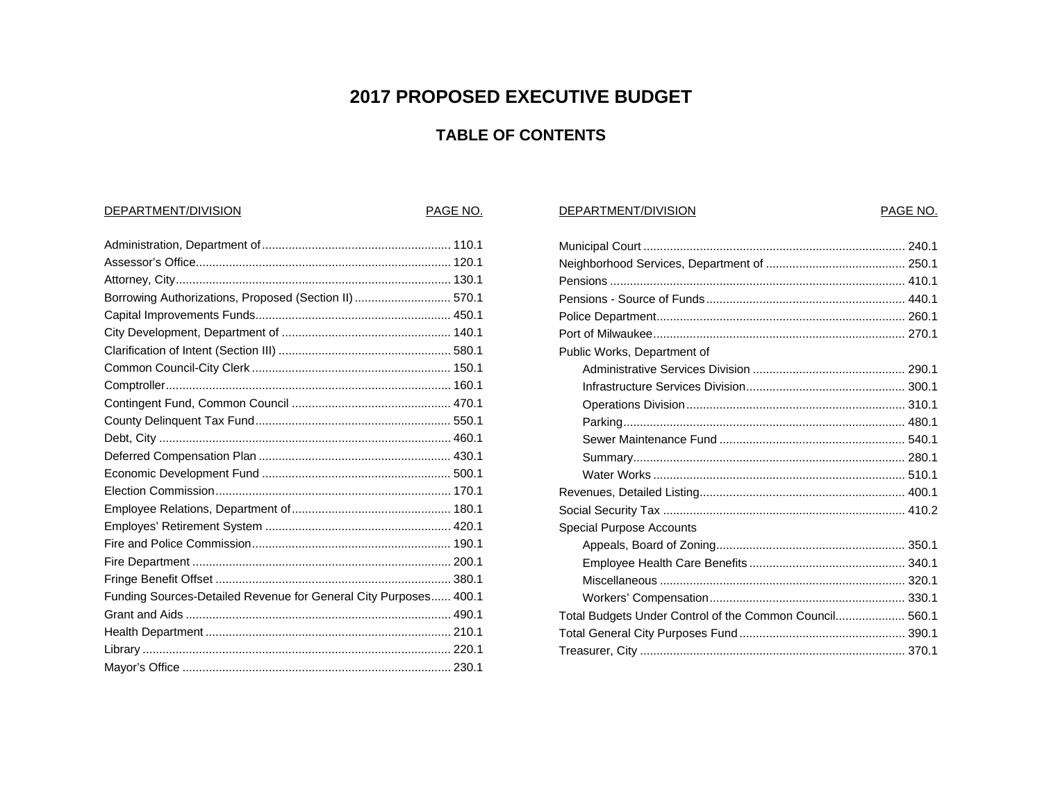# 2017 PROPOSED EXECUTIVE BUDGET

## TABLE OF CONTENTS

| DEPARTMENT/DIVISION | PAGE NO. |
|---|---|
| Administration, Department of | 110.1 |
| Assessor's Office | 120.1 |
| Attorney, City | 130.1 |
| Borrowing Authorizations, Proposed (Section II) | 570.1 |
| Capital Improvements Funds | 450.1 |
| City Development, Department of | 140.1 |
| Clarification of Intent (Section III) | 580.1 |
| Common Council-City Clerk | 150.1 |
| Comptroller | 160.1 |
| Contingent Fund, Common Council | 470.1 |
| County Delinquent Tax Fund | 550.1 |
| Debt, City | 460.1 |
| Deferred Compensation Plan | 430.1 |
| Economic Development Fund | 500.1 |
| Election Commission | 170.1 |
| Employee Relations, Department of | 180.1 |
| Employes' Retirement System | 420.1 |
| Fire and Police Commission | 190.1 |
| Fire Department | 200.1 |
| Fringe Benefit Offset | 380.1 |
| Funding Sources-Detailed Revenue for General City Purposes | 400.1 |
| Grant and Aids | 490.1 |
| Health Department | 210.1 |
| Library | 220.1 |
| Mayor's Office | 230.1 |
| Municipal Court | 240.1 |
| Neighborhood Services, Department of | 250.1 |
| Pensions | 410.1 |
| Pensions - Source of Funds | 440.1 |
| Police Department | 260.1 |
| Port of Milwaukee | 270.1 |
| Public Works, Department of | |
| Administrative Services Division | 290.1 |
| Infrastructure Services Division | 300.1 |
| Operations Division | 310.1 |
| Parking | 480.1 |
| Sewer Maintenance Fund | 540.1 |
| Summary | 280.1 |
| Water Works | 510.1 |
| Revenues, Detailed Listing | 400.1 |
| Social Security Tax | 410.2 |
| Special Purpose Accounts | |
| Appeals, Board of Zoning | 350.1 |
| Employee Health Care Benefits | 340.1 |
| Miscellaneous | 320.1 |
| Workers' Compensation | 330.1 |
| Total Budgets Under Control of the Common Council | 560.1 |
| Total General City Purposes Fund | 390.1 |
| Treasurer, City | 370.1 |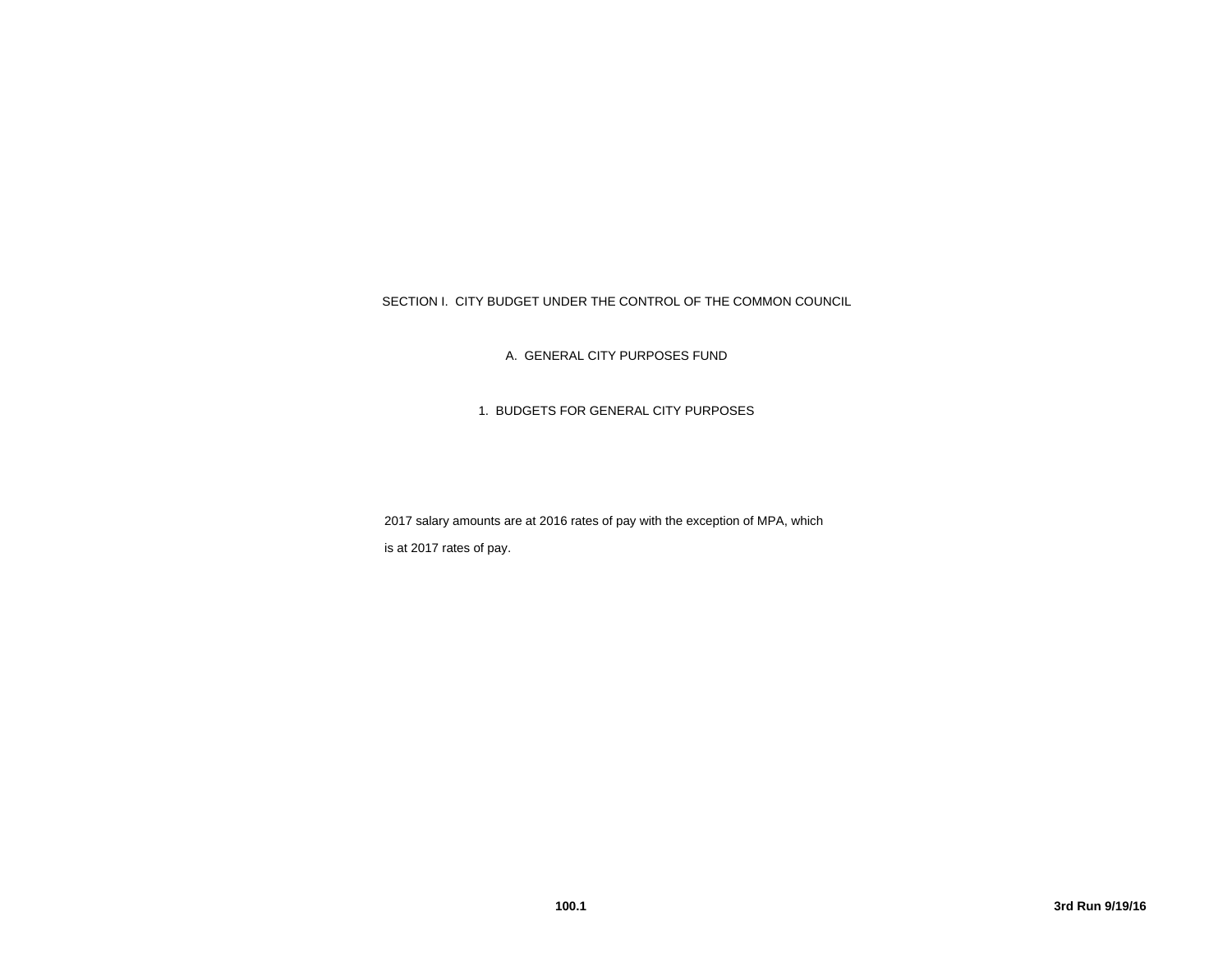# SECTION I. CITY BUDGET UNDER THE CONTROL OF THE COMMON COUNCIL

## A. GENERAL CITY PURPOSES FUND

### 1. BUDGETS FOR GENERAL CITY PURPOSES

2017 salary amounts are at 2016 rates of pay with the exception of MPA, which is at 2017 rates of pay.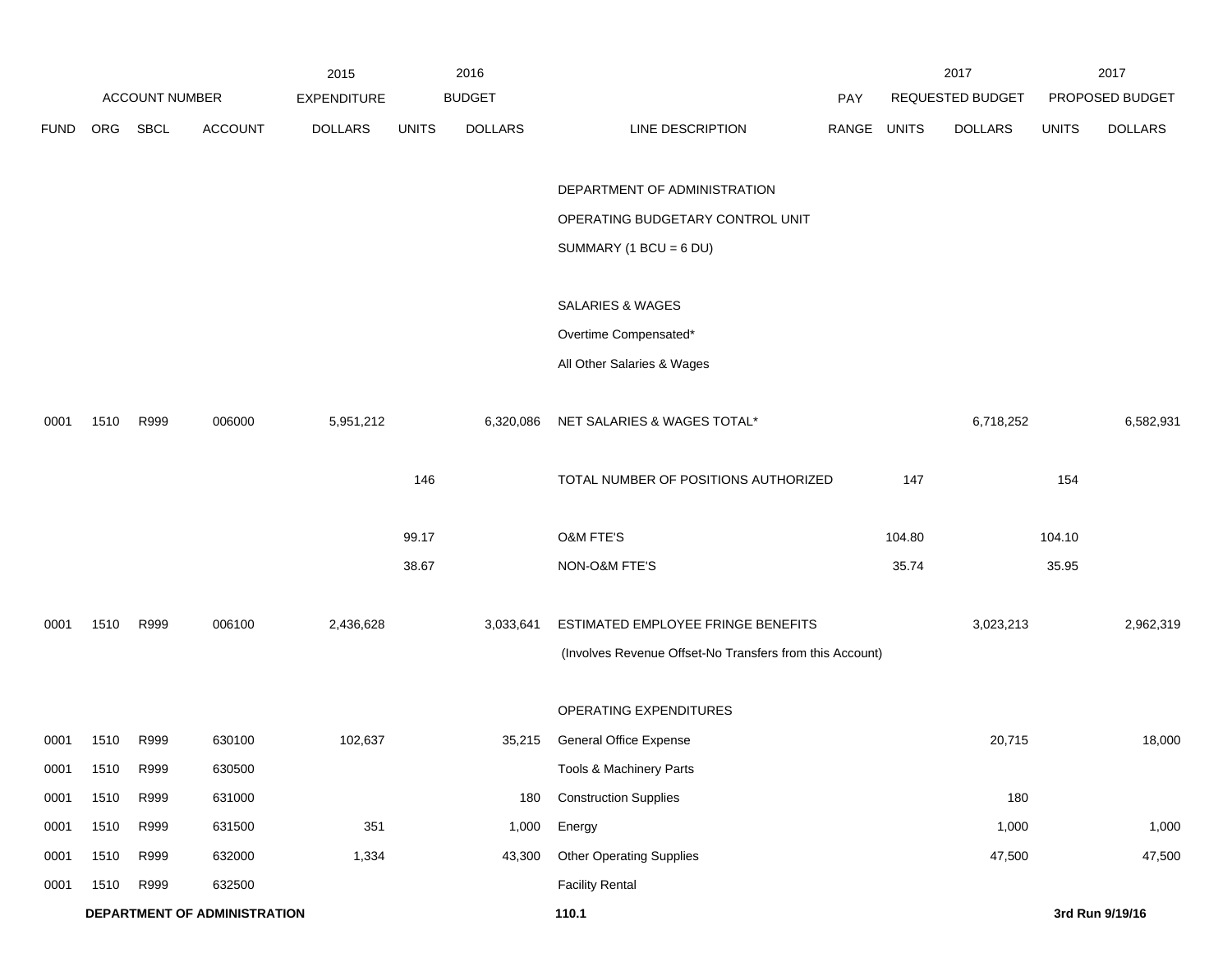| | ACCOUNT NUMBER | | | 2015 EXPENDITURE | 2016 BUDGET | | | PAY | 2017 REQUESTED BUDGET | | 2017 PROPOSED BUDGET | |
|---|---|---|---|---|---|---|---|---|---|---|---|---|
| FUND | ORG | SBCL | ACCOUNT | DOLLARS | UNITS | DOLLARS | LINE DESCRIPTION | RANGE | UNITS | DOLLARS | UNITS | DOLLARS |
| | | | | | | | DEPARTMENT OF ADMINISTRATION | | | | | |
| | | | | | | | OPERATING BUDGETARY CONTROL UNIT | | | | | |
| | | | | | | | SUMMARY (1 BCU = 6 DU) | | | | | |
| | | | | | | | SALARIES & WAGES | | | | | |
| | | | | | | | Overtime Compensated* | | | | | |
| | | | | | | | All Other Salaries & Wages | | | | | |
| 0001 | 1510 | R999 | 006000 | 5,951,212 | | 6,320,086 | NET SALARIES & WAGES TOTAL* | | | 6,718,252 | | 6,582,931 |
| | | | | | 146 | | TOTAL NUMBER OF POSITIONS AUTHORIZED | | 147 | | 154 | |
| | | | | | 99.17 | | O&M FTE'S | | 104.80 | | 104.10 | |
| | | | | | 38.67 | | NON-O&M FTE'S | | 35.74 | | 35.95 | |
| 0001 | 1510 | R999 | 006100 | 2,436,628 | | 3,033,641 | ESTIMATED EMPLOYEE FRINGE BENEFITS | | | 3,023,213 | | 2,962,319 |
| | | | | | | | (Involves Revenue Offset-No Transfers from this Account) | | | | | |
| | | | | | | | OPERATING EXPENDITURES | | | | | |
| 0001 | 1510 | R999 | 630100 | 102,637 | | 35,215 | General Office Expense | | | 20,715 | | 18,000 |
| 0001 | 1510 | R999 | 630500 | | | | Tools & Machinery Parts | | | | | |
| 0001 | 1510 | R999 | 631000 | | | 180 | Construction Supplies | | | 180 | | |
| 0001 | 1510 | R999 | 631500 | 351 | | 1,000 | Energy | | | 1,000 | | 1,000 |
| 0001 | 1510 | R999 | 632000 | 1,334 | | 43,300 | Other Operating Supplies | | | 47,500 | | 47,500 |
| 0001 | 1510 | R999 | 632500 | | | | Facility Rental | | | | | |

**DEPARTMENT OF ADMINISTRATION** **110.1** **3rd Run 9/19/16**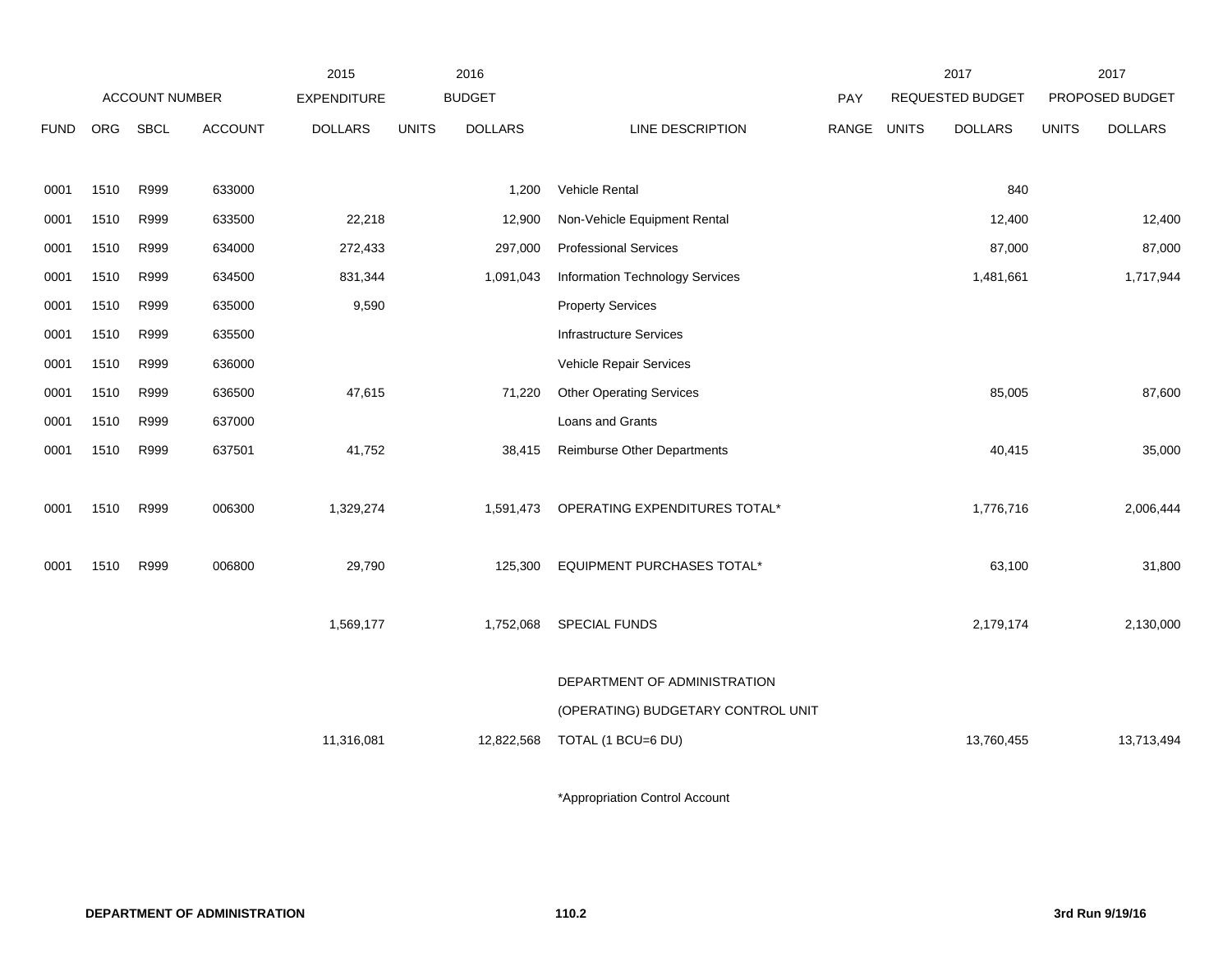| | ACCOUNT NUMBER | | | 2015 EXPENDITURE | 2016 BUDGET | | | PAY | 2017 REQUESTED BUDGET | | 2017 PROPOSED BUDGET | |
|---|---|---|---|---|---|---|---|---|---|---|---|---|
| FUND | ORG | SBCL | ACCOUNT | DOLLARS | UNITS | DOLLARS | LINE DESCRIPTION | RANGE | UNITS | DOLLARS | UNITS | DOLLARS |
| 0001 | 1510 | R999 | 633000 | | | 1,200 | Vehicle Rental | | | 840 | | |
| 0001 | 1510 | R999 | 633500 | 22,218 | | 12,900 | Non-Vehicle Equipment Rental | | | 12,400 | | 12,400 |
| 0001 | 1510 | R999 | 634000 | 272,433 | | 297,000 | Professional Services | | | 87,000 | | 87,000 |
| 0001 | 1510 | R999 | 634500 | 831,344 | | 1,091,043 | Information Technology Services | | | 1,481,661 | | 1,717,944 |
| 0001 | 1510 | R999 | 635000 | 9,590 | | | Property Services | | | | | |
| 0001 | 1510 | R999 | 635500 | | | | Infrastructure Services | | | | | |
| 0001 | 1510 | R999 | 636000 | | | | Vehicle Repair Services | | | | | |
| 0001 | 1510 | R999 | 636500 | 47,615 | | 71,220 | Other Operating Services | | | 85,005 | | 87,600 |
| 0001 | 1510 | R999 | 637000 | | | | Loans and Grants | | | | | |
| 0001 | 1510 | R999 | 637501 | 41,752 | | 38,415 | Reimburse Other Departments | | | 40,415 | | 35,000 |
| 0001 | 1510 | R999 | 006300 | 1,329,274 | | 1,591,473 | OPERATING EXPENDITURES TOTAL* | | | 1,776,716 | | 2,006,444 |
| 0001 | 1510 | R999 | 006800 | 29,790 | | 125,300 | EQUIPMENT PURCHASES TOTAL* | | | 63,100 | | 31,800 |
| | | | | 1,569,177 | | 1,752,068 | SPECIAL FUNDS | | | 2,179,174 | | 2,130,000 |
| | | | | 11,316,081 | | 12,822,568 | DEPARTMENT OF ADMINISTRATION (OPERATING) BUDGETARY CONTROL UNIT TOTAL (1 BCU=6 DU) | | | 13,760,455 | | 13,713,494 |

*Appropriation Control Account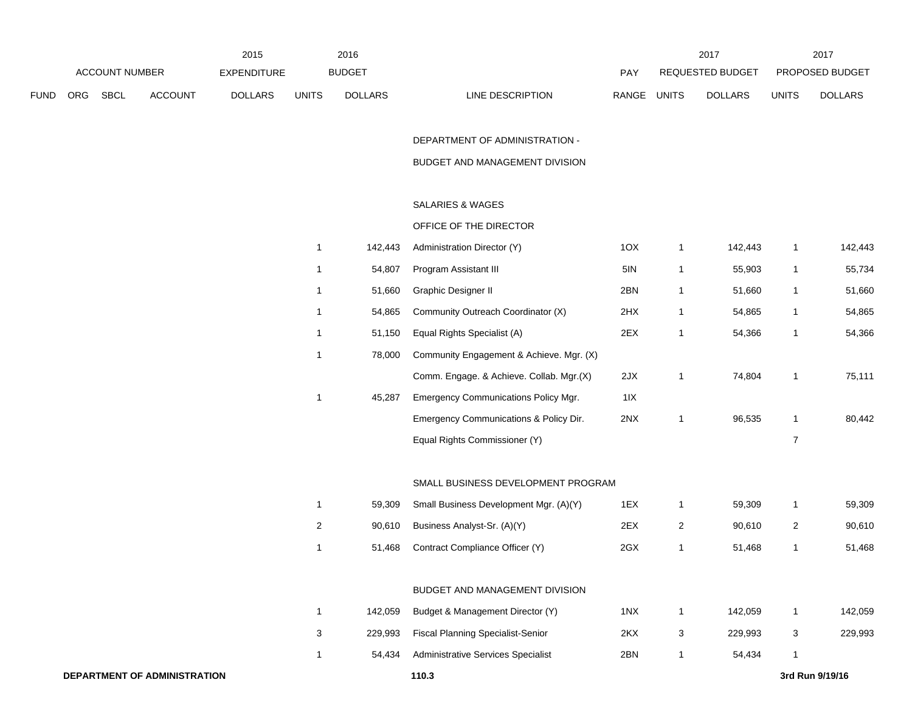| ACCOUNT NUMBER | | | | 2015 EXPENDITURE | 2016 BUDGET | | | PAY | 2017 REQUESTED BUDGET | | 2017 PROPOSED BUDGET | |
|---|---|---|---|---|---|---|---|---|---|---|---|---|
| FUND | ORG | SBCL | ACCOUNT | DOLLARS | UNITS | DOLLARS | LINE DESCRIPTION | RANGE | UNITS | DOLLARS | UNITS | DOLLARS |
| | | | | | | | DEPARTMENT OF ADMINISTRATION - | | | | | |
| | | | | | | | BUDGET AND MANAGEMENT DIVISION | | | | | |
| | | | | | | | SALARIES & WAGES | | | | | |
| | | | | | | | OFFICE OF THE DIRECTOR | | | | | |
| | | | | | 1 | 142,443 | Administration Director (Y) | 1OX | 1 | 142,443 | 1 | 142,443 |
| | | | | | 1 | 54,807 | Program Assistant III | 5IN | 1 | 55,903 | 1 | 55,734 |
| | | | | | 1 | 51,660 | Graphic Designer II | 2BN | 1 | 51,660 | 1 | 51,660 |
| | | | | | 1 | 54,865 | Community Outreach Coordinator (X) | 2HX | 1 | 54,865 | 1 | 54,865 |
| | | | | | 1 | 51,150 | Equal Rights Specialist (A) | 2EX | 1 | 54,366 | 1 | 54,366 |
| | | | | | 1 | 78,000 | Community Engagement & Achieve. Mgr. (X) | | | | | |
| | | | | | | | Comm. Engage. & Achieve. Collab. Mgr.(X) | 2JX | 1 | 74,804 | 1 | 75,111 |
| | | | | | 1 | 45,287 | Emergency Communications Policy Mgr. | 1IX | | | | |
| | | | | | | | Emergency Communications & Policy Dir. | 2NX | 1 | 96,535 | 1 | 80,442 |
| | | | | | | | Equal Rights Commissioner (Y) | | | | 7 | |
| | | | | | | | SMALL BUSINESS DEVELOPMENT PROGRAM | | | | | |
| | | | | | 1 | 59,309 | Small Business Development Mgr. (A)(Y) | 1EX | 1 | 59,309 | 1 | 59,309 |
| | | | | | 2 | 90,610 | Business Analyst-Sr. (A)(Y) | 2EX | 2 | 90,610 | 2 | 90,610 |
| | | | | | 1 | 51,468 | Contract Compliance Officer (Y) | 2GX | 1 | 51,468 | 1 | 51,468 |
| | | | | | | | BUDGET AND MANAGEMENT DIVISION | | | | | |
| | | | | | 1 | 142,059 | Budget & Management Director (Y) | 1NX | 1 | 142,059 | 1 | 142,059 |
| | | | | | 3 | 229,993 | Fiscal Planning Specialist-Senior | 2KX | 3 | 229,993 | 3 | 229,993 |
| | | | | | 1 | 54,434 | Administrative Services Specialist | 2BN | 1 | 54,434 | 1 | |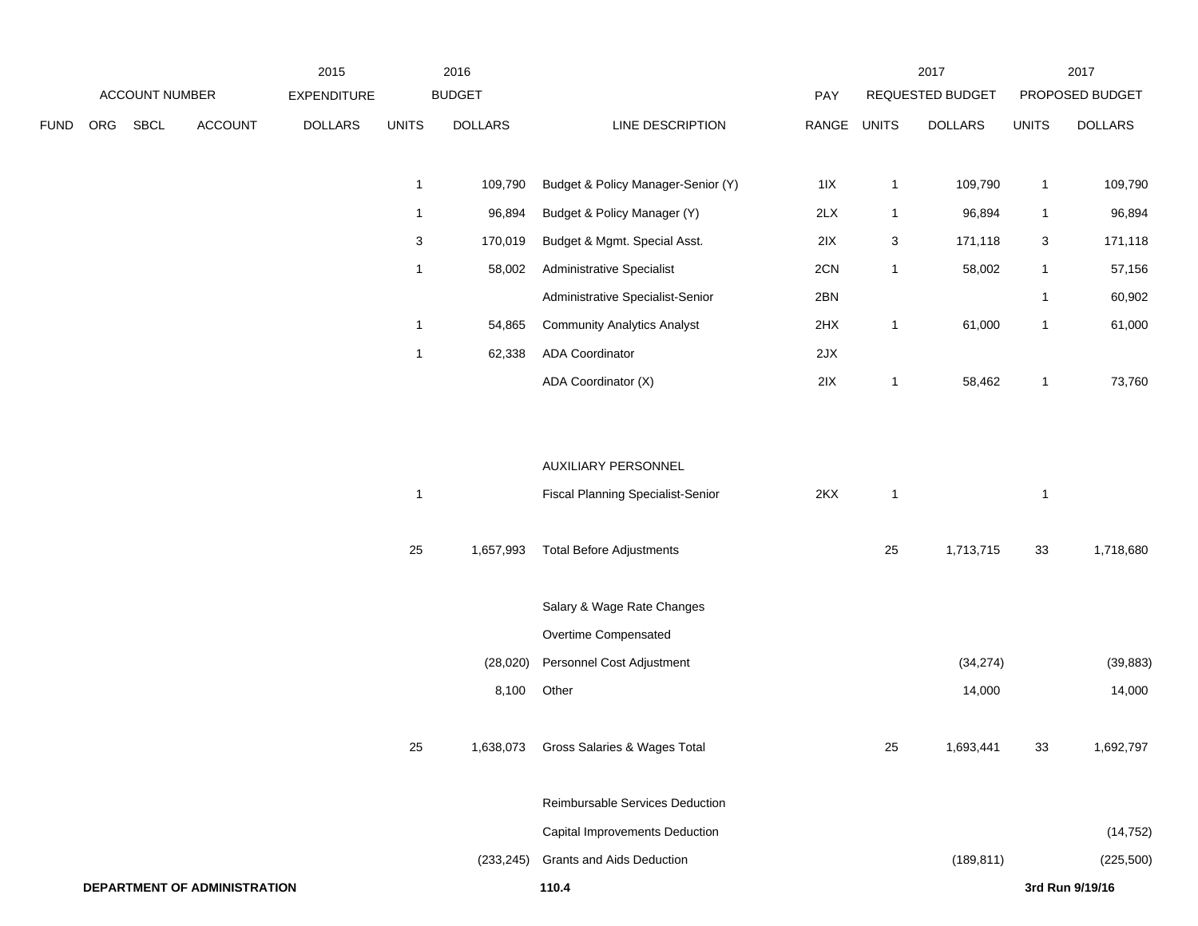| | ACCOUNT NUMBER | | | 2015 EXPENDITURE | 2016 BUDGET | | | PAY | 2017 REQUESTED BUDGET | | 2017 PROPOSED BUDGET | |
|---|---|---|---|---|---|---|---|---|---|---|---|---|
| FUND | ORG | SBCL | ACCOUNT | DOLLARS | UNITS | DOLLARS | LINE DESCRIPTION | RANGE | UNITS | DOLLARS | UNITS | DOLLARS |
| | | | | | 1 | 109,790 | Budget & Policy Manager-Senior (Y) | 1IX | 1 | 109,790 | 1 | 109,790 |
| | | | | | 1 | 96,894 | Budget & Policy Manager (Y) | 2LX | 1 | 96,894 | 1 | 96,894 |
| | | | | | 3 | 170,019 | Budget & Mgmt. Special Asst. | 2IX | 3 | 171,118 | 3 | 171,118 |
| | | | | | 1 | 58,002 | Administrative Specialist | 2CN | 1 | 58,002 | 1 | 57,156 |
| | | | | | | | Administrative Specialist-Senior | 2BN | | | 1 | 60,902 |
| | | | | | 1 | 54,865 | Community Analytics Analyst | 2HX | 1 | 61,000 | 1 | 61,000 |
| | | | | | 1 | 62,338 | ADA Coordinator | 2JX | | | | |
| | | | | | | | ADA Coordinator (X) | 2IX | 1 | 58,462 | 1 | 73,760 |
| | | | | | | | AUXILIARY PERSONNEL | | | | | |
| | | | | | 1 | | Fiscal Planning Specialist-Senior | 2KX | 1 | | 1 | |
| | | | | | 25 | 1,657,993 | Total Before Adjustments | | 25 | 1,713,715 | 33 | 1,718,680 |
| | | | | | | | Salary & Wage Rate Changes | | | | | |
| | | | | | | | Overtime Compensated | | | | | |
| | | | | | | (28,020) | Personnel Cost Adjustment | | | (34,274) | | (39,883) |
| | | | | | | 8,100 | Other | | | 14,000 | | 14,000 |
| | | | | | 25 | 1,638,073 | Gross Salaries & Wages Total | | 25 | 1,693,441 | 33 | 1,692,797 |
| | | | | | | | Reimbursable Services Deduction | | | | | |
| | | | | | | | Capital Improvements Deduction | | | | | (14,752) |
| | | | | | | (233,245) | Grants and Aids Deduction | | | (189,811) | | (225,500) |

**DEPARTMENT OF ADMINISTRATION** 110.4 3rd Run 9/19/16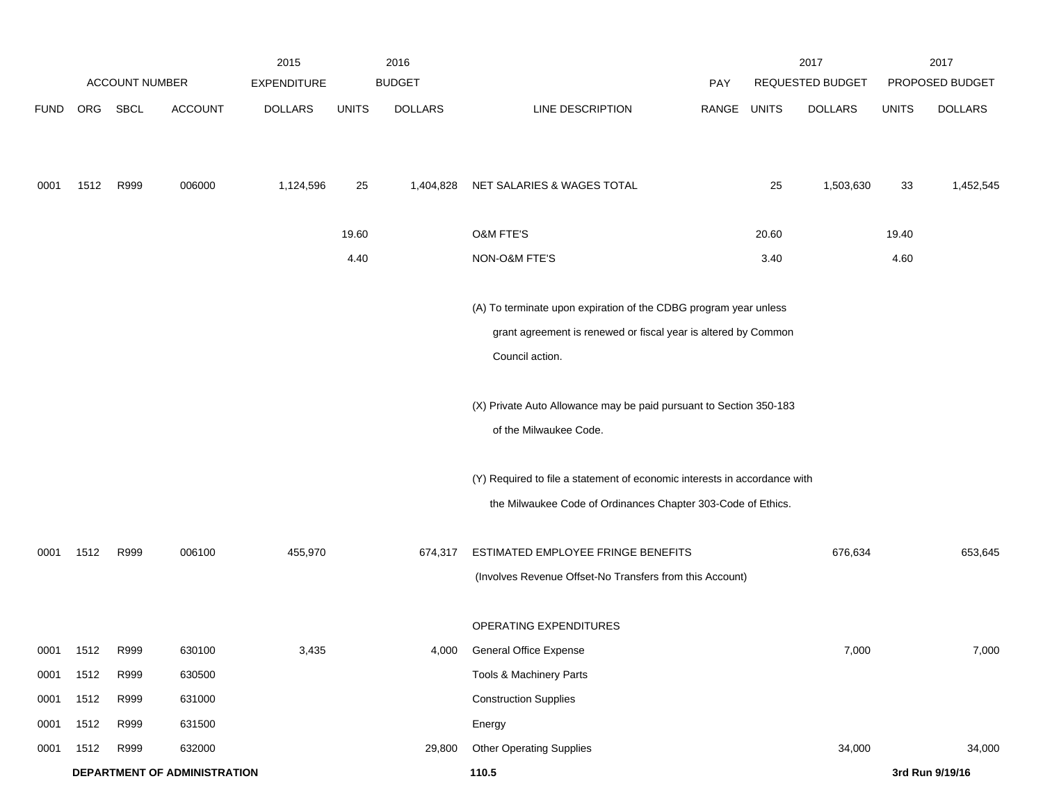| | ACCOUNT NUMBER | | | 2015 EXPENDITURE | 2016 BUDGET | | | PAY | 2017 REQUESTED BUDGET | | 2017 PROPOSED BUDGET | |
|---|---|---|---|---|---|---|---|---|---|---|---|---|
| FUND | ORG | SBCL | ACCOUNT | DOLLARS | UNITS | DOLLARS | LINE DESCRIPTION | RANGE | UNITS | DOLLARS | UNITS | DOLLARS |
| 0001 | 1512 | R999 | 006000 | 1,124,596 | 25 | 1,404,828 | NET SALARIES & WAGES TOTAL | | 25 | 1,503,630 | 33 | 1,452,545 |
| | | | | | 19.60 | | O&M FTE'S | | 20.60 | | 19.40 | |
| | | | | | 4.40 | | NON-O&M FTE'S | | 3.40 | | 4.60 | |
| | | | | | | | (A) To terminate upon expiration of the CDBG program year unless grant agreement is renewed or fiscal year is altered by Common Council action. | | | | | |
| | | | | | | | (X) Private Auto Allowance may be paid pursuant to Section 350-183 of the Milwaukee Code. | | | | | |
| | | | | | | | (Y) Required to file a statement of economic interests in accordance with the Milwaukee Code of Ordinances Chapter 303-Code of Ethics. | | | | | |
| 0001 | 1512 | R999 | 006100 | 455,970 | | 674,317 | ESTIMATED EMPLOYEE FRINGE BENEFITS (Involves Revenue Offset-No Transfers from this Account) | | | 676,634 | | 653,645 |
| | | | | | | | OPERATING EXPENDITURES | | | | | |
| 0001 | 1512 | R999 | 630100 | 3,435 | | 4,000 | General Office Expense | | | 7,000 | | 7,000 |
| 0001 | 1512 | R999 | 630500 | | | | Tools & Machinery Parts | | | | | |
| 0001 | 1512 | R999 | 631000 | | | | Construction Supplies | | | | | |
| 0001 | 1512 | R999 | 631500 | | | | Energy | | | | | |
| 0001 | 1512 | R999 | 632000 | | | 29,800 | Other Operating Supplies | | | 34,000 | | 34,000 |

**DEPARTMENT OF ADMINISTRATION**

**3rd Run 9/19/16**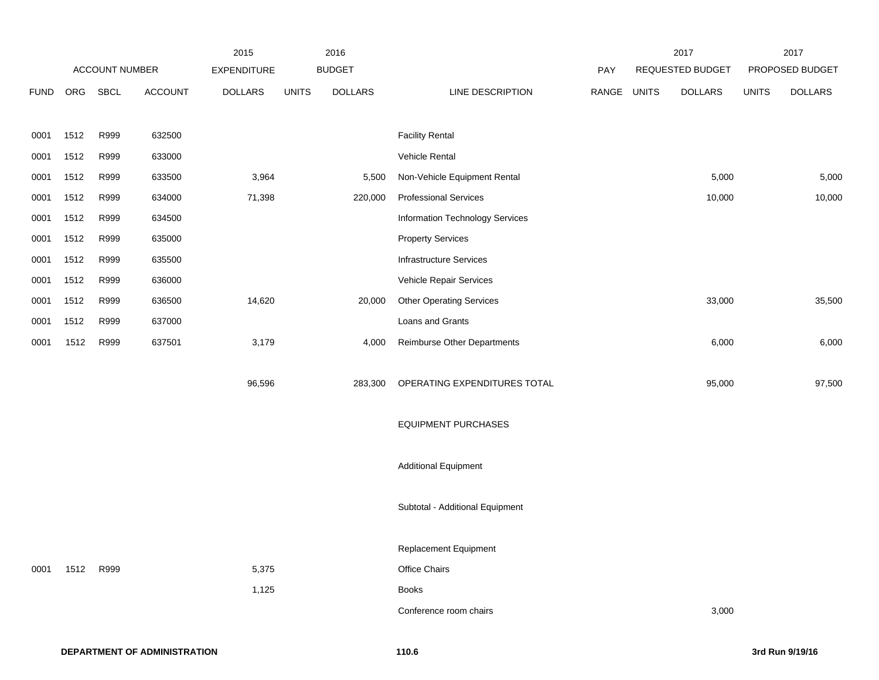| | ACCOUNT NUMBER | | | 2015 EXPENDITURE | 2016 BUDGET | | | | 2017 REQUESTED BUDGET | | 2017 PROPOSED BUDGET | |
|---|---|---|---|---|---|---|---|---|---|---|---|---|
| FUND | ORG | SBCL | ACCOUNT | DOLLARS | UNITS | DOLLARS | LINE DESCRIPTION | PAY RANGE | UNITS | DOLLARS | UNITS | DOLLARS |
| 0001 | 1512 | R999 | 632500 | | | | Facility Rental | | | | | |
| 0001 | 1512 | R999 | 633000 | | | | Vehicle Rental | | | | | |
| 0001 | 1512 | R999 | 633500 | 3,964 | | 5,500 | Non-Vehicle Equipment Rental | | | 5,000 | | 5,000 |
| 0001 | 1512 | R999 | 634000 | 71,398 | | 220,000 | Professional Services | | | 10,000 | | 10,000 |
| 0001 | 1512 | R999 | 634500 | | | | Information Technology Services | | | | | |
| 0001 | 1512 | R999 | 635000 | | | | Property Services | | | | | |
| 0001 | 1512 | R999 | 635500 | | | | Infrastructure Services | | | | | |
| 0001 | 1512 | R999 | 636000 | | | | Vehicle Repair Services | | | | | |
| 0001 | 1512 | R999 | 636500 | 14,620 | | 20,000 | Other Operating Services | | | 33,000 | | 35,500 |
| 0001 | 1512 | R999 | 637000 | | | | Loans and Grants | | | | | |
| 0001 | 1512 | R999 | 637501 | 3,179 | | 4,000 | Reimburse Other Departments | | | 6,000 | | 6,000 |
| | | | | 96,596 | | 283,300 | OPERATING EXPENDITURES TOTAL | | | 95,000 | | 97,500 |
| | | | | | | | EQUIPMENT PURCHASES | | | | | |
| | | | | | | | Additional Equipment | | | | | |
| | | | | | | | Subtotal - Additional Equipment | | | | | |
| | | | | | | | Replacement Equipment | | | | | |
| 0001 | 1512 | R999 | | 5,375 | | | Office Chairs | | | | | |
| | | | | 1,125 | | | Books | | | | | |
| | | | | | | | Conference room chairs | | | 3,000 | | |

**DEPARTMENT OF ADMINISTRATION** 110.6 **3rd Run 9/19/16**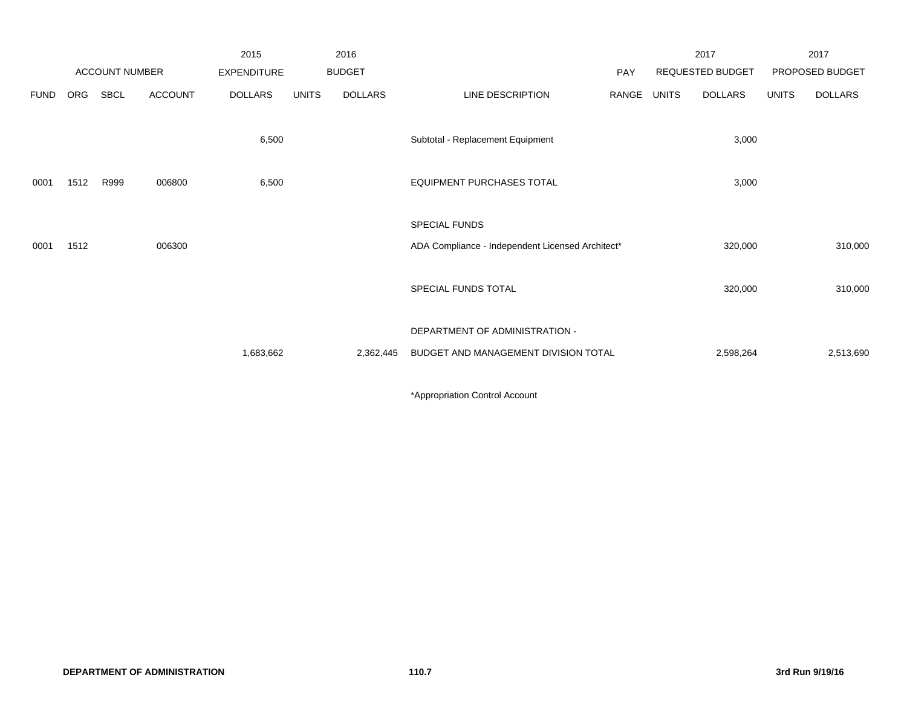| | ACCOUNT NUMBER | | | 2015 EXPENDITURE | 2016 BUDGET | | | PAY | 2017 REQUESTED BUDGET | | 2017 PROPOSED BUDGET | |
|---|---|---|---|---|---|---|---|---|---|---|---|---|
| FUND | ORG | SBCL | ACCOUNT | DOLLARS | UNITS | DOLLARS | LINE DESCRIPTION | RANGE | UNITS | DOLLARS | UNITS | DOLLARS |
| | | | | 6,500 | | | Subtotal - Replacement Equipment | | | 3,000 | | |
| 0001 | 1512 | R999 | 006800 | 6,500 | | | EQUIPMENT PURCHASES TOTAL | | | 3,000 | | |
| | | | | | | | SPECIAL FUNDS | | | | | |
| 0001 | 1512 | | 006300 | | | | ADA Compliance - Independent Licensed Architect* | | | 320,000 | | 310,000 |
| | | | | | | | SPECIAL FUNDS TOTAL | | | 320,000 | | 310,000 |
| | | | | | | | DEPARTMENT OF ADMINISTRATION - | | | | | |
| | | | | 1,683,662 | | 2,362,445 | BUDGET AND MANAGEMENT DIVISION TOTAL | | | 2,598,264 | | 2,513,690 |

*Appropriation Control Account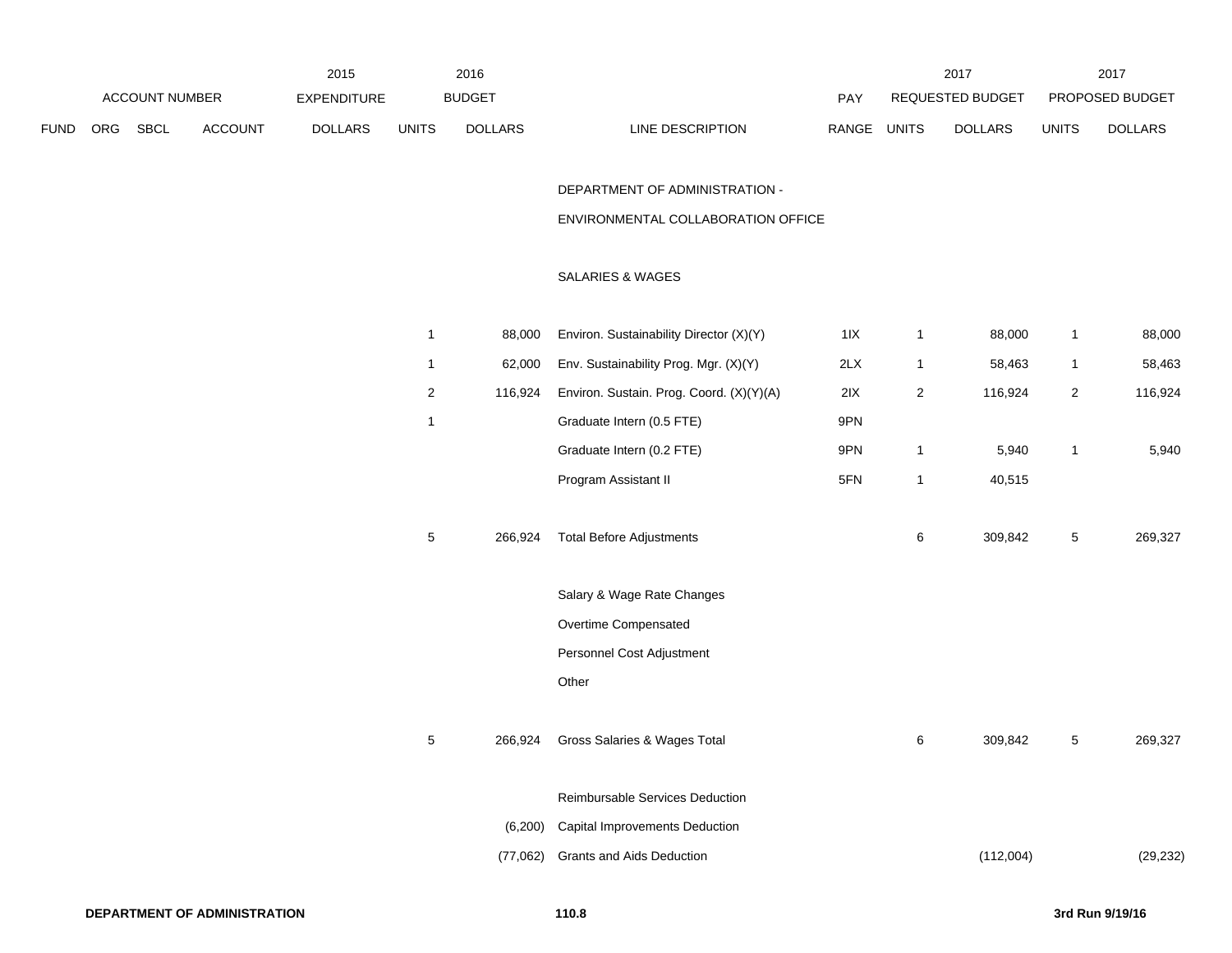| | ACCOUNT NUMBER | | | 2015 EXPENDITURE | 2016 BUDGET | | | PAY | 2017 REQUESTED BUDGET | | 2017 PROPOSED BUDGET | |
|---|---|---|---|---|---|---|---|---|---|---|---|---|
| FUND | ORG | SBCL | ACCOUNT | DOLLARS | UNITS | DOLLARS | LINE DESCRIPTION | RANGE | UNITS | DOLLARS | UNITS | DOLLARS |
| | | | | | | | DEPARTMENT OF ADMINISTRATION - | | | | | |
| | | | | | | | ENVIRONMENTAL COLLABORATION OFFICE | | | | | |
| | | | | | | | SALARIES & WAGES | | | | | |
| | | | | | 1 | 88,000 | Environ. Sustainability Director (X)(Y) | 1IX | 1 | 88,000 | 1 | 88,000 |
| | | | | | 1 | 62,000 | Env. Sustainability Prog. Mgr. (X)(Y) | 2LX | 1 | 58,463 | 1 | 58,463 |
| | | | | | 2 | 116,924 | Environ. Sustain. Prog. Coord. (X)(Y)(A) | 2IX | 2 | 116,924 | 2 | 116,924 |
| | | | | | 1 | | Graduate Intern (0.5 FTE) | 9PN | | | | |
| | | | | | | | Graduate Intern (0.2 FTE) | 9PN | 1 | 5,940 | 1 | 5,940 |
| | | | | | | | Program Assistant II | 5FN | 1 | 40,515 | | |
| | | | | | 5 | 266,924 | Total Before Adjustments | | 6 | 309,842 | 5 | 269,327 |
| | | | | | | | Salary & Wage Rate Changes | | | | | |
| | | | | | | | Overtime Compensated | | | | | |
| | | | | | | | Personnel Cost Adjustment | | | | | |
| | | | | | | | Other | | | | | |
| | | | | | 5 | 266,924 | Gross Salaries & Wages Total | | 6 | 309,842 | 5 | 269,327 |
| | | | | | | | Reimbursable Services Deduction | | | | | |
| | | | | | | (6,200) | Capital Improvements Deduction | | | | | |
| | | | | | | (77,062) | Grants and Aids Deduction | | | (112,004) | | (29,232) |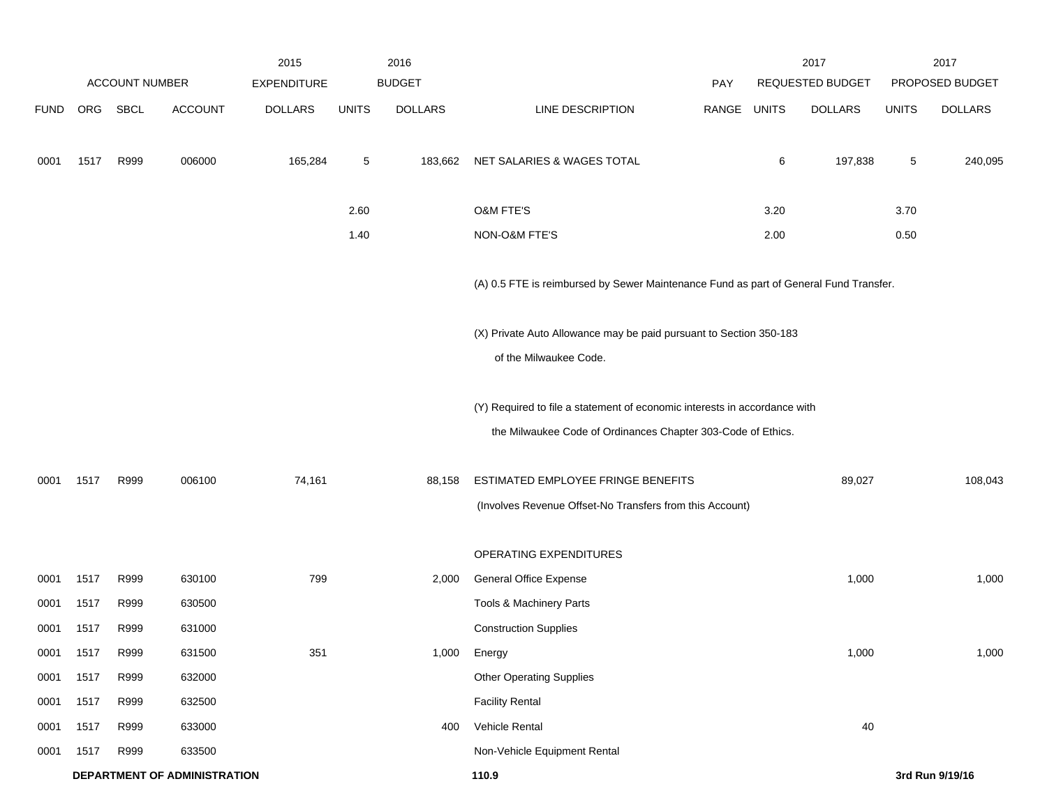| | ACCOUNT NUMBER | | | 2015 EXPENDITURE | | 2016 BUDGET | | PAY | 2017 REQUESTED BUDGET | | 2017 PROPOSED BUDGET | |
|---|---|---|---|---|---|---|---|---|---|---|---|---|
| FUND | ORG | SBCL | ACCOUNT | DOLLARS | UNITS | DOLLARS | LINE DESCRIPTION | RANGE | UNITS | DOLLARS | UNITS | DOLLARS |
| 0001 | 1517 | R999 | 006000 | 165,284 | 5 | 183,662 | NET SALARIES & WAGES TOTAL | | 6 | 197,838 | 5 | 240,095 |
| | | | | | 2.60 | | O&M FTE'S | | 3.20 | | 3.70 | |
| | | | | | 1.40 | | NON-O&M FTE'S | | 2.00 | | 0.50 | |
| | | | | | | | (A) 0.5 FTE is reimbursed by Sewer Maintenance Fund as part of General Fund Transfer. | | | | | |
| | | | | | | | (X) Private Auto Allowance may be paid pursuant to Section 350-183 of the Milwaukee Code. | | | | | |
| | | | | | | | (Y) Required to file a statement of economic interests in accordance with the Milwaukee Code of Ordinances Chapter 303-Code of Ethics. | | | | | |
| 0001 | 1517 | R999 | 006100 | 74,161 | | 88,158 | ESTIMATED EMPLOYEE FRINGE BENEFITS (Involves Revenue Offset-No Transfers from this Account) | | | 89,027 | | 108,043 |
| | | | | | | | OPERATING EXPENDITURES | | | | | |
| 0001 | 1517 | R999 | 630100 | 799 | | 2,000 | General Office Expense | | | 1,000 | | 1,000 |
| 0001 | 1517 | R999 | 630500 | | | | Tools & Machinery Parts | | | | | |
| 0001 | 1517 | R999 | 631000 | | | | Construction Supplies | | | | | |
| 0001 | 1517 | R999 | 631500 | 351 | | 1,000 | Energy | | | 1,000 | | 1,000 |
| 0001 | 1517 | R999 | 632000 | | | | Other Operating Supplies | | | | | |
| 0001 | 1517 | R999 | 632500 | | | | Facility Rental | | | | | |
| 0001 | 1517 | R999 | 633000 | | | 400 | Vehicle Rental | | | 40 | | |
| 0001 | 1517 | R999 | 633500 | | | | Non-Vehicle Equipment Rental | | | | | |

**DEPARTMENT OF ADMINISTRATION** **110.9** **3rd Run 9/19/16**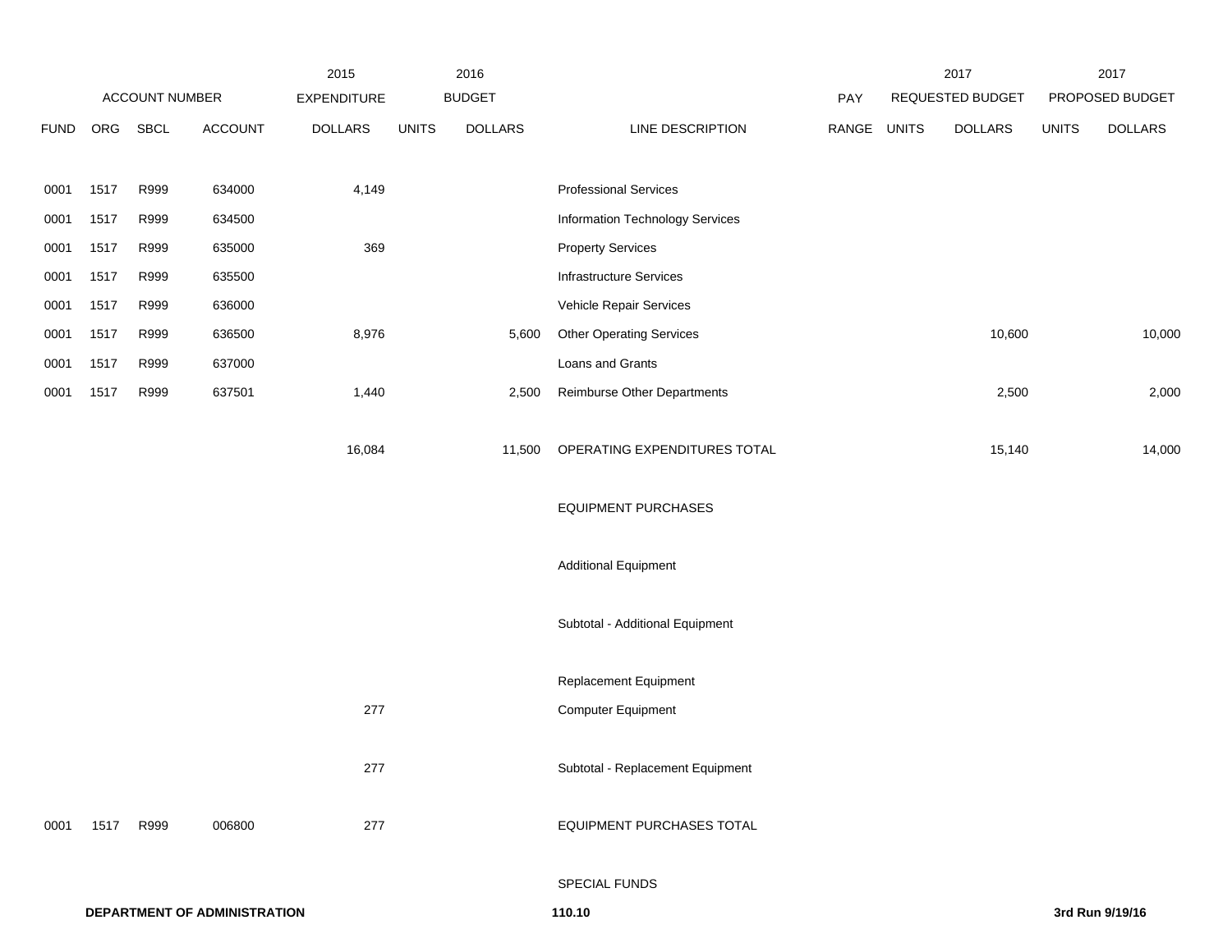| ACCOUNT NUMBER | | | | 2015 EXPENDITURE | 2016 BUDGET | | | PAY | 2017 REQUESTED BUDGET | | 2017 PROPOSED BUDGET | |
|---|---|---|---|---|---|---|---|---|---|---|---|---|
| FUND | ORG | SBCL | ACCOUNT | DOLLARS | UNITS | DOLLARS | LINE DESCRIPTION | RANGE | UNITS | DOLLARS | UNITS | DOLLARS |
| 0001 | 1517 | R999 | 634000 | 4,149 | | | Professional Services | | | | | |
| 0001 | 1517 | R999 | 634500 | | | | Information Technology Services | | | | | |
| 0001 | 1517 | R999 | 635000 | 369 | | | Property Services | | | | | |
| 0001 | 1517 | R999 | 635500 | | | | Infrastructure Services | | | | | |
| 0001 | 1517 | R999 | 636000 | | | | Vehicle Repair Services | | | | | |
| 0001 | 1517 | R999 | 636500 | 8,976 | | 5,600 | Other Operating Services | | | 10,600 | | 10,000 |
| 0001 | 1517 | R999 | 637000 | | | | Loans and Grants | | | | | |
| 0001 | 1517 | R999 | 637501 | 1,440 | | 2,500 | Reimburse Other Departments | | | 2,500 | | 2,000 |
| | | | | 16,084 | | 11,500 | OPERATING EXPENDITURES TOTAL | | | 15,140 | | 14,000 |
| | | | | | | | EQUIPMENT PURCHASES | | | | | |
| | | | | | | | Additional Equipment | | | | | |
| | | | | | | | Subtotal - Additional Equipment | | | | | |
| | | | | | | | Replacement Equipment | | | | | |
| | | | | 277 | | | Computer Equipment | | | | | |
| | | | | 277 | | | Subtotal - Replacement Equipment | | | | | |
| 0001 | 1517 | R999 | 006800 | 277 | | | EQUIPMENT PURCHASES TOTAL | | | | | |
| | | | | | | | SPECIAL FUNDS | | | | | |

**DEPARTMENT OF ADMINISTRATION** **110.10** **3rd Run 9/19/16**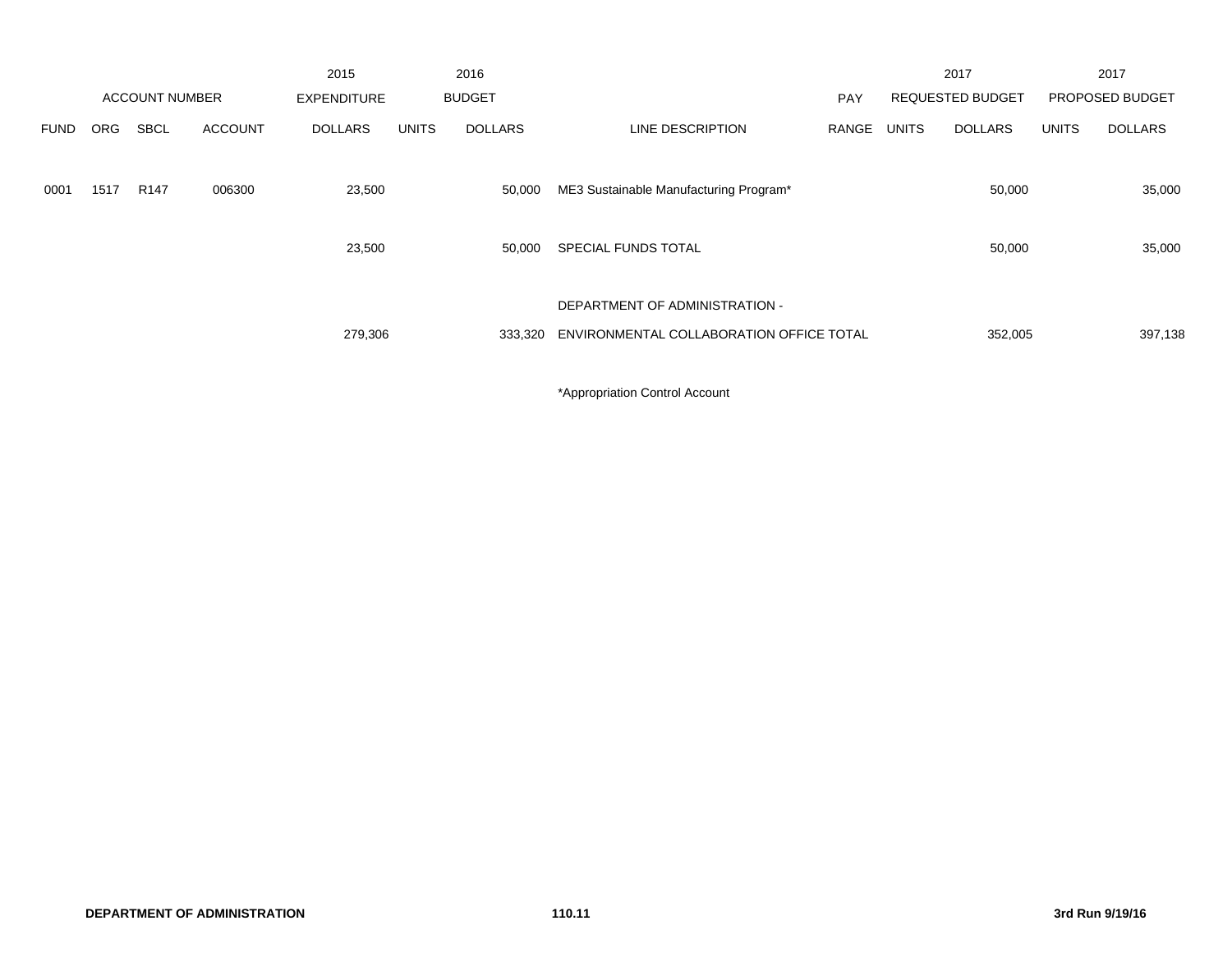| ACCOUNT NUMBER | | | | 2015 EXPENDITURE | 2016 BUDGET | | | PAY | 2017 REQUESTED BUDGET | | 2017 PROPOSED BUDGET | |
|---|---|---|---|---|---|---|---|---|---|---|---|---|
| FUND | ORG | SBCL | ACCOUNT | DOLLARS | UNITS | DOLLARS | LINE DESCRIPTION | RANGE | UNITS | DOLLARS | UNITS | DOLLARS |
| 0001 | 1517 | R147 | 006300 | 23,500 | | 50,000 | ME3 Sustainable Manufacturing Program* | | | 50,000 | | 35,000 |
| | | | | 23,500 | | 50,000 | SPECIAL FUNDS TOTAL | | | 50,000 | | 35,000 |
| | | | | 279,306 | | 333,320 | DEPARTMENT OF ADMINISTRATION - ENVIRONMENTAL COLLABORATION OFFICE TOTAL | | | 352,005 | | 397,138 |

*Appropriation Control Account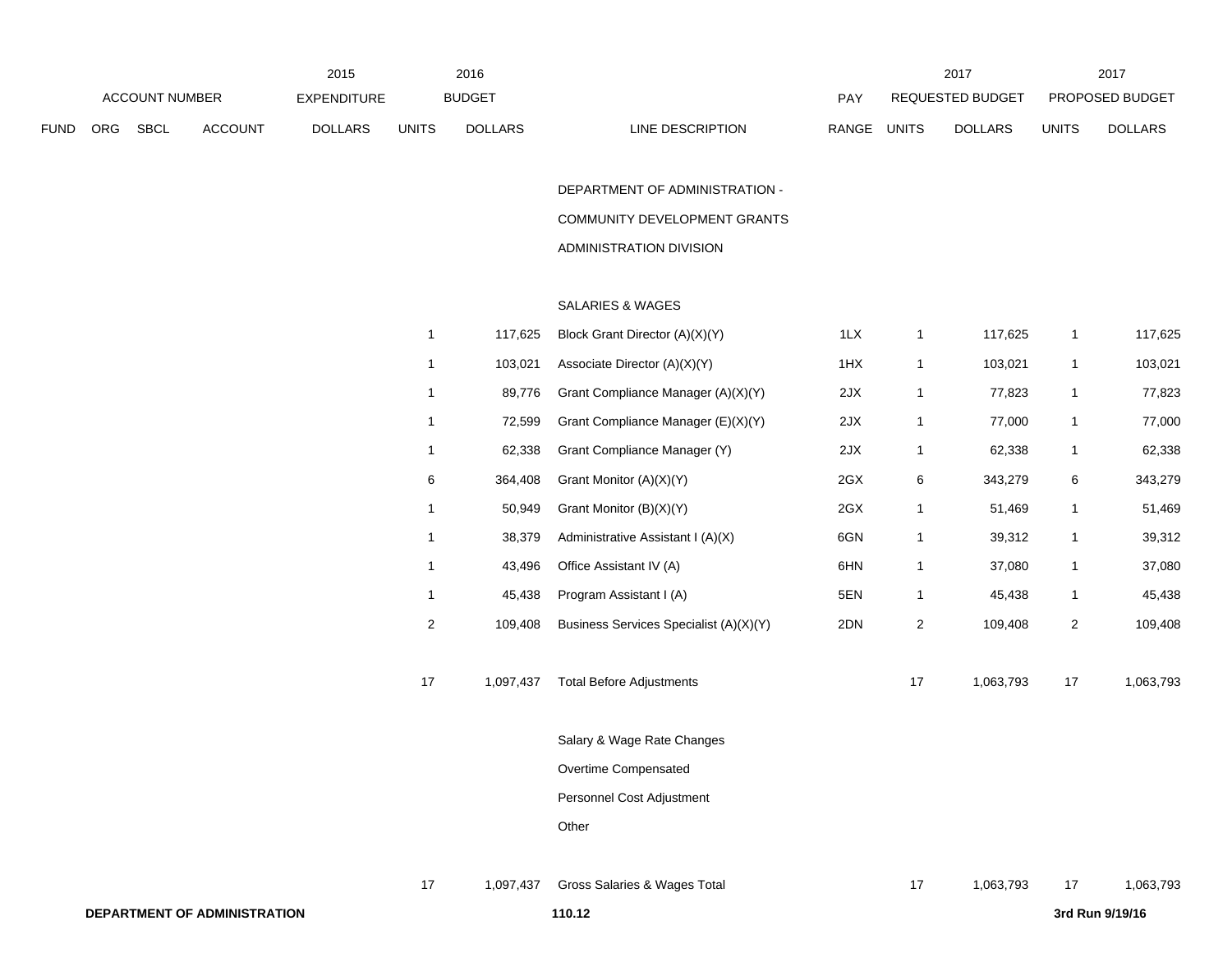| | ACCOUNT NUMBER | | | 2015 EXPENDITURE | 2016 BUDGET | | | PAY | 2017 REQUESTED BUDGET | | 2017 PROPOSED BUDGET | |
|---|---|---|---|---|---|---|---|---|---|---|---|---|
| FUND | ORG | SBCL | ACCOUNT | DOLLARS | UNITS | DOLLARS | LINE DESCRIPTION | RANGE | UNITS | DOLLARS | UNITS | DOLLARS |
| | | | | | | | DEPARTMENT OF ADMINISTRATION - | | | | | |
| | | | | | | | COMMUNITY DEVELOPMENT GRANTS | | | | | |
| | | | | | | | ADMINISTRATION DIVISION | | | | | |
| | | | | | | | SALARIES & WAGES | | | | | |
| | | | | | 1 | 117,625 | Block Grant Director (A)(X)(Y) | 1LX | 1 | 117,625 | 1 | 117,625 |
| | | | | | 1 | 103,021 | Associate Director (A)(X)(Y) | 1HX | 1 | 103,021 | 1 | 103,021 |
| | | | | | 1 | 89,776 | Grant Compliance Manager (A)(X)(Y) | 2JX | 1 | 77,823 | 1 | 77,823 |
| | | | | | 1 | 72,599 | Grant Compliance Manager (E)(X)(Y) | 2JX | 1 | 77,000 | 1 | 77,000 |
| | | | | | 1 | 62,338 | Grant Compliance Manager (Y) | 2JX | 1 | 62,338 | 1 | 62,338 |
| | | | | | 6 | 364,408 | Grant Monitor (A)(X)(Y) | 2GX | 6 | 343,279 | 6 | 343,279 |
| | | | | | 1 | 50,949 | Grant Monitor (B)(X)(Y) | 2GX | 1 | 51,469 | 1 | 51,469 |
| | | | | | 1 | 38,379 | Administrative Assistant I (A)(X) | 6GN | 1 | 39,312 | 1 | 39,312 |
| | | | | | 1 | 43,496 | Office Assistant IV (A) | 6HN | 1 | 37,080 | 1 | 37,080 |
| | | | | | 1 | 45,438 | Program Assistant I (A) | 5EN | 1 | 45,438 | 1 | 45,438 |
| | | | | | 2 | 109,408 | Business Services Specialist (A)(X)(Y) | 2DN | 2 | 109,408 | 2 | 109,408 |
| | | | | | 17 | 1,097,437 | Total Before Adjustments | | 17 | 1,063,793 | 17 | 1,063,793 |
| | | | | | | | Salary & Wage Rate Changes | | | | | |
| | | | | | | | Overtime Compensated | | | | | |
| | | | | | | | Personnel Cost Adjustment | | | | | |
| | | | | | | | Other | | | | | |
| | | | | | 17 | 1,097,437 | Gross Salaries & Wages Total | | 17 | 1,063,793 | 17 | 1,063,793 |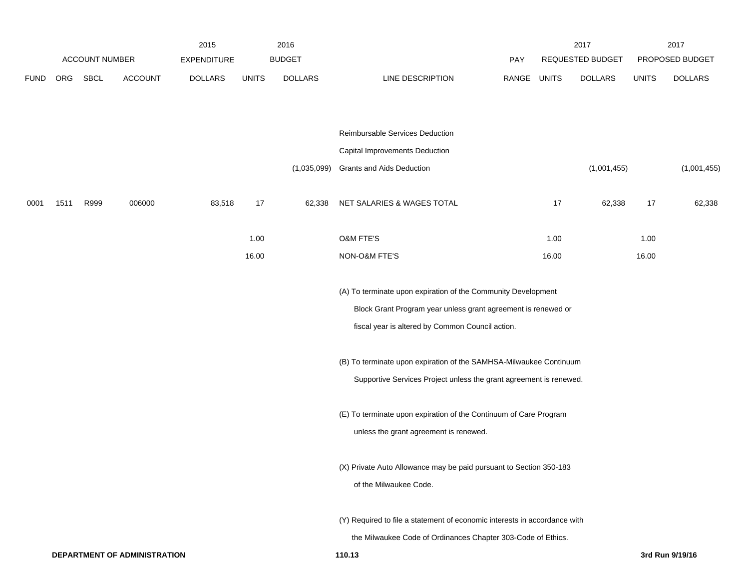| | ACCOUNT NUMBER | | | 2015 EXPENDITURE | 2016 BUDGET | | | PAY | 2017 REQUESTED BUDGET | | 2017 PROPOSED BUDGET | |
|---|---|---|---|---|---|---|---|---|---|---|---|---|
| FUND | ORG | SBCL | ACCOUNT | DOLLARS | UNITS | DOLLARS | LINE DESCRIPTION | RANGE | UNITS | DOLLARS | UNITS | DOLLARS |
| | | | | | | | Reimbursable Services Deduction | | | | | |
| | | | | | | | Capital Improvements Deduction | | | | | |
| | | | | | | (1,035,099) | Grants and Aids Deduction | | | (1,001,455) | | (1,001,455) |
| 0001 | 1511 | R999 | 006000 | 83,518 | 17 | 62,338 | NET SALARIES & WAGES TOTAL | | 17 | 62,338 | 17 | 62,338 |
| | | | | | 1.00 | | O&M FTE'S | | 1.00 | | 1.00 | |
| | | | | | 16.00 | | NON-O&M FTE'S | | 16.00 | | 16.00 | |

(A) To terminate upon expiration of the Community Development Block Grant Program year unless grant agreement is renewed or fiscal year is altered by Common Council action.

(B) To terminate upon expiration of the SAMHSA-Milwaukee Continuum Supportive Services Project unless the grant agreement is renewed.

(E) To terminate upon expiration of the Continuum of Care Program unless the grant agreement is renewed.

(X) Private Auto Allowance may be paid pursuant to Section 350-183 of the Milwaukee Code.

(Y) Required to file a statement of economic interests in accordance with the Milwaukee Code of Ordinances Chapter 303-Code of Ethics.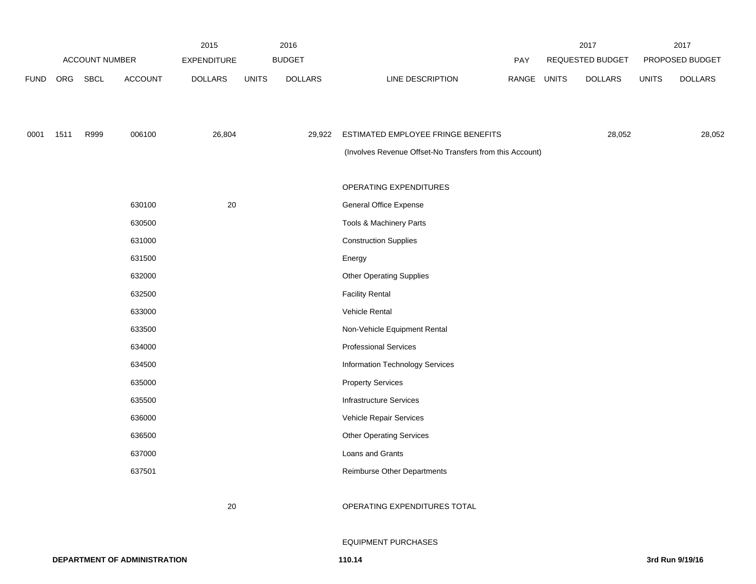| | ACCOUNT NUMBER | | | 2015 EXPENDITURE | 2016 BUDGET | | | PAY | 2017 REQUESTED BUDGET | | 2017 PROPOSED BUDGET | |
|---|---|---|---|---|---|---|---|---|---|---|---|---|
| FUND | ORG | SBCL | ACCOUNT | DOLLARS | UNITS | DOLLARS | LINE DESCRIPTION | RANGE | UNITS | DOLLARS | UNITS | DOLLARS |
| 0001 | 1511 | R999 | 006100 | 26,804 | | 29,922 | ESTIMATED EMPLOYEE FRINGE BENEFITS | | | 28,052 | | 28,052 |
| | | | | | | | (Involves Revenue Offset-No Transfers from this Account) | | | | | |
| | | | | | | | OPERATING EXPENDITURES | | | | | |
| | | | 630100 | 20 | | | General Office Expense | | | | | |
| | | | 630500 | | | | Tools & Machinery Parts | | | | | |
| | | | 631000 | | | | Construction Supplies | | | | | |
| | | | 631500 | | | | Energy | | | | | |
| | | | 632000 | | | | Other Operating Supplies | | | | | |
| | | | 632500 | | | | Facility Rental | | | | | |
| | | | 633000 | | | | Vehicle Rental | | | | | |
| | | | 633500 | | | | Non-Vehicle Equipment Rental | | | | | |
| | | | 634000 | | | | Professional Services | | | | | |
| | | | 634500 | | | | Information Technology Services | | | | | |
| | | | 635000 | | | | Property Services | | | | | |
| | | | 635500 | | | | Infrastructure Services | | | | | |
| | | | 636000 | | | | Vehicle Repair Services | | | | | |
| | | | 636500 | | | | Other Operating Services | | | | | |
| | | | 637000 | | | | Loans and Grants | | | | | |
| | | | 637501 | | | | Reimburse Other Departments | | | | | |
| | | | | 20 | | | OPERATING EXPENDITURES TOTAL | | | | | |
| | | | | | | | EQUIPMENT PURCHASES | | | | | |

**DEPARTMENT OF ADMINISTRATION** 110.14 **3rd Run 9/19/16**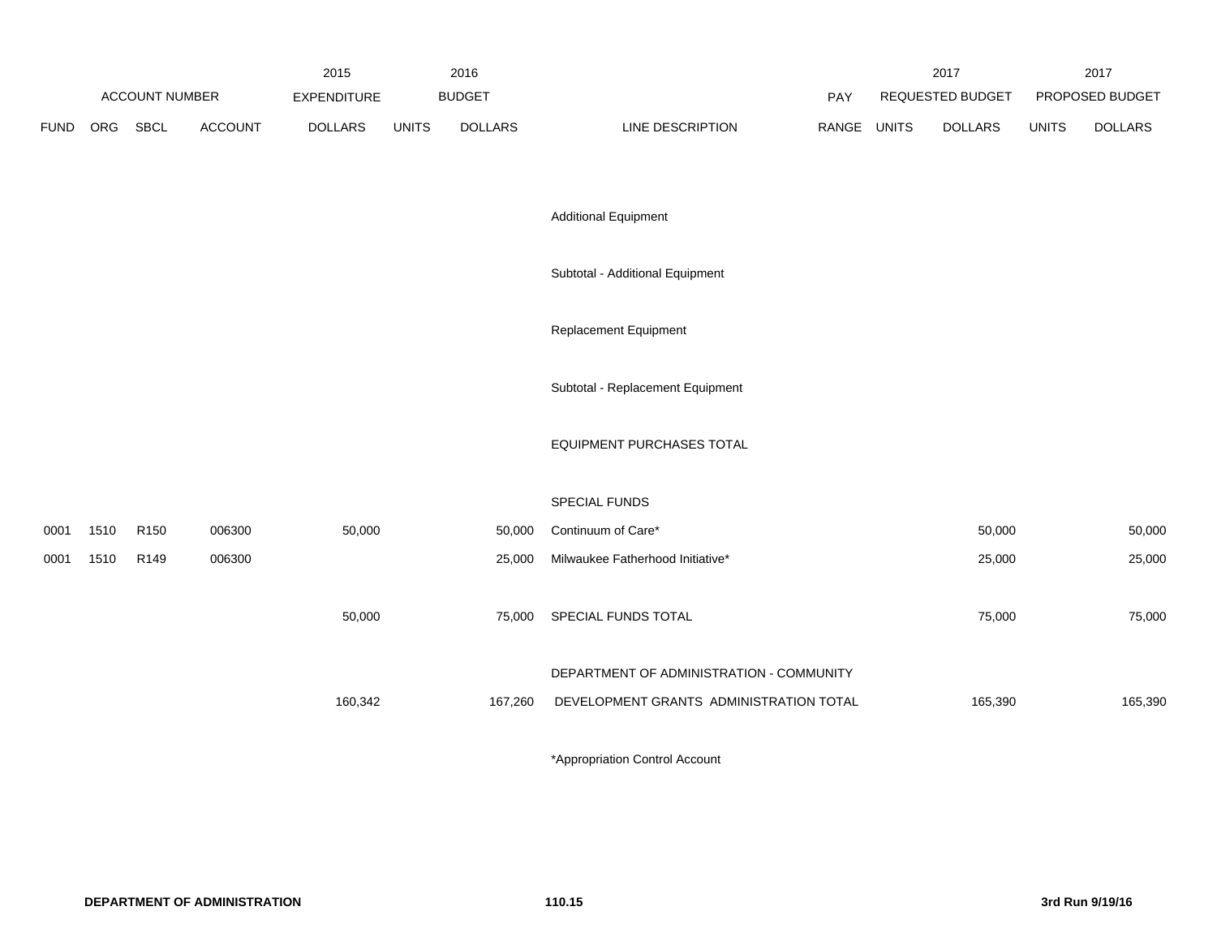| | ACCOUNT NUMBER | | | 2015 EXPENDITURE | 2016 BUDGET | | | PAY | 2017 REQUESTED BUDGET | | 2017 PROPOSED BUDGET | |
|---|---|---|---|---|---|---|---|---|---|---|---|---|
| FUND | ORG | SBCL | ACCOUNT | DOLLARS | UNITS | DOLLARS | LINE DESCRIPTION | RANGE | UNITS | DOLLARS | UNITS | DOLLARS |
| | | | | | | | Additional Equipment | | | | | |
| | | | | | | | Subtotal - Additional Equipment | | | | | |
| | | | | | | | Replacement Equipment | | | | | |
| | | | | | | | Subtotal - Replacement Equipment | | | | | |
| | | | | | | | EQUIPMENT PURCHASES TOTAL | | | | | |
| | | | | | | | SPECIAL FUNDS | | | | | |
| 0001 | 1510 | R150 | 006300 | 50,000 | | 50,000 | Continuum of Care* | | | 50,000 | | 50,000 |
| 0001 | 1510 | R149 | 006300 | | | 25,000 | Milwaukee Fatherhood Initiative* | | | 25,000 | | 25,000 |
| | | | | 50,000 | | 75,000 | SPECIAL FUNDS TOTAL | | | 75,000 | | 75,000 |
| | | | | 160,342 | | 167,260 | DEPARTMENT OF ADMINISTRATION - COMMUNITY DEVELOPMENT GRANTS ADMINISTRATION TOTAL | | | 165,390 | | 165,390 |

*Appropriation Control Account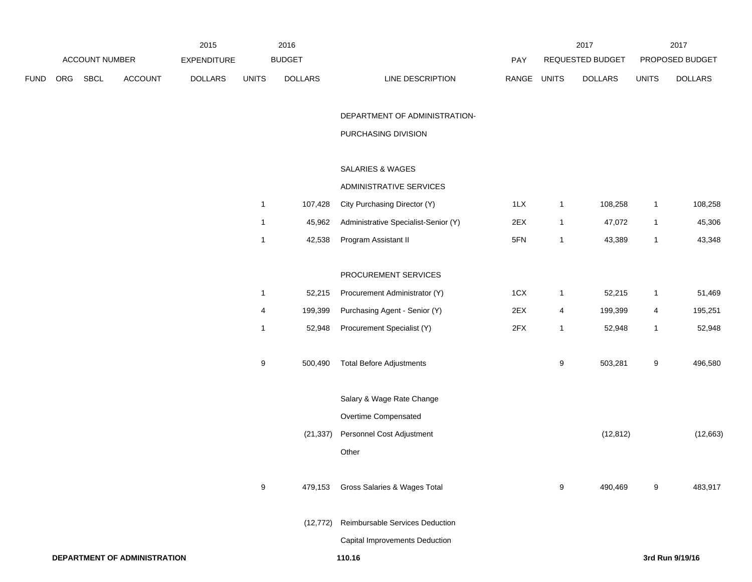| | ACCOUNT NUMBER | | | 2015 EXPENDITURE | 2016 BUDGET | | | PAY | 2017 REQUESTED BUDGET | | 2017 PROPOSED BUDGET | |
|---|---|---|---|---|---|---|---|---|---|---|---|---|
| FUND | ORG | SBCL | ACCOUNT | DOLLARS | UNITS | DOLLARS | LINE DESCRIPTION | RANGE | UNITS | DOLLARS | UNITS | DOLLARS |
| | | | | | | | DEPARTMENT OF ADMINISTRATION- | | | | | |
| | | | | | | | PURCHASING DIVISION | | | | | |
| | | | | | | | SALARIES & WAGES | | | | | |
| | | | | | | | ADMINISTRATIVE SERVICES | | | | | |
| | | | | | 1 | 107,428 | City Purchasing Director (Y) | 1LX | 1 | 108,258 | 1 | 108,258 |
| | | | | | 1 | 45,962 | Administrative Specialist-Senior (Y) | 2EX | 1 | 47,072 | 1 | 45,306 |
| | | | | | 1 | 42,538 | Program Assistant II | 5FN | 1 | 43,389 | 1 | 43,348 |
| | | | | | | | PROCUREMENT SERVICES | | | | | |
| | | | | | 1 | 52,215 | Procurement Administrator (Y) | 1CX | 1 | 52,215 | 1 | 51,469 |
| | | | | | 4 | 199,399 | Purchasing Agent - Senior (Y) | 2EX | 4 | 199,399 | 4 | 195,251 |
| | | | | | 1 | 52,948 | Procurement Specialist (Y) | 2FX | 1 | 52,948 | 1 | 52,948 |
| | | | | | 9 | 500,490 | Total Before Adjustments | | 9 | 503,281 | 9 | 496,580 |
| | | | | | | | Salary & Wage Rate Change | | | | | |
| | | | | | | | Overtime Compensated | | | | | |
| | | | | | | (21,337) | Personnel Cost Adjustment | | | (12,812) | | (12,663) |
| | | | | | | | Other | | | | | |
| | | | | | 9 | 479,153 | Gross Salaries & Wages Total | | 9 | 490,469 | 9 | 483,917 |
| | | | | | | (12,772) | Reimbursable Services Deduction | | | | | |
| | | | | | | | Capital Improvements Deduction | | | | | |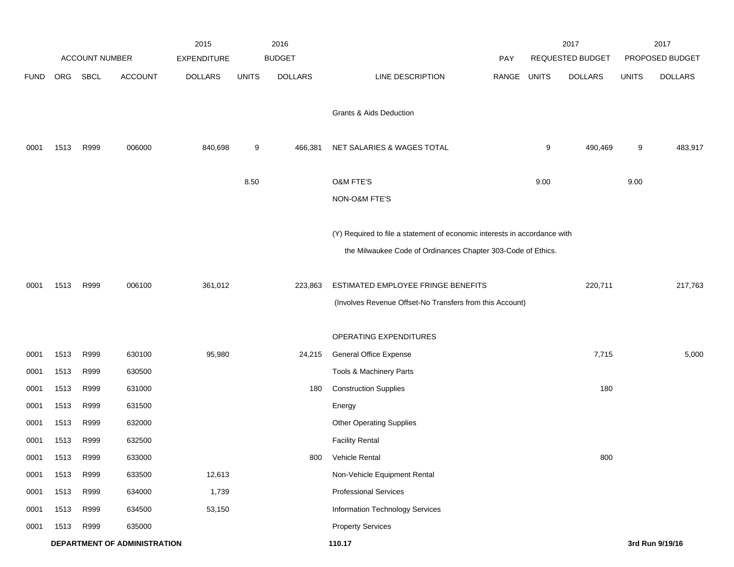| | ACCOUNT NUMBER | | | 2015 EXPENDITURE | 2016 BUDGET | | | PAY | 2017 REQUESTED BUDGET | | 2017 PROPOSED BUDGET | |
|---|---|---|---|---|---|---|---|---|---|---|---|---|
| FUND | ORG | SBCL | ACCOUNT | DOLLARS | UNITS | DOLLARS | LINE DESCRIPTION | RANGE | UNITS | DOLLARS | UNITS | DOLLARS |
| | | | | | | | Grants & Aids Deduction | | | | | |
| 0001 | 1513 | R999 | 006000 | 840,698 | 9 | 466,381 | NET SALARIES & WAGES TOTAL | | 9 | 490,469 | 9 | 483,917 |
| | | | | | 8.50 | | O&M FTE'S | | 9.00 | | 9.00 | |
| | | | | | | | NON-O&M FTE'S | | | | | |
| | | | | | | | (Y) Required to file a statement of economic interests in accordance with the Milwaukee Code of Ordinances Chapter 303-Code of Ethics. | | | | | |
| 0001 | 1513 | R999 | 006100 | 361,012 | | 223,863 | ESTIMATED EMPLOYEE FRINGE BENEFITS (Involves Revenue Offset-No Transfers from this Account) | | | 220,711 | | 217,763 |
| | | | | | | | OPERATING EXPENDITURES | | | | | |
| 0001 | 1513 | R999 | 630100 | 95,980 | | 24,215 | General Office Expense | | | 7,715 | | 5,000 |
| 0001 | 1513 | R999 | 630500 | | | | Tools & Machinery Parts | | | | | |
| 0001 | 1513 | R999 | 631000 | | | 180 | Construction Supplies | | | 180 | | |
| 0001 | 1513 | R999 | 631500 | | | | Energy | | | | | |
| 0001 | 1513 | R999 | 632000 | | | | Other Operating Supplies | | | | | |
| 0001 | 1513 | R999 | 632500 | | | | Facility Rental | | | | | |
| 0001 | 1513 | R999 | 633000 | | | 800 | Vehicle Rental | | | 800 | | |
| 0001 | 1513 | R999 | 633500 | 12,613 | | | Non-Vehicle Equipment Rental | | | | | |
| 0001 | 1513 | R999 | 634000 | 1,739 | | | Professional Services | | | | | |
| 0001 | 1513 | R999 | 634500 | 53,150 | | | Information Technology Services | | | | | |
| 0001 | 1513 | R999 | 635000 | | | | Property Services | | | | | |

**DEPARTMENT OF ADMINISTRATION** **110.17** **3rd Run 9/19/16**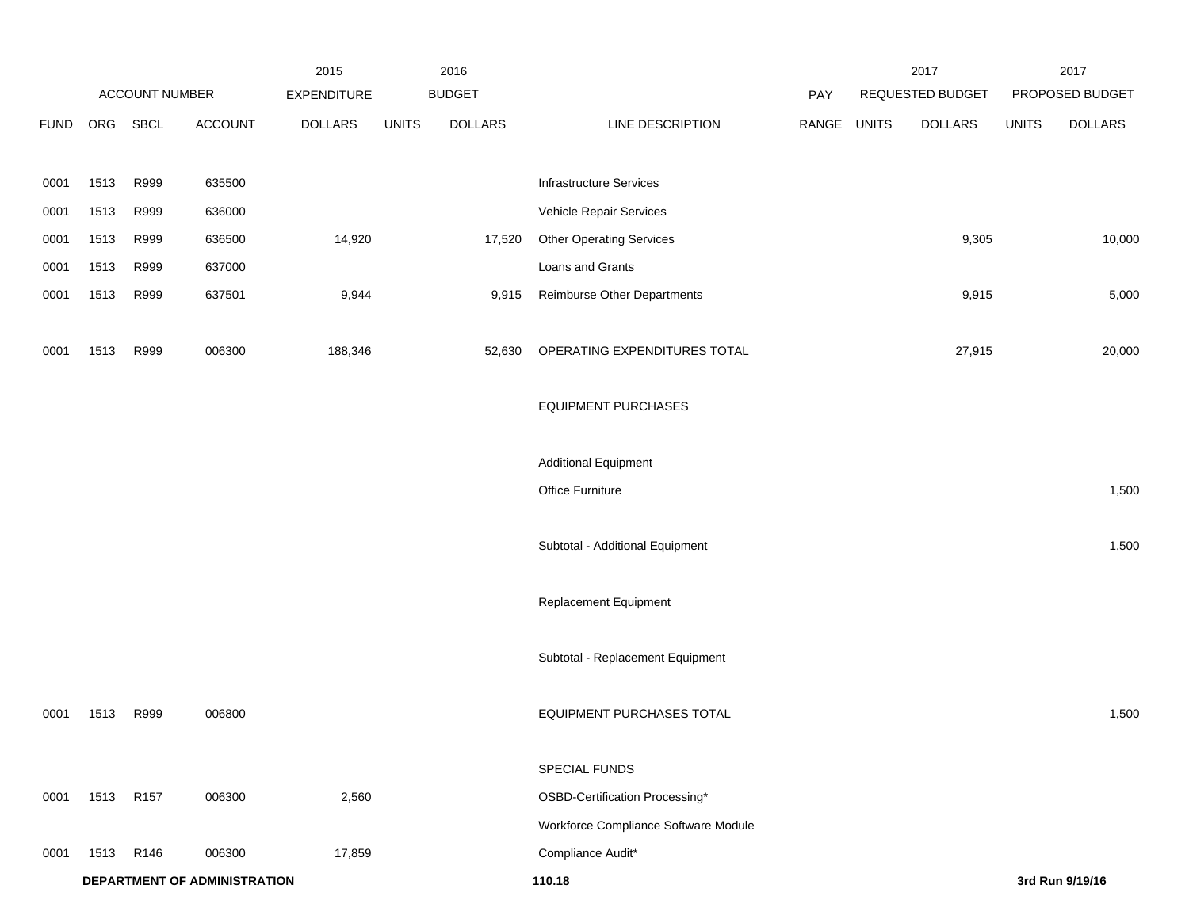| FUND | ORG | SBCL | ACCOUNT | 2015 EXPENDITURE DOLLARS | 2016 BUDGET UNITS | 2016 BUDGET DOLLARS | LINE DESCRIPTION | PAY RANGE | 2017 REQUESTED BUDGET UNITS | 2017 REQUESTED BUDGET DOLLARS | 2017 PROPOSED BUDGET UNITS | 2017 PROPOSED BUDGET DOLLARS |
|---|---|---|---|---|---|---|---|---|---|---|---|---|
| 0001 | 1513 | R999 | 635500 | | | | Infrastructure Services | | | | | |
| 0001 | 1513 | R999 | 636000 | | | | Vehicle Repair Services | | | | | |
| 0001 | 1513 | R999 | 636500 | 14,920 | | 17,520 | Other Operating Services | | | 9,305 | | 10,000 |
| 0001 | 1513 | R999 | 637000 | | | | Loans and Grants | | | | | |
| 0001 | 1513 | R999 | 637501 | 9,944 | | 9,915 | Reimburse Other Departments | | | 9,915 | | 5,000 |
| 0001 | 1513 | R999 | 006300 | 188,346 | | 52,630 | OPERATING EXPENDITURES TOTAL | | | 27,915 | | 20,000 |
| | | | | | | | EQUIPMENT PURCHASES | | | | | |
| | | | | | | | Additional Equipment | | | | | |
| | | | | | | | Office Furniture | | | | | 1,500 |
| | | | | | | | Subtotal - Additional Equipment | | | | | 1,500 |
| | | | | | | | Replacement Equipment | | | | | |
| | | | | | | | Subtotal - Replacement Equipment | | | | | |
| 0001 | 1513 | R999 | 006800 | | | | EQUIPMENT PURCHASES TOTAL | | | | | 1,500 |
| | | | | | | | SPECIAL FUNDS | | | | | |
| 0001 | 1513 | R157 | 006300 | 2,560 | | | OSBD-Certification Processing* | | | | | |
| | | | | | | | Workforce Compliance Software Module | | | | | |
| 0001 | 1513 | R146 | 006300 | 17,859 | | | Compliance Audit* | | | | | |

**DEPARTMENT OF ADMINISTRATION** **110.18** **3rd Run 9/19/16**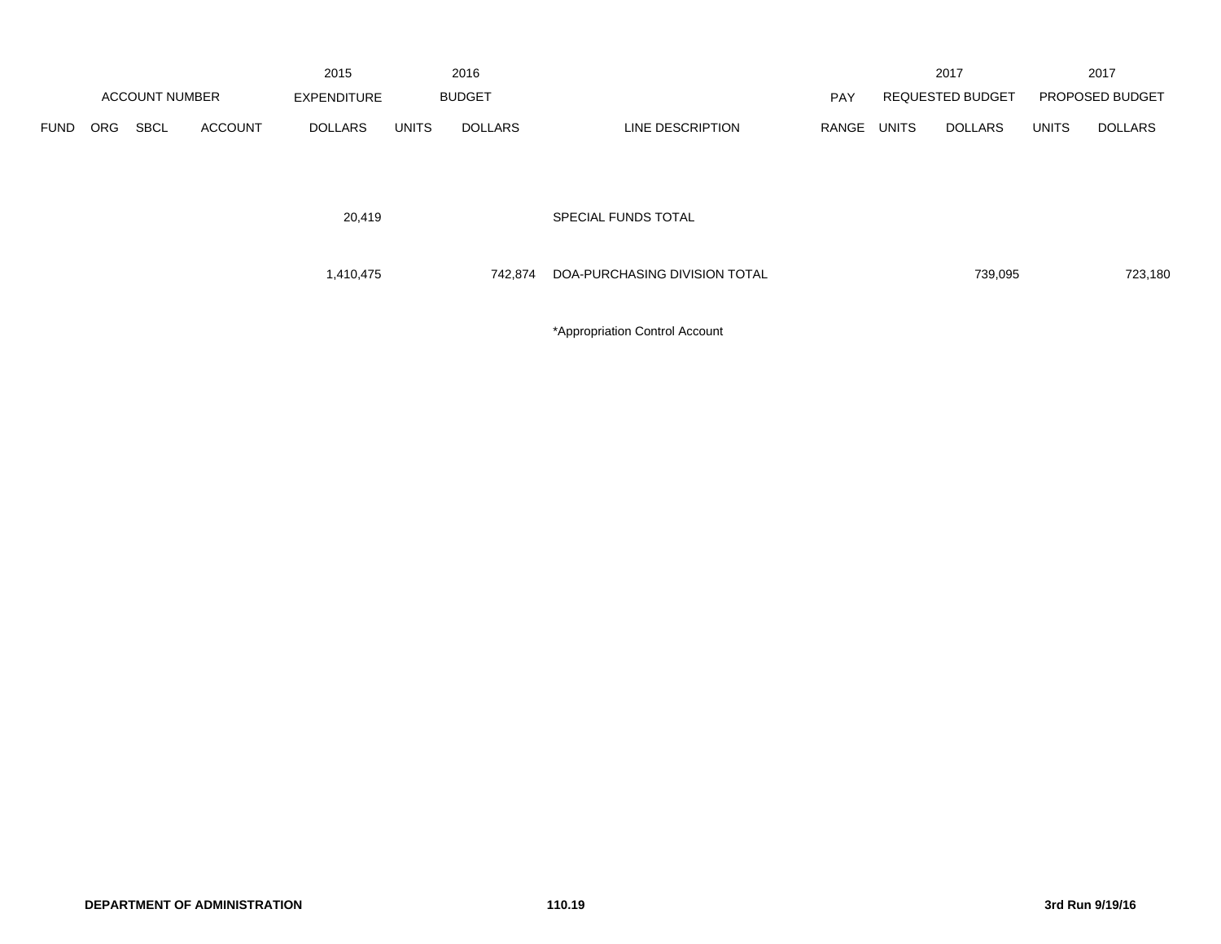| ACCOUNT NUMBER | | | | 2015 EXPENDITURE | 2016 BUDGET | | | | 2017 REQUESTED BUDGET | | 2017 PROPOSED BUDGET | |
|---|---|---|---|---|---|---|---|---|---|---|---|---|
| FUND | ORG | SBCL | ACCOUNT | DOLLARS | UNITS | DOLLARS | LINE DESCRIPTION | PAY RANGE | UNITS | DOLLARS | UNITS | DOLLARS |
| | | | | 20,419 | | | SPECIAL FUNDS TOTAL | | | | | |
| | | | | 1,410,475 | | 742,874 | DOA-PURCHASING DIVISION TOTAL | | | 739,095 | | 723,180 |

*Appropriation Control Account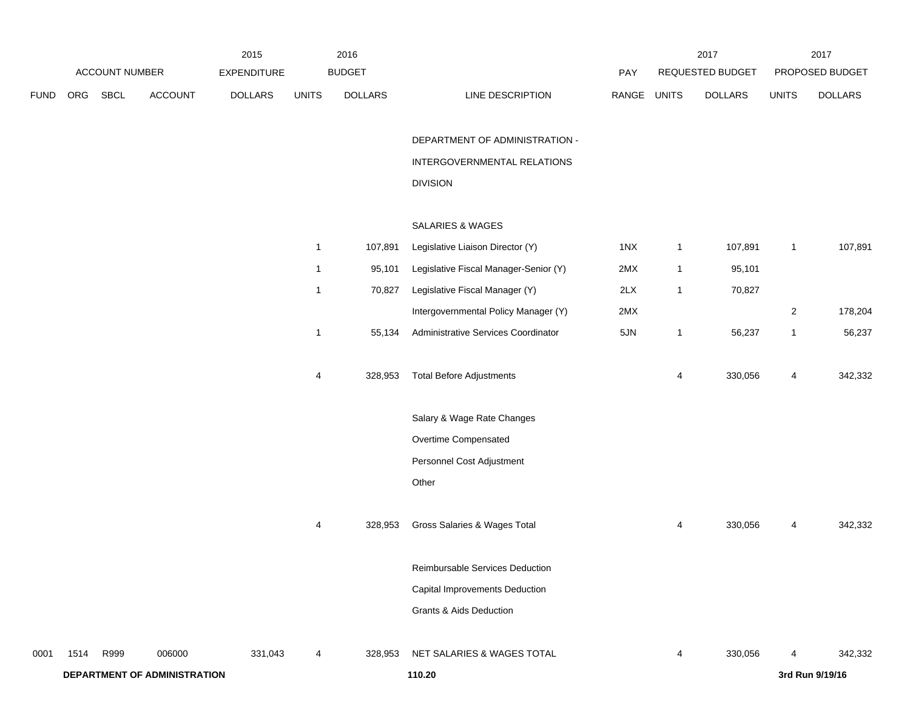| | | | | 2015 | 2016 | | | | 2017 | | 2017 | |
|---|---|---|---|---|---|---|---|---|---|---|---|---|
| ACCOUNT NUMBER | | | | EXPENDITURE | BUDGET | | | PAY | REQUESTED BUDGET | | PROPOSED BUDGET | |
| FUND | ORG | SBCL | ACCOUNT | DOLLARS | UNITS | DOLLARS | LINE DESCRIPTION | RANGE | UNITS | DOLLARS | UNITS | DOLLARS |
| | | | | | | | DEPARTMENT OF ADMINISTRATION - INTERGOVERNMENTAL RELATIONS DIVISION | | | | | |
| | | | | | | | SALARIES & WAGES | | | | | |
| | | | | | 1 | 107,891 | Legislative Liaison Director (Y) | 1NX | 1 | 107,891 | 1 | 107,891 |
| | | | | | 1 | 95,101 | Legislative Fiscal Manager-Senior (Y) | 2MX | 1 | 95,101 | | |
| | | | | | 1 | 70,827 | Legislative Fiscal Manager (Y) | 2LX | 1 | 70,827 | | |
| | | | | | | | Intergovernmental Policy Manager (Y) | 2MX | | | 2 | 178,204 |
| | | | | | 1 | 55,134 | Administrative Services Coordinator | 5JN | 1 | 56,237 | 1 | 56,237 |
| | | | | | 4 | 328,953 | Total Before Adjustments | | 4 | 330,056 | 4 | 342,332 |
| | | | | | | | Salary & Wage Rate Changes | | | | | |
| | | | | | | | Overtime Compensated | | | | | |
| | | | | | | | Personnel Cost Adjustment | | | | | |
| | | | | | | | Other | | | | | |
| | | | | | 4 | 328,953 | Gross Salaries & Wages Total | | 4 | 330,056 | 4 | 342,332 |
| | | | | | | | Reimbursable Services Deduction | | | | | |
| | | | | | | | Capital Improvements Deduction | | | | | |
| | | | | | | | Grants & Aids Deduction | | | | | |
| 0001 | 1514 | R999 | 006000 | 331,043 | 4 | 328,953 | NET SALARIES & WAGES TOTAL | | 4 | 330,056 | 4 | 342,332 |

**DEPARTMENT OF ADMINISTRATION** **110.20** **3rd Run 9/19/16**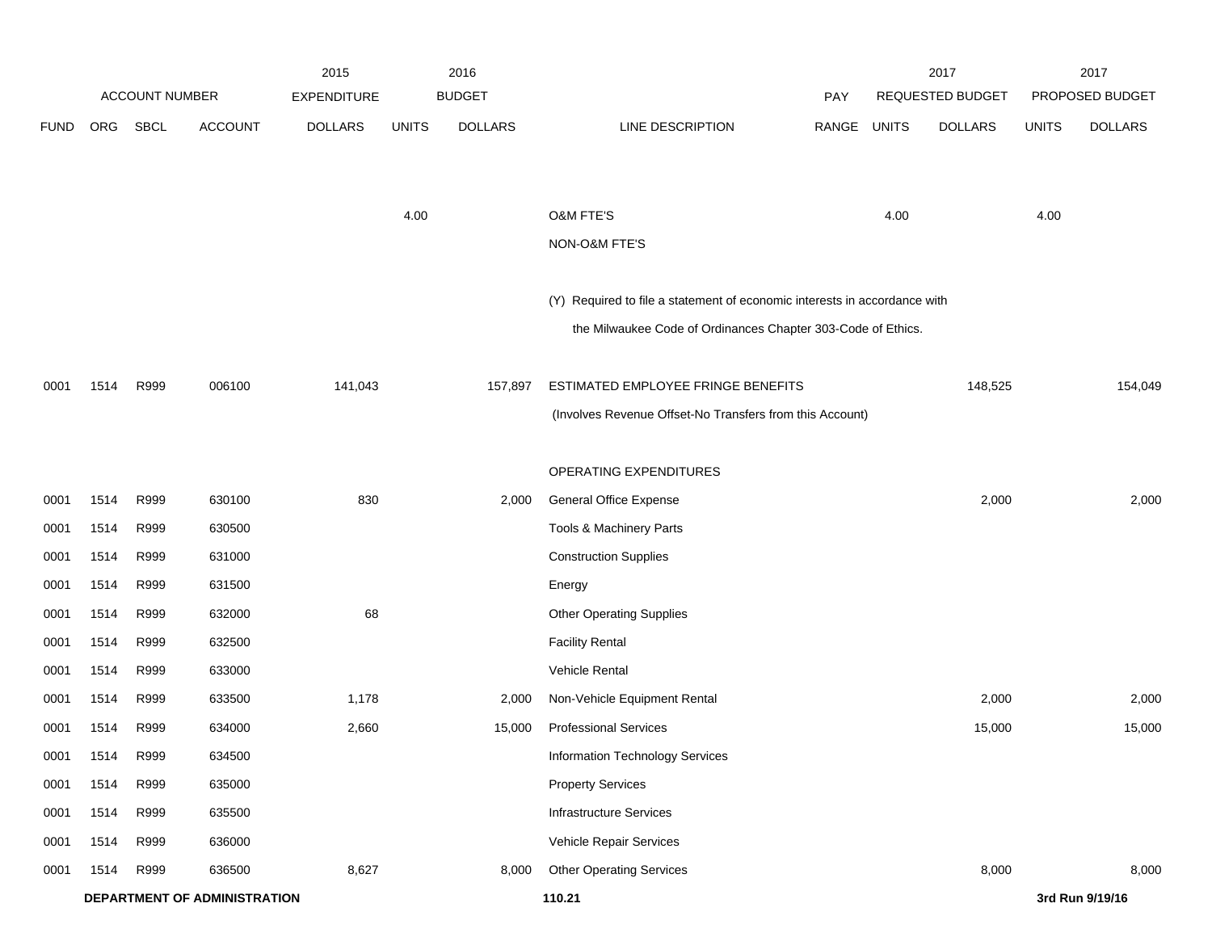| | | | | 2015 | 2016 | | | | 2017 | | 2017 | |
|---|---|---|---|---|---|---|---|---|---|---|---|---|
| ACCOUNT NUMBER | | | | EXPENDITURE | BUDGET | | | PAY | REQUESTED BUDGET | | PROPOSED BUDGET | |
| FUND | ORG | SBCL | ACCOUNT | DOLLARS | UNITS | DOLLARS | LINE DESCRIPTION | RANGE | UNITS | DOLLARS | UNITS | DOLLARS |
| | | | | | 4.00 | | O&M FTE'S | | 4.00 | | 4.00 | |
| | | | | | | | NON-O&M FTE'S | | | | | |
| | | | | | | | (Y) Required to file a statement of economic interests in accordance with the Milwaukee Code of Ordinances Chapter 303-Code of Ethics. | | | | | |
| 0001 | 1514 | R999 | 006100 | 141,043 | | 157,897 | ESTIMATED EMPLOYEE FRINGE BENEFITS (Involves Revenue Offset-No Transfers from this Account) | | | 148,525 | | 154,049 |
| | | | | | | | OPERATING EXPENDITURES | | | | | |
| 0001 | 1514 | R999 | 630100 | 830 | | 2,000 | General Office Expense | | | 2,000 | | 2,000 |
| 0001 | 1514 | R999 | 630500 | | | | Tools & Machinery Parts | | | | | |
| 0001 | 1514 | R999 | 631000 | | | | Construction Supplies | | | | | |
| 0001 | 1514 | R999 | 631500 | | | | Energy | | | | | |
| 0001 | 1514 | R999 | 632000 | 68 | | | Other Operating Supplies | | | | | |
| 0001 | 1514 | R999 | 632500 | | | | Facility Rental | | | | | |
| 0001 | 1514 | R999 | 633000 | | | | Vehicle Rental | | | | | |
| 0001 | 1514 | R999 | 633500 | 1,178 | | 2,000 | Non-Vehicle Equipment Rental | | | 2,000 | | 2,000 |
| 0001 | 1514 | R999 | 634000 | 2,660 | | 15,000 | Professional Services | | | 15,000 | | 15,000 |
| 0001 | 1514 | R999 | 634500 | | | | Information Technology Services | | | | | |
| 0001 | 1514 | R999 | 635000 | | | | Property Services | | | | | |
| 0001 | 1514 | R999 | 635500 | | | | Infrastructure Services | | | | | |
| 0001 | 1514 | R999 | 636000 | | | | Vehicle Repair Services | | | | | |
| 0001 | 1514 | R999 | 636500 | 8,627 | | 8,000 | Other Operating Services | | | 8,000 | | 8,000 |

**DEPARTMENT OF ADMINISTRATION** 110.21 3rd Run 9/19/16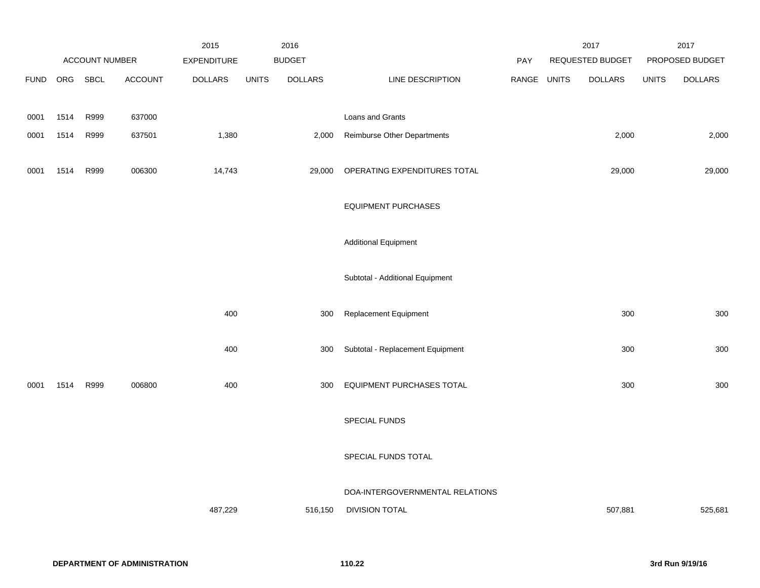| | ACCOUNT NUMBER | | | 2015 EXPENDITURE | 2016 BUDGET | | | PAY | 2017 REQUESTED BUDGET | | 2017 PROPOSED BUDGET | |
|---|---|---|---|---|---|---|---|---|---|---|---|---|
| FUND | ORG | SBCL | ACCOUNT | DOLLARS | UNITS | DOLLARS | LINE DESCRIPTION | RANGE | UNITS | DOLLARS | UNITS | DOLLARS |
| 0001 | 1514 | R999 | 637000 | | | | Loans and Grants | | | | | |
| 0001 | 1514 | R999 | 637501 | 1,380 | | 2,000 | Reimburse Other Departments | | | 2,000 | | 2,000 |
| 0001 | 1514 | R999 | 006300 | 14,743 | | 29,000 | OPERATING EXPENDITURES TOTAL | | | 29,000 | | 29,000 |
| | | | | | | | EQUIPMENT PURCHASES | | | | | |
| | | | | | | | Additional Equipment | | | | | |
| | | | | | | | Subtotal - Additional Equipment | | | | | |
| | | | | 400 | | 300 | Replacement Equipment | | | 300 | | 300 |
| | | | | 400 | | 300 | Subtotal - Replacement Equipment | | | 300 | | 300 |
| 0001 | 1514 | R999 | 006800 | 400 | | 300 | EQUIPMENT PURCHASES TOTAL | | | 300 | | 300 |
| | | | | | | | SPECIAL FUNDS | | | | | |
| | | | | | | | SPECIAL FUNDS TOTAL | | | | | |
| | | | | 487,229 | | 516,150 | DOA-INTERGOVERNMENTAL RELATIONS DIVISION TOTAL | | | 507,881 | | 525,681 |

**DEPARTMENT OF ADMINISTRATION** **110.22** **3rd Run 9/19/16**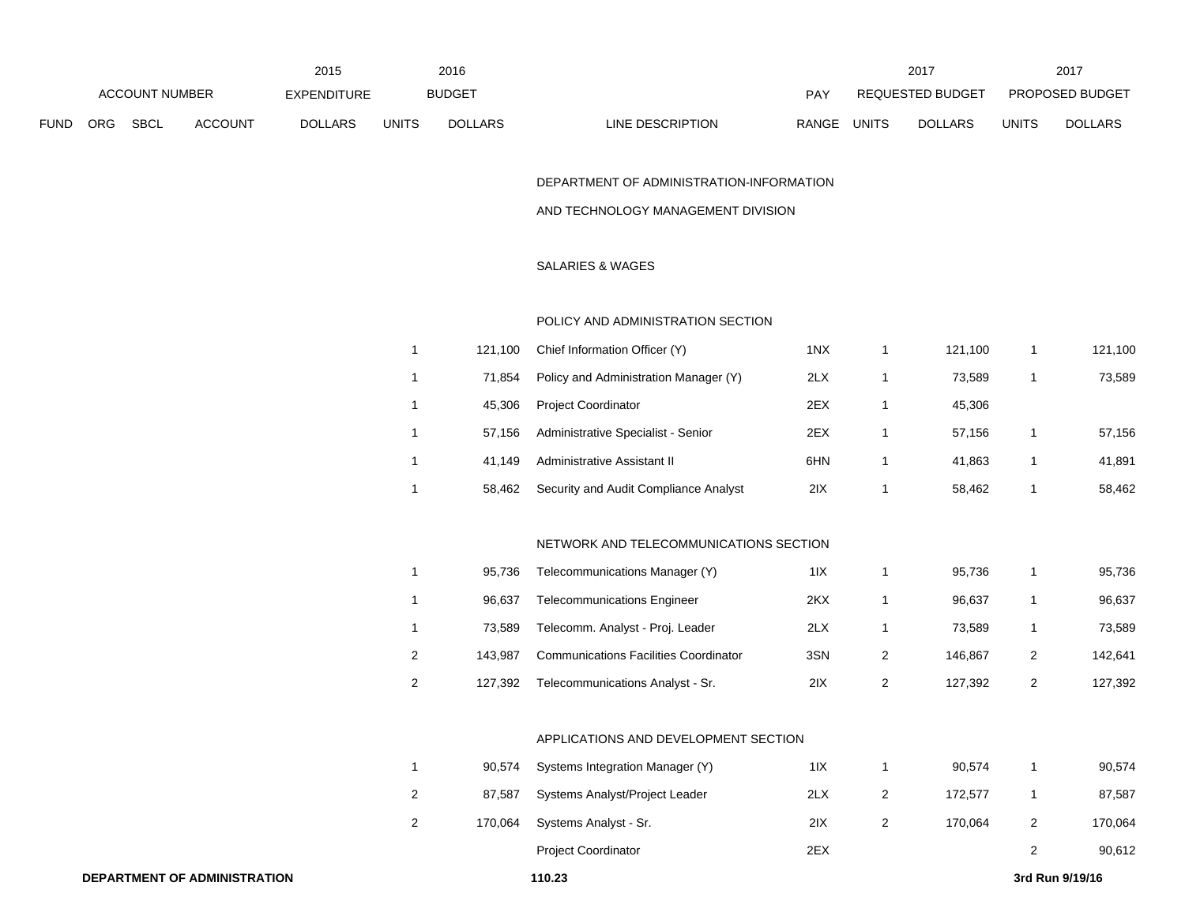| | ACCOUNT NUMBER | | | 2015 EXPENDITURE | 2016 BUDGET | | | | 2017 REQUESTED BUDGET | | 2017 PROPOSED BUDGET | |
|---|---|---|---|---|---|---|---|---|---|---|---|---|
| FUND | ORG | SBCL | ACCOUNT | DOLLARS | UNITS | DOLLARS | LINE DESCRIPTION | PAY RANGE | UNITS | DOLLARS | UNITS | DOLLARS |
| | | | | | | | DEPARTMENT OF ADMINISTRATION-INFORMATION AND TECHNOLOGY MANAGEMENT DIVISION | | | | | |
| | | | | | | | SALARIES & WAGES | | | | | |
| | | | | | | | POLICY AND ADMINISTRATION SECTION | | | | | |
| | | | | | 1 | 121,100 | Chief Information Officer (Y) | 1NX | 1 | 121,100 | 1 | 121,100 |
| | | | | | 1 | 71,854 | Policy and Administration Manager (Y) | 2LX | 1 | 73,589 | 1 | 73,589 |
| | | | | | 1 | 45,306 | Project Coordinator | 2EX | 1 | 45,306 | | |
| | | | | | 1 | 57,156 | Administrative Specialist - Senior | 2EX | 1 | 57,156 | 1 | 57,156 |
| | | | | | 1 | 41,149 | Administrative Assistant II | 6HN | 1 | 41,863 | 1 | 41,891 |
| | | | | | 1 | 58,462 | Security and Audit Compliance Analyst | 2IX | 1 | 58,462 | 1 | 58,462 |
| | | | | | | | NETWORK AND TELECOMMUNICATIONS SECTION | | | | | |
| | | | | | 1 | 95,736 | Telecommunications Manager (Y) | 1IX | 1 | 95,736 | 1 | 95,736 |
| | | | | | 1 | 96,637 | Telecommunications Engineer | 2KX | 1 | 96,637 | 1 | 96,637 |
| | | | | | 1 | 73,589 | Telecomm. Analyst - Proj. Leader | 2LX | 1 | 73,589 | 1 | 73,589 |
| | | | | | 2 | 143,987 | Communications Facilities Coordinator | 3SN | 2 | 146,867 | 2 | 142,641 |
| | | | | | 2 | 127,392 | Telecommunications Analyst - Sr. | 2IX | 2 | 127,392 | 2 | 127,392 |
| | | | | | | | APPLICATIONS AND DEVELOPMENT SECTION | | | | | |
| | | | | | 1 | 90,574 | Systems Integration Manager (Y) | 1IX | 1 | 90,574 | 1 | 90,574 |
| | | | | | 2 | 87,587 | Systems Analyst/Project Leader | 2LX | 2 | 172,577 | 1 | 87,587 |
| | | | | | 2 | 170,064 | Systems Analyst - Sr. | 2IX | 2 | 170,064 | 2 | 170,064 |
| | | | | | | | Project Coordinator | 2EX | | | 2 | 90,612 |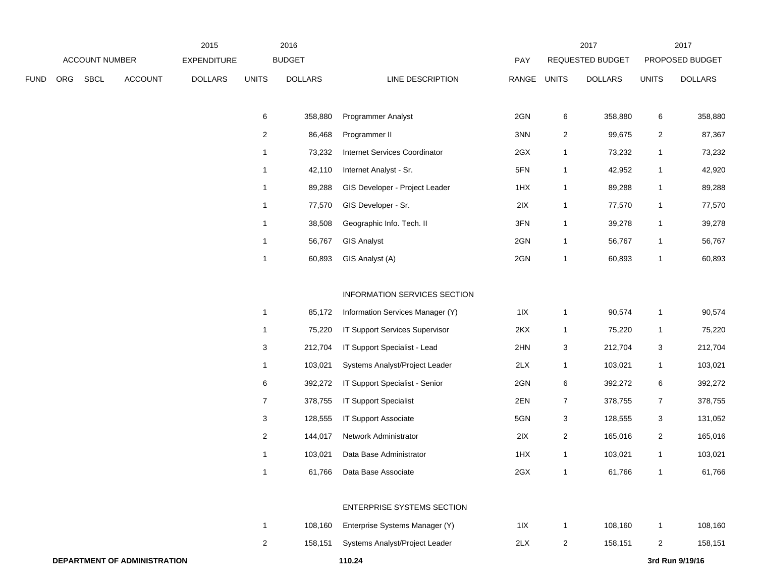| | ACCOUNT NUMBER | | | 2015 EXPENDITURE | 2016 BUDGET | | | | 2017 REQUESTED BUDGET | | 2017 PROPOSED BUDGET | |
|---|---|---|---|---|---|---|---|---|---|---|---|---|
| FUND | ORG | SBCL | ACCOUNT | DOLLARS | UNITS | DOLLARS | LINE DESCRIPTION | PAY RANGE | UNITS | DOLLARS | UNITS | DOLLARS |
| | | | | | 6 | 358,880 | Programmer Analyst | 2GN | 6 | 358,880 | 6 | 358,880 |
| | | | | | 2 | 86,468 | Programmer II | 3NN | 2 | 99,675 | 2 | 87,367 |
| | | | | | 1 | 73,232 | Internet Services Coordinator | 2GX | 1 | 73,232 | 1 | 73,232 |
| | | | | | 1 | 42,110 | Internet Analyst - Sr. | 5FN | 1 | 42,952 | 1 | 42,920 |
| | | | | | 1 | 89,288 | GIS Developer - Project Leader | 1HX | 1 | 89,288 | 1 | 89,288 |
| | | | | | 1 | 77,570 | GIS Developer - Sr. | 2IX | 1 | 77,570 | 1 | 77,570 |
| | | | | | 1 | 38,508 | Geographic Info. Tech. II | 3FN | 1 | 39,278 | 1 | 39,278 |
| | | | | | 1 | 56,767 | GIS Analyst | 2GN | 1 | 56,767 | 1 | 56,767 |
| | | | | | 1 | 60,893 | GIS Analyst (A) | 2GN | 1 | 60,893 | 1 | 60,893 |
| | | | | | | | INFORMATION SERVICES SECTION | | | | | |
| | | | | | 1 | 85,172 | Information Services Manager (Y) | 1IX | 1 | 90,574 | 1 | 90,574 |
| | | | | | 1 | 75,220 | IT Support Services Supervisor | 2KX | 1 | 75,220 | 1 | 75,220 |
| | | | | | 3 | 212,704 | IT Support Specialist - Lead | 2HN | 3 | 212,704 | 3 | 212,704 |
| | | | | | 1 | 103,021 | Systems Analyst/Project Leader | 2LX | 1 | 103,021 | 1 | 103,021 |
| | | | | | 6 | 392,272 | IT Support Specialist - Senior | 2GN | 6 | 392,272 | 6 | 392,272 |
| | | | | | 7 | 378,755 | IT Support Specialist | 2EN | 7 | 378,755 | 7 | 378,755 |
| | | | | | 3 | 128,555 | IT Support Associate | 5GN | 3 | 128,555 | 3 | 131,052 |
| | | | | | 2 | 144,017 | Network Administrator | 2IX | 2 | 165,016 | 2 | 165,016 |
| | | | | | 1 | 103,021 | Data Base Administrator | 1HX | 1 | 103,021 | 1 | 103,021 |
| | | | | | 1 | 61,766 | Data Base Associate | 2GX | 1 | 61,766 | 1 | 61,766 |
| | | | | | | | ENTERPRISE SYSTEMS SECTION | | | | | |
| | | | | | 1 | 108,160 | Enterprise Systems Manager (Y) | 1IX | 1 | 108,160 | 1 | 108,160 |
| | | | | | 2 | 158,151 | Systems Analyst/Project Leader | 2LX | 2 | 158,151 | 2 | 158,151 |

**DEPARTMENT OF ADMINISTRATION** 110.24 3rd Run 9/19/16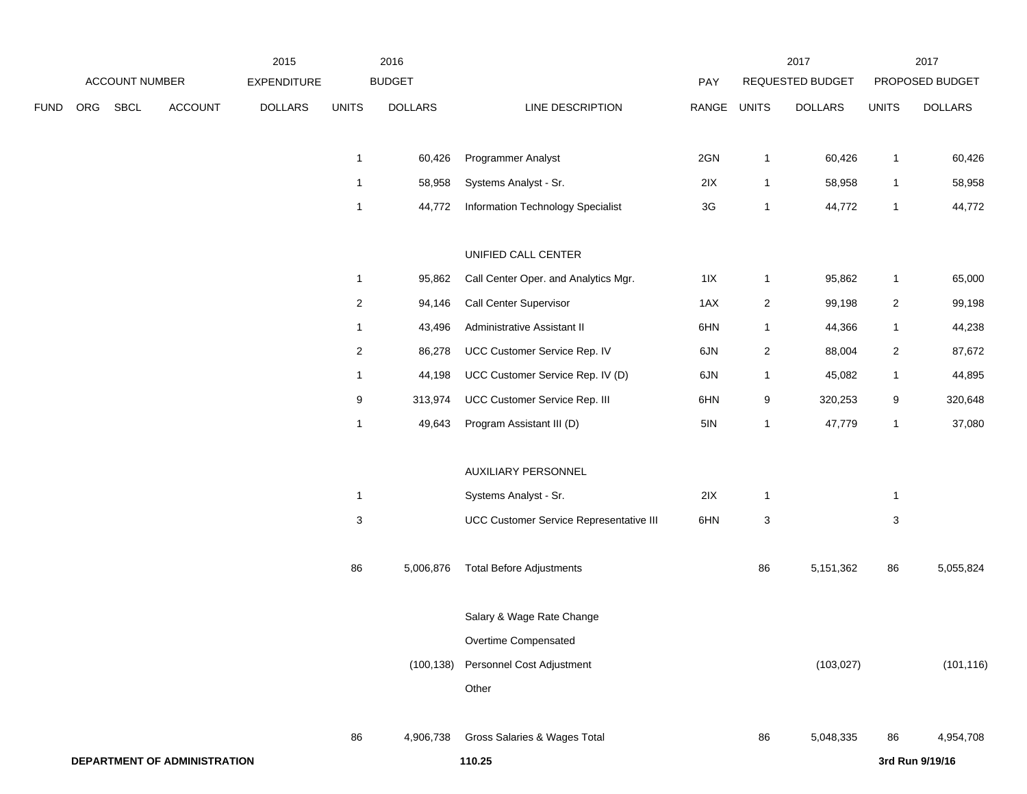| FUND | ORG | SBCL | ACCOUNT | 2015 EXPENDITURE DOLLARS | 2016 BUDGET UNITS | 2016 BUDGET DOLLARS | LINE DESCRIPTION | PAY RANGE | 2017 REQUESTED BUDGET UNITS | 2017 REQUESTED BUDGET DOLLARS | 2017 PROPOSED BUDGET UNITS | 2017 PROPOSED BUDGET DOLLARS |
|---|---|---|---|---|---|---|---|---|---|---|---|---|
| | | | | | 1 | 60,426 | Programmer Analyst | 2GN | 1 | 60,426 | 1 | 60,426 |
| | | | | | 1 | 58,958 | Systems Analyst - Sr. | 2IX | 1 | 58,958 | 1 | 58,958 |
| | | | | | 1 | 44,772 | Information Technology Specialist | 3G | 1 | 44,772 | 1 | 44,772 |
| | | | | | | | UNIFIED CALL CENTER | | | | | |
| | | | | | 1 | 95,862 | Call Center Oper. and Analytics Mgr. | 1IX | 1 | 95,862 | 1 | 65,000 |
| | | | | | 2 | 94,146 | Call Center Supervisor | 1AX | 2 | 99,198 | 2 | 99,198 |
| | | | | | 1 | 43,496 | Administrative Assistant II | 6HN | 1 | 44,366 | 1 | 44,238 |
| | | | | | 2 | 86,278 | UCC Customer Service Rep. IV | 6JN | 2 | 88,004 | 2 | 87,672 |
| | | | | | 1 | 44,198 | UCC Customer Service Rep. IV (D) | 6JN | 1 | 45,082 | 1 | 44,895 |
| | | | | | 9 | 313,974 | UCC Customer Service Rep. III | 6HN | 9 | 320,253 | 9 | 320,648 |
| | | | | | 1 | 49,643 | Program Assistant III (D) | 5IN | 1 | 47,779 | 1 | 37,080 |
| | | | | | | | AUXILIARY PERSONNEL | | | | | |
| | | | | | 1 | | Systems Analyst - Sr. | 2IX | 1 | | 1 | |
| | | | | | 3 | | UCC Customer Service Representative III | 6HN | 3 | | 3 | |
| | | | | | 86 | 5,006,876 | Total Before Adjustments | | 86 | 5,151,362 | 86 | 5,055,824 |
| | | | | | | | Salary & Wage Rate Change | | | | | |
| | | | | | | | Overtime Compensated | | | | | |
| | | | | | | (100,138) | Personnel Cost Adjustment | | | (103,027) | | (101,116) |
| | | | | | | | Other | | | | | |
| | | | | | 86 | 4,906,738 | Gross Salaries & Wages Total | | 86 | 5,048,335 | 86 | 4,954,708 |

**DEPARTMENT OF ADMINISTRATION** 110.25 3rd Run 9/19/16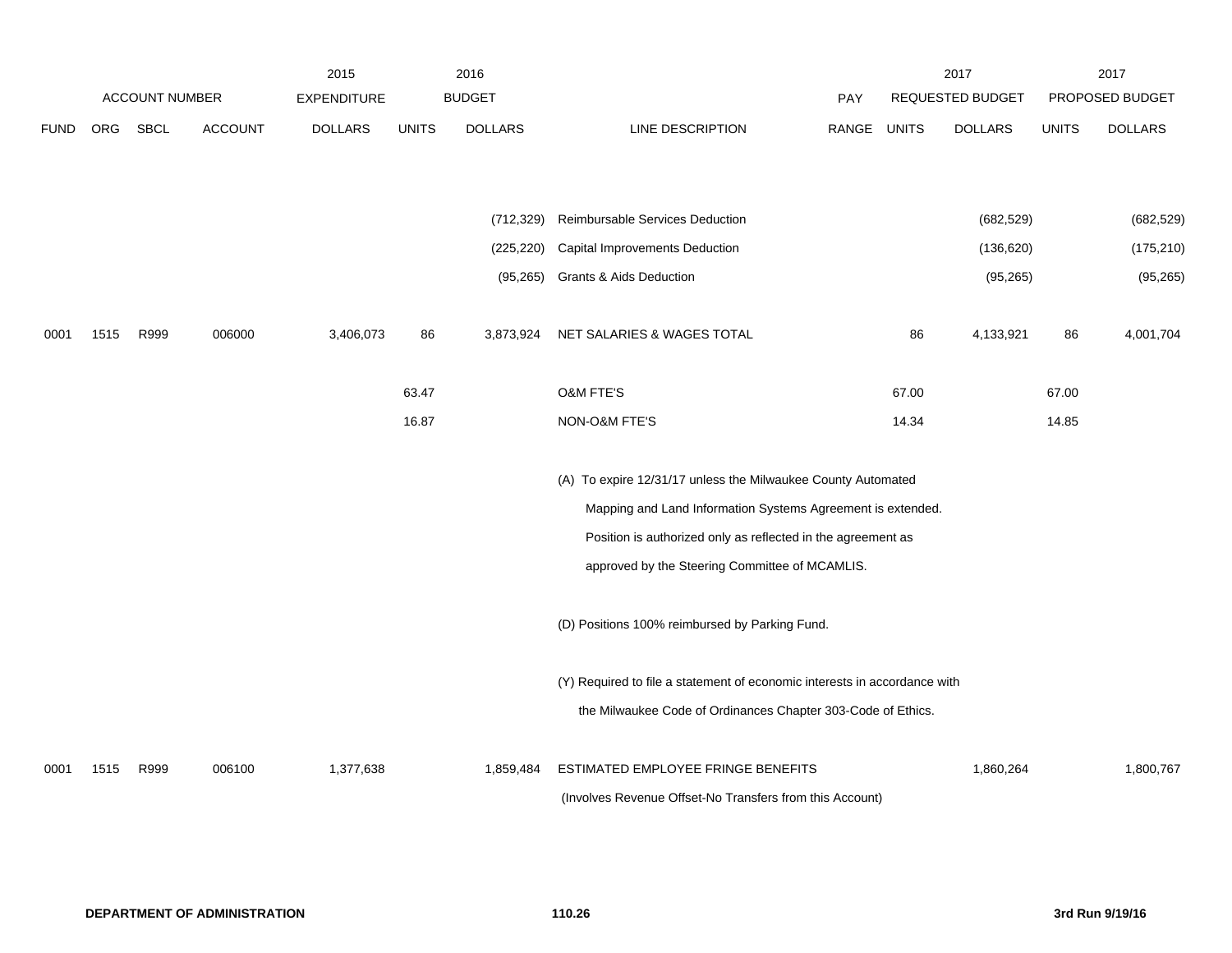| | ACCOUNT NUMBER | | | 2015 EXPENDITURE | 2016 BUDGET | | | PAY | 2017 REQUESTED BUDGET | | 2017 PROPOSED BUDGET | |
|---|---|---|---|---|---|---|---|---|---|---|---|---|
| FUND | ORG | SBCL | ACCOUNT | DOLLARS | UNITS | DOLLARS | LINE DESCRIPTION | RANGE | UNITS | DOLLARS | UNITS | DOLLARS |
| | | | | | | (712,329) | Reimbursable Services Deduction | | | (682,529) | | (682,529) |
| | | | | | | (225,220) | Capital Improvements Deduction | | | (136,620) | | (175,210) |
| | | | | | | (95,265) | Grants & Aids Deduction | | | (95,265) | | (95,265) |
| 0001 | 1515 | R999 | 006000 | 3,406,073 | 86 | 3,873,924 | NET SALARIES & WAGES TOTAL | | 86 | 4,133,921 | 86 | 4,001,704 |
| | | | | | 63.47 | | O&M FTE'S | | 67.00 | | 67.00 | |
| | | | | | 16.87 | | NON-O&M FTE'S | | 14.34 | | 14.85 | |
| | | | | | | | (A) To expire 12/31/17 unless the Milwaukee County Automated Mapping and Land Information Systems Agreement is extended. Position is authorized only as reflected in the agreement as approved by the Steering Committee of MCAMLIS. | | | | | |
| | | | | | | | (D) Positions 100% reimbursed by Parking Fund. | | | | | |
| | | | | | | | (Y) Required to file a statement of economic interests in accordance with the Milwaukee Code of Ordinances Chapter 303-Code of Ethics. | | | | | |
| 0001 | 1515 | R999 | 006100 | 1,377,638 | | 1,859,484 | ESTIMATED EMPLOYEE FRINGE BENEFITS (Involves Revenue Offset-No Transfers from this Account) | | | 1,860,264 | | 1,800,767 |

DEPARTMENT OF ADMINISTRATION 110.26 3rd Run 9/19/16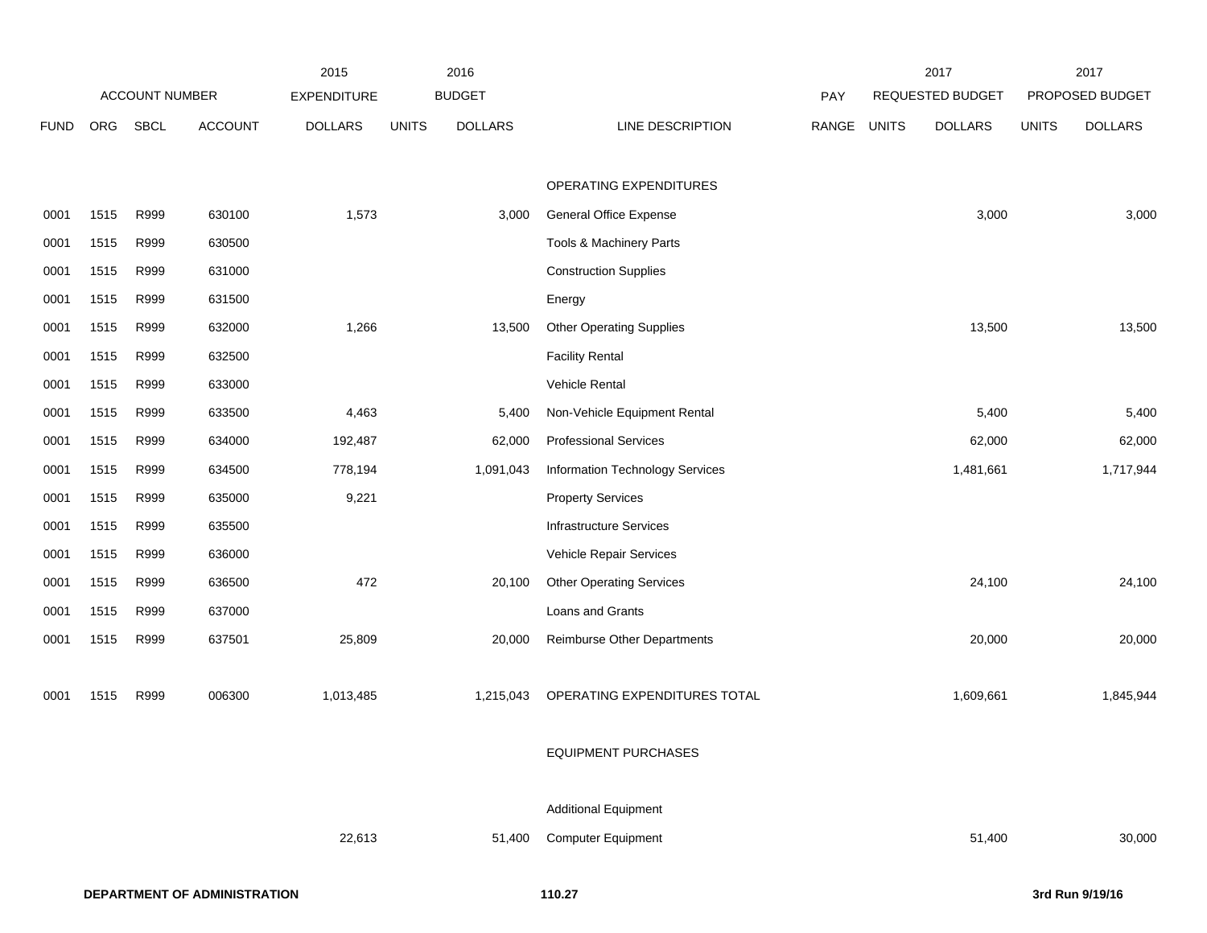| | | | | 2015 | | 2016 | | | | 2017 | | 2017 |
|---|---|---|---|---|---|---|---|---|---|---|---|---|
| | ACCOUNT NUMBER | | | EXPENDITURE | | BUDGET | | PAY | | REQUESTED BUDGET | | PROPOSED BUDGET |
| FUND | ORG | SBCL | ACCOUNT | DOLLARS | UNITS | DOLLARS | LINE DESCRIPTION | RANGE | UNITS | DOLLARS | UNITS | DOLLARS |
| | | | | | | | OPERATING EXPENDITURES | | | | | |
| 0001 | 1515 | R999 | 630100 | 1,573 | | 3,000 | General Office Expense | | | 3,000 | | 3,000 |
| 0001 | 1515 | R999 | 630500 | | | | Tools & Machinery Parts | | | | | |
| 0001 | 1515 | R999 | 631000 | | | | Construction Supplies | | | | | |
| 0001 | 1515 | R999 | 631500 | | | | Energy | | | | | |
| 0001 | 1515 | R999 | 632000 | 1,266 | | 13,500 | Other Operating Supplies | | | 13,500 | | 13,500 |
| 0001 | 1515 | R999 | 632500 | | | | Facility Rental | | | | | |
| 0001 | 1515 | R999 | 633000 | | | | Vehicle Rental | | | | | |
| 0001 | 1515 | R999 | 633500 | 4,463 | | 5,400 | Non-Vehicle Equipment Rental | | | 5,400 | | 5,400 |
| 0001 | 1515 | R999 | 634000 | 192,487 | | 62,000 | Professional Services | | | 62,000 | | 62,000 |
| 0001 | 1515 | R999 | 634500 | 778,194 | | 1,091,043 | Information Technology Services | | | 1,481,661 | | 1,717,944 |
| 0001 | 1515 | R999 | 635000 | 9,221 | | | Property Services | | | | | |
| 0001 | 1515 | R999 | 635500 | | | | Infrastructure Services | | | | | |
| 0001 | 1515 | R999 | 636000 | | | | Vehicle Repair Services | | | | | |
| 0001 | 1515 | R999 | 636500 | 472 | | 20,100 | Other Operating Services | | | 24,100 | | 24,100 |
| 0001 | 1515 | R999 | 637000 | | | | Loans and Grants | | | | | |
| 0001 | 1515 | R999 | 637501 | 25,809 | | 20,000 | Reimburse Other Departments | | | 20,000 | | 20,000 |
| 0001 | 1515 | R999 | 006300 | 1,013,485 | | 1,215,043 | OPERATING EXPENDITURES TOTAL | | | 1,609,661 | | 1,845,944 |
| | | | | | | | EQUIPMENT PURCHASES | | | | | |
| | | | | | | | Additional Equipment | | | | | |
| | | | | 22,613 | | 51,400 | Computer Equipment | | | 51,400 | | 30,000 |

**DEPARTMENT OF ADMINISTRATION** 110.27 **3rd Run 9/19/16**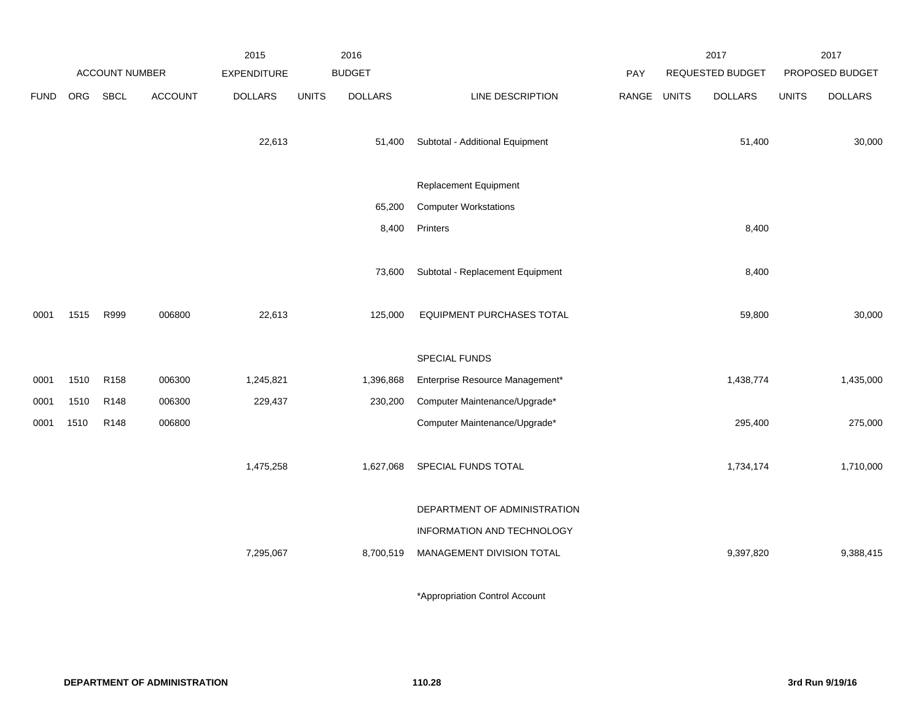| | ACCOUNT NUMBER | | | 2015 EXPENDITURE | 2016 BUDGET | | | PAY | 2017 REQUESTED BUDGET | | 2017 PROPOSED BUDGET | |
|---|---|---|---|---|---|---|---|---|---|---|---|---|
| FUND | ORG | SBCL | ACCOUNT | DOLLARS | UNITS | DOLLARS | LINE DESCRIPTION | RANGE | UNITS | DOLLARS | UNITS | DOLLARS |
| | | | | 22,613 | | 51,400 | Subtotal - Additional Equipment | | | 51,400 | | 30,000 |
| | | | | | | | Replacement Equipment | | | | | |
| | | | | | | 65,200 | Computer Workstations | | | | | |
| | | | | | | 8,400 | Printers | | | 8,400 | | |
| | | | | | | 73,600 | Subtotal - Replacement Equipment | | | 8,400 | | |
| 0001 | 1515 | R999 | 006800 | 22,613 | | 125,000 | EQUIPMENT PURCHASES TOTAL | | | 59,800 | | 30,000 |
| | | | | | | | SPECIAL FUNDS | | | | | |
| 0001 | 1510 | R158 | 006300 | 1,245,821 | | 1,396,868 | Enterprise Resource Management* | | | 1,438,774 | | 1,435,000 |
| 0001 | 1510 | R148 | 006300 | 229,437 | | 230,200 | Computer Maintenance/Upgrade* | | | | | |
| 0001 | 1510 | R148 | 006800 | | | | Computer Maintenance/Upgrade* | | | 295,400 | | 275,000 |
| | | | | 1,475,258 | | 1,627,068 | SPECIAL FUNDS TOTAL | | | 1,734,174 | | 1,710,000 |
| | | | | | | | DEPARTMENT OF ADMINISTRATION | | | | | |
| | | | | | | | INFORMATION AND TECHNOLOGY | | | | | |
| | | | | 7,295,067 | | 8,700,519 | MANAGEMENT DIVISION TOTAL | | | 9,397,820 | | 9,388,415 |

*Appropriation Control Account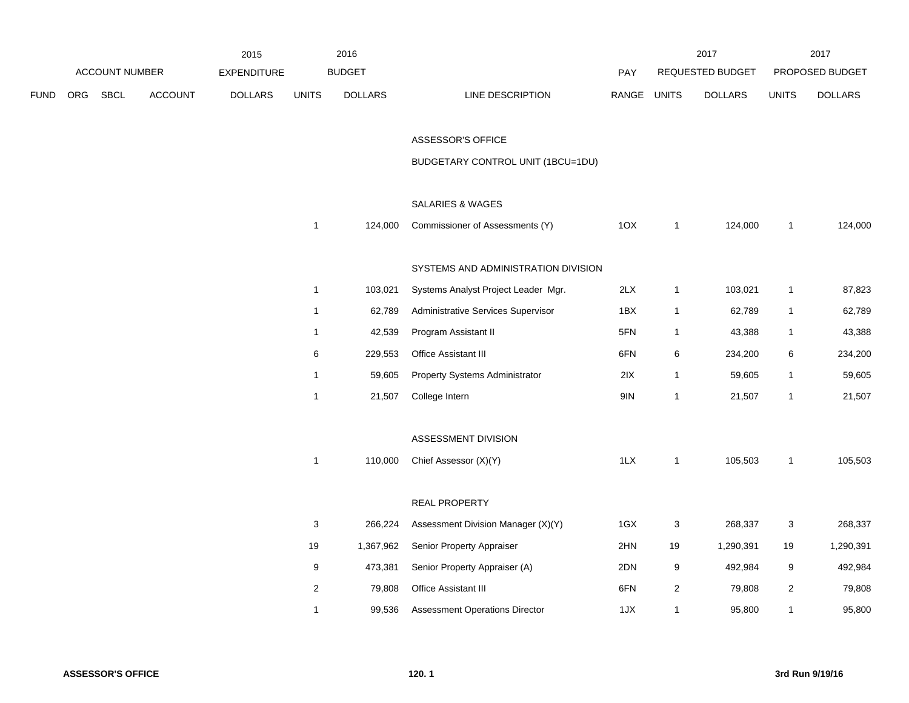| ACCOUNT NUMBER | | | | 2015 EXPENDITURE | 2016 BUDGET | | | PAY | 2017 REQUESTED BUDGET | | 2017 PROPOSED BUDGET | |
|---|---|---|---|---|---|---|---|---|---|---|---|---|
| FUND | ORG | SBCL | ACCOUNT | DOLLARS | UNITS | DOLLARS | LINE DESCRIPTION | RANGE | UNITS | DOLLARS | UNITS | DOLLARS |
| | | | | | | | ASSESSOR'S OFFICE | | | | | |
| | | | | | | | BUDGETARY CONTROL UNIT (1BCU=1DU) | | | | | |
| | | | | | | | SALARIES & WAGES | | | | | |
| | | | | | 1 | 124,000 | Commissioner of Assessments (Y) | 1OX | 1 | 124,000 | 1 | 124,000 |
| | | | | | | | SYSTEMS AND ADMINISTRATION DIVISION | | | | | |
| | | | | | 1 | 103,021 | Systems Analyst Project Leader Mgr. | 2LX | 1 | 103,021 | 1 | 87,823 |
| | | | | | 1 | 62,789 | Administrative Services Supervisor | 1BX | 1 | 62,789 | 1 | 62,789 |
| | | | | | 1 | 42,539 | Program Assistant II | 5FN | 1 | 43,388 | 1 | 43,388 |
| | | | | | 6 | 229,553 | Office Assistant III | 6FN | 6 | 234,200 | 6 | 234,200 |
| | | | | | 1 | 59,605 | Property Systems Administrator | 2IX | 1 | 59,605 | 1 | 59,605 |
| | | | | | 1 | 21,507 | College Intern | 9IN | 1 | 21,507 | 1 | 21,507 |
| | | | | | | | ASSESSMENT DIVISION | | | | | |
| | | | | | 1 | 110,000 | Chief Assessor (X)(Y) | 1LX | 1 | 105,503 | 1 | 105,503 |
| | | | | | | | REAL PROPERTY | | | | | |
| | | | | | 3 | 266,224 | Assessment Division Manager (X)(Y) | 1GX | 3 | 268,337 | 3 | 268,337 |
| | | | | | 19 | 1,367,962 | Senior Property Appraiser | 2HN | 19 | 1,290,391 | 19 | 1,290,391 |
| | | | | | 9 | 473,381 | Senior Property Appraiser (A) | 2DN | 9 | 492,984 | 9 | 492,984 |
| | | | | | 2 | 79,808 | Office Assistant III | 6FN | 2 | 79,808 | 2 | 79,808 |
| | | | | | 1 | 99,536 | Assessment Operations Director | 1JX | 1 | 95,800 | 1 | 95,800 |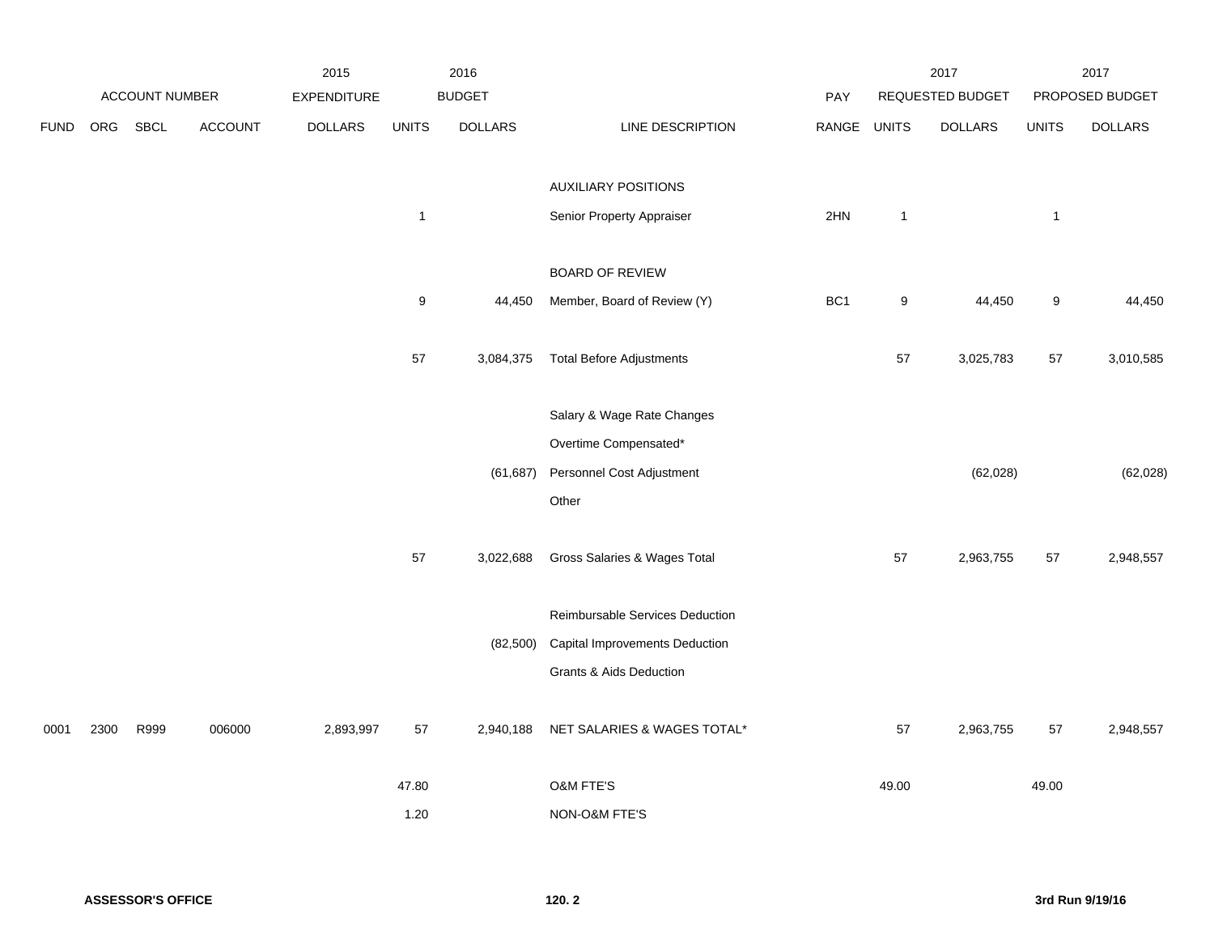| | ACCOUNT NUMBER | | | 2015 EXPENDITURE | 2016 BUDGET | | | PAY | 2017 REQUESTED BUDGET | | 2017 PROPOSED BUDGET | |
|---|---|---|---|---|---|---|---|---|---|---|---|---|
| FUND | ORG | SBCL | ACCOUNT | DOLLARS | UNITS | DOLLARS | LINE DESCRIPTION | RANGE | UNITS | DOLLARS | UNITS | DOLLARS |
| | | | | | | | AUXILIARY POSITIONS | | | | | |
| | | | | | 1 | | Senior Property Appraiser | 2HN | 1 | | 1 | |
| | | | | | | | BOARD OF REVIEW | | | | | |
| | | | | | 9 | 44,450 | Member, Board of Review (Y) | BC1 | 9 | 44,450 | 9 | 44,450 |
| | | | | | 57 | 3,084,375 | Total Before Adjustments | | 57 | 3,025,783 | 57 | 3,010,585 |
| | | | | | | | Salary & Wage Rate Changes | | | | | |
| | | | | | | | Overtime Compensated* | | | | | |
| | | | | | | (61,687) | Personnel Cost Adjustment | | | (62,028) | | (62,028) |
| | | | | | | | Other | | | | | |
| | | | | | 57 | 3,022,688 | Gross Salaries & Wages Total | | 57 | 2,963,755 | 57 | 2,948,557 |
| | | | | | | | Reimbursable Services Deduction | | | | | |
| | | | | | | (82,500) | Capital Improvements Deduction | | | | | |
| | | | | | | | Grants & Aids Deduction | | | | | |
| 0001 | 2300 | R999 | 006000 | 2,893,997 | 57 | 2,940,188 | NET SALARIES & WAGES TOTAL* | | 57 | 2,963,755 | 57 | 2,948,557 |
| | | | | | 47.80 | | O&M FTE'S | | 49.00 | | 49.00 | |
| | | | | | 1.20 | | NON-O&M FTE'S | | | | | |

ASSESSOR'S OFFICE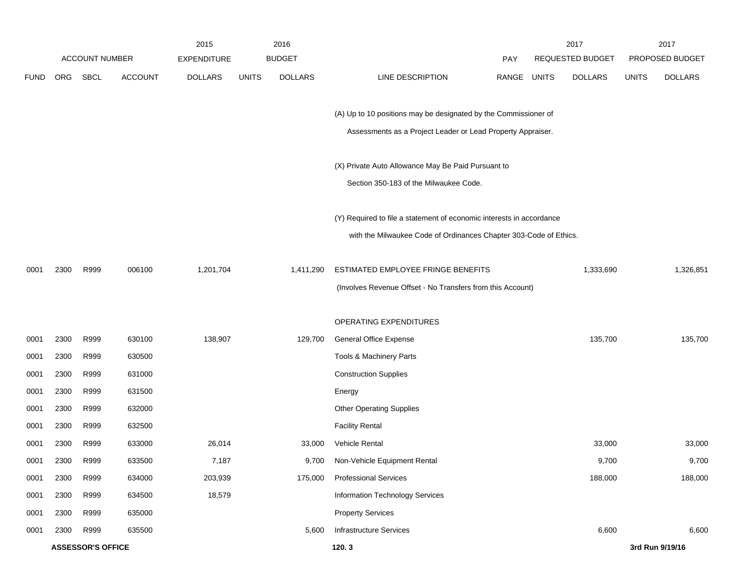| | ACCOUNT NUMBER | | | 2015 EXPENDITURE | 2016 BUDGET | | | PAY | 2017 REQUESTED BUDGET | | 2017 PROPOSED BUDGET | |
|---|---|---|---|---|---|---|---|---|---|---|---|---|
| FUND | ORG | SBCL | ACCOUNT | DOLLARS | UNITS | DOLLARS | LINE DESCRIPTION | RANGE | UNITS | DOLLARS | UNITS | DOLLARS |
| | | | | | | | (A) Up to 10 positions may be designated by the Commissioner of Assessments as a Project Leader or Lead Property Appraiser. | | | | | |
| | | | | | | | (X) Private Auto Allowance May Be Paid Pursuant to Section 350-183 of the Milwaukee Code. | | | | | |
| | | | | | | | (Y) Required to file a statement of economic interests in accordance with the Milwaukee Code of Ordinances Chapter 303-Code of Ethics. | | | | | |
| 0001 | 2300 | R999 | 006100 | 1,201,704 | | 1,411,290 | ESTIMATED EMPLOYEE FRINGE BENEFITS (Involves Revenue Offset - No Transfers from this Account) | | | 1,333,690 | | 1,326,851 |
| | | | | | | | OPERATING EXPENDITURES | | | | | |
| 0001 | 2300 | R999 | 630100 | 138,907 | | 129,700 | General Office Expense | | | 135,700 | | 135,700 |
| 0001 | 2300 | R999 | 630500 | | | | Tools & Machinery Parts | | | | | |
| 0001 | 2300 | R999 | 631000 | | | | Construction Supplies | | | | | |
| 0001 | 2300 | R999 | 631500 | | | | Energy | | | | | |
| 0001 | 2300 | R999 | 632000 | | | | Other Operating Supplies | | | | | |
| 0001 | 2300 | R999 | 632500 | | | | Facility Rental | | | | | |
| 0001 | 2300 | R999 | 633000 | 26,014 | | 33,000 | Vehicle Rental | | | 33,000 | | 33,000 |
| 0001 | 2300 | R999 | 633500 | 7,187 | | 9,700 | Non-Vehicle Equipment Rental | | | 9,700 | | 9,700 |
| 0001 | 2300 | R999 | 634000 | 203,939 | | 175,000 | Professional Services | | | 188,000 | | 188,000 |
| 0001 | 2300 | R999 | 634500 | 18,579 | | | Information Technology Services | | | | | |
| 0001 | 2300 | R999 | 635000 | | | | Property Services | | | | | |
| 0001 | 2300 | R999 | 635500 | | | 5,600 | Infrastructure Services | | | 6,600 | | 6,600 |

**ASSESSOR'S OFFICE** 120. 3 **3rd Run 9/19/16**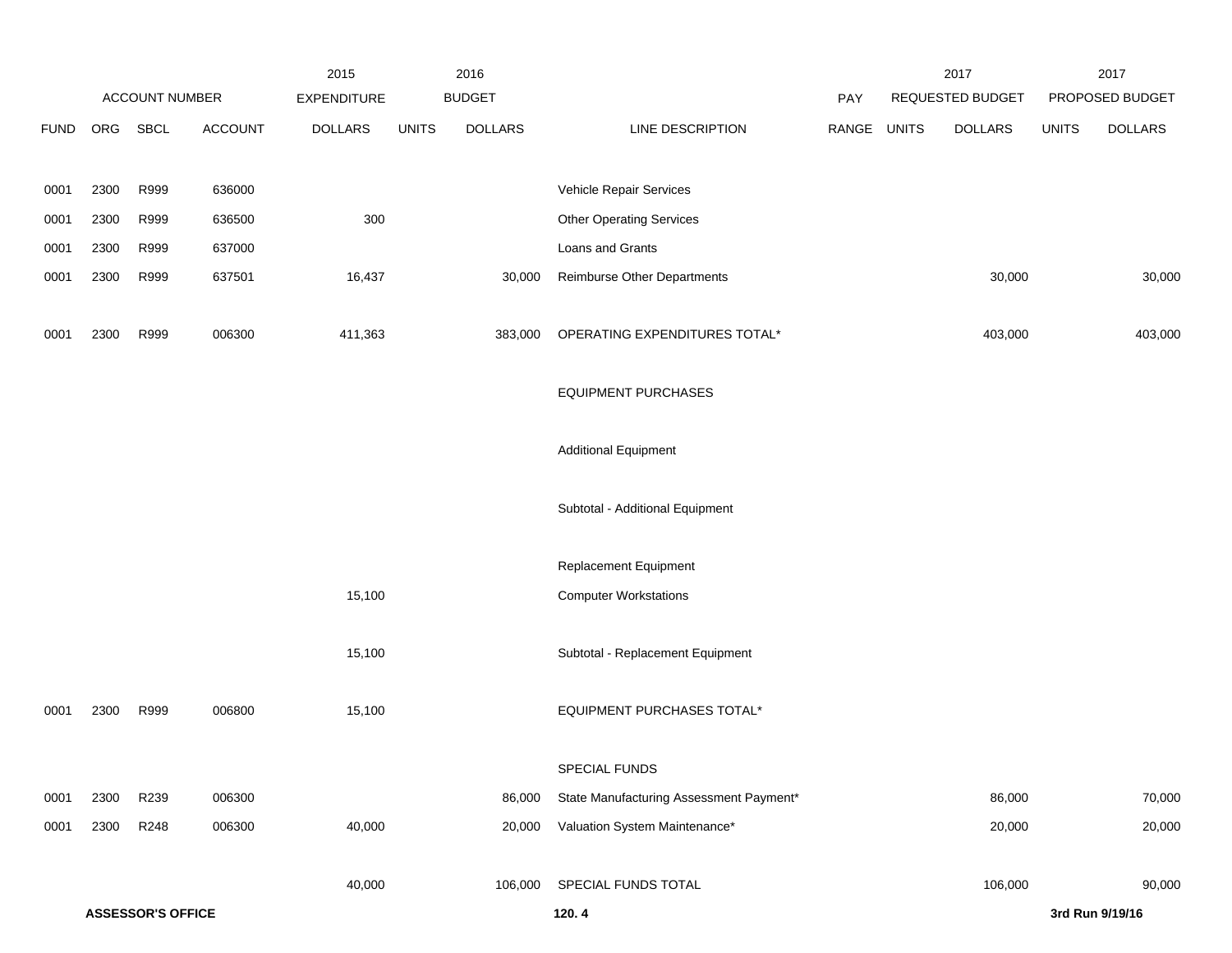| ACCOUNT NUMBER | | | | 2015 EXPENDITURE | 2016 BUDGET | | | | 2017 REQUESTED BUDGET | | 2017 PROPOSED BUDGET | |
|---|---|---|---|---|---|---|---|---|---|---|---|---|
| FUND | ORG | SBCL | ACCOUNT | DOLLARS | UNITS | DOLLARS | LINE DESCRIPTION | PAY RANGE | UNITS | DOLLARS | UNITS | DOLLARS |
| 0001 | 2300 | R999 | 636000 | | | | Vehicle Repair Services | | | | | |
| 0001 | 2300 | R999 | 636500 | 300 | | | Other Operating Services | | | | | |
| 0001 | 2300 | R999 | 637000 | | | | Loans and Grants | | | | | |
| 0001 | 2300 | R999 | 637501 | 16,437 | | 30,000 | Reimburse Other Departments | | | 30,000 | | 30,000 |
| 0001 | 2300 | R999 | 006300 | 411,363 | | 383,000 | OPERATING EXPENDITURES TOTAL* | | | 403,000 | | 403,000 |
| | | | | | | | EQUIPMENT PURCHASES | | | | | |
| | | | | | | | Additional Equipment | | | | | |
| | | | | | | | Subtotal - Additional Equipment | | | | | |
| | | | | | | | Replacement Equipment | | | | | |
| | | | | 15,100 | | | Computer Workstations | | | | | |
| | | | | 15,100 | | | Subtotal - Replacement Equipment | | | | | |
| 0001 | 2300 | R999 | 006800 | 15,100 | | | EQUIPMENT PURCHASES TOTAL* | | | | | |
| | | | | | | | SPECIAL FUNDS | | | | | |
| 0001 | 2300 | R239 | 006300 | | | 86,000 | State Manufacturing Assessment Payment* | | | 86,000 | | 70,000 |
| 0001 | 2300 | R248 | 006300 | 40,000 | | 20,000 | Valuation System Maintenance* | | | 20,000 | | 20,000 |
| | | | | 40,000 | | 106,000 | SPECIAL FUNDS TOTAL | | | 106,000 | | 90,000 |

**ASSESSOR'S OFFICE** **120. 4** **3rd Run 9/19/16**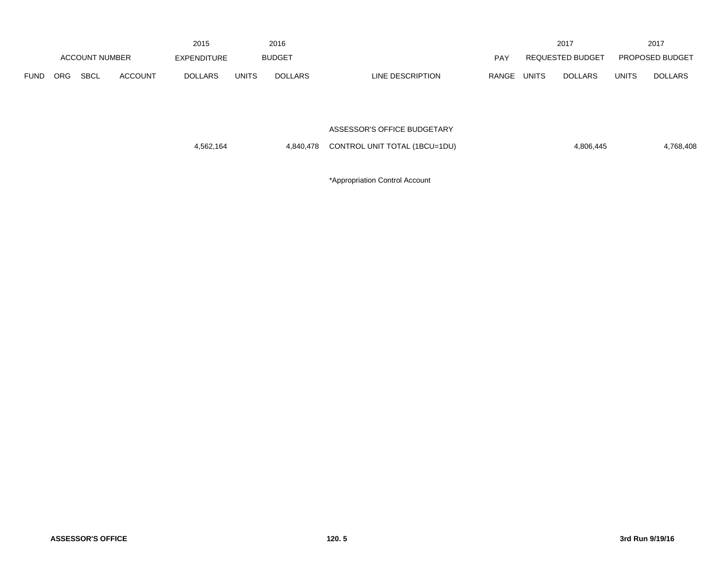| ACCOUNT NUMBER | | | | 2015 EXPENDITURE | 2016 BUDGET | | | PAY | 2017 REQUESTED BUDGET | | 2017 PROPOSED BUDGET | |
|---|---|---|---|---|---|---|---|---|---|---|---|---|
| FUND | ORG | SBCL | ACCOUNT | DOLLARS | UNITS | DOLLARS | LINE DESCRIPTION | RANGE | UNITS | DOLLARS | UNITS | DOLLARS |
| | | | | | | | ASSESSOR'S OFFICE BUDGETARY | | | | | |
| | | | | 4,562,164 | | 4,840,478 | CONTROL UNIT TOTAL (1BCU=1DU) | | | 4,806,445 | | 4,768,408 |

*Appropriation Control Account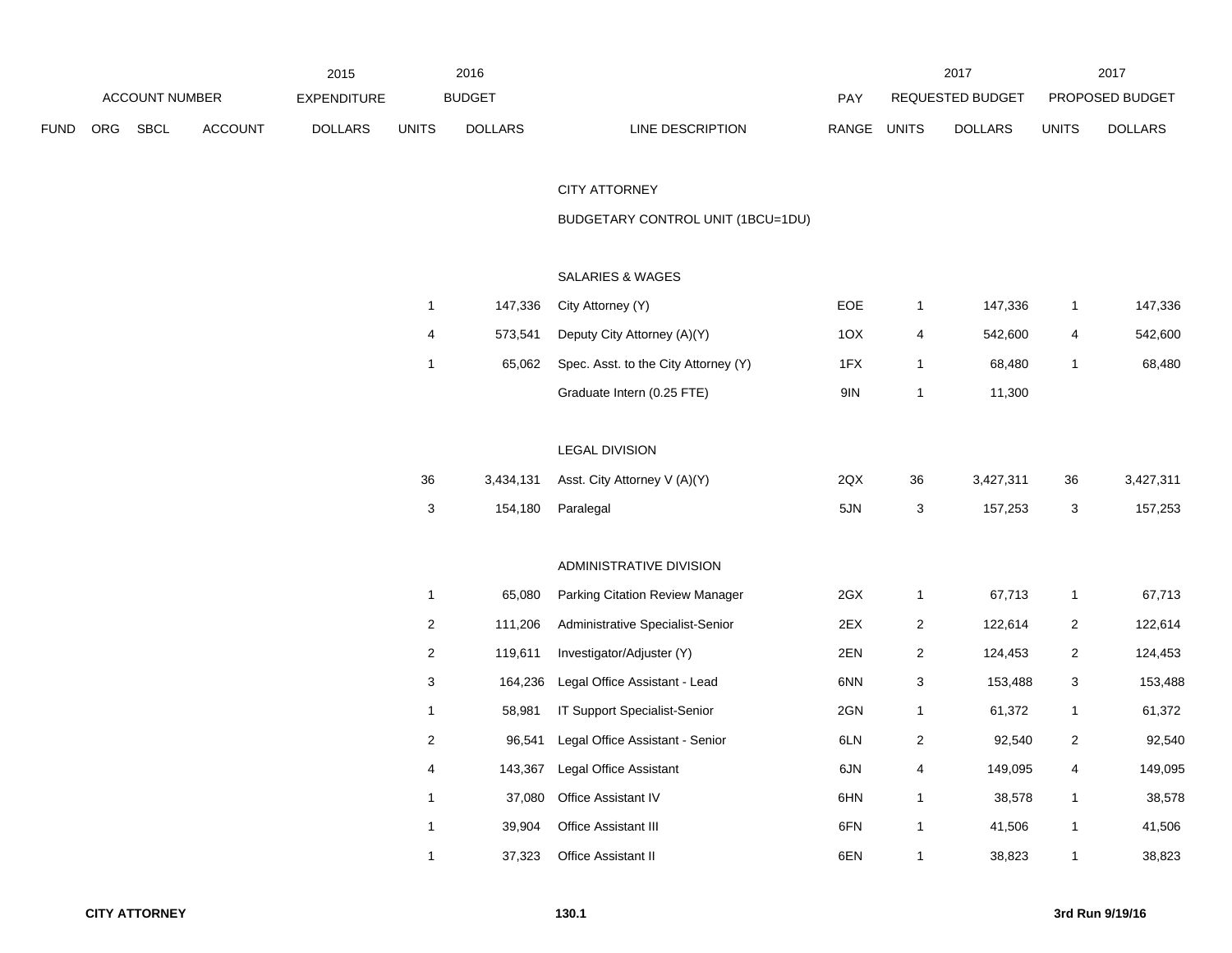| ACCOUNT NUMBER | | | | 2015 EXPENDITURE | 2016 BUDGET | | | PAY | 2017 REQUESTED BUDGET | | 2017 PROPOSED BUDGET | |
|---|---|---|---|---|---|---|---|---|---|---|---|---|
| FUND | ORG | SBCL | ACCOUNT | DOLLARS | UNITS | DOLLARS | LINE DESCRIPTION | RANGE | UNITS | DOLLARS | UNITS | DOLLARS |
| | | | | | | | CITY ATTORNEY | | | | | |
| | | | | | | | BUDGETARY CONTROL UNIT (1BCU=1DU) | | | | | |
| | | | | | | | SALARIES & WAGES | | | | | |
| | | | | | 1 | 147,336 | City Attorney (Y) | EOE | 1 | 147,336 | 1 | 147,336 |
| | | | | | 4 | 573,541 | Deputy City Attorney (A)(Y) | 1OX | 4 | 542,600 | 4 | 542,600 |
| | | | | | 1 | 65,062 | Spec. Asst. to the City Attorney (Y) | 1FX | 1 | 68,480 | 1 | 68,480 |
| | | | | | | | Graduate Intern (0.25 FTE) | 9IN | 1 | 11,300 | | |
| | | | | | | | LEGAL DIVISION | | | | | |
| | | | | | 36 | 3,434,131 | Asst. City Attorney V (A)(Y) | 2QX | 36 | 3,427,311 | 36 | 3,427,311 |
| | | | | | 3 | 154,180 | Paralegal | 5JN | 3 | 157,253 | 3 | 157,253 |
| | | | | | | | ADMINISTRATIVE DIVISION | | | | | |
| | | | | | 1 | 65,080 | Parking Citation Review Manager | 2GX | 1 | 67,713 | 1 | 67,713 |
| | | | | | 2 | 111,206 | Administrative Specialist-Senior | 2EX | 2 | 122,614 | 2 | 122,614 |
| | | | | | 2 | 119,611 | Investigator/Adjuster (Y) | 2EN | 2 | 124,453 | 2 | 124,453 |
| | | | | | 3 | 164,236 | Legal Office Assistant - Lead | 6NN | 3 | 153,488 | 3 | 153,488 |
| | | | | | 1 | 58,981 | IT Support Specialist-Senior | 2GN | 1 | 61,372 | 1 | 61,372 |
| | | | | | 2 | 96,541 | Legal Office Assistant - Senior | 6LN | 2 | 92,540 | 2 | 92,540 |
| | | | | | 4 | 143,367 | Legal Office Assistant | 6JN | 4 | 149,095 | 4 | 149,095 |
| | | | | | 1 | 37,080 | Office Assistant IV | 6HN | 1 | 38,578 | 1 | 38,578 |
| | | | | | 1 | 39,904 | Office Assistant III | 6FN | 1 | 41,506 | 1 | 41,506 |
| | | | | | 1 | 37,323 | Office Assistant II | 6EN | 1 | 38,823 | 1 | 38,823 |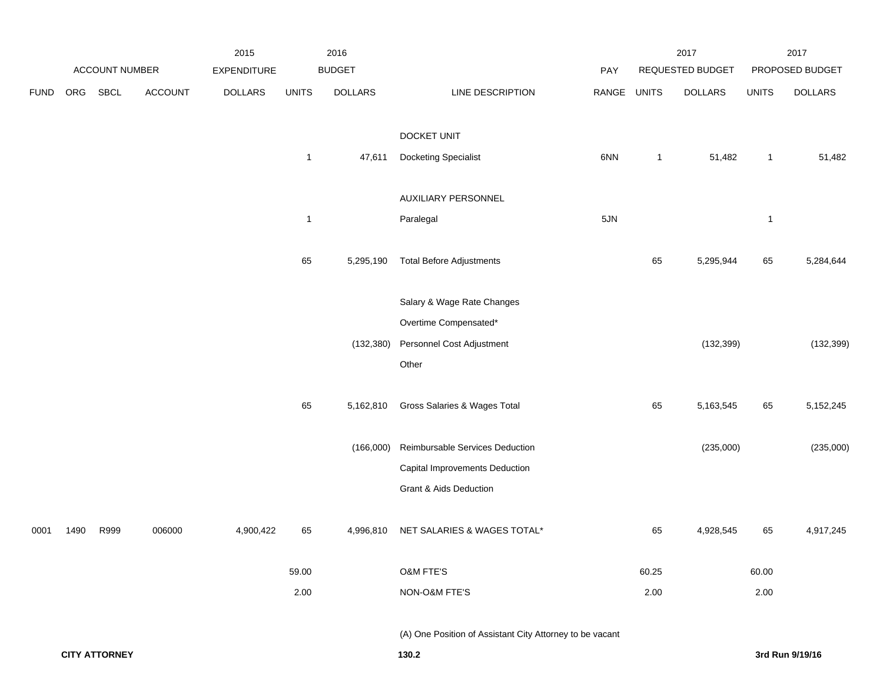| ACCOUNT NUMBER | | | | 2015 EXPENDITURE | 2016 BUDGET | | | | 2017 REQUESTED BUDGET | | 2017 PROPOSED BUDGET | |
|---|---|---|---|---|---|---|---|---|---|---|---|---|
| FUND | ORG | SBCL | ACCOUNT | DOLLARS | UNITS | DOLLARS | LINE DESCRIPTION | PAY RANGE | UNITS | DOLLARS | UNITS | DOLLARS |
| | | | | | | | DOCKET UNIT | | | | | |
| | | | | | 1 | 47,611 | Docketing Specialist | 6NN | 1 | 51,482 | 1 | 51,482 |
| | | | | | | | AUXILIARY PERSONNEL | | | | | |
| | | | | | 1 | | Paralegal | 5JN | | | 1 | |
| | | | | | 65 | 5,295,190 | Total Before Adjustments | | 65 | 5,295,944 | 65 | 5,284,644 |
| | | | | | | | Salary & Wage Rate Changes | | | | | |
| | | | | | | | Overtime Compensated* | | | | | |
| | | | | | | (132,380) | Personnel Cost Adjustment | | | (132,399) | | (132,399) |
| | | | | | | | Other | | | | | |
| | | | | | 65 | 5,162,810 | Gross Salaries & Wages Total | | 65 | 5,163,545 | 65 | 5,152,245 |
| | | | | | | (166,000) | Reimbursable Services Deduction | | | (235,000) | | (235,000) |
| | | | | | | | Capital Improvements Deduction | | | | | |
| | | | | | | | Grant & Aids Deduction | | | | | |
| 0001 | 1490 | R999 | 006000 | 4,900,422 | 65 | 4,996,810 | NET SALARIES & WAGES TOTAL* | | 65 | 4,928,545 | 65 | 4,917,245 |
| | | | | | 59.00 | | O&M FTE'S | | 60.25 | | 60.00 | |
| | | | | | 2.00 | | NON-O&M FTE'S | | 2.00 | | 2.00 | |

(A) One Position of Assistant City Attorney to be vacant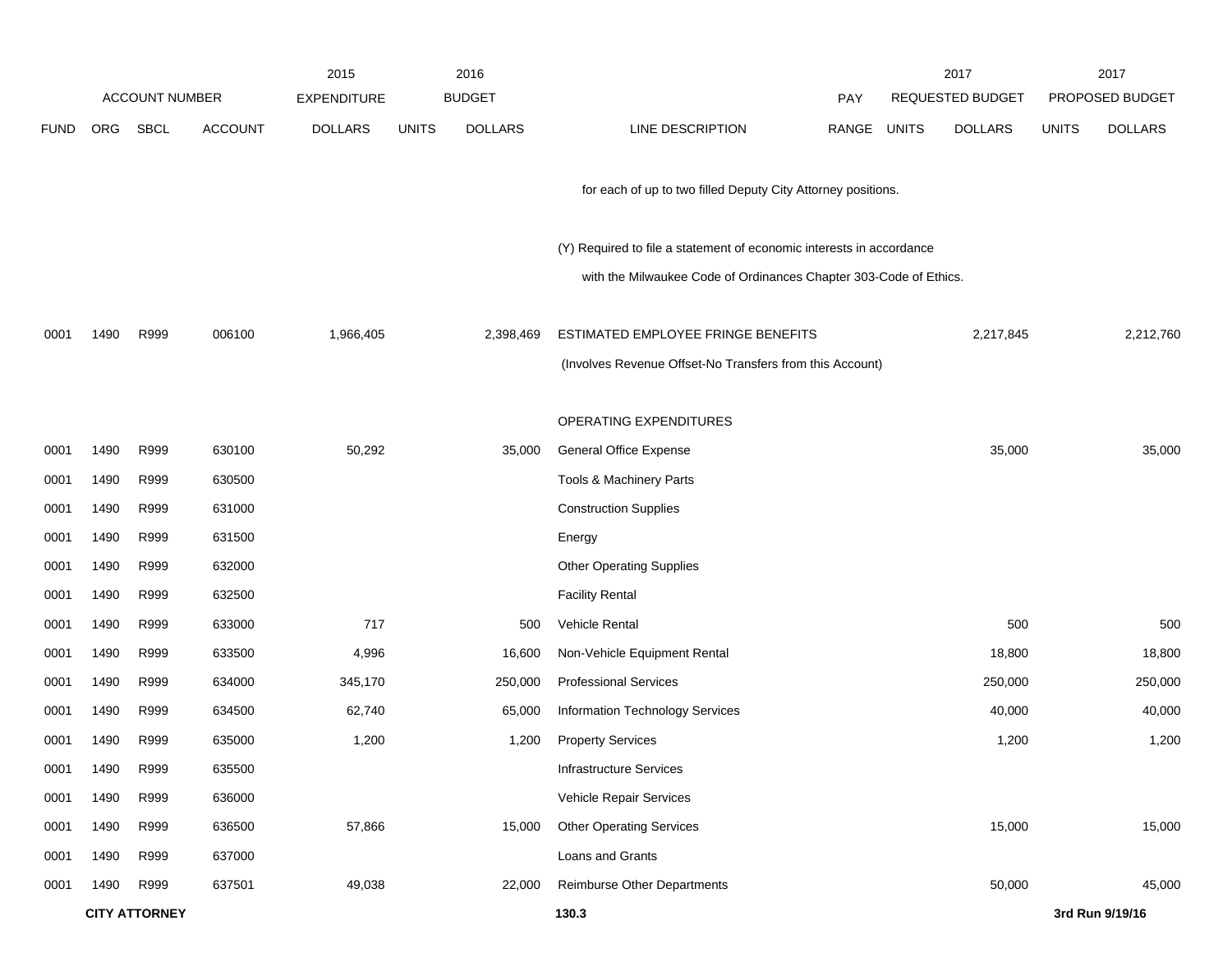| FUND | ORG | SBCL | ACCOUNT | 2015 EXPENDITURE DOLLARS | 2016 BUDGET UNITS | 2016 BUDGET DOLLARS | LINE DESCRIPTION | PAY RANGE | 2017 REQUESTED BUDGET UNITS | 2017 REQUESTED BUDGET DOLLARS | 2017 PROPOSED BUDGET UNITS | 2017 PROPOSED BUDGET DOLLARS |
|---|---|---|---|---|---|---|---|---|---|---|---|---|
| | | | | | | | for each of up to two filled Deputy City Attorney positions. | | | | | |
| | | | | | | | (Y) Required to file a statement of economic interests in accordance with the Milwaukee Code of Ordinances Chapter 303-Code of Ethics. | | | | | |
| 0001 | 1490 | R999 | 006100 | 1,966,405 | | 2,398,469 | ESTIMATED EMPLOYEE FRINGE BENEFITS (Involves Revenue Offset-No Transfers from this Account) | | | 2,217,845 | | 2,212,760 |
| | | | | | | | OPERATING EXPENDITURES | | | | | |
| 0001 | 1490 | R999 | 630100 | 50,292 | | 35,000 | General Office Expense | | | 35,000 | | 35,000 |
| 0001 | 1490 | R999 | 630500 | | | | Tools & Machinery Parts | | | | | |
| 0001 | 1490 | R999 | 631000 | | | | Construction Supplies | | | | | |
| 0001 | 1490 | R999 | 631500 | | | | Energy | | | | | |
| 0001 | 1490 | R999 | 632000 | | | | Other Operating Supplies | | | | | |
| 0001 | 1490 | R999 | 632500 | | | | Facility Rental | | | | | |
| 0001 | 1490 | R999 | 633000 | 717 | | 500 | Vehicle Rental | | | 500 | | 500 |
| 0001 | 1490 | R999 | 633500 | 4,996 | | 16,600 | Non-Vehicle Equipment Rental | | | 18,800 | | 18,800 |
| 0001 | 1490 | R999 | 634000 | 345,170 | | 250,000 | Professional Services | | | 250,000 | | 250,000 |
| 0001 | 1490 | R999 | 634500 | 62,740 | | 65,000 | Information Technology Services | | | 40,000 | | 40,000 |
| 0001 | 1490 | R999 | 635000 | 1,200 | | 1,200 | Property Services | | | 1,200 | | 1,200 |
| 0001 | 1490 | R999 | 635500 | | | | Infrastructure Services | | | | | |
| 0001 | 1490 | R999 | 636000 | | | | Vehicle Repair Services | | | | | |
| 0001 | 1490 | R999 | 636500 | 57,866 | | 15,000 | Other Operating Services | | | 15,000 | | 15,000 |
| 0001 | 1490 | R999 | 637000 | | | | Loans and Grants | | | | | |
| 0001 | 1490 | R999 | 637501 | 49,038 | | 22,000 | Reimburse Other Departments | | | 50,000 | | 45,000 |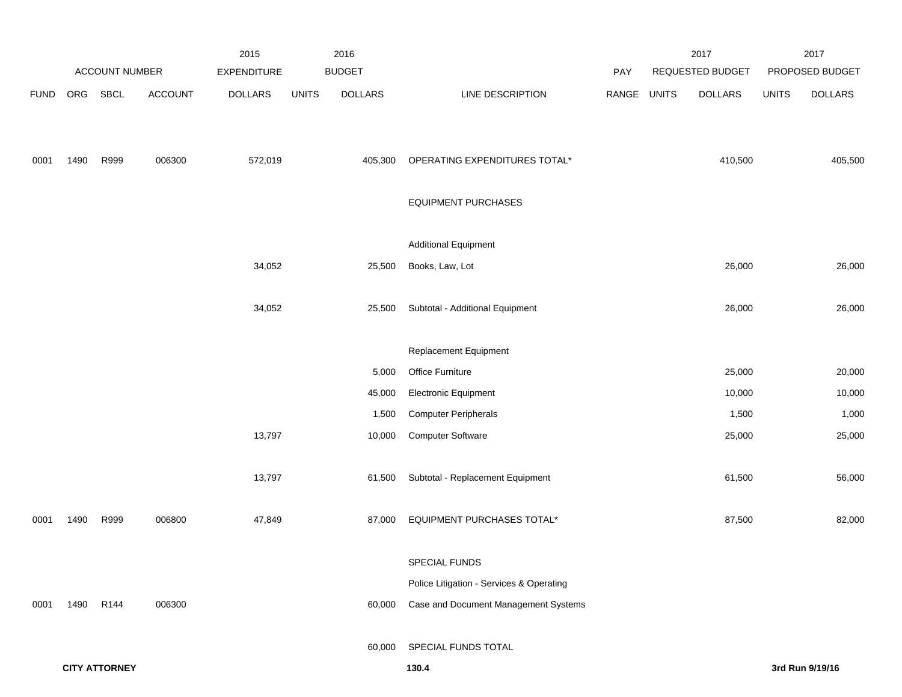| FUND | ORG | SBCL | ACCOUNT | 2015 EXPENDITURE DOLLARS | 2016 BUDGET UNITS | 2016 BUDGET DOLLARS | LINE DESCRIPTION | PAY RANGE | 2017 REQUESTED BUDGET UNITS | 2017 REQUESTED BUDGET DOLLARS | 2017 PROPOSED BUDGET UNITS | 2017 PROPOSED BUDGET DOLLARS |
|---|---|---|---|---|---|---|---|---|---|---|---|---|
| 0001 | 1490 | R999 | 006300 | 572,019 | | 405,300 | OPERATING EXPENDITURES TOTAL* | | | 410,500 | | 405,500 |
| | | | | | | | EQUIPMENT PURCHASES | | | | | |
| | | | | | | | Additional Equipment | | | | | |
| | | | | 34,052 | | 25,500 | Books, Law, Lot | | | 26,000 | | 26,000 |
| | | | | 34,052 | | 25,500 | Subtotal - Additional Equipment | | | 26,000 | | 26,000 |
| | | | | | | | Replacement Equipment | | | | | |
| | | | | | | 5,000 | Office Furniture | | | 25,000 | | 20,000 |
| | | | | | | 45,000 | Electronic Equipment | | | 10,000 | | 10,000 |
| | | | | | | 1,500 | Computer Peripherals | | | 1,500 | | 1,000 |
| | | | | 13,797 | | 10,000 | Computer Software | | | 25,000 | | 25,000 |
| | | | | 13,797 | | 61,500 | Subtotal - Replacement Equipment | | | 61,500 | | 56,000 |
| 0001 | 1490 | R999 | 006800 | 47,849 | | 87,000 | EQUIPMENT PURCHASES TOTAL* | | | 87,500 | | 82,000 |
| | | | | | | | SPECIAL FUNDS | | | | | |
| | | | | | | | Police Litigation - Services & Operating | | | | | |
| 0001 | 1490 | R144 | 006300 | | | 60,000 | Case and Document Management Systems | | | | | |
| | | | | | | 60,000 | SPECIAL FUNDS TOTAL | | | | | |

**CITY ATTORNEY** 130.4 **3rd Run 9/19/16**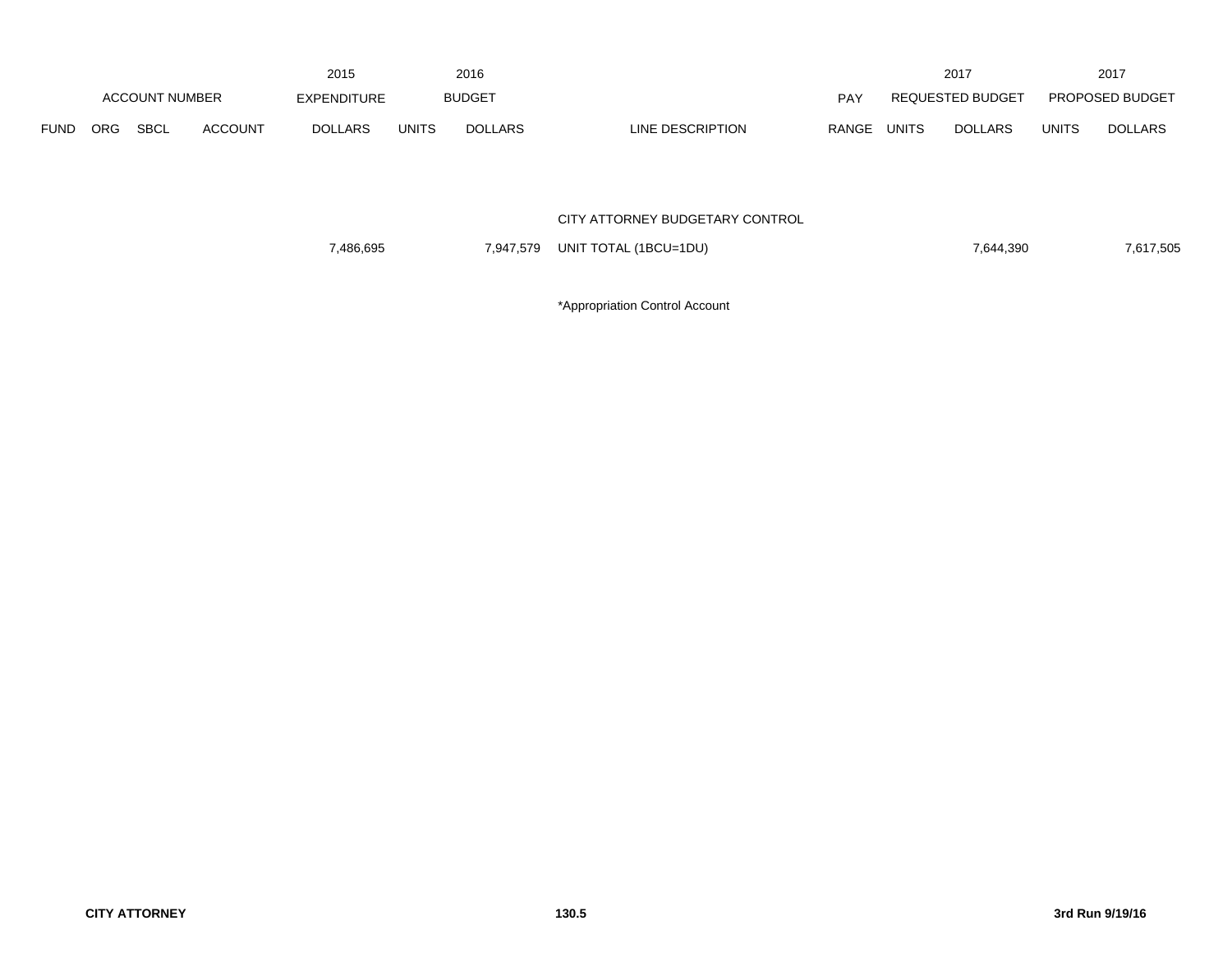| ACCOUNT NUMBER | | | | 2015 EXPENDITURE | 2016 BUDGET | | | PAY | 2017 REQUESTED BUDGET | | 2017 PROPOSED BUDGET | |
|---|---|---|---|---|---|---|---|---|---|---|---|---|
| FUND | ORG | SBCL | ACCOUNT | DOLLARS | UNITS | DOLLARS | LINE DESCRIPTION | RANGE | UNITS | DOLLARS | UNITS | DOLLARS |
| | | | | | | | CITY ATTORNEY BUDGETARY CONTROL | | | | | |
| | | | | 7,486,695 | | 7,947,579 | UNIT TOTAL (1BCU=1DU) | | | 7,644,390 | | 7,617,505 |

*Appropriation Control Account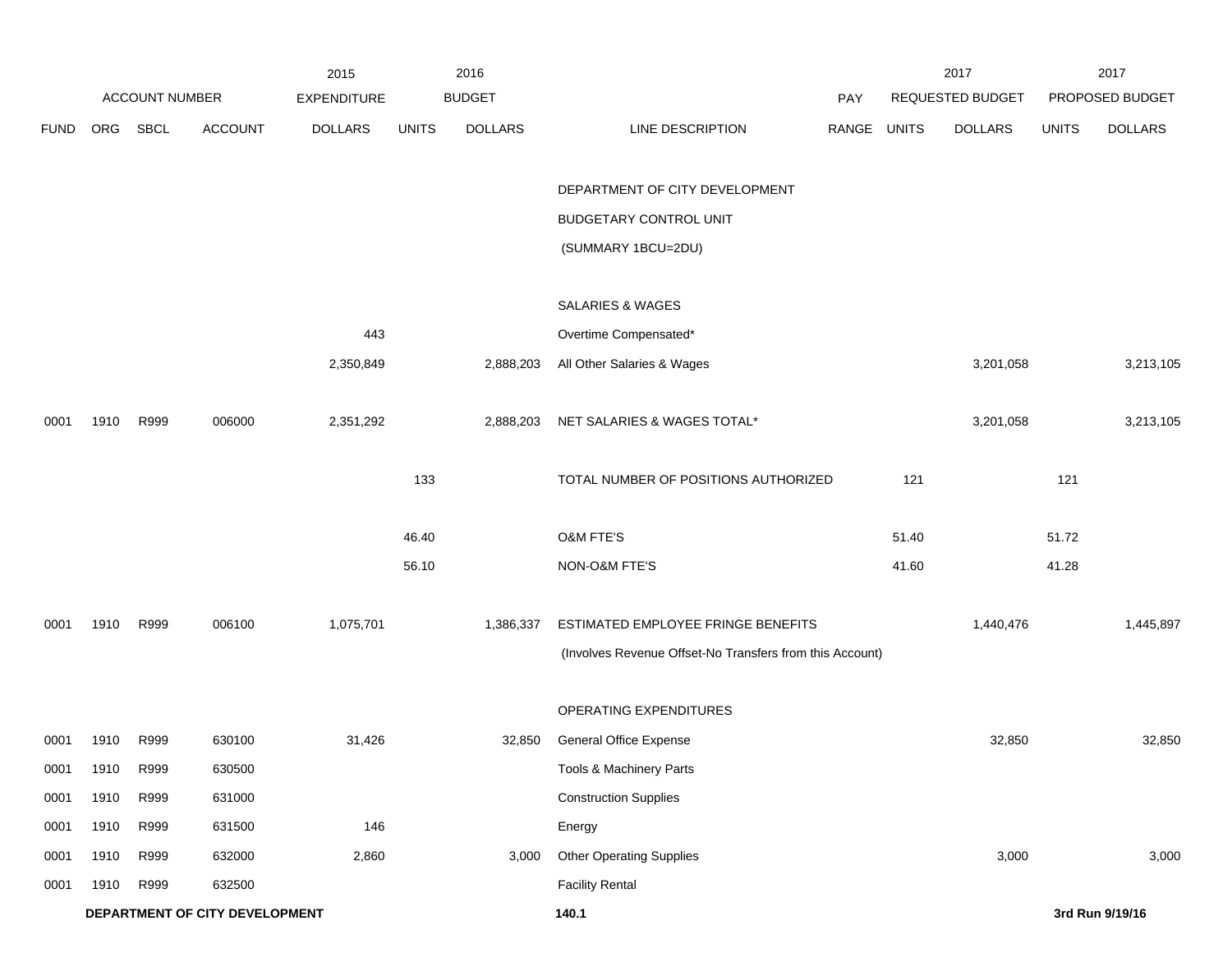| FUND | ORG | SBCL | ACCOUNT | 2015 EXPENDITURE DOLLARS | 2016 BUDGET UNITS | 2016 BUDGET DOLLARS | LINE DESCRIPTION | PAY RANGE | 2017 REQUESTED BUDGET UNITS | 2017 REQUESTED BUDGET DOLLARS | 2017 PROPOSED BUDGET UNITS | 2017 PROPOSED BUDGET DOLLARS |
|---|---|---|---|---|---|---|---|---|---|---|---|---|
| | | | | | | | DEPARTMENT OF CITY DEVELOPMENT | | | | | |
| | | | | | | | BUDGETARY CONTROL UNIT | | | | | |
| | | | | | | | (SUMMARY 1BCU=2DU) | | | | | |
| | | | | | | | SALARIES & WAGES | | | | | |
| | | | | 443 | | | Overtime Compensated* | | | | | |
| | | | | 2,350,849 | | 2,888,203 | All Other Salaries & Wages | | | 3,201,058 | | 3,213,105 |
| 0001 | 1910 | R999 | 006000 | 2,351,292 | | 2,888,203 | NET SALARIES & WAGES TOTAL* | | | 3,201,058 | | 3,213,105 |
| | | | | | 133 | | TOTAL NUMBER OF POSITIONS AUTHORIZED | | 121 | | 121 | |
| | | | | | 46.40 | | O&M FTE'S | | 51.40 | | 51.72 | |
| | | | | | 56.10 | | NON-O&M FTE'S | | 41.60 | | 41.28 | |
| 0001 | 1910 | R999 | 006100 | 1,075,701 | | 1,386,337 | ESTIMATED EMPLOYEE FRINGE BENEFITS | | | 1,440,476 | | 1,445,897 |
| | | | | | | | (Involves Revenue Offset-No Transfers from this Account) | | | | | |
| | | | | | | | OPERATING EXPENDITURES | | | | | |
| 0001 | 1910 | R999 | 630100 | 31,426 | | 32,850 | General Office Expense | | | 32,850 | | 32,850 |
| 0001 | 1910 | R999 | 630500 | | | | Tools & Machinery Parts | | | | | |
| 0001 | 1910 | R999 | 631000 | | | | Construction Supplies | | | | | |
| 0001 | 1910 | R999 | 631500 | 146 | | | Energy | | | | | |
| 0001 | 1910 | R999 | 632000 | 2,860 | | 3,000 | Other Operating Supplies | | | 3,000 | | 3,000 |
| 0001 | 1910 | R999 | 632500 | | | | Facility Rental | | | | | |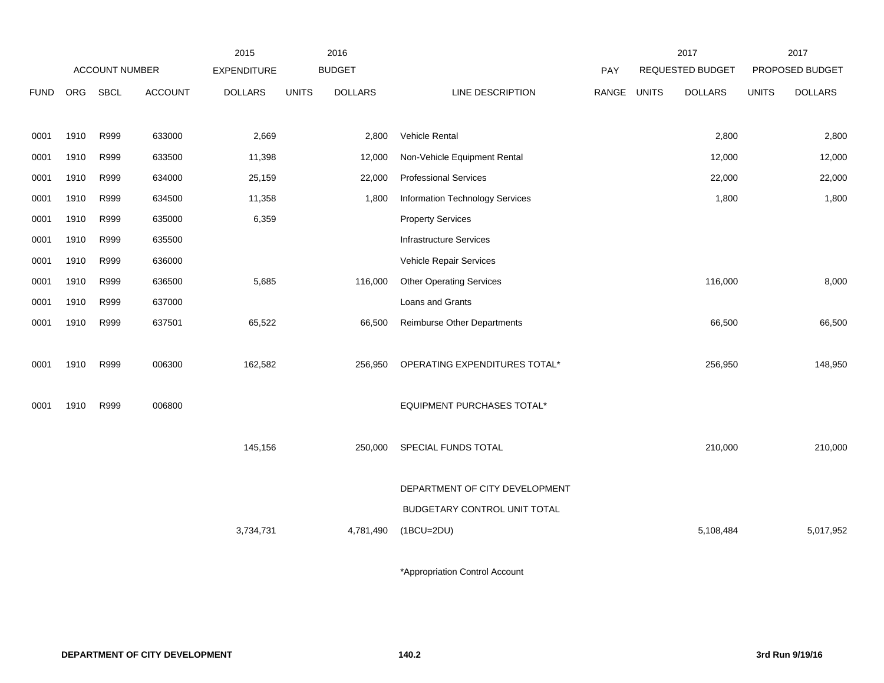| | ACCOUNT NUMBER | | | 2015 EXPENDITURE | 2016 BUDGET | | | PAY | 2017 REQUESTED BUDGET | | 2017 PROPOSED BUDGET | |
|---|---|---|---|---|---|---|---|---|---|---|---|---|
| FUND | ORG | SBCL | ACCOUNT | DOLLARS | UNITS | DOLLARS | LINE DESCRIPTION | RANGE | UNITS | DOLLARS | UNITS | DOLLARS |
| 0001 | 1910 | R999 | 633000 | 2,669 | | 2,800 | Vehicle Rental | | | 2,800 | | 2,800 |
| 0001 | 1910 | R999 | 633500 | 11,398 | | 12,000 | Non-Vehicle Equipment Rental | | | 12,000 | | 12,000 |
| 0001 | 1910 | R999 | 634000 | 25,159 | | 22,000 | Professional Services | | | 22,000 | | 22,000 |
| 0001 | 1910 | R999 | 634500 | 11,358 | | 1,800 | Information Technology Services | | | 1,800 | | 1,800 |
| 0001 | 1910 | R999 | 635000 | 6,359 | | | Property Services | | | | | |
| 0001 | 1910 | R999 | 635500 | | | | Infrastructure Services | | | | | |
| 0001 | 1910 | R999 | 636000 | | | | Vehicle Repair Services | | | | | |
| 0001 | 1910 | R999 | 636500 | 5,685 | | 116,000 | Other Operating Services | | | 116,000 | | 8,000 |
| 0001 | 1910 | R999 | 637000 | | | | Loans and Grants | | | | | |
| 0001 | 1910 | R999 | 637501 | 65,522 | | 66,500 | Reimburse Other Departments | | | 66,500 | | 66,500 |
| 0001 | 1910 | R999 | 006300 | 162,582 | | 256,950 | OPERATING EXPENDITURES TOTAL* | | | 256,950 | | 148,950 |
| 0001 | 1910 | R999 | 006800 | | | | EQUIPMENT PURCHASES TOTAL* | | | | | |
| | | | | 145,156 | | 250,000 | SPECIAL FUNDS TOTAL | | | 210,000 | | 210,000 |
| | | | | 3,734,731 | | 4,781,490 | DEPARTMENT OF CITY DEVELOPMENT BUDGETARY CONTROL UNIT TOTAL (1BCU=2DU) | | | 5,108,484 | | 5,017,952 |

*Appropriation Control Account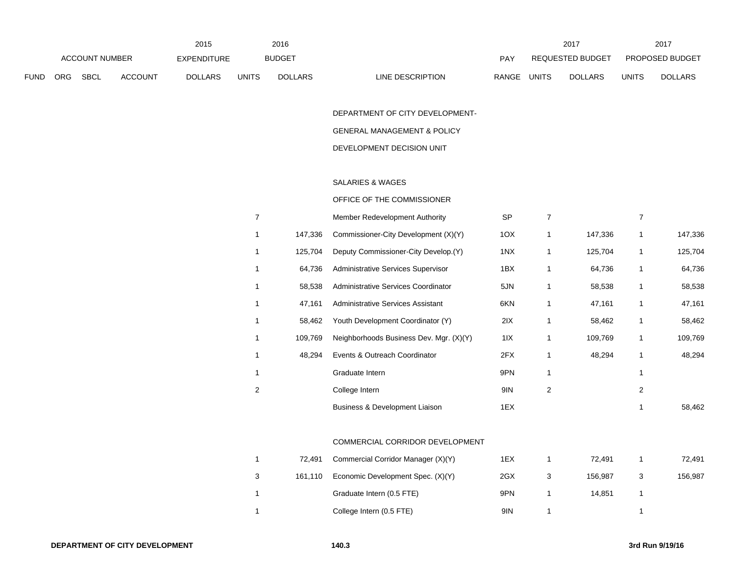| | ACCOUNT NUMBER | | | 2015 EXPENDITURE | 2016 BUDGET | | | PAY | 2017 REQUESTED BUDGET | | 2017 PROPOSED BUDGET | |
|---|---|---|---|---|---|---|---|---|---|---|---|---|
| FUND | ORG | SBCL | ACCOUNT | DOLLARS | UNITS | DOLLARS | LINE DESCRIPTION | RANGE | UNITS | DOLLARS | UNITS | DOLLARS |
| | | | | | | | DEPARTMENT OF CITY DEVELOPMENT- | | | | | |
| | | | | | | | GENERAL MANAGEMENT & POLICY | | | | | |
| | | | | | | | DEVELOPMENT DECISION UNIT | | | | | |
| | | | | | | | SALARIES & WAGES | | | | | |
| | | | | | | | OFFICE OF THE COMMISSIONER | | | | | |
| | | | | | 7 | | Member Redevelopment Authority | SP | 7 | | 7 | |
| | | | | | 1 | 147,336 | Commissioner-City Development (X)(Y) | 1OX | 1 | 147,336 | 1 | 147,336 |
| | | | | | 1 | 125,704 | Deputy Commissioner-City Develop.(Y) | 1NX | 1 | 125,704 | 1 | 125,704 |
| | | | | | 1 | 64,736 | Administrative Services Supervisor | 1BX | 1 | 64,736 | 1 | 64,736 |
| | | | | | 1 | 58,538 | Administrative Services Coordinator | 5JN | 1 | 58,538 | 1 | 58,538 |
| | | | | | 1 | 47,161 | Administrative Services Assistant | 6KN | 1 | 47,161 | 1 | 47,161 |
| | | | | | 1 | 58,462 | Youth Development Coordinator (Y) | 2IX | 1 | 58,462 | 1 | 58,462 |
| | | | | | 1 | 109,769 | Neighborhoods Business Dev. Mgr. (X)(Y) | 1IX | 1 | 109,769 | 1 | 109,769 |
| | | | | | 1 | 48,294 | Events & Outreach Coordinator | 2FX | 1 | 48,294 | 1 | 48,294 |
| | | | | | 1 | | Graduate Intern | 9PN | 1 | | 1 | |
| | | | | | 2 | | College Intern | 9IN | 2 | | 2 | |
| | | | | | | | Business & Development Liaison | 1EX | | | 1 | 58,462 |
| | | | | | | | COMMERCIAL CORRIDOR DEVELOPMENT | | | | | |
| | | | | | 1 | 72,491 | Commercial Corridor Manager (X)(Y) | 1EX | 1 | 72,491 | 1 | 72,491 |
| | | | | | 3 | 161,110 | Economic Development Spec. (X)(Y) | 2GX | 3 | 156,987 | 3 | 156,987 |
| | | | | | 1 | | Graduate Intern (0.5 FTE) | 9PN | 1 | 14,851 | 1 | |
| | | | | | 1 | | College Intern (0.5 FTE) | 9IN | 1 | | 1 | |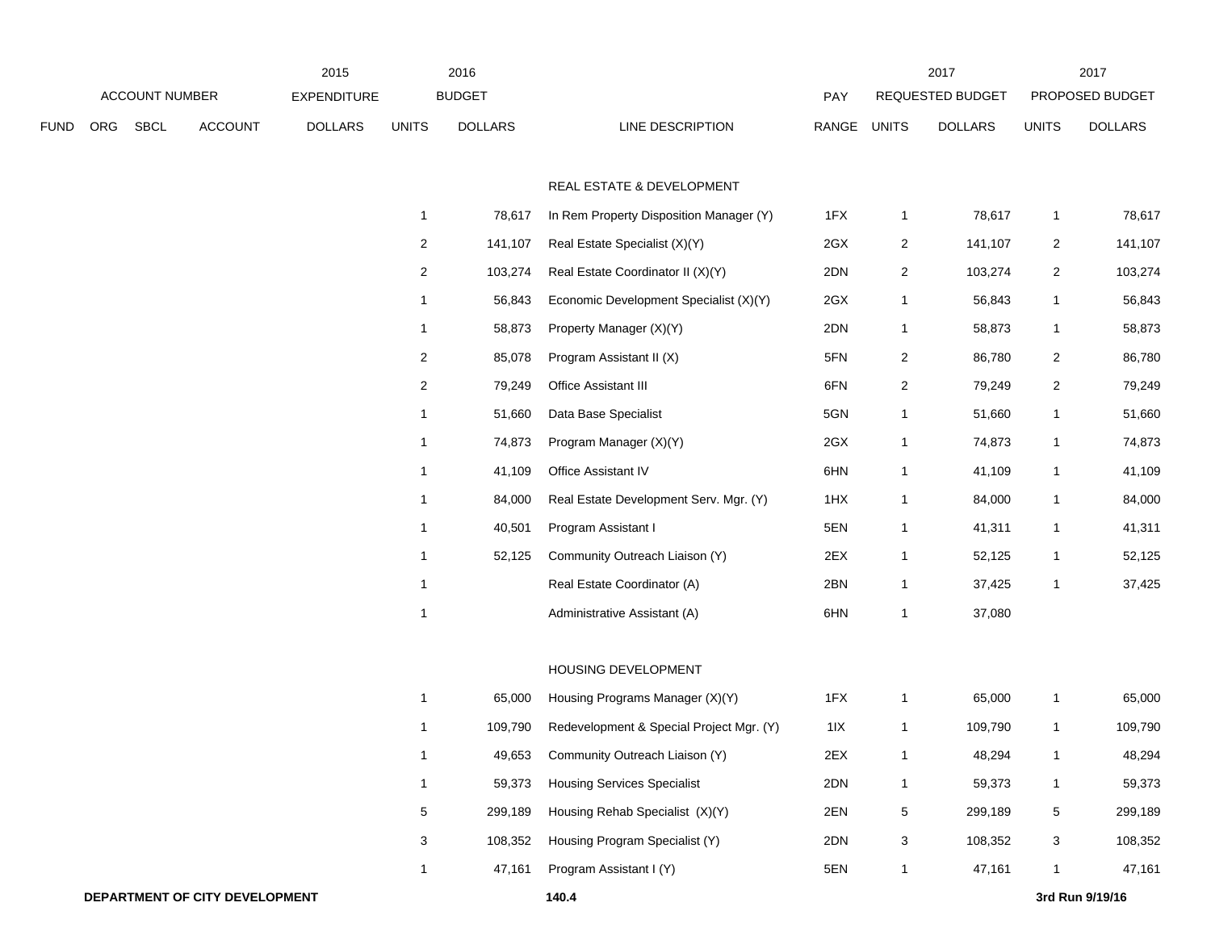| ACCOUNT NUMBER | | | | 2015 EXPENDITURE | 2016 BUDGET | | | PAY | 2017 REQUESTED BUDGET | | 2017 PROPOSED BUDGET | |
|---|---|---|---|---|---|---|---|---|---|---|---|---|
| FUND | ORG | SBCL | ACCOUNT | DOLLARS | UNITS | DOLLARS | LINE DESCRIPTION | RANGE | UNITS | DOLLARS | UNITS | DOLLARS |
| | | | | | | | REAL ESTATE & DEVELOPMENT | | | | | |
| | | | | | 1 | 78,617 | In Rem Property Disposition Manager (Y) | 1FX | 1 | 78,617 | 1 | 78,617 |
| | | | | | 2 | 141,107 | Real Estate Specialist (X)(Y) | 2GX | 2 | 141,107 | 2 | 141,107 |
| | | | | | 2 | 103,274 | Real Estate Coordinator II (X)(Y) | 2DN | 2 | 103,274 | 2 | 103,274 |
| | | | | | 1 | 56,843 | Economic Development Specialist (X)(Y) | 2GX | 1 | 56,843 | 1 | 56,843 |
| | | | | | 1 | 58,873 | Property Manager (X)(Y) | 2DN | 1 | 58,873 | 1 | 58,873 |
| | | | | | 2 | 85,078 | Program Assistant II (X) | 5FN | 2 | 86,780 | 2 | 86,780 |
| | | | | | 2 | 79,249 | Office Assistant III | 6FN | 2 | 79,249 | 2 | 79,249 |
| | | | | | 1 | 51,660 | Data Base Specialist | 5GN | 1 | 51,660 | 1 | 51,660 |
| | | | | | 1 | 74,873 | Program Manager (X)(Y) | 2GX | 1 | 74,873 | 1 | 74,873 |
| | | | | | 1 | 41,109 | Office Assistant IV | 6HN | 1 | 41,109 | 1 | 41,109 |
| | | | | | 1 | 84,000 | Real Estate Development Serv. Mgr. (Y) | 1HX | 1 | 84,000 | 1 | 84,000 |
| | | | | | 1 | 40,501 | Program Assistant I | 5EN | 1 | 41,311 | 1 | 41,311 |
| | | | | | 1 | 52,125 | Community Outreach Liaison (Y) | 2EX | 1 | 52,125 | 1 | 52,125 |
| | | | | | 1 | | Real Estate Coordinator (A) | 2BN | 1 | 37,425 | 1 | 37,425 |
| | | | | | 1 | | Administrative Assistant (A) | 6HN | 1 | 37,080 | | |
| | | | | | | | HOUSING DEVELOPMENT | | | | | |
| | | | | | 1 | 65,000 | Housing Programs Manager (X)(Y) | 1FX | 1 | 65,000 | 1 | 65,000 |
| | | | | | 1 | 109,790 | Redevelopment & Special Project Mgr. (Y) | 1IX | 1 | 109,790 | 1 | 109,790 |
| | | | | | 1 | 49,653 | Community Outreach Liaison (Y) | 2EX | 1 | 48,294 | 1 | 48,294 |
| | | | | | 1 | 59,373 | Housing Services Specialist | 2DN | 1 | 59,373 | 1 | 59,373 |
| | | | | | 5 | 299,189 | Housing Rehab Specialist (X)(Y) | 2EN | 5 | 299,189 | 5 | 299,189 |
| | | | | | 3 | 108,352 | Housing Program Specialist (Y) | 2DN | 3 | 108,352 | 3 | 108,352 |
| | | | | | 1 | 47,161 | Program Assistant I (Y) | 5EN | 1 | 47,161 | 1 | 47,161 |

**DEPARTMENT OF CITY DEVELOPMENT** **140.4** **3rd Run 9/19/16**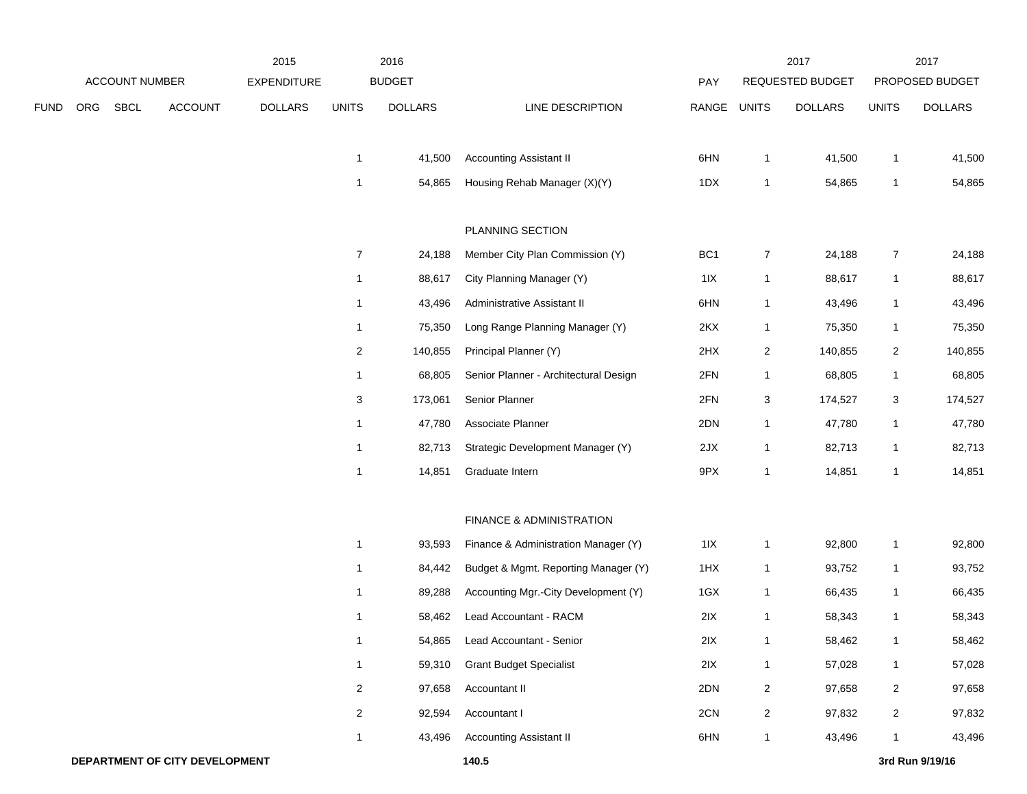| | ACCOUNT NUMBER | | | 2015 EXPENDITURE | 2016 BUDGET | | | PAY | 2017 REQUESTED BUDGET | | 2017 PROPOSED BUDGET | |
|---|---|---|---|---|---|---|---|---|---|---|---|---|
| FUND | ORG | SBCL | ACCOUNT | DOLLARS | UNITS | DOLLARS | LINE DESCRIPTION | RANGE | UNITS | DOLLARS | UNITS | DOLLARS |
| | | | | | 1 | 41,500 | Accounting Assistant II | 6HN | 1 | 41,500 | 1 | 41,500 |
| | | | | | 1 | 54,865 | Housing Rehab Manager (X)(Y) | 1DX | 1 | 54,865 | 1 | 54,865 |
| | | | | | | | PLANNING SECTION | | | | | |
| | | | | | 7 | 24,188 | Member City Plan Commission (Y) | BC1 | 7 | 24,188 | 7 | 24,188 |
| | | | | | 1 | 88,617 | City Planning Manager (Y) | 1IX | 1 | 88,617 | 1 | 88,617 |
| | | | | | 1 | 43,496 | Administrative Assistant II | 6HN | 1 | 43,496 | 1 | 43,496 |
| | | | | | 1 | 75,350 | Long Range Planning Manager (Y) | 2KX | 1 | 75,350 | 1 | 75,350 |
| | | | | | 2 | 140,855 | Principal Planner (Y) | 2HX | 2 | 140,855 | 2 | 140,855 |
| | | | | | 1 | 68,805 | Senior Planner - Architectural Design | 2FN | 1 | 68,805 | 1 | 68,805 |
| | | | | | 3 | 173,061 | Senior Planner | 2FN | 3 | 174,527 | 3 | 174,527 |
| | | | | | 1 | 47,780 | Associate Planner | 2DN | 1 | 47,780 | 1 | 47,780 |
| | | | | | 1 | 82,713 | Strategic Development Manager (Y) | 2JX | 1 | 82,713 | 1 | 82,713 |
| | | | | | 1 | 14,851 | Graduate Intern | 9PX | 1 | 14,851 | 1 | 14,851 |
| | | | | | | | FINANCE & ADMINISTRATION | | | | | |
| | | | | | 1 | 93,593 | Finance & Administration Manager (Y) | 1IX | 1 | 92,800 | 1 | 92,800 |
| | | | | | 1 | 84,442 | Budget & Mgmt. Reporting Manager (Y) | 1HX | 1 | 93,752 | 1 | 93,752 |
| | | | | | 1 | 89,288 | Accounting Mgr.-City Development (Y) | 1GX | 1 | 66,435 | 1 | 66,435 |
| | | | | | 1 | 58,462 | Lead Accountant - RACM | 2IX | 1 | 58,343 | 1 | 58,343 |
| | | | | | 1 | 54,865 | Lead Accountant - Senior | 2IX | 1 | 58,462 | 1 | 58,462 |
| | | | | | 1 | 59,310 | Grant Budget Specialist | 2IX | 1 | 57,028 | 1 | 57,028 |
| | | | | | 2 | 97,658 | Accountant II | 2DN | 2 | 97,658 | 2 | 97,658 |
| | | | | | 2 | 92,594 | Accountant I | 2CN | 2 | 97,832 | 2 | 97,832 |
| | | | | | 1 | 43,496 | Accounting Assistant II | 6HN | 1 | 43,496 | 1 | 43,496 |

**DEPARTMENT OF CITY DEVELOPMENT**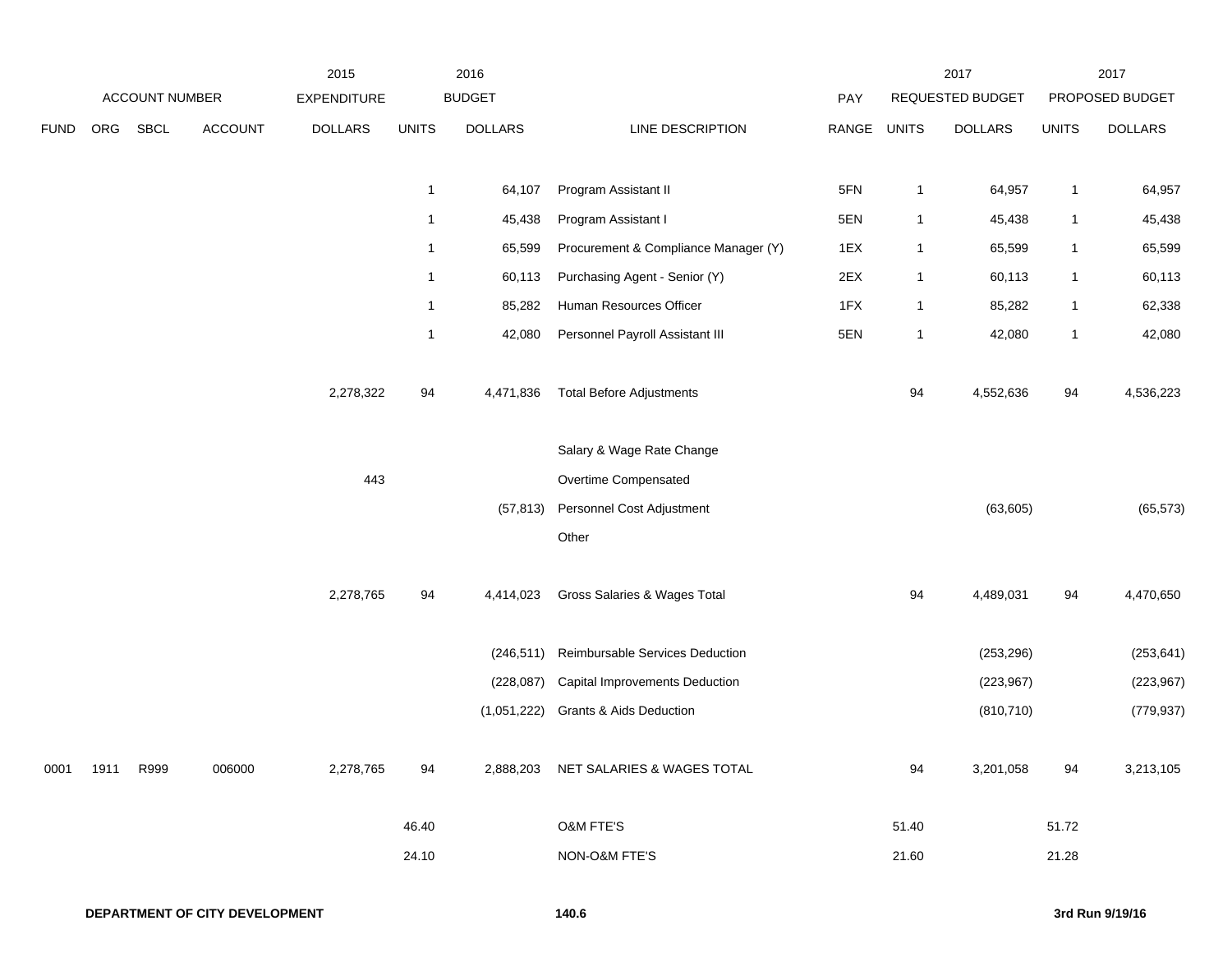| | ACCOUNT NUMBER | | | 2015 EXPENDITURE | 2016 BUDGET | | | PAY | 2017 REQUESTED BUDGET | | 2017 PROPOSED BUDGET | |
|---|---|---|---|---|---|---|---|---|---|---|---|---|
| FUND | ORG | SBCL | ACCOUNT | DOLLARS | UNITS | DOLLARS | LINE DESCRIPTION | RANGE | UNITS | DOLLARS | UNITS | DOLLARS |
| | | | | | 1 | 64,107 | Program Assistant II | 5FN | 1 | 64,957 | 1 | 64,957 |
| | | | | | 1 | 45,438 | Program Assistant I | 5EN | 1 | 45,438 | 1 | 45,438 |
| | | | | | 1 | 65,599 | Procurement & Compliance Manager (Y) | 1EX | 1 | 65,599 | 1 | 65,599 |
| | | | | | 1 | 60,113 | Purchasing Agent - Senior (Y) | 2EX | 1 | 60,113 | 1 | 60,113 |
| | | | | | 1 | 85,282 | Human Resources Officer | 1FX | 1 | 85,282 | 1 | 62,338 |
| | | | | | 1 | 42,080 | Personnel Payroll Assistant III | 5EN | 1 | 42,080 | 1 | 42,080 |
| | | | | 2,278,322 | 94 | 4,471,836 | Total Before Adjustments | | 94 | 4,552,636 | 94 | 4,536,223 |
| | | | | | | | Salary & Wage Rate Change | | | | | |
| | | | | 443 | | | Overtime Compensated | | | | | |
| | | | | | | (57,813) | Personnel Cost Adjustment | | | (63,605) | | (65,573) |
| | | | | | | | Other | | | | | |
| | | | | 2,278,765 | 94 | 4,414,023 | Gross Salaries & Wages Total | | 94 | 4,489,031 | 94 | 4,470,650 |
| | | | | | | (246,511) | Reimbursable Services Deduction | | | (253,296) | | (253,641) |
| | | | | | | (228,087) | Capital Improvements Deduction | | | (223,967) | | (223,967) |
| | | | | | | (1,051,222) | Grants & Aids Deduction | | | (810,710) | | (779,937) |
| 0001 | 1911 | R999 | 006000 | 2,278,765 | 94 | 2,888,203 | NET SALARIES & WAGES TOTAL | | 94 | 3,201,058 | 94 | 3,213,105 |
| | | | | | 46.40 | | O&M FTE'S | | 51.40 | | 51.72 | |
| | | | | | 24.10 | | NON-O&M FTE'S | | 21.60 | | 21.28 | |

**DEPARTMENT OF CITY DEVELOPMENT** **140.6** **3rd Run 9/19/16**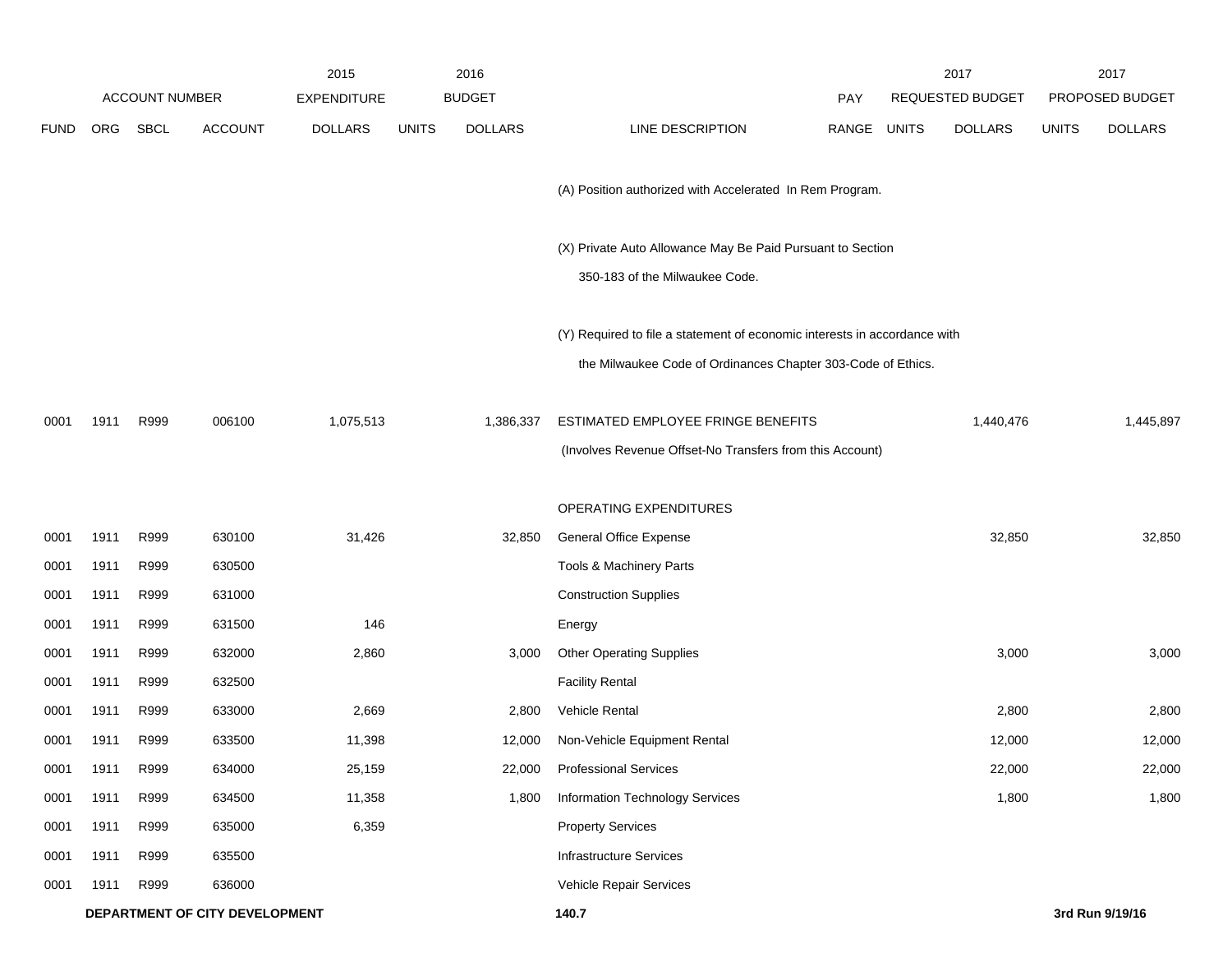| ACCOUNT NUMBER | | | | 2015 EXPENDITURE | 2016 BUDGET | | | | 2017 REQUESTED BUDGET | | 2017 PROPOSED BUDGET | |
|---|---|---|---|---|---|---|---|---|---|---|---|---|
| FUND | ORG | SBCL | ACCOUNT | DOLLARS | UNITS | DOLLARS | LINE DESCRIPTION | PAY RANGE | UNITS | DOLLARS | UNITS | DOLLARS |
| | | | | | | | (A) Position authorized with Accelerated In Rem Program. | | | | | |
| | | | | | | | (X) Private Auto Allowance May Be Paid Pursuant to Section 350-183 of the Milwaukee Code. | | | | | |
| | | | | | | | (Y) Required to file a statement of economic interests in accordance with the Milwaukee Code of Ordinances Chapter 303-Code of Ethics. | | | | | |
| 0001 | 1911 | R999 | 006100 | 1,075,513 | | 1,386,337 | ESTIMATED EMPLOYEE FRINGE BENEFITS (Involves Revenue Offset-No Transfers from this Account) | | | 1,440,476 | | 1,445,897 |
| | | | | | | | OPERATING EXPENDITURES | | | | | |
| 0001 | 1911 | R999 | 630100 | 31,426 | | 32,850 | General Office Expense | | | 32,850 | | 32,850 |
| 0001 | 1911 | R999 | 630500 | | | | Tools & Machinery Parts | | | | | |
| 0001 | 1911 | R999 | 631000 | | | | Construction Supplies | | | | | |
| 0001 | 1911 | R999 | 631500 | 146 | | | Energy | | | | | |
| 0001 | 1911 | R999 | 632000 | 2,860 | | 3,000 | Other Operating Supplies | | | 3,000 | | 3,000 |
| 0001 | 1911 | R999 | 632500 | | | | Facility Rental | | | | | |
| 0001 | 1911 | R999 | 633000 | 2,669 | | 2,800 | Vehicle Rental | | | 2,800 | | 2,800 |
| 0001 | 1911 | R999 | 633500 | 11,398 | | 12,000 | Non-Vehicle Equipment Rental | | | 12,000 | | 12,000 |
| 0001 | 1911 | R999 | 634000 | 25,159 | | 22,000 | Professional Services | | | 22,000 | | 22,000 |
| 0001 | 1911 | R999 | 634500 | 11,358 | | 1,800 | Information Technology Services | | | 1,800 | | 1,800 |
| 0001 | 1911 | R999 | 635000 | 6,359 | | | Property Services | | | | | |
| 0001 | 1911 | R999 | 635500 | | | | Infrastructure Services | | | | | |
| 0001 | 1911 | R999 | 636000 | | | | Vehicle Repair Services | | | | | |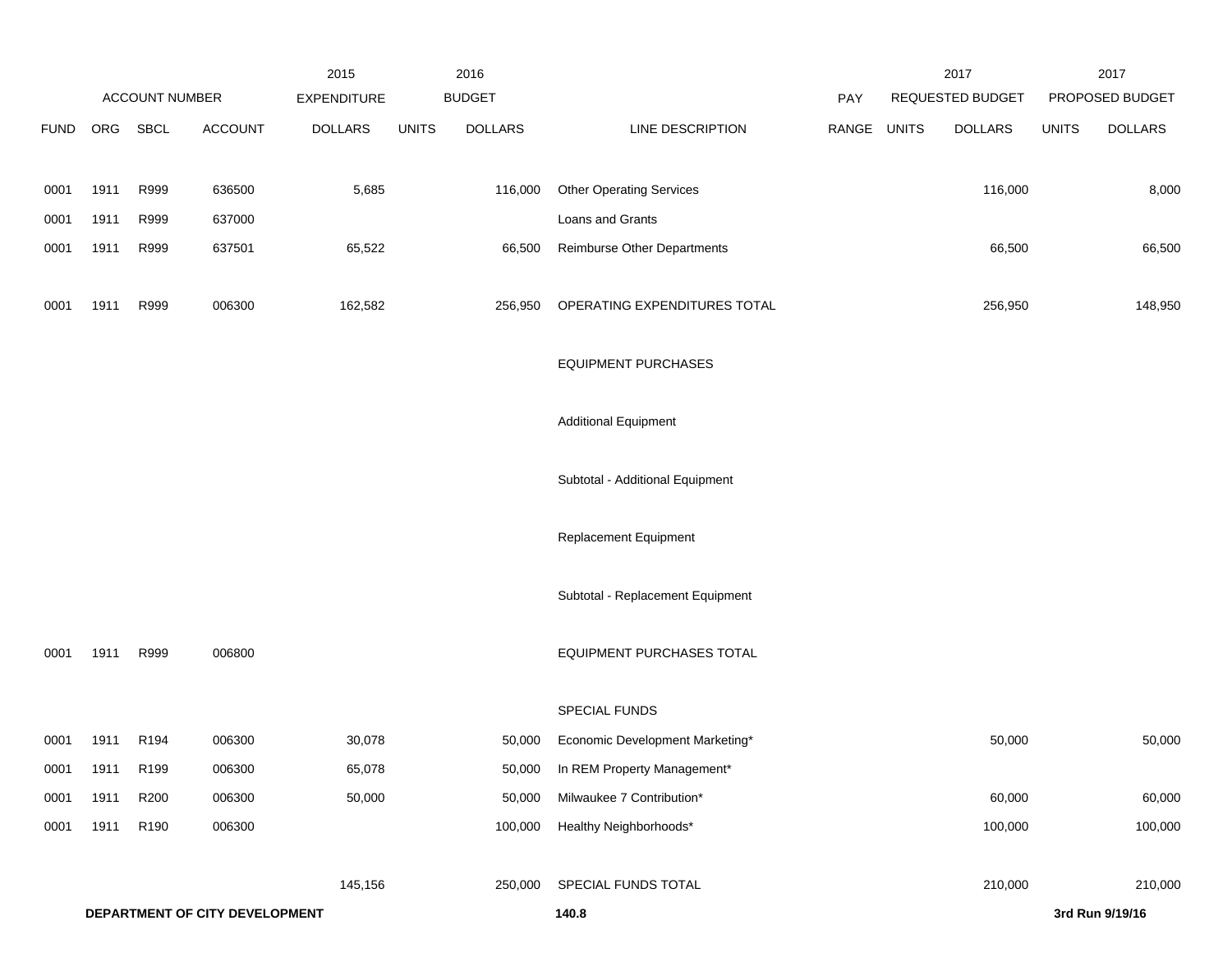| ACCOUNT NUMBER | | | | 2015 EXPENDITURE | 2016 BUDGET | | | PAY | 2017 REQUESTED BUDGET | | 2017 PROPOSED BUDGET | |
|---|---|---|---|---|---|---|---|---|---|---|---|---|
| FUND | ORG | SBCL | ACCOUNT | DOLLARS | UNITS | DOLLARS | LINE DESCRIPTION | RANGE | UNITS | DOLLARS | UNITS | DOLLARS |
| 0001 | 1911 | R999 | 636500 | 5,685 | | 116,000 | Other Operating Services | | | 116,000 | | 8,000 |
| 0001 | 1911 | R999 | 637000 | | | | Loans and Grants | | | | | |
| 0001 | 1911 | R999 | 637501 | 65,522 | | 66,500 | Reimburse Other Departments | | | 66,500 | | 66,500 |
| 0001 | 1911 | R999 | 006300 | 162,582 | | 256,950 | OPERATING EXPENDITURES TOTAL | | | 256,950 | | 148,950 |
| | | | | | | | EQUIPMENT PURCHASES | | | | | |
| | | | | | | | Additional Equipment | | | | | |
| | | | | | | | Subtotal - Additional Equipment | | | | | |
| | | | | | | | Replacement Equipment | | | | | |
| | | | | | | | Subtotal - Replacement Equipment | | | | | |
| 0001 | 1911 | R999 | 006800 | | | | EQUIPMENT PURCHASES TOTAL | | | | | |
| | | | | | | | SPECIAL FUNDS | | | | | |
| 0001 | 1911 | R194 | 006300 | 30,078 | | 50,000 | Economic Development Marketing* | | | 50,000 | | 50,000 |
| 0001 | 1911 | R199 | 006300 | 65,078 | | 50,000 | In REM Property Management* | | | | | |
| 0001 | 1911 | R200 | 006300 | 50,000 | | 50,000 | Milwaukee 7 Contribution* | | | 60,000 | | 60,000 |
| 0001 | 1911 | R190 | 006300 | | | 100,000 | Healthy Neighborhoods* | | | 100,000 | | 100,000 |
| | | | | 145,156 | | 250,000 | SPECIAL FUNDS TOTAL | | | 210,000 | | 210,000 |

**DEPARTMENT OF CITY DEVELOPMENT** **140.8** **3rd Run 9/19/16**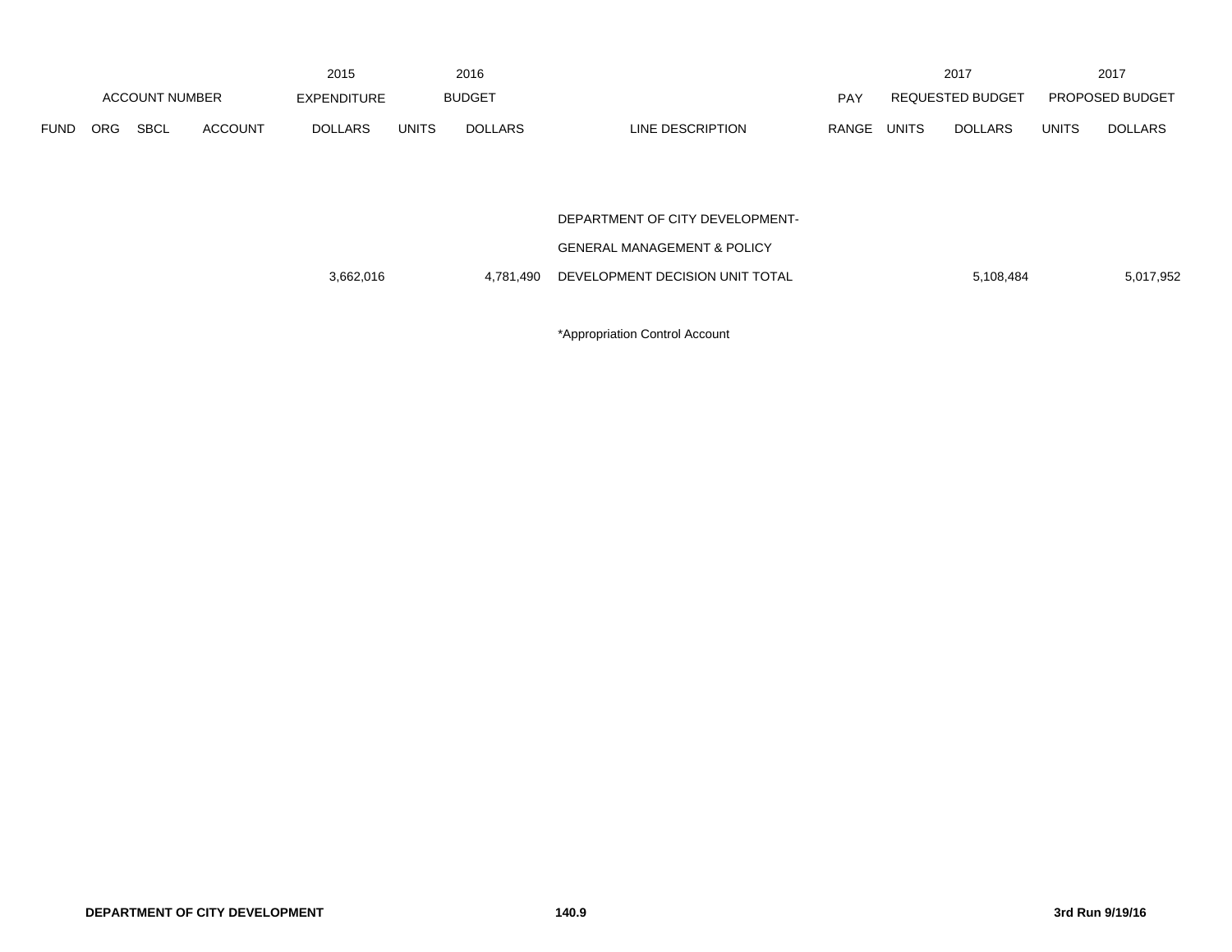| ACCOUNT NUMBER | | | | 2015 EXPENDITURE | 2016 BUDGET | | | PAY | 2017 REQUESTED BUDGET | | 2017 PROPOSED BUDGET | |
|---|---|---|---|---|---|---|---|---|---|---|---|---|
| FUND | ORG | SBCL | ACCOUNT | DOLLARS | UNITS | DOLLARS | LINE DESCRIPTION | RANGE | UNITS | DOLLARS | UNITS | DOLLARS |
| | | | | | | | DEPARTMENT OF CITY DEVELOPMENT- | | | | | |
| | | | | | | | GENERAL MANAGEMENT & POLICY | | | | | |
| | | | | 3,662,016 | | 4,781,490 | DEVELOPMENT DECISION UNIT TOTAL | | | 5,108,484 | | 5,017,952 |

*Appropriation Control Account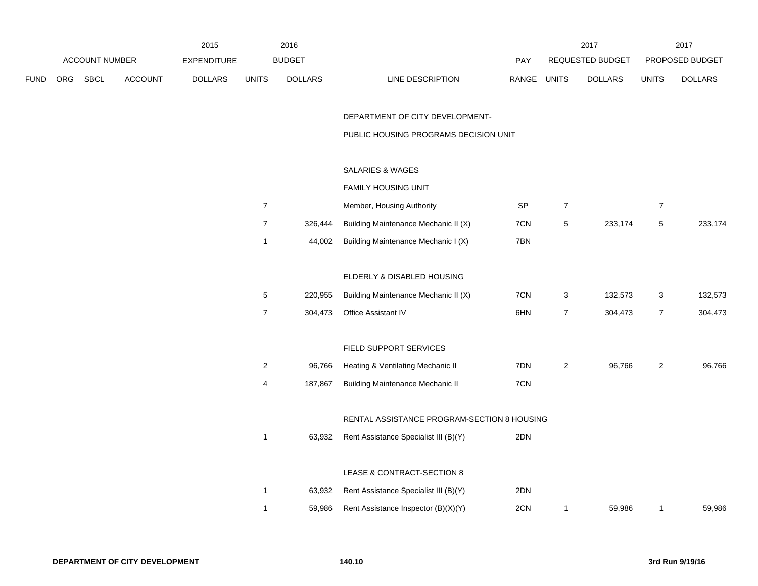| FUND | ORG | SBCL | ACCOUNT | 2015 EXPENDITURE DOLLARS | 2016 BUDGET UNITS | 2016 BUDGET DOLLARS | LINE DESCRIPTION | PAY RANGE | 2017 REQUESTED BUDGET UNITS | 2017 REQUESTED BUDGET DOLLARS | 2017 PROPOSED BUDGET UNITS | 2017 PROPOSED BUDGET DOLLARS |
|---|---|---|---|---|---|---|---|---|---|---|---|---|
| | | | | | | | DEPARTMENT OF CITY DEVELOPMENT- | | | | | |
| | | | | | | | PUBLIC HOUSING PROGRAMS DECISION UNIT | | | | | |
| | | | | | | | SALARIES & WAGES | | | | | |
| | | | | | | | FAMILY HOUSING UNIT | | | | | |
| | | | | | 7 | | Member, Housing Authority | SP | 7 | | 7 | |
| | | | | | 7 | 326,444 | Building Maintenance Mechanic II (X) | 7CN | 5 | 233,174 | 5 | 233,174 |
| | | | | | 1 | 44,002 | Building Maintenance Mechanic I (X) | 7BN | | | | |
| | | | | | | | ELDERLY & DISABLED HOUSING | | | | | |
| | | | | | 5 | 220,955 | Building Maintenance Mechanic II (X) | 7CN | 3 | 132,573 | 3 | 132,573 |
| | | | | | 7 | 304,473 | Office Assistant IV | 6HN | 7 | 304,473 | 7 | 304,473 |
| | | | | | | | FIELD SUPPORT SERVICES | | | | | |
| | | | | | 2 | 96,766 | Heating & Ventilating Mechanic II | 7DN | 2 | 96,766 | 2 | 96,766 |
| | | | | | 4 | 187,867 | Building Maintenance Mechanic II | 7CN | | | | |
| | | | | | | | RENTAL ASSISTANCE PROGRAM-SECTION 8 HOUSING | | | | | |
| | | | | | 1 | 63,932 | Rent Assistance Specialist III (B)(Y) | 2DN | | | | |
| | | | | | | | LEASE & CONTRACT-SECTION 8 | | | | | |
| | | | | | 1 | 63,932 | Rent Assistance Specialist III (B)(Y) | 2DN | | | | |
| | | | | | 1 | 59,986 | Rent Assistance Inspector (B)(X)(Y) | 2CN | 1 | 59,986 | 1 | 59,986 |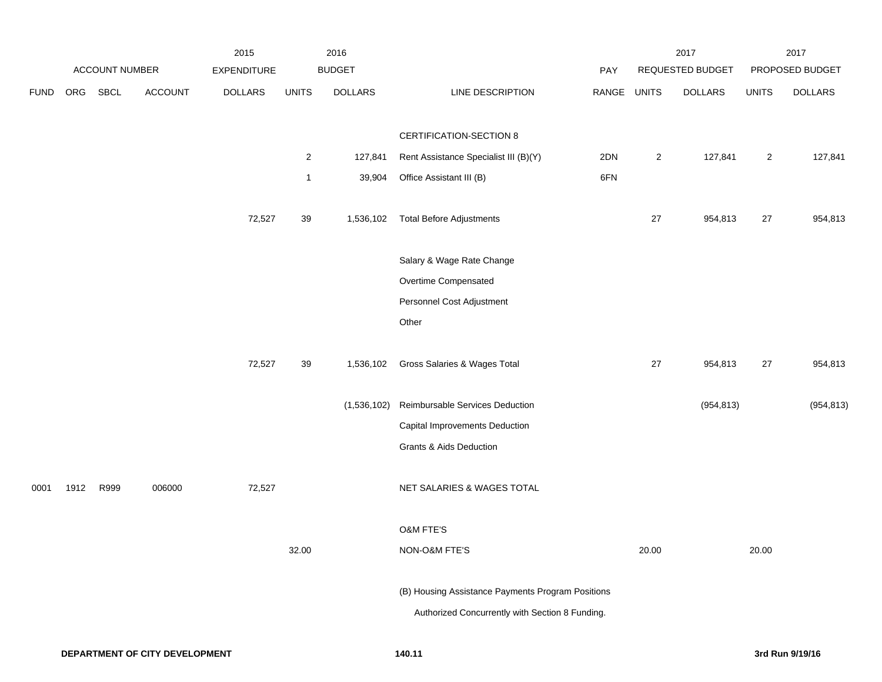| ACCOUNT NUMBER | | | | 2015 EXPENDITURE | 2016 BUDGET | | | | 2017 REQUESTED BUDGET | | 2017 PROPOSED BUDGET | |
|---|---|---|---|---|---|---|---|---|---|---|---|---|
| FUND | ORG | SBCL | ACCOUNT | DOLLARS | UNITS | DOLLARS | LINE DESCRIPTION | PAY RANGE | UNITS | DOLLARS | UNITS | DOLLARS |
| | | | | | | | CERTIFICATION-SECTION 8 | | | | | |
| | | | | | 2 | 127,841 | Rent Assistance Specialist III (B)(Y) | 2DN | 2 | 127,841 | 2 | 127,841 |
| | | | | | 1 | 39,904 | Office Assistant III (B) | 6FN | | | | |
| | | | | 72,527 | 39 | 1,536,102 | Total Before Adjustments | | 27 | 954,813 | 27 | 954,813 |
| | | | | | | | Salary & Wage Rate Change | | | | | |
| | | | | | | | Overtime Compensated | | | | | |
| | | | | | | | Personnel Cost Adjustment | | | | | |
| | | | | | | | Other | | | | | |
| | | | | 72,527 | 39 | 1,536,102 | Gross Salaries & Wages Total | | 27 | 954,813 | 27 | 954,813 |
| | | | | | | (1,536,102) | Reimbursable Services Deduction | | | (954,813) | | (954,813) |
| | | | | | | | Capital Improvements Deduction | | | | | |
| | | | | | | | Grants & Aids Deduction | | | | | |
| 0001 | 1912 | R999 | 006000 | 72,527 | | | NET SALARIES & WAGES TOTAL | | | | | |
| | | | | | | | O&M FTE'S | | | | | |
| | | | | | 32.00 | | NON-O&M FTE'S | | 20.00 | | 20.00 | |

(B) Housing Assistance Payments Program Positions
Authorized Concurrently with Section 8 Funding.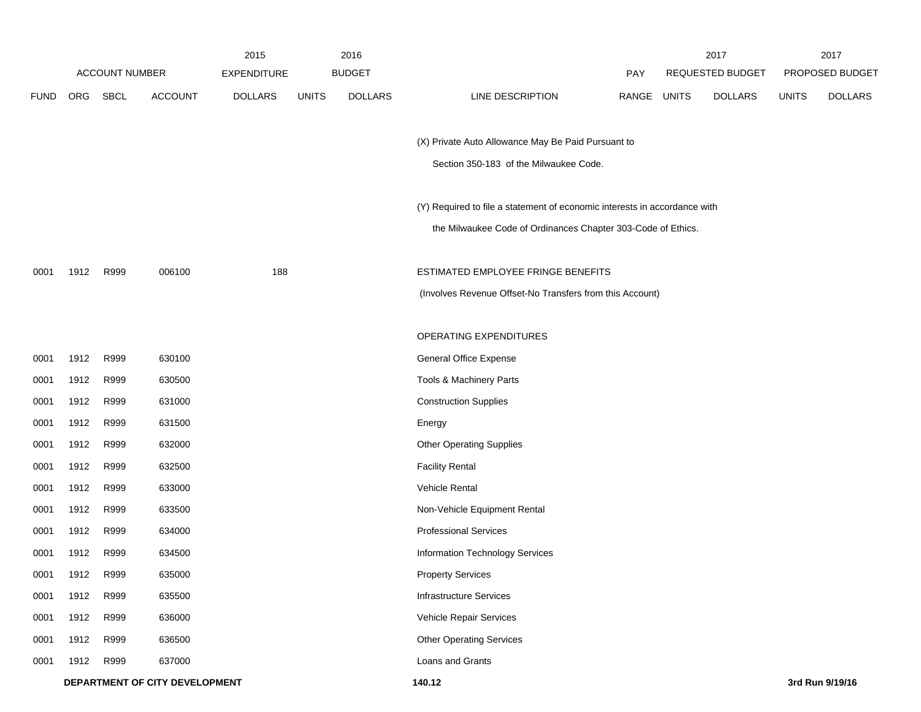| ACCOUNT NUMBER | | | | 2015 EXPENDITURE | 2016 BUDGET | | | PAY | 2017 REQUESTED BUDGET | | 2017 PROPOSED BUDGET | |
|---|---|---|---|---|---|---|---|---|---|---|---|---|
| FUND | ORG | SBCL | ACCOUNT | DOLLARS | UNITS | DOLLARS | LINE DESCRIPTION | RANGE | UNITS | DOLLARS | UNITS | DOLLARS |
| | | | | | | | (X) Private Auto Allowance May Be Paid Pursuant to Section 350-183 of the Milwaukee Code. | | | | | |
| | | | | | | | (Y) Required to file a statement of economic interests in accordance with the Milwaukee Code of Ordinances Chapter 303-Code of Ethics. | | | | | |
| 0001 | 1912 | R999 | 006100 | 188 | | | ESTIMATED EMPLOYEE FRINGE BENEFITS (Involves Revenue Offset-No Transfers from this Account) | | | | | |
| | | | | | | | OPERATING EXPENDITURES | | | | | |
| 0001 | 1912 | R999 | 630100 | | | | General Office Expense | | | | | |
| 0001 | 1912 | R999 | 630500 | | | | Tools & Machinery Parts | | | | | |
| 0001 | 1912 | R999 | 631000 | | | | Construction Supplies | | | | | |
| 0001 | 1912 | R999 | 631500 | | | | Energy | | | | | |
| 0001 | 1912 | R999 | 632000 | | | | Other Operating Supplies | | | | | |
| 0001 | 1912 | R999 | 632500 | | | | Facility Rental | | | | | |
| 0001 | 1912 | R999 | 633000 | | | | Vehicle Rental | | | | | |
| 0001 | 1912 | R999 | 633500 | | | | Non-Vehicle Equipment Rental | | | | | |
| 0001 | 1912 | R999 | 634000 | | | | Professional Services | | | | | |
| 0001 | 1912 | R999 | 634500 | | | | Information Technology Services | | | | | |
| 0001 | 1912 | R999 | 635000 | | | | Property Services | | | | | |
| 0001 | 1912 | R999 | 635500 | | | | Infrastructure Services | | | | | |
| 0001 | 1912 | R999 | 636000 | | | | Vehicle Repair Services | | | | | |
| 0001 | 1912 | R999 | 636500 | | | | Other Operating Services | | | | | |
| 0001 | 1912 | R999 | 637000 | | | | Loans and Grants | | | | | |

**DEPARTMENT OF CITY DEVELOPMENT** **140.12** **3rd Run 9/19/16**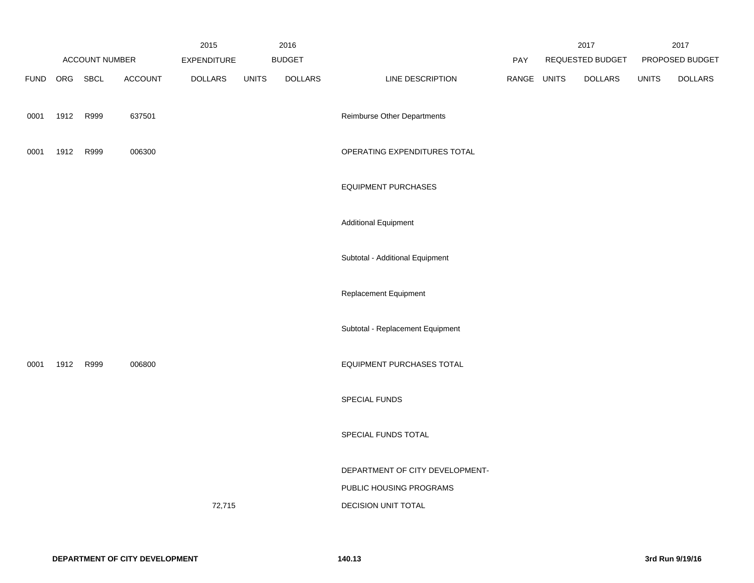| FUND | ORG | SBCL | ACCOUNT | 2015 EXPENDITURE DOLLARS | 2016 BUDGET UNITS | 2016 BUDGET DOLLARS | LINE DESCRIPTION | PAY RANGE | 2017 REQUESTED BUDGET UNITS | 2017 REQUESTED BUDGET DOLLARS | 2017 PROPOSED BUDGET UNITS | 2017 PROPOSED BUDGET DOLLARS |
|---|---|---|---|---|---|---|---|---|---|---|---|---|
| 0001 | 1912 | R999 | 637501 | | | | Reimburse Other Departments | | | | | |
| 0001 | 1912 | R999 | 006300 | | | | OPERATING EXPENDITURES TOTAL | | | | | |
| | | | | | | | EQUIPMENT PURCHASES | | | | | |
| | | | | | | | Additional Equipment | | | | | |
| | | | | | | | Subtotal - Additional Equipment | | | | | |
| | | | | | | | Replacement Equipment | | | | | |
| | | | | | | | Subtotal - Replacement Equipment | | | | | |
| 0001 | 1912 | R999 | 006800 | | | | EQUIPMENT PURCHASES TOTAL | | | | | |
| | | | | | | | SPECIAL FUNDS | | | | | |
| | | | | | | | SPECIAL FUNDS TOTAL | | | | | |
| | | | | 72,715 | | | DEPARTMENT OF CITY DEVELOPMENT- PUBLIC HOUSING PROGRAMS DECISION UNIT TOTAL | | | | | |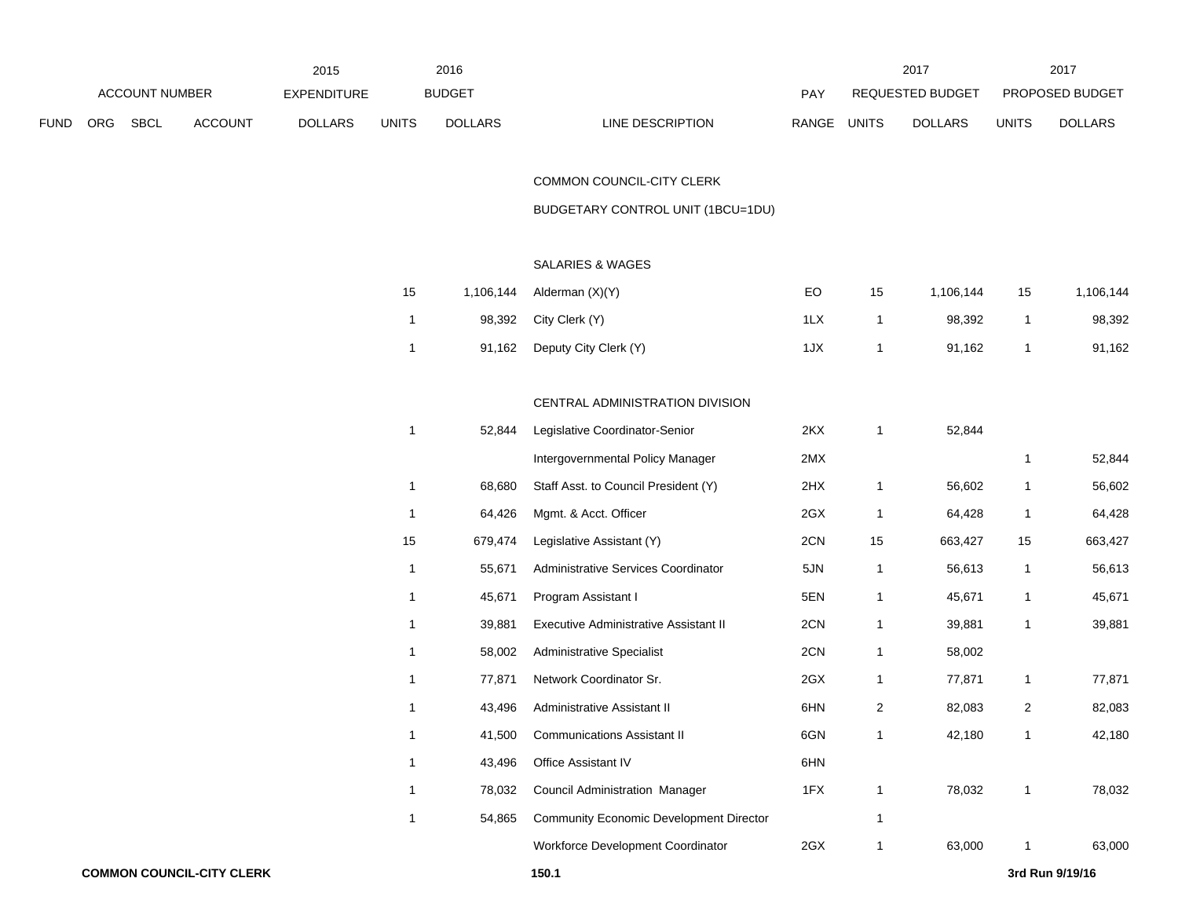| | ACCOUNT NUMBER | | | 2015 EXPENDITURE | 2016 BUDGET | | | | 2017 REQUESTED BUDGET | | 2017 PROPOSED BUDGET | |
|---|---|---|---|---|---|---|---|---|---|---|---|---|
| FUND | ORG | SBCL | ACCOUNT | DOLLARS | UNITS | DOLLARS | LINE DESCRIPTION | PAY RANGE | UNITS | DOLLARS | UNITS | DOLLARS |
| | | | | | | | COMMON COUNCIL-CITY CLERK | | | | | |
| | | | | | | | BUDGETARY CONTROL UNIT (1BCU=1DU) | | | | | |
| | | | | | | | SALARIES & WAGES | | | | | |
| | | | | | 15 | 1,106,144 | Alderman (X)(Y) | EO | 15 | 1,106,144 | 15 | 1,106,144 |
| | | | | | 1 | 98,392 | City Clerk (Y) | 1LX | 1 | 98,392 | 1 | 98,392 |
| | | | | | 1 | 91,162 | Deputy City Clerk (Y) | 1JX | 1 | 91,162 | 1 | 91,162 |
| | | | | | | | CENTRAL ADMINISTRATION DIVISION | | | | | |
| | | | | | 1 | 52,844 | Legislative Coordinator-Senior | 2KX | 1 | 52,844 | | |
| | | | | | | | Intergovernmental Policy Manager | 2MX | | | 1 | 52,844 |
| | | | | | 1 | 68,680 | Staff Asst. to Council President (Y) | 2HX | 1 | 56,602 | 1 | 56,602 |
| | | | | | 1 | 64,426 | Mgmt. & Acct. Officer | 2GX | 1 | 64,428 | 1 | 64,428 |
| | | | | | 15 | 679,474 | Legislative Assistant (Y) | 2CN | 15 | 663,427 | 15 | 663,427 |
| | | | | | 1 | 55,671 | Administrative Services Coordinator | 5JN | 1 | 56,613 | 1 | 56,613 |
| | | | | | 1 | 45,671 | Program Assistant I | 5EN | 1 | 45,671 | 1 | 45,671 |
| | | | | | 1 | 39,881 | Executive Administrative Assistant II | 2CN | 1 | 39,881 | 1 | 39,881 |
| | | | | | 1 | 58,002 | Administrative Specialist | 2CN | 1 | 58,002 | | |
| | | | | | 1 | 77,871 | Network Coordinator Sr. | 2GX | 1 | 77,871 | 1 | 77,871 |
| | | | | | 1 | 43,496 | Administrative Assistant II | 6HN | 2 | 82,083 | 2 | 82,083 |
| | | | | | 1 | 41,500 | Communications Assistant II | 6GN | 1 | 42,180 | 1 | 42,180 |
| | | | | | 1 | 43,496 | Office Assistant IV | 6HN | | | | |
| | | | | | 1 | 78,032 | Council Administration Manager | 1FX | 1 | 78,032 | 1 | 78,032 |
| | | | | | 1 | 54,865 | Community Economic Development Director | | 1 | | | |
| | | | | | | | Workforce Development Coordinator | 2GX | 1 | 63,000 | 1 | 63,000 |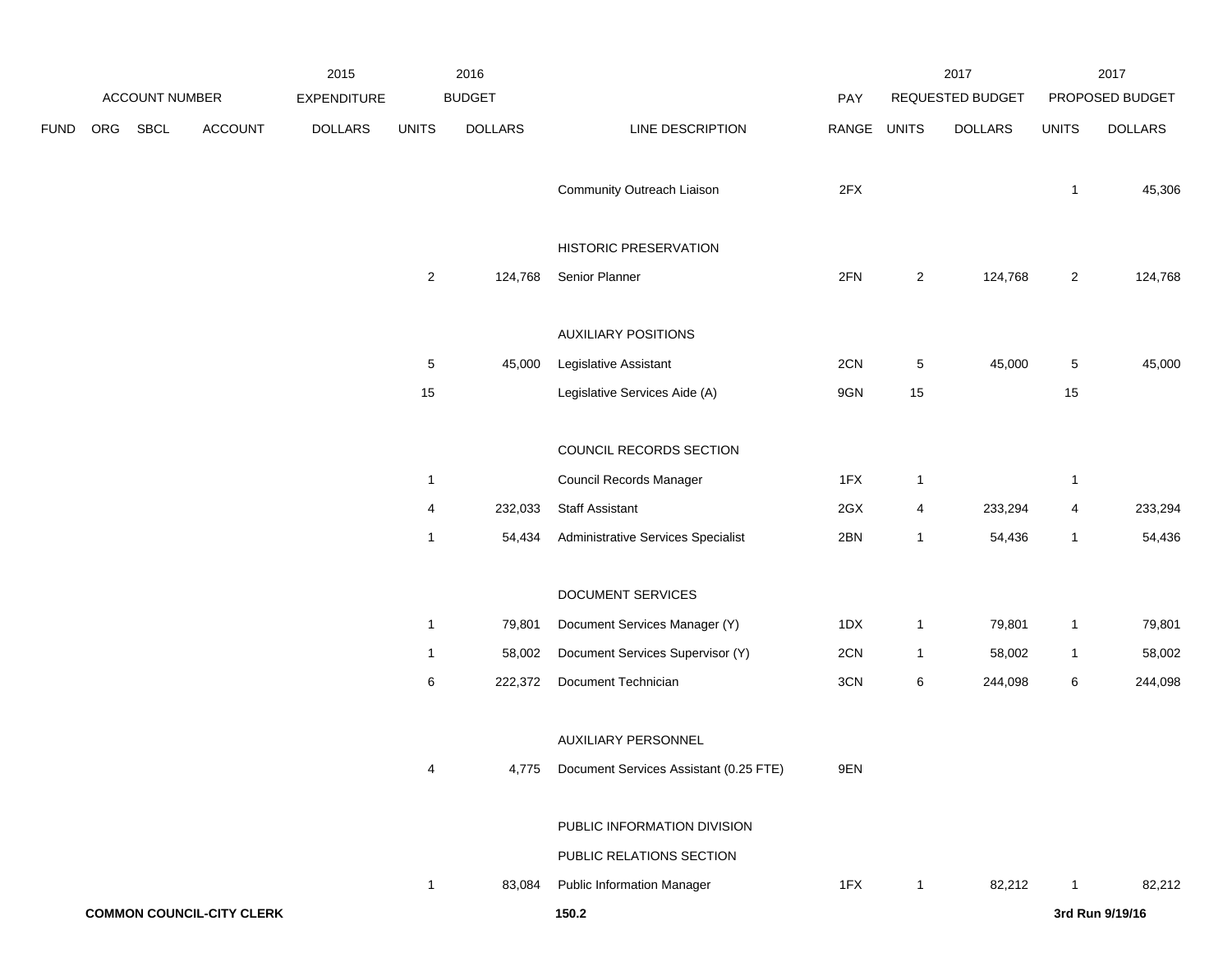| ACCOUNT NUMBER | | | | 2015 EXPENDITURE | 2016 BUDGET | | | PAY | 2017 REQUESTED BUDGET | | 2017 PROPOSED BUDGET | |
|---|---|---|---|---|---|---|---|---|---|---|---|---|
| FUND | ORG | SBCL | ACCOUNT | DOLLARS | UNITS | DOLLARS | LINE DESCRIPTION | RANGE | UNITS | DOLLARS | UNITS | DOLLARS |
| | | | | | | | Community Outreach Liaison | 2FX | | | 1 | 45,306 |
| | | | | | | | HISTORIC PRESERVATION | | | | | |
| | | | | | 2 | 124,768 | Senior Planner | 2FN | 2 | 124,768 | 2 | 124,768 |
| | | | | | | | AUXILIARY POSITIONS | | | | | |
| | | | | | 5 | 45,000 | Legislative Assistant | 2CN | 5 | 45,000 | 5 | 45,000 |
| | | | | | 15 | | Legislative Services Aide (A) | 9GN | 15 | | 15 | |
| | | | | | | | COUNCIL RECORDS SECTION | | | | | |
| | | | | | 1 | | Council Records Manager | 1FX | 1 | | 1 | |
| | | | | | 4 | 232,033 | Staff Assistant | 2GX | 4 | 233,294 | 4 | 233,294 |
| | | | | | 1 | 54,434 | Administrative Services Specialist | 2BN | 1 | 54,436 | 1 | 54,436 |
| | | | | | | | DOCUMENT SERVICES | | | | | |
| | | | | | 1 | 79,801 | Document Services Manager (Y) | 1DX | 1 | 79,801 | 1 | 79,801 |
| | | | | | 1 | 58,002 | Document Services Supervisor (Y) | 2CN | 1 | 58,002 | 1 | 58,002 |
| | | | | | 6 | 222,372 | Document Technician | 3CN | 6 | 244,098 | 6 | 244,098 |
| | | | | | | | AUXILIARY PERSONNEL | | | | | |
| | | | | | 4 | 4,775 | Document Services Assistant (0.25 FTE) | 9EN | | | | |
| | | | | | | | PUBLIC INFORMATION DIVISION | | | | | |
| | | | | | | | PUBLIC RELATIONS SECTION | | | | | |
| | | | | | 1 | 83,084 | Public Information Manager | 1FX | 1 | 82,212 | 1 | 82,212 |

**COMMON COUNCIL-CITY CLERK** **150.2** **3rd Run 9/19/16**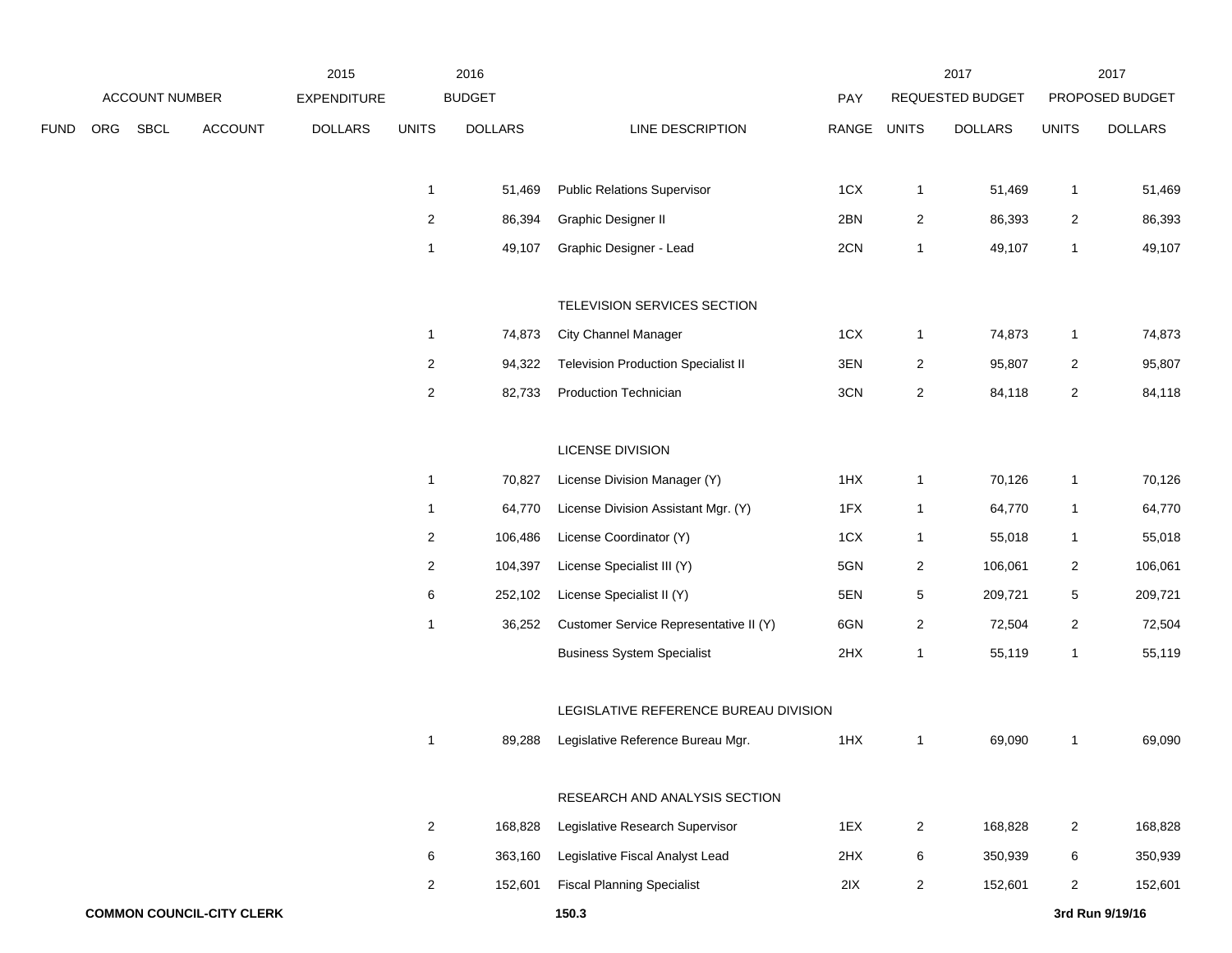| ACCOUNT NUMBER | | | | 2015 EXPENDITURE | 2016 BUDGET | | | | 2017 REQUESTED BUDGET | | 2017 PROPOSED BUDGET | |
|---|---|---|---|---|---|---|---|---|---|---|---|---|
| FUND | ORG | SBCL | ACCOUNT | DOLLARS | UNITS | DOLLARS | LINE DESCRIPTION | PAY RANGE | UNITS | DOLLARS | UNITS | DOLLARS |
| | | | | | 1 | 51,469 | Public Relations Supervisor | 1CX | 1 | 51,469 | 1 | 51,469 |
| | | | | | 2 | 86,394 | Graphic Designer II | 2BN | 2 | 86,393 | 2 | 86,393 |
| | | | | | 1 | 49,107 | Graphic Designer - Lead | 2CN | 1 | 49,107 | 1 | 49,107 |
| | | | | | | | TELEVISION SERVICES SECTION | | | | | |
| | | | | | 1 | 74,873 | City Channel Manager | 1CX | 1 | 74,873 | 1 | 74,873 |
| | | | | | 2 | 94,322 | Television Production Specialist II | 3EN | 2 | 95,807 | 2 | 95,807 |
| | | | | | 2 | 82,733 | Production Technician | 3CN | 2 | 84,118 | 2 | 84,118 |
| | | | | | | | LICENSE DIVISION | | | | | |
| | | | | | 1 | 70,827 | License Division Manager (Y) | 1HX | 1 | 70,126 | 1 | 70,126 |
| | | | | | 1 | 64,770 | License Division Assistant Mgr. (Y) | 1FX | 1 | 64,770 | 1 | 64,770 |
| | | | | | 2 | 106,486 | License Coordinator (Y) | 1CX | 1 | 55,018 | 1 | 55,018 |
| | | | | | 2 | 104,397 | License Specialist III (Y) | 5GN | 2 | 106,061 | 2 | 106,061 |
| | | | | | 6 | 252,102 | License Specialist II (Y) | 5EN | 5 | 209,721 | 5 | 209,721 |
| | | | | | 1 | 36,252 | Customer Service Representative II (Y) | 6GN | 2 | 72,504 | 2 | 72,504 |
| | | | | | | | Business System Specialist | 2HX | 1 | 55,119 | 1 | 55,119 |
| | | | | | | | LEGISLATIVE REFERENCE BUREAU DIVISION | | | | | |
| | | | | | 1 | 89,288 | Legislative Reference Bureau Mgr. | 1HX | 1 | 69,090 | 1 | 69,090 |
| | | | | | | | RESEARCH AND ANALYSIS SECTION | | | | | |
| | | | | | 2 | 168,828 | Legislative Research Supervisor | 1EX | 2 | 168,828 | 2 | 168,828 |
| | | | | | 6 | 363,160 | Legislative Fiscal Analyst Lead | 2HX | 6 | 350,939 | 6 | 350,939 |
| | | | | | 2 | 152,601 | Fiscal Planning Specialist | 2IX | 2 | 152,601 | 2 | 152,601 |

**COMMON COUNCIL-CITY CLERK** **150.3** **3rd Run 9/19/16**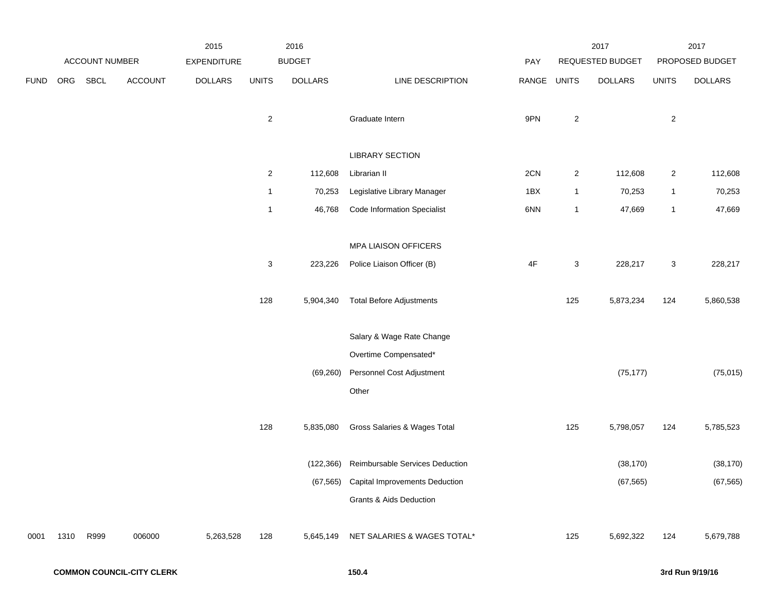| | ACCOUNT NUMBER | | | 2015 EXPENDITURE | 2016 BUDGET | | | PAY | 2017 REQUESTED BUDGET | | 2017 PROPOSED BUDGET | |
|---|---|---|---|---|---|---|---|---|---|---|---|---|
| FUND | ORG | SBCL | ACCOUNT | DOLLARS | UNITS | DOLLARS | LINE DESCRIPTION | RANGE | UNITS | DOLLARS | UNITS | DOLLARS |
| | | | | | 2 | | Graduate Intern | 9PN | 2 | | 2 | |
| | | | | | | | LIBRARY SECTION | | | | | |
| | | | | | 2 | 112,608 | Librarian II | 2CN | 2 | 112,608 | 2 | 112,608 |
| | | | | | 1 | 70,253 | Legislative Library Manager | 1BX | 1 | 70,253 | 1 | 70,253 |
| | | | | | 1 | 46,768 | Code Information Specialist | 6NN | 1 | 47,669 | 1 | 47,669 |
| | | | | | | | MPA LIAISON OFFICERS | | | | | |
| | | | | | 3 | 223,226 | Police Liaison Officer (B) | 4F | 3 | 228,217 | 3 | 228,217 |
| | | | | | 128 | 5,904,340 | Total Before Adjustments | | 125 | 5,873,234 | 124 | 5,860,538 |
| | | | | | | | Salary & Wage Rate Change | | | | | |
| | | | | | | | Overtime Compensated* | | | | | |
| | | | | | | (69,260) | Personnel Cost Adjustment | | | (75,177) | | (75,015) |
| | | | | | | | Other | | | | | |
| | | | | | 128 | 5,835,080 | Gross Salaries & Wages Total | | 125 | 5,798,057 | 124 | 5,785,523 |
| | | | | | | (122,366) | Reimbursable Services Deduction | | | (38,170) | | (38,170) |
| | | | | | | (67,565) | Capital Improvements Deduction | | | (67,565) | | (67,565) |
| | | | | | | | Grants & Aids Deduction | | | | | |
| 0001 | 1310 | R999 | 006000 | 5,263,528 | 128 | 5,645,149 | NET SALARIES & WAGES TOTAL* | | 125 | 5,692,322 | 124 | 5,679,788 |

**COMMON COUNCIL-CITY CLERK** 150.4 **3rd Run 9/19/16**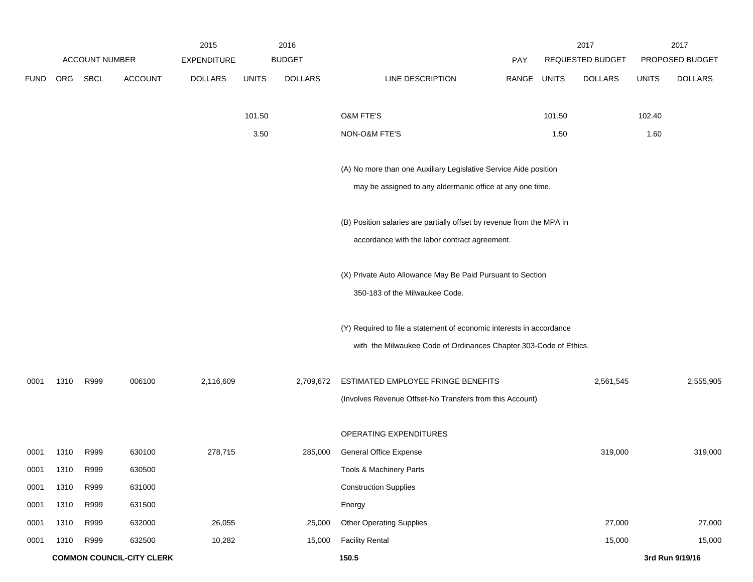| | ACCOUNT NUMBER | | | 2015 EXPENDITURE | 2016 BUDGET | | | PAY | 2017 REQUESTED BUDGET | | 2017 PROPOSED BUDGET | |
|---|---|---|---|---|---|---|---|---|---|---|---|---|
| FUND | ORG | SBCL | ACCOUNT | DOLLARS | UNITS | DOLLARS | LINE DESCRIPTION | RANGE | UNITS | DOLLARS | UNITS | DOLLARS |
| | | | | | 101.50 | | O&M FTE'S | | 101.50 | | 102.40 | |
| | | | | | 3.50 | | NON-O&M FTE'S | | 1.50 | | 1.60 | |
| | | | | | | | (A) No more than one Auxiliary Legislative Service Aide position may be assigned to any aldermanic office at any one time. | | | | | |
| | | | | | | | (B) Position salaries are partially offset by revenue from the MPA in accordance with the labor contract agreement. | | | | | |
| | | | | | | | (X) Private Auto Allowance May Be Paid Pursuant to Section 350-183 of the Milwaukee Code. | | | | | |
| | | | | | | | (Y) Required to file a statement of economic interests in accordance with the Milwaukee Code of Ordinances Chapter 303-Code of Ethics. | | | | | |
| 0001 | 1310 | R999 | 006100 | 2,116,609 | | 2,709,672 | ESTIMATED EMPLOYEE FRINGE BENEFITS (Involves Revenue Offset-No Transfers from this Account) | | | 2,561,545 | | 2,555,905 |
| | | | | | | | OPERATING EXPENDITURES | | | | | |
| 0001 | 1310 | R999 | 630100 | 278,715 | | 285,000 | General Office Expense | | | 319,000 | | 319,000 |
| 0001 | 1310 | R999 | 630500 | | | | Tools & Machinery Parts | | | | | |
| 0001 | 1310 | R999 | 631000 | | | | Construction Supplies | | | | | |
| 0001 | 1310 | R999 | 631500 | | | | Energy | | | | | |
| 0001 | 1310 | R999 | 632000 | 26,055 | | 25,000 | Other Operating Supplies | | | 27,000 | | 27,000 |
| 0001 | 1310 | R999 | 632500 | 10,282 | | 15,000 | Facility Rental | | | 15,000 | | 15,000 |

**COMMON COUNCIL-CITY CLERK** 150.5 **3rd Run 9/19/16**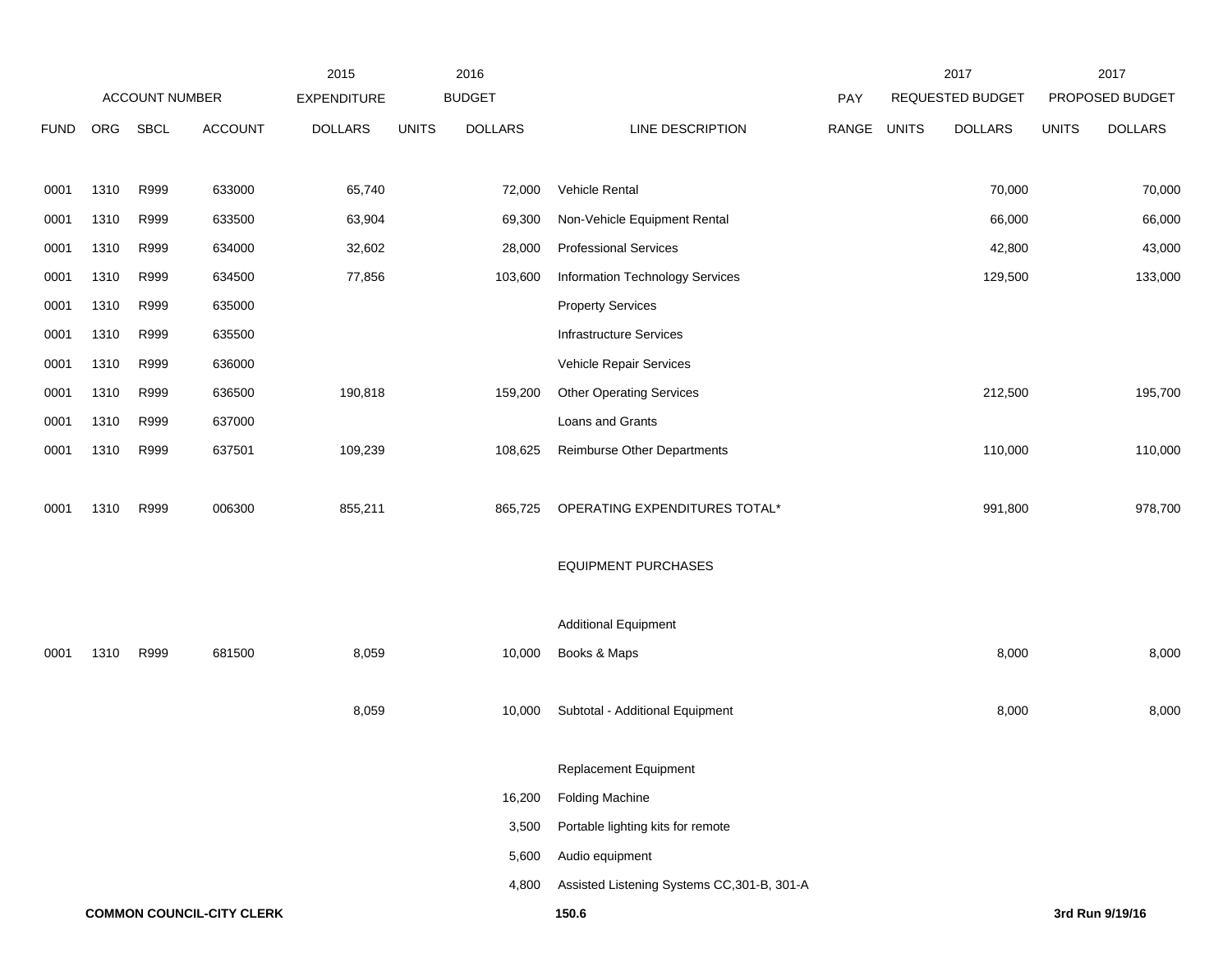| FUND | ORG | SBCL | ACCOUNT | 2015 EXPENDITURE DOLLARS | 2016 BUDGET UNITS | 2016 BUDGET DOLLARS | LINE DESCRIPTION | PAY RANGE | 2017 REQUESTED BUDGET UNITS | 2017 REQUESTED BUDGET DOLLARS | 2017 PROPOSED BUDGET UNITS | 2017 PROPOSED BUDGET DOLLARS |
|---|---|---|---|---|---|---|---|---|---|---|---|---|
| 0001 | 1310 | R999 | 633000 | 65,740 | | 72,000 | Vehicle Rental | | | 70,000 | | 70,000 |
| 0001 | 1310 | R999 | 633500 | 63,904 | | 69,300 | Non-Vehicle Equipment Rental | | | 66,000 | | 66,000 |
| 0001 | 1310 | R999 | 634000 | 32,602 | | 28,000 | Professional Services | | | 42,800 | | 43,000 |
| 0001 | 1310 | R999 | 634500 | 77,856 | | 103,600 | Information Technology Services | | | 129,500 | | 133,000 |
| 0001 | 1310 | R999 | 635000 | | | | Property Services | | | | | |
| 0001 | 1310 | R999 | 635500 | | | | Infrastructure Services | | | | | |
| 0001 | 1310 | R999 | 636000 | | | | Vehicle Repair Services | | | | | |
| 0001 | 1310 | R999 | 636500 | 190,818 | | 159,200 | Other Operating Services | | | 212,500 | | 195,700 |
| 0001 | 1310 | R999 | 637000 | | | | Loans and Grants | | | | | |
| 0001 | 1310 | R999 | 637501 | 109,239 | | 108,625 | Reimburse Other Departments | | | 110,000 | | 110,000 |
| 0001 | 1310 | R999 | 006300 | 855,211 | | 865,725 | OPERATING EXPENDITURES TOTAL* | | | 991,800 | | 978,700 |
| | | | | | | | EQUIPMENT PURCHASES | | | | | |
| | | | | | | | Additional Equipment | | | | | |
| 0001 | 1310 | R999 | 681500 | 8,059 | | 10,000 | Books & Maps | | | 8,000 | | 8,000 |
| | | | | 8,059 | | 10,000 | Subtotal - Additional Equipment | | | 8,000 | | 8,000 |
| | | | | | | | Replacement Equipment | | | | | |
| | | | | | | 16,200 | Folding Machine | | | | | |
| | | | | | | 3,500 | Portable lighting kits for remote | | | | | |
| | | | | | | 5,600 | Audio equipment | | | | | |
| | | | | | | 4,800 | Assisted Listening Systems CC,301-B, 301-A | | | | | |

**COMMON COUNCIL-CITY CLERK** 150.6 **3rd Run 9/19/16**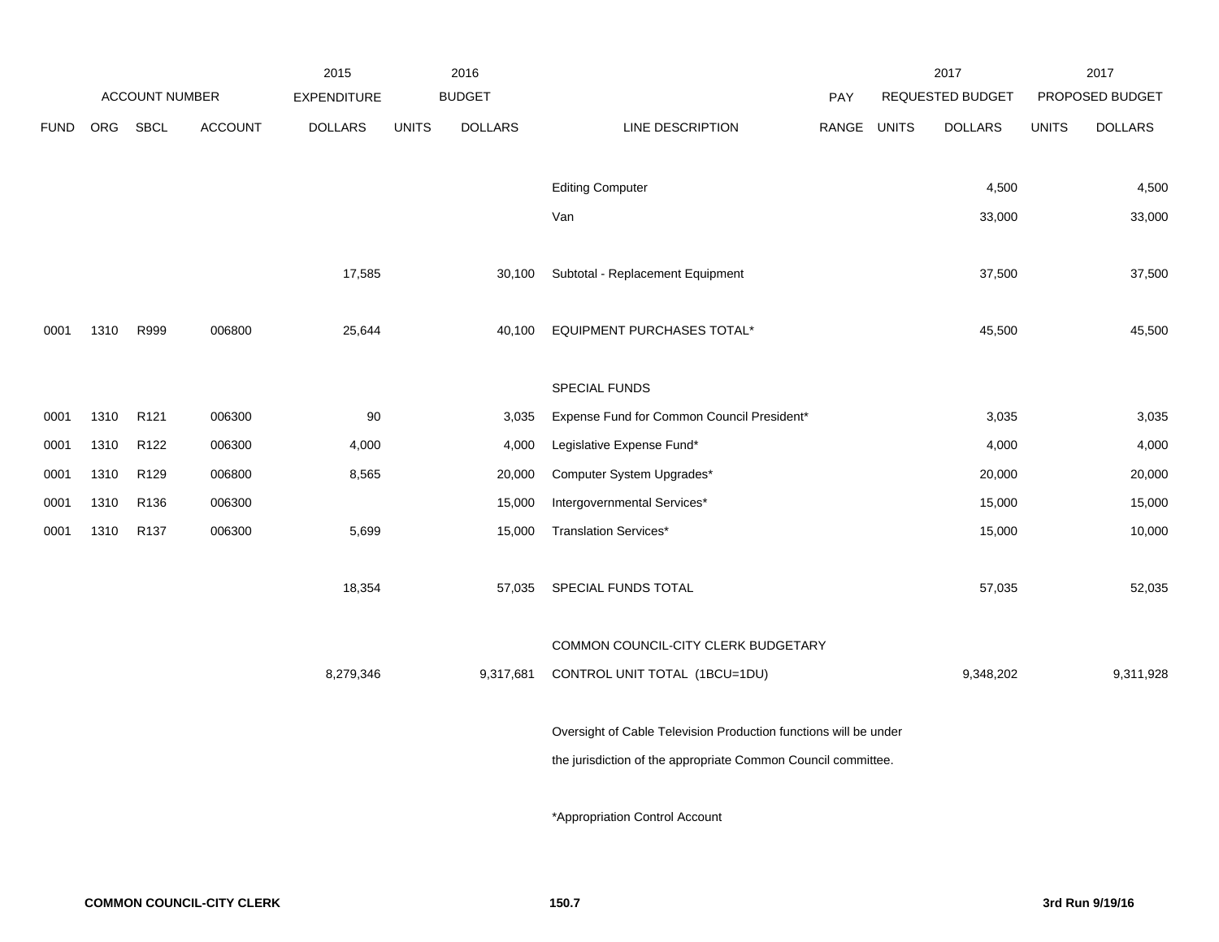| | ACCOUNT NUMBER | | | 2015 EXPENDITURE | 2016 BUDGET | | | PAY | 2017 REQUESTED BUDGET | | 2017 PROPOSED BUDGET | |
|---|---|---|---|---|---|---|---|---|---|---|---|---|
| FUND | ORG | SBCL | ACCOUNT | DOLLARS | UNITS | DOLLARS | LINE DESCRIPTION | RANGE | UNITS | DOLLARS | UNITS | DOLLARS |
| | | | | | | | Editing Computer | | | 4,500 | | 4,500 |
| | | | | | | | Van | | | 33,000 | | 33,000 |
| | | | | 17,585 | | 30,100 | Subtotal - Replacement Equipment | | | 37,500 | | 37,500 |
| 0001 | 1310 | R999 | 006800 | 25,644 | | 40,100 | EQUIPMENT PURCHASES TOTAL* | | | 45,500 | | 45,500 |
| | | | | | | | SPECIAL FUNDS | | | | | |
| 0001 | 1310 | R121 | 006300 | 90 | | 3,035 | Expense Fund for Common Council President* | | | 3,035 | | 3,035 |
| 0001 | 1310 | R122 | 006300 | 4,000 | | 4,000 | Legislative Expense Fund* | | | 4,000 | | 4,000 |
| 0001 | 1310 | R129 | 006800 | 8,565 | | 20,000 | Computer System Upgrades* | | | 20,000 | | 20,000 |
| 0001 | 1310 | R136 | 006300 | | | 15,000 | Intergovernmental Services* | | | 15,000 | | 15,000 |
| 0001 | 1310 | R137 | 006300 | 5,699 | | 15,000 | Translation Services* | | | 15,000 | | 10,000 |
| | | | | 18,354 | | 57,035 | SPECIAL FUNDS TOTAL | | | 57,035 | | 52,035 |
| | | | | | | | COMMON COUNCIL-CITY CLERK BUDGETARY | | | | | |
| | | | | 8,279,346 | | 9,317,681 | CONTROL UNIT TOTAL (1BCU=1DU) | | | 9,348,202 | | 9,311,928 |

Oversight of Cable Television Production functions will be under the jurisdiction of the appropriate Common Council committee.

*Appropriation Control Account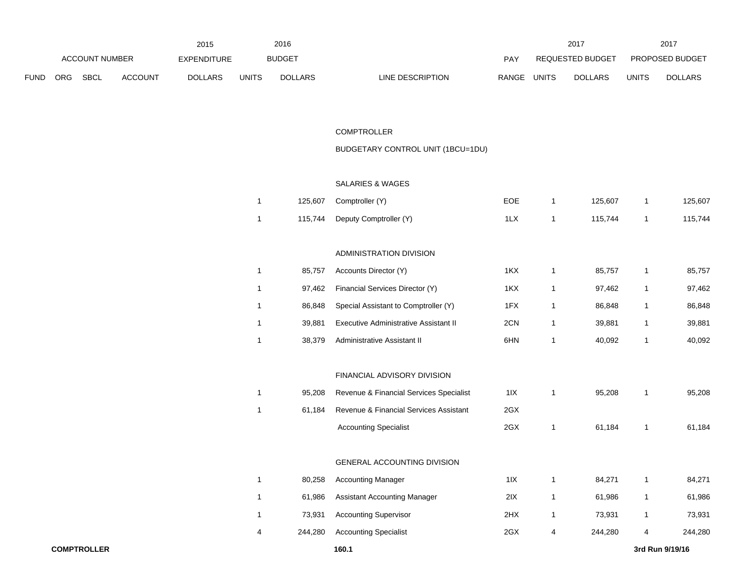| FUND | ORG | SBCL | ACCOUNT | 2015 EXPENDITURE DOLLARS | 2016 BUDGET UNITS | 2016 BUDGET DOLLARS | LINE DESCRIPTION | PAY RANGE | 2017 REQUESTED BUDGET UNITS | 2017 REQUESTED BUDGET DOLLARS | 2017 PROPOSED BUDGET UNITS | 2017 PROPOSED BUDGET DOLLARS |
|---|---|---|---|---|---|---|---|---|---|---|---|---|
| | | | | | | | COMPTROLLER | | | | | |
| | | | | | | | BUDGETARY CONTROL UNIT (1BCU=1DU) | | | | | |
| | | | | | | | SALARIES & WAGES | | | | | |
| | | | | | 1 | 125,607 | Comptroller (Y) | EOE | 1 | 125,607 | 1 | 125,607 |
| | | | | | 1 | 115,744 | Deputy Comptroller (Y) | 1LX | 1 | 115,744 | 1 | 115,744 |
| | | | | | | | ADMINISTRATION DIVISION | | | | | |
| | | | | | 1 | 85,757 | Accounts Director (Y) | 1KX | 1 | 85,757 | 1 | 85,757 |
| | | | | | 1 | 97,462 | Financial Services Director (Y) | 1KX | 1 | 97,462 | 1 | 97,462 |
| | | | | | 1 | 86,848 | Special Assistant to Comptroller (Y) | 1FX | 1 | 86,848 | 1 | 86,848 |
| | | | | | 1 | 39,881 | Executive Administrative Assistant II | 2CN | 1 | 39,881 | 1 | 39,881 |
| | | | | | 1 | 38,379 | Administrative Assistant II | 6HN | 1 | 40,092 | 1 | 40,092 |
| | | | | | | | FINANCIAL ADVISORY DIVISION | | | | | |
| | | | | | 1 | 95,208 | Revenue & Financial Services Specialist | 1IX | 1 | 95,208 | 1 | 95,208 |
| | | | | | 1 | 61,184 | Revenue & Financial Services Assistant | 2GX | | | | |
| | | | | | | | Accounting Specialist | 2GX | 1 | 61,184 | 1 | 61,184 |
| | | | | | | | GENERAL ACCOUNTING DIVISION | | | | | |
| | | | | | 1 | 80,258 | Accounting Manager | 1IX | 1 | 84,271 | 1 | 84,271 |
| | | | | | 1 | 61,986 | Assistant Accounting Manager | 2IX | 1 | 61,986 | 1 | 61,986 |
| | | | | | 1 | 73,931 | Accounting Supervisor | 2HX | 1 | 73,931 | 1 | 73,931 |
| | | | | | 4 | 244,280 | Accounting Specialist | 2GX | 4 | 244,280 | 4 | 244,280 |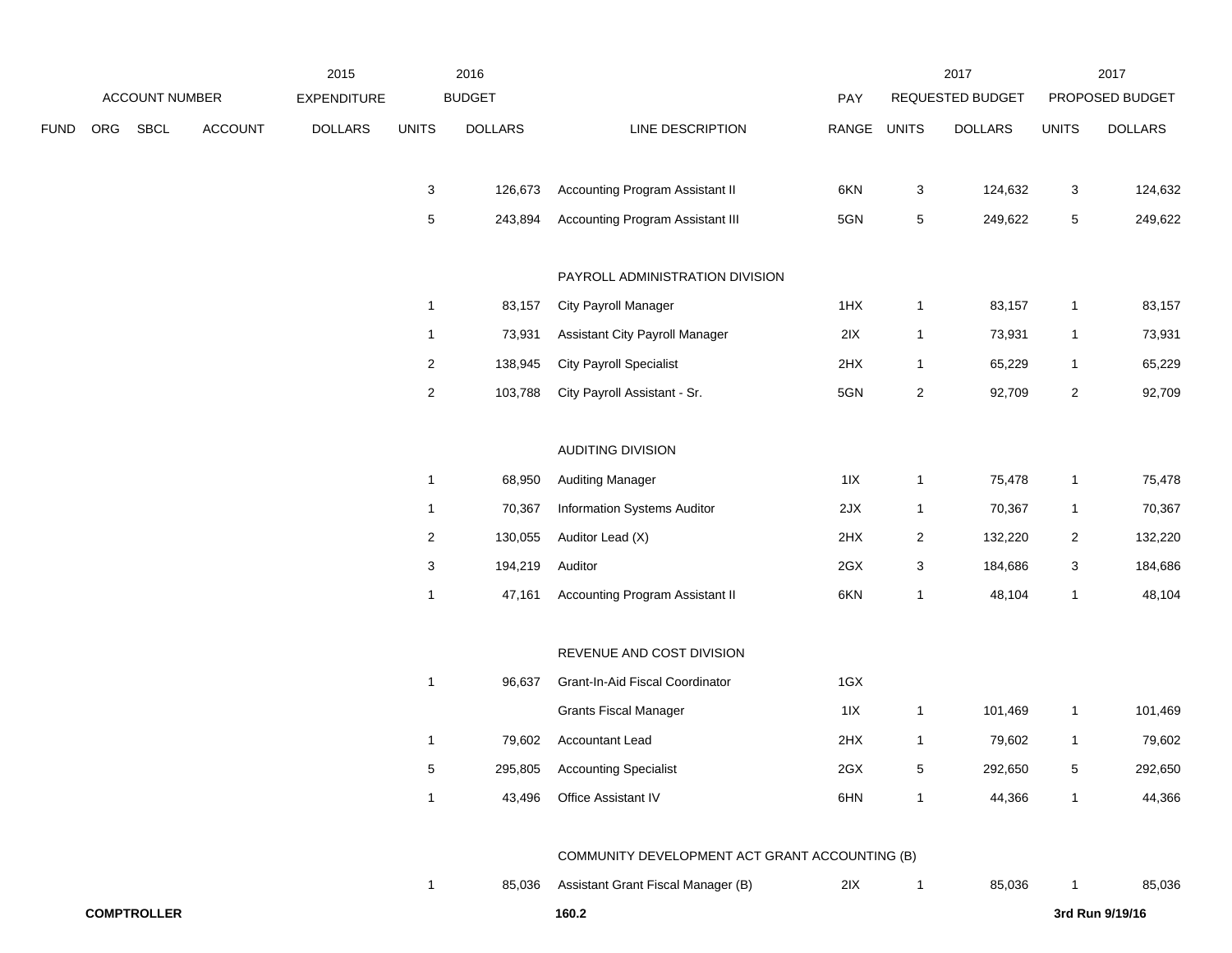| ACCOUNT NUMBER | | | | 2015 EXPENDITURE | 2016 BUDGET | | | PAY | 2017 REQUESTED BUDGET | | 2017 PROPOSED BUDGET | |
|---|---|---|---|---|---|---|---|---|---|---|---|---|
| FUND | ORG | SBCL | ACCOUNT | DOLLARS | UNITS | DOLLARS | LINE DESCRIPTION | RANGE | UNITS | DOLLARS | UNITS | DOLLARS |
| | | | | | 3 | 126,673 | Accounting Program Assistant II | 6KN | 3 | 124,632 | 3 | 124,632 |
| | | | | | 5 | 243,894 | Accounting Program Assistant III | 5GN | 5 | 249,622 | 5 | 249,622 |
| | | | | | | | PAYROLL ADMINISTRATION DIVISION | | | | | |
| | | | | | 1 | 83,157 | City Payroll Manager | 1HX | 1 | 83,157 | 1 | 83,157 |
| | | | | | 1 | 73,931 | Assistant City Payroll Manager | 2IX | 1 | 73,931 | 1 | 73,931 |
| | | | | | 2 | 138,945 | City Payroll Specialist | 2HX | 1 | 65,229 | 1 | 65,229 |
| | | | | | 2 | 103,788 | City Payroll Assistant - Sr. | 5GN | 2 | 92,709 | 2 | 92,709 |
| | | | | | | | AUDITING DIVISION | | | | | |
| | | | | | 1 | 68,950 | Auditing Manager | 1IX | 1 | 75,478 | 1 | 75,478 |
| | | | | | 1 | 70,367 | Information Systems Auditor | 2JX | 1 | 70,367 | 1 | 70,367 |
| | | | | | 2 | 130,055 | Auditor Lead (X) | 2HX | 2 | 132,220 | 2 | 132,220 |
| | | | | | 3 | 194,219 | Auditor | 2GX | 3 | 184,686 | 3 | 184,686 |
| | | | | | 1 | 47,161 | Accounting Program Assistant II | 6KN | 1 | 48,104 | 1 | 48,104 |
| | | | | | | | REVENUE AND COST DIVISION | | | | | |
| | | | | | 1 | 96,637 | Grant-In-Aid Fiscal Coordinator | 1GX | | | | |
| | | | | | | | Grants Fiscal Manager | 1IX | 1 | 101,469 | 1 | 101,469 |
| | | | | | 1 | 79,602 | Accountant Lead | 2HX | 1 | 79,602 | 1 | 79,602 |
| | | | | | 5 | 295,805 | Accounting Specialist | 2GX | 5 | 292,650 | 5 | 292,650 |
| | | | | | 1 | 43,496 | Office Assistant IV | 6HN | 1 | 44,366 | 1 | 44,366 |
| | | | | | | | COMMUNITY DEVELOPMENT ACT GRANT ACCOUNTING (B) | | | | | |
| | | | | | 1 | 85,036 | Assistant Grant Fiscal Manager (B) | 2IX | 1 | 85,036 | 1 | 85,036 |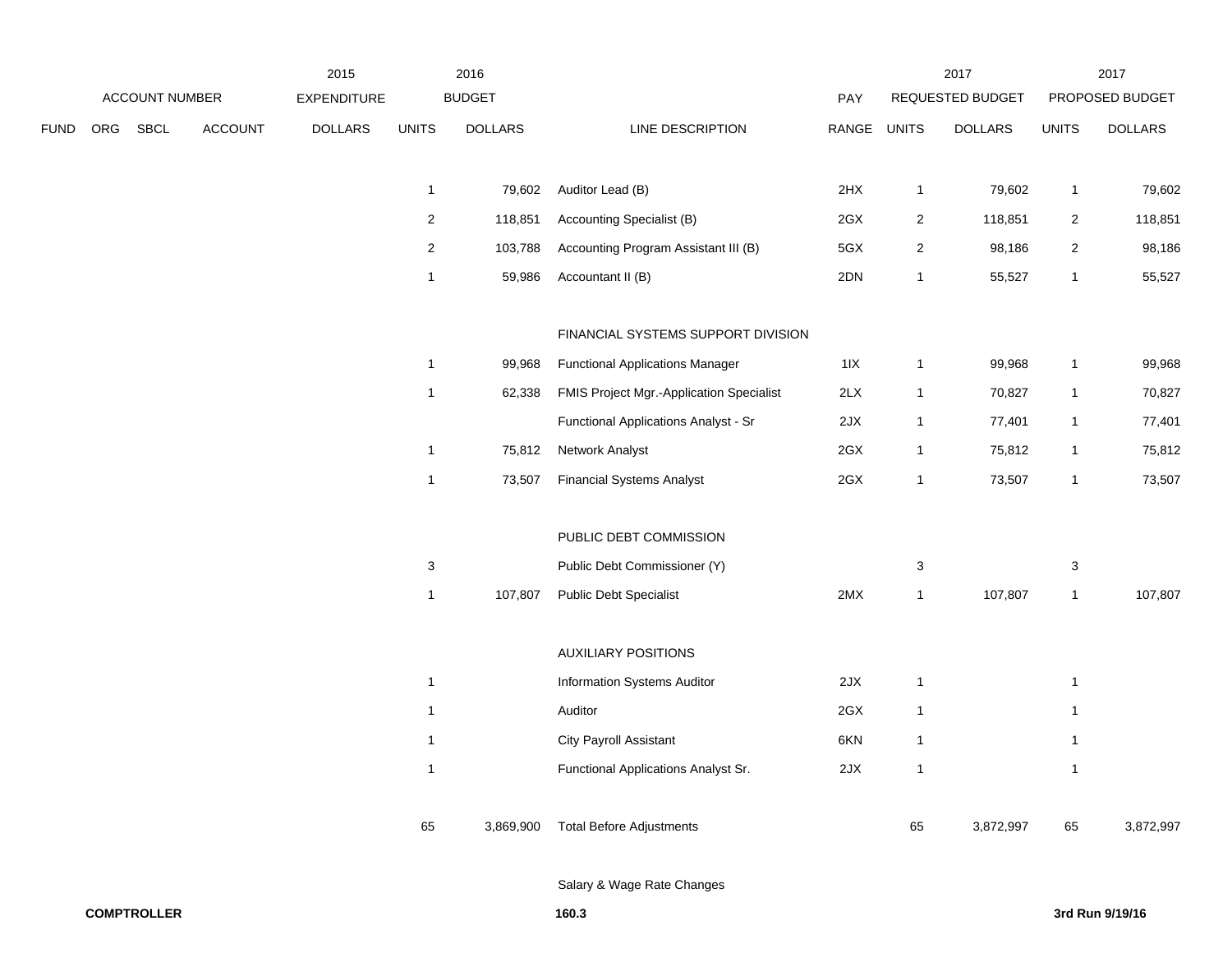| | ACCOUNT NUMBER | | | 2015 EXPENDITURE | 2016 BUDGET | | | PAY | 2017 REQUESTED BUDGET | | 2017 PROPOSED BUDGET | |
|---|---|---|---|---|---|---|---|---|---|---|---|---|
| FUND | ORG | SBCL | ACCOUNT | DOLLARS | UNITS | DOLLARS | LINE DESCRIPTION | RANGE | UNITS | DOLLARS | UNITS | DOLLARS |
| | | | | | 1 | 79,602 | Auditor Lead (B) | 2HX | 1 | 79,602 | 1 | 79,602 |
| | | | | | 2 | 118,851 | Accounting Specialist (B) | 2GX | 2 | 118,851 | 2 | 118,851 |
| | | | | | 2 | 103,788 | Accounting Program Assistant III (B) | 5GX | 2 | 98,186 | 2 | 98,186 |
| | | | | | 1 | 59,986 | Accountant II (B) | 2DN | 1 | 55,527 | 1 | 55,527 |
| | | | | | | | FINANCIAL SYSTEMS SUPPORT DIVISION | | | | | |
| | | | | | 1 | 99,968 | Functional Applications Manager | 1IX | 1 | 99,968 | 1 | 99,968 |
| | | | | | 1 | 62,338 | FMIS Project Mgr.-Application Specialist | 2LX | 1 | 70,827 | 1 | 70,827 |
| | | | | | | | Functional Applications Analyst - Sr | 2JX | 1 | 77,401 | 1 | 77,401 |
| | | | | | 1 | 75,812 | Network Analyst | 2GX | 1 | 75,812 | 1 | 75,812 |
| | | | | | 1 | 73,507 | Financial Systems Analyst | 2GX | 1 | 73,507 | 1 | 73,507 |
| | | | | | | | PUBLIC DEBT COMMISSION | | | | | |
| | | | | | 3 | | Public Debt Commissioner (Y) | | 3 | | 3 | |
| | | | | | 1 | 107,807 | Public Debt Specialist | 2MX | 1 | 107,807 | 1 | 107,807 |
| | | | | | | | AUXILIARY POSITIONS | | | | | |
| | | | | | 1 | | Information Systems Auditor | 2JX | 1 | | 1 | |
| | | | | | 1 | | Auditor | 2GX | 1 | | 1 | |
| | | | | | 1 | | City Payroll Assistant | 6KN | 1 | | 1 | |
| | | | | | 1 | | Functional Applications Analyst Sr. | 2JX | 1 | | 1 | |
| | | | | | 65 | 3,869,900 | Total Before Adjustments | | 65 | 3,872,997 | 65 | 3,872,997 |
| | | | | | | | Salary & Wage Rate Changes | | | | | |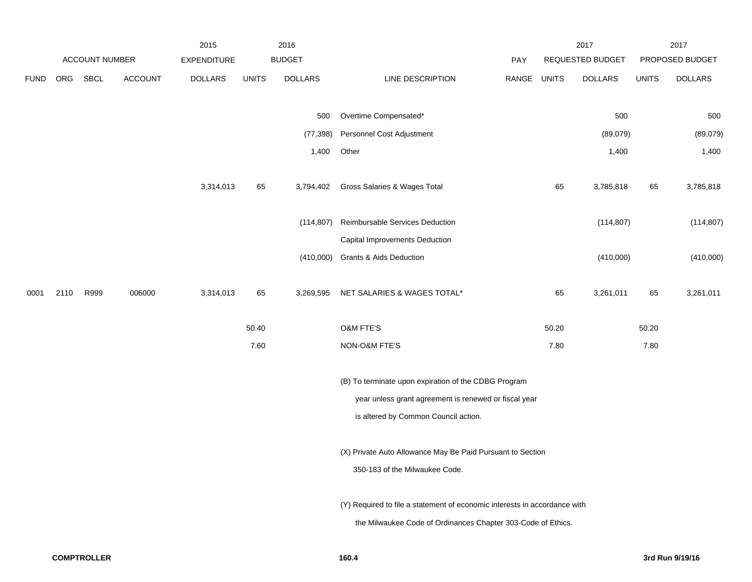| | ACCOUNT NUMBER | | | 2015 EXPENDITURE | | 2016 BUDGET | | | 2017 REQUESTED BUDGET | | 2017 PROPOSED BUDGET | |
|---|---|---|---|---|---|---|---|---|---|---|---|---|
| FUND | ORG | SBCL | ACCOUNT | DOLLARS | UNITS | DOLLARS | LINE DESCRIPTION | PAY RANGE | UNITS | DOLLARS | UNITS | DOLLARS |
| | | | | | | 500 | Overtime Compensated* | | | 500 | | 500 |
| | | | | | | (77,398) | Personnel Cost Adjustment | | | (89,079) | | (89,079) |
| | | | | | | 1,400 | Other | | | 1,400 | | 1,400 |
| | | | | 3,314,013 | 65 | 3,794,402 | Gross Salaries & Wages Total | | 65 | 3,785,818 | 65 | 3,785,818 |
| | | | | | | (114,807) | Reimbursable Services Deduction | | | (114,807) | | (114,807) |
| | | | | | | | Capital Improvements Deduction | | | | | |
| | | | | | | (410,000) | Grants & Aids Deduction | | | (410,000) | | (410,000) |
| 0001 | 2110 | R999 | 006000 | 3,314,013 | 65 | 3,269,595 | NET SALARIES & WAGES TOTAL* | | 65 | 3,261,011 | 65 | 3,261,011 |
| | | | | | 50.40 | | O&M FTE'S | | 50.20 | | 50.20 | |
| | | | | | 7.60 | | NON-O&M FTE'S | | 7.80 | | 7.80 | |

(B) To terminate upon expiration of the CDBG Program year unless grant agreement is renewed or fiscal year is altered by Common Council action.

(X) Private Auto Allowance May Be Paid Pursuant to Section 350-183 of the Milwaukee Code.

(Y) Required to file a statement of economic interests in accordance with the Milwaukee Code of Ordinances Chapter 303-Code of Ethics.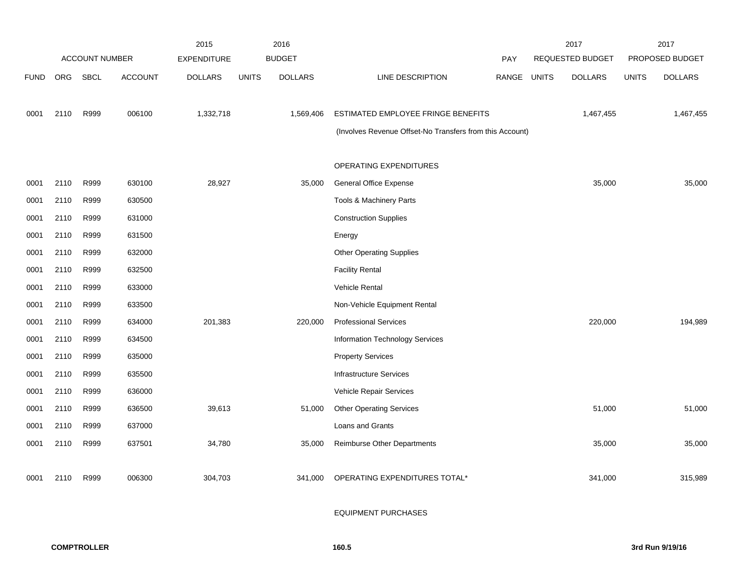| | ACCOUNT NUMBER | | | 2015 EXPENDITURE | 2016 BUDGET | | | PAY | 2017 REQUESTED BUDGET | | 2017 PROPOSED BUDGET | |
|---|---|---|---|---|---|---|---|---|---|---|---|---|
| FUND | ORG | SBCL | ACCOUNT | DOLLARS | UNITS | DOLLARS | LINE DESCRIPTION | RANGE | UNITS | DOLLARS | UNITS | DOLLARS |
| 0001 | 2110 | R999 | 006100 | 1,332,718 | | 1,569,406 | ESTIMATED EMPLOYEE FRINGE BENEFITS | | | 1,467,455 | | 1,467,455 |
| | | | | | | | (Involves Revenue Offset-No Transfers from this Account) | | | | | |
| | | | | | | | OPERATING EXPENDITURES | | | | | |
| 0001 | 2110 | R999 | 630100 | 28,927 | | 35,000 | General Office Expense | | | 35,000 | | 35,000 |
| 0001 | 2110 | R999 | 630500 | | | | Tools & Machinery Parts | | | | | |
| 0001 | 2110 | R999 | 631000 | | | | Construction Supplies | | | | | |
| 0001 | 2110 | R999 | 631500 | | | | Energy | | | | | |
| 0001 | 2110 | R999 | 632000 | | | | Other Operating Supplies | | | | | |
| 0001 | 2110 | R999 | 632500 | | | | Facility Rental | | | | | |
| 0001 | 2110 | R999 | 633000 | | | | Vehicle Rental | | | | | |
| 0001 | 2110 | R999 | 633500 | | | | Non-Vehicle Equipment Rental | | | | | |
| 0001 | 2110 | R999 | 634000 | 201,383 | | 220,000 | Professional Services | | | 220,000 | | 194,989 |
| 0001 | 2110 | R999 | 634500 | | | | Information Technology Services | | | | | |
| 0001 | 2110 | R999 | 635000 | | | | Property Services | | | | | |
| 0001 | 2110 | R999 | 635500 | | | | Infrastructure Services | | | | | |
| 0001 | 2110 | R999 | 636000 | | | | Vehicle Repair Services | | | | | |
| 0001 | 2110 | R999 | 636500 | 39,613 | | 51,000 | Other Operating Services | | | 51,000 | | 51,000 |
| 0001 | 2110 | R999 | 637000 | | | | Loans and Grants | | | | | |
| 0001 | 2110 | R999 | 637501 | 34,780 | | 35,000 | Reimburse Other Departments | | | 35,000 | | 35,000 |
| 0001 | 2110 | R999 | 006300 | 304,703 | | 341,000 | OPERATING EXPENDITURES TOTAL* | | | 341,000 | | 315,989 |
| | | | | | | | EQUIPMENT PURCHASES | | | | | |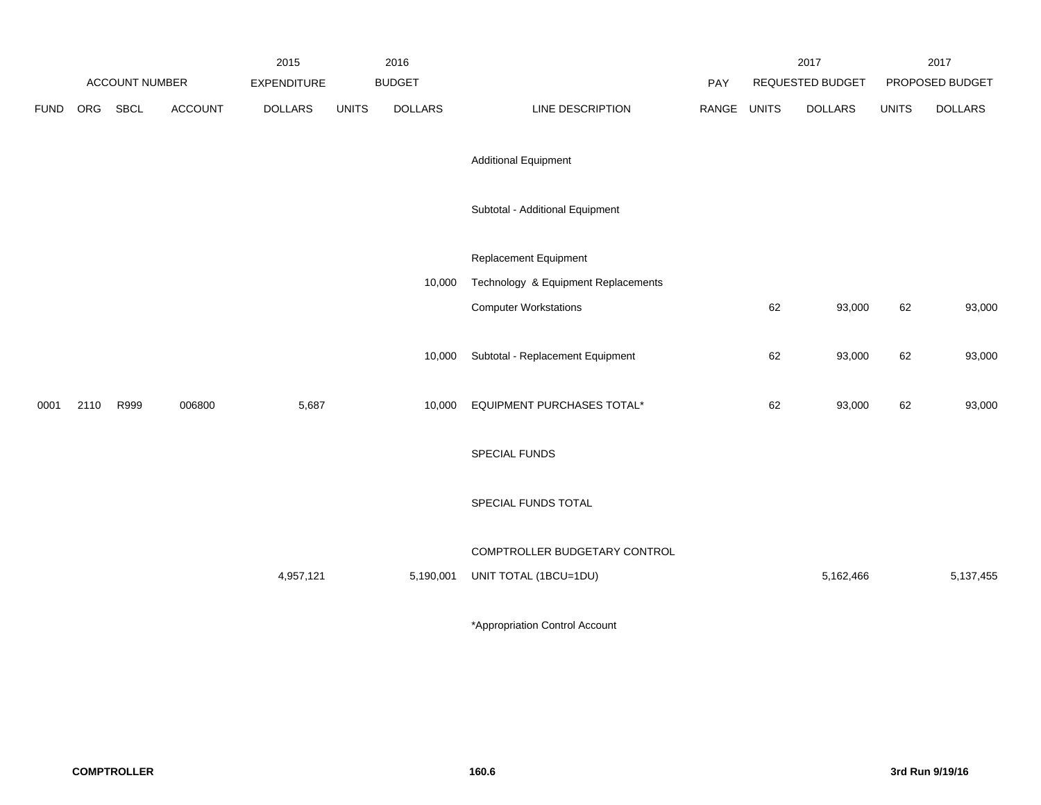| ACCOUNT NUMBER | | | | 2015 EXPENDITURE | 2016 BUDGET | | | PAY | 2017 REQUESTED BUDGET | | 2017 PROPOSED BUDGET | |
|---|---|---|---|---|---|---|---|---|---|---|---|---|
| FUND | ORG | SBCL | ACCOUNT | DOLLARS | UNITS | DOLLARS | LINE DESCRIPTION | RANGE | UNITS | DOLLARS | UNITS | DOLLARS |
| | | | | | | | Additional Equipment | | | | | |
| | | | | | | | Subtotal - Additional Equipment | | | | | |
| | | | | | | | Replacement Equipment | | | | | |
| | | | | | | 10,000 | Technology & Equipment Replacements | | | | | |
| | | | | | | | Computer Workstations | | 62 | 93,000 | 62 | 93,000 |
| | | | | | | 10,000 | Subtotal - Replacement Equipment | | 62 | 93,000 | 62 | 93,000 |
| 0001 | 2110 | R999 | 006800 | 5,687 | | 10,000 | EQUIPMENT PURCHASES TOTAL* | | 62 | 93,000 | 62 | 93,000 |
| | | | | | | | SPECIAL FUNDS | | | | | |
| | | | | | | | SPECIAL FUNDS TOTAL | | | | | |
| | | | | | | | COMPTROLLER BUDGETARY CONTROL | | | | | |
| | | | | 4,957,121 | | 5,190,001 | UNIT TOTAL (1BCU=1DU) | | | 5,162,466 | | 5,137,455 |

*Appropriation Control Account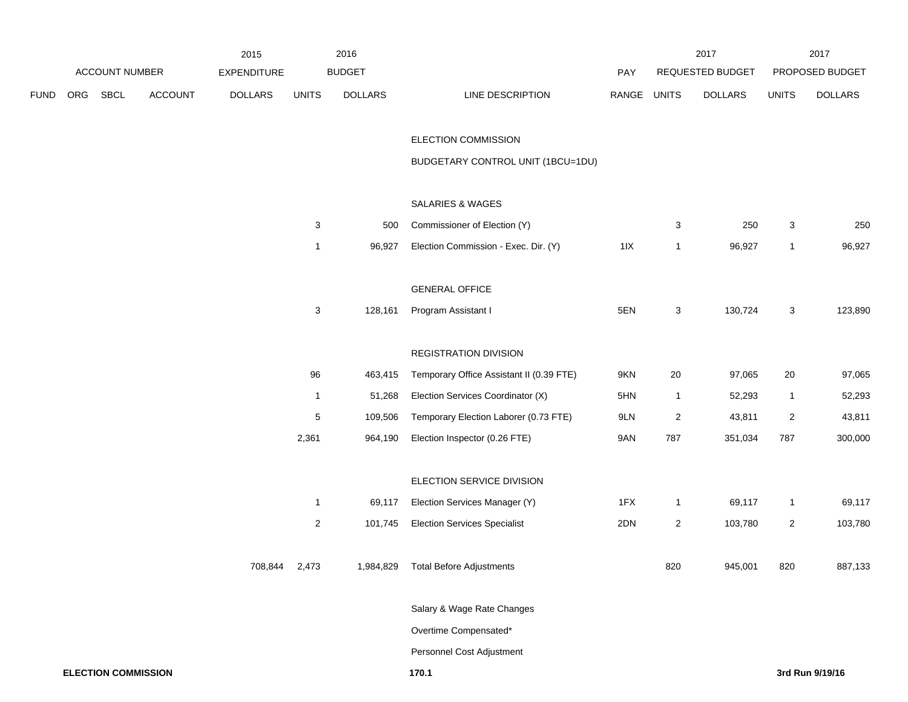| | ACCOUNT NUMBER | | | 2015 EXPENDITURE | 2016 BUDGET | | | PAY | 2017 REQUESTED BUDGET | | 2017 PROPOSED BUDGET | |
|---|---|---|---|---|---|---|---|---|---|---|---|---|
| FUND | ORG | SBCL | ACCOUNT | DOLLARS | UNITS | DOLLARS | LINE DESCRIPTION | RANGE | UNITS | DOLLARS | UNITS | DOLLARS |
| | | | | | | | ELECTION COMMISSION | | | | | |
| | | | | | | | BUDGETARY CONTROL UNIT (1BCU=1DU) | | | | | |
| | | | | | | | SALARIES & WAGES | | | | | |
| | | | | | 3 | 500 | Commissioner of Election (Y) | | 3 | 250 | 3 | 250 |
| | | | | | 1 | 96,927 | Election Commission - Exec. Dir. (Y) | 1IX | 1 | 96,927 | 1 | 96,927 |
| | | | | | | | GENERAL OFFICE | | | | | |
| | | | | | 3 | 128,161 | Program Assistant I | 5EN | 3 | 130,724 | 3 | 123,890 |
| | | | | | | | REGISTRATION DIVISION | | | | | |
| | | | | | 96 | 463,415 | Temporary Office Assistant II (0.39 FTE) | 9KN | 20 | 97,065 | 20 | 97,065 |
| | | | | | 1 | 51,268 | Election Services Coordinator (X) | 5HN | 1 | 52,293 | 1 | 52,293 |
| | | | | | 5 | 109,506 | Temporary Election Laborer (0.73 FTE) | 9LN | 2 | 43,811 | 2 | 43,811 |
| | | | | | 2,361 | 964,190 | Election Inspector (0.26 FTE) | 9AN | 787 | 351,034 | 787 | 300,000 |
| | | | | | | | ELECTION SERVICE DIVISION | | | | | |
| | | | | | 1 | 69,117 | Election Services Manager (Y) | 1FX | 1 | 69,117 | 1 | 69,117 |
| | | | | | 2 | 101,745 | Election Services Specialist | 2DN | 2 | 103,780 | 2 | 103,780 |
| | | | | 708,844 | 2,473 | 1,984,829 | Total Before Adjustments | | 820 | 945,001 | 820 | 887,133 |
| | | | | | | | Salary & Wage Rate Changes | | | | | |
| | | | | | | | Overtime Compensated* | | | | | |
| | | | | | | | Personnel Cost Adjustment | | | | | |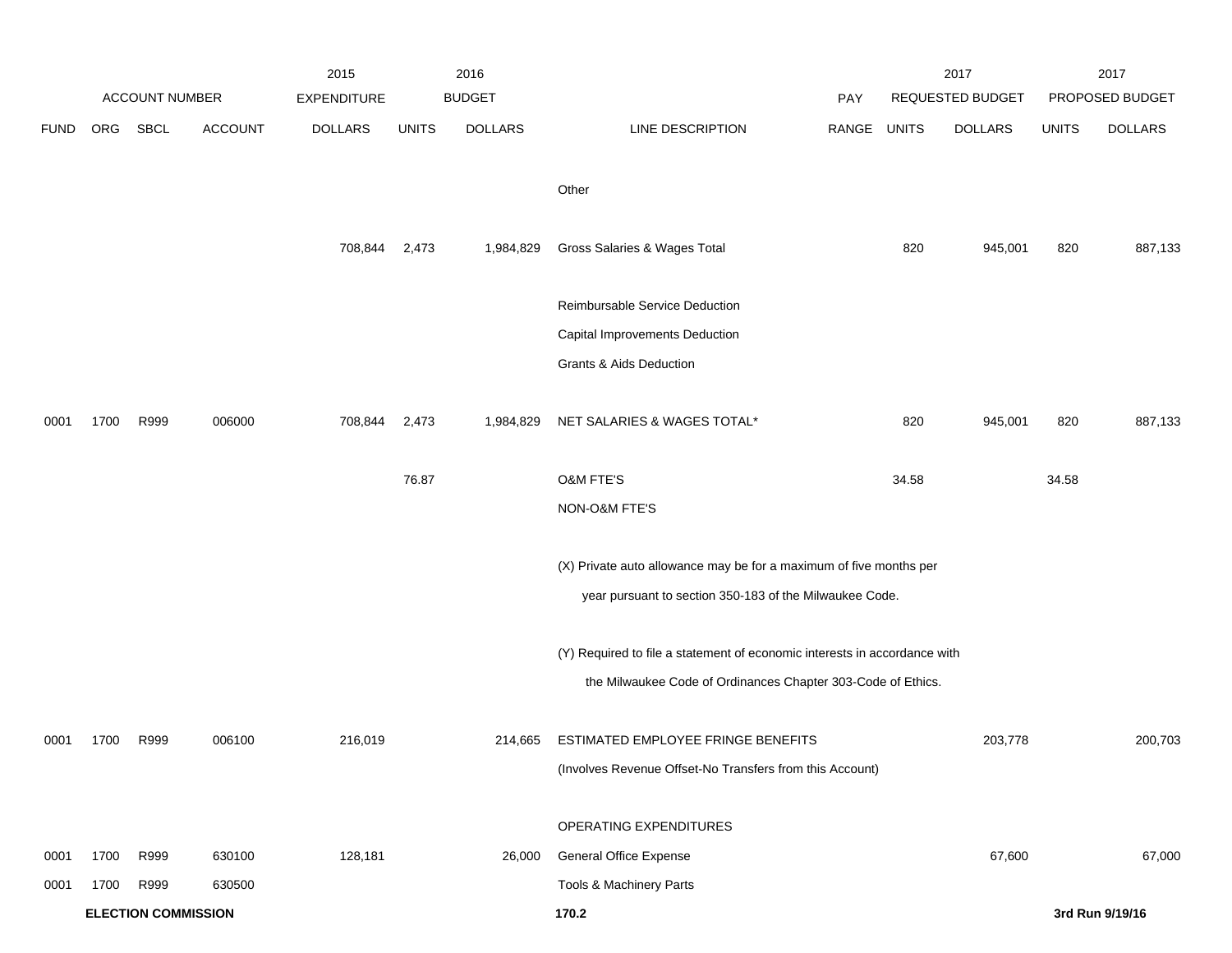| ACCOUNT NUMBER | | | | 2015 EXPENDITURE | 2016 BUDGET | | | PAY | 2017 REQUESTED BUDGET | | 2017 PROPOSED BUDGET | |
|---|---|---|---|---|---|---|---|---|---|---|---|---|
| FUND | ORG | SBCL | ACCOUNT | DOLLARS | UNITS | DOLLARS | LINE DESCRIPTION | RANGE | UNITS | DOLLARS | UNITS | DOLLARS |
| | | | | | | | Other | | | | | |
| | | | | 708,844 | 2,473 | 1,984,829 | Gross Salaries & Wages Total | | 820 | 945,001 | 820 | 887,133 |
| | | | | | | | Reimbursable Service Deduction | | | | | |
| | | | | | | | Capital Improvements Deduction | | | | | |
| | | | | | | | Grants & Aids Deduction | | | | | |
| 0001 | 1700 | R999 | 006000 | 708,844 | 2,473 | 1,984,829 | NET SALARIES & WAGES TOTAL* | | 820 | 945,001 | 820 | 887,133 |
| | | | | | 76.87 | | O&M FTE'S | | 34.58 | | 34.58 | |
| | | | | | | | NON-O&M FTE'S | | | | | |
| | | | | | | | (X) Private auto allowance may be for a maximum of five months per year pursuant to section 350-183 of the Milwaukee Code. | | | | | |
| | | | | | | | (Y) Required to file a statement of economic interests in accordance with the Milwaukee Code of Ordinances Chapter 303-Code of Ethics. | | | | | |
| 0001 | 1700 | R999 | 006100 | 216,019 | | 214,665 | ESTIMATED EMPLOYEE FRINGE BENEFITS (Involves Revenue Offset-No Transfers from this Account) | | | 203,778 | | 200,703 |
| | | | | | | | OPERATING EXPENDITURES | | | | | |
| 0001 | 1700 | R999 | 630100 | 128,181 | | 26,000 | General Office Expense | | | 67,600 | | 67,000 |
| 0001 | 1700 | R999 | 630500 | | | | Tools & Machinery Parts | | | | | |

**ELECTION COMMISSION** 170.2 3rd Run 9/19/16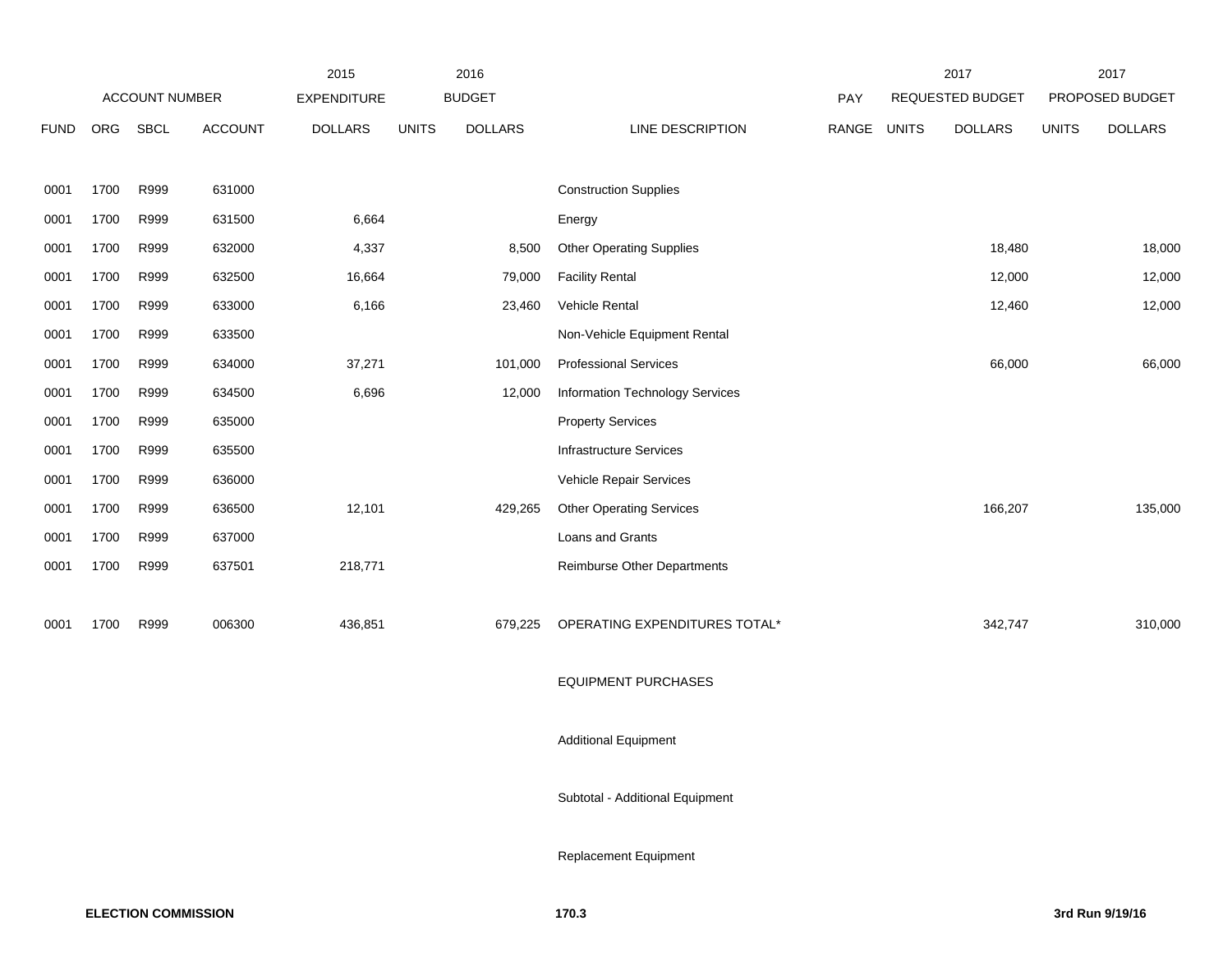| | ACCOUNT NUMBER | | | 2015 EXPENDITURE | 2016 BUDGET | | | PAY | 2017 REQUESTED BUDGET | | 2017 PROPOSED BUDGET | |
|---|---|---|---|---|---|---|---|---|---|---|---|---|
| FUND | ORG | SBCL | ACCOUNT | DOLLARS | UNITS | DOLLARS | LINE DESCRIPTION | RANGE | UNITS | DOLLARS | UNITS | DOLLARS |
| 0001 | 1700 | R999 | 631000 | | | | Construction Supplies | | | | | |
| 0001 | 1700 | R999 | 631500 | 6,664 | | | Energy | | | | | |
| 0001 | 1700 | R999 | 632000 | 4,337 | | 8,500 | Other Operating Supplies | | | 18,480 | | 18,000 |
| 0001 | 1700 | R999 | 632500 | 16,664 | | 79,000 | Facility Rental | | | 12,000 | | 12,000 |
| 0001 | 1700 | R999 | 633000 | 6,166 | | 23,460 | Vehicle Rental | | | 12,460 | | 12,000 |
| 0001 | 1700 | R999 | 633500 | | | | Non-Vehicle Equipment Rental | | | | | |
| 0001 | 1700 | R999 | 634000 | 37,271 | | 101,000 | Professional Services | | | 66,000 | | 66,000 |
| 0001 | 1700 | R999 | 634500 | 6,696 | | 12,000 | Information Technology Services | | | | | |
| 0001 | 1700 | R999 | 635000 | | | | Property Services | | | | | |
| 0001 | 1700 | R999 | 635500 | | | | Infrastructure Services | | | | | |
| 0001 | 1700 | R999 | 636000 | | | | Vehicle Repair Services | | | | | |
| 0001 | 1700 | R999 | 636500 | 12,101 | | 429,265 | Other Operating Services | | | 166,207 | | 135,000 |
| 0001 | 1700 | R999 | 637000 | | | | Loans and Grants | | | | | |
| 0001 | 1700 | R999 | 637501 | 218,771 | | | Reimburse Other Departments | | | | | |
| 0001 | 1700 | R999 | 006300 | 436,851 | | 679,225 | OPERATING EXPENDITURES TOTAL* | | | 342,747 | | 310,000 |
| | | | | | | | EQUIPMENT PURCHASES | | | | | |
| | | | | | | | Additional Equipment | | | | | |
| | | | | | | | Subtotal - Additional Equipment | | | | | |
| | | | | | | | Replacement Equipment | | | | | |

**ELECTION COMMISSION** 170.3 **3rd Run 9/19/16**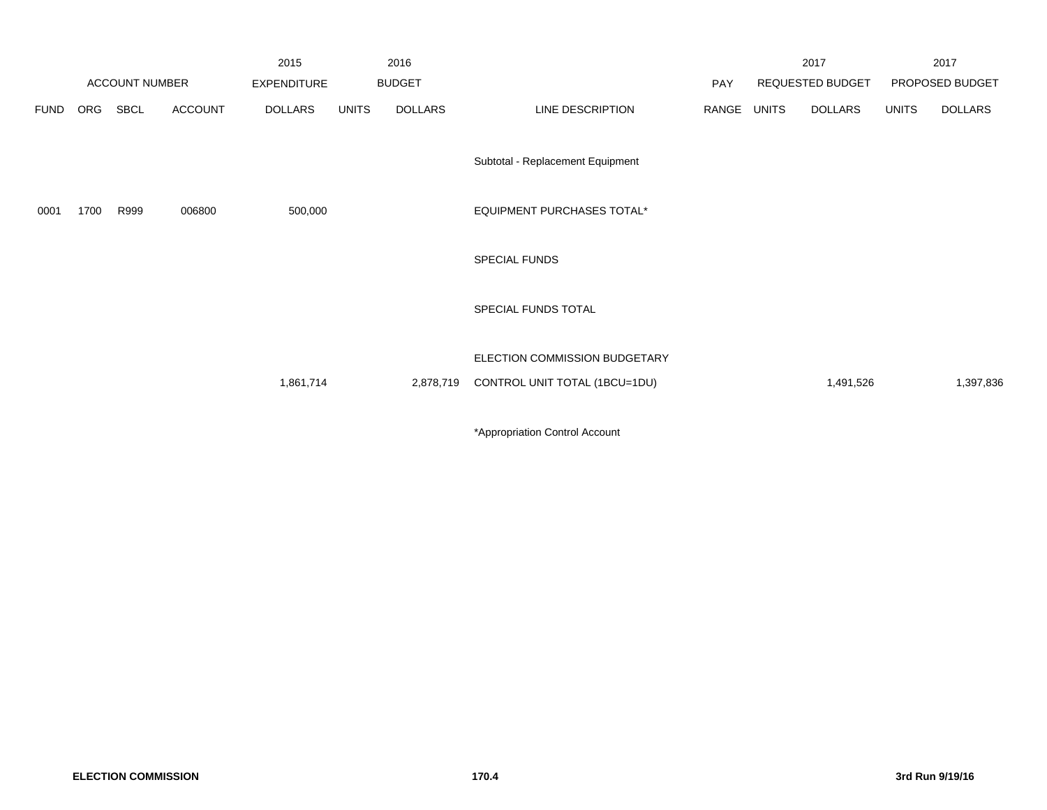| ACCOUNT NUMBER | | | | 2015 EXPENDITURE | 2016 BUDGET | | | PAY | 2017 REQUESTED BUDGET | | 2017 PROPOSED BUDGET | |
|---|---|---|---|---|---|---|---|---|---|---|---|---|
| FUND | ORG | SBCL | ACCOUNT | DOLLARS | UNITS | DOLLARS | LINE DESCRIPTION | RANGE | UNITS | DOLLARS | UNITS | DOLLARS |
| | | | | | | | Subtotal - Replacement Equipment | | | | | |
| 0001 | 1700 | R999 | 006800 | 500,000 | | | EQUIPMENT PURCHASES TOTAL* | | | | | |
| | | | | | | | SPECIAL FUNDS | | | | | |
| | | | | | | | SPECIAL FUNDS TOTAL | | | | | |
| | | | | 1,861,714 | | 2,878,719 | ELECTION COMMISSION BUDGETARY CONTROL UNIT TOTAL (1BCU=1DU) | | | 1,491,526 | | 1,397,836 |

*Appropriation Control Account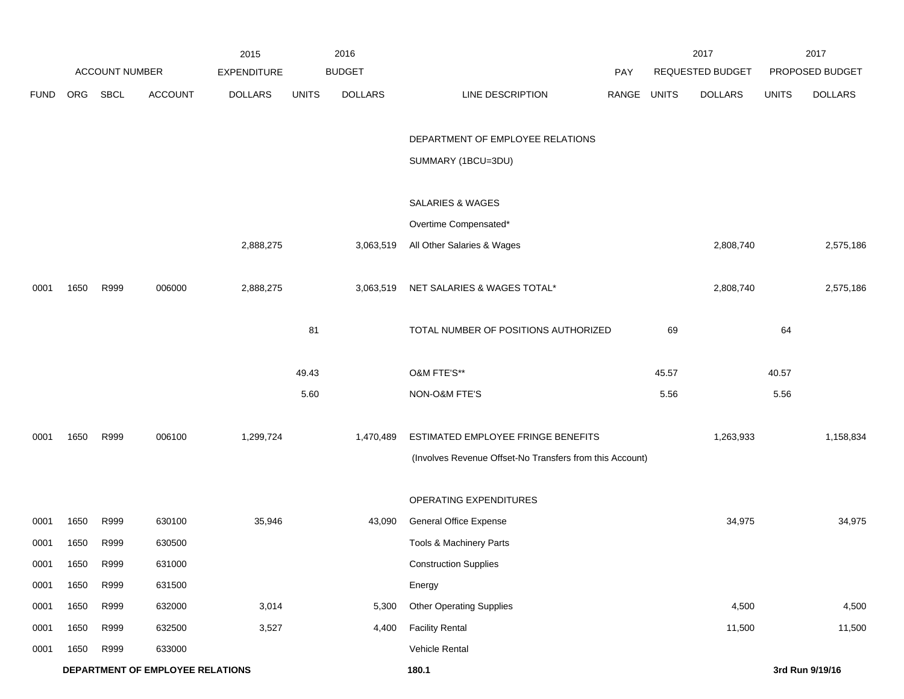| | ACCOUNT NUMBER | | | 2015 EXPENDITURE | 2016 BUDGET | | | PAY | 2017 REQUESTED BUDGET | | 2017 PROPOSED BUDGET | |
|---|---|---|---|---|---|---|---|---|---|---|---|---|
| FUND | ORG | SBCL | ACCOUNT | DOLLARS | UNITS | DOLLARS | LINE DESCRIPTION | RANGE | UNITS | DOLLARS | UNITS | DOLLARS |
| | | | | | | | DEPARTMENT OF EMPLOYEE RELATIONS | | | | | |
| | | | | | | | SUMMARY (1BCU=3DU) | | | | | |
| | | | | | | | SALARIES & WAGES | | | | | |
| | | | | | | | Overtime Compensated* | | | | | |
| | | | | 2,888,275 | | 3,063,519 | All Other Salaries & Wages | | | 2,808,740 | | 2,575,186 |
| 0001 | 1650 | R999 | 006000 | 2,888,275 | | 3,063,519 | NET SALARIES & WAGES TOTAL* | | | 2,808,740 | | 2,575,186 |
| | | | | | 81 | | TOTAL NUMBER OF POSITIONS AUTHORIZED | | 69 | | 64 | |
| | | | | | 49.43 | | O&M FTE'S** | | 45.57 | | 40.57 | |
| | | | | | 5.60 | | NON-O&M FTE'S | | 5.56 | | 5.56 | |
| 0001 | 1650 | R999 | 006100 | 1,299,724 | | 1,470,489 | ESTIMATED EMPLOYEE FRINGE BENEFITS | | | 1,263,933 | | 1,158,834 |
| | | | | | | | (Involves Revenue Offset-No Transfers from this Account) | | | | | |
| | | | | | | | OPERATING EXPENDITURES | | | | | |
| 0001 | 1650 | R999 | 630100 | 35,946 | | 43,090 | General Office Expense | | | 34,975 | | 34,975 |
| 0001 | 1650 | R999 | 630500 | | | | Tools & Machinery Parts | | | | | |
| 0001 | 1650 | R999 | 631000 | | | | Construction Supplies | | | | | |
| 0001 | 1650 | R999 | 631500 | | | | Energy | | | | | |
| 0001 | 1650 | R999 | 632000 | 3,014 | | 5,300 | Other Operating Supplies | | | 4,500 | | 4,500 |
| 0001 | 1650 | R999 | 632500 | 3,527 | | 4,400 | Facility Rental | | | 11,500 | | 11,500 |
| 0001 | 1650 | R999 | 633000 | | | | Vehicle Rental | | | | | |

**DEPARTMENT OF EMPLOYEE RELATIONS** **180.1** **3rd Run 9/19/16**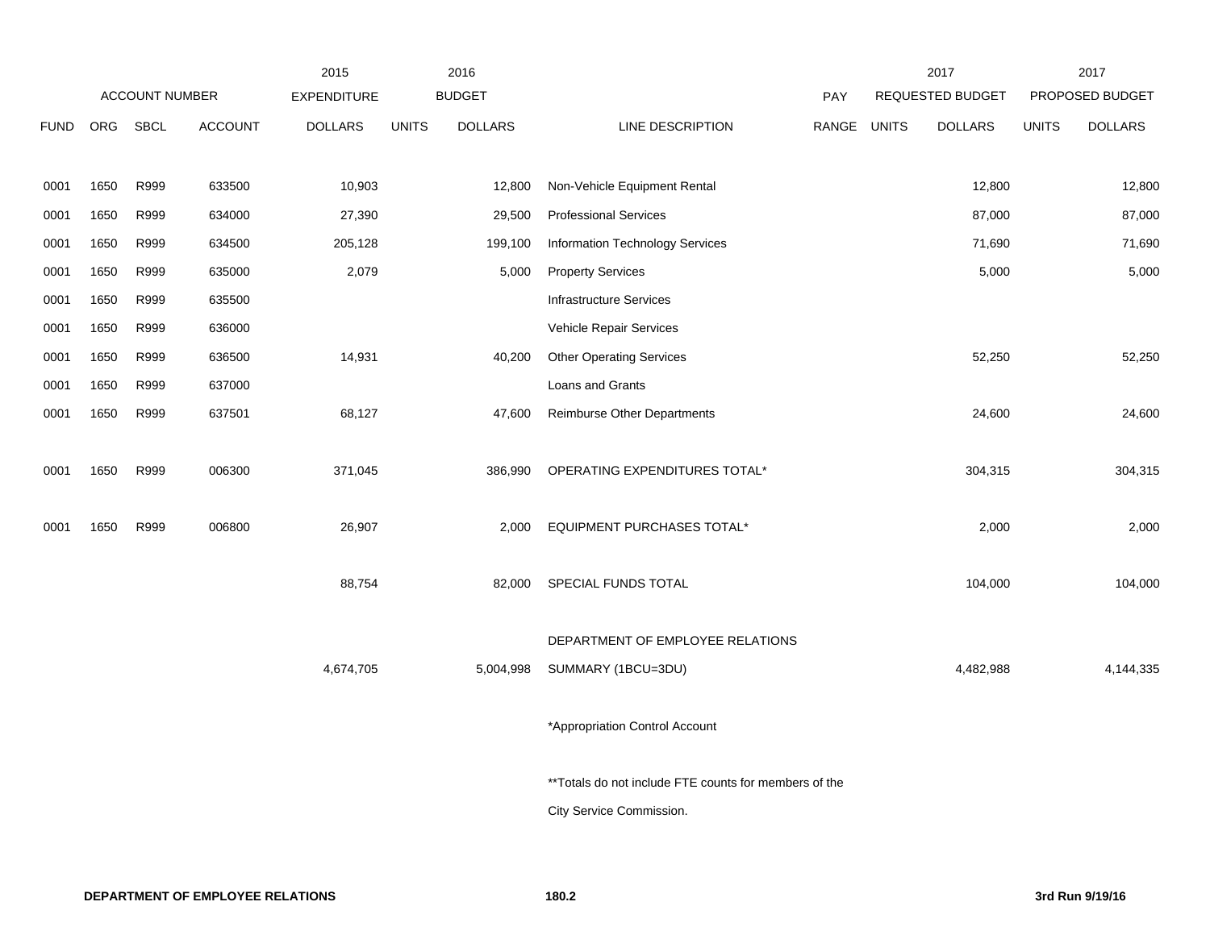| FUND | ORG | SBCL | ACCOUNT | 2015 EXPENDITURE DOLLARS | 2016 BUDGET UNITS | 2016 BUDGET DOLLARS | LINE DESCRIPTION | PAY RANGE | 2017 REQUESTED BUDGET UNITS | 2017 REQUESTED BUDGET DOLLARS | 2017 PROPOSED BUDGET UNITS | 2017 PROPOSED BUDGET DOLLARS |
|---|---|---|---|---|---|---|---|---|---|---|---|---|
| 0001 | 1650 | R999 | 633500 | 10,903 | | 12,800 | Non-Vehicle Equipment Rental | | | 12,800 | | 12,800 |
| 0001 | 1650 | R999 | 634000 | 27,390 | | 29,500 | Professional Services | | | 87,000 | | 87,000 |
| 0001 | 1650 | R999 | 634500 | 205,128 | | 199,100 | Information Technology Services | | | 71,690 | | 71,690 |
| 0001 | 1650 | R999 | 635000 | 2,079 | | 5,000 | Property Services | | | 5,000 | | 5,000 |
| 0001 | 1650 | R999 | 635500 | | | | Infrastructure Services | | | | | |
| 0001 | 1650 | R999 | 636000 | | | | Vehicle Repair Services | | | | | |
| 0001 | 1650 | R999 | 636500 | 14,931 | | 40,200 | Other Operating Services | | | 52,250 | | 52,250 |
| 0001 | 1650 | R999 | 637000 | | | | Loans and Grants | | | | | |
| 0001 | 1650 | R999 | 637501 | 68,127 | | 47,600 | Reimburse Other Departments | | | 24,600 | | 24,600 |
| 0001 | 1650 | R999 | 006300 | 371,045 | | 386,990 | OPERATING EXPENDITURES TOTAL* | | | 304,315 | | 304,315 |
| 0001 | 1650 | R999 | 006800 | 26,907 | | 2,000 | EQUIPMENT PURCHASES TOTAL* | | | 2,000 | | 2,000 |
| | | | | 88,754 | | 82,000 | SPECIAL FUNDS TOTAL | | | 104,000 | | 104,000 |
| | | | | 4,674,705 | | 5,004,998 | DEPARTMENT OF EMPLOYEE RELATIONS SUMMARY (1BCU=3DU) | | | 4,482,988 | | 4,144,335 |

*Appropriation Control Account

**Totals do not include FTE counts for members of the City Service Commission.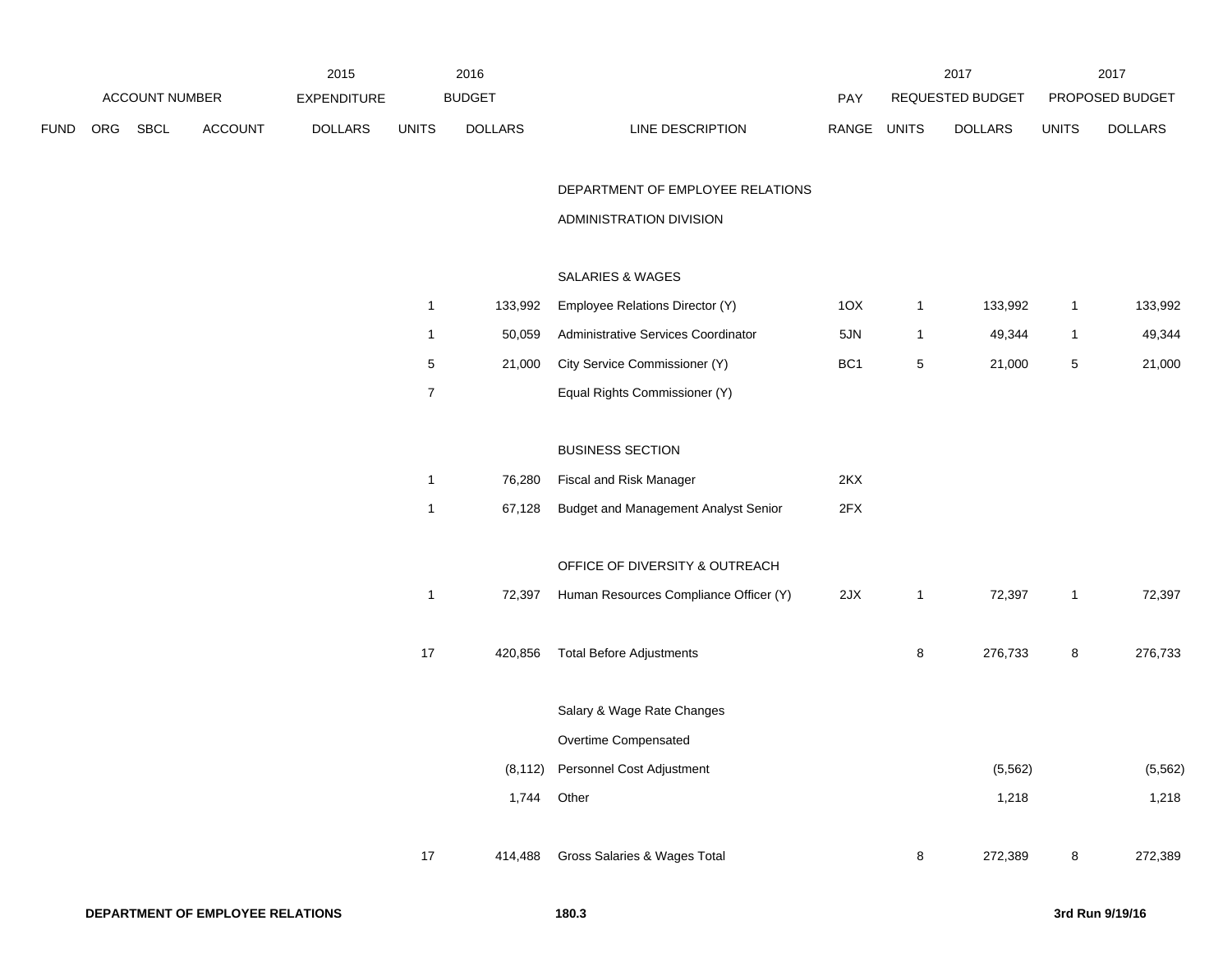| FUND | ORG | SBCL | ACCOUNT | 2015 EXPENDITURE DOLLARS | 2016 BUDGET UNITS | 2016 BUDGET DOLLARS | LINE DESCRIPTION | PAY RANGE | 2017 REQUESTED BUDGET UNITS | 2017 REQUESTED BUDGET DOLLARS | 2017 PROPOSED BUDGET UNITS | 2017 PROPOSED BUDGET DOLLARS |
|---|---|---|---|---|---|---|---|---|---|---|---|---|
| | | | | | | | DEPARTMENT OF EMPLOYEE RELATIONS | | | | | |
| | | | | | | | ADMINISTRATION DIVISION | | | | | |
| | | | | | | | SALARIES & WAGES | | | | | |
| | | | | | 1 | 133,992 | Employee Relations Director (Y) | 1OX | 1 | 133,992 | 1 | 133,992 |
| | | | | | 1 | 50,059 | Administrative Services Coordinator | 5JN | 1 | 49,344 | 1 | 49,344 |
| | | | | | 5 | 21,000 | City Service Commissioner (Y) | BC1 | 5 | 21,000 | 5 | 21,000 |
| | | | | | 7 | | Equal Rights Commissioner (Y) | | | | | |
| | | | | | | | BUSINESS SECTION | | | | | |
| | | | | | 1 | 76,280 | Fiscal and Risk Manager | 2KX | | | | |
| | | | | | 1 | 67,128 | Budget and Management Analyst Senior | 2FX | | | | |
| | | | | | | | OFFICE OF DIVERSITY & OUTREACH | | | | | |
| | | | | | 1 | 72,397 | Human Resources Compliance Officer (Y) | 2JX | 1 | 72,397 | 1 | 72,397 |
| | | | | | 17 | 420,856 | Total Before Adjustments | | 8 | 276,733 | 8 | 276,733 |
| | | | | | | | Salary & Wage Rate Changes | | | | | |
| | | | | | | | Overtime Compensated | | | | | |
| | | | | | | (8,112) | Personnel Cost Adjustment | | | (5,562) | | (5,562) |
| | | | | | | 1,744 | Other | | | 1,218 | | 1,218 |
| | | | | | 17 | 414,488 | Gross Salaries & Wages Total | | 8 | 272,389 | 8 | 272,389 |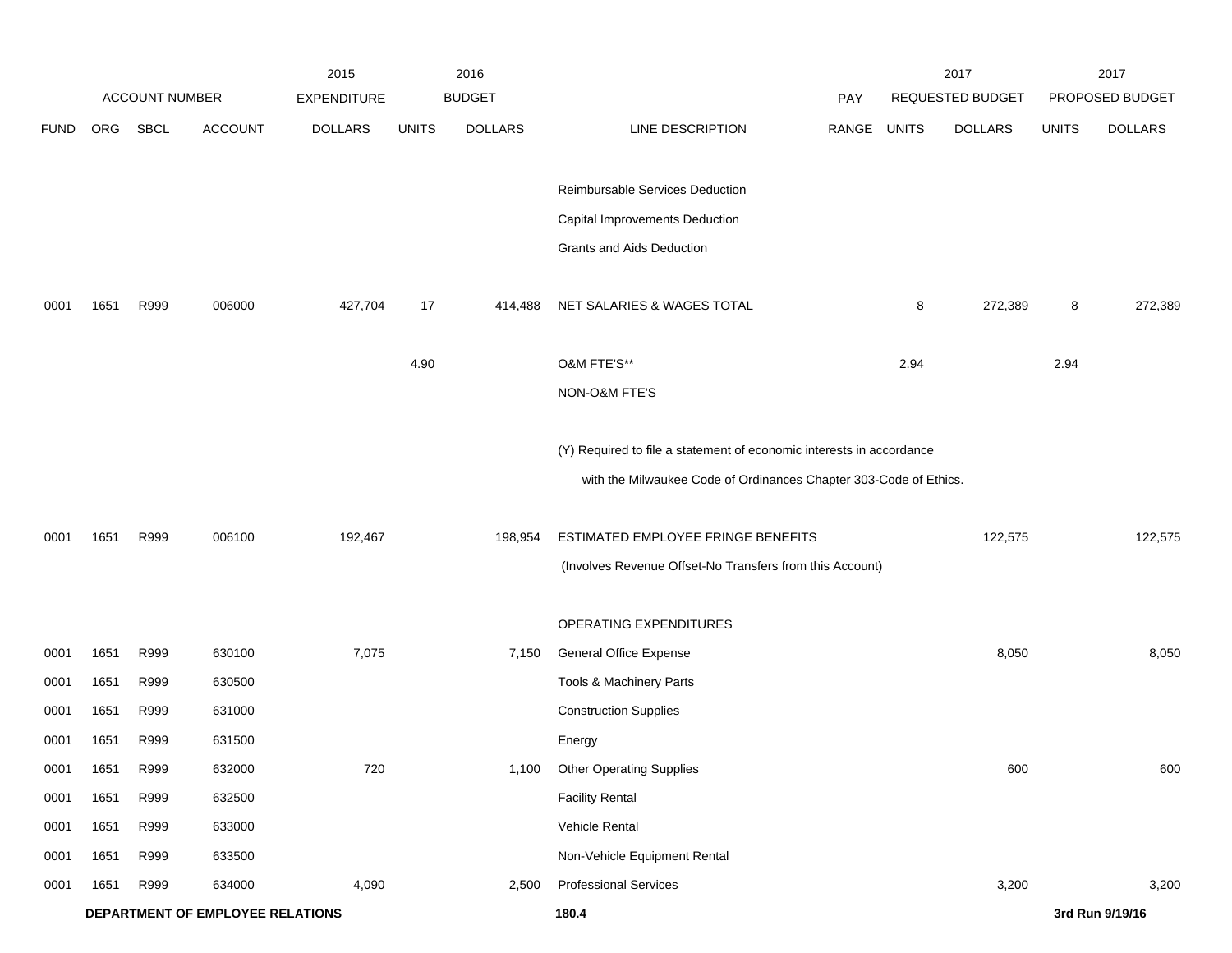| | | | | 2015 | | 2016 | | | | 2017 | | 2017 |
|---|---|---|---|---|---|---|---|---|---|---|---|---|
| | ACCOUNT NUMBER | | | EXPENDITURE | | BUDGET | | PAY | | REQUESTED BUDGET | | PROPOSED BUDGET |
| FUND | ORG | SBCL | ACCOUNT | DOLLARS | UNITS | DOLLARS | LINE DESCRIPTION | RANGE | UNITS | DOLLARS | UNITS | DOLLARS |
| | | | | | | | Reimbursable Services Deduction | | | | | |
| | | | | | | | Capital Improvements Deduction | | | | | |
| | | | | | | | Grants and Aids Deduction | | | | | |
| 0001 | 1651 | R999 | 006000 | 427,704 | 17 | 414,488 | NET SALARIES & WAGES TOTAL | | 8 | 272,389 | 8 | 272,389 |
| | | | | | 4.90 | | O&M FTE'S** | | 2.94 | | 2.94 | |
| | | | | | | | NON-O&M FTE'S | | | | | |
| | | | | | | | (Y) Required to file a statement of economic interests in accordance with the Milwaukee Code of Ordinances Chapter 303-Code of Ethics. | | | | | |
| 0001 | 1651 | R999 | 006100 | 192,467 | | 198,954 | ESTIMATED EMPLOYEE FRINGE BENEFITS | | | 122,575 | | 122,575 |
| | | | | | | | (Involves Revenue Offset-No Transfers from this Account) | | | | | |
| | | | | | | | OPERATING EXPENDITURES | | | | | |
| 0001 | 1651 | R999 | 630100 | 7,075 | | 7,150 | General Office Expense | | | 8,050 | | 8,050 |
| 0001 | 1651 | R999 | 630500 | | | | Tools & Machinery Parts | | | | | |
| 0001 | 1651 | R999 | 631000 | | | | Construction Supplies | | | | | |
| 0001 | 1651 | R999 | 631500 | | | | Energy | | | | | |
| 0001 | 1651 | R999 | 632000 | 720 | | 1,100 | Other Operating Supplies | | | 600 | | 600 |
| 0001 | 1651 | R999 | 632500 | | | | Facility Rental | | | | | |
| 0001 | 1651 | R999 | 633000 | | | | Vehicle Rental | | | | | |
| 0001 | 1651 | R999 | 633500 | | | | Non-Vehicle Equipment Rental | | | | | |
| 0001 | 1651 | R999 | 634000 | 4,090 | | 2,500 | Professional Services | | | 3,200 | | 3,200 |

**DEPARTMENT OF EMPLOYEE RELATIONS** **180.4** **3rd Run 9/19/16**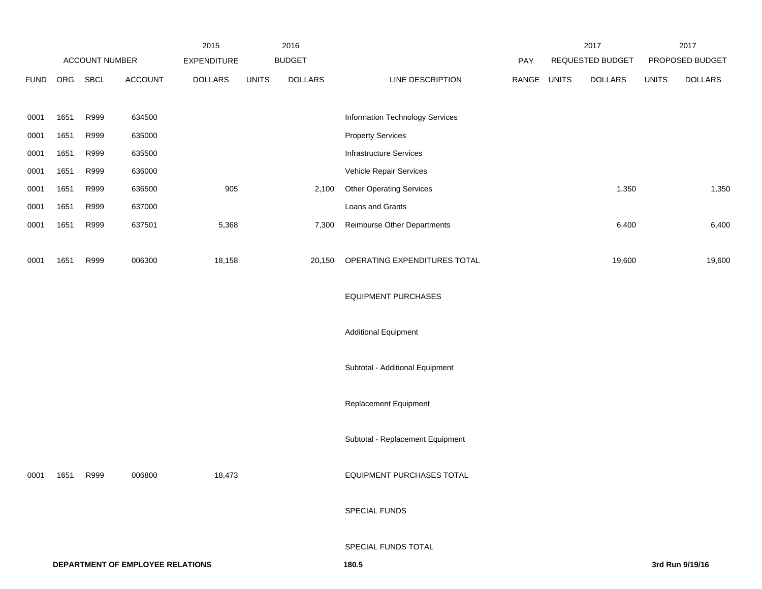| | ACCOUNT NUMBER | | | 2015 EXPENDITURE | 2016 BUDGET | | | | 2017 REQUESTED BUDGET | | 2017 PROPOSED BUDGET | |
|---|---|---|---|---|---|---|---|---|---|---|---|---|
| FUND | ORG | SBCL | ACCOUNT | DOLLARS | UNITS | DOLLARS | LINE DESCRIPTION | PAY RANGE | UNITS | DOLLARS | UNITS | DOLLARS |
| 0001 | 1651 | R999 | 634500 | | | | Information Technology Services | | | | | |
| 0001 | 1651 | R999 | 635000 | | | | Property Services | | | | | |
| 0001 | 1651 | R999 | 635500 | | | | Infrastructure Services | | | | | |
| 0001 | 1651 | R999 | 636000 | | | | Vehicle Repair Services | | | | | |
| 0001 | 1651 | R999 | 636500 | 905 | | 2,100 | Other Operating Services | | | 1,350 | | 1,350 |
| 0001 | 1651 | R999 | 637000 | | | | Loans and Grants | | | | | |
| 0001 | 1651 | R999 | 637501 | 5,368 | | 7,300 | Reimburse Other Departments | | | 6,400 | | 6,400 |
| 0001 | 1651 | R999 | 006300 | 18,158 | | 20,150 | OPERATING EXPENDITURES TOTAL | | | 19,600 | | 19,600 |
| | | | | | | | EQUIPMENT PURCHASES | | | | | |
| | | | | | | | Additional Equipment | | | | | |
| | | | | | | | Subtotal - Additional Equipment | | | | | |
| | | | | | | | Replacement Equipment | | | | | |
| | | | | | | | Subtotal - Replacement Equipment | | | | | |
| 0001 | 1651 | R999 | 006800 | 18,473 | | | EQUIPMENT PURCHASES TOTAL | | | | | |
| | | | | | | | SPECIAL FUNDS | | | | | |
| | | | | | | | SPECIAL FUNDS TOTAL | | | | | |

**DEPARTMENT OF EMPLOYEE RELATIONS** **180.5** **3rd Run 9/19/16**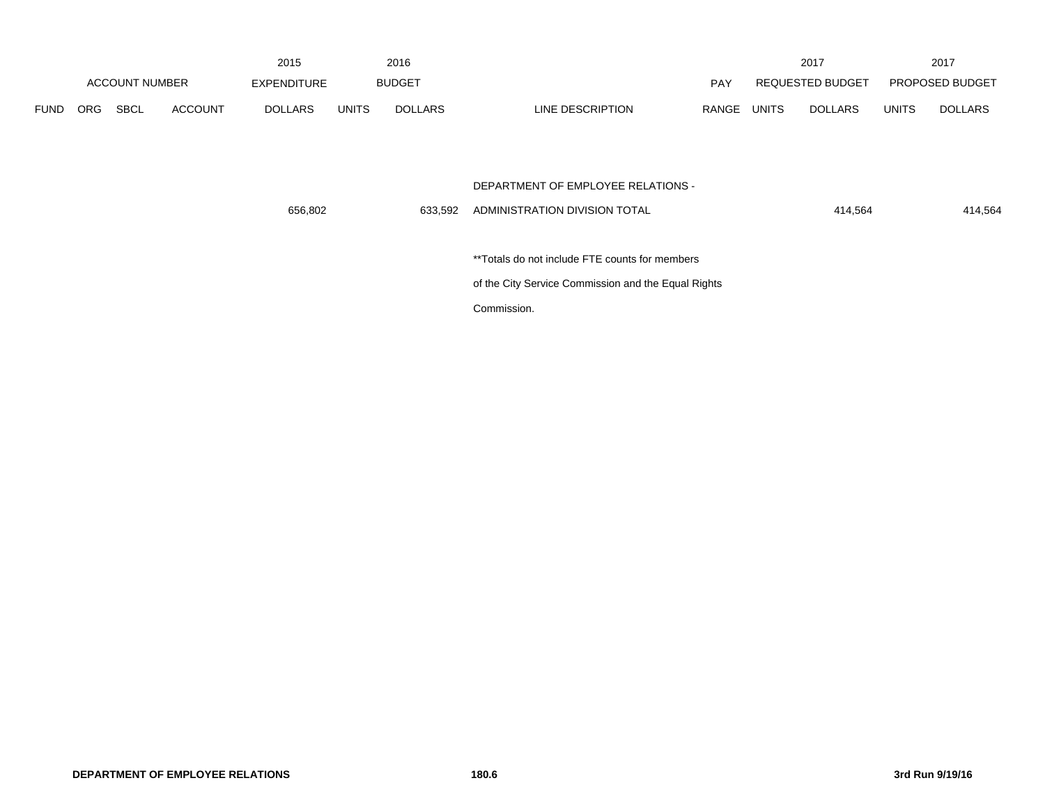| ACCOUNT NUMBER | | | | 2015 EXPENDITURE | 2016 BUDGET | | | PAY | 2017 REQUESTED BUDGET | | 2017 PROPOSED BUDGET | |
|---|---|---|---|---|---|---|---|---|---|---|---|---|
| FUND | ORG | SBCL | ACCOUNT | DOLLARS | UNITS | DOLLARS | LINE DESCRIPTION | RANGE | UNITS | DOLLARS | UNITS | DOLLARS |
| | | | | 656,802 | | 633,592 | DEPARTMENT OF EMPLOYEE RELATIONS - ADMINISTRATION DIVISION TOTAL | | | 414,564 | | 414,564 |
| | | | | | | | **Totals do not include FTE counts for members of the City Service Commission and the Equal Rights Commission. | | | | | |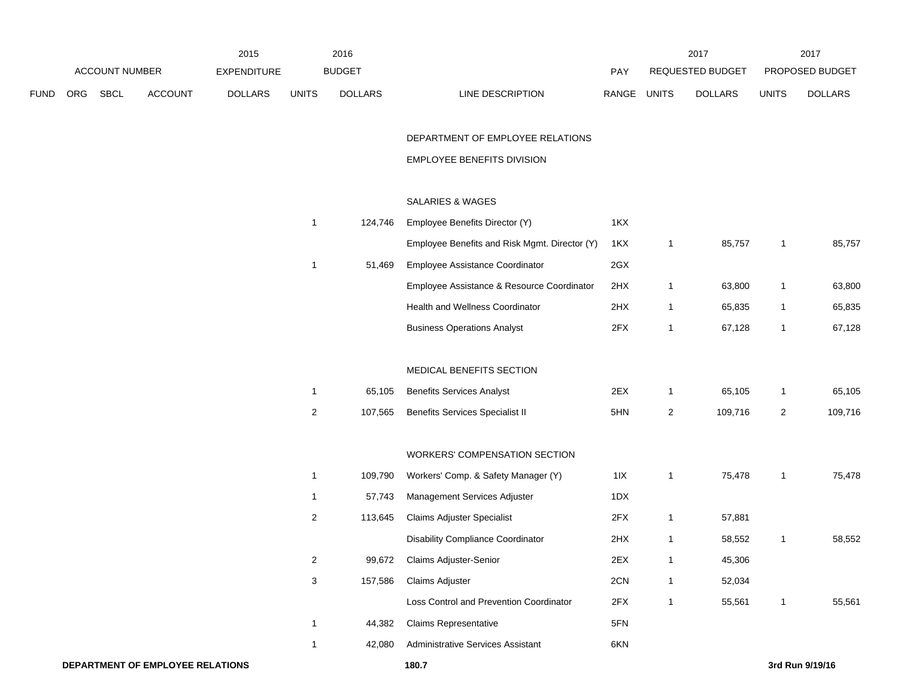| | | | | 2015 | 2016 | | | | 2017 | | 2017 | |
|---|---|---|---|---|---|---|---|---|---|---|---|---|
| ACCOUNT NUMBER | | | | EXPENDITURE | BUDGET | | | PAY | REQUESTED BUDGET | | PROPOSED BUDGET | |
| FUND | ORG | SBCL | ACCOUNT | DOLLARS | UNITS | DOLLARS | LINE DESCRIPTION | RANGE | UNITS | DOLLARS | UNITS | DOLLARS |
| | | | | | | | DEPARTMENT OF EMPLOYEE RELATIONS | | | | | |
| | | | | | | | EMPLOYEE BENEFITS DIVISION | | | | | |
| | | | | | | | SALARIES & WAGES | | | | | |
| | | | | | 1 | 124,746 | Employee Benefits Director (Y) | 1KX | | | | |
| | | | | | | | Employee Benefits and Risk Mgmt. Director (Y) | 1KX | 1 | 85,757 | 1 | 85,757 |
| | | | | | 1 | 51,469 | Employee Assistance Coordinator | 2GX | | | | |
| | | | | | | | Employee Assistance & Resource Coordinator | 2HX | 1 | 63,800 | 1 | 63,800 |
| | | | | | | | Health and Wellness Coordinator | 2HX | 1 | 65,835 | 1 | 65,835 |
| | | | | | | | Business Operations Analyst | 2FX | 1 | 67,128 | 1 | 67,128 |
| | | | | | | | MEDICAL BENEFITS SECTION | | | | | |
| | | | | | 1 | 65,105 | Benefits Services Analyst | 2EX | 1 | 65,105 | 1 | 65,105 |
| | | | | | 2 | 107,565 | Benefits Services Specialist II | 5HN | 2 | 109,716 | 2 | 109,716 |
| | | | | | | | WORKERS' COMPENSATION SECTION | | | | | |
| | | | | | 1 | 109,790 | Workers' Comp. & Safety Manager (Y) | 1IX | 1 | 75,478 | 1 | 75,478 |
| | | | | | 1 | 57,743 | Management Services Adjuster | 1DX | | | | |
| | | | | | 2 | 113,645 | Claims Adjuster Specialist | 2FX | 1 | 57,881 | | |
| | | | | | | | Disability Compliance Coordinator | 2HX | 1 | 58,552 | 1 | 58,552 |
| | | | | | 2 | 99,672 | Claims Adjuster-Senior | 2EX | 1 | 45,306 | | |
| | | | | | 3 | 157,586 | Claims Adjuster | 2CN | 1 | 52,034 | | |
| | | | | | | | Loss Control and Prevention Coordinator | 2FX | 1 | 55,561 | 1 | 55,561 |
| | | | | | 1 | 44,382 | Claims Representative | 5FN | | | | |
| | | | | | 1 | 42,080 | Administrative Services Assistant | 6KN | | | | |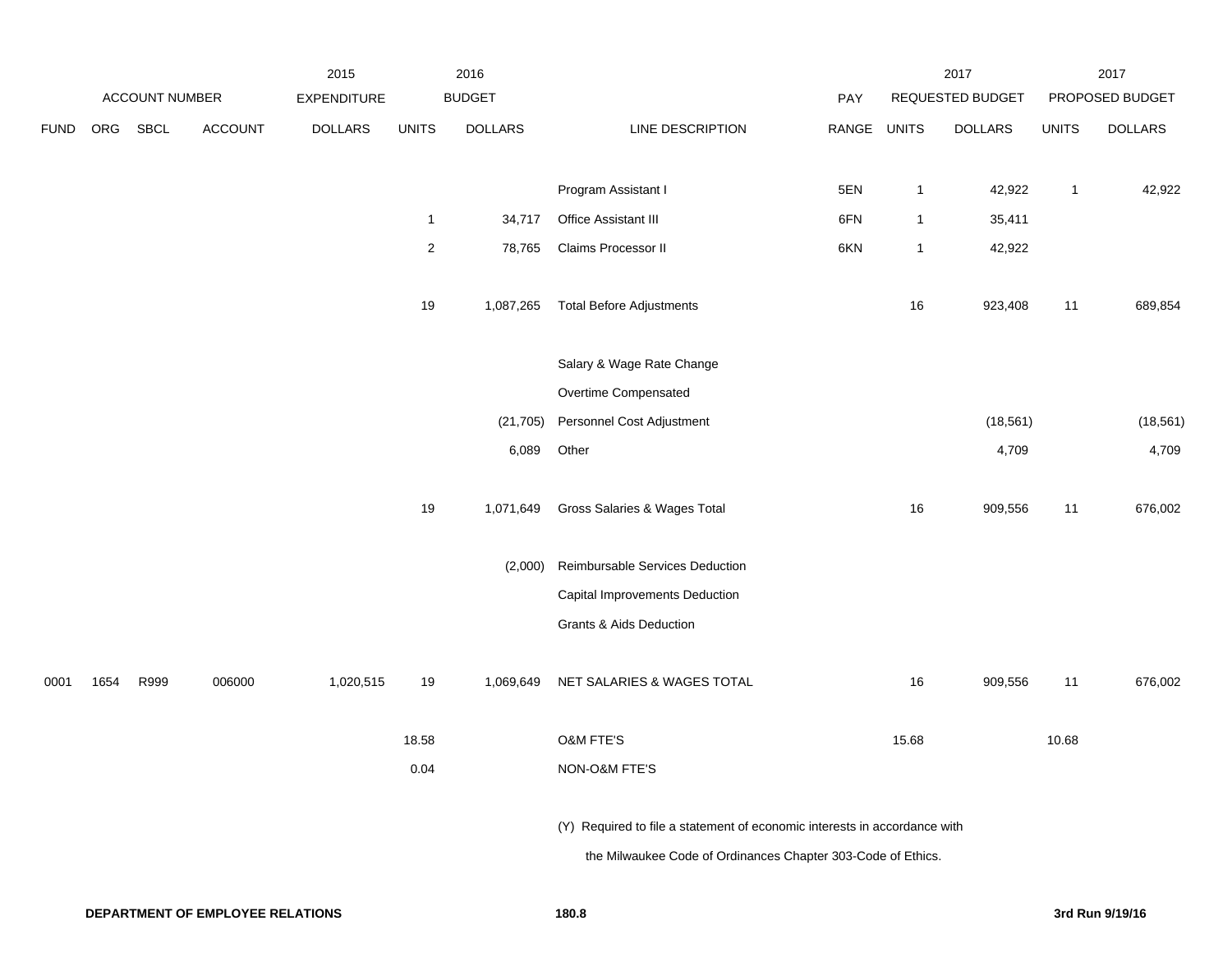| | | | | 2015 | 2016 | | | | 2017 | | 2017 | |
|---|---|---|---|---|---|---|---|---|---|---|---|---|
| ACCOUNT NUMBER | | | | EXPENDITURE | BUDGET | | | PAY | REQUESTED BUDGET | | PROPOSED BUDGET | |
| FUND | ORG | SBCL | ACCOUNT | DOLLARS | UNITS | DOLLARS | LINE DESCRIPTION | RANGE | UNITS | DOLLARS | UNITS | DOLLARS |
| | | | | | | | Program Assistant I | 5EN | 1 | 42,922 | 1 | 42,922 |
| | | | | | 1 | 34,717 | Office Assistant III | 6FN | 1 | 35,411 | | |
| | | | | | 2 | 78,765 | Claims Processor II | 6KN | 1 | 42,922 | | |
| | | | | | 19 | 1,087,265 | Total Before Adjustments | | 16 | 923,408 | 11 | 689,854 |
| | | | | | | | Salary & Wage Rate Change | | | | | |
| | | | | | | | Overtime Compensated | | | | | |
| | | | | | | (21,705) | Personnel Cost Adjustment | | | (18,561) | | (18,561) |
| | | | | | | 6,089 | Other | | | 4,709 | | 4,709 |
| | | | | | 19 | 1,071,649 | Gross Salaries & Wages Total | | 16 | 909,556 | 11 | 676,002 |
| | | | | | | (2,000) | Reimbursable Services Deduction | | | | | |
| | | | | | | | Capital Improvements Deduction | | | | | |
| | | | | | | | Grants & Aids Deduction | | | | | |
| 0001 | 1654 | R999 | 006000 | 1,020,515 | 19 | 1,069,649 | NET SALARIES & WAGES TOTAL | | 16 | 909,556 | 11 | 676,002 |
| | | | | | 18.58 | | O&M FTE'S | | 15.68 | | 10.68 | |
| | | | | | 0.04 | | NON-O&M FTE'S | | | | | |

(Y) Required to file a statement of economic interests in accordance with the Milwaukee Code of Ordinances Chapter 303-Code of Ethics.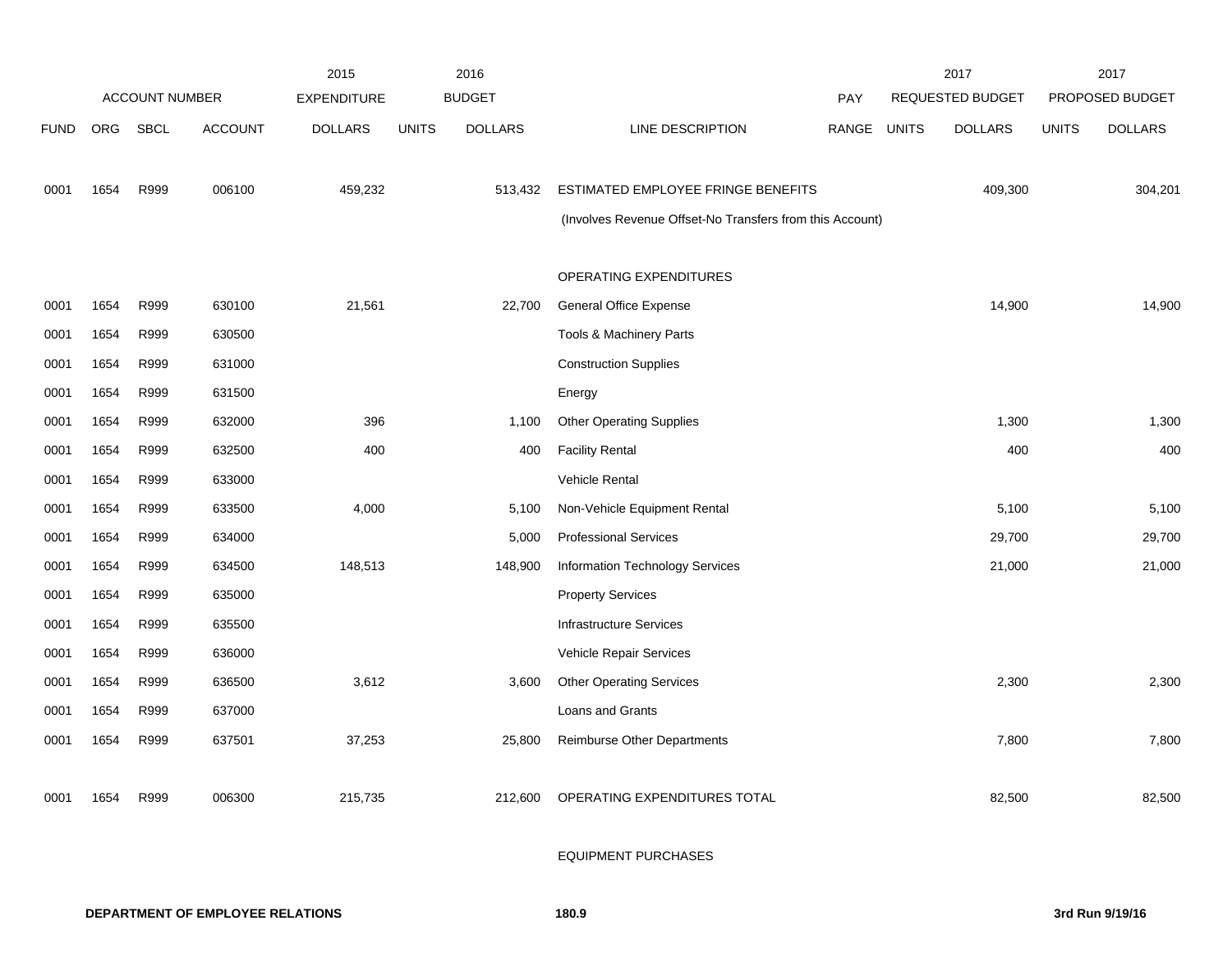| FUND | ORG | SBCL | ACCOUNT | 2015 EXPENDITURE DOLLARS | 2016 BUDGET UNITS | 2016 BUDGET DOLLARS | LINE DESCRIPTION | PAY RANGE | 2017 REQUESTED BUDGET UNITS | 2017 REQUESTED BUDGET DOLLARS | 2017 PROPOSED BUDGET UNITS | 2017 PROPOSED BUDGET DOLLARS |
|---|---|---|---|---|---|---|---|---|---|---|---|---|
| 0001 | 1654 | R999 | 006100 | 459,232 | | 513,432 | ESTIMATED EMPLOYEE FRINGE BENEFITS | | | 409,300 | | 304,201 |
| | | | | | | | (Involves Revenue Offset-No Transfers from this Account) | | | | | |
| | | | | | | | OPERATING EXPENDITURES | | | | | |
| 0001 | 1654 | R999 | 630100 | 21,561 | | 22,700 | General Office Expense | | | 14,900 | | 14,900 |
| 0001 | 1654 | R999 | 630500 | | | | Tools & Machinery Parts | | | | | |
| 0001 | 1654 | R999 | 631000 | | | | Construction Supplies | | | | | |
| 0001 | 1654 | R999 | 631500 | | | | Energy | | | | | |
| 0001 | 1654 | R999 | 632000 | 396 | | 1,100 | Other Operating Supplies | | | 1,300 | | 1,300 |
| 0001 | 1654 | R999 | 632500 | 400 | | 400 | Facility Rental | | | 400 | | 400 |
| 0001 | 1654 | R999 | 633000 | | | | Vehicle Rental | | | | | |
| 0001 | 1654 | R999 | 633500 | 4,000 | | 5,100 | Non-Vehicle Equipment Rental | | | 5,100 | | 5,100 |
| 0001 | 1654 | R999 | 634000 | | | 5,000 | Professional Services | | | 29,700 | | 29,700 |
| 0001 | 1654 | R999 | 634500 | 148,513 | | 148,900 | Information Technology Services | | | 21,000 | | 21,000 |
| 0001 | 1654 | R999 | 635000 | | | | Property Services | | | | | |
| 0001 | 1654 | R999 | 635500 | | | | Infrastructure Services | | | | | |
| 0001 | 1654 | R999 | 636000 | | | | Vehicle Repair Services | | | | | |
| 0001 | 1654 | R999 | 636500 | 3,612 | | 3,600 | Other Operating Services | | | 2,300 | | 2,300 |
| 0001 | 1654 | R999 | 637000 | | | | Loans and Grants | | | | | |
| 0001 | 1654 | R999 | 637501 | 37,253 | | 25,800 | Reimburse Other Departments | | | 7,800 | | 7,800 |
| 0001 | 1654 | R999 | 006300 | 215,735 | | 212,600 | OPERATING EXPENDITURES TOTAL | | | 82,500 | | 82,500 |
| | | | | | | | EQUIPMENT PURCHASES | | | | | |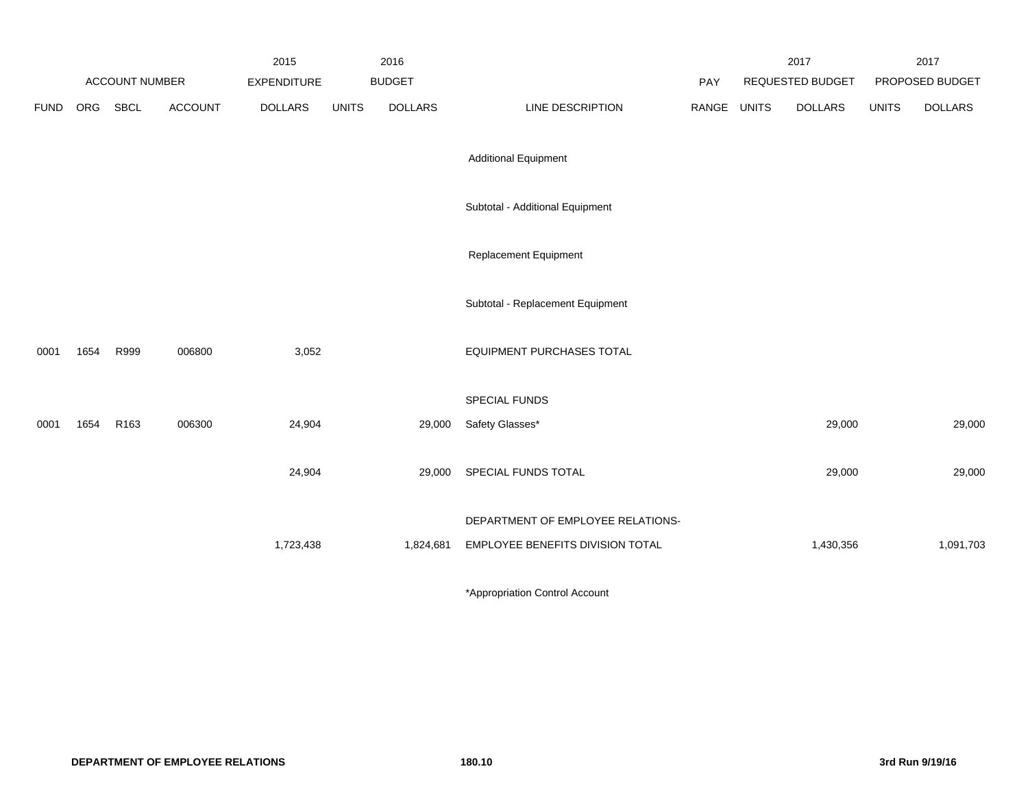| ACCOUNT NUMBER | | | | 2015 EXPENDITURE | 2016 BUDGET | | | PAY | 2017 REQUESTED BUDGET | | 2017 PROPOSED BUDGET | |
|---|---|---|---|---|---|---|---|---|---|---|---|---|
| FUND | ORG | SBCL | ACCOUNT | DOLLARS | UNITS | DOLLARS | LINE DESCRIPTION | RANGE | UNITS | DOLLARS | UNITS | DOLLARS |
| | | | | | | | Additional Equipment | | | | | |
| | | | | | | | Subtotal - Additional Equipment | | | | | |
| | | | | | | | Replacement Equipment | | | | | |
| | | | | | | | Subtotal - Replacement Equipment | | | | | |
| 0001 | 1654 | R999 | 006800 | 3,052 | | | EQUIPMENT PURCHASES TOTAL | | | | | |
| | | | | | | | SPECIAL FUNDS | | | | | |
| 0001 | 1654 | R163 | 006300 | 24,904 | | 29,000 | Safety Glasses* | | | 29,000 | | 29,000 |
| | | | | 24,904 | | 29,000 | SPECIAL FUNDS TOTAL | | | 29,000 | | 29,000 |
| | | | | 1,723,438 | | 1,824,681 | DEPARTMENT OF EMPLOYEE RELATIONS- EMPLOYEE BENEFITS DIVISION TOTAL | | | 1,430,356 | | 1,091,703 |

*Appropriation Control Account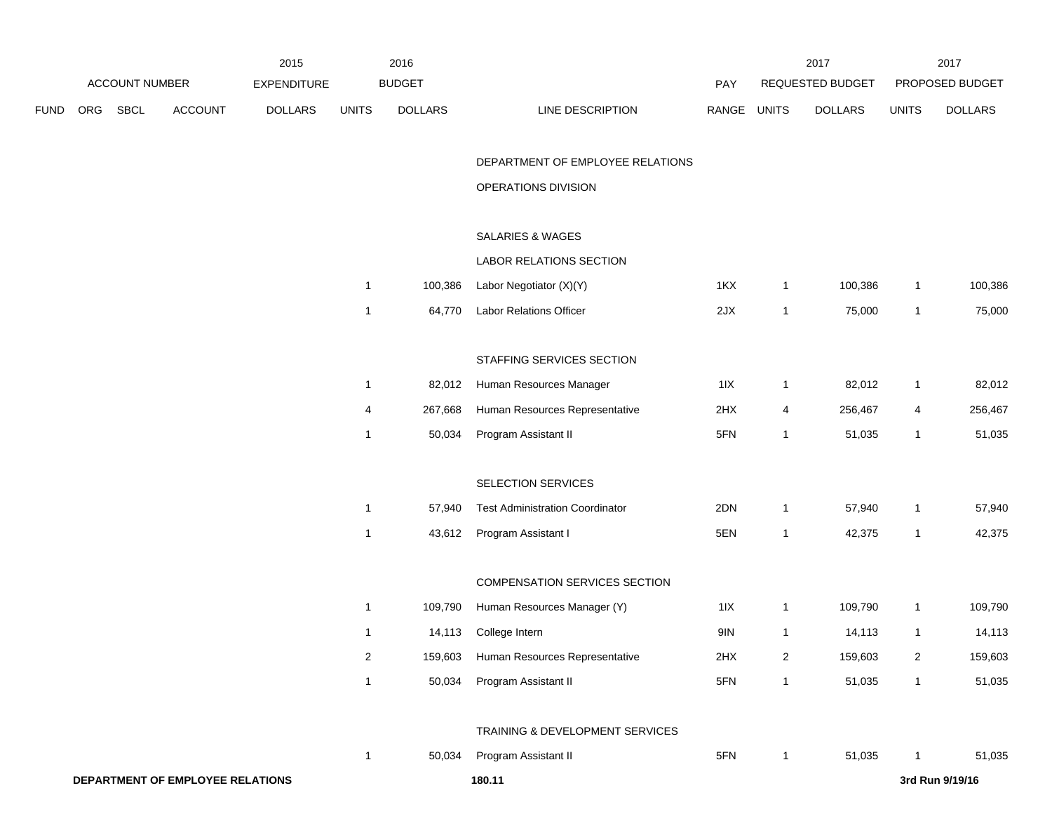| ACCOUNT NUMBER | | | | 2015 EXPENDITURE | 2016 BUDGET | | | PAY | 2017 REQUESTED BUDGET | | 2017 PROPOSED BUDGET | |
|---|---|---|---|---|---|---|---|---|---|---|---|---|
| FUND | ORG | SBCL | ACCOUNT | DOLLARS | UNITS | DOLLARS | LINE DESCRIPTION | RANGE | UNITS | DOLLARS | UNITS | DOLLARS |
| | | | | | | | DEPARTMENT OF EMPLOYEE RELATIONS | | | | | |
| | | | | | | | OPERATIONS DIVISION | | | | | |
| | | | | | | | SALARIES & WAGES | | | | | |
| | | | | | | | LABOR RELATIONS SECTION | | | | | |
| | | | | | 1 | 100,386 | Labor Negotiator (X)(Y) | 1KX | 1 | 100,386 | 1 | 100,386 |
| | | | | | 1 | 64,770 | Labor Relations Officer | 2JX | 1 | 75,000 | 1 | 75,000 |
| | | | | | | | STAFFING SERVICES SECTION | | | | | |
| | | | | | 1 | 82,012 | Human Resources Manager | 1IX | 1 | 82,012 | 1 | 82,012 |
| | | | | | 4 | 267,668 | Human Resources Representative | 2HX | 4 | 256,467 | 4 | 256,467 |
| | | | | | 1 | 50,034 | Program Assistant II | 5FN | 1 | 51,035 | 1 | 51,035 |
| | | | | | | | SELECTION SERVICES | | | | | |
| | | | | | 1 | 57,940 | Test Administration Coordinator | 2DN | 1 | 57,940 | 1 | 57,940 |
| | | | | | 1 | 43,612 | Program Assistant I | 5EN | 1 | 42,375 | 1 | 42,375 |
| | | | | | | | COMPENSATION SERVICES SECTION | | | | | |
| | | | | | 1 | 109,790 | Human Resources Manager (Y) | 1IX | 1 | 109,790 | 1 | 109,790 |
| | | | | | 1 | 14,113 | College Intern | 9IN | 1 | 14,113 | 1 | 14,113 |
| | | | | | 2 | 159,603 | Human Resources Representative | 2HX | 2 | 159,603 | 2 | 159,603 |
| | | | | | 1 | 50,034 | Program Assistant II | 5FN | 1 | 51,035 | 1 | 51,035 |
| | | | | | | | TRAINING & DEVELOPMENT SERVICES | | | | | |
| | | | | | 1 | 50,034 | Program Assistant II | 5FN | 1 | 51,035 | 1 | 51,035 |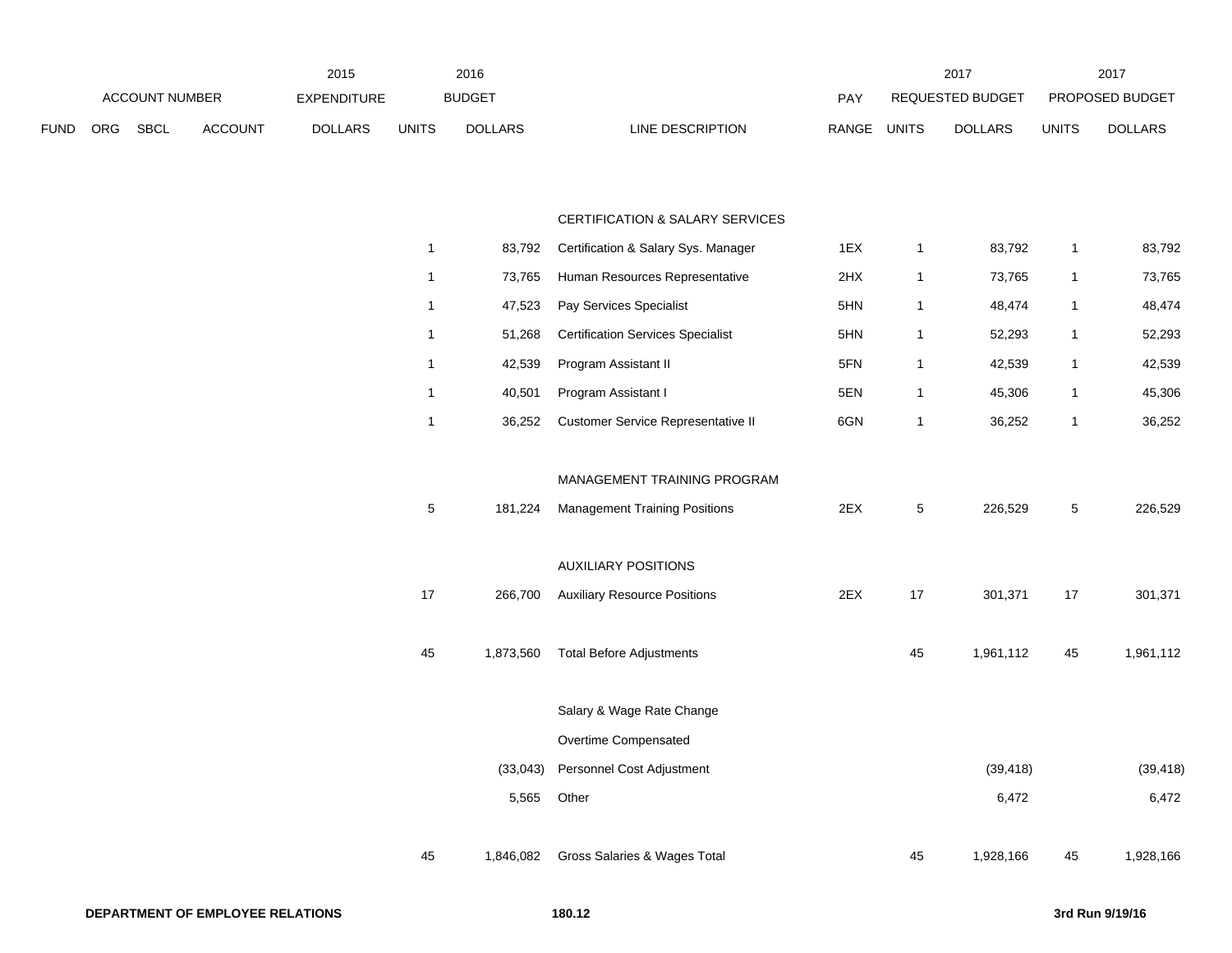| | ACCOUNT NUMBER | | | 2015 EXPENDITURE | 2016 BUDGET | | | | 2017 REQUESTED BUDGET | | 2017 PROPOSED BUDGET | |
|---|---|---|---|---|---|---|---|---|---|---|---|---|
| FUND | ORG | SBCL | ACCOUNT | DOLLARS | UNITS | DOLLARS | LINE DESCRIPTION | PAY RANGE | UNITS | DOLLARS | UNITS | DOLLARS |
| | | | | | | | CERTIFICATION & SALARY SERVICES | | | | | |
| | | | | | 1 | 83,792 | Certification & Salary Sys. Manager | 1EX | 1 | 83,792 | 1 | 83,792 |
| | | | | | 1 | 73,765 | Human Resources Representative | 2HX | 1 | 73,765 | 1 | 73,765 |
| | | | | | 1 | 47,523 | Pay Services Specialist | 5HN | 1 | 48,474 | 1 | 48,474 |
| | | | | | 1 | 51,268 | Certification Services Specialist | 5HN | 1 | 52,293 | 1 | 52,293 |
| | | | | | 1 | 42,539 | Program Assistant II | 5FN | 1 | 42,539 | 1 | 42,539 |
| | | | | | 1 | 40,501 | Program Assistant I | 5EN | 1 | 45,306 | 1 | 45,306 |
| | | | | | 1 | 36,252 | Customer Service Representative II | 6GN | 1 | 36,252 | 1 | 36,252 |
| | | | | | | | MANAGEMENT TRAINING PROGRAM | | | | | |
| | | | | | 5 | 181,224 | Management Training Positions | 2EX | 5 | 226,529 | 5 | 226,529 |
| | | | | | | | AUXILIARY POSITIONS | | | | | |
| | | | | | 17 | 266,700 | Auxiliary Resource Positions | 2EX | 17 | 301,371 | 17 | 301,371 |
| | | | | | 45 | 1,873,560 | Total Before Adjustments | | 45 | 1,961,112 | 45 | 1,961,112 |
| | | | | | | | Salary & Wage Rate Change | | | | | |
| | | | | | | | Overtime Compensated | | | | | |
| | | | | | | (33,043) | Personnel Cost Adjustment | | | (39,418) | | (39,418) |
| | | | | | | 5,565 | Other | | | 6,472 | | 6,472 |
| | | | | | 45 | 1,846,082 | Gross Salaries & Wages Total | | 45 | 1,928,166 | 45 | 1,928,166 |

DEPARTMENT OF EMPLOYEE RELATIONS 180.12 3rd Run 9/19/16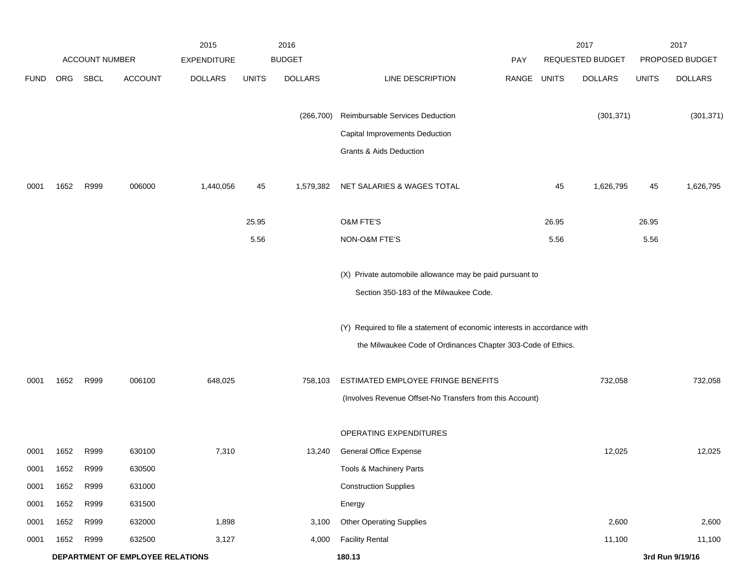| | ACCOUNT NUMBER | | | 2015 EXPENDITURE | 2016 BUDGET | | | PAY | 2017 REQUESTED BUDGET | | 2017 PROPOSED BUDGET | |
|---|---|---|---|---|---|---|---|---|---|---|---|---|
| FUND | ORG | SBCL | ACCOUNT | DOLLARS | UNITS | DOLLARS | LINE DESCRIPTION | RANGE | UNITS | DOLLARS | UNITS | DOLLARS |
| | | | | | | (266,700) | Reimbursable Services Deduction | | | (301,371) | | (301,371) |
| | | | | | | | Capital Improvements Deduction | | | | | |
| | | | | | | | Grants & Aids Deduction | | | | | |
| 0001 | 1652 | R999 | 006000 | 1,440,056 | 45 | 1,579,382 | NET SALARIES & WAGES TOTAL | | 45 | 1,626,795 | 45 | 1,626,795 |
| | | | | | 25.95 | | O&M FTE'S | | 26.95 | | 26.95 | |
| | | | | | 5.56 | | NON-O&M FTE'S | | 5.56 | | 5.56 | |
| | | | | | | | (X) Private automobile allowance may be paid pursuant to Section 350-183 of the Milwaukee Code. | | | | | |
| | | | | | | | (Y) Required to file a statement of economic interests in accordance with the Milwaukee Code of Ordinances Chapter 303-Code of Ethics. | | | | | |
| 0001 | 1652 | R999 | 006100 | 648,025 | | 758,103 | ESTIMATED EMPLOYEE FRINGE BENEFITS (Involves Revenue Offset-No Transfers from this Account) | | | 732,058 | | 732,058 |
| | | | | | | | OPERATING EXPENDITURES | | | | | |
| 0001 | 1652 | R999 | 630100 | 7,310 | | 13,240 | General Office Expense | | | 12,025 | | 12,025 |
| 0001 | 1652 | R999 | 630500 | | | | Tools & Machinery Parts | | | | | |
| 0001 | 1652 | R999 | 631000 | | | | Construction Supplies | | | | | |
| 0001 | 1652 | R999 | 631500 | | | | Energy | | | | | |
| 0001 | 1652 | R999 | 632000 | 1,898 | | 3,100 | Other Operating Supplies | | | 2,600 | | 2,600 |
| 0001 | 1652 | R999 | 632500 | 3,127 | | 4,000 | Facility Rental | | | 11,100 | | 11,100 |

**DEPARTMENT OF EMPLOYEE RELATIONS** **180.13** **3rd Run 9/19/16**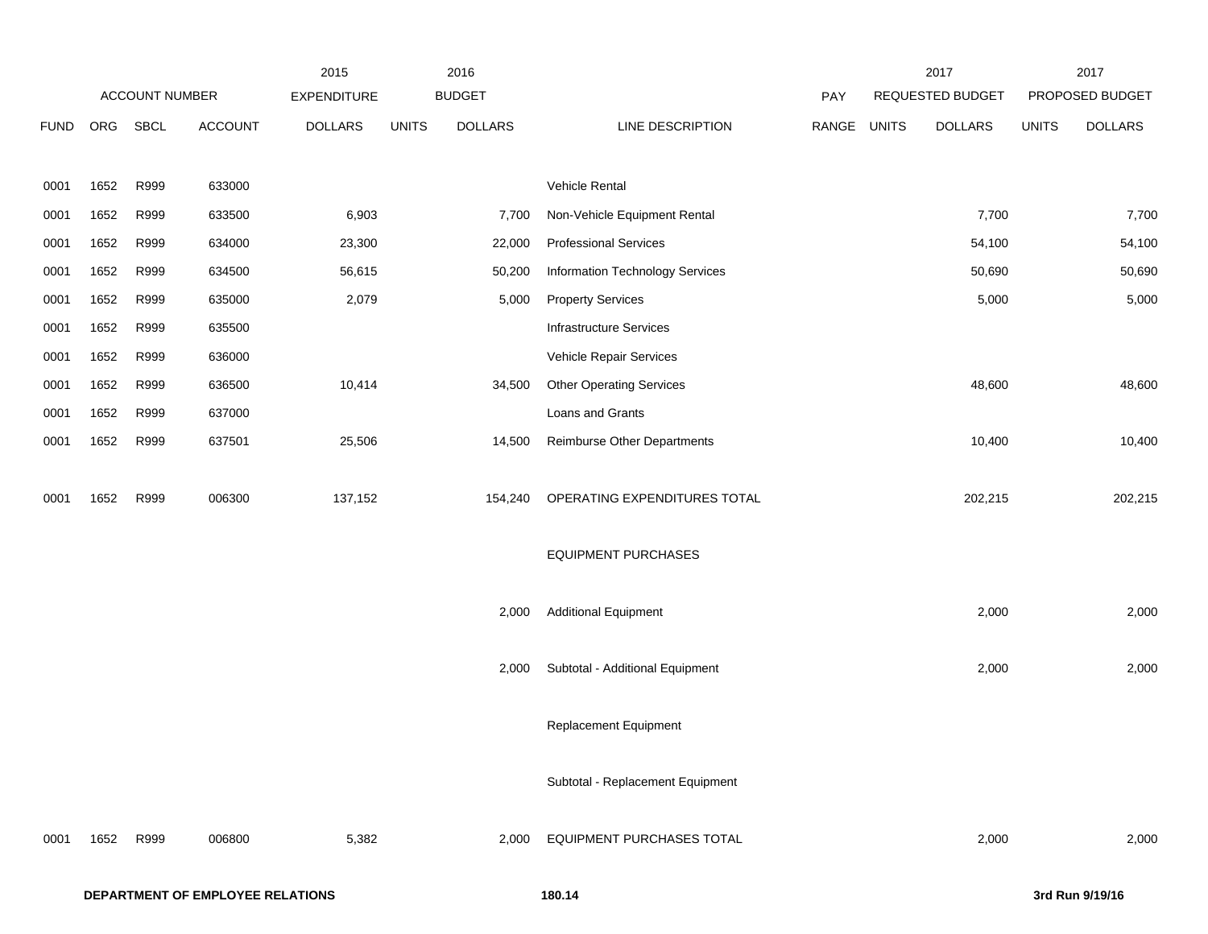| | ACCOUNT NUMBER | | | 2015 EXPENDITURE | 2016 BUDGET | | | PAY | 2017 REQUESTED BUDGET | | 2017 PROPOSED BUDGET | |
|---|---|---|---|---|---|---|---|---|---|---|---|---|
| FUND | ORG | SBCL | ACCOUNT | DOLLARS | UNITS | DOLLARS | LINE DESCRIPTION | RANGE | UNITS | DOLLARS | UNITS | DOLLARS |
| 0001 | 1652 | R999 | 633000 | | | | Vehicle Rental | | | | | |
| 0001 | 1652 | R999 | 633500 | 6,903 | | 7,700 | Non-Vehicle Equipment Rental | | | 7,700 | | 7,700 |
| 0001 | 1652 | R999 | 634000 | 23,300 | | 22,000 | Professional Services | | | 54,100 | | 54,100 |
| 0001 | 1652 | R999 | 634500 | 56,615 | | 50,200 | Information Technology Services | | | 50,690 | | 50,690 |
| 0001 | 1652 | R999 | 635000 | 2,079 | | 5,000 | Property Services | | | 5,000 | | 5,000 |
| 0001 | 1652 | R999 | 635500 | | | | Infrastructure Services | | | | | |
| 0001 | 1652 | R999 | 636000 | | | | Vehicle Repair Services | | | | | |
| 0001 | 1652 | R999 | 636500 | 10,414 | | 34,500 | Other Operating Services | | | 48,600 | | 48,600 |
| 0001 | 1652 | R999 | 637000 | | | | Loans and Grants | | | | | |
| 0001 | 1652 | R999 | 637501 | 25,506 | | 14,500 | Reimburse Other Departments | | | 10,400 | | 10,400 |
| 0001 | 1652 | R999 | 006300 | 137,152 | | 154,240 | OPERATING EXPENDITURES TOTAL | | | 202,215 | | 202,215 |
| | | | | | | | EQUIPMENT PURCHASES | | | | | |
| | | | | | | 2,000 | Additional Equipment | | | 2,000 | | 2,000 |
| | | | | | | 2,000 | Subtotal - Additional Equipment | | | 2,000 | | 2,000 |
| | | | | | | | Replacement Equipment | | | | | |
| | | | | | | | Subtotal - Replacement Equipment | | | | | |
| 0001 | 1652 | R999 | 006800 | 5,382 | | 2,000 | EQUIPMENT PURCHASES TOTAL | | | 2,000 | | 2,000 |

**DEPARTMENT OF EMPLOYEE RELATIONS** **180.14** **3rd Run 9/19/16**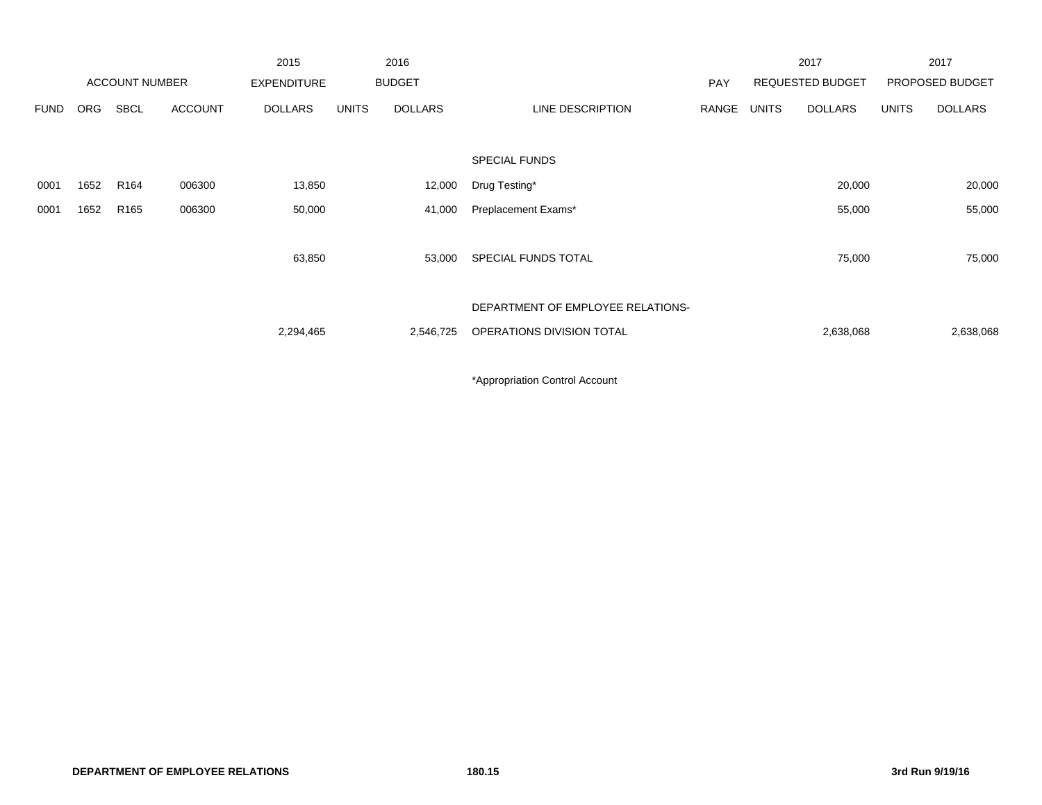| | ACCOUNT NUMBER | | | 2015 EXPENDITURE | 2016 BUDGET | | | PAY | 2017 REQUESTED BUDGET | | 2017 PROPOSED BUDGET | |
|---|---|---|---|---|---|---|---|---|---|---|---|---|
| FUND | ORG | SBCL | ACCOUNT | DOLLARS | UNITS | DOLLARS | LINE DESCRIPTION | RANGE | UNITS | DOLLARS | UNITS | DOLLARS |
| | | | | | | | SPECIAL FUNDS | | | | | |
| 0001 | 1652 | R164 | 006300 | 13,850 | | 12,000 | Drug Testing* | | | 20,000 | | 20,000 |
| 0001 | 1652 | R165 | 006300 | 50,000 | | 41,000 | Preplacement Exams* | | | 55,000 | | 55,000 |
| | | | | 63,850 | | 53,000 | SPECIAL FUNDS TOTAL | | | 75,000 | | 75,000 |
| | | | | 2,294,465 | | 2,546,725 | DEPARTMENT OF EMPLOYEE RELATIONS- OPERATIONS DIVISION TOTAL | | | 2,638,068 | | 2,638,068 |

*Appropriation Control Account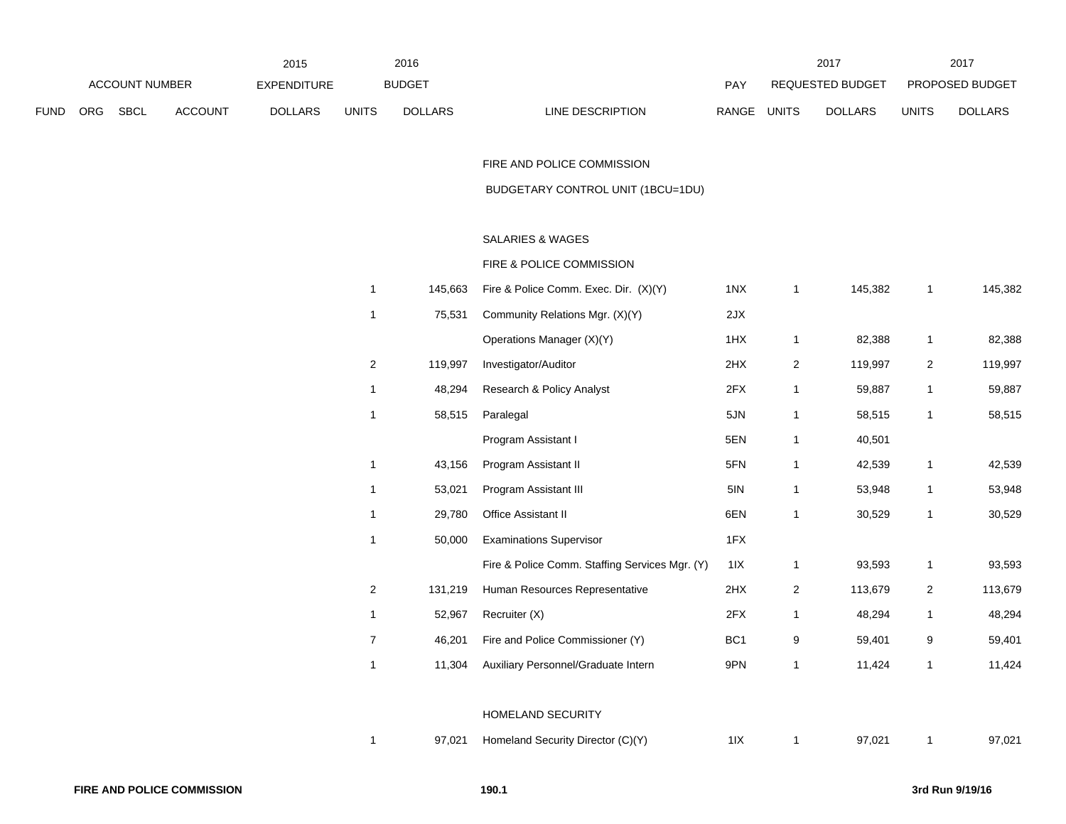| ACCOUNT NUMBER | | | | 2015 EXPENDITURE | 2016 BUDGET | | | | 2017 REQUESTED BUDGET | | 2017 PROPOSED BUDGET | |
|---|---|---|---|---|---|---|---|---|---|---|---|---|
| FUND | ORG | SBCL | ACCOUNT | DOLLARS | UNITS | DOLLARS | LINE DESCRIPTION | PAY RANGE | UNITS | DOLLARS | UNITS | DOLLARS |
| | | | | | | | FIRE AND POLICE COMMISSION | | | | | |
| | | | | | | | BUDGETARY CONTROL UNIT (1BCU=1DU) | | | | | |
| | | | | | | | SALARIES & WAGES | | | | | |
| | | | | | | | FIRE & POLICE COMMISSION | | | | | |
| | | | | | 1 | 145,663 | Fire & Police Comm. Exec. Dir. (X)(Y) | 1NX | 1 | 145,382 | 1 | 145,382 |
| | | | | | 1 | 75,531 | Community Relations Mgr. (X)(Y) | 2JX | | | | |
| | | | | | | | Operations Manager (X)(Y) | 1HX | 1 | 82,388 | 1 | 82,388 |
| | | | | | 2 | 119,997 | Investigator/Auditor | 2HX | 2 | 119,997 | 2 | 119,997 |
| | | | | | 1 | 48,294 | Research & Policy Analyst | 2FX | 1 | 59,887 | 1 | 59,887 |
| | | | | | 1 | 58,515 | Paralegal | 5JN | 1 | 58,515 | 1 | 58,515 |
| | | | | | | | Program Assistant I | 5EN | 1 | 40,501 | | |
| | | | | | 1 | 43,156 | Program Assistant II | 5FN | 1 | 42,539 | 1 | 42,539 |
| | | | | | 1 | 53,021 | Program Assistant III | 5IN | 1 | 53,948 | 1 | 53,948 |
| | | | | | 1 | 29,780 | Office Assistant II | 6EN | 1 | 30,529 | 1 | 30,529 |
| | | | | | 1 | 50,000 | Examinations Supervisor | 1FX | | | | |
| | | | | | | | Fire & Police Comm. Staffing Services Mgr. (Y) | 1IX | 1 | 93,593 | 1 | 93,593 |
| | | | | | 2 | 131,219 | Human Resources Representative | 2HX | 2 | 113,679 | 2 | 113,679 |
| | | | | | 1 | 52,967 | Recruiter (X) | 2FX | 1 | 48,294 | 1 | 48,294 |
| | | | | | 7 | 46,201 | Fire and Police Commissioner (Y) | BC1 | 9 | 59,401 | 9 | 59,401 |
| | | | | | 1 | 11,304 | Auxiliary Personnel/Graduate Intern | 9PN | 1 | 11,424 | 1 | 11,424 |
| | | | | | | | HOMELAND SECURITY | | | | | |
| | | | | | 1 | 97,021 | Homeland Security Director (C)(Y) | 1IX | 1 | 97,021 | 1 | 97,021 |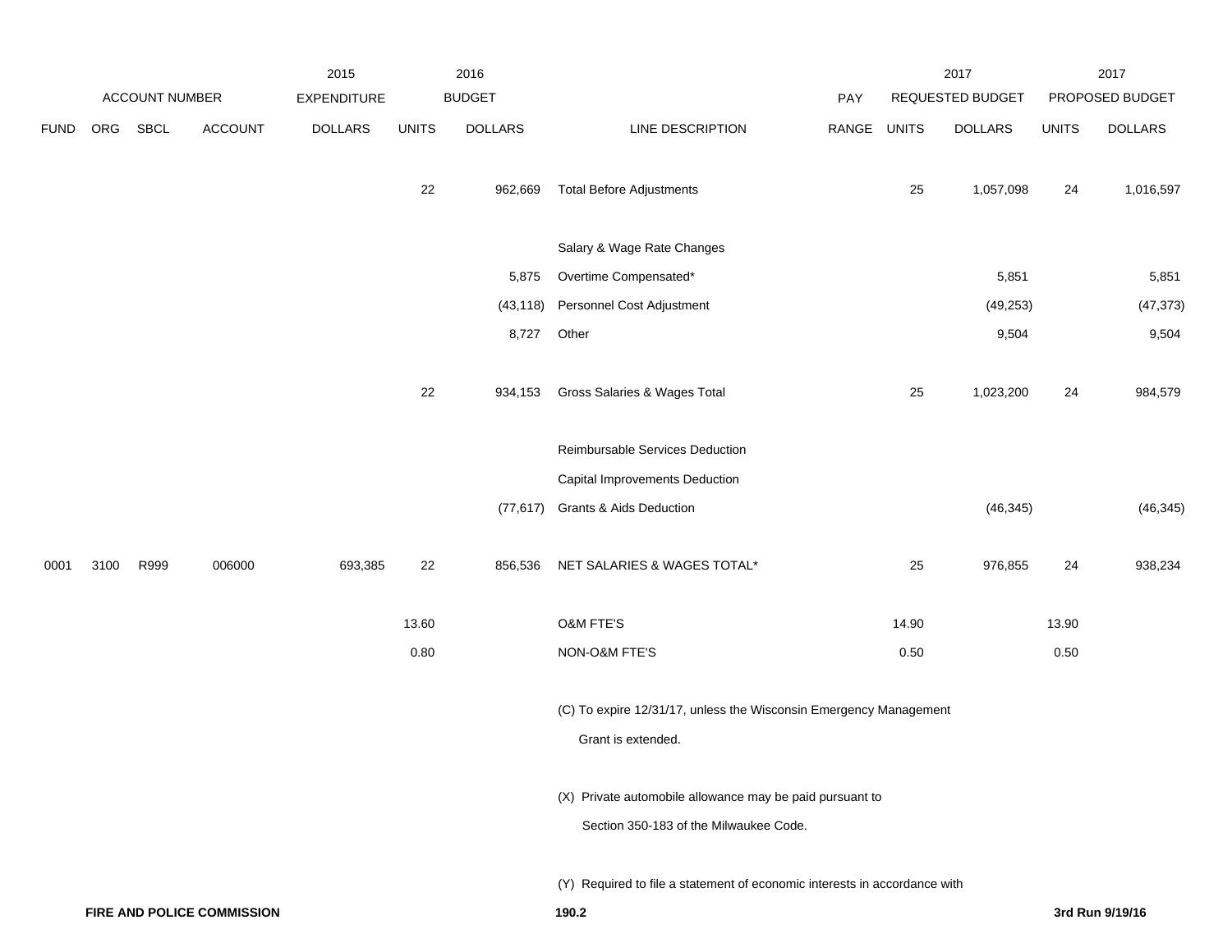| | | | | 2015 | | 2016 | | | | 2017 | | 2017 |
|---|---|---|---|---|---|---|---|---|---|---|---|---|
| ACCOUNT NUMBER | | | | EXPENDITURE | | BUDGET | | PAY | | REQUESTED BUDGET | | PROPOSED BUDGET |
| FUND | ORG | SBCL | ACCOUNT | DOLLARS | UNITS | DOLLARS | LINE DESCRIPTION | RANGE | UNITS | DOLLARS | UNITS | DOLLARS |
| | | | | | 22 | 962,669 | Total Before Adjustments | | 25 | 1,057,098 | 24 | 1,016,597 |
| | | | | | | | Salary & Wage Rate Changes | | | | | |
| | | | | | | 5,875 | Overtime Compensated* | | | 5,851 | | 5,851 |
| | | | | | | (43,118) | Personnel Cost Adjustment | | | (49,253) | | (47,373) |
| | | | | | | 8,727 | Other | | | 9,504 | | 9,504 |
| | | | | | 22 | 934,153 | Gross Salaries & Wages Total | | 25 | 1,023,200 | 24 | 984,579 |
| | | | | | | | Reimbursable Services Deduction | | | | | |
| | | | | | | | Capital Improvements Deduction | | | | | |
| | | | | | | (77,617) | Grants & Aids Deduction | | | (46,345) | | (46,345) |
| 0001 | 3100 | R999 | 006000 | 693,385 | 22 | 856,536 | NET SALARIES & WAGES TOTAL* | | 25 | 976,855 | 24 | 938,234 |
| | | | | | 13.60 | | O&M FTE'S | | 14.90 | | 13.90 | |
| | | | | | 0.80 | | NON-O&M FTE'S | | 0.50 | | 0.50 | |

(C) To expire 12/31/17, unless the Wisconsin Emergency Management Grant is extended.

(X) Private automobile allowance may be paid pursuant to Section 350-183 of the Milwaukee Code.

(Y) Required to file a statement of economic interests in accordance with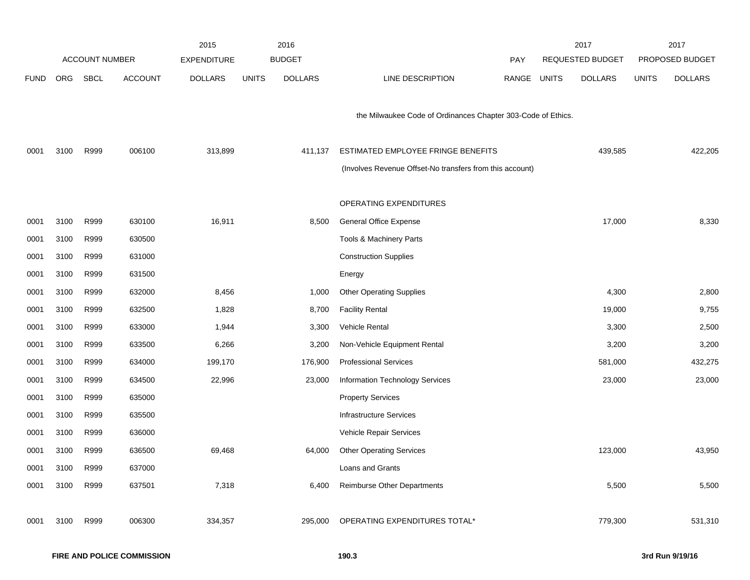| FUND | ORG | SBCL | ACCOUNT | 2015 EXPENDITURE DOLLARS | 2016 BUDGET UNITS | 2016 BUDGET DOLLARS | LINE DESCRIPTION | PAY RANGE | 2017 REQUESTED BUDGET UNITS | 2017 REQUESTED BUDGET DOLLARS | 2017 PROPOSED BUDGET UNITS | 2017 PROPOSED BUDGET DOLLARS |
|---|---|---|---|---|---|---|---|---|---|---|---|---|
| | | | | | | | the Milwaukee Code of Ordinances Chapter 303-Code of Ethics. | | | | | |
| 0001 | 3100 | R999 | 006100 | 313,899 | | 411,137 | ESTIMATED EMPLOYEE FRINGE BENEFITS | | | 439,585 | | 422,205 |
| | | | | | | | (Involves Revenue Offset-No transfers from this account) | | | | | |
| | | | | | | | OPERATING EXPENDITURES | | | | | |
| 0001 | 3100 | R999 | 630100 | 16,911 | | 8,500 | General Office Expense | | | 17,000 | | 8,330 |
| 0001 | 3100 | R999 | 630500 | | | | Tools & Machinery Parts | | | | | |
| 0001 | 3100 | R999 | 631000 | | | | Construction Supplies | | | | | |
| 0001 | 3100 | R999 | 631500 | | | | Energy | | | | | |
| 0001 | 3100 | R999 | 632000 | 8,456 | | 1,000 | Other Operating Supplies | | | 4,300 | | 2,800 |
| 0001 | 3100 | R999 | 632500 | 1,828 | | 8,700 | Facility Rental | | | 19,000 | | 9,755 |
| 0001 | 3100 | R999 | 633000 | 1,944 | | 3,300 | Vehicle Rental | | | 3,300 | | 2,500 |
| 0001 | 3100 | R999 | 633500 | 6,266 | | 3,200 | Non-Vehicle Equipment Rental | | | 3,200 | | 3,200 |
| 0001 | 3100 | R999 | 634000 | 199,170 | | 176,900 | Professional Services | | | 581,000 | | 432,275 |
| 0001 | 3100 | R999 | 634500 | 22,996 | | 23,000 | Information Technology Services | | | 23,000 | | 23,000 |
| 0001 | 3100 | R999 | 635000 | | | | Property Services | | | | | |
| 0001 | 3100 | R999 | 635500 | | | | Infrastructure Services | | | | | |
| 0001 | 3100 | R999 | 636000 | | | | Vehicle Repair Services | | | | | |
| 0001 | 3100 | R999 | 636500 | 69,468 | | 64,000 | Other Operating Services | | | 123,000 | | 43,950 |
| 0001 | 3100 | R999 | 637000 | | | | Loans and Grants | | | | | |
| 0001 | 3100 | R999 | 637501 | 7,318 | | 6,400 | Reimburse Other Departments | | | 5,500 | | 5,500 |
| 0001 | 3100 | R999 | 006300 | 334,357 | | 295,000 | OPERATING EXPENDITURES TOTAL* | | | 779,300 | | 531,310 |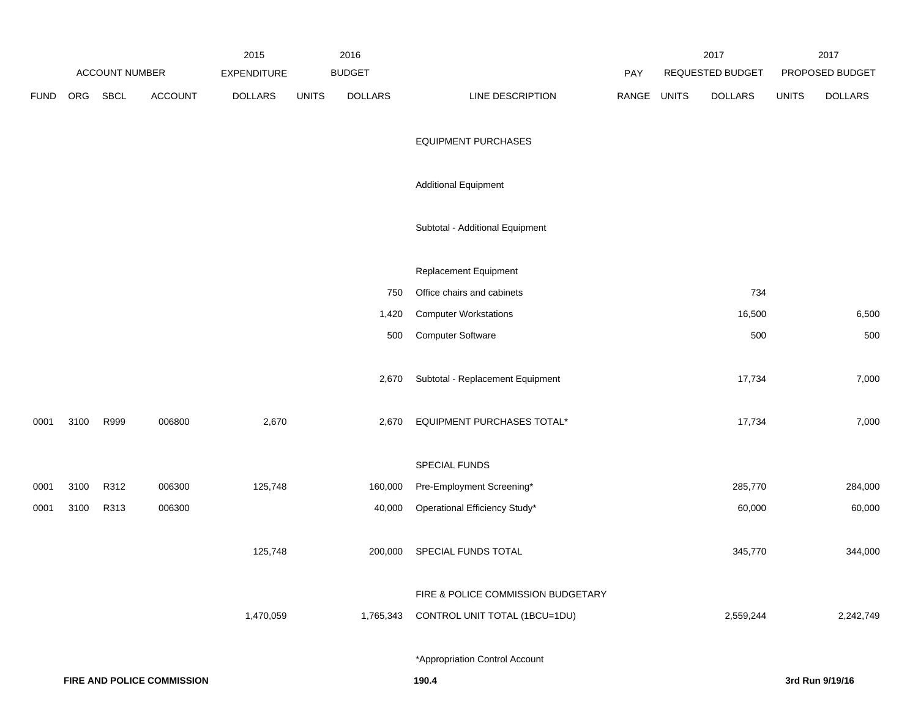| | ACCOUNT NUMBER | | | 2015 EXPENDITURE | 2016 BUDGET | | | PAY | 2017 REQUESTED BUDGET | | 2017 PROPOSED BUDGET | |
|---|---|---|---|---|---|---|---|---|---|---|---|---|
| FUND | ORG | SBCL | ACCOUNT | DOLLARS | UNITS | DOLLARS | LINE DESCRIPTION | RANGE | UNITS | DOLLARS | UNITS | DOLLARS |
| | | | | | | | EQUIPMENT PURCHASES | | | | | |
| | | | | | | | Additional Equipment | | | | | |
| | | | | | | | Subtotal - Additional Equipment | | | | | |
| | | | | | | | Replacement Equipment | | | | | |
| | | | | | | 750 | Office chairs and cabinets | | | 734 | | |
| | | | | | | 1,420 | Computer Workstations | | | 16,500 | | 6,500 |
| | | | | | | 500 | Computer Software | | | 500 | | 500 |
| | | | | | | 2,670 | Subtotal - Replacement Equipment | | | 17,734 | | 7,000 |
| 0001 | 3100 | R999 | 006800 | 2,670 | | 2,670 | EQUIPMENT PURCHASES TOTAL* | | | 17,734 | | 7,000 |
| | | | | | | | SPECIAL FUNDS | | | | | |
| 0001 | 3100 | R312 | 006300 | 125,748 | | 160,000 | Pre-Employment Screening* | | | 285,770 | | 284,000 |
| 0001 | 3100 | R313 | 006300 | | | 40,000 | Operational Efficiency Study* | | | 60,000 | | 60,000 |
| | | | | 125,748 | | 200,000 | SPECIAL FUNDS TOTAL | | | 345,770 | | 344,000 |
| | | | | | | | FIRE & POLICE COMMISSION BUDGETARY | | | | | |
| | | | | 1,470,059 | | 1,765,343 | CONTROL UNIT TOTAL (1BCU=1DU) | | | 2,559,244 | | 2,242,749 |

*Appropriation Control Account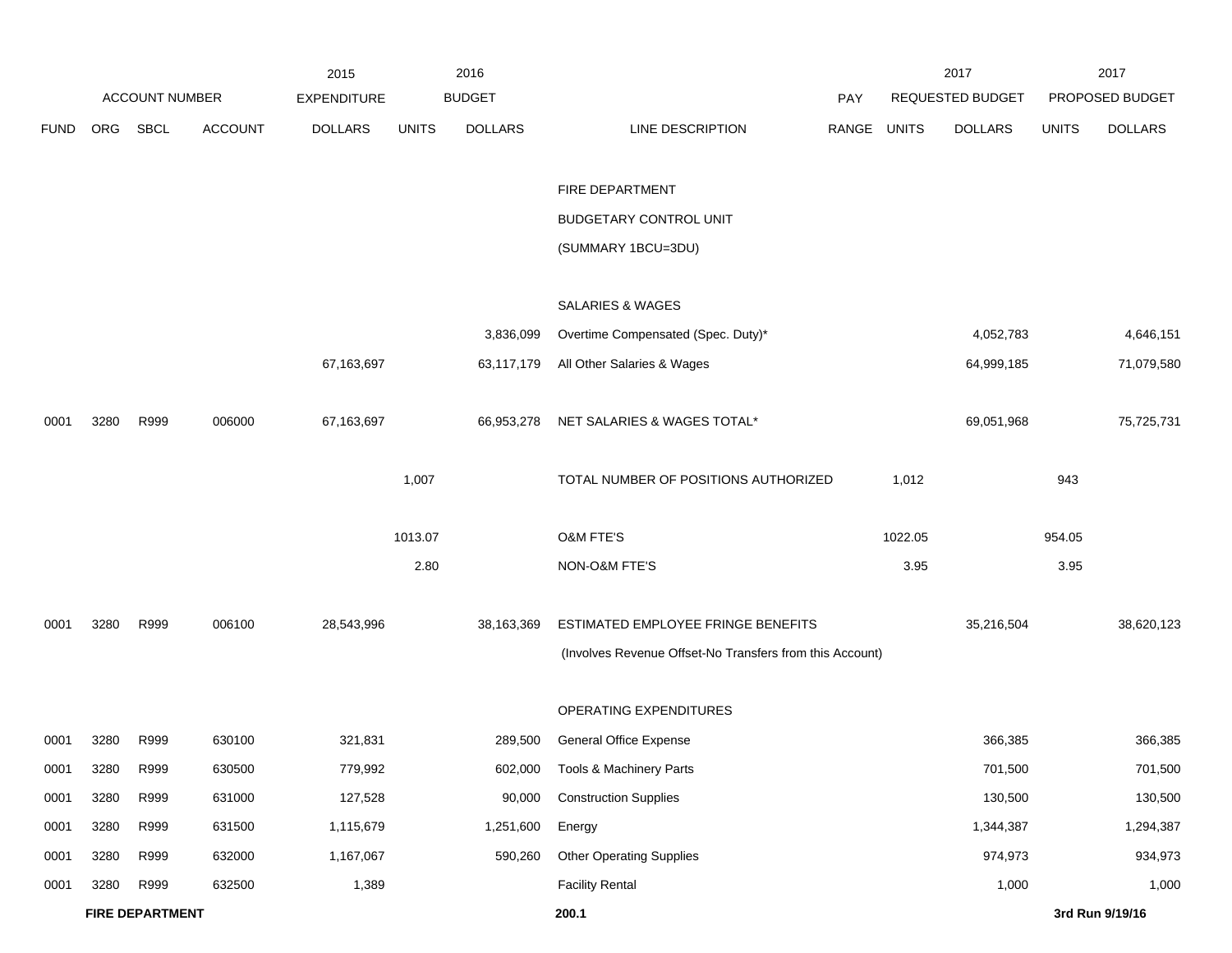| ACCOUNT NUMBER | | | | 2015 EXPENDITURE | 2016 BUDGET | | | PAY | 2017 REQUESTED BUDGET | | 2017 PROPOSED BUDGET | |
|---|---|---|---|---|---|---|---|---|---|---|---|---|
| FUND | ORG | SBCL | ACCOUNT | DOLLARS | UNITS | DOLLARS | LINE DESCRIPTION | RANGE | UNITS | DOLLARS | UNITS | DOLLARS |
| | | | | | | | FIRE DEPARTMENT | | | | | |
| | | | | | | | BUDGETARY CONTROL UNIT | | | | | |
| | | | | | | | (SUMMARY 1BCU=3DU) | | | | | |
| | | | | | | | SALARIES & WAGES | | | | | |
| | | | | | | 3,836,099 | Overtime Compensated (Spec. Duty)* | | | 4,052,783 | | 4,646,151 |
| | | | | 67,163,697 | | 63,117,179 | All Other Salaries & Wages | | | 64,999,185 | | 71,079,580 |
| 0001 | 3280 | R999 | 006000 | 67,163,697 | | 66,953,278 | NET SALARIES & WAGES TOTAL* | | | 69,051,968 | | 75,725,731 |
| | | | | | 1,007 | | TOTAL NUMBER OF POSITIONS AUTHORIZED | | 1,012 | | 943 | |
| | | | | | 1013.07 | | O&M FTE'S | | 1022.05 | | 954.05 | |
| | | | | | 2.80 | | NON-O&M FTE'S | | 3.95 | | 3.95 | |
| 0001 | 3280 | R999 | 006100 | 28,543,996 | | 38,163,369 | ESTIMATED EMPLOYEE FRINGE BENEFITS | | | 35,216,504 | | 38,620,123 |
| | | | | | | | (Involves Revenue Offset-No Transfers from this Account) | | | | | |
| | | | | | | | OPERATING EXPENDITURES | | | | | |
| 0001 | 3280 | R999 | 630100 | 321,831 | | 289,500 | General Office Expense | | | 366,385 | | 366,385 |
| 0001 | 3280 | R999 | 630500 | 779,992 | | 602,000 | Tools & Machinery Parts | | | 701,500 | | 701,500 |
| 0001 | 3280 | R999 | 631000 | 127,528 | | 90,000 | Construction Supplies | | | 130,500 | | 130,500 |
| 0001 | 3280 | R999 | 631500 | 1,115,679 | | 1,251,600 | Energy | | | 1,344,387 | | 1,294,387 |
| 0001 | 3280 | R999 | 632000 | 1,167,067 | | 590,260 | Other Operating Supplies | | | 974,973 | | 934,973 |
| 0001 | 3280 | R999 | 632500 | 1,389 | | | Facility Rental | | | 1,000 | | 1,000 |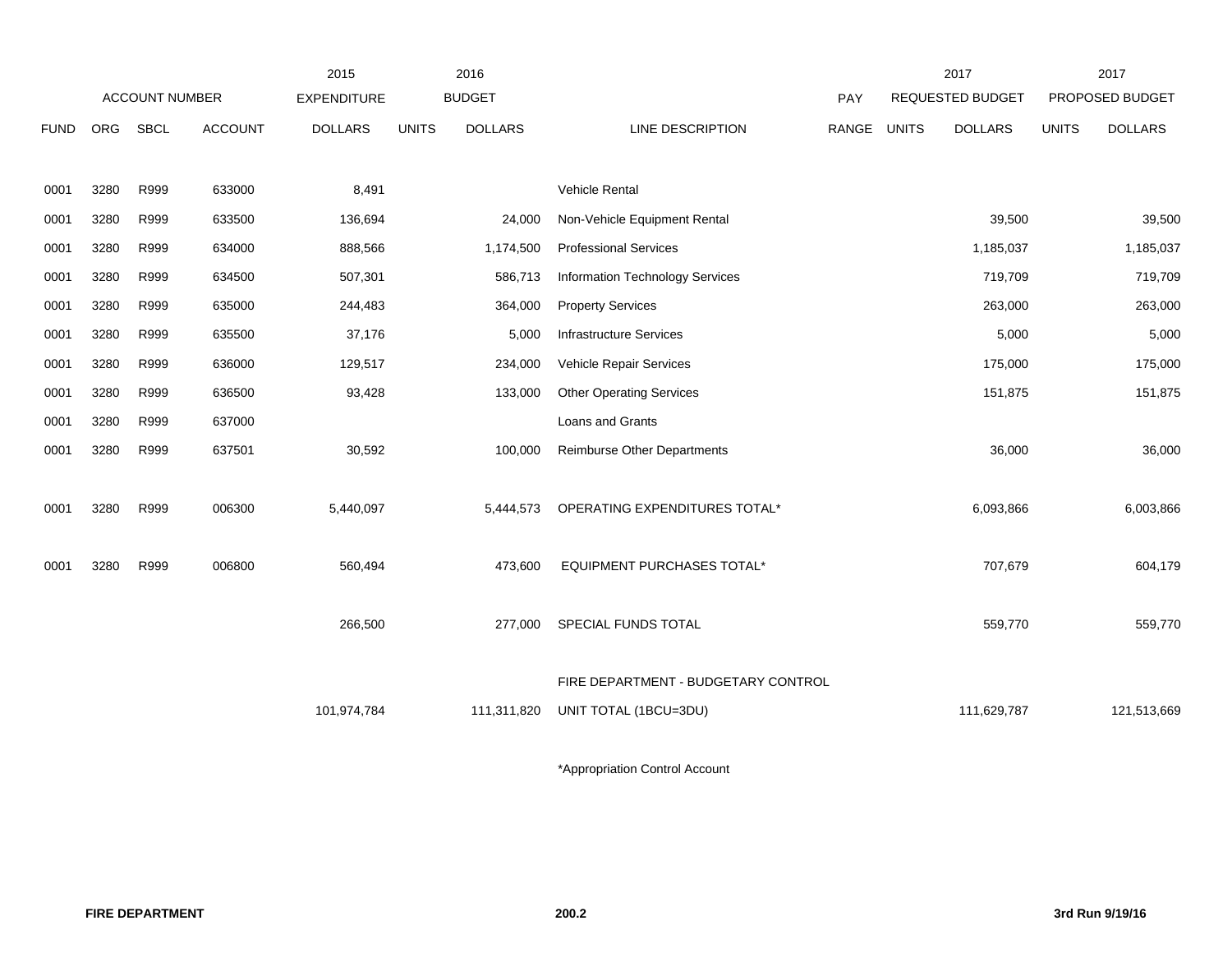| | ACCOUNT NUMBER | | | 2015 EXPENDITURE | 2016 BUDGET | | | PAY | 2017 REQUESTED BUDGET | | 2017 PROPOSED BUDGET | |
|---|---|---|---|---|---|---|---|---|---|---|---|---|
| FUND | ORG | SBCL | ACCOUNT | DOLLARS | UNITS | DOLLARS | LINE DESCRIPTION | RANGE | UNITS | DOLLARS | UNITS | DOLLARS |
| 0001 | 3280 | R999 | 633000 | 8,491 | | | Vehicle Rental | | | | | |
| 0001 | 3280 | R999 | 633500 | 136,694 | | 24,000 | Non-Vehicle Equipment Rental | | | 39,500 | | 39,500 |
| 0001 | 3280 | R999 | 634000 | 888,566 | | 1,174,500 | Professional Services | | | 1,185,037 | | 1,185,037 |
| 0001 | 3280 | R999 | 634500 | 507,301 | | 586,713 | Information Technology Services | | | 719,709 | | 719,709 |
| 0001 | 3280 | R999 | 635000 | 244,483 | | 364,000 | Property Services | | | 263,000 | | 263,000 |
| 0001 | 3280 | R999 | 635500 | 37,176 | | 5,000 | Infrastructure Services | | | 5,000 | | 5,000 |
| 0001 | 3280 | R999 | 636000 | 129,517 | | 234,000 | Vehicle Repair Services | | | 175,000 | | 175,000 |
| 0001 | 3280 | R999 | 636500 | 93,428 | | 133,000 | Other Operating Services | | | 151,875 | | 151,875 |
| 0001 | 3280 | R999 | 637000 | | | | Loans and Grants | | | | | |
| 0001 | 3280 | R999 | 637501 | 30,592 | | 100,000 | Reimburse Other Departments | | | 36,000 | | 36,000 |
| 0001 | 3280 | R999 | 006300 | 5,440,097 | | 5,444,573 | OPERATING EXPENDITURES TOTAL* | | | 6,093,866 | | 6,003,866 |
| 0001 | 3280 | R999 | 006800 | 560,494 | | 473,600 | EQUIPMENT PURCHASES TOTAL* | | | 707,679 | | 604,179 |
| | | | | 266,500 | | 277,000 | SPECIAL FUNDS TOTAL | | | 559,770 | | 559,770 |
| | | | | 101,974,784 | | 111,311,820 | FIRE DEPARTMENT - BUDGETARY CONTROL UNIT TOTAL (1BCU=3DU) | | | 111,629,787 | | 121,513,669 |

*Appropriation Control Account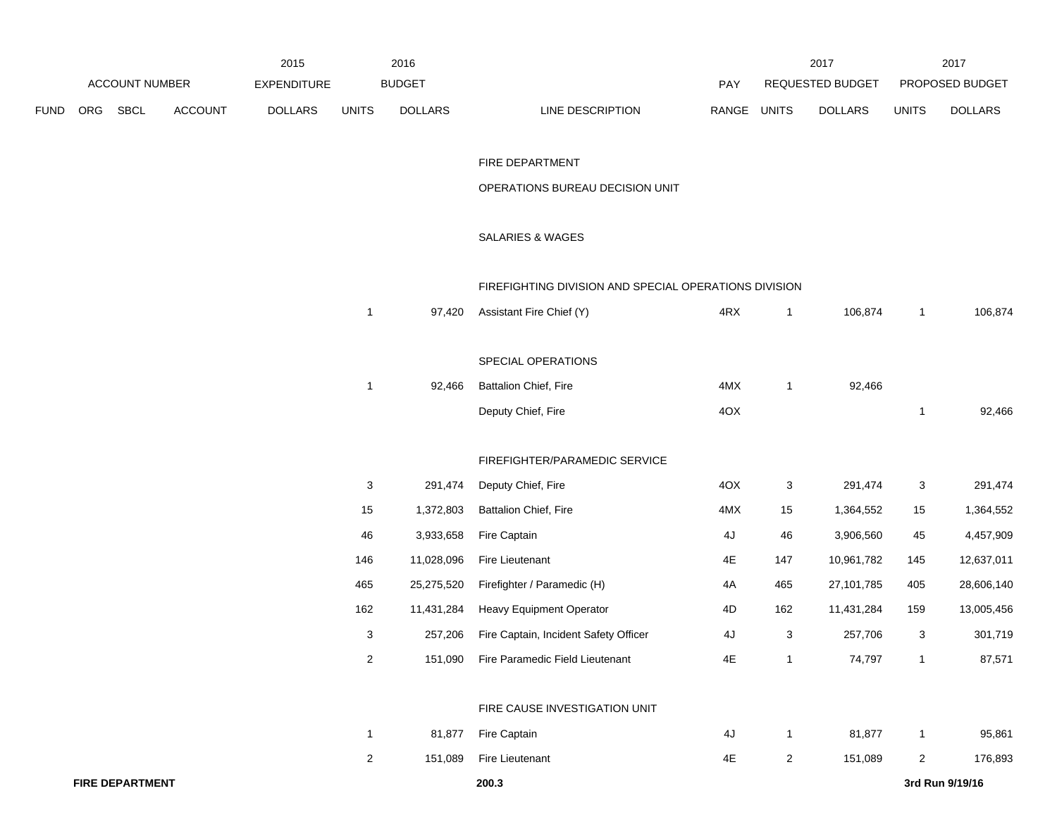| ACCOUNT NUMBER | | | | 2015 EXPENDITURE | 2016 BUDGET | | | PAY | 2017 REQUESTED BUDGET | | 2017 PROPOSED BUDGET | |
|---|---|---|---|---|---|---|---|---|---|---|---|---|
| FUND | ORG | SBCL | ACCOUNT | DOLLARS | UNITS | DOLLARS | LINE DESCRIPTION | RANGE | UNITS | DOLLARS | UNITS | DOLLARS |
| | | | | | | | FIRE DEPARTMENT | | | | | |
| | | | | | | | OPERATIONS BUREAU DECISION UNIT | | | | | |
| | | | | | | | SALARIES & WAGES | | | | | |
| | | | | | | | FIREFIGHTING DIVISION AND SPECIAL OPERATIONS DIVISION | | | | | |
| | | | | | 1 | 97,420 | Assistant Fire Chief (Y) | 4RX | 1 | 106,874 | 1 | 106,874 |
| | | | | | | | SPECIAL OPERATIONS | | | | | |
| | | | | | 1 | 92,466 | Battalion Chief, Fire | 4MX | 1 | 92,466 | | |
| | | | | | | | Deputy Chief, Fire | 4OX | | | 1 | 92,466 |
| | | | | | | | FIREFIGHTER/PARAMEDIC SERVICE | | | | | |
| | | | | | 3 | 291,474 | Deputy Chief, Fire | 4OX | 3 | 291,474 | 3 | 291,474 |
| | | | | | 15 | 1,372,803 | Battalion Chief, Fire | 4MX | 15 | 1,364,552 | 15 | 1,364,552 |
| | | | | | 46 | 3,933,658 | Fire Captain | 4J | 46 | 3,906,560 | 45 | 4,457,909 |
| | | | | | 146 | 11,028,096 | Fire Lieutenant | 4E | 147 | 10,961,782 | 145 | 12,637,011 |
| | | | | | 465 | 25,275,520 | Firefighter / Paramedic (H) | 4A | 465 | 27,101,785 | 405 | 28,606,140 |
| | | | | | 162 | 11,431,284 | Heavy Equipment Operator | 4D | 162 | 11,431,284 | 159 | 13,005,456 |
| | | | | | 3 | 257,206 | Fire Captain, Incident Safety Officer | 4J | 3 | 257,706 | 3 | 301,719 |
| | | | | | 2 | 151,090 | Fire Paramedic Field Lieutenant | 4E | 1 | 74,797 | 1 | 87,571 |
| | | | | | | | FIRE CAUSE INVESTIGATION UNIT | | | | | |
| | | | | | 1 | 81,877 | Fire Captain | 4J | 1 | 81,877 | 1 | 95,861 |
| | | | | | 2 | 151,089 | Fire Lieutenant | 4E | 2 | 151,089 | 2 | 176,893 |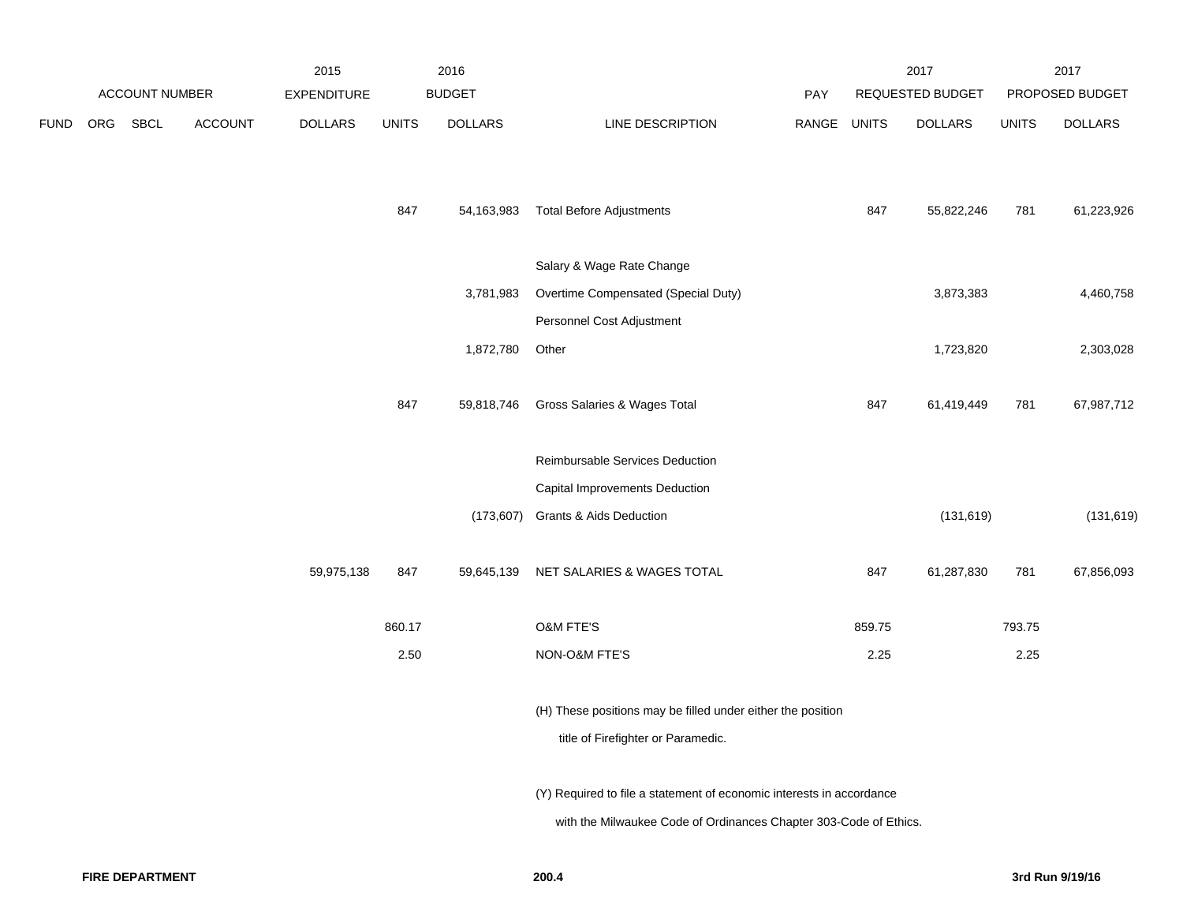| ACCOUNT NUMBER | | | | 2015 EXPENDITURE | 2016 BUDGET | | | PAY | 2017 REQUESTED BUDGET | | 2017 PROPOSED BUDGET | |
|---|---|---|---|---|---|---|---|---|---|---|---|---|
| FUND | ORG | SBCL | ACCOUNT | DOLLARS | UNITS | DOLLARS | LINE DESCRIPTION | RANGE | UNITS | DOLLARS | UNITS | DOLLARS |
| | | | | | 847 | 54,163,983 | Total Before Adjustments | | 847 | 55,822,246 | 781 | 61,223,926 |
| | | | | | | | Salary & Wage Rate Change | | | | | |
| | | | | | | 3,781,983 | Overtime Compensated (Special Duty) | | | 3,873,383 | | 4,460,758 |
| | | | | | | | Personnel Cost Adjustment | | | | | |
| | | | | | | 1,872,780 | Other | | | 1,723,820 | | 2,303,028 |
| | | | | | 847 | 59,818,746 | Gross Salaries & Wages Total | | 847 | 61,419,449 | 781 | 67,987,712 |
| | | | | | | | Reimbursable Services Deduction | | | | | |
| | | | | | | | Capital Improvements Deduction | | | | | |
| | | | | | | (173,607) | Grants & Aids Deduction | | | (131,619) | | (131,619) |
| | | | | 59,975,138 | 847 | 59,645,139 | NET SALARIES & WAGES TOTAL | | 847 | 61,287,830 | 781 | 67,856,093 |
| | | | | | 860.17 | | O&M FTE'S | | 859.75 | | 793.75 | |
| | | | | | 2.50 | | NON-O&M FTE'S | | 2.25 | | 2.25 | |

(H) These positions may be filled under either the position title of Firefighter or Paramedic.

(Y) Required to file a statement of economic interests in accordance with the Milwaukee Code of Ordinances Chapter 303-Code of Ethics.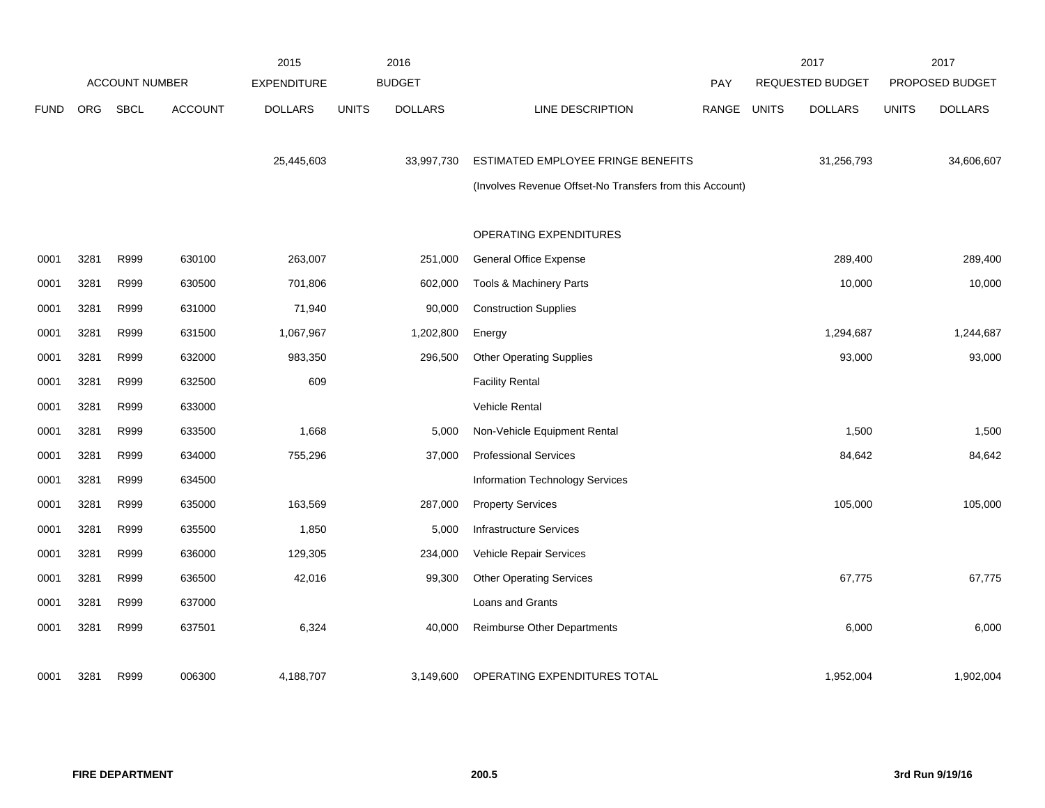| | ACCOUNT NUMBER | | | 2015 EXPENDITURE | 2016 BUDGET | | | PAY | 2017 REQUESTED BUDGET | | 2017 PROPOSED BUDGET | |
|---|---|---|---|---|---|---|---|---|---|---|---|---|
| FUND | ORG | SBCL | ACCOUNT | DOLLARS | UNITS | DOLLARS | LINE DESCRIPTION | RANGE | UNITS | DOLLARS | UNITS | DOLLARS |
| | | | | 25,445,603 | | 33,997,730 | ESTIMATED EMPLOYEE FRINGE BENEFITS | | | 31,256,793 | | 34,606,607 |
| | | | | | | | (Involves Revenue Offset-No Transfers from this Account) | | | | | |
| | | | | | | | OPERATING EXPENDITURES | | | | | |
| 0001 | 3281 | R999 | 630100 | 263,007 | | 251,000 | General Office Expense | | | 289,400 | | 289,400 |
| 0001 | 3281 | R999 | 630500 | 701,806 | | 602,000 | Tools & Machinery Parts | | | 10,000 | | 10,000 |
| 0001 | 3281 | R999 | 631000 | 71,940 | | 90,000 | Construction Supplies | | | | | |
| 0001 | 3281 | R999 | 631500 | 1,067,967 | | 1,202,800 | Energy | | | 1,294,687 | | 1,244,687 |
| 0001 | 3281 | R999 | 632000 | 983,350 | | 296,500 | Other Operating Supplies | | | 93,000 | | 93,000 |
| 0001 | 3281 | R999 | 632500 | 609 | | | Facility Rental | | | | | |
| 0001 | 3281 | R999 | 633000 | | | | Vehicle Rental | | | | | |
| 0001 | 3281 | R999 | 633500 | 1,668 | | 5,000 | Non-Vehicle Equipment Rental | | | 1,500 | | 1,500 |
| 0001 | 3281 | R999 | 634000 | 755,296 | | 37,000 | Professional Services | | | 84,642 | | 84,642 |
| 0001 | 3281 | R999 | 634500 | | | | Information Technology Services | | | | | |
| 0001 | 3281 | R999 | 635000 | 163,569 | | 287,000 | Property Services | | | 105,000 | | 105,000 |
| 0001 | 3281 | R999 | 635500 | 1,850 | | 5,000 | Infrastructure Services | | | | | |
| 0001 | 3281 | R999 | 636000 | 129,305 | | 234,000 | Vehicle Repair Services | | | | | |
| 0001 | 3281 | R999 | 636500 | 42,016 | | 99,300 | Other Operating Services | | | 67,775 | | 67,775 |
| 0001 | 3281 | R999 | 637000 | | | | Loans and Grants | | | | | |
| 0001 | 3281 | R999 | 637501 | 6,324 | | 40,000 | Reimburse Other Departments | | | 6,000 | | 6,000 |
| 0001 | 3281 | R999 | 006300 | 4,188,707 | | 3,149,600 | OPERATING EXPENDITURES TOTAL | | | 1,952,004 | | 1,902,004 |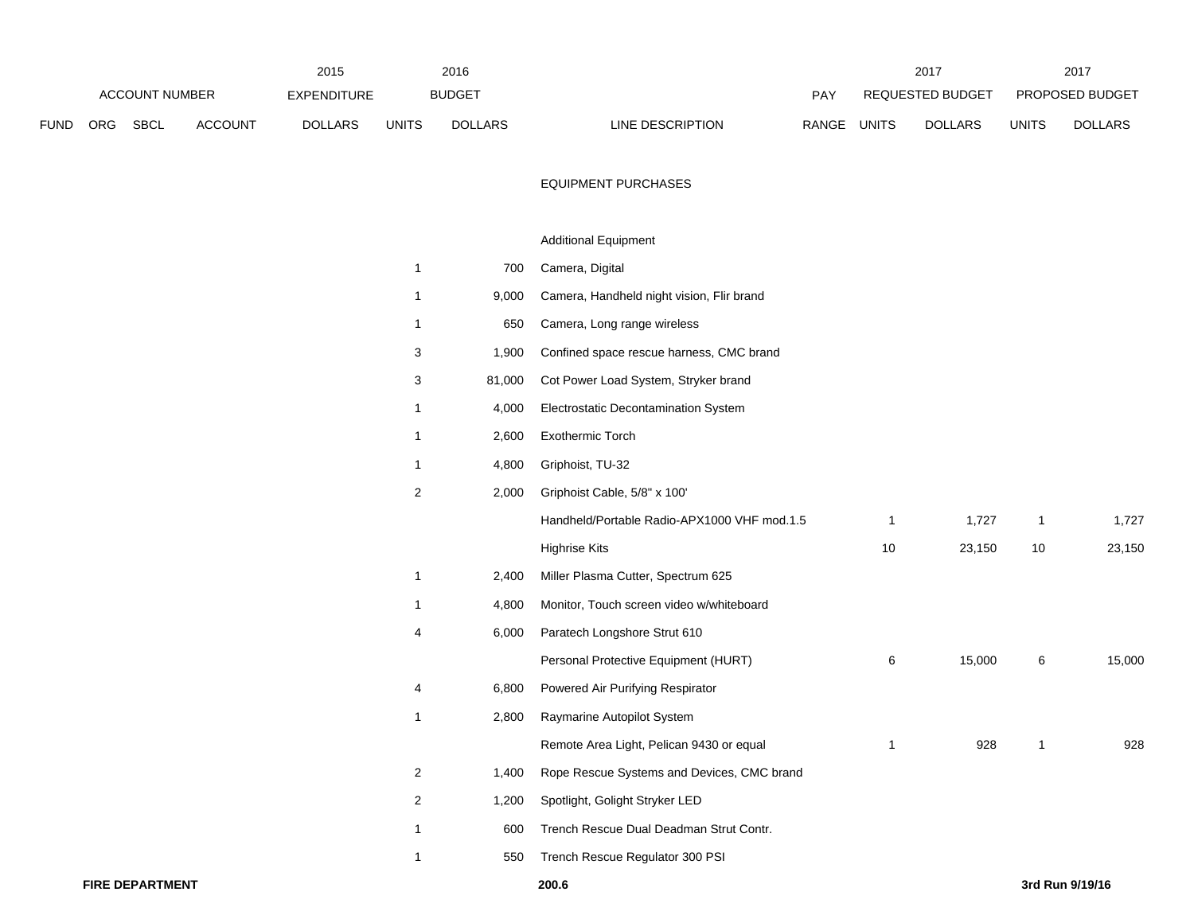| FUND | ORG | SBCL | ACCOUNT | 2015 EXPENDITURE DOLLARS | 2016 BUDGET UNITS | 2016 BUDGET DOLLARS | LINE DESCRIPTION | PAY RANGE | 2017 REQUESTED BUDGET UNITS | 2017 REQUESTED BUDGET DOLLARS | 2017 PROPOSED BUDGET UNITS | 2017 PROPOSED BUDGET DOLLARS |
|---|---|---|---|---|---|---|---|---|---|---|---|---|
| | | | | | | | EQUIPMENT PURCHASES | | | | | |
| | | | | | | | Additional Equipment | | | | | |
| | | | | | 1 | 700 | Camera, Digital | | | | | |
| | | | | | 1 | 9,000 | Camera, Handheld night vision, Flir brand | | | | | |
| | | | | | 1 | 650 | Camera, Long range wireless | | | | | |
| | | | | | 3 | 1,900 | Confined space rescue harness, CMC brand | | | | | |
| | | | | | 3 | 81,000 | Cot Power Load System, Stryker brand | | | | | |
| | | | | | 1 | 4,000 | Electrostatic Decontamination System | | | | | |
| | | | | | 1 | 2,600 | Exothermic Torch | | | | | |
| | | | | | 1 | 4,800 | Griphoist, TU-32 | | | | | |
| | | | | | 2 | 2,000 | Griphoist Cable, 5/8" x 100' | | | | | |
| | | | | | | | Handheld/Portable Radio-APX1000 VHF mod.1.5 | | 1 | 1,727 | 1 | 1,727 |
| | | | | | | | Highrise Kits | | 10 | 23,150 | 10 | 23,150 |
| | | | | | 1 | 2,400 | Miller Plasma Cutter, Spectrum 625 | | | | | |
| | | | | | 1 | 4,800 | Monitor, Touch screen video w/whiteboard | | | | | |
| | | | | | 4 | 6,000 | Paratech Longshore Strut 610 | | | | | |
| | | | | | | | Personal Protective Equipment (HURT) | | 6 | 15,000 | 6 | 15,000 |
| | | | | | 4 | 6,800 | Powered Air Purifying Respirator | | | | | |
| | | | | | 1 | 2,800 | Raymarine Autopilot System | | | | | |
| | | | | | | | Remote Area Light, Pelican 9430 or equal | | 1 | 928 | 1 | 928 |
| | | | | | 2 | 1,400 | Rope Rescue Systems and Devices, CMC brand | | | | | |
| | | | | | 2 | 1,200 | Spotlight, Golight Stryker LED | | | | | |
| | | | | | 1 | 600 | Trench Rescue Dual Deadman Strut Contr. | | | | | |
| | | | | | 1 | 550 | Trench Rescue Regulator 300 PSI | | | | | |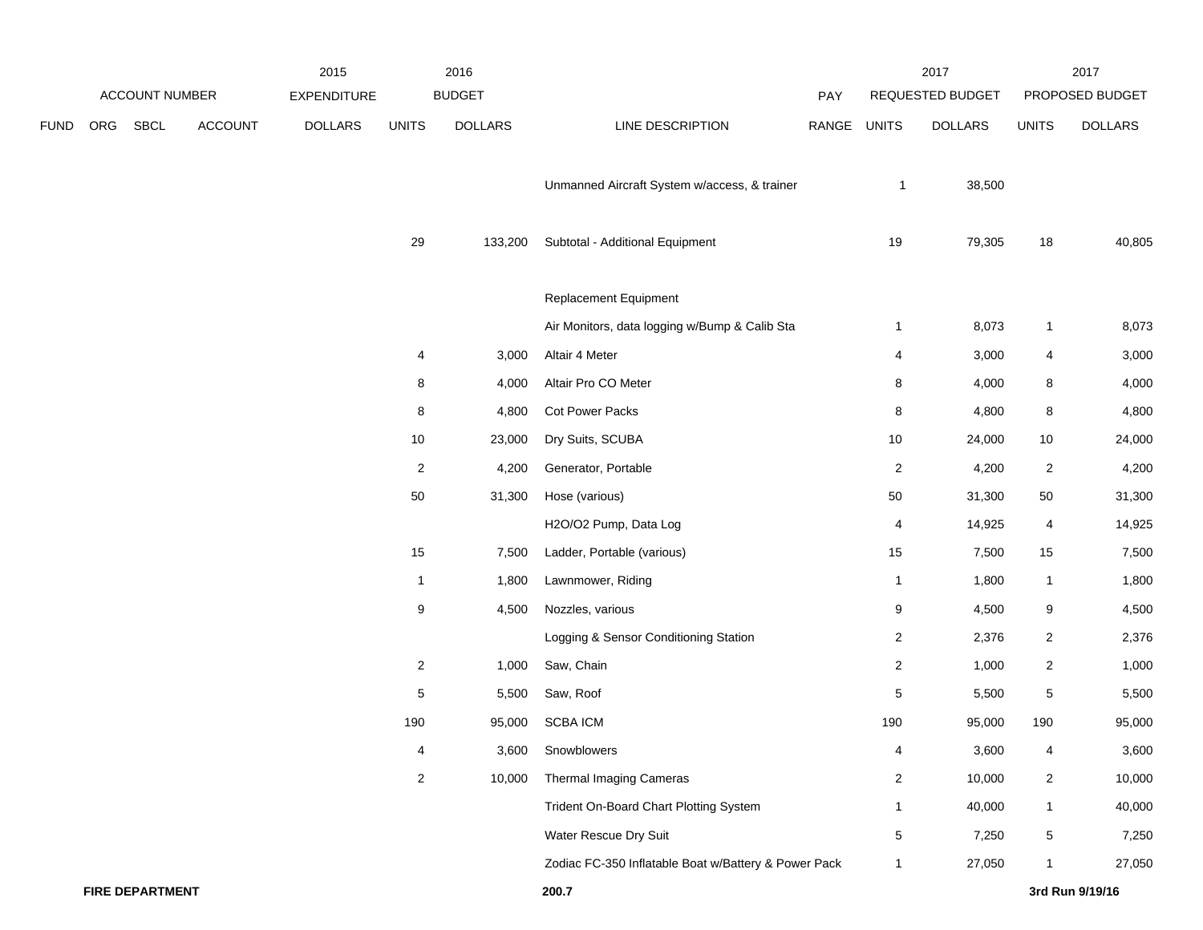| | ACCOUNT NUMBER | | | 2015 EXPENDITURE | 2016 BUDGET | | | PAY | 2017 REQUESTED BUDGET | | 2017 PROPOSED BUDGET | |
|---|---|---|---|---|---|---|---|---|---|---|---|---|
| FUND | ORG | SBCL | ACCOUNT | DOLLARS | UNITS | DOLLARS | LINE DESCRIPTION | RANGE | UNITS | DOLLARS | UNITS | DOLLARS |
| | | | | | | | Unmanned Aircraft System w/access, & trainer | | 1 | 38,500 | | |
| | | | | | 29 | 133,200 | Subtotal - Additional Equipment | | 19 | 79,305 | 18 | 40,805 |
| | | | | | | | Replacement Equipment | | | | | |
| | | | | | | | Air Monitors, data logging w/Bump & Calib Sta | | 1 | 8,073 | 1 | 8,073 |
| | | | | | 4 | 3,000 | Altair 4 Meter | | 4 | 3,000 | 4 | 3,000 |
| | | | | | 8 | 4,000 | Altair Pro CO Meter | | 8 | 4,000 | 8 | 4,000 |
| | | | | | 8 | 4,800 | Cot Power Packs | | 8 | 4,800 | 8 | 4,800 |
| | | | | | 10 | 23,000 | Dry Suits, SCUBA | | 10 | 24,000 | 10 | 24,000 |
| | | | | | 2 | 4,200 | Generator, Portable | | 2 | 4,200 | 2 | 4,200 |
| | | | | | 50 | 31,300 | Hose (various) | | 50 | 31,300 | 50 | 31,300 |
| | | | | | | | H2O/O2 Pump, Data Log | | 4 | 14,925 | 4 | 14,925 |
| | | | | | 15 | 7,500 | Ladder, Portable (various) | | 15 | 7,500 | 15 | 7,500 |
| | | | | | 1 | 1,800 | Lawnmower, Riding | | 1 | 1,800 | 1 | 1,800 |
| | | | | | 9 | 4,500 | Nozzles, various | | 9 | 4,500 | 9 | 4,500 |
| | | | | | | | Logging & Sensor Conditioning Station | | 2 | 2,376 | 2 | 2,376 |
| | | | | | 2 | 1,000 | Saw, Chain | | 2 | 1,000 | 2 | 1,000 |
| | | | | | 5 | 5,500 | Saw, Roof | | 5 | 5,500 | 5 | 5,500 |
| | | | | | 190 | 95,000 | SCBA ICM | | 190 | 95,000 | 190 | 95,000 |
| | | | | | 4 | 3,600 | Snowblowers | | 4 | 3,600 | 4 | 3,600 |
| | | | | | 2 | 10,000 | Thermal Imaging Cameras | | 2 | 10,000 | 2 | 10,000 |
| | | | | | | | Trident On-Board Chart Plotting System | | 1 | 40,000 | 1 | 40,000 |
| | | | | | | | Water Rescue Dry Suit | | 5 | 7,250 | 5 | 7,250 |
| | | | | | | | Zodiac FC-350 Inflatable Boat w/Battery & Power Pack | | 1 | 27,050 | 1 | 27,050 |

**FIRE DEPARTMENT** **200.7** **3rd Run 9/19/16**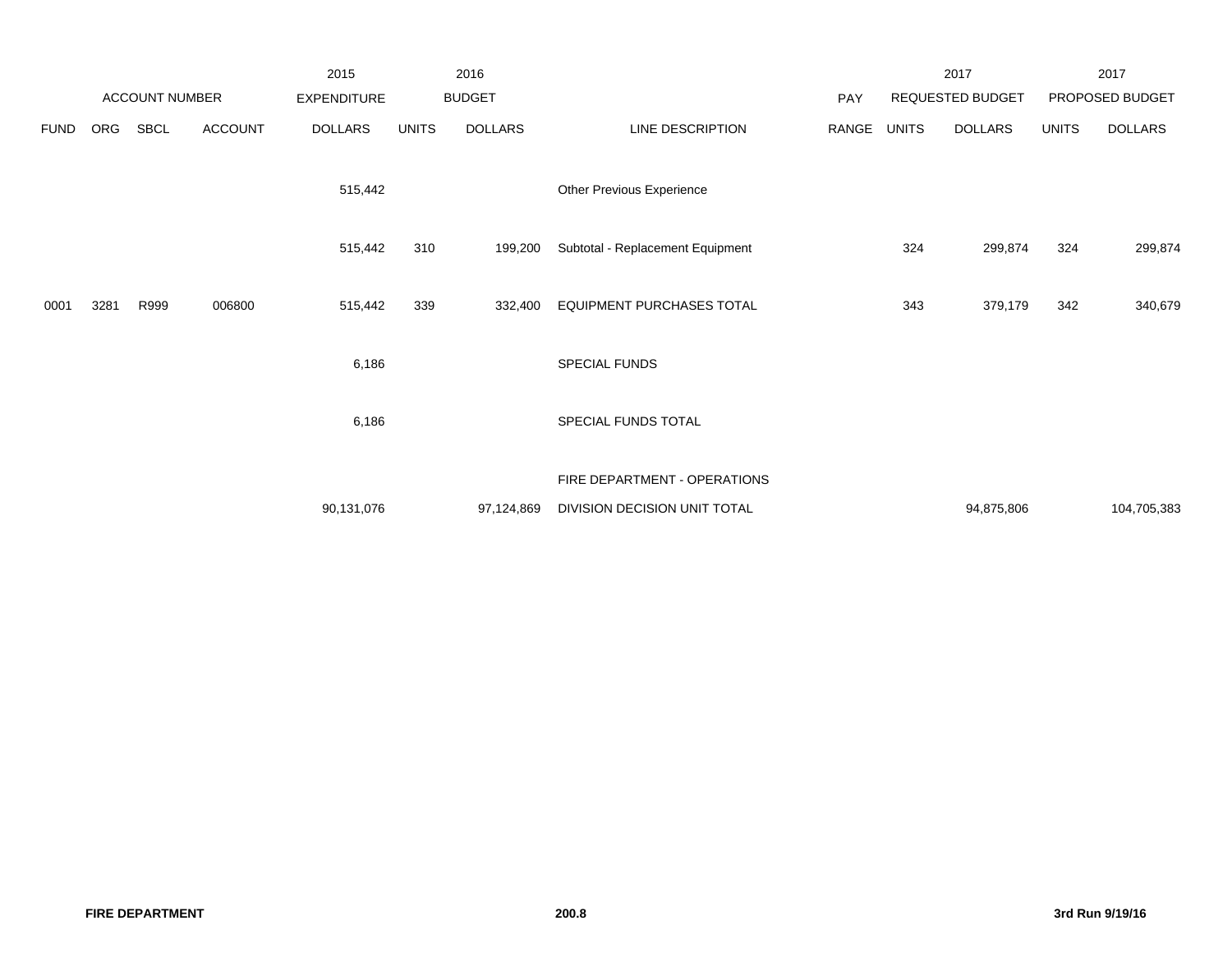| ACCOUNT NUMBER | | | | 2015 EXPENDITURE | 2016 BUDGET | | | PAY | 2017 REQUESTED BUDGET | | 2017 PROPOSED BUDGET | |
|---|---|---|---|---|---|---|---|---|---|---|---|---|
| FUND | ORG | SBCL | ACCOUNT | DOLLARS | UNITS | DOLLARS | LINE DESCRIPTION | RANGE | UNITS | DOLLARS | UNITS | DOLLARS |
| | | | | 515,442 | | | Other Previous Experience | | | | | |
| | | | | 515,442 | 310 | 199,200 | Subtotal - Replacement Equipment | | 324 | 299,874 | 324 | 299,874 |
| 0001 | 3281 | R999 | 006800 | 515,442 | 339 | 332,400 | EQUIPMENT PURCHASES TOTAL | | 343 | 379,179 | 342 | 340,679 |
| | | | | 6,186 | | | SPECIAL FUNDS | | | | | |
| | | | | 6,186 | | | SPECIAL FUNDS TOTAL | | | | | |
| | | | | | | | FIRE DEPARTMENT - OPERATIONS | | | | | |
| | | | | 90,131,076 | | 97,124,869 | DIVISION DECISION UNIT TOTAL | | | 94,875,806 | | 104,705,383 |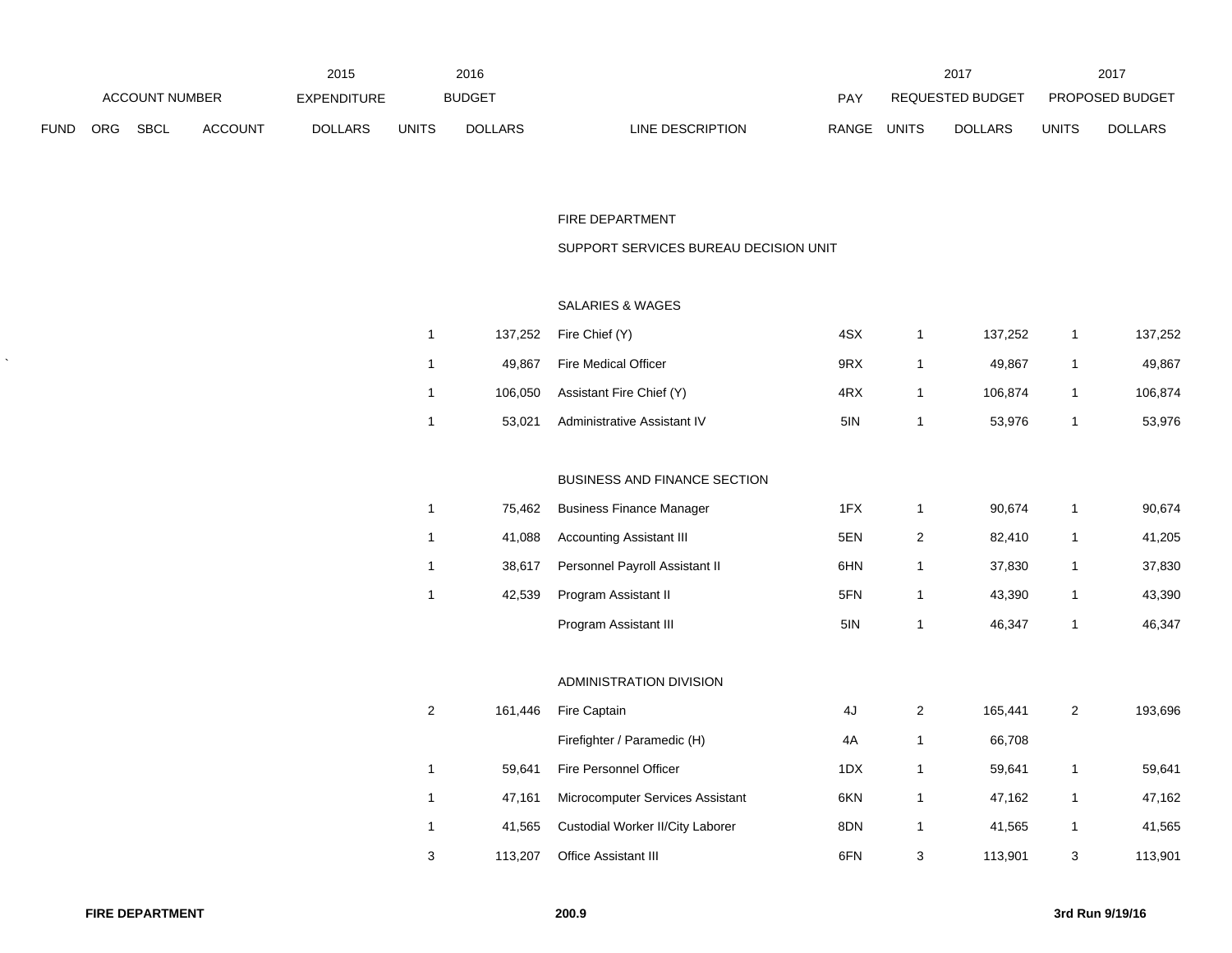| ACCOUNT NUMBER | | | | 2015 EXPENDITURE | 2016 BUDGET | | | PAY | 2017 REQUESTED BUDGET | | 2017 PROPOSED BUDGET | |
|---|---|---|---|---|---|---|---|---|---|---|---|---|
| FUND | ORG | SBCL | ACCOUNT | DOLLARS | UNITS | DOLLARS | LINE DESCRIPTION | RANGE | UNITS | DOLLARS | UNITS | DOLLARS |
| | | | | | | | FIRE DEPARTMENT | | | | | |
| | | | | | | | SUPPORT SERVICES BUREAU DECISION UNIT | | | | | |
| | | | | | | | SALARIES & WAGES | | | | | |
| | | | | | 1 | 137,252 | Fire Chief (Y) | 4SX | 1 | 137,252 | 1 | 137,252 |
| | | | | | 1 | 49,867 | Fire Medical Officer | 9RX | 1 | 49,867 | 1 | 49,867 |
| | | | | | 1 | 106,050 | Assistant Fire Chief (Y) | 4RX | 1 | 106,874 | 1 | 106,874 |
| | | | | | 1 | 53,021 | Administrative Assistant IV | 5IN | 1 | 53,976 | 1 | 53,976 |
| | | | | | | | BUSINESS AND FINANCE SECTION | | | | | |
| | | | | | 1 | 75,462 | Business Finance Manager | 1FX | 1 | 90,674 | 1 | 90,674 |
| | | | | | 1 | 41,088 | Accounting Assistant III | 5EN | 2 | 82,410 | 1 | 41,205 |
| | | | | | 1 | 38,617 | Personnel Payroll Assistant II | 6HN | 1 | 37,830 | 1 | 37,830 |
| | | | | | 1 | 42,539 | Program Assistant II | 5FN | 1 | 43,390 | 1 | 43,390 |
| | | | | | | | Program Assistant III | 5IN | 1 | 46,347 | 1 | 46,347 |
| | | | | | | | ADMINISTRATION DIVISION | | | | | |
| | | | | | 2 | 161,446 | Fire Captain | 4J | 2 | 165,441 | 2 | 193,696 |
| | | | | | | | Firefighter / Paramedic (H) | 4A | 1 | 66,708 | | |
| | | | | | 1 | 59,641 | Fire Personnel Officer | 1DX | 1 | 59,641 | 1 | 59,641 |
| | | | | | 1 | 47,161 | Microcomputer Services Assistant | 6KN | 1 | 47,162 | 1 | 47,162 |
| | | | | | 1 | 41,565 | Custodial Worker II/City Laborer | 8DN | 1 | 41,565 | 1 | 41,565 |
| | | | | | 3 | 113,207 | Office Assistant III | 6FN | 3 | 113,901 | 3 | 113,901 |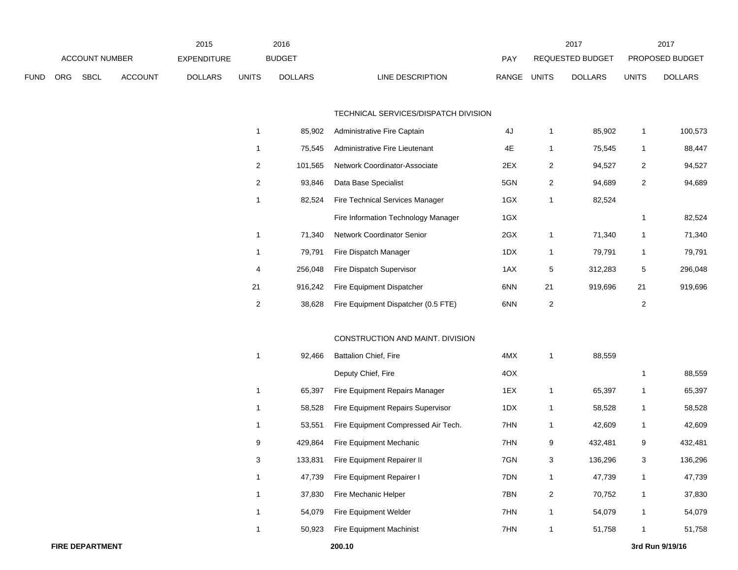| ACCOUNT NUMBER | | | | 2015 EXPENDITURE | 2016 BUDGET | | | PAY | 2017 REQUESTED BUDGET | | 2017 PROPOSED BUDGET | |
|---|---|---|---|---|---|---|---|---|---|---|---|---|
| FUND | ORG | SBCL | ACCOUNT | DOLLARS | UNITS | DOLLARS | LINE DESCRIPTION | RANGE | UNITS | DOLLARS | UNITS | DOLLARS |
| | | | | | | | TECHNICAL SERVICES/DISPATCH DIVISION | | | | | |
| | | | | | 1 | 85,902 | Administrative Fire Captain | 4J | 1 | 85,902 | 1 | 100,573 |
| | | | | | 1 | 75,545 | Administrative Fire Lieutenant | 4E | 1 | 75,545 | 1 | 88,447 |
| | | | | | 2 | 101,565 | Network Coordinator-Associate | 2EX | 2 | 94,527 | 2 | 94,527 |
| | | | | | 2 | 93,846 | Data Base Specialist | 5GN | 2 | 94,689 | 2 | 94,689 |
| | | | | | 1 | 82,524 | Fire Technical Services Manager | 1GX | 1 | 82,524 | | |
| | | | | | | | Fire Information Technology Manager | 1GX | | | 1 | 82,524 |
| | | | | | 1 | 71,340 | Network Coordinator Senior | 2GX | 1 | 71,340 | 1 | 71,340 |
| | | | | | 1 | 79,791 | Fire Dispatch Manager | 1DX | 1 | 79,791 | 1 | 79,791 |
| | | | | | 4 | 256,048 | Fire Dispatch Supervisor | 1AX | 5 | 312,283 | 5 | 296,048 |
| | | | | | 21 | 916,242 | Fire Equipment Dispatcher | 6NN | 21 | 919,696 | 21 | 919,696 |
| | | | | | 2 | 38,628 | Fire Equipment Dispatcher (0.5 FTE) | 6NN | 2 | | 2 | |
| | | | | | | | CONSTRUCTION AND MAINT. DIVISION | | | | | |
| | | | | | 1 | 92,466 | Battalion Chief, Fire | 4MX | 1 | 88,559 | | |
| | | | | | | | Deputy Chief, Fire | 4OX | | | 1 | 88,559 |
| | | | | | 1 | 65,397 | Fire Equipment Repairs Manager | 1EX | 1 | 65,397 | 1 | 65,397 |
| | | | | | 1 | 58,528 | Fire Equipment Repairs Supervisor | 1DX | 1 | 58,528 | 1 | 58,528 |
| | | | | | 1 | 53,551 | Fire Equipment Compressed Air Tech. | 7HN | 1 | 42,609 | 1 | 42,609 |
| | | | | | 9 | 429,864 | Fire Equipment Mechanic | 7HN | 9 | 432,481 | 9 | 432,481 |
| | | | | | 3 | 133,831 | Fire Equipment Repairer II | 7GN | 3 | 136,296 | 3 | 136,296 |
| | | | | | 1 | 47,739 | Fire Equipment Repairer I | 7DN | 1 | 47,739 | 1 | 47,739 |
| | | | | | 1 | 37,830 | Fire Mechanic Helper | 7BN | 2 | 70,752 | 1 | 37,830 |
| | | | | | 1 | 54,079 | Fire Equipment Welder | 7HN | 1 | 54,079 | 1 | 54,079 |
| | | | | | 1 | 50,923 | Fire Equipment Machinist | 7HN | 1 | 51,758 | 1 | 51,758 |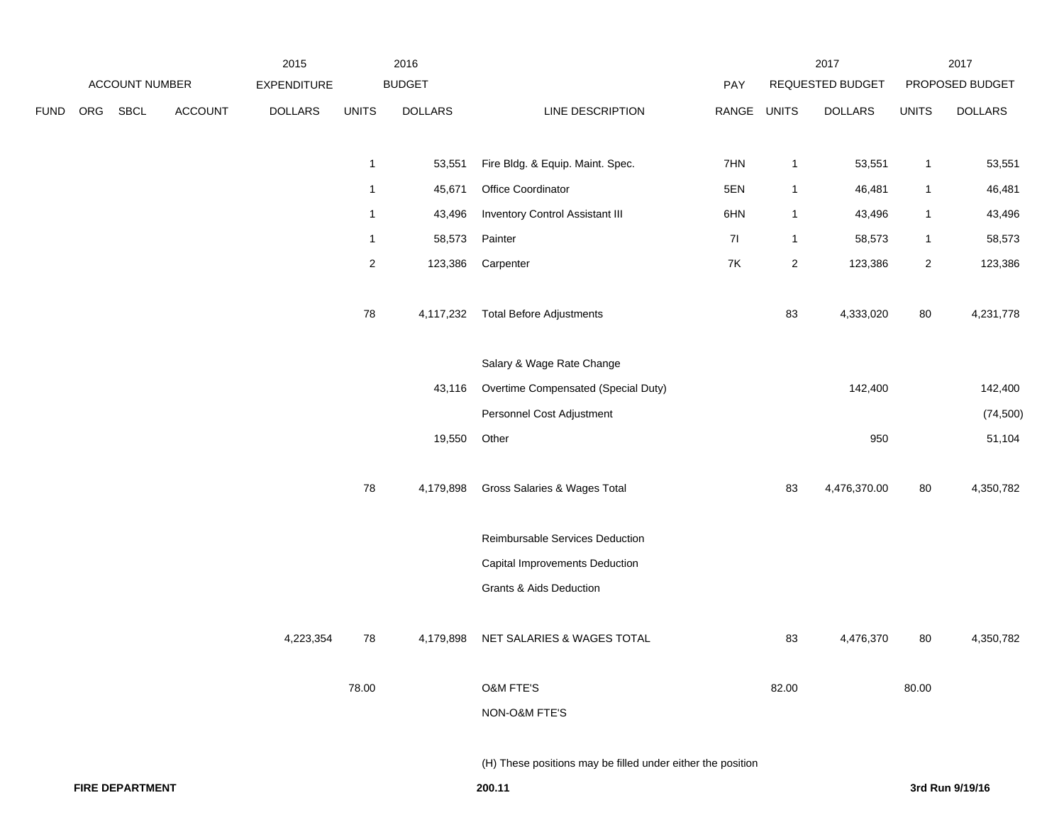| | ACCOUNT NUMBER | | | 2015 EXPENDITURE | 2016 BUDGET | | | | 2017 REQUESTED BUDGET | | 2017 PROPOSED BUDGET | |
|---|---|---|---|---|---|---|---|---|---|---|---|---|
| FUND | ORG | SBCL | ACCOUNT | DOLLARS | UNITS | DOLLARS | LINE DESCRIPTION | PAY RANGE | UNITS | DOLLARS | UNITS | DOLLARS |
| | | | | | 1 | 53,551 | Fire Bldg. & Equip. Maint. Spec. | 7HN | 1 | 53,551 | 1 | 53,551 |
| | | | | | 1 | 45,671 | Office Coordinator | 5EN | 1 | 46,481 | 1 | 46,481 |
| | | | | | 1 | 43,496 | Inventory Control Assistant III | 6HN | 1 | 43,496 | 1 | 43,496 |
| | | | | | 1 | 58,573 | Painter | 7I | 1 | 58,573 | 1 | 58,573 |
| | | | | | 2 | 123,386 | Carpenter | 7K | 2 | 123,386 | 2 | 123,386 |
| | | | | | 78 | 4,117,232 | Total Before Adjustments | | 83 | 4,333,020 | 80 | 4,231,778 |
| | | | | | | | Salary & Wage Rate Change | | | | | |
| | | | | | | 43,116 | Overtime Compensated (Special Duty) | | | 142,400 | | 142,400 |
| | | | | | | | Personnel Cost Adjustment | | | | | (74,500) |
| | | | | | | 19,550 | Other | | | 950 | | 51,104 |
| | | | | | 78 | 4,179,898 | Gross Salaries & Wages Total | | 83 | 4,476,370.00 | 80 | 4,350,782 |
| | | | | | | | Reimbursable Services Deduction | | | | | |
| | | | | | | | Capital Improvements Deduction | | | | | |
| | | | | | | | Grants & Aids Deduction | | | | | |
| | | | | 4,223,354 | 78 | 4,179,898 | NET SALARIES & WAGES TOTAL | | 83 | 4,476,370 | 80 | 4,350,782 |
| | | | | | 78.00 | | O&M FTE'S | | 82.00 | | 80.00 | |
| | | | | | | | NON-O&M FTE'S | | | | | |

(H) These positions may be filled under either the position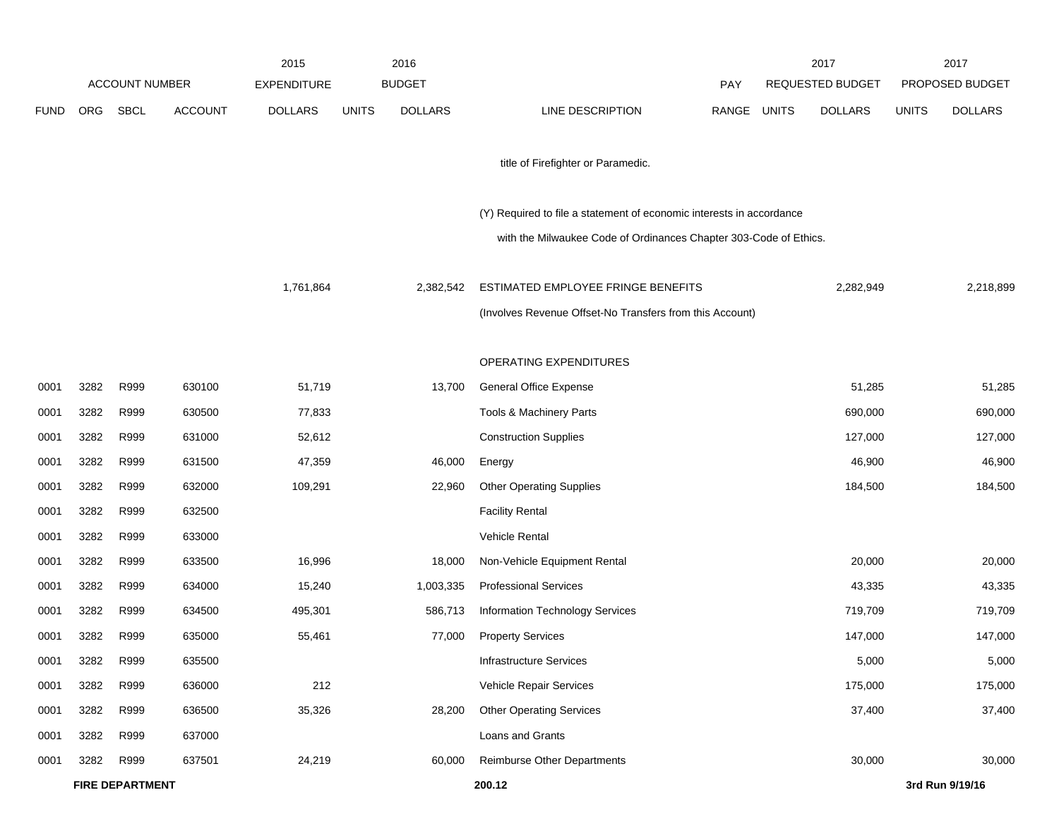| FUND | ORG | SBCL | ACCOUNT | 2015 EXPENDITURE DOLLARS | 2016 BUDGET UNITS | 2016 BUDGET DOLLARS | LINE DESCRIPTION | PAY RANGE | 2017 REQUESTED BUDGET UNITS | 2017 REQUESTED BUDGET DOLLARS | 2017 PROPOSED BUDGET UNITS | 2017 PROPOSED BUDGET DOLLARS |
|---|---|---|---|---|---|---|---|---|---|---|---|---|
| | | | | | | | title of Firefighter or Paramedic. | | | | | |
| | | | | | | | (Y) Required to file a statement of economic interests in accordance with the Milwaukee Code of Ordinances Chapter 303-Code of Ethics. | | | | | |
| | | | | 1,761,864 | | 2,382,542 | ESTIMATED EMPLOYEE FRINGE BENEFITS | | | 2,282,949 | | 2,218,899 |
| | | | | | | | (Involves Revenue Offset-No Transfers from this Account) | | | | | |
| | | | | | | | OPERATING EXPENDITURES | | | | | |
| 0001 | 3282 | R999 | 630100 | 51,719 | | 13,700 | General Office Expense | | | 51,285 | | 51,285 |
| 0001 | 3282 | R999 | 630500 | 77,833 | | | Tools & Machinery Parts | | | 690,000 | | 690,000 |
| 0001 | 3282 | R999 | 631000 | 52,612 | | | Construction Supplies | | | 127,000 | | 127,000 |
| 0001 | 3282 | R999 | 631500 | 47,359 | | 46,000 | Energy | | | 46,900 | | 46,900 |
| 0001 | 3282 | R999 | 632000 | 109,291 | | 22,960 | Other Operating Supplies | | | 184,500 | | 184,500 |
| 0001 | 3282 | R999 | 632500 | | | | Facility Rental | | | | | |
| 0001 | 3282 | R999 | 633000 | | | | Vehicle Rental | | | | | |
| 0001 | 3282 | R999 | 633500 | 16,996 | | 18,000 | Non-Vehicle Equipment Rental | | | 20,000 | | 20,000 |
| 0001 | 3282 | R999 | 634000 | 15,240 | | 1,003,335 | Professional Services | | | 43,335 | | 43,335 |
| 0001 | 3282 | R999 | 634500 | 495,301 | | 586,713 | Information Technology Services | | | 719,709 | | 719,709 |
| 0001 | 3282 | R999 | 635000 | 55,461 | | 77,000 | Property Services | | | 147,000 | | 147,000 |
| 0001 | 3282 | R999 | 635500 | | | | Infrastructure Services | | | 5,000 | | 5,000 |
| 0001 | 3282 | R999 | 636000 | 212 | | | Vehicle Repair Services | | | 175,000 | | 175,000 |
| 0001 | 3282 | R999 | 636500 | 35,326 | | 28,200 | Other Operating Services | | | 37,400 | | 37,400 |
| 0001 | 3282 | R999 | 637000 | | | | Loans and Grants | | | | | |
| 0001 | 3282 | R999 | 637501 | 24,219 | | 60,000 | Reimburse Other Departments | | | 30,000 | | 30,000 |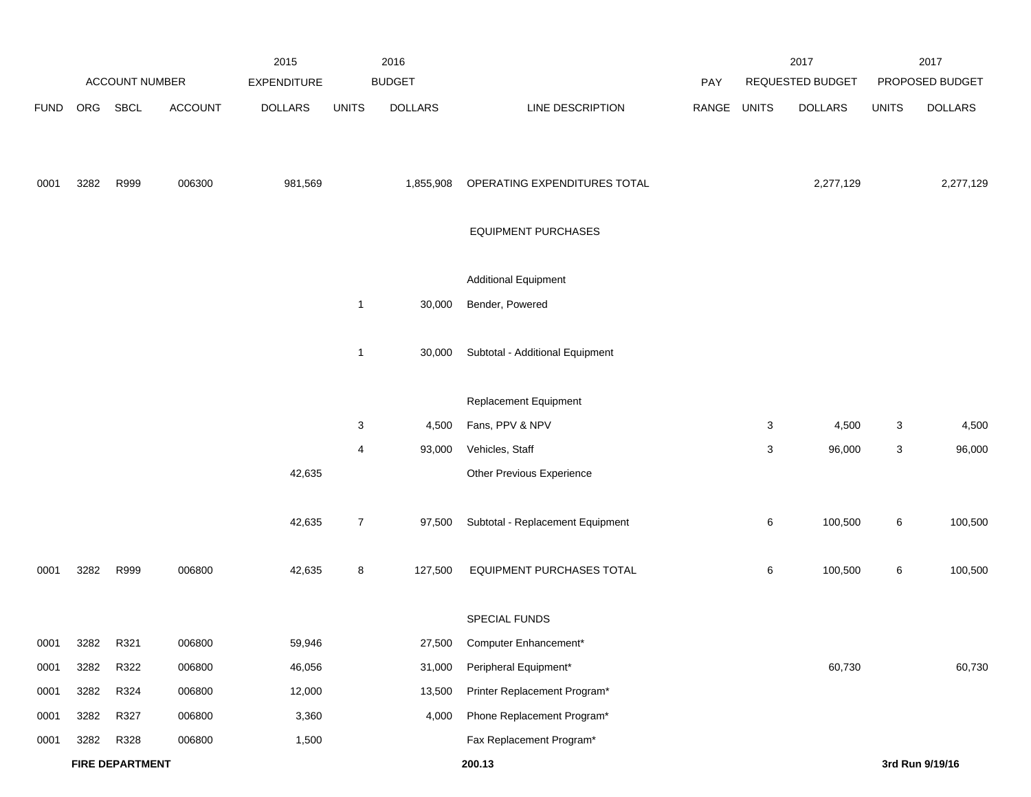| ACCOUNT NUMBER | | | | 2015 EXPENDITURE | 2016 BUDGET | | | PAY | 2017 REQUESTED BUDGET | | 2017 PROPOSED BUDGET | |
|---|---|---|---|---|---|---|---|---|---|---|---|---|
| FUND | ORG | SBCL | ACCOUNT | DOLLARS | UNITS | DOLLARS | LINE DESCRIPTION | RANGE | UNITS | DOLLARS | UNITS | DOLLARS |
| 0001 | 3282 | R999 | 006300 | 981,569 | | 1,855,908 | OPERATING EXPENDITURES TOTAL | | | 2,277,129 | | 2,277,129 |
| | | | | | | | EQUIPMENT PURCHASES | | | | | |
| | | | | | | | Additional Equipment | | | | | |
| | | | | | 1 | 30,000 | Bender, Powered | | | | | |
| | | | | | 1 | 30,000 | Subtotal - Additional Equipment | | | | | |
| | | | | | | | Replacement Equipment | | | | | |
| | | | | | 3 | 4,500 | Fans, PPV & NPV | | 3 | 4,500 | 3 | 4,500 |
| | | | | | 4 | 93,000 | Vehicles, Staff | | 3 | 96,000 | 3 | 96,000 |
| | | | | 42,635 | | | Other Previous Experience | | | | | |
| | | | | 42,635 | 7 | 97,500 | Subtotal - Replacement Equipment | | 6 | 100,500 | 6 | 100,500 |
| 0001 | 3282 | R999 | 006800 | 42,635 | 8 | 127,500 | EQUIPMENT PURCHASES TOTAL | | 6 | 100,500 | 6 | 100,500 |
| | | | | | | | SPECIAL FUNDS | | | | | |
| 0001 | 3282 | R321 | 006800 | 59,946 | | 27,500 | Computer Enhancement* | | | | | |
| 0001 | 3282 | R322 | 006800 | 46,056 | | 31,000 | Peripheral Equipment* | | | 60,730 | | 60,730 |
| 0001 | 3282 | R324 | 006800 | 12,000 | | 13,500 | Printer Replacement Program* | | | | | |
| 0001 | 3282 | R327 | 006800 | 3,360 | | 4,000 | Phone Replacement Program* | | | | | |
| 0001 | 3282 | R328 | 006800 | 1,500 | | | Fax Replacement Program* | | | | | |

**FIRE DEPARTMENT** 200.13 **3rd Run 9/19/16**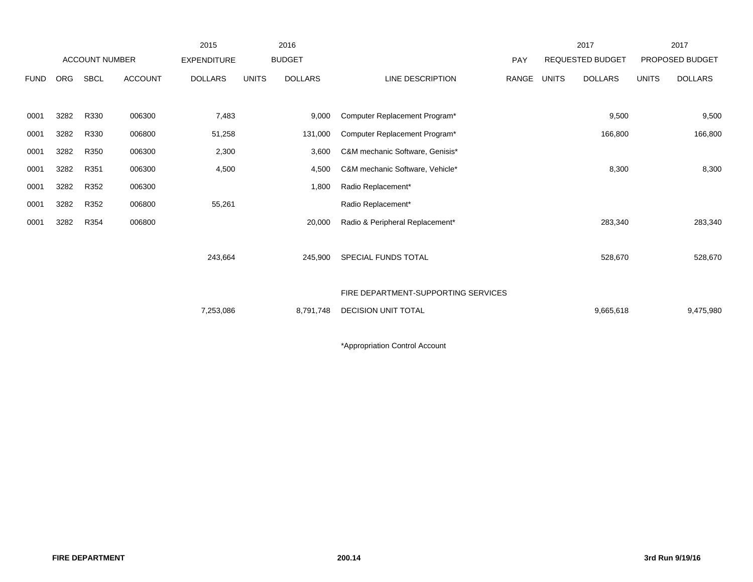| | | | | 2015 | 2016 | | | | 2017 | | 2017 | |
|---|---|---|---|---|---|---|---|---|---|---|---|---|
| ACCOUNT NUMBER | | | | EXPENDITURE | BUDGET | | | PAY | REQUESTED BUDGET | | PROPOSED BUDGET | |
| FUND | ORG | SBCL | ACCOUNT | DOLLARS | UNITS | DOLLARS | LINE DESCRIPTION | RANGE | UNITS | DOLLARS | UNITS | DOLLARS |
| 0001 | 3282 | R330 | 006300 | 7,483 | | 9,000 | Computer Replacement Program* | | | 9,500 | | 9,500 |
| 0001 | 3282 | R330 | 006800 | 51,258 | | 131,000 | Computer Replacement Program* | | | 166,800 | | 166,800 |
| 0001 | 3282 | R350 | 006300 | 2,300 | | 3,600 | C&M mechanic Software, Genisis* | | | | | |
| 0001 | 3282 | R351 | 006300 | 4,500 | | 4,500 | C&M mechanic Software, Vehicle* | | | 8,300 | | 8,300 |
| 0001 | 3282 | R352 | 006300 | | | 1,800 | Radio Replacement* | | | | | |
| 0001 | 3282 | R352 | 006800 | 55,261 | | | Radio Replacement* | | | | | |
| 0001 | 3282 | R354 | 006800 | | | 20,000 | Radio & Peripheral Replacement* | | | 283,340 | | 283,340 |
| | | | | 243,664 | | 245,900 | SPECIAL FUNDS TOTAL | | | 528,670 | | 528,670 |
| | | | | | | | FIRE DEPARTMENT-SUPPORTING SERVICES | | | | | |
| | | | | 7,253,086 | | 8,791,748 | DECISION UNIT TOTAL | | | 9,665,618 | | 9,475,980 |

*Appropriation Control Account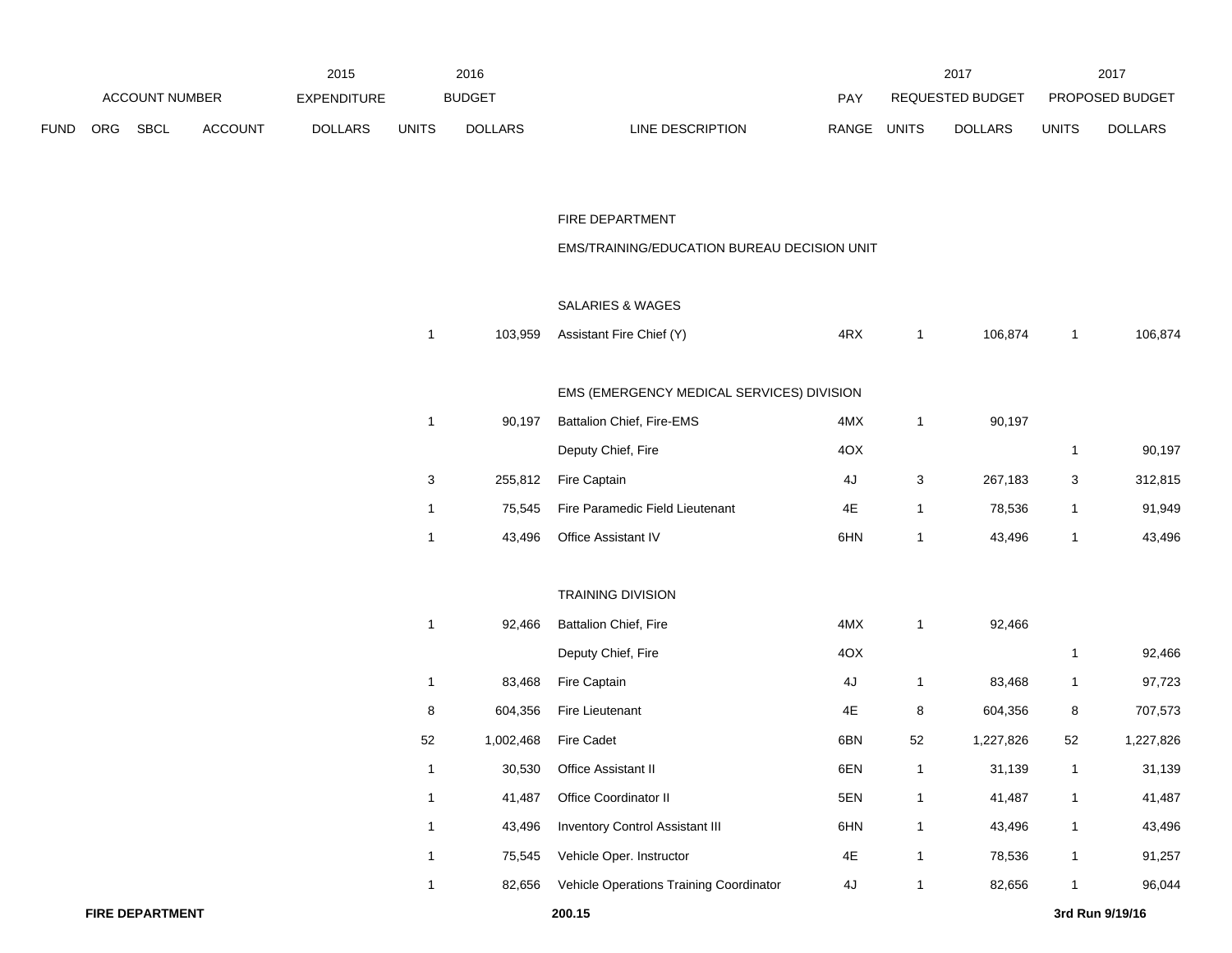| FUND | ORG | SBCL | ACCOUNT | 2015 EXPENDITURE DOLLARS | 2016 BUDGET UNITS | 2016 BUDGET DOLLARS | LINE DESCRIPTION | PAY RANGE | 2017 REQUESTED BUDGET UNITS | 2017 REQUESTED BUDGET DOLLARS | 2017 PROPOSED BUDGET UNITS | 2017 PROPOSED BUDGET DOLLARS |
|---|---|---|---|---|---|---|---|---|---|---|---|---|
| | | | | | | | FIRE DEPARTMENT | | | | | |
| | | | | | | | EMS/TRAINING/EDUCATION BUREAU DECISION UNIT | | | | | |
| | | | | | | | SALARIES & WAGES | | | | | |
| | | | | | 1 | 103,959 | Assistant Fire Chief (Y) | 4RX | 1 | 106,874 | 1 | 106,874 |
| | | | | | | | EMS (EMERGENCY MEDICAL SERVICES) DIVISION | | | | | |
| | | | | | 1 | 90,197 | Battalion Chief, Fire-EMS | 4MX | 1 | 90,197 | | |
| | | | | | | | Deputy Chief, Fire | 4OX | | | 1 | 90,197 |
| | | | | | 3 | 255,812 | Fire Captain | 4J | 3 | 267,183 | 3 | 312,815 |
| | | | | | 1 | 75,545 | Fire Paramedic Field Lieutenant | 4E | 1 | 78,536 | 1 | 91,949 |
| | | | | | 1 | 43,496 | Office Assistant IV | 6HN | 1 | 43,496 | 1 | 43,496 |
| | | | | | | | TRAINING DIVISION | | | | | |
| | | | | | 1 | 92,466 | Battalion Chief, Fire | 4MX | 1 | 92,466 | | |
| | | | | | | | Deputy Chief, Fire | 4OX | | | 1 | 92,466 |
| | | | | | 1 | 83,468 | Fire Captain | 4J | 1 | 83,468 | 1 | 97,723 |
| | | | | | 8 | 604,356 | Fire Lieutenant | 4E | 8 | 604,356 | 8 | 707,573 |
| | | | | | 52 | 1,002,468 | Fire Cadet | 6BN | 52 | 1,227,826 | 52 | 1,227,826 |
| | | | | | 1 | 30,530 | Office Assistant II | 6EN | 1 | 31,139 | 1 | 31,139 |
| | | | | | 1 | 41,487 | Office Coordinator II | 5EN | 1 | 41,487 | 1 | 41,487 |
| | | | | | 1 | 43,496 | Inventory Control Assistant III | 6HN | 1 | 43,496 | 1 | 43,496 |
| | | | | | 1 | 75,545 | Vehicle Oper. Instructor | 4E | 1 | 78,536 | 1 | 91,257 |
| | | | | | 1 | 82,656 | Vehicle Operations Training Coordinator | 4J | 1 | 82,656 | 1 | 96,044 |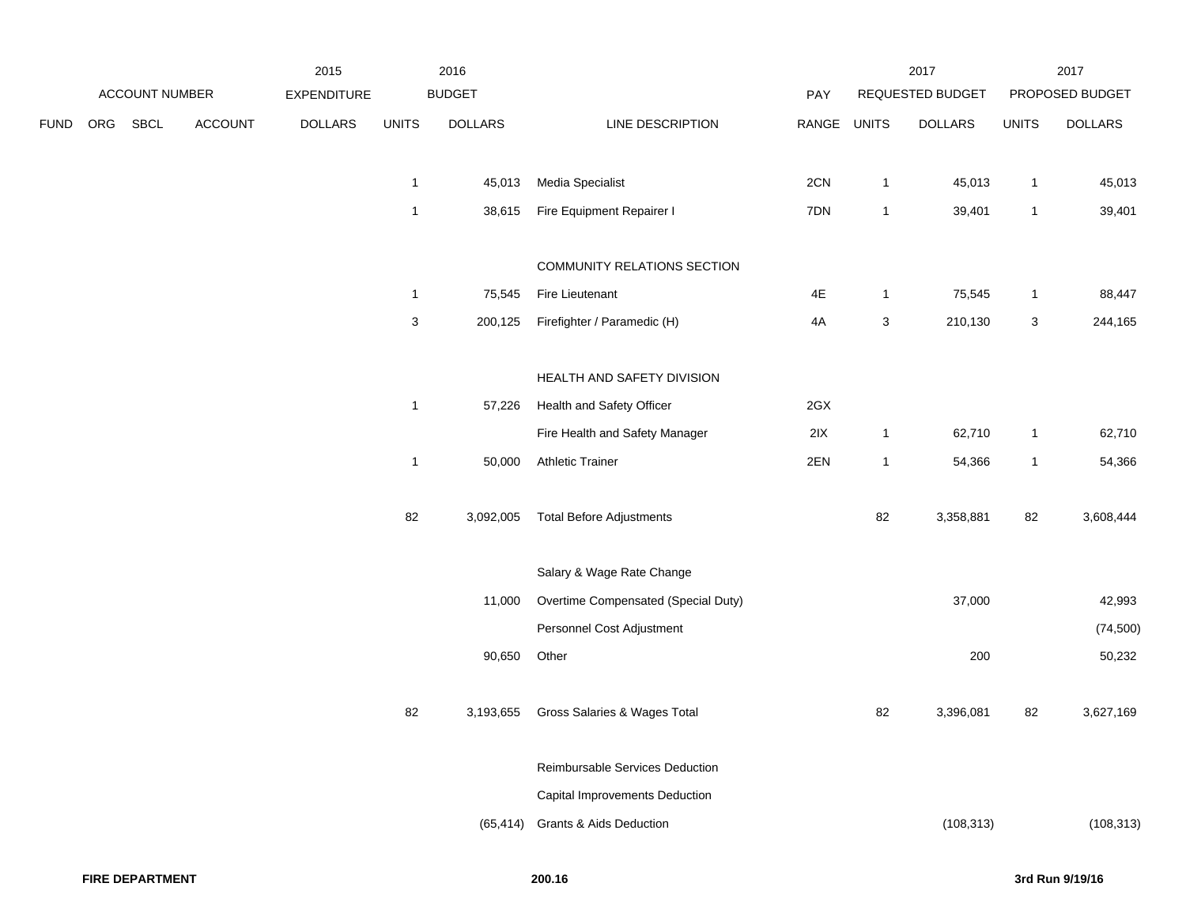| ACCOUNT NUMBER | | | | 2015 EXPENDITURE | 2016 BUDGET | | | PAY | 2017 REQUESTED BUDGET | | 2017 PROPOSED BUDGET | |
|---|---|---|---|---|---|---|---|---|---|---|---|---|
| FUND | ORG | SBCL | ACCOUNT | DOLLARS | UNITS | DOLLARS | LINE DESCRIPTION | RANGE | UNITS | DOLLARS | UNITS | DOLLARS |
| | | | | | 1 | 45,013 | Media Specialist | 2CN | 1 | 45,013 | 1 | 45,013 |
| | | | | | 1 | 38,615 | Fire Equipment Repairer I | 7DN | 1 | 39,401 | 1 | 39,401 |
| | | | | | | | COMMUNITY RELATIONS SECTION | | | | | |
| | | | | | 1 | 75,545 | Fire Lieutenant | 4E | 1 | 75,545 | 1 | 88,447 |
| | | | | | 3 | 200,125 | Firefighter / Paramedic (H) | 4A | 3 | 210,130 | 3 | 244,165 |
| | | | | | | | HEALTH AND SAFETY DIVISION | | | | | |
| | | | | | 1 | 57,226 | Health and Safety Officer | 2GX | | | | |
| | | | | | | | Fire Health and Safety Manager | 2IX | 1 | 62,710 | 1 | 62,710 |
| | | | | | 1 | 50,000 | Athletic Trainer | 2EN | 1 | 54,366 | 1 | 54,366 |
| | | | | | 82 | 3,092,005 | Total Before Adjustments | | 82 | 3,358,881 | 82 | 3,608,444 |
| | | | | | | | Salary & Wage Rate Change | | | | | |
| | | | | | | 11,000 | Overtime Compensated (Special Duty) | | | 37,000 | | 42,993 |
| | | | | | | | Personnel Cost Adjustment | | | | | (74,500) |
| | | | | | | 90,650 | Other | | | 200 | | 50,232 |
| | | | | | 82 | 3,193,655 | Gross Salaries & Wages Total | | 82 | 3,396,081 | 82 | 3,627,169 |
| | | | | | | | Reimbursable Services Deduction | | | | | |
| | | | | | | | Capital Improvements Deduction | | | | | |
| | | | | | | (65,414) | Grants & Aids Deduction | | | (108,313) | | (108,313) |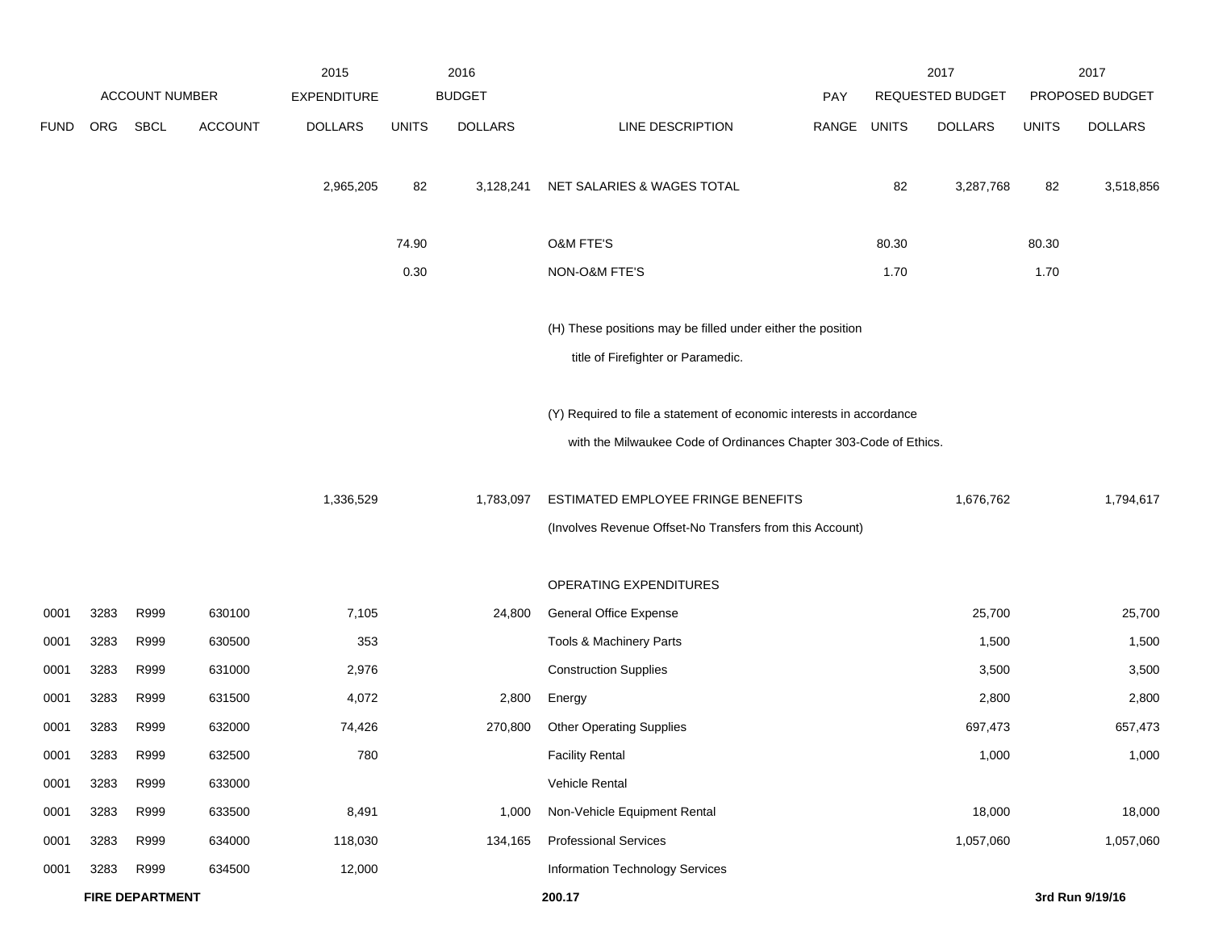| | ACCOUNT NUMBER | | | 2015 EXPENDITURE | 2016 BUDGET | | | PAY | 2017 REQUESTED BUDGET | | 2017 PROPOSED BUDGET | |
|---|---|---|---|---|---|---|---|---|---|---|---|---|
| FUND | ORG | SBCL | ACCOUNT | DOLLARS | UNITS | DOLLARS | LINE DESCRIPTION | RANGE | UNITS | DOLLARS | UNITS | DOLLARS |
| | | | | 2,965,205 | 82 | 3,128,241 | NET SALARIES & WAGES TOTAL | | 82 | 3,287,768 | 82 | 3,518,856 |
| | | | | | 74.90 | | O&M FTE'S | | 80.30 | | 80.30 | |
| | | | | | 0.30 | | NON-O&M FTE'S | | 1.70 | | 1.70 | |
| | | | | | | | (H) These positions may be filled under either the position title of Firefighter or Paramedic. | | | | | |
| | | | | | | | (Y) Required to file a statement of economic interests in accordance with the Milwaukee Code of Ordinances Chapter 303-Code of Ethics. | | | | | |
| | | | | 1,336,529 | | 1,783,097 | ESTIMATED EMPLOYEE FRINGE BENEFITS (Involves Revenue Offset-No Transfers from this Account) | | | 1,676,762 | | 1,794,617 |
| | | | | | | | OPERATING EXPENDITURES | | | | | |
| 0001 | 3283 | R999 | 630100 | 7,105 | | 24,800 | General Office Expense | | | 25,700 | | 25,700 |
| 0001 | 3283 | R999 | 630500 | 353 | | | Tools & Machinery Parts | | | 1,500 | | 1,500 |
| 0001 | 3283 | R999 | 631000 | 2,976 | | | Construction Supplies | | | 3,500 | | 3,500 |
| 0001 | 3283 | R999 | 631500 | 4,072 | | 2,800 | Energy | | | 2,800 | | 2,800 |
| 0001 | 3283 | R999 | 632000 | 74,426 | | 270,800 | Other Operating Supplies | | | 697,473 | | 657,473 |
| 0001 | 3283 | R999 | 632500 | 780 | | | Facility Rental | | | 1,000 | | 1,000 |
| 0001 | 3283 | R999 | 633000 | | | | Vehicle Rental | | | | | |
| 0001 | 3283 | R999 | 633500 | 8,491 | | 1,000 | Non-Vehicle Equipment Rental | | | 18,000 | | 18,000 |
| 0001 | 3283 | R999 | 634000 | 118,030 | | 134,165 | Professional Services | | | 1,057,060 | | 1,057,060 |
| 0001 | 3283 | R999 | 634500 | 12,000 | | | Information Technology Services | | | | | |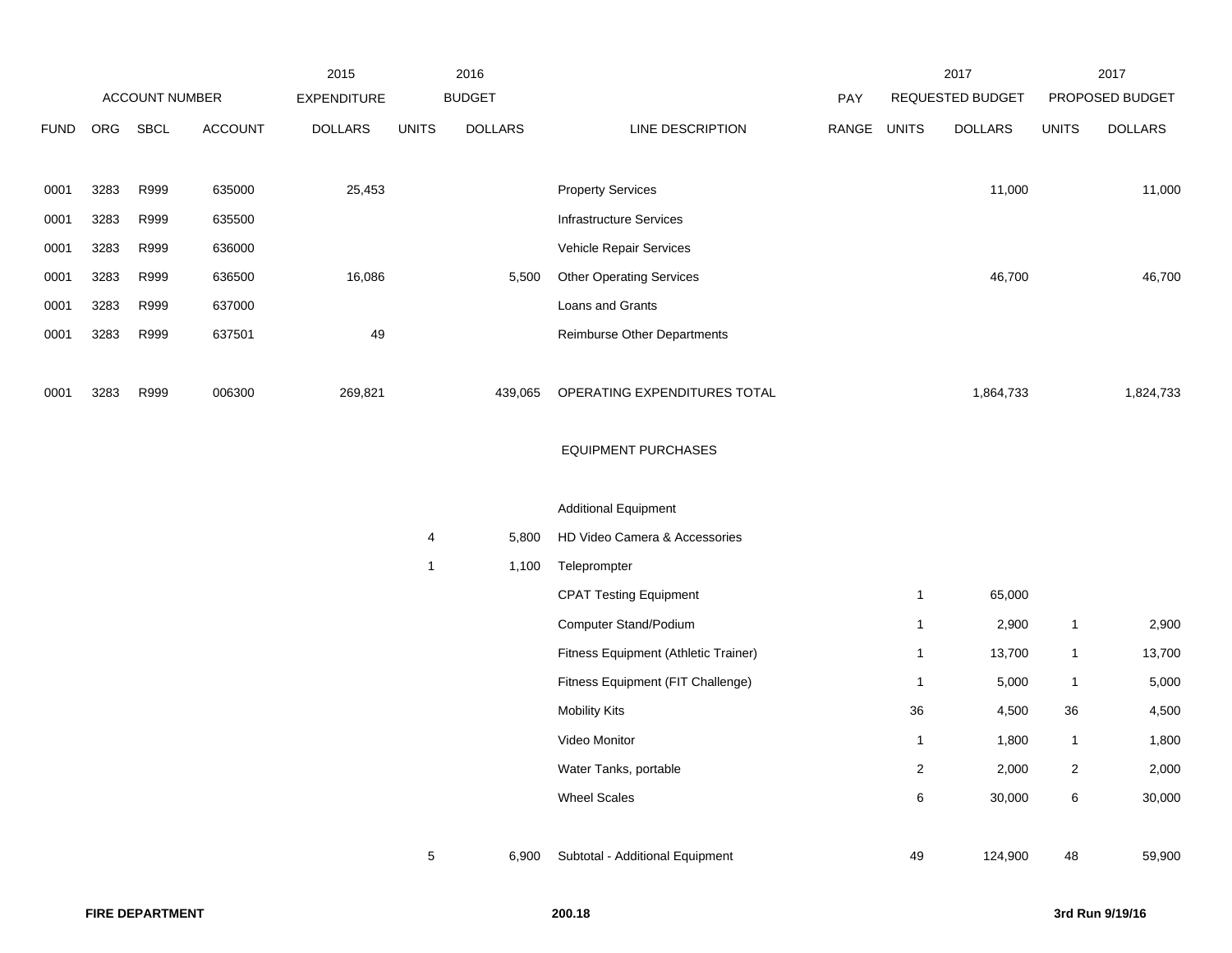| | ACCOUNT NUMBER | | | 2015 EXPENDITURE | 2016 BUDGET | | | PAY | 2017 REQUESTED BUDGET | | 2017 PROPOSED BUDGET | |
|---|---|---|---|---|---|---|---|---|---|---|---|---|
| FUND | ORG | SBCL | ACCOUNT | DOLLARS | UNITS | DOLLARS | LINE DESCRIPTION | RANGE | UNITS | DOLLARS | UNITS | DOLLARS |
| 0001 | 3283 | R999 | 635000 | 25,453 | | | Property Services | | | 11,000 | | 11,000 |
| 0001 | 3283 | R999 | 635500 | | | | Infrastructure Services | | | | | |
| 0001 | 3283 | R999 | 636000 | | | | Vehicle Repair Services | | | | | |
| 0001 | 3283 | R999 | 636500 | 16,086 | | 5,500 | Other Operating Services | | | 46,700 | | 46,700 |
| 0001 | 3283 | R999 | 637000 | | | | Loans and Grants | | | | | |
| 0001 | 3283 | R999 | 637501 | 49 | | | Reimburse Other Departments | | | | | |
| 0001 | 3283 | R999 | 006300 | 269,821 | | 439,065 | OPERATING EXPENDITURES TOTAL | | | 1,864,733 | | 1,824,733 |
| | | | | | | | EQUIPMENT PURCHASES | | | | | |
| | | | | | | | Additional Equipment | | | | | |
| | | | | | 4 | 5,800 | HD Video Camera & Accessories | | | | | |
| | | | | | 1 | 1,100 | Teleprompter | | | | | |
| | | | | | | | CPAT Testing Equipment | | 1 | 65,000 | | |
| | | | | | | | Computer Stand/Podium | | 1 | 2,900 | 1 | 2,900 |
| | | | | | | | Fitness Equipment (Athletic Trainer) | | 1 | 13,700 | 1 | 13,700 |
| | | | | | | | Fitness Equipment (FIT Challenge) | | 1 | 5,000 | 1 | 5,000 |
| | | | | | | | Mobility Kits | | 36 | 4,500 | 36 | 4,500 |
| | | | | | | | Video Monitor | | 1 | 1,800 | 1 | 1,800 |
| | | | | | | | Water Tanks, portable | | 2 | 2,000 | 2 | 2,000 |
| | | | | | | | Wheel Scales | | 6 | 30,000 | 6 | 30,000 |
| | | | | | 5 | 6,900 | Subtotal - Additional Equipment | | 49 | 124,900 | 48 | 59,900 |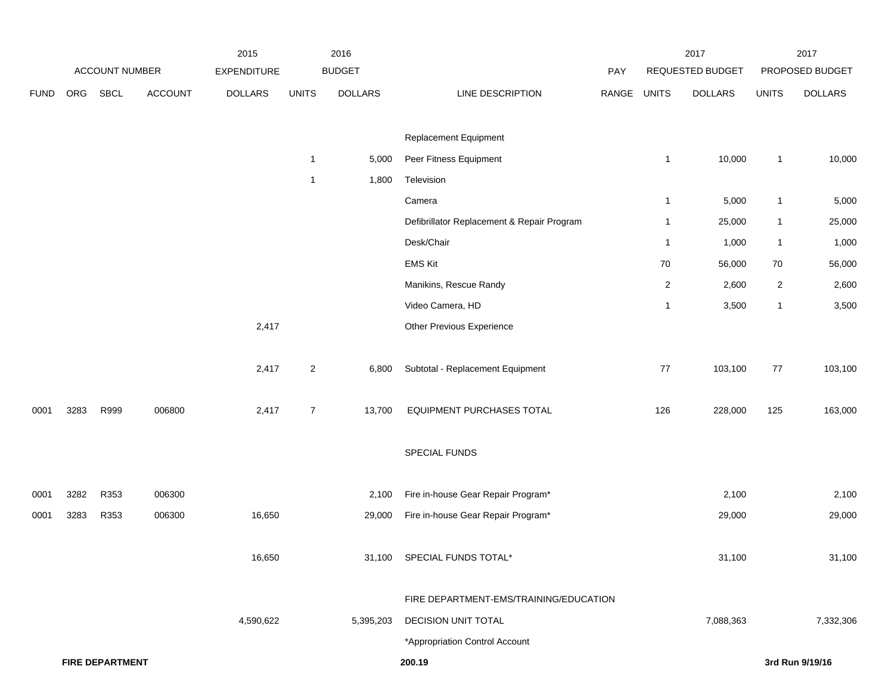| FUND | ORG | SBCL | ACCOUNT | 2015 EXPENDITURE DOLLARS | 2016 BUDGET UNITS | 2016 BUDGET DOLLARS | LINE DESCRIPTION | PAY RANGE | 2017 REQUESTED BUDGET UNITS | 2017 REQUESTED BUDGET DOLLARS | 2017 PROPOSED BUDGET UNITS | 2017 PROPOSED BUDGET DOLLARS |
|---|---|---|---|---|---|---|---|---|---|---|---|---|
| | | | | | | | Replacement Equipment | | | | | |
| | | | | | 1 | 5,000 | Peer Fitness Equipment | | 1 | 10,000 | 1 | 10,000 |
| | | | | | 1 | 1,800 | Television | | | | | |
| | | | | | | | Camera | | 1 | 5,000 | 1 | 5,000 |
| | | | | | | | Defibrillator Replacement & Repair Program | | 1 | 25,000 | 1 | 25,000 |
| | | | | | | | Desk/Chair | | 1 | 1,000 | 1 | 1,000 |
| | | | | | | | EMS Kit | | 70 | 56,000 | 70 | 56,000 |
| | | | | | | | Manikins, Rescue Randy | | 2 | 2,600 | 2 | 2,600 |
| | | | | | | | Video Camera, HD | | 1 | 3,500 | 1 | 3,500 |
| | | | | 2,417 | | | Other Previous Experience | | | | | |
| | | | | 2,417 | 2 | 6,800 | Subtotal - Replacement Equipment | | 77 | 103,100 | 77 | 103,100 |
| 0001 | 3283 | R999 | 006800 | 2,417 | 7 | 13,700 | EQUIPMENT PURCHASES TOTAL | | 126 | 228,000 | 125 | 163,000 |
| | | | | | | | SPECIAL FUNDS | | | | | |
| 0001 | 3282 | R353 | 006300 | | | 2,100 | Fire in-house Gear Repair Program* | | | 2,100 | | 2,100 |
| 0001 | 3283 | R353 | 006300 | 16,650 | | 29,000 | Fire in-house Gear Repair Program* | | | 29,000 | | 29,000 |
| | | | | 16,650 | | 31,100 | SPECIAL FUNDS TOTAL* | | | 31,100 | | 31,100 |
| | | | | | | | FIRE DEPARTMENT-EMS/TRAINING/EDUCATION | | | | | |
| | | | | 4,590,622 | | 5,395,203 | DECISION UNIT TOTAL | | | 7,088,363 | | 7,332,306 |
| | | | | | | | *Appropriation Control Account | | | | | |

**FIRE DEPARTMENT** | **200.19** | **3rd Run 9/19/16**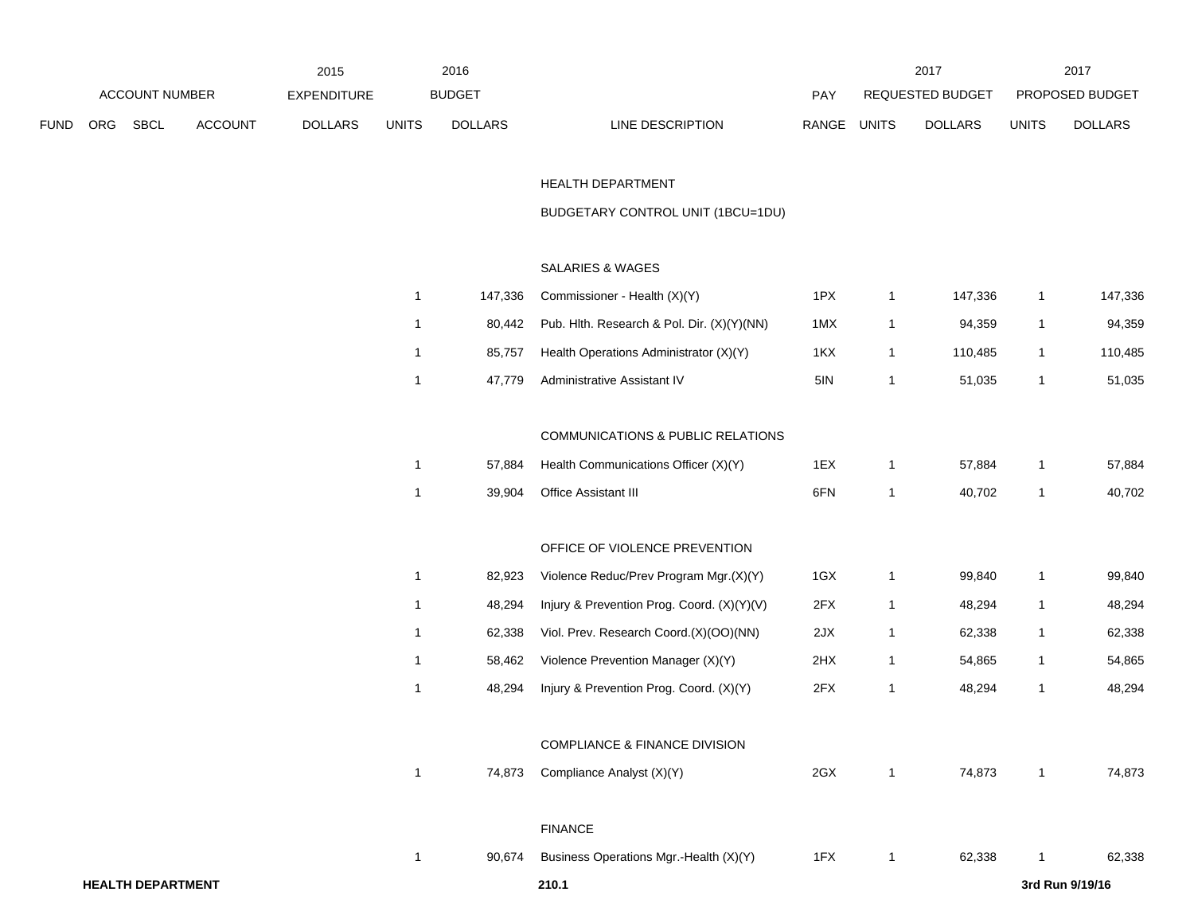| ACCOUNT NUMBER | | | | 2015 EXPENDITURE | 2016 BUDGET | | | PAY | 2017 REQUESTED BUDGET | | 2017 PROPOSED BUDGET | |
|---|---|---|---|---|---|---|---|---|---|---|---|---|
| FUND | ORG | SBCL | ACCOUNT | DOLLARS | UNITS | DOLLARS | LINE DESCRIPTION | RANGE | UNITS | DOLLARS | UNITS | DOLLARS |
| | | | | | | | HEALTH DEPARTMENT | | | | | |
| | | | | | | | BUDGETARY CONTROL UNIT (1BCU=1DU) | | | | | |
| | | | | | | | SALARIES & WAGES | | | | | |
| | | | | | 1 | 147,336 | Commissioner - Health (X)(Y) | 1PX | 1 | 147,336 | 1 | 147,336 |
| | | | | | 1 | 80,442 | Pub. Hlth. Research & Pol. Dir. (X)(Y)(NN) | 1MX | 1 | 94,359 | 1 | 94,359 |
| | | | | | 1 | 85,757 | Health Operations Administrator (X)(Y) | 1KX | 1 | 110,485 | 1 | 110,485 |
| | | | | | 1 | 47,779 | Administrative Assistant IV | 5IN | 1 | 51,035 | 1 | 51,035 |
| | | | | | | | COMMUNICATIONS & PUBLIC RELATIONS | | | | | |
| | | | | | 1 | 57,884 | Health Communications Officer (X)(Y) | 1EX | 1 | 57,884 | 1 | 57,884 |
| | | | | | 1 | 39,904 | Office Assistant III | 6FN | 1 | 40,702 | 1 | 40,702 |
| | | | | | | | OFFICE OF VIOLENCE PREVENTION | | | | | |
| | | | | | 1 | 82,923 | Violence Reduc/Prev Program Mgr.(X)(Y) | 1GX | 1 | 99,840 | 1 | 99,840 |
| | | | | | 1 | 48,294 | Injury & Prevention Prog. Coord. (X)(Y)(V) | 2FX | 1 | 48,294 | 1 | 48,294 |
| | | | | | 1 | 62,338 | Viol. Prev. Research Coord.(X)(OO)(NN) | 2JX | 1 | 62,338 | 1 | 62,338 |
| | | | | | 1 | 58,462 | Violence Prevention Manager (X)(Y) | 2HX | 1 | 54,865 | 1 | 54,865 |
| | | | | | 1 | 48,294 | Injury & Prevention Prog. Coord. (X)(Y) | 2FX | 1 | 48,294 | 1 | 48,294 |
| | | | | | | | COMPLIANCE & FINANCE DIVISION | | | | | |
| | | | | | 1 | 74,873 | Compliance Analyst (X)(Y) | 2GX | 1 | 74,873 | 1 | 74,873 |
| | | | | | | | FINANCE | | | | | |
| | | | | | 1 | 90,674 | Business Operations Mgr.-Health (X)(Y) | 1FX | 1 | 62,338 | 1 | 62,338 |

**HEALTH DEPARTMENT** **210.1** **3rd Run 9/19/16**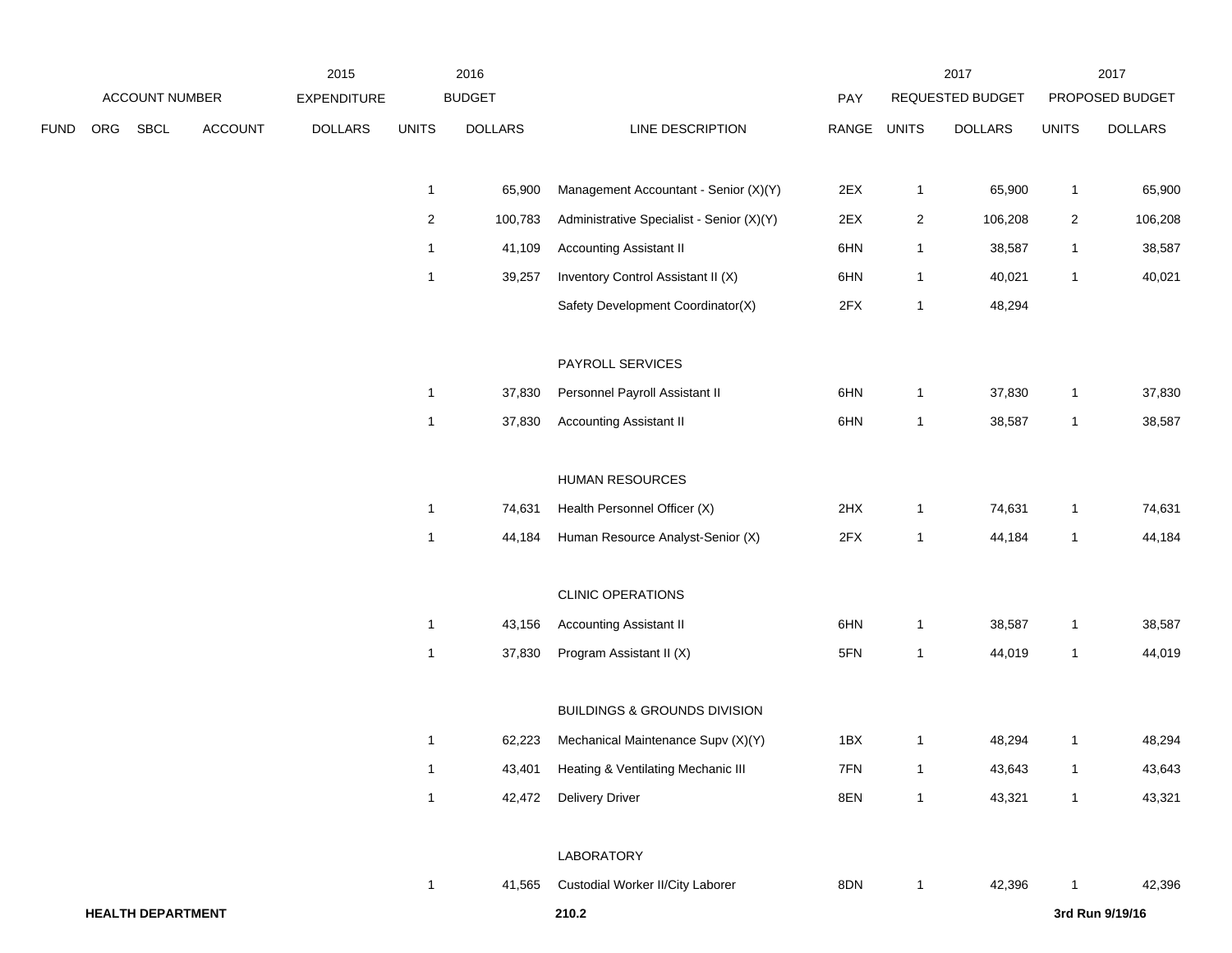| FUND | ORG | SBCL | ACCOUNT | 2015 EXPENDITURE DOLLARS | 2016 BUDGET UNITS | 2016 BUDGET DOLLARS | LINE DESCRIPTION | PAY RANGE | 2017 REQUESTED BUDGET UNITS | 2017 REQUESTED BUDGET DOLLARS | 2017 PROPOSED BUDGET UNITS | 2017 PROPOSED BUDGET DOLLARS |
|---|---|---|---|---|---|---|---|---|---|---|---|---|
| | | | | | 1 | 65,900 | Management Accountant - Senior (X)(Y) | 2EX | 1 | 65,900 | 1 | 65,900 |
| | | | | | 2 | 100,783 | Administrative Specialist - Senior (X)(Y) | 2EX | 2 | 106,208 | 2 | 106,208 |
| | | | | | 1 | 41,109 | Accounting Assistant II | 6HN | 1 | 38,587 | 1 | 38,587 |
| | | | | | 1 | 39,257 | Inventory Control Assistant II (X) | 6HN | 1 | 40,021 | 1 | 40,021 |
| | | | | | | | Safety Development Coordinator(X) | 2FX | 1 | 48,294 | | |
| | | | | | | | PAYROLL SERVICES | | | | | |
| | | | | | 1 | 37,830 | Personnel Payroll Assistant II | 6HN | 1 | 37,830 | 1 | 37,830 |
| | | | | | 1 | 37,830 | Accounting Assistant II | 6HN | 1 | 38,587 | 1 | 38,587 |
| | | | | | | | HUMAN RESOURCES | | | | | |
| | | | | | 1 | 74,631 | Health Personnel Officer (X) | 2HX | 1 | 74,631 | 1 | 74,631 |
| | | | | | 1 | 44,184 | Human Resource Analyst-Senior (X) | 2FX | 1 | 44,184 | 1 | 44,184 |
| | | | | | | | CLINIC OPERATIONS | | | | | |
| | | | | | 1 | 43,156 | Accounting Assistant II | 6HN | 1 | 38,587 | 1 | 38,587 |
| | | | | | 1 | 37,830 | Program Assistant II (X) | 5FN | 1 | 44,019 | 1 | 44,019 |
| | | | | | | | BUILDINGS & GROUNDS DIVISION | | | | | |
| | | | | | 1 | 62,223 | Mechanical Maintenance Supv (X)(Y) | 1BX | 1 | 48,294 | 1 | 48,294 |
| | | | | | 1 | 43,401 | Heating & Ventilating Mechanic III | 7FN | 1 | 43,643 | 1 | 43,643 |
| | | | | | 1 | 42,472 | Delivery Driver | 8EN | 1 | 43,321 | 1 | 43,321 |
| | | | | | | | LABORATORY | | | | | |
| | | | | | 1 | 41,565 | Custodial Worker II/City Laborer | 8DN | 1 | 42,396 | 1 | 42,396 |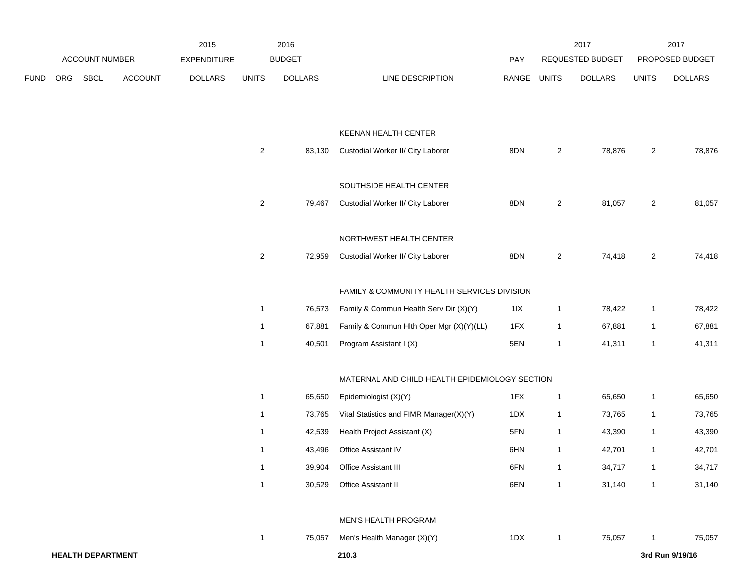| ACCOUNT NUMBER | | | | 2015 EXPENDITURE | 2016 BUDGET | | | PAY | 2017 REQUESTED BUDGET | | 2017 PROPOSED BUDGET | |
|---|---|---|---|---|---|---|---|---|---|---|---|---|
| FUND | ORG | SBCL | ACCOUNT | DOLLARS | UNITS | DOLLARS | LINE DESCRIPTION | RANGE | UNITS | DOLLARS | UNITS | DOLLARS |
| | | | | | | | KEENAN HEALTH CENTER | | | | | |
| | | | | | 2 | 83,130 | Custodial Worker II/ City Laborer | 8DN | 2 | 78,876 | 2 | 78,876 |
| | | | | | | | SOUTHSIDE HEALTH CENTER | | | | | |
| | | | | | 2 | 79,467 | Custodial Worker II/ City Laborer | 8DN | 2 | 81,057 | 2 | 81,057 |
| | | | | | | | NORTHWEST HEALTH CENTER | | | | | |
| | | | | | 2 | 72,959 | Custodial Worker II/ City Laborer | 8DN | 2 | 74,418 | 2 | 74,418 |
| | | | | | | | FAMILY & COMMUNITY HEALTH SERVICES DIVISION | | | | | |
| | | | | | 1 | 76,573 | Family & Commun Health Serv Dir (X)(Y) | 1IX | 1 | 78,422 | 1 | 78,422 |
| | | | | | 1 | 67,881 | Family & Commun Hlth Oper Mgr (X)(Y)(LL) | 1FX | 1 | 67,881 | 1 | 67,881 |
| | | | | | 1 | 40,501 | Program Assistant I (X) | 5EN | 1 | 41,311 | 1 | 41,311 |
| | | | | | | | MATERNAL AND CHILD HEALTH EPIDEMIOLOGY SECTION | | | | | |
| | | | | | 1 | 65,650 | Epidemiologist (X)(Y) | 1FX | 1 | 65,650 | 1 | 65,650 |
| | | | | | 1 | 73,765 | Vital Statistics and FIMR Manager(X)(Y) | 1DX | 1 | 73,765 | 1 | 73,765 |
| | | | | | 1 | 42,539 | Health Project Assistant (X) | 5FN | 1 | 43,390 | 1 | 43,390 |
| | | | | | 1 | 43,496 | Office Assistant IV | 6HN | 1 | 42,701 | 1 | 42,701 |
| | | | | | 1 | 39,904 | Office Assistant III | 6FN | 1 | 34,717 | 1 | 34,717 |
| | | | | | 1 | 30,529 | Office Assistant II | 6EN | 1 | 31,140 | 1 | 31,140 |
| | | | | | | | MEN'S HEALTH PROGRAM | | | | | |
| | | | | | 1 | 75,057 | Men's Health Manager (X)(Y) | 1DX | 1 | 75,057 | 1 | 75,057 |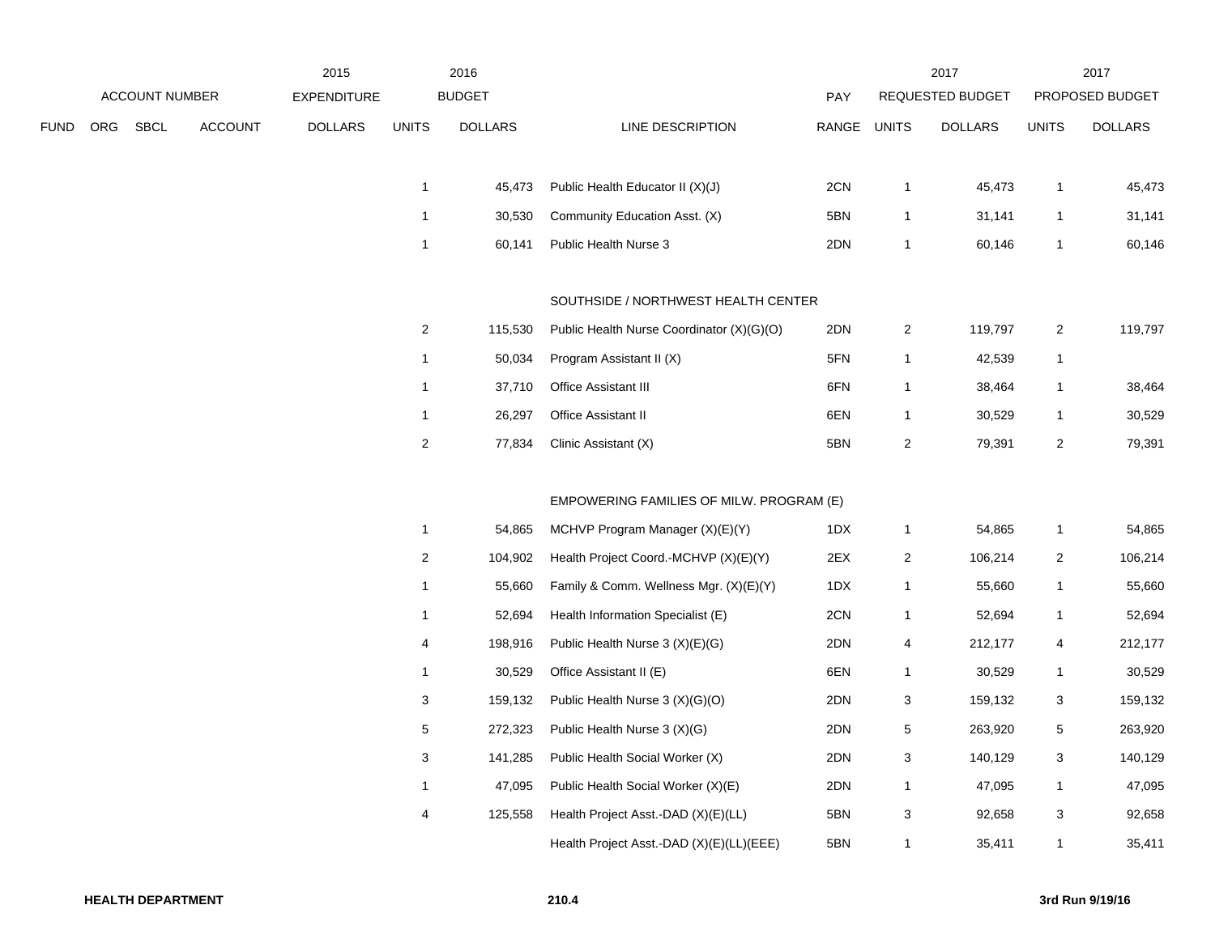| | | | | 2015 | 2016 | | | | 2017 | | 2017 | |
|---|---|---|---|---|---|---|---|---|---|---|---|---|
| ACCOUNT NUMBER | | | | EXPENDITURE | | BUDGET | | PAY | REQUESTED BUDGET | | PROPOSED BUDGET | |
| FUND | ORG | SBCL | ACCOUNT | DOLLARS | UNITS | DOLLARS | LINE DESCRIPTION | RANGE | UNITS | DOLLARS | UNITS | DOLLARS |
| | | | | | 1 | 45,473 | Public Health Educator II (X)(J) | 2CN | 1 | 45,473 | 1 | 45,473 |
| | | | | | 1 | 30,530 | Community Education Asst. (X) | 5BN | 1 | 31,141 | 1 | 31,141 |
| | | | | | 1 | 60,141 | Public Health Nurse 3 | 2DN | 1 | 60,146 | 1 | 60,146 |
| | | | | | | | SOUTHSIDE / NORTHWEST HEALTH CENTER | | | | | |
| | | | | | 2 | 115,530 | Public Health Nurse Coordinator (X)(G)(O) | 2DN | 2 | 119,797 | 2 | 119,797 |
| | | | | | 1 | 50,034 | Program Assistant II (X) | 5FN | 1 | 42,539 | 1 | |
| | | | | | 1 | 37,710 | Office Assistant III | 6FN | 1 | 38,464 | 1 | 38,464 |
| | | | | | 1 | 26,297 | Office Assistant II | 6EN | 1 | 30,529 | 1 | 30,529 |
| | | | | | 2 | 77,834 | Clinic Assistant (X) | 5BN | 2 | 79,391 | 2 | 79,391 |
| | | | | | | | EMPOWERING FAMILIES OF MILW. PROGRAM (E) | | | | | |
| | | | | | 1 | 54,865 | MCHVP Program Manager (X)(E)(Y) | 1DX | 1 | 54,865 | 1 | 54,865 |
| | | | | | 2 | 104,902 | Health Project Coord.-MCHVP (X)(E)(Y) | 2EX | 2 | 106,214 | 2 | 106,214 |
| | | | | | 1 | 55,660 | Family & Comm. Wellness Mgr. (X)(E)(Y) | 1DX | 1 | 55,660 | 1 | 55,660 |
| | | | | | 1 | 52,694 | Health Information Specialist (E) | 2CN | 1 | 52,694 | 1 | 52,694 |
| | | | | | 4 | 198,916 | Public Health Nurse 3 (X)(E)(G) | 2DN | 4 | 212,177 | 4 | 212,177 |
| | | | | | 1 | 30,529 | Office Assistant II (E) | 6EN | 1 | 30,529 | 1 | 30,529 |
| | | | | | 3 | 159,132 | Public Health Nurse 3 (X)(G)(O) | 2DN | 3 | 159,132 | 3 | 159,132 |
| | | | | | 5 | 272,323 | Public Health Nurse 3 (X)(G) | 2DN | 5 | 263,920 | 5 | 263,920 |
| | | | | | 3 | 141,285 | Public Health Social Worker (X) | 2DN | 3 | 140,129 | 3 | 140,129 |
| | | | | | 1 | 47,095 | Public Health Social Worker (X)(E) | 2DN | 1 | 47,095 | 1 | 47,095 |
| | | | | | 4 | 125,558 | Health Project Asst.-DAD (X)(E)(LL) | 5BN | 3 | 92,658 | 3 | 92,658 |
| | | | | | | | Health Project Asst.-DAD (X)(E)(LL)(EEE) | 5BN | 1 | 35,411 | 1 | 35,411 |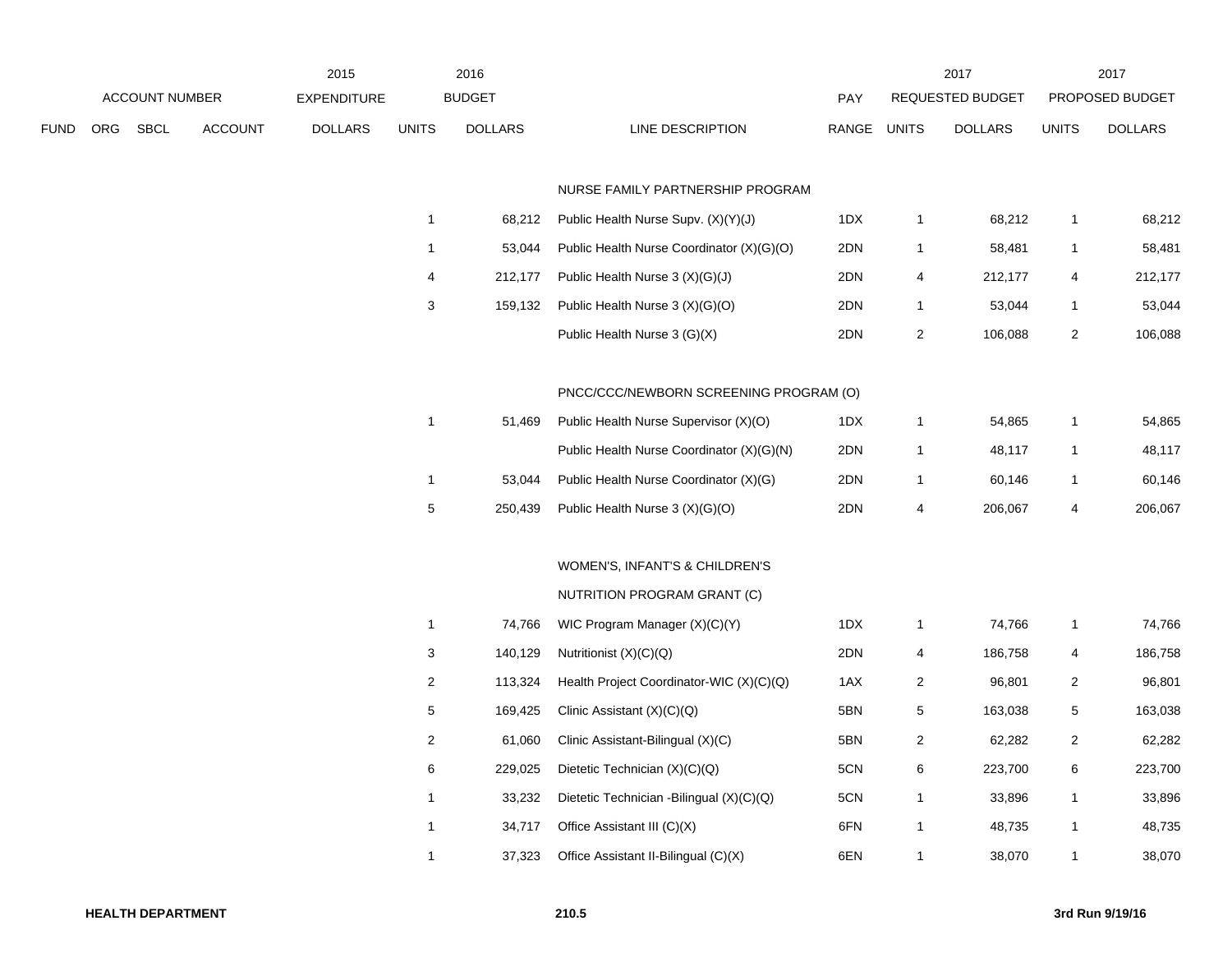| ACCOUNT NUMBER | | | | 2015 EXPENDITURE | 2016 BUDGET | | | PAY | 2017 REQUESTED BUDGET | | 2017 PROPOSED BUDGET | |
|---|---|---|---|---|---|---|---|---|---|---|---|---|
| FUND | ORG | SBCL | ACCOUNT | DOLLARS | UNITS | DOLLARS | LINE DESCRIPTION | RANGE | UNITS | DOLLARS | UNITS | DOLLARS |
| | | | | | | | NURSE FAMILY PARTNERSHIP PROGRAM | | | | | |
| | | | | | 1 | 68,212 | Public Health Nurse Supv. (X)(Y)(J) | 1DX | 1 | 68,212 | 1 | 68,212 |
| | | | | | 1 | 53,044 | Public Health Nurse Coordinator (X)(G)(O) | 2DN | 1 | 58,481 | 1 | 58,481 |
| | | | | | 4 | 212,177 | Public Health Nurse 3 (X)(G)(J) | 2DN | 4 | 212,177 | 4 | 212,177 |
| | | | | | 3 | 159,132 | Public Health Nurse 3 (X)(G)(O) | 2DN | 1 | 53,044 | 1 | 53,044 |
| | | | | | | | Public Health Nurse 3 (G)(X) | 2DN | 2 | 106,088 | 2 | 106,088 |
| | | | | | | | PNCC/CCC/NEWBORN SCREENING PROGRAM (O) | | | | | |
| | | | | | 1 | 51,469 | Public Health Nurse Supervisor (X)(O) | 1DX | 1 | 54,865 | 1 | 54,865 |
| | | | | | | | Public Health Nurse Coordinator (X)(G)(N) | 2DN | 1 | 48,117 | 1 | 48,117 |
| | | | | | 1 | 53,044 | Public Health Nurse Coordinator (X)(G) | 2DN | 1 | 60,146 | 1 | 60,146 |
| | | | | | 5 | 250,439 | Public Health Nurse 3 (X)(G)(O) | 2DN | 4 | 206,067 | 4 | 206,067 |
| | | | | | | | WOMEN'S, INFANT'S & CHILDREN'S NUTRITION PROGRAM GRANT (C) | | | | | |
| | | | | | 1 | 74,766 | WIC Program Manager (X)(C)(Y) | 1DX | 1 | 74,766 | 1 | 74,766 |
| | | | | | 3 | 140,129 | Nutritionist (X)(C)(Q) | 2DN | 4 | 186,758 | 4 | 186,758 |
| | | | | | 2 | 113,324 | Health Project Coordinator-WIC (X)(C)(Q) | 1AX | 2 | 96,801 | 2 | 96,801 |
| | | | | | 5 | 169,425 | Clinic Assistant (X)(C)(Q) | 5BN | 5 | 163,038 | 5 | 163,038 |
| | | | | | 2 | 61,060 | Clinic Assistant-Bilingual (X)(C) | 5BN | 2 | 62,282 | 2 | 62,282 |
| | | | | | 6 | 229,025 | Dietetic Technician (X)(C)(Q) | 5CN | 6 | 223,700 | 6 | 223,700 |
| | | | | | 1 | 33,232 | Dietetic Technician -Bilingual (X)(C)(Q) | 5CN | 1 | 33,896 | 1 | 33,896 |
| | | | | | 1 | 34,717 | Office Assistant III (C)(X) | 6FN | 1 | 48,735 | 1 | 48,735 |
| | | | | | 1 | 37,323 | Office Assistant II-Bilingual (C)(X) | 6EN | 1 | 38,070 | 1 | 38,070 |

**HEALTH DEPARTMENT** 210.5 **3rd Run 9/19/16**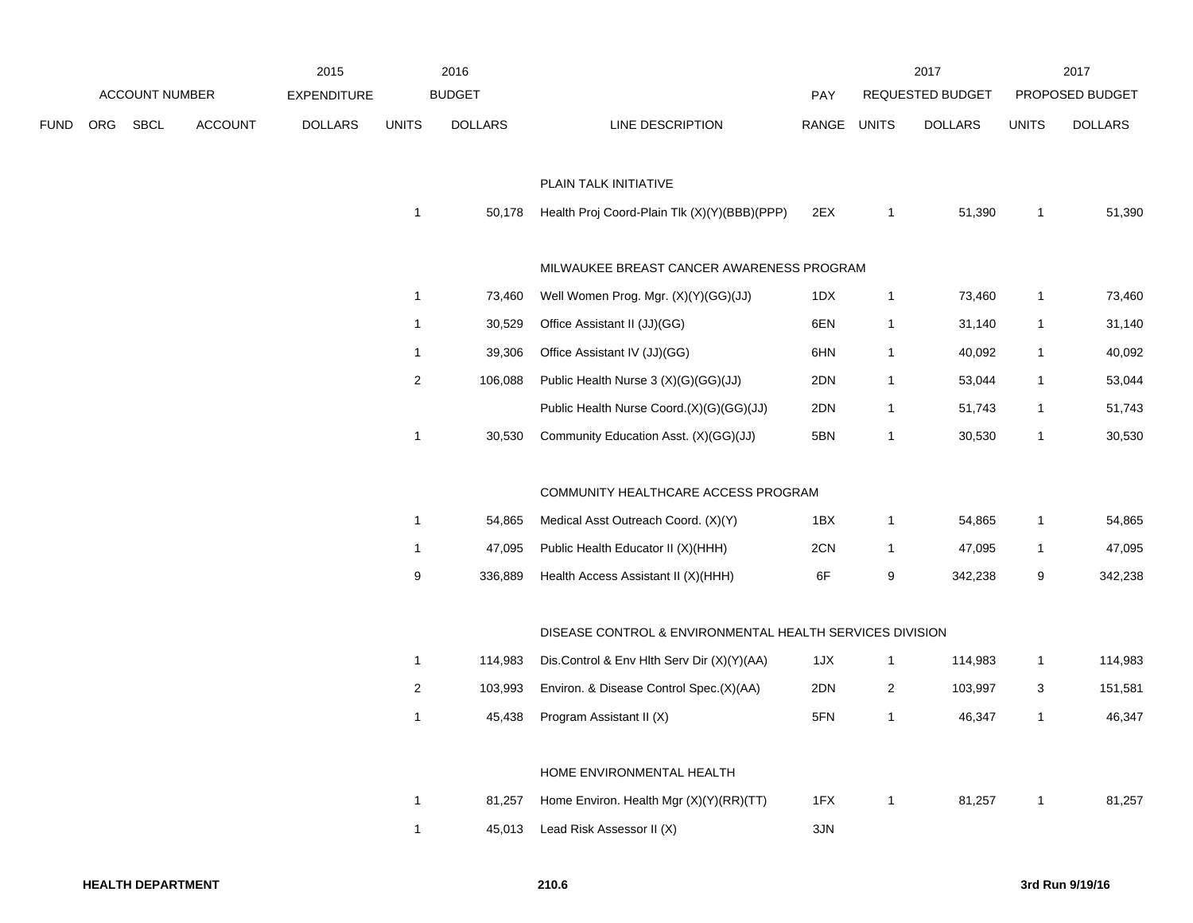| | ACCOUNT NUMBER | | | 2015 EXPENDITURE | 2016 BUDGET | | | PAY | 2017 REQUESTED BUDGET | | 2017 PROPOSED BUDGET | |
|---|---|---|---|---|---|---|---|---|---|---|---|---|
| FUND | ORG | SBCL | ACCOUNT | DOLLARS | UNITS | DOLLARS | LINE DESCRIPTION | RANGE | UNITS | DOLLARS | UNITS | DOLLARS |
| | | | | | | | PLAIN TALK INITIATIVE | | | | | |
| | | | | | 1 | 50,178 | Health Proj Coord-Plain Tlk (X)(Y)(BBB)(PPP) | 2EX | 1 | 51,390 | 1 | 51,390 |
| | | | | | | | MILWAUKEE BREAST CANCER AWARENESS PROGRAM | | | | | |
| | | | | | 1 | 73,460 | Well Women Prog. Mgr. (X)(Y)(GG)(JJ) | 1DX | 1 | 73,460 | 1 | 73,460 |
| | | | | | 1 | 30,529 | Office Assistant II (JJ)(GG) | 6EN | 1 | 31,140 | 1 | 31,140 |
| | | | | | 1 | 39,306 | Office Assistant IV (JJ)(GG) | 6HN | 1 | 40,092 | 1 | 40,092 |
| | | | | | 2 | 106,088 | Public Health Nurse 3 (X)(G)(GG)(JJ) | 2DN | 1 | 53,044 | 1 | 53,044 |
| | | | | | | | Public Health Nurse Coord.(X)(G)(GG)(JJ) | 2DN | 1 | 51,743 | 1 | 51,743 |
| | | | | | 1 | 30,530 | Community Education Asst. (X)(GG)(JJ) | 5BN | 1 | 30,530 | 1 | 30,530 |
| | | | | | | | COMMUNITY HEALTHCARE ACCESS PROGRAM | | | | | |
| | | | | | 1 | 54,865 | Medical Asst Outreach Coord. (X)(Y) | 1BX | 1 | 54,865 | 1 | 54,865 |
| | | | | | 1 | 47,095 | Public Health Educator II (X)(HHH) | 2CN | 1 | 47,095 | 1 | 47,095 |
| | | | | | 9 | 336,889 | Health Access Assistant II (X)(HHH) | 6F | 9 | 342,238 | 9 | 342,238 |
| | | | | | | | DISEASE CONTROL & ENVIRONMENTAL HEALTH SERVICES DIVISION | | | | | |
| | | | | | 1 | 114,983 | Dis.Control & Env Hlth Serv Dir (X)(Y)(AA) | 1JX | 1 | 114,983 | 1 | 114,983 |
| | | | | | 2 | 103,993 | Environ. & Disease Control Spec.(X)(AA) | 2DN | 2 | 103,997 | 3 | 151,581 |
| | | | | | 1 | 45,438 | Program Assistant II (X) | 5FN | 1 | 46,347 | 1 | 46,347 |
| | | | | | | | HOME ENVIRONMENTAL HEALTH | | | | | |
| | | | | | 1 | 81,257 | Home Environ. Health Mgr (X)(Y)(RR)(TT) | 1FX | 1 | 81,257 | 1 | 81,257 |
| | | | | | 1 | 45,013 | Lead Risk Assessor II (X) | 3JN | | | | |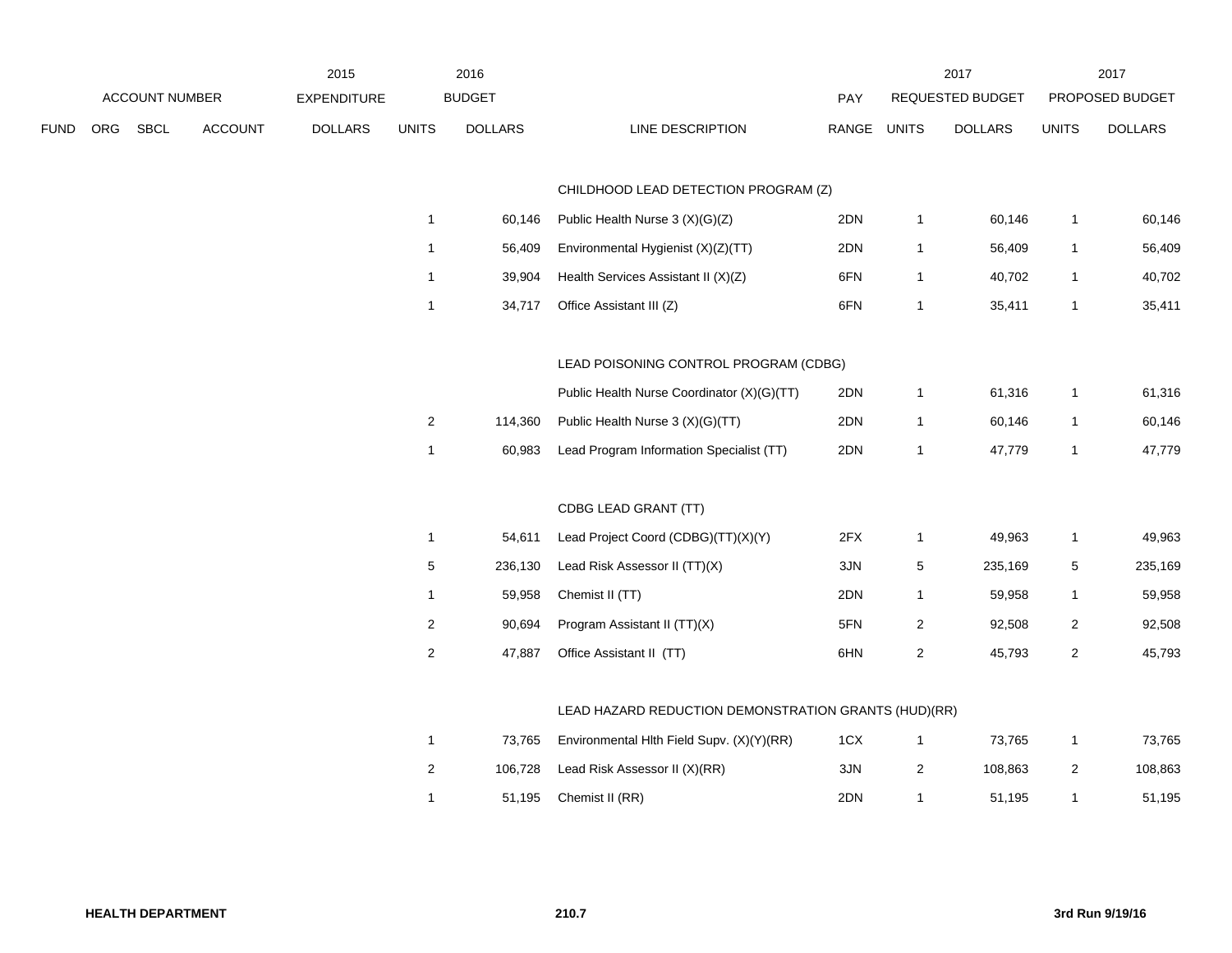| | | | | 2015 | 2016 | | | | 2017 | | 2017 | |
|---|---|---|---|---|---|---|---|---|---|---|---|---|
| ACCOUNT NUMBER | | | | EXPENDITURE | BUDGET | | | PAY | REQUESTED BUDGET | | PROPOSED BUDGET | |
| FUND | ORG | SBCL | ACCOUNT | DOLLARS | UNITS | DOLLARS | LINE DESCRIPTION | RANGE | UNITS | DOLLARS | UNITS | DOLLARS |
| | | | | | | | CHILDHOOD LEAD DETECTION PROGRAM (Z) | | | | | |
| | | | | | 1 | 60,146 | Public Health Nurse 3 (X)(G)(Z) | 2DN | 1 | 60,146 | 1 | 60,146 |
| | | | | | 1 | 56,409 | Environmental Hygienist (X)(Z)(TT) | 2DN | 1 | 56,409 | 1 | 56,409 |
| | | | | | 1 | 39,904 | Health Services Assistant II (X)(Z) | 6FN | 1 | 40,702 | 1 | 40,702 |
| | | | | | 1 | 34,717 | Office Assistant III (Z) | 6FN | 1 | 35,411 | 1 | 35,411 |
| | | | | | | | LEAD POISONING CONTROL PROGRAM (CDBG) | | | | | |
| | | | | | | | Public Health Nurse Coordinator (X)(G)(TT) | 2DN | 1 | 61,316 | 1 | 61,316 |
| | | | | | 2 | 114,360 | Public Health Nurse 3 (X)(G)(TT) | 2DN | 1 | 60,146 | 1 | 60,146 |
| | | | | | 1 | 60,983 | Lead Program Information Specialist (TT) | 2DN | 1 | 47,779 | 1 | 47,779 |
| | | | | | | | CDBG LEAD GRANT (TT) | | | | | |
| | | | | | 1 | 54,611 | Lead Project Coord (CDBG)(TT)(X)(Y) | 2FX | 1 | 49,963 | 1 | 49,963 |
| | | | | | 5 | 236,130 | Lead Risk Assessor II (TT)(X) | 3JN | 5 | 235,169 | 5 | 235,169 |
| | | | | | 1 | 59,958 | Chemist II (TT) | 2DN | 1 | 59,958 | 1 | 59,958 |
| | | | | | 2 | 90,694 | Program Assistant II (TT)(X) | 5FN | 2 | 92,508 | 2 | 92,508 |
| | | | | | 2 | 47,887 | Office Assistant II (TT) | 6HN | 2 | 45,793 | 2 | 45,793 |
| | | | | | | | LEAD HAZARD REDUCTION DEMONSTRATION GRANTS (HUD)(RR) | | | | | |
| | | | | | 1 | 73,765 | Environmental Hlth Field Supv. (X)(Y)(RR) | 1CX | 1 | 73,765 | 1 | 73,765 |
| | | | | | 2 | 106,728 | Lead Risk Assessor II (X)(RR) | 3JN | 2 | 108,863 | 2 | 108,863 |
| | | | | | 1 | 51,195 | Chemist II (RR) | 2DN | 1 | 51,195 | 1 | 51,195 |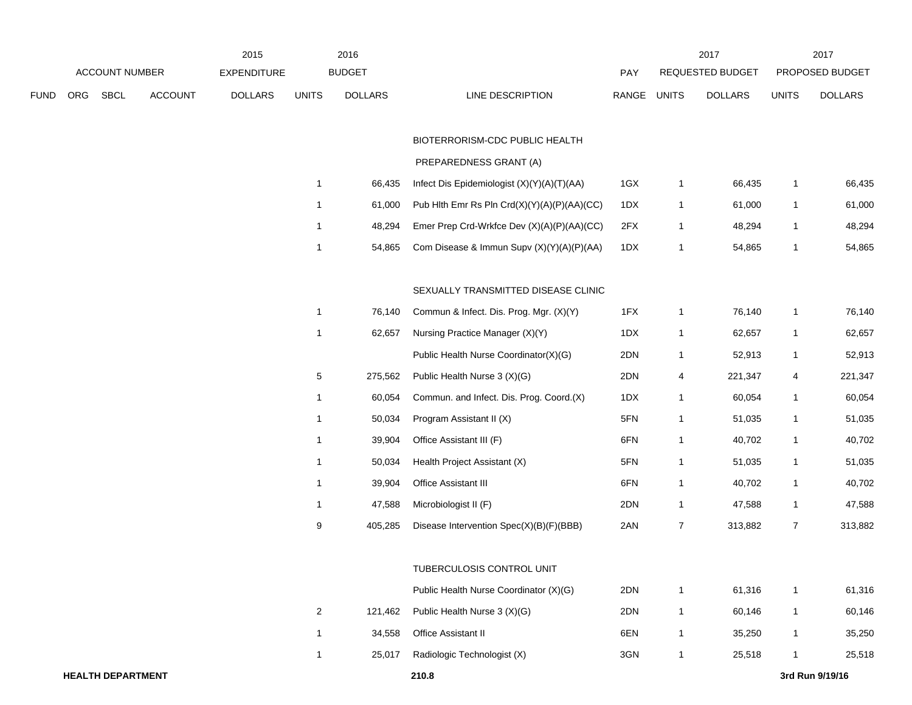| | | | | 2015 | 2016 | | | | 2017 | | 2017 | |
|---|---|---|---|---|---|---|---|---|---|---|---|---|
| ACCOUNT NUMBER | | | | EXPENDITURE | BUDGET | | | PAY | REQUESTED BUDGET | | PROPOSED BUDGET | |
| FUND | ORG | SBCL | ACCOUNT | DOLLARS | UNITS | DOLLARS | LINE DESCRIPTION | RANGE | UNITS | DOLLARS | UNITS | DOLLARS |
| | | | | | | | BIOTERRORISM-CDC PUBLIC HEALTH | | | | | |
| | | | | | | | PREPAREDNESS GRANT (A) | | | | | |
| | | | | | 1 | 66,435 | Infect Dis Epidemiologist (X)(Y)(A)(T)(AA) | 1GX | 1 | 66,435 | 1 | 66,435 |
| | | | | | 1 | 61,000 | Pub Hlth Emr Rs Pln Crd(X)(Y)(A)(P)(AA)(CC) | 1DX | 1 | 61,000 | 1 | 61,000 |
| | | | | | 1 | 48,294 | Emer Prep Crd-Wrkfce Dev (X)(A)(P)(AA)(CC) | 2FX | 1 | 48,294 | 1 | 48,294 |
| | | | | | 1 | 54,865 | Com Disease & Immun Supv (X)(Y)(A)(P)(AA) | 1DX | 1 | 54,865 | 1 | 54,865 |
| | | | | | | | SEXUALLY TRANSMITTED DISEASE CLINIC | | | | | |
| | | | | | 1 | 76,140 | Commun & Infect. Dis. Prog. Mgr. (X)(Y) | 1FX | 1 | 76,140 | 1 | 76,140 |
| | | | | | 1 | 62,657 | Nursing Practice Manager (X)(Y) | 1DX | 1 | 62,657 | 1 | 62,657 |
| | | | | | | | Public Health Nurse Coordinator(X)(G) | 2DN | 1 | 52,913 | 1 | 52,913 |
| | | | | | 5 | 275,562 | Public Health Nurse 3 (X)(G) | 2DN | 4 | 221,347 | 4 | 221,347 |
| | | | | | 1 | 60,054 | Commun. and Infect. Dis. Prog. Coord.(X) | 1DX | 1 | 60,054 | 1 | 60,054 |
| | | | | | 1 | 50,034 | Program Assistant II (X) | 5FN | 1 | 51,035 | 1 | 51,035 |
| | | | | | 1 | 39,904 | Office Assistant III (F) | 6FN | 1 | 40,702 | 1 | 40,702 |
| | | | | | 1 | 50,034 | Health Project Assistant (X) | 5FN | 1 | 51,035 | 1 | 51,035 |
| | | | | | 1 | 39,904 | Office Assistant III | 6FN | 1 | 40,702 | 1 | 40,702 |
| | | | | | 1 | 47,588 | Microbiologist II (F) | 2DN | 1 | 47,588 | 1 | 47,588 |
| | | | | | 9 | 405,285 | Disease Intervention Spec(X)(B)(F)(BBB) | 2AN | 7 | 313,882 | 7 | 313,882 |
| | | | | | | | TUBERCULOSIS CONTROL UNIT | | | | | |
| | | | | | | | Public Health Nurse Coordinator (X)(G) | 2DN | 1 | 61,316 | 1 | 61,316 |
| | | | | | 2 | 121,462 | Public Health Nurse 3 (X)(G) | 2DN | 1 | 60,146 | 1 | 60,146 |
| | | | | | 1 | 34,558 | Office Assistant II | 6EN | 1 | 35,250 | 1 | 35,250 |
| | | | | | 1 | 25,017 | Radiologic Technologist (X) | 3GN | 1 | 25,518 | 1 | 25,518 |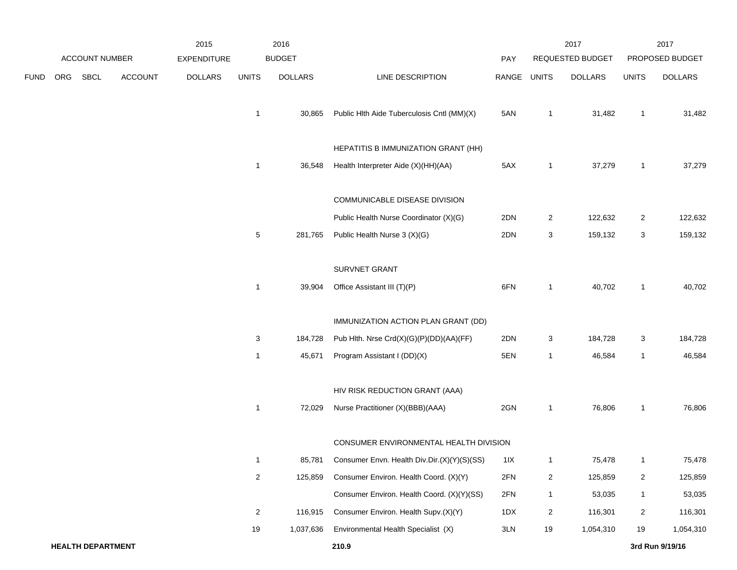| ACCOUNT NUMBER | | | | 2015 EXPENDITURE | 2016 BUDGET | | | PAY | 2017 REQUESTED BUDGET | | 2017 PROPOSED BUDGET | |
|---|---|---|---|---|---|---|---|---|---|---|---|---|
| FUND | ORG | SBCL | ACCOUNT | DOLLARS | UNITS | DOLLARS | LINE DESCRIPTION | RANGE | UNITS | DOLLARS | UNITS | DOLLARS |
| | | | | | 1 | 30,865 | Public Hlth Aide Tuberculosis Cntl (MM)(X) | 5AN | 1 | 31,482 | 1 | 31,482 |
| | | | | | | | HEPATITIS B IMMUNIZATION GRANT (HH) | | | | | |
| | | | | | 1 | 36,548 | Health Interpreter Aide (X)(HH)(AA) | 5AX | 1 | 37,279 | 1 | 37,279 |
| | | | | | | | COMMUNICABLE DISEASE DIVISION | | | | | |
| | | | | | | | Public Health Nurse Coordinator (X)(G) | 2DN | 2 | 122,632 | 2 | 122,632 |
| | | | | | 5 | 281,765 | Public Health Nurse 3 (X)(G) | 2DN | 3 | 159,132 | 3 | 159,132 |
| | | | | | | | SURVNET GRANT | | | | | |
| | | | | | 1 | 39,904 | Office Assistant III (T)(P) | 6FN | 1 | 40,702 | 1 | 40,702 |
| | | | | | | | IMMUNIZATION ACTION PLAN GRANT (DD) | | | | | |
| | | | | | 3 | 184,728 | Pub Hlth. Nrse Crd(X)(G)(P)(DD)(AA)(FF) | 2DN | 3 | 184,728 | 3 | 184,728 |
| | | | | | 1 | 45,671 | Program Assistant I (DD)(X) | 5EN | 1 | 46,584 | 1 | 46,584 |
| | | | | | | | HIV RISK REDUCTION GRANT (AAA) | | | | | |
| | | | | | 1 | 72,029 | Nurse Practitioner (X)(BBB)(AAA) | 2GN | 1 | 76,806 | 1 | 76,806 |
| | | | | | | | CONSUMER ENVIRONMENTAL HEALTH DIVISION | | | | | |
| | | | | | 1 | 85,781 | Consumer Envn. Health Div.Dir.(X)(Y)(S)(SS) | 1IX | 1 | 75,478 | 1 | 75,478 |
| | | | | | 2 | 125,859 | Consumer Environ. Health Coord. (X)(Y) | 2FN | 2 | 125,859 | 2 | 125,859 |
| | | | | | | | Consumer Environ. Health Coord. (X)(Y)(SS) | 2FN | 1 | 53,035 | 1 | 53,035 |
| | | | | | 2 | 116,915 | Consumer Environ. Health Supv.(X)(Y) | 1DX | 2 | 116,301 | 2 | 116,301 |
| | | | | | 19 | 1,037,636 | Environmental Health Specialist (X) | 3LN | 19 | 1,054,310 | 19 | 1,054,310 |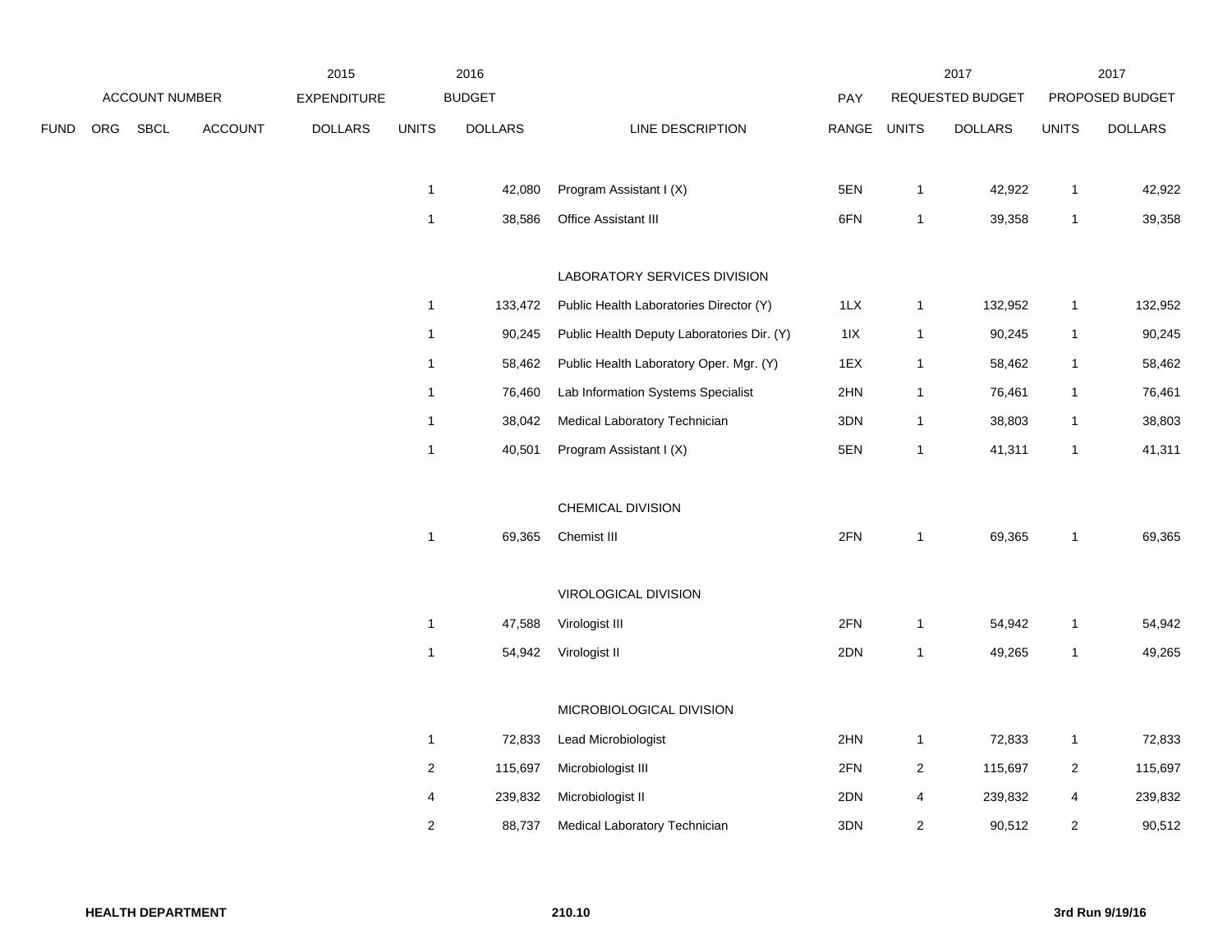| | ACCOUNT NUMBER | | | 2015 EXPENDITURE | 2016 BUDGET | | | PAY | 2017 REQUESTED BUDGET | | 2017 PROPOSED BUDGET | |
|---|---|---|---|---|---|---|---|---|---|---|---|---|
| FUND | ORG | SBCL | ACCOUNT | DOLLARS | UNITS | DOLLARS | LINE DESCRIPTION | RANGE | UNITS | DOLLARS | UNITS | DOLLARS |
| | | | | | 1 | 42,080 | Program Assistant I (X) | 5EN | 1 | 42,922 | 1 | 42,922 |
| | | | | | 1 | 38,586 | Office Assistant III | 6FN | 1 | 39,358 | 1 | 39,358 |
| | | | | | | | LABORATORY SERVICES DIVISION | | | | | |
| | | | | | 1 | 133,472 | Public Health Laboratories Director (Y) | 1LX | 1 | 132,952 | 1 | 132,952 |
| | | | | | 1 | 90,245 | Public Health Deputy Laboratories Dir. (Y) | 1IX | 1 | 90,245 | 1 | 90,245 |
| | | | | | 1 | 58,462 | Public Health Laboratory Oper. Mgr. (Y) | 1EX | 1 | 58,462 | 1 | 58,462 |
| | | | | | 1 | 76,460 | Lab Information Systems Specialist | 2HN | 1 | 76,461 | 1 | 76,461 |
| | | | | | 1 | 38,042 | Medical Laboratory Technician | 3DN | 1 | 38,803 | 1 | 38,803 |
| | | | | | 1 | 40,501 | Program Assistant I (X) | 5EN | 1 | 41,311 | 1 | 41,311 |
| | | | | | | | CHEMICAL DIVISION | | | | | |
| | | | | | 1 | 69,365 | Chemist III | 2FN | 1 | 69,365 | 1 | 69,365 |
| | | | | | | | VIROLOGICAL DIVISION | | | | | |
| | | | | | 1 | 47,588 | Virologist III | 2FN | 1 | 54,942 | 1 | 54,942 |
| | | | | | 1 | 54,942 | Virologist II | 2DN | 1 | 49,265 | 1 | 49,265 |
| | | | | | | | MICROBIOLOGICAL DIVISION | | | | | |
| | | | | | 1 | 72,833 | Lead Microbiologist | 2HN | 1 | 72,833 | 1 | 72,833 |
| | | | | | 2 | 115,697 | Microbiologist III | 2FN | 2 | 115,697 | 2 | 115,697 |
| | | | | | 4 | 239,832 | Microbiologist II | 2DN | 4 | 239,832 | 4 | 239,832 |
| | | | | | 2 | 88,737 | Medical Laboratory Technician | 3DN | 2 | 90,512 | 2 | 90,512 |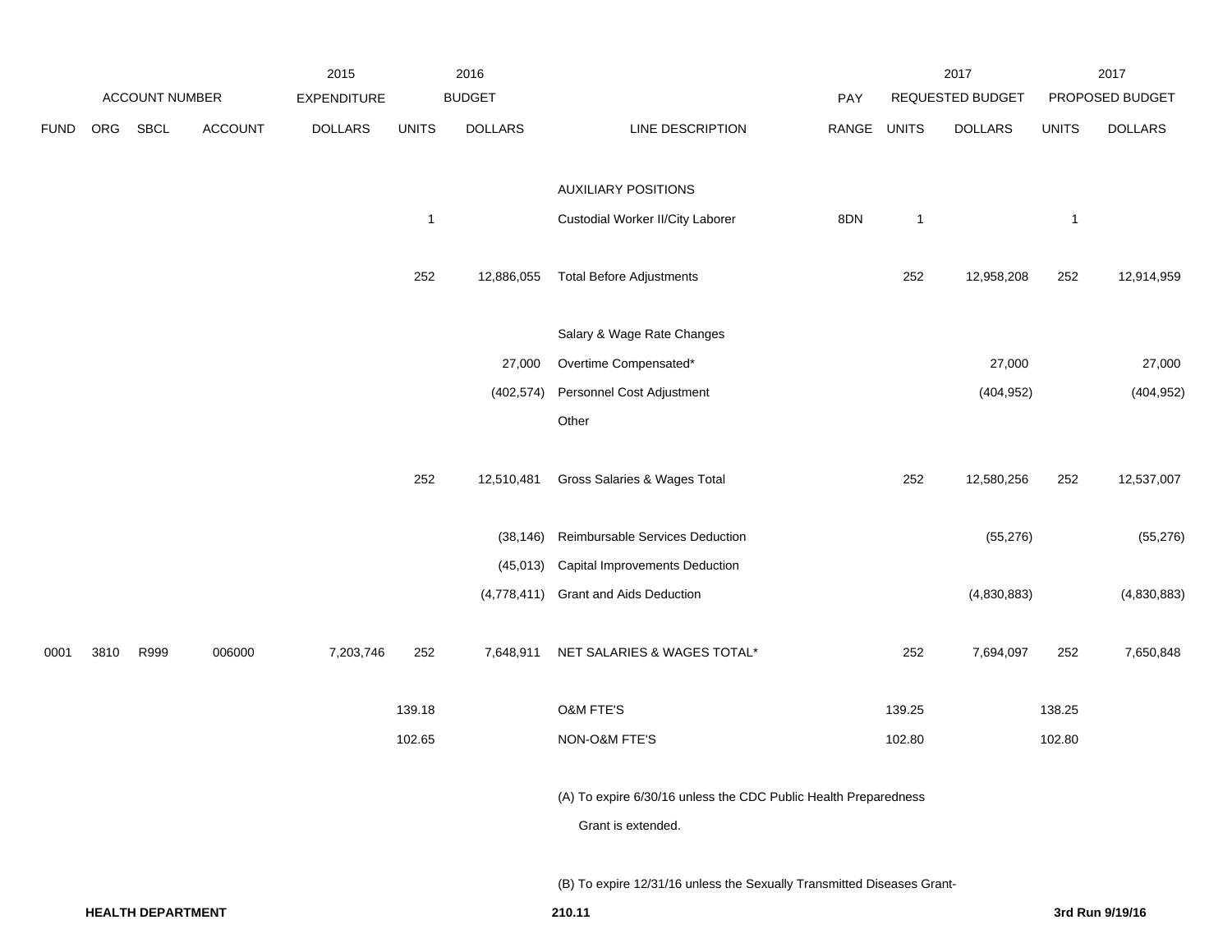| | ACCOUNT NUMBER | | | 2015 EXPENDITURE | 2016 BUDGET | | | PAY | 2017 REQUESTED BUDGET | | 2017 PROPOSED BUDGET | |
|---|---|---|---|---|---|---|---|---|---|---|---|---|
| FUND | ORG | SBCL | ACCOUNT | DOLLARS | UNITS | DOLLARS | LINE DESCRIPTION | RANGE | UNITS | DOLLARS | UNITS | DOLLARS |
| | | | | | | | AUXILIARY POSITIONS | | | | | |
| | | | | | 1 | | Custodial Worker II/City Laborer | 8DN | 1 | | 1 | |
| | | | | | 252 | 12,886,055 | Total Before Adjustments | | 252 | 12,958,208 | 252 | 12,914,959 |
| | | | | | | | Salary & Wage Rate Changes | | | | | |
| | | | | | | 27,000 | Overtime Compensated* | | | 27,000 | | 27,000 |
| | | | | | | (402,574) | Personnel Cost Adjustment | | | (404,952) | | (404,952) |
| | | | | | | | Other | | | | | |
| | | | | | 252 | 12,510,481 | Gross Salaries & Wages Total | | 252 | 12,580,256 | 252 | 12,537,007 |
| | | | | | | (38,146) | Reimbursable Services Deduction | | | (55,276) | | (55,276) |
| | | | | | | (45,013) | Capital Improvements Deduction | | | | | |
| | | | | | | (4,778,411) | Grant and Aids Deduction | | | (4,830,883) | | (4,830,883) |
| 0001 | 3810 | R999 | 006000 | 7,203,746 | 252 | 7,648,911 | NET SALARIES & WAGES TOTAL* | | 252 | 7,694,097 | 252 | 7,650,848 |
| | | | | | 139.18 | | O&M FTE'S | | 139.25 | | 138.25 | |
| | | | | | 102.65 | | NON-O&M FTE'S | | 102.80 | | 102.80 | |

(A) To expire 6/30/16 unless the CDC Public Health Preparedness Grant is extended.

(B) To expire 12/31/16 unless the Sexually Transmitted Diseases Grant-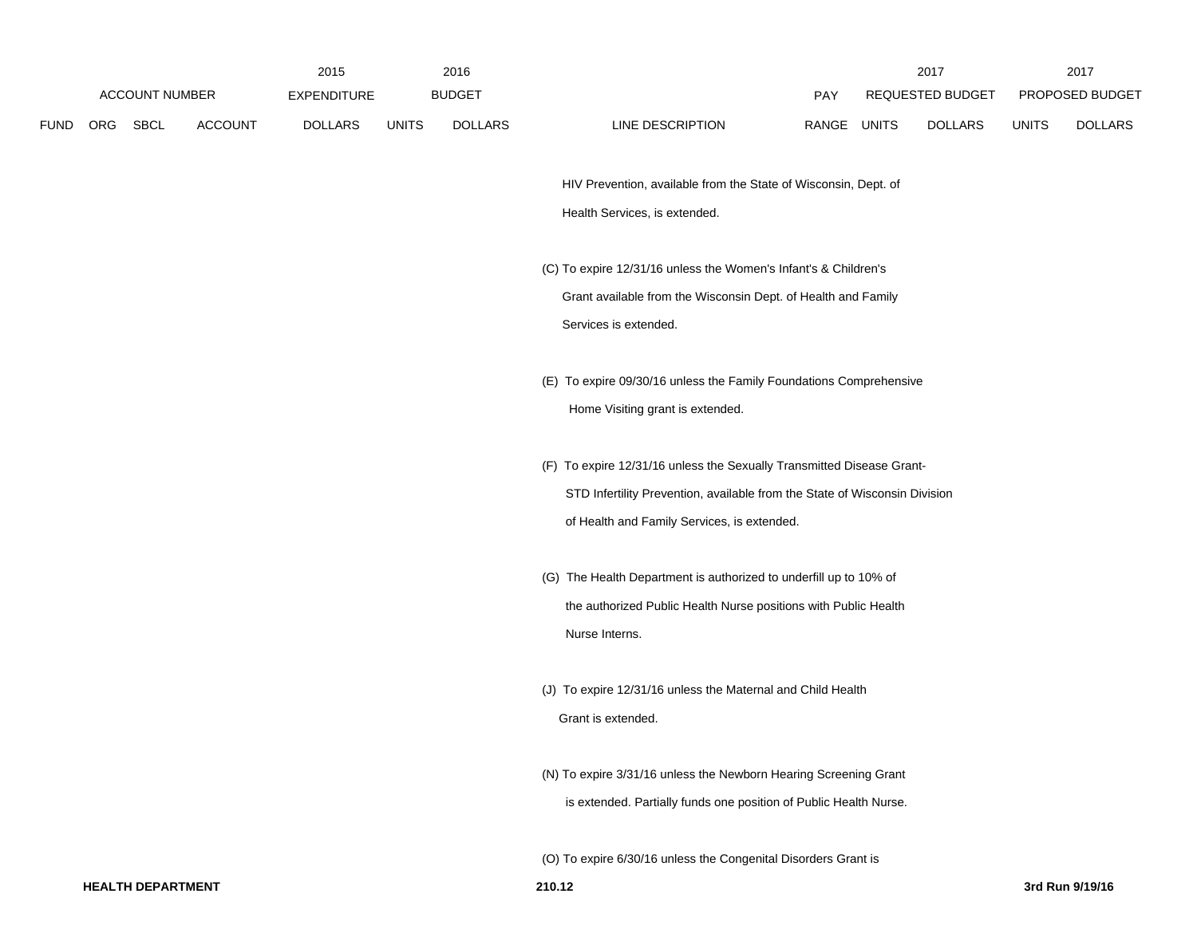| | | ACCOUNT NUMBER | | 2015 EXPENDITURE | 2016 BUDGET | | | PAY | 2017 REQUESTED BUDGET | | 2017 PROPOSED BUDGET | |
|---|---|---|---|---|---|---|---|---|---|---|---|---|
| FUND | ORG | SBCL | ACCOUNT | DOLLARS | UNITS | DOLLARS | LINE DESCRIPTION | RANGE | UNITS | DOLLARS | UNITS | DOLLARS |

HIV Prevention, available from the State of Wisconsin, Dept. of Health Services, is extended.

(C) To expire 12/31/16 unless the Women's Infant's & Children's Grant available from the Wisconsin Dept. of Health and Family Services is extended.

(E) To expire 09/30/16 unless the Family Foundations Comprehensive Home Visiting grant is extended.

(F) To expire 12/31/16 unless the Sexually Transmitted Disease Grant-STD Infertility Prevention, available from the State of Wisconsin Division of Health and Family Services, is extended.

(G) The Health Department is authorized to underfill up to 10% of the authorized Public Health Nurse positions with Public Health Nurse Interns.

(J) To expire 12/31/16 unless the Maternal and Child Health Grant is extended.

(N) To expire 3/31/16 unless the Newborn Hearing Screening Grant is extended. Partially funds one position of Public Health Nurse.

(O) To expire 6/30/16 unless the Congenital Disorders Grant is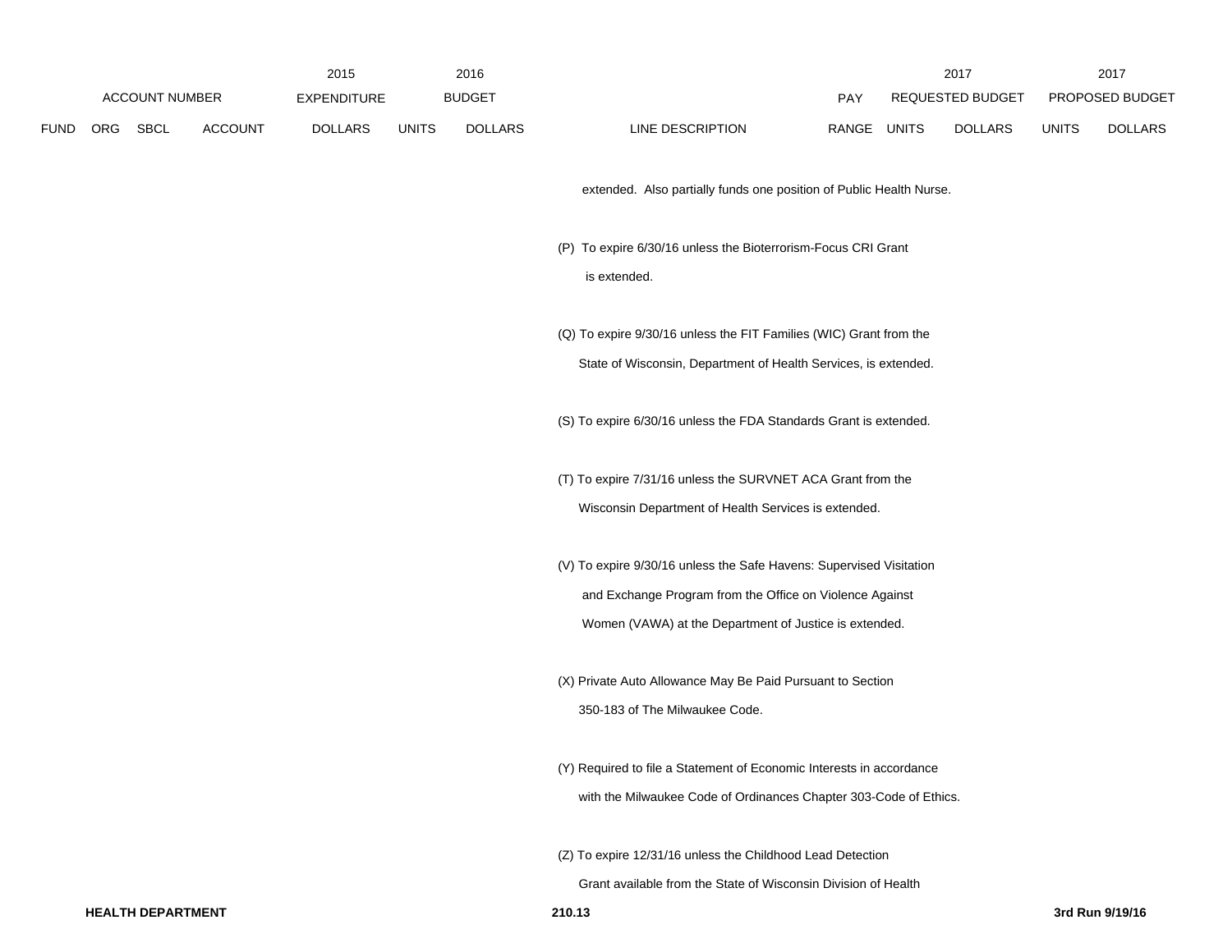| ACCOUNT NUMBER | | | | 2015 EXPENDITURE | 2016 BUDGET | | | PAY | 2017 REQUESTED BUDGET | | 2017 PROPOSED BUDGET | |
|---|---|---|---|---|---|---|---|---|---|---|---|---|
| FUND | ORG | SBCL | ACCOUNT | DOLLARS | UNITS | DOLLARS | LINE DESCRIPTION | RANGE | UNITS | DOLLARS | UNITS | DOLLARS |

extended. Also partially funds one position of Public Health Nurse.

(P) To expire 6/30/16 unless the Bioterrorism-Focus CRI Grant is extended.

(Q) To expire 9/30/16 unless the FIT Families (WIC) Grant from the State of Wisconsin, Department of Health Services, is extended.

(S) To expire 6/30/16 unless the FDA Standards Grant is extended.

(T) To expire 7/31/16 unless the SURVNET ACA Grant from the Wisconsin Department of Health Services is extended.

(V) To expire 9/30/16 unless the Safe Havens: Supervised Visitation and Exchange Program from the Office on Violence Against Women (VAWA) at the Department of Justice is extended.

(X) Private Auto Allowance May Be Paid Pursuant to Section 350-183 of The Milwaukee Code.

(Y) Required to file a Statement of Economic Interests in accordance with the Milwaukee Code of Ordinances Chapter 303-Code of Ethics.

(Z) To expire 12/31/16 unless the Childhood Lead Detection Grant available from the State of Wisconsin Division of Health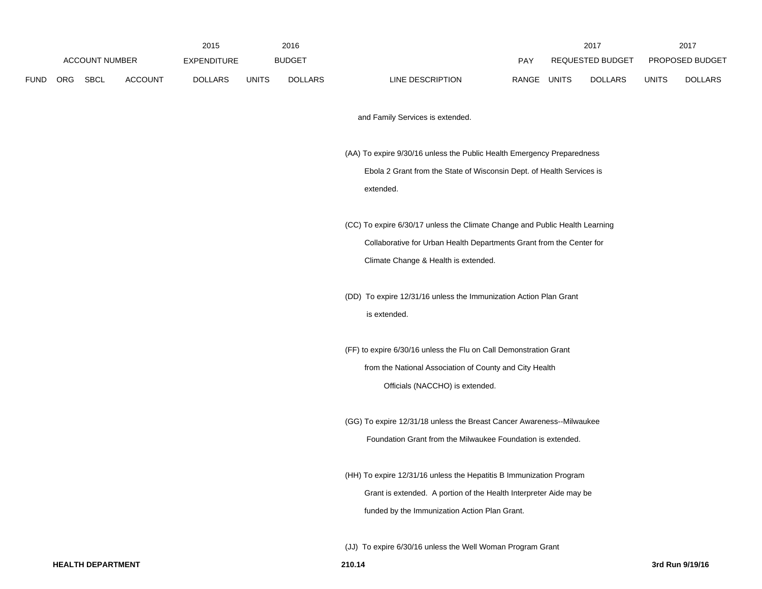| ACCOUNT NUMBER | | | | 2015 EXPENDITURE | 2016 BUDGET | | | PAY | 2017 REQUESTED BUDGET | | 2017 PROPOSED BUDGET | |
|---|---|---|---|---|---|---|---|---|---|---|---|---|
| FUND | ORG | SBCL | ACCOUNT | DOLLARS | UNITS | DOLLARS | LINE DESCRIPTION | RANGE | UNITS | DOLLARS | UNITS | DOLLARS |

and Family Services is extended.

(AA) To expire 9/30/16 unless the Public Health Emergency Preparedness Ebola 2 Grant from the State of Wisconsin Dept. of Health Services is extended.

(CC) To expire 6/30/17 unless the Climate Change and Public Health Learning Collaborative for Urban Health Departments Grant from the Center for Climate Change & Health is extended.

(DD) To expire 12/31/16 unless the Immunization Action Plan Grant is extended.

(FF) to expire 6/30/16 unless the Flu on Call Demonstration Grant from the National Association of County and City Health Officials (NACCHO) is extended.

(GG) To expire 12/31/18 unless the Breast Cancer Awareness--Milwaukee Foundation Grant from the Milwaukee Foundation is extended.

(HH) To expire 12/31/16 unless the Hepatitis B Immunization Program Grant is extended. A portion of the Health Interpreter Aide may be funded by the Immunization Action Plan Grant.

(JJ) To expire 6/30/16 unless the Well Woman Program Grant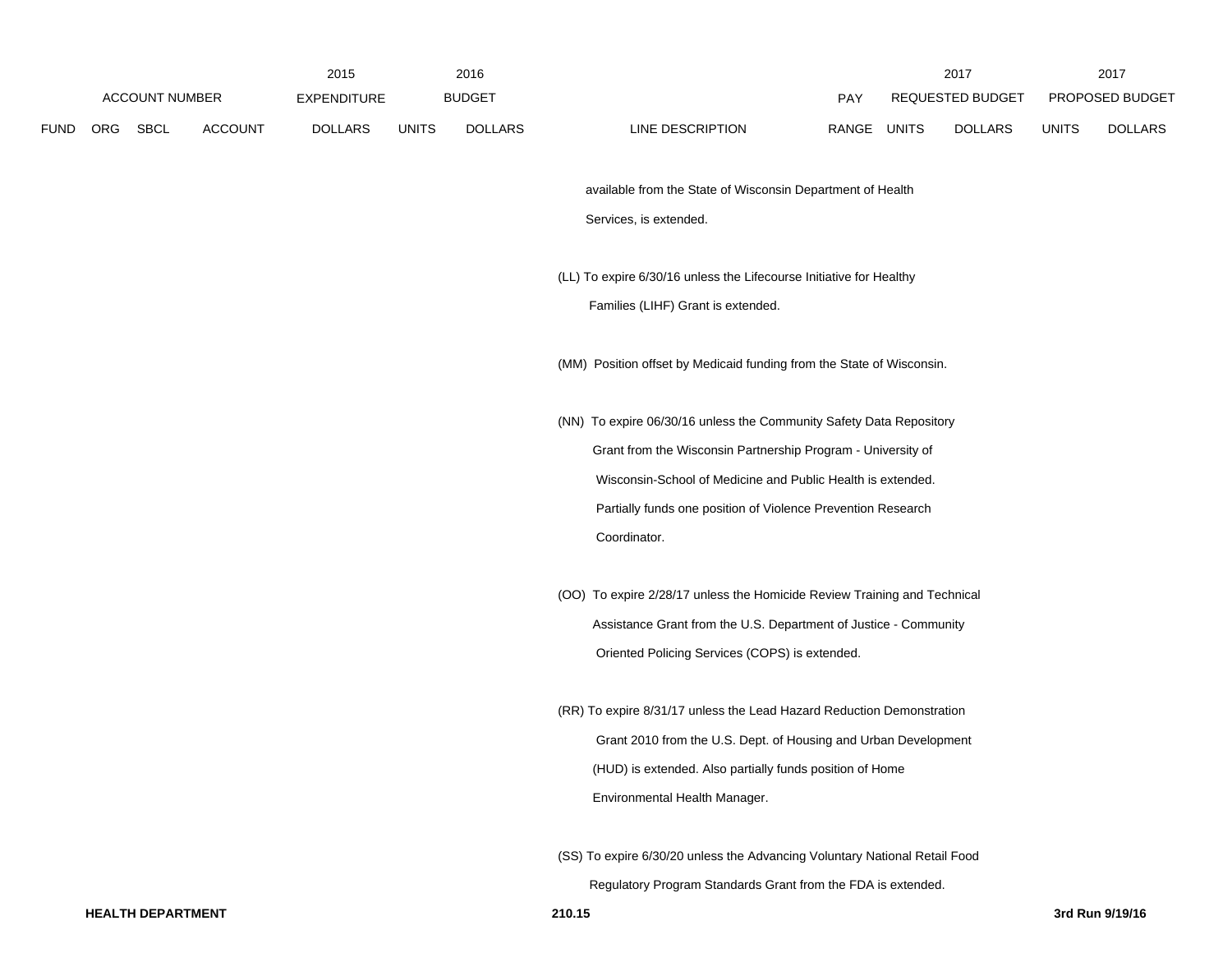| FUND | ORG | SBCL | ACCOUNT | 2015 EXPENDITURE DOLLARS | 2016 BUDGET UNITS | 2016 BUDGET DOLLARS | LINE DESCRIPTION | PAY RANGE | 2017 REQUESTED BUDGET UNITS | 2017 REQUESTED BUDGET DOLLARS | 2017 PROPOSED BUDGET UNITS | 2017 PROPOSED BUDGET DOLLARS |
|---|---|---|---|---|---|---|---|---|---|---|---|---|

available from the State of Wisconsin Department of Health Services, is extended.

(LL) To expire 6/30/16 unless the Lifecourse Initiative for Healthy Families (LIHF) Grant is extended.

(MM) Position offset by Medicaid funding from the State of Wisconsin.

(NN) To expire 06/30/16 unless the Community Safety Data Repository Grant from the Wisconsin Partnership Program - University of Wisconsin-School of Medicine and Public Health is extended. Partially funds one position of Violence Prevention Research Coordinator.

(OO) To expire 2/28/17 unless the Homicide Review Training and Technical Assistance Grant from the U.S. Department of Justice - Community Oriented Policing Services (COPS) is extended.

(RR) To expire 8/31/17 unless the Lead Hazard Reduction Demonstration Grant 2010 from the U.S. Dept. of Housing and Urban Development (HUD) is extended. Also partially funds position of Home Environmental Health Manager.

(SS) To expire 6/30/20 unless the Advancing Voluntary National Retail Food Regulatory Program Standards Grant from the FDA is extended.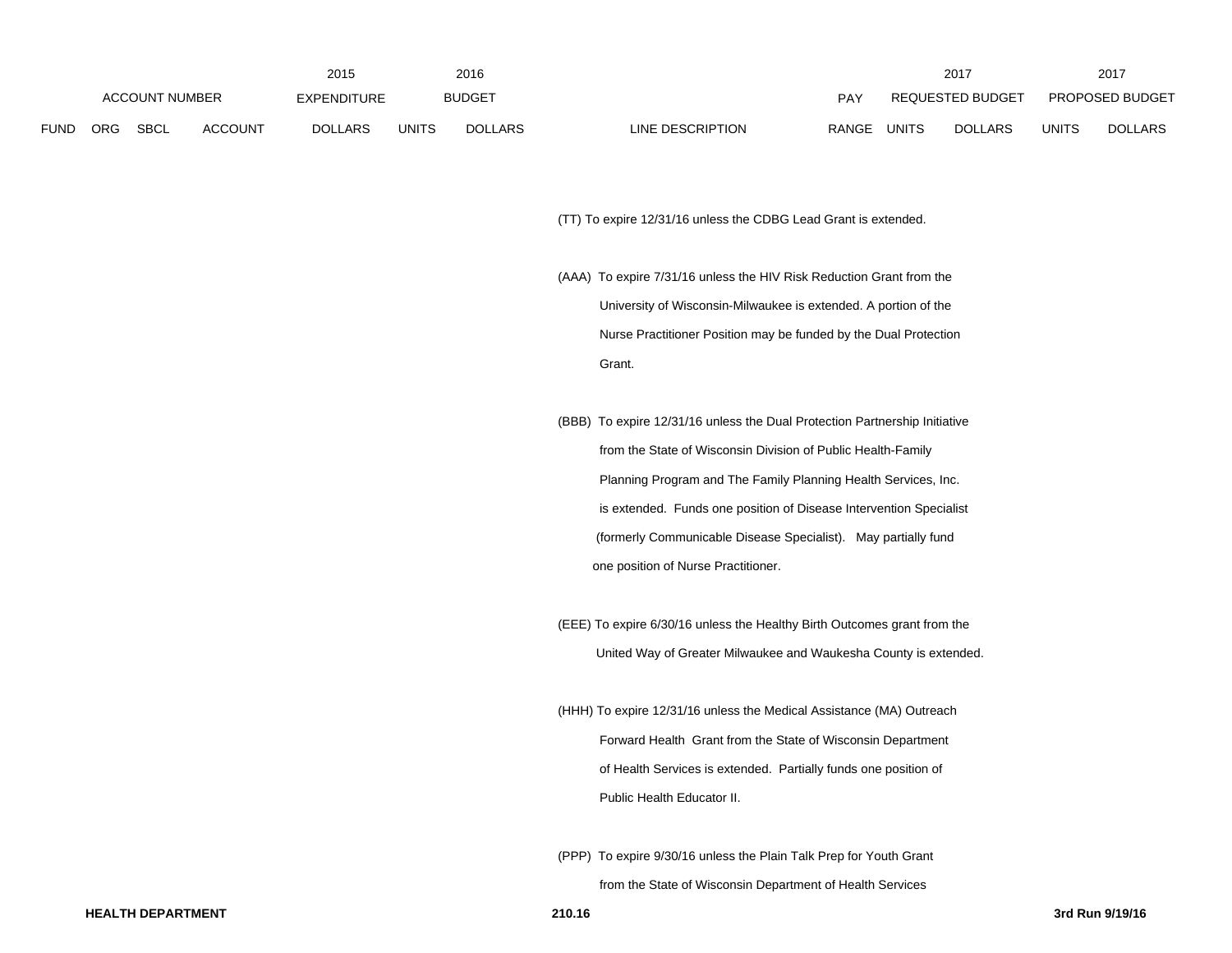| | | ACCOUNT NUMBER | | 2015 EXPENDITURE | 2016 BUDGET | | | PAY | 2017 REQUESTED BUDGET | | 2017 PROPOSED BUDGET | |
|---|---|---|---|---|---|---|---|---|---|---|---|---|
| FUND | ORG | SBCL | ACCOUNT | DOLLARS | UNITS | DOLLARS | LINE DESCRIPTION | RANGE | UNITS | DOLLARS | UNITS | DOLLARS |

(TT) To expire 12/31/16 unless the CDBG Lead Grant is extended.

(AAA) To expire 7/31/16 unless the HIV Risk Reduction Grant from the University of Wisconsin-Milwaukee is extended. A portion of the Nurse Practitioner Position may be funded by the Dual Protection Grant.

(BBB) To expire 12/31/16 unless the Dual Protection Partnership Initiative from the State of Wisconsin Division of Public Health-Family Planning Program and The Family Planning Health Services, Inc. is extended. Funds one position of Disease Intervention Specialist (formerly Communicable Disease Specialist). May partially fund one position of Nurse Practitioner.

(EEE) To expire 6/30/16 unless the Healthy Birth Outcomes grant from the United Way of Greater Milwaukee and Waukesha County is extended.

(HHH) To expire 12/31/16 unless the Medical Assistance (MA) Outreach Forward Health Grant from the State of Wisconsin Department of Health Services is extended. Partially funds one position of Public Health Educator II.

(PPP) To expire 9/30/16 unless the Plain Talk Prep for Youth Grant from the State of Wisconsin Department of Health Services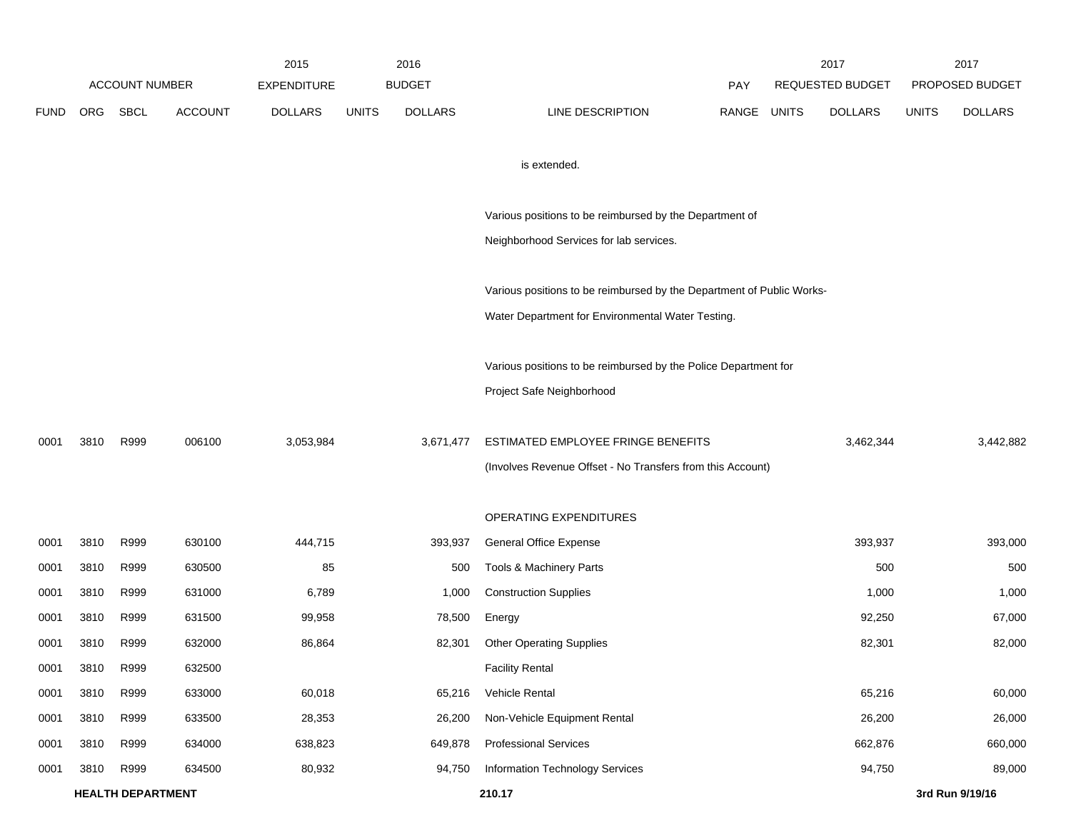| | ACCOUNT NUMBER | | | 2015 EXPENDITURE | 2016 BUDGET | | | PAY | 2017 REQUESTED BUDGET | | 2017 PROPOSED BUDGET | |
|---|---|---|---|---|---|---|---|---|---|---|---|---|
| FUND | ORG | SBCL | ACCOUNT | DOLLARS | UNITS | DOLLARS | LINE DESCRIPTION | RANGE | UNITS | DOLLARS | UNITS | DOLLARS |
| | | | | | | | is extended. | | | | | |
| | | | | | | | Various positions to be reimbursed by the Department of Neighborhood Services for lab services. | | | | | |
| | | | | | | | Various positions to be reimbursed by the Department of Public Works-Water Department for Environmental Water Testing. | | | | | |
| | | | | | | | Various positions to be reimbursed by the Police Department for Project Safe Neighborhood | | | | | |
| 0001 | 3810 | R999 | 006100 | 3,053,984 | | 3,671,477 | ESTIMATED EMPLOYEE FRINGE BENEFITS | | | 3,462,344 | | 3,442,882 |
| | | | | | | | (Involves Revenue Offset - No Transfers from this Account) | | | | | |
| | | | | | | | OPERATING EXPENDITURES | | | | | |
| 0001 | 3810 | R999 | 630100 | 444,715 | | 393,937 | General Office Expense | | | 393,937 | | 393,000 |
| 0001 | 3810 | R999 | 630500 | 85 | | 500 | Tools & Machinery Parts | | | 500 | | 500 |
| 0001 | 3810 | R999 | 631000 | 6,789 | | 1,000 | Construction Supplies | | | 1,000 | | 1,000 |
| 0001 | 3810 | R999 | 631500 | 99,958 | | 78,500 | Energy | | | 92,250 | | 67,000 |
| 0001 | 3810 | R999 | 632000 | 86,864 | | 82,301 | Other Operating Supplies | | | 82,301 | | 82,000 |
| 0001 | 3810 | R999 | 632500 | | | | Facility Rental | | | | | |
| 0001 | 3810 | R999 | 633000 | 60,018 | | 65,216 | Vehicle Rental | | | 65,216 | | 60,000 |
| 0001 | 3810 | R999 | 633500 | 28,353 | | 26,200 | Non-Vehicle Equipment Rental | | | 26,200 | | 26,000 |
| 0001 | 3810 | R999 | 634000 | 638,823 | | 649,878 | Professional Services | | | 662,876 | | 660,000 |
| 0001 | 3810 | R999 | 634500 | 80,932 | | 94,750 | Information Technology Services | | | 94,750 | | 89,000 |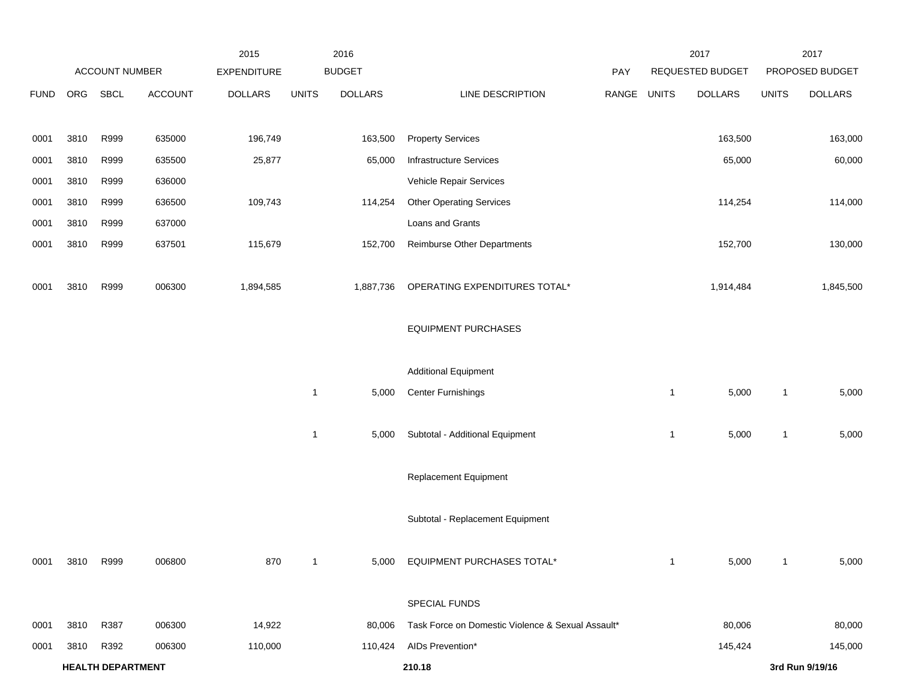| | | | | 2015 | 2016 | | | | 2017 | | 2017 | |
|---|---|---|---|---|---|---|---|---|---|---|---|---|
| ACCOUNT NUMBER | | | | EXPENDITURE | BUDGET | | | PAY | REQUESTED BUDGET | | PROPOSED BUDGET | |
| FUND | ORG | SBCL | ACCOUNT | DOLLARS | UNITS | DOLLARS | LINE DESCRIPTION | RANGE | UNITS | DOLLARS | UNITS | DOLLARS |
| 0001 | 3810 | R999 | 635000 | 196,749 | | 163,500 | Property Services | | | 163,500 | | 163,000 |
| 0001 | 3810 | R999 | 635500 | 25,877 | | 65,000 | Infrastructure Services | | | 65,000 | | 60,000 |
| 0001 | 3810 | R999 | 636000 | | | | Vehicle Repair Services | | | | | |
| 0001 | 3810 | R999 | 636500 | 109,743 | | 114,254 | Other Operating Services | | | 114,254 | | 114,000 |
| 0001 | 3810 | R999 | 637000 | | | | Loans and Grants | | | | | |
| 0001 | 3810 | R999 | 637501 | 115,679 | | 152,700 | Reimburse Other Departments | | | 152,700 | | 130,000 |
| 0001 | 3810 | R999 | 006300 | 1,894,585 | | 1,887,736 | OPERATING EXPENDITURES TOTAL* | | | 1,914,484 | | 1,845,500 |
| | | | | | | | EQUIPMENT PURCHASES | | | | | |
| | | | | | | | Additional Equipment | | | | | |
| | | | | | 1 | 5,000 | Center Furnishings | | 1 | 5,000 | 1 | 5,000 |
| | | | | | 1 | 5,000 | Subtotal - Additional Equipment | | 1 | 5,000 | 1 | 5,000 |
| | | | | | | | Replacement Equipment | | | | | |
| | | | | | | | Subtotal - Replacement Equipment | | | | | |
| 0001 | 3810 | R999 | 006800 | 870 | 1 | 5,000 | EQUIPMENT PURCHASES TOTAL* | | 1 | 5,000 | 1 | 5,000 |
| | | | | | | | SPECIAL FUNDS | | | | | |
| 0001 | 3810 | R387 | 006300 | 14,922 | | 80,006 | Task Force on Domestic Violence & Sexual Assault* | | | 80,006 | | 80,000 |
| 0001 | 3810 | R392 | 006300 | 110,000 | | 110,424 | AIDs Prevention* | | | 145,424 | | 145,000 |

**HEALTH DEPARTMENT** 210.18 3rd Run 9/19/16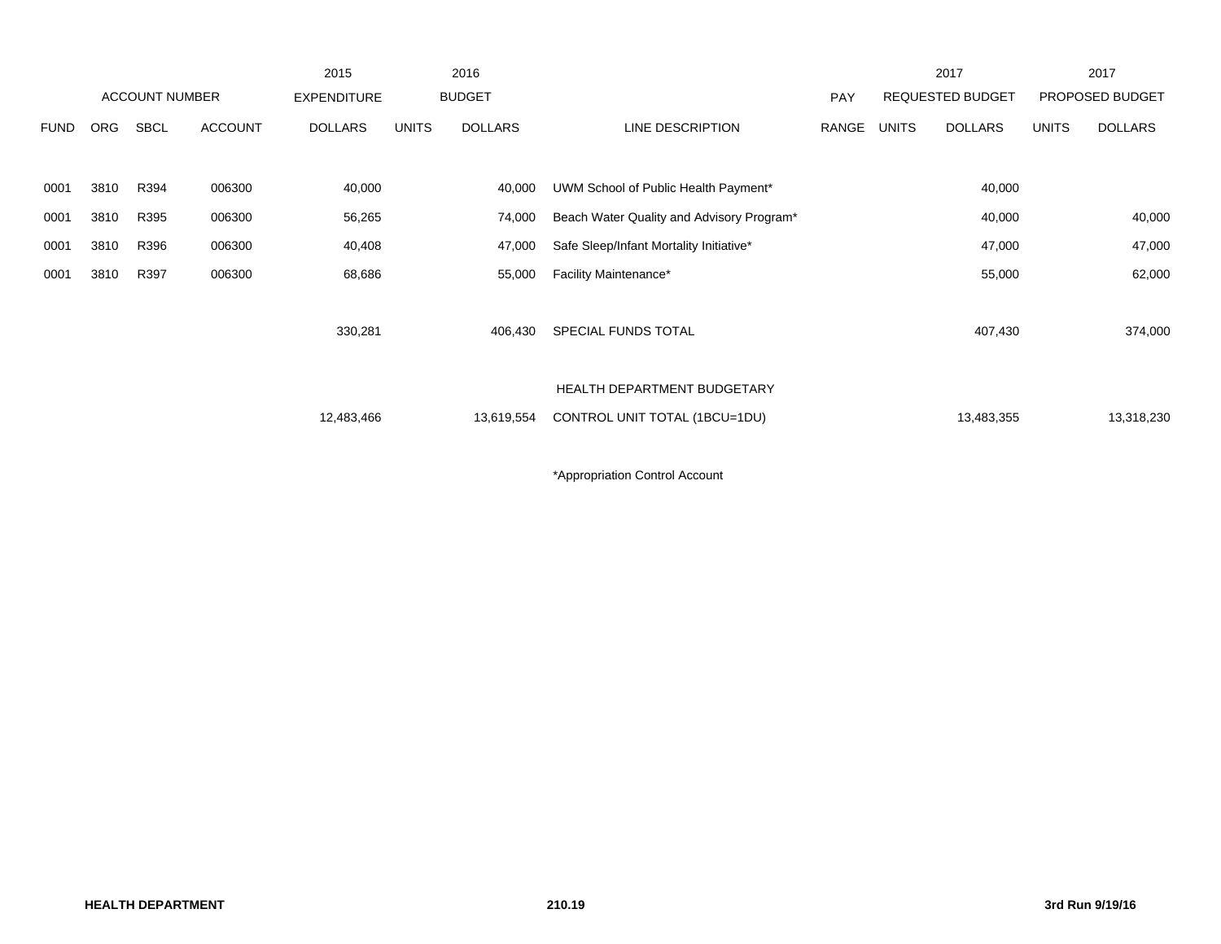| | | | | 2015 | 2016 | | | | 2017 | | 2017 | |
|---|---|---|---|---|---|---|---|---|---|---|---|---|
| ACCOUNT NUMBER | | | | EXPENDITURE | BUDGET | | | PAY | REQUESTED BUDGET | | PROPOSED BUDGET | |
| FUND | ORG | SBCL | ACCOUNT | DOLLARS | UNITS | DOLLARS | LINE DESCRIPTION | RANGE | UNITS | DOLLARS | UNITS | DOLLARS |
| 0001 | 3810 | R394 | 006300 | 40,000 | | 40,000 | UWM School of Public Health Payment* | | | 40,000 | | |
| 0001 | 3810 | R395 | 006300 | 56,265 | | 74,000 | Beach Water Quality and Advisory Program* | | | 40,000 | | 40,000 |
| 0001 | 3810 | R396 | 006300 | 40,408 | | 47,000 | Safe Sleep/Infant Mortality Initiative* | | | 47,000 | | 47,000 |
| 0001 | 3810 | R397 | 006300 | 68,686 | | 55,000 | Facility Maintenance* | | | 55,000 | | 62,000 |
| | | | | 330,281 | | 406,430 | SPECIAL FUNDS TOTAL | | | 407,430 | | 374,000 |
| | | | | 12,483,466 | | 13,619,554 | HEALTH DEPARTMENT BUDGETARY CONTROL UNIT TOTAL (1BCU=1DU) | | | 13,483,355 | | 13,318,230 |

*Appropriation Control Account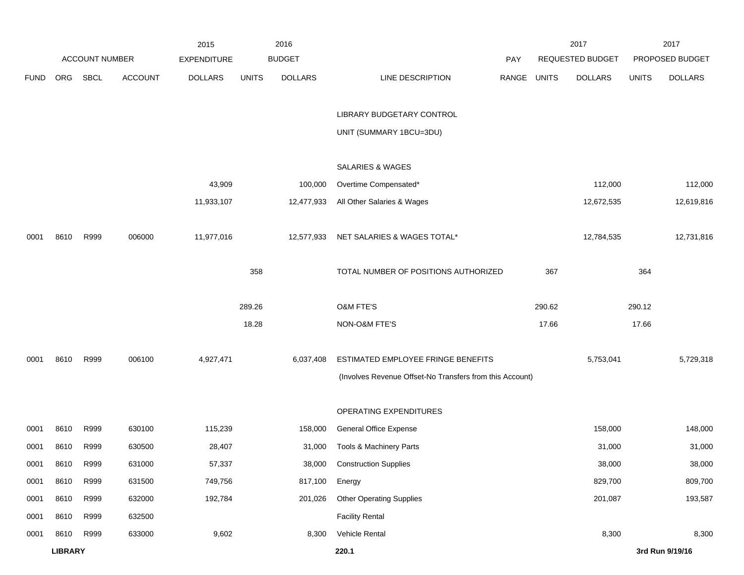| ACCOUNT NUMBER | | | | 2015 EXPENDITURE | 2016 BUDGET | | | PAY | 2017 REQUESTED BUDGET | | 2017 PROPOSED BUDGET | |
|---|---|---|---|---|---|---|---|---|---|---|---|---|
| FUND | ORG | SBCL | ACCOUNT | DOLLARS | UNITS | DOLLARS | LINE DESCRIPTION | RANGE | UNITS | DOLLARS | UNITS | DOLLARS |
| | | | | | | | LIBRARY BUDGETARY CONTROL UNIT (SUMMARY 1BCU=3DU) | | | | | |
| | | | | | | | SALARIES & WAGES | | | | | |
| | | | | 43,909 | | 100,000 | Overtime Compensated* | | | 112,000 | | 112,000 |
| | | | | 11,933,107 | | 12,477,933 | All Other Salaries & Wages | | | 12,672,535 | | 12,619,816 |
| 0001 | 8610 | R999 | 006000 | 11,977,016 | | 12,577,933 | NET SALARIES & WAGES TOTAL* | | | 12,784,535 | | 12,731,816 |
| | | | | | 358 | | TOTAL NUMBER OF POSITIONS AUTHORIZED | | 367 | | 364 | |
| | | | | | 289.26 | | O&M FTE'S | | 290.62 | | 290.12 | |
| | | | | | 18.28 | | NON-O&M FTE'S | | 17.66 | | 17.66 | |
| 0001 | 8610 | R999 | 006100 | 4,927,471 | | 6,037,408 | ESTIMATED EMPLOYEE FRINGE BENEFITS (Involves Revenue Offset-No Transfers from this Account) | | | 5,753,041 | | 5,729,318 |
| | | | | | | | OPERATING EXPENDITURES | | | | | |
| 0001 | 8610 | R999 | 630100 | 115,239 | | 158,000 | General Office Expense | | | 158,000 | | 148,000 |
| 0001 | 8610 | R999 | 630500 | 28,407 | | 31,000 | Tools & Machinery Parts | | | 31,000 | | 31,000 |
| 0001 | 8610 | R999 | 631000 | 57,337 | | 38,000 | Construction Supplies | | | 38,000 | | 38,000 |
| 0001 | 8610 | R999 | 631500 | 749,756 | | 817,100 | Energy | | | 829,700 | | 809,700 |
| 0001 | 8610 | R999 | 632000 | 192,784 | | 201,026 | Other Operating Supplies | | | 201,087 | | 193,587 |
| 0001 | 8610 | R999 | 632500 | | | | Facility Rental | | | | | |
| 0001 | 8610 | R999 | 633000 | 9,602 | | 8,300 | Vehicle Rental | | | 8,300 | | 8,300 |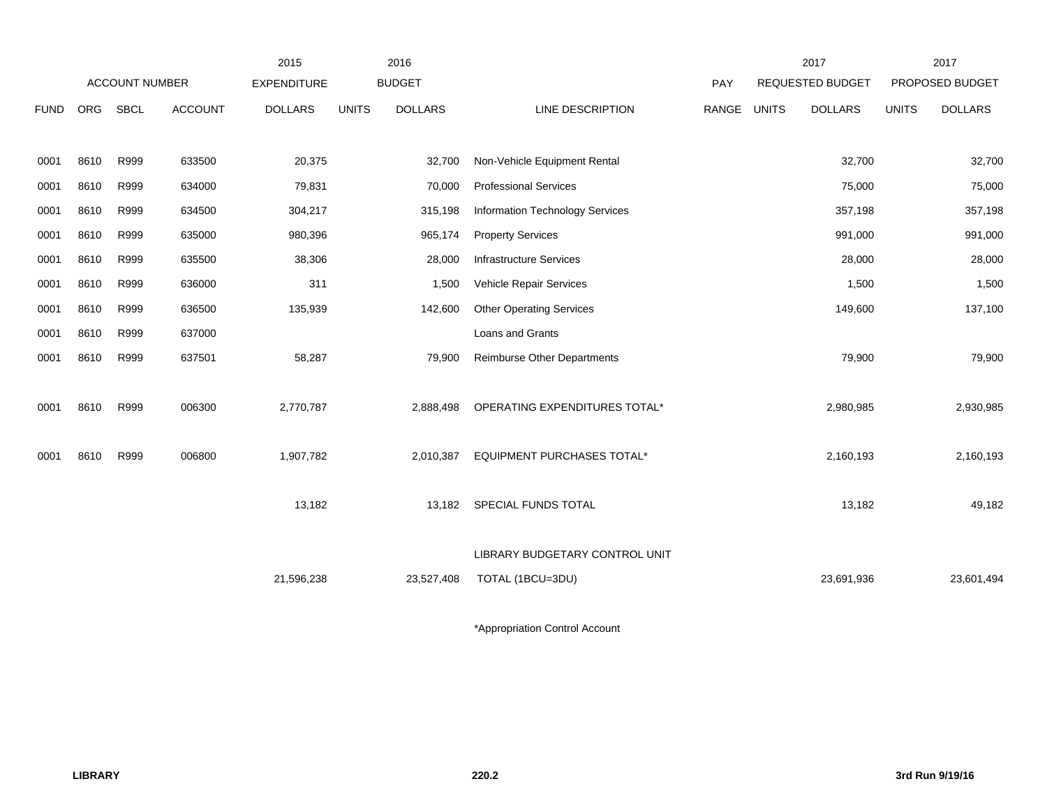| | ACCOUNT NUMBER | | | 2015 EXPENDITURE | 2016 BUDGET | | | PAY | 2017 REQUESTED BUDGET | | 2017 PROPOSED BUDGET | |
|---|---|---|---|---|---|---|---|---|---|---|---|---|
| FUND | ORG | SBCL | ACCOUNT | DOLLARS | UNITS | DOLLARS | LINE DESCRIPTION | RANGE | UNITS | DOLLARS | UNITS | DOLLARS |
| 0001 | 8610 | R999 | 633500 | 20,375 | | 32,700 | Non-Vehicle Equipment Rental | | | 32,700 | | 32,700 |
| 0001 | 8610 | R999 | 634000 | 79,831 | | 70,000 | Professional Services | | | 75,000 | | 75,000 |
| 0001 | 8610 | R999 | 634500 | 304,217 | | 315,198 | Information Technology Services | | | 357,198 | | 357,198 |
| 0001 | 8610 | R999 | 635000 | 980,396 | | 965,174 | Property Services | | | 991,000 | | 991,000 |
| 0001 | 8610 | R999 | 635500 | 38,306 | | 28,000 | Infrastructure Services | | | 28,000 | | 28,000 |
| 0001 | 8610 | R999 | 636000 | 311 | | 1,500 | Vehicle Repair Services | | | 1,500 | | 1,500 |
| 0001 | 8610 | R999 | 636500 | 135,939 | | 142,600 | Other Operating Services | | | 149,600 | | 137,100 |
| 0001 | 8610 | R999 | 637000 | | | | Loans and Grants | | | | | |
| 0001 | 8610 | R999 | 637501 | 58,287 | | 79,900 | Reimburse Other Departments | | | 79,900 | | 79,900 |
| 0001 | 8610 | R999 | 006300 | 2,770,787 | | 2,888,498 | OPERATING EXPENDITURES TOTAL* | | | 2,980,985 | | 2,930,985 |
| 0001 | 8610 | R999 | 006800 | 1,907,782 | | 2,010,387 | EQUIPMENT PURCHASES TOTAL* | | | 2,160,193 | | 2,160,193 |
| | | | | 13,182 | | 13,182 | SPECIAL FUNDS TOTAL | | | 13,182 | | 49,182 |
| | | | | 21,596,238 | | 23,527,408 | LIBRARY BUDGETARY CONTROL UNIT TOTAL (1BCU=3DU) | | | 23,691,936 | | 23,601,494 |

*Appropriation Control Account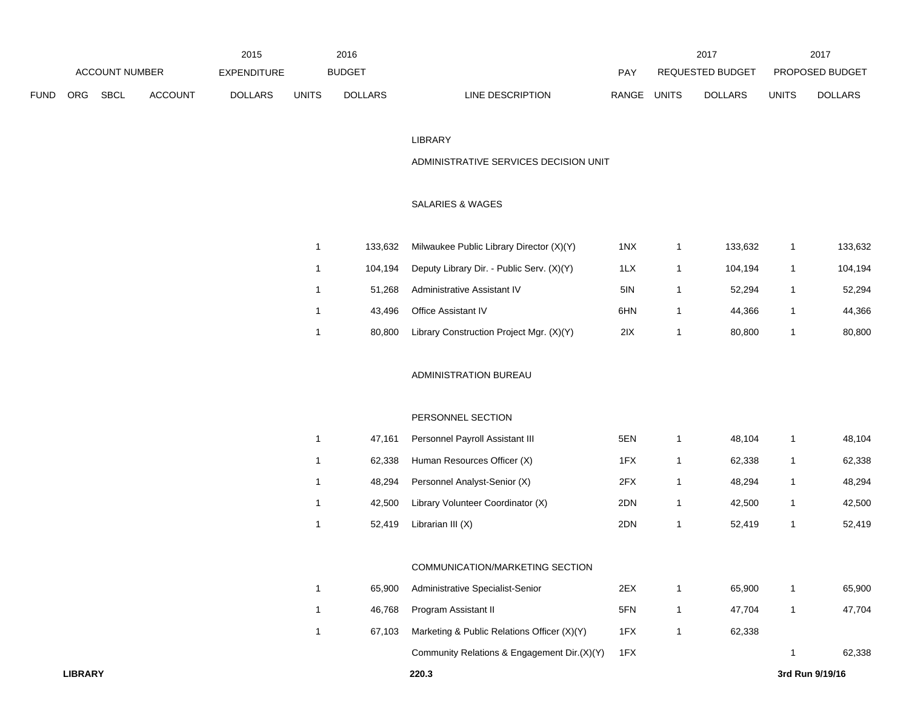| ACCOUNT NUMBER | | | | 2015 EXPENDITURE | 2016 BUDGET | | | | 2017 REQUESTED BUDGET | | 2017 PROPOSED BUDGET | |
|---|---|---|---|---|---|---|---|---|---|---|---|---|
| FUND | ORG | SBCL | ACCOUNT | DOLLARS | UNITS | DOLLARS | LINE DESCRIPTION | PAY RANGE | UNITS | DOLLARS | UNITS | DOLLARS |
| | | | | | | | LIBRARY | | | | | |
| | | | | | | | ADMINISTRATIVE SERVICES DECISION UNIT | | | | | |
| | | | | | | | SALARIES & WAGES | | | | | |
| | | | | | 1 | 133,632 | Milwaukee Public Library Director (X)(Y) | 1NX | 1 | 133,632 | 1 | 133,632 |
| | | | | | 1 | 104,194 | Deputy Library Dir. - Public Serv. (X)(Y) | 1LX | 1 | 104,194 | 1 | 104,194 |
| | | | | | 1 | 51,268 | Administrative Assistant IV | 5IN | 1 | 52,294 | 1 | 52,294 |
| | | | | | 1 | 43,496 | Office Assistant IV | 6HN | 1 | 44,366 | 1 | 44,366 |
| | | | | | 1 | 80,800 | Library Construction Project Mgr. (X)(Y) | 2IX | 1 | 80,800 | 1 | 80,800 |
| | | | | | | | ADMINISTRATION BUREAU | | | | | |
| | | | | | | | PERSONNEL SECTION | | | | | |
| | | | | | 1 | 47,161 | Personnel Payroll Assistant III | 5EN | 1 | 48,104 | 1 | 48,104 |
| | | | | | 1 | 62,338 | Human Resources Officer (X) | 1FX | 1 | 62,338 | 1 | 62,338 |
| | | | | | 1 | 48,294 | Personnel Analyst-Senior (X) | 2FX | 1 | 48,294 | 1 | 48,294 |
| | | | | | 1 | 42,500 | Library Volunteer Coordinator (X) | 2DN | 1 | 42,500 | 1 | 42,500 |
| | | | | | 1 | 52,419 | Librarian III (X) | 2DN | 1 | 52,419 | 1 | 52,419 |
| | | | | | | | COMMUNICATION/MARKETING SECTION | | | | | |
| | | | | | 1 | 65,900 | Administrative Specialist-Senior | 2EX | 1 | 65,900 | 1 | 65,900 |
| | | | | | 1 | 46,768 | Program Assistant II | 5FN | 1 | 47,704 | 1 | 47,704 |
| | | | | | 1 | 67,103 | Marketing & Public Relations Officer (X)(Y) | 1FX | 1 | 62,338 | | |
| | | | | | | | Community Relations & Engagement Dir.(X)(Y) | 1FX | | | 1 | 62,338 |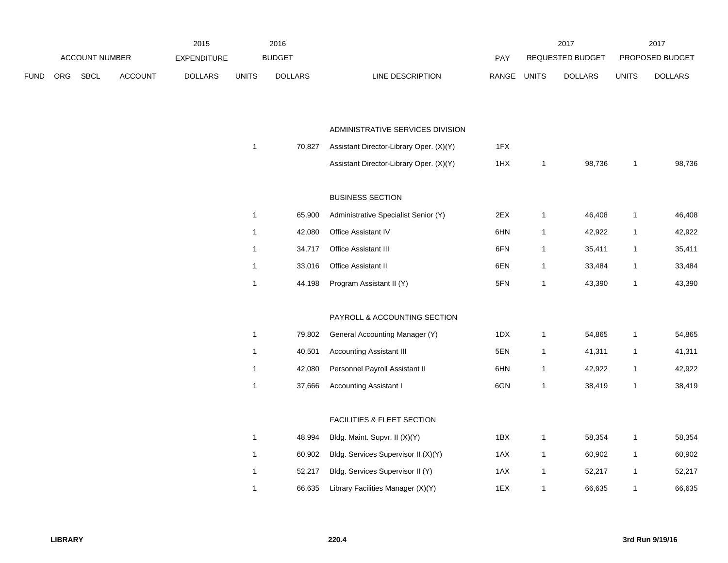| ACCOUNT NUMBER | | | | 2015 EXPENDITURE | 2016 BUDGET | | | PAY | 2017 REQUESTED BUDGET | | 2017 PROPOSED BUDGET | |
|---|---|---|---|---|---|---|---|---|---|---|---|---|
| FUND | ORG | SBCL | ACCOUNT | DOLLARS | UNITS | DOLLARS | LINE DESCRIPTION | RANGE | UNITS | DOLLARS | UNITS | DOLLARS |
| | | | | | | | ADMINISTRATIVE SERVICES DIVISION | | | | | |
| | | | | | 1 | 70,827 | Assistant Director-Library Oper. (X)(Y) | 1FX | | | | |
| | | | | | | | Assistant Director-Library Oper. (X)(Y) | 1HX | 1 | 98,736 | 1 | 98,736 |
| | | | | | | | BUSINESS SECTION | | | | | |
| | | | | | 1 | 65,900 | Administrative Specialist Senior (Y) | 2EX | 1 | 46,408 | 1 | 46,408 |
| | | | | | 1 | 42,080 | Office Assistant IV | 6HN | 1 | 42,922 | 1 | 42,922 |
| | | | | | 1 | 34,717 | Office Assistant III | 6FN | 1 | 35,411 | 1 | 35,411 |
| | | | | | 1 | 33,016 | Office Assistant II | 6EN | 1 | 33,484 | 1 | 33,484 |
| | | | | | 1 | 44,198 | Program Assistant II (Y) | 5FN | 1 | 43,390 | 1 | 43,390 |
| | | | | | | | PAYROLL & ACCOUNTING SECTION | | | | | |
| | | | | | 1 | 79,802 | General Accounting Manager (Y) | 1DX | 1 | 54,865 | 1 | 54,865 |
| | | | | | 1 | 40,501 | Accounting Assistant III | 5EN | 1 | 41,311 | 1 | 41,311 |
| | | | | | 1 | 42,080 | Personnel Payroll Assistant II | 6HN | 1 | 42,922 | 1 | 42,922 |
| | | | | | 1 | 37,666 | Accounting Assistant I | 6GN | 1 | 38,419 | 1 | 38,419 |
| | | | | | | | FACILITIES & FLEET SECTION | | | | | |
| | | | | | 1 | 48,994 | Bldg. Maint. Supvr. II (X)(Y) | 1BX | 1 | 58,354 | 1 | 58,354 |
| | | | | | 1 | 60,902 | Bldg. Services Supervisor II (X)(Y) | 1AX | 1 | 60,902 | 1 | 60,902 |
| | | | | | 1 | 52,217 | Bldg. Services Supervisor II (Y) | 1AX | 1 | 52,217 | 1 | 52,217 |
| | | | | | 1 | 66,635 | Library Facilities Manager (X)(Y) | 1EX | 1 | 66,635 | 1 | 66,635 |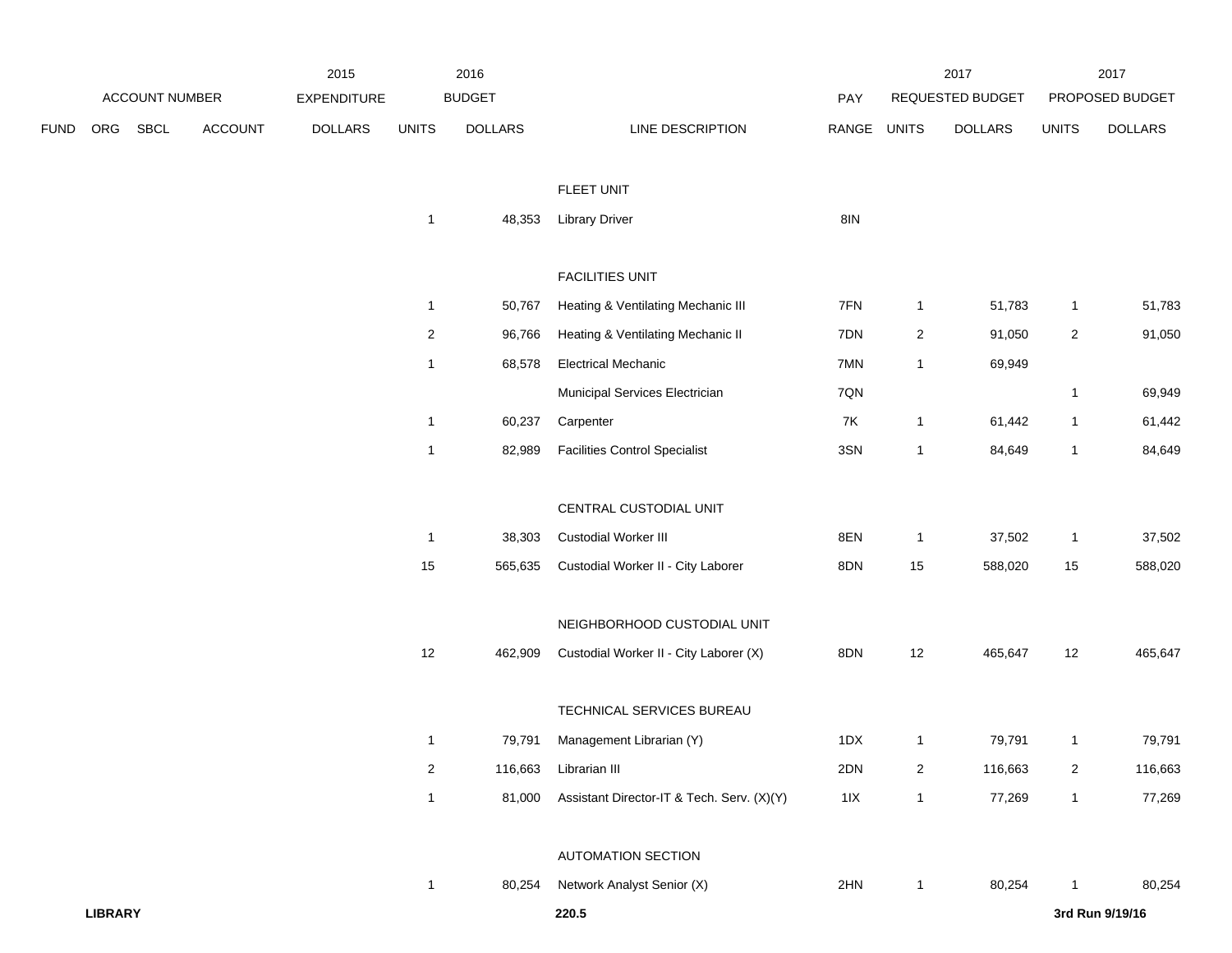| FUND | ORG | SBCL | ACCOUNT | 2015 EXPENDITURE DOLLARS | 2016 BUDGET UNITS | 2016 BUDGET DOLLARS | LINE DESCRIPTION | PAY RANGE | 2017 REQUESTED BUDGET UNITS | 2017 REQUESTED BUDGET DOLLARS | 2017 PROPOSED BUDGET UNITS | 2017 PROPOSED BUDGET DOLLARS |
|---|---|---|---|---|---|---|---|---|---|---|---|---|
| | | | | | | | FLEET UNIT | | | | | |
| | | | | | 1 | 48,353 | Library Driver | 8IN | | | | |
| | | | | | | | FACILITIES UNIT | | | | | |
| | | | | | 1 | 50,767 | Heating & Ventilating Mechanic III | 7FN | 1 | 51,783 | 1 | 51,783 |
| | | | | | 2 | 96,766 | Heating & Ventilating Mechanic II | 7DN | 2 | 91,050 | 2 | 91,050 |
| | | | | | 1 | 68,578 | Electrical Mechanic | 7MN | 1 | 69,949 | | |
| | | | | | | | Municipal Services Electrician | 7QN | | | 1 | 69,949 |
| | | | | | 1 | 60,237 | Carpenter | 7K | 1 | 61,442 | 1 | 61,442 |
| | | | | | 1 | 82,989 | Facilities Control Specialist | 3SN | 1 | 84,649 | 1 | 84,649 |
| | | | | | | | CENTRAL CUSTODIAL UNIT | | | | | |
| | | | | | 1 | 38,303 | Custodial Worker III | 8EN | 1 | 37,502 | 1 | 37,502 |
| | | | | | 15 | 565,635 | Custodial Worker II - City Laborer | 8DN | 15 | 588,020 | 15 | 588,020 |
| | | | | | | | NEIGHBORHOOD CUSTODIAL UNIT | | | | | |
| | | | | | 12 | 462,909 | Custodial Worker II - City Laborer (X) | 8DN | 12 | 465,647 | 12 | 465,647 |
| | | | | | | | TECHNICAL SERVICES BUREAU | | | | | |
| | | | | | 1 | 79,791 | Management Librarian (Y) | 1DX | 1 | 79,791 | 1 | 79,791 |
| | | | | | 2 | 116,663 | Librarian III | 2DN | 2 | 116,663 | 2 | 116,663 |
| | | | | | 1 | 81,000 | Assistant Director-IT & Tech. Serv. (X)(Y) | 1IX | 1 | 77,269 | 1 | 77,269 |
| | | | | | | | AUTOMATION SECTION | | | | | |
| | | | | | 1 | 80,254 | Network Analyst Senior (X) | 2HN | 1 | 80,254 | 1 | 80,254 |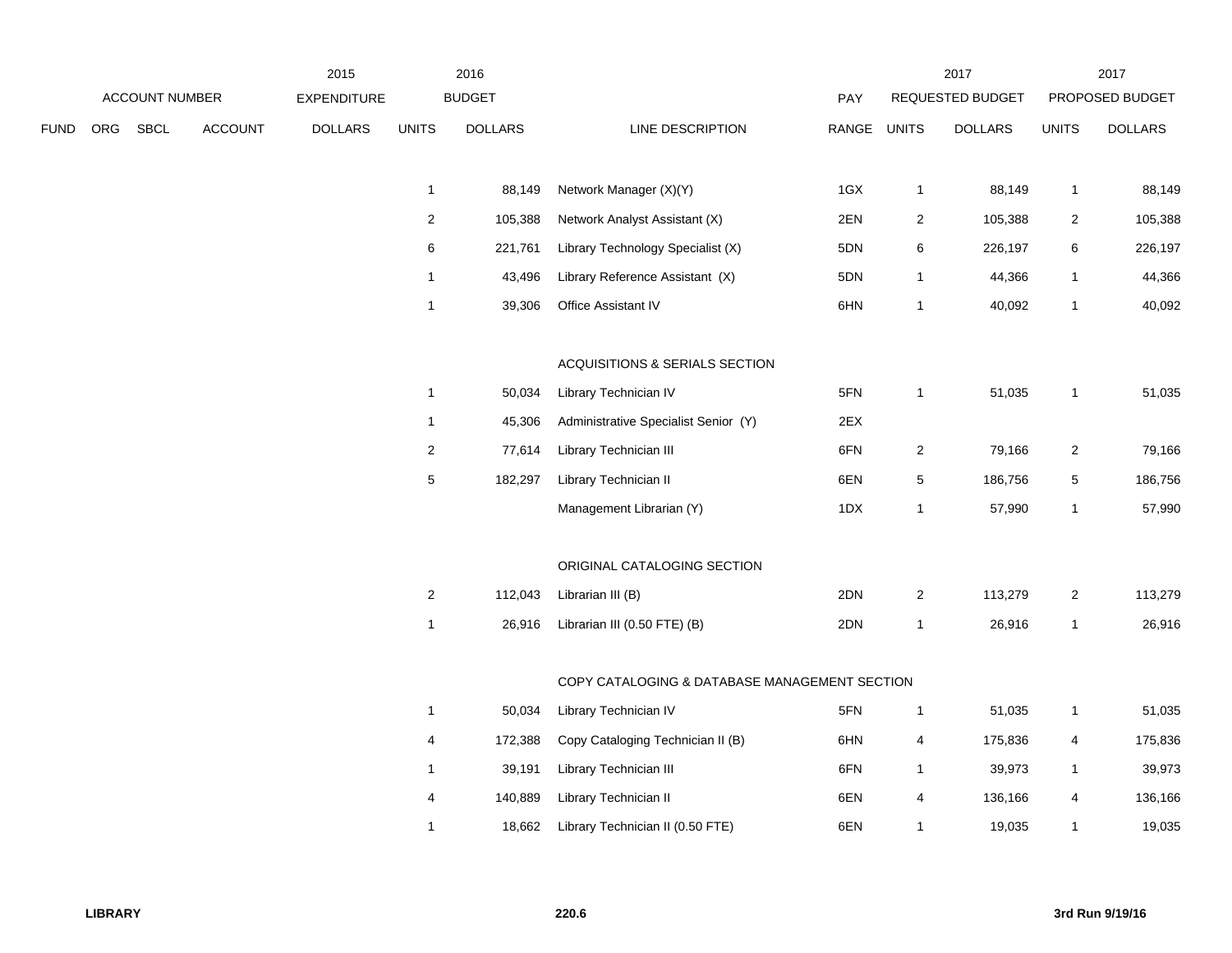| | ACCOUNT NUMBER | | | 2015 EXPENDITURE | 2016 BUDGET | | | PAY | 2017 REQUESTED BUDGET | | 2017 PROPOSED BUDGET | |
|---|---|---|---|---|---|---|---|---|---|---|---|---|
| FUND | ORG | SBCL | ACCOUNT | DOLLARS | UNITS | DOLLARS | LINE DESCRIPTION | RANGE | UNITS | DOLLARS | UNITS | DOLLARS |
| | | | | | 1 | 88,149 | Network Manager (X)(Y) | 1GX | 1 | 88,149 | 1 | 88,149 |
| | | | | | 2 | 105,388 | Network Analyst Assistant (X) | 2EN | 2 | 105,388 | 2 | 105,388 |
| | | | | | 6 | 221,761 | Library Technology Specialist (X) | 5DN | 6 | 226,197 | 6 | 226,197 |
| | | | | | 1 | 43,496 | Library Reference Assistant (X) | 5DN | 1 | 44,366 | 1 | 44,366 |
| | | | | | 1 | 39,306 | Office Assistant IV | 6HN | 1 | 40,092 | 1 | 40,092 |
| | | | | | | | ACQUISITIONS & SERIALS SECTION | | | | | |
| | | | | | 1 | 50,034 | Library Technician IV | 5FN | 1 | 51,035 | 1 | 51,035 |
| | | | | | 1 | 45,306 | Administrative Specialist Senior (Y) | 2EX | | | | |
| | | | | | 2 | 77,614 | Library Technician III | 6FN | 2 | 79,166 | 2 | 79,166 |
| | | | | | 5 | 182,297 | Library Technician II | 6EN | 5 | 186,756 | 5 | 186,756 |
| | | | | | | | Management Librarian (Y) | 1DX | 1 | 57,990 | 1 | 57,990 |
| | | | | | | | ORIGINAL CATALOGING SECTION | | | | | |
| | | | | | 2 | 112,043 | Librarian III (B) | 2DN | 2 | 113,279 | 2 | 113,279 |
| | | | | | 1 | 26,916 | Librarian III (0.50 FTE) (B) | 2DN | 1 | 26,916 | 1 | 26,916 |
| | | | | | | | COPY CATALOGING & DATABASE MANAGEMENT SECTION | | | | | |
| | | | | | 1 | 50,034 | Library Technician IV | 5FN | 1 | 51,035 | 1 | 51,035 |
| | | | | | 4 | 172,388 | Copy Cataloging Technician II (B) | 6HN | 4 | 175,836 | 4 | 175,836 |
| | | | | | 1 | 39,191 | Library Technician III | 6FN | 1 | 39,973 | 1 | 39,973 |
| | | | | | 4 | 140,889 | Library Technician II | 6EN | 4 | 136,166 | 4 | 136,166 |
| | | | | | 1 | 18,662 | Library Technician II (0.50 FTE) | 6EN | 1 | 19,035 | 1 | 19,035 |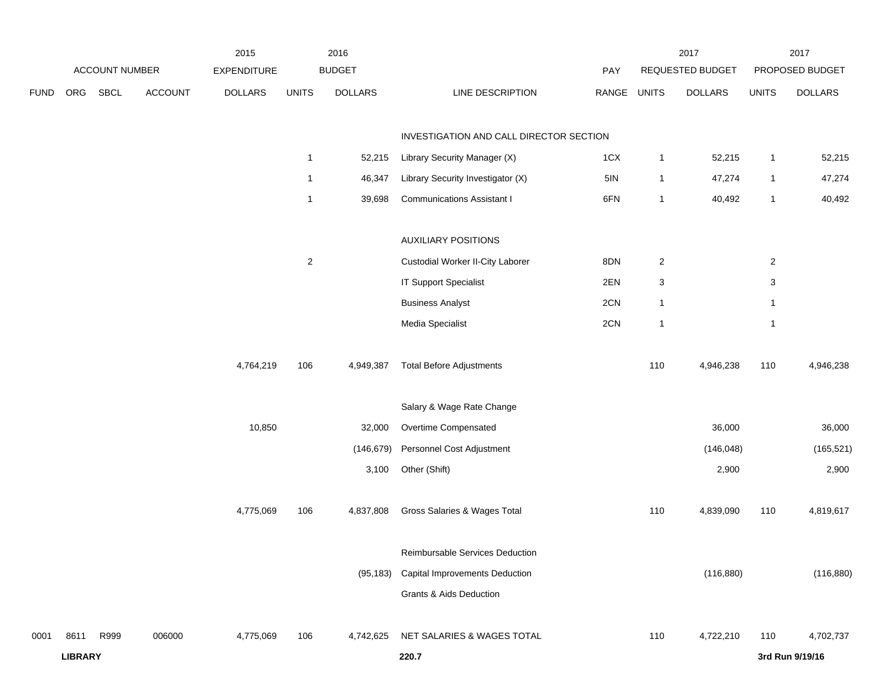| FUND | ORG | SBCL | ACCOUNT | 2015 EXPENDITURE DOLLARS | 2016 BUDGET UNITS | 2016 BUDGET DOLLARS | LINE DESCRIPTION | PAY RANGE | 2017 REQUESTED BUDGET UNITS | 2017 REQUESTED BUDGET DOLLARS | 2017 PROPOSED BUDGET UNITS | 2017 PROPOSED BUDGET DOLLARS |
|---|---|---|---|---|---|---|---|---|---|---|---|---|
| | | | | | | | INVESTIGATION AND CALL DIRECTOR SECTION | | | | | |
| | | | | | 1 | 52,215 | Library Security Manager (X) | 1CX | 1 | 52,215 | 1 | 52,215 |
| | | | | | 1 | 46,347 | Library Security Investigator (X) | 5IN | 1 | 47,274 | 1 | 47,274 |
| | | | | | 1 | 39,698 | Communications Assistant I | 6FN | 1 | 40,492 | 1 | 40,492 |
| | | | | | | | AUXILIARY POSITIONS | | | | | |
| | | | | | 2 | | Custodial Worker II-City Laborer | 8DN | 2 | | 2 | |
| | | | | | | | IT Support Specialist | 2EN | 3 | | 3 | |
| | | | | | | | Business Analyst | 2CN | 1 | | 1 | |
| | | | | | | | Media Specialist | 2CN | 1 | | 1 | |
| | | | | 4,764,219 | 106 | 4,949,387 | Total Before Adjustments | | 110 | 4,946,238 | 110 | 4,946,238 |
| | | | | | | | Salary & Wage Rate Change | | | | | |
| | | | | 10,850 | | 32,000 | Overtime Compensated | | | 36,000 | | 36,000 |
| | | | | | | (146,679) | Personnel Cost Adjustment | | | (146,048) | | (165,521) |
| | | | | | | 3,100 | Other (Shift) | | | 2,900 | | 2,900 |
| | | | | 4,775,069 | 106 | 4,837,808 | Gross Salaries & Wages Total | | 110 | 4,839,090 | 110 | 4,819,617 |
| | | | | | | | Reimbursable Services Deduction | | | | | |
| | | | | | | (95,183) | Capital Improvements Deduction | | | (116,880) | | (116,880) |
| | | | | | | | Grants & Aids Deduction | | | | | |
| 0001 | 8611 | R999 | 006000 | 4,775,069 | 106 | 4,742,625 | NET SALARIES & WAGES TOTAL | | 110 | 4,722,210 | 110 | 4,702,737 |

**LIBRARY** **220.7** **3rd Run 9/19/16**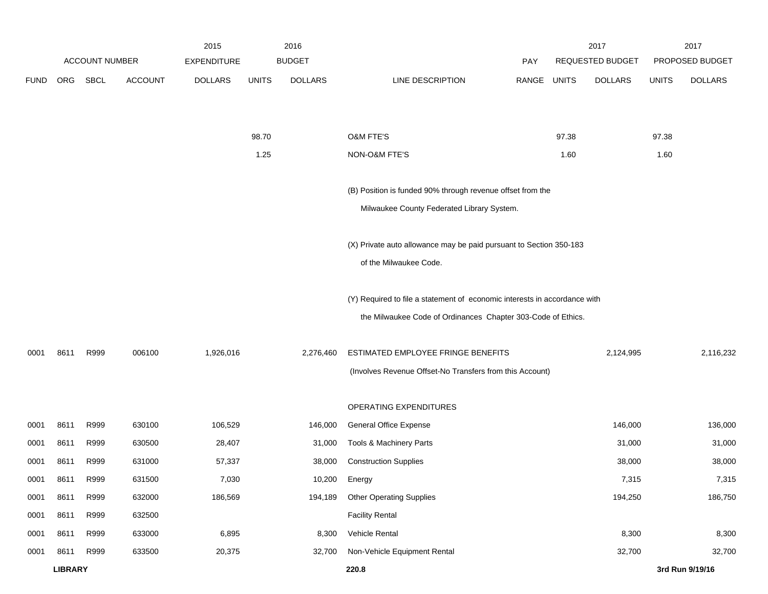| | ACCOUNT NUMBER | | | 2015 EXPENDITURE | 2016 BUDGET | | | PAY | 2017 REQUESTED BUDGET | | 2017 PROPOSED BUDGET | |
|---|---|---|---|---|---|---|---|---|---|---|---|---|
| FUND | ORG | SBCL | ACCOUNT | DOLLARS | UNITS | DOLLARS | LINE DESCRIPTION | RANGE | UNITS | DOLLARS | UNITS | DOLLARS |
| | | | | | 98.70 | | O&M FTE'S | | 97.38 | | 97.38 | |
| | | | | | 1.25 | | NON-O&M FTE'S | | 1.60 | | 1.60 | |
| | | | | | | | (B) Position is funded 90% through revenue offset from the Milwaukee County Federated Library System. | | | | | |
| | | | | | | | (X) Private auto allowance may be paid pursuant to Section 350-183 of the Milwaukee Code. | | | | | |
| | | | | | | | (Y) Required to file a statement of economic interests in accordance with the Milwaukee Code of Ordinances Chapter 303-Code of Ethics. | | | | | |
| 0001 | 8611 | R999 | 006100 | 1,926,016 | | 2,276,460 | ESTIMATED EMPLOYEE FRINGE BENEFITS (Involves Revenue Offset-No Transfers from this Account) | | | 2,124,995 | | 2,116,232 |
| | | | | | | | OPERATING EXPENDITURES | | | | | |
| 0001 | 8611 | R999 | 630100 | 106,529 | | 146,000 | General Office Expense | | | 146,000 | | 136,000 |
| 0001 | 8611 | R999 | 630500 | 28,407 | | 31,000 | Tools & Machinery Parts | | | 31,000 | | 31,000 |
| 0001 | 8611 | R999 | 631000 | 57,337 | | 38,000 | Construction Supplies | | | 38,000 | | 38,000 |
| 0001 | 8611 | R999 | 631500 | 7,030 | | 10,200 | Energy | | | 7,315 | | 7,315 |
| 0001 | 8611 | R999 | 632000 | 186,569 | | 194,189 | Other Operating Supplies | | | 194,250 | | 186,750 |
| 0001 | 8611 | R999 | 632500 | | | | Facility Rental | | | | | |
| 0001 | 8611 | R999 | 633000 | 6,895 | | 8,300 | Vehicle Rental | | | 8,300 | | 8,300 |
| 0001 | 8611 | R999 | 633500 | 20,375 | | 32,700 | Non-Vehicle Equipment Rental | | | 32,700 | | 32,700 |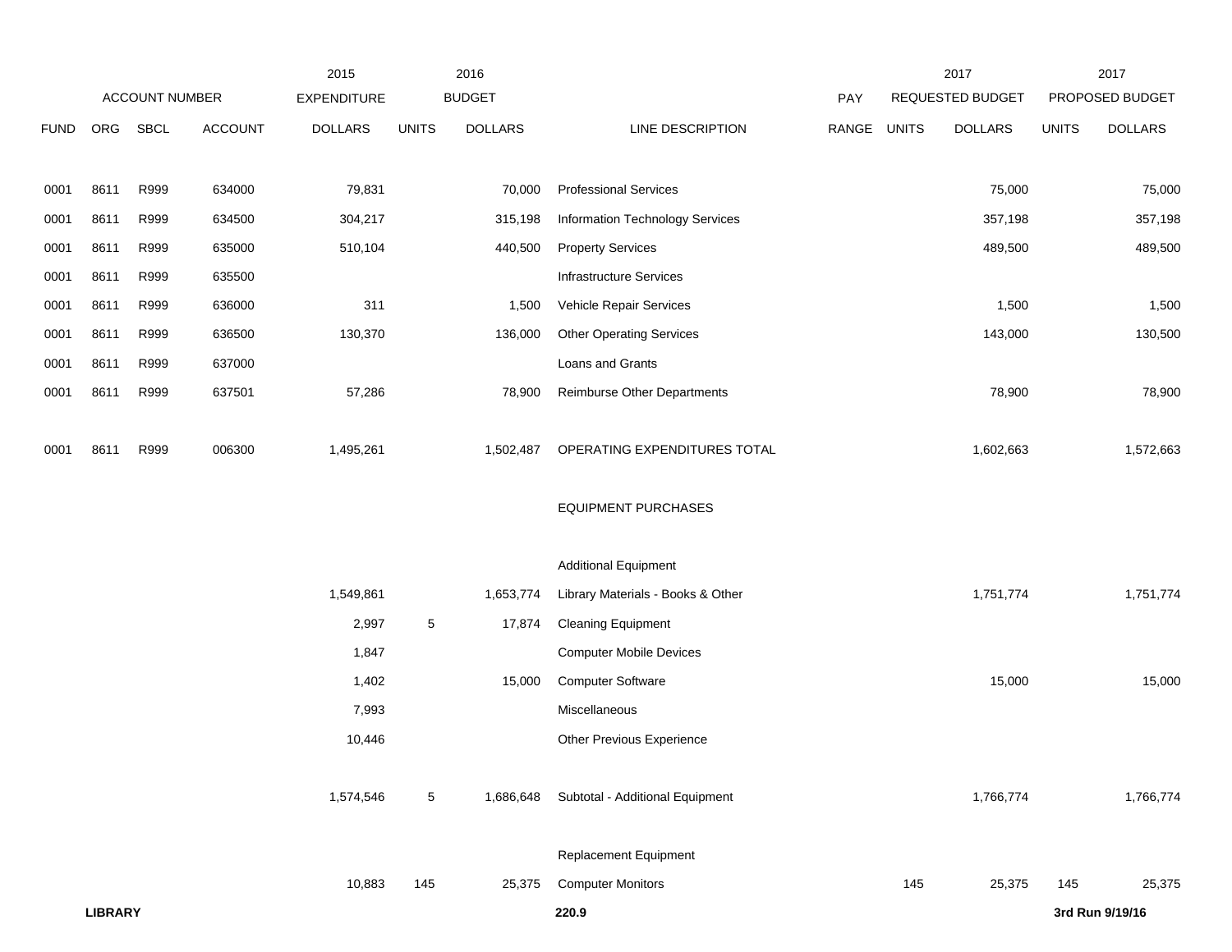| | ACCOUNT NUMBER | | | 2015 EXPENDITURE | 2016 BUDGET | | | PAY | 2017 REQUESTED BUDGET | | 2017 PROPOSED BUDGET | |
|---|---|---|---|---|---|---|---|---|---|---|---|---|
| FUND | ORG | SBCL | ACCOUNT | DOLLARS | UNITS | DOLLARS | LINE DESCRIPTION | RANGE | UNITS | DOLLARS | UNITS | DOLLARS |
| 0001 | 8611 | R999 | 634000 | 79,831 | | 70,000 | Professional Services | | | 75,000 | | 75,000 |
| 0001 | 8611 | R999 | 634500 | 304,217 | | 315,198 | Information Technology Services | | | 357,198 | | 357,198 |
| 0001 | 8611 | R999 | 635000 | 510,104 | | 440,500 | Property Services | | | 489,500 | | 489,500 |
| 0001 | 8611 | R999 | 635500 | | | | Infrastructure Services | | | | | |
| 0001 | 8611 | R999 | 636000 | 311 | | 1,500 | Vehicle Repair Services | | | 1,500 | | 1,500 |
| 0001 | 8611 | R999 | 636500 | 130,370 | | 136,000 | Other Operating Services | | | 143,000 | | 130,500 |
| 0001 | 8611 | R999 | 637000 | | | | Loans and Grants | | | | | |
| 0001 | 8611 | R999 | 637501 | 57,286 | | 78,900 | Reimburse Other Departments | | | 78,900 | | 78,900 |
| 0001 | 8611 | R999 | 006300 | 1,495,261 | | 1,502,487 | OPERATING EXPENDITURES TOTAL | | | 1,602,663 | | 1,572,663 |
| | | | | | | | EQUIPMENT PURCHASES | | | | | |
| | | | | | | | Additional Equipment | | | | | |
| | | | | 1,549,861 | | 1,653,774 | Library Materials - Books & Other | | | 1,751,774 | | 1,751,774 |
| | | | | 2,997 | 5 | 17,874 | Cleaning Equipment | | | | | |
| | | | | 1,847 | | | Computer Mobile Devices | | | | | |
| | | | | 1,402 | | 15,000 | Computer Software | | | 15,000 | | 15,000 |
| | | | | 7,993 | | | Miscellaneous | | | | | |
| | | | | 10,446 | | | Other Previous Experience | | | | | |
| | | | | 1,574,546 | 5 | 1,686,648 | Subtotal - Additional Equipment | | | 1,766,774 | | 1,766,774 |
| | | | | | | | Replacement Equipment | | | | | |
| | | | | 10,883 | 145 | 25,375 | Computer Monitors | | 145 | 25,375 | 145 | 25,375 |

**LIBRARY** 220.9 3rd Run 9/19/16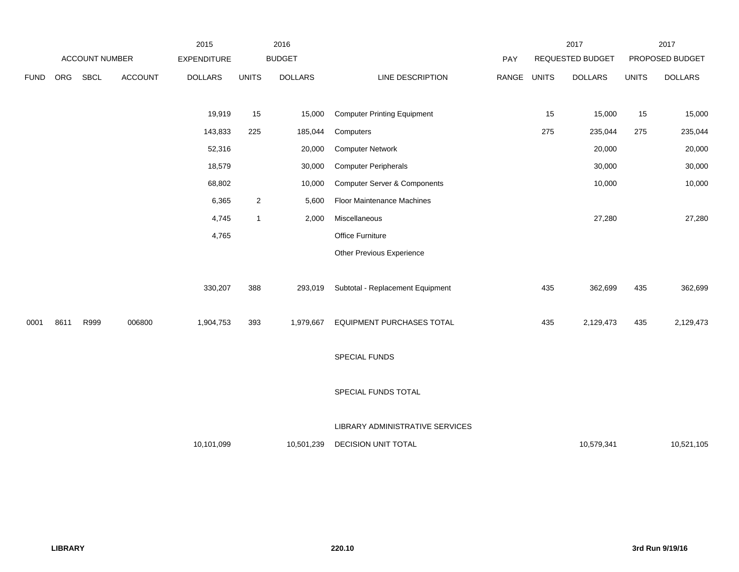| | ACCOUNT NUMBER | | | 2015 EXPENDITURE | 2016 BUDGET | | | PAY | 2017 REQUESTED BUDGET | | 2017 PROPOSED BUDGET | |
|---|---|---|---|---|---|---|---|---|---|---|---|---|
| FUND | ORG | SBCL | ACCOUNT | DOLLARS | UNITS | DOLLARS | LINE DESCRIPTION | RANGE | UNITS | DOLLARS | UNITS | DOLLARS |
| | | | | 19,919 | 15 | 15,000 | Computer Printing Equipment | | 15 | 15,000 | 15 | 15,000 |
| | | | | 143,833 | 225 | 185,044 | Computers | | 275 | 235,044 | 275 | 235,044 |
| | | | | 52,316 | | 20,000 | Computer Network | | | 20,000 | | 20,000 |
| | | | | 18,579 | | 30,000 | Computer Peripherals | | | 30,000 | | 30,000 |
| | | | | 68,802 | | 10,000 | Computer Server & Components | | | 10,000 | | 10,000 |
| | | | | 6,365 | 2 | 5,600 | Floor Maintenance Machines | | | | | |
| | | | | 4,745 | 1 | 2,000 | Miscellaneous | | | 27,280 | | 27,280 |
| | | | | 4,765 | | | Office Furniture | | | | | |
| | | | | | | | Other Previous Experience | | | | | |
| | | | | 330,207 | 388 | 293,019 | Subtotal - Replacement Equipment | | 435 | 362,699 | 435 | 362,699 |
| 0001 | 8611 | R999 | 006800 | 1,904,753 | 393 | 1,979,667 | EQUIPMENT PURCHASES TOTAL | | 435 | 2,129,473 | 435 | 2,129,473 |
| | | | | | | | SPECIAL FUNDS | | | | | |
| | | | | | | | SPECIAL FUNDS TOTAL | | | | | |
| | | | | | | | LIBRARY ADMINISTRATIVE SERVICES | | | | | |
| | | | | 10,101,099 | | 10,501,239 | DECISION UNIT TOTAL | | | 10,579,341 | | 10,521,105 |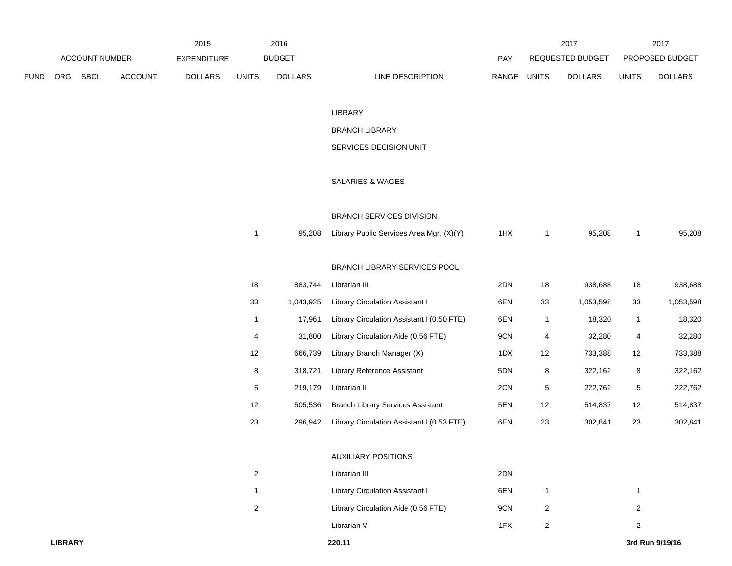| ACCOUNT NUMBER | | | | 2015 EXPENDITURE | 2016 BUDGET | | | PAY | 2017 REQUESTED BUDGET | | 2017 PROPOSED BUDGET | |
|---|---|---|---|---|---|---|---|---|---|---|---|---|
| FUND | ORG | SBCL | ACCOUNT | DOLLARS | UNITS | DOLLARS | LINE DESCRIPTION | RANGE | UNITS | DOLLARS | UNITS | DOLLARS |
| | | | | | | | LIBRARY | | | | | |
| | | | | | | | BRANCH LIBRARY | | | | | |
| | | | | | | | SERVICES DECISION UNIT | | | | | |
| | | | | | | | SALARIES & WAGES | | | | | |
| | | | | | | | BRANCH SERVICES DIVISION | | | | | |
| | | | | | 1 | 95,208 | Library Public Services Area Mgr. (X)(Y) | 1HX | 1 | 95,208 | 1 | 95,208 |
| | | | | | | | BRANCH LIBRARY SERVICES POOL | | | | | |
| | | | | | 18 | 883,744 | Librarian III | 2DN | 18 | 938,688 | 18 | 938,688 |
| | | | | | 33 | 1,043,925 | Library Circulation Assistant I | 6EN | 33 | 1,053,598 | 33 | 1,053,598 |
| | | | | | 1 | 17,961 | Library Circulation Assistant I (0.50 FTE) | 6EN | 1 | 18,320 | 1 | 18,320 |
| | | | | | 4 | 31,800 | Library Circulation Aide (0.56 FTE) | 9CN | 4 | 32,280 | 4 | 32,280 |
| | | | | | 12 | 666,739 | Library Branch Manager (X) | 1DX | 12 | 733,388 | 12 | 733,388 |
| | | | | | 8 | 318,721 | Library Reference Assistant | 5DN | 8 | 322,162 | 8 | 322,162 |
| | | | | | 5 | 219,179 | Librarian II | 2CN | 5 | 222,762 | 5 | 222,762 |
| | | | | | 12 | 505,536 | Branch Library Services Assistant | 5EN | 12 | 514,837 | 12 | 514,837 |
| | | | | | 23 | 296,942 | Library Circulation Assistant I (0.53 FTE) | 6EN | 23 | 302,841 | 23 | 302,841 |
| | | | | | | | AUXILIARY POSITIONS | | | | | |
| | | | | | 2 | | Librarian III | 2DN | | | | |
| | | | | | 1 | | Library Circulation Assistant I | 6EN | 1 | | 1 | |
| | | | | | 2 | | Library Circulation Aide (0.56 FTE) | 9CN | 2 | | 2 | |
| | | | | | | | Librarian V | 1FX | 2 | | 2 | |

**LIBRARY** **220.11** **3rd Run 9/19/16**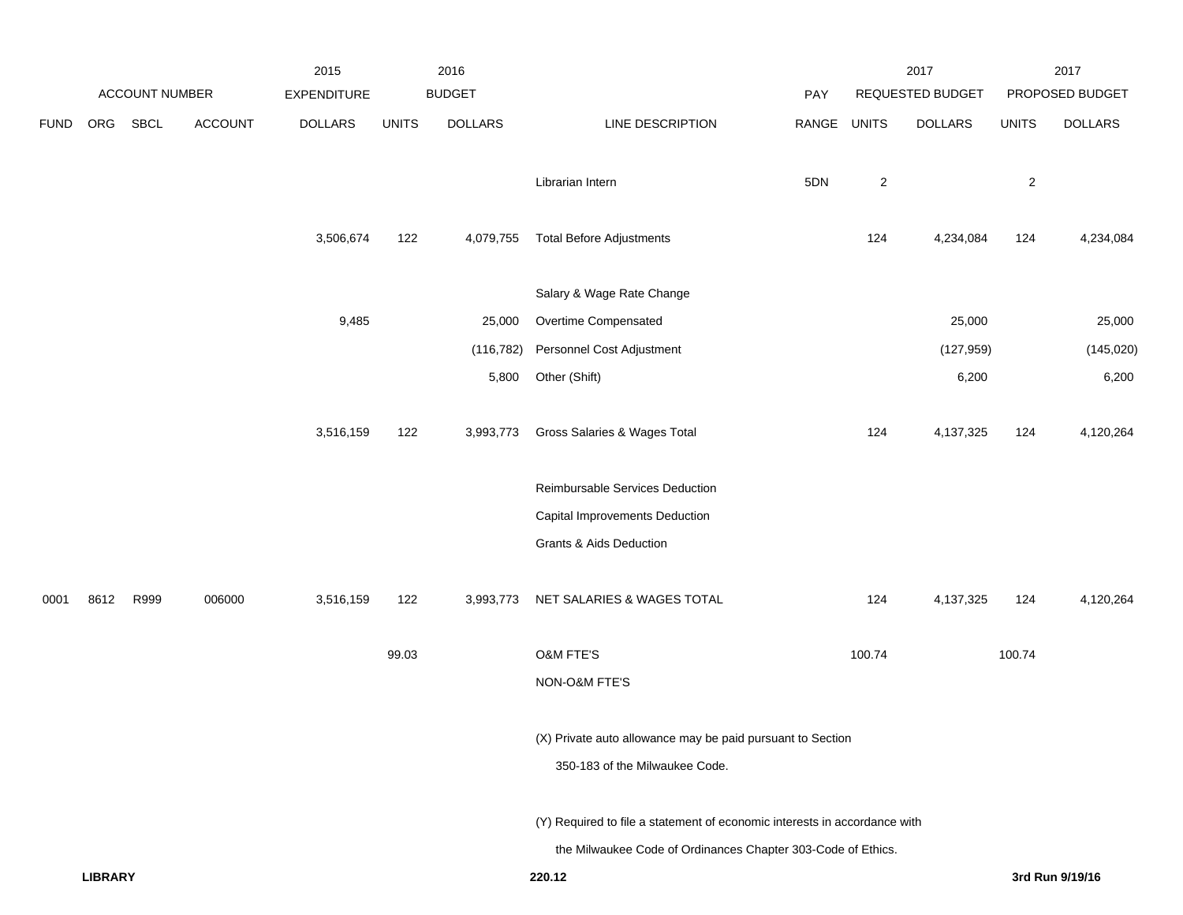| | ACCOUNT NUMBER | | | 2015 EXPENDITURE | 2016 BUDGET | | | PAY | 2017 REQUESTED BUDGET | | 2017 PROPOSED BUDGET | |
|---|---|---|---|---|---|---|---|---|---|---|---|---|
| FUND | ORG | SBCL | ACCOUNT | DOLLARS | UNITS | DOLLARS | LINE DESCRIPTION | RANGE | UNITS | DOLLARS | UNITS | DOLLARS |
| | | | | | | | Librarian Intern | 5DN | 2 | | 2 | |
| | | | | 3,506,674 | 122 | 4,079,755 | Total Before Adjustments | | 124 | 4,234,084 | 124 | 4,234,084 |
| | | | | | | | Salary & Wage Rate Change | | | | | |
| | | | | 9,485 | | 25,000 | Overtime Compensated | | | 25,000 | | 25,000 |
| | | | | | | (116,782) | Personnel Cost Adjustment | | | (127,959) | | (145,020) |
| | | | | | | 5,800 | Other (Shift) | | | 6,200 | | 6,200 |
| | | | | 3,516,159 | 122 | 3,993,773 | Gross Salaries & Wages Total | | 124 | 4,137,325 | 124 | 4,120,264 |
| | | | | | | | Reimbursable Services Deduction | | | | | |
| | | | | | | | Capital Improvements Deduction | | | | | |
| | | | | | | | Grants & Aids Deduction | | | | | |
| 0001 | 8612 | R999 | 006000 | 3,516,159 | 122 | 3,993,773 | NET SALARIES & WAGES TOTAL | | 124 | 4,137,325 | 124 | 4,120,264 |
| | | | | | 99.03 | | O&M FTE'S | | 100.74 | | 100.74 | |
| | | | | | | | NON-O&M FTE'S | | | | | |

(X) Private auto allowance may be paid pursuant to Section 350-183 of the Milwaukee Code.

(Y) Required to file a statement of economic interests in accordance with the Milwaukee Code of Ordinances Chapter 303-Code of Ethics.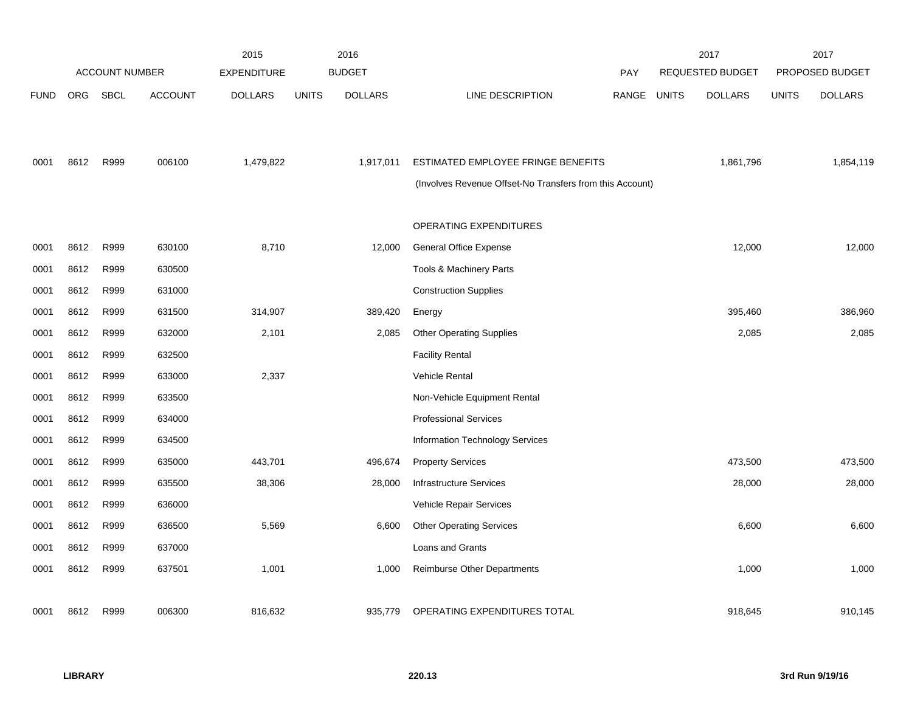| | ACCOUNT NUMBER | | | 2015 EXPENDITURE | 2016 BUDGET | | | PAY | 2017 REQUESTED BUDGET | | 2017 PROPOSED BUDGET | |
|---|---|---|---|---|---|---|---|---|---|---|---|---|
| FUND | ORG | SBCL | ACCOUNT | DOLLARS | UNITS | DOLLARS | LINE DESCRIPTION | RANGE | UNITS | DOLLARS | UNITS | DOLLARS |
| 0001 | 8612 | R999 | 006100 | 1,479,822 | | 1,917,011 | ESTIMATED EMPLOYEE FRINGE BENEFITS | | | 1,861,796 | | 1,854,119 |
| | | | | | | | (Involves Revenue Offset-No Transfers from this Account) | | | | | |
| | | | | | | | OPERATING EXPENDITURES | | | | | |
| 0001 | 8612 | R999 | 630100 | 8,710 | | 12,000 | General Office Expense | | | 12,000 | | 12,000 |
| 0001 | 8612 | R999 | 630500 | | | | Tools & Machinery Parts | | | | | |
| 0001 | 8612 | R999 | 631000 | | | | Construction Supplies | | | | | |
| 0001 | 8612 | R999 | 631500 | 314,907 | | 389,420 | Energy | | | 395,460 | | 386,960 |
| 0001 | 8612 | R999 | 632000 | 2,101 | | 2,085 | Other Operating Supplies | | | 2,085 | | 2,085 |
| 0001 | 8612 | R999 | 632500 | | | | Facility Rental | | | | | |
| 0001 | 8612 | R999 | 633000 | 2,337 | | | Vehicle Rental | | | | | |
| 0001 | 8612 | R999 | 633500 | | | | Non-Vehicle Equipment Rental | | | | | |
| 0001 | 8612 | R999 | 634000 | | | | Professional Services | | | | | |
| 0001 | 8612 | R999 | 634500 | | | | Information Technology Services | | | | | |
| 0001 | 8612 | R999 | 635000 | 443,701 | | 496,674 | Property Services | | | 473,500 | | 473,500 |
| 0001 | 8612 | R999 | 635500 | 38,306 | | 28,000 | Infrastructure Services | | | 28,000 | | 28,000 |
| 0001 | 8612 | R999 | 636000 | | | | Vehicle Repair Services | | | | | |
| 0001 | 8612 | R999 | 636500 | 5,569 | | 6,600 | Other Operating Services | | | 6,600 | | 6,600 |
| 0001 | 8612 | R999 | 637000 | | | | Loans and Grants | | | | | |
| 0001 | 8612 | R999 | 637501 | 1,001 | | 1,000 | Reimburse Other Departments | | | 1,000 | | 1,000 |
| 0001 | 8612 | R999 | 006300 | 816,632 | | 935,779 | OPERATING EXPENDITURES TOTAL | | | 918,645 | | 910,145 |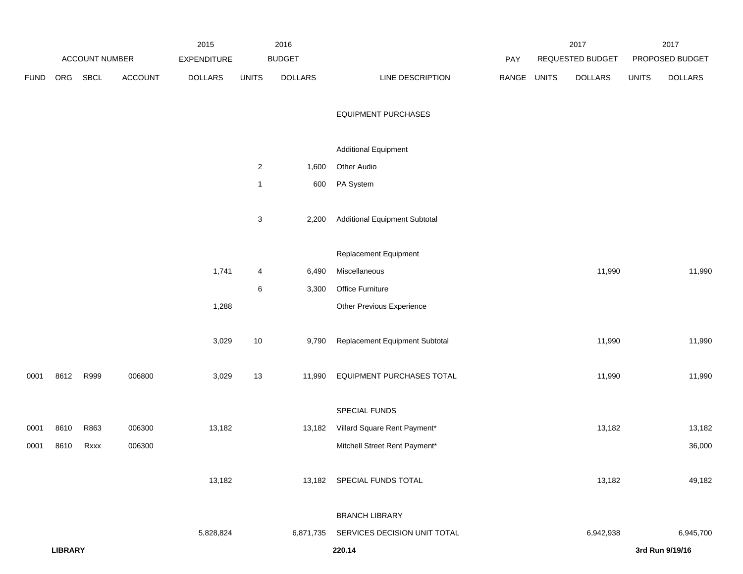| | | | | 2015 | 2016 | | | | 2017 | | 2017 | |
|---|---|---|---|---|---|---|---|---|---|---|---|---|
| ACCOUNT NUMBER | | | | EXPENDITURE | BUDGET | | | PAY | REQUESTED BUDGET | | PROPOSED BUDGET | |
| FUND | ORG | SBCL | ACCOUNT | DOLLARS | UNITS | DOLLARS | LINE DESCRIPTION | RANGE | UNITS | DOLLARS | UNITS | DOLLARS |
| | | | | | | | EQUIPMENT PURCHASES | | | | | |
| | | | | | | | Additional Equipment | | | | | |
| | | | | | 2 | 1,600 | Other Audio | | | | | |
| | | | | | 1 | 600 | PA System | | | | | |
| | | | | | 3 | 2,200 | Additional Equipment Subtotal | | | | | |
| | | | | | | | Replacement Equipment | | | | | |
| | | | | 1,741 | 4 | 6,490 | Miscellaneous | | | 11,990 | | 11,990 |
| | | | | | 6 | 3,300 | Office Furniture | | | | | |
| | | | | 1,288 | | | Other Previous Experience | | | | | |
| | | | | 3,029 | 10 | 9,790 | Replacement Equipment Subtotal | | | 11,990 | | 11,990 |
| 0001 | 8612 | R999 | 006800 | 3,029 | 13 | 11,990 | EQUIPMENT PURCHASES TOTAL | | | 11,990 | | 11,990 |
| | | | | | | | SPECIAL FUNDS | | | | | |
| 0001 | 8610 | R863 | 006300 | 13,182 | | 13,182 | Villard Square Rent Payment* | | | 13,182 | | 13,182 |
| 0001 | 8610 | Rxxx | 006300 | | | | Mitchell Street Rent Payment* | | | | | 36,000 |
| | | | | 13,182 | | 13,182 | SPECIAL FUNDS TOTAL | | | 13,182 | | 49,182 |
| | | | | | | | BRANCH LIBRARY | | | | | |
| | | | | 5,828,824 | | 6,871,735 | SERVICES DECISION UNIT TOTAL | | | 6,942,938 | | 6,945,700 |

**LIBRARY** **220.14** **3rd Run 9/19/16**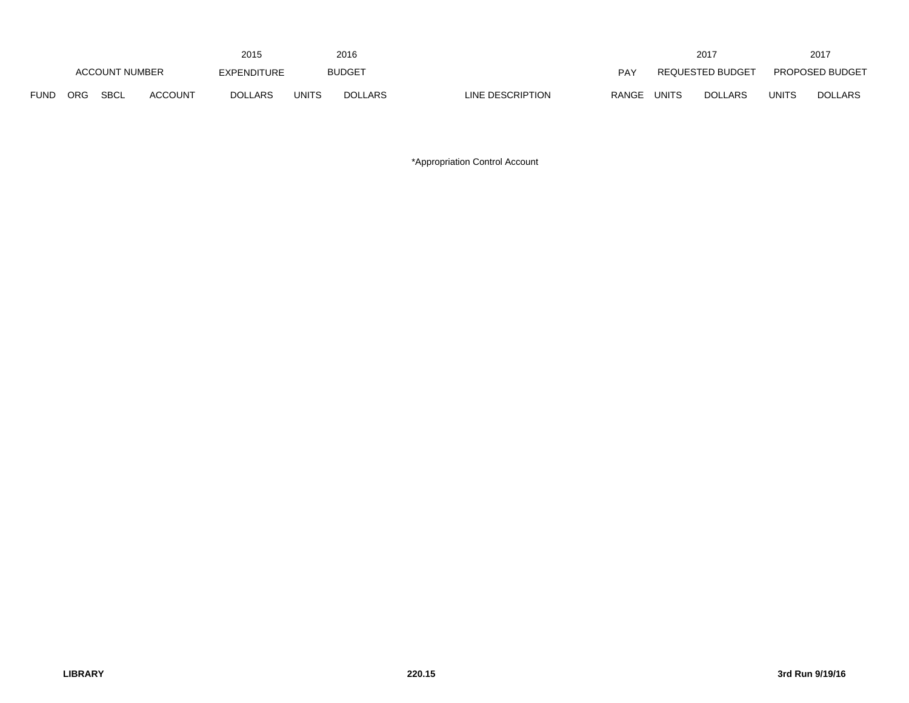| | | | | 2015 | | 2016 | | | | 2017 | | 2017 |
|---|---|---|---|---|---|---|---|---|---|---|---|---|
| ACCOUNT NUMBER | | | | EXPENDITURE | | BUDGET | | PAY | REQUESTED BUDGET | | PROPOSED BUDGET | |
| FUND | ORG | SBCL | ACCOUNT | DOLLARS | UNITS | DOLLARS | LINE DESCRIPTION | RANGE | UNITS | DOLLARS | UNITS | DOLLARS |

*Appropriation Control Account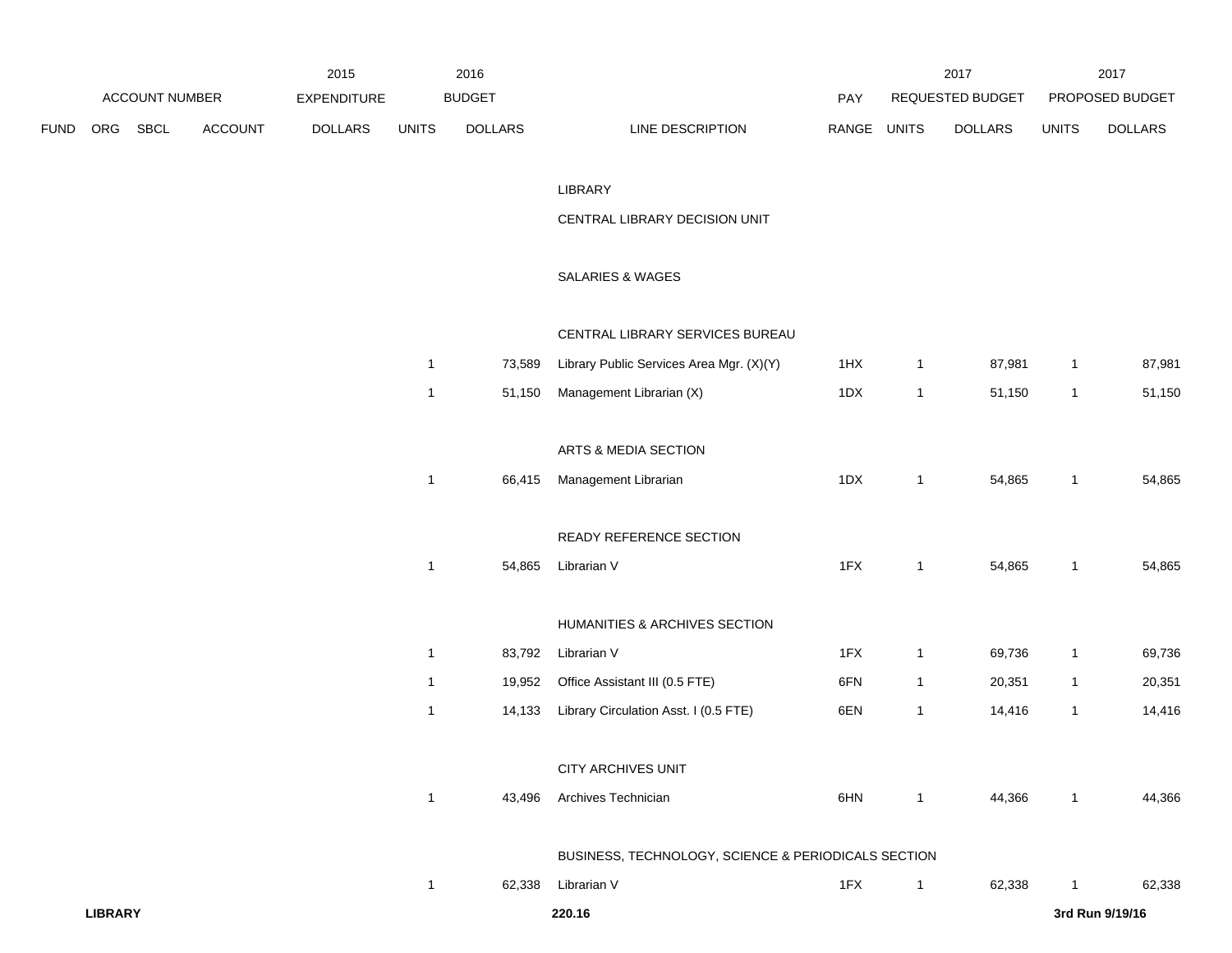| ACCOUNT NUMBER | | | | 2015 EXPENDITURE | 2016 BUDGET | | | PAY | 2017 REQUESTED BUDGET | | 2017 PROPOSED BUDGET | |
|---|---|---|---|---|---|---|---|---|---|---|---|---|
| FUND | ORG | SBCL | ACCOUNT | DOLLARS | UNITS | DOLLARS | LINE DESCRIPTION | RANGE | UNITS | DOLLARS | UNITS | DOLLARS |
| | | | | | | | LIBRARY | | | | | |
| | | | | | | | CENTRAL LIBRARY DECISION UNIT | | | | | |
| | | | | | | | SALARIES & WAGES | | | | | |
| | | | | | | | CENTRAL LIBRARY SERVICES BUREAU | | | | | |
| | | | | | 1 | 73,589 | Library Public Services Area Mgr. (X)(Y) | 1HX | 1 | 87,981 | 1 | 87,981 |
| | | | | | 1 | 51,150 | Management Librarian (X) | 1DX | 1 | 51,150 | 1 | 51,150 |
| | | | | | | | ARTS & MEDIA SECTION | | | | | |
| | | | | | 1 | 66,415 | Management Librarian | 1DX | 1 | 54,865 | 1 | 54,865 |
| | | | | | | | READY REFERENCE SECTION | | | | | |
| | | | | | 1 | 54,865 | Librarian V | 1FX | 1 | 54,865 | 1 | 54,865 |
| | | | | | | | HUMANITIES & ARCHIVES SECTION | | | | | |
| | | | | | 1 | 83,792 | Librarian V | 1FX | 1 | 69,736 | 1 | 69,736 |
| | | | | | 1 | 19,952 | Office Assistant III (0.5 FTE) | 6FN | 1 | 20,351 | 1 | 20,351 |
| | | | | | 1 | 14,133 | Library Circulation Asst. I (0.5 FTE) | 6EN | 1 | 14,416 | 1 | 14,416 |
| | | | | | | | CITY ARCHIVES UNIT | | | | | |
| | | | | | 1 | 43,496 | Archives Technician | 6HN | 1 | 44,366 | 1 | 44,366 |
| | | | | | | | BUSINESS, TECHNOLOGY, SCIENCE & PERIODICALS SECTION | | | | | |
| | | | | | 1 | 62,338 | Librarian V | 1FX | 1 | 62,338 | 1 | 62,338 |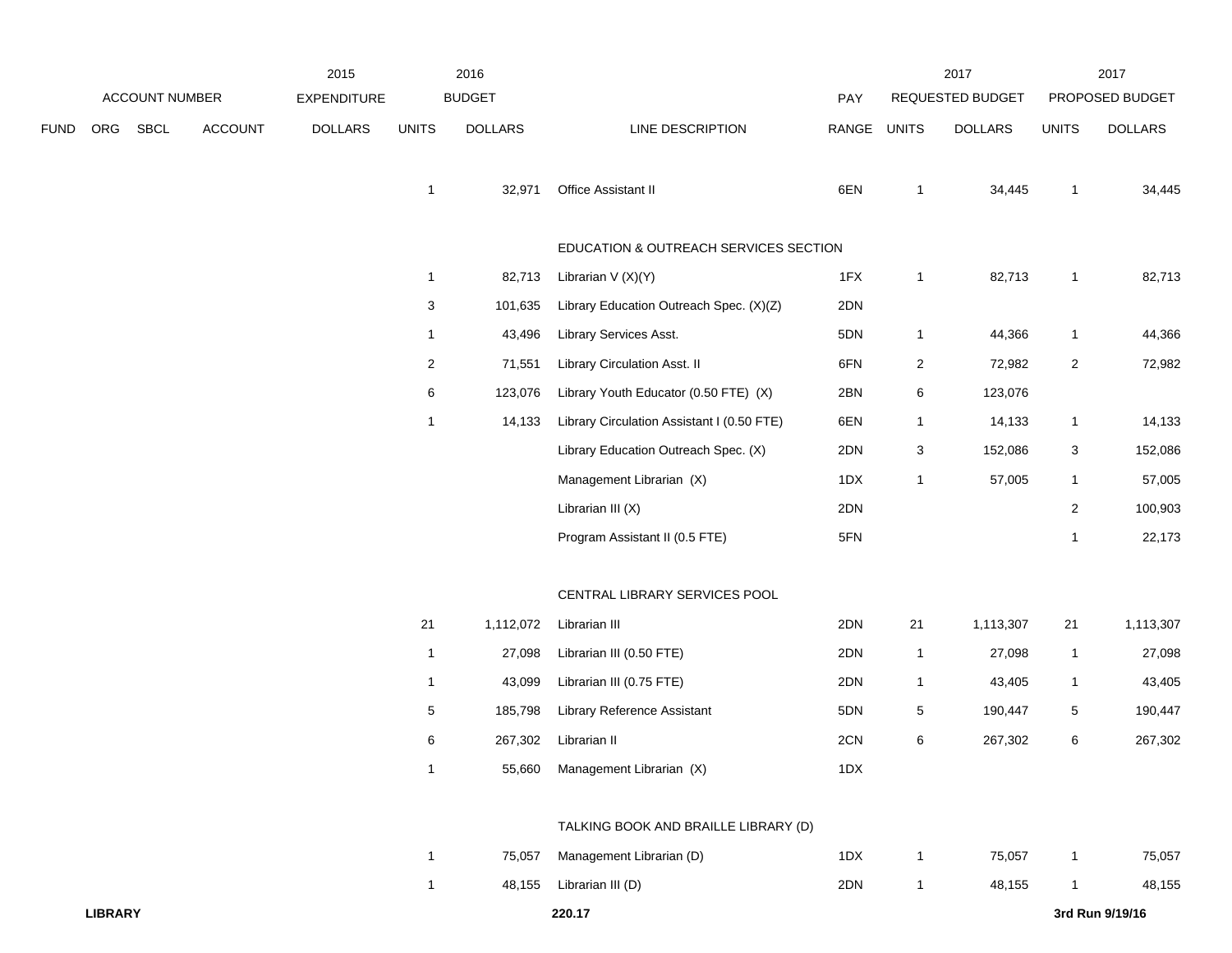| FUND | ORG | SBCL | ACCOUNT | 2015 EXPENDITURE DOLLARS | 2016 BUDGET UNITS | 2016 BUDGET DOLLARS | LINE DESCRIPTION | PAY RANGE | 2017 REQUESTED BUDGET UNITS | 2017 REQUESTED BUDGET DOLLARS | 2017 PROPOSED BUDGET UNITS | 2017 PROPOSED BUDGET DOLLARS |
|---|---|---|---|---|---|---|---|---|---|---|---|---|
| | | | | | 1 | 32,971 | Office Assistant II | 6EN | 1 | 34,445 | 1 | 34,445 |
| | | | | | | | EDUCATION & OUTREACH SERVICES SECTION | | | | | |
| | | | | | 1 | 82,713 | Librarian V (X)(Y) | 1FX | 1 | 82,713 | 1 | 82,713 |
| | | | | | 3 | 101,635 | Library Education Outreach Spec. (X)(Z) | 2DN | | | | |
| | | | | | 1 | 43,496 | Library Services Asst. | 5DN | 1 | 44,366 | 1 | 44,366 |
| | | | | | 2 | 71,551 | Library Circulation Asst. II | 6FN | 2 | 72,982 | 2 | 72,982 |
| | | | | | 6 | 123,076 | Library Youth Educator (0.50 FTE) (X) | 2BN | 6 | 123,076 | | |
| | | | | | 1 | 14,133 | Library Circulation Assistant I (0.50 FTE) | 6EN | 1 | 14,133 | 1 | 14,133 |
| | | | | | | | Library Education Outreach Spec. (X) | 2DN | 3 | 152,086 | 3 | 152,086 |
| | | | | | | | Management Librarian (X) | 1DX | 1 | 57,005 | 1 | 57,005 |
| | | | | | | | Librarian III (X) | 2DN | | | 2 | 100,903 |
| | | | | | | | Program Assistant II (0.5 FTE) | 5FN | | | 1 | 22,173 |
| | | | | | | | CENTRAL LIBRARY SERVICES POOL | | | | | |
| | | | | | 21 | 1,112,072 | Librarian III | 2DN | 21 | 1,113,307 | 21 | 1,113,307 |
| | | | | | 1 | 27,098 | Librarian III (0.50 FTE) | 2DN | 1 | 27,098 | 1 | 27,098 |
| | | | | | 1 | 43,099 | Librarian III (0.75 FTE) | 2DN | 1 | 43,405 | 1 | 43,405 |
| | | | | | 5 | 185,798 | Library Reference Assistant | 5DN | 5 | 190,447 | 5 | 190,447 |
| | | | | | 6 | 267,302 | Librarian II | 2CN | 6 | 267,302 | 6 | 267,302 |
| | | | | | 1 | 55,660 | Management Librarian (X) | 1DX | | | | |
| | | | | | | | TALKING BOOK AND BRAILLE LIBRARY (D) | | | | | |
| | | | | | 1 | 75,057 | Management Librarian (D) | 1DX | 1 | 75,057 | 1 | 75,057 |
| | | | | | 1 | 48,155 | Librarian III (D) | 2DN | 1 | 48,155 | 1 | 48,155 |

**LIBRARY** 220.17 3rd Run 9/19/16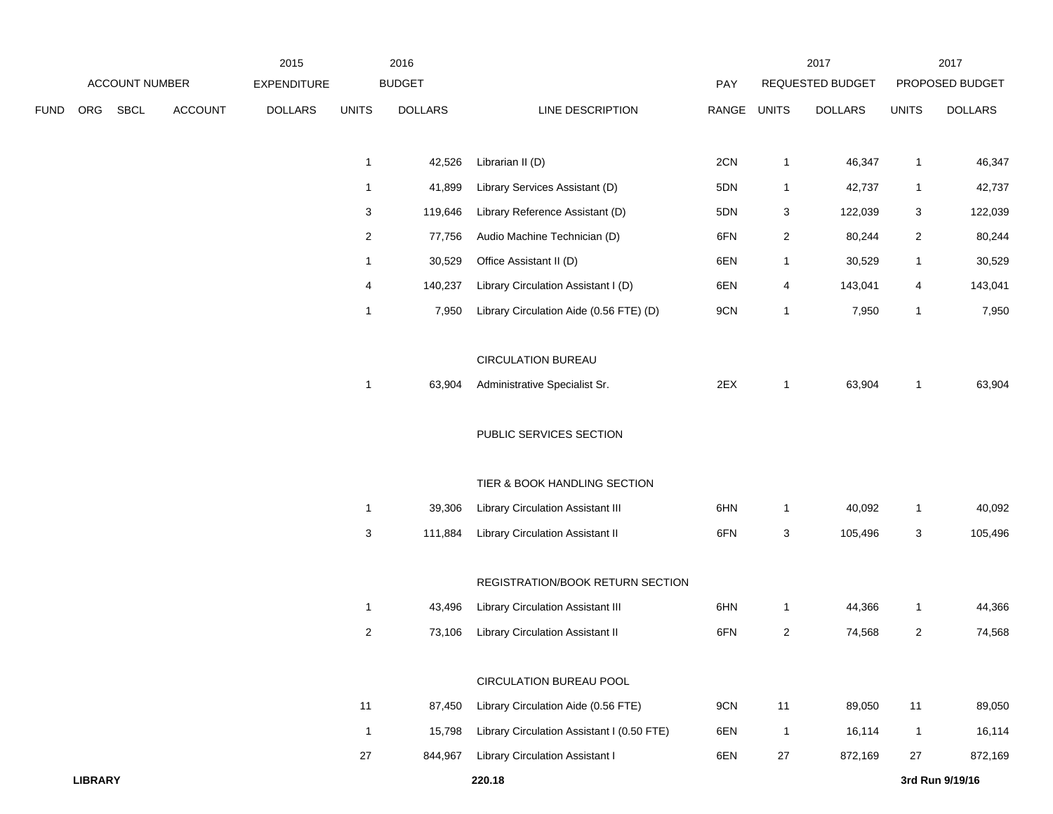| ACCOUNT NUMBER | | | | 2015 EXPENDITURE | 2016 BUDGET | | | PAY | 2017 REQUESTED BUDGET | | 2017 PROPOSED BUDGET | |
|---|---|---|---|---|---|---|---|---|---|---|---|---|
| FUND | ORG | SBCL | ACCOUNT | DOLLARS | UNITS | DOLLARS | LINE DESCRIPTION | RANGE | UNITS | DOLLARS | UNITS | DOLLARS |
| | | | | | 1 | 42,526 | Librarian II (D) | 2CN | 1 | 46,347 | 1 | 46,347 |
| | | | | | 1 | 41,899 | Library Services Assistant (D) | 5DN | 1 | 42,737 | 1 | 42,737 |
| | | | | | 3 | 119,646 | Library Reference Assistant (D) | 5DN | 3 | 122,039 | 3 | 122,039 |
| | | | | | 2 | 77,756 | Audio Machine Technician (D) | 6FN | 2 | 80,244 | 2 | 80,244 |
| | | | | | 1 | 30,529 | Office Assistant II (D) | 6EN | 1 | 30,529 | 1 | 30,529 |
| | | | | | 4 | 140,237 | Library Circulation Assistant I (D) | 6EN | 4 | 143,041 | 4 | 143,041 |
| | | | | | 1 | 7,950 | Library Circulation Aide (0.56 FTE) (D) | 9CN | 1 | 7,950 | 1 | 7,950 |
| | | | | | | | CIRCULATION BUREAU | | | | | |
| | | | | | 1 | 63,904 | Administrative Specialist Sr. | 2EX | 1 | 63,904 | 1 | 63,904 |
| | | | | | | | PUBLIC SERVICES SECTION | | | | | |
| | | | | | | | TIER & BOOK HANDLING SECTION | | | | | |
| | | | | | 1 | 39,306 | Library Circulation Assistant III | 6HN | 1 | 40,092 | 1 | 40,092 |
| | | | | | 3 | 111,884 | Library Circulation Assistant II | 6FN | 3 | 105,496 | 3 | 105,496 |
| | | | | | | | REGISTRATION/BOOK RETURN SECTION | | | | | |
| | | | | | 1 | 43,496 | Library Circulation Assistant III | 6HN | 1 | 44,366 | 1 | 44,366 |
| | | | | | 2 | 73,106 | Library Circulation Assistant II | 6FN | 2 | 74,568 | 2 | 74,568 |
| | | | | | | | CIRCULATION BUREAU POOL | | | | | |
| | | | | | 11 | 87,450 | Library Circulation Aide (0.56 FTE) | 9CN | 11 | 89,050 | 11 | 89,050 |
| | | | | | 1 | 15,798 | Library Circulation Assistant I (0.50 FTE) | 6EN | 1 | 16,114 | 1 | 16,114 |
| | | | | | 27 | 844,967 | Library Circulation Assistant I | 6EN | 27 | 872,169 | 27 | 872,169 |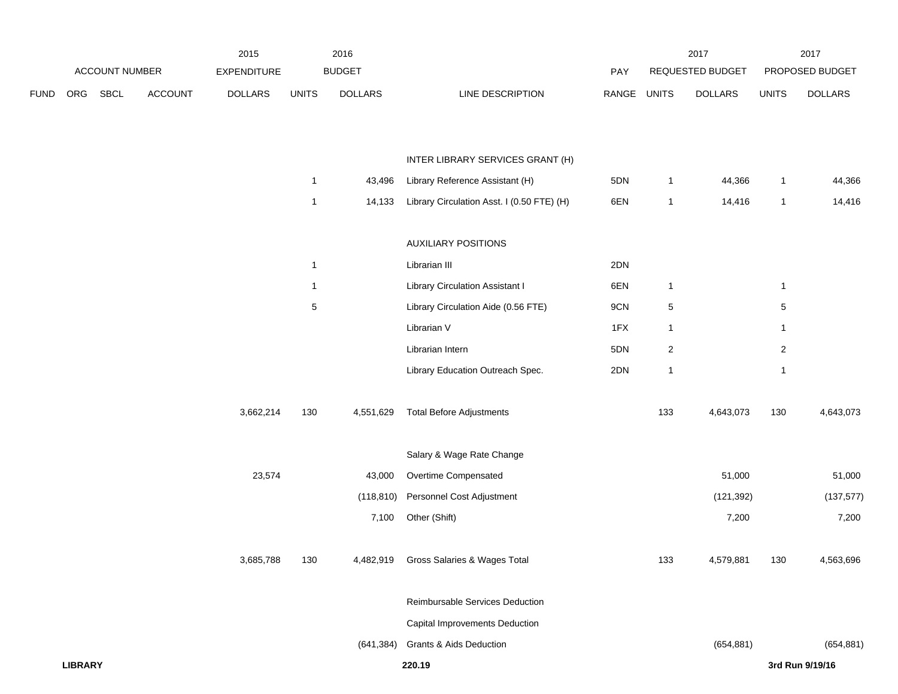| ACCOUNT NUMBER | | | | 2015 EXPENDITURE | 2016 BUDGET | | | PAY | 2017 REQUESTED BUDGET | | 2017 PROPOSED BUDGET | |
|---|---|---|---|---|---|---|---|---|---|---|---|---|
| FUND | ORG | SBCL | ACCOUNT | DOLLARS | UNITS | DOLLARS | LINE DESCRIPTION | RANGE | UNITS | DOLLARS | UNITS | DOLLARS |
| | | | | | | | INTER LIBRARY SERVICES GRANT (H) | | | | | |
| | | | | | 1 | 43,496 | Library Reference Assistant (H) | 5DN | 1 | 44,366 | 1 | 44,366 |
| | | | | | 1 | 14,133 | Library Circulation Asst. I (0.50 FTE) (H) | 6EN | 1 | 14,416 | 1 | 14,416 |
| | | | | | | | AUXILIARY POSITIONS | | | | | |
| | | | | | 1 | | Librarian III | 2DN | | | | |
| | | | | | 1 | | Library Circulation Assistant I | 6EN | 1 | | 1 | |
| | | | | | 5 | | Library Circulation Aide (0.56 FTE) | 9CN | 5 | | 5 | |
| | | | | | | | Librarian V | 1FX | 1 | | 1 | |
| | | | | | | | Librarian Intern | 5DN | 2 | | 2 | |
| | | | | | | | Library Education Outreach Spec. | 2DN | 1 | | 1 | |
| | | | | 3,662,214 | 130 | 4,551,629 | Total Before Adjustments | | 133 | 4,643,073 | 130 | 4,643,073 |
| | | | | | | | Salary & Wage Rate Change | | | | | |
| | | | | 23,574 | | 43,000 | Overtime Compensated | | | 51,000 | | 51,000 |
| | | | | | | (118,810) | Personnel Cost Adjustment | | | (121,392) | | (137,577) |
| | | | | | | 7,100 | Other (Shift) | | | 7,200 | | 7,200 |
| | | | | 3,685,788 | 130 | 4,482,919 | Gross Salaries & Wages Total | | 133 | 4,579,881 | 130 | 4,563,696 |
| | | | | | | | Reimbursable Services Deduction | | | | | |
| | | | | | | | Capital Improvements Deduction | | | | | |
| | | | | | | (641,384) | Grants & Aids Deduction | | | (654,881) | | (654,881) |

**LIBRARY** 220.19 3rd Run 9/19/16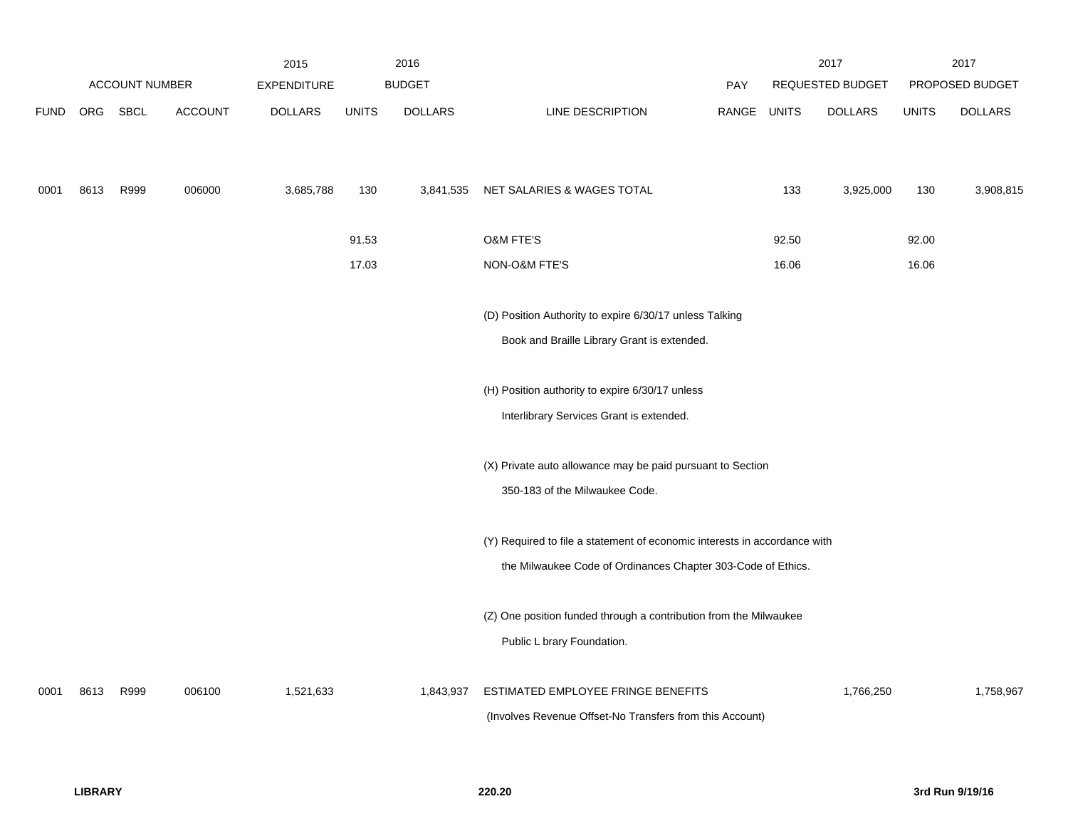| ACCOUNT NUMBER | | | | 2015 EXPENDITURE | 2016 BUDGET | | | PAY | 2017 REQUESTED BUDGET | | 2017 PROPOSED BUDGET | |
|---|---|---|---|---|---|---|---|---|---|---|---|---|
| FUND | ORG | SBCL | ACCOUNT | DOLLARS | UNITS | DOLLARS | LINE DESCRIPTION | RANGE | UNITS | DOLLARS | UNITS | DOLLARS |
| 0001 | 8613 | R999 | 006000 | 3,685,788 | 130 | 3,841,535 | NET SALARIES & WAGES TOTAL | | 133 | 3,925,000 | 130 | 3,908,815 |
| | | | | | 91.53 | | O&M FTE'S | | 92.50 | | 92.00 | |
| | | | | | 17.03 | | NON-O&M FTE'S | | 16.06 | | 16.06 | |
| | | | | | | | (D) Position Authority to expire 6/30/17 unless Talking Book and Braille Library Grant is extended. | | | | | |
| | | | | | | | (H) Position authority to expire 6/30/17 unless Interlibrary Services Grant is extended. | | | | | |
| | | | | | | | (X) Private auto allowance may be paid pursuant to Section 350-183 of the Milwaukee Code. | | | | | |
| | | | | | | | (Y) Required to file a statement of economic interests in accordance with the Milwaukee Code of Ordinances Chapter 303-Code of Ethics. | | | | | |
| | | | | | | | (Z) One position funded through a contribution from the Milwaukee Public L brary Foundation. | | | | | |
| 0001 | 8613 | R999 | 006100 | 1,521,633 | | 1,843,937 | ESTIMATED EMPLOYEE FRINGE BENEFITS (Involves Revenue Offset-No Transfers from this Account) | | | 1,766,250 | | 1,758,967 |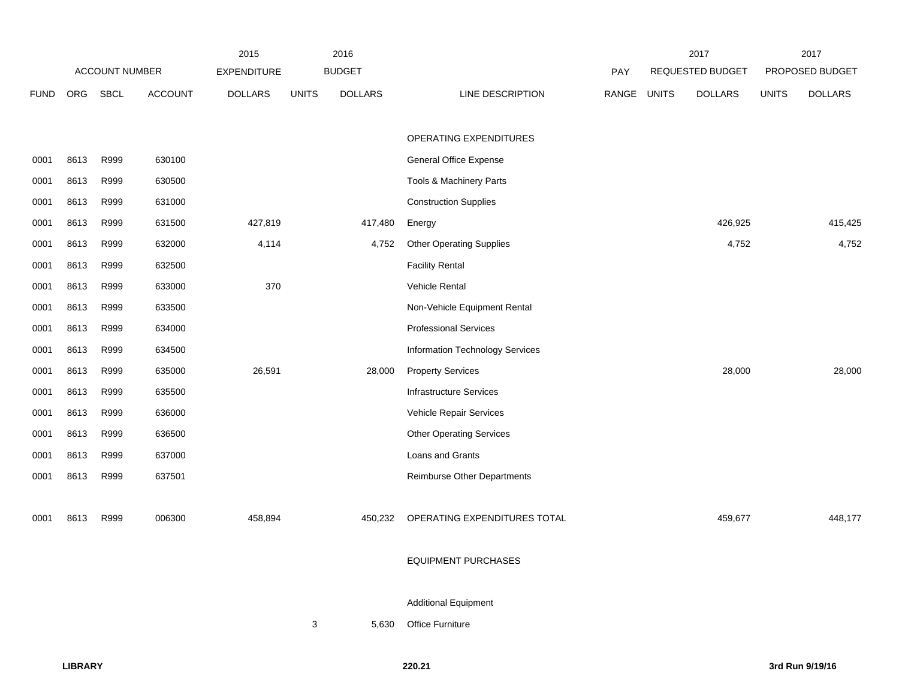| FUND | ORG | SBCL | ACCOUNT | 2015 EXPENDITURE DOLLARS | 2016 BUDGET UNITS | 2016 BUDGET DOLLARS | LINE DESCRIPTION | PAY RANGE | 2017 REQUESTED BUDGET UNITS | 2017 REQUESTED BUDGET DOLLARS | 2017 PROPOSED BUDGET UNITS | 2017 PROPOSED BUDGET DOLLARS |
|---|---|---|---|---|---|---|---|---|---|---|---|---|
| | | | | | | | OPERATING EXPENDITURES | | | | | |
| 0001 | 8613 | R999 | 630100 | | | | General Office Expense | | | | | |
| 0001 | 8613 | R999 | 630500 | | | | Tools & Machinery Parts | | | | | |
| 0001 | 8613 | R999 | 631000 | | | | Construction Supplies | | | | | |
| 0001 | 8613 | R999 | 631500 | 427,819 | | 417,480 | Energy | | | 426,925 | | 415,425 |
| 0001 | 8613 | R999 | 632000 | 4,114 | | 4,752 | Other Operating Supplies | | | 4,752 | | 4,752 |
| 0001 | 8613 | R999 | 632500 | | | | Facility Rental | | | | | |
| 0001 | 8613 | R999 | 633000 | 370 | | | Vehicle Rental | | | | | |
| 0001 | 8613 | R999 | 633500 | | | | Non-Vehicle Equipment Rental | | | | | |
| 0001 | 8613 | R999 | 634000 | | | | Professional Services | | | | | |
| 0001 | 8613 | R999 | 634500 | | | | Information Technology Services | | | | | |
| 0001 | 8613 | R999 | 635000 | 26,591 | | 28,000 | Property Services | | | 28,000 | | 28,000 |
| 0001 | 8613 | R999 | 635500 | | | | Infrastructure Services | | | | | |
| 0001 | 8613 | R999 | 636000 | | | | Vehicle Repair Services | | | | | |
| 0001 | 8613 | R999 | 636500 | | | | Other Operating Services | | | | | |
| 0001 | 8613 | R999 | 637000 | | | | Loans and Grants | | | | | |
| 0001 | 8613 | R999 | 637501 | | | | Reimburse Other Departments | | | | | |
| 0001 | 8613 | R999 | 006300 | 458,894 | | 450,232 | OPERATING EXPENDITURES TOTAL | | | 459,677 | | 448,177 |
| | | | | | | | EQUIPMENT PURCHASES | | | | | |
| | | | | | | | Additional Equipment | | | | | |
| | | | | | 3 | 5,630 | Office Furniture | | | | | |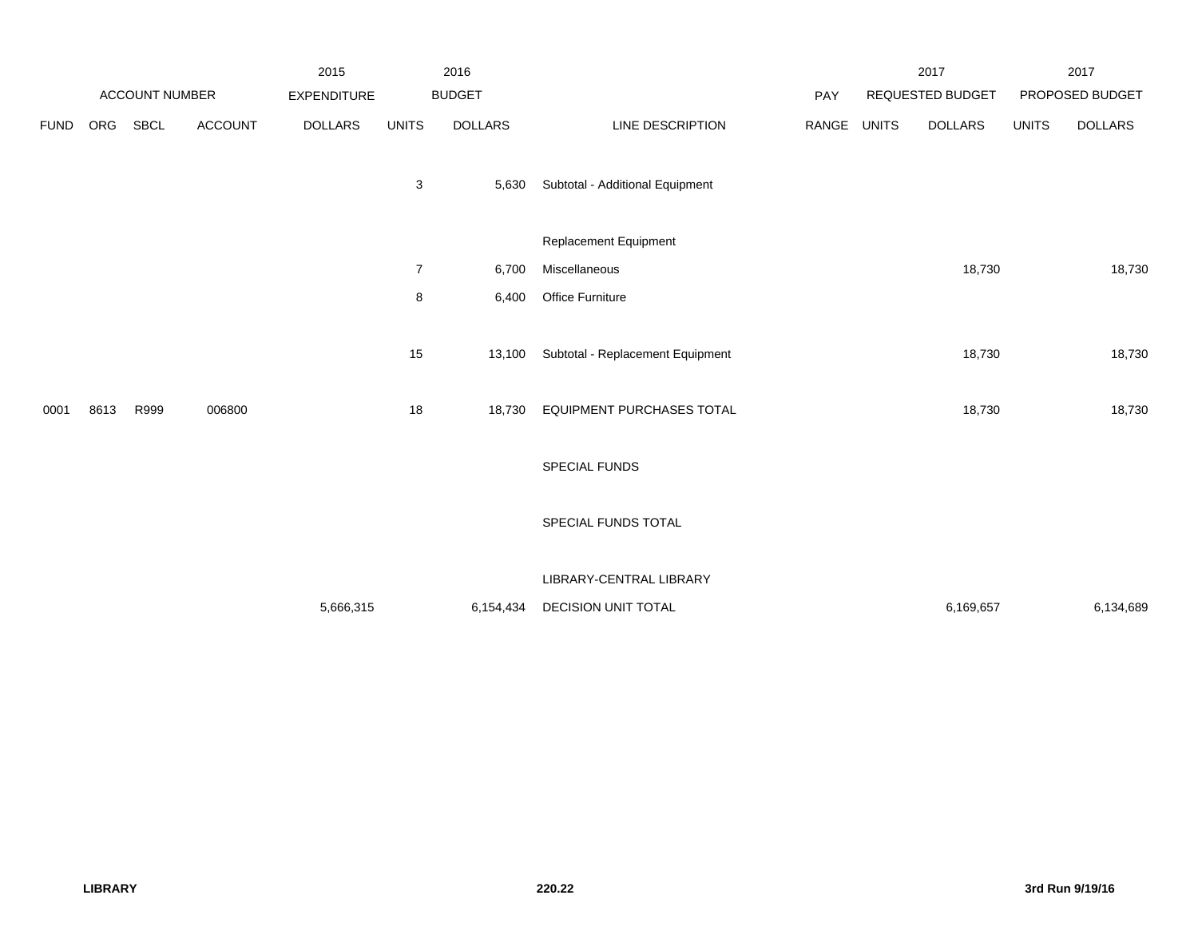| | ACCOUNT NUMBER | | | 2015 EXPENDITURE | 2016 BUDGET | | | PAY | 2017 REQUESTED BUDGET | | 2017 PROPOSED BUDGET | |
|---|---|---|---|---|---|---|---|---|---|---|---|---|
| FUND | ORG | SBCL | ACCOUNT | DOLLARS | UNITS | DOLLARS | LINE DESCRIPTION | RANGE | UNITS | DOLLARS | UNITS | DOLLARS |
| | | | | | 3 | 5,630 | Subtotal - Additional Equipment | | | | | |
| | | | | | | | Replacement Equipment | | | | | |
| | | | | | 7 | 6,700 | Miscellaneous | | | 18,730 | | 18,730 |
| | | | | | 8 | 6,400 | Office Furniture | | | | | |
| | | | | | 15 | 13,100 | Subtotal - Replacement Equipment | | | 18,730 | | 18,730 |
| 0001 | 8613 | R999 | 006800 | | 18 | 18,730 | EQUIPMENT PURCHASES TOTAL | | | 18,730 | | 18,730 |
| | | | | | | | SPECIAL FUNDS | | | | | |
| | | | | | | | SPECIAL FUNDS TOTAL | | | | | |
| | | | | | | | LIBRARY-CENTRAL LIBRARY | | | | | |
| | | | | 5,666,315 | | 6,154,434 | DECISION UNIT TOTAL | | | 6,169,657 | | 6,134,689 |

**LIBRARY** **220.22** **3rd Run 9/19/16**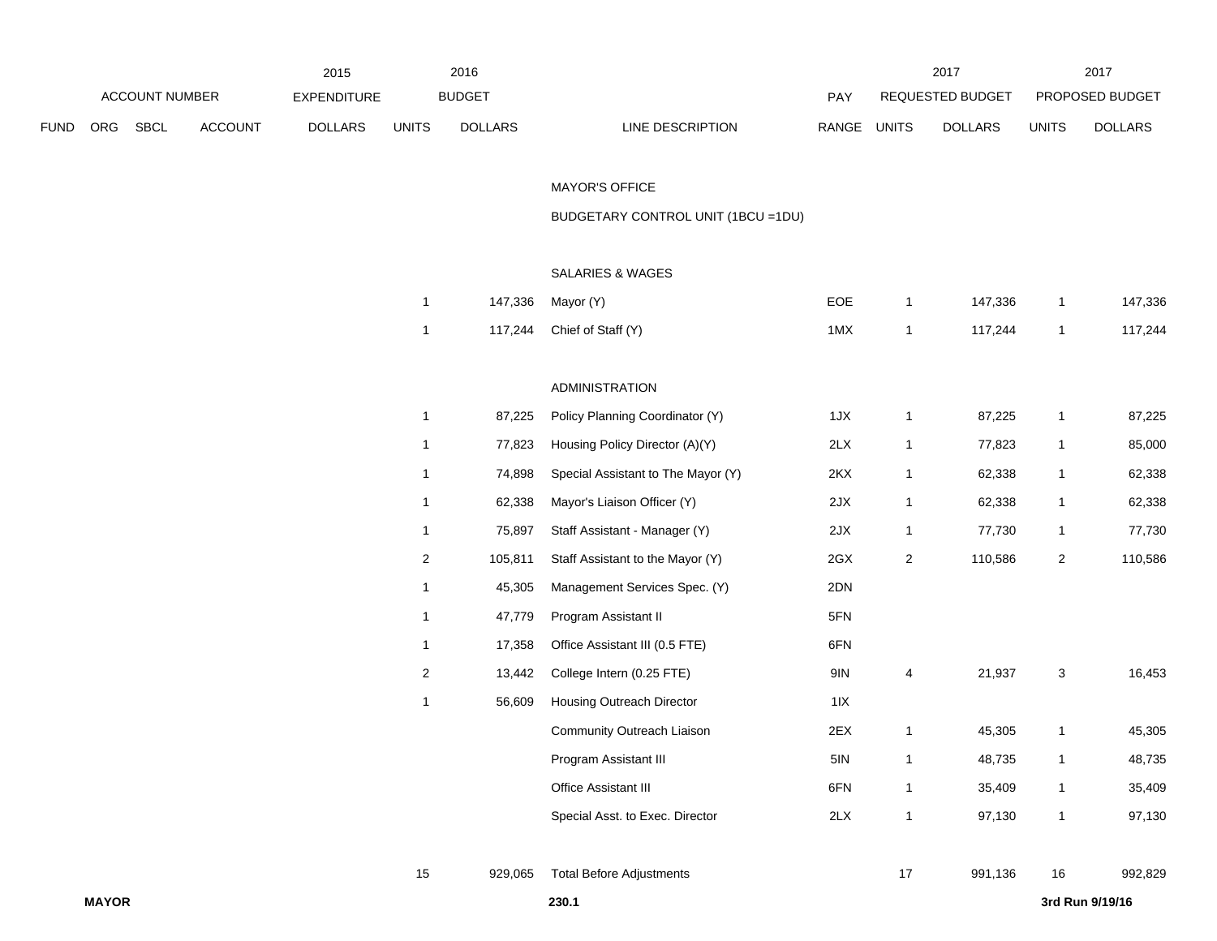| FUND | ORG | SBCL | ACCOUNT | 2015 EXPENDITURE DOLLARS | 2016 BUDGET UNITS | 2016 BUDGET DOLLARS | LINE DESCRIPTION | PAY RANGE | 2017 REQUESTED BUDGET UNITS | 2017 REQUESTED BUDGET DOLLARS | 2017 PROPOSED BUDGET UNITS | 2017 PROPOSED BUDGET DOLLARS |
|---|---|---|---|---|---|---|---|---|---|---|---|---|
| | | | | | | | MAYOR'S OFFICE | | | | | |
| | | | | | | | BUDGETARY CONTROL UNIT (1BCU =1DU) | | | | | |
| | | | | | | | SALARIES & WAGES | | | | | |
| | | | | | 1 | 147,336 | Mayor (Y) | EOE | 1 | 147,336 | 1 | 147,336 |
| | | | | | 1 | 117,244 | Chief of Staff (Y) | 1MX | 1 | 117,244 | 1 | 117,244 |
| | | | | | | | ADMINISTRATION | | | | | |
| | | | | | 1 | 87,225 | Policy Planning Coordinator (Y) | 1JX | 1 | 87,225 | 1 | 87,225 |
| | | | | | 1 | 77,823 | Housing Policy Director (A)(Y) | 2LX | 1 | 77,823 | 1 | 85,000 |
| | | | | | 1 | 74,898 | Special Assistant to The Mayor (Y) | 2KX | 1 | 62,338 | 1 | 62,338 |
| | | | | | 1 | 62,338 | Mayor's Liaison Officer (Y) | 2JX | 1 | 62,338 | 1 | 62,338 |
| | | | | | 1 | 75,897 | Staff Assistant - Manager (Y) | 2JX | 1 | 77,730 | 1 | 77,730 |
| | | | | | 2 | 105,811 | Staff Assistant to the Mayor (Y) | 2GX | 2 | 110,586 | 2 | 110,586 |
| | | | | | 1 | 45,305 | Management Services Spec. (Y) | 2DN | | | | |
| | | | | | 1 | 47,779 | Program Assistant II | 5FN | | | | |
| | | | | | 1 | 17,358 | Office Assistant III (0.5 FTE) | 6FN | | | | |
| | | | | | 2 | 13,442 | College Intern (0.25 FTE) | 9IN | 4 | 21,937 | 3 | 16,453 |
| | | | | | 1 | 56,609 | Housing Outreach Director | 1IX | | | | |
| | | | | | | | Community Outreach Liaison | 2EX | 1 | 45,305 | 1 | 45,305 |
| | | | | | | | Program Assistant III | 5IN | 1 | 48,735 | 1 | 48,735 |
| | | | | | | | Office Assistant III | 6FN | 1 | 35,409 | 1 | 35,409 |
| | | | | | | | Special Asst. to Exec. Director | 2LX | 1 | 97,130 | 1 | 97,130 |
| | | | | | 15 | 929,065 | Total Before Adjustments | | 17 | 991,136 | 16 | 992,829 |

**MAYOR** 230.1 **3rd Run 9/19/16**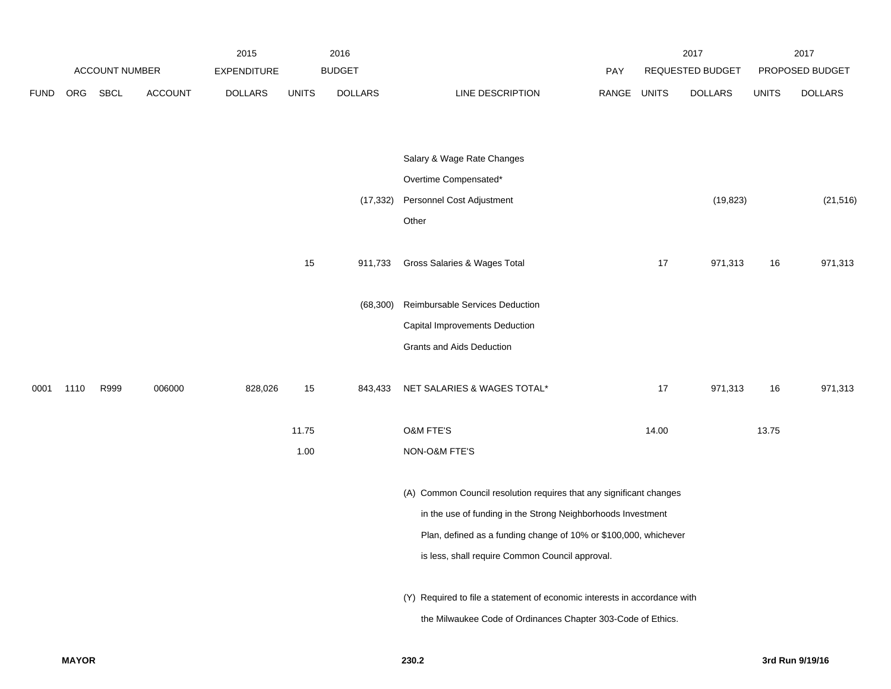| | ACCOUNT NUMBER | | | 2015 EXPENDITURE | 2016 BUDGET | | | PAY | 2017 REQUESTED BUDGET | | 2017 PROPOSED BUDGET | |
|---|---|---|---|---|---|---|---|---|---|---|---|---|
| FUND | ORG | SBCL | ACCOUNT | DOLLARS | UNITS | DOLLARS | LINE DESCRIPTION | RANGE | UNITS | DOLLARS | UNITS | DOLLARS |
| | | | | | | | Salary & Wage Rate Changes | | | | | |
| | | | | | | | Overtime Compensated* | | | | | |
| | | | | | | (17,332) | Personnel Cost Adjustment | | | (19,823) | | (21,516) |
| | | | | | | | Other | | | | | |
| | | | | | 15 | 911,733 | Gross Salaries & Wages Total | | 17 | 971,313 | 16 | 971,313 |
| | | | | | | (68,300) | Reimbursable Services Deduction | | | | | |
| | | | | | | | Capital Improvements Deduction | | | | | |
| | | | | | | | Grants and Aids Deduction | | | | | |
| 0001 | 1110 | R999 | 006000 | 828,026 | 15 | 843,433 | NET SALARIES & WAGES TOTAL* | | 17 | 971,313 | 16 | 971,313 |
| | | | | | 11.75 | | O&M FTE'S | | 14.00 | | 13.75 | |
| | | | | | 1.00 | | NON-O&M FTE'S | | | | | |

(A) Common Council resolution requires that any significant changes in the use of funding in the Strong Neighborhoods Investment Plan, defined as a funding change of 10% or $100,000, whichever is less, shall require Common Council approval.

(Y) Required to file a statement of economic interests in accordance with the Milwaukee Code of Ordinances Chapter 303-Code of Ethics.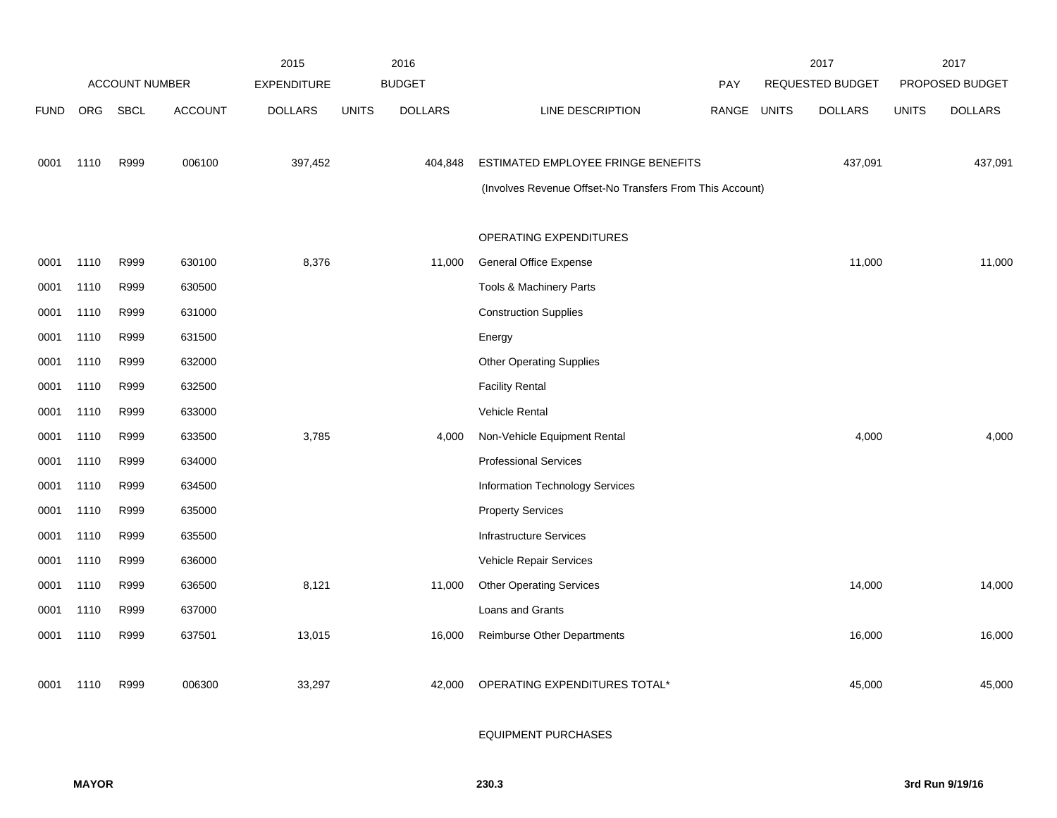| | ACCOUNT NUMBER | | | 2015 EXPENDITURE | | 2016 BUDGET | | PAY | 2017 REQUESTED BUDGET | | 2017 PROPOSED BUDGET | |
|---|---|---|---|---|---|---|---|---|---|---|---|---|
| FUND | ORG | SBCL | ACCOUNT | DOLLARS | UNITS | DOLLARS | LINE DESCRIPTION | RANGE | UNITS | DOLLARS | UNITS | DOLLARS |
| 0001 | 1110 | R999 | 006100 | 397,452 | | 404,848 | ESTIMATED EMPLOYEE FRINGE BENEFITS | | | 437,091 | | 437,091 |
| | | | | | | | (Involves Revenue Offset-No Transfers From This Account) | | | | | |
| | | | | | | | OPERATING EXPENDITURES | | | | | |
| 0001 | 1110 | R999 | 630100 | 8,376 | | 11,000 | General Office Expense | | | 11,000 | | 11,000 |
| 0001 | 1110 | R999 | 630500 | | | | Tools & Machinery Parts | | | | | |
| 0001 | 1110 | R999 | 631000 | | | | Construction Supplies | | | | | |
| 0001 | 1110 | R999 | 631500 | | | | Energy | | | | | |
| 0001 | 1110 | R999 | 632000 | | | | Other Operating Supplies | | | | | |
| 0001 | 1110 | R999 | 632500 | | | | Facility Rental | | | | | |
| 0001 | 1110 | R999 | 633000 | | | | Vehicle Rental | | | | | |
| 0001 | 1110 | R999 | 633500 | 3,785 | | 4,000 | Non-Vehicle Equipment Rental | | | 4,000 | | 4,000 |
| 0001 | 1110 | R999 | 634000 | | | | Professional Services | | | | | |
| 0001 | 1110 | R999 | 634500 | | | | Information Technology Services | | | | | |
| 0001 | 1110 | R999 | 635000 | | | | Property Services | | | | | |
| 0001 | 1110 | R999 | 635500 | | | | Infrastructure Services | | | | | |
| 0001 | 1110 | R999 | 636000 | | | | Vehicle Repair Services | | | | | |
| 0001 | 1110 | R999 | 636500 | 8,121 | | 11,000 | Other Operating Services | | | 14,000 | | 14,000 |
| 0001 | 1110 | R999 | 637000 | | | | Loans and Grants | | | | | |
| 0001 | 1110 | R999 | 637501 | 13,015 | | 16,000 | Reimburse Other Departments | | | 16,000 | | 16,000 |
| 0001 | 1110 | R999 | 006300 | 33,297 | | 42,000 | OPERATING EXPENDITURES TOTAL* | | | 45,000 | | 45,000 |
| | | | | | | | EQUIPMENT PURCHASES | | | | | |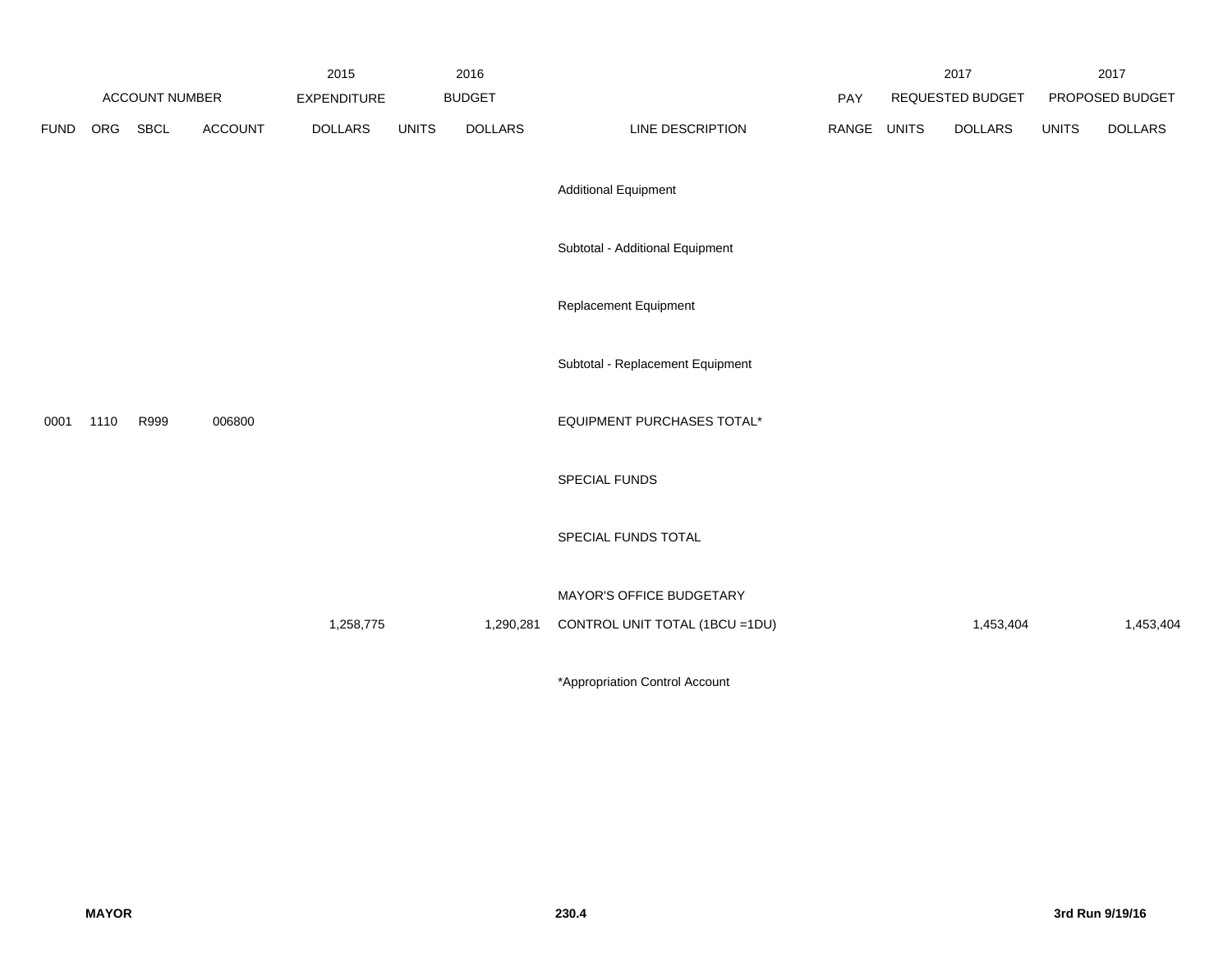| ACCOUNT NUMBER | | | | 2015 EXPENDITURE | 2016 BUDGET | | | PAY | 2017 REQUESTED BUDGET | | 2017 PROPOSED BUDGET | |
|---|---|---|---|---|---|---|---|---|---|---|---|---|
| FUND | ORG | SBCL | ACCOUNT | DOLLARS | UNITS | DOLLARS | LINE DESCRIPTION | RANGE | UNITS | DOLLARS | UNITS | DOLLARS |
| | | | | | | | Additional Equipment | | | | | |
| | | | | | | | Subtotal - Additional Equipment | | | | | |
| | | | | | | | Replacement Equipment | | | | | |
| | | | | | | | Subtotal - Replacement Equipment | | | | | |
| 0001 | 1110 | R999 | 006800 | | | | EQUIPMENT PURCHASES TOTAL* | | | | | |
| | | | | | | | SPECIAL FUNDS | | | | | |
| | | | | | | | SPECIAL FUNDS TOTAL | | | | | |
| | | | | 1,258,775 | | 1,290,281 | MAYOR'S OFFICE BUDGETARY CONTROL UNIT TOTAL (1BCU =1DU) | | | 1,453,404 | | 1,453,404 |

*Appropriation Control Account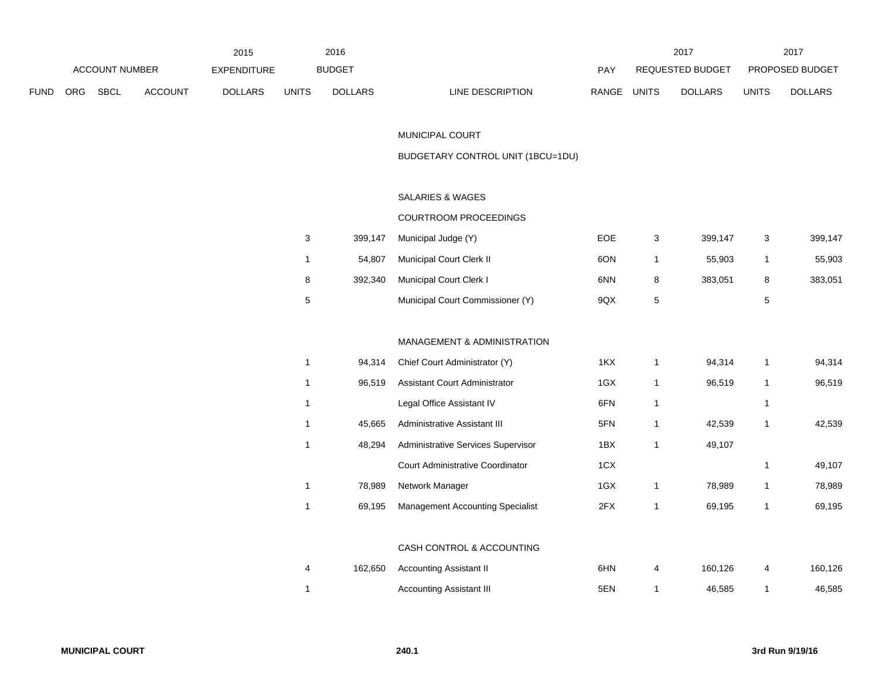| ACCOUNT NUMBER | | | | 2015 EXPENDITURE | 2016 BUDGET | | | PAY | 2017 REQUESTED BUDGET | | 2017 PROPOSED BUDGET | |
|---|---|---|---|---|---|---|---|---|---|---|---|---|
| FUND | ORG | SBCL | ACCOUNT | DOLLARS | UNITS | DOLLARS | LINE DESCRIPTION | RANGE | UNITS | DOLLARS | UNITS | DOLLARS |
| | | | | | | | MUNICIPAL COURT | | | | | |
| | | | | | | | BUDGETARY CONTROL UNIT (1BCU=1DU) | | | | | |
| | | | | | | | SALARIES & WAGES | | | | | |
| | | | | | | | COURTROOM PROCEEDINGS | | | | | |
| | | | | | 3 | 399,147 | Municipal Judge (Y) | EOE | 3 | 399,147 | 3 | 399,147 |
| | | | | | 1 | 54,807 | Municipal Court Clerk II | 6ON | 1 | 55,903 | 1 | 55,903 |
| | | | | | 8 | 392,340 | Municipal Court Clerk I | 6NN | 8 | 383,051 | 8 | 383,051 |
| | | | | | 5 | | Municipal Court Commissioner (Y) | 9QX | 5 | | 5 | |
| | | | | | | | MANAGEMENT & ADMINISTRATION | | | | | |
| | | | | | 1 | 94,314 | Chief Court Administrator (Y) | 1KX | 1 | 94,314 | 1 | 94,314 |
| | | | | | 1 | 96,519 | Assistant Court Administrator | 1GX | 1 | 96,519 | 1 | 96,519 |
| | | | | | 1 | | Legal Office Assistant IV | 6FN | 1 | | 1 | |
| | | | | | 1 | 45,665 | Administrative Assistant III | 5FN | 1 | 42,539 | 1 | 42,539 |
| | | | | | 1 | 48,294 | Administrative Services Supervisor | 1BX | 1 | 49,107 | | |
| | | | | | | | Court Administrative Coordinator | 1CX | | | 1 | 49,107 |
| | | | | | 1 | 78,989 | Network Manager | 1GX | 1 | 78,989 | 1 | 78,989 |
| | | | | | 1 | 69,195 | Management Accounting Specialist | 2FX | 1 | 69,195 | 1 | 69,195 |
| | | | | | | | CASH CONTROL & ACCOUNTING | | | | | |
| | | | | | 4 | 162,650 | Accounting Assistant II | 6HN | 4 | 160,126 | 4 | 160,126 |
| | | | | | 1 | | Accounting Assistant III | 5EN | 1 | 46,585 | 1 | 46,585 |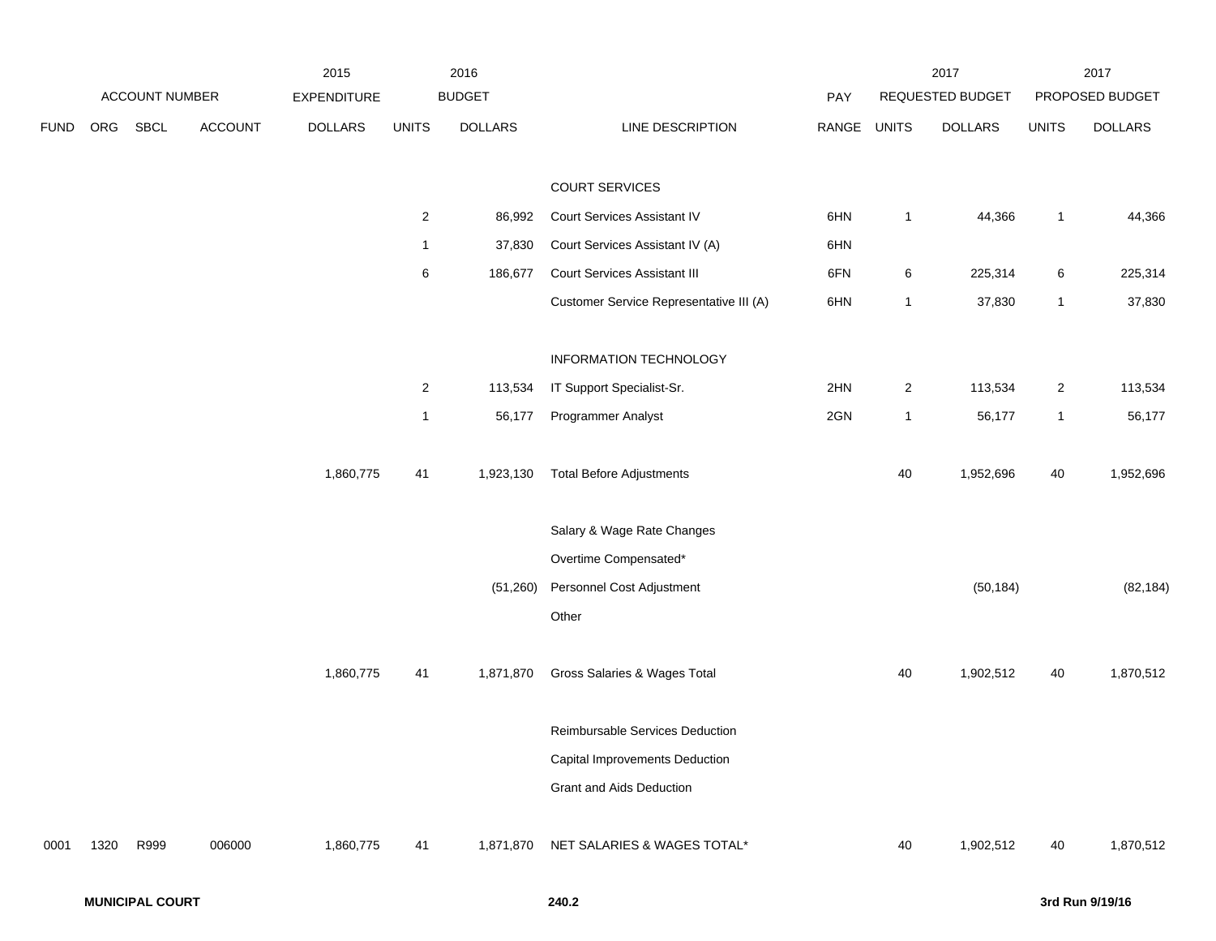| ACCOUNT NUMBER | | | | 2015 EXPENDITURE | 2016 BUDGET | | | PAY | 2017 REQUESTED BUDGET | | 2017 PROPOSED BUDGET | |
|---|---|---|---|---|---|---|---|---|---|---|---|---|
| FUND | ORG | SBCL | ACCOUNT | DOLLARS | UNITS | DOLLARS | LINE DESCRIPTION | RANGE | UNITS | DOLLARS | UNITS | DOLLARS |
| | | | | | | | COURT SERVICES | | | | | |
| | | | | | 2 | 86,992 | Court Services Assistant IV | 6HN | 1 | 44,366 | 1 | 44,366 |
| | | | | | 1 | 37,830 | Court Services Assistant IV (A) | 6HN | | | | |
| | | | | | 6 | 186,677 | Court Services Assistant III | 6FN | 6 | 225,314 | 6 | 225,314 |
| | | | | | | | Customer Service Representative III (A) | 6HN | 1 | 37,830 | 1 | 37,830 |
| | | | | | | | INFORMATION TECHNOLOGY | | | | | |
| | | | | | 2 | 113,534 | IT Support Specialist-Sr. | 2HN | 2 | 113,534 | 2 | 113,534 |
| | | | | | 1 | 56,177 | Programmer Analyst | 2GN | 1 | 56,177 | 1 | 56,177 |
| | | | | 1,860,775 | 41 | 1,923,130 | Total Before Adjustments | | 40 | 1,952,696 | 40 | 1,952,696 |
| | | | | | | | Salary & Wage Rate Changes | | | | | |
| | | | | | | | Overtime Compensated* | | | | | |
| | | | | | | (51,260) | Personnel Cost Adjustment | | | (50,184) | | (82,184) |
| | | | | | | | Other | | | | | |
| | | | | 1,860,775 | 41 | 1,871,870 | Gross Salaries & Wages Total | | 40 | 1,902,512 | 40 | 1,870,512 |
| | | | | | | | Reimbursable Services Deduction | | | | | |
| | | | | | | | Capital Improvements Deduction | | | | | |
| | | | | | | | Grant and Aids Deduction | | | | | |
| 0001 | 1320 | R999 | 006000 | 1,860,775 | 41 | 1,871,870 | NET SALARIES & WAGES TOTAL* | | 40 | 1,902,512 | 40 | 1,870,512 |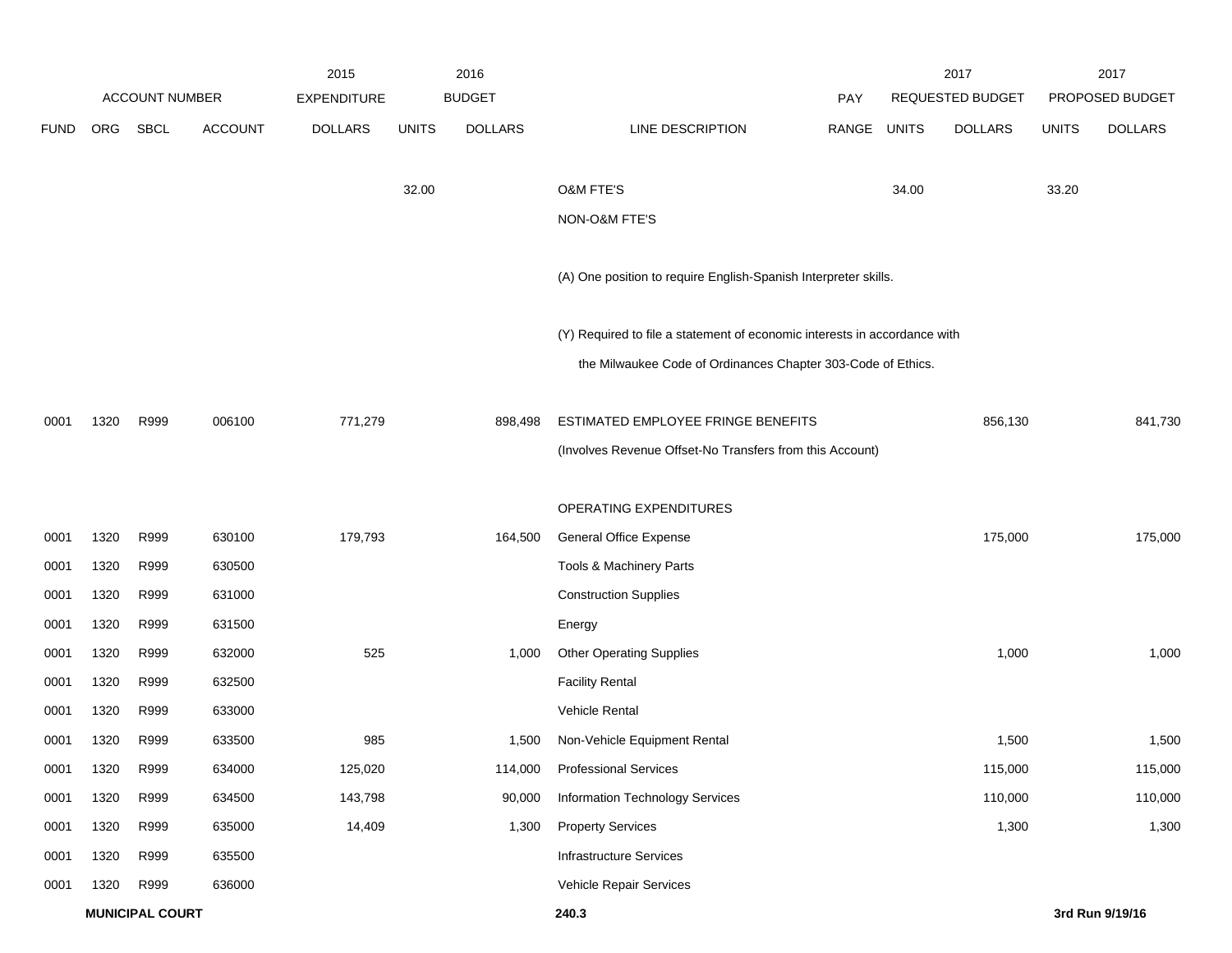| ACCOUNT NUMBER | | | | 2015 EXPENDITURE | 2016 BUDGET | | | PAY | 2017 REQUESTED BUDGET | | 2017 PROPOSED BUDGET | |
|---|---|---|---|---|---|---|---|---|---|---|---|---|
| FUND | ORG | SBCL | ACCOUNT | DOLLARS | UNITS | DOLLARS | LINE DESCRIPTION | RANGE | UNITS | DOLLARS | UNITS | DOLLARS |
| | | | | | 32.00 | | O&M FTE'S | | 34.00 | | 33.20 | |
| | | | | | | | NON-O&M FTE'S | | | | | |
| | | | | | | | (A) One position to require English-Spanish Interpreter skills. | | | | | |
| | | | | | | | (Y) Required to file a statement of economic interests in accordance with the Milwaukee Code of Ordinances Chapter 303-Code of Ethics. | | | | | |
| 0001 | 1320 | R999 | 006100 | 771,279 | | 898,498 | ESTIMATED EMPLOYEE FRINGE BENEFITS | | | 856,130 | | 841,730 |
| | | | | | | | (Involves Revenue Offset-No Transfers from this Account) | | | | | |
| | | | | | | | OPERATING EXPENDITURES | | | | | |
| 0001 | 1320 | R999 | 630100 | 179,793 | | 164,500 | General Office Expense | | | 175,000 | | 175,000 |
| 0001 | 1320 | R999 | 630500 | | | | Tools & Machinery Parts | | | | | |
| 0001 | 1320 | R999 | 631000 | | | | Construction Supplies | | | | | |
| 0001 | 1320 | R999 | 631500 | | | | Energy | | | | | |
| 0001 | 1320 | R999 | 632000 | 525 | | 1,000 | Other Operating Supplies | | | 1,000 | | 1,000 |
| 0001 | 1320 | R999 | 632500 | | | | Facility Rental | | | | | |
| 0001 | 1320 | R999 | 633000 | | | | Vehicle Rental | | | | | |
| 0001 | 1320 | R999 | 633500 | 985 | | 1,500 | Non-Vehicle Equipment Rental | | | 1,500 | | 1,500 |
| 0001 | 1320 | R999 | 634000 | 125,020 | | 114,000 | Professional Services | | | 115,000 | | 115,000 |
| 0001 | 1320 | R999 | 634500 | 143,798 | | 90,000 | Information Technology Services | | | 110,000 | | 110,000 |
| 0001 | 1320 | R999 | 635000 | 14,409 | | 1,300 | Property Services | | | 1,300 | | 1,300 |
| 0001 | 1320 | R999 | 635500 | | | | Infrastructure Services | | | | | |
| 0001 | 1320 | R999 | 636000 | | | | Vehicle Repair Services | | | | | |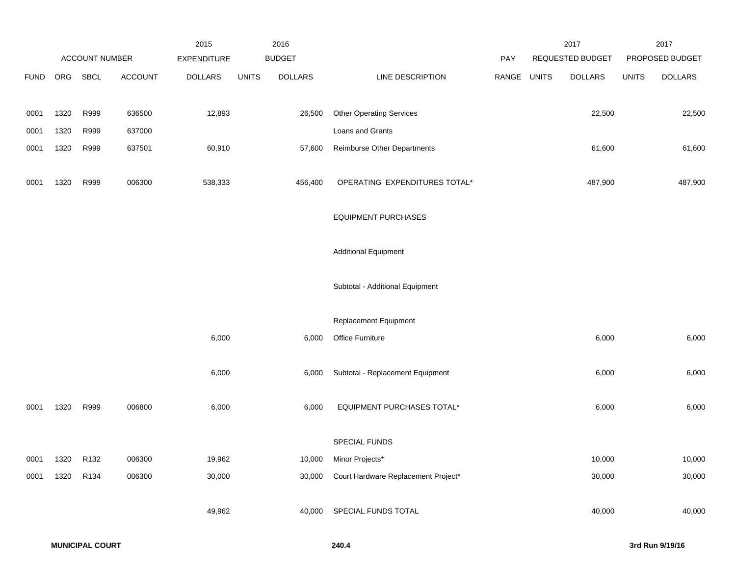| ACCOUNT NUMBER | | | | 2015 EXPENDITURE | 2016 BUDGET | | | PAY | 2017 REQUESTED BUDGET | | 2017 PROPOSED BUDGET | |
|---|---|---|---|---|---|---|---|---|---|---|---|---|
| FUND | ORG | SBCL | ACCOUNT | DOLLARS | UNITS | DOLLARS | LINE DESCRIPTION | RANGE | UNITS | DOLLARS | UNITS | DOLLARS |
| 0001 | 1320 | R999 | 636500 | 12,893 | | 26,500 | Other Operating Services | | | 22,500 | | 22,500 |
| 0001 | 1320 | R999 | 637000 | | | | Loans and Grants | | | | | |
| 0001 | 1320 | R999 | 637501 | 60,910 | | 57,600 | Reimburse Other Departments | | | 61,600 | | 61,600 |
| 0001 | 1320 | R999 | 006300 | 538,333 | | 456,400 | OPERATING EXPENDITURES TOTAL* | | | 487,900 | | 487,900 |
| | | | | | | | EQUIPMENT PURCHASES | | | | | |
| | | | | | | | Additional Equipment | | | | | |
| | | | | | | | Subtotal - Additional Equipment | | | | | |
| | | | | | | | Replacement Equipment | | | | | |
| | | | | 6,000 | | 6,000 | Office Furniture | | | 6,000 | | 6,000 |
| | | | | 6,000 | | 6,000 | Subtotal - Replacement Equipment | | | 6,000 | | 6,000 |
| 0001 | 1320 | R999 | 006800 | 6,000 | | 6,000 | EQUIPMENT PURCHASES TOTAL* | | | 6,000 | | 6,000 |
| | | | | | | | SPECIAL FUNDS | | | | | |
| 0001 | 1320 | R132 | 006300 | 19,962 | | 10,000 | Minor Projects* | | | 10,000 | | 10,000 |
| 0001 | 1320 | R134 | 006300 | 30,000 | | 30,000 | Court Hardware Replacement Project* | | | 30,000 | | 30,000 |
| | | | | 49,962 | | 40,000 | SPECIAL FUNDS TOTAL | | | 40,000 | | 40,000 |

**MUNICIPAL COURT** **240.4** **3rd Run 9/19/16**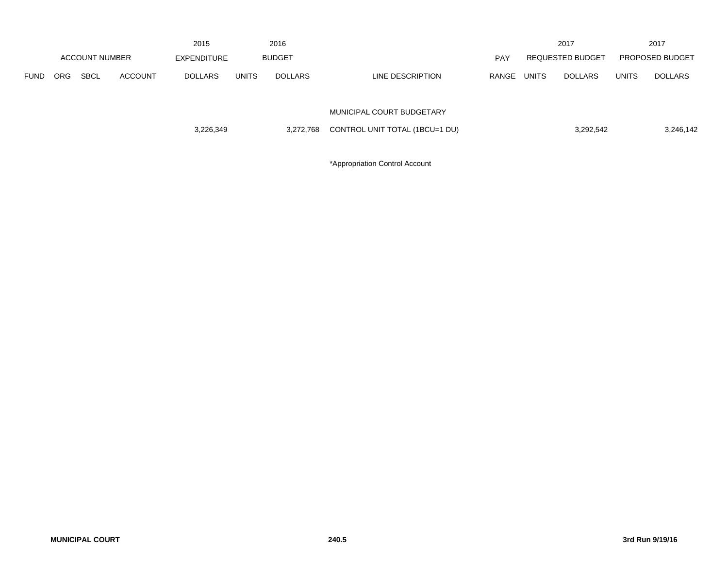| ACCOUNT NUMBER | | | | 2015 EXPENDITURE | 2016 BUDGET | | | PAY | 2017 REQUESTED BUDGET | | 2017 PROPOSED BUDGET | |
|---|---|---|---|---|---|---|---|---|---|---|---|---|
| FUND | ORG | SBCL | ACCOUNT | DOLLARS | UNITS | DOLLARS | LINE DESCRIPTION | RANGE | UNITS | DOLLARS | UNITS | DOLLARS |
| | | | | | | | MUNICIPAL COURT BUDGETARY | | | | | |
| | | | | 3,226,349 | | 3,272,768 | CONTROL UNIT TOTAL (1BCU=1 DU) | | | 3,292,542 | | 3,246,142 |

*Appropriation Control Account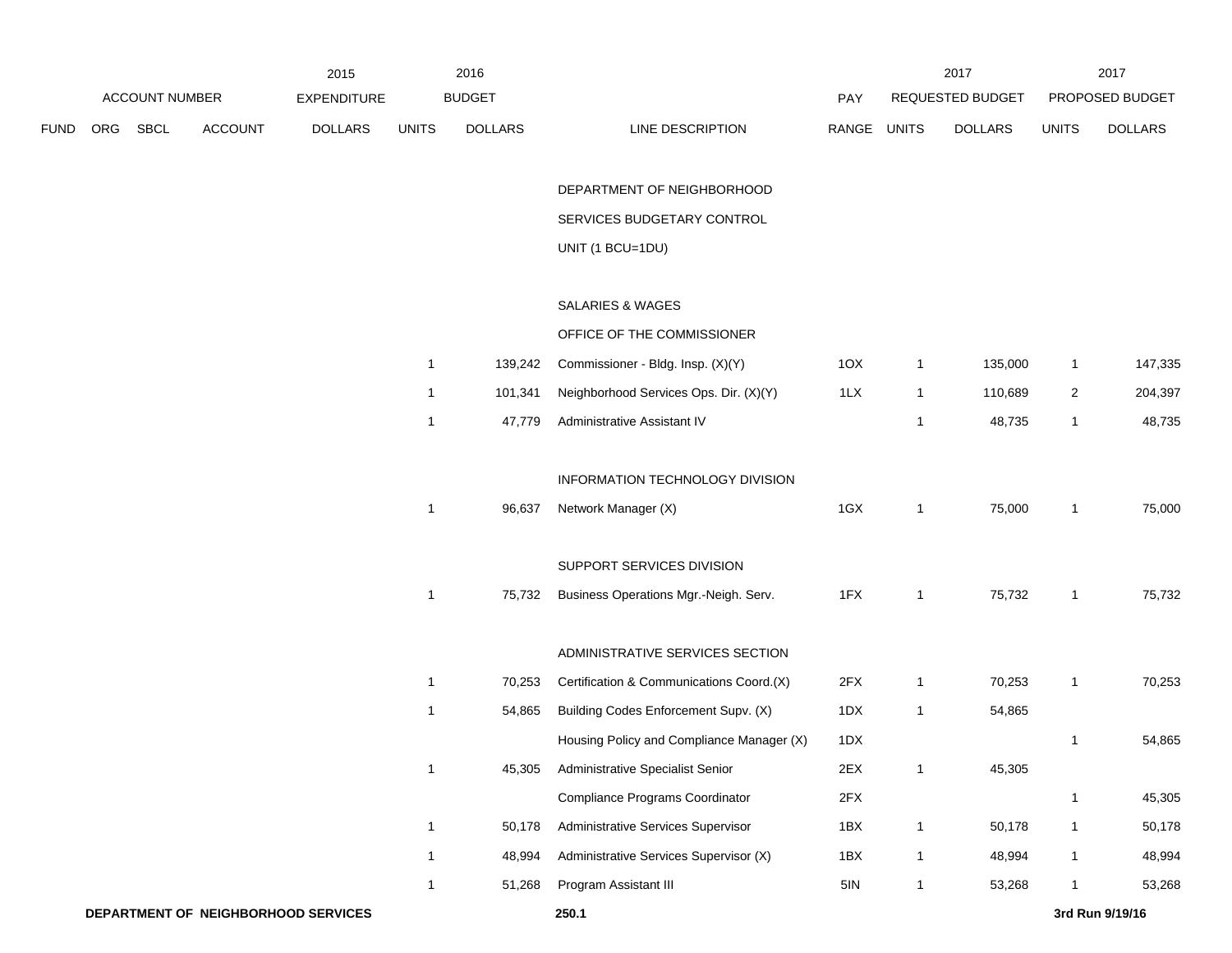| ACCOUNT NUMBER | | | | 2015 EXPENDITURE | 2016 BUDGET | | | PAY | 2017 REQUESTED BUDGET | | 2017 PROPOSED BUDGET | |
|---|---|---|---|---|---|---|---|---|---|---|---|---|
| FUND | ORG | SBCL | ACCOUNT | DOLLARS | UNITS | DOLLARS | LINE DESCRIPTION | RANGE | UNITS | DOLLARS | UNITS | DOLLARS |
| | | | | | | | DEPARTMENT OF NEIGHBORHOOD SERVICES BUDGETARY CONTROL UNIT (1 BCU=1DU) | | | | | |
| | | | | | | | SALARIES & WAGES | | | | | |
| | | | | | | | OFFICE OF THE COMMISSIONER | | | | | |
| | | | | | 1 | 139,242 | Commissioner - Bldg. Insp. (X)(Y) | 1OX | 1 | 135,000 | 1 | 147,335 |
| | | | | | 1 | 101,341 | Neighborhood Services Ops. Dir. (X)(Y) | 1LX | 1 | 110,689 | 2 | 204,397 |
| | | | | | 1 | 47,779 | Administrative Assistant IV | | 1 | 48,735 | 1 | 48,735 |
| | | | | | | | INFORMATION TECHNOLOGY DIVISION | | | | | |
| | | | | | 1 | 96,637 | Network Manager (X) | 1GX | 1 | 75,000 | 1 | 75,000 |
| | | | | | | | SUPPORT SERVICES DIVISION | | | | | |
| | | | | | 1 | 75,732 | Business Operations Mgr.-Neigh. Serv. | 1FX | 1 | 75,732 | 1 | 75,732 |
| | | | | | | | ADMINISTRATIVE SERVICES SECTION | | | | | |
| | | | | | 1 | 70,253 | Certification & Communications Coord.(X) | 2FX | 1 | 70,253 | 1 | 70,253 |
| | | | | | 1 | 54,865 | Building Codes Enforcement Supv. (X) | 1DX | 1 | 54,865 | | |
| | | | | | | | Housing Policy and Compliance Manager (X) | 1DX | | | 1 | 54,865 |
| | | | | | 1 | 45,305 | Administrative Specialist Senior | 2EX | 1 | 45,305 | | |
| | | | | | | | Compliance Programs Coordinator | 2FX | | | 1 | 45,305 |
| | | | | | 1 | 50,178 | Administrative Services Supervisor | 1BX | 1 | 50,178 | 1 | 50,178 |
| | | | | | 1 | 48,994 | Administrative Services Supervisor (X) | 1BX | 1 | 48,994 | 1 | 48,994 |
| | | | | | 1 | 51,268 | Program Assistant III | 5IN | 1 | 53,268 | 1 | 53,268 |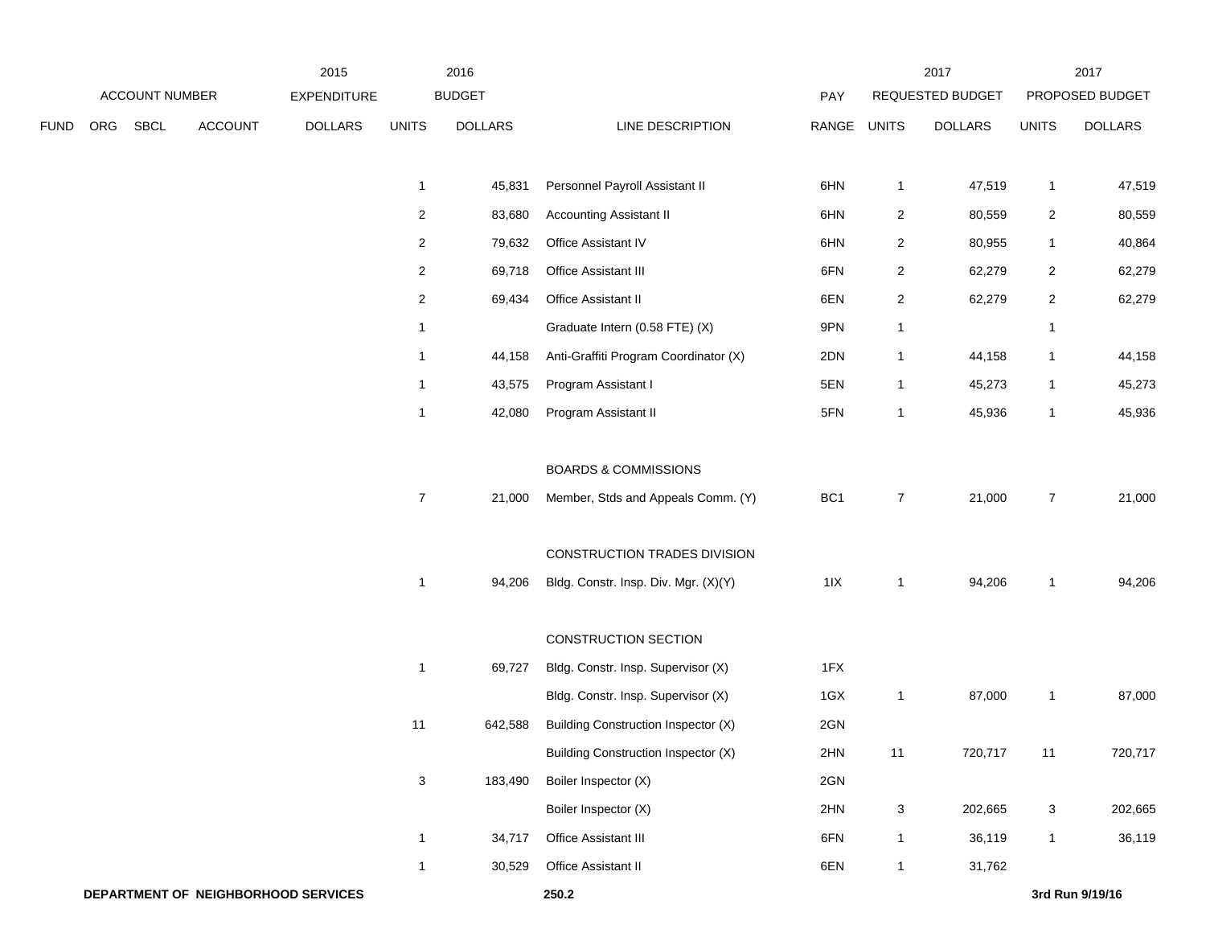| ACCOUNT NUMBER | | | | 2015 EXPENDITURE | 2016 BUDGET | | | PAY | 2017 REQUESTED BUDGET | | 2017 PROPOSED BUDGET | |
|---|---|---|---|---|---|---|---|---|---|---|---|---|
| FUND | ORG | SBCL | ACCOUNT | DOLLARS | UNITS | DOLLARS | LINE DESCRIPTION | RANGE | UNITS | DOLLARS | UNITS | DOLLARS |
| | | | | | 1 | 45,831 | Personnel Payroll Assistant II | 6HN | 1 | 47,519 | 1 | 47,519 |
| | | | | | 2 | 83,680 | Accounting Assistant II | 6HN | 2 | 80,559 | 2 | 80,559 |
| | | | | | 2 | 79,632 | Office Assistant IV | 6HN | 2 | 80,955 | 1 | 40,864 |
| | | | | | 2 | 69,718 | Office Assistant III | 6FN | 2 | 62,279 | 2 | 62,279 |
| | | | | | 2 | 69,434 | Office Assistant II | 6EN | 2 | 62,279 | 2 | 62,279 |
| | | | | | 1 | | Graduate Intern (0.58 FTE) (X) | 9PN | 1 | | 1 | |
| | | | | | 1 | 44,158 | Anti-Graffiti Program Coordinator (X) | 2DN | 1 | 44,158 | 1 | 44,158 |
| | | | | | 1 | 43,575 | Program Assistant I | 5EN | 1 | 45,273 | 1 | 45,273 |
| | | | | | 1 | 42,080 | Program Assistant II | 5FN | 1 | 45,936 | 1 | 45,936 |
| | | | | | | | BOARDS & COMMISSIONS | | | | | |
| | | | | | 7 | 21,000 | Member, Stds and Appeals Comm. (Y) | BC1 | 7 | 21,000 | 7 | 21,000 |
| | | | | | | | CONSTRUCTION TRADES DIVISION | | | | | |
| | | | | | 1 | 94,206 | Bldg. Constr. Insp. Div. Mgr. (X)(Y) | 1IX | 1 | 94,206 | 1 | 94,206 |
| | | | | | | | CONSTRUCTION SECTION | | | | | |
| | | | | | 1 | 69,727 | Bldg. Constr. Insp. Supervisor (X) | 1FX | | | | |
| | | | | | | | Bldg. Constr. Insp. Supervisor (X) | 1GX | 1 | 87,000 | 1 | 87,000 |
| | | | | | 11 | 642,588 | Building Construction Inspector (X) | 2GN | | | | |
| | | | | | | | Building Construction Inspector (X) | 2HN | 11 | 720,717 | 11 | 720,717 |
| | | | | | 3 | 183,490 | Boiler Inspector (X) | 2GN | | | | |
| | | | | | | | Boiler Inspector (X) | 2HN | 3 | 202,665 | 3 | 202,665 |
| | | | | | 1 | 34,717 | Office Assistant III | 6FN | 1 | 36,119 | 1 | 36,119 |
| | | | | | 1 | 30,529 | Office Assistant II | 6EN | 1 | 31,762 | | |

**DEPARTMENT OF NEIGHBORHOOD SERVICES** **250.2** **3rd Run 9/19/16**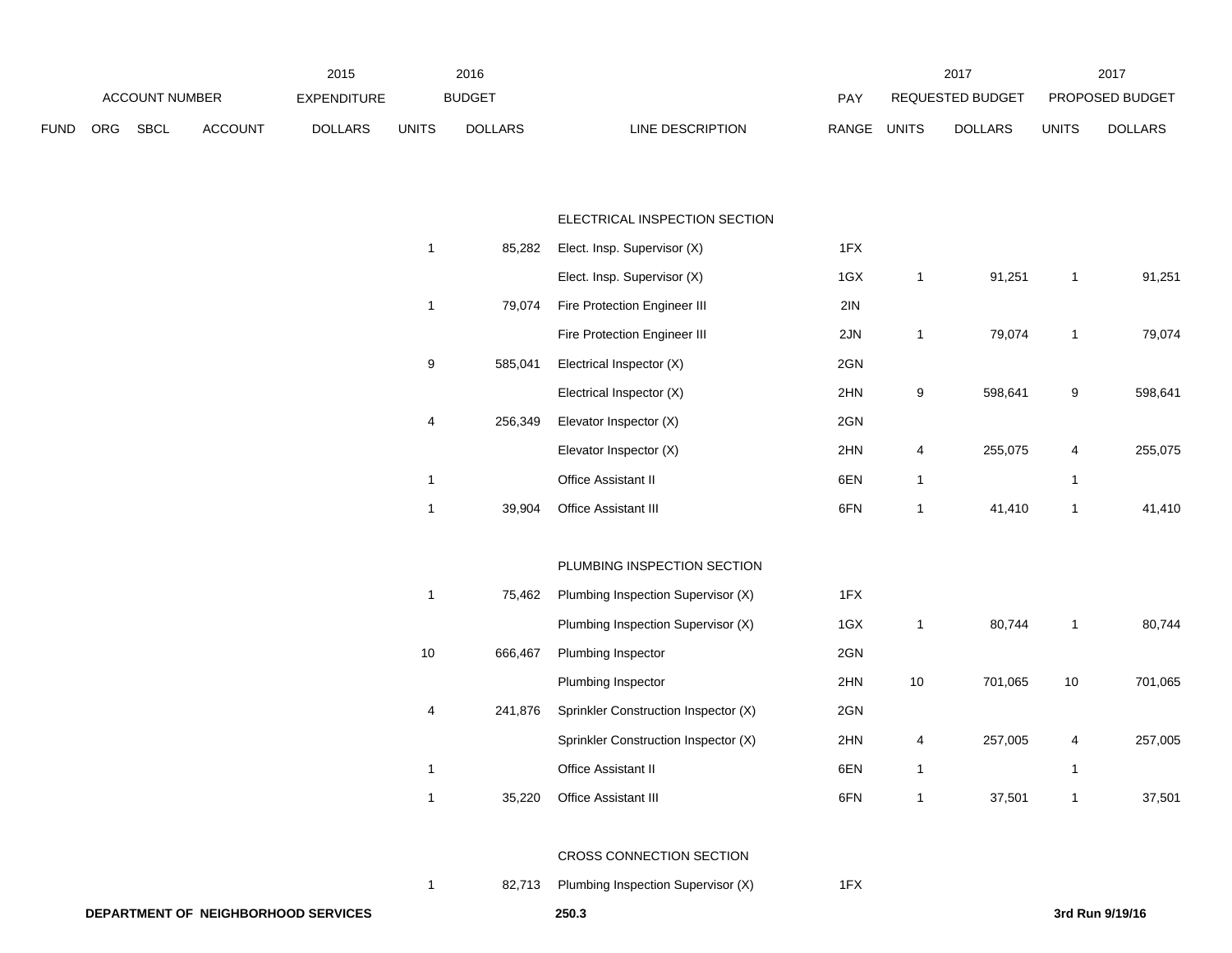| FUND | ORG | SBCL | ACCOUNT | 2015 EXPENDITURE DOLLARS | 2016 BUDGET UNITS | 2016 BUDGET DOLLARS | LINE DESCRIPTION | PAY RANGE | 2017 REQUESTED BUDGET UNITS | 2017 REQUESTED BUDGET DOLLARS | 2017 PROPOSED BUDGET UNITS | 2017 PROPOSED BUDGET DOLLARS |
|---|---|---|---|---|---|---|---|---|---|---|---|---|
| | | | | | | | ELECTRICAL INSPECTION SECTION | | | | | |
| | | | | | 1 | 85,282 | Elect. Insp. Supervisor (X) | 1FX | | | | |
| | | | | | | | Elect. Insp. Supervisor (X) | 1GX | 1 | 91,251 | 1 | 91,251 |
| | | | | | 1 | 79,074 | Fire Protection Engineer III | 2IN | | | | |
| | | | | | | | Fire Protection Engineer III | 2JN | 1 | 79,074 | 1 | 79,074 |
| | | | | | 9 | 585,041 | Electrical Inspector (X) | 2GN | | | | |
| | | | | | | | Electrical Inspector (X) | 2HN | 9 | 598,641 | 9 | 598,641 |
| | | | | | 4 | 256,349 | Elevator Inspector (X) | 2GN | | | | |
| | | | | | | | Elevator Inspector (X) | 2HN | 4 | 255,075 | 4 | 255,075 |
| | | | | | 1 | | Office Assistant II | 6EN | 1 | | 1 | |
| | | | | | 1 | 39,904 | Office Assistant III | 6FN | 1 | 41,410 | 1 | 41,410 |
| | | | | | | | PLUMBING INSPECTION SECTION | | | | | |
| | | | | | 1 | 75,462 | Plumbing Inspection Supervisor (X) | 1FX | | | | |
| | | | | | | | Plumbing Inspection Supervisor (X) | 1GX | 1 | 80,744 | 1 | 80,744 |
| | | | | | 10 | 666,467 | Plumbing Inspector | 2GN | | | | |
| | | | | | | | Plumbing Inspector | 2HN | 10 | 701,065 | 10 | 701,065 |
| | | | | | 4 | 241,876 | Sprinkler Construction Inspector (X) | 2GN | | | | |
| | | | | | | | Sprinkler Construction Inspector (X) | 2HN | 4 | 257,005 | 4 | 257,005 |
| | | | | | 1 | | Office Assistant II | 6EN | 1 | | 1 | |
| | | | | | 1 | 35,220 | Office Assistant III | 6FN | 1 | 37,501 | 1 | 37,501 |
| | | | | | | | CROSS CONNECTION SECTION | | | | | |
| | | | | | 1 | 82,713 | Plumbing Inspection Supervisor (X) | 1FX | | | | |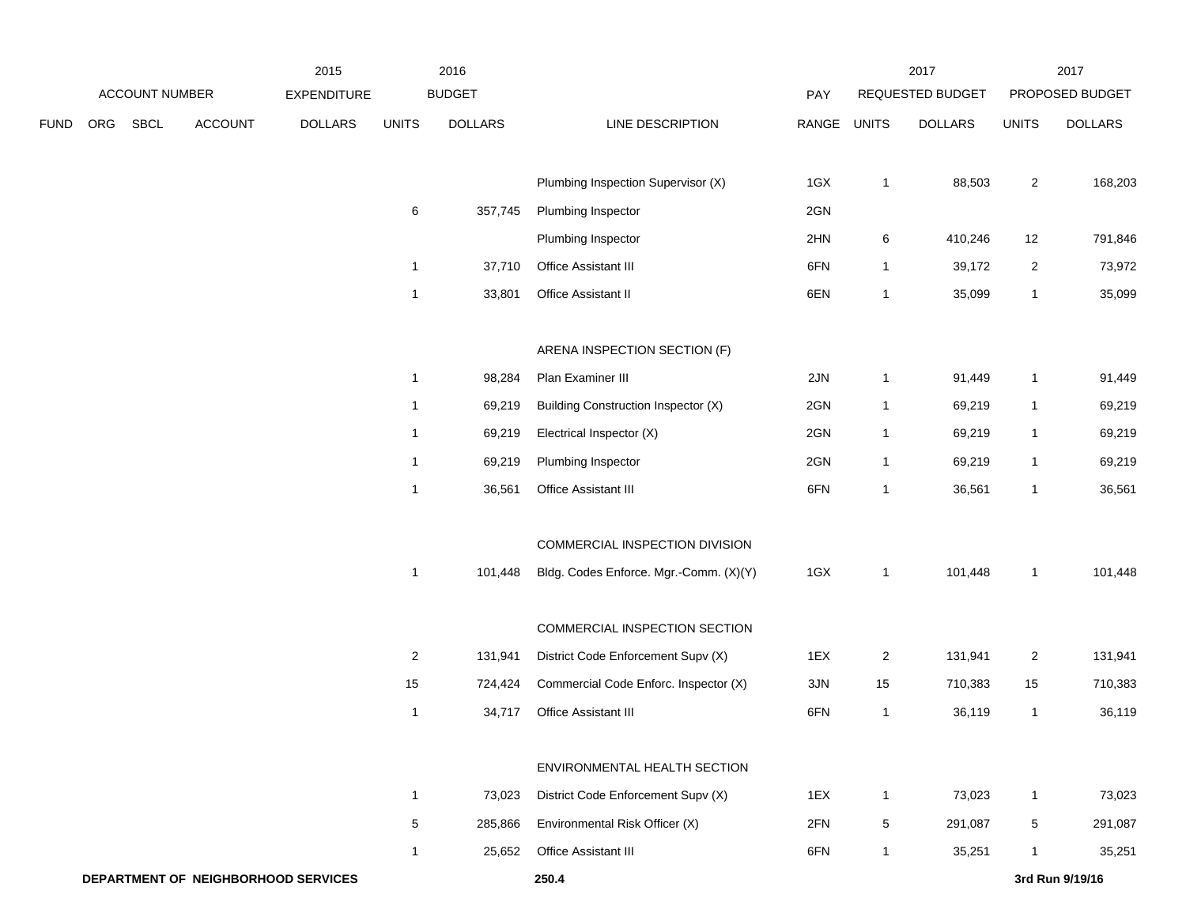| | ACCOUNT NUMBER | | | 2015 EXPENDITURE | 2016 BUDGET | | | | 2017 REQUESTED BUDGET | | 2017 PROPOSED BUDGET | |
|---|---|---|---|---|---|---|---|---|---|---|---|---|
| FUND | ORG | SBCL | ACCOUNT | DOLLARS | UNITS | DOLLARS | LINE DESCRIPTION | PAY RANGE | UNITS | DOLLARS | UNITS | DOLLARS |
| | | | | | | | Plumbing Inspection Supervisor (X) | 1GX | 1 | 88,503 | 2 | 168,203 |
| | | | | | 6 | 357,745 | Plumbing Inspector | 2GN | | | | |
| | | | | | | | Plumbing Inspector | 2HN | 6 | 410,246 | 12 | 791,846 |
| | | | | | 1 | 37,710 | Office Assistant III | 6FN | 1 | 39,172 | 2 | 73,972 |
| | | | | | 1 | 33,801 | Office Assistant II | 6EN | 1 | 35,099 | 1 | 35,099 |
| | | | | | | | ARENA INSPECTION SECTION (F) | | | | | |
| | | | | | 1 | 98,284 | Plan Examiner III | 2JN | 1 | 91,449 | 1 | 91,449 |
| | | | | | 1 | 69,219 | Building Construction Inspector (X) | 2GN | 1 | 69,219 | 1 | 69,219 |
| | | | | | 1 | 69,219 | Electrical Inspector (X) | 2GN | 1 | 69,219 | 1 | 69,219 |
| | | | | | 1 | 69,219 | Plumbing Inspector | 2GN | 1 | 69,219 | 1 | 69,219 |
| | | | | | 1 | 36,561 | Office Assistant III | 6FN | 1 | 36,561 | 1 | 36,561 |
| | | | | | | | COMMERCIAL INSPECTION DIVISION | | | | | |
| | | | | | 1 | 101,448 | Bldg. Codes Enforce. Mgr.-Comm. (X)(Y) | 1GX | 1 | 101,448 | 1 | 101,448 |
| | | | | | | | COMMERCIAL INSPECTION SECTION | | | | | |
| | | | | | 2 | 131,941 | District Code Enforcement Supv (X) | 1EX | 2 | 131,941 | 2 | 131,941 |
| | | | | | 15 | 724,424 | Commercial Code Enforc. Inspector (X) | 3JN | 15 | 710,383 | 15 | 710,383 |
| | | | | | 1 | 34,717 | Office Assistant III | 6FN | 1 | 36,119 | 1 | 36,119 |
| | | | | | | | ENVIRONMENTAL HEALTH SECTION | | | | | |
| | | | | | 1 | 73,023 | District Code Enforcement Supv (X) | 1EX | 1 | 73,023 | 1 | 73,023 |
| | | | | | 5 | 285,866 | Environmental Risk Officer (X) | 2FN | 5 | 291,087 | 5 | 291,087 |
| | | | | | 1 | 25,652 | Office Assistant III | 6FN | 1 | 35,251 | 1 | 35,251 |

**DEPARTMENT OF NEIGHBORHOOD SERVICES** **250.4** **3rd Run 9/19/16**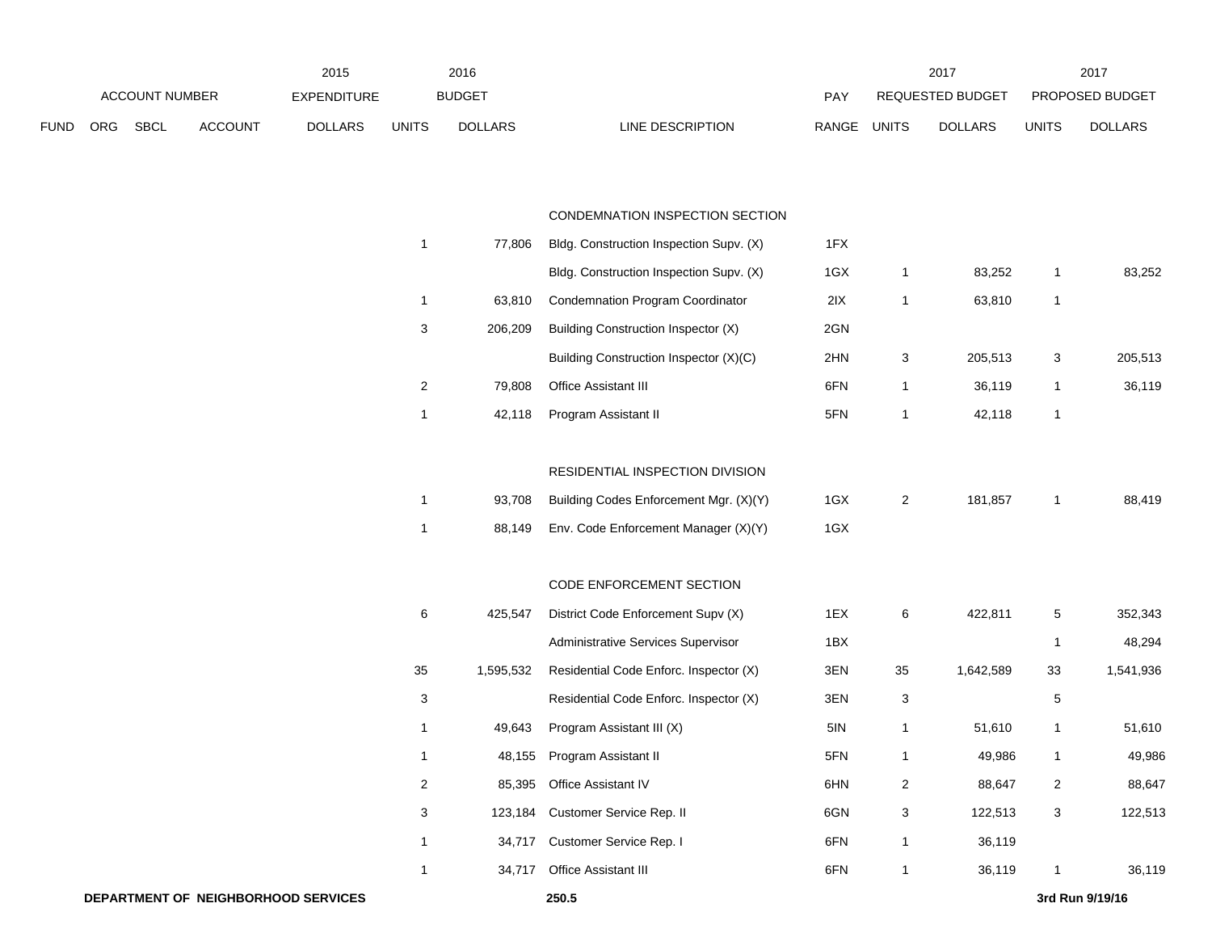| FUND | ORG | SBCL | ACCOUNT | 2015 EXPENDITURE DOLLARS | 2016 BUDGET UNITS | 2016 BUDGET DOLLARS | LINE DESCRIPTION | PAY RANGE | 2017 REQUESTED BUDGET UNITS | 2017 REQUESTED BUDGET DOLLARS | 2017 PROPOSED BUDGET UNITS | 2017 PROPOSED BUDGET DOLLARS |
|---|---|---|---|---|---|---|---|---|---|---|---|---|
| | | | | | | | CONDEMNATION INSPECTION SECTION | | | | | |
| | | | | | 1 | 77,806 | Bldg. Construction Inspection Supv. (X) | 1FX | | | | |
| | | | | | | | Bldg. Construction Inspection Supv. (X) | 1GX | 1 | 83,252 | 1 | 83,252 |
| | | | | | 1 | 63,810 | Condemnation Program Coordinator | 2IX | 1 | 63,810 | 1 | |
| | | | | | 3 | 206,209 | Building Construction Inspector (X) | 2GN | | | | |
| | | | | | | | Building Construction Inspector (X)(C) | 2HN | 3 | 205,513 | 3 | 205,513 |
| | | | | | 2 | 79,808 | Office Assistant III | 6FN | 1 | 36,119 | 1 | 36,119 |
| | | | | | 1 | 42,118 | Program Assistant II | 5FN | 1 | 42,118 | 1 | |
| | | | | | | | RESIDENTIAL INSPECTION DIVISION | | | | | |
| | | | | | 1 | 93,708 | Building Codes Enforcement Mgr. (X)(Y) | 1GX | 2 | 181,857 | 1 | 88,419 |
| | | | | | 1 | 88,149 | Env. Code Enforcement Manager (X)(Y) | 1GX | | | | |
| | | | | | | | CODE ENFORCEMENT SECTION | | | | | |
| | | | | | 6 | 425,547 | District Code Enforcement Supv (X) | 1EX | 6 | 422,811 | 5 | 352,343 |
| | | | | | | | Administrative Services Supervisor | 1BX | | | 1 | 48,294 |
| | | | | | 35 | 1,595,532 | Residential Code Enforc. Inspector (X) | 3EN | 35 | 1,642,589 | 33 | 1,541,936 |
| | | | | | 3 | | Residential Code Enforc. Inspector (X) | 3EN | 3 | | 5 | |
| | | | | | 1 | 49,643 | Program Assistant III (X) | 5IN | 1 | 51,610 | 1 | 51,610 |
| | | | | | 1 | 48,155 | Program Assistant II | 5FN | 1 | 49,986 | 1 | 49,986 |
| | | | | | 2 | 85,395 | Office Assistant IV | 6HN | 2 | 88,647 | 2 | 88,647 |
| | | | | | 3 | 123,184 | Customer Service Rep. II | 6GN | 3 | 122,513 | 3 | 122,513 |
| | | | | | 1 | 34,717 | Customer Service Rep. I | 6FN | 1 | 36,119 | | |
| | | | | | 1 | 34,717 | Office Assistant III | 6FN | 1 | 36,119 | 1 | 36,119 |

**DEPARTMENT OF NEIGHBORHOOD SERVICES** **250.5** **3rd Run 9/19/16**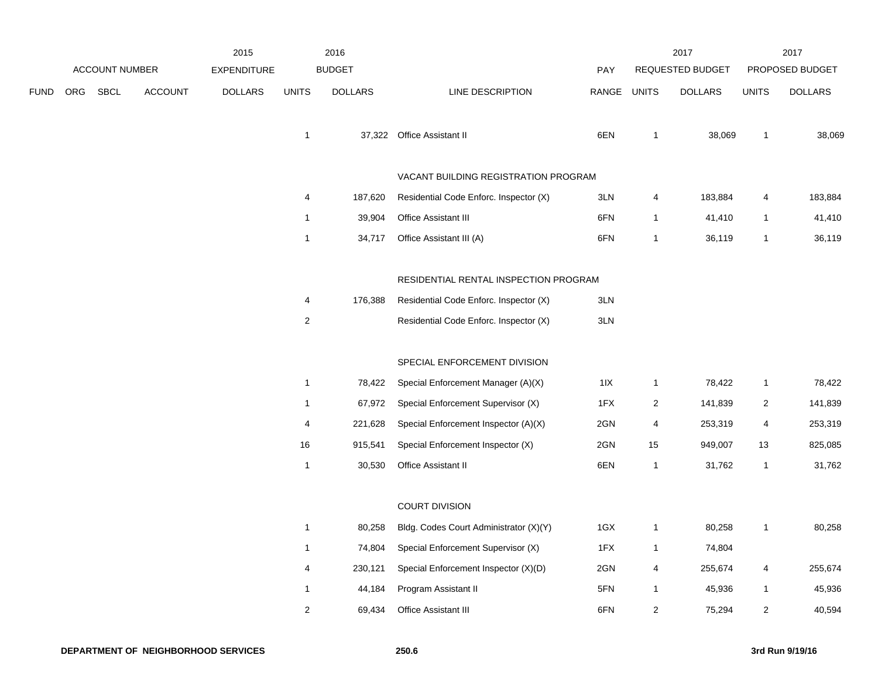| | | | | 2015 | 2016 | | | | 2017 | | 2017 | |
|---|---|---|---|---|---|---|---|---|---|---|---|---|
| ACCOUNT NUMBER | | | | EXPENDITURE | BUDGET | | | PAY | REQUESTED BUDGET | | PROPOSED BUDGET | |
| FUND | ORG | SBCL | ACCOUNT | DOLLARS | UNITS | DOLLARS | LINE DESCRIPTION | RANGE | UNITS | DOLLARS | UNITS | DOLLARS |
| | | | | | 1 | 37,322 | Office Assistant II | 6EN | 1 | 38,069 | 1 | 38,069 |
| | | | | | | | VACANT BUILDING REGISTRATION PROGRAM | | | | | |
| | | | | | 4 | 187,620 | Residential Code Enforc. Inspector (X) | 3LN | 4 | 183,884 | 4 | 183,884 |
| | | | | | 1 | 39,904 | Office Assistant III | 6FN | 1 | 41,410 | 1 | 41,410 |
| | | | | | 1 | 34,717 | Office Assistant III (A) | 6FN | 1 | 36,119 | 1 | 36,119 |
| | | | | | | | RESIDENTIAL RENTAL INSPECTION PROGRAM | | | | | |
| | | | | | 4 | 176,388 | Residential Code Enforc. Inspector (X) | 3LN | | | | |
| | | | | | 2 | | Residential Code Enforc. Inspector (X) | 3LN | | | | |
| | | | | | | | SPECIAL ENFORCEMENT DIVISION | | | | | |
| | | | | | 1 | 78,422 | Special Enforcement Manager (A)(X) | 1IX | 1 | 78,422 | 1 | 78,422 |
| | | | | | 1 | 67,972 | Special Enforcement Supervisor (X) | 1FX | 2 | 141,839 | 2 | 141,839 |
| | | | | | 4 | 221,628 | Special Enforcement Inspector (A)(X) | 2GN | 4 | 253,319 | 4 | 253,319 |
| | | | | | 16 | 915,541 | Special Enforcement Inspector (X) | 2GN | 15 | 949,007 | 13 | 825,085 |
| | | | | | 1 | 30,530 | Office Assistant II | 6EN | 1 | 31,762 | 1 | 31,762 |
| | | | | | | | COURT DIVISION | | | | | |
| | | | | | 1 | 80,258 | Bldg. Codes Court Administrator (X)(Y) | 1GX | 1 | 80,258 | 1 | 80,258 |
| | | | | | 1 | 74,804 | Special Enforcement Supervisor (X) | 1FX | 1 | 74,804 | | |
| | | | | | 4 | 230,121 | Special Enforcement Inspector (X)(D) | 2GN | 4 | 255,674 | 4 | 255,674 |
| | | | | | 1 | 44,184 | Program Assistant II | 5FN | 1 | 45,936 | 1 | 45,936 |
| | | | | | 2 | 69,434 | Office Assistant III | 6FN | 2 | 75,294 | 2 | 40,594 |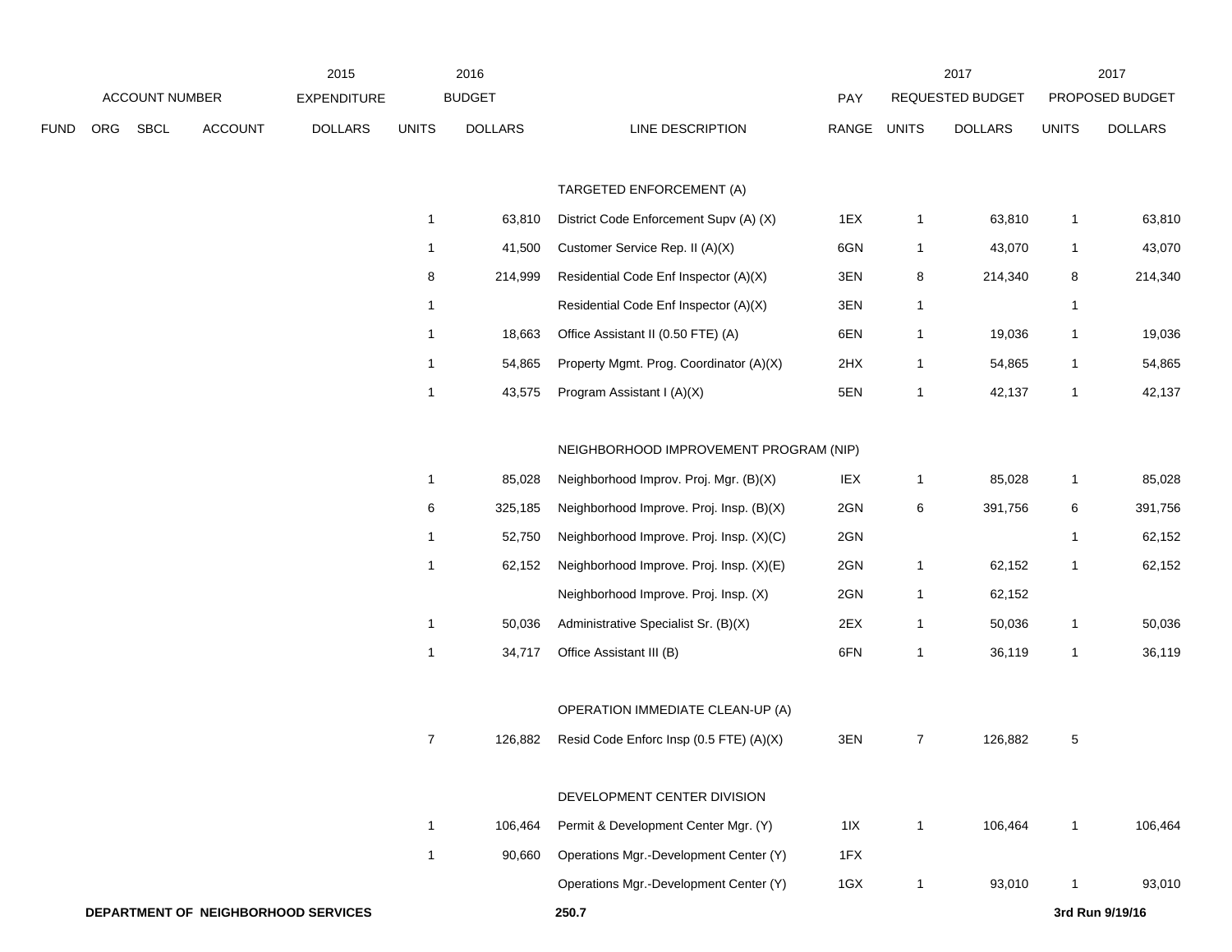| FUND | ORG | SBCL | ACCOUNT | 2015 EXPENDITURE DOLLARS | 2016 BUDGET UNITS | 2016 BUDGET DOLLARS | LINE DESCRIPTION | PAY RANGE | 2017 REQUESTED BUDGET UNITS | 2017 REQUESTED BUDGET DOLLARS | 2017 PROPOSED BUDGET UNITS | 2017 PROPOSED BUDGET DOLLARS |
|---|---|---|---|---|---|---|---|---|---|---|---|---|
| | | | | | | | TARGETED ENFORCEMENT (A) | | | | | |
| | | | | | 1 | 63,810 | District Code Enforcement Supv (A) (X) | 1EX | 1 | 63,810 | 1 | 63,810 |
| | | | | | 1 | 41,500 | Customer Service Rep. II (A)(X) | 6GN | 1 | 43,070 | 1 | 43,070 |
| | | | | | 8 | 214,999 | Residential Code Enf Inspector (A)(X) | 3EN | 8 | 214,340 | 8 | 214,340 |
| | | | | | 1 | | Residential Code Enf Inspector (A)(X) | 3EN | 1 | | 1 | |
| | | | | | 1 | 18,663 | Office Assistant II (0.50 FTE) (A) | 6EN | 1 | 19,036 | 1 | 19,036 |
| | | | | | 1 | 54,865 | Property Mgmt. Prog. Coordinator (A)(X) | 2HX | 1 | 54,865 | 1 | 54,865 |
| | | | | | 1 | 43,575 | Program Assistant I (A)(X) | 5EN | 1 | 42,137 | 1 | 42,137 |
| | | | | | | | NEIGHBORHOOD IMPROVEMENT PROGRAM (NIP) | | | | | |
| | | | | | 1 | 85,028 | Neighborhood Improv. Proj. Mgr. (B)(X) | IEX | 1 | 85,028 | 1 | 85,028 |
| | | | | | 6 | 325,185 | Neighborhood Improve. Proj. Insp. (B)(X) | 2GN | 6 | 391,756 | 6 | 391,756 |
| | | | | | 1 | 52,750 | Neighborhood Improve. Proj. Insp. (X)(C) | 2GN | | | 1 | 62,152 |
| | | | | | 1 | 62,152 | Neighborhood Improve. Proj. Insp. (X)(E) | 2GN | 1 | 62,152 | 1 | 62,152 |
| | | | | | | | Neighborhood Improve. Proj. Insp. (X) | 2GN | 1 | 62,152 | | |
| | | | | | 1 | 50,036 | Administrative Specialist Sr. (B)(X) | 2EX | 1 | 50,036 | 1 | 50,036 |
| | | | | | 1 | 34,717 | Office Assistant III (B) | 6FN | 1 | 36,119 | 1 | 36,119 |
| | | | | | | | OPERATION IMMEDIATE CLEAN-UP (A) | | | | | |
| | | | | | 7 | 126,882 | Resid Code Enforc Insp (0.5 FTE) (A)(X) | 3EN | 7 | 126,882 | 5 | |
| | | | | | | | DEVELOPMENT CENTER DIVISION | | | | | |
| | | | | | 1 | 106,464 | Permit & Development Center Mgr. (Y) | 1IX | 1 | 106,464 | 1 | 106,464 |
| | | | | | 1 | 90,660 | Operations Mgr.-Development Center (Y) | 1FX | | | | |
| | | | | | | | Operations Mgr.-Development Center (Y) | 1GX | 1 | 93,010 | 1 | 93,010 |

**DEPARTMENT OF NEIGHBORHOOD SERVICES** **250.7** **3rd Run 9/19/16**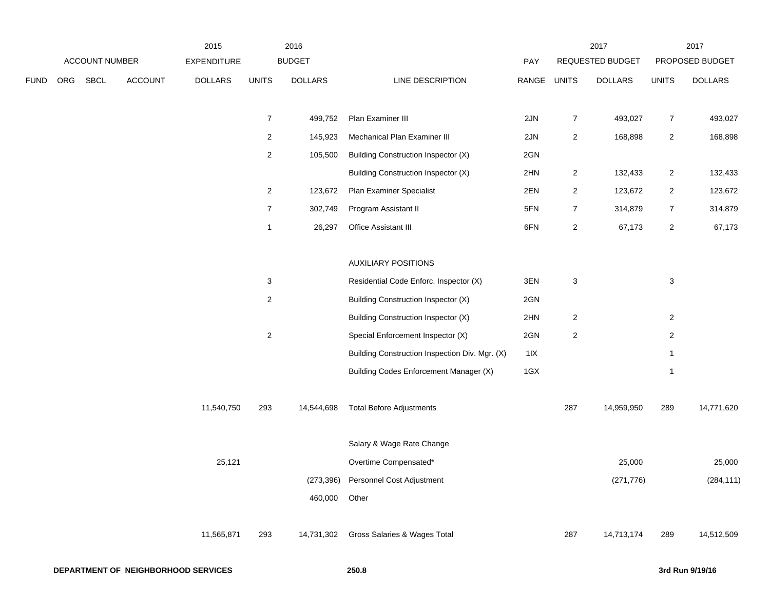| FUND | ORG | SBCL | ACCOUNT | 2015 EXPENDITURE DOLLARS | 2016 BUDGET UNITS | 2016 BUDGET DOLLARS | LINE DESCRIPTION | PAY RANGE | 2017 REQUESTED BUDGET UNITS | 2017 REQUESTED BUDGET DOLLARS | 2017 PROPOSED BUDGET UNITS | 2017 PROPOSED BUDGET DOLLARS |
|---|---|---|---|---|---|---|---|---|---|---|---|---|
| | | | | | 7 | 499,752 | Plan Examiner III | 2JN | 7 | 493,027 | 7 | 493,027 |
| | | | | | 2 | 145,923 | Mechanical Plan Examiner III | 2JN | 2 | 168,898 | 2 | 168,898 |
| | | | | | 2 | 105,500 | Building Construction Inspector (X) | 2GN | | | | |
| | | | | | | | Building Construction Inspector (X) | 2HN | 2 | 132,433 | 2 | 132,433 |
| | | | | | 2 | 123,672 | Plan Examiner Specialist | 2EN | 2 | 123,672 | 2 | 123,672 |
| | | | | | 7 | 302,749 | Program Assistant II | 5FN | 7 | 314,879 | 7 | 314,879 |
| | | | | | 1 | 26,297 | Office Assistant III | 6FN | 2 | 67,173 | 2 | 67,173 |
| | | | | | | | AUXILIARY POSITIONS | | | | | |
| | | | | | 3 | | Residential Code Enforc. Inspector (X) | 3EN | 3 | | 3 | |
| | | | | | 2 | | Building Construction Inspector (X) | 2GN | | | | |
| | | | | | | | Building Construction Inspector (X) | 2HN | 2 | | 2 | |
| | | | | | 2 | | Special Enforcement Inspector (X) | 2GN | 2 | | 2 | |
| | | | | | | | Building Construction Inspection Div. Mgr. (X) | 1IX | | | 1 | |
| | | | | | | | Building Codes Enforcement Manager (X) | 1GX | | | 1 | |
| | | | | 11,540,750 | 293 | 14,544,698 | Total Before Adjustments | | 287 | 14,959,950 | 289 | 14,771,620 |
| | | | | | | | Salary & Wage Rate Change | | | | | |
| | | | | 25,121 | | | Overtime Compensated* | | | 25,000 | | 25,000 |
| | | | | | | (273,396) | Personnel Cost Adjustment | | | (271,776) | | (284,111) |
| | | | | | | 460,000 | Other | | | | | |
| | | | | 11,565,871 | 293 | 14,731,302 | Gross Salaries & Wages Total | | 287 | 14,713,174 | 289 | 14,512,509 |

**DEPARTMENT OF NEIGHBORHOOD SERVICES**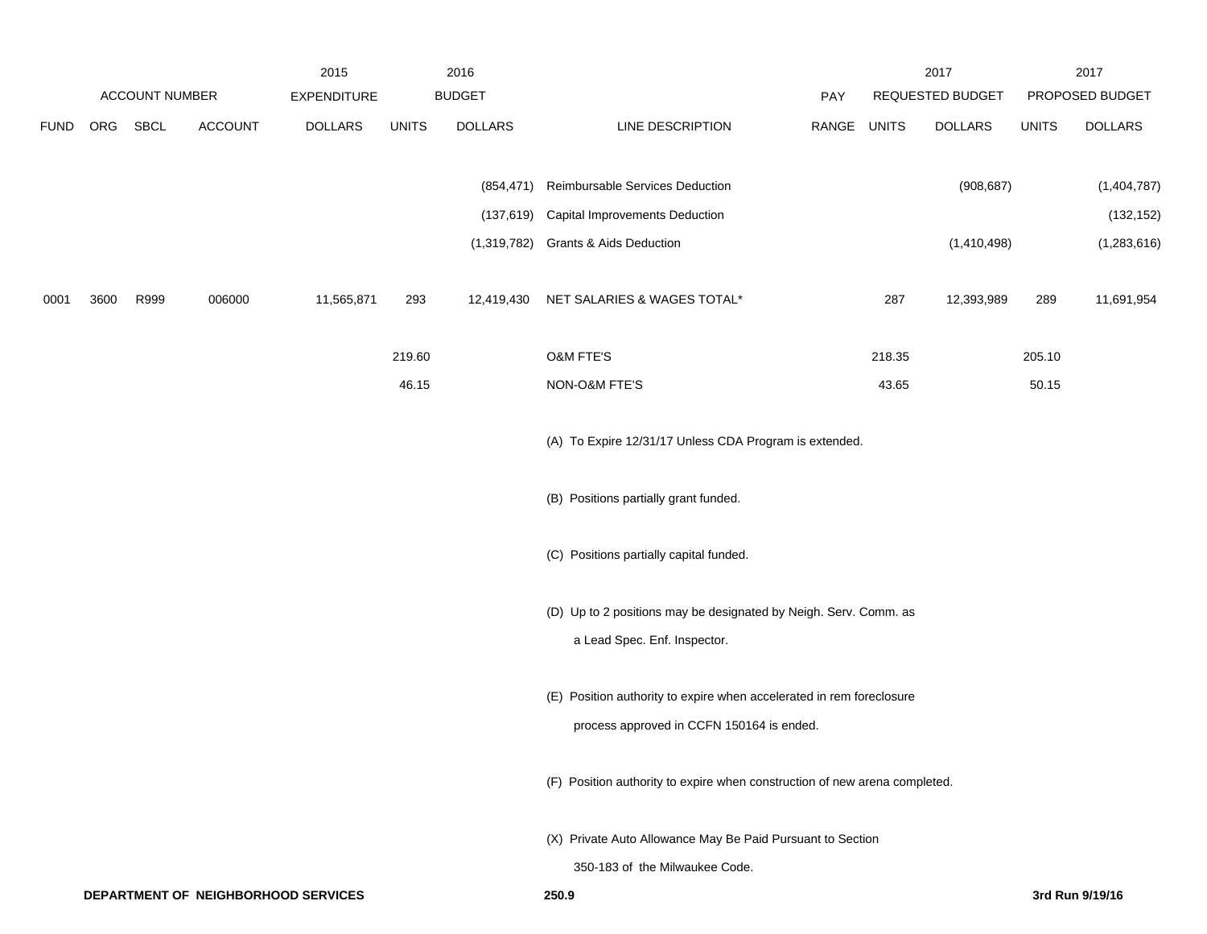| | ACCOUNT NUMBER | | | 2015 EXPENDITURE | 2016 BUDGET | | | PAY | 2017 REQUESTED BUDGET | | 2017 PROPOSED BUDGET | |
|---|---|---|---|---|---|---|---|---|---|---|---|---|
| FUND | ORG | SBCL | ACCOUNT | DOLLARS | UNITS | DOLLARS | LINE DESCRIPTION | RANGE | UNITS | DOLLARS | UNITS | DOLLARS |
| | | | | | | (854,471) | Reimbursable Services Deduction | | | (908,687) | | (1,404,787) |
| | | | | | | (137,619) | Capital Improvements Deduction | | | | | (132,152) |
| | | | | | | (1,319,782) | Grants & Aids Deduction | | | (1,410,498) | | (1,283,616) |
| 0001 | 3600 | R999 | 006000 | 11,565,871 | 293 | 12,419,430 | NET SALARIES & WAGES TOTAL* | | 287 | 12,393,989 | 289 | 11,691,954 |
| | | | | | 219.60 | | O&M FTE'S | | 218.35 | | 205.10 | |
| | | | | | 46.15 | | NON-O&M FTE'S | | 43.65 | | 50.15 | |

(A) To Expire 12/31/17 Unless CDA Program is extended.

(B) Positions partially grant funded.

(C) Positions partially capital funded.

(D) Up to 2 positions may be designated by Neigh. Serv. Comm. as a Lead Spec. Enf. Inspector.

(E) Position authority to expire when accelerated in rem foreclosure process approved in CCFN 150164 is ended.

(F) Position authority to expire when construction of new arena completed.

(X) Private Auto Allowance May Be Paid Pursuant to Section 350-183 of the Milwaukee Code.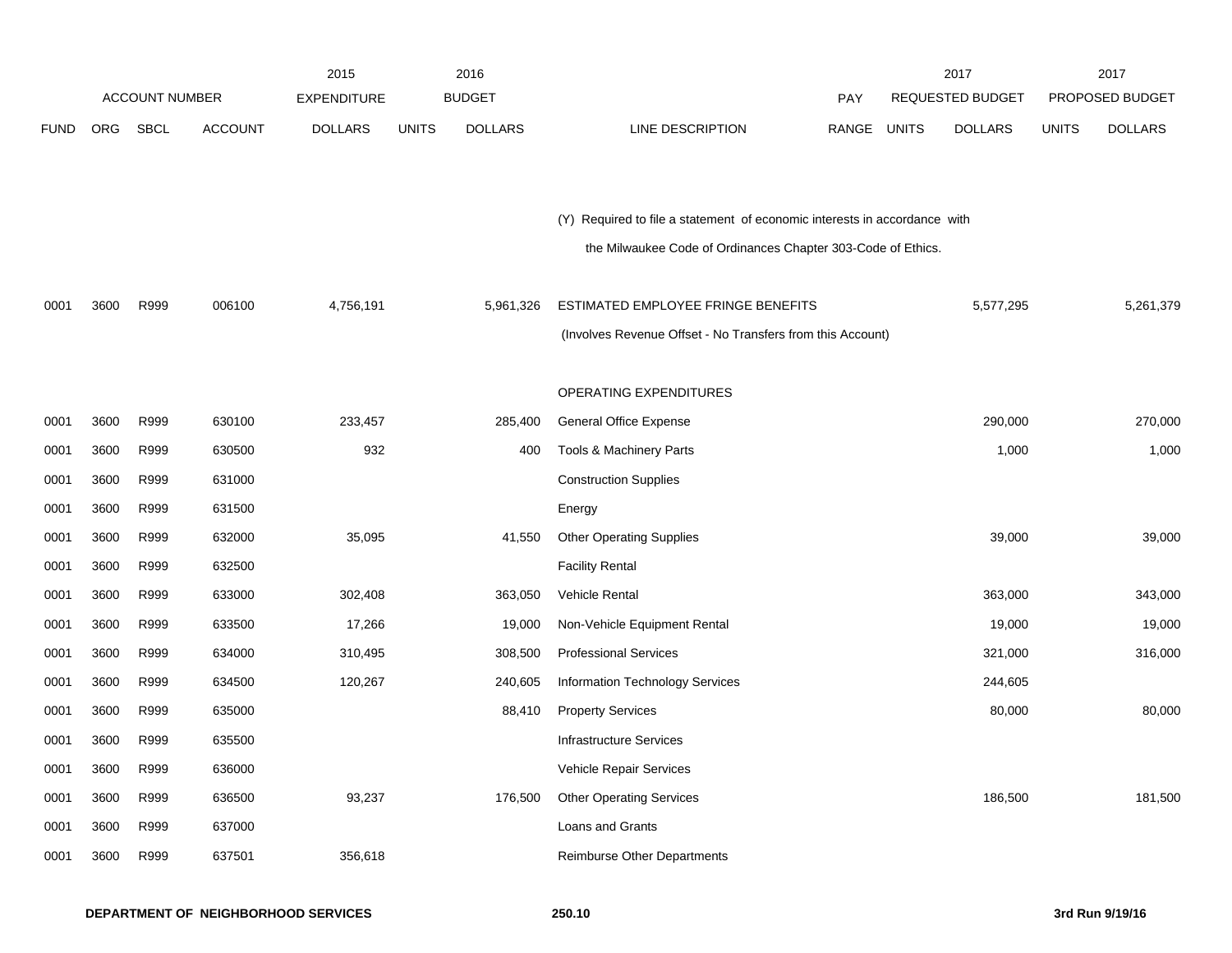| FUND | ORG | SBCL | ACCOUNT | 2015 EXPENDITURE DOLLARS | 2016 BUDGET UNITS | 2016 BUDGET DOLLARS | LINE DESCRIPTION | PAY RANGE | 2017 REQUESTED BUDGET UNITS | 2017 REQUESTED BUDGET DOLLARS | 2017 PROPOSED BUDGET UNITS | 2017 PROPOSED BUDGET DOLLARS |
|---|---|---|---|---|---|---|---|---|---|---|---|---|
| | | | | | | | (Y) Required to file a statement of economic interests in accordance with the Milwaukee Code of Ordinances Chapter 303-Code of Ethics. | | | | | |
| 0001 | 3600 | R999 | 006100 | 4,756,191 | | 5,961,326 | ESTIMATED EMPLOYEE FRINGE BENEFITS (Involves Revenue Offset - No Transfers from this Account) | | | 5,577,295 | | 5,261,379 |
| | | | | | | | OPERATING EXPENDITURES | | | | | |
| 0001 | 3600 | R999 | 630100 | 233,457 | | 285,400 | General Office Expense | | | 290,000 | | 270,000 |
| 0001 | 3600 | R999 | 630500 | 932 | | 400 | Tools & Machinery Parts | | | 1,000 | | 1,000 |
| 0001 | 3600 | R999 | 631000 | | | | Construction Supplies | | | | | |
| 0001 | 3600 | R999 | 631500 | | | | Energy | | | | | |
| 0001 | 3600 | R999 | 632000 | 35,095 | | 41,550 | Other Operating Supplies | | | 39,000 | | 39,000 |
| 0001 | 3600 | R999 | 632500 | | | | Facility Rental | | | | | |
| 0001 | 3600 | R999 | 633000 | 302,408 | | 363,050 | Vehicle Rental | | | 363,000 | | 343,000 |
| 0001 | 3600 | R999 | 633500 | 17,266 | | 19,000 | Non-Vehicle Equipment Rental | | | 19,000 | | 19,000 |
| 0001 | 3600 | R999 | 634000 | 310,495 | | 308,500 | Professional Services | | | 321,000 | | 316,000 |
| 0001 | 3600 | R999 | 634500 | 120,267 | | 240,605 | Information Technology Services | | | 244,605 | | |
| 0001 | 3600 | R999 | 635000 | | | 88,410 | Property Services | | | 80,000 | | 80,000 |
| 0001 | 3600 | R999 | 635500 | | | | Infrastructure Services | | | | | |
| 0001 | 3600 | R999 | 636000 | | | | Vehicle Repair Services | | | | | |
| 0001 | 3600 | R999 | 636500 | 93,237 | | 176,500 | Other Operating Services | | | 186,500 | | 181,500 |
| 0001 | 3600 | R999 | 637000 | | | | Loans and Grants | | | | | |
| 0001 | 3600 | R999 | 637501 | 356,618 | | | Reimburse Other Departments | | | | | |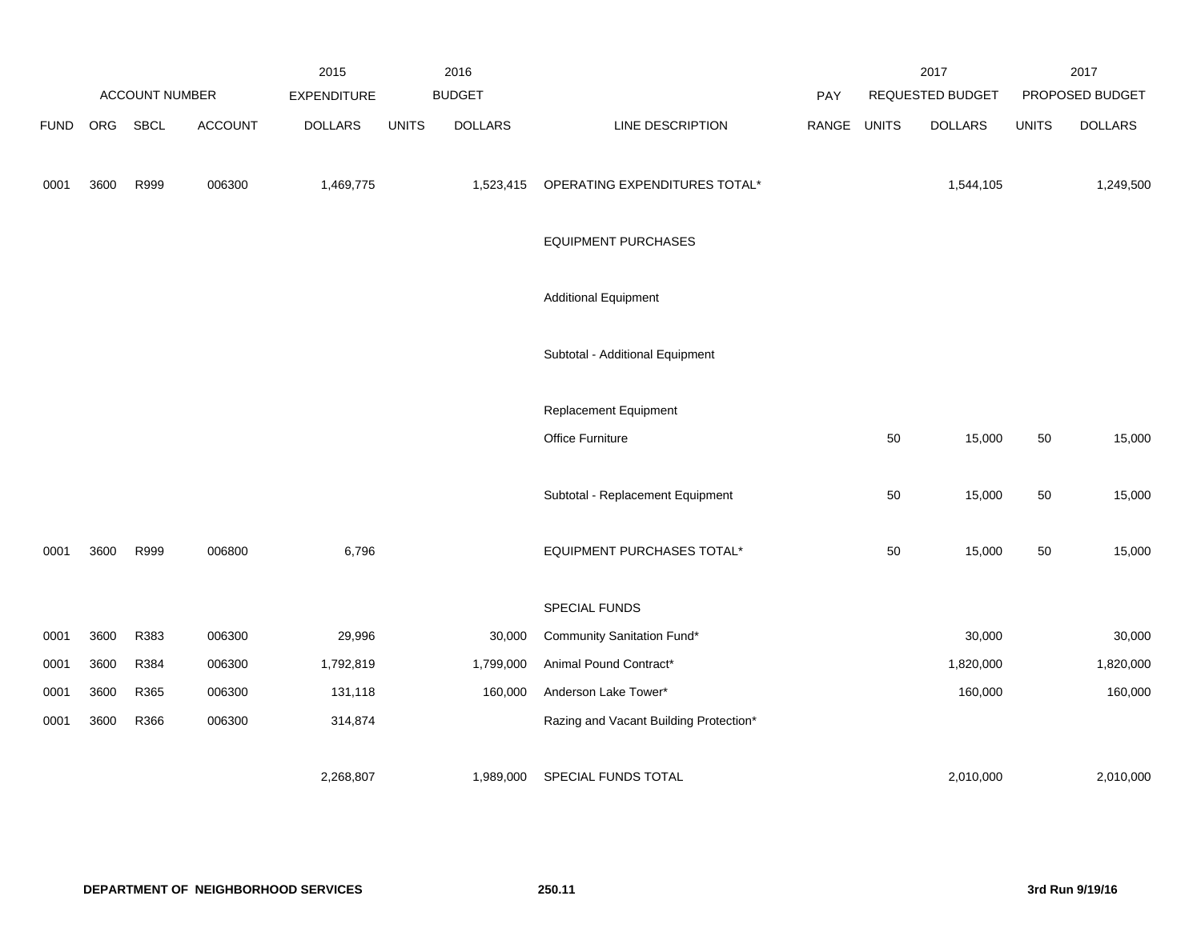| ACCOUNT NUMBER | | | | 2015 EXPENDITURE | 2016 BUDGET | | | PAY | 2017 REQUESTED BUDGET | | 2017 PROPOSED BUDGET | |
|---|---|---|---|---|---|---|---|---|---|---|---|---|
| FUND | ORG | SBCL | ACCOUNT | DOLLARS | UNITS | DOLLARS | LINE DESCRIPTION | RANGE | UNITS | DOLLARS | UNITS | DOLLARS |
| 0001 | 3600 | R999 | 006300 | 1,469,775 | | 1,523,415 | OPERATING EXPENDITURES TOTAL* | | | 1,544,105 | | 1,249,500 |
| | | | | | | | EQUIPMENT PURCHASES | | | | | |
| | | | | | | | Additional Equipment | | | | | |
| | | | | | | | Subtotal - Additional Equipment | | | | | |
| | | | | | | | Replacement Equipment | | | | | |
| | | | | | | | Office Furniture | | 50 | 15,000 | 50 | 15,000 |
| | | | | | | | Subtotal - Replacement Equipment | | 50 | 15,000 | 50 | 15,000 |
| 0001 | 3600 | R999 | 006800 | 6,796 | | | EQUIPMENT PURCHASES TOTAL* | | 50 | 15,000 | 50 | 15,000 |
| | | | | | | | SPECIAL FUNDS | | | | | |
| 0001 | 3600 | R383 | 006300 | 29,996 | | 30,000 | Community Sanitation Fund* | | | 30,000 | | 30,000 |
| 0001 | 3600 | R384 | 006300 | 1,792,819 | | 1,799,000 | Animal Pound Contract* | | | 1,820,000 | | 1,820,000 |
| 0001 | 3600 | R365 | 006300 | 131,118 | | 160,000 | Anderson Lake Tower* | | | 160,000 | | 160,000 |
| 0001 | 3600 | R366 | 006300 | 314,874 | | | Razing and Vacant Building Protection* | | | | | |
| | | | | 2,268,807 | | 1,989,000 | SPECIAL FUNDS TOTAL | | | 2,010,000 | | 2,010,000 |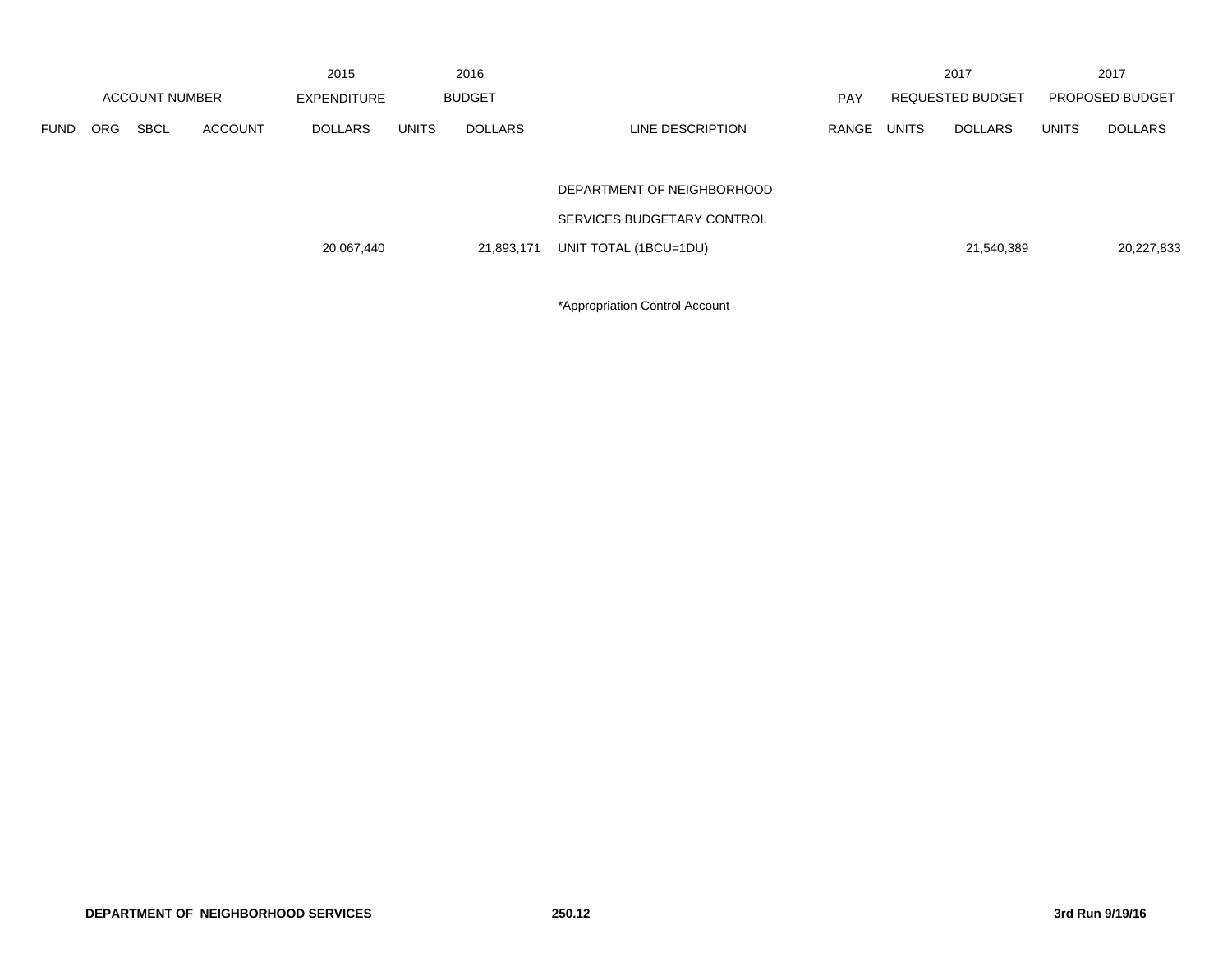| ACCOUNT NUMBER | | | | 2015 EXPENDITURE | 2016 BUDGET | | | PAY | 2017 REQUESTED BUDGET | | 2017 PROPOSED BUDGET | |
|---|---|---|---|---|---|---|---|---|---|---|---|---|
| FUND | ORG | SBCL | ACCOUNT | DOLLARS | UNITS | DOLLARS | LINE DESCRIPTION | RANGE | UNITS | DOLLARS | UNITS | DOLLARS |
| | | | | | | | DEPARTMENT OF NEIGHBORHOOD SERVICES BUDGETARY CONTROL | | | | | |
| | | | | 20,067,440 | | 21,893,171 | UNIT TOTAL (1BCU=1DU) | | | 21,540,389 | | 20,227,833 |

*Appropriation Control Account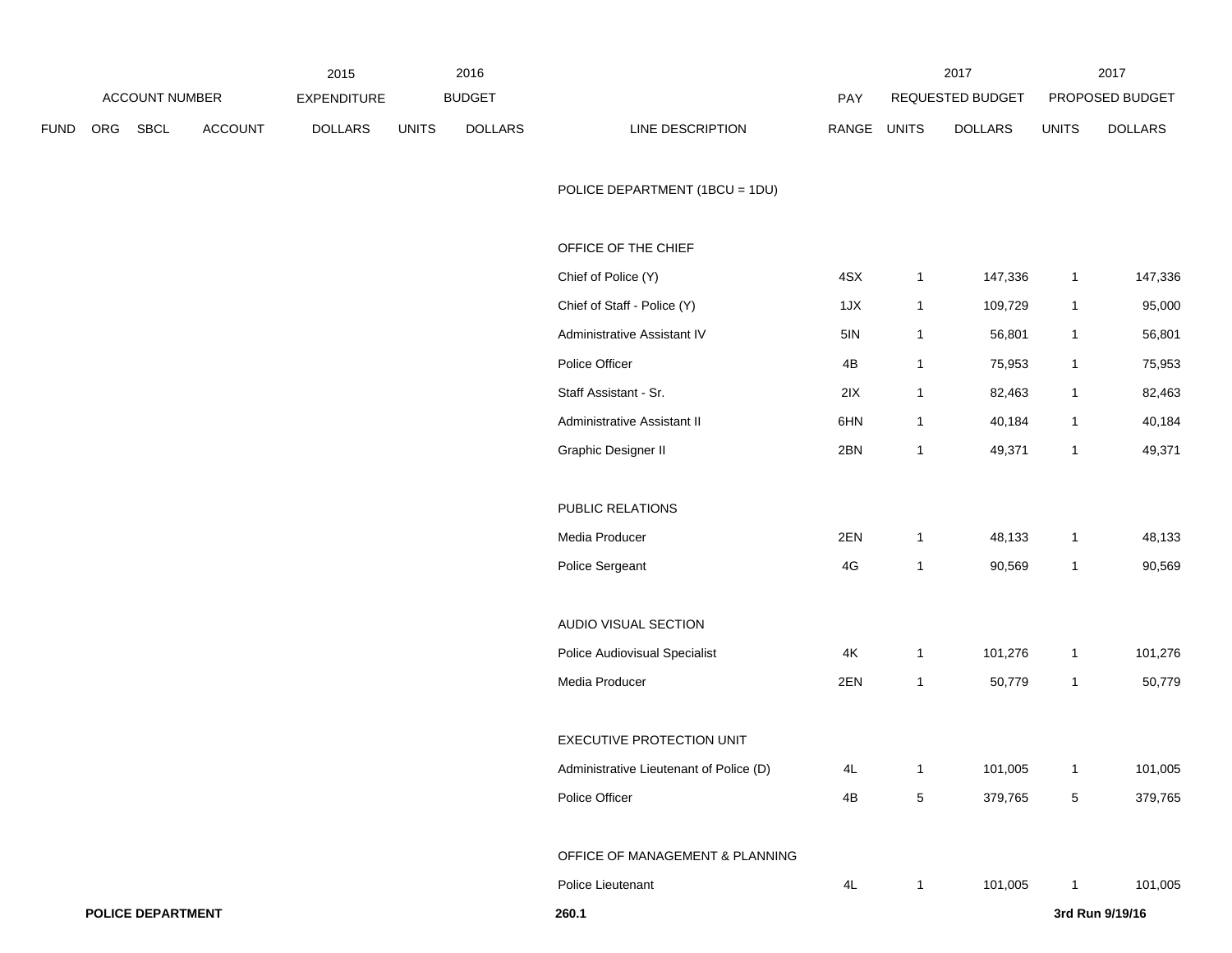| ACCOUNT NUMBER | | | | 2015 EXPENDITURE | 2016 BUDGET | | | PAY | 2017 REQUESTED BUDGET | | 2017 PROPOSED BUDGET | |
|---|---|---|---|---|---|---|---|---|---|---|---|---|
| FUND | ORG | SBCL | ACCOUNT | DOLLARS | UNITS | DOLLARS | LINE DESCRIPTION | RANGE | UNITS | DOLLARS | UNITS | DOLLARS |
| | | | | | | | POLICE DEPARTMENT (1BCU = 1DU) | | | | | |
| | | | | | | | OFFICE OF THE CHIEF | | | | | |
| | | | | | | | Chief of Police (Y) | 4SX | 1 | 147,336 | 1 | 147,336 |
| | | | | | | | Chief of Staff - Police (Y) | 1JX | 1 | 109,729 | 1 | 95,000 |
| | | | | | | | Administrative Assistant IV | 5IN | 1 | 56,801 | 1 | 56,801 |
| | | | | | | | Police Officer | 4B | 1 | 75,953 | 1 | 75,953 |
| | | | | | | | Staff Assistant - Sr. | 2IX | 1 | 82,463 | 1 | 82,463 |
| | | | | | | | Administrative Assistant II | 6HN | 1 | 40,184 | 1 | 40,184 |
| | | | | | | | Graphic Designer II | 2BN | 1 | 49,371 | 1 | 49,371 |
| | | | | | | | PUBLIC RELATIONS | | | | | |
| | | | | | | | Media Producer | 2EN | 1 | 48,133 | 1 | 48,133 |
| | | | | | | | Police Sergeant | 4G | 1 | 90,569 | 1 | 90,569 |
| | | | | | | | AUDIO VISUAL SECTION | | | | | |
| | | | | | | | Police Audiovisual Specialist | 4K | 1 | 101,276 | 1 | 101,276 |
| | | | | | | | Media Producer | 2EN | 1 | 50,779 | 1 | 50,779 |
| | | | | | | | EXECUTIVE PROTECTION UNIT | | | | | |
| | | | | | | | Administrative Lieutenant of Police (D) | 4L | 1 | 101,005 | 1 | 101,005 |
| | | | | | | | Police Officer | 4B | 5 | 379,765 | 5 | 379,765 |
| | | | | | | | OFFICE OF MANAGEMENT & PLANNING | | | | | |
| | | | | | | | Police Lieutenant | 4L | 1 | 101,005 | 1 | 101,005 |

**POLICE DEPARTMENT** **260.1** **3rd Run 9/19/16**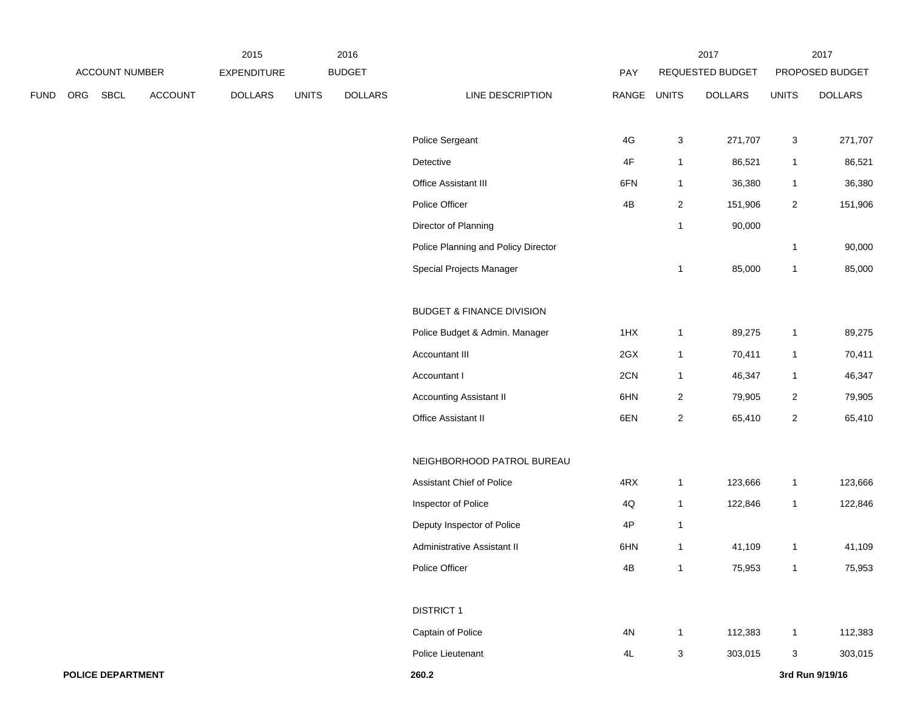| FUND | ORG | SBCL | ACCOUNT | 2015 EXPENDITURE DOLLARS | 2016 BUDGET UNITS | 2016 BUDGET DOLLARS | LINE DESCRIPTION | PAY RANGE | 2017 REQUESTED BUDGET UNITS | 2017 REQUESTED BUDGET DOLLARS | 2017 PROPOSED BUDGET UNITS | 2017 PROPOSED BUDGET DOLLARS |
|---|---|---|---|---|---|---|---|---|---|---|---|---|
| | | | | | | | Police Sergeant | 4G | 3 | 271,707 | 3 | 271,707 |
| | | | | | | | Detective | 4F | 1 | 86,521 | 1 | 86,521 |
| | | | | | | | Office Assistant III | 6FN | 1 | 36,380 | 1 | 36,380 |
| | | | | | | | Police Officer | 4B | 2 | 151,906 | 2 | 151,906 |
| | | | | | | | Director of Planning | | 1 | 90,000 | | |
| | | | | | | | Police Planning and Policy Director | | | | 1 | 90,000 |
| | | | | | | | Special Projects Manager | | 1 | 85,000 | 1 | 85,000 |
| | | | | | | | BUDGET & FINANCE DIVISION | | | | | |
| | | | | | | | Police Budget & Admin. Manager | 1HX | 1 | 89,275 | 1 | 89,275 |
| | | | | | | | Accountant III | 2GX | 1 | 70,411 | 1 | 70,411 |
| | | | | | | | Accountant I | 2CN | 1 | 46,347 | 1 | 46,347 |
| | | | | | | | Accounting Assistant II | 6HN | 2 | 79,905 | 2 | 79,905 |
| | | | | | | | Office Assistant II | 6EN | 2 | 65,410 | 2 | 65,410 |
| | | | | | | | NEIGHBORHOOD PATROL BUREAU | | | | | |
| | | | | | | | Assistant Chief of Police | 4RX | 1 | 123,666 | 1 | 123,666 |
| | | | | | | | Inspector of Police | 4Q | 1 | 122,846 | 1 | 122,846 |
| | | | | | | | Deputy Inspector of Police | 4P | 1 | | | |
| | | | | | | | Administrative Assistant II | 6HN | 1 | 41,109 | 1 | 41,109 |
| | | | | | | | Police Officer | 4B | 1 | 75,953 | 1 | 75,953 |
| | | | | | | | DISTRICT 1 | | | | | |
| | | | | | | | Captain of Police | 4N | 1 | 112,383 | 1 | 112,383 |
| | | | | | | | Police Lieutenant | 4L | 3 | 303,015 | 3 | 303,015 |

**POLICE DEPARTMENT** **260.2** **3rd Run 9/19/16**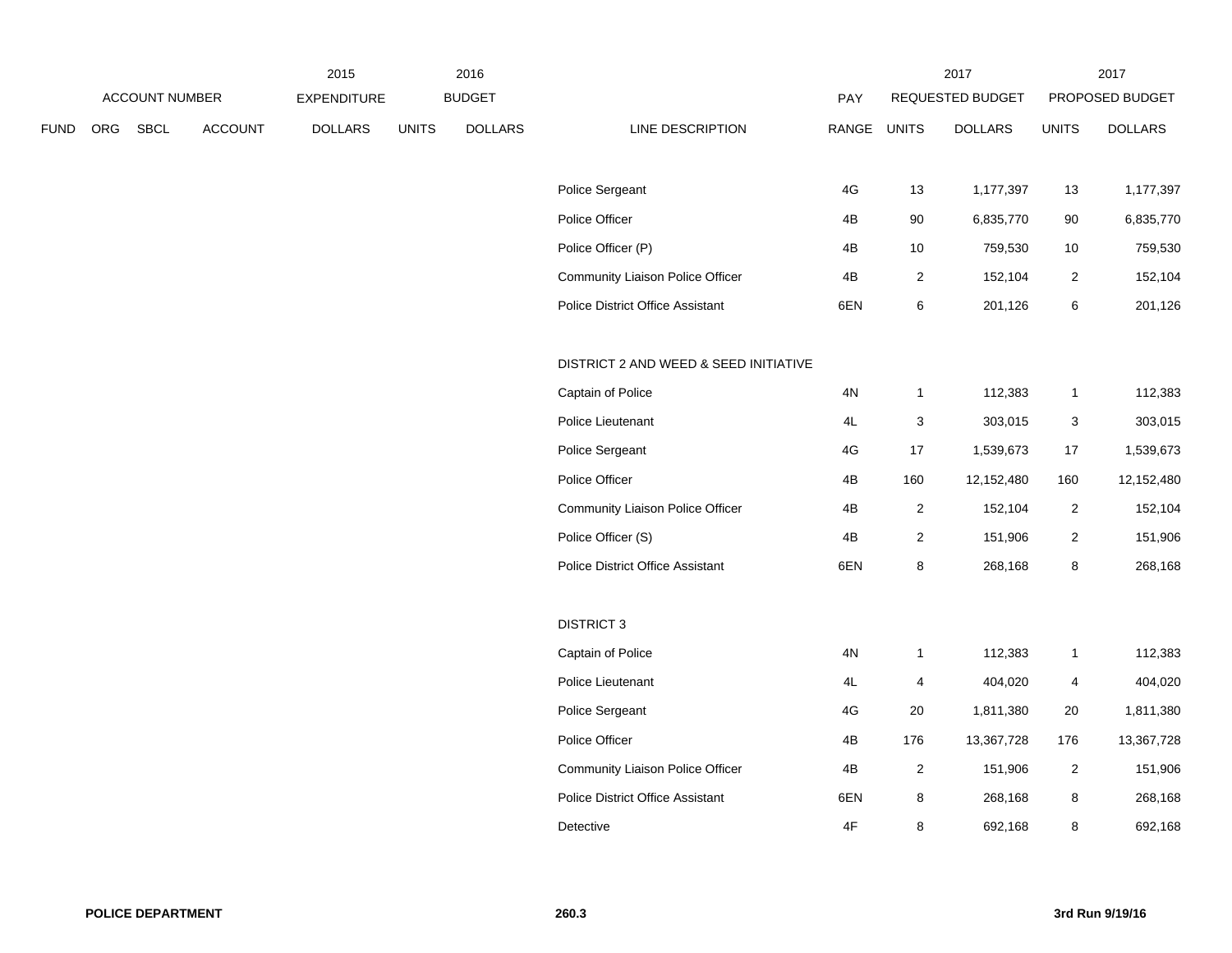| ACCOUNT NUMBER | | | | 2015 EXPENDITURE | 2016 BUDGET | | | PAY | 2017 REQUESTED BUDGET | | 2017 PROPOSED BUDGET | |
|---|---|---|---|---|---|---|---|---|---|---|---|---|
| FUND | ORG | SBCL | ACCOUNT | DOLLARS | UNITS | DOLLARS | LINE DESCRIPTION | RANGE | UNITS | DOLLARS | UNITS | DOLLARS |
| | | | | | | | Police Sergeant | 4G | 13 | 1,177,397 | 13 | 1,177,397 |
| | | | | | | | Police Officer | 4B | 90 | 6,835,770 | 90 | 6,835,770 |
| | | | | | | | Police Officer (P) | 4B | 10 | 759,530 | 10 | 759,530 |
| | | | | | | | Community Liaison Police Officer | 4B | 2 | 152,104 | 2 | 152,104 |
| | | | | | | | Police District Office Assistant | 6EN | 6 | 201,126 | 6 | 201,126 |
| | | | | | | | DISTRICT 2 AND WEED & SEED INITIATIVE | | | | | |
| | | | | | | | Captain of Police | 4N | 1 | 112,383 | 1 | 112,383 |
| | | | | | | | Police Lieutenant | 4L | 3 | 303,015 | 3 | 303,015 |
| | | | | | | | Police Sergeant | 4G | 17 | 1,539,673 | 17 | 1,539,673 |
| | | | | | | | Police Officer | 4B | 160 | 12,152,480 | 160 | 12,152,480 |
| | | | | | | | Community Liaison Police Officer | 4B | 2 | 152,104 | 2 | 152,104 |
| | | | | | | | Police Officer (S) | 4B | 2 | 151,906 | 2 | 151,906 |
| | | | | | | | Police District Office Assistant | 6EN | 8 | 268,168 | 8 | 268,168 |
| | | | | | | | DISTRICT 3 | | | | | |
| | | | | | | | Captain of Police | 4N | 1 | 112,383 | 1 | 112,383 |
| | | | | | | | Police Lieutenant | 4L | 4 | 404,020 | 4 | 404,020 |
| | | | | | | | Police Sergeant | 4G | 20 | 1,811,380 | 20 | 1,811,380 |
| | | | | | | | Police Officer | 4B | 176 | 13,367,728 | 176 | 13,367,728 |
| | | | | | | | Community Liaison Police Officer | 4B | 2 | 151,906 | 2 | 151,906 |
| | | | | | | | Police District Office Assistant | 6EN | 8 | 268,168 | 8 | 268,168 |
| | | | | | | | Detective | 4F | 8 | 692,168 | 8 | 692,168 |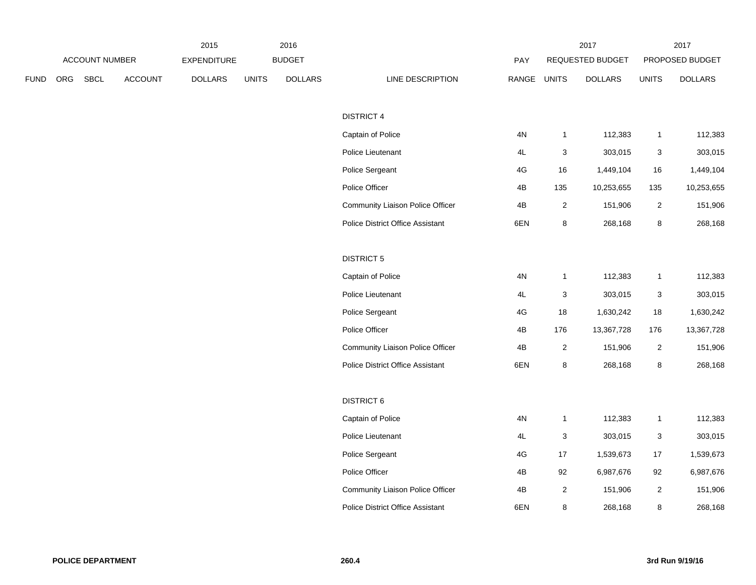| FUND | ORG | SBCL | ACCOUNT | 2015 EXPENDITURE DOLLARS | 2016 BUDGET UNITS | 2016 BUDGET DOLLARS | LINE DESCRIPTION | PAY RANGE | 2017 REQUESTED BUDGET UNITS | 2017 REQUESTED BUDGET DOLLARS | 2017 PROPOSED BUDGET UNITS | 2017 PROPOSED BUDGET DOLLARS |
|---|---|---|---|---|---|---|---|---|---|---|---|---|
| | | | | | | | DISTRICT 4 | | | | | |
| | | | | | | | Captain of Police | 4N | 1 | 112,383 | 1 | 112,383 |
| | | | | | | | Police Lieutenant | 4L | 3 | 303,015 | 3 | 303,015 |
| | | | | | | | Police Sergeant | 4G | 16 | 1,449,104 | 16 | 1,449,104 |
| | | | | | | | Police Officer | 4B | 135 | 10,253,655 | 135 | 10,253,655 |
| | | | | | | | Community Liaison Police Officer | 4B | 2 | 151,906 | 2 | 151,906 |
| | | | | | | | Police District Office Assistant | 6EN | 8 | 268,168 | 8 | 268,168 |
| | | | | | | | DISTRICT 5 | | | | | |
| | | | | | | | Captain of Police | 4N | 1 | 112,383 | 1 | 112,383 |
| | | | | | | | Police Lieutenant | 4L | 3 | 303,015 | 3 | 303,015 |
| | | | | | | | Police Sergeant | 4G | 18 | 1,630,242 | 18 | 1,630,242 |
| | | | | | | | Police Officer | 4B | 176 | 13,367,728 | 176 | 13,367,728 |
| | | | | | | | Community Liaison Police Officer | 4B | 2 | 151,906 | 2 | 151,906 |
| | | | | | | | Police District Office Assistant | 6EN | 8 | 268,168 | 8 | 268,168 |
| | | | | | | | DISTRICT 6 | | | | | |
| | | | | | | | Captain of Police | 4N | 1 | 112,383 | 1 | 112,383 |
| | | | | | | | Police Lieutenant | 4L | 3 | 303,015 | 3 | 303,015 |
| | | | | | | | Police Sergeant | 4G | 17 | 1,539,673 | 17 | 1,539,673 |
| | | | | | | | Police Officer | 4B | 92 | 6,987,676 | 92 | 6,987,676 |
| | | | | | | | Community Liaison Police Officer | 4B | 2 | 151,906 | 2 | 151,906 |
| | | | | | | | Police District Office Assistant | 6EN | 8 | 268,168 | 8 | 268,168 |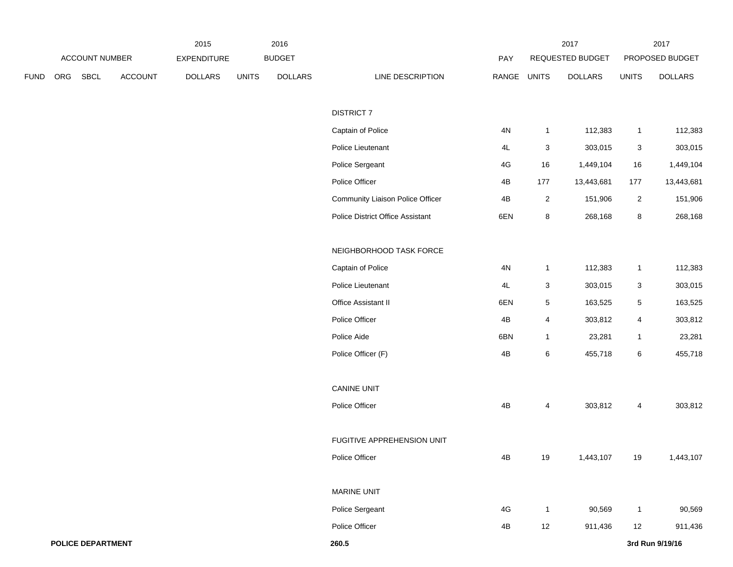| ACCOUNT NUMBER | | | | 2015 EXPENDITURE | 2016 BUDGET | | | PAY | 2017 REQUESTED BUDGET | | 2017 PROPOSED BUDGET | |
|---|---|---|---|---|---|---|---|---|---|---|---|---|
| FUND | ORG | SBCL | ACCOUNT | DOLLARS | UNITS | DOLLARS | LINE DESCRIPTION | RANGE | UNITS | DOLLARS | UNITS | DOLLARS |
| | | | | | | | DISTRICT 7 | | | | | |
| | | | | | | | Captain of Police | 4N | 1 | 112,383 | 1 | 112,383 |
| | | | | | | | Police Lieutenant | 4L | 3 | 303,015 | 3 | 303,015 |
| | | | | | | | Police Sergeant | 4G | 16 | 1,449,104 | 16 | 1,449,104 |
| | | | | | | | Police Officer | 4B | 177 | 13,443,681 | 177 | 13,443,681 |
| | | | | | | | Community Liaison Police Officer | 4B | 2 | 151,906 | 2 | 151,906 |
| | | | | | | | Police District Office Assistant | 6EN | 8 | 268,168 | 8 | 268,168 |
| | | | | | | | NEIGHBORHOOD TASK FORCE | | | | | |
| | | | | | | | Captain of Police | 4N | 1 | 112,383 | 1 | 112,383 |
| | | | | | | | Police Lieutenant | 4L | 3 | 303,015 | 3 | 303,015 |
| | | | | | | | Office Assistant II | 6EN | 5 | 163,525 | 5 | 163,525 |
| | | | | | | | Police Officer | 4B | 4 | 303,812 | 4 | 303,812 |
| | | | | | | | Police Aide | 6BN | 1 | 23,281 | 1 | 23,281 |
| | | | | | | | Police Officer (F) | 4B | 6 | 455,718 | 6 | 455,718 |
| | | | | | | | CANINE UNIT | | | | | |
| | | | | | | | Police Officer | 4B | 4 | 303,812 | 4 | 303,812 |
| | | | | | | | FUGITIVE APPREHENSION UNIT | | | | | |
| | | | | | | | Police Officer | 4B | 19 | 1,443,107 | 19 | 1,443,107 |
| | | | | | | | MARINE UNIT | | | | | |
| | | | | | | | Police Sergeant | 4G | 1 | 90,569 | 1 | 90,569 |
| | | | | | | | Police Officer | 4B | 12 | 911,436 | 12 | 911,436 |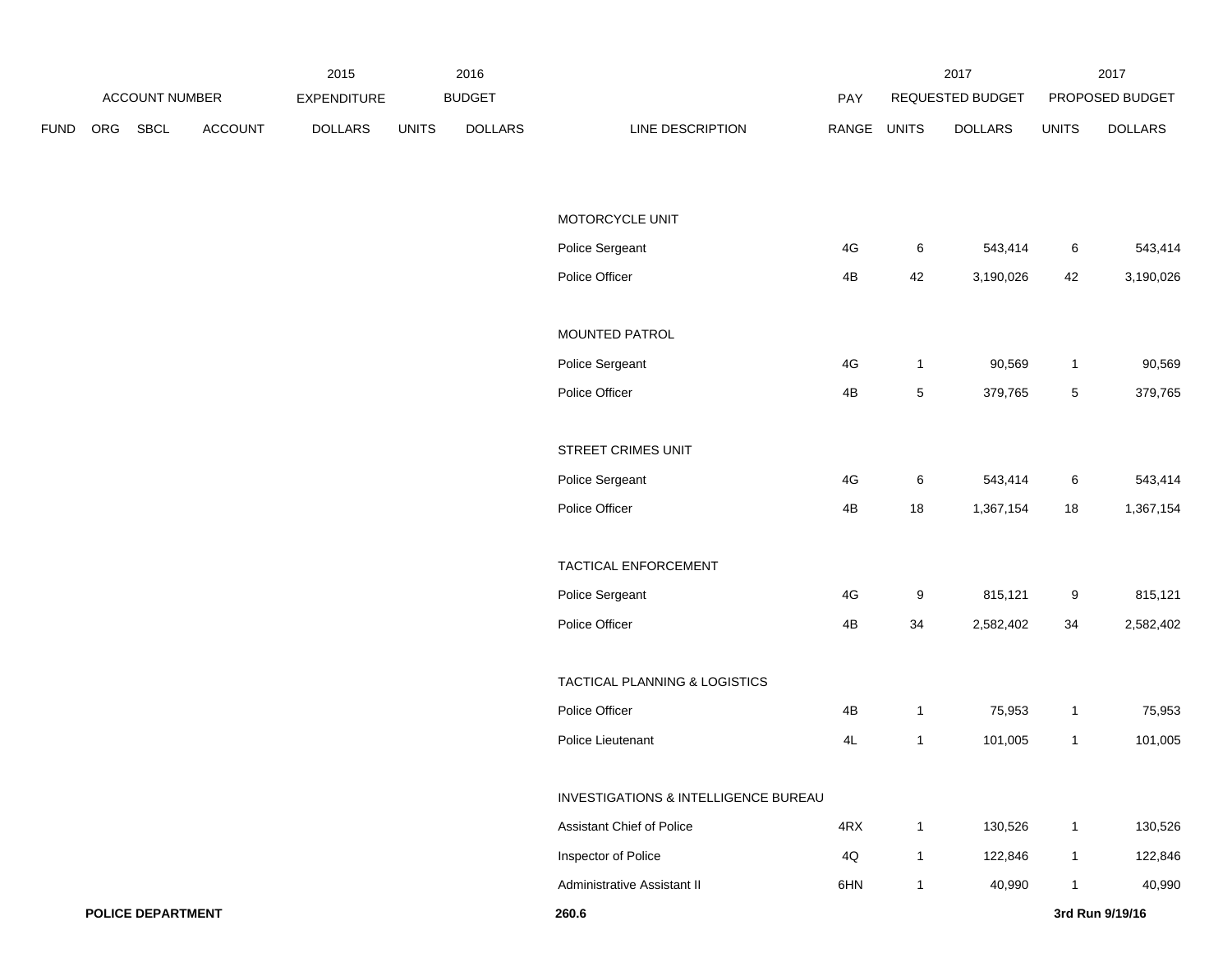| ACCOUNT NUMBER | | | | 2015 EXPENDITURE | 2016 BUDGET | | | PAY | 2017 REQUESTED BUDGET | | 2017 PROPOSED BUDGET | |
|---|---|---|---|---|---|---|---|---|---|---|---|---|
| FUND | ORG | SBCL | ACCOUNT | DOLLARS | UNITS | DOLLARS | LINE DESCRIPTION | RANGE | UNITS | DOLLARS | UNITS | DOLLARS |
| | | | | | | | MOTORCYCLE UNIT | | | | | |
| | | | | | | | Police Sergeant | 4G | 6 | 543,414 | 6 | 543,414 |
| | | | | | | | Police Officer | 4B | 42 | 3,190,026 | 42 | 3,190,026 |
| | | | | | | | MOUNTED PATROL | | | | | |
| | | | | | | | Police Sergeant | 4G | 1 | 90,569 | 1 | 90,569 |
| | | | | | | | Police Officer | 4B | 5 | 379,765 | 5 | 379,765 |
| | | | | | | | STREET CRIMES UNIT | | | | | |
| | | | | | | | Police Sergeant | 4G | 6 | 543,414 | 6 | 543,414 |
| | | | | | | | Police Officer | 4B | 18 | 1,367,154 | 18 | 1,367,154 |
| | | | | | | | TACTICAL ENFORCEMENT | | | | | |
| | | | | | | | Police Sergeant | 4G | 9 | 815,121 | 9 | 815,121 |
| | | | | | | | Police Officer | 4B | 34 | 2,582,402 | 34 | 2,582,402 |
| | | | | | | | TACTICAL PLANNING & LOGISTICS | | | | | |
| | | | | | | | Police Officer | 4B | 1 | 75,953 | 1 | 75,953 |
| | | | | | | | Police Lieutenant | 4L | 1 | 101,005 | 1 | 101,005 |
| | | | | | | | INVESTIGATIONS & INTELLIGENCE BUREAU | | | | | |
| | | | | | | | Assistant Chief of Police | 4RX | 1 | 130,526 | 1 | 130,526 |
| | | | | | | | Inspector of Police | 4Q | 1 | 122,846 | 1 | 122,846 |
| | | | | | | | Administrative Assistant II | 6HN | 1 | 40,990 | 1 | 40,990 |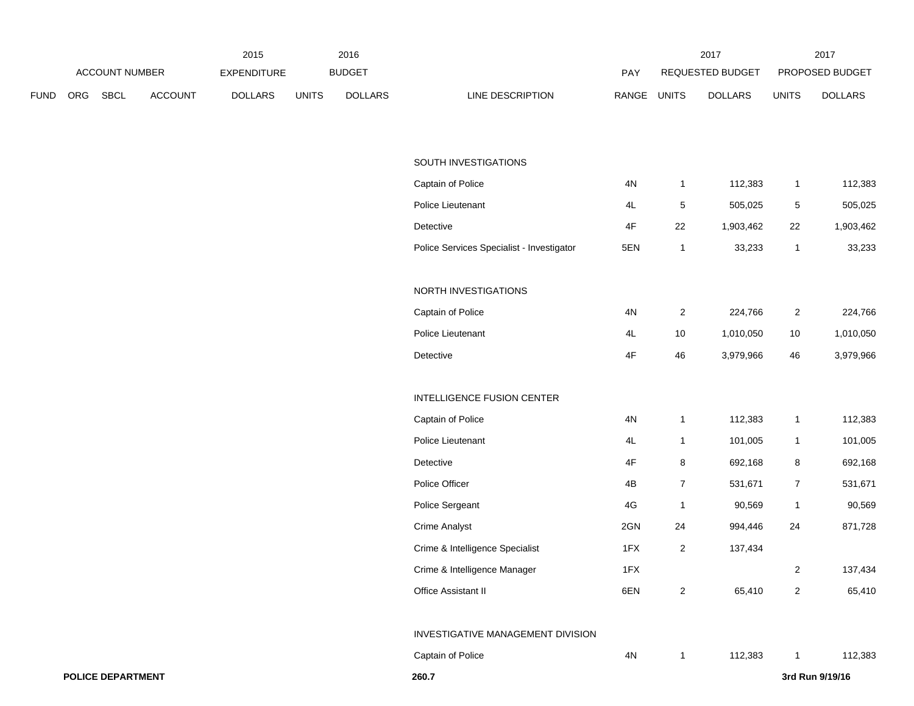| FUND | ORG | SBCL | ACCOUNT | 2015 EXPENDITURE DOLLARS | 2016 BUDGET UNITS | 2016 BUDGET DOLLARS | LINE DESCRIPTION | PAY RANGE | 2017 REQUESTED BUDGET UNITS | 2017 REQUESTED BUDGET DOLLARS | 2017 PROPOSED BUDGET UNITS | 2017 PROPOSED BUDGET DOLLARS |
|---|---|---|---|---|---|---|---|---|---|---|---|---|
| | | | | | | | SOUTH INVESTIGATIONS | | | | | |
| | | | | | | | Captain of Police | 4N | 1 | 112,383 | 1 | 112,383 |
| | | | | | | | Police Lieutenant | 4L | 5 | 505,025 | 5 | 505,025 |
| | | | | | | | Detective | 4F | 22 | 1,903,462 | 22 | 1,903,462 |
| | | | | | | | Police Services Specialist - Investigator | 5EN | 1 | 33,233 | 1 | 33,233 |
| | | | | | | | NORTH INVESTIGATIONS | | | | | |
| | | | | | | | Captain of Police | 4N | 2 | 224,766 | 2 | 224,766 |
| | | | | | | | Police Lieutenant | 4L | 10 | 1,010,050 | 10 | 1,010,050 |
| | | | | | | | Detective | 4F | 46 | 3,979,966 | 46 | 3,979,966 |
| | | | | | | | INTELLIGENCE FUSION CENTER | | | | | |
| | | | | | | | Captain of Police | 4N | 1 | 112,383 | 1 | 112,383 |
| | | | | | | | Police Lieutenant | 4L | 1 | 101,005 | 1 | 101,005 |
| | | | | | | | Detective | 4F | 8 | 692,168 | 8 | 692,168 |
| | | | | | | | Police Officer | 4B | 7 | 531,671 | 7 | 531,671 |
| | | | | | | | Police Sergeant | 4G | 1 | 90,569 | 1 | 90,569 |
| | | | | | | | Crime Analyst | 2GN | 24 | 994,446 | 24 | 871,728 |
| | | | | | | | Crime & Intelligence Specialist | 1FX | 2 | 137,434 | | |
| | | | | | | | Crime & Intelligence Manager | 1FX | | | 2 | 137,434 |
| | | | | | | | Office Assistant II | 6EN | 2 | 65,410 | 2 | 65,410 |
| | | | | | | | INVESTIGATIVE MANAGEMENT DIVISION | | | | | |
| | | | | | | | Captain of Police | 4N | 1 | 112,383 | 1 | 112,383 |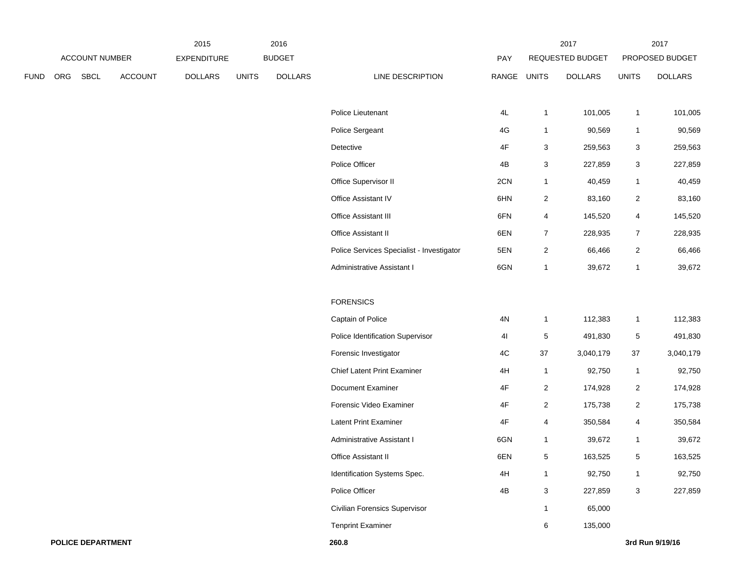| FUND | ORG | SBCL | ACCOUNT | 2015 EXPENDITURE DOLLARS | 2016 BUDGET UNITS | 2016 BUDGET DOLLARS | LINE DESCRIPTION | PAY RANGE | 2017 REQUESTED BUDGET UNITS | 2017 REQUESTED BUDGET DOLLARS | 2017 PROPOSED BUDGET UNITS | 2017 PROPOSED BUDGET DOLLARS |
|---|---|---|---|---|---|---|---|---|---|---|---|---|
| | | | | | | | Police Lieutenant | 4L | 1 | 101,005 | 1 | 101,005 |
| | | | | | | | Police Sergeant | 4G | 1 | 90,569 | 1 | 90,569 |
| | | | | | | | Detective | 4F | 3 | 259,563 | 3 | 259,563 |
| | | | | | | | Police Officer | 4B | 3 | 227,859 | 3 | 227,859 |
| | | | | | | | Office Supervisor II | 2CN | 1 | 40,459 | 1 | 40,459 |
| | | | | | | | Office Assistant IV | 6HN | 2 | 83,160 | 2 | 83,160 |
| | | | | | | | Office Assistant III | 6FN | 4 | 145,520 | 4 | 145,520 |
| | | | | | | | Office Assistant II | 6EN | 7 | 228,935 | 7 | 228,935 |
| | | | | | | | Police Services Specialist - Investigator | 5EN | 2 | 66,466 | 2 | 66,466 |
| | | | | | | | Administrative Assistant I | 6GN | 1 | 39,672 | 1 | 39,672 |
| | | | | | | | FORENSICS | | | | | |
| | | | | | | | Captain of Police | 4N | 1 | 112,383 | 1 | 112,383 |
| | | | | | | | Police Identification Supervisor | 4I | 5 | 491,830 | 5 | 491,830 |
| | | | | | | | Forensic Investigator | 4C | 37 | 3,040,179 | 37 | 3,040,179 |
| | | | | | | | Chief Latent Print Examiner | 4H | 1 | 92,750 | 1 | 92,750 |
| | | | | | | | Document Examiner | 4F | 2 | 174,928 | 2 | 174,928 |
| | | | | | | | Forensic Video Examiner | 4F | 2 | 175,738 | 2 | 175,738 |
| | | | | | | | Latent Print Examiner | 4F | 4 | 350,584 | 4 | 350,584 |
| | | | | | | | Administrative Assistant I | 6GN | 1 | 39,672 | 1 | 39,672 |
| | | | | | | | Office Assistant II | 6EN | 5 | 163,525 | 5 | 163,525 |
| | | | | | | | Identification Systems Spec. | 4H | 1 | 92,750 | 1 | 92,750 |
| | | | | | | | Police Officer | 4B | 3 | 227,859 | 3 | 227,859 |
| | | | | | | | Civilian Forensics Supervisor | | 1 | 65,000 | | |
| | | | | | | | Tenprint Examiner | | 6 | 135,000 | | |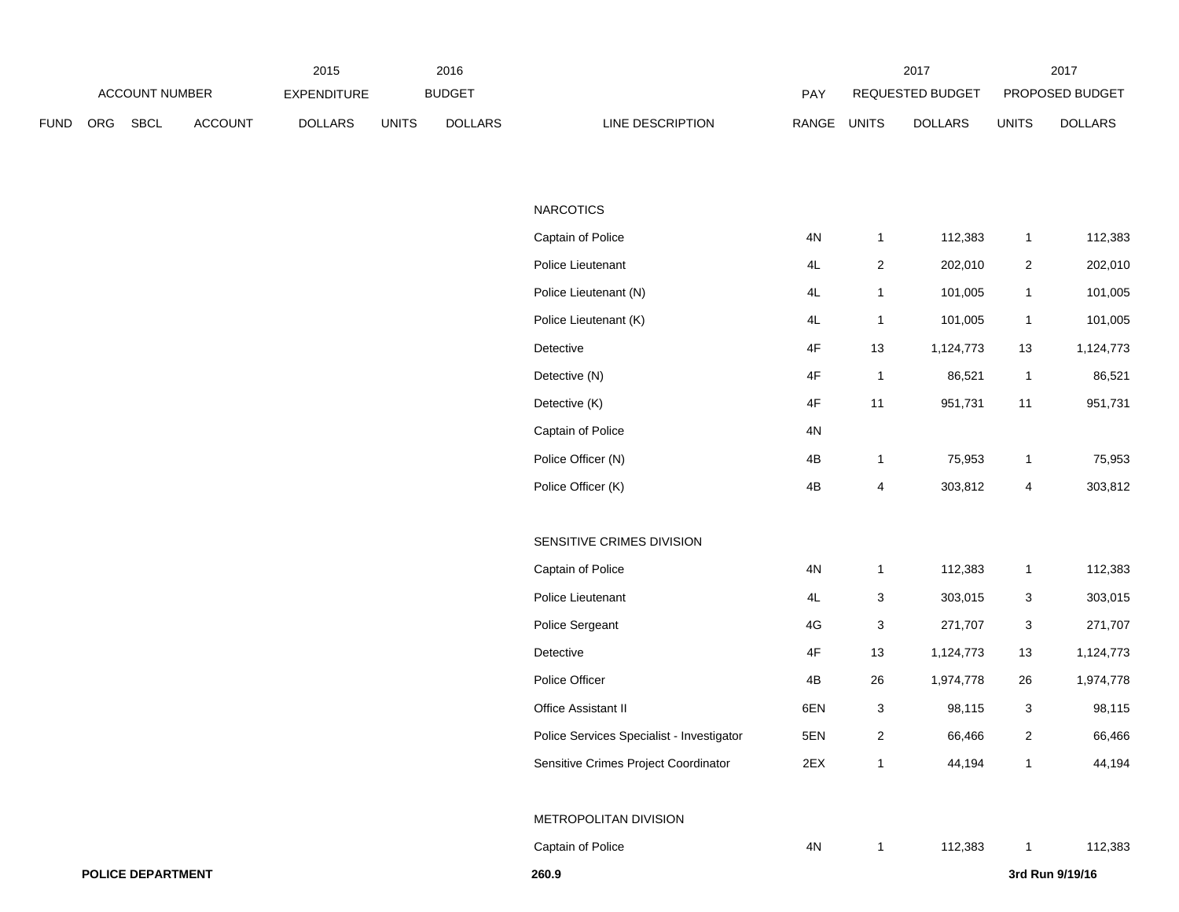| ACCOUNT NUMBER | | | | 2015 EXPENDITURE | 2016 BUDGET | | | | 2017 REQUESTED BUDGET | | 2017 PROPOSED BUDGET | |
|---|---|---|---|---|---|---|---|---|---|---|---|---|
| FUND | ORG | SBCL | ACCOUNT | DOLLARS | UNITS | DOLLARS | LINE DESCRIPTION | PAY RANGE | UNITS | DOLLARS | UNITS | DOLLARS |
| | | | | | | | NARCOTICS | | | | | |
| | | | | | | | Captain of Police | 4N | 1 | 112,383 | 1 | 112,383 |
| | | | | | | | Police Lieutenant | 4L | 2 | 202,010 | 2 | 202,010 |
| | | | | | | | Police Lieutenant (N) | 4L | 1 | 101,005 | 1 | 101,005 |
| | | | | | | | Police Lieutenant (K) | 4L | 1 | 101,005 | 1 | 101,005 |
| | | | | | | | Detective | 4F | 13 | 1,124,773 | 13 | 1,124,773 |
| | | | | | | | Detective (N) | 4F | 1 | 86,521 | 1 | 86,521 |
| | | | | | | | Detective (K) | 4F | 11 | 951,731 | 11 | 951,731 |
| | | | | | | | Captain of Police | 4N | | | | |
| | | | | | | | Police Officer (N) | 4B | 1 | 75,953 | 1 | 75,953 |
| | | | | | | | Police Officer (K) | 4B | 4 | 303,812 | 4 | 303,812 |
| | | | | | | | SENSITIVE CRIMES DIVISION | | | | | |
| | | | | | | | Captain of Police | 4N | 1 | 112,383 | 1 | 112,383 |
| | | | | | | | Police Lieutenant | 4L | 3 | 303,015 | 3 | 303,015 |
| | | | | | | | Police Sergeant | 4G | 3 | 271,707 | 3 | 271,707 |
| | | | | | | | Detective | 4F | 13 | 1,124,773 | 13 | 1,124,773 |
| | | | | | | | Police Officer | 4B | 26 | 1,974,778 | 26 | 1,974,778 |
| | | | | | | | Office Assistant II | 6EN | 3 | 98,115 | 3 | 98,115 |
| | | | | | | | Police Services Specialist - Investigator | 5EN | 2 | 66,466 | 2 | 66,466 |
| | | | | | | | Sensitive Crimes Project Coordinator | 2EX | 1 | 44,194 | 1 | 44,194 |
| | | | | | | | METROPOLITAN DIVISION | | | | | |
| | | | | | | | Captain of Police | 4N | 1 | 112,383 | 1 | 112,383 |

**POLICE DEPARTMENT** **260.9** **3rd Run 9/19/16**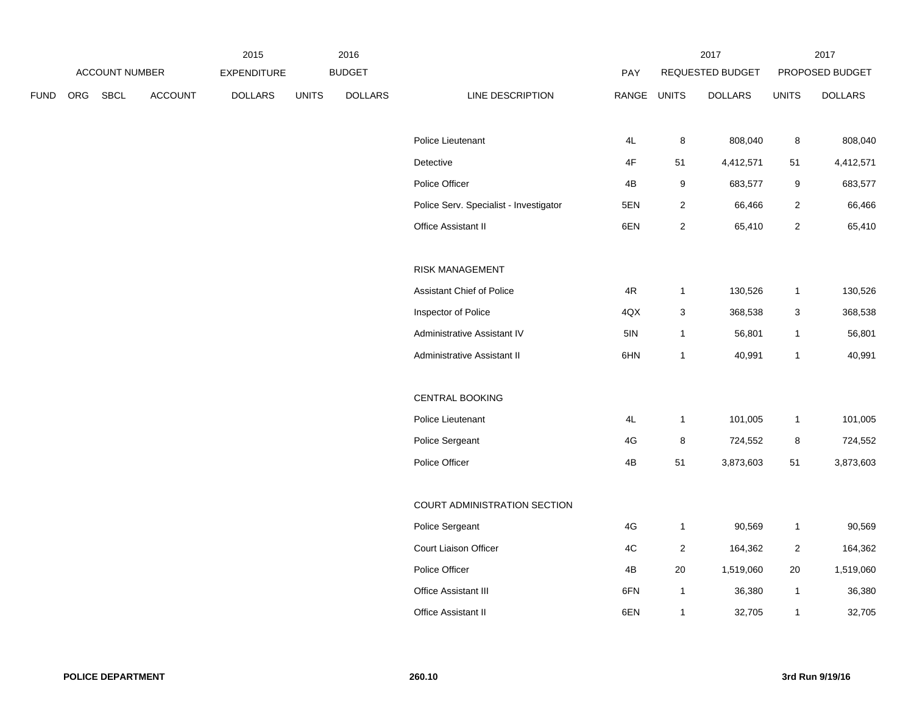| ACCOUNT NUMBER | | | | 2015 EXPENDITURE | 2016 BUDGET | | | PAY | 2017 REQUESTED BUDGET | | 2017 PROPOSED BUDGET | |
|---|---|---|---|---|---|---|---|---|---|---|---|---|
| FUND | ORG | SBCL | ACCOUNT | DOLLARS | UNITS | DOLLARS | LINE DESCRIPTION | RANGE | UNITS | DOLLARS | UNITS | DOLLARS |
| | | | | | | | Police Lieutenant | 4L | 8 | 808,040 | 8 | 808,040 |
| | | | | | | | Detective | 4F | 51 | 4,412,571 | 51 | 4,412,571 |
| | | | | | | | Police Officer | 4B | 9 | 683,577 | 9 | 683,577 |
| | | | | | | | Police Serv. Specialist - Investigator | 5EN | 2 | 66,466 | 2 | 66,466 |
| | | | | | | | Office Assistant II | 6EN | 2 | 65,410 | 2 | 65,410 |
| | | | | | | | RISK MANAGEMENT | | | | | |
| | | | | | | | Assistant Chief of Police | 4R | 1 | 130,526 | 1 | 130,526 |
| | | | | | | | Inspector of Police | 4QX | 3 | 368,538 | 3 | 368,538 |
| | | | | | | | Administrative Assistant IV | 5IN | 1 | 56,801 | 1 | 56,801 |
| | | | | | | | Administrative Assistant II | 6HN | 1 | 40,991 | 1 | 40,991 |
| | | | | | | | CENTRAL BOOKING | | | | | |
| | | | | | | | Police Lieutenant | 4L | 1 | 101,005 | 1 | 101,005 |
| | | | | | | | Police Sergeant | 4G | 8 | 724,552 | 8 | 724,552 |
| | | | | | | | Police Officer | 4B | 51 | 3,873,603 | 51 | 3,873,603 |
| | | | | | | | COURT ADMINISTRATION SECTION | | | | | |
| | | | | | | | Police Sergeant | 4G | 1 | 90,569 | 1 | 90,569 |
| | | | | | | | Court Liaison Officer | 4C | 2 | 164,362 | 2 | 164,362 |
| | | | | | | | Police Officer | 4B | 20 | 1,519,060 | 20 | 1,519,060 |
| | | | | | | | Office Assistant III | 6FN | 1 | 36,380 | 1 | 36,380 |
| | | | | | | | Office Assistant II | 6EN | 1 | 32,705 | 1 | 32,705 |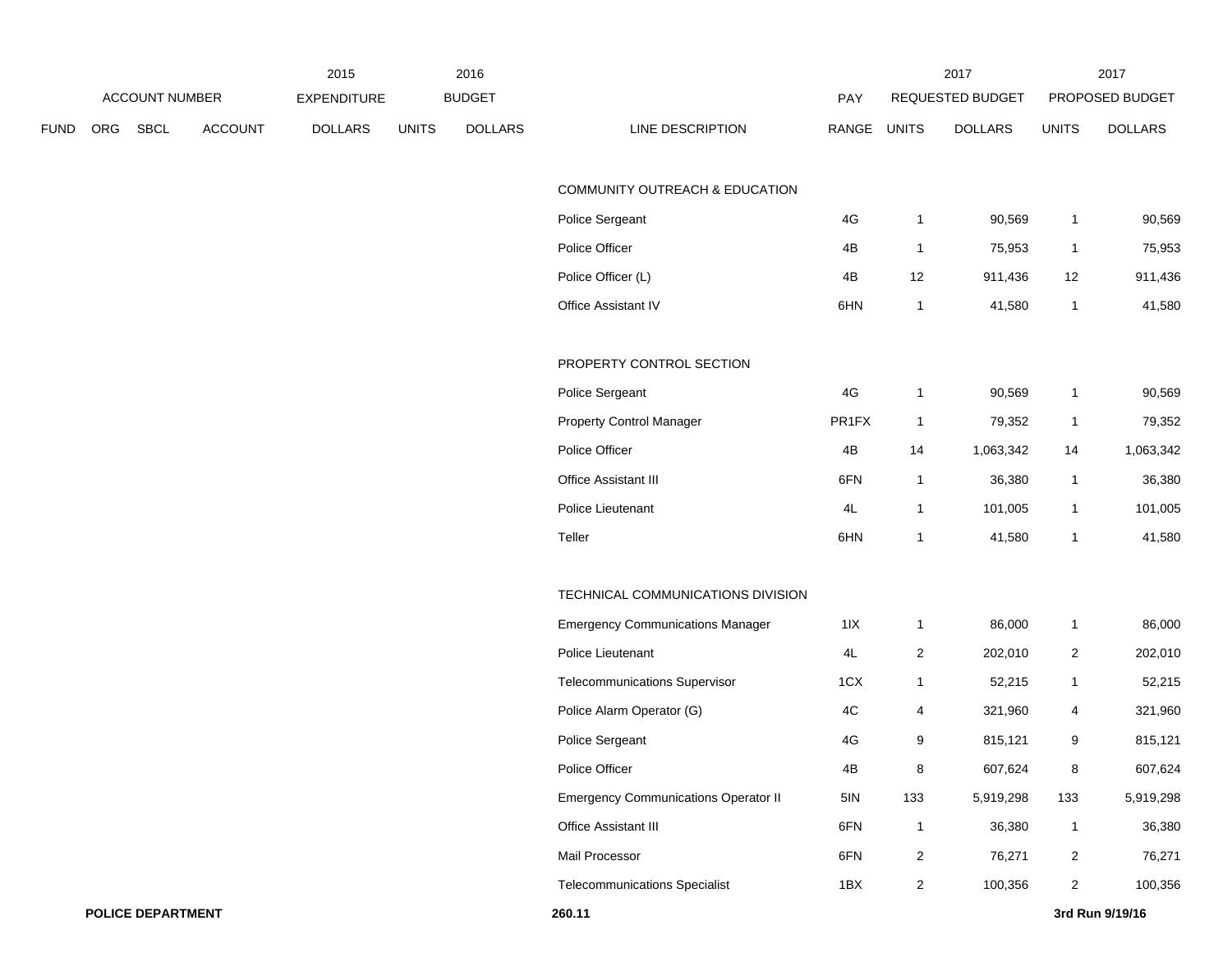| ACCOUNT NUMBER | | | | 2015 EXPENDITURE | 2016 BUDGET | | | PAY | 2017 REQUESTED BUDGET | | 2017 PROPOSED BUDGET | |
|---|---|---|---|---|---|---|---|---|---|---|---|---|
| FUND | ORG | SBCL | ACCOUNT | DOLLARS | UNITS | DOLLARS | LINE DESCRIPTION | RANGE | UNITS | DOLLARS | UNITS | DOLLARS |
| | | | | | | | COMMUNITY OUTREACH & EDUCATION | | | | | |
| | | | | | | | Police Sergeant | 4G | 1 | 90,569 | 1 | 90,569 |
| | | | | | | | Police Officer | 4B | 1 | 75,953 | 1 | 75,953 |
| | | | | | | | Police Officer (L) | 4B | 12 | 911,436 | 12 | 911,436 |
| | | | | | | | Office Assistant IV | 6HN | 1 | 41,580 | 1 | 41,580 |
| | | | | | | | PROPERTY CONTROL SECTION | | | | | |
| | | | | | | | Police Sergeant | 4G | 1 | 90,569 | 1 | 90,569 |
| | | | | | | | Property Control Manager | PR1FX | 1 | 79,352 | 1 | 79,352 |
| | | | | | | | Police Officer | 4B | 14 | 1,063,342 | 14 | 1,063,342 |
| | | | | | | | Office Assistant III | 6FN | 1 | 36,380 | 1 | 36,380 |
| | | | | | | | Police Lieutenant | 4L | 1 | 101,005 | 1 | 101,005 |
| | | | | | | | Teller | 6HN | 1 | 41,580 | 1 | 41,580 |
| | | | | | | | TECHNICAL COMMUNICATIONS DIVISION | | | | | |
| | | | | | | | Emergency Communications Manager | 1IX | 1 | 86,000 | 1 | 86,000 |
| | | | | | | | Police Lieutenant | 4L | 2 | 202,010 | 2 | 202,010 |
| | | | | | | | Telecommunications Supervisor | 1CX | 1 | 52,215 | 1 | 52,215 |
| | | | | | | | Police Alarm Operator (G) | 4C | 4 | 321,960 | 4 | 321,960 |
| | | | | | | | Police Sergeant | 4G | 9 | 815,121 | 9 | 815,121 |
| | | | | | | | Police Officer | 4B | 8 | 607,624 | 8 | 607,624 |
| | | | | | | | Emergency Communications Operator II | 5IN | 133 | 5,919,298 | 133 | 5,919,298 |
| | | | | | | | Office Assistant III | 6FN | 1 | 36,380 | 1 | 36,380 |
| | | | | | | | Mail Processor | 6FN | 2 | 76,271 | 2 | 76,271 |
| | | | | | | | Telecommunications Specialist | 1BX | 2 | 100,356 | 2 | 100,356 |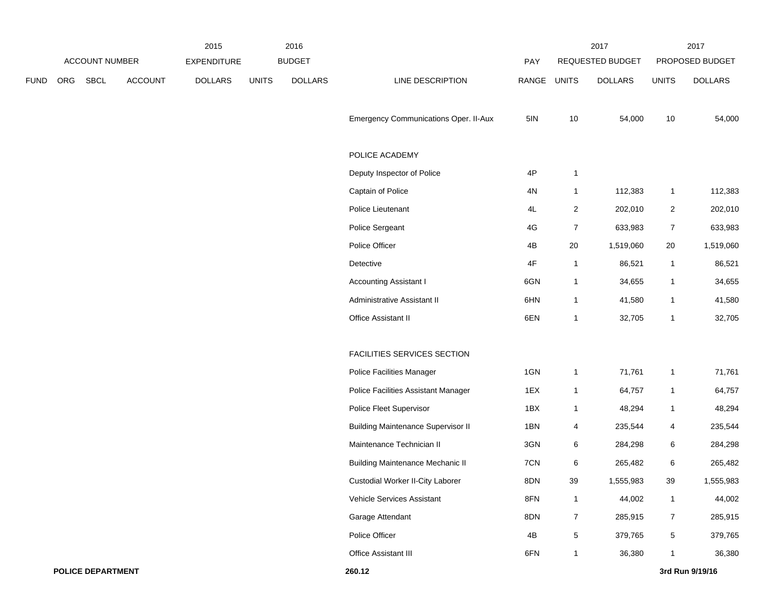| | ACCOUNT NUMBER | | | 2015 EXPENDITURE | 2016 BUDGET | | | PAY | 2017 REQUESTED BUDGET | | 2017 PROPOSED BUDGET | |
|---|---|---|---|---|---|---|---|---|---|---|---|---|
| FUND | ORG | SBCL | ACCOUNT | DOLLARS | UNITS | DOLLARS | LINE DESCRIPTION | RANGE | UNITS | DOLLARS | UNITS | DOLLARS |
| | | | | | | | Emergency Communications Oper. II-Aux | 5IN | 10 | 54,000 | 10 | 54,000 |
| | | | | | | | POLICE ACADEMY | | | | | |
| | | | | | | | Deputy Inspector of Police | 4P | 1 | | | |
| | | | | | | | Captain of Police | 4N | 1 | 112,383 | 1 | 112,383 |
| | | | | | | | Police Lieutenant | 4L | 2 | 202,010 | 2 | 202,010 |
| | | | | | | | Police Sergeant | 4G | 7 | 633,983 | 7 | 633,983 |
| | | | | | | | Police Officer | 4B | 20 | 1,519,060 | 20 | 1,519,060 |
| | | | | | | | Detective | 4F | 1 | 86,521 | 1 | 86,521 |
| | | | | | | | Accounting Assistant I | 6GN | 1 | 34,655 | 1 | 34,655 |
| | | | | | | | Administrative Assistant II | 6HN | 1 | 41,580 | 1 | 41,580 |
| | | | | | | | Office Assistant II | 6EN | 1 | 32,705 | 1 | 32,705 |
| | | | | | | | FACILITIES SERVICES SECTION | | | | | |
| | | | | | | | Police Facilities Manager | 1GN | 1 | 71,761 | 1 | 71,761 |
| | | | | | | | Police Facilities Assistant Manager | 1EX | 1 | 64,757 | 1 | 64,757 |
| | | | | | | | Police Fleet Supervisor | 1BX | 1 | 48,294 | 1 | 48,294 |
| | | | | | | | Building Maintenance Supervisor II | 1BN | 4 | 235,544 | 4 | 235,544 |
| | | | | | | | Maintenance Technician II | 3GN | 6 | 284,298 | 6 | 284,298 |
| | | | | | | | Building Maintenance Mechanic II | 7CN | 6 | 265,482 | 6 | 265,482 |
| | | | | | | | Custodial Worker II-City Laborer | 8DN | 39 | 1,555,983 | 39 | 1,555,983 |
| | | | | | | | Vehicle Services Assistant | 8FN | 1 | 44,002 | 1 | 44,002 |
| | | | | | | | Garage Attendant | 8DN | 7 | 285,915 | 7 | 285,915 |
| | | | | | | | Police Officer | 4B | 5 | 379,765 | 5 | 379,765 |
| | | | | | | | Office Assistant III | 6FN | 1 | 36,380 | 1 | 36,380 |

**POLICE DEPARTMENT** 260.12 **3rd Run 9/19/16**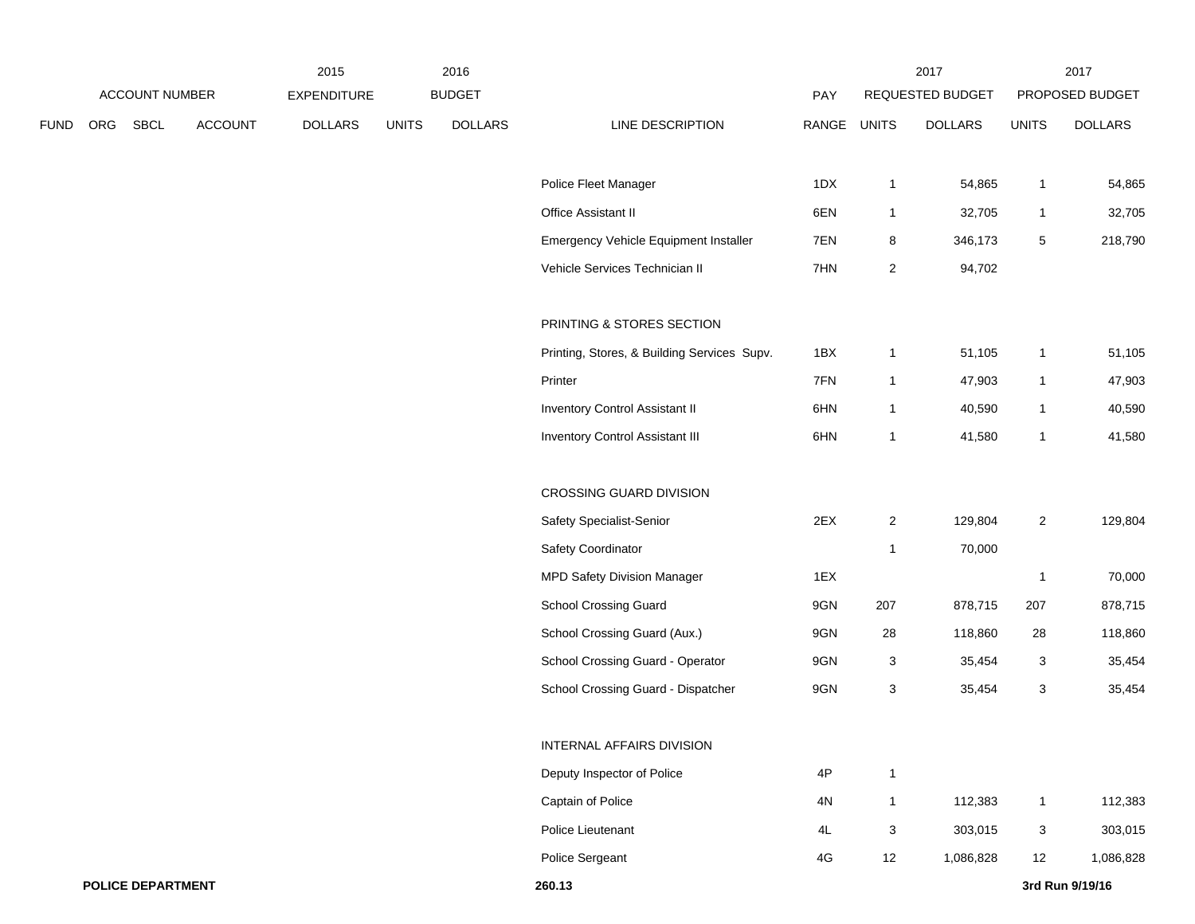| ACCOUNT NUMBER | | | | 2015 EXPENDITURE | 2016 BUDGET | | | PAY | 2017 REQUESTED BUDGET | | 2017 PROPOSED BUDGET | |
|---|---|---|---|---|---|---|---|---|---|---|---|---|
| FUND | ORG | SBCL | ACCOUNT | DOLLARS | UNITS | DOLLARS | LINE DESCRIPTION | RANGE | UNITS | DOLLARS | UNITS | DOLLARS |
| | | | | | | | Police Fleet Manager | 1DX | 1 | 54,865 | 1 | 54,865 |
| | | | | | | | Office Assistant II | 6EN | 1 | 32,705 | 1 | 32,705 |
| | | | | | | | Emergency Vehicle Equipment Installer | 7EN | 8 | 346,173 | 5 | 218,790 |
| | | | | | | | Vehicle Services Technician II | 7HN | 2 | 94,702 | | |
| | | | | | | | PRINTING & STORES SECTION | | | | | |
| | | | | | | | Printing, Stores, & Building Services Supv. | 1BX | 1 | 51,105 | 1 | 51,105 |
| | | | | | | | Printer | 7FN | 1 | 47,903 | 1 | 47,903 |
| | | | | | | | Inventory Control Assistant II | 6HN | 1 | 40,590 | 1 | 40,590 |
| | | | | | | | Inventory Control Assistant III | 6HN | 1 | 41,580 | 1 | 41,580 |
| | | | | | | | CROSSING GUARD DIVISION | | | | | |
| | | | | | | | Safety Specialist-Senior | 2EX | 2 | 129,804 | 2 | 129,804 |
| | | | | | | | Safety Coordinator | | 1 | 70,000 | | |
| | | | | | | | MPD Safety Division Manager | 1EX | | | 1 | 70,000 |
| | | | | | | | School Crossing Guard | 9GN | 207 | 878,715 | 207 | 878,715 |
| | | | | | | | School Crossing Guard (Aux.) | 9GN | 28 | 118,860 | 28 | 118,860 |
| | | | | | | | School Crossing Guard - Operator | 9GN | 3 | 35,454 | 3 | 35,454 |
| | | | | | | | School Crossing Guard - Dispatcher | 9GN | 3 | 35,454 | 3 | 35,454 |
| | | | | | | | INTERNAL AFFAIRS DIVISION | | | | | |
| | | | | | | | Deputy Inspector of Police | 4P | 1 | | | |
| | | | | | | | Captain of Police | 4N | 1 | 112,383 | 1 | 112,383 |
| | | | | | | | Police Lieutenant | 4L | 3 | 303,015 | 3 | 303,015 |
| | | | | | | | Police Sergeant | 4G | 12 | 1,086,828 | 12 | 1,086,828 |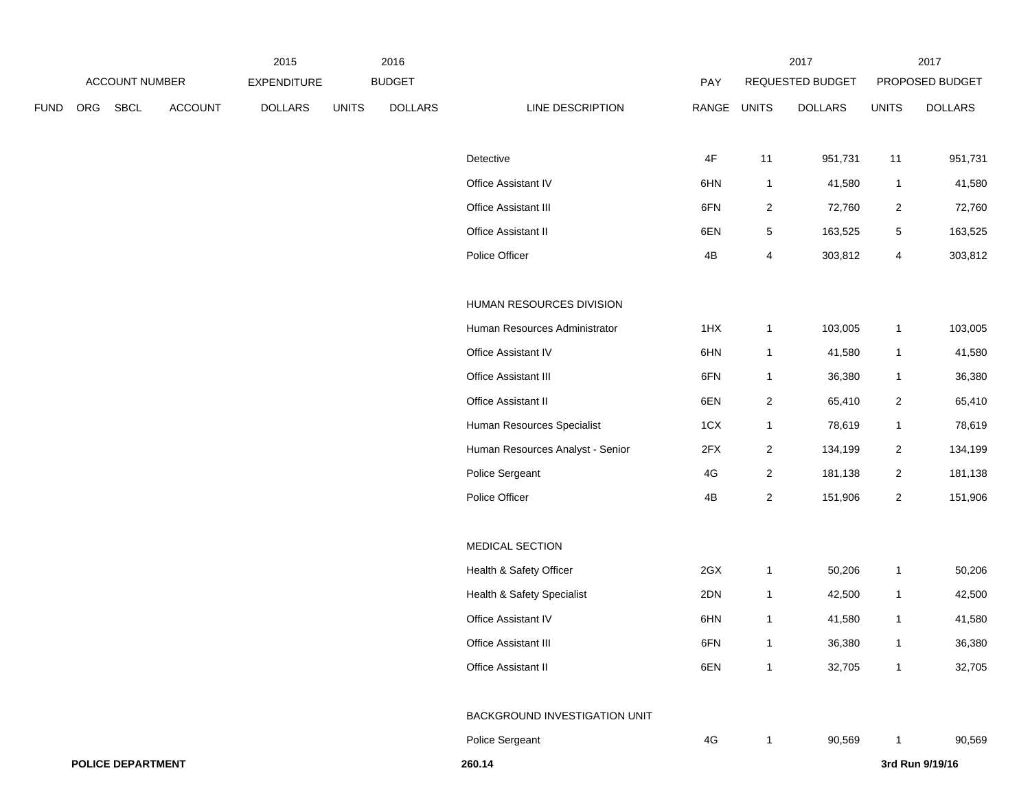| | ACCOUNT NUMBER | | | 2015 EXPENDITURE | 2016 BUDGET | | | PAY | 2017 REQUESTED BUDGET | | 2017 PROPOSED BUDGET | |
|---|---|---|---|---|---|---|---|---|---|---|---|---|
| FUND | ORG | SBCL | ACCOUNT | DOLLARS | UNITS | DOLLARS | LINE DESCRIPTION | RANGE | UNITS | DOLLARS | UNITS | DOLLARS |
| | | | | | | | Detective | 4F | 11 | 951,731 | 11 | 951,731 |
| | | | | | | | Office Assistant IV | 6HN | 1 | 41,580 | 1 | 41,580 |
| | | | | | | | Office Assistant III | 6FN | 2 | 72,760 | 2 | 72,760 |
| | | | | | | | Office Assistant II | 6EN | 5 | 163,525 | 5 | 163,525 |
| | | | | | | | Police Officer | 4B | 4 | 303,812 | 4 | 303,812 |
| | | | | | | | HUMAN RESOURCES DIVISION | | | | | |
| | | | | | | | Human Resources Administrator | 1HX | 1 | 103,005 | 1 | 103,005 |
| | | | | | | | Office Assistant IV | 6HN | 1 | 41,580 | 1 | 41,580 |
| | | | | | | | Office Assistant III | 6FN | 1 | 36,380 | 1 | 36,380 |
| | | | | | | | Office Assistant II | 6EN | 2 | 65,410 | 2 | 65,410 |
| | | | | | | | Human Resources Specialist | 1CX | 1 | 78,619 | 1 | 78,619 |
| | | | | | | | Human Resources Analyst - Senior | 2FX | 2 | 134,199 | 2 | 134,199 |
| | | | | | | | Police Sergeant | 4G | 2 | 181,138 | 2 | 181,138 |
| | | | | | | | Police Officer | 4B | 2 | 151,906 | 2 | 151,906 |
| | | | | | | | MEDICAL SECTION | | | | | |
| | | | | | | | Health & Safety Officer | 2GX | 1 | 50,206 | 1 | 50,206 |
| | | | | | | | Health & Safety Specialist | 2DN | 1 | 42,500 | 1 | 42,500 |
| | | | | | | | Office Assistant IV | 6HN | 1 | 41,580 | 1 | 41,580 |
| | | | | | | | Office Assistant III | 6FN | 1 | 36,380 | 1 | 36,380 |
| | | | | | | | Office Assistant II | 6EN | 1 | 32,705 | 1 | 32,705 |
| | | | | | | | BACKGROUND INVESTIGATION UNIT | | | | | |
| | | | | | | | Police Sergeant | 4G | 1 | 90,569 | 1 | 90,569 |

**POLICE DEPARTMENT** **260.14** **3rd Run 9/19/16**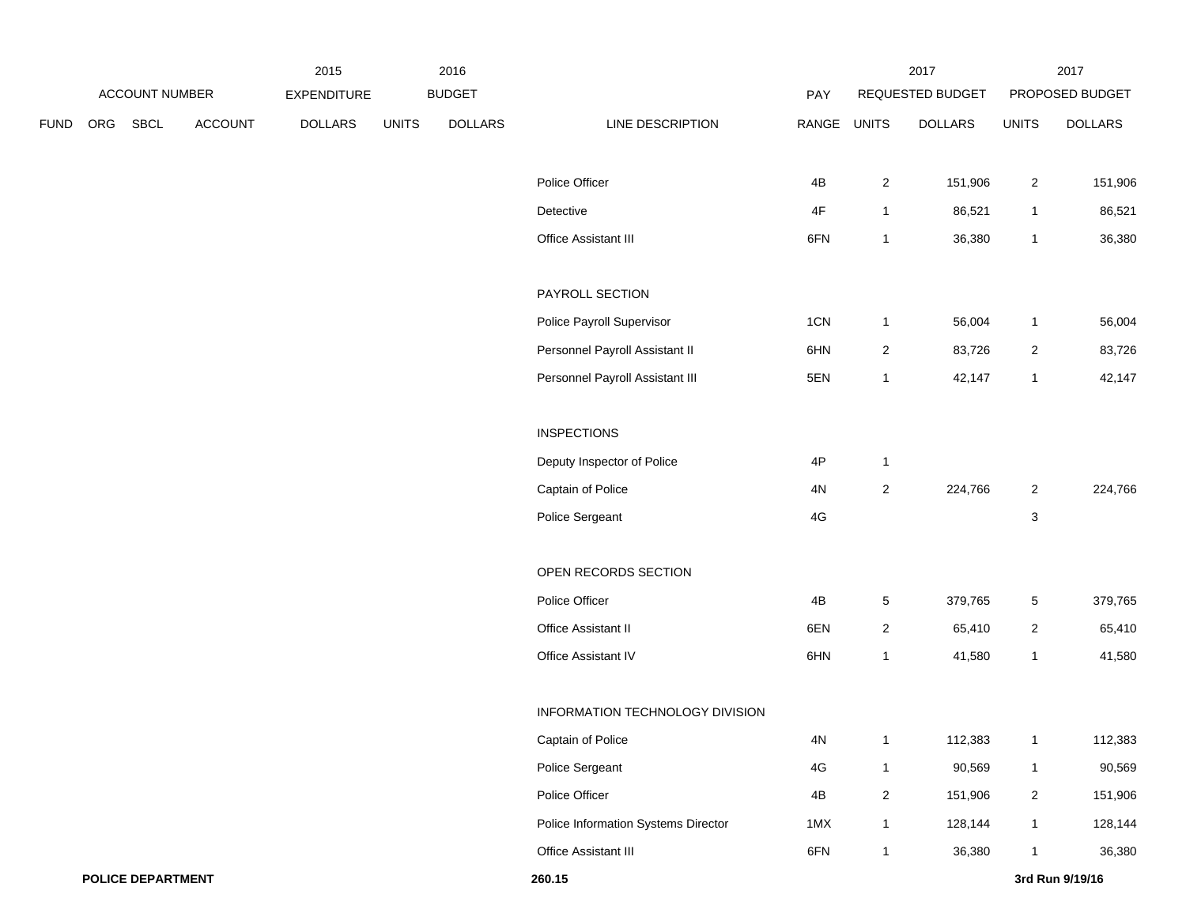| | ACCOUNT NUMBER | | | 2015 EXPENDITURE | 2016 BUDGET | | | PAY | 2017 REQUESTED BUDGET | | 2017 PROPOSED BUDGET | |
|---|---|---|---|---|---|---|---|---|---|---|---|---|
| FUND | ORG | SBCL | ACCOUNT | DOLLARS | UNITS | DOLLARS | LINE DESCRIPTION | RANGE | UNITS | DOLLARS | UNITS | DOLLARS |
| | | | | | | | Police Officer | 4B | 2 | 151,906 | 2 | 151,906 |
| | | | | | | | Detective | 4F | 1 | 86,521 | 1 | 86,521 |
| | | | | | | | Office Assistant III | 6FN | 1 | 36,380 | 1 | 36,380 |
| | | | | | | | PAYROLL SECTION | | | | | |
| | | | | | | | Police Payroll Supervisor | 1CN | 1 | 56,004 | 1 | 56,004 |
| | | | | | | | Personnel Payroll Assistant II | 6HN | 2 | 83,726 | 2 | 83,726 |
| | | | | | | | Personnel Payroll Assistant III | 5EN | 1 | 42,147 | 1 | 42,147 |
| | | | | | | | INSPECTIONS | | | | | |
| | | | | | | | Deputy Inspector of Police | 4P | 1 | | | |
| | | | | | | | Captain of Police | 4N | 2 | 224,766 | 2 | 224,766 |
| | | | | | | | Police Sergeant | 4G | | | 3 | |
| | | | | | | | OPEN RECORDS SECTION | | | | | |
| | | | | | | | Police Officer | 4B | 5 | 379,765 | 5 | 379,765 |
| | | | | | | | Office Assistant II | 6EN | 2 | 65,410 | 2 | 65,410 |
| | | | | | | | Office Assistant IV | 6HN | 1 | 41,580 | 1 | 41,580 |
| | | | | | | | INFORMATION TECHNOLOGY DIVISION | | | | | |
| | | | | | | | Captain of Police | 4N | 1 | 112,383 | 1 | 112,383 |
| | | | | | | | Police Sergeant | 4G | 1 | 90,569 | 1 | 90,569 |
| | | | | | | | Police Officer | 4B | 2 | 151,906 | 2 | 151,906 |
| | | | | | | | Police Information Systems Director | 1MX | 1 | 128,144 | 1 | 128,144 |
| | | | | | | | Office Assistant III | 6FN | 1 | 36,380 | 1 | 36,380 |

**POLICE DEPARTMENT** **260.15** **3rd Run 9/19/16**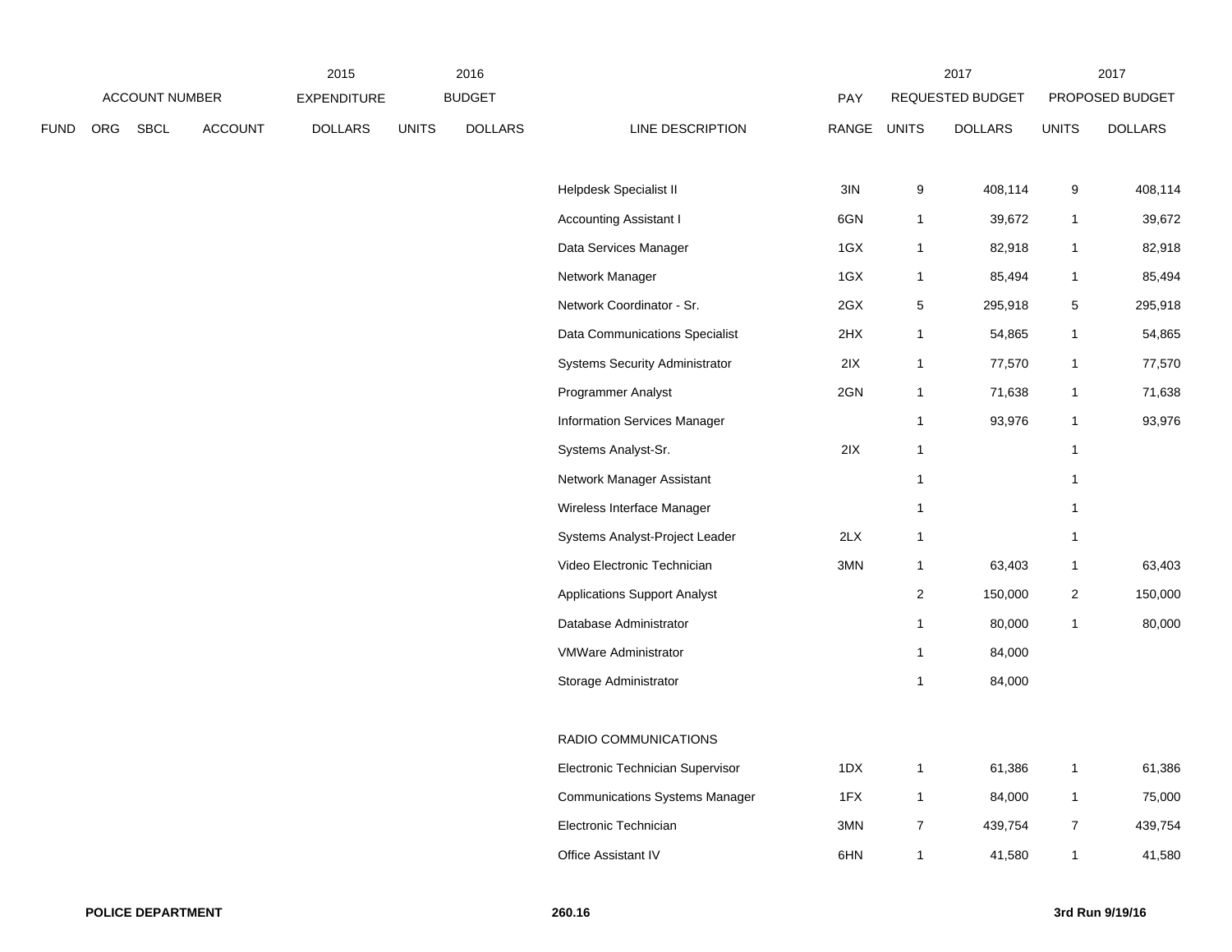| FUND | ORG | SBCL | ACCOUNT | 2015 EXPENDITURE DOLLARS | 2016 BUDGET UNITS | 2016 BUDGET DOLLARS | LINE DESCRIPTION | PAY RANGE | 2017 REQUESTED BUDGET UNITS | 2017 REQUESTED BUDGET DOLLARS | 2017 PROPOSED BUDGET UNITS | 2017 PROPOSED BUDGET DOLLARS |
|---|---|---|---|---|---|---|---|---|---|---|---|---|
| | | | | | | | Helpdesk Specialist II | 3IN | 9 | 408,114 | 9 | 408,114 |
| | | | | | | | Accounting Assistant I | 6GN | 1 | 39,672 | 1 | 39,672 |
| | | | | | | | Data Services Manager | 1GX | 1 | 82,918 | 1 | 82,918 |
| | | | | | | | Network Manager | 1GX | 1 | 85,494 | 1 | 85,494 |
| | | | | | | | Network Coordinator - Sr. | 2GX | 5 | 295,918 | 5 | 295,918 |
| | | | | | | | Data Communications Specialist | 2HX | 1 | 54,865 | 1 | 54,865 |
| | | | | | | | Systems Security Administrator | 2IX | 1 | 77,570 | 1 | 77,570 |
| | | | | | | | Programmer Analyst | 2GN | 1 | 71,638 | 1 | 71,638 |
| | | | | | | | Information Services Manager | | 1 | 93,976 | 1 | 93,976 |
| | | | | | | | Systems Analyst-Sr. | 2IX | 1 | | 1 | |
| | | | | | | | Network Manager Assistant | | 1 | | 1 | |
| | | | | | | | Wireless Interface Manager | | 1 | | 1 | |
| | | | | | | | Systems Analyst-Project Leader | 2LX | 1 | | 1 | |
| | | | | | | | Video Electronic Technician | 3MN | 1 | 63,403 | 1 | 63,403 |
| | | | | | | | Applications Support Analyst | | 2 | 150,000 | 2 | 150,000 |
| | | | | | | | Database Administrator | | 1 | 80,000 | 1 | 80,000 |
| | | | | | | | VMWare Administrator | | 1 | 84,000 | | |
| | | | | | | | Storage Administrator | | 1 | 84,000 | | |
| | | | | | | | RADIO COMMUNICATIONS | | | | | |
| | | | | | | | Electronic Technician Supervisor | 1DX | 1 | 61,386 | 1 | 61,386 |
| | | | | | | | Communications Systems Manager | 1FX | 1 | 84,000 | 1 | 75,000 |
| | | | | | | | Electronic Technician | 3MN | 7 | 439,754 | 7 | 439,754 |
| | | | | | | | Office Assistant IV | 6HN | 1 | 41,580 | 1 | 41,580 |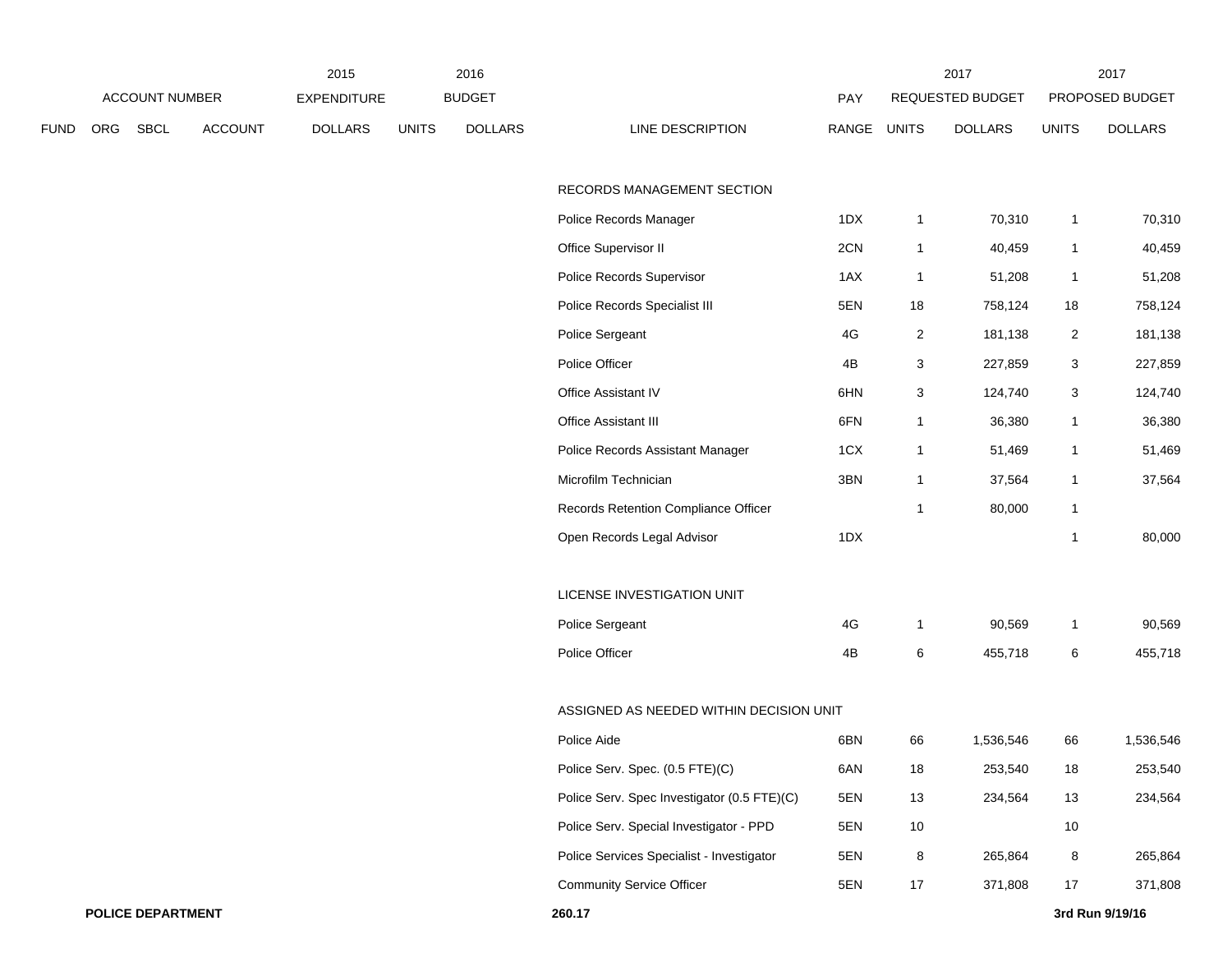| FUND | ORG | SBCL | ACCOUNT | 2015 EXPENDITURE DOLLARS | 2016 BUDGET UNITS | 2016 BUDGET DOLLARS | LINE DESCRIPTION | PAY RANGE | 2017 REQUESTED BUDGET UNITS | 2017 REQUESTED BUDGET DOLLARS | 2017 PROPOSED BUDGET UNITS | 2017 PROPOSED BUDGET DOLLARS |
|---|---|---|---|---|---|---|---|---|---|---|---|---|
| | | | | | | | RECORDS MANAGEMENT SECTION | | | | | |
| | | | | | | | Police Records Manager | 1DX | 1 | 70,310 | 1 | 70,310 |
| | | | | | | | Office Supervisor II | 2CN | 1 | 40,459 | 1 | 40,459 |
| | | | | | | | Police Records Supervisor | 1AX | 1 | 51,208 | 1 | 51,208 |
| | | | | | | | Police Records Specialist III | 5EN | 18 | 758,124 | 18 | 758,124 |
| | | | | | | | Police Sergeant | 4G | 2 | 181,138 | 2 | 181,138 |
| | | | | | | | Police Officer | 4B | 3 | 227,859 | 3 | 227,859 |
| | | | | | | | Office Assistant IV | 6HN | 3 | 124,740 | 3 | 124,740 |
| | | | | | | | Office Assistant III | 6FN | 1 | 36,380 | 1 | 36,380 |
| | | | | | | | Police Records Assistant Manager | 1CX | 1 | 51,469 | 1 | 51,469 |
| | | | | | | | Microfilm Technician | 3BN | 1 | 37,564 | 1 | 37,564 |
| | | | | | | | Records Retention Compliance Officer | | 1 | 80,000 | 1 | |
| | | | | | | | Open Records Legal Advisor | 1DX | | | 1 | 80,000 |
| | | | | | | | LICENSE INVESTIGATION UNIT | | | | | |
| | | | | | | | Police Sergeant | 4G | 1 | 90,569 | 1 | 90,569 |
| | | | | | | | Police Officer | 4B | 6 | 455,718 | 6 | 455,718 |
| | | | | | | | ASSIGNED AS NEEDED WITHIN DECISION UNIT | | | | | |
| | | | | | | | Police Aide | 6BN | 66 | 1,536,546 | 66 | 1,536,546 |
| | | | | | | | Police Serv. Spec. (0.5 FTE)(C) | 6AN | 18 | 253,540 | 18 | 253,540 |
| | | | | | | | Police Serv. Spec Investigator (0.5 FTE)(C) | 5EN | 13 | 234,564 | 13 | 234,564 |
| | | | | | | | Police Serv. Special Investigator - PPD | 5EN | 10 | | 10 | |
| | | | | | | | Police Services Specialist - Investigator | 5EN | 8 | 265,864 | 8 | 265,864 |
| | | | | | | | Community Service Officer | 5EN | 17 | 371,808 | 17 | 371,808 |

**POLICE DEPARTMENT** **260.17** **3rd Run 9/19/16**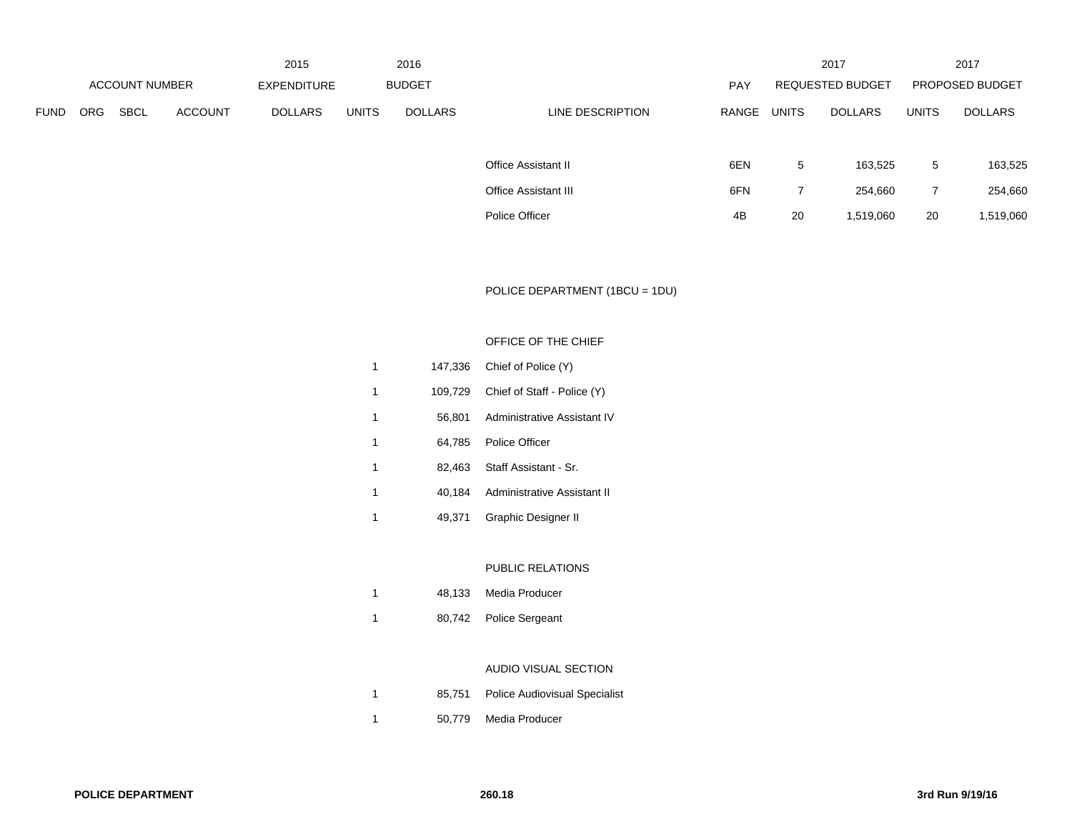| ACCOUNT NUMBER | | | | 2015 EXPENDITURE | 2016 BUDGET | | | | 2017 REQUESTED BUDGET | | 2017 PROPOSED BUDGET | |
|---|---|---|---|---|---|---|---|---|---|---|---|---|
| FUND | ORG | SBCL | ACCOUNT | DOLLARS | UNITS | DOLLARS | LINE DESCRIPTION | PAY RANGE | UNITS | DOLLARS | UNITS | DOLLARS |
| | | | | | | | Office Assistant II | 6EN | 5 | 163,525 | 5 | 163,525 |
| | | | | | | | Office Assistant III | 6FN | 7 | 254,660 | 7 | 254,660 |
| | | | | | | | Police Officer | 4B | 20 | 1,519,060 | 20 | 1,519,060 |
| | | | | | | | POLICE DEPARTMENT (1BCU = 1DU) | | | | | |
| | | | | | | | OFFICE OF THE CHIEF | | | | | |
| | | | | | 1 | 147,336 | Chief of Police (Y) | | | | | |
| | | | | | 1 | 109,729 | Chief of Staff - Police (Y) | | | | | |
| | | | | | 1 | 56,801 | Administrative Assistant IV | | | | | |
| | | | | | 1 | 64,785 | Police Officer | | | | | |
| | | | | | 1 | 82,463 | Staff Assistant - Sr. | | | | | |
| | | | | | 1 | 40,184 | Administrative Assistant II | | | | | |
| | | | | | 1 | 49,371 | Graphic Designer II | | | | | |
| | | | | | | | PUBLIC RELATIONS | | | | | |
| | | | | | 1 | 48,133 | Media Producer | | | | | |
| | | | | | 1 | 80,742 | Police Sergeant | | | | | |
| | | | | | | | AUDIO VISUAL SECTION | | | | | |
| | | | | | 1 | 85,751 | Police Audiovisual Specialist | | | | | |
| | | | | | 1 | 50,779 | Media Producer | | | | | |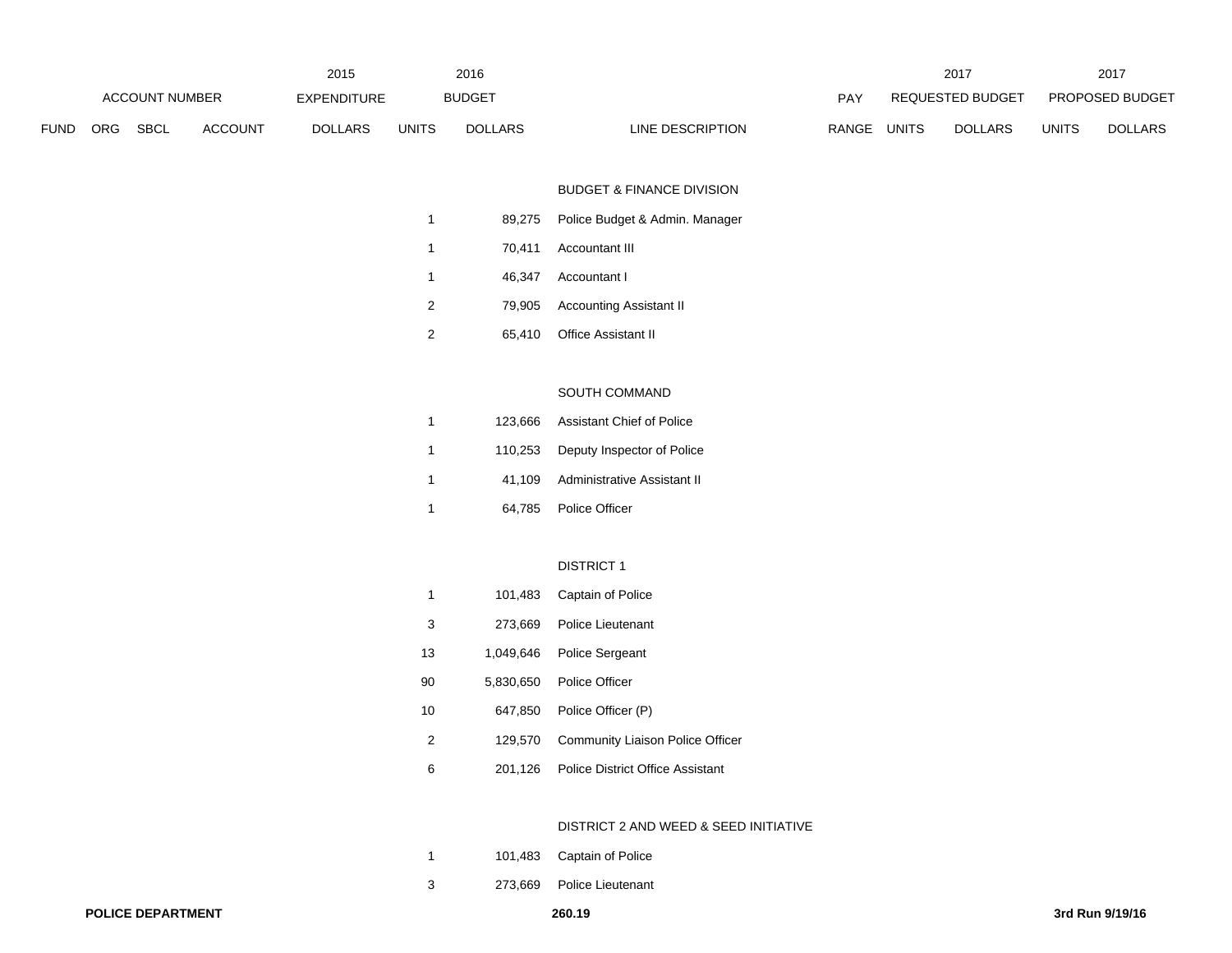| ACCOUNT NUMBER | | | | 2015 EXPENDITURE | 2016 BUDGET | | | PAY | 2017 REQUESTED BUDGET | | 2017 PROPOSED BUDGET | |
|---|---|---|---|---|---|---|---|---|---|---|---|---|
| FUND | ORG | SBCL | ACCOUNT | DOLLARS | UNITS | DOLLARS | LINE DESCRIPTION | RANGE | UNITS | DOLLARS | UNITS | DOLLARS |
| | | | | | | | BUDGET & FINANCE DIVISION | | | | | |
| | | | | | 1 | 89,275 | Police Budget & Admin. Manager | | | | | |
| | | | | | 1 | 70,411 | Accountant III | | | | | |
| | | | | | 1 | 46,347 | Accountant I | | | | | |
| | | | | | 2 | 79,905 | Accounting Assistant II | | | | | |
| | | | | | 2 | 65,410 | Office Assistant II | | | | | |
| | | | | | | | SOUTH COMMAND | | | | | |
| | | | | | 1 | 123,666 | Assistant Chief of Police | | | | | |
| | | | | | 1 | 110,253 | Deputy Inspector of Police | | | | | |
| | | | | | 1 | 41,109 | Administrative Assistant II | | | | | |
| | | | | | 1 | 64,785 | Police Officer | | | | | |
| | | | | | | | DISTRICT 1 | | | | | |
| | | | | | 1 | 101,483 | Captain of Police | | | | | |
| | | | | | 3 | 273,669 | Police Lieutenant | | | | | |
| | | | | | 13 | 1,049,646 | Police Sergeant | | | | | |
| | | | | | 90 | 5,830,650 | Police Officer | | | | | |
| | | | | | 10 | 647,850 | Police Officer (P) | | | | | |
| | | | | | 2 | 129,570 | Community Liaison Police Officer | | | | | |
| | | | | | 6 | 201,126 | Police District Office Assistant | | | | | |
| | | | | | | | DISTRICT 2 AND WEED & SEED INITIATIVE | | | | | |
| | | | | | 1 | 101,483 | Captain of Police | | | | | |
| | | | | | 3 | 273,669 | Police Lieutenant | | | | | |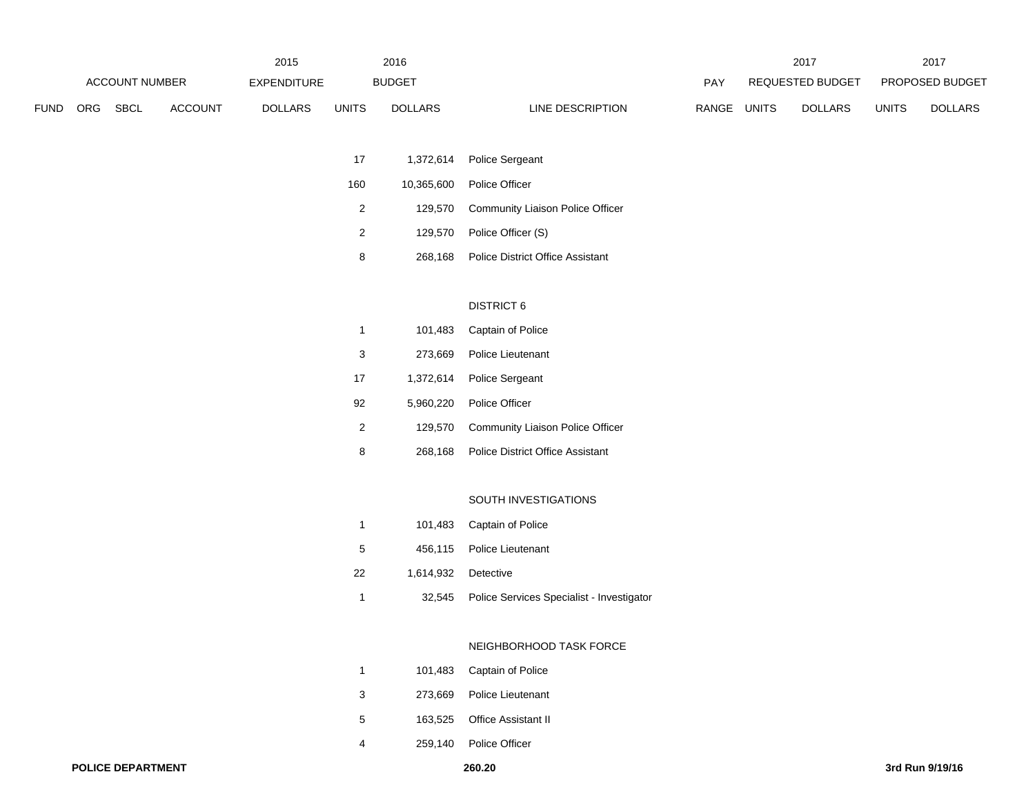| | | | | 2015 | 2016 | | | | 2017 | | 2017 | |
|---|---|---|---|---|---|---|---|---|---|---|---|---|
| ACCOUNT NUMBER | | | | EXPENDITURE | BUDGET | | | PAY | REQUESTED BUDGET | | PROPOSED BUDGET | |
| FUND | ORG | SBCL | ACCOUNT | DOLLARS | UNITS | DOLLARS | LINE DESCRIPTION | RANGE | UNITS | DOLLARS | UNITS | DOLLARS |
| | | | | | 17 | 1,372,614 | Police Sergeant | | | | | |
| | | | | | 160 | 10,365,600 | Police Officer | | | | | |
| | | | | | 2 | 129,570 | Community Liaison Police Officer | | | | | |
| | | | | | 2 | 129,570 | Police Officer (S) | | | | | |
| | | | | | 8 | 268,168 | Police District Office Assistant | | | | | |
| | | | | | | | DISTRICT 6 | | | | | |
| | | | | | 1 | 101,483 | Captain of Police | | | | | |
| | | | | | 3 | 273,669 | Police Lieutenant | | | | | |
| | | | | | 17 | 1,372,614 | Police Sergeant | | | | | |
| | | | | | 92 | 5,960,220 | Police Officer | | | | | |
| | | | | | 2 | 129,570 | Community Liaison Police Officer | | | | | |
| | | | | | 8 | 268,168 | Police District Office Assistant | | | | | |
| | | | | | | | SOUTH INVESTIGATIONS | | | | | |
| | | | | | 1 | 101,483 | Captain of Police | | | | | |
| | | | | | 5 | 456,115 | Police Lieutenant | | | | | |
| | | | | | 22 | 1,614,932 | Detective | | | | | |
| | | | | | 1 | 32,545 | Police Services Specialist - Investigator | | | | | |
| | | | | | | | NEIGHBORHOOD TASK FORCE | | | | | |
| | | | | | 1 | 101,483 | Captain of Police | | | | | |
| | | | | | 3 | 273,669 | Police Lieutenant | | | | | |
| | | | | | 5 | 163,525 | Office Assistant II | | | | | |
| | | | | | 4 | 259,140 | Police Officer | | | | | |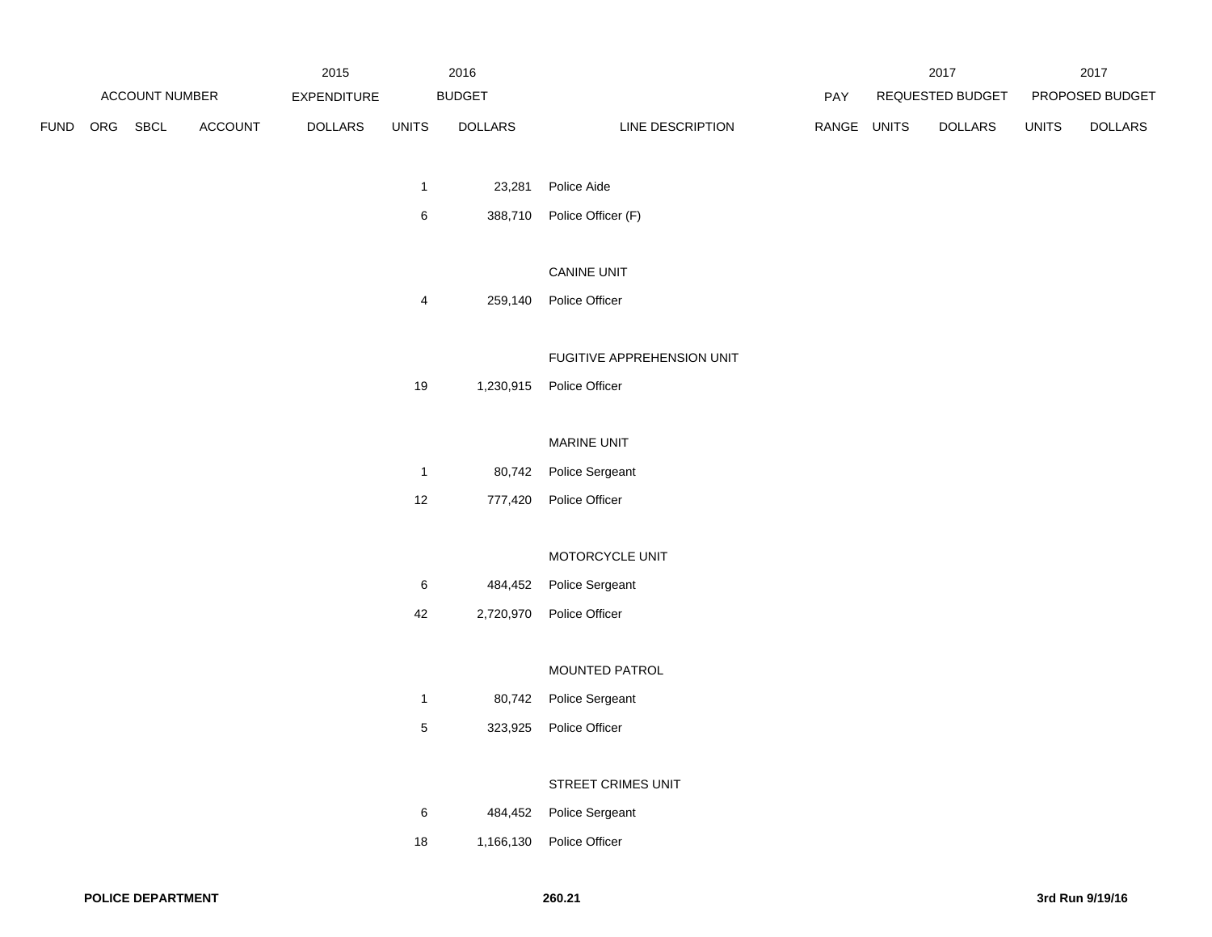| ACCOUNT NUMBER | | | | 2015 EXPENDITURE | 2016 BUDGET | | | PAY | 2017 REQUESTED BUDGET | | 2017 PROPOSED BUDGET | |
|---|---|---|---|---|---|---|---|---|---|---|---|---|
| FUND | ORG | SBCL | ACCOUNT | DOLLARS | UNITS | DOLLARS | LINE DESCRIPTION | RANGE | UNITS | DOLLARS | UNITS | DOLLARS |
| | | | | | 1 | 23,281 | Police Aide | | | | | |
| | | | | | 6 | 388,710 | Police Officer (F) | | | | | |
| | | | | | | | CANINE UNIT | | | | | |
| | | | | | 4 | 259,140 | Police Officer | | | | | |
| | | | | | | | FUGITIVE APPREHENSION UNIT | | | | | |
| | | | | | 19 | 1,230,915 | Police Officer | | | | | |
| | | | | | | | MARINE UNIT | | | | | |
| | | | | | 1 | 80,742 | Police Sergeant | | | | | |
| | | | | | 12 | 777,420 | Police Officer | | | | | |
| | | | | | | | MOTORCYCLE UNIT | | | | | |
| | | | | | 6 | 484,452 | Police Sergeant | | | | | |
| | | | | | 42 | 2,720,970 | Police Officer | | | | | |
| | | | | | | | MOUNTED PATROL | | | | | |
| | | | | | 1 | 80,742 | Police Sergeant | | | | | |
| | | | | | 5 | 323,925 | Police Officer | | | | | |
| | | | | | | | STREET CRIMES UNIT | | | | | |
| | | | | | 6 | 484,452 | Police Sergeant | | | | | |
| | | | | | 18 | 1,166,130 | Police Officer | | | | | |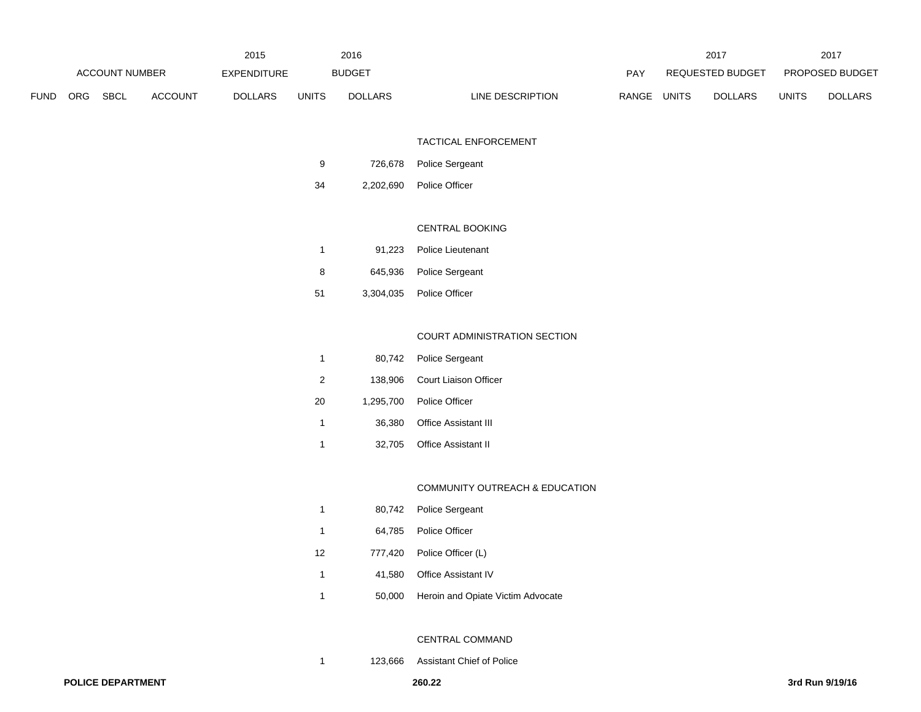| ACCOUNT NUMBER | | | | 2015 EXPENDITURE | 2016 BUDGET | | | PAY | 2017 REQUESTED BUDGET | | 2017 PROPOSED BUDGET | |
|---|---|---|---|---|---|---|---|---|---|---|---|---|
| FUND | ORG | SBCL | ACCOUNT | DOLLARS | UNITS | DOLLARS | LINE DESCRIPTION | RANGE | UNITS | DOLLARS | UNITS | DOLLARS |
| | | | | | | | TACTICAL ENFORCEMENT | | | | | |
| | | | | | 9 | 726,678 | Police Sergeant | | | | | |
| | | | | | 34 | 2,202,690 | Police Officer | | | | | |
| | | | | | | | CENTRAL BOOKING | | | | | |
| | | | | | 1 | 91,223 | Police Lieutenant | | | | | |
| | | | | | 8 | 645,936 | Police Sergeant | | | | | |
| | | | | | 51 | 3,304,035 | Police Officer | | | | | |
| | | | | | | | COURT ADMINISTRATION SECTION | | | | | |
| | | | | | 1 | 80,742 | Police Sergeant | | | | | |
| | | | | | 2 | 138,906 | Court Liaison Officer | | | | | |
| | | | | | 20 | 1,295,700 | Police Officer | | | | | |
| | | | | | 1 | 36,380 | Office Assistant III | | | | | |
| | | | | | 1 | 32,705 | Office Assistant II | | | | | |
| | | | | | | | COMMUNITY OUTREACH & EDUCATION | | | | | |
| | | | | | 1 | 80,742 | Police Sergeant | | | | | |
| | | | | | 1 | 64,785 | Police Officer | | | | | |
| | | | | | 12 | 777,420 | Police Officer (L) | | | | | |
| | | | | | 1 | 41,580 | Office Assistant IV | | | | | |
| | | | | | 1 | 50,000 | Heroin and Opiate Victim Advocate | | | | | |
| | | | | | | | CENTRAL COMMAND | | | | | |
| | | | | | 1 | 123,666 | Assistant Chief of Police | | | | | |

**POLICE DEPARTMENT** **260.22** **3rd Run 9/19/16**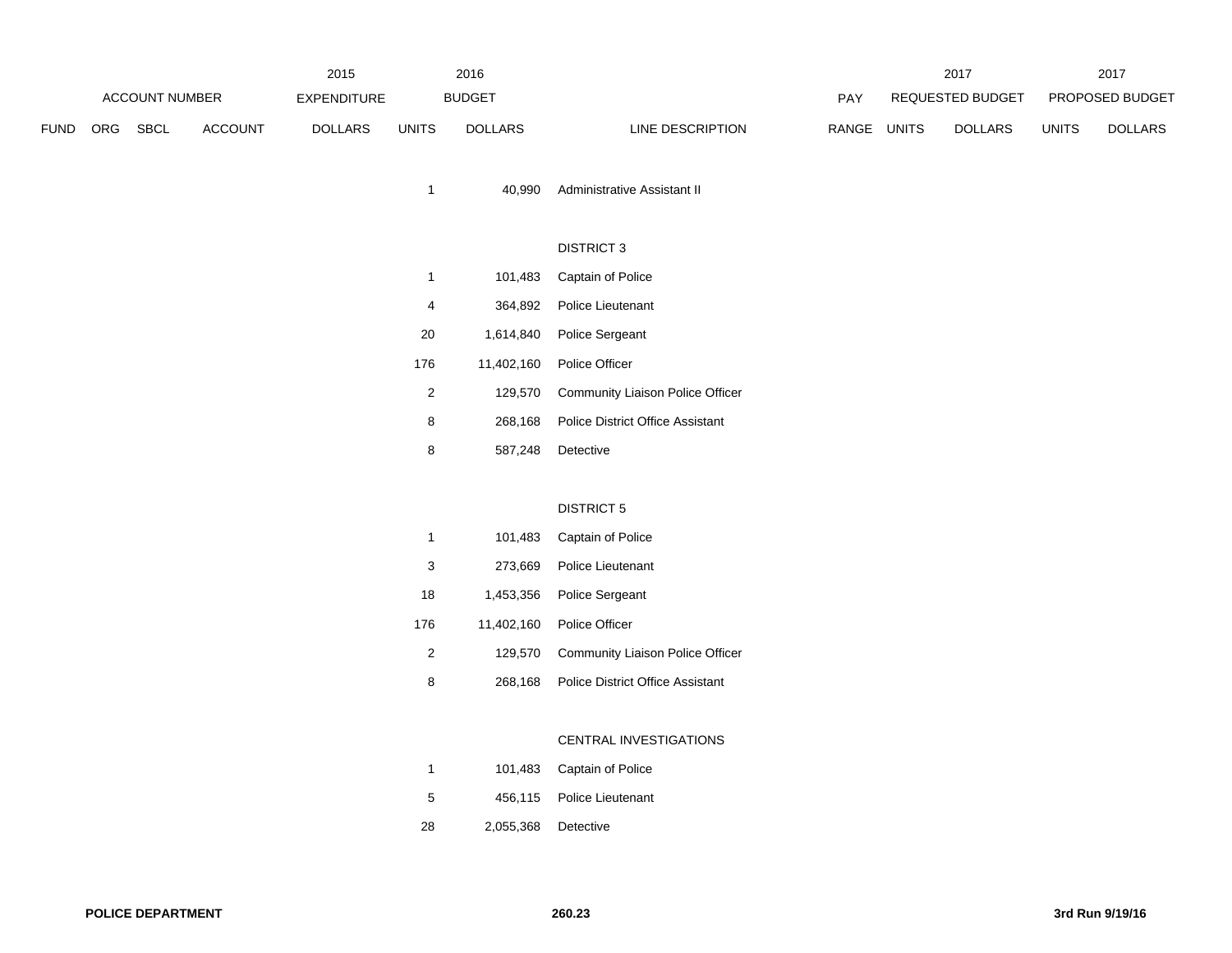| ACCOUNT NUMBER | | | | 2015 EXPENDITURE | 2016 BUDGET | | | PAY | 2017 REQUESTED BUDGET | | 2017 PROPOSED BUDGET | |
|---|---|---|---|---|---|---|---|---|---|---|---|---|
| FUND | ORG | SBCL | ACCOUNT | DOLLARS | UNITS | DOLLARS | LINE DESCRIPTION | RANGE | UNITS | DOLLARS | UNITS | DOLLARS |
| | | | | | 1 | 40,990 | Administrative Assistant II | | | | | |
| | | | | | | | DISTRICT 3 | | | | | |
| | | | | | 1 | 101,483 | Captain of Police | | | | | |
| | | | | | 4 | 364,892 | Police Lieutenant | | | | | |
| | | | | | 20 | 1,614,840 | Police Sergeant | | | | | |
| | | | | | 176 | 11,402,160 | Police Officer | | | | | |
| | | | | | 2 | 129,570 | Community Liaison Police Officer | | | | | |
| | | | | | 8 | 268,168 | Police District Office Assistant | | | | | |
| | | | | | 8 | 587,248 | Detective | | | | | |
| | | | | | | | DISTRICT 5 | | | | | |
| | | | | | 1 | 101,483 | Captain of Police | | | | | |
| | | | | | 3 | 273,669 | Police Lieutenant | | | | | |
| | | | | | 18 | 1,453,356 | Police Sergeant | | | | | |
| | | | | | 176 | 11,402,160 | Police Officer | | | | | |
| | | | | | 2 | 129,570 | Community Liaison Police Officer | | | | | |
| | | | | | 8 | 268,168 | Police District Office Assistant | | | | | |
| | | | | | | | CENTRAL INVESTIGATIONS | | | | | |
| | | | | | 1 | 101,483 | Captain of Police | | | | | |
| | | | | | 5 | 456,115 | Police Lieutenant | | | | | |
| | | | | | 28 | 2,055,368 | Detective | | | | | |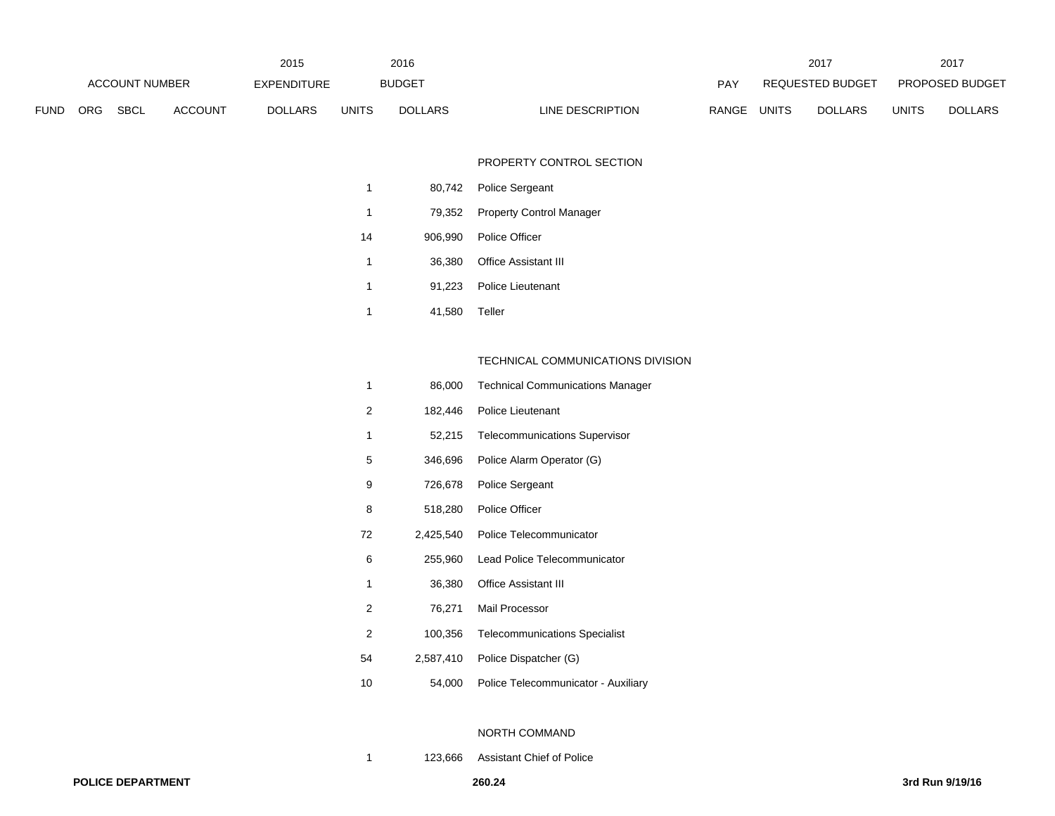| ACCOUNT NUMBER | | | | 2015 EXPENDITURE | 2016 BUDGET | | | PAY | 2017 REQUESTED BUDGET | | 2017 PROPOSED BUDGET | |
|---|---|---|---|---|---|---|---|---|---|---|---|---|
| FUND | ORG | SBCL | ACCOUNT | DOLLARS | UNITS | DOLLARS | LINE DESCRIPTION | RANGE | UNITS | DOLLARS | UNITS | DOLLARS |
| | | | | | | | PROPERTY CONTROL SECTION | | | | | |
| | | | | | 1 | 80,742 | Police Sergeant | | | | | |
| | | | | | 1 | 79,352 | Property Control Manager | | | | | |
| | | | | | 14 | 906,990 | Police Officer | | | | | |
| | | | | | 1 | 36,380 | Office Assistant III | | | | | |
| | | | | | 1 | 91,223 | Police Lieutenant | | | | | |
| | | | | | 1 | 41,580 | Teller | | | | | |
| | | | | | | | TECHNICAL COMMUNICATIONS DIVISION | | | | | |
| | | | | | 1 | 86,000 | Technical Communications Manager | | | | | |
| | | | | | 2 | 182,446 | Police Lieutenant | | | | | |
| | | | | | 1 | 52,215 | Telecommunications Supervisor | | | | | |
| | | | | | 5 | 346,696 | Police Alarm Operator (G) | | | | | |
| | | | | | 9 | 726,678 | Police Sergeant | | | | | |
| | | | | | 8 | 518,280 | Police Officer | | | | | |
| | | | | | 72 | 2,425,540 | Police Telecommunicator | | | | | |
| | | | | | 6 | 255,960 | Lead Police Telecommunicator | | | | | |
| | | | | | 1 | 36,380 | Office Assistant III | | | | | |
| | | | | | 2 | 76,271 | Mail Processor | | | | | |
| | | | | | 2 | 100,356 | Telecommunications Specialist | | | | | |
| | | | | | 54 | 2,587,410 | Police Dispatcher (G) | | | | | |
| | | | | | 10 | 54,000 | Police Telecommunicator - Auxiliary | | | | | |
| | | | | | | | NORTH COMMAND | | | | | |
| | | | | | 1 | 123,666 | Assistant Chief of Police | | | | | |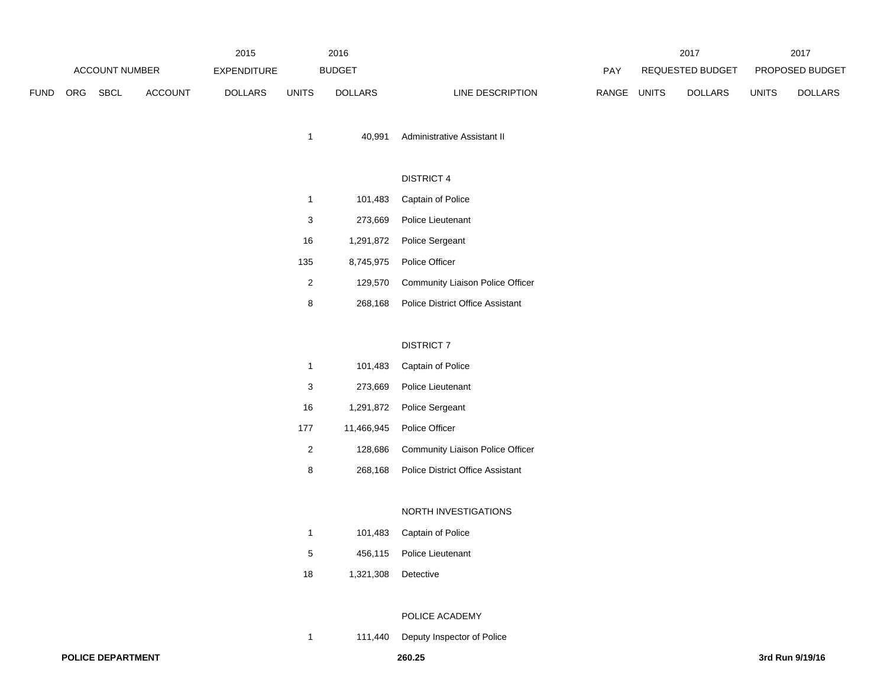| ACCOUNT NUMBER | | | | 2015 EXPENDITURE | 2016 BUDGET | | | PAY | 2017 REQUESTED BUDGET | | 2017 PROPOSED BUDGET | |
|---|---|---|---|---|---|---|---|---|---|---|---|---|
| FUND | ORG | SBCL | ACCOUNT | DOLLARS | UNITS | DOLLARS | LINE DESCRIPTION | RANGE | UNITS | DOLLARS | UNITS | DOLLARS |
| | | | | | 1 | 40,991 | Administrative Assistant II | | | | | |
| | | | | | | | DISTRICT 4 | | | | | |
| | | | | | 1 | 101,483 | Captain of Police | | | | | |
| | | | | | 3 | 273,669 | Police Lieutenant | | | | | |
| | | | | | 16 | 1,291,872 | Police Sergeant | | | | | |
| | | | | | 135 | 8,745,975 | Police Officer | | | | | |
| | | | | | 2 | 129,570 | Community Liaison Police Officer | | | | | |
| | | | | | 8 | 268,168 | Police District Office Assistant | | | | | |
| | | | | | | | DISTRICT 7 | | | | | |
| | | | | | 1 | 101,483 | Captain of Police | | | | | |
| | | | | | 3 | 273,669 | Police Lieutenant | | | | | |
| | | | | | 16 | 1,291,872 | Police Sergeant | | | | | |
| | | | | | 177 | 11,466,945 | Police Officer | | | | | |
| | | | | | 2 | 128,686 | Community Liaison Police Officer | | | | | |
| | | | | | 8 | 268,168 | Police District Office Assistant | | | | | |
| | | | | | | | NORTH INVESTIGATIONS | | | | | |
| | | | | | 1 | 101,483 | Captain of Police | | | | | |
| | | | | | 5 | 456,115 | Police Lieutenant | | | | | |
| | | | | | 18 | 1,321,308 | Detective | | | | | |
| | | | | | | | POLICE ACADEMY | | | | | |
| | | | | | 1 | 111,440 | Deputy Inspector of Police | | | | | |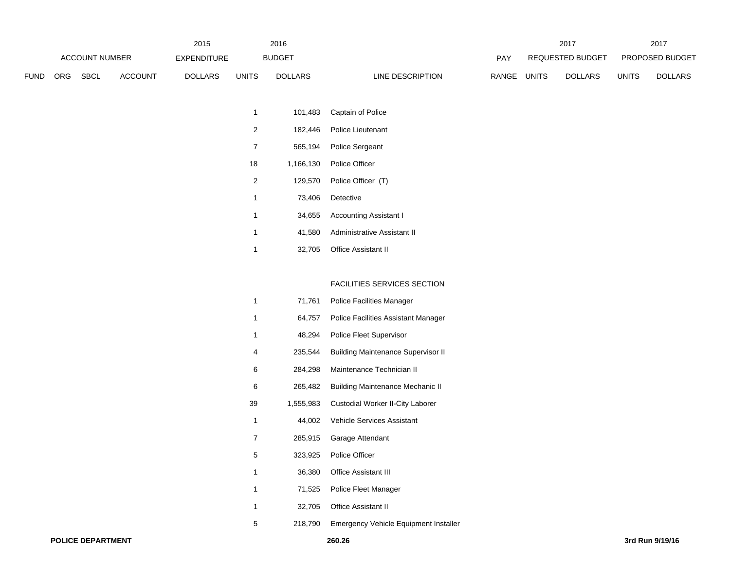| ACCOUNT NUMBER | | | | 2015 EXPENDITURE | 2016 BUDGET | | | PAY | 2017 REQUESTED BUDGET | | 2017 PROPOSED BUDGET | |
|---|---|---|---|---|---|---|---|---|---|---|---|---|
| FUND | ORG | SBCL | ACCOUNT | DOLLARS | UNITS | DOLLARS | LINE DESCRIPTION | RANGE | UNITS | DOLLARS | UNITS | DOLLARS |
| | | | | | 1 | 101,483 | Captain of Police | | | | | |
| | | | | | 2 | 182,446 | Police Lieutenant | | | | | |
| | | | | | 7 | 565,194 | Police Sergeant | | | | | |
| | | | | | 18 | 1,166,130 | Police Officer | | | | | |
| | | | | | 2 | 129,570 | Police Officer (T) | | | | | |
| | | | | | 1 | 73,406 | Detective | | | | | |
| | | | | | 1 | 34,655 | Accounting Assistant I | | | | | |
| | | | | | 1 | 41,580 | Administrative Assistant II | | | | | |
| | | | | | 1 | 32,705 | Office Assistant II | | | | | |
| | | | | | | | FACILITIES SERVICES SECTION | | | | | |
| | | | | | 1 | 71,761 | Police Facilities Manager | | | | | |
| | | | | | 1 | 64,757 | Police Facilities Assistant Manager | | | | | |
| | | | | | 1 | 48,294 | Police Fleet Supervisor | | | | | |
| | | | | | 4 | 235,544 | Building Maintenance Supervisor II | | | | | |
| | | | | | 6 | 284,298 | Maintenance Technician II | | | | | |
| | | | | | 6 | 265,482 | Building Maintenance Mechanic II | | | | | |
| | | | | | 39 | 1,555,983 | Custodial Worker II-City Laborer | | | | | |
| | | | | | 1 | 44,002 | Vehicle Services Assistant | | | | | |
| | | | | | 7 | 285,915 | Garage Attendant | | | | | |
| | | | | | 5 | 323,925 | Police Officer | | | | | |
| | | | | | 1 | 36,380 | Office Assistant III | | | | | |
| | | | | | 1 | 71,525 | Police Fleet Manager | | | | | |
| | | | | | 1 | 32,705 | Office Assistant II | | | | | |
| | | | | | 5 | 218,790 | Emergency Vehicle Equipment Installer | | | | | |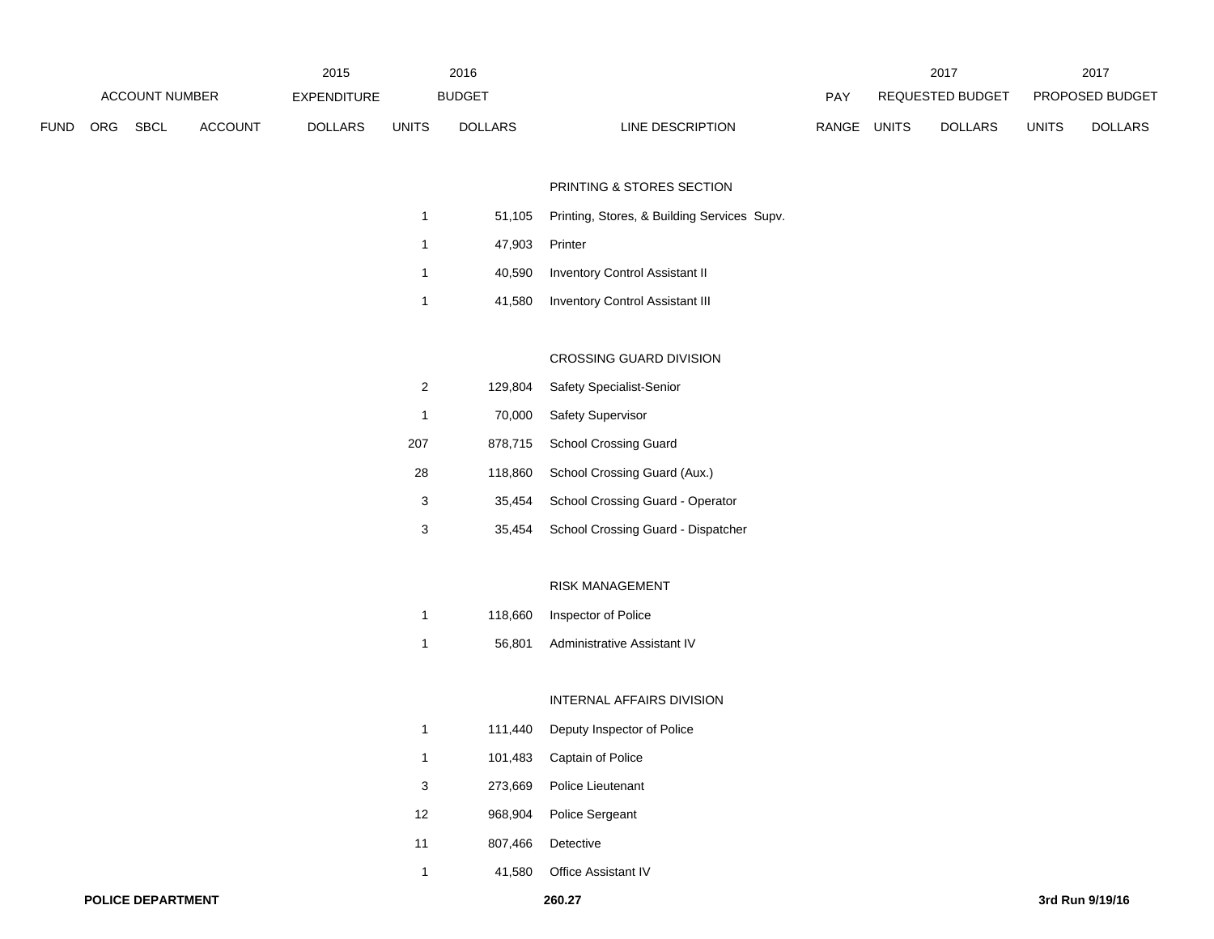| ACCOUNT NUMBER | | | | 2015 EXPENDITURE | 2016 BUDGET | | | PAY | 2017 REQUESTED BUDGET | | 2017 PROPOSED BUDGET | |
|---|---|---|---|---|---|---|---|---|---|---|---|---|
| FUND | ORG | SBCL | ACCOUNT | DOLLARS | UNITS | DOLLARS | LINE DESCRIPTION | RANGE | UNITS | DOLLARS | UNITS | DOLLARS |
| | | | | | | | PRINTING & STORES SECTION | | | | | |
| | | | | | 1 | 51,105 | Printing, Stores, & Building Services Supv. | | | | | |
| | | | | | 1 | 47,903 | Printer | | | | | |
| | | | | | 1 | 40,590 | Inventory Control Assistant II | | | | | |
| | | | | | 1 | 41,580 | Inventory Control Assistant III | | | | | |
| | | | | | | | CROSSING GUARD DIVISION | | | | | |
| | | | | | 2 | 129,804 | Safety Specialist-Senior | | | | | |
| | | | | | 1 | 70,000 | Safety Supervisor | | | | | |
| | | | | | 207 | 878,715 | School Crossing Guard | | | | | |
| | | | | | 28 | 118,860 | School Crossing Guard (Aux.) | | | | | |
| | | | | | 3 | 35,454 | School Crossing Guard - Operator | | | | | |
| | | | | | 3 | 35,454 | School Crossing Guard - Dispatcher | | | | | |
| | | | | | | | RISK MANAGEMENT | | | | | |
| | | | | | 1 | 118,660 | Inspector of Police | | | | | |
| | | | | | 1 | 56,801 | Administrative Assistant IV | | | | | |
| | | | | | | | INTERNAL AFFAIRS DIVISION | | | | | |
| | | | | | 1 | 111,440 | Deputy Inspector of Police | | | | | |
| | | | | | 1 | 101,483 | Captain of Police | | | | | |
| | | | | | 3 | 273,669 | Police Lieutenant | | | | | |
| | | | | | 12 | 968,904 | Police Sergeant | | | | | |
| | | | | | 11 | 807,466 | Detective | | | | | |
| | | | | | 1 | 41,580 | Office Assistant IV | | | | | |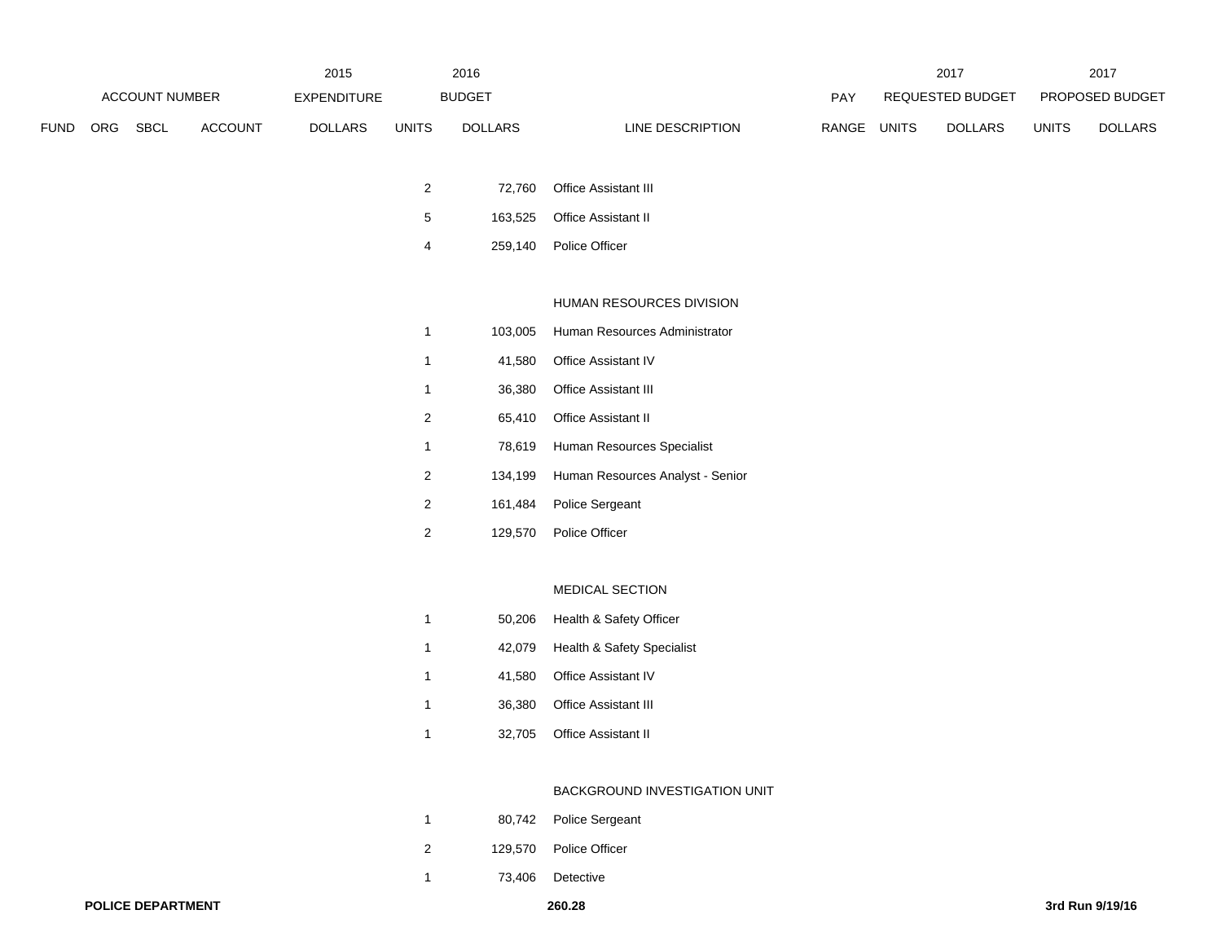| ACCOUNT NUMBER | | | | 2015 EXPENDITURE | 2016 BUDGET | | | PAY | 2017 REQUESTED BUDGET | | 2017 PROPOSED BUDGET | |
|---|---|---|---|---|---|---|---|---|---|---|---|---|
| FUND | ORG | SBCL | ACCOUNT | DOLLARS | UNITS | DOLLARS | LINE DESCRIPTION | RANGE | UNITS | DOLLARS | UNITS | DOLLARS |
| | | | | | 2 | 72,760 | Office Assistant III | | | | | |
| | | | | | 5 | 163,525 | Office Assistant II | | | | | |
| | | | | | 4 | 259,140 | Police Officer | | | | | |
| | | | | | | | HUMAN RESOURCES DIVISION | | | | | |
| | | | | | 1 | 103,005 | Human Resources Administrator | | | | | |
| | | | | | 1 | 41,580 | Office Assistant IV | | | | | |
| | | | | | 1 | 36,380 | Office Assistant III | | | | | |
| | | | | | 2 | 65,410 | Office Assistant II | | | | | |
| | | | | | 1 | 78,619 | Human Resources Specialist | | | | | |
| | | | | | 2 | 134,199 | Human Resources Analyst - Senior | | | | | |
| | | | | | 2 | 161,484 | Police Sergeant | | | | | |
| | | | | | 2 | 129,570 | Police Officer | | | | | |
| | | | | | | | MEDICAL SECTION | | | | | |
| | | | | | 1 | 50,206 | Health & Safety Officer | | | | | |
| | | | | | 1 | 42,079 | Health & Safety Specialist | | | | | |
| | | | | | 1 | 41,580 | Office Assistant IV | | | | | |
| | | | | | 1 | 36,380 | Office Assistant III | | | | | |
| | | | | | 1 | 32,705 | Office Assistant II | | | | | |
| | | | | | | | BACKGROUND INVESTIGATION UNIT | | | | | |
| | | | | | 1 | 80,742 | Police Sergeant | | | | | |
| | | | | | 2 | 129,570 | Police Officer | | | | | |
| | | | | | 1 | 73,406 | Detective | | | | | |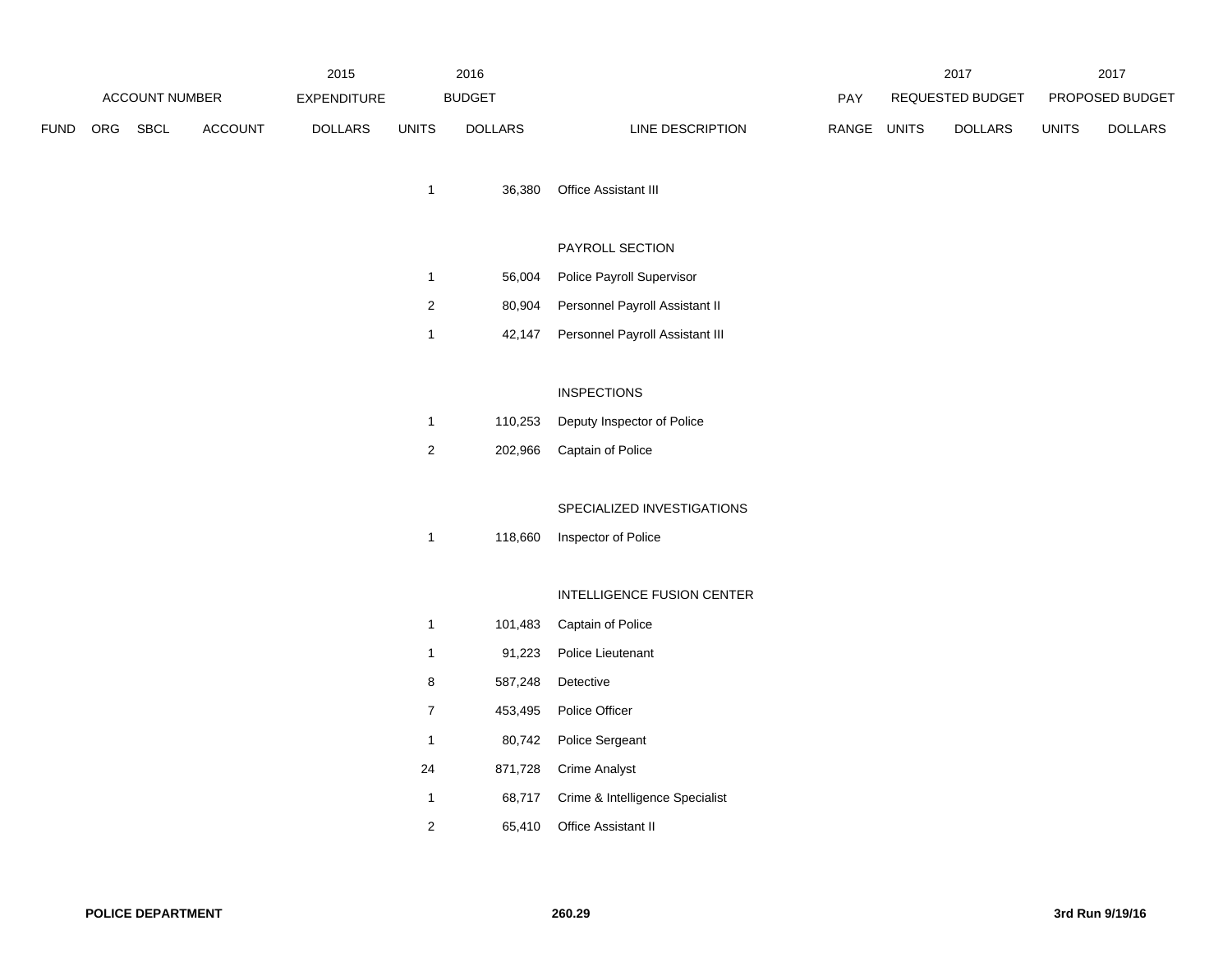| ACCOUNT NUMBER | | | | 2015 EXPENDITURE | 2016 BUDGET | | | PAY | 2017 REQUESTED BUDGET | | 2017 PROPOSED BUDGET | |
|---|---|---|---|---|---|---|---|---|---|---|---|---|
| FUND | ORG | SBCL | ACCOUNT | DOLLARS | UNITS | DOLLARS | LINE DESCRIPTION | RANGE | UNITS | DOLLARS | UNITS | DOLLARS |
| | | | | | 1 | 36,380 | Office Assistant III | | | | | |
| | | | | | | | PAYROLL SECTION | | | | | |
| | | | | | 1 | 56,004 | Police Payroll Supervisor | | | | | |
| | | | | | 2 | 80,904 | Personnel Payroll Assistant II | | | | | |
| | | | | | 1 | 42,147 | Personnel Payroll Assistant III | | | | | |
| | | | | | | | INSPECTIONS | | | | | |
| | | | | | 1 | 110,253 | Deputy Inspector of Police | | | | | |
| | | | | | 2 | 202,966 | Captain of Police | | | | | |
| | | | | | | | SPECIALIZED INVESTIGATIONS | | | | | |
| | | | | | 1 | 118,660 | Inspector of Police | | | | | |
| | | | | | | | INTELLIGENCE FUSION CENTER | | | | | |
| | | | | | 1 | 101,483 | Captain of Police | | | | | |
| | | | | | 1 | 91,223 | Police Lieutenant | | | | | |
| | | | | | 8 | 587,248 | Detective | | | | | |
| | | | | | 7 | 453,495 | Police Officer | | | | | |
| | | | | | 1 | 80,742 | Police Sergeant | | | | | |
| | | | | | 24 | 871,728 | Crime Analyst | | | | | |
| | | | | | 1 | 68,717 | Crime & Intelligence Specialist | | | | | |
| | | | | | 2 | 65,410 | Office Assistant II | | | | | |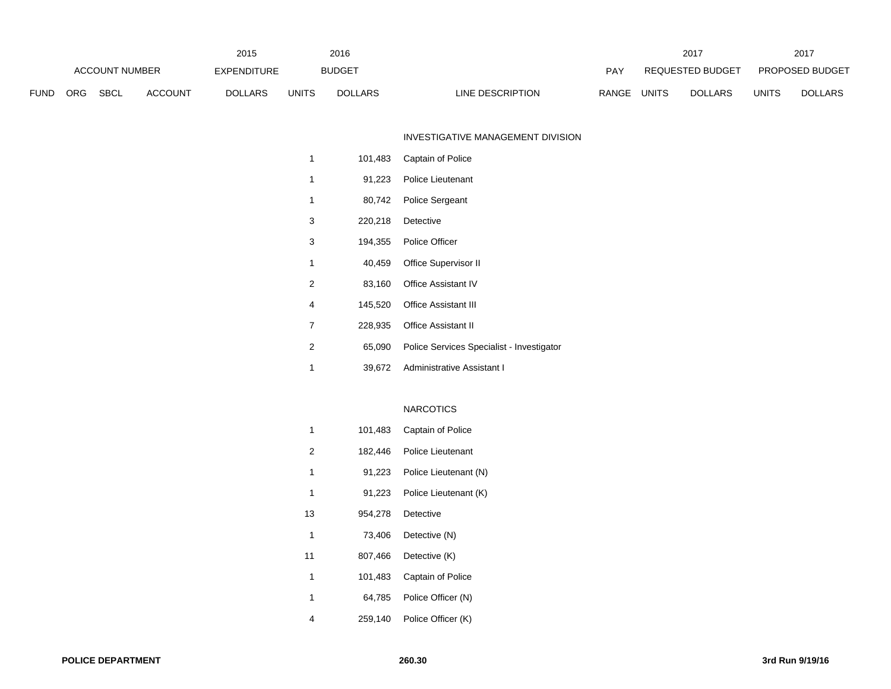| | ACCOUNT NUMBER | | | 2015 EXPENDITURE | 2016 BUDGET | | | PAY | 2017 REQUESTED BUDGET | | 2017 PROPOSED BUDGET | |
|---|---|---|---|---|---|---|---|---|---|---|---|---|
| FUND | ORG | SBCL | ACCOUNT | DOLLARS | UNITS | DOLLARS | LINE DESCRIPTION | RANGE | UNITS | DOLLARS | UNITS | DOLLARS |
| | | | | | | | INVESTIGATIVE MANAGEMENT DIVISION | | | | | |
| | | | | | 1 | 101,483 | Captain of Police | | | | | |
| | | | | | 1 | 91,223 | Police Lieutenant | | | | | |
| | | | | | 1 | 80,742 | Police Sergeant | | | | | |
| | | | | | 3 | 220,218 | Detective | | | | | |
| | | | | | 3 | 194,355 | Police Officer | | | | | |
| | | | | | 1 | 40,459 | Office Supervisor II | | | | | |
| | | | | | 2 | 83,160 | Office Assistant IV | | | | | |
| | | | | | 4 | 145,520 | Office Assistant III | | | | | |
| | | | | | 7 | 228,935 | Office Assistant II | | | | | |
| | | | | | 2 | 65,090 | Police Services Specialist - Investigator | | | | | |
| | | | | | 1 | 39,672 | Administrative Assistant I | | | | | |
| | | | | | | | NARCOTICS | | | | | |
| | | | | | 1 | 101,483 | Captain of Police | | | | | |
| | | | | | 2 | 182,446 | Police Lieutenant | | | | | |
| | | | | | 1 | 91,223 | Police Lieutenant (N) | | | | | |
| | | | | | 1 | 91,223 | Police Lieutenant (K) | | | | | |
| | | | | | 13 | 954,278 | Detective | | | | | |
| | | | | | 1 | 73,406 | Detective (N) | | | | | |
| | | | | | 11 | 807,466 | Detective (K) | | | | | |
| | | | | | 1 | 101,483 | Captain of Police | | | | | |
| | | | | | 1 | 64,785 | Police Officer (N) | | | | | |
| | | | | | 4 | 259,140 | Police Officer (K) | | | | | |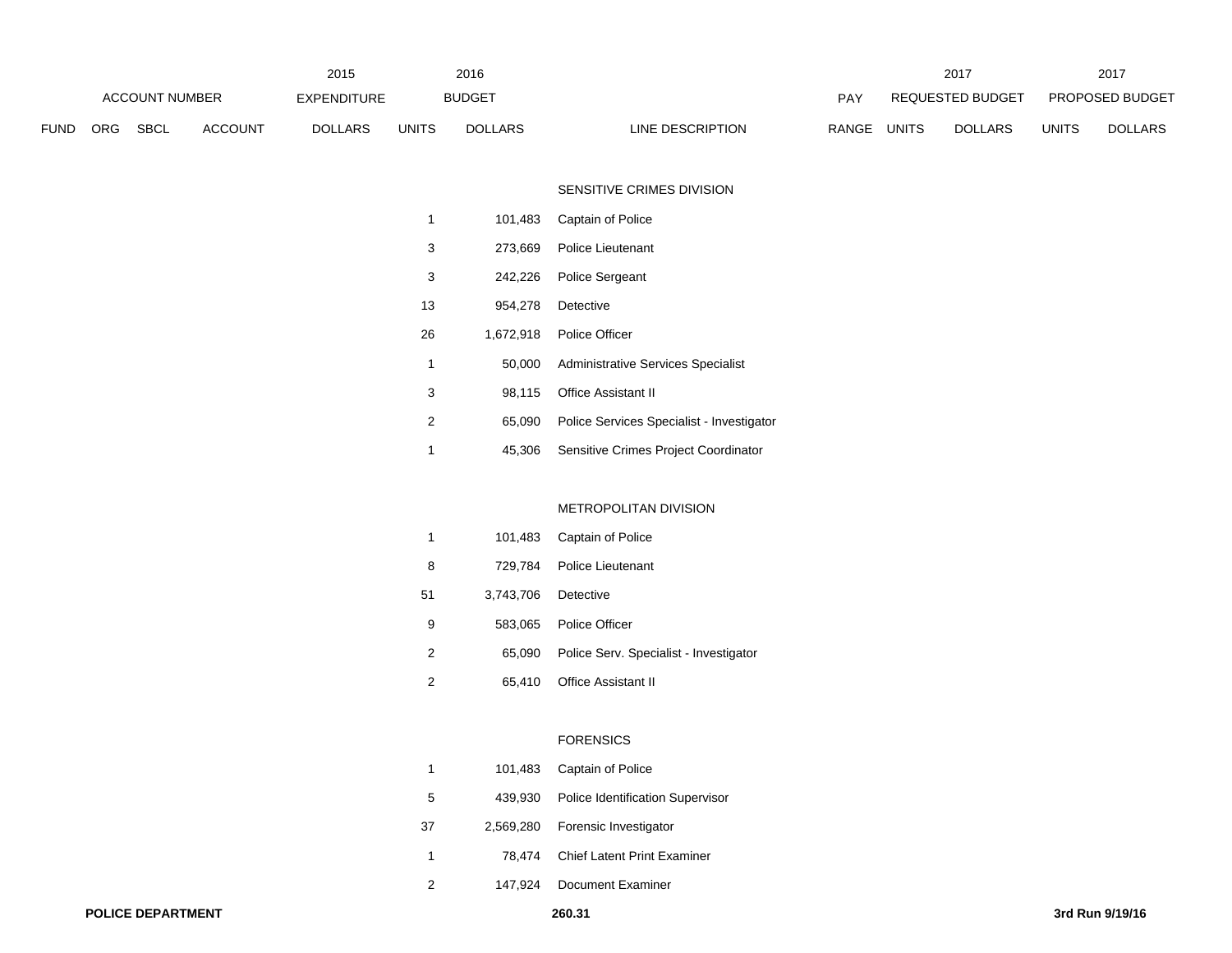| ACCOUNT NUMBER | | | | 2015 EXPENDITURE | 2016 BUDGET | | | PAY | 2017 REQUESTED BUDGET | | 2017 PROPOSED BUDGET | |
|---|---|---|---|---|---|---|---|---|---|---|---|---|
| FUND | ORG | SBCL | ACCOUNT | DOLLARS | UNITS | DOLLARS | LINE DESCRIPTION | RANGE | UNITS | DOLLARS | UNITS | DOLLARS |
| | | | | | | | SENSITIVE CRIMES DIVISION | | | | | |
| | | | | | 1 | 101,483 | Captain of Police | | | | | |
| | | | | | 3 | 273,669 | Police Lieutenant | | | | | |
| | | | | | 3 | 242,226 | Police Sergeant | | | | | |
| | | | | | 13 | 954,278 | Detective | | | | | |
| | | | | | 26 | 1,672,918 | Police Officer | | | | | |
| | | | | | 1 | 50,000 | Administrative Services Specialist | | | | | |
| | | | | | 3 | 98,115 | Office Assistant II | | | | | |
| | | | | | 2 | 65,090 | Police Services Specialist - Investigator | | | | | |
| | | | | | 1 | 45,306 | Sensitive Crimes Project Coordinator | | | | | |
| | | | | | | | METROPOLITAN DIVISION | | | | | |
| | | | | | 1 | 101,483 | Captain of Police | | | | | |
| | | | | | 8 | 729,784 | Police Lieutenant | | | | | |
| | | | | | 51 | 3,743,706 | Detective | | | | | |
| | | | | | 9 | 583,065 | Police Officer | | | | | |
| | | | | | 2 | 65,090 | Police Serv. Specialist - Investigator | | | | | |
| | | | | | 2 | 65,410 | Office Assistant II | | | | | |
| | | | | | | | FORENSICS | | | | | |
| | | | | | 1 | 101,483 | Captain of Police | | | | | |
| | | | | | 5 | 439,930 | Police Identification Supervisor | | | | | |
| | | | | | 37 | 2,569,280 | Forensic Investigator | | | | | |
| | | | | | 1 | 78,474 | Chief Latent Print Examiner | | | | | |
| | | | | | 2 | 147,924 | Document Examiner | | | | | |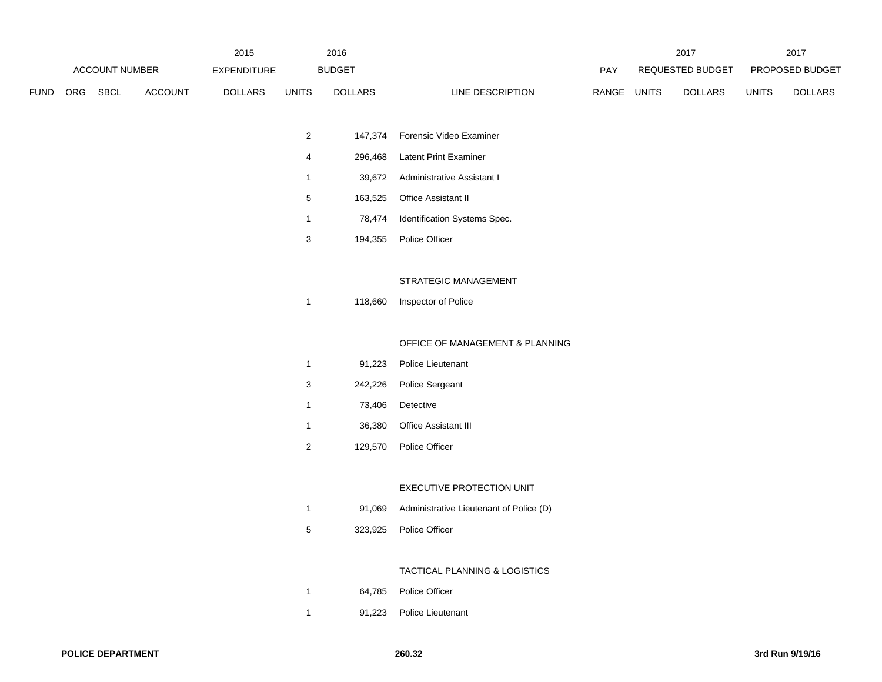| ACCOUNT NUMBER | | | | 2015 EXPENDITURE | 2016 BUDGET | | | PAY | 2017 REQUESTED BUDGET | | 2017 PROPOSED BUDGET | |
|---|---|---|---|---|---|---|---|---|---|---|---|---|
| FUND | ORG | SBCL | ACCOUNT | DOLLARS | UNITS | DOLLARS | LINE DESCRIPTION | RANGE | UNITS | DOLLARS | UNITS | DOLLARS |
| | | | | | 2 | 147,374 | Forensic Video Examiner | | | | | |
| | | | | | 4 | 296,468 | Latent Print Examiner | | | | | |
| | | | | | 1 | 39,672 | Administrative Assistant I | | | | | |
| | | | | | 5 | 163,525 | Office Assistant II | | | | | |
| | | | | | 1 | 78,474 | Identification Systems Spec. | | | | | |
| | | | | | 3 | 194,355 | Police Officer | | | | | |
| | | | | | | | STRATEGIC MANAGEMENT | | | | | |
| | | | | | 1 | 118,660 | Inspector of Police | | | | | |
| | | | | | | | OFFICE OF MANAGEMENT & PLANNING | | | | | |
| | | | | | 1 | 91,223 | Police Lieutenant | | | | | |
| | | | | | 3 | 242,226 | Police Sergeant | | | | | |
| | | | | | 1 | 73,406 | Detective | | | | | |
| | | | | | 1 | 36,380 | Office Assistant III | | | | | |
| | | | | | 2 | 129,570 | Police Officer | | | | | |
| | | | | | | | EXECUTIVE PROTECTION UNIT | | | | | |
| | | | | | 1 | 91,069 | Administrative Lieutenant of Police (D) | | | | | |
| | | | | | 5 | 323,925 | Police Officer | | | | | |
| | | | | | | | TACTICAL PLANNING & LOGISTICS | | | | | |
| | | | | | 1 | 64,785 | Police Officer | | | | | |
| | | | | | 1 | 91,223 | Police Lieutenant | | | | | |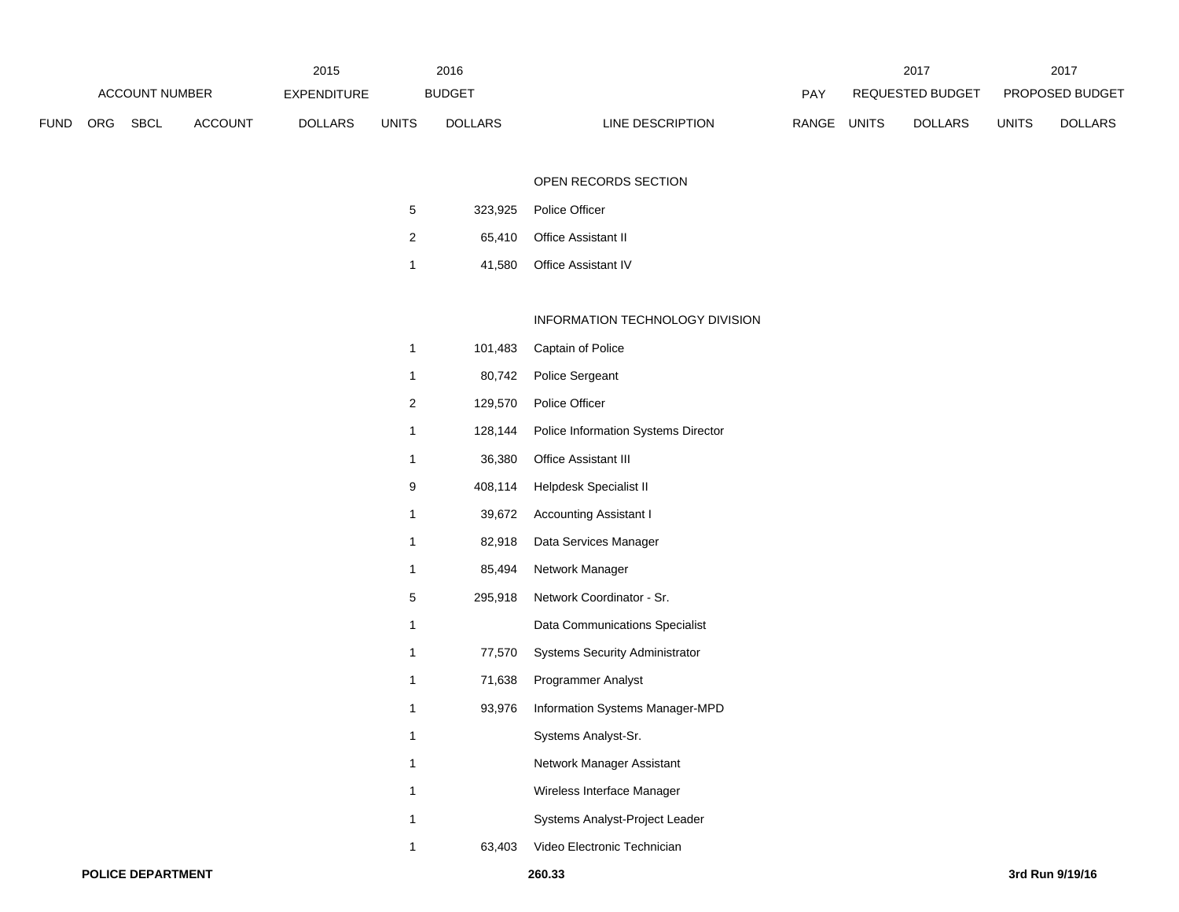| ACCOUNT NUMBER | | | | 2015 EXPENDITURE | 2016 BUDGET | | | PAY | 2017 REQUESTED BUDGET | | 2017 PROPOSED BUDGET | |
|---|---|---|---|---|---|---|---|---|---|---|---|---|
| FUND | ORG | SBCL | ACCOUNT | DOLLARS | UNITS | DOLLARS | LINE DESCRIPTION | RANGE | UNITS | DOLLARS | UNITS | DOLLARS |
| | | | | | | | OPEN RECORDS SECTION | | | | | |
| | | | | | 5 | 323,925 | Police Officer | | | | | |
| | | | | | 2 | 65,410 | Office Assistant II | | | | | |
| | | | | | 1 | 41,580 | Office Assistant IV | | | | | |
| | | | | | | | INFORMATION TECHNOLOGY DIVISION | | | | | |
| | | | | | 1 | 101,483 | Captain of Police | | | | | |
| | | | | | 1 | 80,742 | Police Sergeant | | | | | |
| | | | | | 2 | 129,570 | Police Officer | | | | | |
| | | | | | 1 | 128,144 | Police Information Systems Director | | | | | |
| | | | | | 1 | 36,380 | Office Assistant III | | | | | |
| | | | | | 9 | 408,114 | Helpdesk Specialist II | | | | | |
| | | | | | 1 | 39,672 | Accounting Assistant I | | | | | |
| | | | | | 1 | 82,918 | Data Services Manager | | | | | |
| | | | | | 1 | 85,494 | Network Manager | | | | | |
| | | | | | 5 | 295,918 | Network Coordinator - Sr. | | | | | |
| | | | | | 1 | | Data Communications Specialist | | | | | |
| | | | | | 1 | 77,570 | Systems Security Administrator | | | | | |
| | | | | | 1 | 71,638 | Programmer Analyst | | | | | |
| | | | | | 1 | 93,976 | Information Systems Manager-MPD | | | | | |
| | | | | | 1 | | Systems Analyst-Sr. | | | | | |
| | | | | | 1 | | Network Manager Assistant | | | | | |
| | | | | | 1 | | Wireless Interface Manager | | | | | |
| | | | | | 1 | | Systems Analyst-Project Leader | | | | | |
| | | | | | 1 | 63,403 | Video Electronic Technician | | | | | |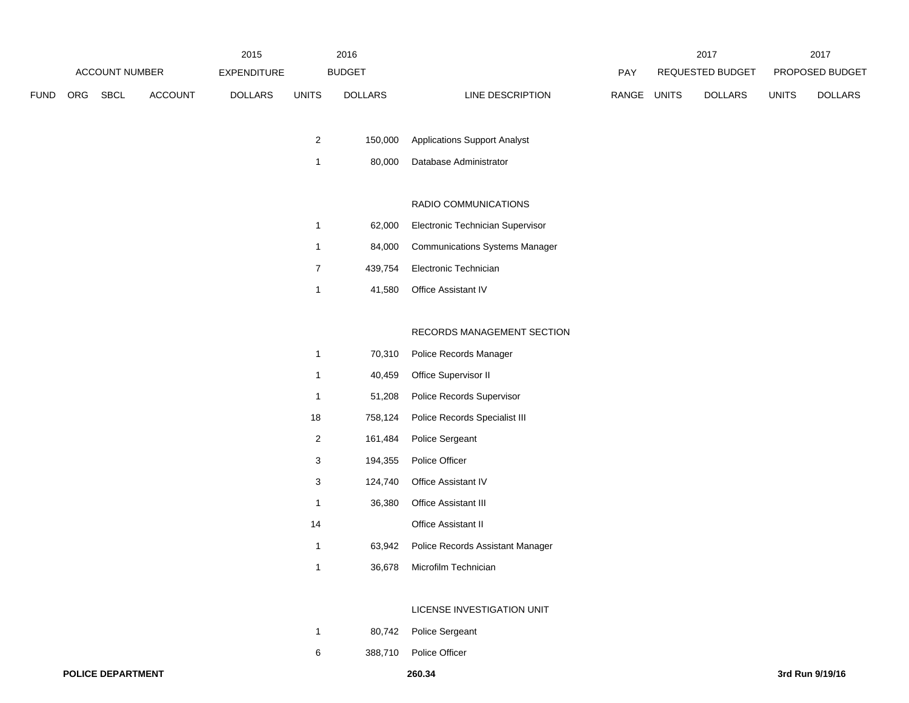| FUND | ORG | SBCL | ACCOUNT | 2015 EXPENDITURE DOLLARS | 2016 BUDGET UNITS | 2016 BUDGET DOLLARS | LINE DESCRIPTION | PAY RANGE | 2017 REQUESTED BUDGET UNITS | 2017 REQUESTED BUDGET DOLLARS | 2017 PROPOSED BUDGET UNITS | 2017 PROPOSED BUDGET DOLLARS |
|---|---|---|---|---|---|---|---|---|---|---|---|---|
| | | | | | 2 | 150,000 | Applications Support Analyst | | | | | |
| | | | | | 1 | 80,000 | Database Administrator | | | | | |
| | | | | | | | RADIO COMMUNICATIONS | | | | | |
| | | | | | 1 | 62,000 | Electronic Technician Supervisor | | | | | |
| | | | | | 1 | 84,000 | Communications Systems Manager | | | | | |
| | | | | | 7 | 439,754 | Electronic Technician | | | | | |
| | | | | | 1 | 41,580 | Office Assistant IV | | | | | |
| | | | | | | | RECORDS MANAGEMENT SECTION | | | | | |
| | | | | | 1 | 70,310 | Police Records Manager | | | | | |
| | | | | | 1 | 40,459 | Office Supervisor II | | | | | |
| | | | | | 1 | 51,208 | Police Records Supervisor | | | | | |
| | | | | | 18 | 758,124 | Police Records Specialist III | | | | | |
| | | | | | 2 | 161,484 | Police Sergeant | | | | | |
| | | | | | 3 | 194,355 | Police Officer | | | | | |
| | | | | | 3 | 124,740 | Office Assistant IV | | | | | |
| | | | | | 1 | 36,380 | Office Assistant III | | | | | |
| | | | | | 14 | | Office Assistant II | | | | | |
| | | | | | 1 | 63,942 | Police Records Assistant Manager | | | | | |
| | | | | | 1 | 36,678 | Microfilm Technician | | | | | |
| | | | | | | | LICENSE INVESTIGATION UNIT | | | | | |
| | | | | | 1 | 80,742 | Police Sergeant | | | | | |
| | | | | | 6 | 388,710 | Police Officer | | | | | |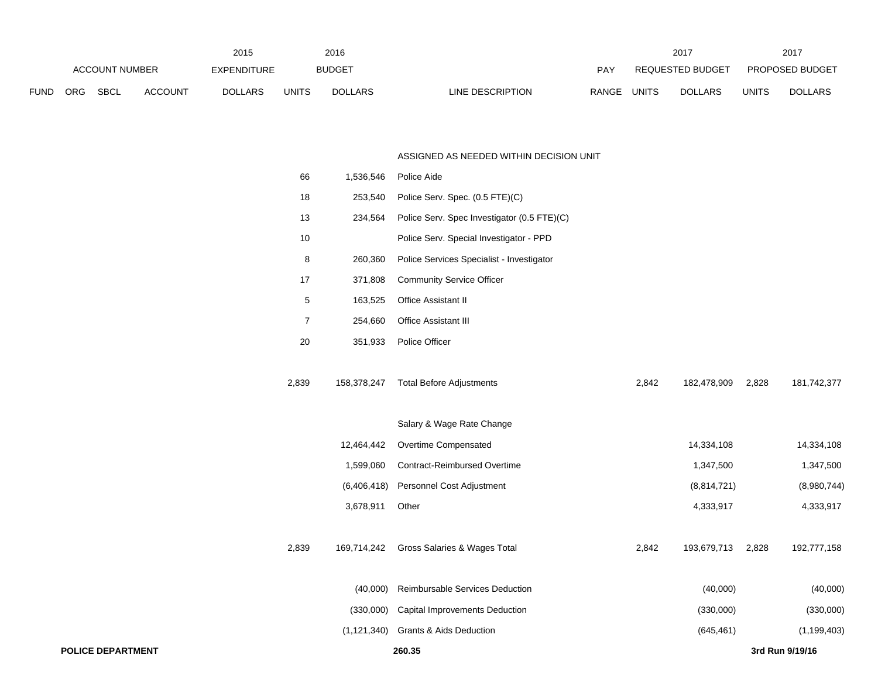| | ACCOUNT NUMBER | | | 2015 EXPENDITURE | 2016 BUDGET | | | PAY | 2017 REQUESTED BUDGET | | 2017 PROPOSED BUDGET | |
|---|---|---|---|---|---|---|---|---|---|---|---|---|
| FUND | ORG | SBCL | ACCOUNT | DOLLARS | UNITS | DOLLARS | LINE DESCRIPTION | RANGE | UNITS | DOLLARS | UNITS | DOLLARS |
| | | | | | | | ASSIGNED AS NEEDED WITHIN DECISION UNIT | | | | | |
| | | | | | 66 | 1,536,546 | Police Aide | | | | | |
| | | | | | 18 | 253,540 | Police Serv. Spec. (0.5 FTE)(C) | | | | | |
| | | | | | 13 | 234,564 | Police Serv. Spec Investigator (0.5 FTE)(C) | | | | | |
| | | | | | 10 | | Police Serv. Special Investigator - PPD | | | | | |
| | | | | | 8 | 260,360 | Police Services Specialist - Investigator | | | | | |
| | | | | | 17 | 371,808 | Community Service Officer | | | | | |
| | | | | | 5 | 163,525 | Office Assistant II | | | | | |
| | | | | | 7 | 254,660 | Office Assistant III | | | | | |
| | | | | | 20 | 351,933 | Police Officer | | | | | |
| | | | | | 2,839 | 158,378,247 | Total Before Adjustments | | 2,842 | 182,478,909 | 2,828 | 181,742,377 |
| | | | | | | | Salary & Wage Rate Change | | | | | |
| | | | | | | 12,464,442 | Overtime Compensated | | | 14,334,108 | | 14,334,108 |
| | | | | | | 1,599,060 | Contract-Reimbursed Overtime | | | 1,347,500 | | 1,347,500 |
| | | | | | | (6,406,418) | Personnel Cost Adjustment | | | (8,814,721) | | (8,980,744) |
| | | | | | | 3,678,911 | Other | | | 4,333,917 | | 4,333,917 |
| | | | | | 2,839 | 169,714,242 | Gross Salaries & Wages Total | | 2,842 | 193,679,713 | 2,828 | 192,777,158 |
| | | | | | | (40,000) | Reimbursable Services Deduction | | | (40,000) | | (40,000) |
| | | | | | | (330,000) | Capital Improvements Deduction | | | (330,000) | | (330,000) |
| | | | | | | (1,121,340) | Grants & Aids Deduction | | | (645,461) | | (1,199,403) |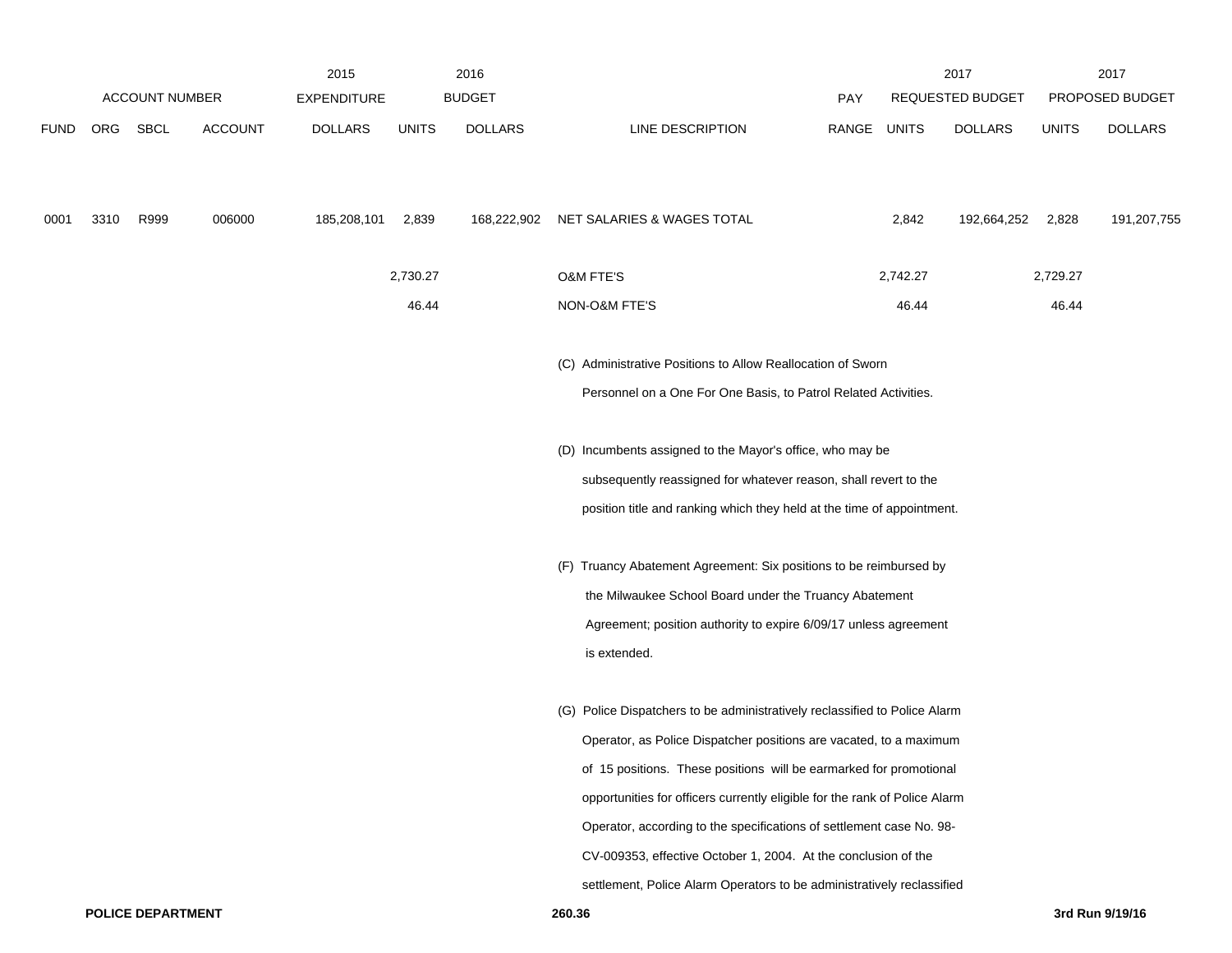| ACCOUNT NUMBER | | | | 2015 EXPENDITURE | 2016 BUDGET | | | | 2017 REQUESTED BUDGET | | 2017 PROPOSED BUDGET | |
|---|---|---|---|---|---|---|---|---|---|---|---|---|
| FUND | ORG | SBCL | ACCOUNT | DOLLARS | UNITS | DOLLARS | LINE DESCRIPTION | PAY RANGE | UNITS | DOLLARS | UNITS | DOLLARS |
| 0001 | 3310 | R999 | 006000 | 185,208,101 | 2,839 | 168,222,902 | NET SALARIES & WAGES TOTAL | | 2,842 | 192,664,252 | 2,828 | 191,207,755 |
| | | | | | 2,730.27 | | O&M FTE'S | | 2,742.27 | | 2,729.27 | |
| | | | | | 46.44 | | NON-O&M FTE'S | | 46.44 | | 46.44 | |

(C) Administrative Positions to Allow Reallocation of Sworn Personnel on a One For One Basis, to Patrol Related Activities.

(D) Incumbents assigned to the Mayor's office, who may be subsequently reassigned for whatever reason, shall revert to the position title and ranking which they held at the time of appointment.

(F) Truancy Abatement Agreement: Six positions to be reimbursed by the Milwaukee School Board under the Truancy Abatement Agreement; position authority to expire 6/09/17 unless agreement is extended.

(G) Police Dispatchers to be administratively reclassified to Police Alarm Operator, as Police Dispatcher positions are vacated, to a maximum of 15 positions. These positions will be earmarked for promotional opportunities for officers currently eligible for the rank of Police Alarm Operator, according to the specifications of settlement case No. 98-CV-009353, effective October 1, 2004. At the conclusion of the settlement, Police Alarm Operators to be administratively reclassified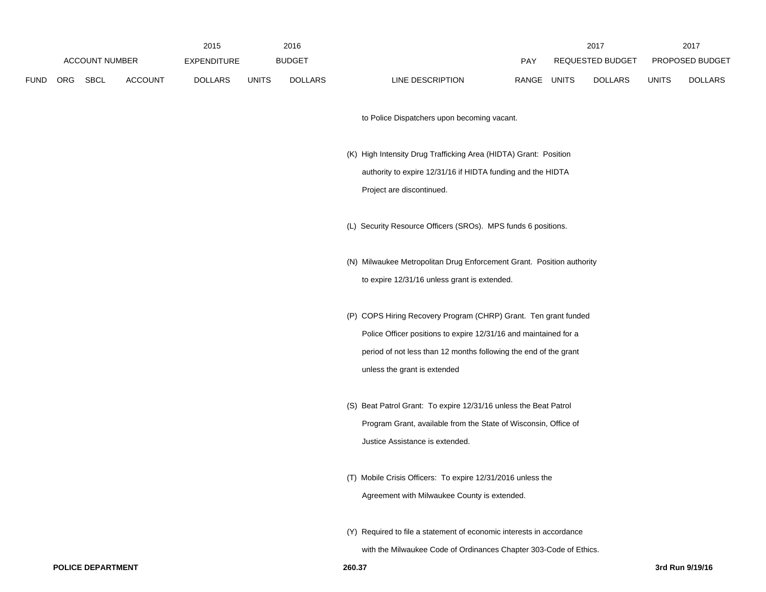| | ACCOUNT NUMBER | | | 2015 EXPENDITURE | 2016 BUDGET | | | PAY | 2017 REQUESTED BUDGET | | 2017 PROPOSED BUDGET | |
|---|---|---|---|---|---|---|---|---|---|---|---|---|
| FUND | ORG | SBCL | ACCOUNT | DOLLARS | UNITS | DOLLARS | LINE DESCRIPTION | RANGE | UNITS | DOLLARS | UNITS | DOLLARS |

to Police Dispatchers upon becoming vacant.

(K) High Intensity Drug Trafficking Area (HIDTA) Grant: Position authority to expire 12/31/16 if HIDTA funding and the HIDTA Project are discontinued.

(L) Security Resource Officers (SROs). MPS funds 6 positions.

(N) Milwaukee Metropolitan Drug Enforcement Grant. Position authority to expire 12/31/16 unless grant is extended.

(P) COPS Hiring Recovery Program (CHRP) Grant. Ten grant funded Police Officer positions to expire 12/31/16 and maintained for a period of not less than 12 months following the end of the grant unless the grant is extended

(S) Beat Patrol Grant: To expire 12/31/16 unless the Beat Patrol Program Grant, available from the State of Wisconsin, Office of Justice Assistance is extended.

(T) Mobile Crisis Officers: To expire 12/31/2016 unless the Agreement with Milwaukee County is extended.

(Y) Required to file a statement of economic interests in accordance with the Milwaukee Code of Ordinances Chapter 303-Code of Ethics.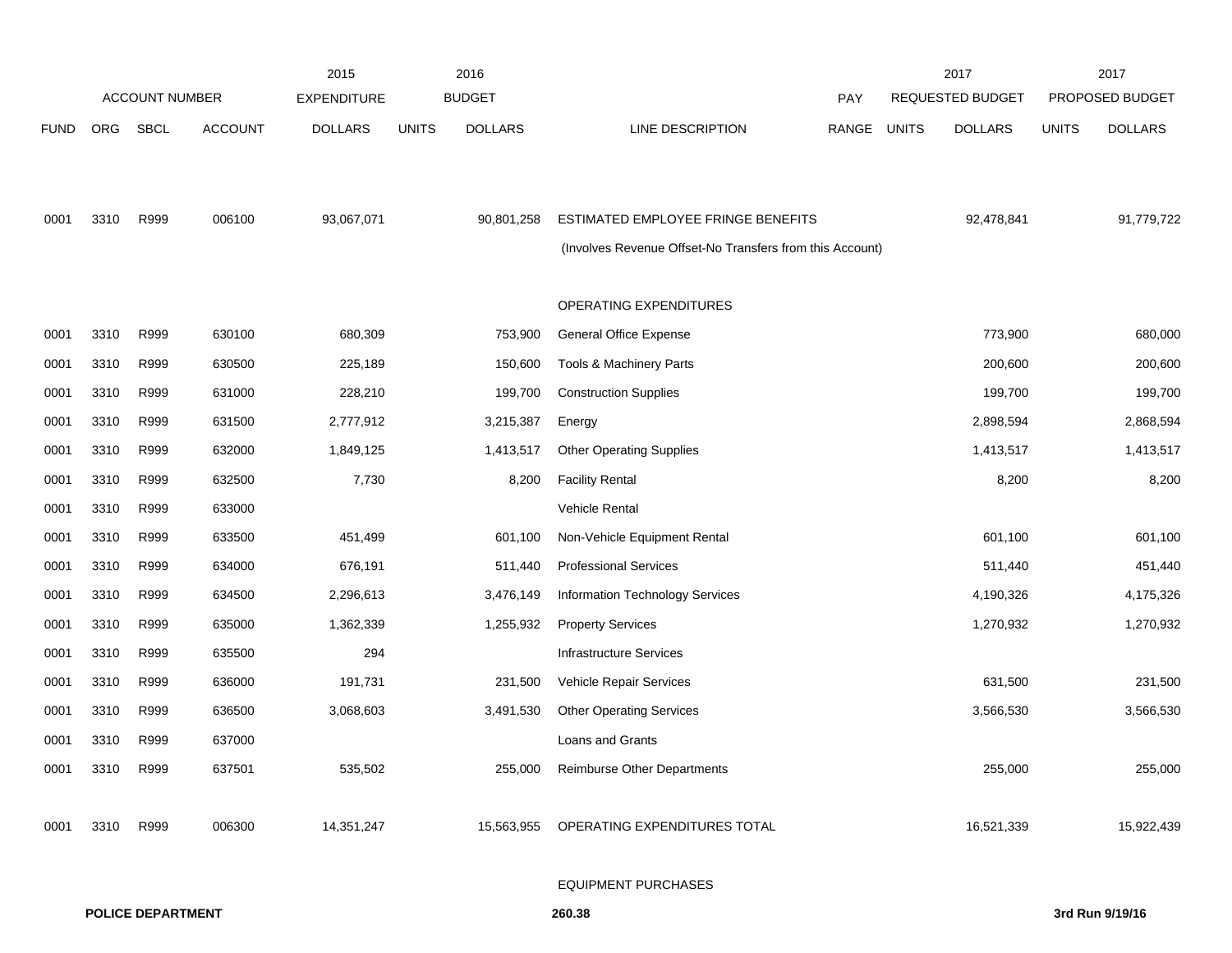| FUND | ORG | SBCL | ACCOUNT | 2015 EXPENDITURE DOLLARS | 2016 BUDGET UNITS | 2016 BUDGET DOLLARS | LINE DESCRIPTION | PAY RANGE | 2017 REQUESTED BUDGET UNITS | 2017 REQUESTED BUDGET DOLLARS | 2017 PROPOSED BUDGET UNITS | 2017 PROPOSED BUDGET DOLLARS |
|---|---|---|---|---|---|---|---|---|---|---|---|---|
| 0001 | 3310 | R999 | 006100 | 93,067,071 | | 90,801,258 | ESTIMATED EMPLOYEE FRINGE BENEFITS | | | 92,478,841 | | 91,779,722 |
| | | | | | | | (Involves Revenue Offset-No Transfers from this Account) | | | | | |
| | | | | | | | OPERATING EXPENDITURES | | | | | |
| 0001 | 3310 | R999 | 630100 | 680,309 | | 753,900 | General Office Expense | | | 773,900 | | 680,000 |
| 0001 | 3310 | R999 | 630500 | 225,189 | | 150,600 | Tools & Machinery Parts | | | 200,600 | | 200,600 |
| 0001 | 3310 | R999 | 631000 | 228,210 | | 199,700 | Construction Supplies | | | 199,700 | | 199,700 |
| 0001 | 3310 | R999 | 631500 | 2,777,912 | | 3,215,387 | Energy | | | 2,898,594 | | 2,868,594 |
| 0001 | 3310 | R999 | 632000 | 1,849,125 | | 1,413,517 | Other Operating Supplies | | | 1,413,517 | | 1,413,517 |
| 0001 | 3310 | R999 | 632500 | 7,730 | | 8,200 | Facility Rental | | | 8,200 | | 8,200 |
| 0001 | 3310 | R999 | 633000 | | | | Vehicle Rental | | | | | |
| 0001 | 3310 | R999 | 633500 | 451,499 | | 601,100 | Non-Vehicle Equipment Rental | | | 601,100 | | 601,100 |
| 0001 | 3310 | R999 | 634000 | 676,191 | | 511,440 | Professional Services | | | 511,440 | | 451,440 |
| 0001 | 3310 | R999 | 634500 | 2,296,613 | | 3,476,149 | Information Technology Services | | | 4,190,326 | | 4,175,326 |
| 0001 | 3310 | R999 | 635000 | 1,362,339 | | 1,255,932 | Property Services | | | 1,270,932 | | 1,270,932 |
| 0001 | 3310 | R999 | 635500 | 294 | | | Infrastructure Services | | | | | |
| 0001 | 3310 | R999 | 636000 | 191,731 | | 231,500 | Vehicle Repair Services | | | 631,500 | | 231,500 |
| 0001 | 3310 | R999 | 636500 | 3,068,603 | | 3,491,530 | Other Operating Services | | | 3,566,530 | | 3,566,530 |
| 0001 | 3310 | R999 | 637000 | | | | Loans and Grants | | | | | |
| 0001 | 3310 | R999 | 637501 | 535,502 | | 255,000 | Reimburse Other Departments | | | 255,000 | | 255,000 |
| 0001 | 3310 | R999 | 006300 | 14,351,247 | | 15,563,955 | OPERATING EXPENDITURES TOTAL | | | 16,521,339 | | 15,922,439 |
| | | | | | | | EQUIPMENT PURCHASES | | | | | |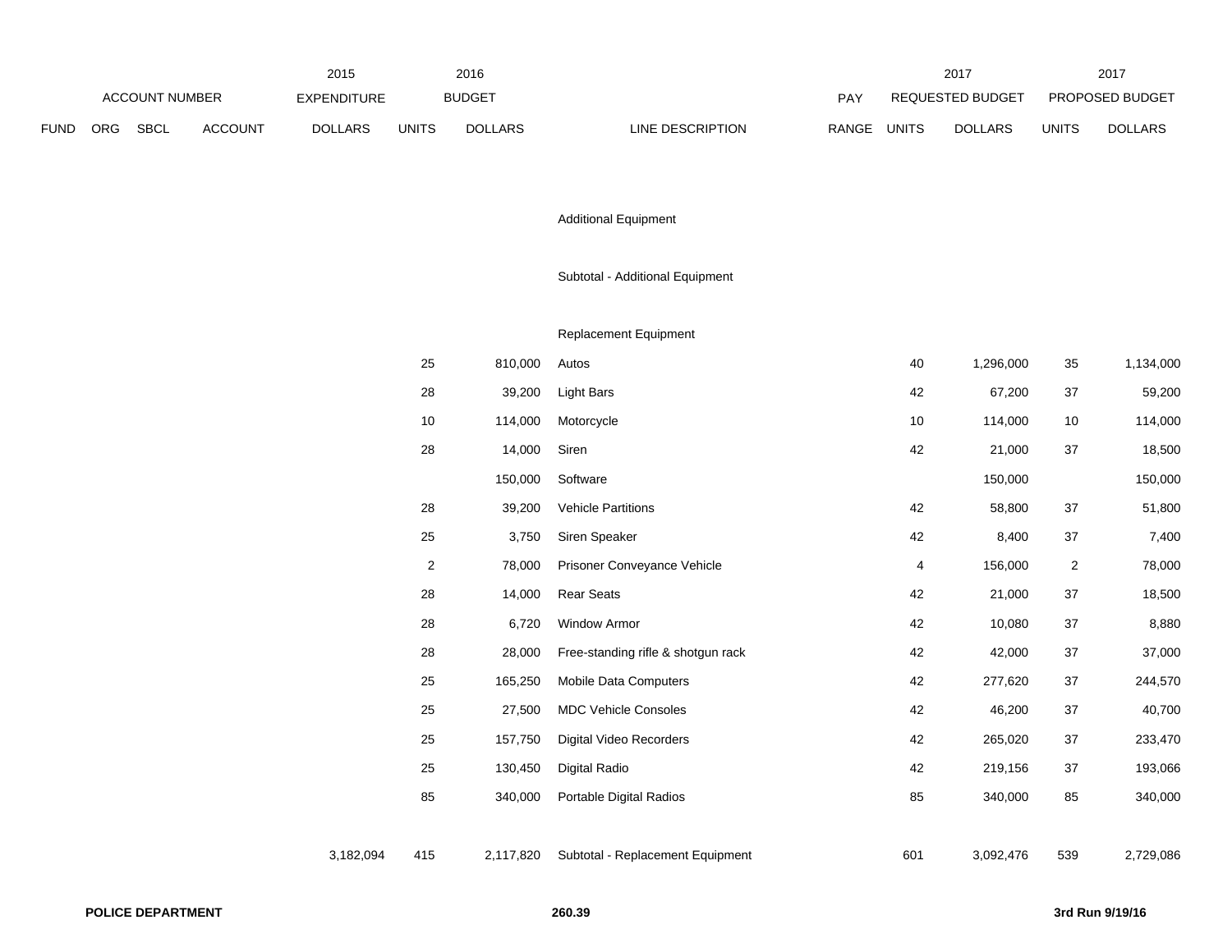| FUND | ORG | SBCL | ACCOUNT | 2015 EXPENDITURE DOLLARS | 2016 BUDGET UNITS | 2016 BUDGET DOLLARS | LINE DESCRIPTION | PAY RANGE | 2017 REQUESTED BUDGET UNITS | 2017 REQUESTED BUDGET DOLLARS | 2017 PROPOSED BUDGET UNITS | 2017 PROPOSED BUDGET DOLLARS |
|---|---|---|---|---|---|---|---|---|---|---|---|---|
| | | | | | | | Additional Equipment | | | | | |
| | | | | | | | Subtotal - Additional Equipment | | | | | |
| | | | | | | | Replacement Equipment | | | | | |
| | | | | | 25 | 810,000 | Autos | | 40 | 1,296,000 | 35 | 1,134,000 |
| | | | | | 28 | 39,200 | Light Bars | | 42 | 67,200 | 37 | 59,200 |
| | | | | | 10 | 114,000 | Motorcycle | | 10 | 114,000 | 10 | 114,000 |
| | | | | | 28 | 14,000 | Siren | | 42 | 21,000 | 37 | 18,500 |
| | | | | | | 150,000 | Software | | | 150,000 | | 150,000 |
| | | | | | 28 | 39,200 | Vehicle Partitions | | 42 | 58,800 | 37 | 51,800 |
| | | | | | 25 | 3,750 | Siren Speaker | | 42 | 8,400 | 37 | 7,400 |
| | | | | | 2 | 78,000 | Prisoner Conveyance Vehicle | | 4 | 156,000 | 2 | 78,000 |
| | | | | | 28 | 14,000 | Rear Seats | | 42 | 21,000 | 37 | 18,500 |
| | | | | | 28 | 6,720 | Window Armor | | 42 | 10,080 | 37 | 8,880 |
| | | | | | 28 | 28,000 | Free-standing rifle & shotgun rack | | 42 | 42,000 | 37 | 37,000 |
| | | | | | 25 | 165,250 | Mobile Data Computers | | 42 | 277,620 | 37 | 244,570 |
| | | | | | 25 | 27,500 | MDC Vehicle Consoles | | 42 | 46,200 | 37 | 40,700 |
| | | | | | 25 | 157,750 | Digital Video Recorders | | 42 | 265,020 | 37 | 233,470 |
| | | | | | 25 | 130,450 | Digital Radio | | 42 | 219,156 | 37 | 193,066 |
| | | | | | 85 | 340,000 | Portable Digital Radios | | 85 | 340,000 | 85 | 340,000 |
| | | | | 3,182,094 | 415 | 2,117,820 | Subtotal - Replacement Equipment | | 601 | 3,092,476 | 539 | 2,729,086 |

**POLICE DEPARTMENT** **260.39** **3rd Run 9/19/16**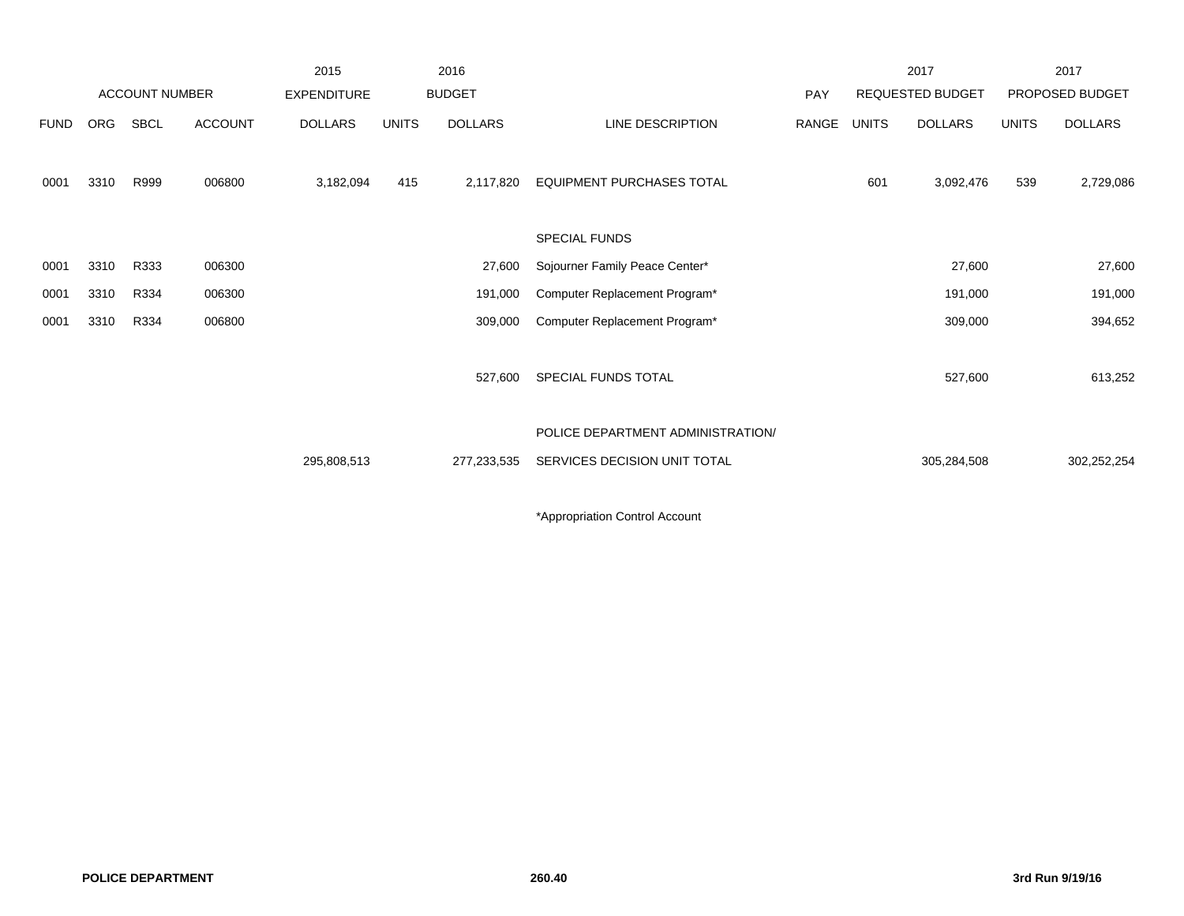| | ACCOUNT NUMBER | | | 2015 EXPENDITURE | 2016 BUDGET | | | PAY | 2017 REQUESTED BUDGET | | 2017 PROPOSED BUDGET | |
|---|---|---|---|---|---|---|---|---|---|---|---|---|
| FUND | ORG | SBCL | ACCOUNT | DOLLARS | UNITS | DOLLARS | LINE DESCRIPTION | RANGE | UNITS | DOLLARS | UNITS | DOLLARS |
| 0001 | 3310 | R999 | 006800 | 3,182,094 | 415 | 2,117,820 | EQUIPMENT PURCHASES TOTAL | | 601 | 3,092,476 | 539 | 2,729,086 |
| | | | | | | | SPECIAL FUNDS | | | | | |
| 0001 | 3310 | R333 | 006300 | | | 27,600 | Sojourner Family Peace Center* | | | 27,600 | | 27,600 |
| 0001 | 3310 | R334 | 006300 | | | 191,000 | Computer Replacement Program* | | | 191,000 | | 191,000 |
| 0001 | 3310 | R334 | 006800 | | | 309,000 | Computer Replacement Program* | | | 309,000 | | 394,652 |
| | | | | | | 527,600 | SPECIAL FUNDS TOTAL | | | 527,600 | | 613,252 |
| | | | | 295,808,513 | | 277,233,535 | POLICE DEPARTMENT ADMINISTRATION/ SERVICES DECISION UNIT TOTAL | | | 305,284,508 | | 302,252,254 |

*Appropriation Control Account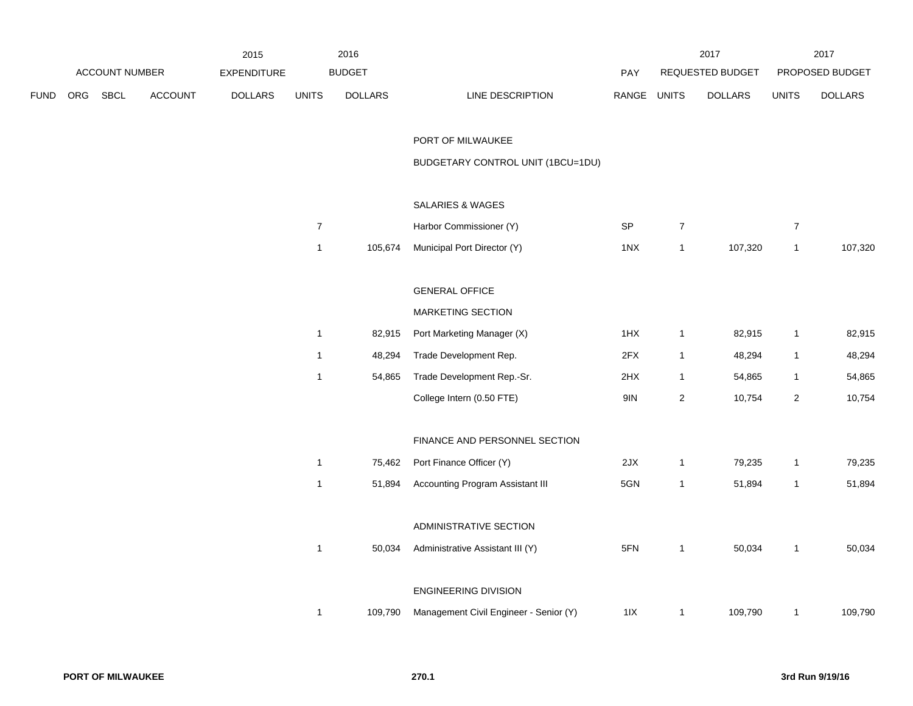| ACCOUNT NUMBER | | | | 2015 EXPENDITURE | 2016 BUDGET | | | PAY | 2017 REQUESTED BUDGET | | 2017 PROPOSED BUDGET | |
|---|---|---|---|---|---|---|---|---|---|---|---|---|
| FUND | ORG | SBCL | ACCOUNT | DOLLARS | UNITS | DOLLARS | LINE DESCRIPTION | RANGE | UNITS | DOLLARS | UNITS | DOLLARS |
| | | | | | | | PORT OF MILWAUKEE | | | | | |
| | | | | | | | BUDGETARY CONTROL UNIT (1BCU=1DU) | | | | | |
| | | | | | | | SALARIES & WAGES | | | | | |
| | | | | | 7 | | Harbor Commissioner (Y) | SP | 7 | | 7 | |
| | | | | | 1 | 105,674 | Municipal Port Director (Y) | 1NX | 1 | 107,320 | 1 | 107,320 |
| | | | | | | | GENERAL OFFICE | | | | | |
| | | | | | | | MARKETING SECTION | | | | | |
| | | | | | 1 | 82,915 | Port Marketing Manager (X) | 1HX | 1 | 82,915 | 1 | 82,915 |
| | | | | | 1 | 48,294 | Trade Development Rep. | 2FX | 1 | 48,294 | 1 | 48,294 |
| | | | | | 1 | 54,865 | Trade Development Rep.-Sr. | 2HX | 1 | 54,865 | 1 | 54,865 |
| | | | | | | | College Intern (0.50 FTE) | 9IN | 2 | 10,754 | 2 | 10,754 |
| | | | | | | | FINANCE AND PERSONNEL SECTION | | | | | |
| | | | | | 1 | 75,462 | Port Finance Officer (Y) | 2JX | 1 | 79,235 | 1 | 79,235 |
| | | | | | 1 | 51,894 | Accounting Program Assistant III | 5GN | 1 | 51,894 | 1 | 51,894 |
| | | | | | | | ADMINISTRATIVE SECTION | | | | | |
| | | | | | 1 | 50,034 | Administrative Assistant III (Y) | 5FN | 1 | 50,034 | 1 | 50,034 |
| | | | | | | | ENGINEERING DIVISION | | | | | |
| | | | | | 1 | 109,790 | Management Civil Engineer - Senior (Y) | 1IX | 1 | 109,790 | 1 | 109,790 |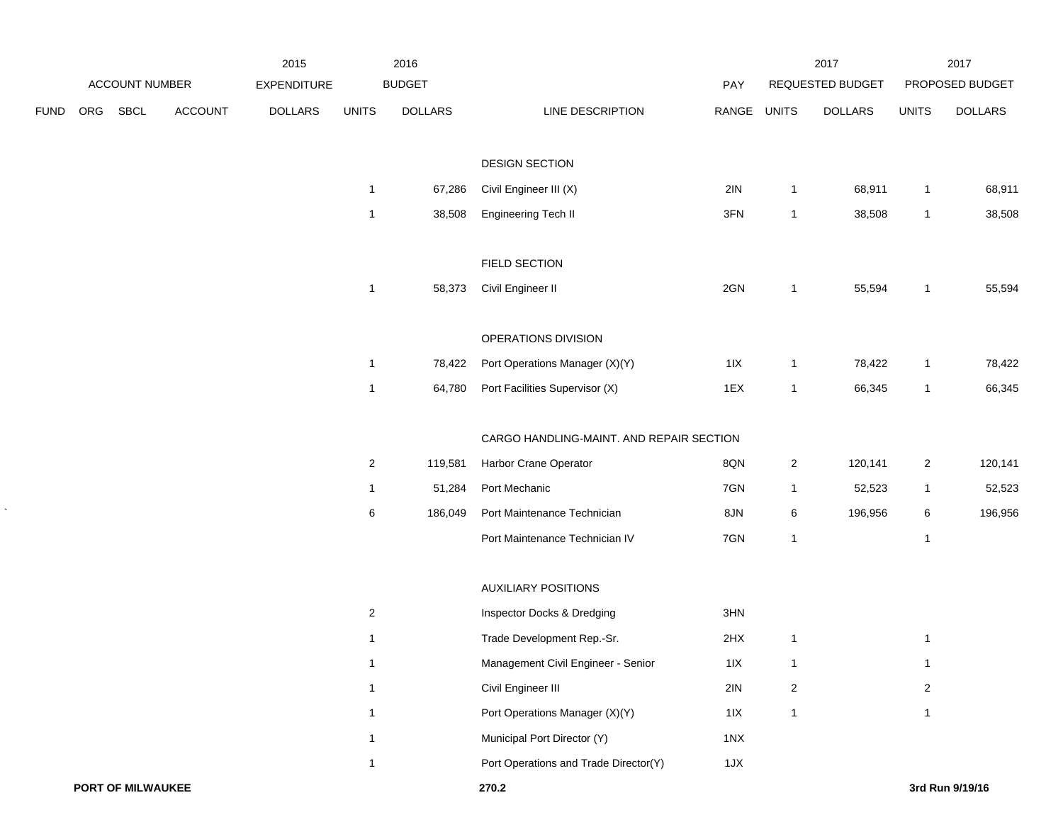| ACCOUNT NUMBER | | | | 2015 EXPENDITURE | 2016 BUDGET | | | PAY | 2017 REQUESTED BUDGET | | 2017 PROPOSED BUDGET | |
|---|---|---|---|---|---|---|---|---|---|---|---|---|
| FUND | ORG | SBCL | ACCOUNT | DOLLARS | UNITS | DOLLARS | LINE DESCRIPTION | RANGE | UNITS | DOLLARS | UNITS | DOLLARS |
| | | | | | | | DESIGN SECTION | | | | | |
| | | | | | 1 | 67,286 | Civil Engineer III (X) | 2IN | 1 | 68,911 | 1 | 68,911 |
| | | | | | 1 | 38,508 | Engineering Tech II | 3FN | 1 | 38,508 | 1 | 38,508 |
| | | | | | | | FIELD SECTION | | | | | |
| | | | | | 1 | 58,373 | Civil Engineer II | 2GN | 1 | 55,594 | 1 | 55,594 |
| | | | | | | | OPERATIONS DIVISION | | | | | |
| | | | | | 1 | 78,422 | Port Operations Manager (X)(Y) | 1IX | 1 | 78,422 | 1 | 78,422 |
| | | | | | 1 | 64,780 | Port Facilities Supervisor (X) | 1EX | 1 | 66,345 | 1 | 66,345 |
| | | | | | | | CARGO HANDLING-MAINT. AND REPAIR SECTION | | | | | |
| | | | | | 2 | 119,581 | Harbor Crane Operator | 8QN | 2 | 120,141 | 2 | 120,141 |
| | | | | | 1 | 51,284 | Port Mechanic | 7GN | 1 | 52,523 | 1 | 52,523 |
| | | | | | 6 | 186,049 | Port Maintenance Technician | 8JN | 6 | 196,956 | 6 | 196,956 |
| | | | | | | | Port Maintenance Technician IV | 7GN | 1 | | 1 | |
| | | | | | | | AUXILIARY POSITIONS | | | | | |
| | | | | | 2 | | Inspector Docks & Dredging | 3HN | | | | |
| | | | | | 1 | | Trade Development Rep.-Sr. | 2HX | 1 | | 1 | |
| | | | | | 1 | | Management Civil Engineer - Senior | 1IX | 1 | | 1 | |
| | | | | | 1 | | Civil Engineer III | 2IN | 2 | | 2 | |
| | | | | | 1 | | Port Operations Manager (X)(Y) | 1IX | 1 | | 1 | |
| | | | | | 1 | | Municipal Port Director (Y) | 1NX | | | | |
| | | | | | 1 | | Port Operations and Trade Director(Y) | 1JX | | | | |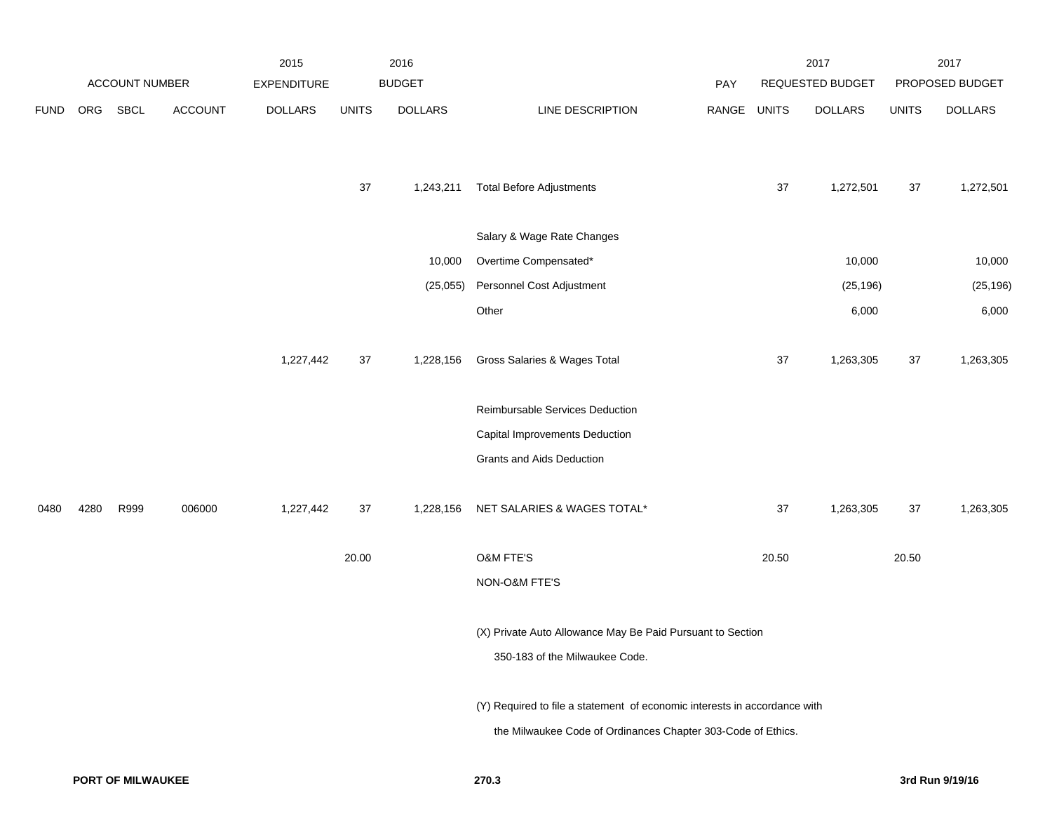| ACCOUNT NUMBER | | | | 2015 EXPENDITURE | 2016 BUDGET | | | PAY | 2017 REQUESTED BUDGET | | 2017 PROPOSED BUDGET | |
|---|---|---|---|---|---|---|---|---|---|---|---|---|
| FUND | ORG | SBCL | ACCOUNT | DOLLARS | UNITS | DOLLARS | LINE DESCRIPTION | RANGE | UNITS | DOLLARS | UNITS | DOLLARS |
| | | | | | 37 | 1,243,211 | Total Before Adjustments | | 37 | 1,272,501 | 37 | 1,272,501 |
| | | | | | | | Salary & Wage Rate Changes | | | | | |
| | | | | | | 10,000 | Overtime Compensated* | | | 10,000 | | 10,000 |
| | | | | | | (25,055) | Personnel Cost Adjustment | | | (25,196) | | (25,196) |
| | | | | | | | Other | | | 6,000 | | 6,000 |
| | | | | 1,227,442 | 37 | 1,228,156 | Gross Salaries & Wages Total | | 37 | 1,263,305 | 37 | 1,263,305 |
| | | | | | | | Reimbursable Services Deduction | | | | | |
| | | | | | | | Capital Improvements Deduction | | | | | |
| | | | | | | | Grants and Aids Deduction | | | | | |
| 0480 | 4280 | R999 | 006000 | 1,227,442 | 37 | 1,228,156 | NET SALARIES & WAGES TOTAL* | | 37 | 1,263,305 | 37 | 1,263,305 |
| | | | | | 20.00 | | O&M FTE'S | | 20.50 | | 20.50 | |
| | | | | | | | NON-O&M FTE'S | | | | | |

(X) Private Auto Allowance May Be Paid Pursuant to Section 350-183 of the Milwaukee Code.

(Y) Required to file a statement of economic interests in accordance with the Milwaukee Code of Ordinances Chapter 303-Code of Ethics.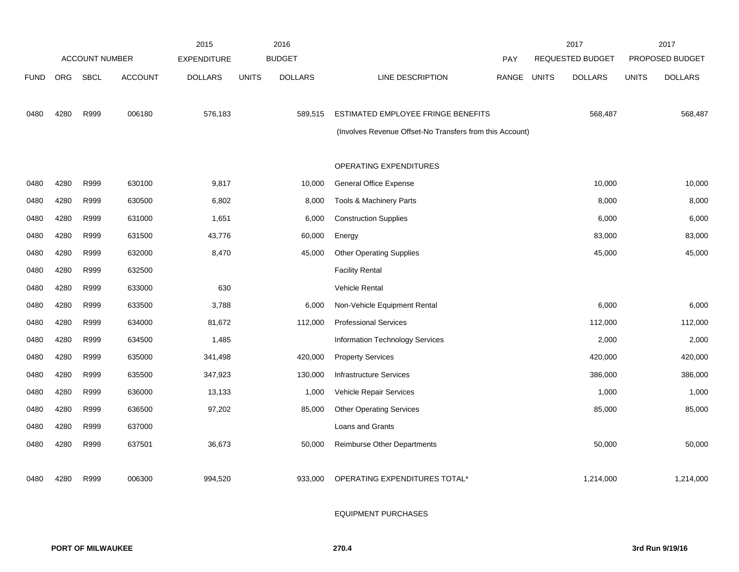| | ACCOUNT NUMBER | | | 2015 EXPENDITURE | 2016 BUDGET | | | PAY | 2017 REQUESTED BUDGET | | 2017 PROPOSED BUDGET | |
|---|---|---|---|---|---|---|---|---|---|---|---|---|
| FUND | ORG | SBCL | ACCOUNT | DOLLARS | UNITS | DOLLARS | LINE DESCRIPTION | RANGE | UNITS | DOLLARS | UNITS | DOLLARS |
| 0480 | 4280 | R999 | 006180 | 576,183 | | 589,515 | ESTIMATED EMPLOYEE FRINGE BENEFITS | | | 568,487 | | 568,487 |
| | | | | | | | (Involves Revenue Offset-No Transfers from this Account) | | | | | |
| | | | | | | | OPERATING EXPENDITURES | | | | | |
| 0480 | 4280 | R999 | 630100 | 9,817 | | 10,000 | General Office Expense | | | 10,000 | | 10,000 |
| 0480 | 4280 | R999 | 630500 | 6,802 | | 8,000 | Tools & Machinery Parts | | | 8,000 | | 8,000 |
| 0480 | 4280 | R999 | 631000 | 1,651 | | 6,000 | Construction Supplies | | | 6,000 | | 6,000 |
| 0480 | 4280 | R999 | 631500 | 43,776 | | 60,000 | Energy | | | 83,000 | | 83,000 |
| 0480 | 4280 | R999 | 632000 | 8,470 | | 45,000 | Other Operating Supplies | | | 45,000 | | 45,000 |
| 0480 | 4280 | R999 | 632500 | | | | Facility Rental | | | | | |
| 0480 | 4280 | R999 | 633000 | 630 | | | Vehicle Rental | | | | | |
| 0480 | 4280 | R999 | 633500 | 3,788 | | 6,000 | Non-Vehicle Equipment Rental | | | 6,000 | | 6,000 |
| 0480 | 4280 | R999 | 634000 | 81,672 | | 112,000 | Professional Services | | | 112,000 | | 112,000 |
| 0480 | 4280 | R999 | 634500 | 1,485 | | | Information Technology Services | | | 2,000 | | 2,000 |
| 0480 | 4280 | R999 | 635000 | 341,498 | | 420,000 | Property Services | | | 420,000 | | 420,000 |
| 0480 | 4280 | R999 | 635500 | 347,923 | | 130,000 | Infrastructure Services | | | 386,000 | | 386,000 |
| 0480 | 4280 | R999 | 636000 | 13,133 | | 1,000 | Vehicle Repair Services | | | 1,000 | | 1,000 |
| 0480 | 4280 | R999 | 636500 | 97,202 | | 85,000 | Other Operating Services | | | 85,000 | | 85,000 |
| 0480 | 4280 | R999 | 637000 | | | | Loans and Grants | | | | | |
| 0480 | 4280 | R999 | 637501 | 36,673 | | 50,000 | Reimburse Other Departments | | | 50,000 | | 50,000 |
| 0480 | 4280 | R999 | 006300 | 994,520 | | 933,000 | OPERATING EXPENDITURES TOTAL* | | | 1,214,000 | | 1,214,000 |
| | | | | | | | EQUIPMENT PURCHASES | | | | | |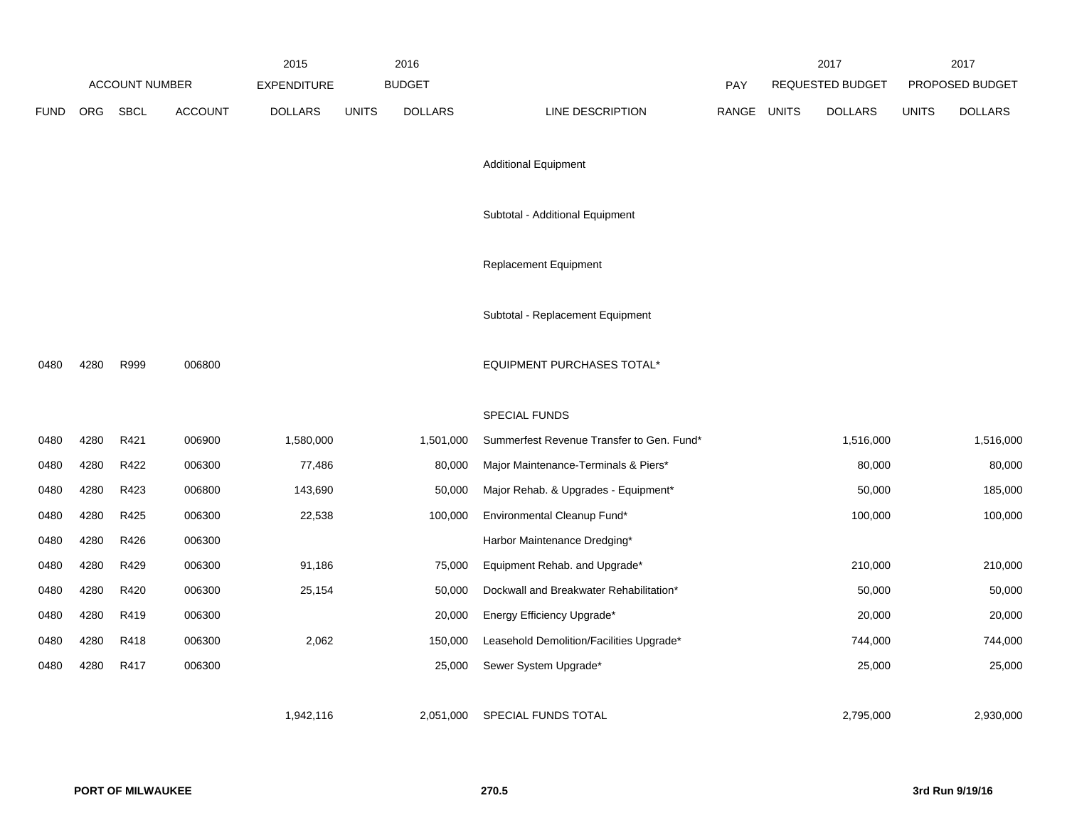| | ACCOUNT NUMBER | | | 2015 EXPENDITURE | 2016 BUDGET | | | PAY | 2017 REQUESTED BUDGET | | 2017 PROPOSED BUDGET | |
|---|---|---|---|---|---|---|---|---|---|---|---|---|
| FUND | ORG | SBCL | ACCOUNT | DOLLARS | UNITS | DOLLARS | LINE DESCRIPTION | RANGE | UNITS | DOLLARS | UNITS | DOLLARS |
| | | | | | | | Additional Equipment | | | | | |
| | | | | | | | Subtotal - Additional Equipment | | | | | |
| | | | | | | | Replacement Equipment | | | | | |
| | | | | | | | Subtotal - Replacement Equipment | | | | | |
| 0480 | 4280 | R999 | 006800 | | | | EQUIPMENT PURCHASES TOTAL* | | | | | |
| | | | | | | | SPECIAL FUNDS | | | | | |
| 0480 | 4280 | R421 | 006900 | 1,580,000 | | 1,501,000 | Summerfest Revenue Transfer to Gen. Fund* | | | 1,516,000 | | 1,516,000 |
| 0480 | 4280 | R422 | 006300 | 77,486 | | 80,000 | Major Maintenance-Terminals & Piers* | | | 80,000 | | 80,000 |
| 0480 | 4280 | R423 | 006800 | 143,690 | | 50,000 | Major Rehab. & Upgrades - Equipment* | | | 50,000 | | 185,000 |
| 0480 | 4280 | R425 | 006300 | 22,538 | | 100,000 | Environmental Cleanup Fund* | | | 100,000 | | 100,000 |
| 0480 | 4280 | R426 | 006300 | | | | Harbor Maintenance Dredging* | | | | | |
| 0480 | 4280 | R429 | 006300 | 91,186 | | 75,000 | Equipment Rehab. and Upgrade* | | | 210,000 | | 210,000 |
| 0480 | 4280 | R420 | 006300 | 25,154 | | 50,000 | Dockwall and Breakwater Rehabilitation* | | | 50,000 | | 50,000 |
| 0480 | 4280 | R419 | 006300 | | | 20,000 | Energy Efficiency Upgrade* | | | 20,000 | | 20,000 |
| 0480 | 4280 | R418 | 006300 | 2,062 | | 150,000 | Leasehold Demolition/Facilities Upgrade* | | | 744,000 | | 744,000 |
| 0480 | 4280 | R417 | 006300 | | | 25,000 | Sewer System Upgrade* | | | 25,000 | | 25,000 |
| | | | | 1,942,116 | | 2,051,000 | SPECIAL FUNDS TOTAL | | | 2,795,000 | | 2,930,000 |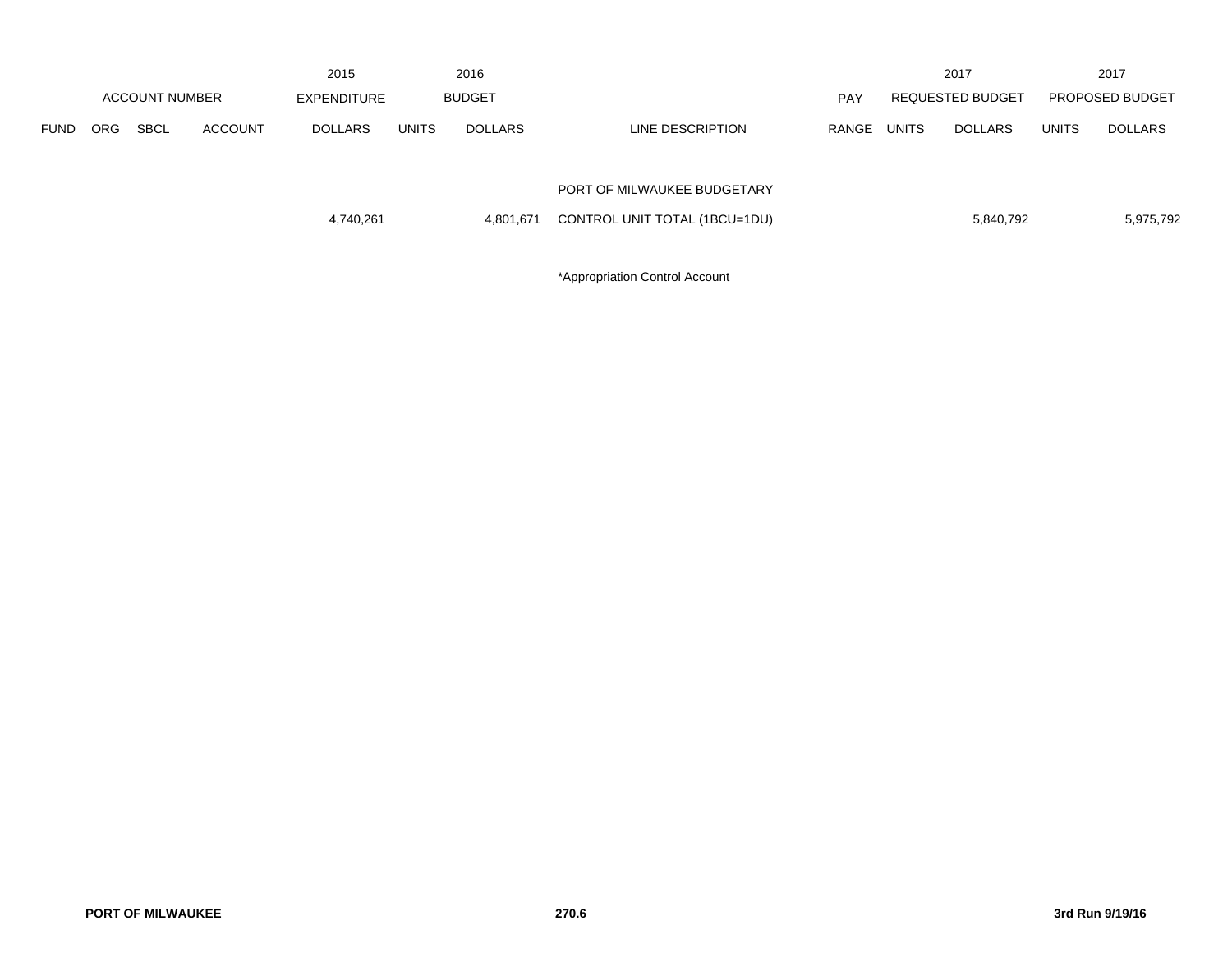| ACCOUNT NUMBER | | | | 2015 EXPENDITURE | 2016 BUDGET | | | PAY | 2017 REQUESTED BUDGET | | 2017 PROPOSED BUDGET | |
|---|---|---|---|---|---|---|---|---|---|---|---|---|
| FUND | ORG | SBCL | ACCOUNT | DOLLARS | UNITS | DOLLARS | LINE DESCRIPTION | RANGE | UNITS | DOLLARS | UNITS | DOLLARS |
| | | | | | | | PORT OF MILWAUKEE BUDGETARY | | | | | |
| | | | | 4,740,261 | | 4,801,671 | CONTROL UNIT TOTAL (1BCU=1DU) | | | 5,840,792 | | 5,975,792 |

*Appropriation Control Account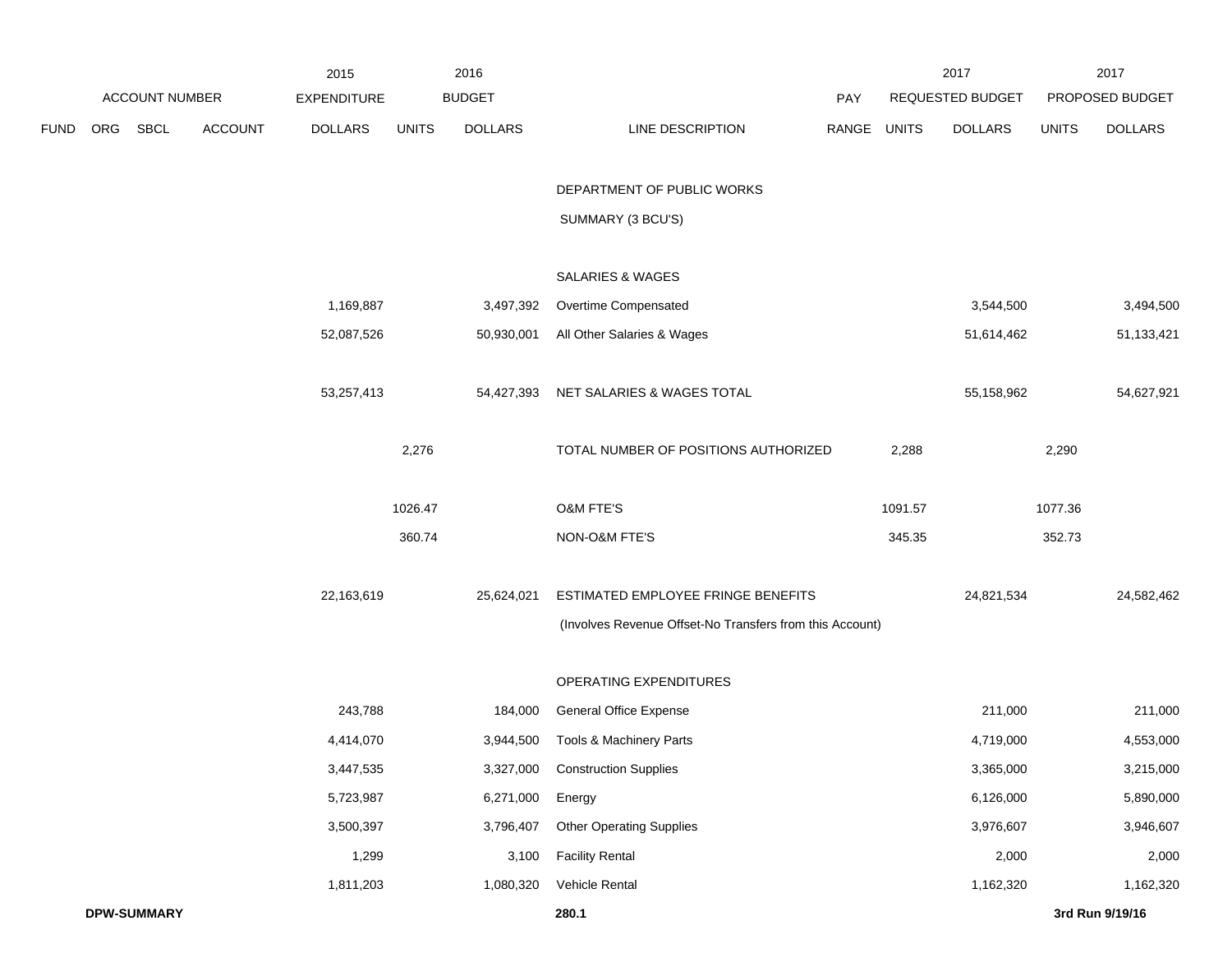| | ACCOUNT NUMBER | | | 2015 EXPENDITURE | 2016 BUDGET | | | PAY | 2017 REQUESTED BUDGET | | 2017 PROPOSED BUDGET | |
|---|---|---|---|---|---|---|---|---|---|---|---|---|
| FUND | ORG | SBCL | ACCOUNT | DOLLARS | UNITS | DOLLARS | LINE DESCRIPTION | RANGE | UNITS | DOLLARS | UNITS | DOLLARS |
| | | | | | | | DEPARTMENT OF PUBLIC WORKS | | | | | |
| | | | | | | | SUMMARY (3 BCU'S) | | | | | |
| | | | | | | | SALARIES & WAGES | | | | | |
| | | | | 1,169,887 | | 3,497,392 | Overtime Compensated | | | 3,544,500 | | 3,494,500 |
| | | | | 52,087,526 | | 50,930,001 | All Other Salaries & Wages | | | 51,614,462 | | 51,133,421 |
| | | | | 53,257,413 | | 54,427,393 | NET SALARIES & WAGES TOTAL | | | 55,158,962 | | 54,627,921 |
| | | | | | 2,276 | | TOTAL NUMBER OF POSITIONS AUTHORIZED | | 2,288 | | 2,290 | |
| | | | | | 1026.47 | | O&M FTE'S | | 1091.57 | | 1077.36 | |
| | | | | | 360.74 | | NON-O&M FTE'S | | 345.35 | | 352.73 | |
| | | | | 22,163,619 | | 25,624,021 | ESTIMATED EMPLOYEE FRINGE BENEFITS | | | 24,821,534 | | 24,582,462 |
| | | | | | | | (Involves Revenue Offset-No Transfers from this Account) | | | | | |
| | | | | | | | OPERATING EXPENDITURES | | | | | |
| | | | | 243,788 | | 184,000 | General Office Expense | | | 211,000 | | 211,000 |
| | | | | 4,414,070 | | 3,944,500 | Tools & Machinery Parts | | | 4,719,000 | | 4,553,000 |
| | | | | 3,447,535 | | 3,327,000 | Construction Supplies | | | 3,365,000 | | 3,215,000 |
| | | | | 5,723,987 | | 6,271,000 | Energy | | | 6,126,000 | | 5,890,000 |
| | | | | 3,500,397 | | 3,796,407 | Other Operating Supplies | | | 3,976,607 | | 3,946,607 |
| | | | | 1,299 | | 3,100 | Facility Rental | | | 2,000 | | 2,000 |
| | | | | 1,811,203 | | 1,080,320 | Vehicle Rental | | | 1,162,320 | | 1,162,320 |

**DPW-SUMMARY** **280.1** **3rd Run 9/19/16**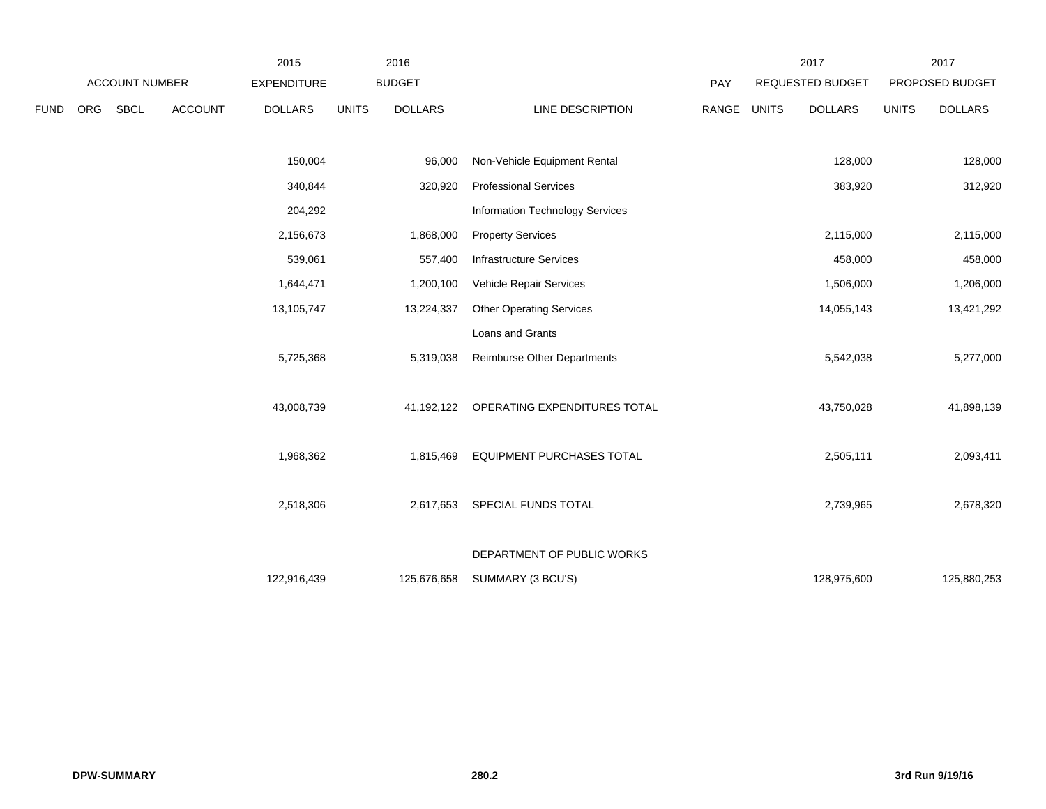| | ACCOUNT NUMBER | | | 2015 EXPENDITURE | 2016 BUDGET | | | PAY | 2017 REQUESTED BUDGET | | 2017 PROPOSED BUDGET | |
|---|---|---|---|---|---|---|---|---|---|---|---|---|
| FUND | ORG | SBCL | ACCOUNT | DOLLARS | UNITS | DOLLARS | LINE DESCRIPTION | RANGE | UNITS | DOLLARS | UNITS | DOLLARS |
| | | | | 150,004 | | 96,000 | Non-Vehicle Equipment Rental | | | 128,000 | | 128,000 |
| | | | | 340,844 | | 320,920 | Professional Services | | | 383,920 | | 312,920 |
| | | | | 204,292 | | | Information Technology Services | | | | | |
| | | | | 2,156,673 | | 1,868,000 | Property Services | | | 2,115,000 | | 2,115,000 |
| | | | | 539,061 | | 557,400 | Infrastructure Services | | | 458,000 | | 458,000 |
| | | | | 1,644,471 | | 1,200,100 | Vehicle Repair Services | | | 1,506,000 | | 1,206,000 |
| | | | | 13,105,747 | | 13,224,337 | Other Operating Services | | | 14,055,143 | | 13,421,292 |
| | | | | | | | Loans and Grants | | | | | |
| | | | | 5,725,368 | | 5,319,038 | Reimburse Other Departments | | | 5,542,038 | | 5,277,000 |
| | | | | 43,008,739 | | 41,192,122 | OPERATING EXPENDITURES TOTAL | | | 43,750,028 | | 41,898,139 |
| | | | | 1,968,362 | | 1,815,469 | EQUIPMENT PURCHASES TOTAL | | | 2,505,111 | | 2,093,411 |
| | | | | 2,518,306 | | 2,617,653 | SPECIAL FUNDS TOTAL | | | 2,739,965 | | 2,678,320 |
| | | | | | | | DEPARTMENT OF PUBLIC WORKS | | | | | |
| | | | | 122,916,439 | | 125,676,658 | SUMMARY (3 BCU'S) | | | 128,975,600 | | 125,880,253 |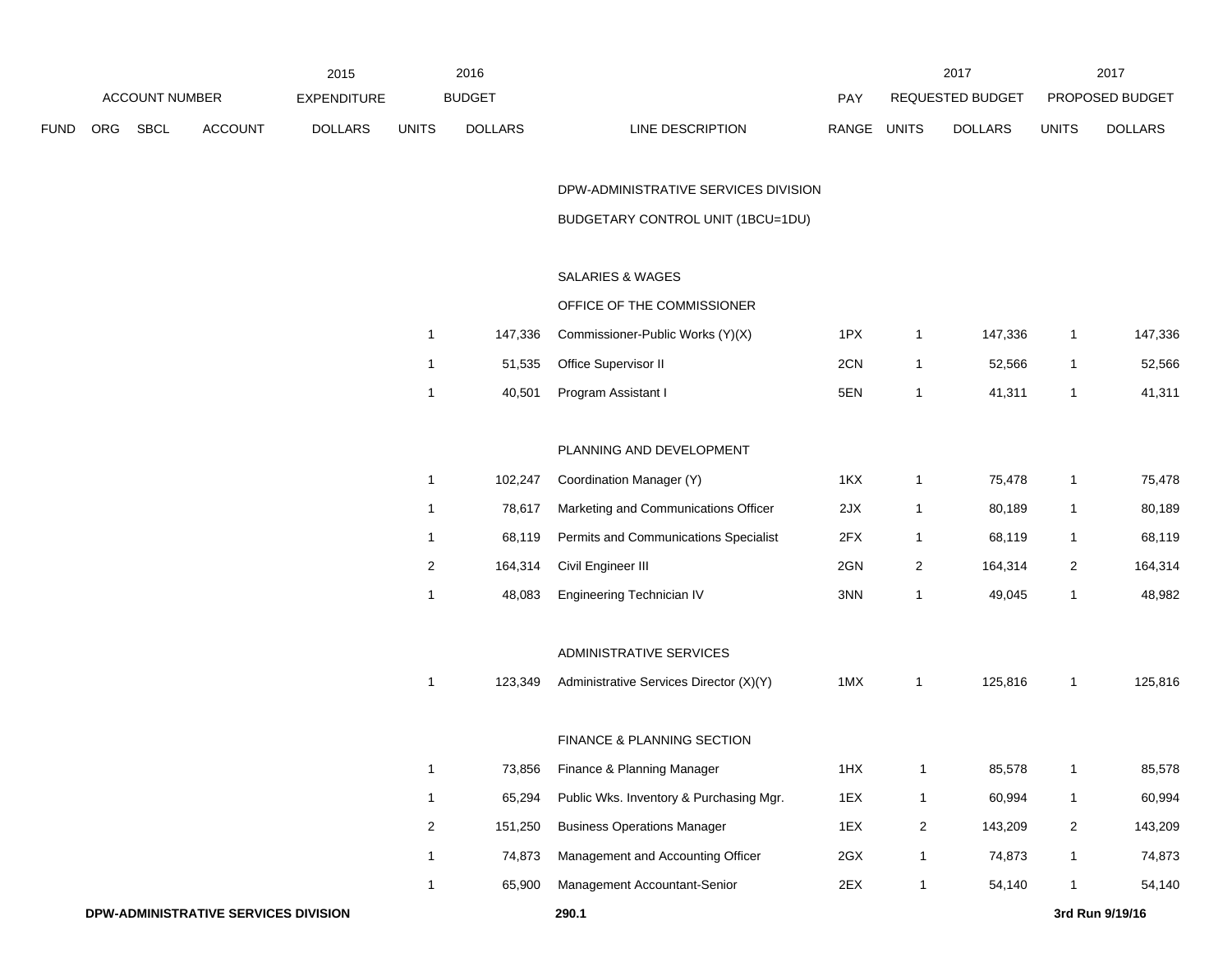| ACCOUNT NUMBER | | | | 2015 EXPENDITURE | 2016 BUDGET | | | PAY | 2017 REQUESTED BUDGET | | 2017 PROPOSED BUDGET | |
|---|---|---|---|---|---|---|---|---|---|---|---|---|
| FUND | ORG | SBCL | ACCOUNT | DOLLARS | UNITS | DOLLARS | LINE DESCRIPTION | RANGE | UNITS | DOLLARS | UNITS | DOLLARS |
| | | | | | | | DPW-ADMINISTRATIVE SERVICES DIVISION | | | | | |
| | | | | | | | BUDGETARY CONTROL UNIT (1BCU=1DU) | | | | | |
| | | | | | | | SALARIES & WAGES | | | | | |
| | | | | | | | OFFICE OF THE COMMISSIONER | | | | | |
| | | | | | 1 | 147,336 | Commissioner-Public Works (Y)(X) | 1PX | 1 | 147,336 | 1 | 147,336 |
| | | | | | 1 | 51,535 | Office Supervisor II | 2CN | 1 | 52,566 | 1 | 52,566 |
| | | | | | 1 | 40,501 | Program Assistant I | 5EN | 1 | 41,311 | 1 | 41,311 |
| | | | | | | | PLANNING AND DEVELOPMENT | | | | | |
| | | | | | 1 | 102,247 | Coordination Manager (Y) | 1KX | 1 | 75,478 | 1 | 75,478 |
| | | | | | 1 | 78,617 | Marketing and Communications Officer | 2JX | 1 | 80,189 | 1 | 80,189 |
| | | | | | 1 | 68,119 | Permits and Communications Specialist | 2FX | 1 | 68,119 | 1 | 68,119 |
| | | | | | 2 | 164,314 | Civil Engineer III | 2GN | 2 | 164,314 | 2 | 164,314 |
| | | | | | 1 | 48,083 | Engineering Technician IV | 3NN | 1 | 49,045 | 1 | 48,982 |
| | | | | | | | ADMINISTRATIVE SERVICES | | | | | |
| | | | | | 1 | 123,349 | Administrative Services Director (X)(Y) | 1MX | 1 | 125,816 | 1 | 125,816 |
| | | | | | | | FINANCE & PLANNING SECTION | | | | | |
| | | | | | 1 | 73,856 | Finance & Planning Manager | 1HX | 1 | 85,578 | 1 | 85,578 |
| | | | | | 1 | 65,294 | Public Wks. Inventory & Purchasing Mgr. | 1EX | 1 | 60,994 | 1 | 60,994 |
| | | | | | 2 | 151,250 | Business Operations Manager | 1EX | 2 | 143,209 | 2 | 143,209 |
| | | | | | 1 | 74,873 | Management and Accounting Officer | 2GX | 1 | 74,873 | 1 | 74,873 |
| | | | | | 1 | 65,900 | Management Accountant-Senior | 2EX | 1 | 54,140 | 1 | 54,140 |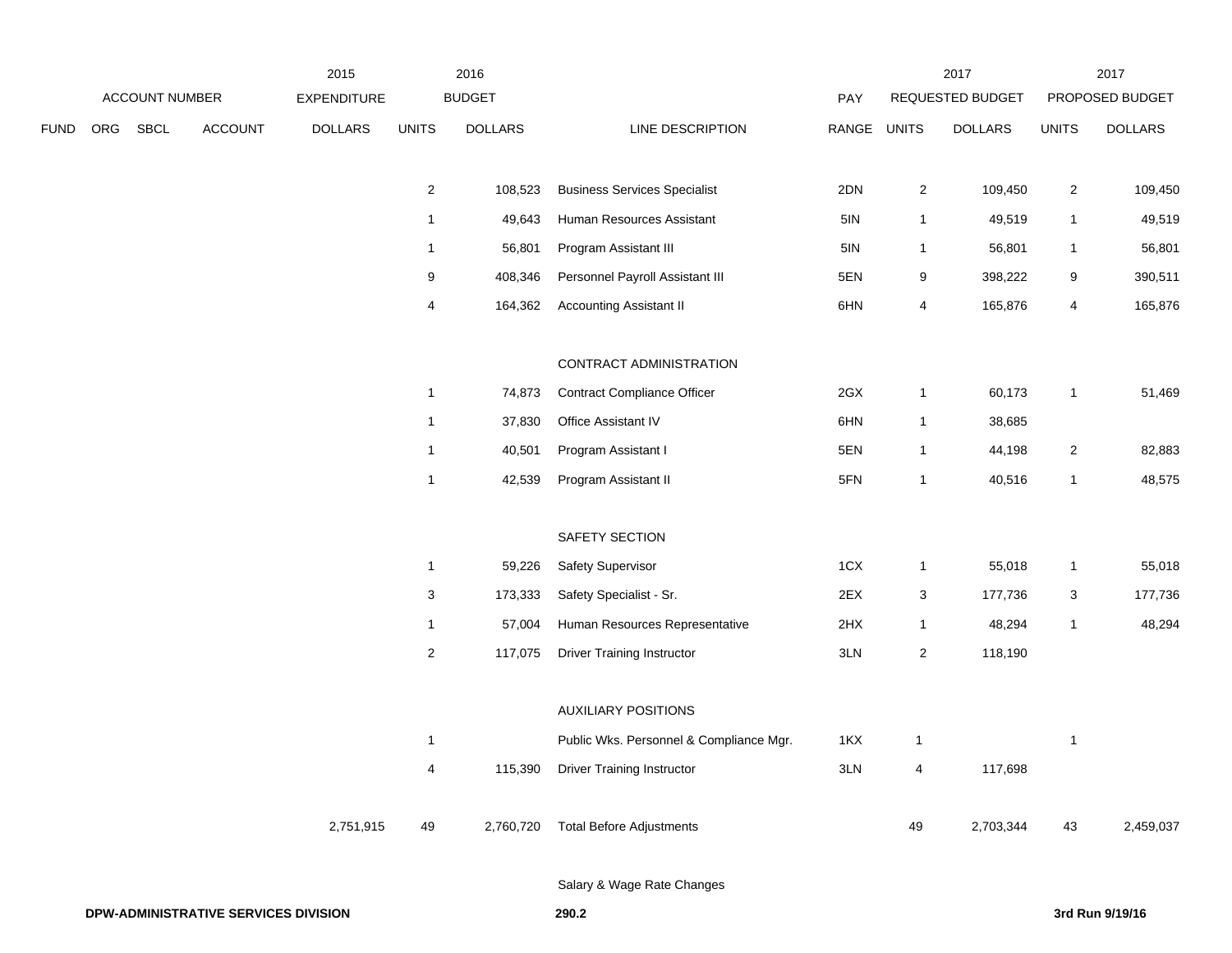| | | | | 2015 | | 2016 | | | 2017 | | 2017 | |
|---|---|---|---|---|---|---|---|---|---|---|---|---|
| | ACCOUNT NUMBER | | | EXPENDITURE | | BUDGET | | PAY | REQUESTED BUDGET | | PROPOSED BUDGET | |
| FUND | ORG | SBCL | ACCOUNT | DOLLARS | UNITS | DOLLARS | LINE DESCRIPTION | RANGE | UNITS | DOLLARS | UNITS | DOLLARS |
| | | | | | 2 | 108,523 | Business Services Specialist | 2DN | 2 | 109,450 | 2 | 109,450 |
| | | | | | 1 | 49,643 | Human Resources Assistant | 5IN | 1 | 49,519 | 1 | 49,519 |
| | | | | | 1 | 56,801 | Program Assistant III | 5IN | 1 | 56,801 | 1 | 56,801 |
| | | | | | 9 | 408,346 | Personnel Payroll Assistant III | 5EN | 9 | 398,222 | 9 | 390,511 |
| | | | | | 4 | 164,362 | Accounting Assistant II | 6HN | 4 | 165,876 | 4 | 165,876 |
| | | | | | | | CONTRACT ADMINISTRATION | | | | | |
| | | | | | 1 | 74,873 | Contract Compliance Officer | 2GX | 1 | 60,173 | 1 | 51,469 |
| | | | | | 1 | 37,830 | Office Assistant IV | 6HN | 1 | 38,685 | | |
| | | | | | 1 | 40,501 | Program Assistant I | 5EN | 1 | 44,198 | 2 | 82,883 |
| | | | | | 1 | 42,539 | Program Assistant II | 5FN | 1 | 40,516 | 1 | 48,575 |
| | | | | | | | SAFETY SECTION | | | | | |
| | | | | | 1 | 59,226 | Safety Supervisor | 1CX | 1 | 55,018 | 1 | 55,018 |
| | | | | | 3 | 173,333 | Safety Specialist - Sr. | 2EX | 3 | 177,736 | 3 | 177,736 |
| | | | | | 1 | 57,004 | Human Resources Representative | 2HX | 1 | 48,294 | 1 | 48,294 |
| | | | | | 2 | 117,075 | Driver Training Instructor | 3LN | 2 | 118,190 | | |
| | | | | | | | AUXILIARY POSITIONS | | | | | |
| | | | | | 1 | | Public Wks. Personnel & Compliance Mgr. | 1KX | 1 | | 1 | |
| | | | | | 4 | 115,390 | Driver Training Instructor | 3LN | 4 | 117,698 | | |
| | | | | 2,751,915 | 49 | 2,760,720 | Total Before Adjustments | | 49 | 2,703,344 | 43 | 2,459,037 |
| | | | | | | | Salary & Wage Rate Changes | | | | | |

DPW-ADMINISTRATIVE SERVICES DIVISION

290.2

3rd Run 9/19/16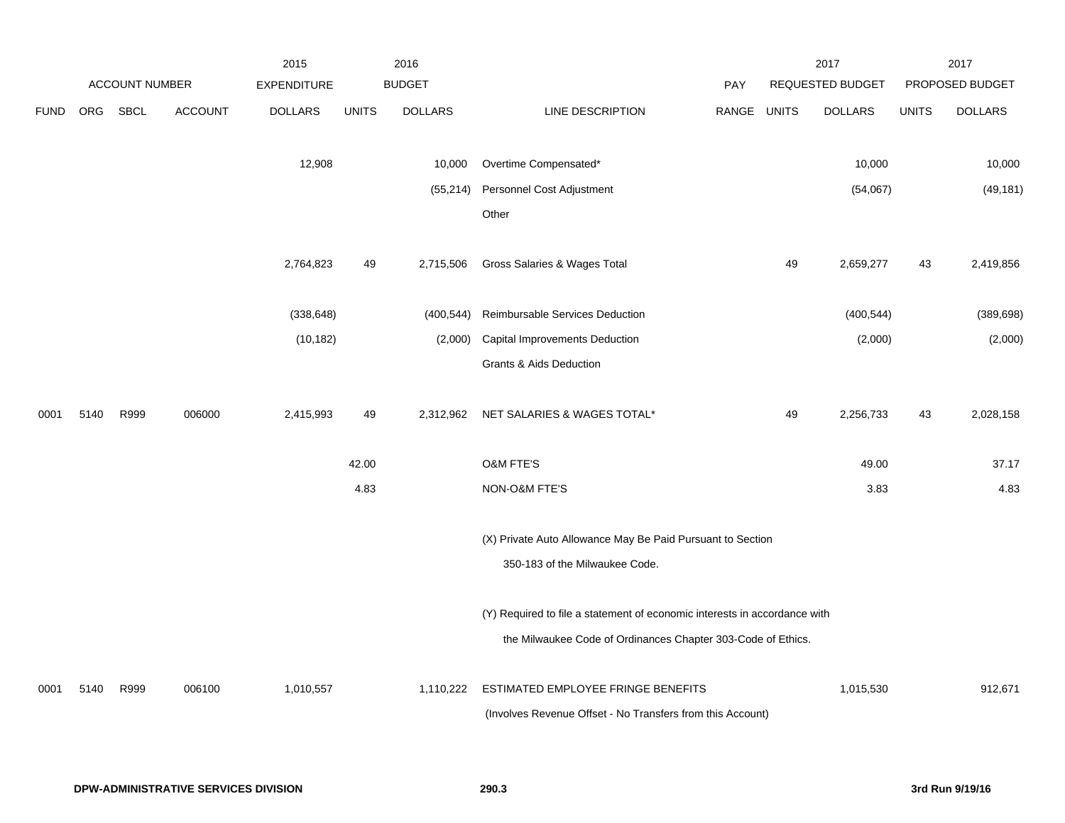| | | | | 2015 | | 2016 | | | | 2017 | | 2017 |
|---|---|---|---|---|---|---|---|---|---|---|---|---|
| | ACCOUNT NUMBER | | | EXPENDITURE | | BUDGET | | PAY | | REQUESTED BUDGET | | PROPOSED BUDGET |
| FUND | ORG | SBCL | ACCOUNT | DOLLARS | UNITS | DOLLARS | LINE DESCRIPTION | RANGE | UNITS | DOLLARS | UNITS | DOLLARS |
| | | | | 12,908 | | 10,000 | Overtime Compensated* | | | 10,000 | | 10,000 |
| | | | | | | (55,214) | Personnel Cost Adjustment | | | (54,067) | | (49,181) |
| | | | | | | | Other | | | | | |
| | | | | 2,764,823 | 49 | 2,715,506 | Gross Salaries & Wages Total | | 49 | 2,659,277 | 43 | 2,419,856 |
| | | | | (338,648) | | (400,544) | Reimbursable Services Deduction | | | (400,544) | | (389,698) |
| | | | | (10,182) | | (2,000) | Capital Improvements Deduction | | | (2,000) | | (2,000) |
| | | | | | | | Grants & Aids Deduction | | | | | |
| 0001 | 5140 | R999 | 006000 | 2,415,993 | 49 | 2,312,962 | NET SALARIES & WAGES TOTAL* | | 49 | 2,256,733 | 43 | 2,028,158 |
| | | | | | 42.00 | | O&M FTE'S | | | 49.00 | | 37.17 |
| | | | | | 4.83 | | NON-O&M FTE'S | | | 3.83 | | 4.83 |
| | | | | | | | (X) Private Auto Allowance May Be Paid Pursuant to Section 350-183 of the Milwaukee Code. | | | | | |
| | | | | | | | (Y) Required to file a statement of economic interests in accordance with the Milwaukee Code of Ordinances Chapter 303-Code of Ethics. | | | | | |
| 0001 | 5140 | R999 | 006100 | 1,010,557 | | 1,110,222 | ESTIMATED EMPLOYEE FRINGE BENEFITS (Involves Revenue Offset - No Transfers from this Account) | | | 1,015,530 | | 912,671 |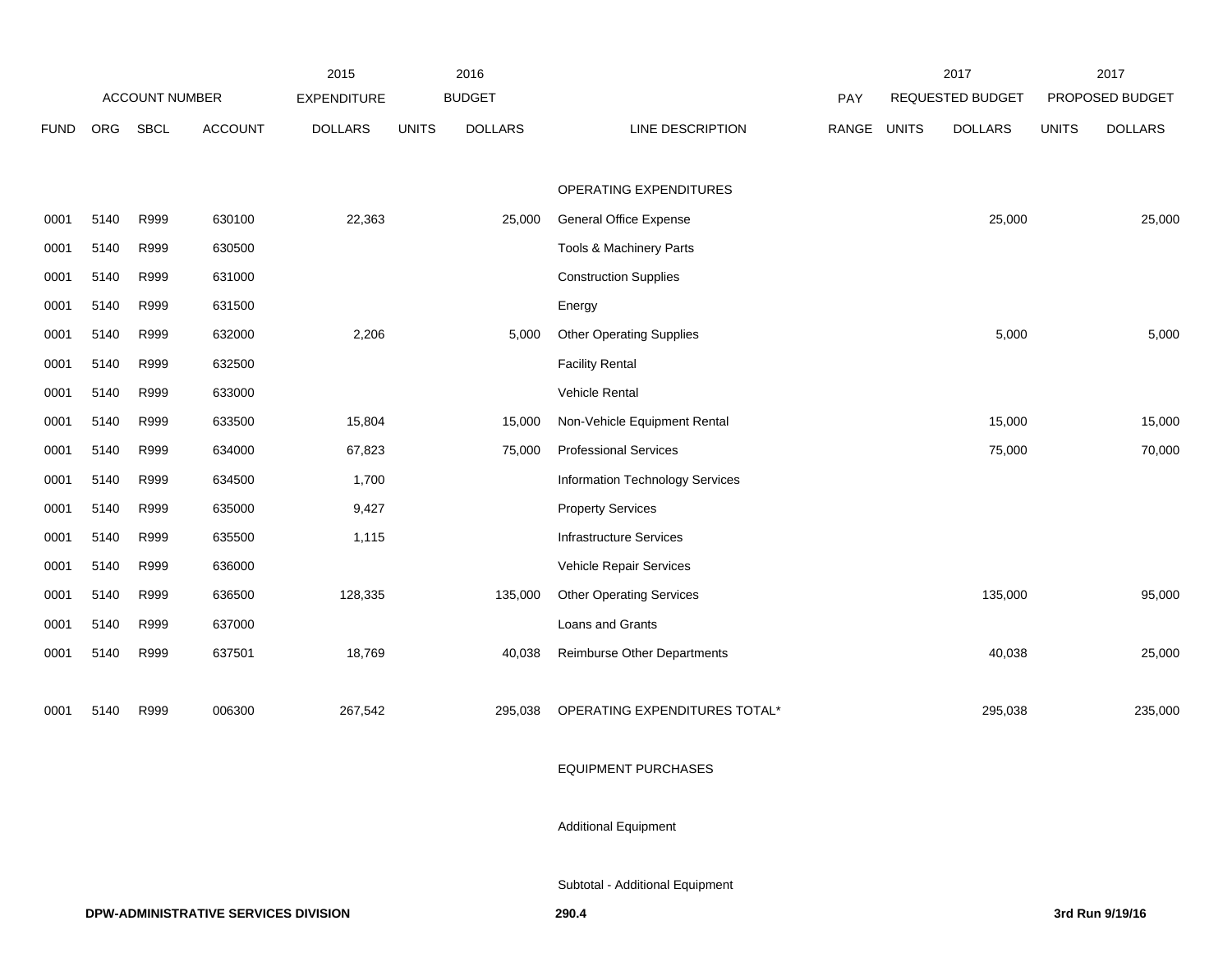| | ACCOUNT NUMBER | | | 2015 EXPENDITURE | 2016 BUDGET | | | PAY | 2017 REQUESTED BUDGET | | 2017 PROPOSED BUDGET | |
|---|---|---|---|---|---|---|---|---|---|---|---|---|
| FUND | ORG | SBCL | ACCOUNT | DOLLARS | UNITS | DOLLARS | LINE DESCRIPTION | RANGE | UNITS | DOLLARS | UNITS | DOLLARS |
| | | | | | | | OPERATING EXPENDITURES | | | | | |
| 0001 | 5140 | R999 | 630100 | 22,363 | | 25,000 | General Office Expense | | | 25,000 | | 25,000 |
| 0001 | 5140 | R999 | 630500 | | | | Tools & Machinery Parts | | | | | |
| 0001 | 5140 | R999 | 631000 | | | | Construction Supplies | | | | | |
| 0001 | 5140 | R999 | 631500 | | | | Energy | | | | | |
| 0001 | 5140 | R999 | 632000 | 2,206 | | 5,000 | Other Operating Supplies | | | 5,000 | | 5,000 |
| 0001 | 5140 | R999 | 632500 | | | | Facility Rental | | | | | |
| 0001 | 5140 | R999 | 633000 | | | | Vehicle Rental | | | | | |
| 0001 | 5140 | R999 | 633500 | 15,804 | | 15,000 | Non-Vehicle Equipment Rental | | | 15,000 | | 15,000 |
| 0001 | 5140 | R999 | 634000 | 67,823 | | 75,000 | Professional Services | | | 75,000 | | 70,000 |
| 0001 | 5140 | R999 | 634500 | 1,700 | | | Information Technology Services | | | | | |
| 0001 | 5140 | R999 | 635000 | 9,427 | | | Property Services | | | | | |
| 0001 | 5140 | R999 | 635500 | 1,115 | | | Infrastructure Services | | | | | |
| 0001 | 5140 | R999 | 636000 | | | | Vehicle Repair Services | | | | | |
| 0001 | 5140 | R999 | 636500 | 128,335 | | 135,000 | Other Operating Services | | | 135,000 | | 95,000 |
| 0001 | 5140 | R999 | 637000 | | | | Loans and Grants | | | | | |
| 0001 | 5140 | R999 | 637501 | 18,769 | | 40,038 | Reimburse Other Departments | | | 40,038 | | 25,000 |
| 0001 | 5140 | R999 | 006300 | 267,542 | | 295,038 | OPERATING EXPENDITURES TOTAL* | | | 295,038 | | 235,000 |
| | | | | | | | EQUIPMENT PURCHASES | | | | | |
| | | | | | | | Additional Equipment | | | | | |
| | | | | | | | Subtotal - Additional Equipment | | | | | |

**DPW-ADMINISTRATIVE SERVICES DIVISION** **290.4** **3rd Run 9/19/16**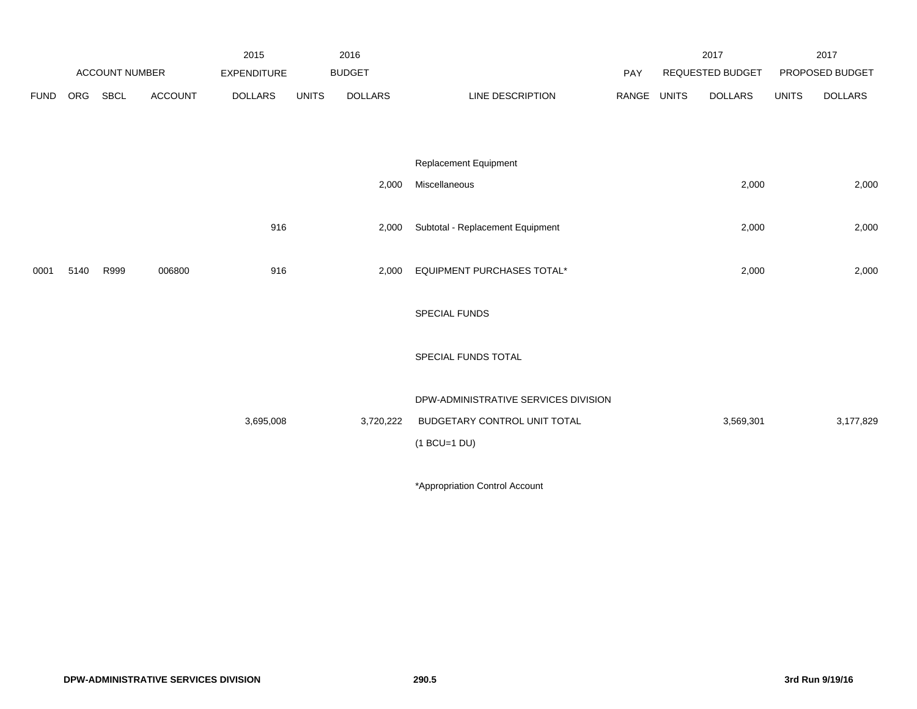| | ACCOUNT NUMBER | | | 2015 EXPENDITURE | 2016 BUDGET | | | PAY | 2017 REQUESTED BUDGET | | 2017 PROPOSED BUDGET | |
|---|---|---|---|---|---|---|---|---|---|---|---|---|
| FUND | ORG | SBCL | ACCOUNT | DOLLARS | UNITS | DOLLARS | LINE DESCRIPTION | RANGE | UNITS | DOLLARS | UNITS | DOLLARS |
| | | | | | | | Replacement Equipment | | | | | |
| | | | | | | 2,000 | Miscellaneous | | | 2,000 | | 2,000 |
| | | | | 916 | | 2,000 | Subtotal - Replacement Equipment | | | 2,000 | | 2,000 |
| 0001 | 5140 | R999 | 006800 | 916 | | 2,000 | EQUIPMENT PURCHASES TOTAL* | | | 2,000 | | 2,000 |
| | | | | | | | SPECIAL FUNDS | | | | | |
| | | | | | | | SPECIAL FUNDS TOTAL | | | | | |
| | | | | | | | DPW-ADMINISTRATIVE SERVICES DIVISION | | | | | |
| | | | | 3,695,008 | | 3,720,222 | BUDGETARY CONTROL UNIT TOTAL | | | 3,569,301 | | 3,177,829 |
| | | | | | | | (1 BCU=1 DU) | | | | | |

*Appropriation Control Account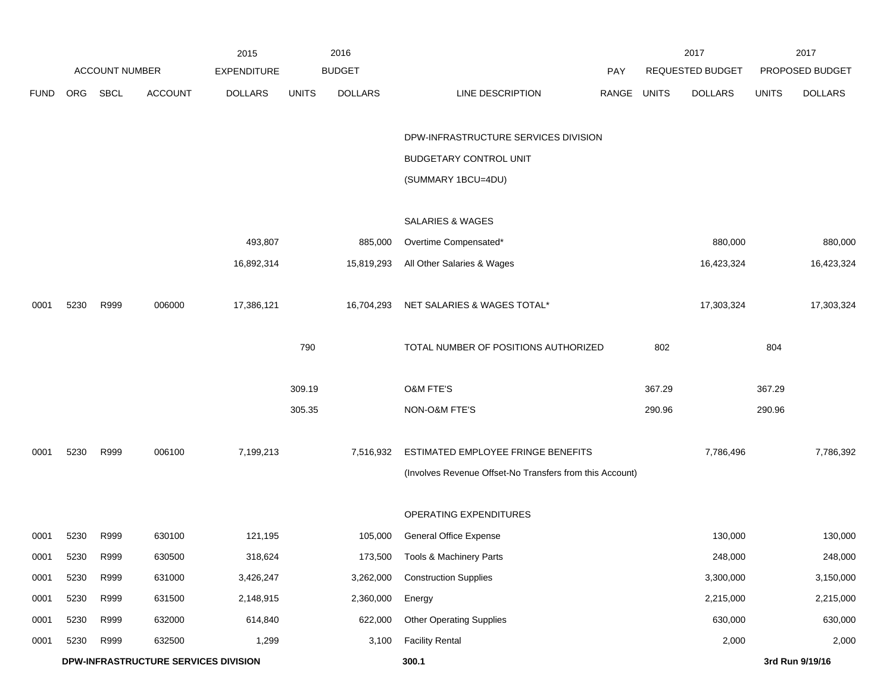| | | | | 2015 | 2016 | | | | 2017 | | 2017 | |
|---|---|---|---|---|---|---|---|---|---|---|---|---|
| ACCOUNT NUMBER | | | | EXPENDITURE | BUDGET | | | PAY | REQUESTED BUDGET | | PROPOSED BUDGET | |
| FUND | ORG | SBCL | ACCOUNT | DOLLARS | UNITS | DOLLARS | LINE DESCRIPTION | RANGE | UNITS | DOLLARS | UNITS | DOLLARS |
| | | | | | | | DPW-INFRASTRUCTURE SERVICES DIVISION | | | | | |
| | | | | | | | BUDGETARY CONTROL UNIT | | | | | |
| | | | | | | | (SUMMARY 1BCU=4DU) | | | | | |
| | | | | | | | SALARIES & WAGES | | | | | |
| | | | | 493,807 | | 885,000 | Overtime Compensated* | | | 880,000 | | 880,000 |
| | | | | 16,892,314 | | 15,819,293 | All Other Salaries & Wages | | | 16,423,324 | | 16,423,324 |
| 0001 | 5230 | R999 | 006000 | 17,386,121 | | 16,704,293 | NET SALARIES & WAGES TOTAL* | | | 17,303,324 | | 17,303,324 |
| | | | | | 790 | | TOTAL NUMBER OF POSITIONS AUTHORIZED | | 802 | | 804 | |
| | | | | | 309.19 | | O&M FTE'S | | 367.29 | | 367.29 | |
| | | | | | 305.35 | | NON-O&M FTE'S | | 290.96 | | 290.96 | |
| 0001 | 5230 | R999 | 006100 | 7,199,213 | | 7,516,932 | ESTIMATED EMPLOYEE FRINGE BENEFITS | | | 7,786,496 | | 7,786,392 |
| | | | | | | | (Involves Revenue Offset-No Transfers from this Account) | | | | | |
| | | | | | | | OPERATING EXPENDITURES | | | | | |
| 0001 | 5230 | R999 | 630100 | 121,195 | | 105,000 | General Office Expense | | | 130,000 | | 130,000 |
| 0001 | 5230 | R999 | 630500 | 318,624 | | 173,500 | Tools & Machinery Parts | | | 248,000 | | 248,000 |
| 0001 | 5230 | R999 | 631000 | 3,426,247 | | 3,262,000 | Construction Supplies | | | 3,300,000 | | 3,150,000 |
| 0001 | 5230 | R999 | 631500 | 2,148,915 | | 2,360,000 | Energy | | | 2,215,000 | | 2,215,000 |
| 0001 | 5230 | R999 | 632000 | 614,840 | | 622,000 | Other Operating Supplies | | | 630,000 | | 630,000 |
| 0001 | 5230 | R999 | 632500 | 1,299 | | 3,100 | Facility Rental | | | 2,000 | | 2,000 |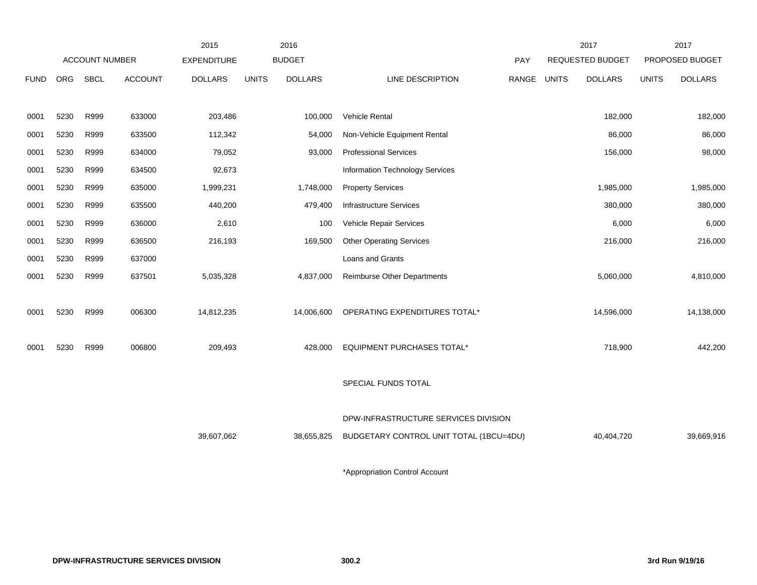| | ACCOUNT NUMBER | | | 2015 EXPENDITURE | 2016 BUDGET | | | PAY | 2017 REQUESTED BUDGET | | 2017 PROPOSED BUDGET | |
|---|---|---|---|---|---|---|---|---|---|---|---|---|
| FUND | ORG | SBCL | ACCOUNT | DOLLARS | UNITS | DOLLARS | LINE DESCRIPTION | RANGE | UNITS | DOLLARS | UNITS | DOLLARS |
| 0001 | 5230 | R999 | 633000 | 203,486 | | 100,000 | Vehicle Rental | | | 182,000 | | 182,000 |
| 0001 | 5230 | R999 | 633500 | 112,342 | | 54,000 | Non-Vehicle Equipment Rental | | | 86,000 | | 86,000 |
| 0001 | 5230 | R999 | 634000 | 79,052 | | 93,000 | Professional Services | | | 156,000 | | 98,000 |
| 0001 | 5230 | R999 | 634500 | 92,673 | | | Information Technology Services | | | | | |
| 0001 | 5230 | R999 | 635000 | 1,999,231 | | 1,748,000 | Property Services | | | 1,985,000 | | 1,985,000 |
| 0001 | 5230 | R999 | 635500 | 440,200 | | 479,400 | Infrastructure Services | | | 380,000 | | 380,000 |
| 0001 | 5230 | R999 | 636000 | 2,610 | | 100 | Vehicle Repair Services | | | 6,000 | | 6,000 |
| 0001 | 5230 | R999 | 636500 | 216,193 | | 169,500 | Other Operating Services | | | 216,000 | | 216,000 |
| 0001 | 5230 | R999 | 637000 | | | | Loans and Grants | | | | | |
| 0001 | 5230 | R999 | 637501 | 5,035,328 | | 4,837,000 | Reimburse Other Departments | | | 5,060,000 | | 4,810,000 |
| 0001 | 5230 | R999 | 006300 | 14,812,235 | | 14,006,600 | OPERATING EXPENDITURES TOTAL* | | | 14,596,000 | | 14,138,000 |
| 0001 | 5230 | R999 | 006800 | 209,493 | | 428,000 | EQUIPMENT PURCHASES TOTAL* | | | 718,900 | | 442,200 |
| | | | | | | | SPECIAL FUNDS TOTAL | | | | | |
| | | | | | | | DPW-INFRASTRUCTURE SERVICES DIVISION | | | | | |
| | | | | 39,607,062 | | 38,655,825 | BUDGETARY CONTROL UNIT TOTAL (1BCU=4DU) | | | 40,404,720 | | 39,669,916 |

*Appropriation Control Account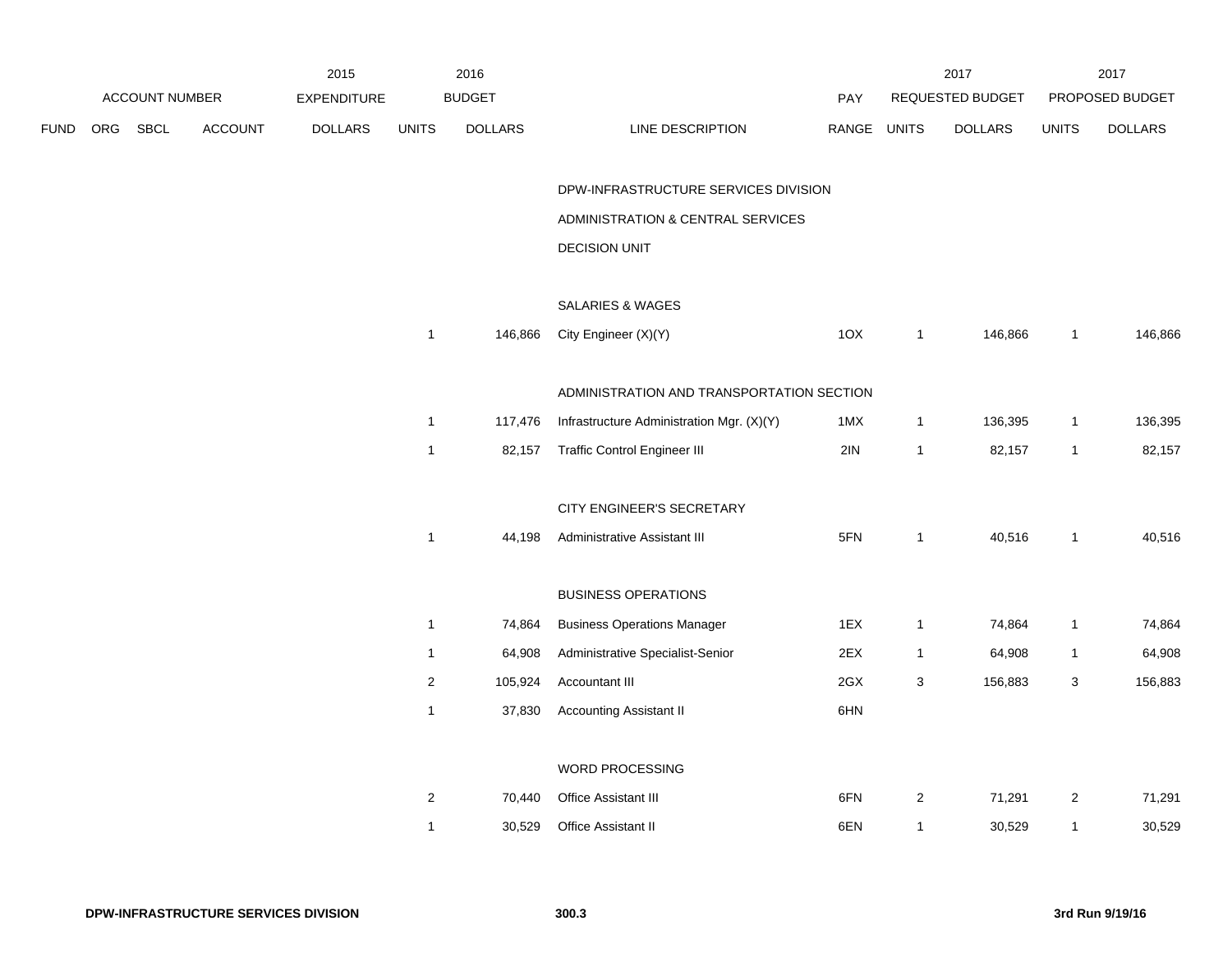| ACCOUNT NUMBER | | | | 2015 EXPENDITURE | 2016 BUDGET | | | PAY | 2017 REQUESTED BUDGET | | 2017 PROPOSED BUDGET | |
|---|---|---|---|---|---|---|---|---|---|---|---|---|
| FUND | ORG | SBCL | ACCOUNT | DOLLARS | UNITS | DOLLARS | LINE DESCRIPTION | RANGE | UNITS | DOLLARS | UNITS | DOLLARS |
| | | | | | | | DPW-INFRASTRUCTURE SERVICES DIVISION | | | | | |
| | | | | | | | ADMINISTRATION & CENTRAL SERVICES | | | | | |
| | | | | | | | DECISION UNIT | | | | | |
| | | | | | | | SALARIES & WAGES | | | | | |
| | | | | | 1 | 146,866 | City Engineer (X)(Y) | 1OX | 1 | 146,866 | 1 | 146,866 |
| | | | | | | | ADMINISTRATION AND TRANSPORTATION SECTION | | | | | |
| | | | | | 1 | 117,476 | Infrastructure Administration Mgr. (X)(Y) | 1MX | 1 | 136,395 | 1 | 136,395 |
| | | | | | 1 | 82,157 | Traffic Control Engineer III | 2IN | 1 | 82,157 | 1 | 82,157 |
| | | | | | | | CITY ENGINEER'S SECRETARY | | | | | |
| | | | | | 1 | 44,198 | Administrative Assistant III | 5FN | 1 | 40,516 | 1 | 40,516 |
| | | | | | | | BUSINESS OPERATIONS | | | | | |
| | | | | | 1 | 74,864 | Business Operations Manager | 1EX | 1 | 74,864 | 1 | 74,864 |
| | | | | | 1 | 64,908 | Administrative Specialist-Senior | 2EX | 1 | 64,908 | 1 | 64,908 |
| | | | | | 2 | 105,924 | Accountant III | 2GX | 3 | 156,883 | 3 | 156,883 |
| | | | | | 1 | 37,830 | Accounting Assistant II | 6HN | | | | |
| | | | | | | | WORD PROCESSING | | | | | |
| | | | | | 2 | 70,440 | Office Assistant III | 6FN | 2 | 71,291 | 2 | 71,291 |
| | | | | | 1 | 30,529 | Office Assistant II | 6EN | 1 | 30,529 | 1 | 30,529 |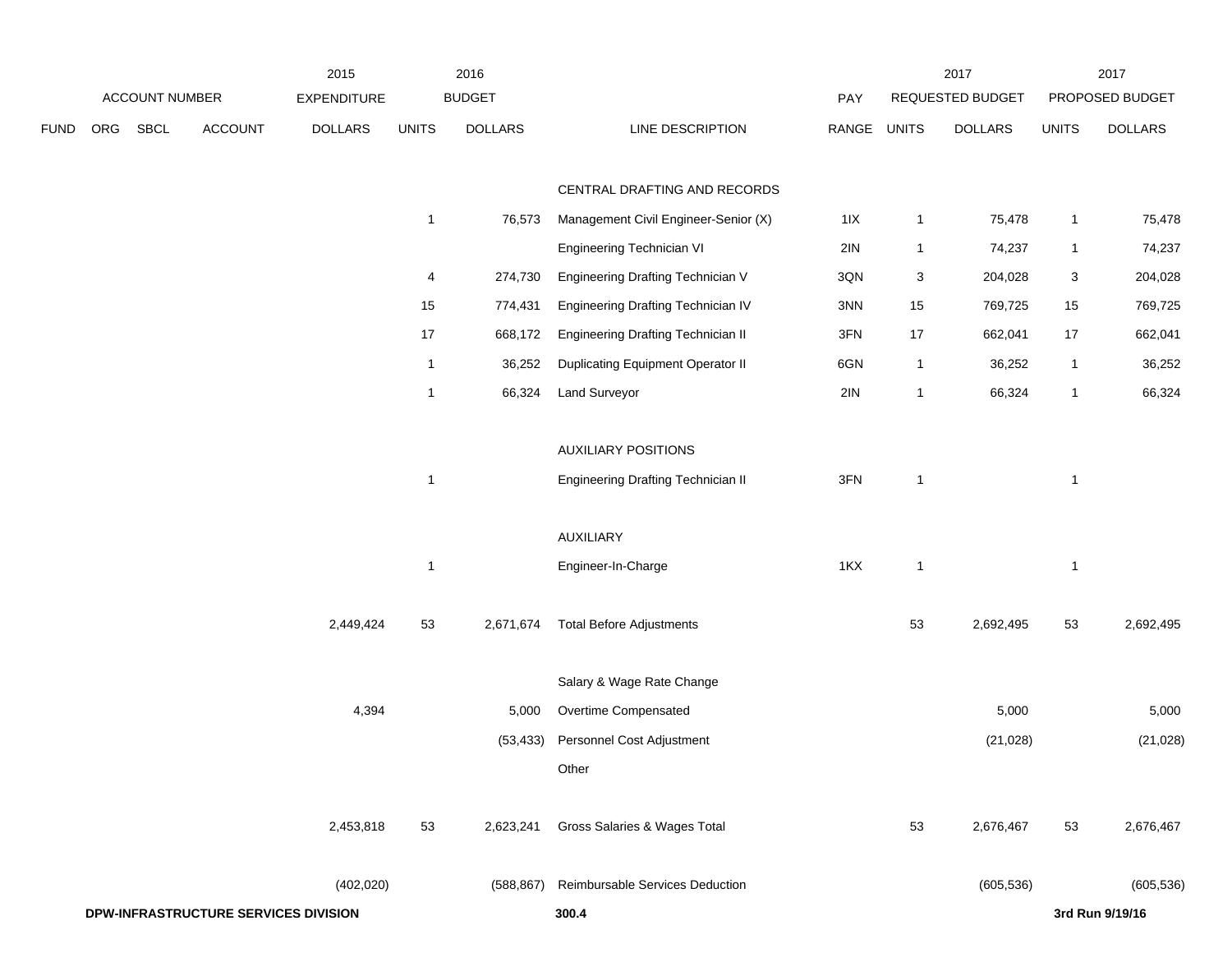| ACCOUNT NUMBER | | | | 2015 EXPENDITURE | 2016 BUDGET | | | PAY | 2017 REQUESTED BUDGET | | 2017 PROPOSED BUDGET | |
|---|---|---|---|---|---|---|---|---|---|---|---|---|
| FUND | ORG | SBCL | ACCOUNT | DOLLARS | UNITS | DOLLARS | LINE DESCRIPTION | RANGE | UNITS | DOLLARS | UNITS | DOLLARS |
| | | | | | | | CENTRAL DRAFTING AND RECORDS | | | | | |
| | | | | | 1 | 76,573 | Management Civil Engineer-Senior (X) | 1IX | 1 | 75,478 | 1 | 75,478 |
| | | | | | | | Engineering Technician VI | 2IN | 1 | 74,237 | 1 | 74,237 |
| | | | | | 4 | 274,730 | Engineering Drafting Technician V | 3QN | 3 | 204,028 | 3 | 204,028 |
| | | | | | 15 | 774,431 | Engineering Drafting Technician IV | 3NN | 15 | 769,725 | 15 | 769,725 |
| | | | | | 17 | 668,172 | Engineering Drafting Technician II | 3FN | 17 | 662,041 | 17 | 662,041 |
| | | | | | 1 | 36,252 | Duplicating Equipment Operator II | 6GN | 1 | 36,252 | 1 | 36,252 |
| | | | | | 1 | 66,324 | Land Surveyor | 2IN | 1 | 66,324 | 1 | 66,324 |
| | | | | | | | AUXILIARY POSITIONS | | | | | |
| | | | | | 1 | | Engineering Drafting Technician II | 3FN | 1 | | 1 | |
| | | | | | | | AUXILIARY | | | | | |
| | | | | | 1 | | Engineer-In-Charge | 1KX | 1 | | 1 | |
| | | | | 2,449,424 | 53 | 2,671,674 | Total Before Adjustments | | 53 | 2,692,495 | 53 | 2,692,495 |
| | | | | | | | Salary & Wage Rate Change | | | | | |
| | | | | 4,394 | | 5,000 | Overtime Compensated | | | 5,000 | | 5,000 |
| | | | | | | (53,433) | Personnel Cost Adjustment | | | (21,028) | | (21,028) |
| | | | | | | | Other | | | | | |
| | | | | 2,453,818 | 53 | 2,623,241 | Gross Salaries & Wages Total | | 53 | 2,676,467 | 53 | 2,676,467 |
| | | | | (402,020) | | (588,867) | Reimbursable Services Deduction | | | (605,536) | | (605,536) |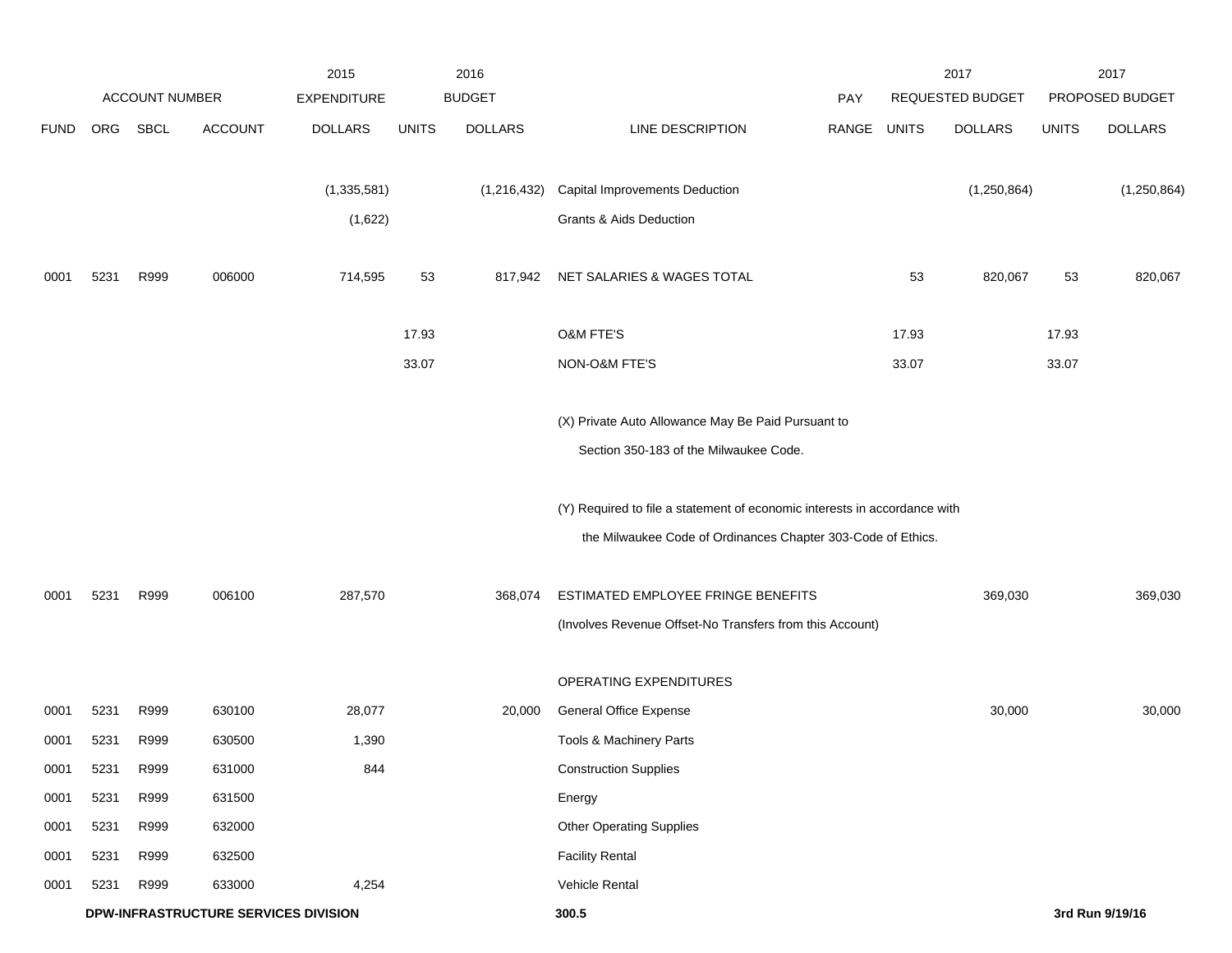| ACCOUNT NUMBER | | | | 2015 EXPENDITURE | 2016 BUDGET | | | PAY | 2017 REQUESTED BUDGET | | 2017 PROPOSED BUDGET | |
|---|---|---|---|---|---|---|---|---|---|---|---|---|
| FUND | ORG | SBCL | ACCOUNT | DOLLARS | UNITS | DOLLARS | LINE DESCRIPTION | RANGE | UNITS | DOLLARS | UNITS | DOLLARS |
| | | | | (1,335,581) | | (1,216,432) | Capital Improvements Deduction | | | (1,250,864) | | (1,250,864) |
| | | | | (1,622) | | | Grants & Aids Deduction | | | | | |
| 0001 | 5231 | R999 | 006000 | 714,595 | 53 | 817,942 | NET SALARIES & WAGES TOTAL | | 53 | 820,067 | 53 | 820,067 |
| | | | | | 17.93 | | O&M FTE'S | | 17.93 | | 17.93 | |
| | | | | | 33.07 | | NON-O&M FTE'S | | 33.07 | | 33.07 | |
| | | | | | | | (X) Private Auto Allowance May Be Paid Pursuant to Section 350-183 of the Milwaukee Code. | | | | | |
| | | | | | | | (Y) Required to file a statement of economic interests in accordance with the Milwaukee Code of Ordinances Chapter 303-Code of Ethics. | | | | | |
| 0001 | 5231 | R999 | 006100 | 287,570 | | 368,074 | ESTIMATED EMPLOYEE FRINGE BENEFITS (Involves Revenue Offset-No Transfers from this Account) | | | 369,030 | | 369,030 |
| | | | | | | | OPERATING EXPENDITURES | | | | | |
| 0001 | 5231 | R999 | 630100 | 28,077 | | 20,000 | General Office Expense | | | 30,000 | | 30,000 |
| 0001 | 5231 | R999 | 630500 | 1,390 | | | Tools & Machinery Parts | | | | | |
| 0001 | 5231 | R999 | 631000 | 844 | | | Construction Supplies | | | | | |
| 0001 | 5231 | R999 | 631500 | | | | Energy | | | | | |
| 0001 | 5231 | R999 | 632000 | | | | Other Operating Supplies | | | | | |
| 0001 | 5231 | R999 | 632500 | | | | Facility Rental | | | | | |
| 0001 | 5231 | R999 | 633000 | 4,254 | | | Vehicle Rental | | | | | |

**DPW-INFRASTRUCTURE SERVICES DIVISION**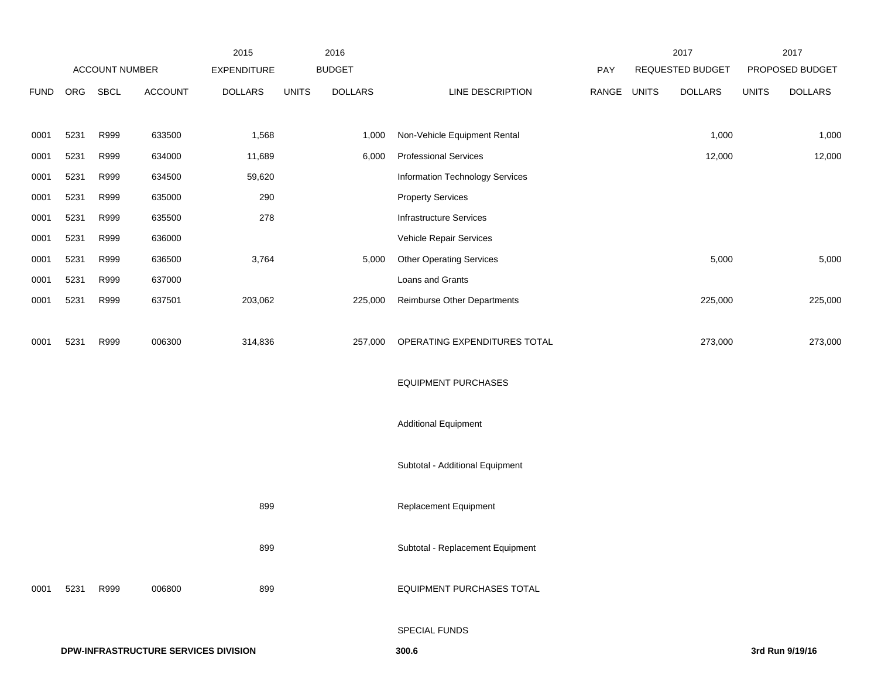| FUND | ORG | SBCL | ACCOUNT | 2015 EXPENDITURE DOLLARS | 2016 BUDGET UNITS | 2016 BUDGET DOLLARS | LINE DESCRIPTION | PAY RANGE | 2017 REQUESTED BUDGET UNITS | 2017 REQUESTED BUDGET DOLLARS | 2017 PROPOSED BUDGET UNITS | 2017 PROPOSED BUDGET DOLLARS |
|---|---|---|---|---|---|---|---|---|---|---|---|---|
| 0001 | 5231 | R999 | 633500 | 1,568 | | 1,000 | Non-Vehicle Equipment Rental | | | 1,000 | | 1,000 |
| 0001 | 5231 | R999 | 634000 | 11,689 | | 6,000 | Professional Services | | | 12,000 | | 12,000 |
| 0001 | 5231 | R999 | 634500 | 59,620 | | | Information Technology Services | | | | | |
| 0001 | 5231 | R999 | 635000 | 290 | | | Property Services | | | | | |
| 0001 | 5231 | R999 | 635500 | 278 | | | Infrastructure Services | | | | | |
| 0001 | 5231 | R999 | 636000 | | | | Vehicle Repair Services | | | | | |
| 0001 | 5231 | R999 | 636500 | 3,764 | | 5,000 | Other Operating Services | | | 5,000 | | 5,000 |
| 0001 | 5231 | R999 | 637000 | | | | Loans and Grants | | | | | |
| 0001 | 5231 | R999 | 637501 | 203,062 | | 225,000 | Reimburse Other Departments | | | 225,000 | | 225,000 |
| 0001 | 5231 | R999 | 006300 | 314,836 | | 257,000 | OPERATING EXPENDITURES TOTAL | | | 273,000 | | 273,000 |
| | | | | | | | EQUIPMENT PURCHASES | | | | | |
| | | | | | | | Additional Equipment | | | | | |
| | | | | | | | Subtotal - Additional Equipment | | | | | |
| | | | | 899 | | | Replacement Equipment | | | | | |
| | | | | 899 | | | Subtotal - Replacement Equipment | | | | | |
| 0001 | 5231 | R999 | 006800 | 899 | | | EQUIPMENT PURCHASES TOTAL | | | | | |
| | | | | | | | SPECIAL FUNDS | | | | | |

**DPW-INFRASTRUCTURE SERVICES DIVISION** **300.6** **3rd Run 9/19/16**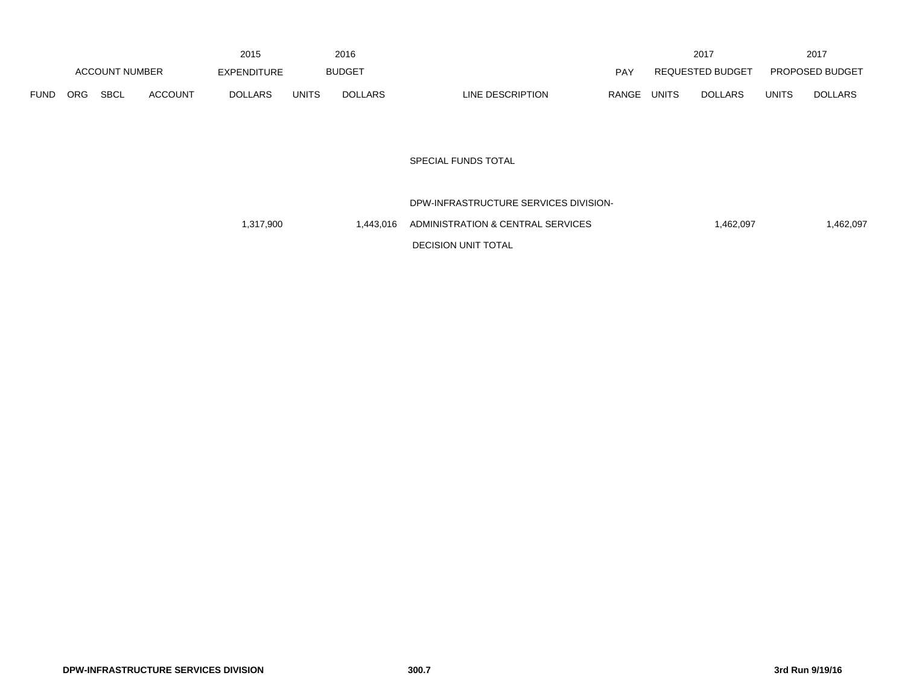| ACCOUNT NUMBER | | | | 2015 EXPENDITURE | 2016 BUDGET | | | PAY | 2017 REQUESTED BUDGET | | 2017 PROPOSED BUDGET | |
|---|---|---|---|---|---|---|---|---|---|---|---|---|
| FUND | ORG | SBCL | ACCOUNT | DOLLARS | UNITS | DOLLARS | LINE DESCRIPTION | RANGE | UNITS | DOLLARS | UNITS | DOLLARS |
| | | | | | | | SPECIAL FUNDS TOTAL | | | | | |
| | | | | 1,317,900 | | 1,443,016 | DPW-INFRASTRUCTURE SERVICES DIVISION-ADMINISTRATION & CENTRAL SERVICES DECISION UNIT TOTAL | | | 1,462,097 | | 1,462,097 |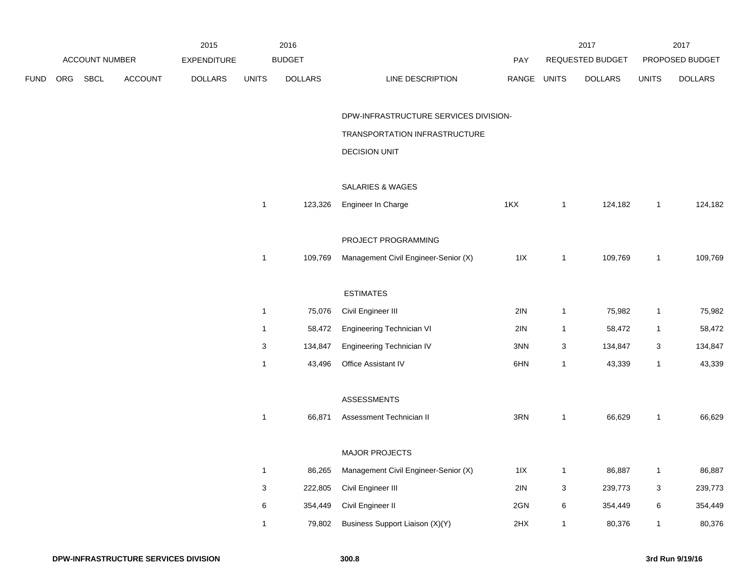| FUND | ORG | SBCL | ACCOUNT | 2015 EXPENDITURE DOLLARS | 2016 BUDGET UNITS | 2016 BUDGET DOLLARS | LINE DESCRIPTION | PAY RANGE | 2017 REQUESTED BUDGET UNITS | 2017 REQUESTED BUDGET DOLLARS | 2017 PROPOSED BUDGET UNITS | 2017 PROPOSED BUDGET DOLLARS |
|---|---|---|---|---|---|---|---|---|---|---|---|---|
| | | | | | | | DPW-INFRASTRUCTURE SERVICES DIVISION- | | | | | |
| | | | | | | | TRANSPORTATION INFRASTRUCTURE | | | | | |
| | | | | | | | DECISION UNIT | | | | | |
| | | | | | | | SALARIES & WAGES | | | | | |
| | | | | | 1 | 123,326 | Engineer In Charge | 1KX | 1 | 124,182 | 1 | 124,182 |
| | | | | | | | PROJECT PROGRAMMING | | | | | |
| | | | | | 1 | 109,769 | Management Civil Engineer-Senior (X) | 1IX | 1 | 109,769 | 1 | 109,769 |
| | | | | | | | ESTIMATES | | | | | |
| | | | | | 1 | 75,076 | Civil Engineer III | 2IN | 1 | 75,982 | 1 | 75,982 |
| | | | | | 1 | 58,472 | Engineering Technician VI | 2IN | 1 | 58,472 | 1 | 58,472 |
| | | | | | 3 | 134,847 | Engineering Technician IV | 3NN | 3 | 134,847 | 3 | 134,847 |
| | | | | | 1 | 43,496 | Office Assistant IV | 6HN | 1 | 43,339 | 1 | 43,339 |
| | | | | | | | ASSESSMENTS | | | | | |
| | | | | | 1 | 66,871 | Assessment Technician II | 3RN | 1 | 66,629 | 1 | 66,629 |
| | | | | | | | MAJOR PROJECTS | | | | | |
| | | | | | 1 | 86,265 | Management Civil Engineer-Senior (X) | 1IX | 1 | 86,887 | 1 | 86,887 |
| | | | | | 3 | 222,805 | Civil Engineer III | 2IN | 3 | 239,773 | 3 | 239,773 |
| | | | | | 6 | 354,449 | Civil Engineer II | 2GN | 6 | 354,449 | 6 | 354,449 |
| | | | | | 1 | 79,802 | Business Support Liaison (X)(Y) | 2HX | 1 | 80,376 | 1 | 80,376 |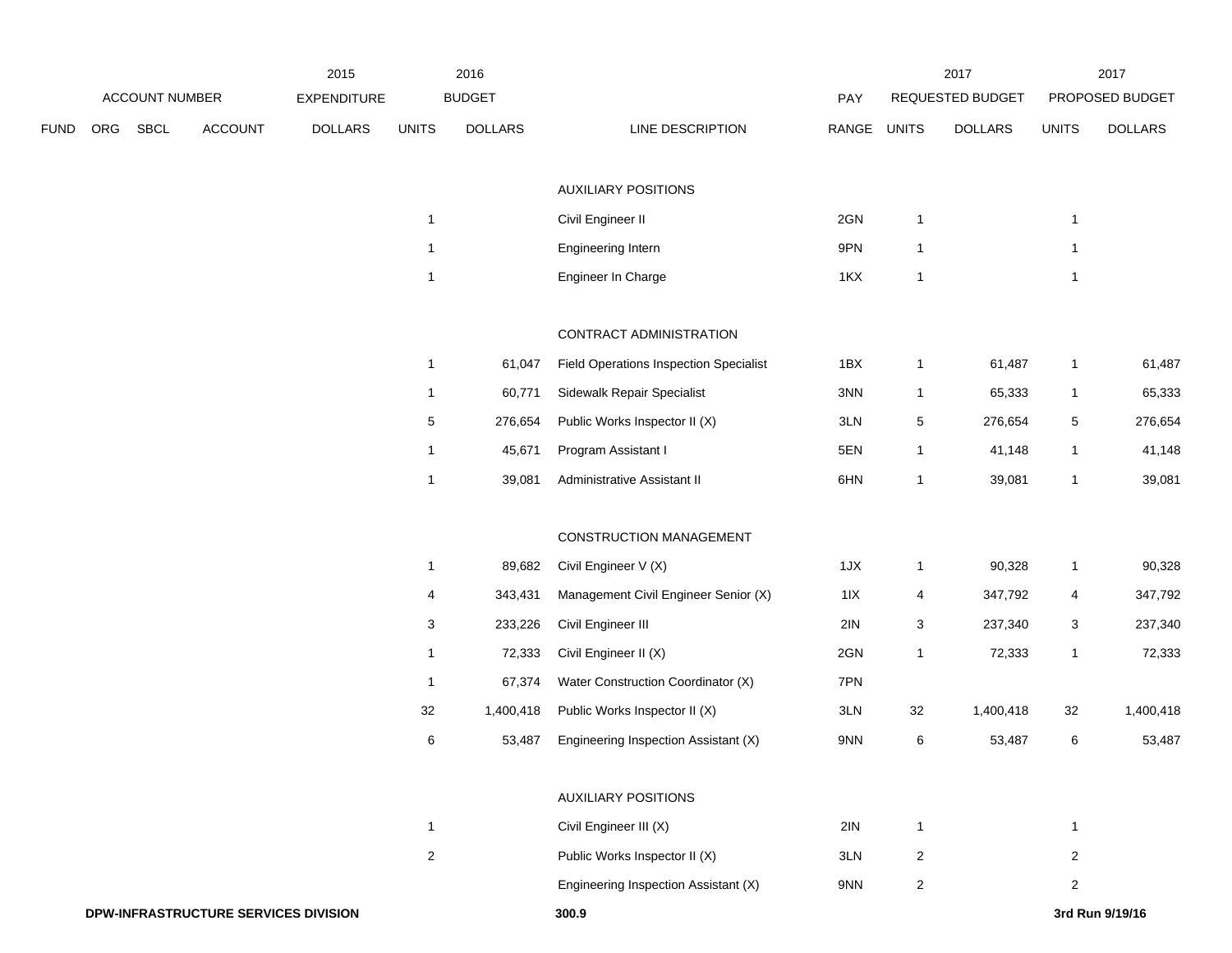| FUND | ORG | SBCL | ACCOUNT | 2015 EXPENDITURE DOLLARS | 2016 BUDGET UNITS | 2016 BUDGET DOLLARS | LINE DESCRIPTION | PAY RANGE | 2017 REQUESTED BUDGET UNITS | 2017 REQUESTED BUDGET DOLLARS | 2017 PROPOSED BUDGET UNITS | 2017 PROPOSED BUDGET DOLLARS |
|---|---|---|---|---|---|---|---|---|---|---|---|---|
| | | | | | | | AUXILIARY POSITIONS | | | | | |
| | | | | | 1 | | Civil Engineer II | 2GN | 1 | | 1 | |
| | | | | | 1 | | Engineering Intern | 9PN | 1 | | 1 | |
| | | | | | 1 | | Engineer In Charge | 1KX | 1 | | 1 | |
| | | | | | | | CONTRACT ADMINISTRATION | | | | | |
| | | | | | 1 | 61,047 | Field Operations Inspection Specialist | 1BX | 1 | 61,487 | 1 | 61,487 |
| | | | | | 1 | 60,771 | Sidewalk Repair Specialist | 3NN | 1 | 65,333 | 1 | 65,333 |
| | | | | | 5 | 276,654 | Public Works Inspector II (X) | 3LN | 5 | 276,654 | 5 | 276,654 |
| | | | | | 1 | 45,671 | Program Assistant I | 5EN | 1 | 41,148 | 1 | 41,148 |
| | | | | | 1 | 39,081 | Administrative Assistant II | 6HN | 1 | 39,081 | 1 | 39,081 |
| | | | | | | | CONSTRUCTION MANAGEMENT | | | | | |
| | | | | | 1 | 89,682 | Civil Engineer V (X) | 1JX | 1 | 90,328 | 1 | 90,328 |
| | | | | | 4 | 343,431 | Management Civil Engineer Senior (X) | 1IX | 4 | 347,792 | 4 | 347,792 |
| | | | | | 3 | 233,226 | Civil Engineer III | 2IN | 3 | 237,340 | 3 | 237,340 |
| | | | | | 1 | 72,333 | Civil Engineer II (X) | 2GN | 1 | 72,333 | 1 | 72,333 |
| | | | | | 1 | 67,374 | Water Construction Coordinator (X) | 7PN | | | | |
| | | | | | 32 | 1,400,418 | Public Works Inspector II (X) | 3LN | 32 | 1,400,418 | 32 | 1,400,418 |
| | | | | | 6 | 53,487 | Engineering Inspection Assistant (X) | 9NN | 6 | 53,487 | 6 | 53,487 |
| | | | | | | | AUXILIARY POSITIONS | | | | | |
| | | | | | 1 | | Civil Engineer III (X) | 2IN | 1 | | 1 | |
| | | | | | 2 | | Public Works Inspector II (X) | 3LN | 2 | | 2 | |
| | | | | | | | Engineering Inspection Assistant (X) | 9NN | 2 | | 2 | |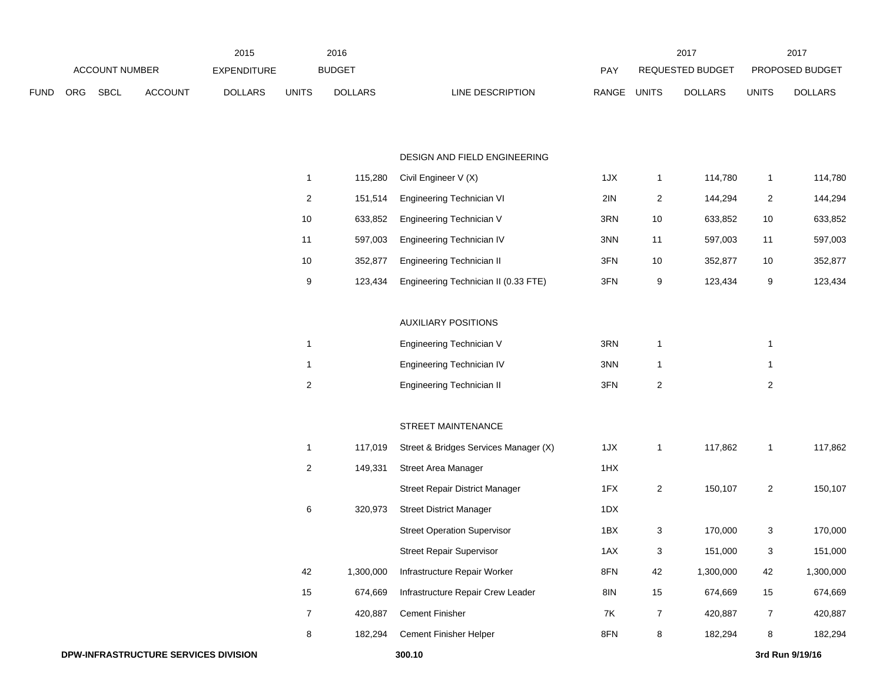| ACCOUNT NUMBER | | | | 2015 EXPENDITURE | 2016 BUDGET | | | PAY | 2017 REQUESTED BUDGET | | 2017 PROPOSED BUDGET | |
|---|---|---|---|---|---|---|---|---|---|---|---|---|
| FUND | ORG | SBCL | ACCOUNT | DOLLARS | UNITS | DOLLARS | LINE DESCRIPTION | RANGE | UNITS | DOLLARS | UNITS | DOLLARS |
| | | | | | | | DESIGN AND FIELD ENGINEERING | | | | | |
| | | | | | 1 | 115,280 | Civil Engineer V (X) | 1JX | 1 | 114,780 | 1 | 114,780 |
| | | | | | 2 | 151,514 | Engineering Technician VI | 2IN | 2 | 144,294 | 2 | 144,294 |
| | | | | | 10 | 633,852 | Engineering Technician V | 3RN | 10 | 633,852 | 10 | 633,852 |
| | | | | | 11 | 597,003 | Engineering Technician IV | 3NN | 11 | 597,003 | 11 | 597,003 |
| | | | | | 10 | 352,877 | Engineering Technician II | 3FN | 10 | 352,877 | 10 | 352,877 |
| | | | | | 9 | 123,434 | Engineering Technician II (0.33 FTE) | 3FN | 9 | 123,434 | 9 | 123,434 |
| | | | | | | | AUXILIARY POSITIONS | | | | | |
| | | | | | 1 | | Engineering Technician V | 3RN | 1 | | 1 | |
| | | | | | 1 | | Engineering Technician IV | 3NN | 1 | | 1 | |
| | | | | | 2 | | Engineering Technician II | 3FN | 2 | | 2 | |
| | | | | | | | STREET MAINTENANCE | | | | | |
| | | | | | 1 | 117,019 | Street & Bridges Services Manager (X) | 1JX | 1 | 117,862 | 1 | 117,862 |
| | | | | | 2 | 149,331 | Street Area Manager | 1HX | | | | |
| | | | | | | | Street Repair District Manager | 1FX | 2 | 150,107 | 2 | 150,107 |
| | | | | | 6 | 320,973 | Street District Manager | 1DX | | | | |
| | | | | | | | Street Operation Supervisor | 1BX | 3 | 170,000 | 3 | 170,000 |
| | | | | | | | Street Repair Supervisor | 1AX | 3 | 151,000 | 3 | 151,000 |
| | | | | | 42 | 1,300,000 | Infrastructure Repair Worker | 8FN | 42 | 1,300,000 | 42 | 1,300,000 |
| | | | | | 15 | 674,669 | Infrastructure Repair Crew Leader | 8IN | 15 | 674,669 | 15 | 674,669 |
| | | | | | 7 | 420,887 | Cement Finisher | 7K | 7 | 420,887 | 7 | 420,887 |
| | | | | | 8 | 182,294 | Cement Finisher Helper | 8FN | 8 | 182,294 | 8 | 182,294 |

**DPW-INFRASTRUCTURE SERVICES DIVISION** **300.10** **3rd Run 9/19/16**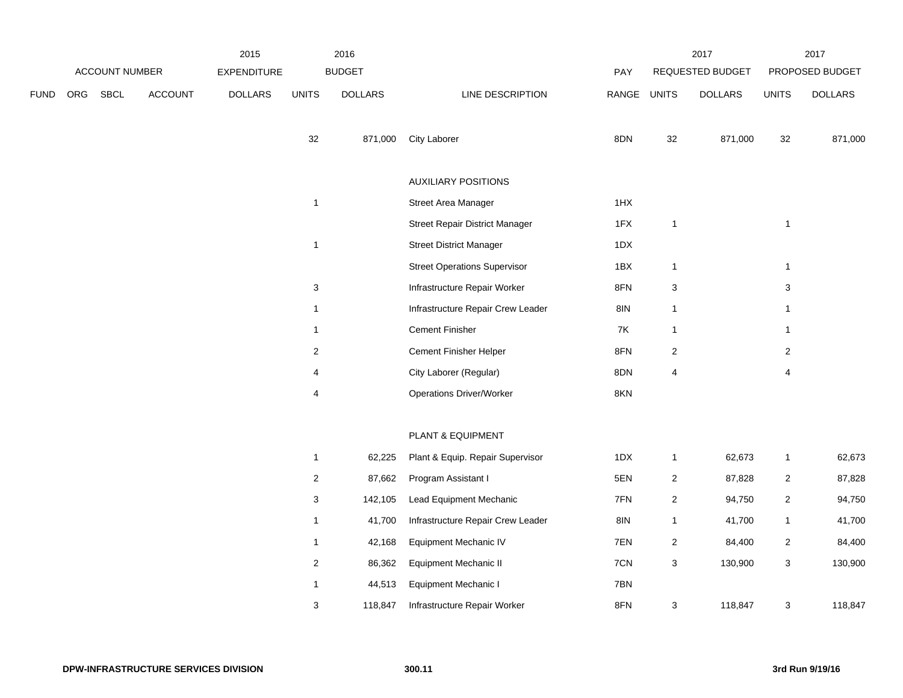| ACCOUNT NUMBER | | | | 2015 EXPENDITURE | 2016 BUDGET | | | PAY | 2017 REQUESTED BUDGET | | 2017 PROPOSED BUDGET | |
|---|---|---|---|---|---|---|---|---|---|---|---|---|
| FUND | ORG | SBCL | ACCOUNT | DOLLARS | UNITS | DOLLARS | LINE DESCRIPTION | RANGE | UNITS | DOLLARS | UNITS | DOLLARS |
| | | | | | 32 | 871,000 | City Laborer | 8DN | 32 | 871,000 | 32 | 871,000 |
| | | | | | | | AUXILIARY POSITIONS | | | | | |
| | | | | | 1 | | Street Area Manager | 1HX | | | | |
| | | | | | | | Street Repair District Manager | 1FX | 1 | | 1 | |
| | | | | | 1 | | Street District Manager | 1DX | | | | |
| | | | | | | | Street Operations Supervisor | 1BX | 1 | | 1 | |
| | | | | | 3 | | Infrastructure Repair Worker | 8FN | 3 | | 3 | |
| | | | | | 1 | | Infrastructure Repair Crew Leader | 8IN | 1 | | 1 | |
| | | | | | 1 | | Cement Finisher | 7K | 1 | | 1 | |
| | | | | | 2 | | Cement Finisher Helper | 8FN | 2 | | 2 | |
| | | | | | 4 | | City Laborer (Regular) | 8DN | 4 | | 4 | |
| | | | | | 4 | | Operations Driver/Worker | 8KN | | | | |
| | | | | | | | PLANT & EQUIPMENT | | | | | |
| | | | | | 1 | 62,225 | Plant & Equip. Repair Supervisor | 1DX | 1 | 62,673 | 1 | 62,673 |
| | | | | | 2 | 87,662 | Program Assistant I | 5EN | 2 | 87,828 | 2 | 87,828 |
| | | | | | 3 | 142,105 | Lead Equipment Mechanic | 7FN | 2 | 94,750 | 2 | 94,750 |
| | | | | | 1 | 41,700 | Infrastructure Repair Crew Leader | 8IN | 1 | 41,700 | 1 | 41,700 |
| | | | | | 1 | 42,168 | Equipment Mechanic IV | 7EN | 2 | 84,400 | 2 | 84,400 |
| | | | | | 2 | 86,362 | Equipment Mechanic II | 7CN | 3 | 130,900 | 3 | 130,900 |
| | | | | | 1 | 44,513 | Equipment Mechanic I | 7BN | | | | |
| | | | | | 3 | 118,847 | Infrastructure Repair Worker | 8FN | 3 | 118,847 | 3 | 118,847 |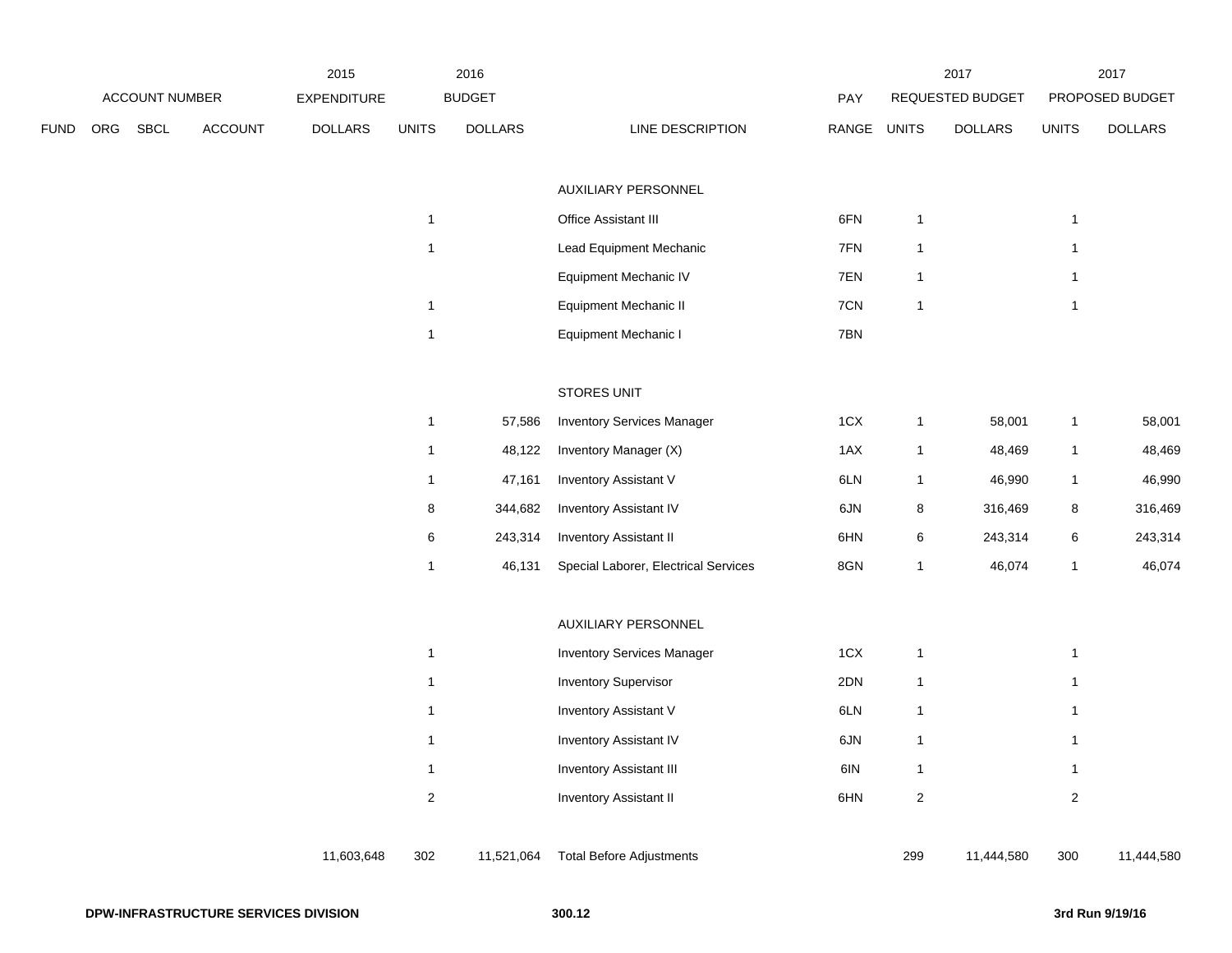| ACCOUNT NUMBER | | | | 2015 EXPENDITURE | 2016 BUDGET | | | PAY | 2017 REQUESTED BUDGET | | 2017 PROPOSED BUDGET | |
|---|---|---|---|---|---|---|---|---|---|---|---|---|
| FUND | ORG | SBCL | ACCOUNT | DOLLARS | UNITS | DOLLARS | LINE DESCRIPTION | RANGE | UNITS | DOLLARS | UNITS | DOLLARS |
| | | | | | | | AUXILIARY PERSONNEL | | | | | |
| | | | | | 1 | | Office Assistant III | 6FN | 1 | | 1 | |
| | | | | | 1 | | Lead Equipment Mechanic | 7FN | 1 | | 1 | |
| | | | | | | | Equipment Mechanic IV | 7EN | 1 | | 1 | |
| | | | | | 1 | | Equipment Mechanic II | 7CN | 1 | | 1 | |
| | | | | | 1 | | Equipment Mechanic I | 7BN | | | | |
| | | | | | | | STORES UNIT | | | | | |
| | | | | | 1 | 57,586 | Inventory Services Manager | 1CX | 1 | 58,001 | 1 | 58,001 |
| | | | | | 1 | 48,122 | Inventory Manager (X) | 1AX | 1 | 48,469 | 1 | 48,469 |
| | | | | | 1 | 47,161 | Inventory Assistant V | 6LN | 1 | 46,990 | 1 | 46,990 |
| | | | | | 8 | 344,682 | Inventory Assistant IV | 6JN | 8 | 316,469 | 8 | 316,469 |
| | | | | | 6 | 243,314 | Inventory Assistant II | 6HN | 6 | 243,314 | 6 | 243,314 |
| | | | | | 1 | 46,131 | Special Laborer, Electrical Services | 8GN | 1 | 46,074 | 1 | 46,074 |
| | | | | | | | AUXILIARY PERSONNEL | | | | | |
| | | | | | 1 | | Inventory Services Manager | 1CX | 1 | | 1 | |
| | | | | | 1 | | Inventory Supervisor | 2DN | 1 | | 1 | |
| | | | | | 1 | | Inventory Assistant V | 6LN | 1 | | 1 | |
| | | | | | 1 | | Inventory Assistant IV | 6JN | 1 | | 1 | |
| | | | | | 1 | | Inventory Assistant III | 6IN | 1 | | 1 | |
| | | | | | 2 | | Inventory Assistant II | 6HN | 2 | | 2 | |
| | | | | 11,603,648 | 302 | 11,521,064 | Total Before Adjustments | | 299 | 11,444,580 | 300 | 11,444,580 |

**DPW-INFRASTRUCTURE SERVICES DIVISION** **300.12** **3rd Run 9/19/16**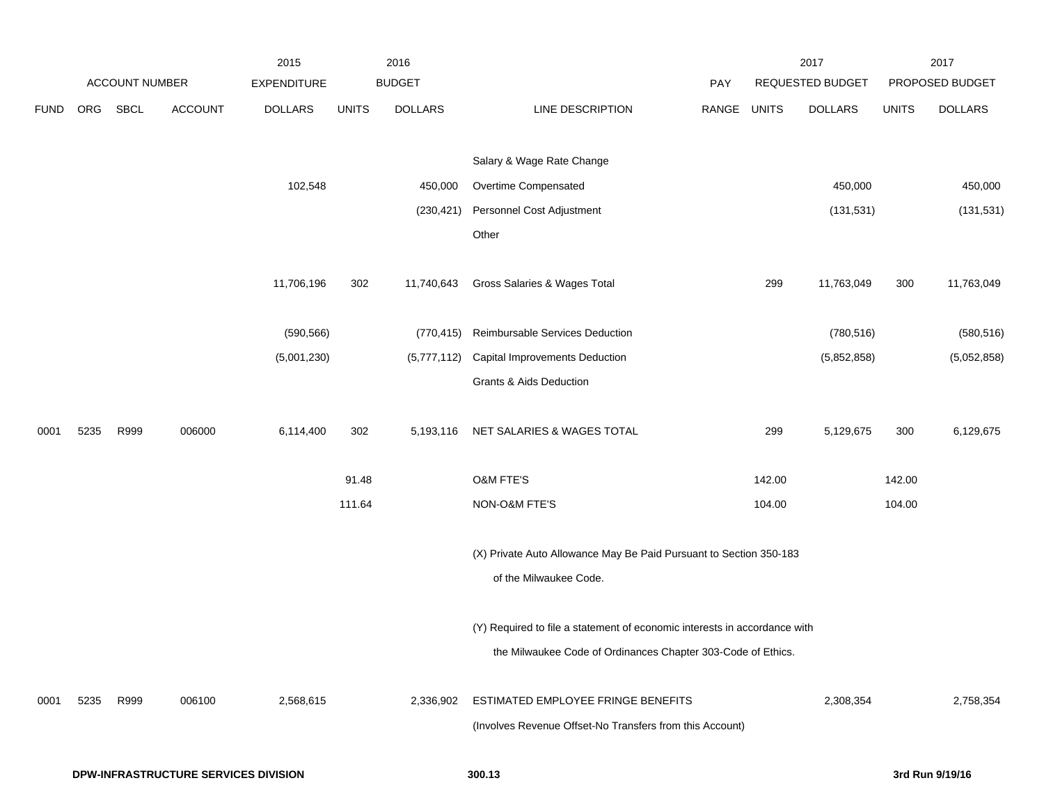| | ACCOUNT NUMBER | | | 2015 EXPENDITURE | 2016 BUDGET | | | PAY | 2017 REQUESTED BUDGET | | 2017 PROPOSED BUDGET | |
|---|---|---|---|---|---|---|---|---|---|---|---|---|
| FUND | ORG | SBCL | ACCOUNT | DOLLARS | UNITS | DOLLARS | LINE DESCRIPTION | RANGE | UNITS | DOLLARS | UNITS | DOLLARS |
| | | | | | | | Salary & Wage Rate Change | | | | | |
| | | | | 102,548 | | 450,000 | Overtime Compensated | | | 450,000 | | 450,000 |
| | | | | | | (230,421) | Personnel Cost Adjustment | | | (131,531) | | (131,531) |
| | | | | | | | Other | | | | | |
| | | | | 11,706,196 | 302 | 11,740,643 | Gross Salaries & Wages Total | | 299 | 11,763,049 | 300 | 11,763,049 |
| | | | | (590,566) | | (770,415) | Reimbursable Services Deduction | | | (780,516) | | (580,516) |
| | | | | (5,001,230) | | (5,777,112) | Capital Improvements Deduction | | | (5,852,858) | | (5,052,858) |
| | | | | | | | Grants & Aids Deduction | | | | | |
| 0001 | 5235 | R999 | 006000 | 6,114,400 | 302 | 5,193,116 | NET SALARIES & WAGES TOTAL | | 299 | 5,129,675 | 300 | 6,129,675 |
| | | | | | 91.48 | | O&M FTE'S | | 142.00 | | 142.00 | |
| | | | | | 111.64 | | NON-O&M FTE'S | | 104.00 | | 104.00 | |
| | | | | | | | (X) Private Auto Allowance May Be Paid Pursuant to Section 350-183 of the Milwaukee Code. | | | | | |
| | | | | | | | (Y) Required to file a statement of economic interests in accordance with the Milwaukee Code of Ordinances Chapter 303-Code of Ethics. | | | | | |
| 0001 | 5235 | R999 | 006100 | 2,568,615 | | 2,336,902 | ESTIMATED EMPLOYEE FRINGE BENEFITS (Involves Revenue Offset-No Transfers from this Account) | | | 2,308,354 | | 2,758,354 |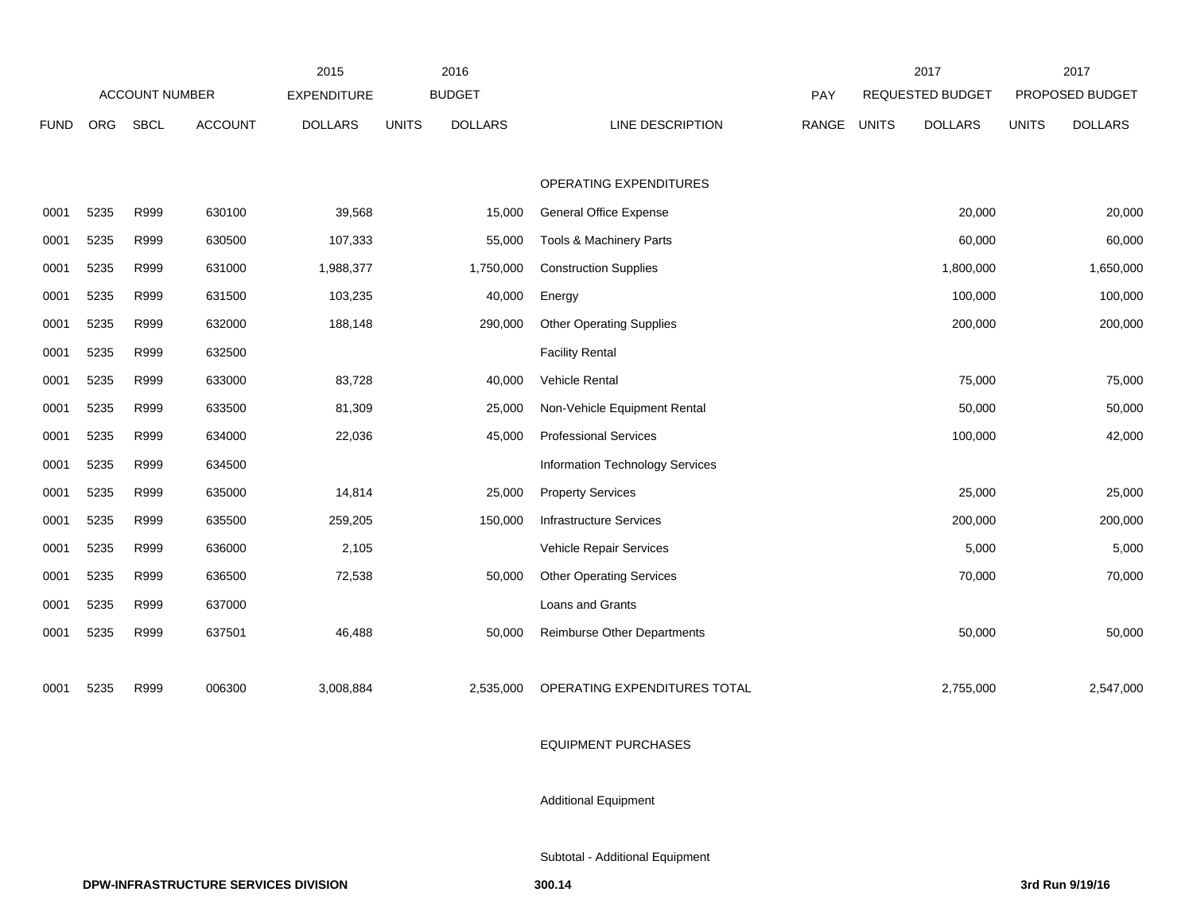| ACCOUNT NUMBER | | | | 2015 EXPENDITURE | 2016 BUDGET | | | PAY | 2017 REQUESTED BUDGET | | 2017 PROPOSED BUDGET | |
|---|---|---|---|---|---|---|---|---|---|---|---|---|
| FUND | ORG | SBCL | ACCOUNT | DOLLARS | UNITS | DOLLARS | LINE DESCRIPTION | RANGE | UNITS | DOLLARS | UNITS | DOLLARS |
| | | | | | | | OPERATING EXPENDITURES | | | | | |
| 0001 | 5235 | R999 | 630100 | 39,568 | | 15,000 | General Office Expense | | | 20,000 | | 20,000 |
| 0001 | 5235 | R999 | 630500 | 107,333 | | 55,000 | Tools & Machinery Parts | | | 60,000 | | 60,000 |
| 0001 | 5235 | R999 | 631000 | 1,988,377 | | 1,750,000 | Construction Supplies | | | 1,800,000 | | 1,650,000 |
| 0001 | 5235 | R999 | 631500 | 103,235 | | 40,000 | Energy | | | 100,000 | | 100,000 |
| 0001 | 5235 | R999 | 632000 | 188,148 | | 290,000 | Other Operating Supplies | | | 200,000 | | 200,000 |
| 0001 | 5235 | R999 | 632500 | | | | Facility Rental | | | | | |
| 0001 | 5235 | R999 | 633000 | 83,728 | | 40,000 | Vehicle Rental | | | 75,000 | | 75,000 |
| 0001 | 5235 | R999 | 633500 | 81,309 | | 25,000 | Non-Vehicle Equipment Rental | | | 50,000 | | 50,000 |
| 0001 | 5235 | R999 | 634000 | 22,036 | | 45,000 | Professional Services | | | 100,000 | | 42,000 |
| 0001 | 5235 | R999 | 634500 | | | | Information Technology Services | | | | | |
| 0001 | 5235 | R999 | 635000 | 14,814 | | 25,000 | Property Services | | | 25,000 | | 25,000 |
| 0001 | 5235 | R999 | 635500 | 259,205 | | 150,000 | Infrastructure Services | | | 200,000 | | 200,000 |
| 0001 | 5235 | R999 | 636000 | 2,105 | | | Vehicle Repair Services | | | 5,000 | | 5,000 |
| 0001 | 5235 | R999 | 636500 | 72,538 | | 50,000 | Other Operating Services | | | 70,000 | | 70,000 |
| 0001 | 5235 | R999 | 637000 | | | | Loans and Grants | | | | | |
| 0001 | 5235 | R999 | 637501 | 46,488 | | 50,000 | Reimburse Other Departments | | | 50,000 | | 50,000 |
| 0001 | 5235 | R999 | 006300 | 3,008,884 | | 2,535,000 | OPERATING EXPENDITURES TOTAL | | | 2,755,000 | | 2,547,000 |
| | | | | | | | EQUIPMENT PURCHASES | | | | | |
| | | | | | | | Additional Equipment | | | | | |
| | | | | | | | Subtotal - Additional Equipment | | | | | |

**DPW-INFRASTRUCTURE SERVICES DIVISION** **300.14** **3rd Run 9/19/16**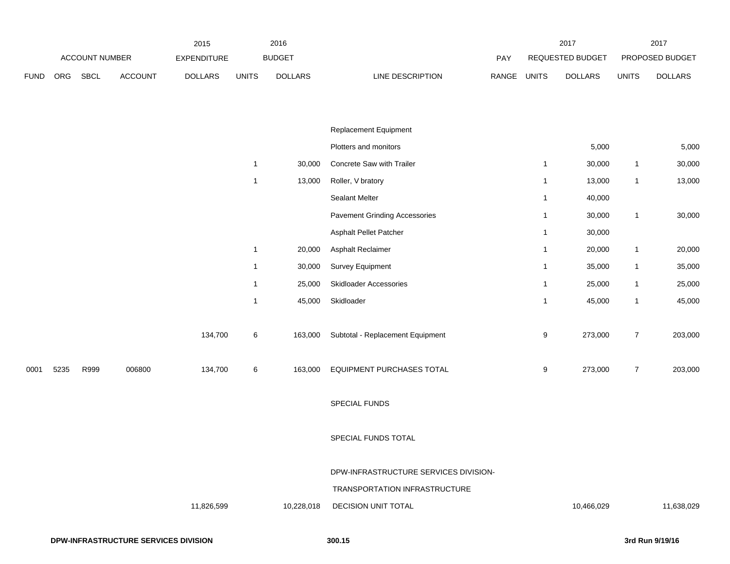| FUND | ORG | SBCL | ACCOUNT | 2015 EXPENDITURE DOLLARS | 2016 BUDGET UNITS | 2016 BUDGET DOLLARS | LINE DESCRIPTION | PAY RANGE | 2017 REQUESTED BUDGET UNITS | 2017 REQUESTED BUDGET DOLLARS | 2017 PROPOSED BUDGET UNITS | 2017 PROPOSED BUDGET DOLLARS |
|---|---|---|---|---|---|---|---|---|---|---|---|---|
| | | | | | | | Replacement Equipment | | | | | |
| | | | | | | | Plotters and monitors | | | 5,000 | | 5,000 |
| | | | | | 1 | 30,000 | Concrete Saw with Trailer | | 1 | 30,000 | 1 | 30,000 |
| | | | | | 1 | 13,000 | Roller, V bratory | | 1 | 13,000 | 1 | 13,000 |
| | | | | | | | Sealant Melter | | 1 | 40,000 | | |
| | | | | | | | Pavement Grinding Accessories | | 1 | 30,000 | 1 | 30,000 |
| | | | | | | | Asphalt Pellet Patcher | | 1 | 30,000 | | |
| | | | | | 1 | 20,000 | Asphalt Reclaimer | | 1 | 20,000 | 1 | 20,000 |
| | | | | | 1 | 30,000 | Survey Equipment | | 1 | 35,000 | 1 | 35,000 |
| | | | | | 1 | 25,000 | Skidloader Accessories | | 1 | 25,000 | 1 | 25,000 |
| | | | | | 1 | 45,000 | Skidloader | | 1 | 45,000 | 1 | 45,000 |
| | | | | 134,700 | 6 | 163,000 | Subtotal - Replacement Equipment | | 9 | 273,000 | 7 | 203,000 |
| 0001 | 5235 | R999 | 006800 | 134,700 | 6 | 163,000 | EQUIPMENT PURCHASES TOTAL | | 9 | 273,000 | 7 | 203,000 |
| | | | | | | | SPECIAL FUNDS | | | | | |
| | | | | | | | SPECIAL FUNDS TOTAL | | | | | |
| | | | | | | | DPW-INFRASTRUCTURE SERVICES DIVISION- TRANSPORTATION INFRASTRUCTURE | | | | | |
| | | | | 11,826,599 | | 10,228,018 | DECISION UNIT TOTAL | | | 10,466,029 | | 11,638,029 |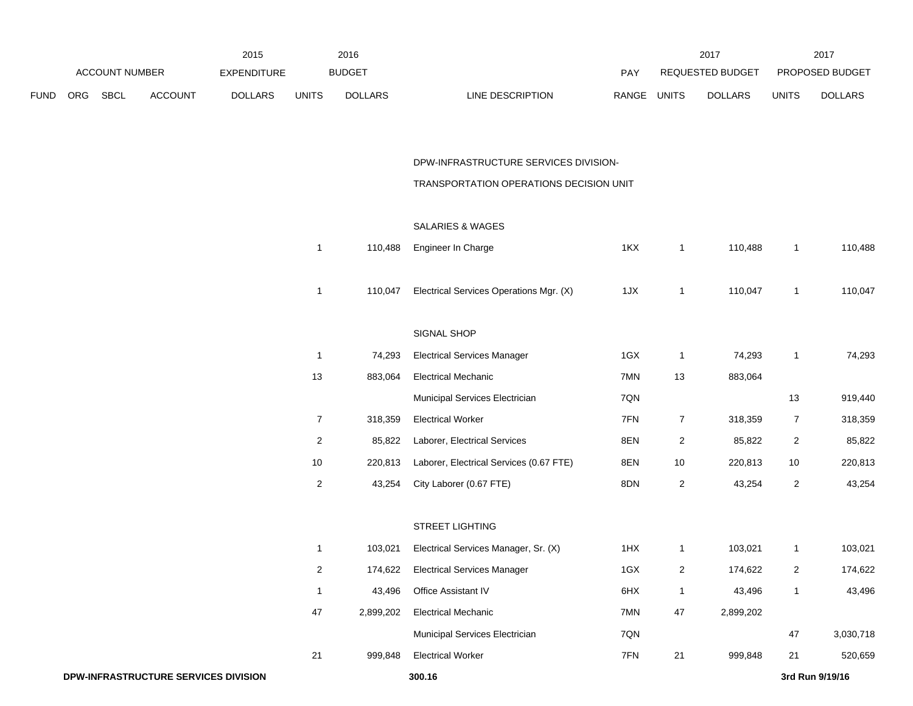| ACCOUNT NUMBER | | | | 2015 EXPENDITURE | 2016 BUDGET | | | PAY | 2017 REQUESTED BUDGET | | 2017 PROPOSED BUDGET | |
|---|---|---|---|---|---|---|---|---|---|---|---|---|
| FUND | ORG | SBCL | ACCOUNT | DOLLARS | UNITS | DOLLARS | LINE DESCRIPTION | RANGE | UNITS | DOLLARS | UNITS | DOLLARS |
| | | | | | | | DPW-INFRASTRUCTURE SERVICES DIVISION- | | | | | |
| | | | | | | | TRANSPORTATION OPERATIONS DECISION UNIT | | | | | |
| | | | | | | | SALARIES & WAGES | | | | | |
| | | | | | 1 | 110,488 | Engineer In Charge | 1KX | 1 | 110,488 | 1 | 110,488 |
| | | | | | 1 | 110,047 | Electrical Services Operations Mgr. (X) | 1JX | 1 | 110,047 | 1 | 110,047 |
| | | | | | | | SIGNAL SHOP | | | | | |
| | | | | | 1 | 74,293 | Electrical Services Manager | 1GX | 1 | 74,293 | 1 | 74,293 |
| | | | | | 13 | 883,064 | Electrical Mechanic | 7MN | 13 | 883,064 | | |
| | | | | | | | Municipal Services Electrician | 7QN | | | 13 | 919,440 |
| | | | | | 7 | 318,359 | Electrical Worker | 7FN | 7 | 318,359 | 7 | 318,359 |
| | | | | | 2 | 85,822 | Laborer, Electrical Services | 8EN | 2 | 85,822 | 2 | 85,822 |
| | | | | | 10 | 220,813 | Laborer, Electrical Services (0.67 FTE) | 8EN | 10 | 220,813 | 10 | 220,813 |
| | | | | | 2 | 43,254 | City Laborer (0.67 FTE) | 8DN | 2 | 43,254 | 2 | 43,254 |
| | | | | | | | STREET LIGHTING | | | | | |
| | | | | | 1 | 103,021 | Electrical Services Manager, Sr. (X) | 1HX | 1 | 103,021 | 1 | 103,021 |
| | | | | | 2 | 174,622 | Electrical Services Manager | 1GX | 2 | 174,622 | 2 | 174,622 |
| | | | | | 1 | 43,496 | Office Assistant IV | 6HX | 1 | 43,496 | 1 | 43,496 |
| | | | | | 47 | 2,899,202 | Electrical Mechanic | 7MN | 47 | 2,899,202 | | |
| | | | | | | | Municipal Services Electrician | 7QN | | | 47 | 3,030,718 |
| | | | | | 21 | 999,848 | Electrical Worker | 7FN | 21 | 999,848 | 21 | 520,659 |

**DPW-INFRASTRUCTURE SERVICES DIVISION** **300.16** **3rd Run 9/19/16**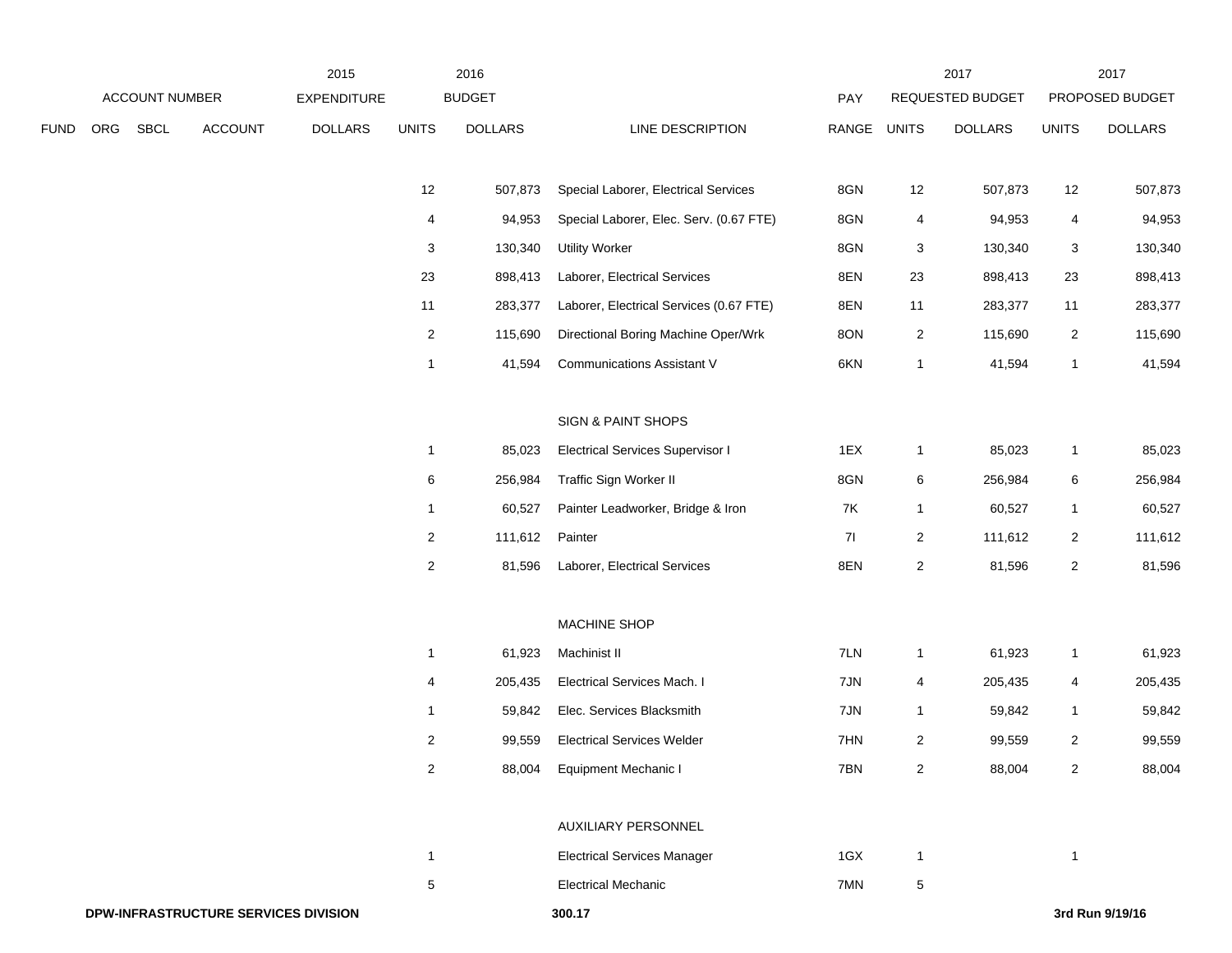| FUND | ORG | SBCL | ACCOUNT | 2015 EXPENDITURE DOLLARS | 2016 BUDGET UNITS | 2016 BUDGET DOLLARS | LINE DESCRIPTION | PAY RANGE | 2017 REQUESTED BUDGET UNITS | 2017 REQUESTED BUDGET DOLLARS | 2017 PROPOSED BUDGET UNITS | 2017 PROPOSED BUDGET DOLLARS |
|---|---|---|---|---|---|---|---|---|---|---|---|---|
| | | | | | 12 | 507,873 | Special Laborer, Electrical Services | 8GN | 12 | 507,873 | 12 | 507,873 |
| | | | | | 4 | 94,953 | Special Laborer, Elec. Serv. (0.67 FTE) | 8GN | 4 | 94,953 | 4 | 94,953 |
| | | | | | 3 | 130,340 | Utility Worker | 8GN | 3 | 130,340 | 3 | 130,340 |
| | | | | | 23 | 898,413 | Laborer, Electrical Services | 8EN | 23 | 898,413 | 23 | 898,413 |
| | | | | | 11 | 283,377 | Laborer, Electrical Services (0.67 FTE) | 8EN | 11 | 283,377 | 11 | 283,377 |
| | | | | | 2 | 115,690 | Directional Boring Machine Oper/Wrk | 8ON | 2 | 115,690 | 2 | 115,690 |
| | | | | | 1 | 41,594 | Communications Assistant V | 6KN | 1 | 41,594 | 1 | 41,594 |
| | | | | | | | SIGN & PAINT SHOPS | | | | | |
| | | | | | 1 | 85,023 | Electrical Services Supervisor I | 1EX | 1 | 85,023 | 1 | 85,023 |
| | | | | | 6 | 256,984 | Traffic Sign Worker II | 8GN | 6 | 256,984 | 6 | 256,984 |
| | | | | | 1 | 60,527 | Painter Leadworker, Bridge & Iron | 7K | 1 | 60,527 | 1 | 60,527 |
| | | | | | 2 | 111,612 | Painter | 7I | 2 | 111,612 | 2 | 111,612 |
| | | | | | 2 | 81,596 | Laborer, Electrical Services | 8EN | 2 | 81,596 | 2 | 81,596 |
| | | | | | | | MACHINE SHOP | | | | | |
| | | | | | 1 | 61,923 | Machinist II | 7LN | 1 | 61,923 | 1 | 61,923 |
| | | | | | 4 | 205,435 | Electrical Services Mach. I | 7JN | 4 | 205,435 | 4 | 205,435 |
| | | | | | 1 | 59,842 | Elec. Services Blacksmith | 7JN | 1 | 59,842 | 1 | 59,842 |
| | | | | | 2 | 99,559 | Electrical Services Welder | 7HN | 2 | 99,559 | 2 | 99,559 |
| | | | | | 2 | 88,004 | Equipment Mechanic I | 7BN | 2 | 88,004 | 2 | 88,004 |
| | | | | | | | AUXILIARY PERSONNEL | | | | | |
| | | | | | 1 | | Electrical Services Manager | 1GX | 1 | | 1 | |
| | | | | | 5 | | Electrical Mechanic | 7MN | 5 | | | |

DPW-INFRASTRUCTURE SERVICES DIVISION 300.17 3rd Run 9/19/16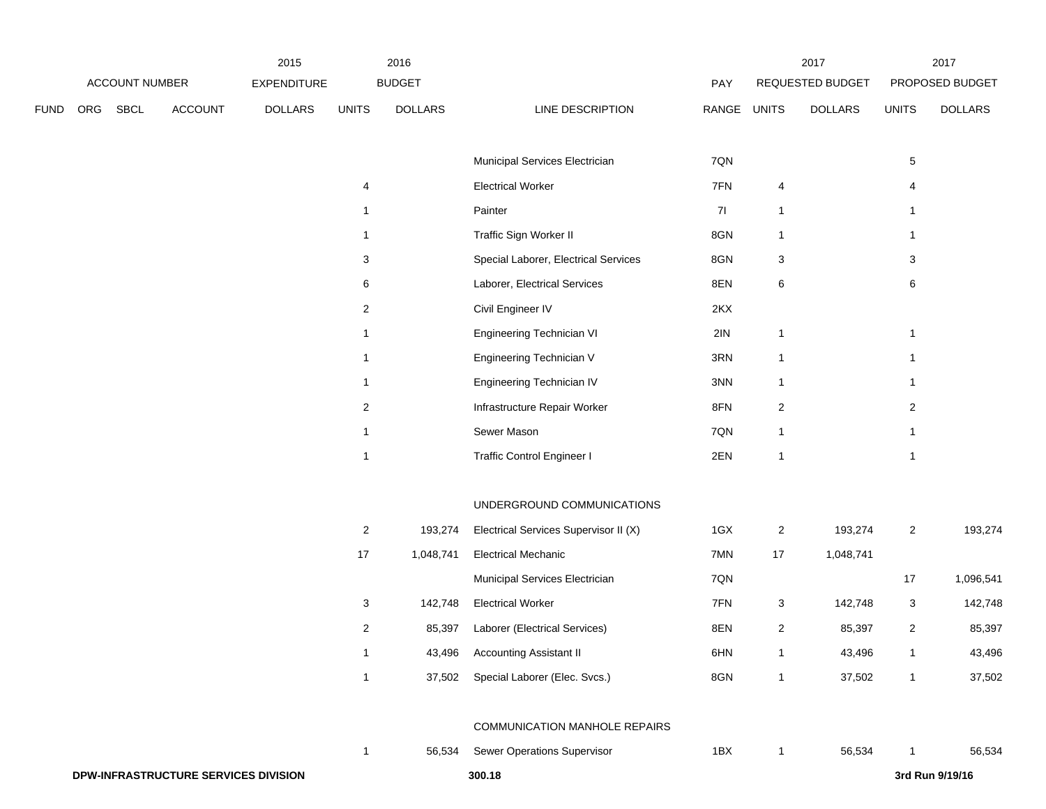| ACCOUNT NUMBER | | | | 2015 EXPENDITURE | 2016 BUDGET | | | PAY | 2017 REQUESTED BUDGET | | 2017 PROPOSED BUDGET | |
|---|---|---|---|---|---|---|---|---|---|---|---|---|
| FUND | ORG | SBCL | ACCOUNT | DOLLARS | UNITS | DOLLARS | LINE DESCRIPTION | RANGE | UNITS | DOLLARS | UNITS | DOLLARS |
| | | | | | | | Municipal Services Electrician | 7QN | | | 5 | |
| | | | | | 4 | | Electrical Worker | 7FN | 4 | | 4 | |
| | | | | | 1 | | Painter | 7I | 1 | | 1 | |
| | | | | | 1 | | Traffic Sign Worker II | 8GN | 1 | | 1 | |
| | | | | | 3 | | Special Laborer, Electrical Services | 8GN | 3 | | 3 | |
| | | | | | 6 | | Laborer, Electrical Services | 8EN | 6 | | 6 | |
| | | | | | 2 | | Civil Engineer IV | 2KX | | | | |
| | | | | | 1 | | Engineering Technician VI | 2IN | 1 | | 1 | |
| | | | | | 1 | | Engineering Technician V | 3RN | 1 | | 1 | |
| | | | | | 1 | | Engineering Technician IV | 3NN | 1 | | 1 | |
| | | | | | 2 | | Infrastructure Repair Worker | 8FN | 2 | | 2 | |
| | | | | | 1 | | Sewer Mason | 7QN | 1 | | 1 | |
| | | | | | 1 | | Traffic Control Engineer I | 2EN | 1 | | 1 | |
| | | | | | | | UNDERGROUND COMMUNICATIONS | | | | | |
| | | | | | 2 | 193,274 | Electrical Services Supervisor II (X) | 1GX | 2 | 193,274 | 2 | 193,274 |
| | | | | | 17 | 1,048,741 | Electrical Mechanic | 7MN | 17 | 1,048,741 | | |
| | | | | | | | Municipal Services Electrician | 7QN | | | 17 | 1,096,541 |
| | | | | | 3 | 142,748 | Electrical Worker | 7FN | 3 | 142,748 | 3 | 142,748 |
| | | | | | 2 | 85,397 | Laborer (Electrical Services) | 8EN | 2 | 85,397 | 2 | 85,397 |
| | | | | | 1 | 43,496 | Accounting Assistant II | 6HN | 1 | 43,496 | 1 | 43,496 |
| | | | | | 1 | 37,502 | Special Laborer (Elec. Svcs.) | 8GN | 1 | 37,502 | 1 | 37,502 |
| | | | | | | | COMMUNICATION MANHOLE REPAIRS | | | | | |
| | | | | | 1 | 56,534 | Sewer Operations Supervisor | 1BX | 1 | 56,534 | 1 | 56,534 |

**DPW-INFRASTRUCTURE SERVICES DIVISION** **300.18** **3rd Run 9/19/16**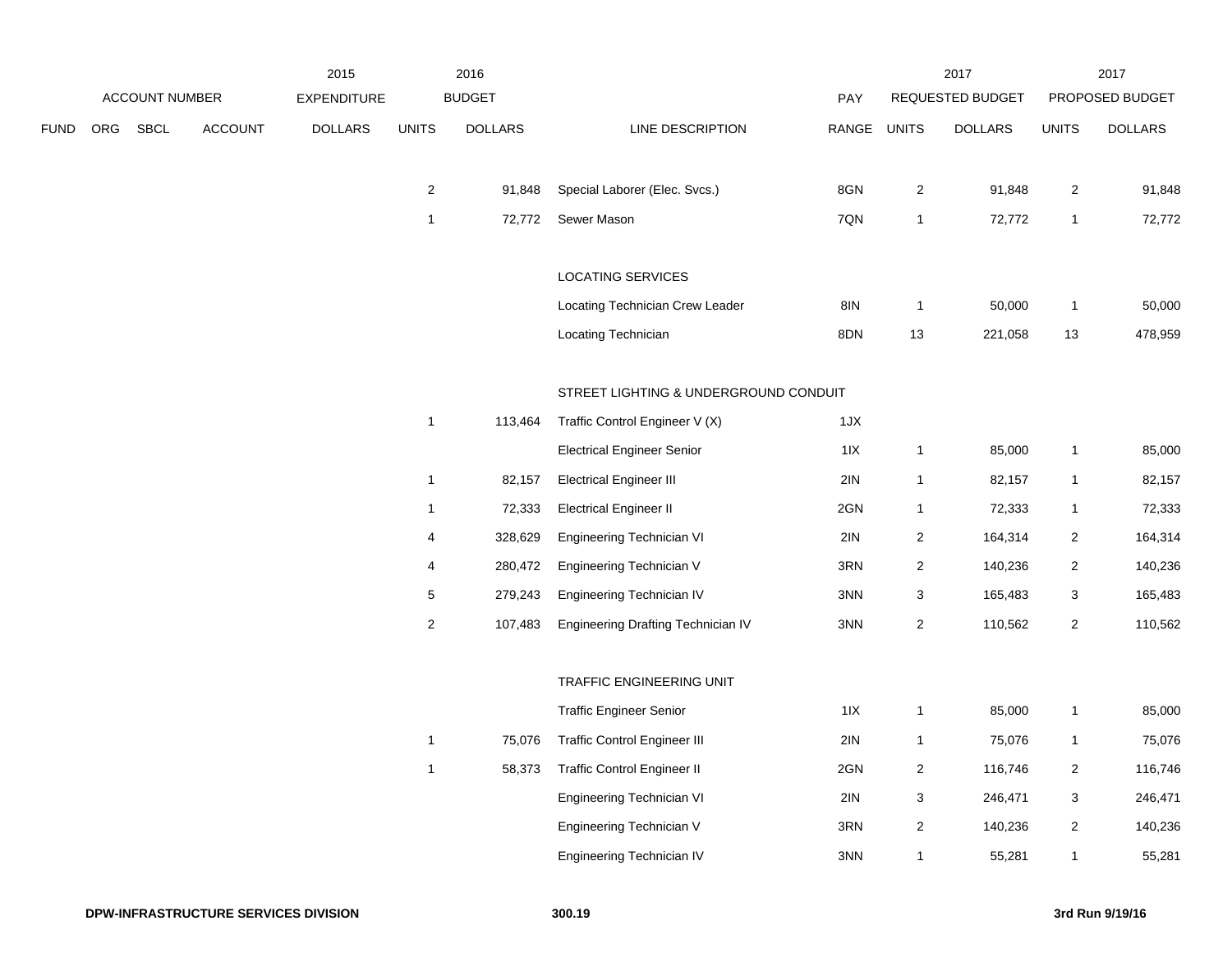| | ACCOUNT NUMBER | | | 2015 EXPENDITURE | 2016 BUDGET | | | PAY | 2017 REQUESTED BUDGET | | 2017 PROPOSED BUDGET | |
|---|---|---|---|---|---|---|---|---|---|---|---|---|
| FUND | ORG | SBCL | ACCOUNT | DOLLARS | UNITS | DOLLARS | LINE DESCRIPTION | RANGE | UNITS | DOLLARS | UNITS | DOLLARS |
| | | | | | 2 | 91,848 | Special Laborer (Elec. Svcs.) | 8GN | 2 | 91,848 | 2 | 91,848 |
| | | | | | 1 | 72,772 | Sewer Mason | 7QN | 1 | 72,772 | 1 | 72,772 |
| | | | | | | | LOCATING SERVICES | | | | | |
| | | | | | | | Locating Technician Crew Leader | 8IN | 1 | 50,000 | 1 | 50,000 |
| | | | | | | | Locating Technician | 8DN | 13 | 221,058 | 13 | 478,959 |
| | | | | | | | STREET LIGHTING & UNDERGROUND CONDUIT | | | | | |
| | | | | | 1 | 113,464 | Traffic Control Engineer V (X) | 1JX | | | | |
| | | | | | | | Electrical Engineer Senior | 1IX | 1 | 85,000 | 1 | 85,000 |
| | | | | | 1 | 82,157 | Electrical Engineer III | 2IN | 1 | 82,157 | 1 | 82,157 |
| | | | | | 1 | 72,333 | Electrical Engineer II | 2GN | 1 | 72,333 | 1 | 72,333 |
| | | | | | 4 | 328,629 | Engineering Technician VI | 2IN | 2 | 164,314 | 2 | 164,314 |
| | | | | | 4 | 280,472 | Engineering Technician V | 3RN | 2 | 140,236 | 2 | 140,236 |
| | | | | | 5 | 279,243 | Engineering Technician IV | 3NN | 3 | 165,483 | 3 | 165,483 |
| | | | | | 2 | 107,483 | Engineering Drafting Technician IV | 3NN | 2 | 110,562 | 2 | 110,562 |
| | | | | | | | TRAFFIC ENGINEERING UNIT | | | | | |
| | | | | | | | Traffic Engineer Senior | 1IX | 1 | 85,000 | 1 | 85,000 |
| | | | | | 1 | 75,076 | Traffic Control Engineer III | 2IN | 1 | 75,076 | 1 | 75,076 |
| | | | | | 1 | 58,373 | Traffic Control Engineer II | 2GN | 2 | 116,746 | 2 | 116,746 |
| | | | | | | | Engineering Technician VI | 2IN | 3 | 246,471 | 3 | 246,471 |
| | | | | | | | Engineering Technician V | 3RN | 2 | 140,236 | 2 | 140,236 |
| | | | | | | | Engineering Technician IV | 3NN | 1 | 55,281 | 1 | 55,281 |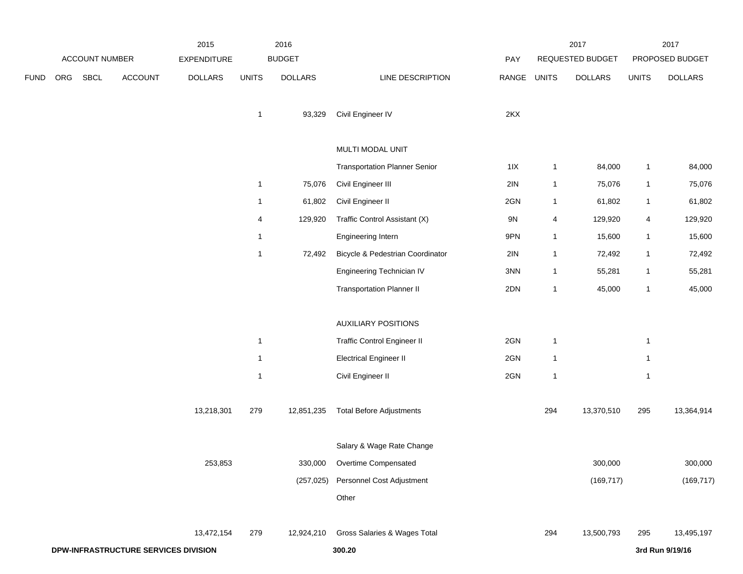| ACCOUNT NUMBER | | | | 2015 EXPENDITURE | 2016 BUDGET | | | | 2017 REQUESTED BUDGET | | 2017 PROPOSED BUDGET | |
|---|---|---|---|---|---|---|---|---|---|---|---|---|
| FUND | ORG | SBCL | ACCOUNT | DOLLARS | UNITS | DOLLARS | LINE DESCRIPTION | PAY RANGE | UNITS | DOLLARS | UNITS | DOLLARS |
| | | | | | 1 | 93,329 | Civil Engineer IV | 2KX | | | | |
| | | | | | | | MULTI MODAL UNIT | | | | | |
| | | | | | | | Transportation Planner Senior | 1IX | 1 | 84,000 | 1 | 84,000 |
| | | | | | 1 | 75,076 | Civil Engineer III | 2IN | 1 | 75,076 | 1 | 75,076 |
| | | | | | 1 | 61,802 | Civil Engineer II | 2GN | 1 | 61,802 | 1 | 61,802 |
| | | | | | 4 | 129,920 | Traffic Control Assistant (X) | 9N | 4 | 129,920 | 4 | 129,920 |
| | | | | | 1 | | Engineering Intern | 9PN | 1 | 15,600 | 1 | 15,600 |
| | | | | | 1 | 72,492 | Bicycle & Pedestrian Coordinator | 2IN | 1 | 72,492 | 1 | 72,492 |
| | | | | | | | Engineering Technician IV | 3NN | 1 | 55,281 | 1 | 55,281 |
| | | | | | | | Transportation Planner II | 2DN | 1 | 45,000 | 1 | 45,000 |
| | | | | | | | AUXILIARY POSITIONS | | | | | |
| | | | | | 1 | | Traffic Control Engineer II | 2GN | 1 | | 1 | |
| | | | | | 1 | | Electrical Engineer II | 2GN | 1 | | 1 | |
| | | | | | 1 | | Civil Engineer II | 2GN | 1 | | 1 | |
| | | | | 13,218,301 | 279 | 12,851,235 | Total Before Adjustments | | 294 | 13,370,510 | 295 | 13,364,914 |
| | | | | | | | Salary & Wage Rate Change | | | | | |
| | | | | 253,853 | | 330,000 | Overtime Compensated | | | 300,000 | | 300,000 |
| | | | | | | (257,025) | Personnel Cost Adjustment | | | (169,717) | | (169,717) |
| | | | | | | | Other | | | | | |
| | | | | 13,472,154 | 279 | 12,924,210 | Gross Salaries & Wages Total | | 294 | 13,500,793 | 295 | 13,495,197 |

**DPW-INFRASTRUCTURE SERVICES DIVISION** **300.20** **3rd Run 9/19/16**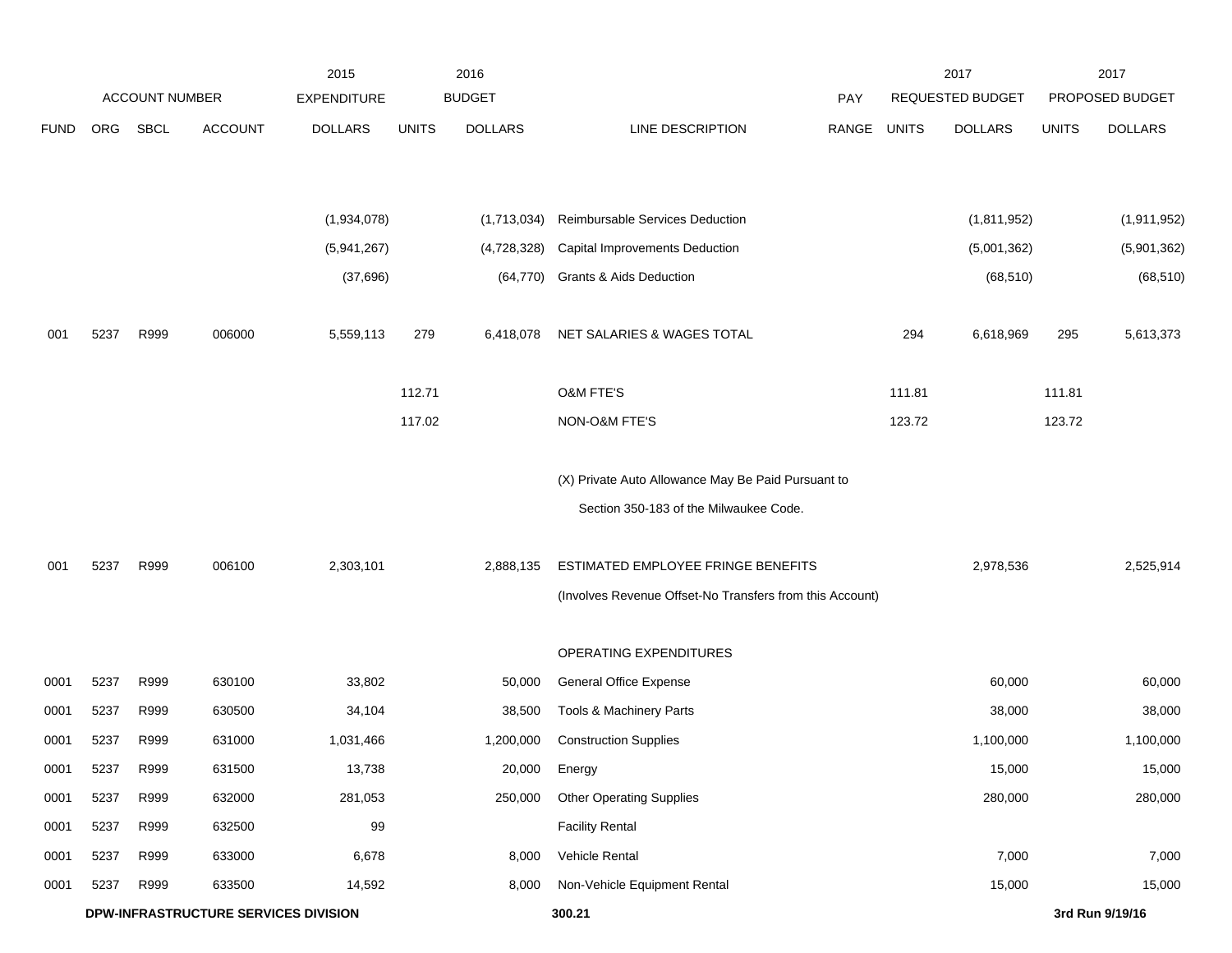| | ACCOUNT NUMBER | | | 2015 EXPENDITURE | | 2016 BUDGET | | PAY | | 2017 REQUESTED BUDGET | | 2017 PROPOSED BUDGET |
|---|---|---|---|---|---|---|---|---|---|---|---|---|
| FUND | ORG | SBCL | ACCOUNT | DOLLARS | UNITS | DOLLARS | LINE DESCRIPTION | RANGE | UNITS | DOLLARS | UNITS | DOLLARS |
| | | | | (1,934,078) | | (1,713,034) | Reimbursable Services Deduction | | | (1,811,952) | | (1,911,952) |
| | | | | (5,941,267) | | (4,728,328) | Capital Improvements Deduction | | | (5,001,362) | | (5,901,362) |
| | | | | (37,696) | | (64,770) | Grants & Aids Deduction | | | (68,510) | | (68,510) |
| 001 | 5237 | R999 | 006000 | 5,559,113 | 279 | 6,418,078 | NET SALARIES & WAGES TOTAL | | 294 | 6,618,969 | 295 | 5,613,373 |
| | | | | | 112.71 | | O&M FTE'S | | 111.81 | | 111.81 | |
| | | | | | 117.02 | | NON-O&M FTE'S | | 123.72 | | 123.72 | |
| | | | | | | | (X) Private Auto Allowance May Be Paid Pursuant to Section 350-183 of the Milwaukee Code. | | | | | |
| 001 | 5237 | R999 | 006100 | 2,303,101 | | 2,888,135 | ESTIMATED EMPLOYEE FRINGE BENEFITS (Involves Revenue Offset-No Transfers from this Account) | | | 2,978,536 | | 2,525,914 |
| | | | | | | | OPERATING EXPENDITURES | | | | | |
| 0001 | 5237 | R999 | 630100 | 33,802 | | 50,000 | General Office Expense | | | 60,000 | | 60,000 |
| 0001 | 5237 | R999 | 630500 | 34,104 | | 38,500 | Tools & Machinery Parts | | | 38,000 | | 38,000 |
| 0001 | 5237 | R999 | 631000 | 1,031,466 | | 1,200,000 | Construction Supplies | | | 1,100,000 | | 1,100,000 |
| 0001 | 5237 | R999 | 631500 | 13,738 | | 20,000 | Energy | | | 15,000 | | 15,000 |
| 0001 | 5237 | R999 | 632000 | 281,053 | | 250,000 | Other Operating Supplies | | | 280,000 | | 280,000 |
| 0001 | 5237 | R999 | 632500 | 99 | | | Facility Rental | | | | | |
| 0001 | 5237 | R999 | 633000 | 6,678 | | 8,000 | Vehicle Rental | | | 7,000 | | 7,000 |
| 0001 | 5237 | R999 | 633500 | 14,592 | | 8,000 | Non-Vehicle Equipment Rental | | | 15,000 | | 15,000 |

**DPW-INFRASTRUCTURE SERVICES DIVISION** **300.21** **3rd Run 9/19/16**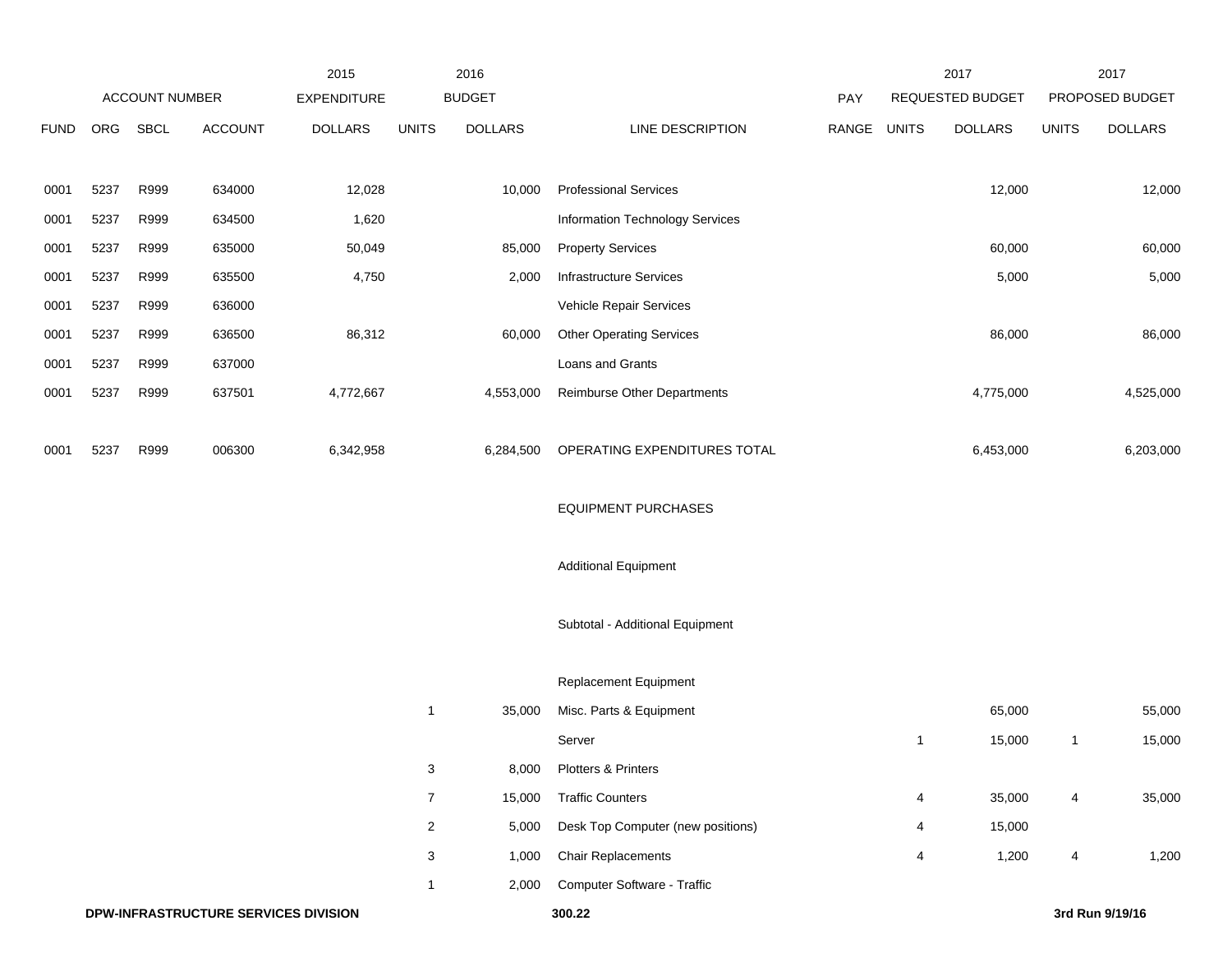| ACCOUNT NUMBER | | | | 2015 EXPENDITURE | 2016 BUDGET | | | PAY | 2017 REQUESTED BUDGET | | 2017 PROPOSED BUDGET | |
|---|---|---|---|---|---|---|---|---|---|---|---|---|
| FUND | ORG | SBCL | ACCOUNT | DOLLARS | UNITS | DOLLARS | LINE DESCRIPTION | RANGE | UNITS | DOLLARS | UNITS | DOLLARS |
| 0001 | 5237 | R999 | 634000 | 12,028 | | 10,000 | Professional Services | | | 12,000 | | 12,000 |
| 0001 | 5237 | R999 | 634500 | 1,620 | | | Information Technology Services | | | | | |
| 0001 | 5237 | R999 | 635000 | 50,049 | | 85,000 | Property Services | | | 60,000 | | 60,000 |
| 0001 | 5237 | R999 | 635500 | 4,750 | | 2,000 | Infrastructure Services | | | 5,000 | | 5,000 |
| 0001 | 5237 | R999 | 636000 | | | | Vehicle Repair Services | | | | | |
| 0001 | 5237 | R999 | 636500 | 86,312 | | 60,000 | Other Operating Services | | | 86,000 | | 86,000 |
| 0001 | 5237 | R999 | 637000 | | | | Loans and Grants | | | | | |
| 0001 | 5237 | R999 | 637501 | 4,772,667 | | 4,553,000 | Reimburse Other Departments | | | 4,775,000 | | 4,525,000 |
| 0001 | 5237 | R999 | 006300 | 6,342,958 | | 6,284,500 | OPERATING EXPENDITURES TOTAL | | | 6,453,000 | | 6,203,000 |
| | | | | | | | EQUIPMENT PURCHASES | | | | | |
| | | | | | | | Additional Equipment | | | | | |
| | | | | | | | Subtotal - Additional Equipment | | | | | |
| | | | | | | | Replacement Equipment | | | | | |
| | | | | | 1 | 35,000 | Misc. Parts & Equipment | | | 65,000 | | 55,000 |
| | | | | | | | Server | | 1 | 15,000 | 1 | 15,000 |
| | | | | | 3 | 8,000 | Plotters & Printers | | | | | |
| | | | | | 7 | 15,000 | Traffic Counters | | 4 | 35,000 | 4 | 35,000 |
| | | | | | 2 | 5,000 | Desk Top Computer (new positions) | | 4 | 15,000 | | |
| | | | | | 3 | 1,000 | Chair Replacements | | 4 | 1,200 | 4 | 1,200 |
| | | | | | 1 | 2,000 | Computer Software - Traffic | | | | | |

**DPW-INFRASTRUCTURE SERVICES DIVISION** **300.22** **3rd Run 9/19/16**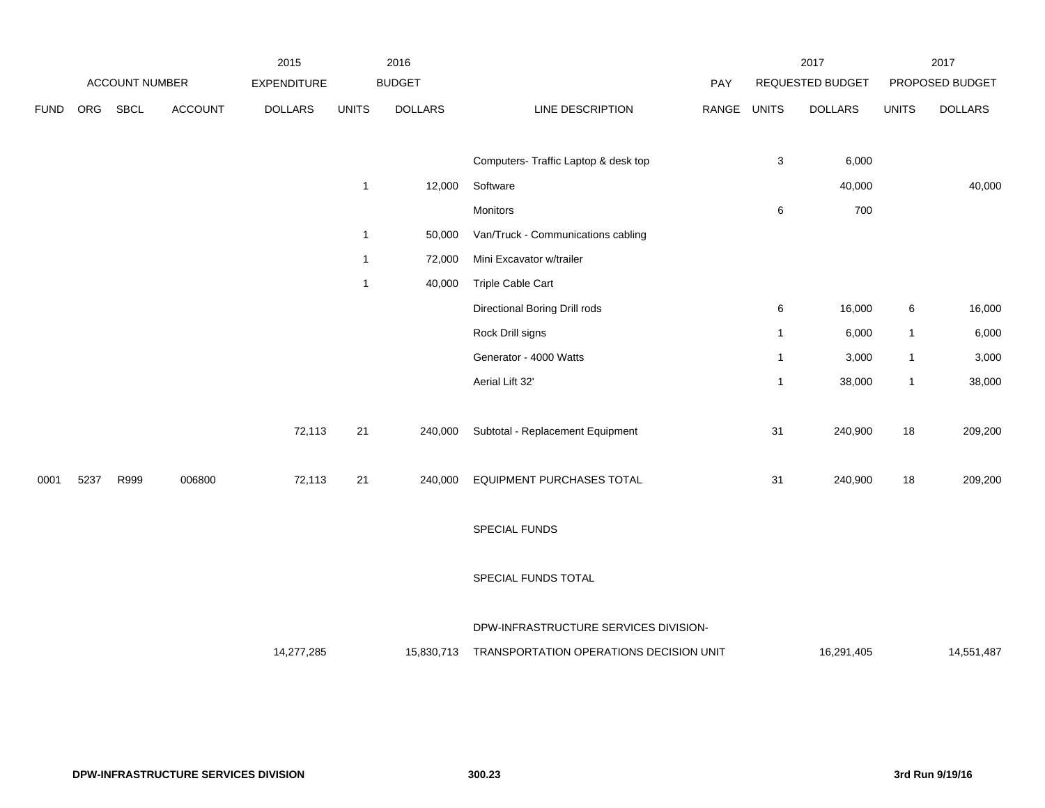| FUND | ORG | SBCL | ACCOUNT | 2015 EXPENDITURE DOLLARS | 2016 BUDGET UNITS | 2016 BUDGET DOLLARS | LINE DESCRIPTION | PAY RANGE | 2017 REQUESTED BUDGET UNITS | 2017 REQUESTED BUDGET DOLLARS | 2017 PROPOSED BUDGET UNITS | 2017 PROPOSED BUDGET DOLLARS |
|---|---|---|---|---|---|---|---|---|---|---|---|---|
| | | | | | | | Computers- Traffic Laptop & desk top | | 3 | 6,000 | | |
| | | | | | 1 | 12,000 | Software | | | 40,000 | | 40,000 |
| | | | | | | | Monitors | | 6 | 700 | | |
| | | | | | 1 | 50,000 | Van/Truck - Communications cabling | | | | | |
| | | | | | 1 | 72,000 | Mini Excavator w/trailer | | | | | |
| | | | | | 1 | 40,000 | Triple Cable Cart | | | | | |
| | | | | | | | Directional Boring Drill rods | | 6 | 16,000 | 6 | 16,000 |
| | | | | | | | Rock Drill signs | | 1 | 6,000 | 1 | 6,000 |
| | | | | | | | Generator - 4000 Watts | | 1 | 3,000 | 1 | 3,000 |
| | | | | | | | Aerial Lift 32' | | 1 | 38,000 | 1 | 38,000 |
| | | | | 72,113 | 21 | 240,000 | Subtotal - Replacement Equipment | | 31 | 240,900 | 18 | 209,200 |
| 0001 | 5237 | R999 | 006800 | 72,113 | 21 | 240,000 | EQUIPMENT PURCHASES TOTAL | | 31 | 240,900 | 18 | 209,200 |
| | | | | | | | SPECIAL FUNDS | | | | | |
| | | | | | | | SPECIAL FUNDS TOTAL | | | | | |
| | | | | 14,277,285 | | 15,830,713 | DPW-INFRASTRUCTURE SERVICES DIVISION-TRANSPORTATION OPERATIONS DECISION UNIT | | | 16,291,405 | | 14,551,487 |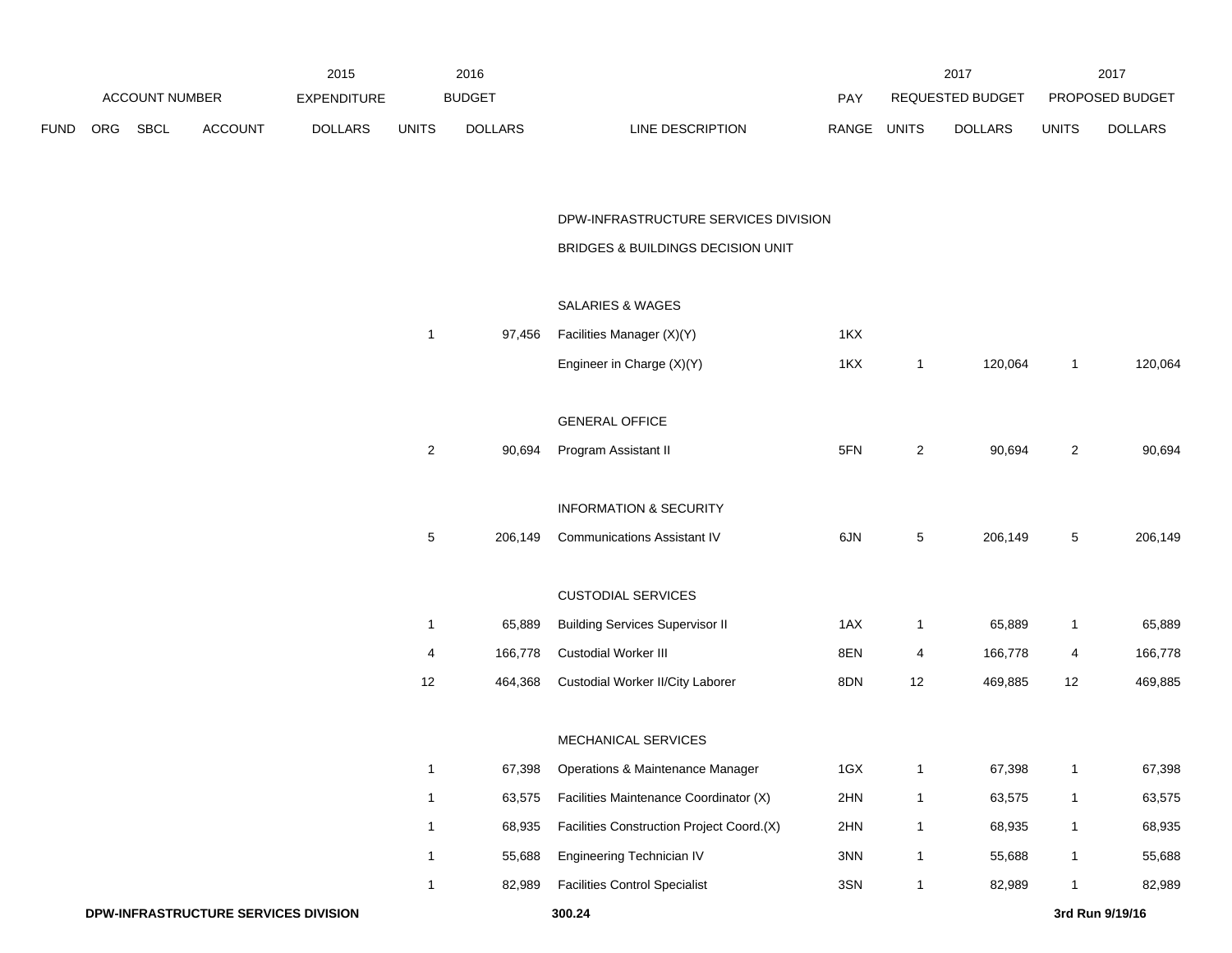| ACCOUNT NUMBER | | | | 2015 EXPENDITURE | 2016 BUDGET | | | PAY | 2017 REQUESTED BUDGET | | 2017 PROPOSED BUDGET | |
|---|---|---|---|---|---|---|---|---|---|---|---|---|
| FUND | ORG | SBCL | ACCOUNT | DOLLARS | UNITS | DOLLARS | LINE DESCRIPTION | RANGE | UNITS | DOLLARS | UNITS | DOLLARS |
| | | | | | | | DPW-INFRASTRUCTURE SERVICES DIVISION | | | | | |
| | | | | | | | BRIDGES & BUILDINGS DECISION UNIT | | | | | |
| | | | | | | | SALARIES & WAGES | | | | | |
| | | | | | 1 | 97,456 | Facilities Manager (X)(Y) | 1KX | | | | |
| | | | | | | | Engineer in Charge (X)(Y) | 1KX | 1 | 120,064 | 1 | 120,064 |
| | | | | | | | GENERAL OFFICE | | | | | |
| | | | | | 2 | 90,694 | Program Assistant II | 5FN | 2 | 90,694 | 2 | 90,694 |
| | | | | | | | INFORMATION & SECURITY | | | | | |
| | | | | | 5 | 206,149 | Communications Assistant IV | 6JN | 5 | 206,149 | 5 | 206,149 |
| | | | | | | | CUSTODIAL SERVICES | | | | | |
| | | | | | 1 | 65,889 | Building Services Supervisor II | 1AX | 1 | 65,889 | 1 | 65,889 |
| | | | | | 4 | 166,778 | Custodial Worker III | 8EN | 4 | 166,778 | 4 | 166,778 |
| | | | | | 12 | 464,368 | Custodial Worker II/City Laborer | 8DN | 12 | 469,885 | 12 | 469,885 |
| | | | | | | | MECHANICAL SERVICES | | | | | |
| | | | | | 1 | 67,398 | Operations & Maintenance Manager | 1GX | 1 | 67,398 | 1 | 67,398 |
| | | | | | 1 | 63,575 | Facilities Maintenance Coordinator (X) | 2HN | 1 | 63,575 | 1 | 63,575 |
| | | | | | 1 | 68,935 | Facilities Construction Project Coord.(X) | 2HN | 1 | 68,935 | 1 | 68,935 |
| | | | | | 1 | 55,688 | Engineering Technician IV | 3NN | 1 | 55,688 | 1 | 55,688 |
| | | | | | 1 | 82,989 | Facilities Control Specialist | 3SN | 1 | 82,989 | 1 | 82,989 |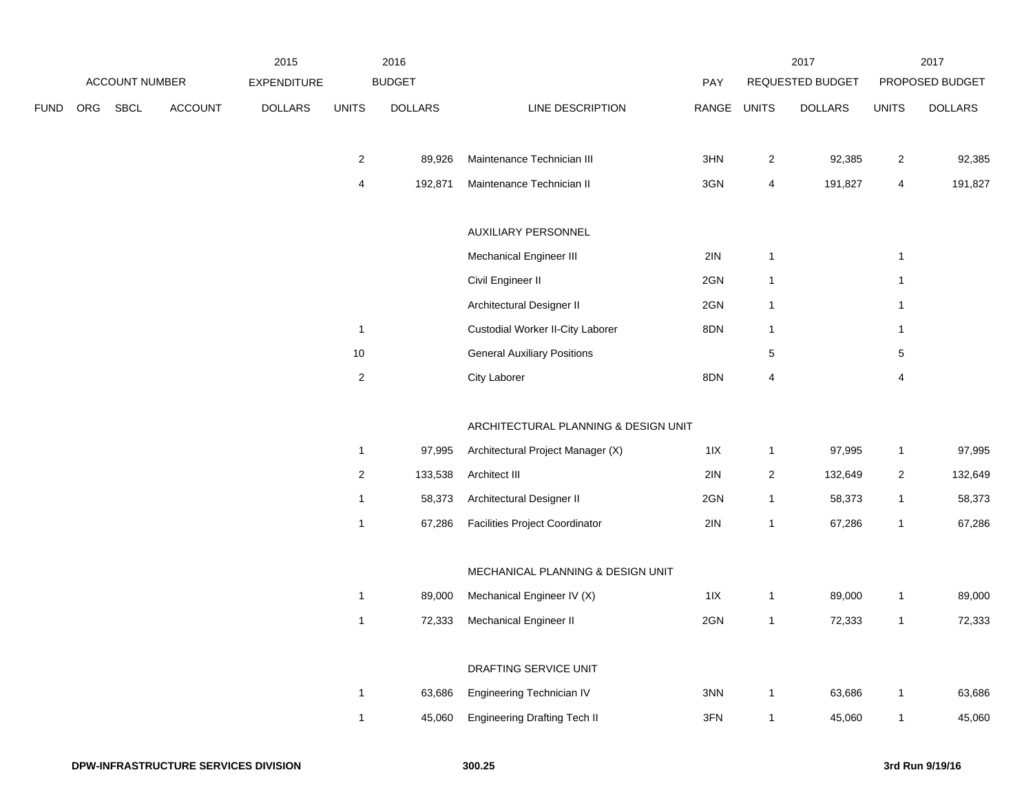| ACCOUNT NUMBER | | | | 2015 EXPENDITURE | 2016 BUDGET | | | PAY | 2017 REQUESTED BUDGET | | 2017 PROPOSED BUDGET | |
|---|---|---|---|---|---|---|---|---|---|---|---|---|
| FUND | ORG | SBCL | ACCOUNT | DOLLARS | UNITS | DOLLARS | LINE DESCRIPTION | RANGE | UNITS | DOLLARS | UNITS | DOLLARS |
| | | | | | 2 | 89,926 | Maintenance Technician III | 3HN | 2 | 92,385 | 2 | 92,385 |
| | | | | | 4 | 192,871 | Maintenance Technician II | 3GN | 4 | 191,827 | 4 | 191,827 |
| | | | | | | | AUXILIARY PERSONNEL | | | | | |
| | | | | | | | Mechanical Engineer III | 2IN | 1 | | 1 | |
| | | | | | | | Civil Engineer II | 2GN | 1 | | 1 | |
| | | | | | | | Architectural Designer II | 2GN | 1 | | 1 | |
| | | | | | 1 | | Custodial Worker II-City Laborer | 8DN | 1 | | 1 | |
| | | | | | 10 | | General Auxiliary Positions | | 5 | | 5 | |
| | | | | | 2 | | City Laborer | 8DN | 4 | | 4 | |
| | | | | | | | ARCHITECTURAL PLANNING & DESIGN UNIT | | | | | |
| | | | | | 1 | 97,995 | Architectural Project Manager (X) | 1IX | 1 | 97,995 | 1 | 97,995 |
| | | | | | 2 | 133,538 | Architect III | 2IN | 2 | 132,649 | 2 | 132,649 |
| | | | | | 1 | 58,373 | Architectural Designer II | 2GN | 1 | 58,373 | 1 | 58,373 |
| | | | | | 1 | 67,286 | Facilities Project Coordinator | 2IN | 1 | 67,286 | 1 | 67,286 |
| | | | | | | | MECHANICAL PLANNING & DESIGN UNIT | | | | | |
| | | | | | 1 | 89,000 | Mechanical Engineer IV (X) | 1IX | 1 | 89,000 | 1 | 89,000 |
| | | | | | 1 | 72,333 | Mechanical Engineer II | 2GN | 1 | 72,333 | 1 | 72,333 |
| | | | | | | | DRAFTING SERVICE UNIT | | | | | |
| | | | | | 1 | 63,686 | Engineering Technician IV | 3NN | 1 | 63,686 | 1 | 63,686 |
| | | | | | 1 | 45,060 | Engineering Drafting Tech II | 3FN | 1 | 45,060 | 1 | 45,060 |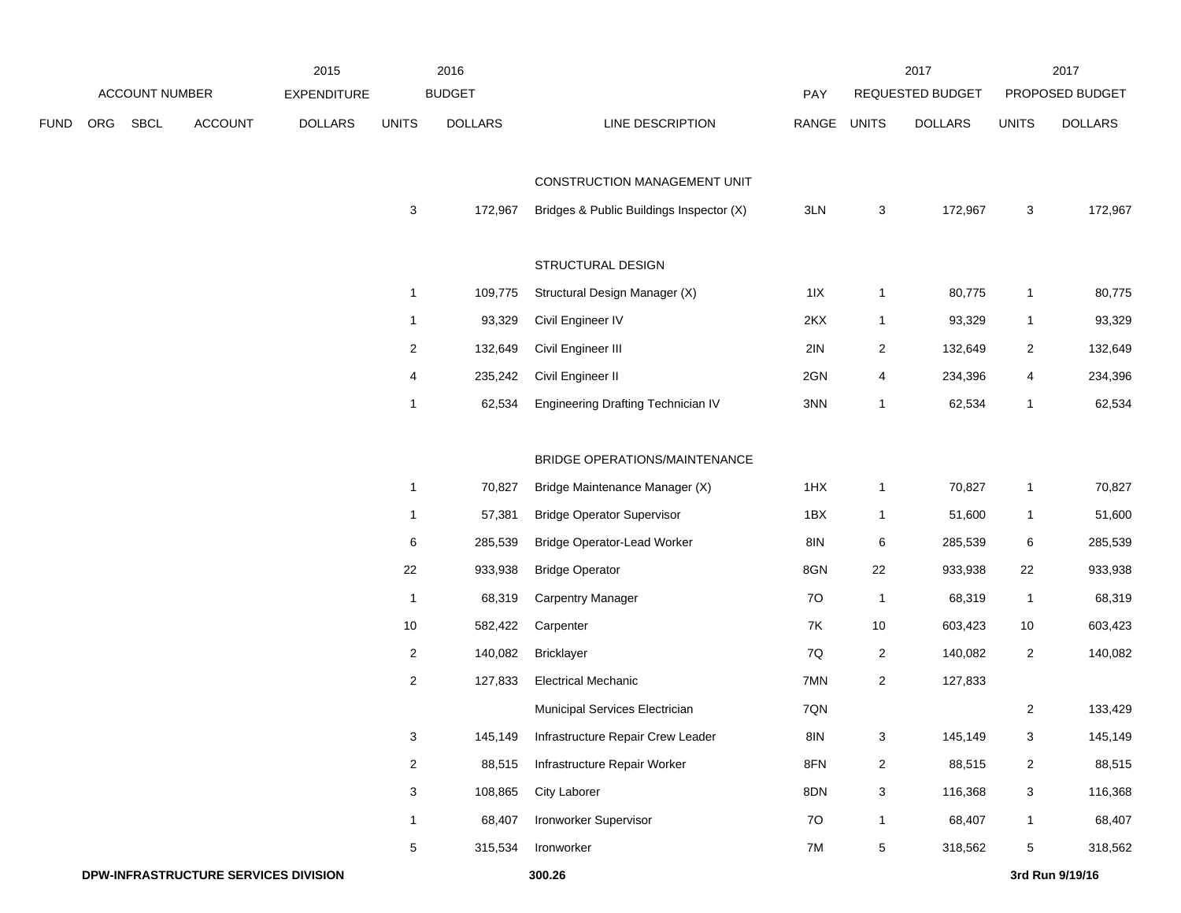| | ACCOUNT NUMBER | | | 2015 EXPENDITURE | 2016 BUDGET | | | PAY | 2017 REQUESTED BUDGET | | 2017 PROPOSED BUDGET | |
|---|---|---|---|---|---|---|---|---|---|---|---|---|
| FUND | ORG | SBCL | ACCOUNT | DOLLARS | UNITS | DOLLARS | LINE DESCRIPTION | RANGE | UNITS | DOLLARS | UNITS | DOLLARS |
| | | | | | | | CONSTRUCTION MANAGEMENT UNIT | | | | | |
| | | | | | 3 | 172,967 | Bridges & Public Buildings Inspector (X) | 3LN | 3 | 172,967 | 3 | 172,967 |
| | | | | | | | STRUCTURAL DESIGN | | | | | |
| | | | | | 1 | 109,775 | Structural Design Manager (X) | 1IX | 1 | 80,775 | 1 | 80,775 |
| | | | | | 1 | 93,329 | Civil Engineer IV | 2KX | 1 | 93,329 | 1 | 93,329 |
| | | | | | 2 | 132,649 | Civil Engineer III | 2IN | 2 | 132,649 | 2 | 132,649 |
| | | | | | 4 | 235,242 | Civil Engineer II | 2GN | 4 | 234,396 | 4 | 234,396 |
| | | | | | 1 | 62,534 | Engineering Drafting Technician IV | 3NN | 1 | 62,534 | 1 | 62,534 |
| | | | | | | | BRIDGE OPERATIONS/MAINTENANCE | | | | | |
| | | | | | 1 | 70,827 | Bridge Maintenance Manager (X) | 1HX | 1 | 70,827 | 1 | 70,827 |
| | | | | | 1 | 57,381 | Bridge Operator Supervisor | 1BX | 1 | 51,600 | 1 | 51,600 |
| | | | | | 6 | 285,539 | Bridge Operator-Lead Worker | 8IN | 6 | 285,539 | 6 | 285,539 |
| | | | | | 22 | 933,938 | Bridge Operator | 8GN | 22 | 933,938 | 22 | 933,938 |
| | | | | | 1 | 68,319 | Carpentry Manager | 7O | 1 | 68,319 | 1 | 68,319 |
| | | | | | 10 | 582,422 | Carpenter | 7K | 10 | 603,423 | 10 | 603,423 |
| | | | | | 2 | 140,082 | Bricklayer | 7Q | 2 | 140,082 | 2 | 140,082 |
| | | | | | 2 | 127,833 | Electrical Mechanic | 7MN | 2 | 127,833 | | |
| | | | | | | | Municipal Services Electrician | 7QN | | | 2 | 133,429 |
| | | | | | 3 | 145,149 | Infrastructure Repair Crew Leader | 8IN | 3 | 145,149 | 3 | 145,149 |
| | | | | | 2 | 88,515 | Infrastructure Repair Worker | 8FN | 2 | 88,515 | 2 | 88,515 |
| | | | | | 3 | 108,865 | City Laborer | 8DN | 3 | 116,368 | 3 | 116,368 |
| | | | | | 1 | 68,407 | Ironworker Supervisor | 7O | 1 | 68,407 | 1 | 68,407 |
| | | | | | 5 | 315,534 | Ironworker | 7M | 5 | 318,562 | 5 | 318,562 |

**DPW-INFRASTRUCTURE SERVICES DIVISION** 300.26 3rd Run 9/19/16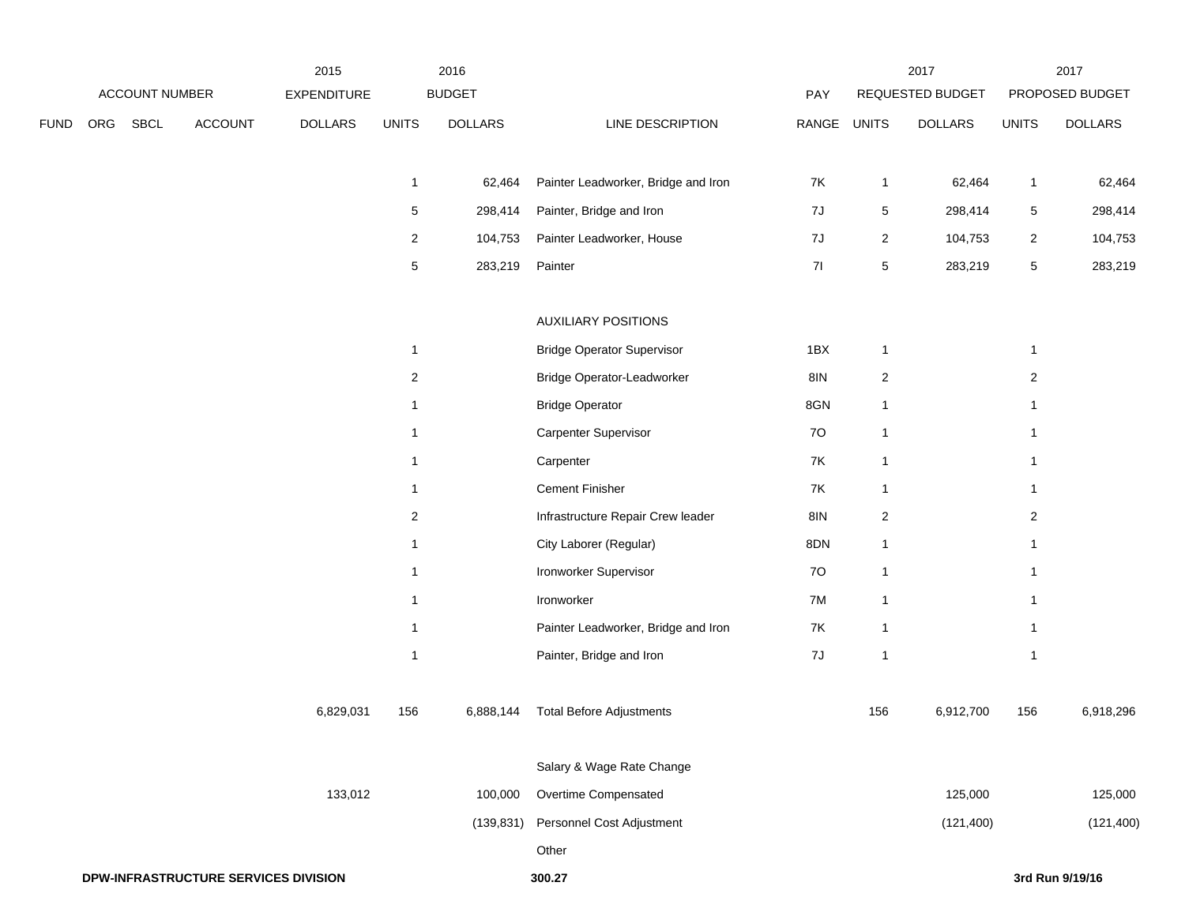| | ACCOUNT NUMBER | | | 2015 EXPENDITURE | 2016 BUDGET | | | PAY | 2017 REQUESTED BUDGET | | 2017 PROPOSED BUDGET | |
|---|---|---|---|---|---|---|---|---|---|---|---|---|
| FUND | ORG | SBCL | ACCOUNT | DOLLARS | UNITS | DOLLARS | LINE DESCRIPTION | RANGE | UNITS | DOLLARS | UNITS | DOLLARS |
| | | | | | 1 | 62,464 | Painter Leadworker, Bridge and Iron | 7K | 1 | 62,464 | 1 | 62,464 |
| | | | | | 5 | 298,414 | Painter, Bridge and Iron | 7J | 5 | 298,414 | 5 | 298,414 |
| | | | | | 2 | 104,753 | Painter Leadworker, House | 7J | 2 | 104,753 | 2 | 104,753 |
| | | | | | 5 | 283,219 | Painter | 7I | 5 | 283,219 | 5 | 283,219 |
| | | | | | | | AUXILIARY POSITIONS | | | | | |
| | | | | | 1 | | Bridge Operator Supervisor | 1BX | 1 | | 1 | |
| | | | | | 2 | | Bridge Operator-Leadworker | 8IN | 2 | | 2 | |
| | | | | | 1 | | Bridge Operator | 8GN | 1 | | 1 | |
| | | | | | 1 | | Carpenter Supervisor | 7O | 1 | | 1 | |
| | | | | | 1 | | Carpenter | 7K | 1 | | 1 | |
| | | | | | 1 | | Cement Finisher | 7K | 1 | | 1 | |
| | | | | | 2 | | Infrastructure Repair Crew leader | 8IN | 2 | | 2 | |
| | | | | | 1 | | City Laborer (Regular) | 8DN | 1 | | 1 | |
| | | | | | 1 | | Ironworker Supervisor | 7O | 1 | | 1 | |
| | | | | | 1 | | Ironworker | 7M | 1 | | 1 | |
| | | | | | 1 | | Painter Leadworker, Bridge and Iron | 7K | 1 | | 1 | |
| | | | | | 1 | | Painter, Bridge and Iron | 7J | 1 | | 1 | |
| | | | | 6,829,031 | 156 | 6,888,144 | Total Before Adjustments | | 156 | 6,912,700 | 156 | 6,918,296 |
| | | | | | | | Salary & Wage Rate Change | | | | | |
| | | | | 133,012 | | 100,000 | Overtime Compensated | | | 125,000 | | 125,000 |
| | | | | | | (139,831) | Personnel Cost Adjustment | | | (121,400) | | (121,400) |
| | | | | | | | Other | | | | | |

**DPW-INFRASTRUCTURE SERVICES DIVISION** **300.27** **3rd Run 9/19/16**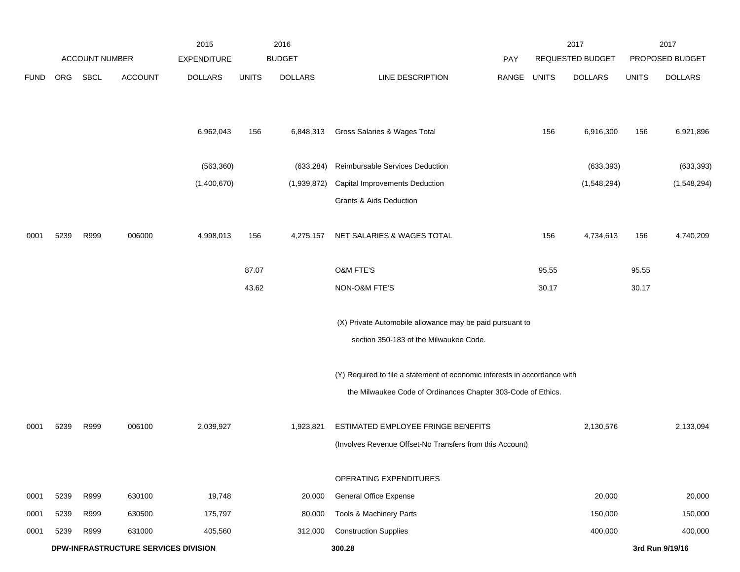| ACCOUNT NUMBER | | | | 2015 EXPENDITURE | 2016 BUDGET | | | PAY | 2017 REQUESTED BUDGET | | 2017 PROPOSED BUDGET | |
|---|---|---|---|---|---|---|---|---|---|---|---|---|
| FUND | ORG | SBCL | ACCOUNT | DOLLARS | UNITS | DOLLARS | LINE DESCRIPTION | RANGE | UNITS | DOLLARS | UNITS | DOLLARS |
| | | | | 6,962,043 | 156 | 6,848,313 | Gross Salaries & Wages Total | | 156 | 6,916,300 | 156 | 6,921,896 |
| | | | | (563,360) | | (633,284) | Reimbursable Services Deduction | | | (633,393) | | (633,393) |
| | | | | (1,400,670) | | (1,939,872) | Capital Improvements Deduction | | | (1,548,294) | | (1,548,294) |
| | | | | | | | Grants & Aids Deduction | | | | | |
| 0001 | 5239 | R999 | 006000 | 4,998,013 | 156 | 4,275,157 | NET SALARIES & WAGES TOTAL | | 156 | 4,734,613 | 156 | 4,740,209 |
| | | | | | 87.07 | | O&M FTE'S | | 95.55 | | 95.55 | |
| | | | | | 43.62 | | NON-O&M FTE'S | | 30.17 | | 30.17 | |
| | | | | | | | (X) Private Automobile allowance may be paid pursuant to section 350-183 of the Milwaukee Code. | | | | | |
| | | | | | | | (Y) Required to file a statement of economic interests in accordance with the Milwaukee Code of Ordinances Chapter 303-Code of Ethics. | | | | | |
| 0001 | 5239 | R999 | 006100 | 2,039,927 | | 1,923,821 | ESTIMATED EMPLOYEE FRINGE BENEFITS (Involves Revenue Offset-No Transfers from this Account) | | | 2,130,576 | | 2,133,094 |
| | | | | | | | OPERATING EXPENDITURES | | | | | |
| 0001 | 5239 | R999 | 630100 | 19,748 | | 20,000 | General Office Expense | | | 20,000 | | 20,000 |
| 0001 | 5239 | R999 | 630500 | 175,797 | | 80,000 | Tools & Machinery Parts | | | 150,000 | | 150,000 |
| 0001 | 5239 | R999 | 631000 | 405,560 | | 312,000 | Construction Supplies | | | 400,000 | | 400,000 |

**DPW-INFRASTRUCTURE SERVICES DIVISION** **300.28** **3rd Run 9/19/16**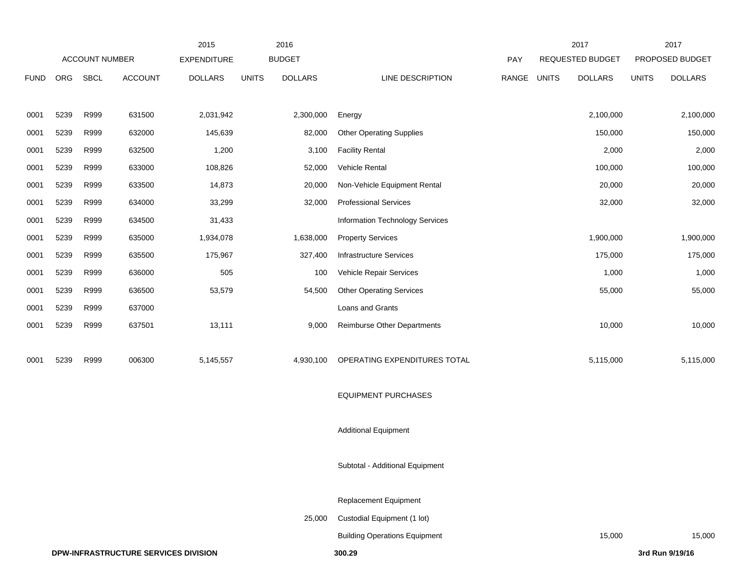| ACCOUNT NUMBER | | | | 2015 EXPENDITURE | 2016 BUDGET | | | PAY | 2017 REQUESTED BUDGET | | 2017 PROPOSED BUDGET | |
|---|---|---|---|---|---|---|---|---|---|---|---|---|
| FUND | ORG | SBCL | ACCOUNT | DOLLARS | UNITS | DOLLARS | LINE DESCRIPTION | RANGE | UNITS | DOLLARS | UNITS | DOLLARS |
| 0001 | 5239 | R999 | 631500 | 2,031,942 | | 2,300,000 | Energy | | | 2,100,000 | | 2,100,000 |
| 0001 | 5239 | R999 | 632000 | 145,639 | | 82,000 | Other Operating Supplies | | | 150,000 | | 150,000 |
| 0001 | 5239 | R999 | 632500 | 1,200 | | 3,100 | Facility Rental | | | 2,000 | | 2,000 |
| 0001 | 5239 | R999 | 633000 | 108,826 | | 52,000 | Vehicle Rental | | | 100,000 | | 100,000 |
| 0001 | 5239 | R999 | 633500 | 14,873 | | 20,000 | Non-Vehicle Equipment Rental | | | 20,000 | | 20,000 |
| 0001 | 5239 | R999 | 634000 | 33,299 | | 32,000 | Professional Services | | | 32,000 | | 32,000 |
| 0001 | 5239 | R999 | 634500 | 31,433 | | | Information Technology Services | | | | | |
| 0001 | 5239 | R999 | 635000 | 1,934,078 | | 1,638,000 | Property Services | | | 1,900,000 | | 1,900,000 |
| 0001 | 5239 | R999 | 635500 | 175,967 | | 327,400 | Infrastructure Services | | | 175,000 | | 175,000 |
| 0001 | 5239 | R999 | 636000 | 505 | | 100 | Vehicle Repair Services | | | 1,000 | | 1,000 |
| 0001 | 5239 | R999 | 636500 | 53,579 | | 54,500 | Other Operating Services | | | 55,000 | | 55,000 |
| 0001 | 5239 | R999 | 637000 | | | | Loans and Grants | | | | | |
| 0001 | 5239 | R999 | 637501 | 13,111 | | 9,000 | Reimburse Other Departments | | | 10,000 | | 10,000 |
| 0001 | 5239 | R999 | 006300 | 5,145,557 | | 4,930,100 | OPERATING EXPENDITURES TOTAL | | | 5,115,000 | | 5,115,000 |
| | | | | | | | EQUIPMENT PURCHASES | | | | | |
| | | | | | | | Additional Equipment | | | | | |
| | | | | | | | Subtotal - Additional Equipment | | | | | |
| | | | | | | | Replacement Equipment | | | | | |
| | | | | | | 25,000 | Custodial Equipment (1 lot) | | | | | |
| | | | | | | | Building Operations Equipment | | | 15,000 | | 15,000 |

DPW-INFRASTRUCTURE SERVICES DIVISION 300.29 3rd Run 9/19/16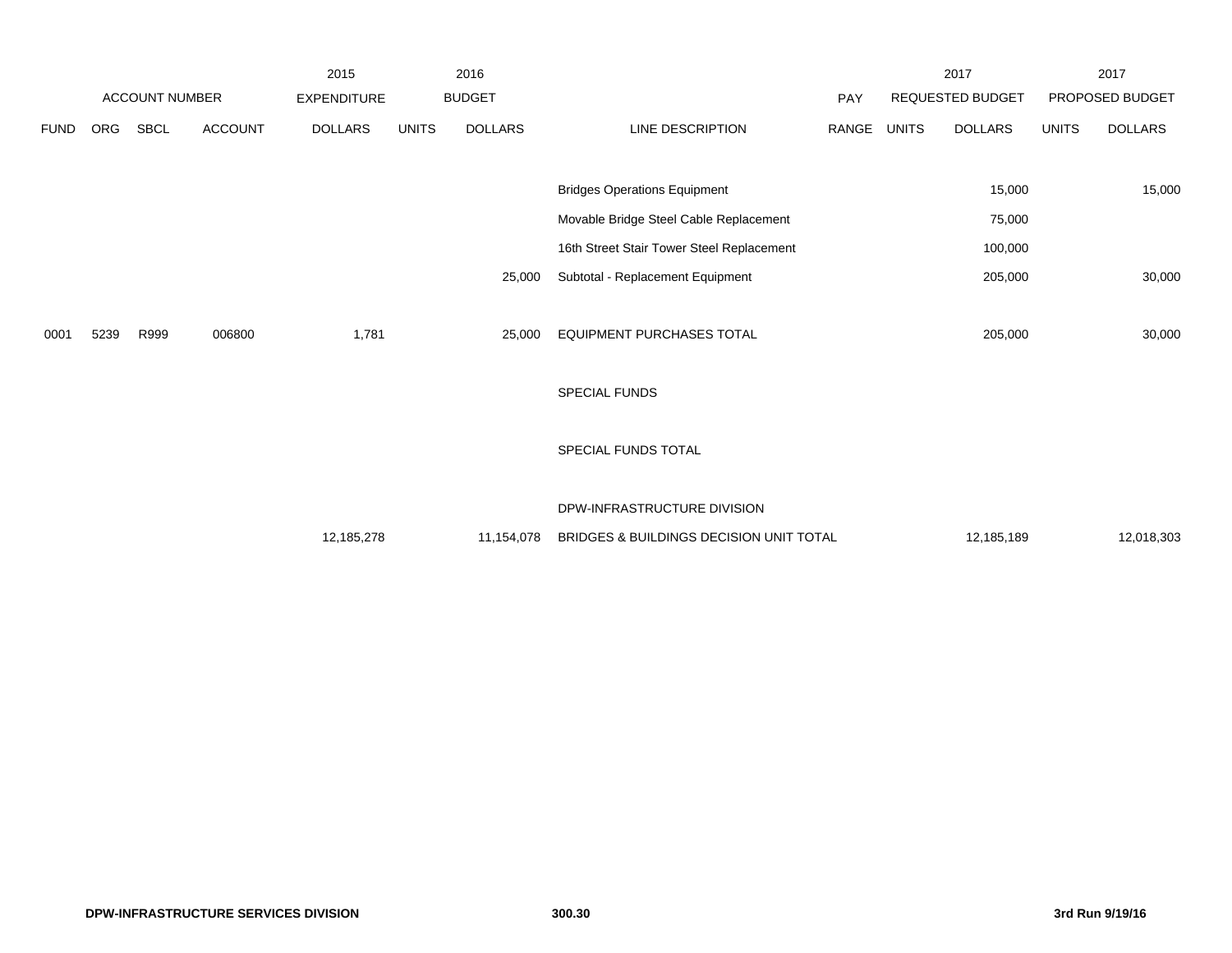| FUND | ORG | SBCL | ACCOUNT | 2015 EXPENDITURE DOLLARS | 2016 BUDGET UNITS | 2016 BUDGET DOLLARS | LINE DESCRIPTION | PAY RANGE | 2017 REQUESTED BUDGET UNITS | 2017 REQUESTED BUDGET DOLLARS | 2017 PROPOSED BUDGET UNITS | 2017 PROPOSED BUDGET DOLLARS |
|---|---|---|---|---|---|---|---|---|---|---|---|---|
| | | | | | | | Bridges Operations Equipment | | | 15,000 | | 15,000 |
| | | | | | | | Movable Bridge Steel Cable Replacement | | | 75,000 | | |
| | | | | | | | 16th Street Stair Tower Steel Replacement | | | 100,000 | | |
| | | | | | | 25,000 | Subtotal - Replacement Equipment | | | 205,000 | | 30,000 |
| 0001 | 5239 | R999 | 006800 | 1,781 | | 25,000 | EQUIPMENT PURCHASES TOTAL | | | 205,000 | | 30,000 |
| | | | | | | | SPECIAL FUNDS | | | | | |
| | | | | | | | SPECIAL FUNDS TOTAL | | | | | |
| | | | | | | | DPW-INFRASTRUCTURE DIVISION | | | | | |
| | | | | 12,185,278 | | 11,154,078 | BRIDGES & BUILDINGS DECISION UNIT TOTAL | | | 12,185,189 | | 12,018,303 |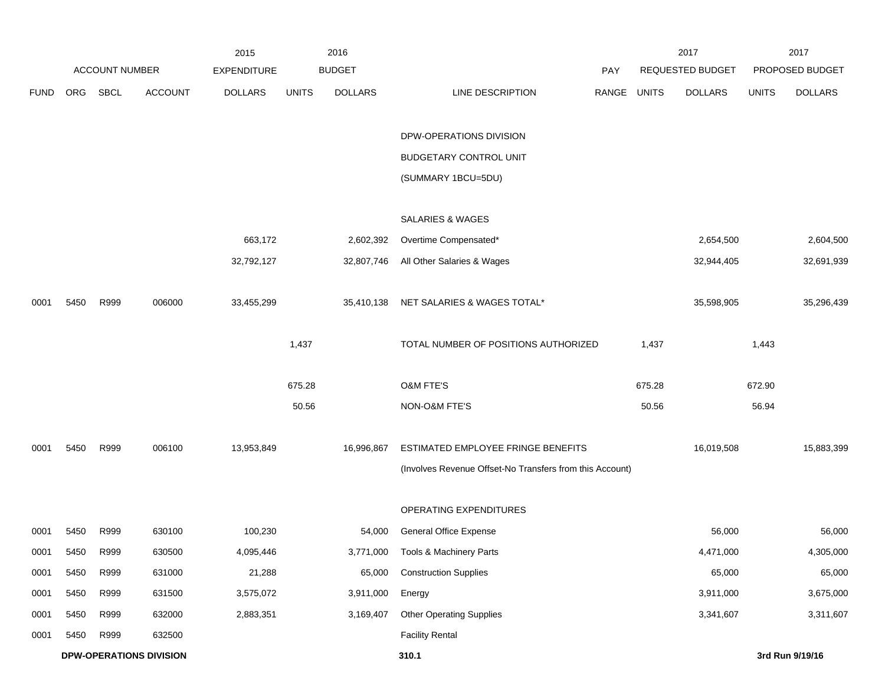| ACCOUNT NUMBER | | | | 2015 EXPENDITURE | 2016 BUDGET | | | PAY | 2017 REQUESTED BUDGET | | 2017 PROPOSED BUDGET | |
|---|---|---|---|---|---|---|---|---|---|---|---|---|
| FUND | ORG | SBCL | ACCOUNT | DOLLARS | UNITS | DOLLARS | LINE DESCRIPTION | RANGE | UNITS | DOLLARS | UNITS | DOLLARS |
| | | | | | | | DPW-OPERATIONS DIVISION | | | | | |
| | | | | | | | BUDGETARY CONTROL UNIT | | | | | |
| | | | | | | | (SUMMARY 1BCU=5DU) | | | | | |
| | | | | | | | SALARIES & WAGES | | | | | |
| | | | | 663,172 | | 2,602,392 | Overtime Compensated* | | | 2,654,500 | | 2,604,500 |
| | | | | 32,792,127 | | 32,807,746 | All Other Salaries & Wages | | | 32,944,405 | | 32,691,939 |
| 0001 | 5450 | R999 | 006000 | 33,455,299 | | 35,410,138 | NET SALARIES & WAGES TOTAL* | | | 35,598,905 | | 35,296,439 |
| | | | | | 1,437 | | TOTAL NUMBER OF POSITIONS AUTHORIZED | | 1,437 | | 1,443 | |
| | | | | | 675.28 | | O&M FTE'S | | 675.28 | | 672.90 | |
| | | | | | 50.56 | | NON-O&M FTE'S | | 50.56 | | 56.94 | |
| 0001 | 5450 | R999 | 006100 | 13,953,849 | | 16,996,867 | ESTIMATED EMPLOYEE FRINGE BENEFITS | | | 16,019,508 | | 15,883,399 |
| | | | | | | | (Involves Revenue Offset-No Transfers from this Account) | | | | | |
| | | | | | | | OPERATING EXPENDITURES | | | | | |
| 0001 | 5450 | R999 | 630100 | 100,230 | | 54,000 | General Office Expense | | | 56,000 | | 56,000 |
| 0001 | 5450 | R999 | 630500 | 4,095,446 | | 3,771,000 | Tools & Machinery Parts | | | 4,471,000 | | 4,305,000 |
| 0001 | 5450 | R999 | 631000 | 21,288 | | 65,000 | Construction Supplies | | | 65,000 | | 65,000 |
| 0001 | 5450 | R999 | 631500 | 3,575,072 | | 3,911,000 | Energy | | | 3,911,000 | | 3,675,000 |
| 0001 | 5450 | R999 | 632000 | 2,883,351 | | 3,169,407 | Other Operating Supplies | | | 3,341,607 | | 3,311,607 |
| 0001 | 5450 | R999 | 632500 | | | | Facility Rental | | | | | |

**DPW-OPERATIONS DIVISION** **310.1** **3rd Run 9/19/16**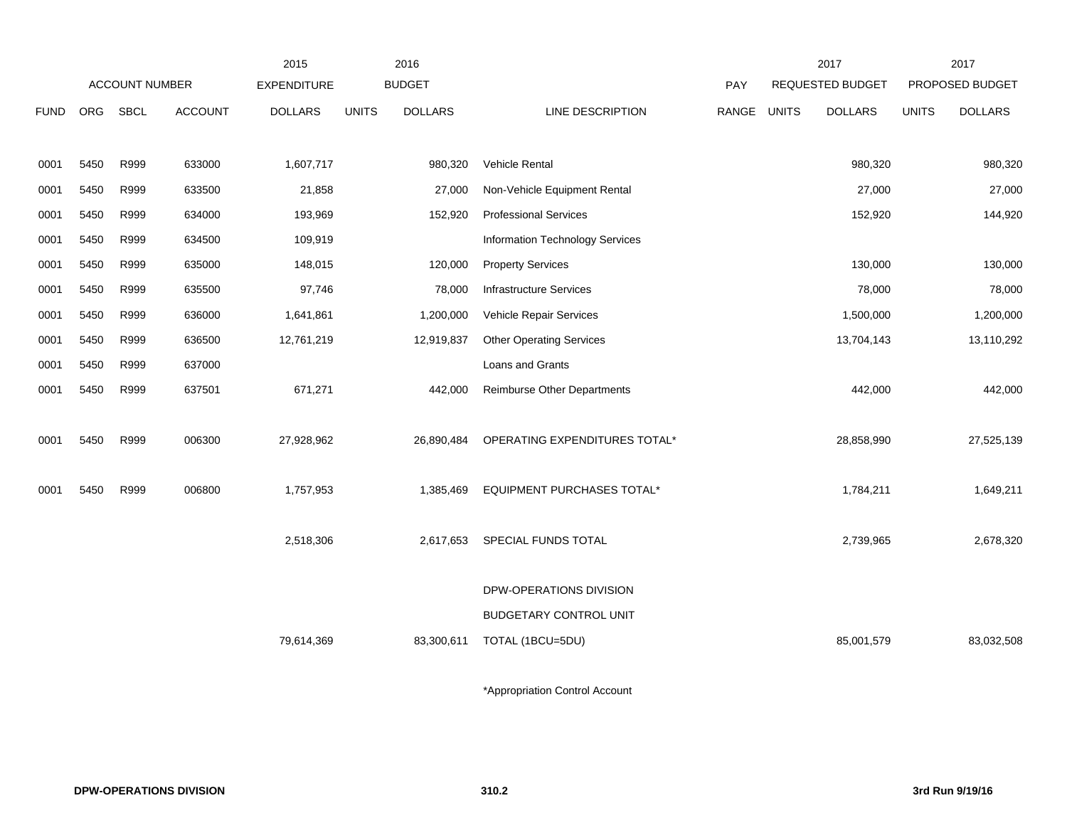| | ACCOUNT NUMBER | | | 2015 EXPENDITURE | 2016 BUDGET | | | PAY | 2017 REQUESTED BUDGET | | 2017 PROPOSED BUDGET | |
|---|---|---|---|---|---|---|---|---|---|---|---|---|
| FUND | ORG | SBCL | ACCOUNT | DOLLARS | UNITS | DOLLARS | LINE DESCRIPTION | RANGE | UNITS | DOLLARS | UNITS | DOLLARS |
| 0001 | 5450 | R999 | 633000 | 1,607,717 | | 980,320 | Vehicle Rental | | | 980,320 | | 980,320 |
| 0001 | 5450 | R999 | 633500 | 21,858 | | 27,000 | Non-Vehicle Equipment Rental | | | 27,000 | | 27,000 |
| 0001 | 5450 | R999 | 634000 | 193,969 | | 152,920 | Professional Services | | | 152,920 | | 144,920 |
| 0001 | 5450 | R999 | 634500 | 109,919 | | | Information Technology Services | | | | | |
| 0001 | 5450 | R999 | 635000 | 148,015 | | 120,000 | Property Services | | | 130,000 | | 130,000 |
| 0001 | 5450 | R999 | 635500 | 97,746 | | 78,000 | Infrastructure Services | | | 78,000 | | 78,000 |
| 0001 | 5450 | R999 | 636000 | 1,641,861 | | 1,200,000 | Vehicle Repair Services | | | 1,500,000 | | 1,200,000 |
| 0001 | 5450 | R999 | 636500 | 12,761,219 | | 12,919,837 | Other Operating Services | | | 13,704,143 | | 13,110,292 |
| 0001 | 5450 | R999 | 637000 | | | | Loans and Grants | | | | | |
| 0001 | 5450 | R999 | 637501 | 671,271 | | 442,000 | Reimburse Other Departments | | | 442,000 | | 442,000 |
| 0001 | 5450 | R999 | 006300 | 27,928,962 | | 26,890,484 | OPERATING EXPENDITURES TOTAL* | | | 28,858,990 | | 27,525,139 |
| 0001 | 5450 | R999 | 006800 | 1,757,953 | | 1,385,469 | EQUIPMENT PURCHASES TOTAL* | | | 1,784,211 | | 1,649,211 |
| | | | | 2,518,306 | | 2,617,653 | SPECIAL FUNDS TOTAL | | | 2,739,965 | | 2,678,320 |
| | | | | 79,614,369 | | 83,300,611 | DPW-OPERATIONS DIVISION BUDGETARY CONTROL UNIT TOTAL (1BCU=5DU) | | | 85,001,579 | | 83,032,508 |

*Appropriation Control Account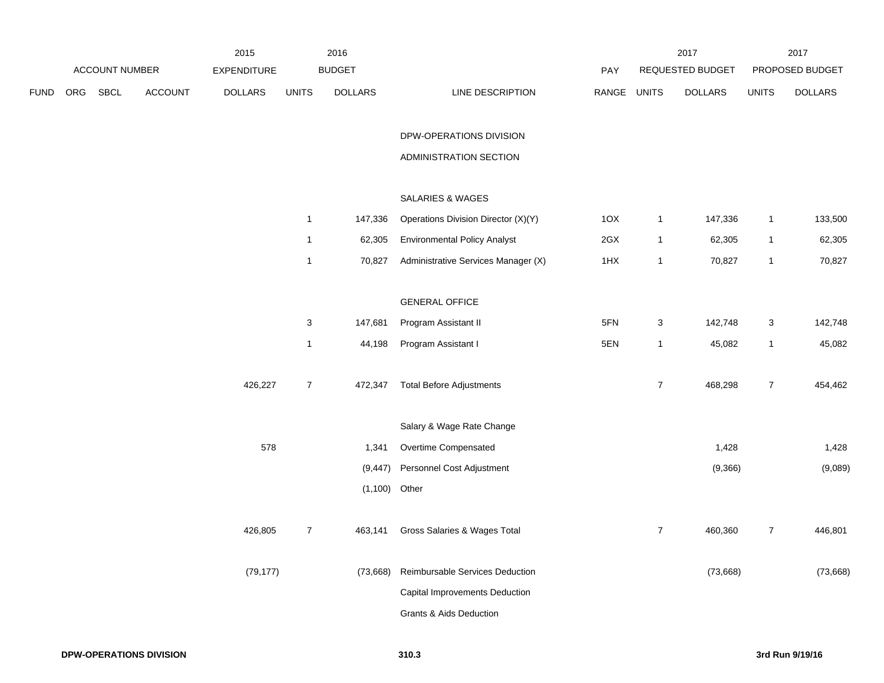| | | | | 2015 | | 2016 | | | | 2017 | | 2017 |
|---|---|---|---|---|---|---|---|---|---|---|---|---|
| | ACCOUNT NUMBER | | | EXPENDITURE | | BUDGET | | PAY | | REQUESTED BUDGET | | PROPOSED BUDGET |
| FUND | ORG | SBCL | ACCOUNT | DOLLARS | UNITS | DOLLARS | LINE DESCRIPTION | RANGE | UNITS | DOLLARS | UNITS | DOLLARS |
| | | | | | | | DPW-OPERATIONS DIVISION | | | | | |
| | | | | | | | ADMINISTRATION SECTION | | | | | |
| | | | | | | | SALARIES & WAGES | | | | | |
| | | | | | 1 | 147,336 | Operations Division Director (X)(Y) | 1OX | 1 | 147,336 | 1 | 133,500 |
| | | | | | 1 | 62,305 | Environmental Policy Analyst | 2GX | 1 | 62,305 | 1 | 62,305 |
| | | | | | 1 | 70,827 | Administrative Services Manager (X) | 1HX | 1 | 70,827 | 1 | 70,827 |
| | | | | | | | GENERAL OFFICE | | | | | |
| | | | | | 3 | 147,681 | Program Assistant II | 5FN | 3 | 142,748 | 3 | 142,748 |
| | | | | | 1 | 44,198 | Program Assistant I | 5EN | 1 | 45,082 | 1 | 45,082 |
| | | | | 426,227 | 7 | 472,347 | Total Before Adjustments | | 7 | 468,298 | 7 | 454,462 |
| | | | | | | | Salary & Wage Rate Change | | | | | |
| | | | | 578 | | 1,341 | Overtime Compensated | | | 1,428 | | 1,428 |
| | | | | | | (9,447) | Personnel Cost Adjustment | | | (9,366) | | (9,089) |
| | | | | | | (1,100) | Other | | | | | |
| | | | | 426,805 | 7 | 463,141 | Gross Salaries & Wages Total | | 7 | 460,360 | 7 | 446,801 |
| | | | | (79,177) | | (73,668) | Reimbursable Services Deduction | | | (73,668) | | (73,668) |
| | | | | | | | Capital Improvements Deduction | | | | | |
| | | | | | | | Grants & Aids Deduction | | | | | |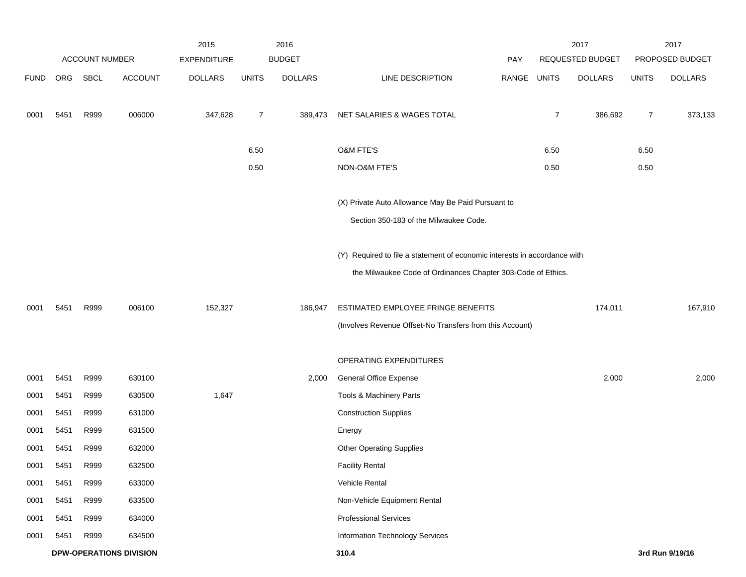| | | | | 2015 | | 2016 | | | | 2017 | | 2017 |
|---|---|---|---|---|---|---|---|---|---|---|---|---|
| | ACCOUNT NUMBER | | | EXPENDITURE | | BUDGET | | PAY | | REQUESTED BUDGET | | PROPOSED BUDGET |
| FUND | ORG | SBCL | ACCOUNT | DOLLARS | UNITS | DOLLARS | LINE DESCRIPTION | RANGE | UNITS | DOLLARS | UNITS | DOLLARS |
| 0001 | 5451 | R999 | 006000 | 347,628 | 7 | 389,473 | NET SALARIES & WAGES TOTAL | | 7 | 386,692 | 7 | 373,133 |
| | | | | | 6.50 | | O&M FTE'S | | 6.50 | | 6.50 | |
| | | | | | 0.50 | | NON-O&M FTE'S | | 0.50 | | 0.50 | |
| | | | | | | | (X) Private Auto Allowance May Be Paid Pursuant to Section 350-183 of the Milwaukee Code. | | | | | |
| | | | | | | | (Y) Required to file a statement of economic interests in accordance with the Milwaukee Code of Ordinances Chapter 303-Code of Ethics. | | | | | |
| 0001 | 5451 | R999 | 006100 | 152,327 | | 186,947 | ESTIMATED EMPLOYEE FRINGE BENEFITS (Involves Revenue Offset-No Transfers from this Account) | | | 174,011 | | 167,910 |
| | | | | | | | OPERATING EXPENDITURES | | | | | |
| 0001 | 5451 | R999 | 630100 | | | 2,000 | General Office Expense | | | 2,000 | | 2,000 |
| 0001 | 5451 | R999 | 630500 | 1,647 | | | Tools & Machinery Parts | | | | | |
| 0001 | 5451 | R999 | 631000 | | | | Construction Supplies | | | | | |
| 0001 | 5451 | R999 | 631500 | | | | Energy | | | | | |
| 0001 | 5451 | R999 | 632000 | | | | Other Operating Supplies | | | | | |
| 0001 | 5451 | R999 | 632500 | | | | Facility Rental | | | | | |
| 0001 | 5451 | R999 | 633000 | | | | Vehicle Rental | | | | | |
| 0001 | 5451 | R999 | 633500 | | | | Non-Vehicle Equipment Rental | | | | | |
| 0001 | 5451 | R999 | 634000 | | | | Professional Services | | | | | |
| 0001 | 5451 | R999 | 634500 | | | | Information Technology Services | | | | | |

**DPW-OPERATIONS DIVISION** **310.4** **3rd Run 9/19/16**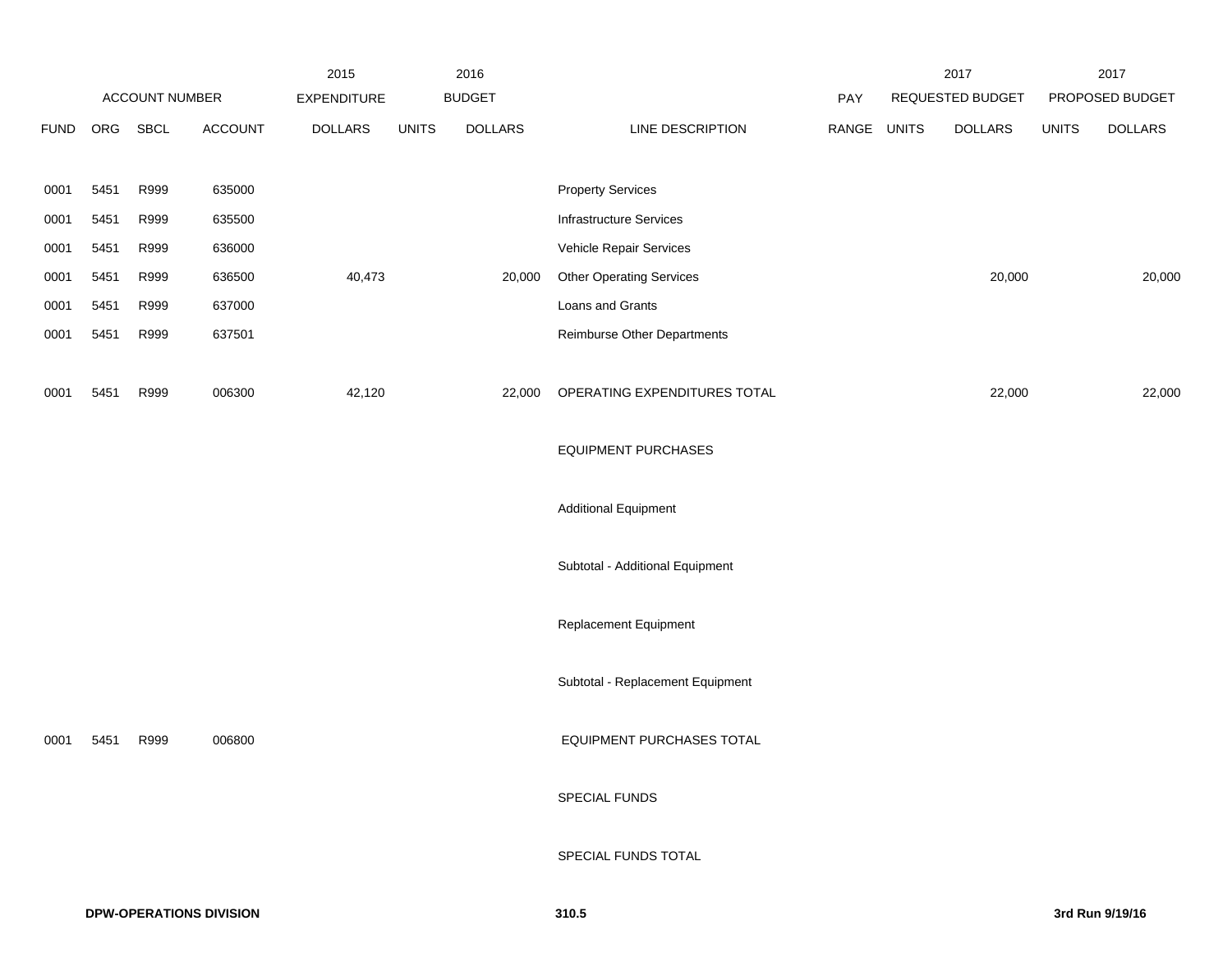| ACCOUNT NUMBER | | | | 2015 EXPENDITURE | 2016 BUDGET | | | PAY | 2017 REQUESTED BUDGET | | 2017 PROPOSED BUDGET | |
|---|---|---|---|---|---|---|---|---|---|---|---|---|
| FUND | ORG | SBCL | ACCOUNT | DOLLARS | UNITS | DOLLARS | LINE DESCRIPTION | RANGE | UNITS | DOLLARS | UNITS | DOLLARS |
| 0001 | 5451 | R999 | 635000 | | | | Property Services | | | | | |
| 0001 | 5451 | R999 | 635500 | | | | Infrastructure Services | | | | | |
| 0001 | 5451 | R999 | 636000 | | | | Vehicle Repair Services | | | | | |
| 0001 | 5451 | R999 | 636500 | 40,473 | | 20,000 | Other Operating Services | | | 20,000 | | 20,000 |
| 0001 | 5451 | R999 | 637000 | | | | Loans and Grants | | | | | |
| 0001 | 5451 | R999 | 637501 | | | | Reimburse Other Departments | | | | | |
| 0001 | 5451 | R999 | 006300 | 42,120 | | 22,000 | OPERATING EXPENDITURES TOTAL | | | 22,000 | | 22,000 |
| | | | | | | | EQUIPMENT PURCHASES | | | | | |
| | | | | | | | Additional Equipment | | | | | |
| | | | | | | | Subtotal - Additional Equipment | | | | | |
| | | | | | | | Replacement Equipment | | | | | |
| | | | | | | | Subtotal - Replacement Equipment | | | | | |
| 0001 | 5451 | R999 | 006800 | | | | EQUIPMENT PURCHASES TOTAL | | | | | |
| | | | | | | | SPECIAL FUNDS | | | | | |
| | | | | | | | SPECIAL FUNDS TOTAL | | | | | |

**DPW-OPERATIONS DIVISION** **310.5** **3rd Run 9/19/16**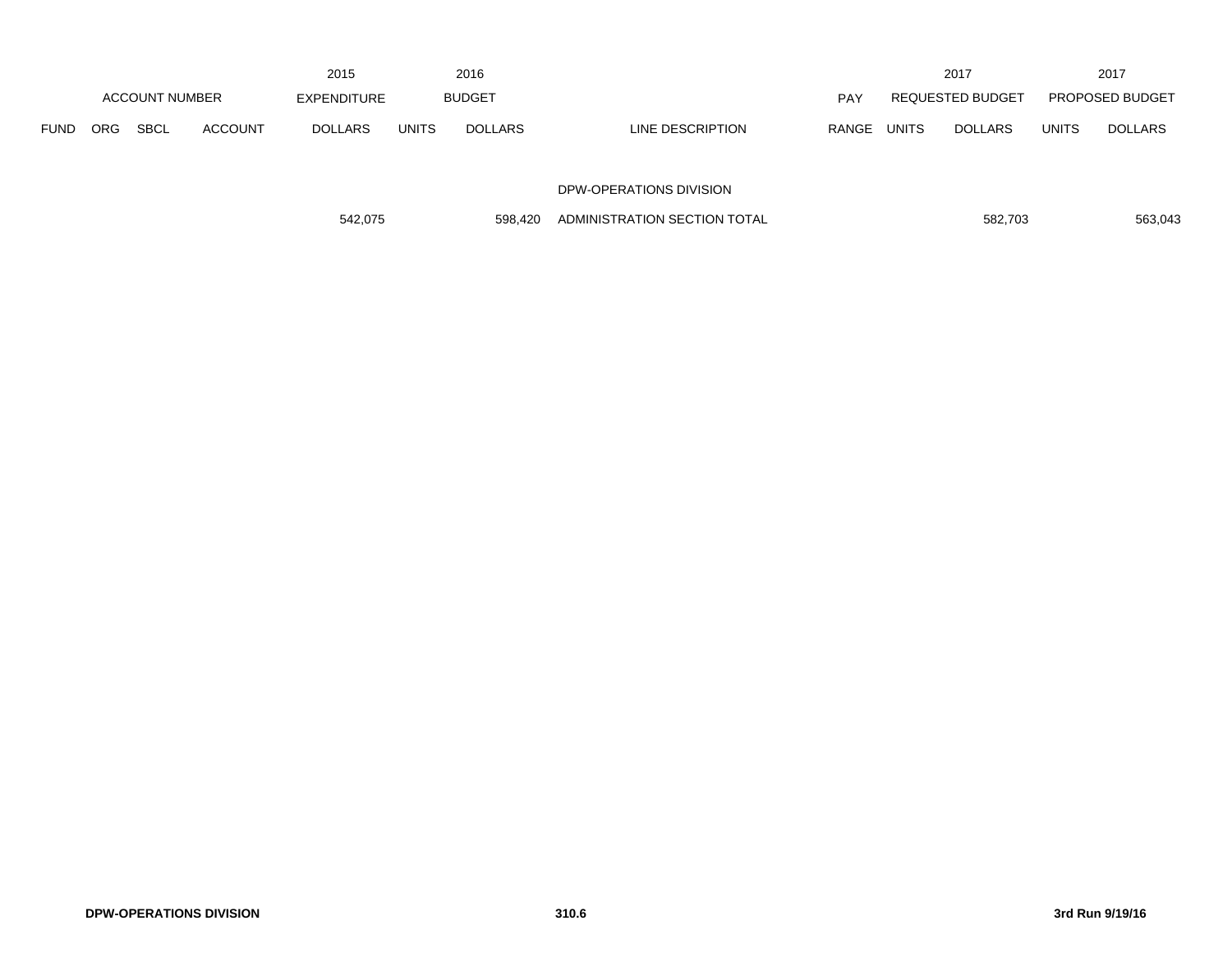| | ACCOUNT NUMBER | | | 2015 EXPENDITURE | 2016 BUDGET | | | PAY | 2017 REQUESTED BUDGET | | 2017 PROPOSED BUDGET | |
|---|---|---|---|---|---|---|---|---|---|---|---|---|
| FUND | ORG | SBCL | ACCOUNT | DOLLARS | UNITS | DOLLARS | LINE DESCRIPTION | RANGE | UNITS | DOLLARS | UNITS | DOLLARS |
| | | | | | | | DPW-OPERATIONS DIVISION | | | | | |
| | | | | 542,075 | | 598,420 | ADMINISTRATION SECTION TOTAL | | | 582,703 | | 563,043 |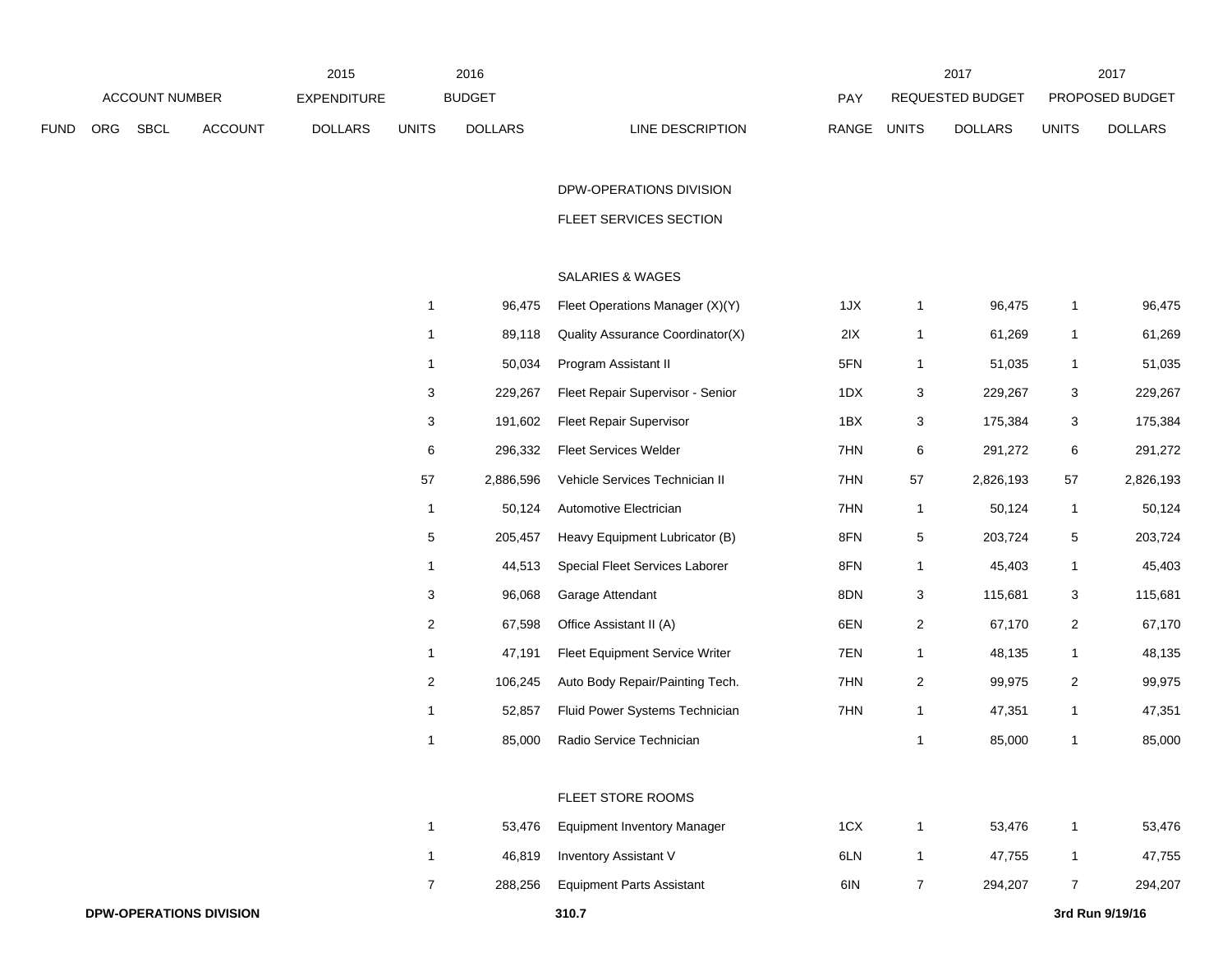| | ACCOUNT NUMBER | | | 2015 EXPENDITURE | 2016 BUDGET | | | PAY | 2017 REQUESTED BUDGET | | 2017 PROPOSED BUDGET | |
|---|---|---|---|---|---|---|---|---|---|---|---|---|
| FUND | ORG | SBCL | ACCOUNT | DOLLARS | UNITS | DOLLARS | LINE DESCRIPTION | RANGE | UNITS | DOLLARS | UNITS | DOLLARS |
| | | | | | | | DPW-OPERATIONS DIVISION | | | | | |
| | | | | | | | FLEET SERVICES SECTION | | | | | |
| | | | | | | | SALARIES & WAGES | | | | | |
| | | | | | 1 | 96,475 | Fleet Operations Manager (X)(Y) | 1JX | 1 | 96,475 | 1 | 96,475 |
| | | | | | 1 | 89,118 | Quality Assurance Coordinator(X) | 2IX | 1 | 61,269 | 1 | 61,269 |
| | | | | | 1 | 50,034 | Program Assistant II | 5FN | 1 | 51,035 | 1 | 51,035 |
| | | | | | 3 | 229,267 | Fleet Repair Supervisor - Senior | 1DX | 3 | 229,267 | 3 | 229,267 |
| | | | | | 3 | 191,602 | Fleet Repair Supervisor | 1BX | 3 | 175,384 | 3 | 175,384 |
| | | | | | 6 | 296,332 | Fleet Services Welder | 7HN | 6 | 291,272 | 6 | 291,272 |
| | | | | | 57 | 2,886,596 | Vehicle Services Technician II | 7HN | 57 | 2,826,193 | 57 | 2,826,193 |
| | | | | | 1 | 50,124 | Automotive Electrician | 7HN | 1 | 50,124 | 1 | 50,124 |
| | | | | | 5 | 205,457 | Heavy Equipment Lubricator (B) | 8FN | 5 | 203,724 | 5 | 203,724 |
| | | | | | 1 | 44,513 | Special Fleet Services Laborer | 8FN | 1 | 45,403 | 1 | 45,403 |
| | | | | | 3 | 96,068 | Garage Attendant | 8DN | 3 | 115,681 | 3 | 115,681 |
| | | | | | 2 | 67,598 | Office Assistant II (A) | 6EN | 2 | 67,170 | 2 | 67,170 |
| | | | | | 1 | 47,191 | Fleet Equipment Service Writer | 7EN | 1 | 48,135 | 1 | 48,135 |
| | | | | | 2 | 106,245 | Auto Body Repair/Painting Tech. | 7HN | 2 | 99,975 | 2 | 99,975 |
| | | | | | 1 | 52,857 | Fluid Power Systems Technician | 7HN | 1 | 47,351 | 1 | 47,351 |
| | | | | | 1 | 85,000 | Radio Service Technician | | 1 | 85,000 | 1 | 85,000 |
| | | | | | | | FLEET STORE ROOMS | | | | | |
| | | | | | 1 | 53,476 | Equipment Inventory Manager | 1CX | 1 | 53,476 | 1 | 53,476 |
| | | | | | 1 | 46,819 | Inventory Assistant V | 6LN | 1 | 47,755 | 1 | 47,755 |
| | | | | | 7 | 288,256 | Equipment Parts Assistant | 6IN | 7 | 294,207 | 7 | 294,207 |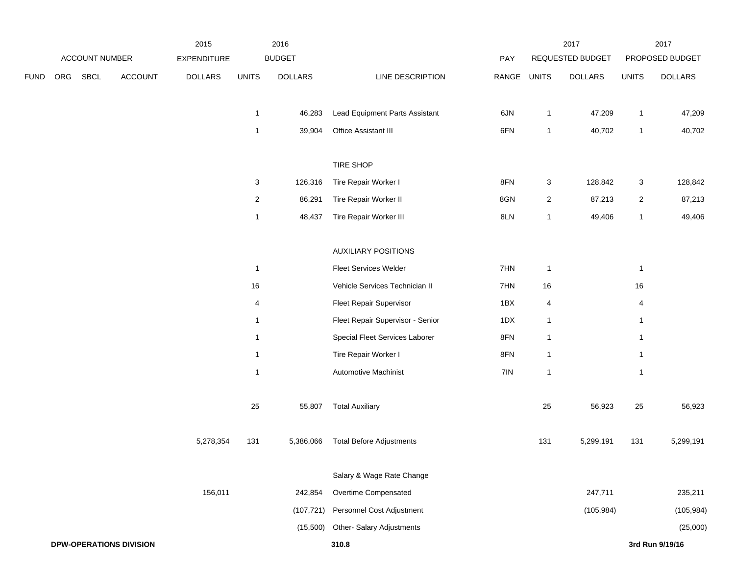| ACCOUNT NUMBER | | | | 2015 EXPENDITURE | 2016 BUDGET | | | PAY | 2017 REQUESTED BUDGET | | 2017 PROPOSED BUDGET | |
|---|---|---|---|---|---|---|---|---|---|---|---|---|
| FUND | ORG | SBCL | ACCOUNT | DOLLARS | UNITS | DOLLARS | LINE DESCRIPTION | RANGE | UNITS | DOLLARS | UNITS | DOLLARS |
| | | | | | 1 | 46,283 | Lead Equipment Parts Assistant | 6JN | 1 | 47,209 | 1 | 47,209 |
| | | | | | 1 | 39,904 | Office Assistant III | 6FN | 1 | 40,702 | 1 | 40,702 |
| | | | | | | | TIRE SHOP | | | | | |
| | | | | | 3 | 126,316 | Tire Repair Worker I | 8FN | 3 | 128,842 | 3 | 128,842 |
| | | | | | 2 | 86,291 | Tire Repair Worker II | 8GN | 2 | 87,213 | 2 | 87,213 |
| | | | | | 1 | 48,437 | Tire Repair Worker III | 8LN | 1 | 49,406 | 1 | 49,406 |
| | | | | | | | AUXILIARY POSITIONS | | | | | |
| | | | | | 1 | | Fleet Services Welder | 7HN | 1 | | 1 | |
| | | | | | 16 | | Vehicle Services Technician II | 7HN | 16 | | 16 | |
| | | | | | 4 | | Fleet Repair Supervisor | 1BX | 4 | | 4 | |
| | | | | | 1 | | Fleet Repair Supervisor - Senior | 1DX | 1 | | 1 | |
| | | | | | 1 | | Special Fleet Services Laborer | 8FN | 1 | | 1 | |
| | | | | | 1 | | Tire Repair Worker I | 8FN | 1 | | 1 | |
| | | | | | 1 | | Automotive Machinist | 7IN | 1 | | 1 | |
| | | | | | 25 | 55,807 | Total Auxiliary | | 25 | 56,923 | 25 | 56,923 |
| | | | | 5,278,354 | 131 | 5,386,066 | Total Before Adjustments | | 131 | 5,299,191 | 131 | 5,299,191 |
| | | | | | | | Salary & Wage Rate Change | | | | | |
| | | | | 156,011 | | 242,854 | Overtime Compensated | | | 247,711 | | 235,211 |
| | | | | | | (107,721) | Personnel Cost Adjustment | | | (105,984) | | (105,984) |
| | | | | | | (15,500) | Other- Salary Adjustments | | | | | (25,000) |

**DPW-OPERATIONS DIVISION** **310.8** **3rd Run 9/19/16**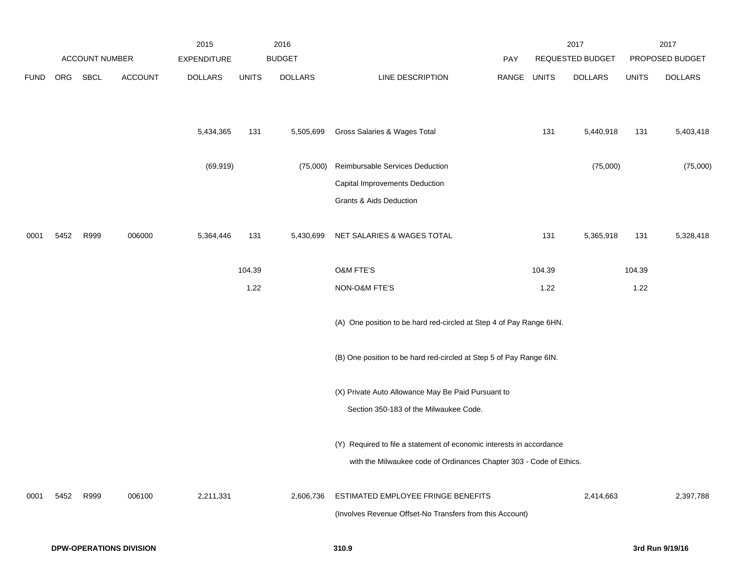| | ACCOUNT NUMBER | | | 2015 EXPENDITURE | | 2016 BUDGET | | | 2017 REQUESTED BUDGET | | 2017 PROPOSED BUDGET | |
|---|---|---|---|---|---|---|---|---|---|---|---|---|
| FUND | ORG | SBCL | ACCOUNT | DOLLARS | UNITS | DOLLARS | LINE DESCRIPTION | PAY RANGE | UNITS | DOLLARS | UNITS | DOLLARS |
| | | | | 5,434,365 | 131 | 5,505,699 | Gross Salaries & Wages Total | | 131 | 5,440,918 | 131 | 5,403,418 |
| | | | | (69,919) | | (75,000) | Reimbursable Services Deduction | | | (75,000) | | (75,000) |
| | | | | | | | Capital Improvements Deduction | | | | | |
| | | | | | | | Grants & Aids Deduction | | | | | |
| 0001 | 5452 | R999 | 006000 | 5,364,446 | 131 | 5,430,699 | NET SALARIES & WAGES TOTAL | | 131 | 5,365,918 | 131 | 5,328,418 |
| | | | | | 104.39 | | O&M FTE'S | | 104.39 | | 104.39 | |
| | | | | | 1.22 | | NON-O&M FTE'S | | 1.22 | | 1.22 | |
| | | | | | | | (A) One position to be hard red-circled at Step 4 of Pay Range 6HN. | | | | | |
| | | | | | | | (B) One position to be hard red-circled at Step 5 of Pay Range 6IN. | | | | | |
| | | | | | | | (X) Private Auto Allowance May Be Paid Pursuant to Section 350-183 of the Milwaukee Code. | | | | | |
| | | | | | | | (Y) Required to file a statement of economic interests in accordance with the Milwaukee code of Ordinances Chapter 303 - Code of Ethics. | | | | | |
| 0001 | 5452 | R999 | 006100 | 2,211,331 | | 2,606,736 | ESTIMATED EMPLOYEE FRINGE BENEFITS (Involves Revenue Offset-No Transfers from this Account) | | | 2,414,663 | | 2,397,788 |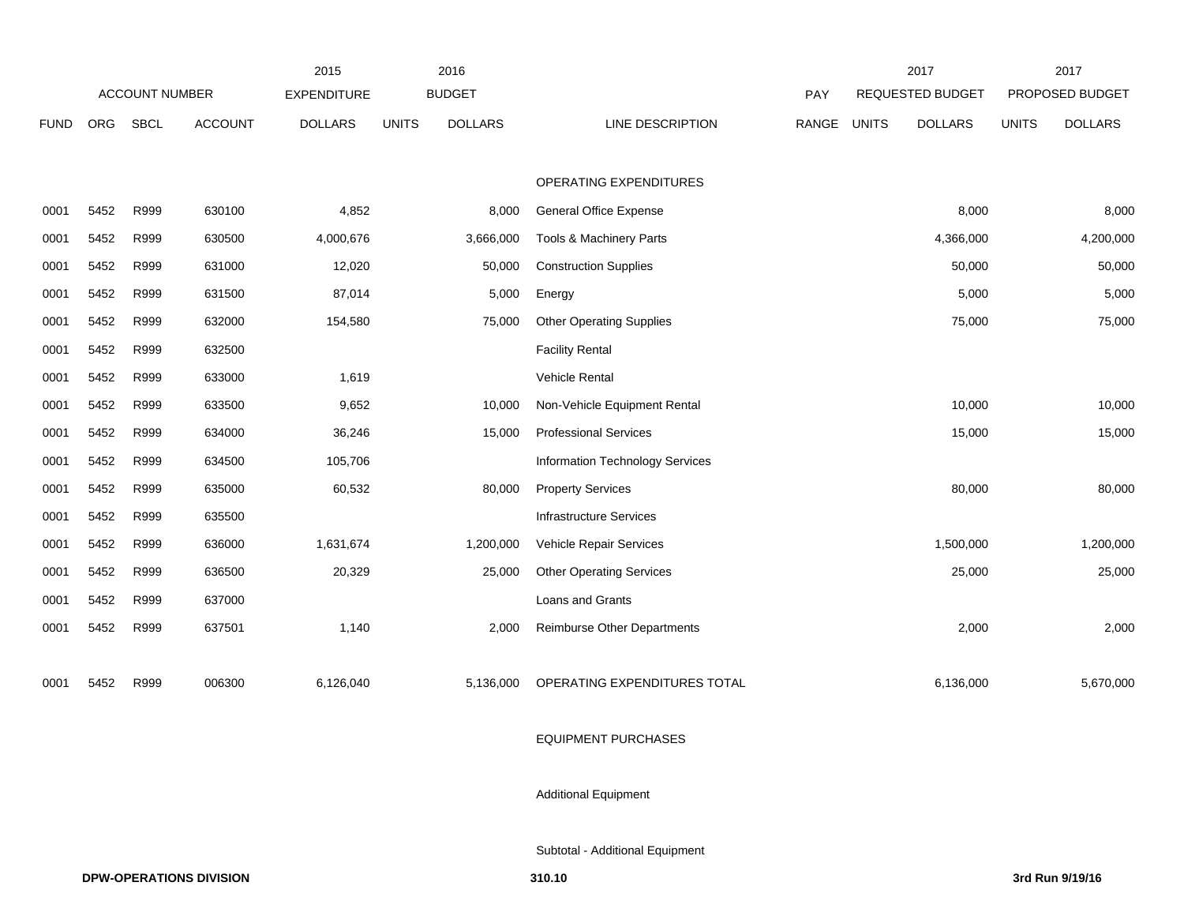| ACCOUNT NUMBER | | | | 2015 EXPENDITURE | 2016 BUDGET | | | PAY | 2017 REQUESTED BUDGET | | 2017 PROPOSED BUDGET | |
|---|---|---|---|---|---|---|---|---|---|---|---|---|
| FUND | ORG | SBCL | ACCOUNT | DOLLARS | UNITS | DOLLARS | LINE DESCRIPTION | RANGE | UNITS | DOLLARS | UNITS | DOLLARS |
| | | | | | | | OPERATING EXPENDITURES | | | | | |
| 0001 | 5452 | R999 | 630100 | 4,852 | | 8,000 | General Office Expense | | | 8,000 | | 8,000 |
| 0001 | 5452 | R999 | 630500 | 4,000,676 | | 3,666,000 | Tools & Machinery Parts | | | 4,366,000 | | 4,200,000 |
| 0001 | 5452 | R999 | 631000 | 12,020 | | 50,000 | Construction Supplies | | | 50,000 | | 50,000 |
| 0001 | 5452 | R999 | 631500 | 87,014 | | 5,000 | Energy | | | 5,000 | | 5,000 |
| 0001 | 5452 | R999 | 632000 | 154,580 | | 75,000 | Other Operating Supplies | | | 75,000 | | 75,000 |
| 0001 | 5452 | R999 | 632500 | | | | Facility Rental | | | | | |
| 0001 | 5452 | R999 | 633000 | 1,619 | | | Vehicle Rental | | | | | |
| 0001 | 5452 | R999 | 633500 | 9,652 | | 10,000 | Non-Vehicle Equipment Rental | | | 10,000 | | 10,000 |
| 0001 | 5452 | R999 | 634000 | 36,246 | | 15,000 | Professional Services | | | 15,000 | | 15,000 |
| 0001 | 5452 | R999 | 634500 | 105,706 | | | Information Technology Services | | | | | |
| 0001 | 5452 | R999 | 635000 | 60,532 | | 80,000 | Property Services | | | 80,000 | | 80,000 |
| 0001 | 5452 | R999 | 635500 | | | | Infrastructure Services | | | | | |
| 0001 | 5452 | R999 | 636000 | 1,631,674 | | 1,200,000 | Vehicle Repair Services | | | 1,500,000 | | 1,200,000 |
| 0001 | 5452 | R999 | 636500 | 20,329 | | 25,000 | Other Operating Services | | | 25,000 | | 25,000 |
| 0001 | 5452 | R999 | 637000 | | | | Loans and Grants | | | | | |
| 0001 | 5452 | R999 | 637501 | 1,140 | | 2,000 | Reimburse Other Departments | | | 2,000 | | 2,000 |
| 0001 | 5452 | R999 | 006300 | 6,126,040 | | 5,136,000 | OPERATING EXPENDITURES TOTAL | | | 6,136,000 | | 5,670,000 |
| | | | | | | | EQUIPMENT PURCHASES | | | | | |
| | | | | | | | Additional Equipment | | | | | |
| | | | | | | | Subtotal - Additional Equipment | | | | | |

**DPW-OPERATIONS DIVISION** **310.10** **3rd Run 9/19/16**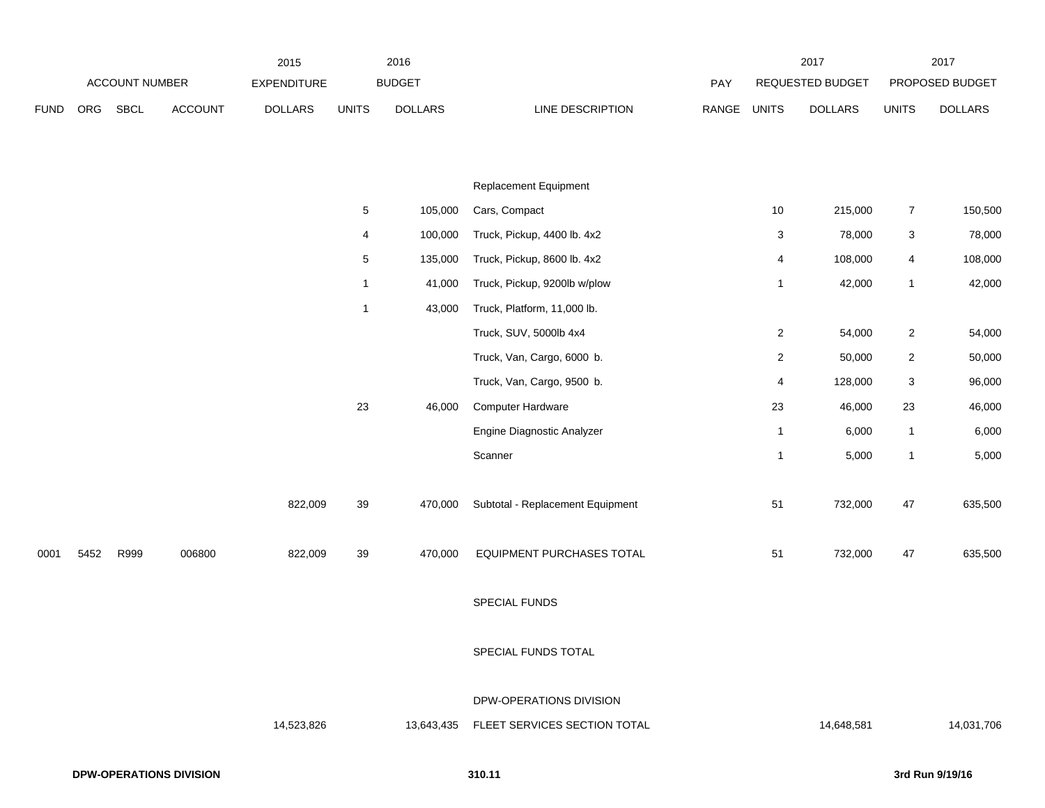| FUND | ORG | SBCL | ACCOUNT | 2015 EXPENDITURE DOLLARS | 2016 BUDGET UNITS | 2016 BUDGET DOLLARS | LINE DESCRIPTION | PAY RANGE | 2017 REQUESTED BUDGET UNITS | 2017 REQUESTED BUDGET DOLLARS | 2017 PROPOSED BUDGET UNITS | 2017 PROPOSED BUDGET DOLLARS |
|---|---|---|---|---|---|---|---|---|---|---|---|---|
| | | | | | | | Replacement Equipment | | | | | |
| | | | | | 5 | 105,000 | Cars, Compact | | 10 | 215,000 | 7 | 150,500 |
| | | | | | 4 | 100,000 | Truck, Pickup, 4400 lb. 4x2 | | 3 | 78,000 | 3 | 78,000 |
| | | | | | 5 | 135,000 | Truck, Pickup, 8600 lb. 4x2 | | 4 | 108,000 | 4 | 108,000 |
| | | | | | 1 | 41,000 | Truck, Pickup, 9200lb w/plow | | 1 | 42,000 | 1 | 42,000 |
| | | | | | 1 | 43,000 | Truck, Platform, 11,000 lb. | | | | | |
| | | | | | | | Truck, SUV, 5000lb 4x4 | | 2 | 54,000 | 2 | 54,000 |
| | | | | | | | Truck, Van, Cargo, 6000 b. | | 2 | 50,000 | 2 | 50,000 |
| | | | | | | | Truck, Van, Cargo, 9500 b. | | 4 | 128,000 | 3 | 96,000 |
| | | | | | 23 | 46,000 | Computer Hardware | | 23 | 46,000 | 23 | 46,000 |
| | | | | | | | Engine Diagnostic Analyzer | | 1 | 6,000 | 1 | 6,000 |
| | | | | | | | Scanner | | 1 | 5,000 | 1 | 5,000 |
| | | | | 822,009 | 39 | 470,000 | Subtotal - Replacement Equipment | | 51 | 732,000 | 47 | 635,500 |
| 0001 | 5452 | R999 | 006800 | 822,009 | 39 | 470,000 | EQUIPMENT PURCHASES TOTAL | | 51 | 732,000 | 47 | 635,500 |
| | | | | | | | SPECIAL FUNDS | | | | | |
| | | | | | | | SPECIAL FUNDS TOTAL | | | | | |
| | | | | | | | DPW-OPERATIONS DIVISION | | | | | |
| | | | | 14,523,826 | | 13,643,435 | FLEET SERVICES SECTION TOTAL | | | 14,648,581 | | 14,031,706 |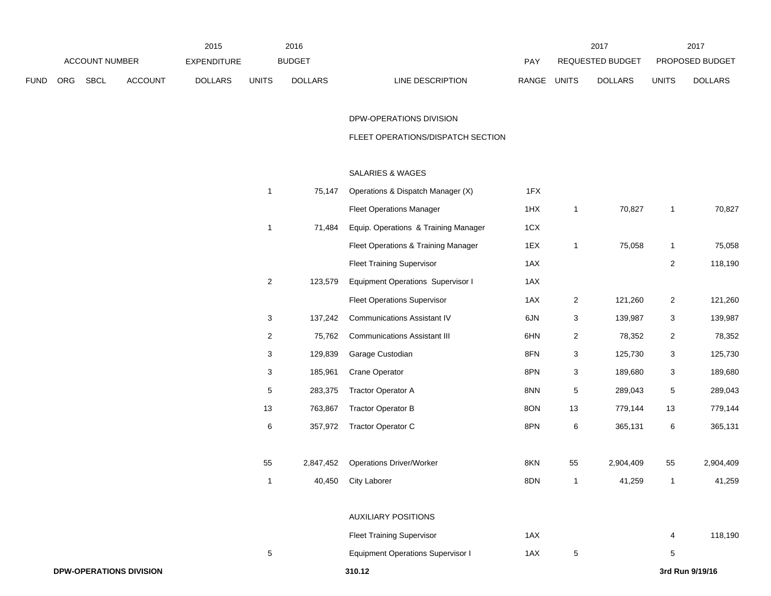| | ACCOUNT NUMBER | | | 2015 EXPENDITURE | 2016 BUDGET | | | PAY | 2017 REQUESTED BUDGET | | 2017 PROPOSED BUDGET | |
|---|---|---|---|---|---|---|---|---|---|---|---|---|
| FUND | ORG | SBCL | ACCOUNT | DOLLARS | UNITS | DOLLARS | LINE DESCRIPTION | RANGE | UNITS | DOLLARS | UNITS | DOLLARS |
| | | | | | | | DPW-OPERATIONS DIVISION | | | | | |
| | | | | | | | FLEET OPERATIONS/DISPATCH SECTION | | | | | |
| | | | | | | | SALARIES & WAGES | | | | | |
| | | | | | 1 | 75,147 | Operations & Dispatch Manager (X) | 1FX | | | | |
| | | | | | | | Fleet Operations Manager | 1HX | 1 | 70,827 | 1 | 70,827 |
| | | | | | 1 | 71,484 | Equip. Operations & Training Manager | 1CX | | | | |
| | | | | | | | Fleet Operations & Training Manager | 1EX | 1 | 75,058 | 1 | 75,058 |
| | | | | | | | Fleet Training Supervisor | 1AX | | | 2 | 118,190 |
| | | | | | 2 | 123,579 | Equipment Operations Supervisor I | 1AX | | | | |
| | | | | | | | Fleet Operations Supervisor | 1AX | 2 | 121,260 | 2 | 121,260 |
| | | | | | 3 | 137,242 | Communications Assistant IV | 6JN | 3 | 139,987 | 3 | 139,987 |
| | | | | | 2 | 75,762 | Communications Assistant III | 6HN | 2 | 78,352 | 2 | 78,352 |
| | | | | | 3 | 129,839 | Garage Custodian | 8FN | 3 | 125,730 | 3 | 125,730 |
| | | | | | 3 | 185,961 | Crane Operator | 8PN | 3 | 189,680 | 3 | 189,680 |
| | | | | | 5 | 283,375 | Tractor Operator A | 8NN | 5 | 289,043 | 5 | 289,043 |
| | | | | | 13 | 763,867 | Tractor Operator B | 8ON | 13 | 779,144 | 13 | 779,144 |
| | | | | | 6 | 357,972 | Tractor Operator C | 8PN | 6 | 365,131 | 6 | 365,131 |
| | | | | | 55 | 2,847,452 | Operations Driver/Worker | 8KN | 55 | 2,904,409 | 55 | 2,904,409 |
| | | | | | 1 | 40,450 | City Laborer | 8DN | 1 | 41,259 | 1 | 41,259 |
| | | | | | | | AUXILIARY POSITIONS | | | | | |
| | | | | | | | Fleet Training Supervisor | 1AX | | | 4 | 118,190 |
| | | | | | 5 | | Equipment Operations Supervisor I | 1AX | 5 | | 5 | |

**DPW-OPERATIONS DIVISION** **310.12** **3rd Run 9/19/16**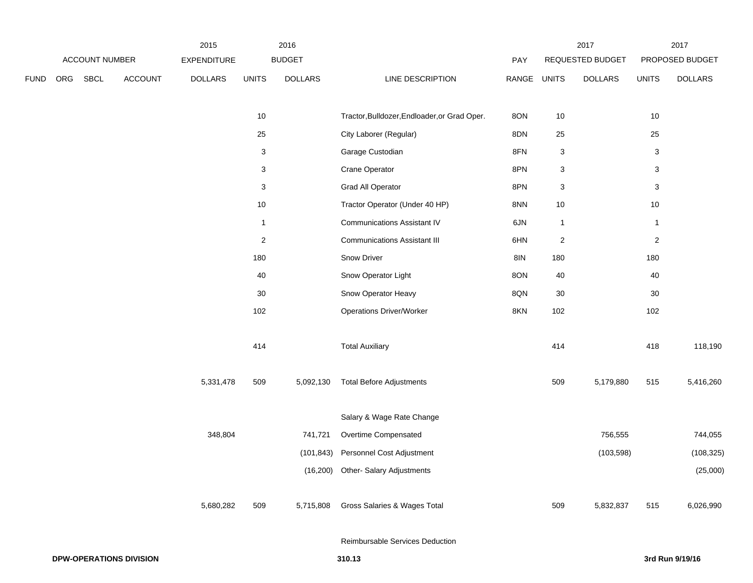| FUND | ORG | SBCL | ACCOUNT | 2015 EXPENDITURE DOLLARS | 2016 BUDGET UNITS | 2016 BUDGET DOLLARS | LINE DESCRIPTION | PAY RANGE | 2017 REQUESTED BUDGET UNITS | 2017 REQUESTED BUDGET DOLLARS | 2017 PROPOSED BUDGET UNITS | 2017 PROPOSED BUDGET DOLLARS |
|---|---|---|---|---|---|---|---|---|---|---|---|---|
| | | | | | 10 | | Tractor,Bulldozer,Endloader,or Grad Oper. | 8ON | 10 | | 10 | |
| | | | | | 25 | | City Laborer (Regular) | 8DN | 25 | | 25 | |
| | | | | | 3 | | Garage Custodian | 8FN | 3 | | 3 | |
| | | | | | 3 | | Crane Operator | 8PN | 3 | | 3 | |
| | | | | | 3 | | Grad All Operator | 8PN | 3 | | 3 | |
| | | | | | 10 | | Tractor Operator (Under 40 HP) | 8NN | 10 | | 10 | |
| | | | | | 1 | | Communications Assistant IV | 6JN | 1 | | 1 | |
| | | | | | 2 | | Communications Assistant III | 6HN | 2 | | 2 | |
| | | | | | 180 | | Snow Driver | 8IN | 180 | | 180 | |
| | | | | | 40 | | Snow Operator Light | 8ON | 40 | | 40 | |
| | | | | | 30 | | Snow Operator Heavy | 8QN | 30 | | 30 | |
| | | | | | 102 | | Operations Driver/Worker | 8KN | 102 | | 102 | |
| | | | | | 414 | | Total Auxiliary | | 414 | | 418 | 118,190 |
| | | | | 5,331,478 | 509 | 5,092,130 | Total Before Adjustments | | 509 | 5,179,880 | 515 | 5,416,260 |
| | | | | | | | Salary & Wage Rate Change | | | | | |
| | | | | 348,804 | | 741,721 | Overtime Compensated | | | 756,555 | | 744,055 |
| | | | | | | (101,843) | Personnel Cost Adjustment | | | (103,598) | | (108,325) |
| | | | | | | (16,200) | Other- Salary Adjustments | | | | | (25,000) |
| | | | | 5,680,282 | 509 | 5,715,808 | Gross Salaries & Wages Total | | 509 | 5,832,837 | 515 | 6,026,990 |
| | | | | | | | Reimbursable Services Deduction | | | | | |

**DPW-OPERATIONS DIVISION** 310.13 **3rd Run 9/19/16**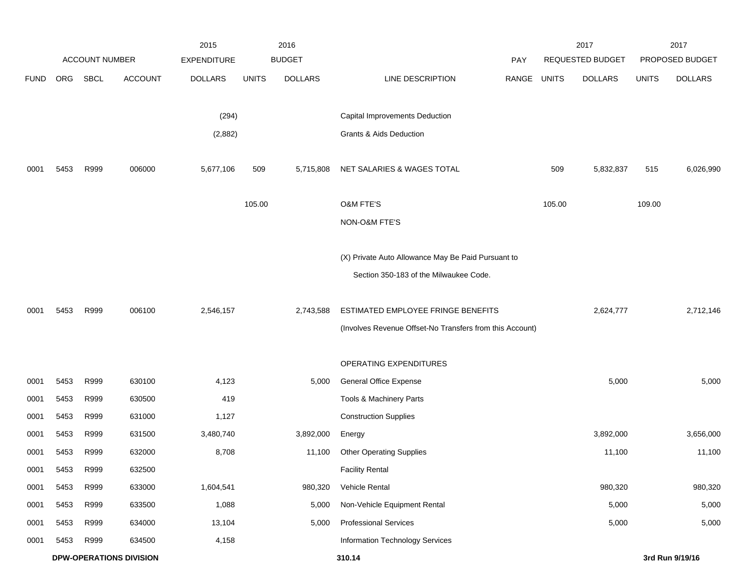| FUND | ORG | SBCL | ACCOUNT | 2015 EXPENDITURE DOLLARS | 2016 BUDGET UNITS | 2016 BUDGET DOLLARS | LINE DESCRIPTION | PAY RANGE | 2017 REQUESTED BUDGET UNITS | 2017 REQUESTED BUDGET DOLLARS | 2017 PROPOSED BUDGET UNITS | 2017 PROPOSED BUDGET DOLLARS |
|---|---|---|---|---|---|---|---|---|---|---|---|---|
| | | | | (294) | | | Capital Improvements Deduction | | | | | |
| | | | | (2,882) | | | Grants & Aids Deduction | | | | | |
| 0001 | 5453 | R999 | 006000 | 5,677,106 | 509 | 5,715,808 | NET SALARIES & WAGES TOTAL | | 509 | 5,832,837 | 515 | 6,026,990 |
| | | | | | 105.00 | | O&M FTE'S | | 105.00 | | 109.00 | |
| | | | | | | | NON-O&M FTE'S | | | | | |
| | | | | | | | (X) Private Auto Allowance May Be Paid Pursuant to Section 350-183 of the Milwaukee Code. | | | | | |
| 0001 | 5453 | R999 | 006100 | 2,546,157 | | 2,743,588 | ESTIMATED EMPLOYEE FRINGE BENEFITS (Involves Revenue Offset-No Transfers from this Account) | | | 2,624,777 | | 2,712,146 |
| | | | | | | | OPERATING EXPENDITURES | | | | | |
| 0001 | 5453 | R999 | 630100 | 4,123 | | 5,000 | General Office Expense | | | 5,000 | | 5,000 |
| 0001 | 5453 | R999 | 630500 | 419 | | | Tools & Machinery Parts | | | | | |
| 0001 | 5453 | R999 | 631000 | 1,127 | | | Construction Supplies | | | | | |
| 0001 | 5453 | R999 | 631500 | 3,480,740 | | 3,892,000 | Energy | | | 3,892,000 | | 3,656,000 |
| 0001 | 5453 | R999 | 632000 | 8,708 | | 11,100 | Other Operating Supplies | | | 11,100 | | 11,100 |
| 0001 | 5453 | R999 | 632500 | | | | Facility Rental | | | | | |
| 0001 | 5453 | R999 | 633000 | 1,604,541 | | 980,320 | Vehicle Rental | | | 980,320 | | 980,320 |
| 0001 | 5453 | R999 | 633500 | 1,088 | | 5,000 | Non-Vehicle Equipment Rental | | | 5,000 | | 5,000 |
| 0001 | 5453 | R999 | 634000 | 13,104 | | 5,000 | Professional Services | | | 5,000 | | 5,000 |
| 0001 | 5453 | R999 | 634500 | 4,158 | | | Information Technology Services | | | | | |

DPW-OPERATIONS DIVISION 310.14 3rd Run 9/19/16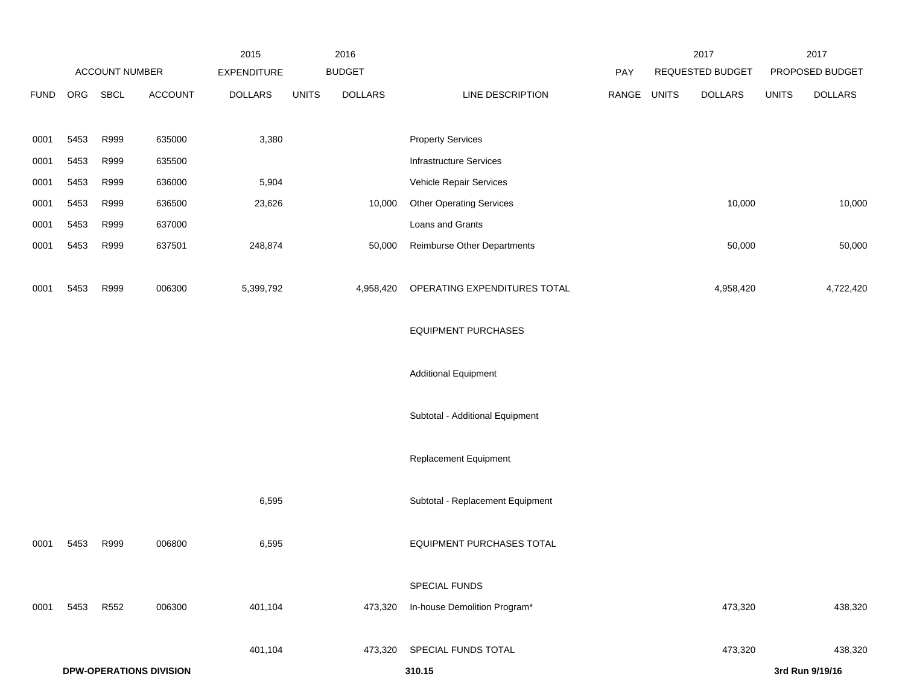| ACCOUNT NUMBER | | | | 2015 EXPENDITURE | 2016 BUDGET | | | | 2017 REQUESTED BUDGET | | 2017 PROPOSED BUDGET | |
|---|---|---|---|---|---|---|---|---|---|---|---|---|
| FUND | ORG | SBCL | ACCOUNT | DOLLARS | UNITS | DOLLARS | LINE DESCRIPTION | PAY RANGE | UNITS | DOLLARS | UNITS | DOLLARS |
| 0001 | 5453 | R999 | 635000 | 3,380 | | | Property Services | | | | | |
| 0001 | 5453 | R999 | 635500 | | | | Infrastructure Services | | | | | |
| 0001 | 5453 | R999 | 636000 | 5,904 | | | Vehicle Repair Services | | | | | |
| 0001 | 5453 | R999 | 636500 | 23,626 | | 10,000 | Other Operating Services | | | 10,000 | | 10,000 |
| 0001 | 5453 | R999 | 637000 | | | | Loans and Grants | | | | | |
| 0001 | 5453 | R999 | 637501 | 248,874 | | 50,000 | Reimburse Other Departments | | | 50,000 | | 50,000 |
| 0001 | 5453 | R999 | 006300 | 5,399,792 | | 4,958,420 | OPERATING EXPENDITURES TOTAL | | | 4,958,420 | | 4,722,420 |
| | | | | | | | EQUIPMENT PURCHASES | | | | | |
| | | | | | | | Additional Equipment | | | | | |
| | | | | | | | Subtotal - Additional Equipment | | | | | |
| | | | | | | | Replacement Equipment | | | | | |
| | | | | 6,595 | | | Subtotal - Replacement Equipment | | | | | |
| 0001 | 5453 | R999 | 006800 | 6,595 | | | EQUIPMENT PURCHASES TOTAL | | | | | |
| | | | | | | | SPECIAL FUNDS | | | | | |
| 0001 | 5453 | R552 | 006300 | 401,104 | | 473,320 | In-house Demolition Program* | | | 473,320 | | 438,320 |
| | | | | 401,104 | | 473,320 | SPECIAL FUNDS TOTAL | | | 473,320 | | 438,320 |

**DPW-OPERATIONS DIVISION** **310.15** **3rd Run 9/19/16**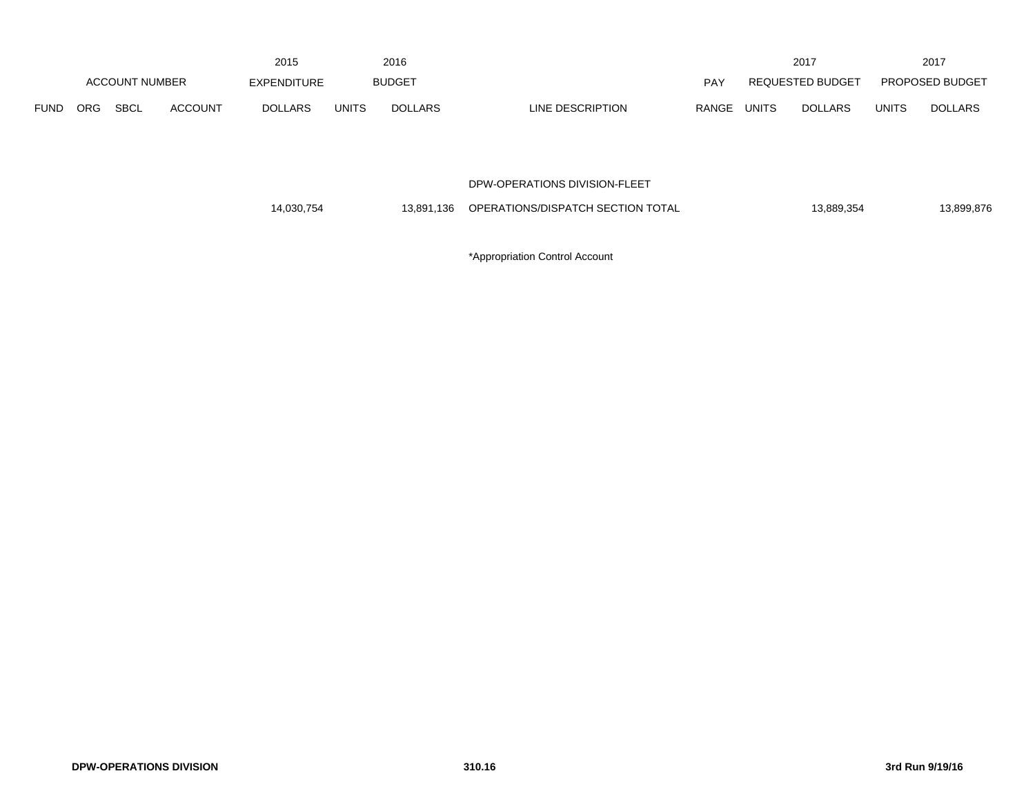| FUND | ORG | SBCL | ACCOUNT | 2015 EXPENDITURE DOLLARS | 2016 BUDGET UNITS | 2016 BUDGET DOLLARS | LINE DESCRIPTION | PAY RANGE | 2017 REQUESTED BUDGET UNITS | 2017 REQUESTED BUDGET DOLLARS | 2017 PROPOSED BUDGET UNITS | 2017 PROPOSED BUDGET DOLLARS |
|---|---|---|---|---|---|---|---|---|---|---|---|---|
| | | | | | | | DPW-OPERATIONS DIVISION-FLEET | | | | | |
| | | | | 14,030,754 | | 13,891,136 | OPERATIONS/DISPATCH SECTION TOTAL | | | 13,889,354 | | 13,899,876 |

*Appropriation Control Account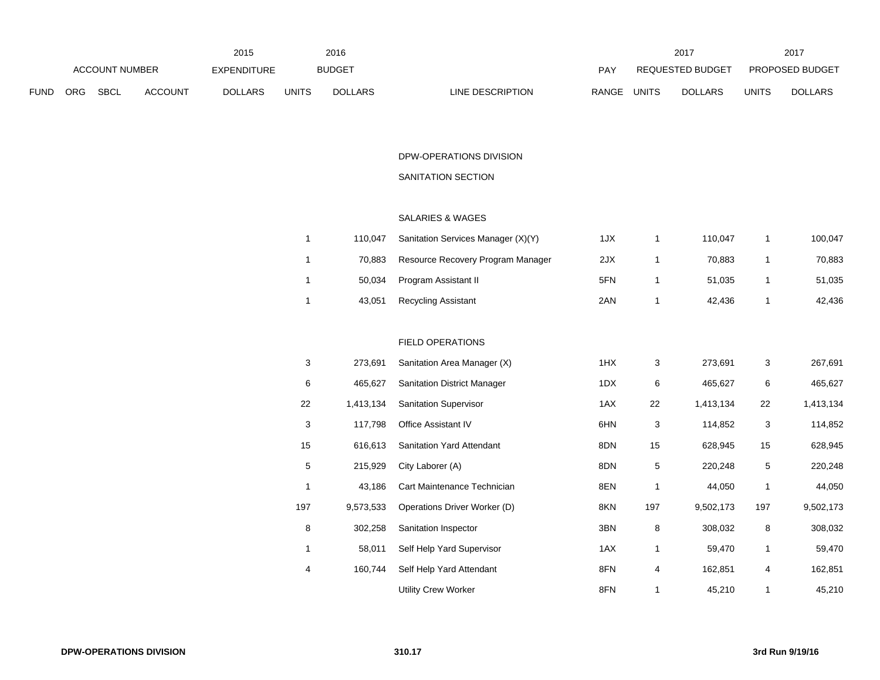| ACCOUNT NUMBER | | | | 2015 EXPENDITURE | 2016 BUDGET | | | PAY | 2017 REQUESTED BUDGET | | 2017 PROPOSED BUDGET | |
|---|---|---|---|---|---|---|---|---|---|---|---|---|
| FUND | ORG | SBCL | ACCOUNT | DOLLARS | UNITS | DOLLARS | LINE DESCRIPTION | RANGE | UNITS | DOLLARS | UNITS | DOLLARS |
| | | | | | | | DPW-OPERATIONS DIVISION | | | | | |
| | | | | | | | SANITATION SECTION | | | | | |
| | | | | | | | SALARIES & WAGES | | | | | |
| | | | | | 1 | 110,047 | Sanitation Services Manager (X)(Y) | 1JX | 1 | 110,047 | 1 | 100,047 |
| | | | | | 1 | 70,883 | Resource Recovery Program Manager | 2JX | 1 | 70,883 | 1 | 70,883 |
| | | | | | 1 | 50,034 | Program Assistant II | 5FN | 1 | 51,035 | 1 | 51,035 |
| | | | | | 1 | 43,051 | Recycling Assistant | 2AN | 1 | 42,436 | 1 | 42,436 |
| | | | | | | | FIELD OPERATIONS | | | | | |
| | | | | | 3 | 273,691 | Sanitation Area Manager (X) | 1HX | 3 | 273,691 | 3 | 267,691 |
| | | | | | 6 | 465,627 | Sanitation District Manager | 1DX | 6 | 465,627 | 6 | 465,627 |
| | | | | | 22 | 1,413,134 | Sanitation Supervisor | 1AX | 22 | 1,413,134 | 22 | 1,413,134 |
| | | | | | 3 | 117,798 | Office Assistant IV | 6HN | 3 | 114,852 | 3 | 114,852 |
| | | | | | 15 | 616,613 | Sanitation Yard Attendant | 8DN | 15 | 628,945 | 15 | 628,945 |
| | | | | | 5 | 215,929 | City Laborer (A) | 8DN | 5 | 220,248 | 5 | 220,248 |
| | | | | | 1 | 43,186 | Cart Maintenance Technician | 8EN | 1 | 44,050 | 1 | 44,050 |
| | | | | | 197 | 9,573,533 | Operations Driver Worker (D) | 8KN | 197 | 9,502,173 | 197 | 9,502,173 |
| | | | | | 8 | 302,258 | Sanitation Inspector | 3BN | 8 | 308,032 | 8 | 308,032 |
| | | | | | 1 | 58,011 | Self Help Yard Supervisor | 1AX | 1 | 59,470 | 1 | 59,470 |
| | | | | | 4 | 160,744 | Self Help Yard Attendant | 8FN | 4 | 162,851 | 4 | 162,851 |
| | | | | | | | Utility Crew Worker | 8FN | 1 | 45,210 | 1 | 45,210 |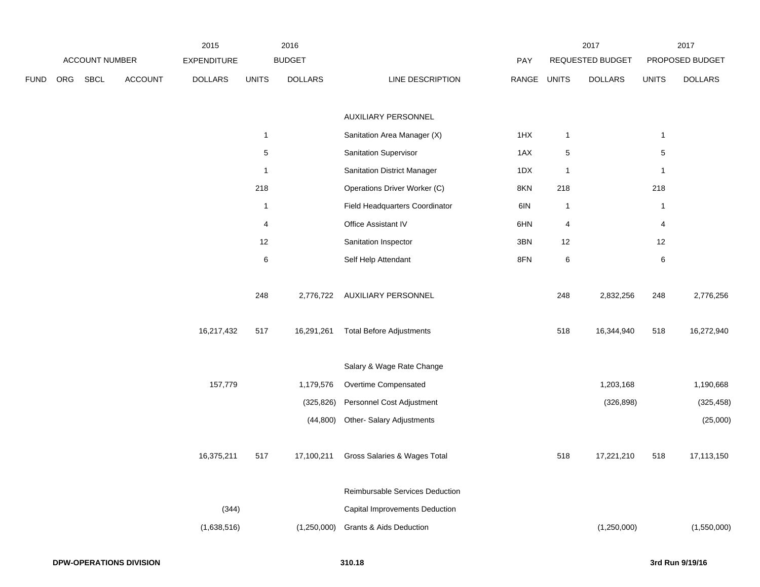| ACCOUNT NUMBER | | | | 2015 EXPENDITURE | 2016 BUDGET | | | PAY | 2017 REQUESTED BUDGET | | 2017 PROPOSED BUDGET | |
|---|---|---|---|---|---|---|---|---|---|---|---|---|
| FUND | ORG | SBCL | ACCOUNT | DOLLARS | UNITS | DOLLARS | LINE DESCRIPTION | RANGE | UNITS | DOLLARS | UNITS | DOLLARS |
| | | | | | | | AUXILIARY PERSONNEL | | | | | |
| | | | | | 1 | | Sanitation Area Manager (X) | 1HX | 1 | | 1 | |
| | | | | | 5 | | Sanitation Supervisor | 1AX | 5 | | 5 | |
| | | | | | 1 | | Sanitation District Manager | 1DX | 1 | | 1 | |
| | | | | | 218 | | Operations Driver Worker (C) | 8KN | 218 | | 218 | |
| | | | | | 1 | | Field Headquarters Coordinator | 6IN | 1 | | 1 | |
| | | | | | 4 | | Office Assistant IV | 6HN | 4 | | 4 | |
| | | | | | 12 | | Sanitation Inspector | 3BN | 12 | | 12 | |
| | | | | | 6 | | Self Help Attendant | 8FN | 6 | | 6 | |
| | | | | | 248 | 2,776,722 | AUXILIARY PERSONNEL | | 248 | 2,832,256 | 248 | 2,776,256 |
| | | | | 16,217,432 | 517 | 16,291,261 | Total Before Adjustments | | 518 | 16,344,940 | 518 | 16,272,940 |
| | | | | | | | Salary & Wage Rate Change | | | | | |
| | | | | 157,779 | | 1,179,576 | Overtime Compensated | | | 1,203,168 | | 1,190,668 |
| | | | | | | (325,826) | Personnel Cost Adjustment | | | (326,898) | | (325,458) |
| | | | | | | (44,800) | Other- Salary Adjustments | | | | | (25,000) |
| | | | | 16,375,211 | 517 | 17,100,211 | Gross Salaries & Wages Total | | 518 | 17,221,210 | 518 | 17,113,150 |
| | | | | | | | Reimbursable Services Deduction | | | | | |
| | | | | (344) | | | Capital Improvements Deduction | | | | | |
| | | | | (1,638,516) | | (1,250,000) | Grants & Aids Deduction | | | (1,250,000) | | (1,550,000) |

**DPW-OPERATIONS DIVISION** **310.18** **3rd Run 9/19/16**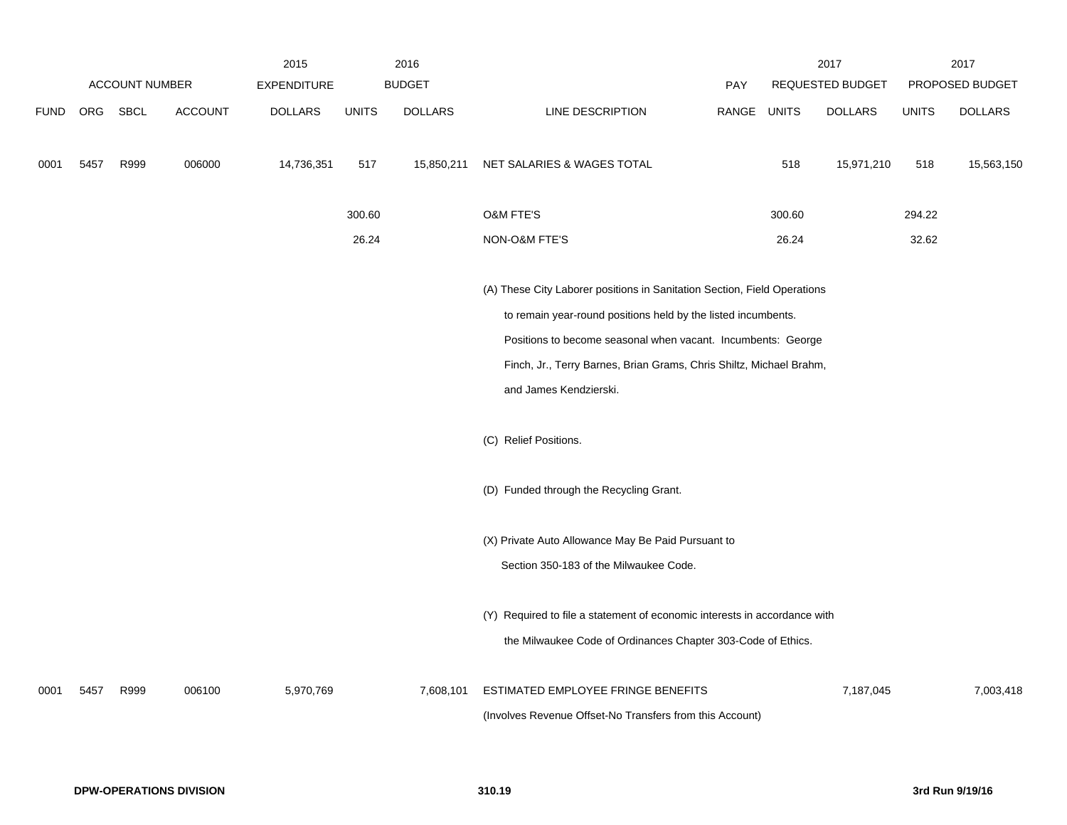| | ACCOUNT NUMBER | | | 2015 EXPENDITURE | 2016 BUDGET | | | PAY | 2017 REQUESTED BUDGET | | 2017 PROPOSED BUDGET | |
|---|---|---|---|---|---|---|---|---|---|---|---|---|
| FUND | ORG | SBCL | ACCOUNT | DOLLARS | UNITS | DOLLARS | LINE DESCRIPTION | RANGE | UNITS | DOLLARS | UNITS | DOLLARS |
| 0001 | 5457 | R999 | 006000 | 14,736,351 | 517 | 15,850,211 | NET SALARIES & WAGES TOTAL | | 518 | 15,971,210 | 518 | 15,563,150 |
| | | | | | 300.60 | | O&M FTE'S | | 300.60 | | 294.22 | |
| | | | | | 26.24 | | NON-O&M FTE'S | | 26.24 | | 32.62 | |
| | | | | | | | (A) These City Laborer positions in Sanitation Section, Field Operations to remain year-round positions held by the listed incumbents. Positions to become seasonal when vacant. Incumbents: George Finch, Jr., Terry Barnes, Brian Grams, Chris Shiltz, Michael Brahm, and James Kendzierski. | | | | | |
| | | | | | | | (C) Relief Positions. | | | | | |
| | | | | | | | (D) Funded through the Recycling Grant. | | | | | |
| | | | | | | | (X) Private Auto Allowance May Be Paid Pursuant to Section 350-183 of the Milwaukee Code. | | | | | |
| | | | | | | | (Y) Required to file a statement of economic interests in accordance with the Milwaukee Code of Ordinances Chapter 303-Code of Ethics. | | | | | |
| 0001 | 5457 | R999 | 006100 | 5,970,769 | | 7,608,101 | ESTIMATED EMPLOYEE FRINGE BENEFITS (Involves Revenue Offset-No Transfers from this Account) | | | 7,187,045 | | 7,003,418 |

DPW-OPERATIONS DIVISION

310.19

3rd Run 9/19/16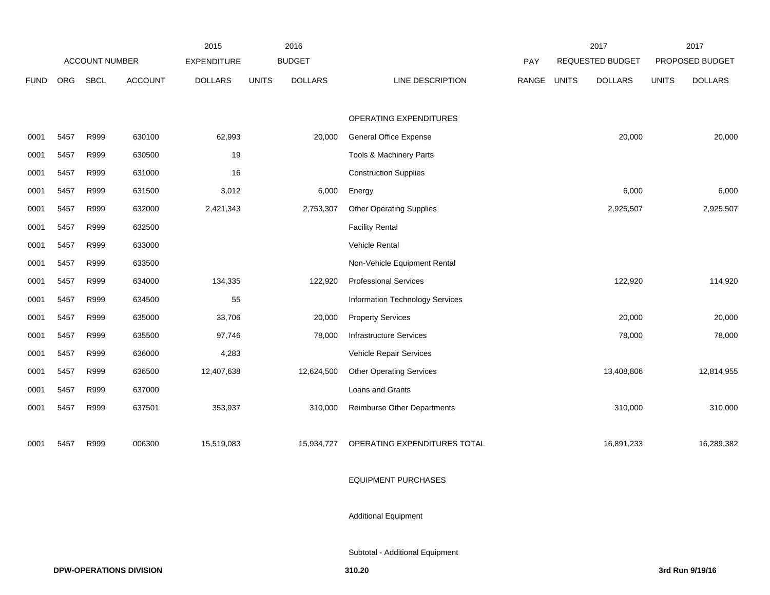| FUND | ORG | SBCL | ACCOUNT | 2015 EXPENDITURE DOLLARS | 2016 BUDGET UNITS | 2016 BUDGET DOLLARS | LINE DESCRIPTION | PAY RANGE | 2017 REQUESTED BUDGET UNITS | 2017 REQUESTED BUDGET DOLLARS | 2017 PROPOSED BUDGET UNITS | 2017 PROPOSED BUDGET DOLLARS |
|---|---|---|---|---|---|---|---|---|---|---|---|---|
| | | | | | | | OPERATING EXPENDITURES | | | | | |
| 0001 | 5457 | R999 | 630100 | 62,993 | | 20,000 | General Office Expense | | | 20,000 | | 20,000 |
| 0001 | 5457 | R999 | 630500 | 19 | | | Tools & Machinery Parts | | | | | |
| 0001 | 5457 | R999 | 631000 | 16 | | | Construction Supplies | | | | | |
| 0001 | 5457 | R999 | 631500 | 3,012 | | 6,000 | Energy | | | 6,000 | | 6,000 |
| 0001 | 5457 | R999 | 632000 | 2,421,343 | | 2,753,307 | Other Operating Supplies | | | 2,925,507 | | 2,925,507 |
| 0001 | 5457 | R999 | 632500 | | | | Facility Rental | | | | | |
| 0001 | 5457 | R999 | 633000 | | | | Vehicle Rental | | | | | |
| 0001 | 5457 | R999 | 633500 | | | | Non-Vehicle Equipment Rental | | | | | |
| 0001 | 5457 | R999 | 634000 | 134,335 | | 122,920 | Professional Services | | | 122,920 | | 114,920 |
| 0001 | 5457 | R999 | 634500 | 55 | | | Information Technology Services | | | | | |
| 0001 | 5457 | R999 | 635000 | 33,706 | | 20,000 | Property Services | | | 20,000 | | 20,000 |
| 0001 | 5457 | R999 | 635500 | 97,746 | | 78,000 | Infrastructure Services | | | 78,000 | | 78,000 |
| 0001 | 5457 | R999 | 636000 | 4,283 | | | Vehicle Repair Services | | | | | |
| 0001 | 5457 | R999 | 636500 | 12,407,638 | | 12,624,500 | Other Operating Services | | | 13,408,806 | | 12,814,955 |
| 0001 | 5457 | R999 | 637000 | | | | Loans and Grants | | | | | |
| 0001 | 5457 | R999 | 637501 | 353,937 | | 310,000 | Reimburse Other Departments | | | 310,000 | | 310,000 |
| 0001 | 5457 | R999 | 006300 | 15,519,083 | | 15,934,727 | OPERATING EXPENDITURES TOTAL | | | 16,891,233 | | 16,289,382 |
| | | | | | | | EQUIPMENT PURCHASES | | | | | |
| | | | | | | | Additional Equipment | | | | | |
| | | | | | | | Subtotal - Additional Equipment | | | | | |

**DPW-OPERATIONS DIVISION** **310.20** **3rd Run 9/19/16**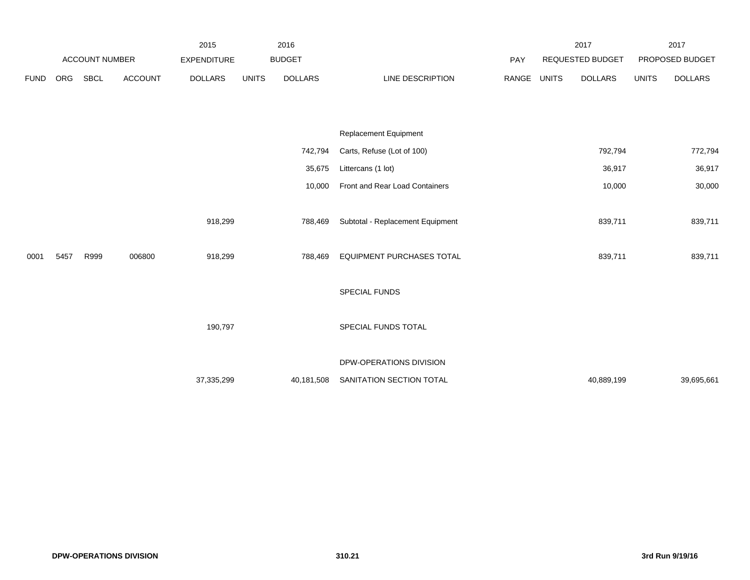| | ACCOUNT NUMBER | | | 2015 EXPENDITURE | 2016 BUDGET | | | PAY | 2017 REQUESTED BUDGET | | 2017 PROPOSED BUDGET | |
|---|---|---|---|---|---|---|---|---|---|---|---|---|
| FUND | ORG | SBCL | ACCOUNT | DOLLARS | UNITS | DOLLARS | LINE DESCRIPTION | RANGE | UNITS | DOLLARS | UNITS | DOLLARS |
| | | | | | | | Replacement Equipment | | | | | |
| | | | | | | 742,794 | Carts, Refuse (Lot of 100) | | | 792,794 | | 772,794 |
| | | | | | | 35,675 | Littercans (1 lot) | | | 36,917 | | 36,917 |
| | | | | | | 10,000 | Front and Rear Load Containers | | | 10,000 | | 30,000 |
| | | | | 918,299 | | 788,469 | Subtotal - Replacement Equipment | | | 839,711 | | 839,711 |
| 0001 | 5457 | R999 | 006800 | 918,299 | | 788,469 | EQUIPMENT PURCHASES TOTAL | | | 839,711 | | 839,711 |
| | | | | | | | SPECIAL FUNDS | | | | | |
| | | | | 190,797 | | | SPECIAL FUNDS TOTAL | | | | | |
| | | | | | | | DPW-OPERATIONS DIVISION | | | | | |
| | | | | 37,335,299 | | 40,181,508 | SANITATION SECTION TOTAL | | | 40,889,199 | | 39,695,661 |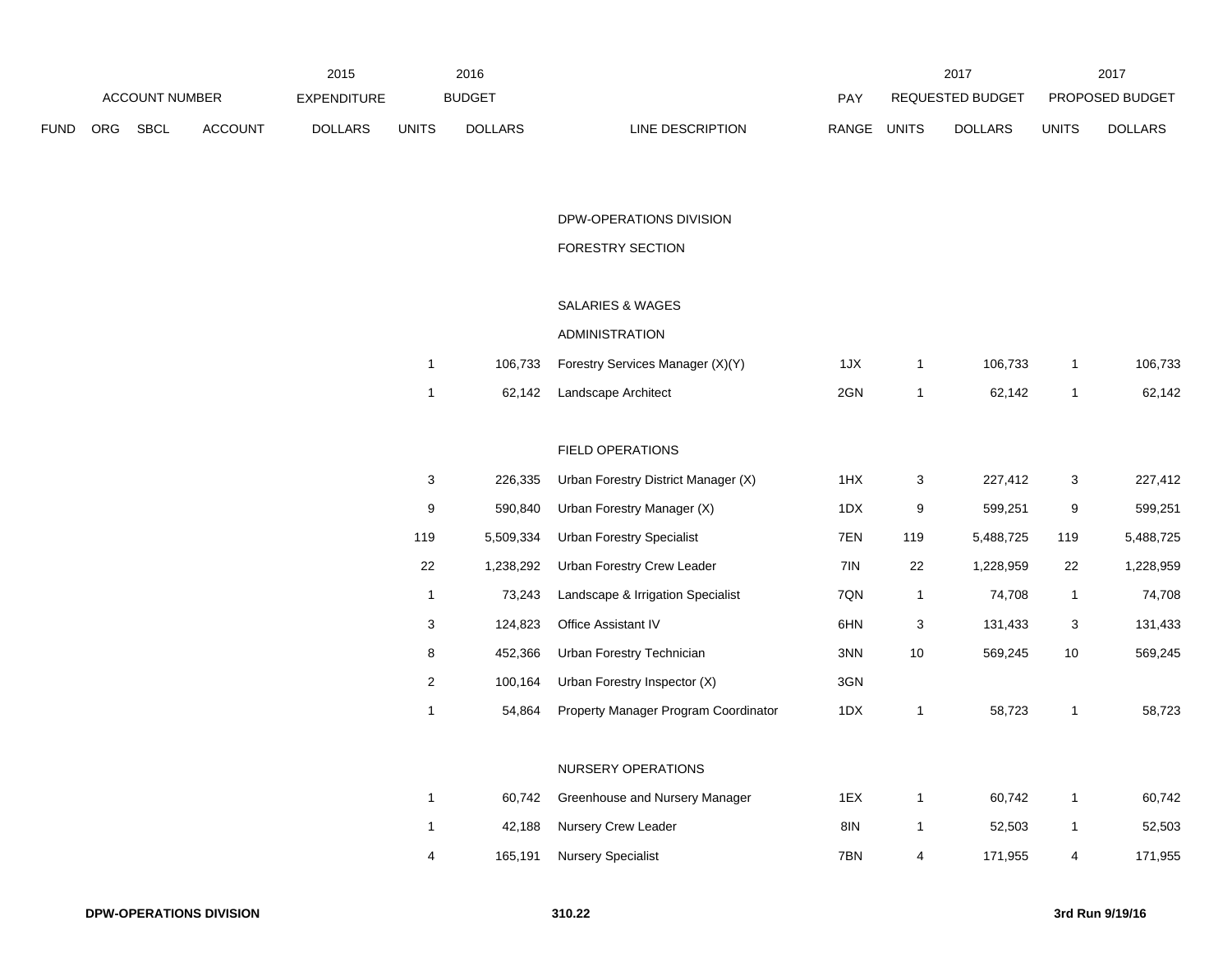| | ACCOUNT NUMBER | | | 2015 EXPENDITURE | 2016 BUDGET | | | PAY | 2017 REQUESTED BUDGET | | 2017 PROPOSED BUDGET | |
|---|---|---|---|---|---|---|---|---|---|---|---|---|
| FUND | ORG | SBCL | ACCOUNT | DOLLARS | UNITS | DOLLARS | LINE DESCRIPTION | RANGE | UNITS | DOLLARS | UNITS | DOLLARS |
| | | | | | | | DPW-OPERATIONS DIVISION | | | | | |
| | | | | | | | FORESTRY SECTION | | | | | |
| | | | | | | | SALARIES & WAGES | | | | | |
| | | | | | | | ADMINISTRATION | | | | | |
| | | | | | 1 | 106,733 | Forestry Services Manager (X)(Y) | 1JX | 1 | 106,733 | 1 | 106,733 |
| | | | | | 1 | 62,142 | Landscape Architect | 2GN | 1 | 62,142 | 1 | 62,142 |
| | | | | | | | FIELD OPERATIONS | | | | | |
| | | | | | 3 | 226,335 | Urban Forestry District Manager (X) | 1HX | 3 | 227,412 | 3 | 227,412 |
| | | | | | 9 | 590,840 | Urban Forestry Manager (X) | 1DX | 9 | 599,251 | 9 | 599,251 |
| | | | | | 119 | 5,509,334 | Urban Forestry Specialist | 7EN | 119 | 5,488,725 | 119 | 5,488,725 |
| | | | | | 22 | 1,238,292 | Urban Forestry Crew Leader | 7IN | 22 | 1,228,959 | 22 | 1,228,959 |
| | | | | | 1 | 73,243 | Landscape & Irrigation Specialist | 7QN | 1 | 74,708 | 1 | 74,708 |
| | | | | | 3 | 124,823 | Office Assistant IV | 6HN | 3 | 131,433 | 3 | 131,433 |
| | | | | | 8 | 452,366 | Urban Forestry Technician | 3NN | 10 | 569,245 | 10 | 569,245 |
| | | | | | 2 | 100,164 | Urban Forestry Inspector (X) | 3GN | | | | |
| | | | | | 1 | 54,864 | Property Manager Program Coordinator | 1DX | 1 | 58,723 | 1 | 58,723 |
| | | | | | | | NURSERY OPERATIONS | | | | | |
| | | | | | 1 | 60,742 | Greenhouse and Nursery Manager | 1EX | 1 | 60,742 | 1 | 60,742 |
| | | | | | 1 | 42,188 | Nursery Crew Leader | 8IN | 1 | 52,503 | 1 | 52,503 |
| | | | | | 4 | 165,191 | Nursery Specialist | 7BN | 4 | 171,955 | 4 | 171,955 |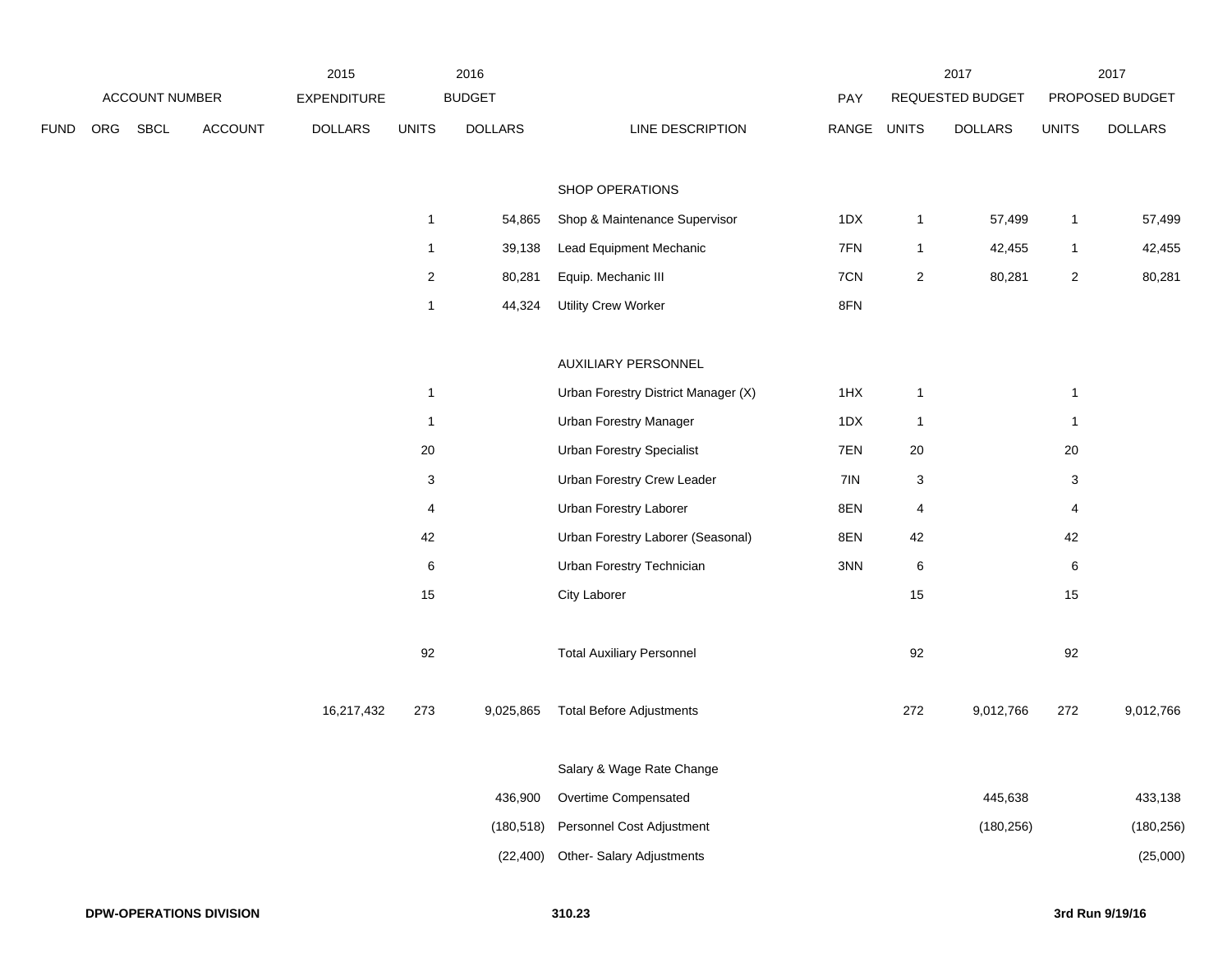| FUND | ORG | SBCL | ACCOUNT | 2015 EXPENDITURE DOLLARS | 2016 BUDGET UNITS | 2016 BUDGET DOLLARS | LINE DESCRIPTION | PAY RANGE | 2017 REQUESTED BUDGET UNITS | 2017 REQUESTED BUDGET DOLLARS | 2017 PROPOSED BUDGET UNITS | 2017 PROPOSED BUDGET DOLLARS |
|---|---|---|---|---|---|---|---|---|---|---|---|---|
| | | | | | | | SHOP OPERATIONS | | | | | |
| | | | | | 1 | 54,865 | Shop & Maintenance Supervisor | 1DX | 1 | 57,499 | 1 | 57,499 |
| | | | | | 1 | 39,138 | Lead Equipment Mechanic | 7FN | 1 | 42,455 | 1 | 42,455 |
| | | | | | 2 | 80,281 | Equip. Mechanic III | 7CN | 2 | 80,281 | 2 | 80,281 |
| | | | | | 1 | 44,324 | Utility Crew Worker | 8FN | | | | |
| | | | | | | | AUXILIARY PERSONNEL | | | | | |
| | | | | | 1 | | Urban Forestry District Manager (X) | 1HX | 1 | | 1 | |
| | | | | | 1 | | Urban Forestry Manager | 1DX | 1 | | 1 | |
| | | | | | 20 | | Urban Forestry Specialist | 7EN | 20 | | 20 | |
| | | | | | 3 | | Urban Forestry Crew Leader | 7IN | 3 | | 3 | |
| | | | | | 4 | | Urban Forestry Laborer | 8EN | 4 | | 4 | |
| | | | | | 42 | | Urban Forestry Laborer (Seasonal) | 8EN | 42 | | 42 | |
| | | | | | 6 | | Urban Forestry Technician | 3NN | 6 | | 6 | |
| | | | | | 15 | | City Laborer | | 15 | | 15 | |
| | | | | | 92 | | Total Auxiliary Personnel | | 92 | | 92 | |
| | | | | 16,217,432 | 273 | 9,025,865 | Total Before Adjustments | | 272 | 9,012,766 | 272 | 9,012,766 |
| | | | | | | | Salary & Wage Rate Change | | | | | |
| | | | | | | 436,900 | Overtime Compensated | | | 445,638 | | 433,138 |
| | | | | | | (180,518) | Personnel Cost Adjustment | | | (180,256) | | (180,256) |
| | | | | | | (22,400) | Other- Salary Adjustments | | | | | (25,000) |

DPW-OPERATIONS DIVISION

310.23

3rd Run 9/19/16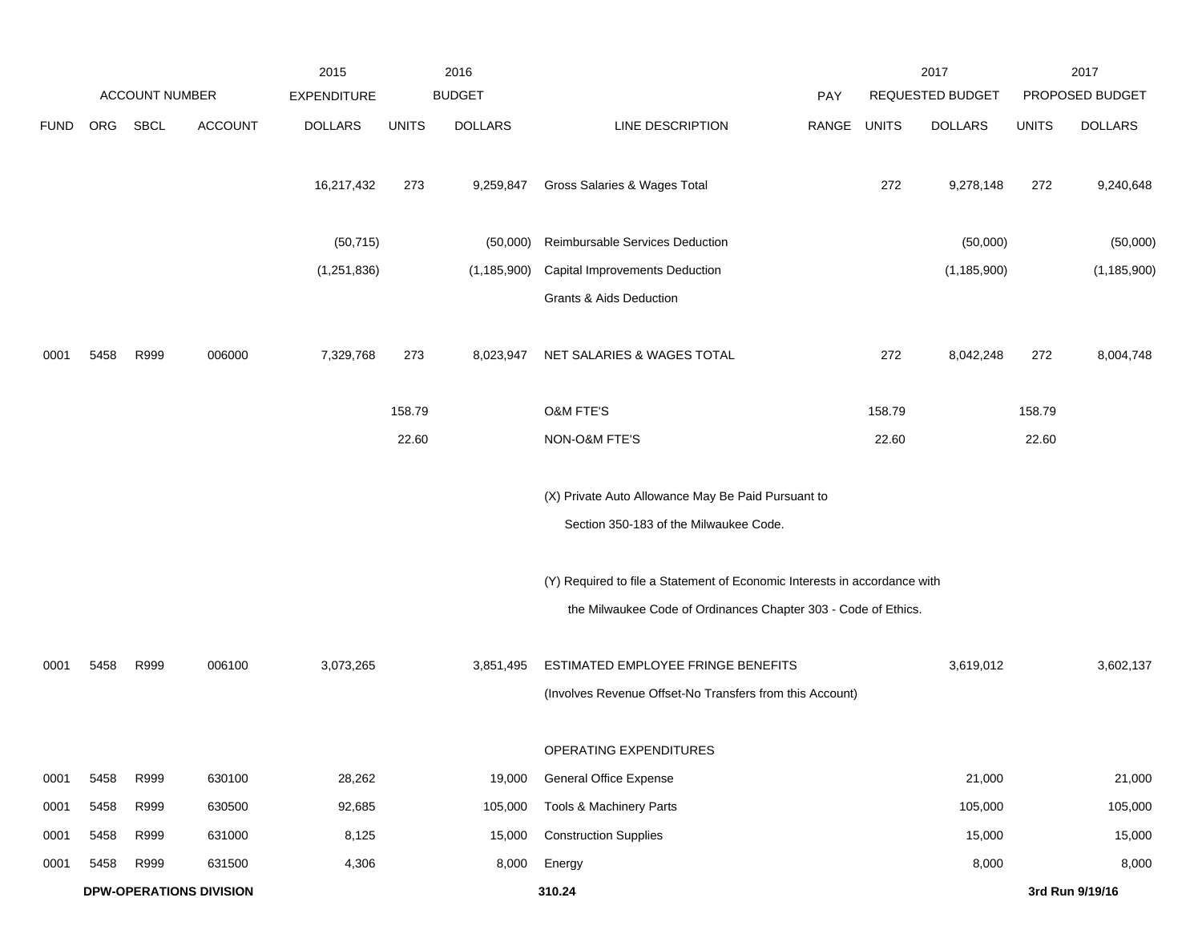| ACCOUNT NUMBER | | | | 2015 EXPENDITURE | 2016 BUDGET | | | | 2017 REQUESTED BUDGET | | 2017 PROPOSED BUDGET | |
|---|---|---|---|---|---|---|---|---|---|---|---|---|
| FUND | ORG | SBCL | ACCOUNT | DOLLARS | UNITS | DOLLARS | LINE DESCRIPTION | PAY RANGE | UNITS | DOLLARS | UNITS | DOLLARS |
| | | | | 16,217,432 | 273 | 9,259,847 | Gross Salaries & Wages Total | | 272 | 9,278,148 | 272 | 9,240,648 |
| | | | | (50,715) | | (50,000) | Reimbursable Services Deduction | | | (50,000) | | (50,000) |
| | | | | (1,251,836) | | (1,185,900) | Capital Improvements Deduction | | | (1,185,900) | | (1,185,900) |
| | | | | | | | Grants & Aids Deduction | | | | | |
| 0001 | 5458 | R999 | 006000 | 7,329,768 | 273 | 8,023,947 | NET SALARIES & WAGES TOTAL | | 272 | 8,042,248 | 272 | 8,004,748 |
| | | | | | 158.79 | | O&M FTE'S | | 158.79 | | 158.79 | |
| | | | | | 22.60 | | NON-O&M FTE'S | | 22.60 | | 22.60 | |
| | | | | | | | (X) Private Auto Allowance May Be Paid Pursuant to Section 350-183 of the Milwaukee Code. | | | | | |
| | | | | | | | (Y) Required to file a Statement of Economic Interests in accordance with the Milwaukee Code of Ordinances Chapter 303 - Code of Ethics. | | | | | |
| 0001 | 5458 | R999 | 006100 | 3,073,265 | | 3,851,495 | ESTIMATED EMPLOYEE FRINGE BENEFITS (Involves Revenue Offset-No Transfers from this Account) | | | 3,619,012 | | 3,602,137 |
| | | | | | | | OPERATING EXPENDITURES | | | | | |
| 0001 | 5458 | R999 | 630100 | 28,262 | | 19,000 | General Office Expense | | | 21,000 | | 21,000 |
| 0001 | 5458 | R999 | 630500 | 92,685 | | 105,000 | Tools & Machinery Parts | | | 105,000 | | 105,000 |
| 0001 | 5458 | R999 | 631000 | 8,125 | | 15,000 | Construction Supplies | | | 15,000 | | 15,000 |
| 0001 | 5458 | R999 | 631500 | 4,306 | | 8,000 | Energy | | | 8,000 | | 8,000 |

**DPW-OPERATIONS DIVISION** **310.24** **3rd Run 9/19/16**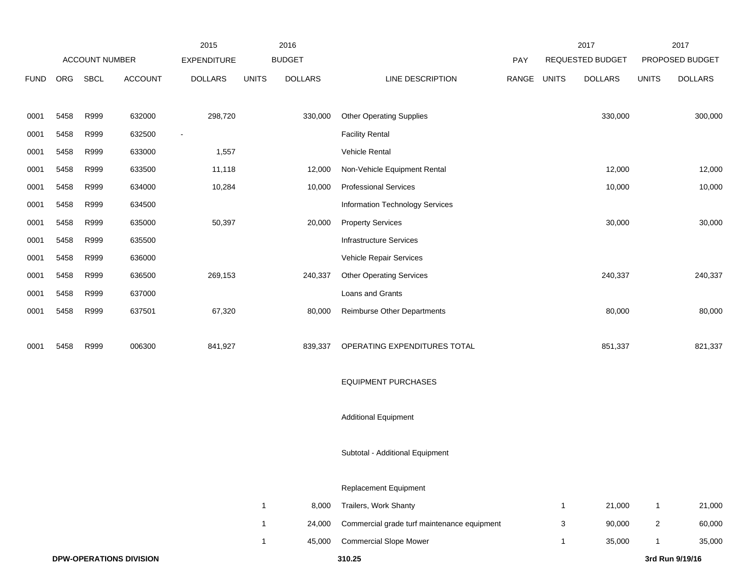| | | | | 2015 | 2016 | | | | 2017 | | 2017 | |
|---|---|---|---|---|---|---|---|---|---|---|---|---|
| ACCOUNT NUMBER | | | | EXPENDITURE | BUDGET | | | PAY | REQUESTED BUDGET | | PROPOSED BUDGET | |
| FUND | ORG | SBCL | ACCOUNT | DOLLARS | UNITS | DOLLARS | LINE DESCRIPTION | RANGE | UNITS | DOLLARS | UNITS | DOLLARS |
| 0001 | 5458 | R999 | 632000 | 298,720 | | 330,000 | Other Operating Supplies | | | 330,000 | | 300,000 |
| 0001 | 5458 | R999 | 632500 | - | | | Facility Rental | | | | | |
| 0001 | 5458 | R999 | 633000 | 1,557 | | | Vehicle Rental | | | | | |
| 0001 | 5458 | R999 | 633500 | 11,118 | | 12,000 | Non-Vehicle Equipment Rental | | | 12,000 | | 12,000 |
| 0001 | 5458 | R999 | 634000 | 10,284 | | 10,000 | Professional Services | | | 10,000 | | 10,000 |
| 0001 | 5458 | R999 | 634500 | | | | Information Technology Services | | | | | |
| 0001 | 5458 | R999 | 635000 | 50,397 | | 20,000 | Property Services | | | 30,000 | | 30,000 |
| 0001 | 5458 | R999 | 635500 | | | | Infrastructure Services | | | | | |
| 0001 | 5458 | R999 | 636000 | | | | Vehicle Repair Services | | | | | |
| 0001 | 5458 | R999 | 636500 | 269,153 | | 240,337 | Other Operating Services | | | 240,337 | | 240,337 |
| 0001 | 5458 | R999 | 637000 | | | | Loans and Grants | | | | | |
| 0001 | 5458 | R999 | 637501 | 67,320 | | 80,000 | Reimburse Other Departments | | | 80,000 | | 80,000 |
| 0001 | 5458 | R999 | 006300 | 841,927 | | 839,337 | OPERATING EXPENDITURES TOTAL | | | 851,337 | | 821,337 |
| | | | | | | | EQUIPMENT PURCHASES | | | | | |
| | | | | | | | Additional Equipment | | | | | |
| | | | | | | | Subtotal - Additional Equipment | | | | | |
| | | | | | | | Replacement Equipment | | | | | |
| | | | | | 1 | 8,000 | Trailers, Work Shanty | | 1 | 21,000 | 1 | 21,000 |
| | | | | | 1 | 24,000 | Commercial grade turf maintenance equipment | | 3 | 90,000 | 2 | 60,000 |
| | | | | | 1 | 45,000 | Commercial Slope Mower | | 1 | 35,000 | 1 | 35,000 |

**DPW-OPERATIONS DIVISION** **310.25** **3rd Run 9/19/16**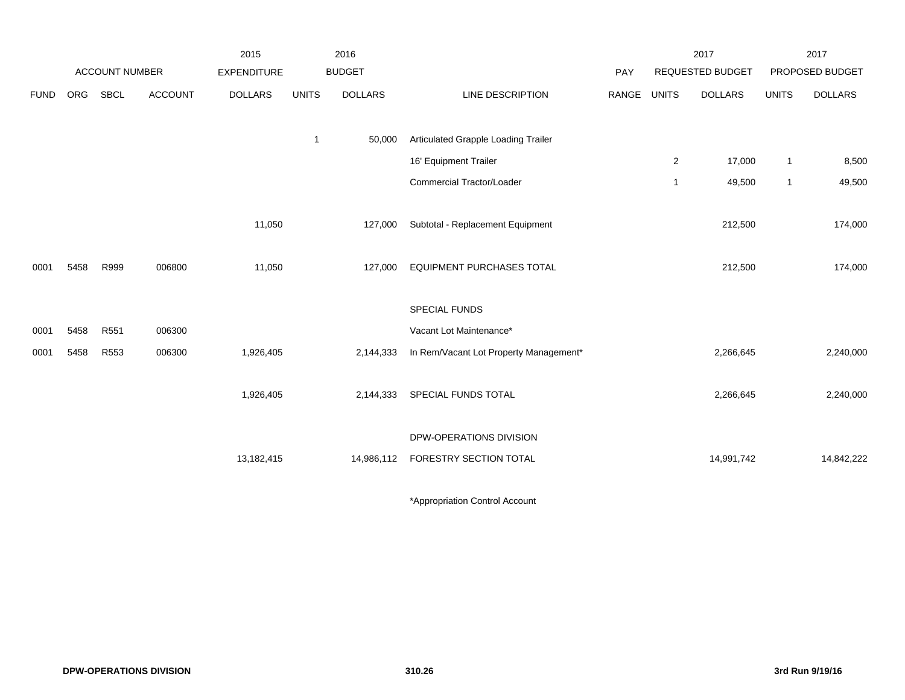| | ACCOUNT NUMBER | | | 2015 EXPENDITURE | 2016 BUDGET | | | PAY | 2017 REQUESTED BUDGET | | 2017 PROPOSED BUDGET | |
|---|---|---|---|---|---|---|---|---|---|---|---|---|
| FUND | ORG | SBCL | ACCOUNT | DOLLARS | UNITS | DOLLARS | LINE DESCRIPTION | RANGE | UNITS | DOLLARS | UNITS | DOLLARS |
| | | | | | 1 | 50,000 | Articulated Grapple Loading Trailer | | | | | |
| | | | | | | | 16' Equipment Trailer | | 2 | 17,000 | 1 | 8,500 |
| | | | | | | | Commercial Tractor/Loader | | 1 | 49,500 | 1 | 49,500 |
| | | | | 11,050 | | 127,000 | Subtotal - Replacement Equipment | | | 212,500 | | 174,000 |
| 0001 | 5458 | R999 | 006800 | 11,050 | | 127,000 | EQUIPMENT PURCHASES TOTAL | | | 212,500 | | 174,000 |
| | | | | | | | SPECIAL FUNDS | | | | | |
| 0001 | 5458 | R551 | 006300 | | | | Vacant Lot Maintenance* | | | | | |
| 0001 | 5458 | R553 | 006300 | 1,926,405 | | 2,144,333 | In Rem/Vacant Lot Property Management* | | | 2,266,645 | | 2,240,000 |
| | | | | 1,926,405 | | 2,144,333 | SPECIAL FUNDS TOTAL | | | 2,266,645 | | 2,240,000 |
| | | | | | | | DPW-OPERATIONS DIVISION | | | | | |
| | | | | 13,182,415 | | 14,986,112 | FORESTRY SECTION TOTAL | | | 14,991,742 | | 14,842,222 |

*Appropriation Control Account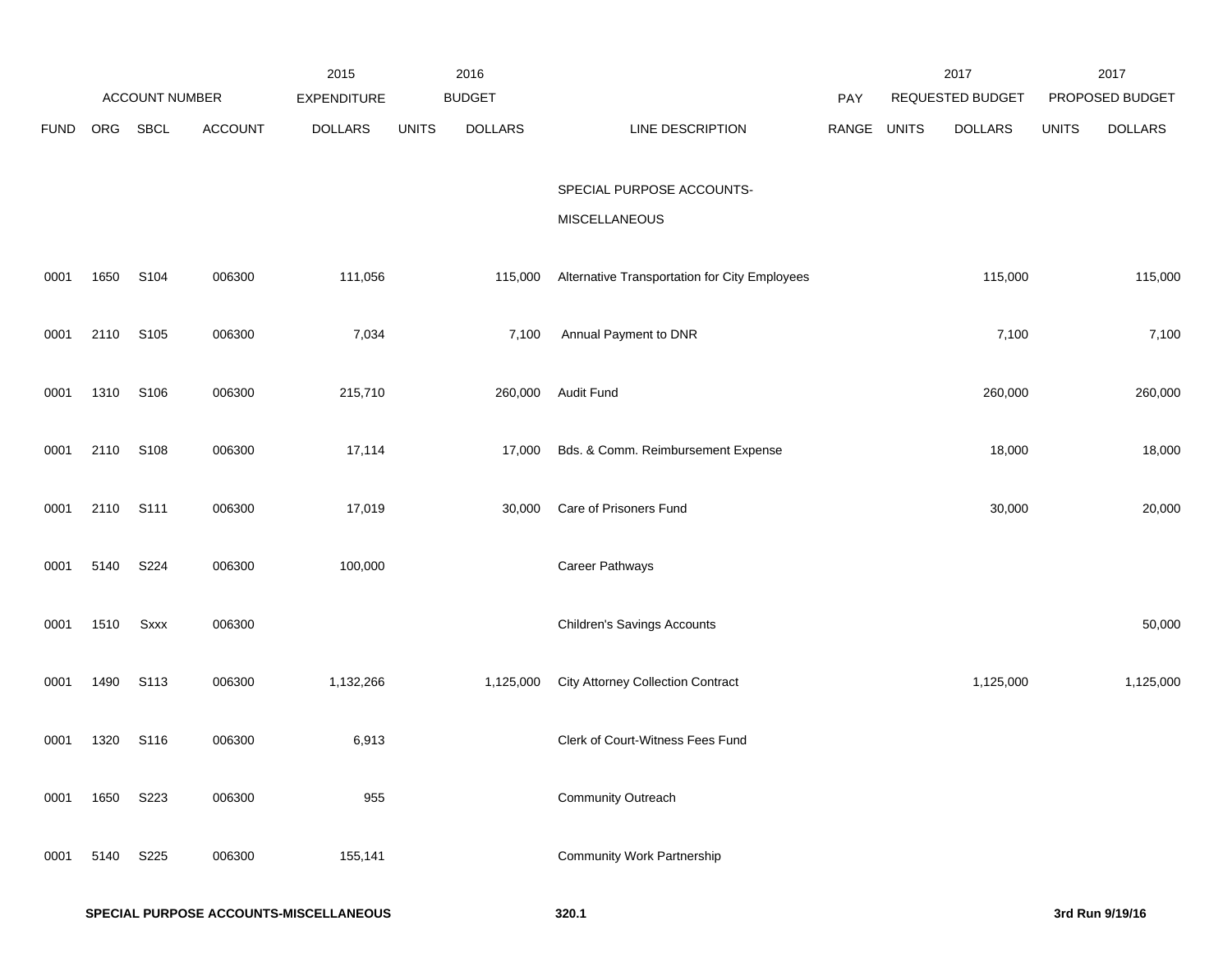| | ACCOUNT NUMBER | | | 2015 EXPENDITURE | 2016 BUDGET | | | PAY | 2017 REQUESTED BUDGET | | 2017 PROPOSED BUDGET | |
|---|---|---|---|---|---|---|---|---|---|---|---|---|
| FUND | ORG | SBCL | ACCOUNT | DOLLARS | UNITS | DOLLARS | LINE DESCRIPTION | RANGE | UNITS | DOLLARS | UNITS | DOLLARS |
| | | | | | | | SPECIAL PURPOSE ACCOUNTS-MISCELLANEOUS | | | | | |
| 0001 | 1650 | S104 | 006300 | 111,056 | | 115,000 | Alternative Transportation for City Employees | | | 115,000 | | 115,000 |
| 0001 | 2110 | S105 | 006300 | 7,034 | | 7,100 | Annual Payment to DNR | | | 7,100 | | 7,100 |
| 0001 | 1310 | S106 | 006300 | 215,710 | | 260,000 | Audit Fund | | | 260,000 | | 260,000 |
| 0001 | 2110 | S108 | 006300 | 17,114 | | 17,000 | Bds. & Comm. Reimbursement Expense | | | 18,000 | | 18,000 |
| 0001 | 2110 | S111 | 006300 | 17,019 | | 30,000 | Care of Prisoners Fund | | | 30,000 | | 20,000 |
| 0001 | 5140 | S224 | 006300 | 100,000 | | | Career Pathways | | | | | |
| 0001 | 1510 | Sxxx | 006300 | | | | Children's Savings Accounts | | | | | 50,000 |
| 0001 | 1490 | S113 | 006300 | 1,132,266 | | 1,125,000 | City Attorney Collection Contract | | | 1,125,000 | | 1,125,000 |
| 0001 | 1320 | S116 | 006300 | 6,913 | | | Clerk of Court-Witness Fees Fund | | | | | |
| 0001 | 1650 | S223 | 006300 | 955 | | | Community Outreach | | | | | |
| 0001 | 5140 | S225 | 006300 | 155,141 | | | Community Work Partnership | | | | | |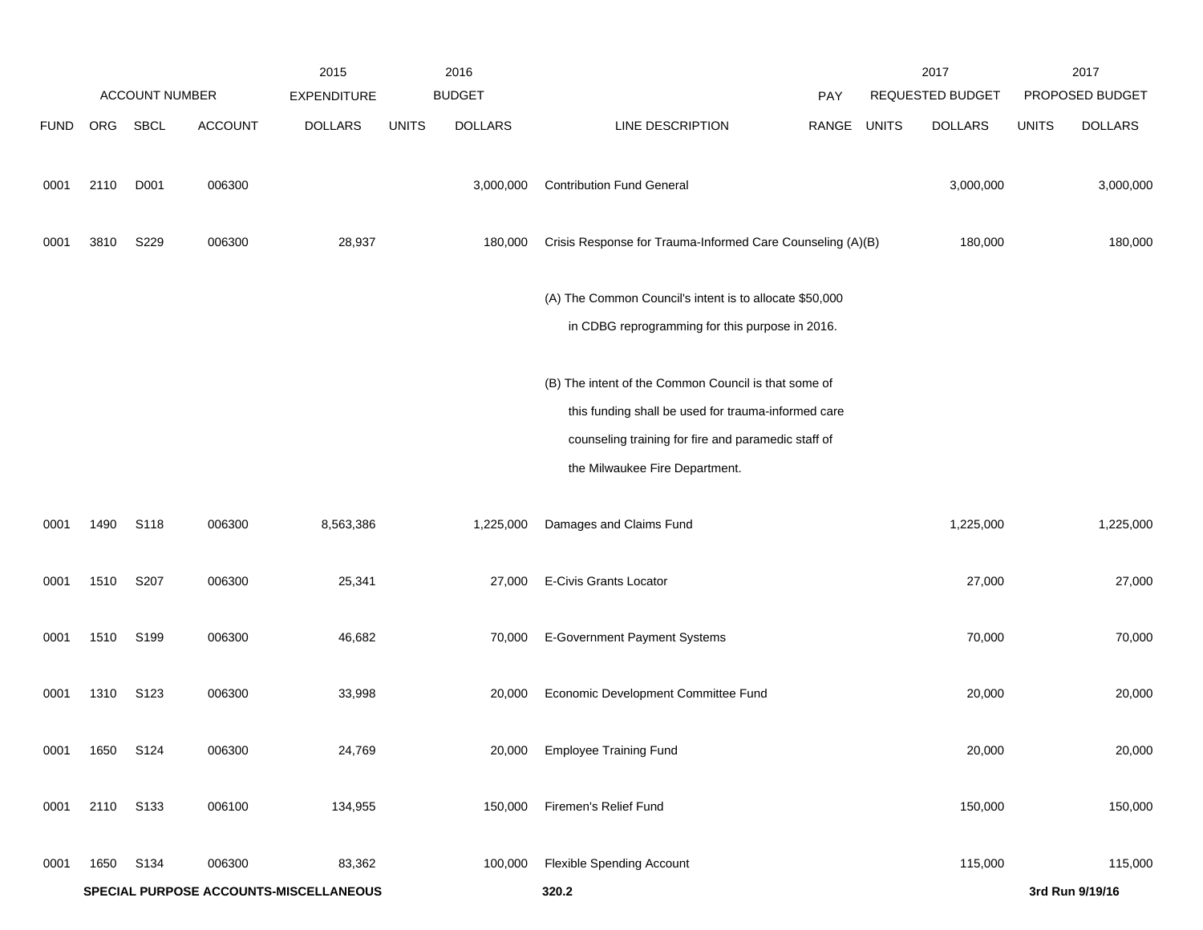| | ACCOUNT NUMBER | | | 2015 EXPENDITURE | 2016 BUDGET | | | PAY | 2017 REQUESTED BUDGET | | 2017 PROPOSED BUDGET | |
|---|---|---|---|---|---|---|---|---|---|---|---|---|
| FUND | ORG | SBCL | ACCOUNT | DOLLARS | UNITS | DOLLARS | LINE DESCRIPTION | RANGE | UNITS | DOLLARS | UNITS | DOLLARS |
| 0001 | 2110 | D001 | 006300 | | | 3,000,000 | Contribution Fund General | | | 3,000,000 | | 3,000,000 |
| 0001 | 3810 | S229 | 006300 | 28,937 | | 180,000 | Crisis Response for Trauma-Informed Care Counseling (A)(B) | | | 180,000 | | 180,000 |
| | | | | | | | (A) The Common Council's intent is to allocate $50,000 in CDBG reprogramming for this purpose in 2016. | | | | | |
| | | | | | | | (B) The intent of the Common Council is that some of this funding shall be used for trauma-informed care counseling training for fire and paramedic staff of the Milwaukee Fire Department. | | | | | |
| 0001 | 1490 | S118 | 006300 | 8,563,386 | | 1,225,000 | Damages and Claims Fund | | | 1,225,000 | | 1,225,000 |
| 0001 | 1510 | S207 | 006300 | 25,341 | | 27,000 | E-Civis Grants Locator | | | 27,000 | | 27,000 |
| 0001 | 1510 | S199 | 006300 | 46,682 | | 70,000 | E-Government Payment Systems | | | 70,000 | | 70,000 |
| 0001 | 1310 | S123 | 006300 | 33,998 | | 20,000 | Economic Development Committee Fund | | | 20,000 | | 20,000 |
| 0001 | 1650 | S124 | 006300 | 24,769 | | 20,000 | Employee Training Fund | | | 20,000 | | 20,000 |
| 0001 | 2110 | S133 | 006100 | 134,955 | | 150,000 | Firemen's Relief Fund | | | 150,000 | | 150,000 |
| 0001 | 1650 | S134 | 006300 | 83,362 | | 100,000 | Flexible Spending Account | | | 115,000 | | 115,000 |

**SPECIAL PURPOSE ACCOUNTS-MISCELLANEOUS** **320.2** **3rd Run 9/19/16**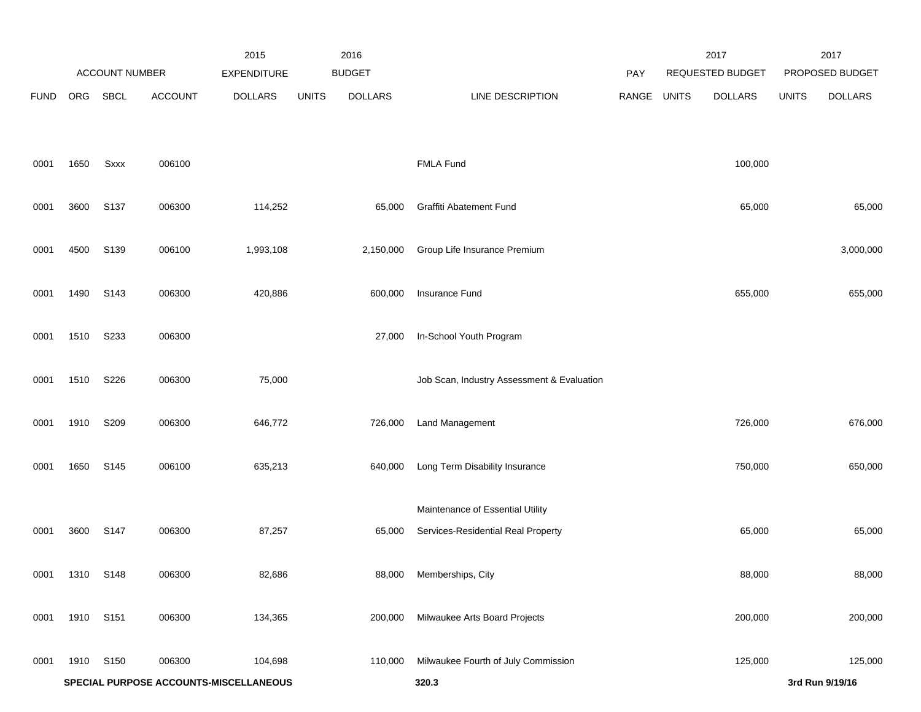| | ACCOUNT NUMBER | | | 2015 EXPENDITURE | 2016 BUDGET | | | PAY | 2017 REQUESTED BUDGET | | 2017 PROPOSED BUDGET | |
|---|---|---|---|---|---|---|---|---|---|---|---|---|
| FUND | ORG | SBCL | ACCOUNT | DOLLARS | UNITS | DOLLARS | LINE DESCRIPTION | RANGE | UNITS | DOLLARS | UNITS | DOLLARS |
| 0001 | 1650 | Sxxx | 006100 | | | | FMLA Fund | | | 100,000 | | |
| 0001 | 3600 | S137 | 006300 | 114,252 | | 65,000 | Graffiti Abatement Fund | | | 65,000 | | 65,000 |
| 0001 | 4500 | S139 | 006100 | 1,993,108 | | 2,150,000 | Group Life Insurance Premium | | | | | 3,000,000 |
| 0001 | 1490 | S143 | 006300 | 420,886 | | 600,000 | Insurance Fund | | | 655,000 | | 655,000 |
| 0001 | 1510 | S233 | 006300 | | | 27,000 | In-School Youth Program | | | | | |
| 0001 | 1510 | S226 | 006300 | 75,000 | | | Job Scan, Industry Assessment & Evaluation | | | | | |
| 0001 | 1910 | S209 | 006300 | 646,772 | | 726,000 | Land Management | | | 726,000 | | 676,000 |
| 0001 | 1650 | S145 | 006100 | 635,213 | | 640,000 | Long Term Disability Insurance | | | 750,000 | | 650,000 |
| 0001 | 3600 | S147 | 006300 | 87,257 | | 65,000 | Maintenance of Essential Utility Services-Residential Real Property | | | 65,000 | | 65,000 |
| 0001 | 1310 | S148 | 006300 | 82,686 | | 88,000 | Memberships, City | | | 88,000 | | 88,000 |
| 0001 | 1910 | S151 | 006300 | 134,365 | | 200,000 | Milwaukee Arts Board Projects | | | 200,000 | | 200,000 |
| 0001 | 1910 | S150 | 006300 | 104,698 | | 110,000 | Milwaukee Fourth of July Commission | | | 125,000 | | 125,000 |

**SPECIAL PURPOSE ACCOUNTS-MISCELLANEOUS** 320.3 **3rd Run 9/19/16**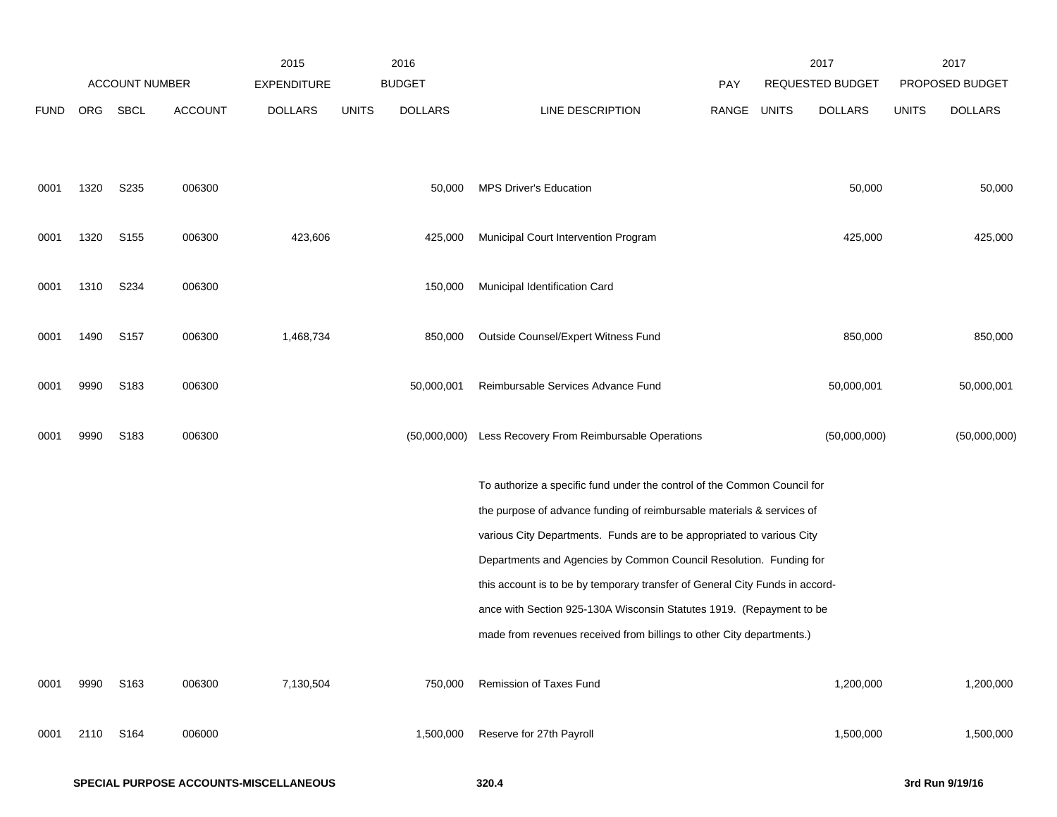| | ACCOUNT NUMBER | | | 2015 EXPENDITURE | | 2016 BUDGET | | | 2017 REQUESTED BUDGET | | 2017 PROPOSED BUDGET | |
|---|---|---|---|---|---|---|---|---|---|---|---|---|
| FUND | ORG | SBCL | ACCOUNT | DOLLARS | UNITS | DOLLARS | LINE DESCRIPTION | PAY RANGE | UNITS | DOLLARS | UNITS | DOLLARS |
| 0001 | 1320 | S235 | 006300 | | | 50,000 | MPS Driver's Education | | | 50,000 | | 50,000 |
| 0001 | 1320 | S155 | 006300 | 423,606 | | 425,000 | Municipal Court Intervention Program | | | 425,000 | | 425,000 |
| 0001 | 1310 | S234 | 006300 | | | 150,000 | Municipal Identification Card | | | | | |
| 0001 | 1490 | S157 | 006300 | 1,468,734 | | 850,000 | Outside Counsel/Expert Witness Fund | | | 850,000 | | 850,000 |
| 0001 | 9990 | S183 | 006300 | | | 50,000,001 | Reimbursable Services Advance Fund | | | 50,000,001 | | 50,000,001 |
| 0001 | 9990 | S183 | 006300 | | | (50,000,000) | Less Recovery From Reimbursable Operations | | | (50,000,000) | | (50,000,000) |
| | | | | | | | To authorize a specific fund under the control of the Common Council for the purpose of advance funding of reimbursable materials & services of various City Departments. Funds are to be appropriated to various City Departments and Agencies by Common Council Resolution. Funding for this account is to be by temporary transfer of General City Funds in accordance with Section 925-130A Wisconsin Statutes 1919. (Repayment to be made from revenues received from billings to other City departments.) | | | | | |
| 0001 | 9990 | S163 | 006300 | 7,130,504 | | 750,000 | Remission of Taxes Fund | | | 1,200,000 | | 1,200,000 |
| 0001 | 2110 | S164 | 006000 | | | 1,500,000 | Reserve for 27th Payroll | | | 1,500,000 | | 1,500,000 |

**SPECIAL PURPOSE ACCOUNTS-MISCELLANEOUS** **320.4** **3rd Run 9/19/16**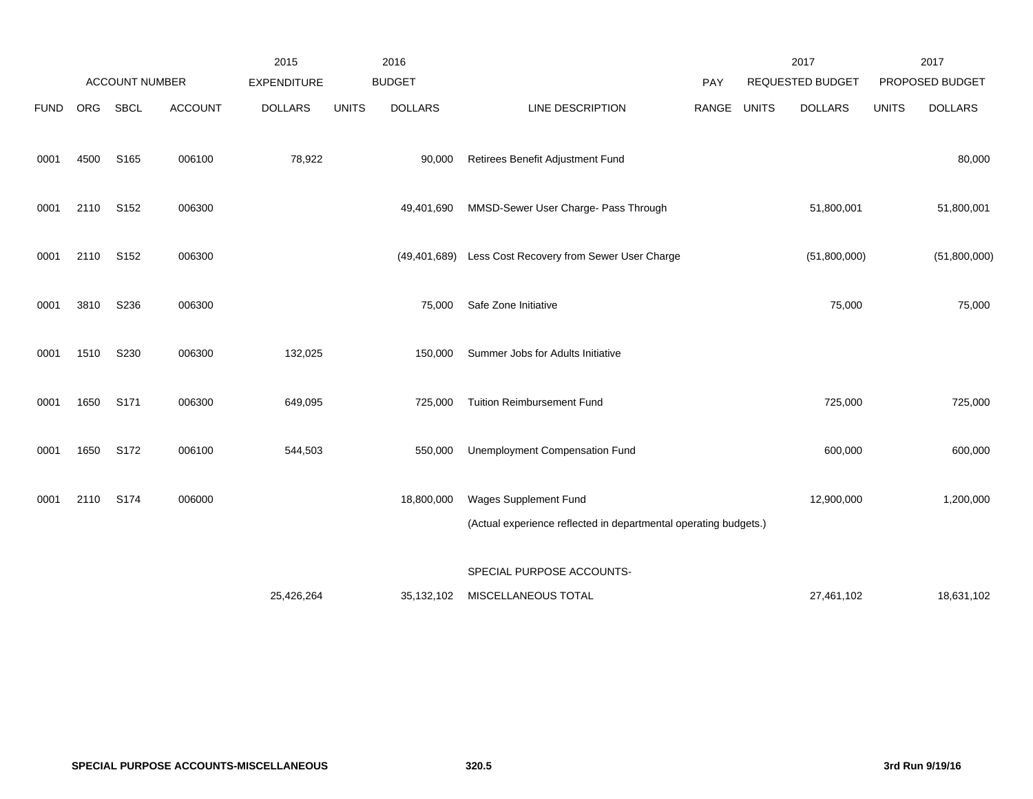| ACCOUNT NUMBER | | | | 2015 EXPENDITURE | 2016 BUDGET | | | PAY | 2017 REQUESTED BUDGET | | 2017 PROPOSED BUDGET | |
|---|---|---|---|---|---|---|---|---|---|---|---|---|
| FUND | ORG | SBCL | ACCOUNT | DOLLARS | UNITS | DOLLARS | LINE DESCRIPTION | RANGE | UNITS | DOLLARS | UNITS | DOLLARS |
| 0001 | 4500 | S165 | 006100 | 78,922 | | 90,000 | Retirees Benefit Adjustment Fund | | | | | 80,000 |
| 0001 | 2110 | S152 | 006300 | | | 49,401,690 | MMSD-Sewer User Charge- Pass Through | | | 51,800,001 | | 51,800,001 |
| 0001 | 2110 | S152 | 006300 | | | (49,401,689) | Less Cost Recovery from Sewer User Charge | | | (51,800,000) | | (51,800,000) |
| 0001 | 3810 | S236 | 006300 | | | 75,000 | Safe Zone Initiative | | | 75,000 | | 75,000 |
| 0001 | 1510 | S230 | 006300 | 132,025 | | 150,000 | Summer Jobs for Adults Initiative | | | | | |
| 0001 | 1650 | S171 | 006300 | 649,095 | | 725,000 | Tuition Reimbursement Fund | | | 725,000 | | 725,000 |
| 0001 | 1650 | S172 | 006100 | 544,503 | | 550,000 | Unemployment Compensation Fund | | | 600,000 | | 600,000 |
| 0001 | 2110 | S174 | 006000 | | | 18,800,000 | Wages Supplement Fund | | | 12,900,000 | | 1,200,000 |
| | | | | | | | (Actual experience reflected in departmental operating budgets.) | | | | | |
| | | | | 25,426,264 | | 35,132,102 | SPECIAL PURPOSE ACCOUNTS-MISCELLANEOUS TOTAL | | | 27,461,102 | | 18,631,102 |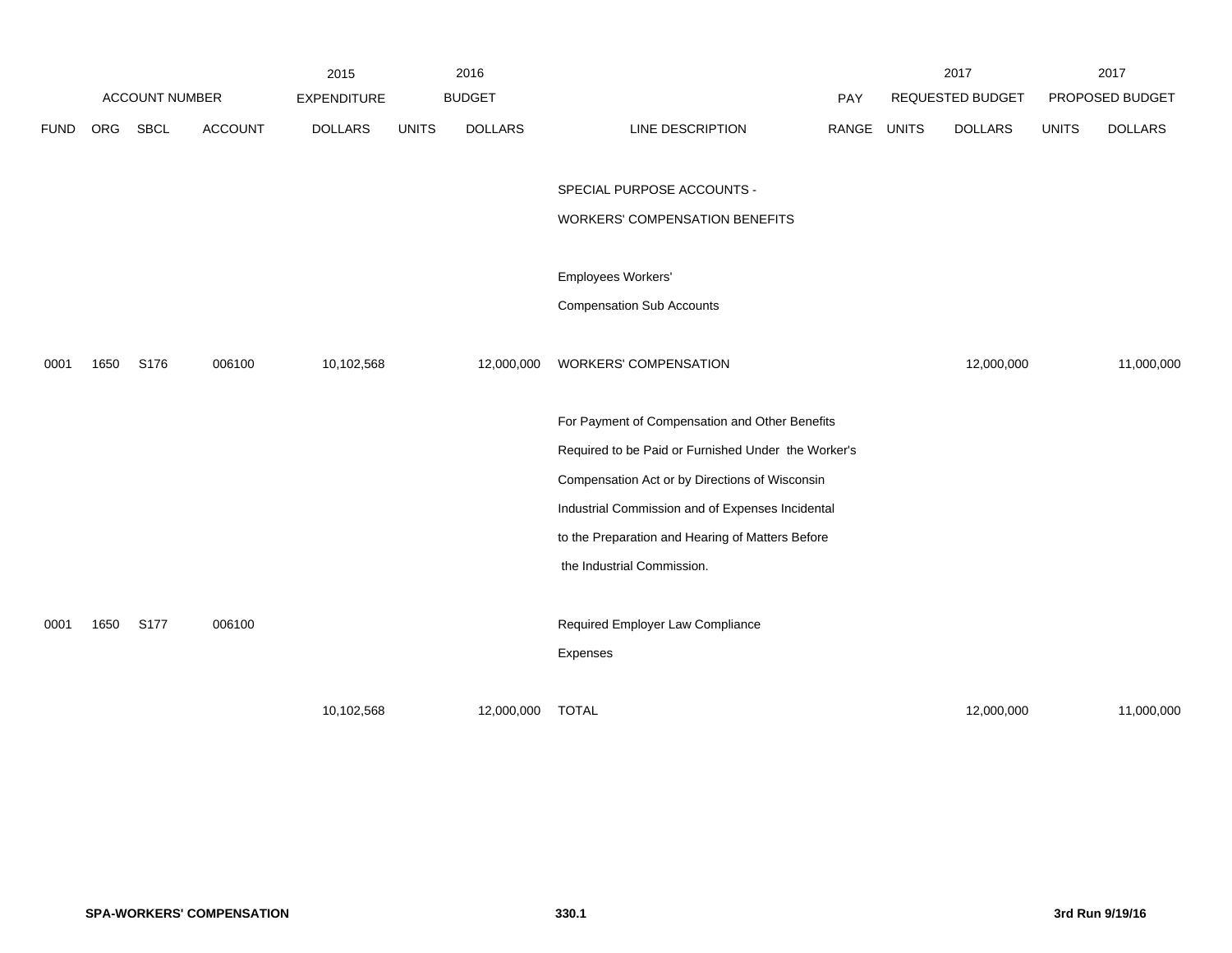| | ACCOUNT NUMBER | | | 2015 EXPENDITURE | 2016 BUDGET | | | PAY | 2017 REQUESTED BUDGET | | 2017 PROPOSED BUDGET | |
|---|---|---|---|---|---|---|---|---|---|---|---|---|
| FUND | ORG | SBCL | ACCOUNT | DOLLARS | UNITS | DOLLARS | LINE DESCRIPTION | RANGE | UNITS | DOLLARS | UNITS | DOLLARS |
| | | | | | | | SPECIAL PURPOSE ACCOUNTS - WORKERS' COMPENSATION BENEFITS | | | | | |
| | | | | | | | Employees Workers' Compensation Sub Accounts | | | | | |
| 0001 | 1650 | S176 | 006100 | 10,102,568 | | 12,000,000 | WORKERS' COMPENSATION | | | 12,000,000 | | 11,000,000 |
| | | | | | | | For Payment of Compensation and Other Benefits Required to be Paid or Furnished Under the Worker's Compensation Act or by Directions of Wisconsin Industrial Commission and of Expenses Incidental to the Preparation and Hearing of Matters Before the Industrial Commission. | | | | | |
| 0001 | 1650 | S177 | 006100 | | | | Required Employer Law Compliance Expenses | | | | | |
| | | | | 10,102,568 | | 12,000,000 | TOTAL | | | 12,000,000 | | 11,000,000 |

SPA-WORKERS' COMPENSATION

330.1

3rd Run 9/19/16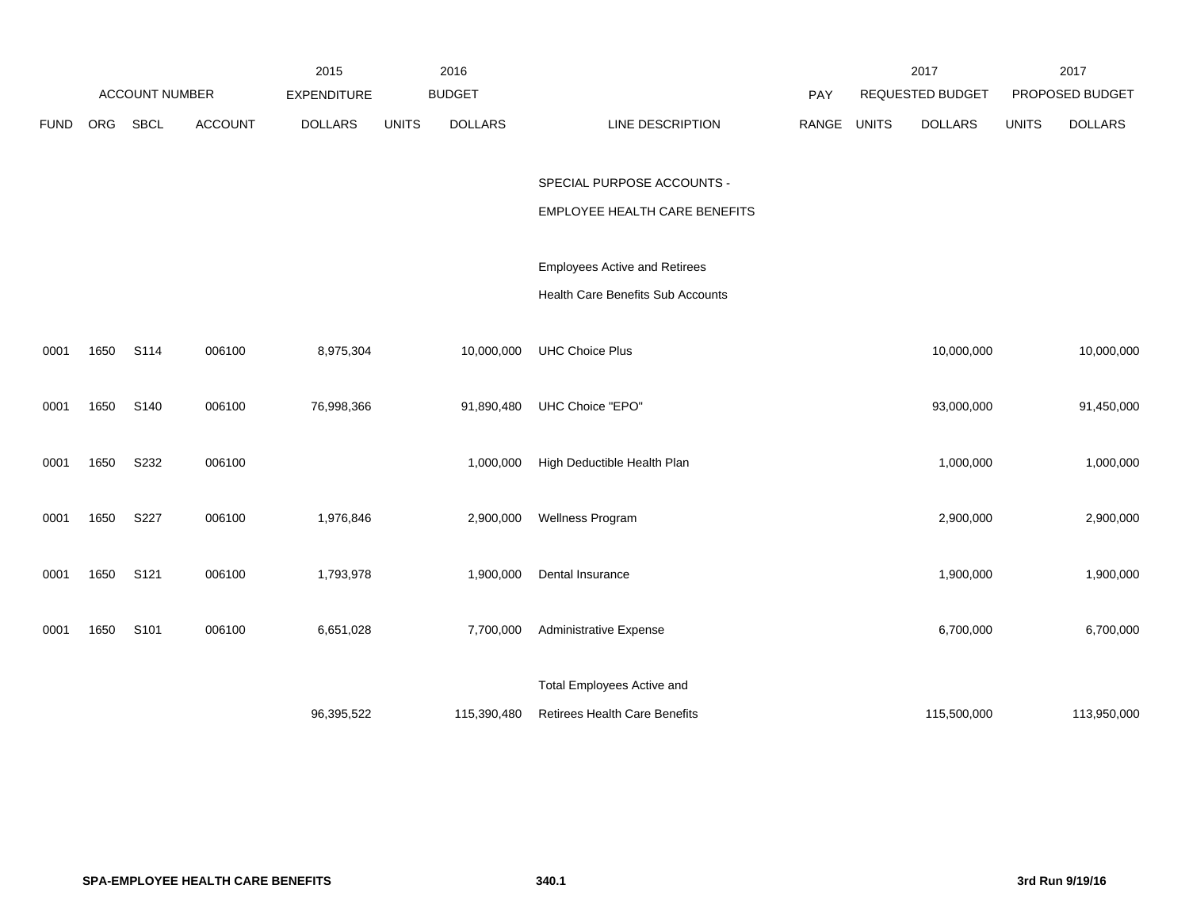| ACCOUNT NUMBER | | | | 2015 EXPENDITURE | 2016 BUDGET | | | | 2017 REQUESTED BUDGET | | 2017 PROPOSED BUDGET | |
|---|---|---|---|---|---|---|---|---|---|---|---|---|
| FUND | ORG | SBCL | ACCOUNT | DOLLARS | UNITS | DOLLARS | LINE DESCRIPTION | PAY RANGE | UNITS | DOLLARS | UNITS | DOLLARS |
| | | | | | | | SPECIAL PURPOSE ACCOUNTS - EMPLOYEE HEALTH CARE BENEFITS | | | | | |
| | | | | | | | Employees Active and Retirees Health Care Benefits Sub Accounts | | | | | |
| 0001 | 1650 | S114 | 006100 | 8,975,304 | | 10,000,000 | UHC Choice Plus | | | 10,000,000 | | 10,000,000 |
| 0001 | 1650 | S140 | 006100 | 76,998,366 | | 91,890,480 | UHC Choice "EPO" | | | 93,000,000 | | 91,450,000 |
| 0001 | 1650 | S232 | 006100 | | | 1,000,000 | High Deductible Health Plan | | | 1,000,000 | | 1,000,000 |
| 0001 | 1650 | S227 | 006100 | 1,976,846 | | 2,900,000 | Wellness Program | | | 2,900,000 | | 2,900,000 |
| 0001 | 1650 | S121 | 006100 | 1,793,978 | | 1,900,000 | Dental Insurance | | | 1,900,000 | | 1,900,000 |
| 0001 | 1650 | S101 | 006100 | 6,651,028 | | 7,700,000 | Administrative Expense | | | 6,700,000 | | 6,700,000 |
| | | | | 96,395,522 | | 115,390,480 | Total Employees Active and Retirees Health Care Benefits | | | 115,500,000 | | 113,950,000 |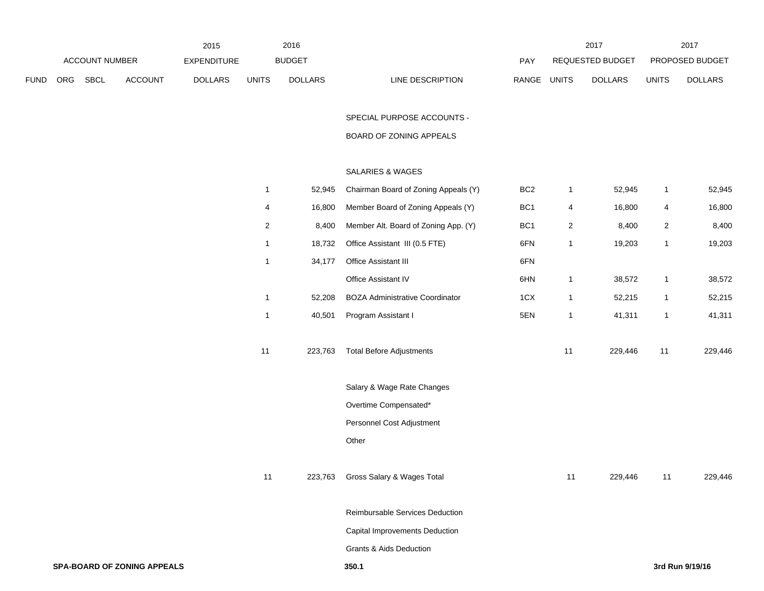| ACCOUNT NUMBER | | | | 2015 EXPENDITURE | 2016 BUDGET | | | PAY | 2017 REQUESTED BUDGET | | 2017 PROPOSED BUDGET | |
|---|---|---|---|---|---|---|---|---|---|---|---|---|
| FUND | ORG | SBCL | ACCOUNT | DOLLARS | UNITS | DOLLARS | LINE DESCRIPTION | RANGE | UNITS | DOLLARS | UNITS | DOLLARS |
| | | | | | | | SPECIAL PURPOSE ACCOUNTS - | | | | | |
| | | | | | | | BOARD OF ZONING APPEALS | | | | | |
| | | | | | | | SALARIES & WAGES | | | | | |
| | | | | | 1 | 52,945 | Chairman Board of Zoning Appeals (Y) | BC2 | 1 | 52,945 | 1 | 52,945 |
| | | | | | 4 | 16,800 | Member Board of Zoning Appeals (Y) | BC1 | 4 | 16,800 | 4 | 16,800 |
| | | | | | 2 | 8,400 | Member Alt. Board of Zoning App. (Y) | BC1 | 2 | 8,400 | 2 | 8,400 |
| | | | | | 1 | 18,732 | Office Assistant III (0.5 FTE) | 6FN | 1 | 19,203 | 1 | 19,203 |
| | | | | | 1 | 34,177 | Office Assistant III | 6FN | | | | |
| | | | | | | | Office Assistant IV | 6HN | 1 | 38,572 | 1 | 38,572 |
| | | | | | 1 | 52,208 | BOZA Administrative Coordinator | 1CX | 1 | 52,215 | 1 | 52,215 |
| | | | | | 1 | 40,501 | Program Assistant I | 5EN | 1 | 41,311 | 1 | 41,311 |
| | | | | | 11 | 223,763 | Total Before Adjustments | | 11 | 229,446 | 11 | 229,446 |
| | | | | | | | Salary & Wage Rate Changes | | | | | |
| | | | | | | | Overtime Compensated* | | | | | |
| | | | | | | | Personnel Cost Adjustment | | | | | |
| | | | | | | | Other | | | | | |
| | | | | | 11 | 223,763 | Gross Salary & Wages Total | | 11 | 229,446 | 11 | 229,446 |
| | | | | | | | Reimbursable Services Deduction | | | | | |
| | | | | | | | Capital Improvements Deduction | | | | | |
| | | | | | | | Grants & Aids Deduction | | | | | |

**SPA-BOARD OF ZONING APPEALS** **350.1** **3rd Run 9/19/16**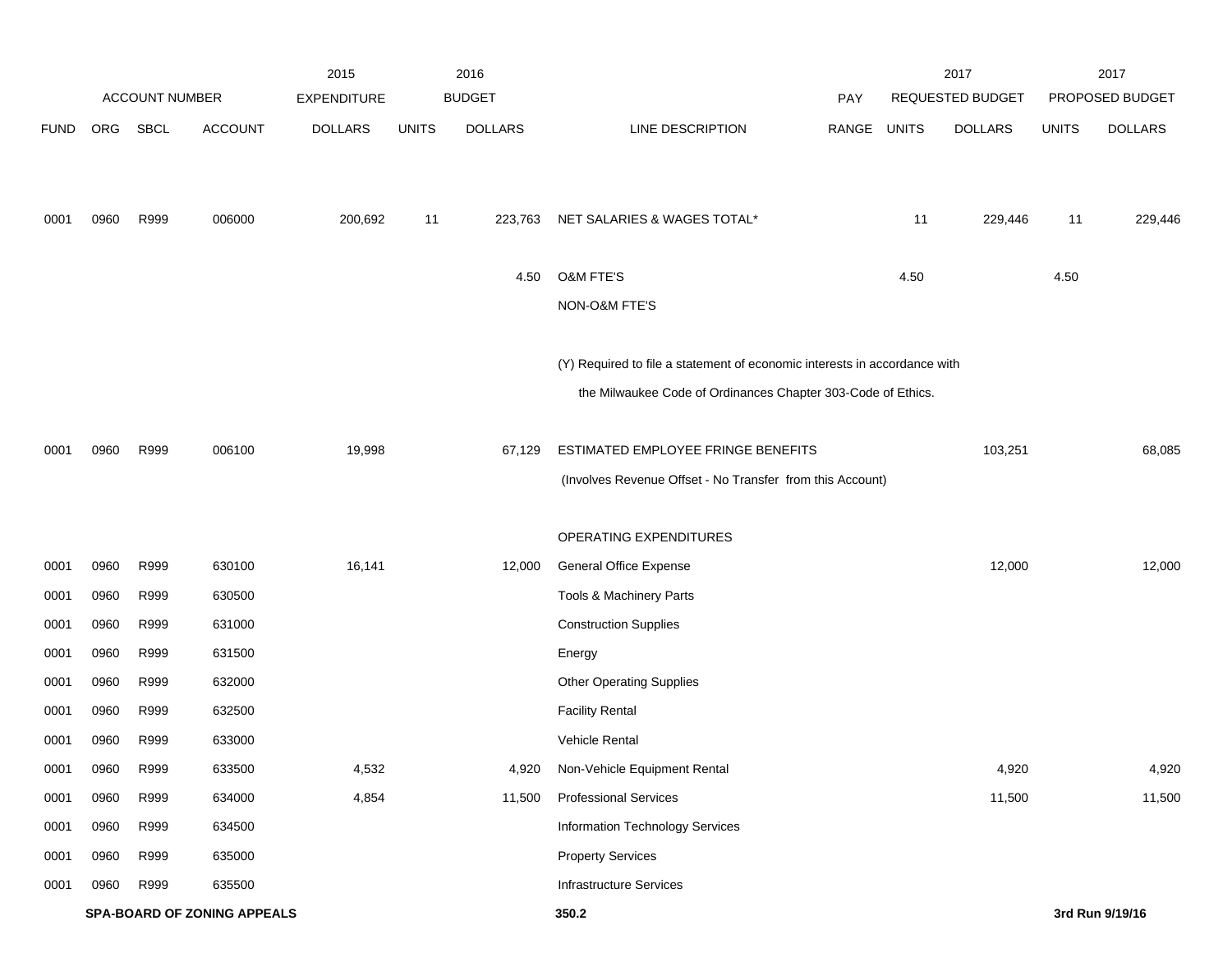| | ACCOUNT NUMBER | | | 2015 EXPENDITURE | 2016 BUDGET | | | PAY | 2017 REQUESTED BUDGET | | 2017 PROPOSED BUDGET | |
|---|---|---|---|---|---|---|---|---|---|---|---|---|
| FUND | ORG | SBCL | ACCOUNT | DOLLARS | UNITS | DOLLARS | LINE DESCRIPTION | RANGE | UNITS | DOLLARS | UNITS | DOLLARS |
| 0001 | 0960 | R999 | 006000 | 200,692 | 11 | 223,763 | NET SALARIES & WAGES TOTAL* | | 11 | 229,446 | 11 | 229,446 |
| | | | | | | 4.50 | O&M FTE'S | | 4.50 | | 4.50 | |
| | | | | | | | NON-O&M FTE'S | | | | | |
| | | | | | | | (Y) Required to file a statement of economic interests in accordance with the Milwaukee Code of Ordinances Chapter 303-Code of Ethics. | | | | | |
| 0001 | 0960 | R999 | 006100 | 19,998 | | 67,129 | ESTIMATED EMPLOYEE FRINGE BENEFITS (Involves Revenue Offset - No Transfer from this Account) | | | 103,251 | | 68,085 |
| | | | | | | | OPERATING EXPENDITURES | | | | | |
| 0001 | 0960 | R999 | 630100 | 16,141 | | 12,000 | General Office Expense | | | 12,000 | | 12,000 |
| 0001 | 0960 | R999 | 630500 | | | | Tools & Machinery Parts | | | | | |
| 0001 | 0960 | R999 | 631000 | | | | Construction Supplies | | | | | |
| 0001 | 0960 | R999 | 631500 | | | | Energy | | | | | |
| 0001 | 0960 | R999 | 632000 | | | | Other Operating Supplies | | | | | |
| 0001 | 0960 | R999 | 632500 | | | | Facility Rental | | | | | |
| 0001 | 0960 | R999 | 633000 | | | | Vehicle Rental | | | | | |
| 0001 | 0960 | R999 | 633500 | 4,532 | | 4,920 | Non-Vehicle Equipment Rental | | | 4,920 | | 4,920 |
| 0001 | 0960 | R999 | 634000 | 4,854 | | 11,500 | Professional Services | | | 11,500 | | 11,500 |
| 0001 | 0960 | R999 | 634500 | | | | Information Technology Services | | | | | |
| 0001 | 0960 | R999 | 635000 | | | | Property Services | | | | | |
| 0001 | 0960 | R999 | 635500 | | | | Infrastructure Services | | | | | |

**SPA-BOARD OF ZONING APPEALS** **350.2** **3rd Run 9/19/16**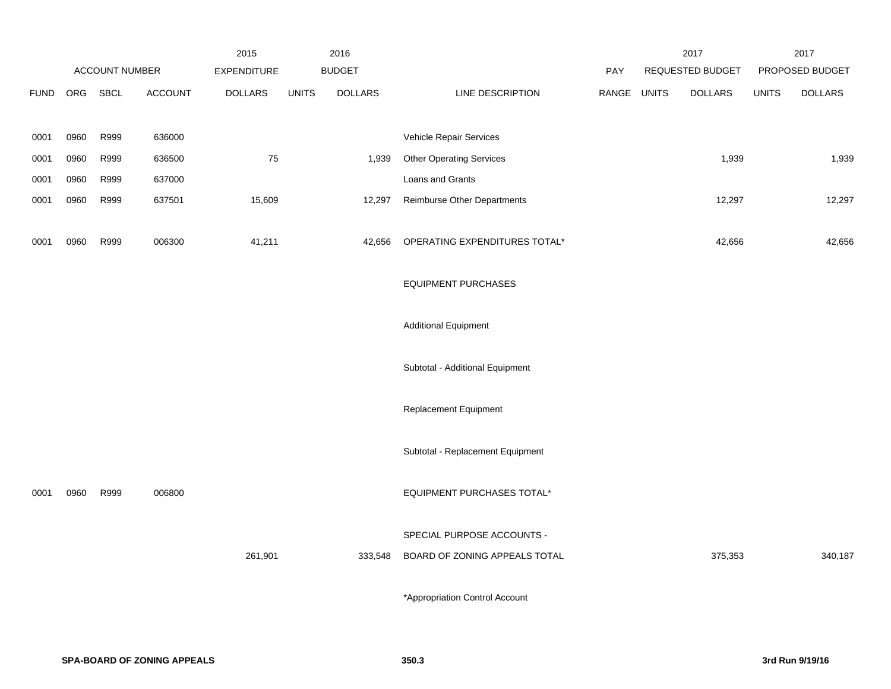| ACCOUNT NUMBER | | | | 2015 EXPENDITURE | 2016 BUDGET | | | PAY | 2017 REQUESTED BUDGET | | 2017 PROPOSED BUDGET | |
|---|---|---|---|---|---|---|---|---|---|---|---|---|
| FUND | ORG | SBCL | ACCOUNT | DOLLARS | UNITS | DOLLARS | LINE DESCRIPTION | RANGE | UNITS | DOLLARS | UNITS | DOLLARS |
| 0001 | 0960 | R999 | 636000 | | | | Vehicle Repair Services | | | | | |
| 0001 | 0960 | R999 | 636500 | 75 | | 1,939 | Other Operating Services | | | 1,939 | | 1,939 |
| 0001 | 0960 | R999 | 637000 | | | | Loans and Grants | | | | | |
| 0001 | 0960 | R999 | 637501 | 15,609 | | 12,297 | Reimburse Other Departments | | | 12,297 | | 12,297 |
| 0001 | 0960 | R999 | 006300 | 41,211 | | 42,656 | OPERATING EXPENDITURES TOTAL* | | | 42,656 | | 42,656 |
| | | | | | | | EQUIPMENT PURCHASES | | | | | |
| | | | | | | | Additional Equipment | | | | | |
| | | | | | | | Subtotal - Additional Equipment | | | | | |
| | | | | | | | Replacement Equipment | | | | | |
| | | | | | | | Subtotal - Replacement Equipment | | | | | |
| 0001 | 0960 | R999 | 006800 | | | | EQUIPMENT PURCHASES TOTAL* | | | | | |
| | | | | | | | SPECIAL PURPOSE ACCOUNTS - | | | | | |
| | | | | 261,901 | | 333,548 | BOARD OF ZONING APPEALS TOTAL | | | 375,353 | | 340,187 |

*Appropriation Control Account

**SPA-BOARD OF ZONING APPEALS** **350.3** **3rd Run 9/19/16**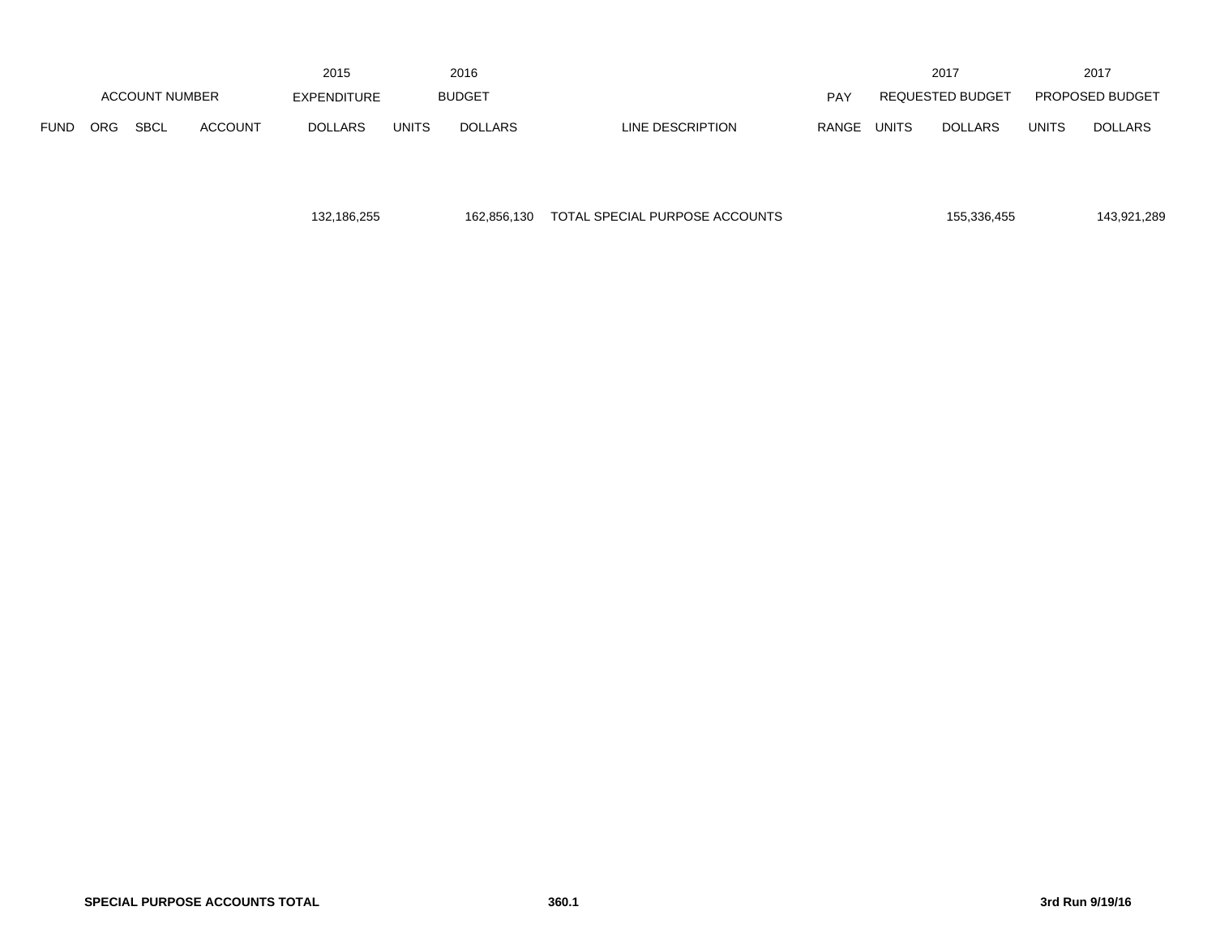| | ACCOUNT NUMBER | | | 2015 EXPENDITURE | 2016 BUDGET | | | PAY | 2017 REQUESTED BUDGET | | 2017 PROPOSED BUDGET | |
|---|---|---|---|---|---|---|---|---|---|---|---|---|
| FUND | ORG | SBCL | ACCOUNT | DOLLARS | UNITS | DOLLARS | LINE DESCRIPTION | RANGE | UNITS | DOLLARS | UNITS | DOLLARS |
| | | | | 132,186,255 | | 162,856,130 | TOTAL SPECIAL PURPOSE ACCOUNTS | | | 155,336,455 | | 143,921,289 |

**SPECIAL PURPOSE ACCOUNTS TOTAL** **360.1** **3rd Run 9/19/16**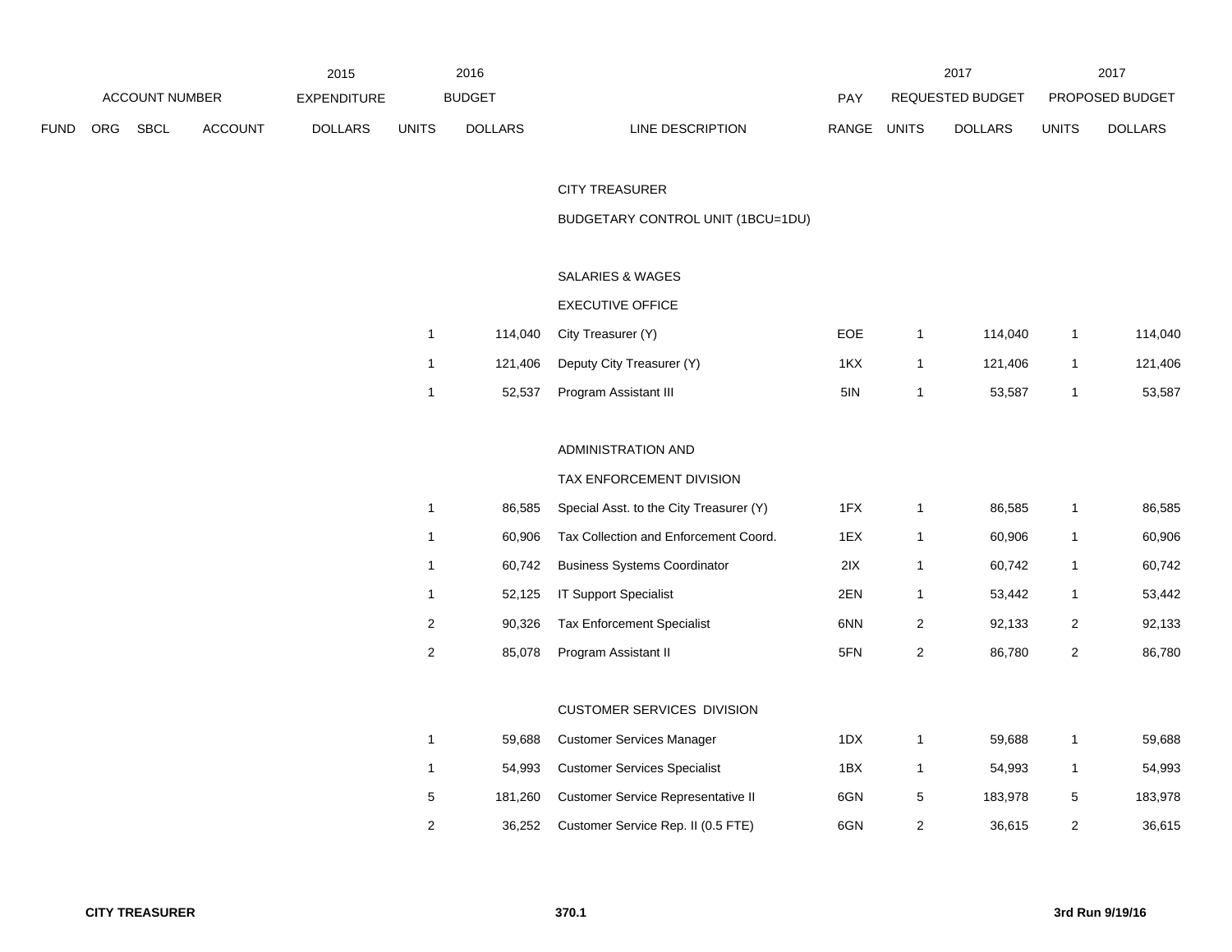| | ACCOUNT NUMBER | | | 2015 EXPENDITURE | 2016 BUDGET | | | PAY | 2017 REQUESTED BUDGET | | 2017 PROPOSED BUDGET | |
|---|---|---|---|---|---|---|---|---|---|---|---|---|
| FUND | ORG | SBCL | ACCOUNT | DOLLARS | UNITS | DOLLARS | LINE DESCRIPTION | RANGE | UNITS | DOLLARS | UNITS | DOLLARS |
| | | | | | | | CITY TREASURER | | | | | |
| | | | | | | | BUDGETARY CONTROL UNIT (1BCU=1DU) | | | | | |
| | | | | | | | SALARIES & WAGES | | | | | |
| | | | | | | | EXECUTIVE OFFICE | | | | | |
| | | | | | 1 | 114,040 | City Treasurer (Y) | EOE | 1 | 114,040 | 1 | 114,040 |
| | | | | | 1 | 121,406 | Deputy City Treasurer (Y) | 1KX | 1 | 121,406 | 1 | 121,406 |
| | | | | | 1 | 52,537 | Program Assistant III | 5IN | 1 | 53,587 | 1 | 53,587 |
| | | | | | | | ADMINISTRATION AND | | | | | |
| | | | | | | | TAX ENFORCEMENT DIVISION | | | | | |
| | | | | | 1 | 86,585 | Special Asst. to the City Treasurer (Y) | 1FX | 1 | 86,585 | 1 | 86,585 |
| | | | | | 1 | 60,906 | Tax Collection and Enforcement Coord. | 1EX | 1 | 60,906 | 1 | 60,906 |
| | | | | | 1 | 60,742 | Business Systems Coordinator | 2IX | 1 | 60,742 | 1 | 60,742 |
| | | | | | 1 | 52,125 | IT Support Specialist | 2EN | 1 | 53,442 | 1 | 53,442 |
| | | | | | 2 | 90,326 | Tax Enforcement Specialist | 6NN | 2 | 92,133 | 2 | 92,133 |
| | | | | | 2 | 85,078 | Program Assistant II | 5FN | 2 | 86,780 | 2 | 86,780 |
| | | | | | | | CUSTOMER SERVICES DIVISION | | | | | |
| | | | | | 1 | 59,688 | Customer Services Manager | 1DX | 1 | 59,688 | 1 | 59,688 |
| | | | | | 1 | 54,993 | Customer Services Specialist | 1BX | 1 | 54,993 | 1 | 54,993 |
| | | | | | 5 | 181,260 | Customer Service Representative II | 6GN | 5 | 183,978 | 5 | 183,978 |
| | | | | | 2 | 36,252 | Customer Service Rep. II (0.5 FTE) | 6GN | 2 | 36,615 | 2 | 36,615 |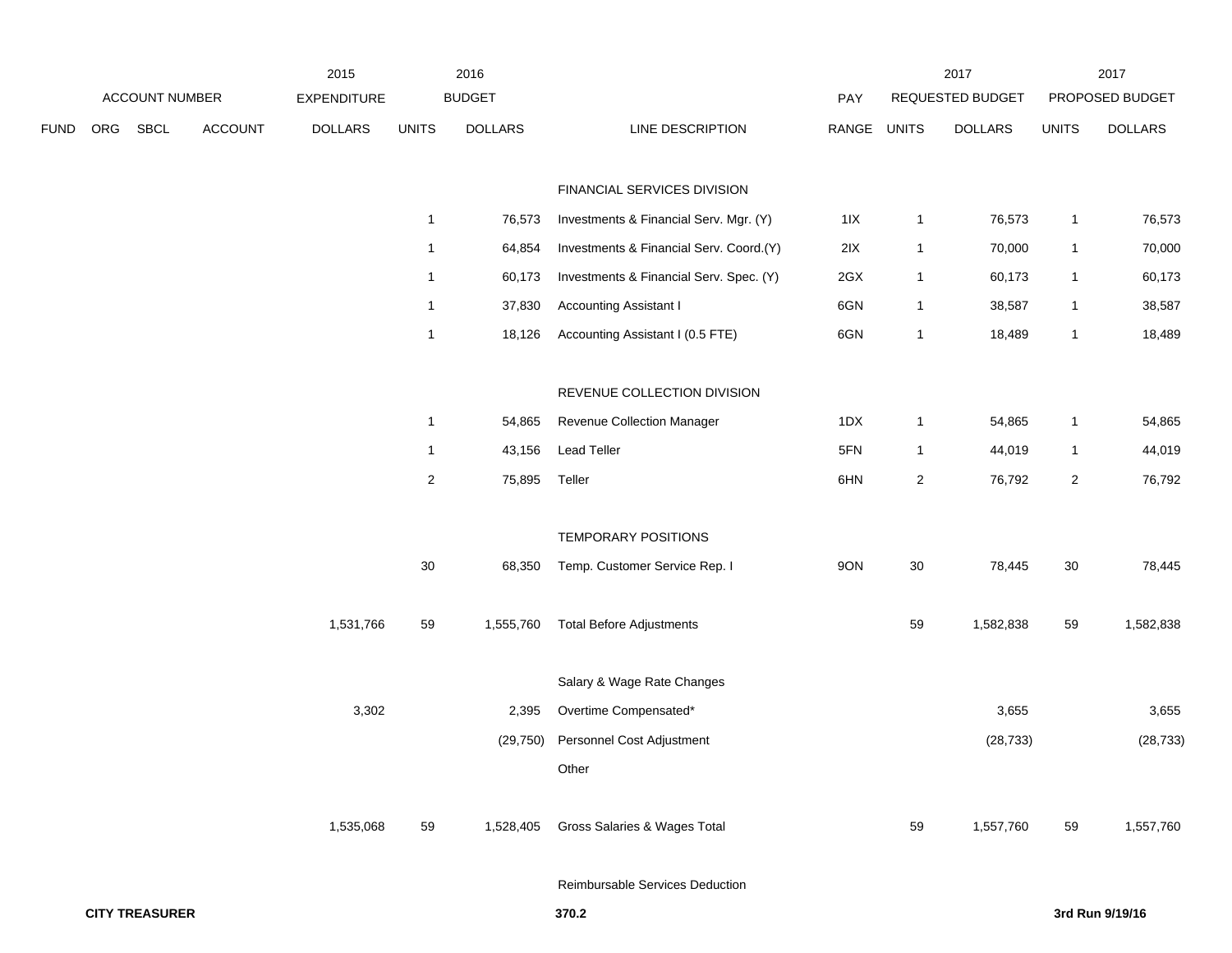| ACCOUNT NUMBER | | | | 2015 EXPENDITURE | 2016 BUDGET | | | PAY | 2017 REQUESTED BUDGET | | 2017 PROPOSED BUDGET | |
|---|---|---|---|---|---|---|---|---|---|---|---|---|
| FUND | ORG | SBCL | ACCOUNT | DOLLARS | UNITS | DOLLARS | LINE DESCRIPTION | RANGE | UNITS | DOLLARS | UNITS | DOLLARS |
| | | | | | | | FINANCIAL SERVICES DIVISION | | | | | |
| | | | | | 1 | 76,573 | Investments & Financial Serv. Mgr. (Y) | 1IX | 1 | 76,573 | 1 | 76,573 |
| | | | | | 1 | 64,854 | Investments & Financial Serv. Coord.(Y) | 2IX | 1 | 70,000 | 1 | 70,000 |
| | | | | | 1 | 60,173 | Investments & Financial Serv. Spec. (Y) | 2GX | 1 | 60,173 | 1 | 60,173 |
| | | | | | 1 | 37,830 | Accounting Assistant I | 6GN | 1 | 38,587 | 1 | 38,587 |
| | | | | | 1 | 18,126 | Accounting Assistant I (0.5 FTE) | 6GN | 1 | 18,489 | 1 | 18,489 |
| | | | | | | | REVENUE COLLECTION DIVISION | | | | | |
| | | | | | 1 | 54,865 | Revenue Collection Manager | 1DX | 1 | 54,865 | 1 | 54,865 |
| | | | | | 1 | 43,156 | Lead Teller | 5FN | 1 | 44,019 | 1 | 44,019 |
| | | | | | 2 | 75,895 | Teller | 6HN | 2 | 76,792 | 2 | 76,792 |
| | | | | | | | TEMPORARY POSITIONS | | | | | |
| | | | | | 30 | 68,350 | Temp. Customer Service Rep. I | 9ON | 30 | 78,445 | 30 | 78,445 |
| | | | | 1,531,766 | 59 | 1,555,760 | Total Before Adjustments | | 59 | 1,582,838 | 59 | 1,582,838 |
| | | | | | | | Salary & Wage Rate Changes | | | | | |
| | | | | 3,302 | | 2,395 | Overtime Compensated* | | | 3,655 | | 3,655 |
| | | | | | | (29,750) | Personnel Cost Adjustment | | | (28,733) | | (28,733) |
| | | | | | | | Other | | | | | |
| | | | | 1,535,068 | 59 | 1,528,405 | Gross Salaries & Wages Total | | 59 | 1,557,760 | 59 | 1,557,760 |
| | | | | | | | Reimbursable Services Deduction | | | | | |

**CITY TREASURER** **370.2** **3rd Run 9/19/16**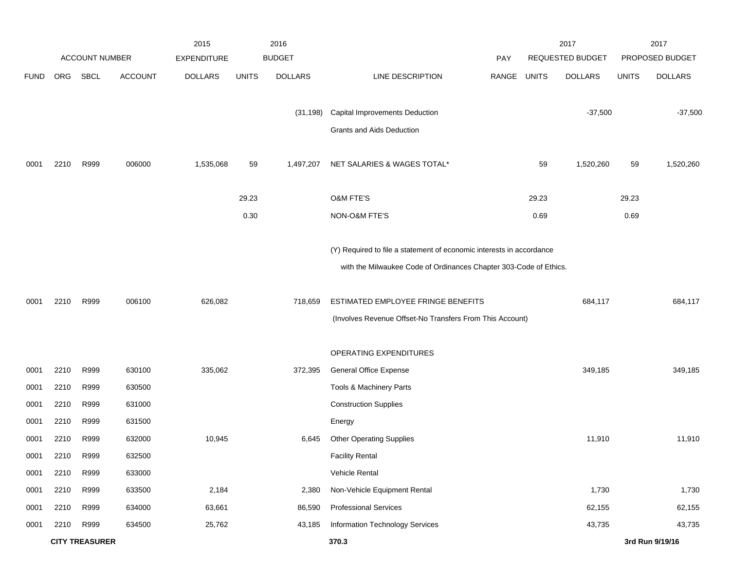| FUND | ORG | SBCL | ACCOUNT | 2015 EXPENDITURE DOLLARS | 2016 BUDGET UNITS | 2016 BUDGET DOLLARS | LINE DESCRIPTION | PAY RANGE | 2017 REQUESTED BUDGET UNITS | 2017 REQUESTED BUDGET DOLLARS | 2017 PROPOSED BUDGET UNITS | 2017 PROPOSED BUDGET DOLLARS |
|---|---|---|---|---|---|---|---|---|---|---|---|---|
| | | | | | | (31,198) | Capital Improvements Deduction | | | -37,500 | | -37,500 |
| | | | | | | | Grants and Aids Deduction | | | | | |
| 0001 | 2210 | R999 | 006000 | 1,535,068 | 59 | 1,497,207 | NET SALARIES & WAGES TOTAL* | | 59 | 1,520,260 | 59 | 1,520,260 |
| | | | | | 29.23 | | O&M FTE'S | | 29.23 | | 29.23 | |
| | | | | | 0.30 | | NON-O&M FTE'S | | 0.69 | | 0.69 | |
| | | | | | | | (Y) Required to file a statement of economic interests in accordance with the Milwaukee Code of Ordinances Chapter 303-Code of Ethics. | | | | | |
| 0001 | 2210 | R999 | 006100 | 626,082 | | 718,659 | ESTIMATED EMPLOYEE FRINGE BENEFITS (Involves Revenue Offset-No Transfers From This Account) | | | 684,117 | | 684,117 |
| | | | | | | | OPERATING EXPENDITURES | | | | | |
| 0001 | 2210 | R999 | 630100 | 335,062 | | 372,395 | General Office Expense | | | 349,185 | | 349,185 |
| 0001 | 2210 | R999 | 630500 | | | | Tools & Machinery Parts | | | | | |
| 0001 | 2210 | R999 | 631000 | | | | Construction Supplies | | | | | |
| 0001 | 2210 | R999 | 631500 | | | | Energy | | | | | |
| 0001 | 2210 | R999 | 632000 | 10,945 | | 6,645 | Other Operating Supplies | | | 11,910 | | 11,910 |
| 0001 | 2210 | R999 | 632500 | | | | Facility Rental | | | | | |
| 0001 | 2210 | R999 | 633000 | | | | Vehicle Rental | | | | | |
| 0001 | 2210 | R999 | 633500 | 2,184 | | 2,380 | Non-Vehicle Equipment Rental | | | 1,730 | | 1,730 |
| 0001 | 2210 | R999 | 634000 | 63,661 | | 86,590 | Professional Services | | | 62,155 | | 62,155 |
| 0001 | 2210 | R999 | 634500 | 25,762 | | 43,185 | Information Technology Services | | | 43,735 | | 43,735 |

**CITY TREASURER**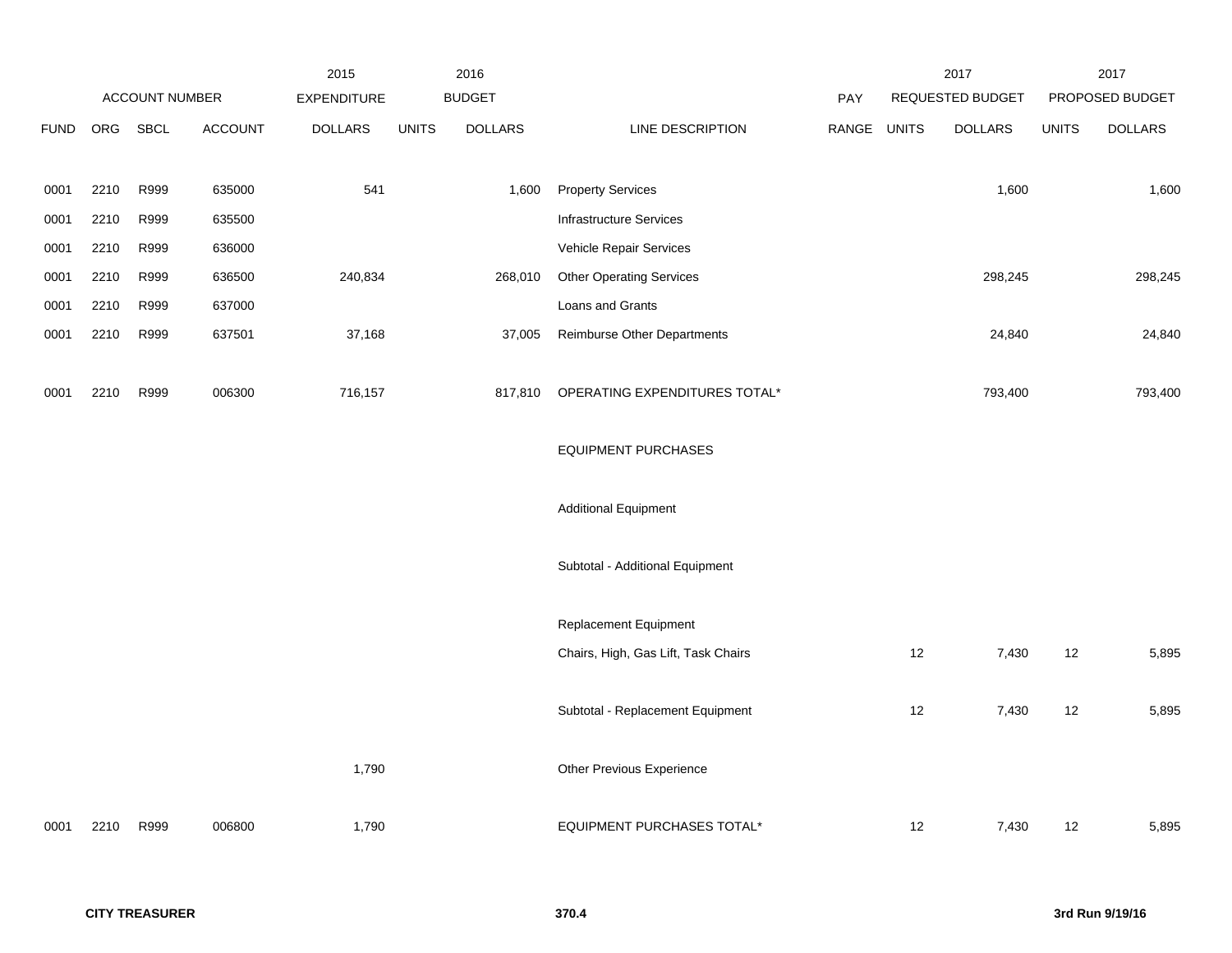| ACCOUNT NUMBER | | | | 2015 EXPENDITURE | 2016 BUDGET | | | PAY | 2017 REQUESTED BUDGET | | 2017 PROPOSED BUDGET | |
|---|---|---|---|---|---|---|---|---|---|---|---|---|
| FUND | ORG | SBCL | ACCOUNT | DOLLARS | UNITS | DOLLARS | LINE DESCRIPTION | RANGE | UNITS | DOLLARS | UNITS | DOLLARS |
| 0001 | 2210 | R999 | 635000 | 541 | | 1,600 | Property Services | | | 1,600 | | 1,600 |
| 0001 | 2210 | R999 | 635500 | | | | Infrastructure Services | | | | | |
| 0001 | 2210 | R999 | 636000 | | | | Vehicle Repair Services | | | | | |
| 0001 | 2210 | R999 | 636500 | 240,834 | | 268,010 | Other Operating Services | | | 298,245 | | 298,245 |
| 0001 | 2210 | R999 | 637000 | | | | Loans and Grants | | | | | |
| 0001 | 2210 | R999 | 637501 | 37,168 | | 37,005 | Reimburse Other Departments | | | 24,840 | | 24,840 |
| 0001 | 2210 | R999 | 006300 | 716,157 | | 817,810 | OPERATING EXPENDITURES TOTAL* | | | 793,400 | | 793,400 |
| | | | | | | | EQUIPMENT PURCHASES | | | | | |
| | | | | | | | Additional Equipment | | | | | |
| | | | | | | | Subtotal - Additional Equipment | | | | | |
| | | | | | | | Replacement Equipment | | | | | |
| | | | | | | | Chairs, High, Gas Lift, Task Chairs | | 12 | 7,430 | 12 | 5,895 |
| | | | | | | | Subtotal - Replacement Equipment | | 12 | 7,430 | 12 | 5,895 |
| | | | | 1,790 | | | Other Previous Experience | | | | | |
| 0001 | 2210 | R999 | 006800 | 1,790 | | | EQUIPMENT PURCHASES TOTAL* | | 12 | 7,430 | 12 | 5,895 |

**CITY TREASURER** **370.4** **3rd Run 9/19/16**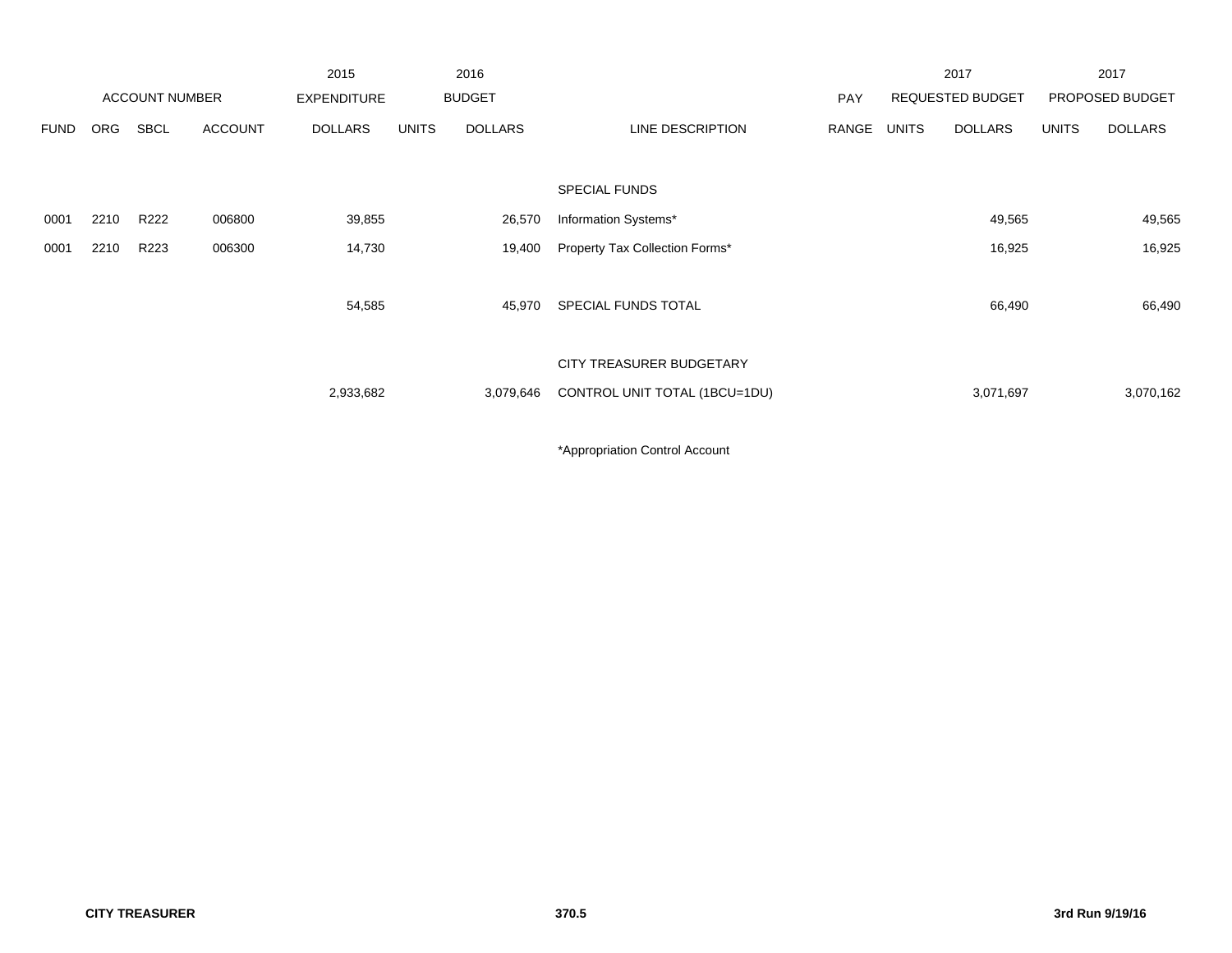| | ACCOUNT NUMBER | | | 2015 EXPENDITURE | 2016 BUDGET | | | PAY | 2017 REQUESTED BUDGET | | 2017 PROPOSED BUDGET | |
|---|---|---|---|---|---|---|---|---|---|---|---|---|
| FUND | ORG | SBCL | ACCOUNT | DOLLARS | UNITS | DOLLARS | LINE DESCRIPTION | RANGE | UNITS | DOLLARS | UNITS | DOLLARS |
| | | | | | | | SPECIAL FUNDS | | | | | |
| 0001 | 2210 | R222 | 006800 | 39,855 | | 26,570 | Information Systems* | | | 49,565 | | 49,565 |
| 0001 | 2210 | R223 | 006300 | 14,730 | | 19,400 | Property Tax Collection Forms* | | | 16,925 | | 16,925 |
| | | | | 54,585 | | 45,970 | SPECIAL FUNDS TOTAL | | | 66,490 | | 66,490 |
| | | | | | | | CITY TREASURER BUDGETARY | | | | | |
| | | | | 2,933,682 | | 3,079,646 | CONTROL UNIT TOTAL (1BCU=1DU) | | | 3,071,697 | | 3,070,162 |

*Appropriation Control Account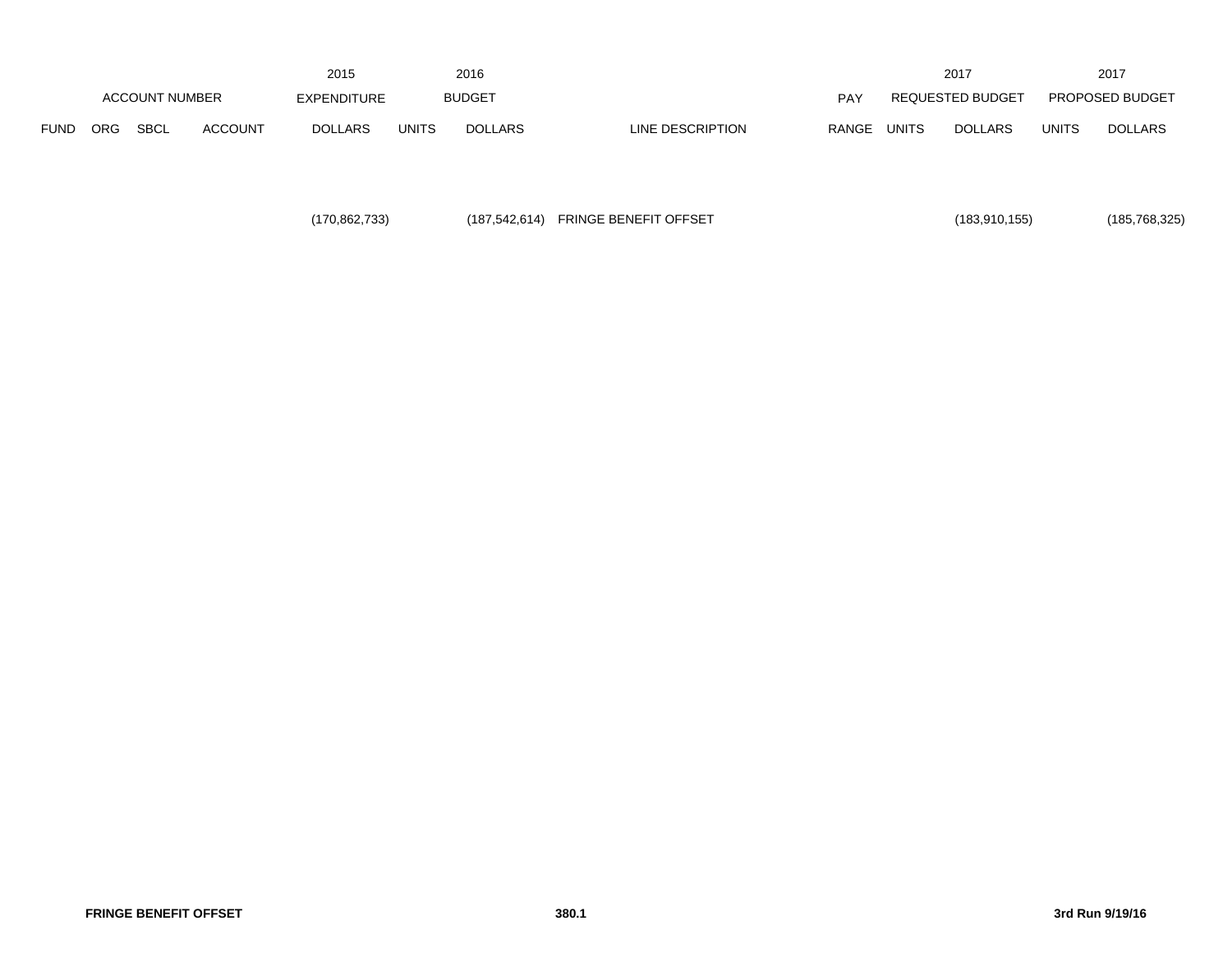| ACCOUNT NUMBER | | | | 2015 EXPENDITURE | 2016 BUDGET | | | PAY | 2017 REQUESTED BUDGET | | 2017 PROPOSED BUDGET | |
|---|---|---|---|---|---|---|---|---|---|---|---|---|
| FUND | ORG | SBCL | ACCOUNT | DOLLARS | UNITS | DOLLARS | LINE DESCRIPTION | RANGE | UNITS | DOLLARS | UNITS | DOLLARS |
| | | | | (170,862,733) | | (187,542,614) | FRINGE BENEFIT OFFSET | | | (183,910,155) | | (185,768,325) |

**FRINGE BENEFIT OFFSET** **380.1** **3rd Run 9/19/16**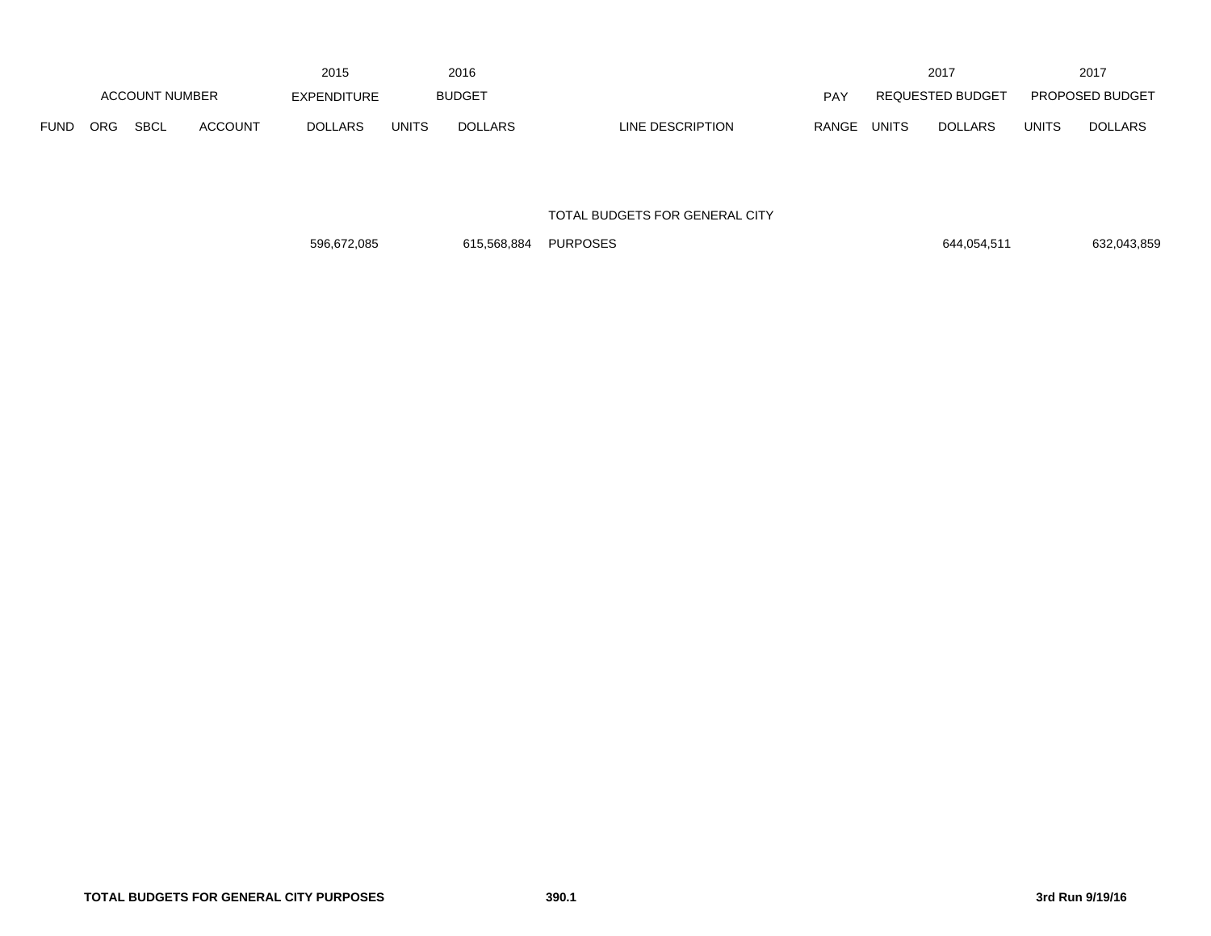| ACCOUNT NUMBER | | | | 2015 EXPENDITURE | 2016 BUDGET | | | PAY | 2017 REQUESTED BUDGET | | 2017 PROPOSED BUDGET | |
|---|---|---|---|---|---|---|---|---|---|---|---|---|
| FUND | ORG | SBCL | ACCOUNT | DOLLARS | UNITS | DOLLARS | LINE DESCRIPTION | RANGE | UNITS | DOLLARS | UNITS | DOLLARS |
| | | | | 596,672,085 | | 615,568,884 | TOTAL BUDGETS FOR GENERAL CITY PURPOSES | | | 644,054,511 | | 632,043,859 |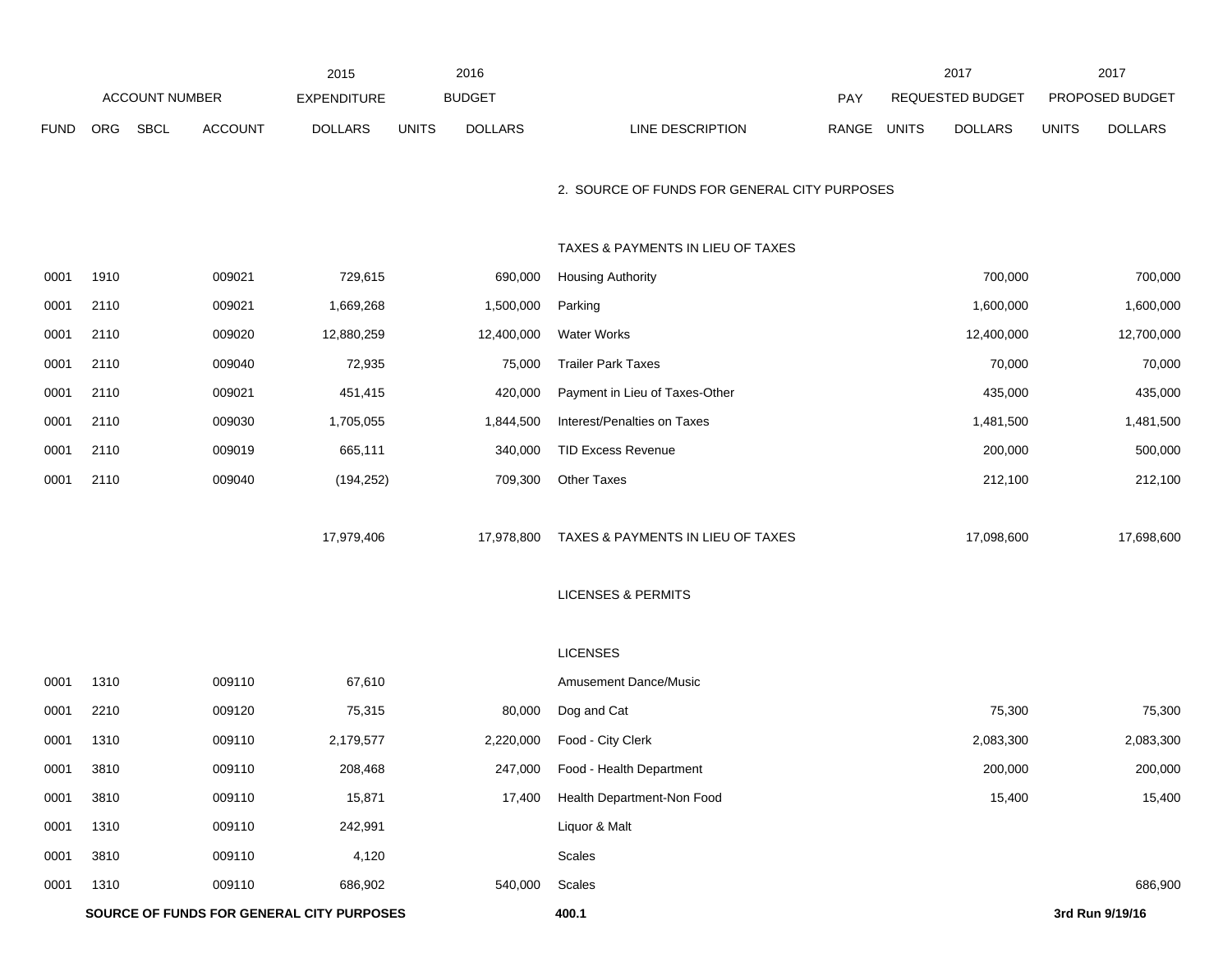| ACCOUNT NUMBER | | | | 2015 EXPENDITURE | 2016 BUDGET | | | PAY | 2017 REQUESTED BUDGET | | 2017 PROPOSED BUDGET | |
|---|---|---|---|---|---|---|---|---|---|---|---|---|
| FUND | ORG | SBCL | ACCOUNT | DOLLARS | UNITS | DOLLARS | LINE DESCRIPTION | RANGE | UNITS | DOLLARS | UNITS | DOLLARS |
| | | | | | | | 2. SOURCE OF FUNDS FOR GENERAL CITY PURPOSES | | | | | |
| | | | | | | | TAXES & PAYMENTS IN LIEU OF TAXES | | | | | |
| 0001 | 1910 | | 009021 | 729,615 | | 690,000 | Housing Authority | | | 700,000 | | 700,000 |
| 0001 | 2110 | | 009021 | 1,669,268 | | 1,500,000 | Parking | | | 1,600,000 | | 1,600,000 |
| 0001 | 2110 | | 009020 | 12,880,259 | | 12,400,000 | Water Works | | | 12,400,000 | | 12,700,000 |
| 0001 | 2110 | | 009040 | 72,935 | | 75,000 | Trailer Park Taxes | | | 70,000 | | 70,000 |
| 0001 | 2110 | | 009021 | 451,415 | | 420,000 | Payment in Lieu of Taxes-Other | | | 435,000 | | 435,000 |
| 0001 | 2110 | | 009030 | 1,705,055 | | 1,844,500 | Interest/Penalties on Taxes | | | 1,481,500 | | 1,481,500 |
| 0001 | 2110 | | 009019 | 665,111 | | 340,000 | TID Excess Revenue | | | 200,000 | | 500,000 |
| 0001 | 2110 | | 009040 | (194,252) | | 709,300 | Other Taxes | | | 212,100 | | 212,100 |
| | | | | 17,979,406 | | 17,978,800 | TAXES & PAYMENTS IN LIEU OF TAXES | | | 17,098,600 | | 17,698,600 |
| | | | | | | | LICENSES & PERMITS | | | | | |
| | | | | | | | LICENSES | | | | | |
| 0001 | 1310 | | 009110 | 67,610 | | | Amusement Dance/Music | | | | | |
| 0001 | 2210 | | 009120 | 75,315 | | 80,000 | Dog and Cat | | | 75,300 | | 75,300 |
| 0001 | 1310 | | 009110 | 2,179,577 | | 2,220,000 | Food - City Clerk | | | 2,083,300 | | 2,083,300 |
| 0001 | 3810 | | 009110 | 208,468 | | 247,000 | Food - Health Department | | | 200,000 | | 200,000 |
| 0001 | 3810 | | 009110 | 15,871 | | 17,400 | Health Department-Non Food | | | 15,400 | | 15,400 |
| 0001 | 1310 | | 009110 | 242,991 | | | Liquor & Malt | | | | | |
| 0001 | 3810 | | 009110 | 4,120 | | | Scales | | | | | |
| 0001 | 1310 | | 009110 | 686,902 | | 540,000 | Scales | | | | | 686,900 |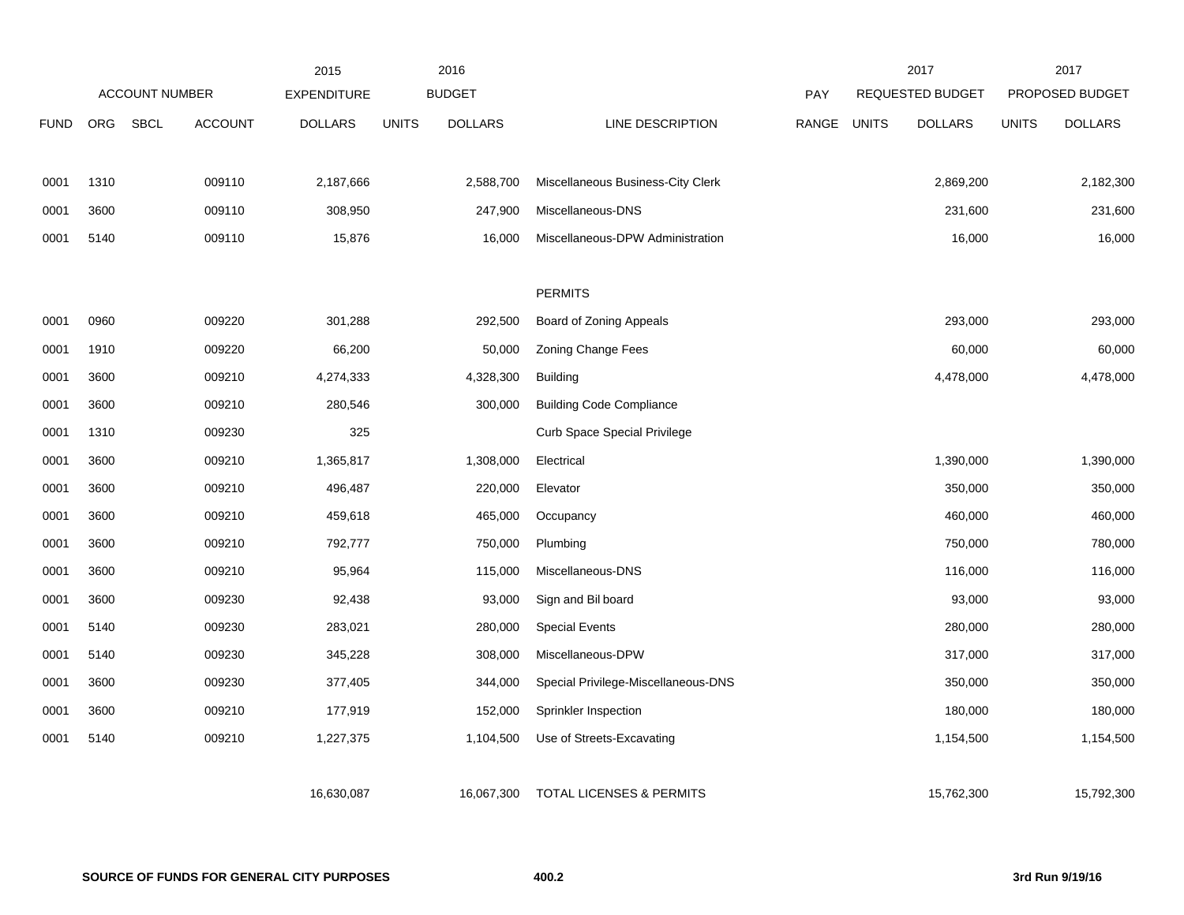| FUND | ORG | SBCL | ACCOUNT | 2015 EXPENDITURE DOLLARS | 2016 BUDGET UNITS | 2016 BUDGET DOLLARS | LINE DESCRIPTION | PAY RANGE | 2017 REQUESTED BUDGET UNITS | 2017 REQUESTED BUDGET DOLLARS | 2017 PROPOSED BUDGET UNITS | 2017 PROPOSED BUDGET DOLLARS |
|---|---|---|---|---|---|---|---|---|---|---|---|---|
| 0001 | 1310 | | 009110 | 2,187,666 | | 2,588,700 | Miscellaneous Business-City Clerk | | | 2,869,200 | | 2,182,300 |
| 0001 | 3600 | | 009110 | 308,950 | | 247,900 | Miscellaneous-DNS | | | 231,600 | | 231,600 |
| 0001 | 5140 | | 009110 | 15,876 | | 16,000 | Miscellaneous-DPW Administration | | | 16,000 | | 16,000 |
| | | | | | | | PERMITS | | | | | |
| 0001 | 0960 | | 009220 | 301,288 | | 292,500 | Board of Zoning Appeals | | | 293,000 | | 293,000 |
| 0001 | 1910 | | 009220 | 66,200 | | 50,000 | Zoning Change Fees | | | 60,000 | | 60,000 |
| 0001 | 3600 | | 009210 | 4,274,333 | | 4,328,300 | Building | | | 4,478,000 | | 4,478,000 |
| 0001 | 3600 | | 009210 | 280,546 | | 300,000 | Building Code Compliance | | | | | |
| 0001 | 1310 | | 009230 | 325 | | | Curb Space Special Privilege | | | | | |
| 0001 | 3600 | | 009210 | 1,365,817 | | 1,308,000 | Electrical | | | 1,390,000 | | 1,390,000 |
| 0001 | 3600 | | 009210 | 496,487 | | 220,000 | Elevator | | | 350,000 | | 350,000 |
| 0001 | 3600 | | 009210 | 459,618 | | 465,000 | Occupancy | | | 460,000 | | 460,000 |
| 0001 | 3600 | | 009210 | 792,777 | | 750,000 | Plumbing | | | 750,000 | | 780,000 |
| 0001 | 3600 | | 009210 | 95,964 | | 115,000 | Miscellaneous-DNS | | | 116,000 | | 116,000 |
| 0001 | 3600 | | 009230 | 92,438 | | 93,000 | Sign and Bil board | | | 93,000 | | 93,000 |
| 0001 | 5140 | | 009230 | 283,021 | | 280,000 | Special Events | | | 280,000 | | 280,000 |
| 0001 | 5140 | | 009230 | 345,228 | | 308,000 | Miscellaneous-DPW | | | 317,000 | | 317,000 |
| 0001 | 3600 | | 009230 | 377,405 | | 344,000 | Special Privilege-Miscellaneous-DNS | | | 350,000 | | 350,000 |
| 0001 | 3600 | | 009210 | 177,919 | | 152,000 | Sprinkler Inspection | | | 180,000 | | 180,000 |
| 0001 | 5140 | | 009210 | 1,227,375 | | 1,104,500 | Use of Streets-Excavating | | | 1,154,500 | | 1,154,500 |
| | | | | 16,630,087 | | 16,067,300 | TOTAL LICENSES & PERMITS | | | 15,762,300 | | 15,792,300 |

**SOURCE OF FUNDS FOR GENERAL CITY PURPOSES** **400.2** **3rd Run 9/19/16**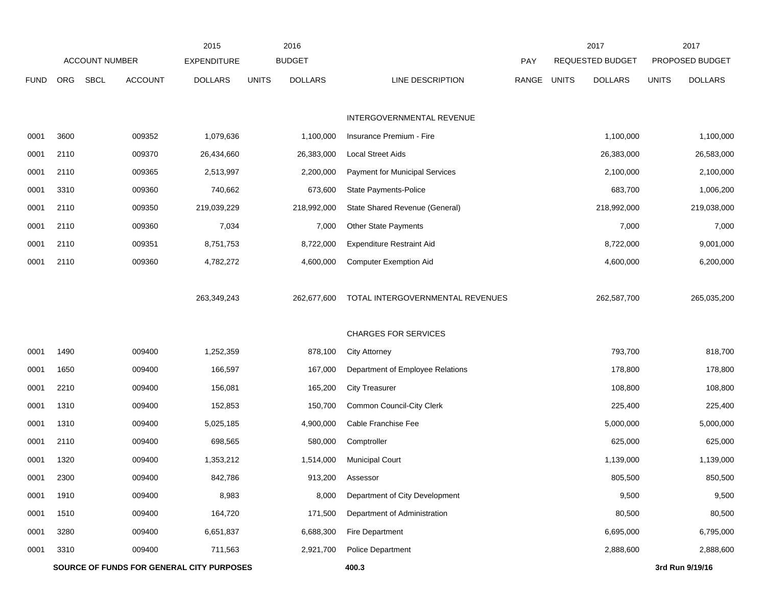| FUND | ORG | SBCL | ACCOUNT | 2015 EXPENDITURE DOLLARS | 2016 BUDGET UNITS | 2016 BUDGET DOLLARS | LINE DESCRIPTION | PAY RANGE | 2017 REQUESTED BUDGET UNITS | 2017 REQUESTED BUDGET DOLLARS | 2017 PROPOSED BUDGET UNITS | 2017 PROPOSED BUDGET DOLLARS |
|---|---|---|---|---|---|---|---|---|---|---|---|---|
| | | | | | | | INTERGOVERNMENTAL REVENUE | | | | | |
| 0001 | 3600 | | 009352 | 1,079,636 | | 1,100,000 | Insurance Premium - Fire | | | 1,100,000 | | 1,100,000 |
| 0001 | 2110 | | 009370 | 26,434,660 | | 26,383,000 | Local Street Aids | | | 26,383,000 | | 26,583,000 |
| 0001 | 2110 | | 009365 | 2,513,997 | | 2,200,000 | Payment for Municipal Services | | | 2,100,000 | | 2,100,000 |
| 0001 | 3310 | | 009360 | 740,662 | | 673,600 | State Payments-Police | | | 683,700 | | 1,006,200 |
| 0001 | 2110 | | 009350 | 219,039,229 | | 218,992,000 | State Shared Revenue (General) | | | 218,992,000 | | 219,038,000 |
| 0001 | 2110 | | 009360 | 7,034 | | 7,000 | Other State Payments | | | 7,000 | | 7,000 |
| 0001 | 2110 | | 009351 | 8,751,753 | | 8,722,000 | Expenditure Restraint Aid | | | 8,722,000 | | 9,001,000 |
| 0001 | 2110 | | 009360 | 4,782,272 | | 4,600,000 | Computer Exemption Aid | | | 4,600,000 | | 6,200,000 |
| | | | | 263,349,243 | | 262,677,600 | TOTAL INTERGOVERNMENTAL REVENUES | | | 262,587,700 | | 265,035,200 |
| | | | | | | | CHARGES FOR SERVICES | | | | | |
| 0001 | 1490 | | 009400 | 1,252,359 | | 878,100 | City Attorney | | | 793,700 | | 818,700 |
| 0001 | 1650 | | 009400 | 166,597 | | 167,000 | Department of Employee Relations | | | 178,800 | | 178,800 |
| 0001 | 2210 | | 009400 | 156,081 | | 165,200 | City Treasurer | | | 108,800 | | 108,800 |
| 0001 | 1310 | | 009400 | 152,853 | | 150,700 | Common Council-City Clerk | | | 225,400 | | 225,400 |
| 0001 | 1310 | | 009400 | 5,025,185 | | 4,900,000 | Cable Franchise Fee | | | 5,000,000 | | 5,000,000 |
| 0001 | 2110 | | 009400 | 698,565 | | 580,000 | Comptroller | | | 625,000 | | 625,000 |
| 0001 | 1320 | | 009400 | 1,353,212 | | 1,514,000 | Municipal Court | | | 1,139,000 | | 1,139,000 |
| 0001 | 2300 | | 009400 | 842,786 | | 913,200 | Assessor | | | 805,500 | | 850,500 |
| 0001 | 1910 | | 009400 | 8,983 | | 8,000 | Department of City Development | | | 9,500 | | 9,500 |
| 0001 | 1510 | | 009400 | 164,720 | | 171,500 | Department of Administration | | | 80,500 | | 80,500 |
| 0001 | 3280 | | 009400 | 6,651,837 | | 6,688,300 | Fire Department | | | 6,695,000 | | 6,795,000 |
| 0001 | 3310 | | 009400 | 711,563 | | 2,921,700 | Police Department | | | 2,888,600 | | 2,888,600 |

**SOURCE OF FUNDS FOR GENERAL CITY PURPOSES** **400.3** **3rd Run 9/19/16**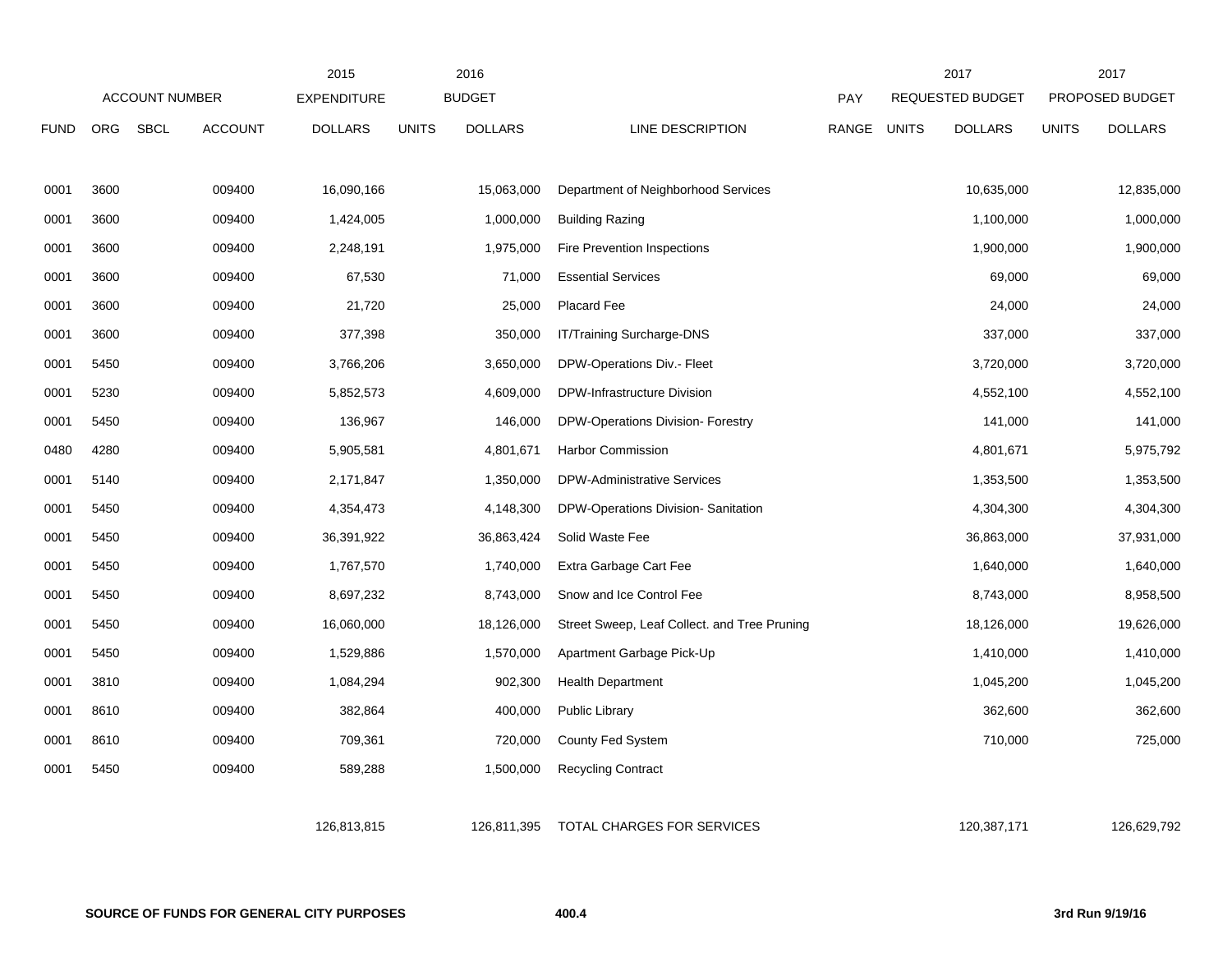| ACCOUNT NUMBER | | | | 2015 EXPENDITURE | 2016 BUDGET | | | PAY | 2017 REQUESTED BUDGET | | 2017 PROPOSED BUDGET | |
|---|---|---|---|---|---|---|---|---|---|---|---|---|
| FUND | ORG | SBCL | ACCOUNT | DOLLARS | UNITS | DOLLARS | LINE DESCRIPTION | RANGE | UNITS | DOLLARS | UNITS | DOLLARS |
| 0001 | 3600 | | 009400 | 16,090,166 | | 15,063,000 | Department of Neighborhood Services | | | 10,635,000 | | 12,835,000 |
| 0001 | 3600 | | 009400 | 1,424,005 | | 1,000,000 | Building Razing | | | 1,100,000 | | 1,000,000 |
| 0001 | 3600 | | 009400 | 2,248,191 | | 1,975,000 | Fire Prevention Inspections | | | 1,900,000 | | 1,900,000 |
| 0001 | 3600 | | 009400 | 67,530 | | 71,000 | Essential Services | | | 69,000 | | 69,000 |
| 0001 | 3600 | | 009400 | 21,720 | | 25,000 | Placard Fee | | | 24,000 | | 24,000 |
| 0001 | 3600 | | 009400 | 377,398 | | 350,000 | IT/Training Surcharge-DNS | | | 337,000 | | 337,000 |
| 0001 | 5450 | | 009400 | 3,766,206 | | 3,650,000 | DPW-Operations Div.- Fleet | | | 3,720,000 | | 3,720,000 |
| 0001 | 5230 | | 009400 | 5,852,573 | | 4,609,000 | DPW-Infrastructure Division | | | 4,552,100 | | 4,552,100 |
| 0001 | 5450 | | 009400 | 136,967 | | 146,000 | DPW-Operations Division- Forestry | | | 141,000 | | 141,000 |
| 0480 | 4280 | | 009400 | 5,905,581 | | 4,801,671 | Harbor Commission | | | 4,801,671 | | 5,975,792 |
| 0001 | 5140 | | 009400 | 2,171,847 | | 1,350,000 | DPW-Administrative Services | | | 1,353,500 | | 1,353,500 |
| 0001 | 5450 | | 009400 | 4,354,473 | | 4,148,300 | DPW-Operations Division- Sanitation | | | 4,304,300 | | 4,304,300 |
| 0001 | 5450 | | 009400 | 36,391,922 | | 36,863,424 | Solid Waste Fee | | | 36,863,000 | | 37,931,000 |
| 0001 | 5450 | | 009400 | 1,767,570 | | 1,740,000 | Extra Garbage Cart Fee | | | 1,640,000 | | 1,640,000 |
| 0001 | 5450 | | 009400 | 8,697,232 | | 8,743,000 | Snow and Ice Control Fee | | | 8,743,000 | | 8,958,500 |
| 0001 | 5450 | | 009400 | 16,060,000 | | 18,126,000 | Street Sweep, Leaf Collect. and Tree Pruning | | | 18,126,000 | | 19,626,000 |
| 0001 | 5450 | | 009400 | 1,529,886 | | 1,570,000 | Apartment Garbage Pick-Up | | | 1,410,000 | | 1,410,000 |
| 0001 | 3810 | | 009400 | 1,084,294 | | 902,300 | Health Department | | | 1,045,200 | | 1,045,200 |
| 0001 | 8610 | | 009400 | 382,864 | | 400,000 | Public Library | | | 362,600 | | 362,600 |
| 0001 | 8610 | | 009400 | 709,361 | | 720,000 | County Fed System | | | 710,000 | | 725,000 |
| 0001 | 5450 | | 009400 | 589,288 | | 1,500,000 | Recycling Contract | | | | | |
| | | | | 126,813,815 | | 126,811,395 | TOTAL CHARGES FOR SERVICES | | | 120,387,171 | | 126,629,792 |

**SOURCE OF FUNDS FOR GENERAL CITY PURPOSES** **400.4** **3rd Run 9/19/16**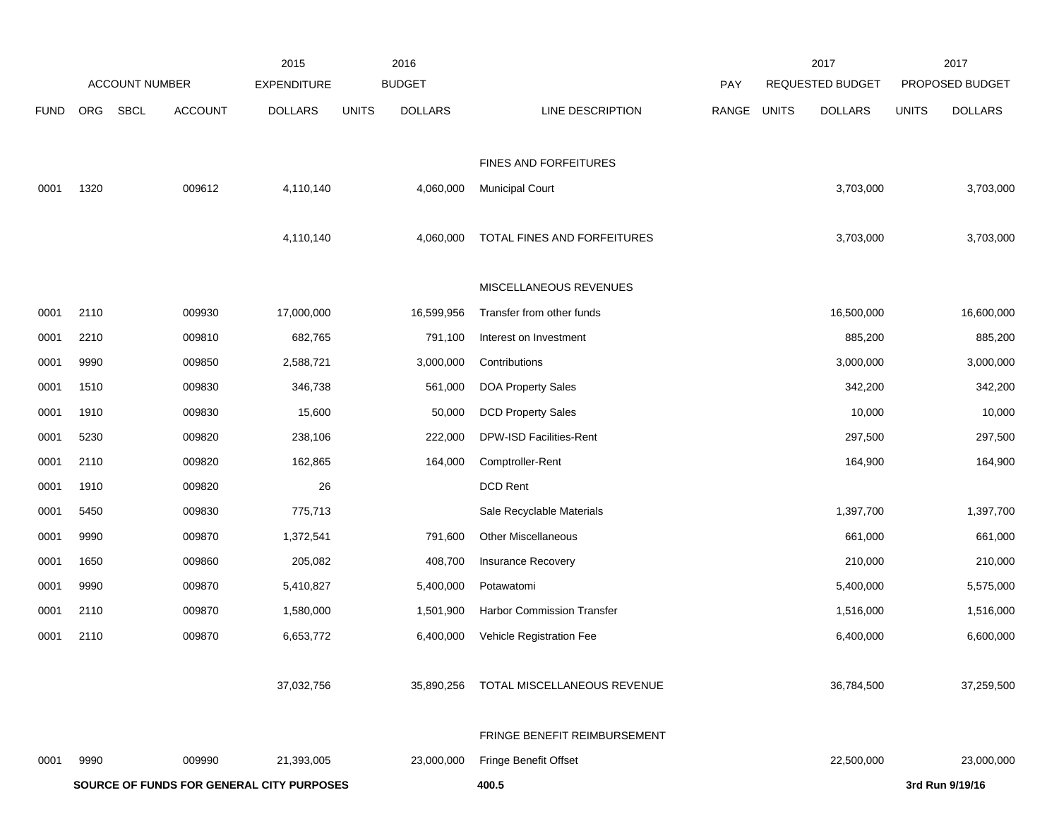| | ACCOUNT NUMBER | | | 2015 EXPENDITURE | 2016 BUDGET | | | PAY | 2017 REQUESTED BUDGET | | 2017 PROPOSED BUDGET | |
|---|---|---|---|---|---|---|---|---|---|---|---|---|
| FUND | ORG | SBCL | ACCOUNT | DOLLARS | UNITS | DOLLARS | LINE DESCRIPTION | RANGE | UNITS | DOLLARS | UNITS | DOLLARS |
| | | | | | | | FINES AND FORFEITURES | | | | | |
| 0001 | 1320 | | 009612 | 4,110,140 | | 4,060,000 | Municipal Court | | | 3,703,000 | | 3,703,000 |
| | | | | 4,110,140 | | 4,060,000 | TOTAL FINES AND FORFEITURES | | | 3,703,000 | | 3,703,000 |
| | | | | | | | MISCELLANEOUS REVENUES | | | | | |
| 0001 | 2110 | | 009930 | 17,000,000 | | 16,599,956 | Transfer from other funds | | | 16,500,000 | | 16,600,000 |
| 0001 | 2210 | | 009810 | 682,765 | | 791,100 | Interest on Investment | | | 885,200 | | 885,200 |
| 0001 | 9990 | | 009850 | 2,588,721 | | 3,000,000 | Contributions | | | 3,000,000 | | 3,000,000 |
| 0001 | 1510 | | 009830 | 346,738 | | 561,000 | DOA Property Sales | | | 342,200 | | 342,200 |
| 0001 | 1910 | | 009830 | 15,600 | | 50,000 | DCD Property Sales | | | 10,000 | | 10,000 |
| 0001 | 5230 | | 009820 | 238,106 | | 222,000 | DPW-ISD Facilities-Rent | | | 297,500 | | 297,500 |
| 0001 | 2110 | | 009820 | 162,865 | | 164,000 | Comptroller-Rent | | | 164,900 | | 164,900 |
| 0001 | 1910 | | 009820 | 26 | | | DCD Rent | | | | | |
| 0001 | 5450 | | 009830 | 775,713 | | | Sale Recyclable Materials | | | 1,397,700 | | 1,397,700 |
| 0001 | 9990 | | 009870 | 1,372,541 | | 791,600 | Other Miscellaneous | | | 661,000 | | 661,000 |
| 0001 | 1650 | | 009860 | 205,082 | | 408,700 | Insurance Recovery | | | 210,000 | | 210,000 |
| 0001 | 9990 | | 009870 | 5,410,827 | | 5,400,000 | Potawatomi | | | 5,400,000 | | 5,575,000 |
| 0001 | 2110 | | 009870 | 1,580,000 | | 1,501,900 | Harbor Commission Transfer | | | 1,516,000 | | 1,516,000 |
| 0001 | 2110 | | 009870 | 6,653,772 | | 6,400,000 | Vehicle Registration Fee | | | 6,400,000 | | 6,600,000 |
| | | | | 37,032,756 | | 35,890,256 | TOTAL MISCELLANEOUS REVENUE | | | 36,784,500 | | 37,259,500 |
| | | | | | | | FRINGE BENEFIT REIMBURSEMENT | | | | | |
| 0001 | 9990 | | 009990 | 21,393,005 | | 23,000,000 | Fringe Benefit Offset | | | 22,500,000 | | 23,000,000 |

**SOURCE OF FUNDS FOR GENERAL CITY PURPOSES** **400.5** **3rd Run 9/19/16**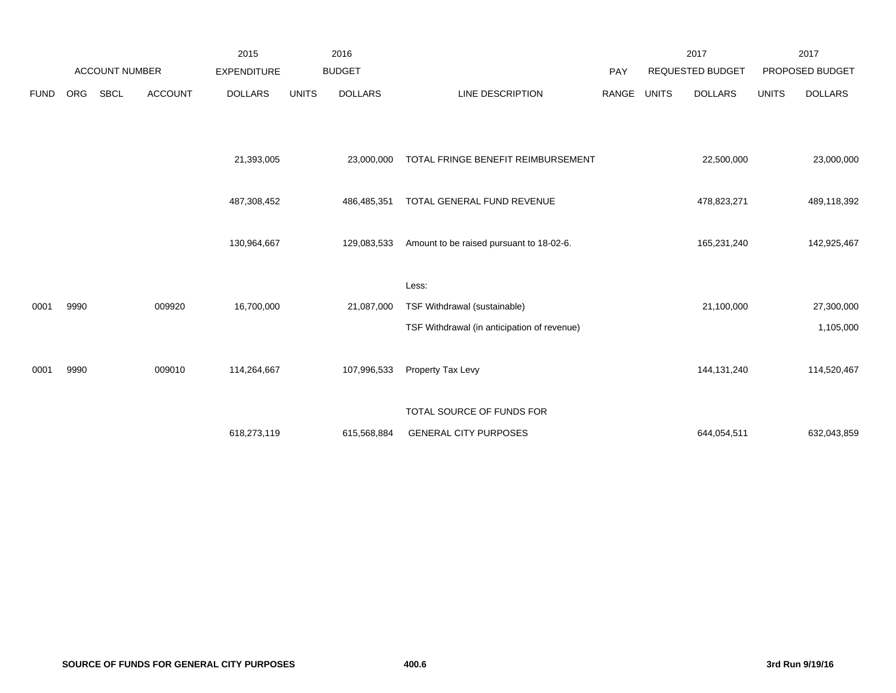| | ACCOUNT NUMBER | | | 2015 EXPENDITURE | 2016 BUDGET | | | PAY | 2017 REQUESTED BUDGET | | 2017 PROPOSED BUDGET | |
|---|---|---|---|---|---|---|---|---|---|---|---|---|
| FUND | ORG | SBCL | ACCOUNT | DOLLARS | UNITS | DOLLARS | LINE DESCRIPTION | RANGE | UNITS | DOLLARS | UNITS | DOLLARS |
| | | | | 21,393,005 | | 23,000,000 | TOTAL FRINGE BENEFIT REIMBURSEMENT | | | 22,500,000 | | 23,000,000 |
| | | | | 487,308,452 | | 486,485,351 | TOTAL GENERAL FUND REVENUE | | | 478,823,271 | | 489,118,392 |
| | | | | 130,964,667 | | 129,083,533 | Amount to be raised pursuant to 18-02-6. | | | 165,231,240 | | 142,925,467 |
| | | | | | | | Less: | | | | | |
| 0001 | 9990 | | 009920 | 16,700,000 | | 21,087,000 | TSF Withdrawal (sustainable) | | | 21,100,000 | | 27,300,000 |
| | | | | | | | TSF Withdrawal (in anticipation of revenue) | | | | | 1,105,000 |
| 0001 | 9990 | | 009010 | 114,264,667 | | 107,996,533 | Property Tax Levy | | | 144,131,240 | | 114,520,467 |
| | | | | 618,273,119 | | 615,568,884 | TOTAL SOURCE OF FUNDS FOR GENERAL CITY PURPOSES | | | 644,054,511 | | 632,043,859 |

**SOURCE OF FUNDS FOR GENERAL CITY PURPOSES** **400.6** **3rd Run 9/19/16**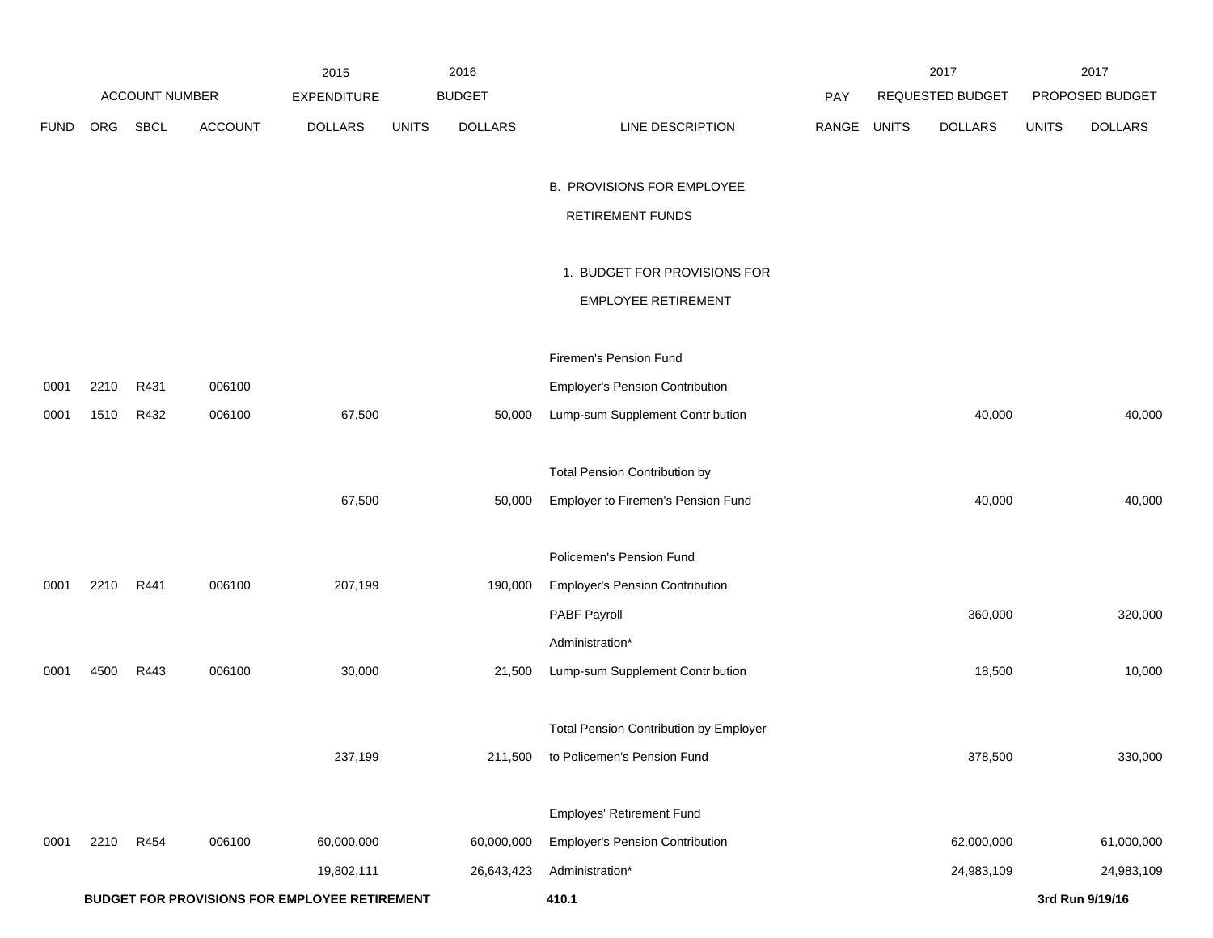| ACCOUNT NUMBER | | | | 2015 EXPENDITURE | 2016 BUDGET | | | | 2017 REQUESTED BUDGET | | 2017 PROPOSED BUDGET | |
|---|---|---|---|---|---|---|---|---|---|---|---|---|
| FUND | ORG | SBCL | ACCOUNT | DOLLARS | UNITS | DOLLARS | LINE DESCRIPTION | PAY RANGE | UNITS | DOLLARS | UNITS | DOLLARS |
| | | | | | | | B. PROVISIONS FOR EMPLOYEE RETIREMENT FUNDS | | | | | |
| | | | | | | | 1. BUDGET FOR PROVISIONS FOR EMPLOYEE RETIREMENT | | | | | |
| | | | | | | | Firemen's Pension Fund | | | | | |
| 0001 | 2210 | R431 | 006100 | | | | Employer's Pension Contribution | | | | | |
| 0001 | 1510 | R432 | 006100 | 67,500 | | 50,000 | Lump-sum Supplement Contr bution | | | 40,000 | | 40,000 |
| | | | | 67,500 | | 50,000 | Total Pension Contribution by Employer to Firemen's Pension Fund | | | 40,000 | | 40,000 |
| | | | | | | | Policemen's Pension Fund | | | | | |
| 0001 | 2210 | R441 | 006100 | 207,199 | | 190,000 | Employer's Pension Contribution | | | | | |
| | | | | | | | PABF Payroll | | | 360,000 | | 320,000 |
| | | | | | | | Administration* | | | | | |
| 0001 | 4500 | R443 | 006100 | 30,000 | | 21,500 | Lump-sum Supplement Contr bution | | | 18,500 | | 10,000 |
| | | | | 237,199 | | 211,500 | Total Pension Contribution by Employer to Policemen's Pension Fund | | | 378,500 | | 330,000 |
| | | | | | | | Employes' Retirement Fund | | | | | |
| 0001 | 2210 | R454 | 006100 | 60,000,000 | | 60,000,000 | Employer's Pension Contribution | | | 62,000,000 | | 61,000,000 |
| | | | | 19,802,111 | | 26,643,423 | Administration* | | | 24,983,109 | | 24,983,109 |

**BUDGET FOR PROVISIONS FOR EMPLOYEE RETIREMENT** **410.1** **3rd Run 9/19/16**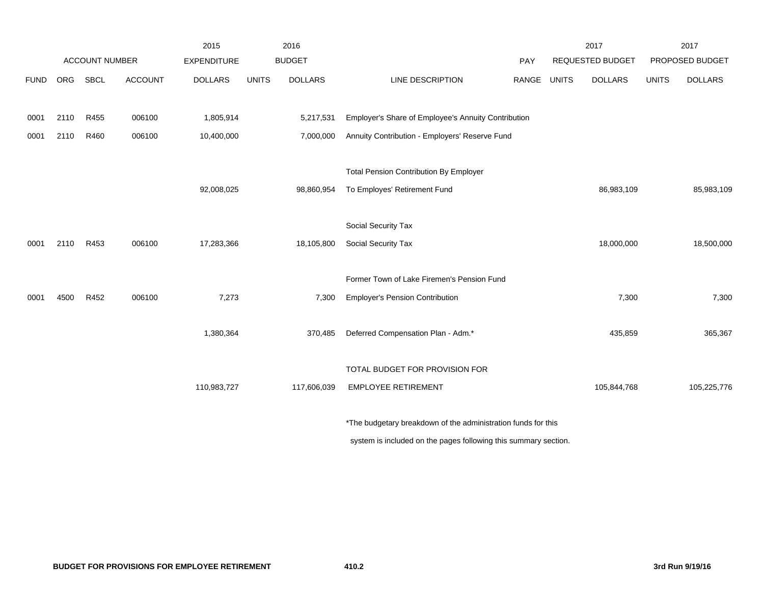| ACCOUNT NUMBER | | | | 2015 EXPENDITURE | 2016 BUDGET | | | PAY | 2017 REQUESTED BUDGET | | 2017 PROPOSED BUDGET | |
|---|---|---|---|---|---|---|---|---|---|---|---|---|
| FUND | ORG | SBCL | ACCOUNT | DOLLARS | UNITS | DOLLARS | LINE DESCRIPTION | RANGE | UNITS | DOLLARS | UNITS | DOLLARS |
| 0001 | 2110 | R455 | 006100 | 1,805,914 | | 5,217,531 | Employer's Share of Employee's Annuity Contribution | | | | | |
| 0001 | 2110 | R460 | 006100 | 10,400,000 | | 7,000,000 | Annuity Contribution - Employers' Reserve Fund | | | | | |
| | | | | | | | Total Pension Contribution By Employer | | | | | |
| | | | | 92,008,025 | | 98,860,954 | To Employes' Retirement Fund | | | 86,983,109 | | 85,983,109 |
| | | | | | | | Social Security Tax | | | | | |
| 0001 | 2110 | R453 | 006100 | 17,283,366 | | 18,105,800 | Social Security Tax | | | 18,000,000 | | 18,500,000 |
| | | | | | | | Former Town of Lake Firemen's Pension Fund | | | | | |
| 0001 | 4500 | R452 | 006100 | 7,273 | | 7,300 | Employer's Pension Contribution | | | 7,300 | | 7,300 |
| | | | | 1,380,364 | | 370,485 | Deferred Compensation Plan - Adm.* | | | 435,859 | | 365,367 |
| | | | | | | | TOTAL BUDGET FOR PROVISION FOR | | | | | |
| | | | | 110,983,727 | | 117,606,039 | EMPLOYEE RETIREMENT | | | 105,844,768 | | 105,225,776 |

*The budgetary breakdown of the administration funds for this system is included on the pages following this summary section.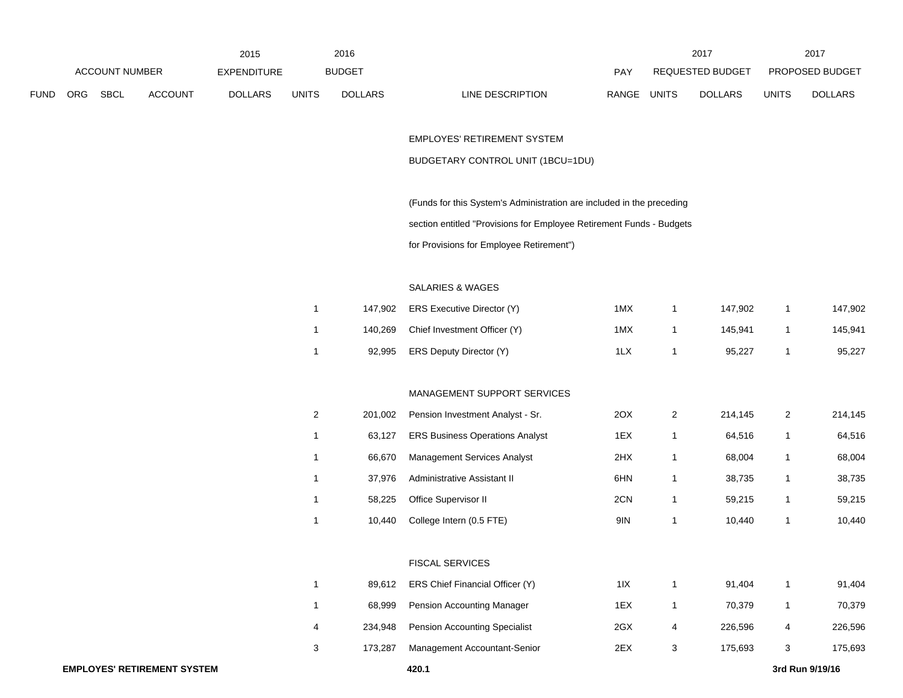| FUND | ORG | SBCL | ACCOUNT | 2015 EXPENDITURE DOLLARS | 2016 BUDGET UNITS | 2016 BUDGET DOLLARS | LINE DESCRIPTION | PAY RANGE | 2017 REQUESTED BUDGET UNITS | 2017 REQUESTED BUDGET DOLLARS | 2017 PROPOSED BUDGET UNITS | 2017 PROPOSED BUDGET DOLLARS |
|---|---|---|---|---|---|---|---|---|---|---|---|---|
| | | | | | | | EMPLOYES' RETIREMENT SYSTEM | | | | | |
| | | | | | | | BUDGETARY CONTROL UNIT (1BCU=1DU) | | | | | |
| | | | | | | | (Funds for this System's Administration are included in the preceding section entitled "Provisions for Employee Retirement Funds - Budgets for Provisions for Employee Retirement") | | | | | |
| | | | | | | | SALARIES & WAGES | | | | | |
| | | | | | 1 | 147,902 | ERS Executive Director (Y) | 1MX | 1 | 147,902 | 1 | 147,902 |
| | | | | | 1 | 140,269 | Chief Investment Officer (Y) | 1MX | 1 | 145,941 | 1 | 145,941 |
| | | | | | 1 | 92,995 | ERS Deputy Director (Y) | 1LX | 1 | 95,227 | 1 | 95,227 |
| | | | | | | | MANAGEMENT SUPPORT SERVICES | | | | | |
| | | | | | 2 | 201,002 | Pension Investment Analyst - Sr. | 2OX | 2 | 214,145 | 2 | 214,145 |
| | | | | | 1 | 63,127 | ERS Business Operations Analyst | 1EX | 1 | 64,516 | 1 | 64,516 |
| | | | | | 1 | 66,670 | Management Services Analyst | 2HX | 1 | 68,004 | 1 | 68,004 |
| | | | | | 1 | 37,976 | Administrative Assistant II | 6HN | 1 | 38,735 | 1 | 38,735 |
| | | | | | 1 | 58,225 | Office Supervisor II | 2CN | 1 | 59,215 | 1 | 59,215 |
| | | | | | 1 | 10,440 | College Intern (0.5 FTE) | 9IN | 1 | 10,440 | 1 | 10,440 |
| | | | | | | | FISCAL SERVICES | | | | | |
| | | | | | 1 | 89,612 | ERS Chief Financial Officer (Y) | 1IX | 1 | 91,404 | 1 | 91,404 |
| | | | | | 1 | 68,999 | Pension Accounting Manager | 1EX | 1 | 70,379 | 1 | 70,379 |
| | | | | | 4 | 234,948 | Pension Accounting Specialist | 2GX | 4 | 226,596 | 4 | 226,596 |
| | | | | | 3 | 173,287 | Management Accountant-Senior | 2EX | 3 | 175,693 | 3 | 175,693 |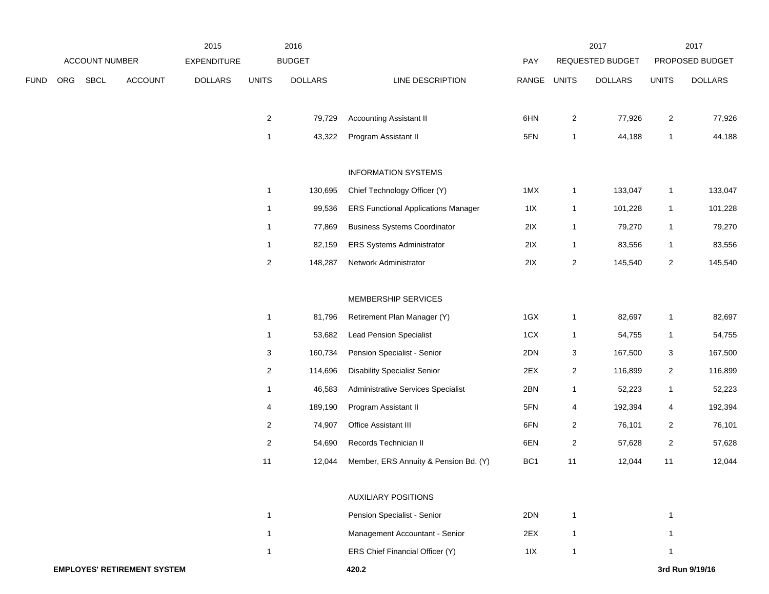| FUND | ORG | SBCL | ACCOUNT | 2015 EXPENDITURE DOLLARS | 2016 BUDGET UNITS | 2016 BUDGET DOLLARS | LINE DESCRIPTION | PAY RANGE | 2017 REQUESTED BUDGET UNITS | 2017 REQUESTED BUDGET DOLLARS | 2017 PROPOSED BUDGET UNITS | 2017 PROPOSED BUDGET DOLLARS |
|---|---|---|---|---|---|---|---|---|---|---|---|---|
| | | | | | 2 | 79,729 | Accounting Assistant II | 6HN | 2 | 77,926 | 2 | 77,926 |
| | | | | | 1 | 43,322 | Program Assistant II | 5FN | 1 | 44,188 | 1 | 44,188 |
| | | | | | | | INFORMATION SYSTEMS | | | | | |
| | | | | | 1 | 130,695 | Chief Technology Officer (Y) | 1MX | 1 | 133,047 | 1 | 133,047 |
| | | | | | 1 | 99,536 | ERS Functional Applications Manager | 1IX | 1 | 101,228 | 1 | 101,228 |
| | | | | | 1 | 77,869 | Business Systems Coordinator | 2IX | 1 | 79,270 | 1 | 79,270 |
| | | | | | 1 | 82,159 | ERS Systems Administrator | 2IX | 1 | 83,556 | 1 | 83,556 |
| | | | | | 2 | 148,287 | Network Administrator | 2IX | 2 | 145,540 | 2 | 145,540 |
| | | | | | | | MEMBERSHIP SERVICES | | | | | |
| | | | | | 1 | 81,796 | Retirement Plan Manager (Y) | 1GX | 1 | 82,697 | 1 | 82,697 |
| | | | | | 1 | 53,682 | Lead Pension Specialist | 1CX | 1 | 54,755 | 1 | 54,755 |
| | | | | | 3 | 160,734 | Pension Specialist - Senior | 2DN | 3 | 167,500 | 3 | 167,500 |
| | | | | | 2 | 114,696 | Disability Specialist Senior | 2EX | 2 | 116,899 | 2 | 116,899 |
| | | | | | 1 | 46,583 | Administrative Services Specialist | 2BN | 1 | 52,223 | 1 | 52,223 |
| | | | | | 4 | 189,190 | Program Assistant II | 5FN | 4 | 192,394 | 4 | 192,394 |
| | | | | | 2 | 74,907 | Office Assistant III | 6FN | 2 | 76,101 | 2 | 76,101 |
| | | | | | 2 | 54,690 | Records Technician II | 6EN | 2 | 57,628 | 2 | 57,628 |
| | | | | | 11 | 12,044 | Member, ERS Annuity & Pension Bd. (Y) | BC1 | 11 | 12,044 | 11 | 12,044 |
| | | | | | | | AUXILIARY POSITIONS | | | | | |
| | | | | | 1 | | Pension Specialist - Senior | 2DN | 1 | | 1 | |
| | | | | | 1 | | Management Accountant - Senior | 2EX | 1 | | 1 | |
| | | | | | 1 | | ERS Chief Financial Officer (Y) | 1IX | 1 | | 1 | |

**EMPLOYES' RETIREMENT SYSTEM** 420.2 3rd Run 9/19/16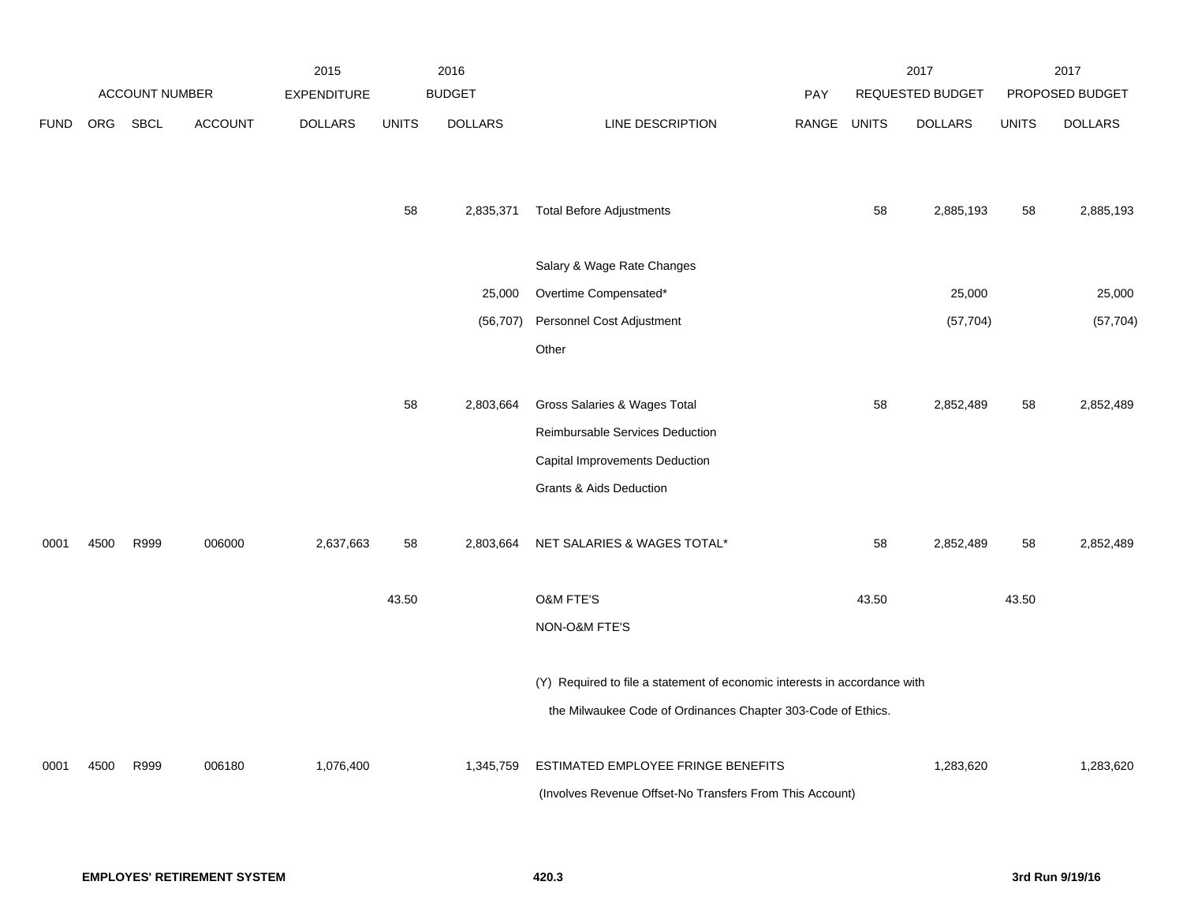| | ACCOUNT NUMBER | | | 2015 EXPENDITURE | 2016 BUDGET | | | PAY | 2017 REQUESTED BUDGET | | 2017 PROPOSED BUDGET | |
|---|---|---|---|---|---|---|---|---|---|---|---|---|
| FUND | ORG | SBCL | ACCOUNT | DOLLARS | UNITS | DOLLARS | LINE DESCRIPTION | RANGE | UNITS | DOLLARS | UNITS | DOLLARS |
| | | | | | 58 | 2,835,371 | Total Before Adjustments | | 58 | 2,885,193 | 58 | 2,885,193 |
| | | | | | | | Salary & Wage Rate Changes | | | | | |
| | | | | | | 25,000 | Overtime Compensated* | | | 25,000 | | 25,000 |
| | | | | | | (56,707) | Personnel Cost Adjustment | | | (57,704) | | (57,704) |
| | | | | | | | Other | | | | | |
| | | | | | 58 | 2,803,664 | Gross Salaries & Wages Total | | 58 | 2,852,489 | 58 | 2,852,489 |
| | | | | | | | Reimbursable Services Deduction | | | | | |
| | | | | | | | Capital Improvements Deduction | | | | | |
| | | | | | | | Grants & Aids Deduction | | | | | |
| 0001 | 4500 | R999 | 006000 | 2,637,663 | 58 | 2,803,664 | NET SALARIES & WAGES TOTAL* | | 58 | 2,852,489 | 58 | 2,852,489 |
| | | | | | 43.50 | | O&M FTE'S | | 43.50 | | 43.50 | |
| | | | | | | | NON-O&M FTE'S | | | | | |
| | | | | | | | (Y) Required to file a statement of economic interests in accordance with the Milwaukee Code of Ordinances Chapter 303-Code of Ethics. | | | | | |
| 0001 | 4500 | R999 | 006180 | 1,076,400 | | 1,345,759 | ESTIMATED EMPLOYEE FRINGE BENEFITS (Involves Revenue Offset-No Transfers From This Account) | | | 1,283,620 | | 1,283,620 |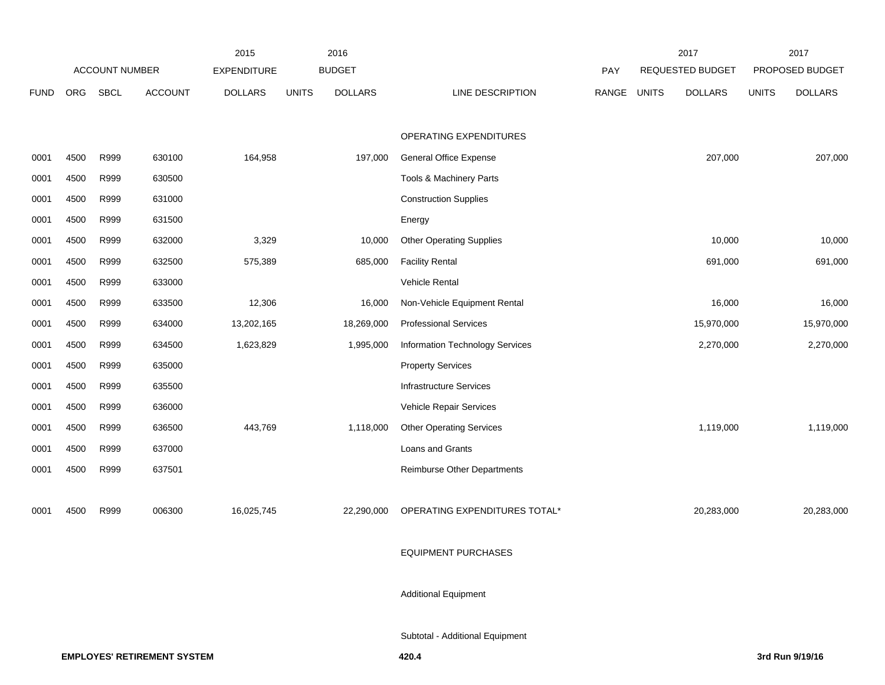| | ACCOUNT NUMBER | | | 2015 EXPENDITURE | 2016 BUDGET | | | PAY | 2017 REQUESTED BUDGET | | 2017 PROPOSED BUDGET | |
|---|---|---|---|---|---|---|---|---|---|---|---|---|
| FUND | ORG | SBCL | ACCOUNT | DOLLARS | UNITS | DOLLARS | LINE DESCRIPTION | RANGE | UNITS | DOLLARS | UNITS | DOLLARS |
| | | | | | | | OPERATING EXPENDITURES | | | | | |
| 0001 | 4500 | R999 | 630100 | 164,958 | | 197,000 | General Office Expense | | | 207,000 | | 207,000 |
| 0001 | 4500 | R999 | 630500 | | | | Tools & Machinery Parts | | | | | |
| 0001 | 4500 | R999 | 631000 | | | | Construction Supplies | | | | | |
| 0001 | 4500 | R999 | 631500 | | | | Energy | | | | | |
| 0001 | 4500 | R999 | 632000 | 3,329 | | 10,000 | Other Operating Supplies | | | 10,000 | | 10,000 |
| 0001 | 4500 | R999 | 632500 | 575,389 | | 685,000 | Facility Rental | | | 691,000 | | 691,000 |
| 0001 | 4500 | R999 | 633000 | | | | Vehicle Rental | | | | | |
| 0001 | 4500 | R999 | 633500 | 12,306 | | 16,000 | Non-Vehicle Equipment Rental | | | 16,000 | | 16,000 |
| 0001 | 4500 | R999 | 634000 | 13,202,165 | | 18,269,000 | Professional Services | | | 15,970,000 | | 15,970,000 |
| 0001 | 4500 | R999 | 634500 | 1,623,829 | | 1,995,000 | Information Technology Services | | | 2,270,000 | | 2,270,000 |
| 0001 | 4500 | R999 | 635000 | | | | Property Services | | | | | |
| 0001 | 4500 | R999 | 635500 | | | | Infrastructure Services | | | | | |
| 0001 | 4500 | R999 | 636000 | | | | Vehicle Repair Services | | | | | |
| 0001 | 4500 | R999 | 636500 | 443,769 | | 1,118,000 | Other Operating Services | | | 1,119,000 | | 1,119,000 |
| 0001 | 4500 | R999 | 637000 | | | | Loans and Grants | | | | | |
| 0001 | 4500 | R999 | 637501 | | | | Reimburse Other Departments | | | | | |
| 0001 | 4500 | R999 | 006300 | 16,025,745 | | 22,290,000 | OPERATING EXPENDITURES TOTAL* | | | 20,283,000 | | 20,283,000 |
| | | | | | | | EQUIPMENT PURCHASES | | | | | |
| | | | | | | | Additional Equipment | | | | | |
| | | | | | | | Subtotal - Additional Equipment | | | | | |

**EMPLOYES' RETIREMENT SYSTEM**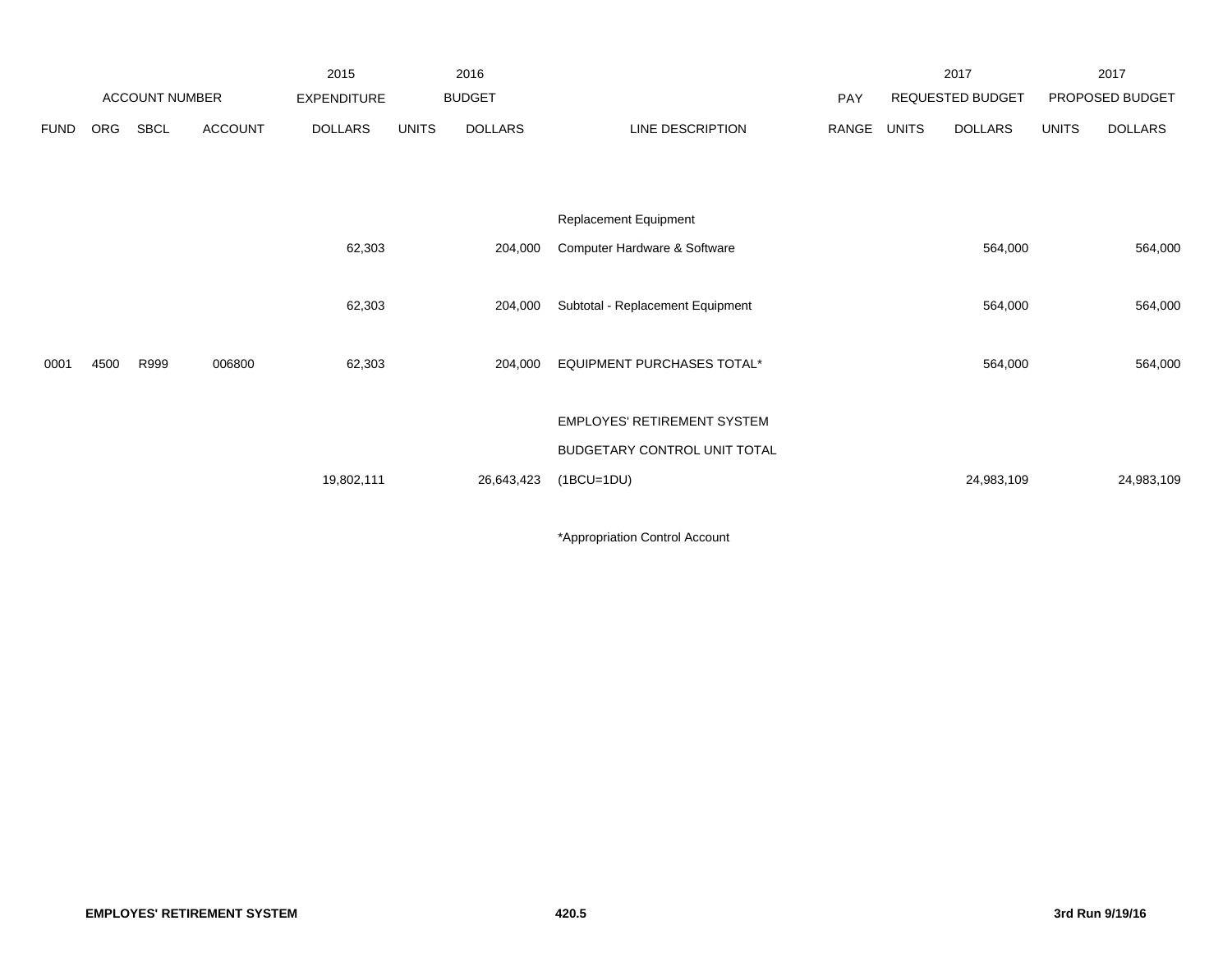| | ACCOUNT NUMBER | | | 2015 EXPENDITURE | 2016 BUDGET | | | PAY | 2017 REQUESTED BUDGET | | 2017 PROPOSED BUDGET | |
|---|---|---|---|---|---|---|---|---|---|---|---|---|
| FUND | ORG | SBCL | ACCOUNT | DOLLARS | UNITS | DOLLARS | LINE DESCRIPTION | RANGE | UNITS | DOLLARS | UNITS | DOLLARS |
| | | | | | | | Replacement Equipment | | | | | |
| | | | | 62,303 | | 204,000 | Computer Hardware & Software | | | 564,000 | | 564,000 |
| | | | | 62,303 | | 204,000 | Subtotal - Replacement Equipment | | | 564,000 | | 564,000 |
| 0001 | 4500 | R999 | 006800 | 62,303 | | 204,000 | EQUIPMENT PURCHASES TOTAL* | | | 564,000 | | 564,000 |
| | | | | | | | EMPLOYES' RETIREMENT SYSTEM BUDGETARY CONTROL UNIT TOTAL (1BCU=1DU) | | | | | |
| | | | | 19,802,111 | | 26,643,423 | | | | 24,983,109 | | 24,983,109 |

*Appropriation Control Account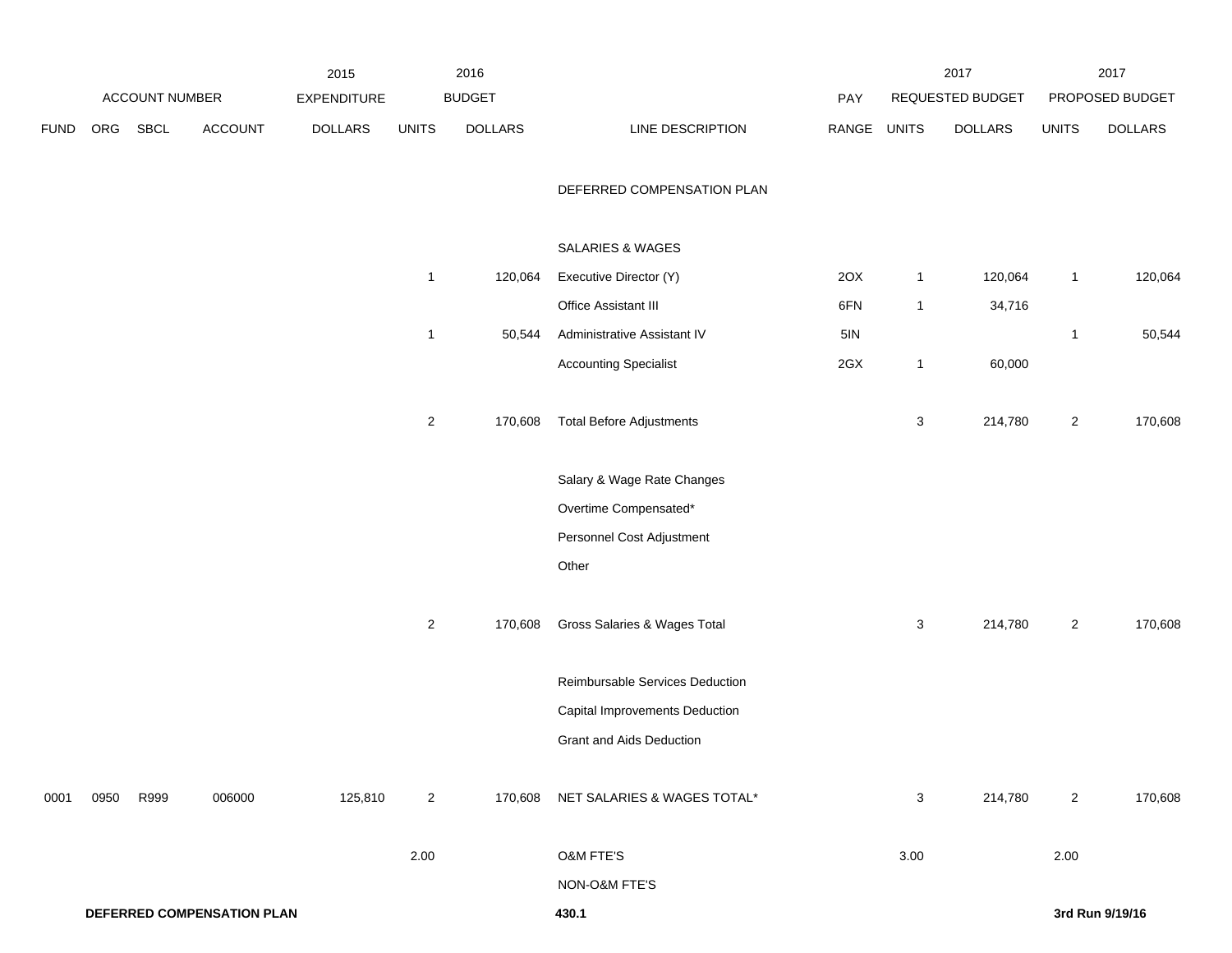| | ACCOUNT NUMBER | | | 2015 EXPENDITURE | 2016 BUDGET | | | PAY | 2017 REQUESTED BUDGET | | 2017 PROPOSED BUDGET | |
|---|---|---|---|---|---|---|---|---|---|---|---|---|
| FUND | ORG | SBCL | ACCOUNT | DOLLARS | UNITS | DOLLARS | LINE DESCRIPTION | RANGE | UNITS | DOLLARS | UNITS | DOLLARS |
| | | | | | | | DEFERRED COMPENSATION PLAN | | | | | |
| | | | | | | | SALARIES & WAGES | | | | | |
| | | | | | 1 | 120,064 | Executive Director (Y) | 2OX | 1 | 120,064 | 1 | 120,064 |
| | | | | | | | Office Assistant III | 6FN | 1 | 34,716 | | |
| | | | | | 1 | 50,544 | Administrative Assistant IV | 5IN | | | 1 | 50,544 |
| | | | | | | | Accounting Specialist | 2GX | 1 | 60,000 | | |
| | | | | | 2 | 170,608 | Total Before Adjustments | | 3 | 214,780 | 2 | 170,608 |
| | | | | | | | Salary & Wage Rate Changes | | | | | |
| | | | | | | | Overtime Compensated* | | | | | |
| | | | | | | | Personnel Cost Adjustment | | | | | |
| | | | | | | | Other | | | | | |
| | | | | | 2 | 170,608 | Gross Salaries & Wages Total | | 3 | 214,780 | 2 | 170,608 |
| | | | | | | | Reimbursable Services Deduction | | | | | |
| | | | | | | | Capital Improvements Deduction | | | | | |
| | | | | | | | Grant and Aids Deduction | | | | | |
| 0001 | 0950 | R999 | 006000 | 125,810 | 2 | 170,608 | NET SALARIES & WAGES TOTAL* | | 3 | 214,780 | 2 | 170,608 |
| | | | | | 2.00 | | O&M FTE'S | | 3.00 | | 2.00 | |
| | | | | | | | NON-O&M FTE'S | | | | | |

**DEFERRED COMPENSATION PLAN** **430.1** **3rd Run 9/19/16**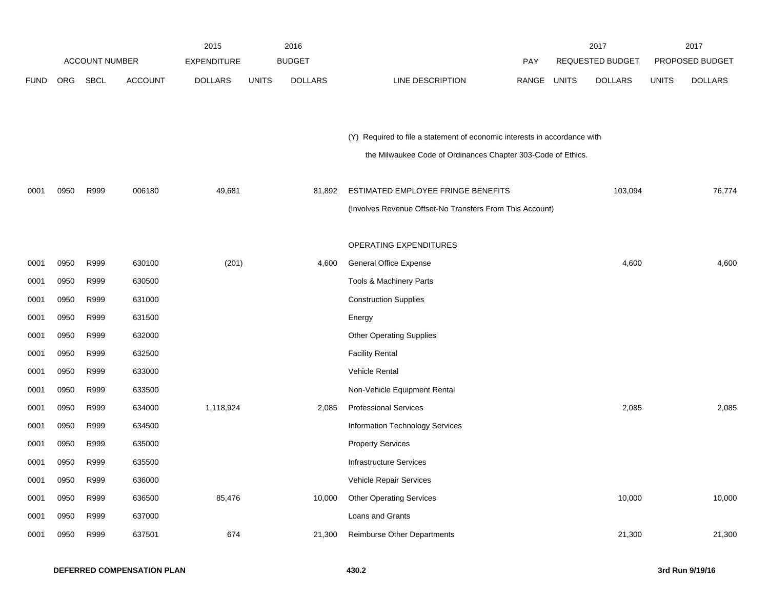| ACCOUNT NUMBER | | | | 2015 EXPENDITURE | 2016 BUDGET | | | PAY | 2017 REQUESTED BUDGET | | 2017 PROPOSED BUDGET | |
|---|---|---|---|---|---|---|---|---|---|---|---|---|
| FUND | ORG | SBCL | ACCOUNT | DOLLARS | UNITS | DOLLARS | LINE DESCRIPTION | RANGE | UNITS | DOLLARS | UNITS | DOLLARS |
| | | | | | | | (Y) Required to file a statement of economic interests in accordance with the Milwaukee Code of Ordinances Chapter 303-Code of Ethics. | | | | | |
| 0001 | 0950 | R999 | 006180 | 49,681 | | 81,892 | ESTIMATED EMPLOYEE FRINGE BENEFITS | | | 103,094 | | 76,774 |
| | | | | | | | (Involves Revenue Offset-No Transfers From This Account) | | | | | |
| | | | | | | | OPERATING EXPENDITURES | | | | | |
| 0001 | 0950 | R999 | 630100 | (201) | | 4,600 | General Office Expense | | | 4,600 | | 4,600 |
| 0001 | 0950 | R999 | 630500 | | | | Tools & Machinery Parts | | | | | |
| 0001 | 0950 | R999 | 631000 | | | | Construction Supplies | | | | | |
| 0001 | 0950 | R999 | 631500 | | | | Energy | | | | | |
| 0001 | 0950 | R999 | 632000 | | | | Other Operating Supplies | | | | | |
| 0001 | 0950 | R999 | 632500 | | | | Facility Rental | | | | | |
| 0001 | 0950 | R999 | 633000 | | | | Vehicle Rental | | | | | |
| 0001 | 0950 | R999 | 633500 | | | | Non-Vehicle Equipment Rental | | | | | |
| 0001 | 0950 | R999 | 634000 | 1,118,924 | | 2,085 | Professional Services | | | 2,085 | | 2,085 |
| 0001 | 0950 | R999 | 634500 | | | | Information Technology Services | | | | | |
| 0001 | 0950 | R999 | 635000 | | | | Property Services | | | | | |
| 0001 | 0950 | R999 | 635500 | | | | Infrastructure Services | | | | | |
| 0001 | 0950 | R999 | 636000 | | | | Vehicle Repair Services | | | | | |
| 0001 | 0950 | R999 | 636500 | 85,476 | | 10,000 | Other Operating Services | | | 10,000 | | 10,000 |
| 0001 | 0950 | R999 | 637000 | | | | Loans and Grants | | | | | |
| 0001 | 0950 | R999 | 637501 | 674 | | 21,300 | Reimburse Other Departments | | | 21,300 | | 21,300 |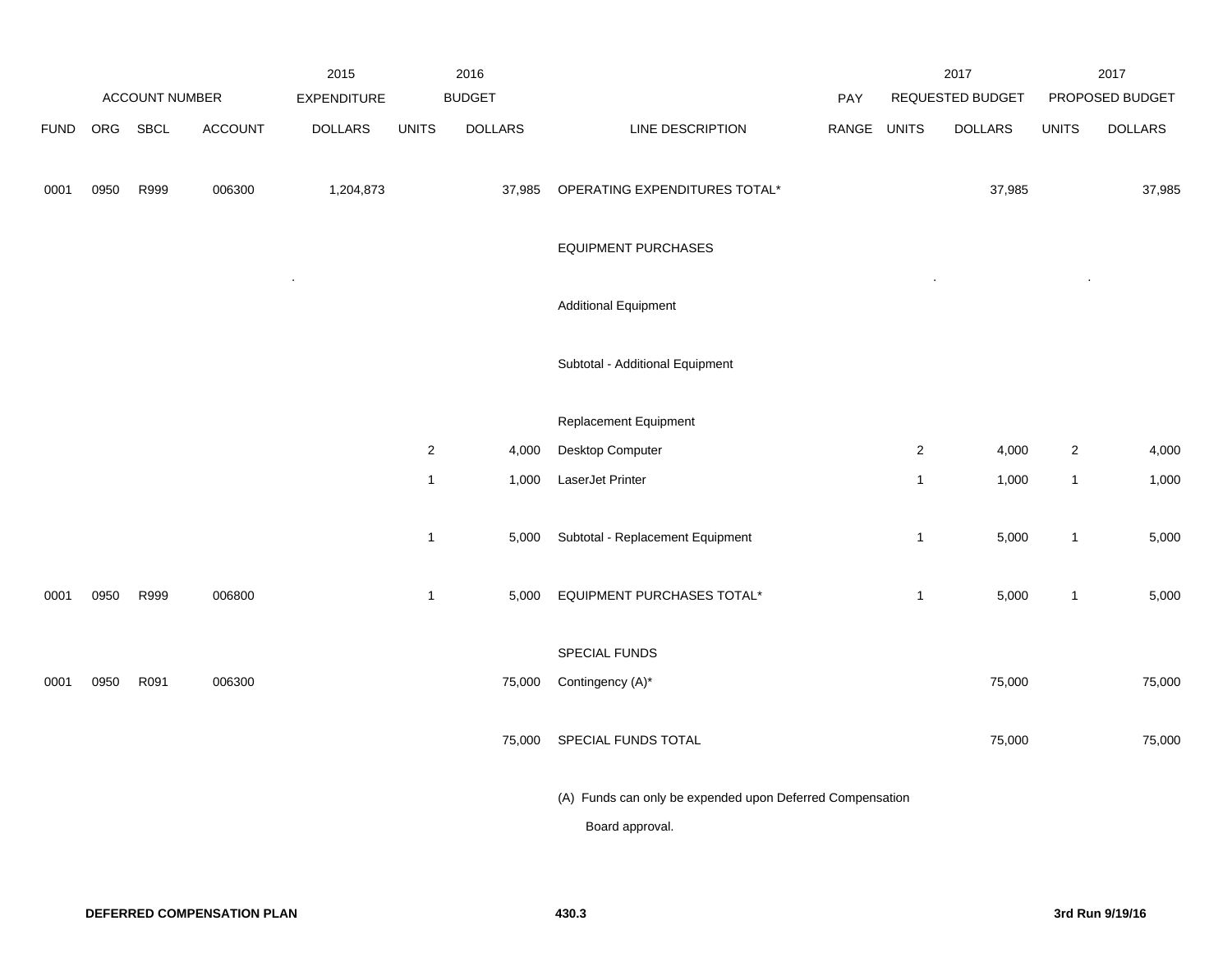| ACCOUNT NUMBER | | | | 2015 EXPENDITURE | 2016 BUDGET | | | PAY | 2017 REQUESTED BUDGET | | 2017 PROPOSED BUDGET | |
|---|---|---|---|---|---|---|---|---|---|---|---|---|
| FUND | ORG | SBCL | ACCOUNT | DOLLARS | UNITS | DOLLARS | LINE DESCRIPTION | RANGE | UNITS | DOLLARS | UNITS | DOLLARS |
| 0001 | 0950 | R999 | 006300 | 1,204,873 | | 37,985 | OPERATING EXPENDITURES TOTAL* | | | 37,985 | | 37,985 |
| | | | | | | | EQUIPMENT PURCHASES | | | | | |
| | | | | . | | | | | . | | . | |
| | | | | | | | Additional Equipment | | | | | |
| | | | | | | | Subtotal - Additional Equipment | | | | | |
| | | | | | | | Replacement Equipment | | | | | |
| | | | | | 2 | 4,000 | Desktop Computer | | 2 | 4,000 | 2 | 4,000 |
| | | | | | 1 | 1,000 | LaserJet Printer | | 1 | 1,000 | 1 | 1,000 |
| | | | | | 1 | 5,000 | Subtotal - Replacement Equipment | | 1 | 5,000 | 1 | 5,000 |
| 0001 | 0950 | R999 | 006800 | | 1 | 5,000 | EQUIPMENT PURCHASES TOTAL* | | 1 | 5,000 | 1 | 5,000 |
| | | | | | | | SPECIAL FUNDS | | | | | |
| 0001 | 0950 | R091 | 006300 | | | 75,000 | Contingency (A)* | | | 75,000 | | 75,000 |
| | | | | | | 75,000 | SPECIAL FUNDS TOTAL | | | 75,000 | | 75,000 |

(A) Funds can only be expended upon Deferred Compensation Board approval.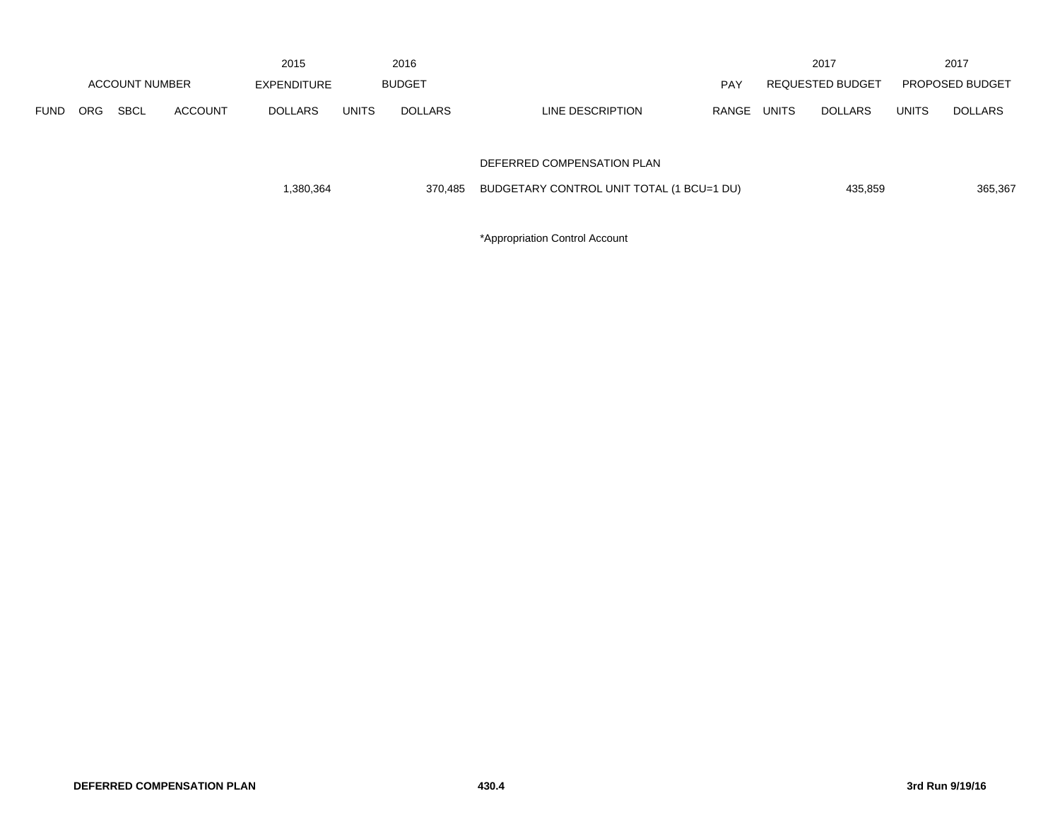| ACCOUNT NUMBER | | | | 2015 EXPENDITURE | 2016 BUDGET | | | | 2017 REQUESTED BUDGET | | 2017 PROPOSED BUDGET | |
|---|---|---|---|---|---|---|---|---|---|---|---|---|
| FUND | ORG | SBCL | ACCOUNT | DOLLARS | UNITS | DOLLARS | LINE DESCRIPTION | PAY RANGE | UNITS | DOLLARS | UNITS | DOLLARS |
| | | | | | | | DEFERRED COMPENSATION PLAN | | | | | |
| | | | | 1,380,364 | | 370,485 | BUDGETARY CONTROL UNIT TOTAL (1 BCU=1 DU) | | | 435,859 | | 365,367 |

*Appropriation Control Account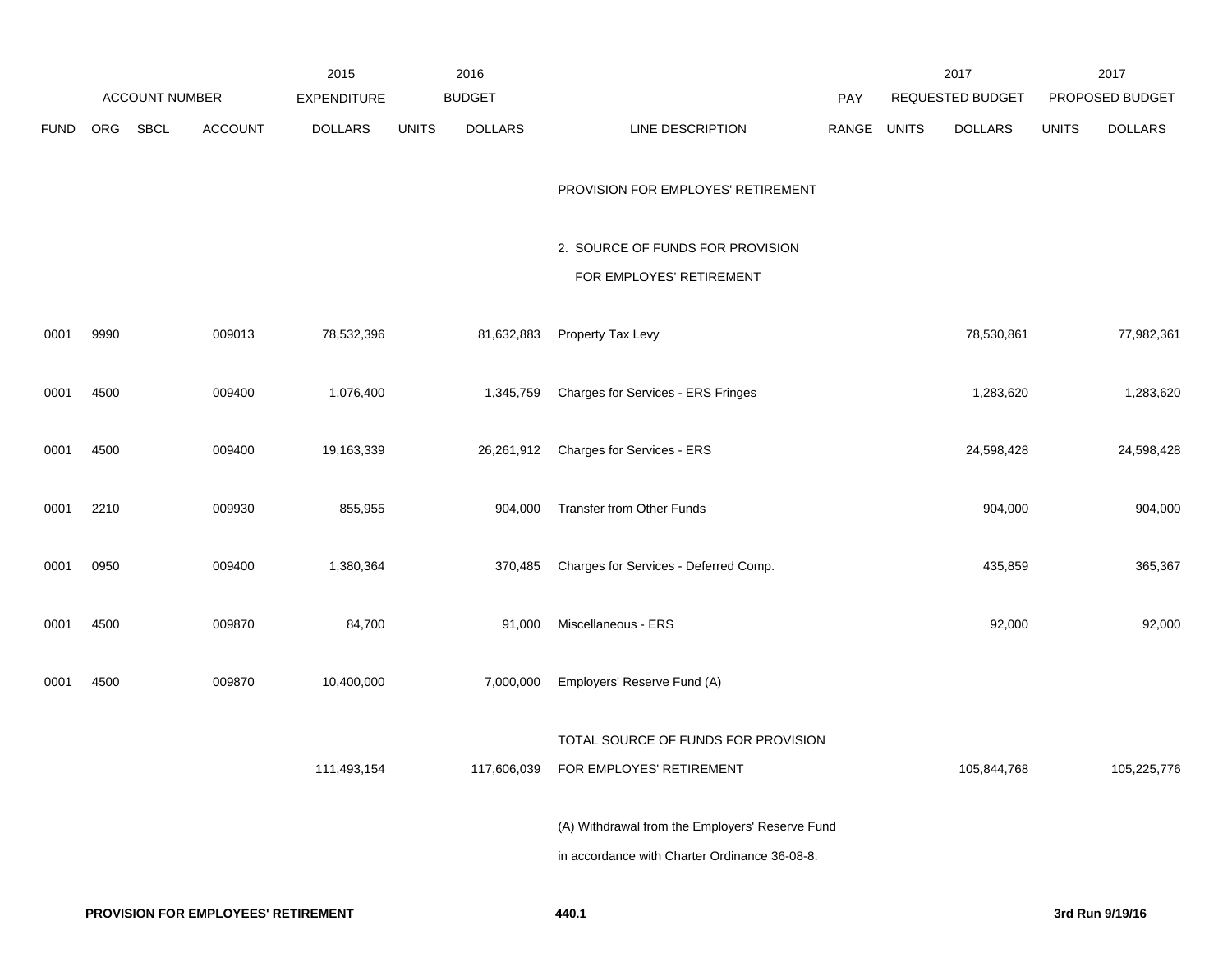| | ACCOUNT NUMBER | | | 2015 EXPENDITURE | 2016 BUDGET | | | PAY | 2017 REQUESTED BUDGET | | 2017 PROPOSED BUDGET | |
|---|---|---|---|---|---|---|---|---|---|---|---|---|
| FUND | ORG | SBCL | ACCOUNT | DOLLARS | UNITS | DOLLARS | LINE DESCRIPTION | RANGE | UNITS | DOLLARS | UNITS | DOLLARS |
| | | | | | | | PROVISION FOR EMPLOYES' RETIREMENT | | | | | |
| | | | | | | | 2. SOURCE OF FUNDS FOR PROVISION FOR EMPLOYES' RETIREMENT | | | | | |
| 0001 | 9990 | | 009013 | 78,532,396 | | 81,632,883 | Property Tax Levy | | | 78,530,861 | | 77,982,361 |
| 0001 | 4500 | | 009400 | 1,076,400 | | 1,345,759 | Charges for Services - ERS Fringes | | | 1,283,620 | | 1,283,620 |
| 0001 | 4500 | | 009400 | 19,163,339 | | 26,261,912 | Charges for Services - ERS | | | 24,598,428 | | 24,598,428 |
| 0001 | 2210 | | 009930 | 855,955 | | 904,000 | Transfer from Other Funds | | | 904,000 | | 904,000 |
| 0001 | 0950 | | 009400 | 1,380,364 | | 370,485 | Charges for Services - Deferred Comp. | | | 435,859 | | 365,367 |
| 0001 | 4500 | | 009870 | 84,700 | | 91,000 | Miscellaneous - ERS | | | 92,000 | | 92,000 |
| 0001 | 4500 | | 009870 | 10,400,000 | | 7,000,000 | Employers' Reserve Fund (A) | | | | | |
| | | | | 111,493,154 | | 117,606,039 | TOTAL SOURCE OF FUNDS FOR PROVISION FOR EMPLOYES' RETIREMENT | | | 105,844,768 | | 105,225,776 |

(A) Withdrawal from the Employers' Reserve Fund in accordance with Charter Ordinance 36-08-8.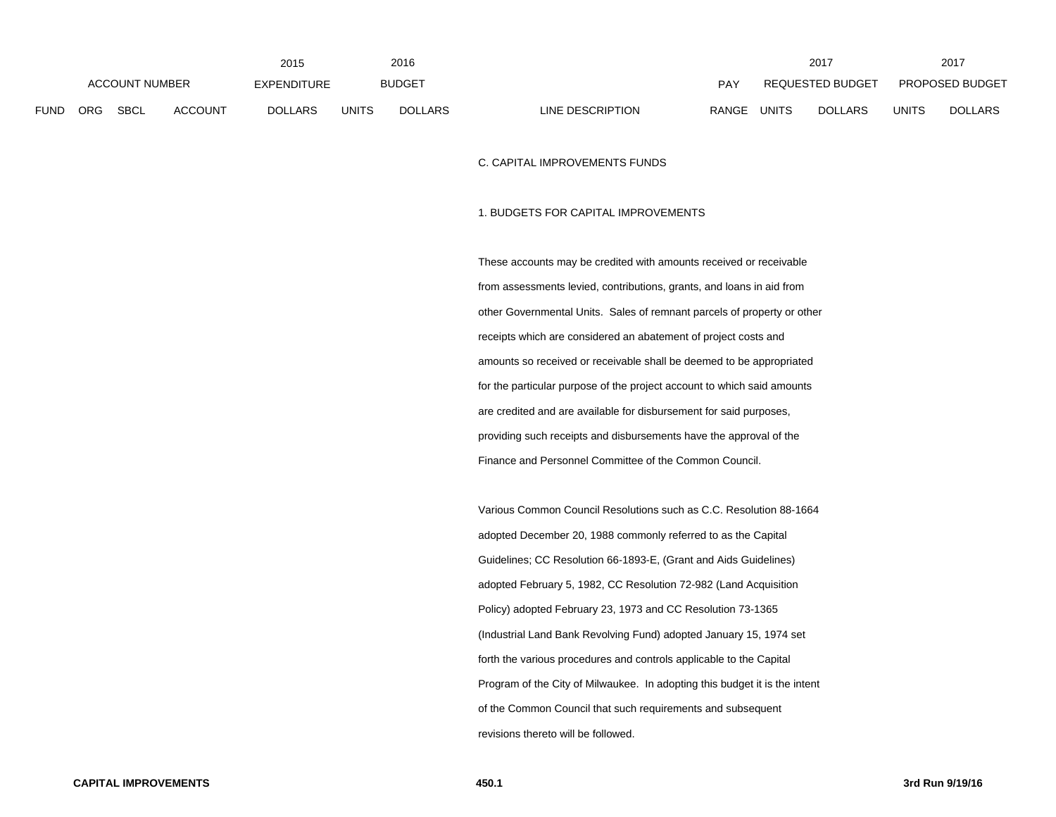| ACCOUNT NUMBER | | | | 2015 EXPENDITURE | 2016 BUDGET | | | PAY | 2017 REQUESTED BUDGET | | 2017 PROPOSED BUDGET | |
|---|---|---|---|---|---|---|---|---|---|---|---|---|
| FUND | ORG | SBCL | ACCOUNT | DOLLARS | UNITS | DOLLARS | LINE DESCRIPTION | RANGE | UNITS | DOLLARS | UNITS | DOLLARS |

C. CAPITAL IMPROVEMENTS FUNDS

1. BUDGETS FOR CAPITAL IMPROVEMENTS

These accounts may be credited with amounts received or receivable from assessments levied, contributions, grants, and loans in aid from other Governmental Units. Sales of remnant parcels of property or other receipts which are considered an abatement of project costs and amounts so received or receivable shall be deemed to be appropriated for the particular purpose of the project account to which said amounts are credited and are available for disbursement for said purposes, providing such receipts and disbursements have the approval of the Finance and Personnel Committee of the Common Council.

Various Common Council Resolutions such as C.C. Resolution 88-1664 adopted December 20, 1988 commonly referred to as the Capital Guidelines; CC Resolution 66-1893-E, (Grant and Aids Guidelines) adopted February 5, 1982, CC Resolution 72-982 (Land Acquisition Policy) adopted February 23, 1973 and CC Resolution 73-1365 (Industrial Land Bank Revolving Fund) adopted January 15, 1974 set forth the various procedures and controls applicable to the Capital Program of the City of Milwaukee. In adopting this budget it is the intent of the Common Council that such requirements and subsequent revisions thereto will be followed.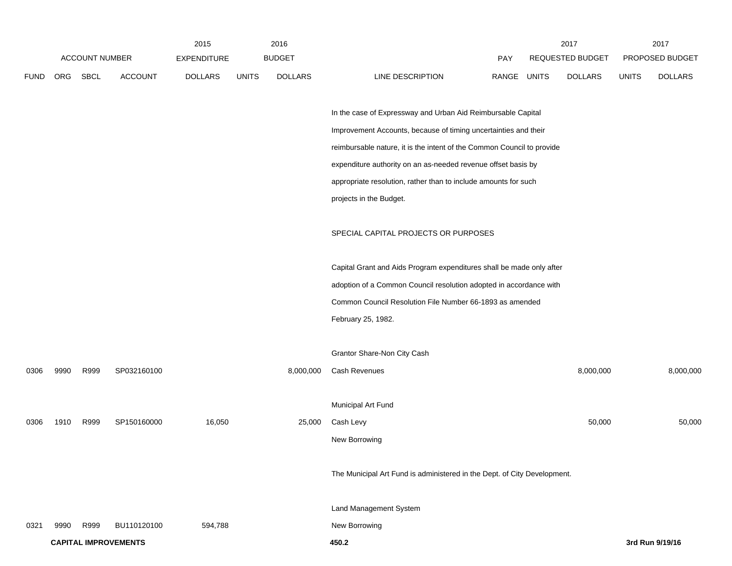| FUND | ORG | SBCL | ACCOUNT | 2015 EXPENDITURE DOLLARS | 2016 BUDGET UNITS | 2016 BUDGET DOLLARS | LINE DESCRIPTION | PAY RANGE | 2017 REQUESTED BUDGET UNITS | 2017 REQUESTED BUDGET DOLLARS | 2017 PROPOSED BUDGET UNITS | 2017 PROPOSED BUDGET DOLLARS |
|---|---|---|---|---|---|---|---|---|---|---|---|---|
| | | | | | | | In the case of Expressway and Urban Aid Reimbursable Capital Improvement Accounts, because of timing uncertainties and their reimbursable nature, it is the intent of the Common Council to provide expenditure authority on an as-needed revenue offset basis by appropriate resolution, rather than to include amounts for such projects in the Budget. | | | | | |
| | | | | | | | SPECIAL CAPITAL PROJECTS OR PURPOSES | | | | | |
| | | | | | | | Capital Grant and Aids Program expenditures shall be made only after adoption of a Common Council resolution adopted in accordance with Common Council Resolution File Number 66-1893 as amended February 25, 1982. | | | | | |
| | | | | | | | Grantor Share-Non City Cash | | | | | |
| 0306 | 9990 | R999 | SP032160100 | | | 8,000,000 | Cash Revenues | | | 8,000,000 | | 8,000,000 |
| | | | | | | | Municipal Art Fund | | | | | |
| 0306 | 1910 | R999 | SP150160000 | 16,050 | | 25,000 | Cash Levy | | | 50,000 | | 50,000 |
| | | | | | | | New Borrowing | | | | | |
| | | | | | | | The Municipal Art Fund is administered in the Dept. of City Development. | | | | | |
| | | | | | | | Land Management System | | | | | |
| 0321 | 9990 | R999 | BU110120100 | 594,788 | | | New Borrowing | | | | | |

**CAPITAL IMPROVEMENTS** 450.2 3rd Run 9/19/16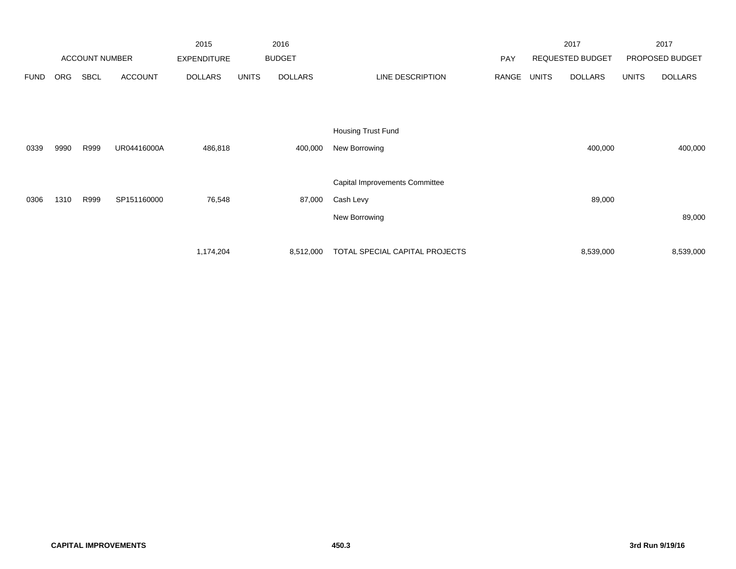| | | | | 2015 | | 2016 | | | | 2017 | | 2017 |
|---|---|---|---|---|---|---|---|---|---|---|---|---|
| ACCOUNT NUMBER | | | | EXPENDITURE | | BUDGET | | PAY | | REQUESTED BUDGET | | PROPOSED BUDGET |
| FUND | ORG | SBCL | ACCOUNT | DOLLARS | UNITS | DOLLARS | LINE DESCRIPTION | RANGE | UNITS | DOLLARS | UNITS | DOLLARS |
| | | | | | | | Housing Trust Fund | | | | | |
| 0339 | 9990 | R999 | UR04416000A | 486,818 | | 400,000 | New Borrowing | | | 400,000 | | 400,000 |
| | | | | | | | Capital Improvements Committee | | | | | |
| 0306 | 1310 | R999 | SP151160000 | 76,548 | | 87,000 | Cash Levy | | | 89,000 | | |
| | | | | | | | New Borrowing | | | | | 89,000 |
| | | | | 1,174,204 | | 8,512,000 | TOTAL SPECIAL CAPITAL PROJECTS | | | 8,539,000 | | 8,539,000 |

**CAPITAL IMPROVEMENTS** **450.3** **3rd Run 9/19/16**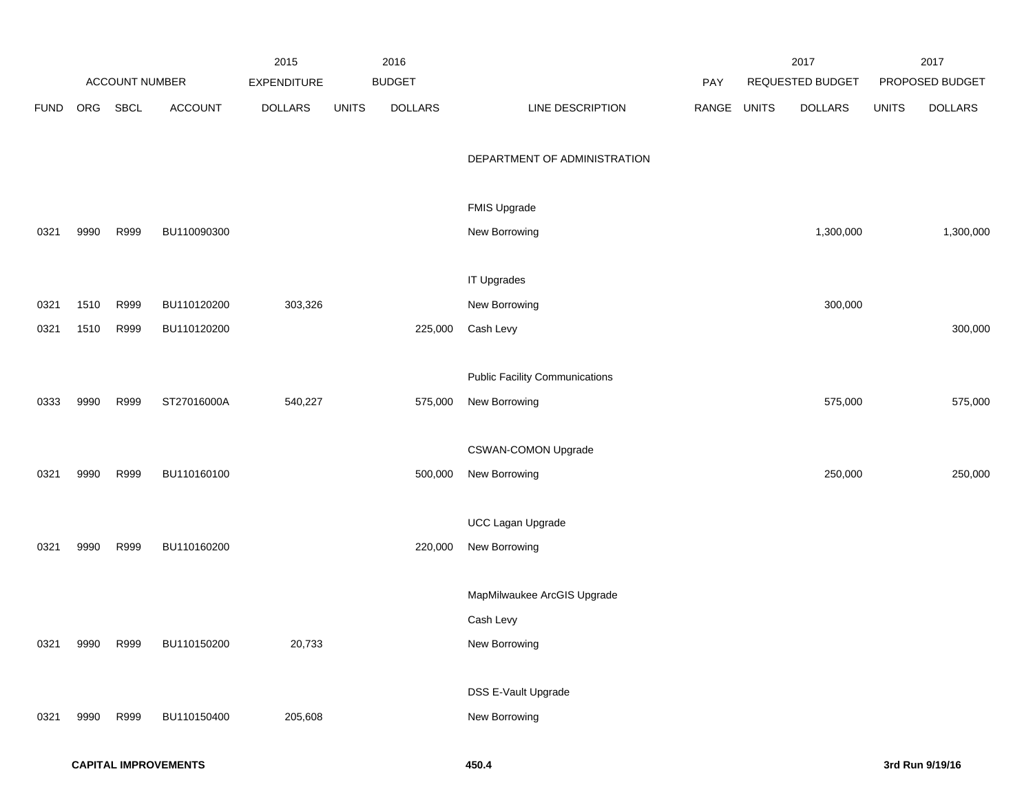| ACCOUNT NUMBER | | | | 2015 EXPENDITURE | 2016 BUDGET | | | PAY | 2017 REQUESTED BUDGET | | 2017 PROPOSED BUDGET | |
|---|---|---|---|---|---|---|---|---|---|---|---|---|
| FUND | ORG | SBCL | ACCOUNT | DOLLARS | UNITS | DOLLARS | LINE DESCRIPTION | RANGE | UNITS | DOLLARS | UNITS | DOLLARS |
| | | | | | | | DEPARTMENT OF ADMINISTRATION | | | | | |
| | | | | | | | FMIS Upgrade | | | | | |
| 0321 | 9990 | R999 | BU110090300 | | | | New Borrowing | | | 1,300,000 | | 1,300,000 |
| | | | | | | | IT Upgrades | | | | | |
| 0321 | 1510 | R999 | BU110120200 | 303,326 | | | New Borrowing | | | 300,000 | | |
| 0321 | 1510 | R999 | BU110120200 | | | 225,000 | Cash Levy | | | | | 300,000 |
| | | | | | | | Public Facility Communications | | | | | |
| 0333 | 9990 | R999 | ST27016000A | 540,227 | | 575,000 | New Borrowing | | | 575,000 | | 575,000 |
| | | | | | | | CSWAN-COMON Upgrade | | | | | |
| 0321 | 9990 | R999 | BU110160100 | | | 500,000 | New Borrowing | | | 250,000 | | 250,000 |
| | | | | | | | UCC Lagan Upgrade | | | | | |
| 0321 | 9990 | R999 | BU110160200 | | | 220,000 | New Borrowing | | | | | |
| | | | | | | | MapMilwaukee ArcGIS Upgrade | | | | | |
| | | | | | | | Cash Levy | | | | | |
| 0321 | 9990 | R999 | BU110150200 | 20,733 | | | New Borrowing | | | | | |
| | | | | | | | DSS E-Vault Upgrade | | | | | |
| 0321 | 9990 | R999 | BU110150400 | 205,608 | | | New Borrowing | | | | | |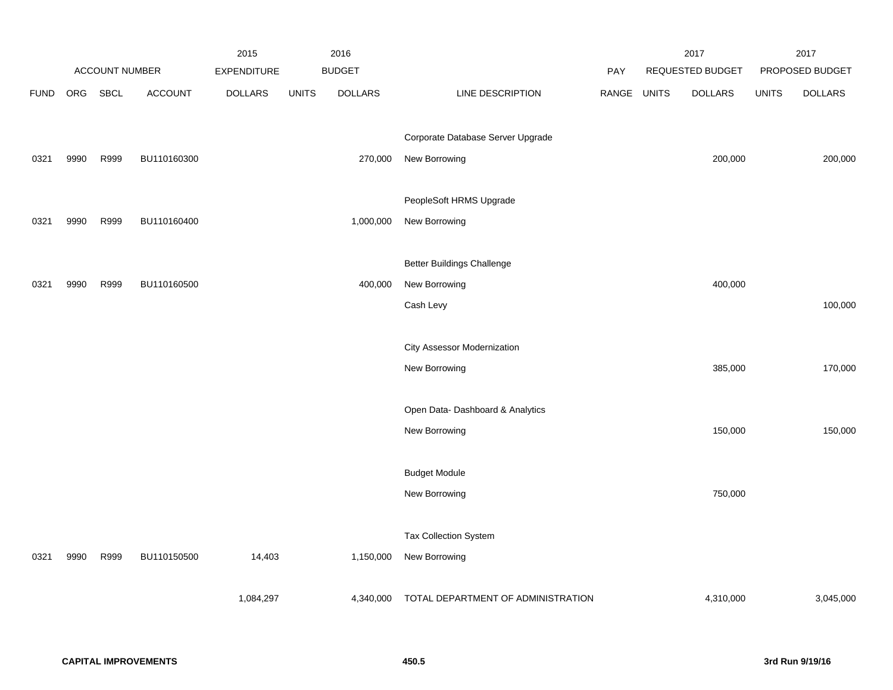| | | | | 2015 | | 2016 | | | | 2017 | | 2017 |
|---|---|---|---|---|---|---|---|---|---|---|---|---|
| ACCOUNT NUMBER | | | | EXPENDITURE | | BUDGET | | PAY | | REQUESTED BUDGET | | PROPOSED BUDGET |
| FUND | ORG | SBCL | ACCOUNT | DOLLARS | UNITS | DOLLARS | LINE DESCRIPTION | RANGE | UNITS | DOLLARS | UNITS | DOLLARS |
| | | | | | | | Corporate Database Server Upgrade | | | | | |
| 0321 | 9990 | R999 | BU110160300 | | | 270,000 | New Borrowing | | | 200,000 | | 200,000 |
| | | | | | | | PeopleSoft HRMS Upgrade | | | | | |
| 0321 | 9990 | R999 | BU110160400 | | | 1,000,000 | New Borrowing | | | | | |
| | | | | | | | Better Buildings Challenge | | | | | |
| 0321 | 9990 | R999 | BU110160500 | | | 400,000 | New Borrowing | | | 400,000 | | |
| | | | | | | | Cash Levy | | | | | 100,000 |
| | | | | | | | City Assessor Modernization | | | | | |
| | | | | | | | New Borrowing | | | 385,000 | | 170,000 |
| | | | | | | | Open Data- Dashboard & Analytics | | | | | |
| | | | | | | | New Borrowing | | | 150,000 | | 150,000 |
| | | | | | | | Budget Module | | | | | |
| | | | | | | | New Borrowing | | | 750,000 | | |
| | | | | | | | Tax Collection System | | | | | |
| 0321 | 9990 | R999 | BU110150500 | 14,403 | | 1,150,000 | New Borrowing | | | | | |
| | | | | 1,084,297 | | 4,340,000 | TOTAL DEPARTMENT OF ADMINISTRATION | | | 4,310,000 | | 3,045,000 |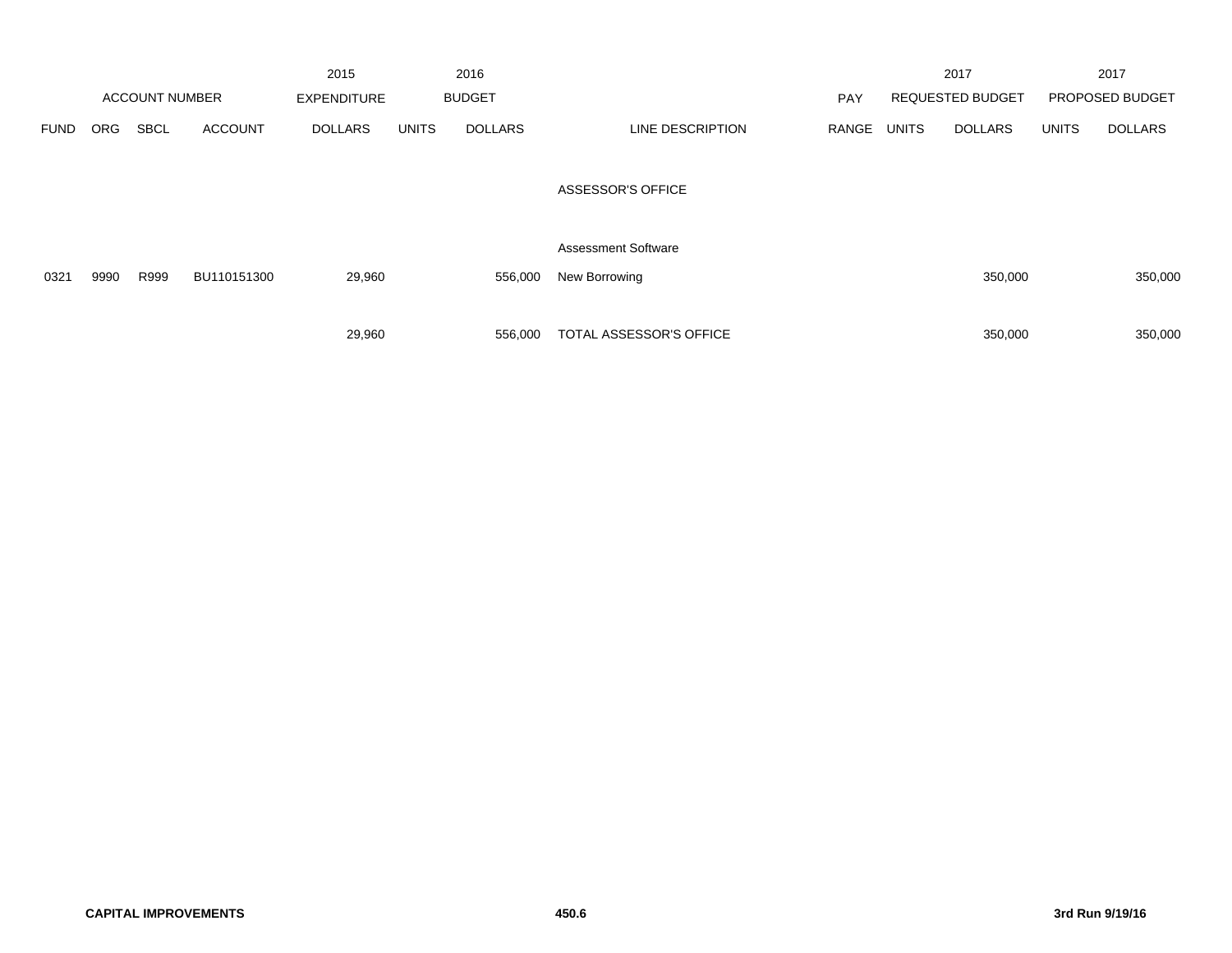| ACCOUNT NUMBER | | | | 2015 EXPENDITURE | 2016 BUDGET | | | | 2017 REQUESTED BUDGET | | 2017 PROPOSED BUDGET | |
|---|---|---|---|---|---|---|---|---|---|---|---|---|
| FUND | ORG | SBCL | ACCOUNT | DOLLARS | UNITS | DOLLARS | LINE DESCRIPTION | PAY RANGE | UNITS | DOLLARS | UNITS | DOLLARS |
| | | | | | | | ASSESSOR'S OFFICE | | | | | |
| | | | | | | | Assessment Software | | | | | |
| 0321 | 9990 | R999 | BU110151300 | 29,960 | | 556,000 | New Borrowing | | | 350,000 | | 350,000 |
| | | | | 29,960 | | 556,000 | TOTAL ASSESSOR'S OFFICE | | | 350,000 | | 350,000 |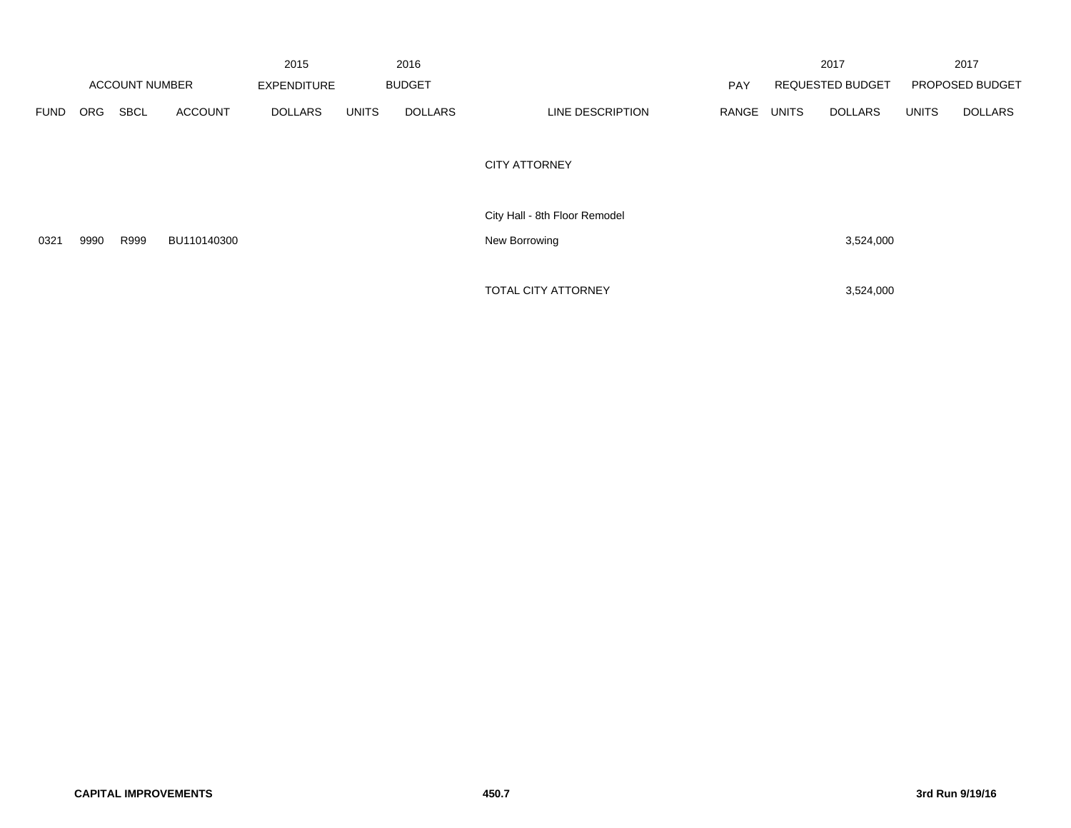| ACCOUNT NUMBER | | | | 2015 EXPENDITURE | 2016 BUDGET | | | PAY | 2017 REQUESTED BUDGET | | 2017 PROPOSED BUDGET | |
|---|---|---|---|---|---|---|---|---|---|---|---|---|
| FUND | ORG | SBCL | ACCOUNT | DOLLARS | UNITS | DOLLARS | LINE DESCRIPTION | RANGE | UNITS | DOLLARS | UNITS | DOLLARS |
| | | | | | | | CITY ATTORNEY | | | | | |
| | | | | | | | City Hall - 8th Floor Remodel | | | | | |
| 0321 | 9990 | R999 | BU110140300 | | | | New Borrowing | | | 3,524,000 | | |
| | | | | | | | TOTAL CITY ATTORNEY | | | 3,524,000 | | |

**CAPITAL IMPROVEMENTS** 450.7 **3rd Run 9/19/16**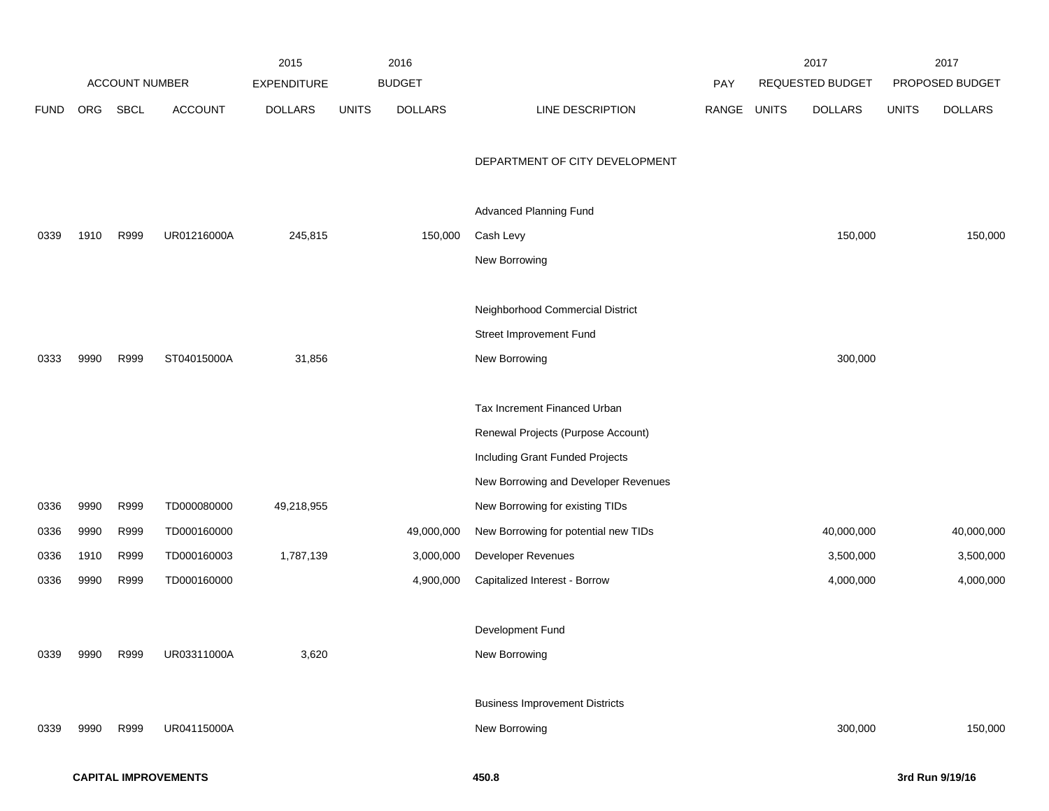| ACCOUNT NUMBER | | | | 2015 EXPENDITURE | 2016 BUDGET | | | PAY | 2017 REQUESTED BUDGET | | 2017 PROPOSED BUDGET | |
|---|---|---|---|---|---|---|---|---|---|---|---|---|
| FUND | ORG | SBCL | ACCOUNT | DOLLARS | UNITS | DOLLARS | LINE DESCRIPTION | RANGE | UNITS | DOLLARS | UNITS | DOLLARS |
| | | | | | | | DEPARTMENT OF CITY DEVELOPMENT | | | | | |
| | | | | | | | Advanced Planning Fund | | | | | |
| 0339 | 1910 | R999 | UR01216000A | 245,815 | | 150,000 | Cash Levy | | | 150,000 | | 150,000 |
| | | | | | | | New Borrowing | | | | | |
| | | | | | | | Neighborhood Commercial District | | | | | |
| | | | | | | | Street Improvement Fund | | | | | |
| 0333 | 9990 | R999 | ST04015000A | 31,856 | | | New Borrowing | | | 300,000 | | |
| | | | | | | | Tax Increment Financed Urban | | | | | |
| | | | | | | | Renewal Projects (Purpose Account) | | | | | |
| | | | | | | | Including Grant Funded Projects | | | | | |
| | | | | | | | New Borrowing and Developer Revenues | | | | | |
| 0336 | 9990 | R999 | TD000080000 | 49,218,955 | | | New Borrowing for existing TIDs | | | | | |
| 0336 | 9990 | R999 | TD000160000 | | | 49,000,000 | New Borrowing for potential new TIDs | | | 40,000,000 | | 40,000,000 |
| 0336 | 1910 | R999 | TD000160003 | 1,787,139 | | 3,000,000 | Developer Revenues | | | 3,500,000 | | 3,500,000 |
| 0336 | 9990 | R999 | TD000160000 | | | 4,900,000 | Capitalized Interest - Borrow | | | 4,000,000 | | 4,000,000 |
| | | | | | | | Development Fund | | | | | |
| 0339 | 9990 | R999 | UR03311000A | 3,620 | | | New Borrowing | | | | | |
| | | | | | | | Business Improvement Districts | | | | | |
| 0339 | 9990 | R999 | UR04115000A | | | | New Borrowing | | | 300,000 | | 150,000 |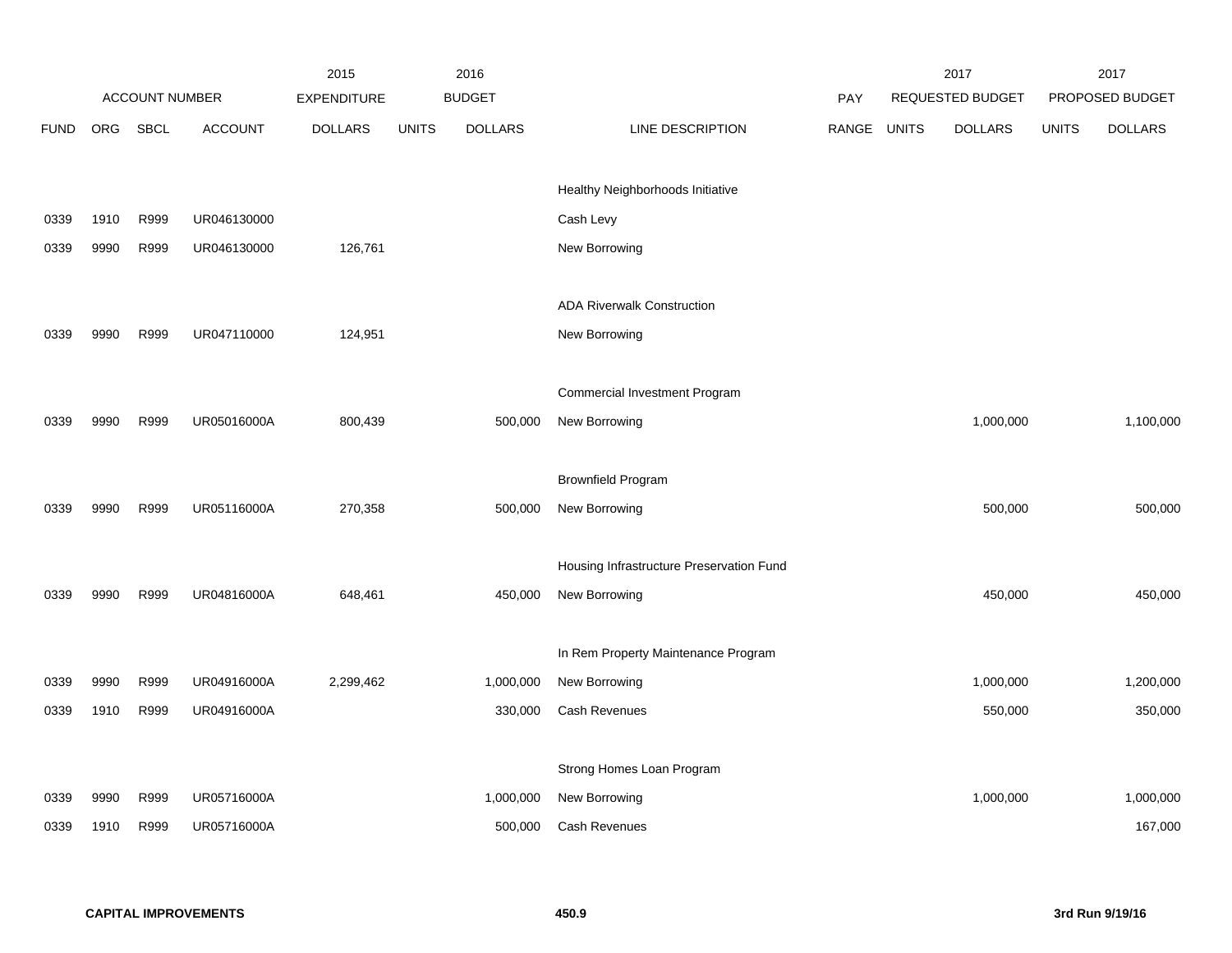| | ACCOUNT NUMBER | | | 2015 EXPENDITURE | 2016 BUDGET | | | PAY | 2017 REQUESTED BUDGET | | 2017 PROPOSED BUDGET | |
|---|---|---|---|---|---|---|---|---|---|---|---|---|
| FUND | ORG | SBCL | ACCOUNT | DOLLARS | UNITS | DOLLARS | LINE DESCRIPTION | RANGE | UNITS | DOLLARS | UNITS | DOLLARS |
| | | | | | | | Healthy Neighborhoods Initiative | | | | | |
| 0339 | 1910 | R999 | UR046130000 | | | | Cash Levy | | | | | |
| 0339 | 9990 | R999 | UR046130000 | 126,761 | | | New Borrowing | | | | | |
| | | | | | | | ADA Riverwalk Construction | | | | | |
| 0339 | 9990 | R999 | UR047110000 | 124,951 | | | New Borrowing | | | | | |
| | | | | | | | Commercial Investment Program | | | | | |
| 0339 | 9990 | R999 | UR05016000A | 800,439 | | 500,000 | New Borrowing | | | 1,000,000 | | 1,100,000 |
| | | | | | | | Brownfield Program | | | | | |
| 0339 | 9990 | R999 | UR05116000A | 270,358 | | 500,000 | New Borrowing | | | 500,000 | | 500,000 |
| | | | | | | | Housing Infrastructure Preservation Fund | | | | | |
| 0339 | 9990 | R999 | UR04816000A | 648,461 | | 450,000 | New Borrowing | | | 450,000 | | 450,000 |
| | | | | | | | In Rem Property Maintenance Program | | | | | |
| 0339 | 9990 | R999 | UR04916000A | 2,299,462 | | 1,000,000 | New Borrowing | | | 1,000,000 | | 1,200,000 |
| 0339 | 1910 | R999 | UR04916000A | | | 330,000 | Cash Revenues | | | 550,000 | | 350,000 |
| | | | | | | | Strong Homes Loan Program | | | | | |
| 0339 | 9990 | R999 | UR05716000A | | | 1,000,000 | New Borrowing | | | 1,000,000 | | 1,000,000 |
| 0339 | 1910 | R999 | UR05716000A | | | 500,000 | Cash Revenues | | | | | 167,000 |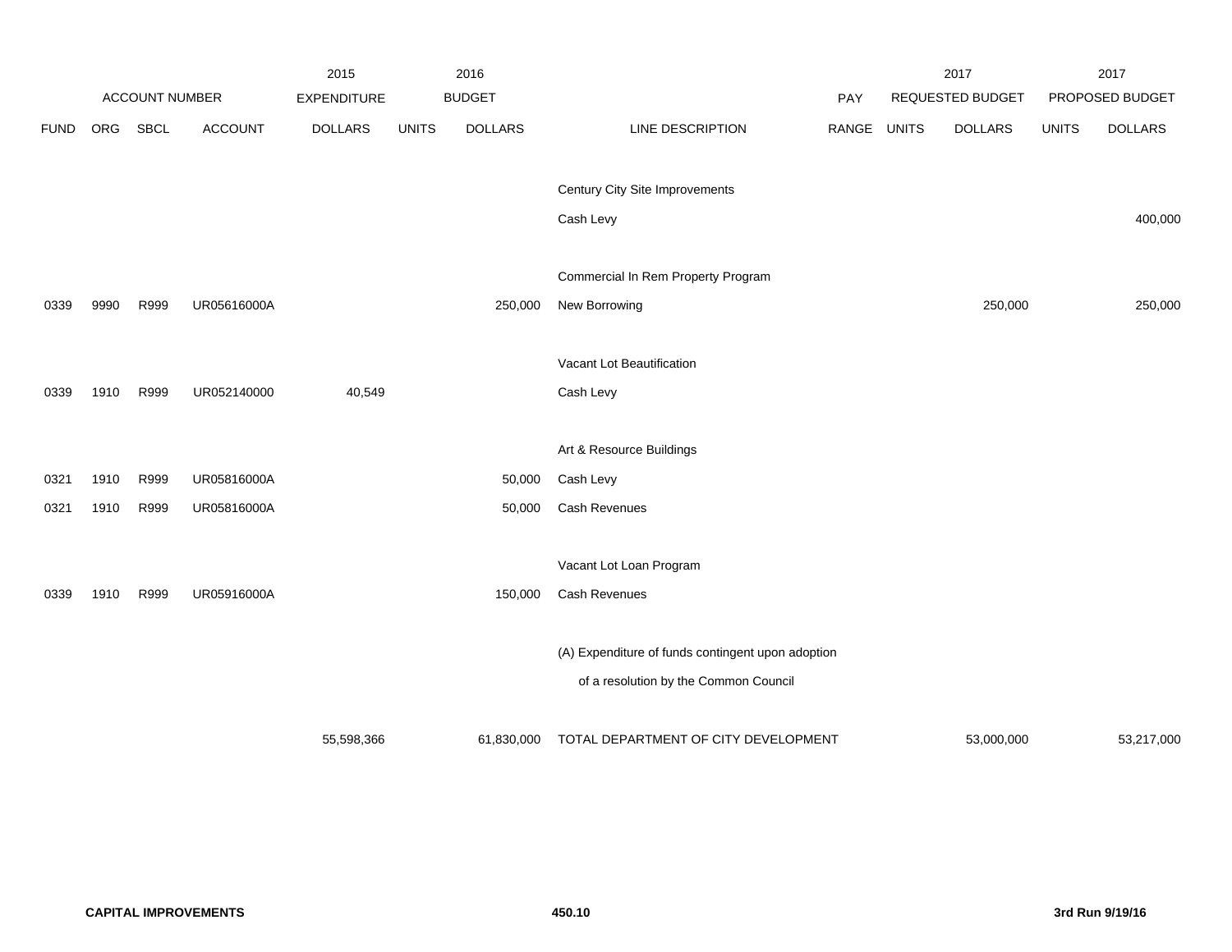| ACCOUNT NUMBER | | | | 2015 EXPENDITURE | 2016 BUDGET | | | PAY | 2017 REQUESTED BUDGET | | 2017 PROPOSED BUDGET | |
|---|---|---|---|---|---|---|---|---|---|---|---|---|
| FUND | ORG | SBCL | ACCOUNT | DOLLARS | UNITS | DOLLARS | LINE DESCRIPTION | RANGE | UNITS | DOLLARS | UNITS | DOLLARS |
| | | | | | | | Century City Site Improvements | | | | | |
| | | | | | | | Cash Levy | | | | | 400,000 |
| | | | | | | | Commercial In Rem Property Program | | | | | |
| 0339 | 9990 | R999 | UR05616000A | | | 250,000 | New Borrowing | | | 250,000 | | 250,000 |
| | | | | | | | Vacant Lot Beautification | | | | | |
| 0339 | 1910 | R999 | UR052140000 | 40,549 | | | Cash Levy | | | | | |
| | | | | | | | Art & Resource Buildings | | | | | |
| 0321 | 1910 | R999 | UR05816000A | | | 50,000 | Cash Levy | | | | | |
| 0321 | 1910 | R999 | UR05816000A | | | 50,000 | Cash Revenues | | | | | |
| | | | | | | | Vacant Lot Loan Program | | | | | |
| 0339 | 1910 | R999 | UR05916000A | | | 150,000 | Cash Revenues | | | | | |
| | | | | | | | (A) Expenditure of funds contingent upon adoption of a resolution by the Common Council | | | | | |
| | | | | 55,598,366 | | 61,830,000 | TOTAL DEPARTMENT OF CITY DEVELOPMENT | | | 53,000,000 | | 53,217,000 |

**CAPITAL IMPROVEMENTS** **450.10** **3rd Run 9/19/16**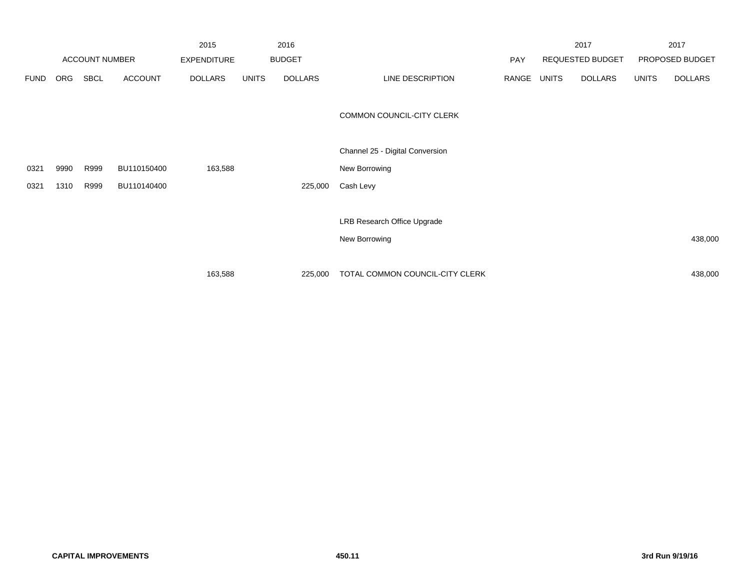| | | | | 2015 | | 2016 | | | | 2017 | | 2017 |
|---|---|---|---|---|---|---|---|---|---|---|---|---|
| ACCOUNT NUMBER | | | | EXPENDITURE | | BUDGET | | PAY | | REQUESTED BUDGET | | PROPOSED BUDGET |
| FUND | ORG | SBCL | ACCOUNT | DOLLARS | UNITS | DOLLARS | LINE DESCRIPTION | RANGE | UNITS | DOLLARS | UNITS | DOLLARS |
| | | | | | | | COMMON COUNCIL-CITY CLERK | | | | | |
| | | | | | | | Channel 25 - Digital Conversion | | | | | |
| 0321 | 9990 | R999 | BU110150400 | 163,588 | | | New Borrowing | | | | | |
| 0321 | 1310 | R999 | BU110140400 | | | 225,000 | Cash Levy | | | | | |
| | | | | | | | LRB Research Office Upgrade | | | | | |
| | | | | | | | New Borrowing | | | | | 438,000 |
| | | | | 163,588 | | 225,000 | TOTAL COMMON COUNCIL-CITY CLERK | | | | | 438,000 |

CAPITAL IMPROVEMENTS 450.11 3rd Run 9/19/16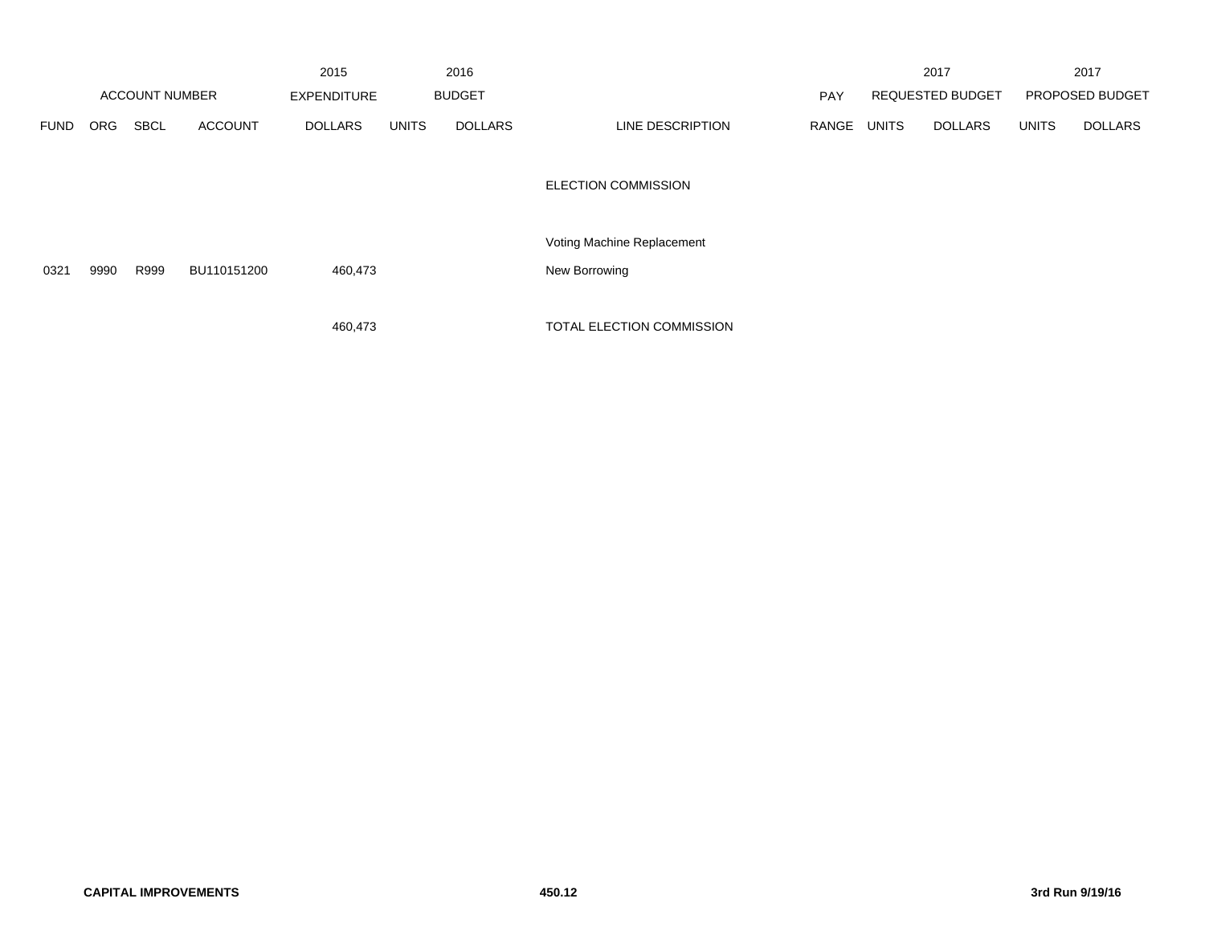| | | | | 2015 | | 2016 | | | | 2017 | | 2017 |
|---|---|---|---|---|---|---|---|---|---|---|---|---|
| ACCOUNT NUMBER | | | | EXPENDITURE | | BUDGET | | PAY | | REQUESTED BUDGET | | PROPOSED BUDGET |
| FUND | ORG | SBCL | ACCOUNT | DOLLARS | UNITS | DOLLARS | LINE DESCRIPTION | RANGE | UNITS | DOLLARS | UNITS | DOLLARS |
| | | | | | | | ELECTION COMMISSION | | | | | |
| | | | | | | | Voting Machine Replacement | | | | | |
| 0321 | 9990 | R999 | BU110151200 | 460,473 | | | New Borrowing | | | | | |
| | | | | 460,473 | | | TOTAL ELECTION COMMISSION | | | | | |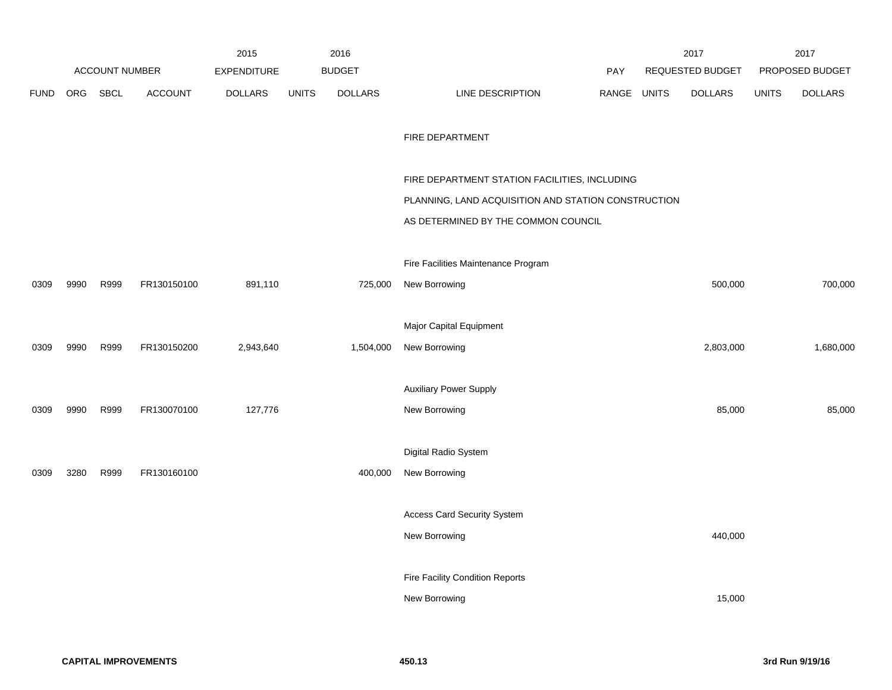| | ACCOUNT NUMBER | | | 2015 EXPENDITURE | 2016 BUDGET | | | PAY | 2017 REQUESTED BUDGET | | 2017 PROPOSED BUDGET | |
|---|---|---|---|---|---|---|---|---|---|---|---|---|
| FUND | ORG | SBCL | ACCOUNT | DOLLARS | UNITS | DOLLARS | LINE DESCRIPTION | RANGE | UNITS | DOLLARS | UNITS | DOLLARS |
| | | | | | | | FIRE DEPARTMENT | | | | | |
| | | | | | | | FIRE DEPARTMENT STATION FACILITIES, INCLUDING PLANNING, LAND ACQUISITION AND STATION CONSTRUCTION AS DETERMINED BY THE COMMON COUNCIL | | | | | |
| | | | | | | | Fire Facilities Maintenance Program | | | | | |
| 0309 | 9990 | R999 | FR130150100 | 891,110 | | 725,000 | New Borrowing | | | 500,000 | | 700,000 |
| | | | | | | | Major Capital Equipment | | | | | |
| 0309 | 9990 | R999 | FR130150200 | 2,943,640 | | 1,504,000 | New Borrowing | | | 2,803,000 | | 1,680,000 |
| | | | | | | | Auxiliary Power Supply | | | | | |
| 0309 | 9990 | R999 | FR130070100 | 127,776 | | | New Borrowing | | | 85,000 | | 85,000 |
| | | | | | | | Digital Radio System | | | | | |
| 0309 | 3280 | R999 | FR130160100 | | | 400,000 | New Borrowing | | | | | |
| | | | | | | | Access Card Security System | | | | | |
| | | | | | | | New Borrowing | | | 440,000 | | |
| | | | | | | | Fire Facility Condition Reports | | | | | |
| | | | | | | | New Borrowing | | | 15,000 | | |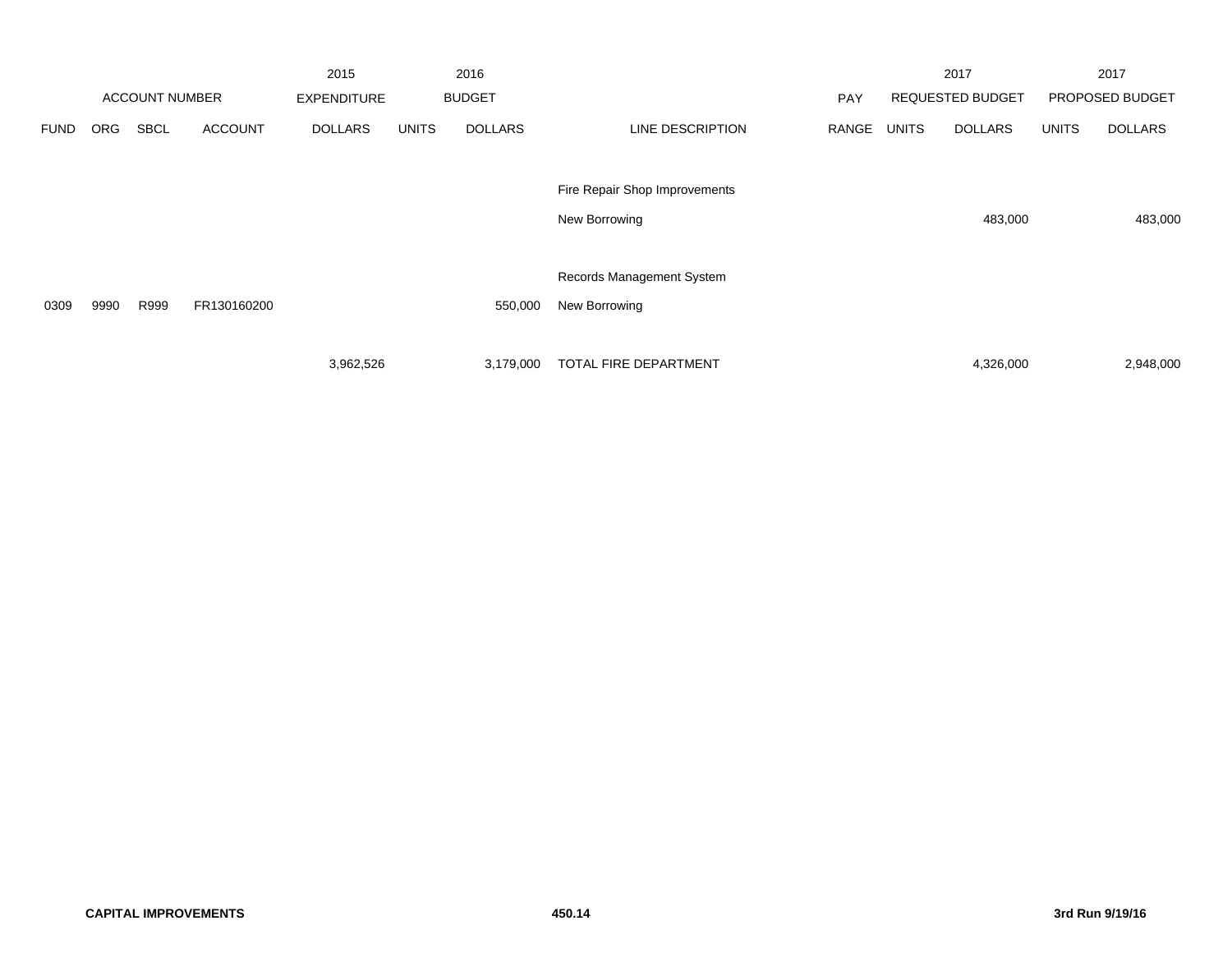| | ACCOUNT NUMBER | | | 2015 EXPENDITURE | 2016 BUDGET | | | PAY | 2017 REQUESTED BUDGET | | 2017 PROPOSED BUDGET | |
|---|---|---|---|---|---|---|---|---|---|---|---|---|
| FUND | ORG | SBCL | ACCOUNT | DOLLARS | UNITS | DOLLARS | LINE DESCRIPTION | RANGE | UNITS | DOLLARS | UNITS | DOLLARS |
| | | | | | | | Fire Repair Shop Improvements | | | | | |
| | | | | | | | New Borrowing | | | 483,000 | | 483,000 |
| | | | | | | | Records Management System | | | | | |
| 0309 | 9990 | R999 | FR130160200 | | | 550,000 | New Borrowing | | | | | |
| | | | | 3,962,526 | | 3,179,000 | TOTAL FIRE DEPARTMENT | | | 4,326,000 | | 2,948,000 |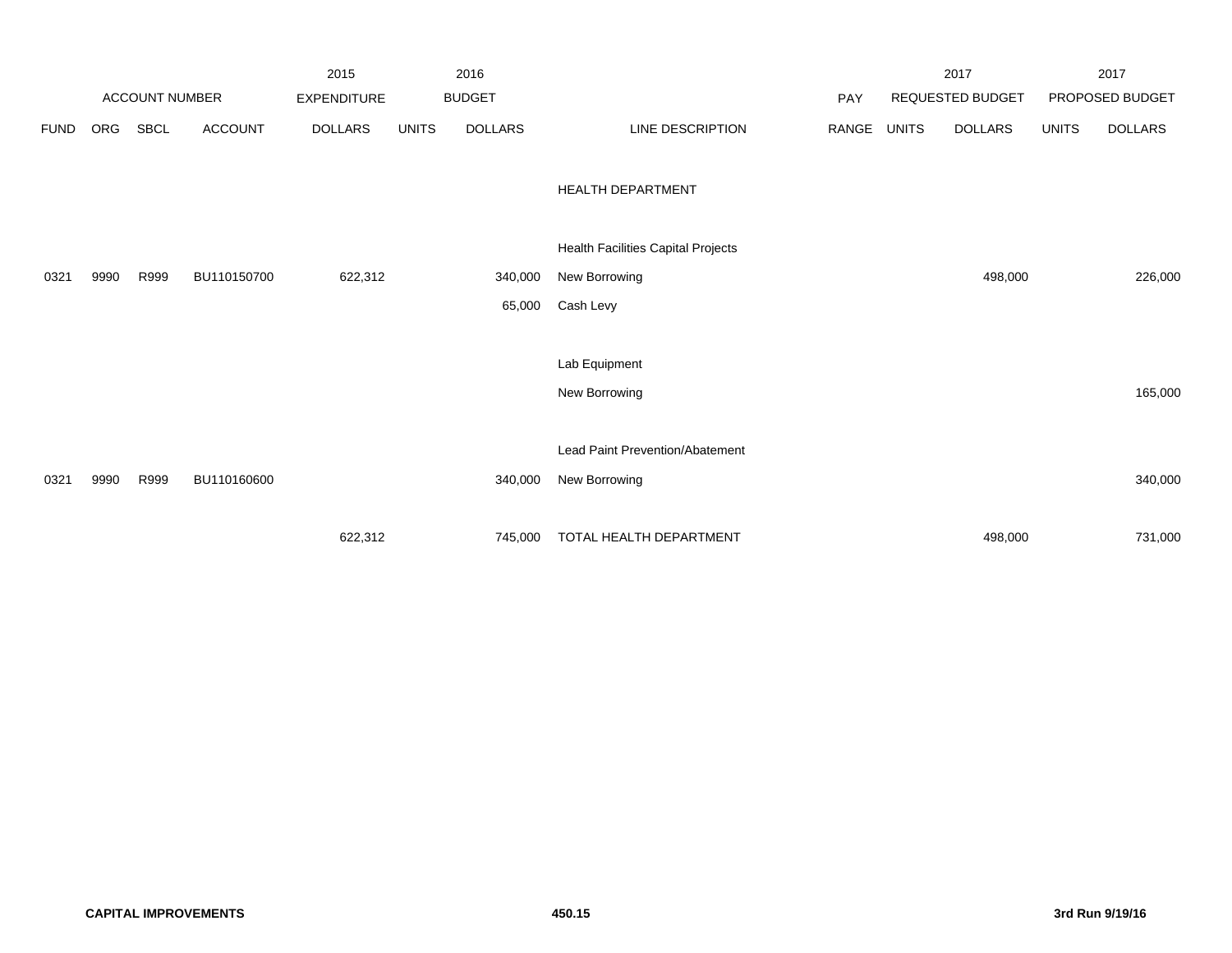| ACCOUNT NUMBER | | | | 2015 EXPENDITURE | 2016 BUDGET | | | PAY | 2017 REQUESTED BUDGET | | 2017 PROPOSED BUDGET | |
|---|---|---|---|---|---|---|---|---|---|---|---|---|
| FUND | ORG | SBCL | ACCOUNT | DOLLARS | UNITS | DOLLARS | LINE DESCRIPTION | RANGE | UNITS | DOLLARS | UNITS | DOLLARS |
| | | | | | | | HEALTH DEPARTMENT | | | | | |
| | | | | | | | Health Facilities Capital Projects | | | | | |
| 0321 | 9990 | R999 | BU110150700 | 622,312 | | 340,000 | New Borrowing | | | 498,000 | | 226,000 |
| | | | | | | 65,000 | Cash Levy | | | | | |
| | | | | | | | Lab Equipment | | | | | |
| | | | | | | | New Borrowing | | | | | 165,000 |
| | | | | | | | Lead Paint Prevention/Abatement | | | | | |
| 0321 | 9990 | R999 | BU110160600 | | | 340,000 | New Borrowing | | | | | 340,000 |
| | | | | 622,312 | | 745,000 | TOTAL HEALTH DEPARTMENT | | | 498,000 | | 731,000 |

**CAPITAL IMPROVEMENTS** **450.15** **3rd Run 9/19/16**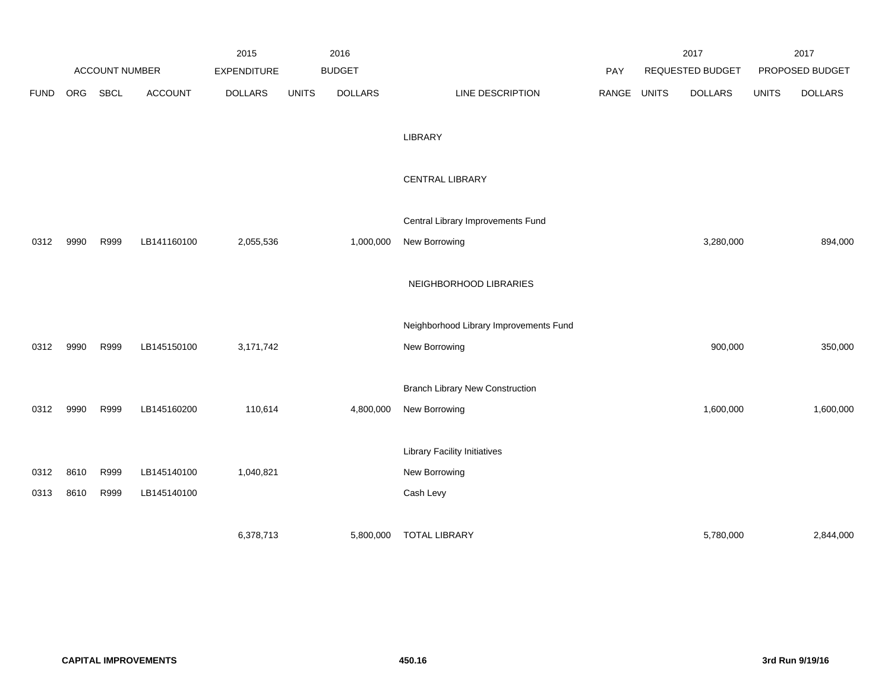| | ACCOUNT NUMBER | | | 2015 EXPENDITURE | 2016 BUDGET | | | PAY | 2017 REQUESTED BUDGET | | 2017 PROPOSED BUDGET | |
|---|---|---|---|---|---|---|---|---|---|---|---|---|
| FUND | ORG | SBCL | ACCOUNT | DOLLARS | UNITS | DOLLARS | LINE DESCRIPTION | RANGE | UNITS | DOLLARS | UNITS | DOLLARS |
| | | | | | | | LIBRARY | | | | | |
| | | | | | | | CENTRAL LIBRARY | | | | | |
| | | | | | | | Central Library Improvements Fund | | | | | |
| 0312 | 9990 | R999 | LB141160100 | 2,055,536 | | 1,000,000 | New Borrowing | | | 3,280,000 | | 894,000 |
| | | | | | | | NEIGHBORHOOD LIBRARIES | | | | | |
| | | | | | | | Neighborhood Library Improvements Fund | | | | | |
| 0312 | 9990 | R999 | LB145150100 | 3,171,742 | | | New Borrowing | | | 900,000 | | 350,000 |
| | | | | | | | Branch Library New Construction | | | | | |
| 0312 | 9990 | R999 | LB145160200 | 110,614 | | 4,800,000 | New Borrowing | | | 1,600,000 | | 1,600,000 |
| | | | | | | | Library Facility Initiatives | | | | | |
| 0312 | 8610 | R999 | LB145140100 | 1,040,821 | | | New Borrowing | | | | | |
| 0313 | 8610 | R999 | LB145140100 | | | | Cash Levy | | | | | |
| | | | | 6,378,713 | | 5,800,000 | TOTAL LIBRARY | | | 5,780,000 | | 2,844,000 |

**CAPITAL IMPROVEMENTS** 450.16 **3rd Run 9/19/16**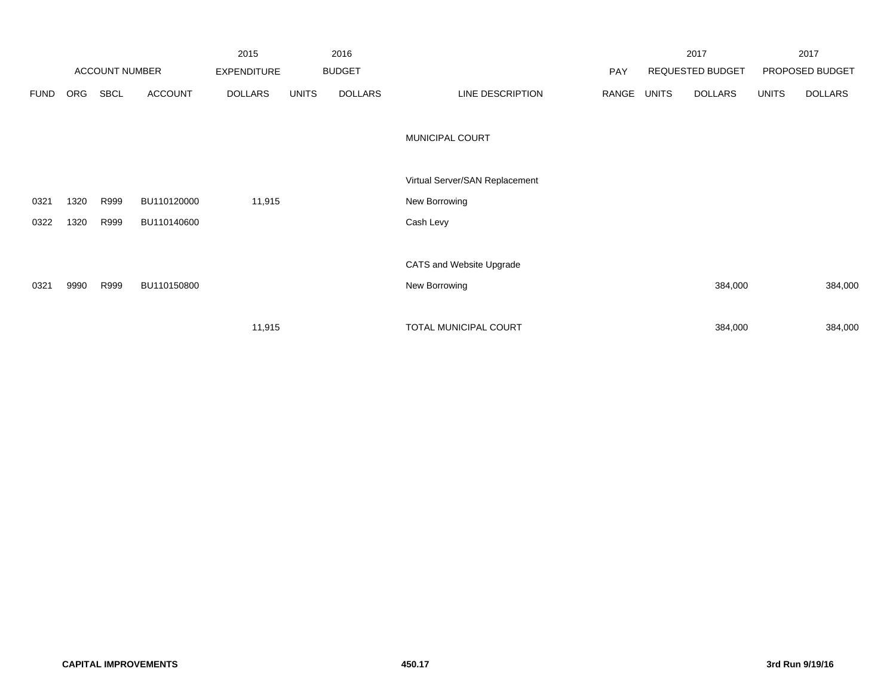| | ACCOUNT NUMBER | | | 2015 EXPENDITURE | 2016 BUDGET | | | PAY | 2017 REQUESTED BUDGET | | 2017 PROPOSED BUDGET | |
|---|---|---|---|---|---|---|---|---|---|---|---|---|
| FUND | ORG | SBCL | ACCOUNT | DOLLARS | UNITS | DOLLARS | LINE DESCRIPTION | RANGE | UNITS | DOLLARS | UNITS | DOLLARS |
| | | | | | | | MUNICIPAL COURT | | | | | |
| | | | | | | | Virtual Server/SAN Replacement | | | | | |
| 0321 | 1320 | R999 | BU110120000 | 11,915 | | | New Borrowing | | | | | |
| 0322 | 1320 | R999 | BU110140600 | | | | Cash Levy | | | | | |
| | | | | | | | CATS and Website Upgrade | | | | | |
| 0321 | 9990 | R999 | BU110150800 | | | | New Borrowing | | | 384,000 | | 384,000 |
| | | | | 11,915 | | | TOTAL MUNICIPAL COURT | | | 384,000 | | 384,000 |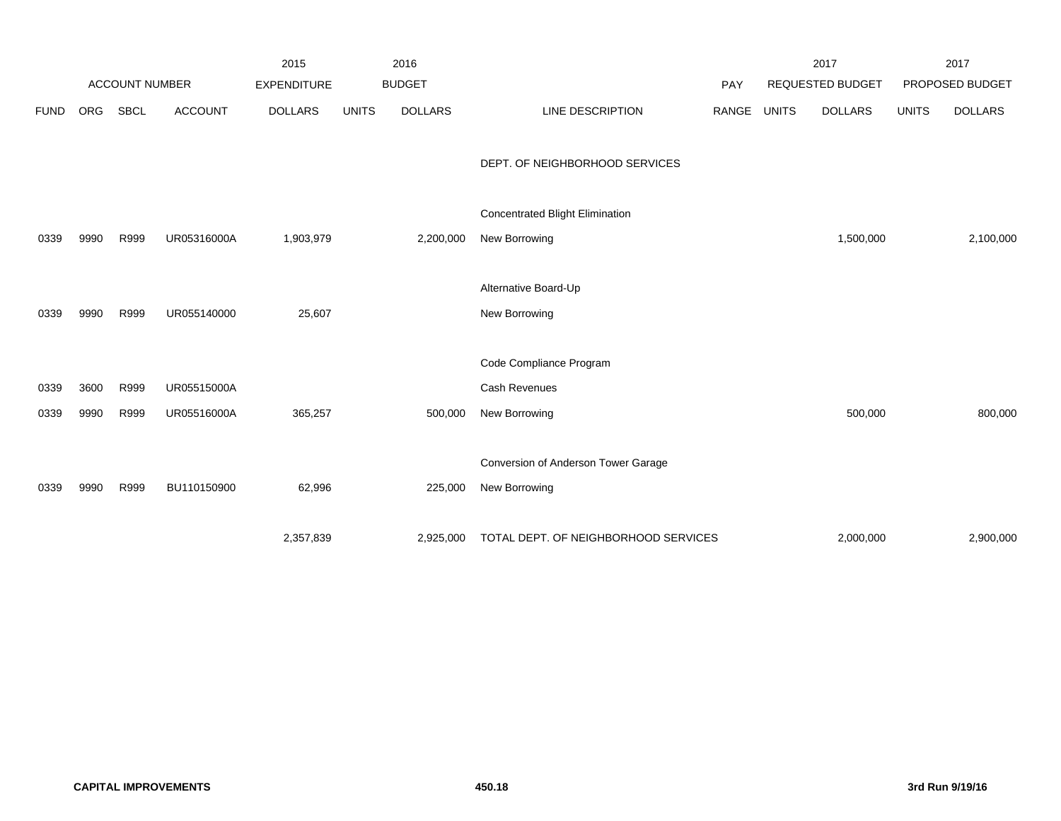| ACCOUNT NUMBER | | | | 2015 EXPENDITURE | 2016 BUDGET | | | PAY | 2017 REQUESTED BUDGET | | 2017 PROPOSED BUDGET | |
|---|---|---|---|---|---|---|---|---|---|---|---|---|
| FUND | ORG | SBCL | ACCOUNT | DOLLARS | UNITS | DOLLARS | LINE DESCRIPTION | RANGE | UNITS | DOLLARS | UNITS | DOLLARS |
| | | | | | | | DEPT. OF NEIGHBORHOOD SERVICES | | | | | |
| | | | | | | | Concentrated Blight Elimination | | | | | |
| 0339 | 9990 | R999 | UR05316000A | 1,903,979 | | 2,200,000 | New Borrowing | | | 1,500,000 | | 2,100,000 |
| | | | | | | | Alternative Board-Up | | | | | |
| 0339 | 9990 | R999 | UR055140000 | 25,607 | | | New Borrowing | | | | | |
| | | | | | | | Code Compliance Program | | | | | |
| 0339 | 3600 | R999 | UR05515000A | | | | Cash Revenues | | | | | |
| 0339 | 9990 | R999 | UR05516000A | 365,257 | | 500,000 | New Borrowing | | | 500,000 | | 800,000 |
| | | | | | | | Conversion of Anderson Tower Garage | | | | | |
| 0339 | 9990 | R999 | BU110150900 | 62,996 | | 225,000 | New Borrowing | | | | | |
| | | | | 2,357,839 | | 2,925,000 | TOTAL DEPT. OF NEIGHBORHOOD SERVICES | | | 2,000,000 | | 2,900,000 |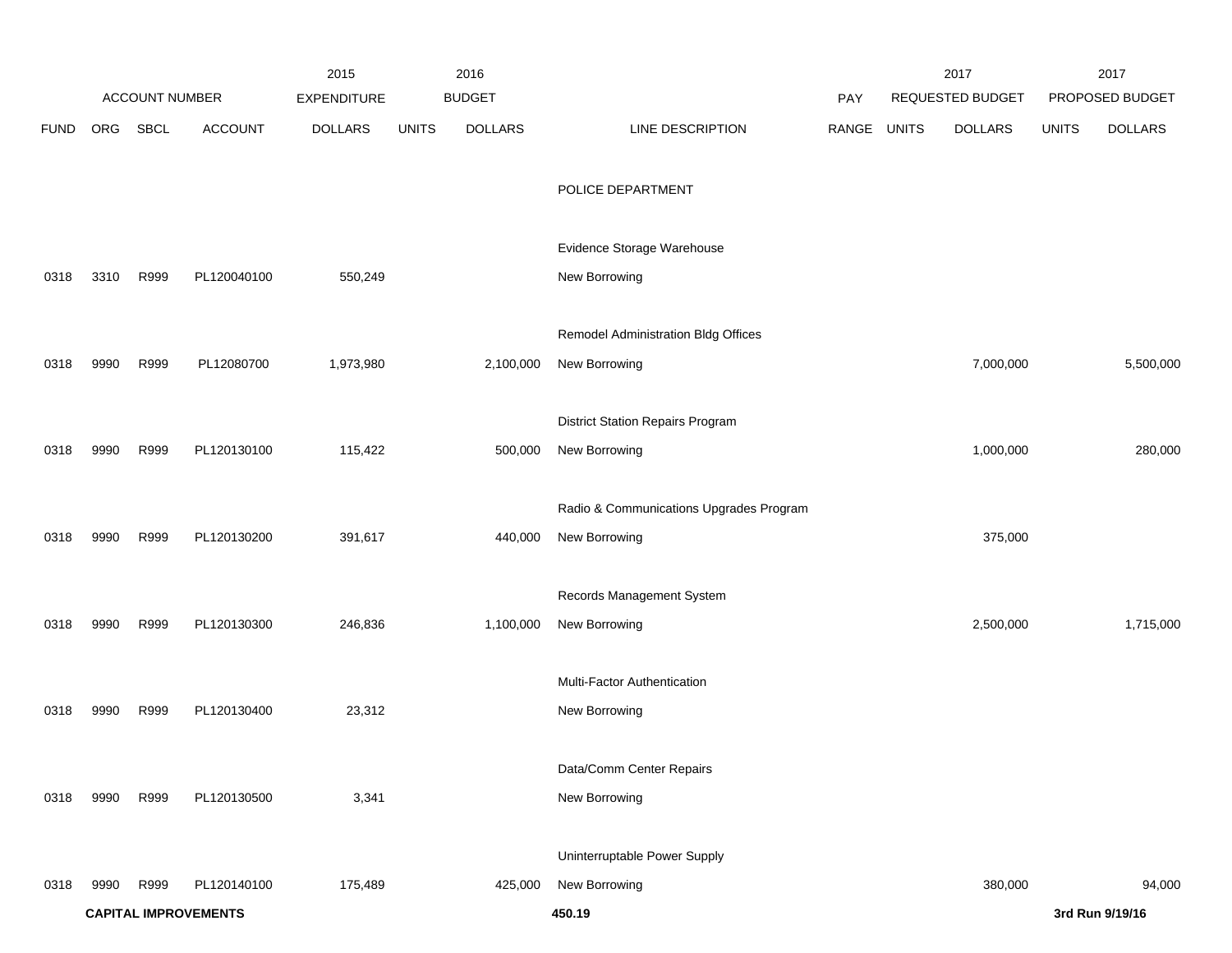| ACCOUNT NUMBER | | | | 2015 EXPENDITURE | 2016 BUDGET | | | PAY | 2017 REQUESTED BUDGET | | 2017 PROPOSED BUDGET | |
|---|---|---|---|---|---|---|---|---|---|---|---|---|
| FUND | ORG | SBCL | ACCOUNT | DOLLARS | UNITS | DOLLARS | LINE DESCRIPTION | RANGE | UNITS | DOLLARS | UNITS | DOLLARS |
| | | | | | | | POLICE DEPARTMENT | | | | | |
| | | | | | | | Evidence Storage Warehouse | | | | | |
| 0318 | 3310 | R999 | PL120040100 | 550,249 | | | New Borrowing | | | | | |
| | | | | | | | Remodel Administration Bldg Offices | | | | | |
| 0318 | 9990 | R999 | PL12080700 | 1,973,980 | | 2,100,000 | New Borrowing | | | 7,000,000 | | 5,500,000 |
| | | | | | | | District Station Repairs Program | | | | | |
| 0318 | 9990 | R999 | PL120130100 | 115,422 | | 500,000 | New Borrowing | | | 1,000,000 | | 280,000 |
| | | | | | | | Radio & Communications Upgrades Program | | | | | |
| 0318 | 9990 | R999 | PL120130200 | 391,617 | | 440,000 | New Borrowing | | | 375,000 | | |
| | | | | | | | Records Management System | | | | | |
| 0318 | 9990 | R999 | PL120130300 | 246,836 | | 1,100,000 | New Borrowing | | | 2,500,000 | | 1,715,000 |
| | | | | | | | Multi-Factor Authentication | | | | | |
| 0318 | 9990 | R999 | PL120130400 | 23,312 | | | New Borrowing | | | | | |
| | | | | | | | Data/Comm Center Repairs | | | | | |
| 0318 | 9990 | R999 | PL120130500 | 3,341 | | | New Borrowing | | | | | |
| | | | | | | | Uninterruptable Power Supply | | | | | |
| 0318 | 9990 | R999 | PL120140100 | 175,489 | | 425,000 | New Borrowing | | | 380,000 | | 94,000 |

**CAPITAL IMPROVEMENTS** **450.19** **3rd Run 9/19/16**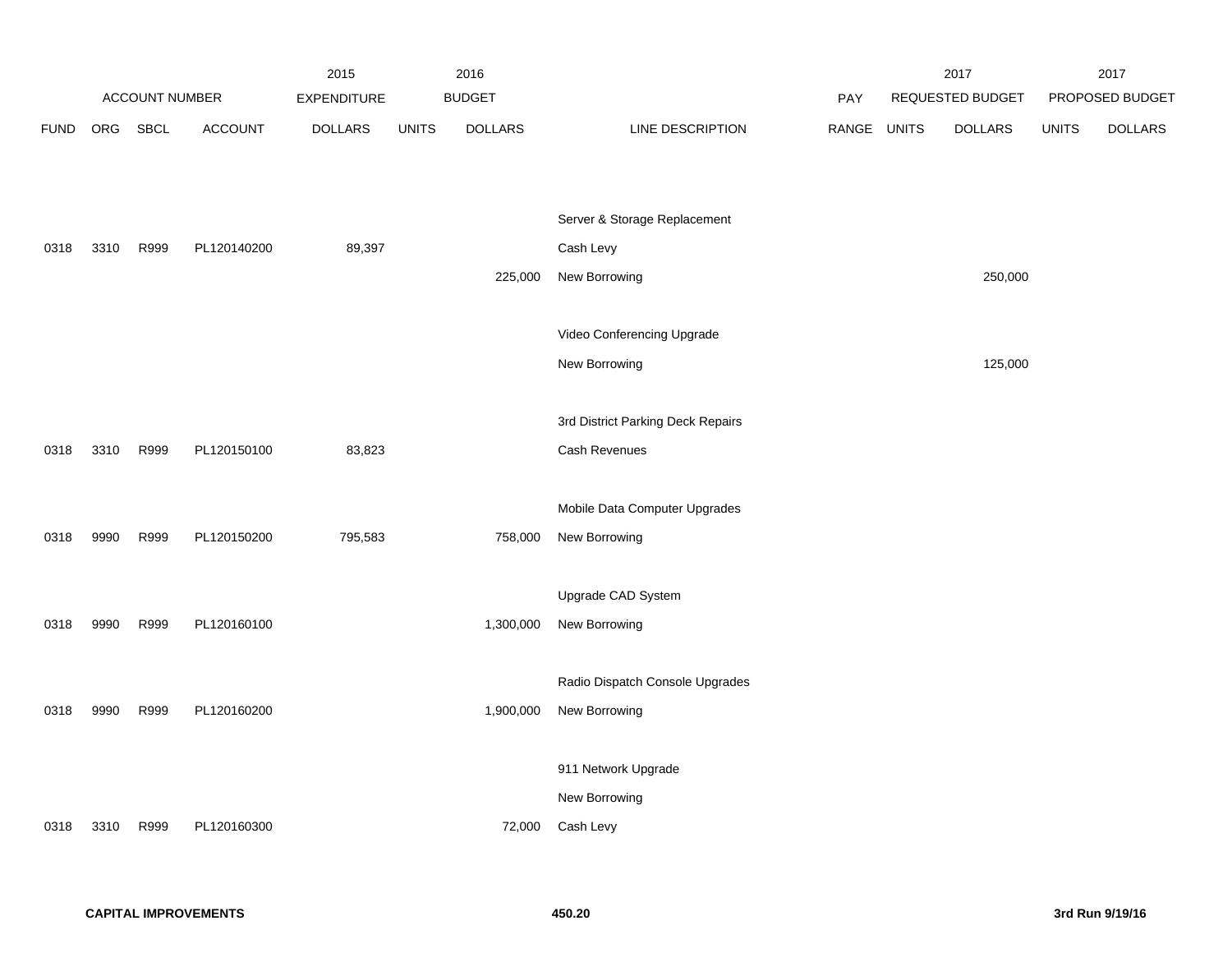| | ACCOUNT NUMBER | | | 2015 EXPENDITURE | 2016 BUDGET | | | PAY | 2017 REQUESTED BUDGET | | 2017 PROPOSED BUDGET | |
|---|---|---|---|---|---|---|---|---|---|---|---|---|
| FUND | ORG | SBCL | ACCOUNT | DOLLARS | UNITS | DOLLARS | LINE DESCRIPTION | RANGE | UNITS | DOLLARS | UNITS | DOLLARS |
| | | | | | | | Server & Storage Replacement | | | | | |
| 0318 | 3310 | R999 | PL120140200 | 89,397 | | | Cash Levy | | | | | |
| | | | | | | 225,000 | New Borrowing | | | 250,000 | | |
| | | | | | | | Video Conferencing Upgrade | | | | | |
| | | | | | | | New Borrowing | | | 125,000 | | |
| | | | | | | | 3rd District Parking Deck Repairs | | | | | |
| 0318 | 3310 | R999 | PL120150100 | 83,823 | | | Cash Revenues | | | | | |
| | | | | | | | Mobile Data Computer Upgrades | | | | | |
| 0318 | 9990 | R999 | PL120150200 | 795,583 | | 758,000 | New Borrowing | | | | | |
| | | | | | | | Upgrade CAD System | | | | | |
| 0318 | 9990 | R999 | PL120160100 | | | 1,300,000 | New Borrowing | | | | | |
| | | | | | | | Radio Dispatch Console Upgrades | | | | | |
| 0318 | 9990 | R999 | PL120160200 | | | 1,900,000 | New Borrowing | | | | | |
| | | | | | | | 911 Network Upgrade | | | | | |
| | | | | | | | New Borrowing | | | | | |
| 0318 | 3310 | R999 | PL120160300 | | | 72,000 | Cash Levy | | | | | |

**CAPITAL IMPROVEMENTS** 450.20 **3rd Run 9/19/16**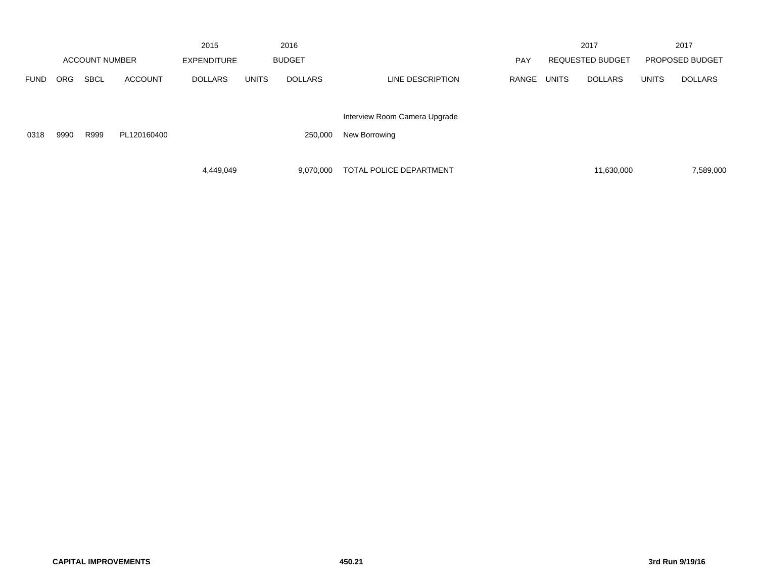| | ACCOUNT NUMBER | | | 2015 EXPENDITURE | 2016 BUDGET | | | PAY | 2017 REQUESTED BUDGET | | 2017 PROPOSED BUDGET | |
|---|---|---|---|---|---|---|---|---|---|---|---|---|
| FUND | ORG | SBCL | ACCOUNT | DOLLARS | UNITS | DOLLARS | LINE DESCRIPTION | RANGE | UNITS | DOLLARS | UNITS | DOLLARS |
| | | | | | | | Interview Room Camera Upgrade | | | | | |
| 0318 | 9990 | R999 | PL120160400 | | | 250,000 | New Borrowing | | | | | |
| | | | | 4,449,049 | | 9,070,000 | TOTAL POLICE DEPARTMENT | | | 11,630,000 | | 7,589,000 |

**CAPITAL IMPROVEMENTS** 450.21 **3rd Run 9/19/16**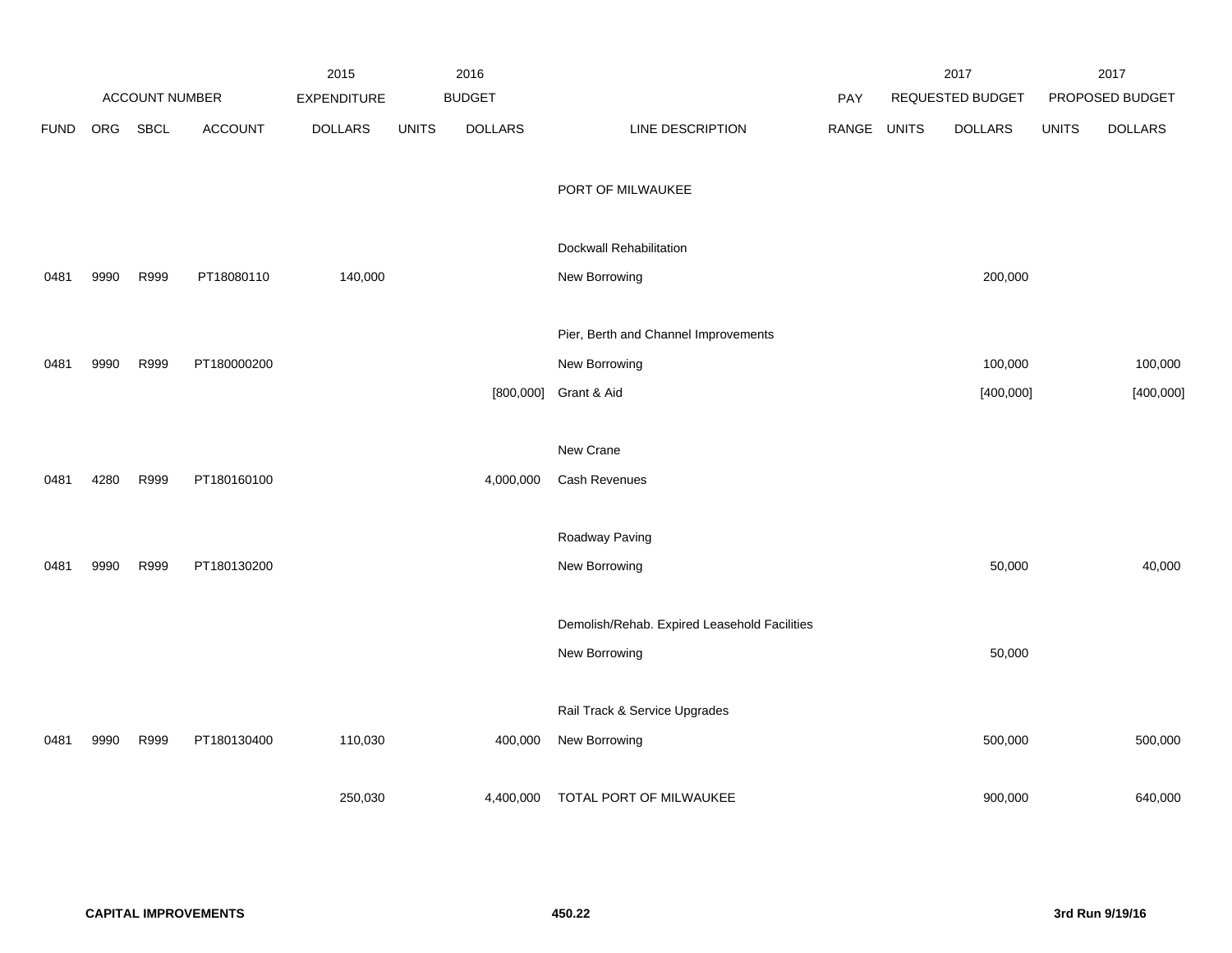| ACCOUNT NUMBER | | | | 2015 EXPENDITURE | 2016 BUDGET | | | PAY | 2017 REQUESTED BUDGET | | 2017 PROPOSED BUDGET | |
|---|---|---|---|---|---|---|---|---|---|---|---|---|
| FUND | ORG | SBCL | ACCOUNT | DOLLARS | UNITS | DOLLARS | LINE DESCRIPTION | RANGE | UNITS | DOLLARS | UNITS | DOLLARS |
| | | | | | | | PORT OF MILWAUKEE | | | | | |
| | | | | | | | Dockwall Rehabilitation | | | | | |
| 0481 | 9990 | R999 | PT18080110 | 140,000 | | | New Borrowing | | | 200,000 | | |
| | | | | | | | Pier, Berth and Channel Improvements | | | | | |
| 0481 | 9990 | R999 | PT180000200 | | | | New Borrowing | | | 100,000 | | 100,000 |
| | | | | | | [800,000] | Grant & Aid | | | [400,000] | | [400,000] |
| | | | | | | | New Crane | | | | | |
| 0481 | 4280 | R999 | PT180160100 | | | 4,000,000 | Cash Revenues | | | | | |
| | | | | | | | Roadway Paving | | | | | |
| 0481 | 9990 | R999 | PT180130200 | | | | New Borrowing | | | 50,000 | | 40,000 |
| | | | | | | | Demolish/Rehab. Expired Leasehold Facilities | | | | | |
| | | | | | | | New Borrowing | | | 50,000 | | |
| | | | | | | | Rail Track & Service Upgrades | | | | | |
| 0481 | 9990 | R999 | PT180130400 | 110,030 | | 400,000 | New Borrowing | | | 500,000 | | 500,000 |
| | | | | 250,030 | | 4,400,000 | TOTAL PORT OF MILWAUKEE | | | 900,000 | | 640,000 |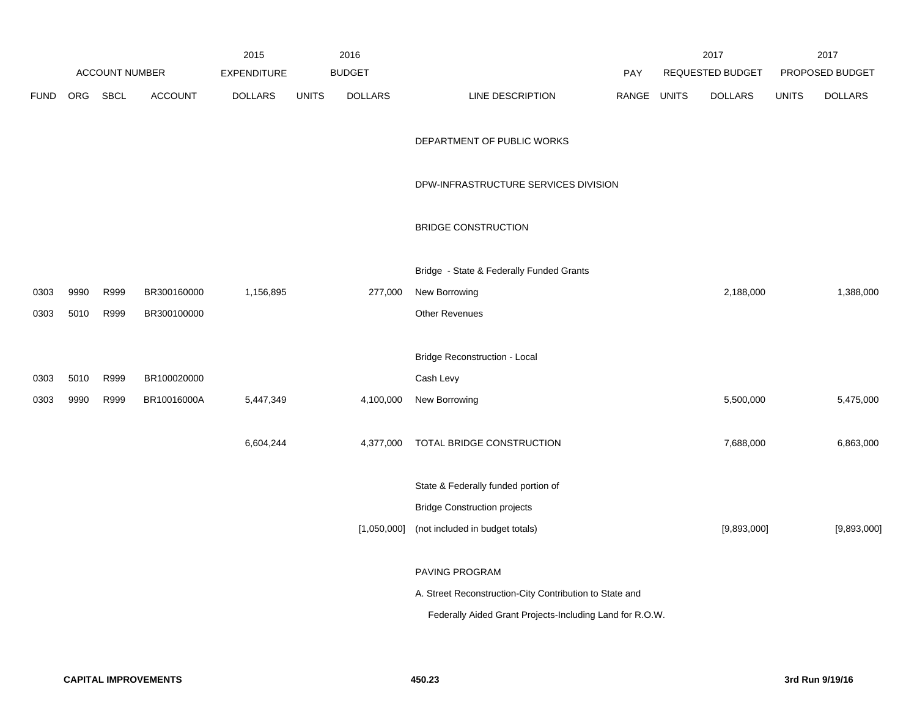| ACCOUNT NUMBER | | | | 2015 EXPENDITURE | 2016 BUDGET | | | | 2017 REQUESTED BUDGET | | 2017 PROPOSED BUDGET | |
|---|---|---|---|---|---|---|---|---|---|---|---|---|
| FUND | ORG | SBCL | ACCOUNT | DOLLARS | UNITS | DOLLARS | LINE DESCRIPTION | PAY RANGE | UNITS | DOLLARS | UNITS | DOLLARS |
| | | | | | | | DEPARTMENT OF PUBLIC WORKS | | | | | |
| | | | | | | | DPW-INFRASTRUCTURE SERVICES DIVISION | | | | | |
| | | | | | | | BRIDGE CONSTRUCTION | | | | | |
| | | | | | | | Bridge - State & Federally Funded Grants | | | | | |
| 0303 | 9990 | R999 | BR300160000 | 1,156,895 | | 277,000 | New Borrowing | | | 2,188,000 | | 1,388,000 |
| 0303 | 5010 | R999 | BR300100000 | | | | Other Revenues | | | | | |
| | | | | | | | Bridge Reconstruction - Local | | | | | |
| 0303 | 5010 | R999 | BR100020000 | | | | Cash Levy | | | | | |
| 0303 | 9990 | R999 | BR10016000A | 5,447,349 | | 4,100,000 | New Borrowing | | | 5,500,000 | | 5,475,000 |
| | | | | 6,604,244 | | 4,377,000 | TOTAL BRIDGE CONSTRUCTION | | | 7,688,000 | | 6,863,000 |
| | | | | | | | State & Federally funded portion of | | | | | |
| | | | | | | | Bridge Construction projects | | | | | |
| | | | | | | [1,050,000] | (not included in budget totals) | | | [9,893,000] | | [9,893,000] |
| | | | | | | | PAVING PROGRAM | | | | | |
| | | | | | | | A. Street Reconstruction-City Contribution to State and | | | | | |
| | | | | | | | Federally Aided Grant Projects-Including Land for R.O.W. | | | | | |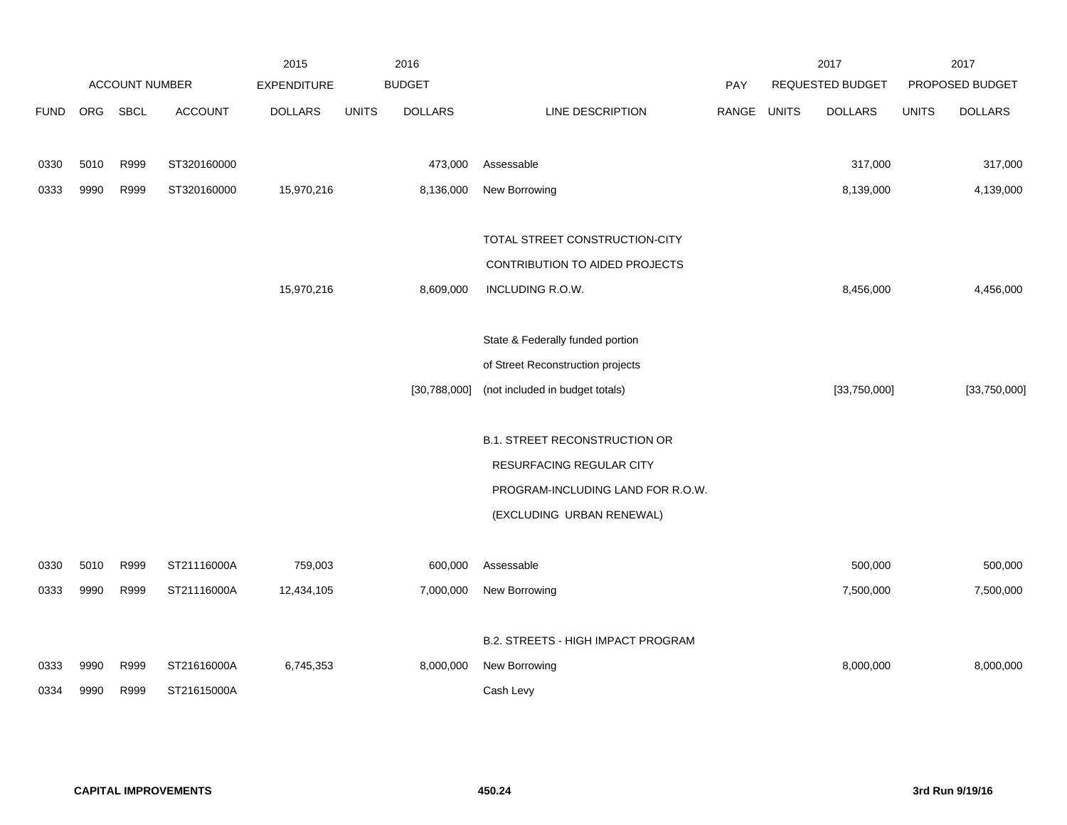| | ACCOUNT NUMBER | | | 2015 EXPENDITURE | 2016 BUDGET | | | PAY | 2017 REQUESTED BUDGET | | 2017 PROPOSED BUDGET | |
|---|---|---|---|---|---|---|---|---|---|---|---|---|
| FUND | ORG | SBCL | ACCOUNT | DOLLARS | UNITS | DOLLARS | LINE DESCRIPTION | RANGE | UNITS | DOLLARS | UNITS | DOLLARS |
| 0330 | 5010 | R999 | ST320160000 | | | 473,000 | Assessable | | | 317,000 | | 317,000 |
| 0333 | 9990 | R999 | ST320160000 | 15,970,216 | | 8,136,000 | New Borrowing | | | 8,139,000 | | 4,139,000 |
| | | | | | | | TOTAL STREET CONSTRUCTION-CITY CONTRIBUTION TO AIDED PROJECTS | | | | | |
| | | | | 15,970,216 | | 8,609,000 | INCLUDING R.O.W. | | | 8,456,000 | | 4,456,000 |
| | | | | | | | State & Federally funded portion of Street Reconstruction projects | | | | | |
| | | | | | | [30,788,000] | (not included in budget totals) | | | [33,750,000] | | [33,750,000] |
| | | | | | | | B.1. STREET RECONSTRUCTION OR RESURFACING REGULAR CITY PROGRAM-INCLUDING LAND FOR R.O.W. (EXCLUDING URBAN RENEWAL) | | | | | |
| 0330 | 5010 | R999 | ST21116000A | 759,003 | | 600,000 | Assessable | | | 500,000 | | 500,000 |
| 0333 | 9990 | R999 | ST21116000A | 12,434,105 | | 7,000,000 | New Borrowing | | | 7,500,000 | | 7,500,000 |
| | | | | | | | B.2. STREETS - HIGH IMPACT PROGRAM | | | | | |
| 0333 | 9990 | R999 | ST21616000A | 6,745,353 | | 8,000,000 | New Borrowing | | | 8,000,000 | | 8,000,000 |
| 0334 | 9990 | R999 | ST21615000A | | | | Cash Levy | | | | | |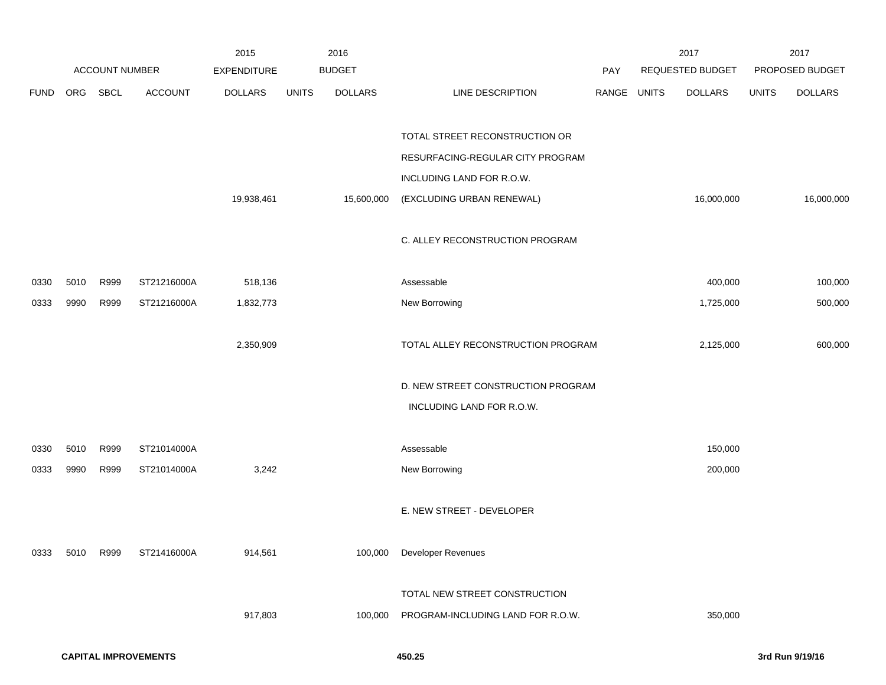| | ACCOUNT NUMBER | | | 2015 EXPENDITURE | 2016 BUDGET | | | PAY | 2017 REQUESTED BUDGET | | 2017 PROPOSED BUDGET | |
|---|---|---|---|---|---|---|---|---|---|---|---|---|
| FUND | ORG | SBCL | ACCOUNT | DOLLARS | UNITS | DOLLARS | LINE DESCRIPTION | RANGE | UNITS | DOLLARS | UNITS | DOLLARS |
| | | | | 19,938,461 | | 15,600,000 | TOTAL STREET RECONSTRUCTION OR RESURFACING-REGULAR CITY PROGRAM INCLUDING LAND FOR R.O.W. (EXCLUDING URBAN RENEWAL) | | | 16,000,000 | | 16,000,000 |
| | | | | | | | C. ALLEY RECONSTRUCTION PROGRAM | | | | | |
| 0330 | 5010 | R999 | ST21216000A | 518,136 | | | Assessable | | | 400,000 | | 100,000 |
| 0333 | 9990 | R999 | ST21216000A | 1,832,773 | | | New Borrowing | | | 1,725,000 | | 500,000 |
| | | | | 2,350,909 | | | TOTAL ALLEY RECONSTRUCTION PROGRAM | | | 2,125,000 | | 600,000 |
| | | | | | | | D. NEW STREET CONSTRUCTION PROGRAM INCLUDING LAND FOR R.O.W. | | | | | |
| 0330 | 5010 | R999 | ST21014000A | | | | Assessable | | | 150,000 | | |
| 0333 | 9990 | R999 | ST21014000A | 3,242 | | | New Borrowing | | | 200,000 | | |
| | | | | | | | E. NEW STREET - DEVELOPER | | | | | |
| 0333 | 5010 | R999 | ST21416000A | 914,561 | | 100,000 | Developer Revenues | | | | | |
| | | | | 917,803 | | 100,000 | TOTAL NEW STREET CONSTRUCTION PROGRAM-INCLUDING LAND FOR R.O.W. | | | 350,000 | | |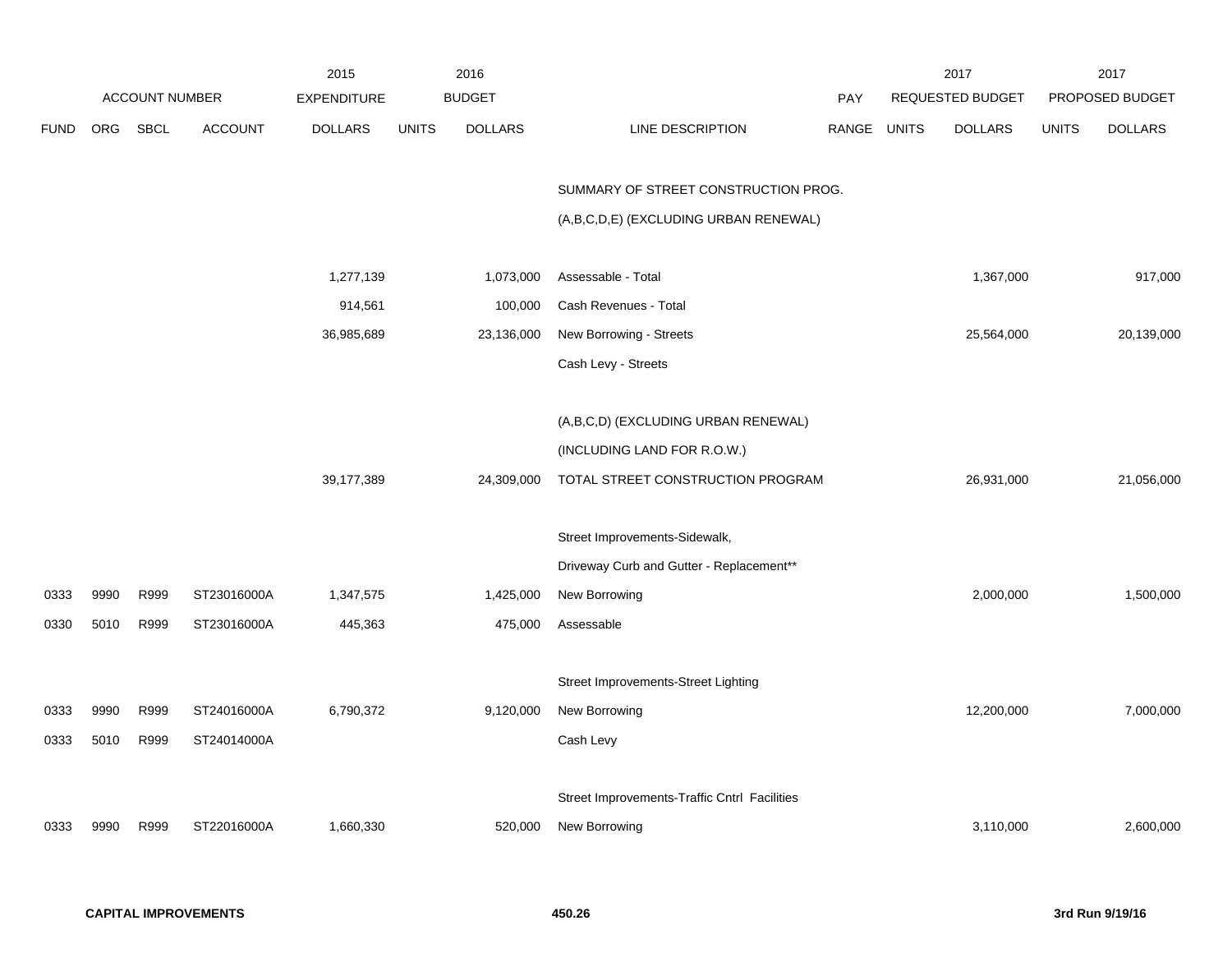| | ACCOUNT NUMBER | | | 2015 EXPENDITURE | 2016 BUDGET | | | PAY | 2017 REQUESTED BUDGET | | 2017 PROPOSED BUDGET | |
|---|---|---|---|---|---|---|---|---|---|---|---|---|
| FUND | ORG | SBCL | ACCOUNT | DOLLARS | UNITS | DOLLARS | LINE DESCRIPTION | RANGE | UNITS | DOLLARS | UNITS | DOLLARS |
| | | | | | | | SUMMARY OF STREET CONSTRUCTION PROG. | | | | | |
| | | | | | | | (A,B,C,D,E) (EXCLUDING URBAN RENEWAL) | | | | | |
| | | | | 1,277,139 | | 1,073,000 | Assessable - Total | | | 1,367,000 | | 917,000 |
| | | | | 914,561 | | 100,000 | Cash Revenues - Total | | | | | |
| | | | | 36,985,689 | | 23,136,000 | New Borrowing - Streets | | | 25,564,000 | | 20,139,000 |
| | | | | | | | Cash Levy - Streets | | | | | |
| | | | | | | | (A,B,C,D) (EXCLUDING URBAN RENEWAL) | | | | | |
| | | | | | | | (INCLUDING LAND FOR R.O.W.) | | | | | |
| | | | | 39,177,389 | | 24,309,000 | TOTAL STREET CONSTRUCTION PROGRAM | | | 26,931,000 | | 21,056,000 |
| | | | | | | | Street Improvements-Sidewalk, | | | | | |
| | | | | | | | Driveway Curb and Gutter - Replacement** | | | | | |
| 0333 | 9990 | R999 | ST23016000A | 1,347,575 | | 1,425,000 | New Borrowing | | | 2,000,000 | | 1,500,000 |
| 0330 | 5010 | R999 | ST23016000A | 445,363 | | 475,000 | Assessable | | | | | |
| | | | | | | | Street Improvements-Street Lighting | | | | | |
| 0333 | 9990 | R999 | ST24016000A | 6,790,372 | | 9,120,000 | New Borrowing | | | 12,200,000 | | 7,000,000 |
| 0333 | 5010 | R999 | ST24014000A | | | | Cash Levy | | | | | |
| | | | | | | | Street Improvements-Traffic Cntrl Facilities | | | | | |
| 0333 | 9990 | R999 | ST22016000A | 1,660,330 | | 520,000 | New Borrowing | | | 3,110,000 | | 2,600,000 |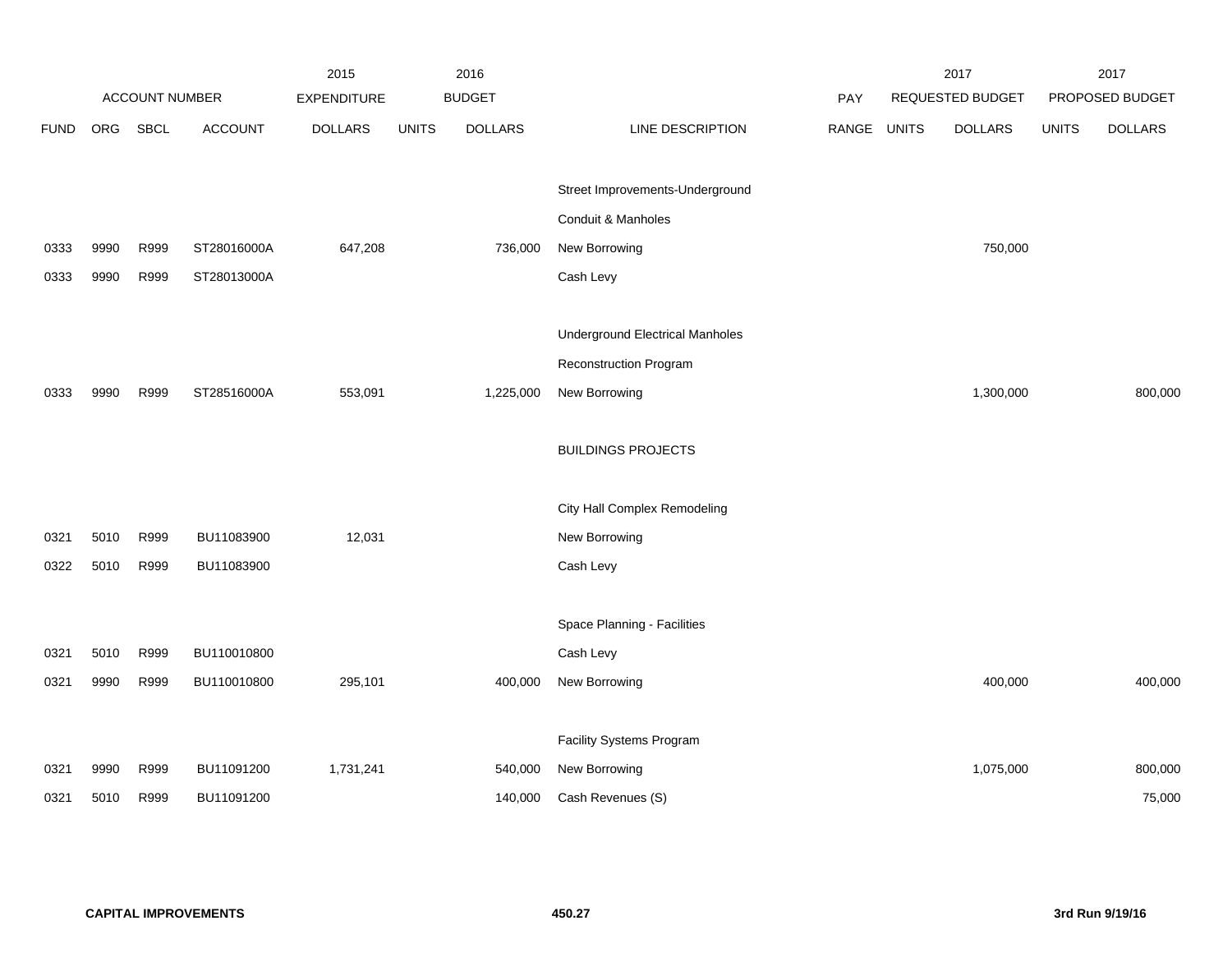| | ACCOUNT NUMBER | | | 2015 EXPENDITURE | 2016 BUDGET | | | PAY | 2017 REQUESTED BUDGET | | 2017 PROPOSED BUDGET | |
|---|---|---|---|---|---|---|---|---|---|---|---|---|
| FUND | ORG | SBCL | ACCOUNT | DOLLARS | UNITS | DOLLARS | LINE DESCRIPTION | RANGE | UNITS | DOLLARS | UNITS | DOLLARS |
| | | | | | | | Street Improvements-Underground | | | | | |
| | | | | | | | Conduit & Manholes | | | | | |
| 0333 | 9990 | R999 | ST28016000A | 647,208 | | 736,000 | New Borrowing | | | 750,000 | | |
| 0333 | 9990 | R999 | ST28013000A | | | | Cash Levy | | | | | |
| | | | | | | | Underground Electrical Manholes | | | | | |
| | | | | | | | Reconstruction Program | | | | | |
| 0333 | 9990 | R999 | ST28516000A | 553,091 | | 1,225,000 | New Borrowing | | | 1,300,000 | | 800,000 |
| | | | | | | | BUILDINGS PROJECTS | | | | | |
| | | | | | | | City Hall Complex Remodeling | | | | | |
| 0321 | 5010 | R999 | BU11083900 | 12,031 | | | New Borrowing | | | | | |
| 0322 | 5010 | R999 | BU11083900 | | | | Cash Levy | | | | | |
| | | | | | | | Space Planning - Facilities | | | | | |
| 0321 | 5010 | R999 | BU110010800 | | | | Cash Levy | | | | | |
| 0321 | 9990 | R999 | BU110010800 | 295,101 | | 400,000 | New Borrowing | | | 400,000 | | 400,000 |
| | | | | | | | Facility Systems Program | | | | | |
| 0321 | 9990 | R999 | BU11091200 | 1,731,241 | | 540,000 | New Borrowing | | | 1,075,000 | | 800,000 |
| 0321 | 5010 | R999 | BU11091200 | | | 140,000 | Cash Revenues (S) | | | | | 75,000 |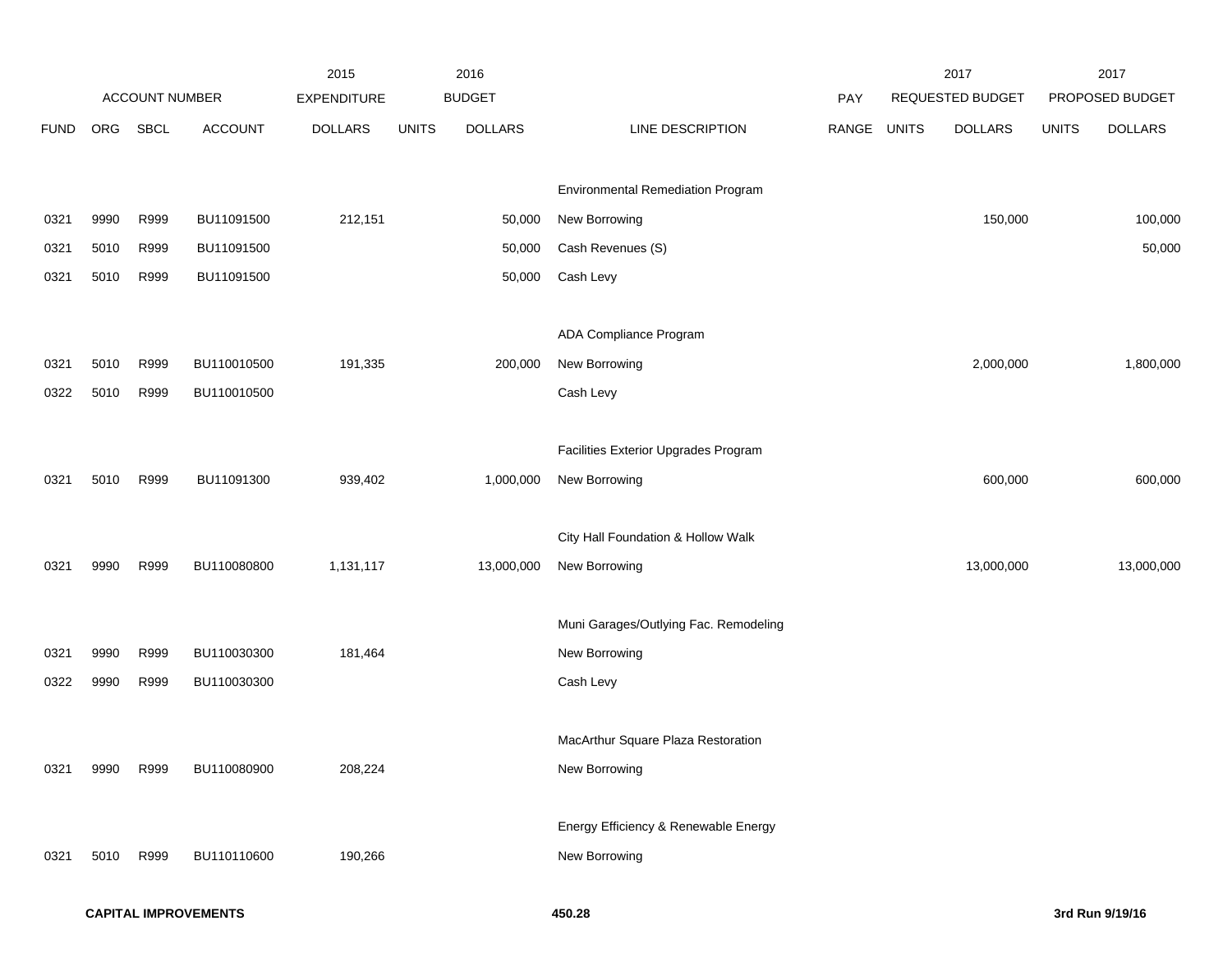| | ACCOUNT NUMBER | | | 2015 EXPENDITURE | 2016 BUDGET | | | | 2017 REQUESTED BUDGET | | 2017 PROPOSED BUDGET | |
|---|---|---|---|---|---|---|---|---|---|---|---|---|
| FUND | ORG | SBCL | ACCOUNT | DOLLARS | UNITS | DOLLARS | LINE DESCRIPTION | PAY RANGE | UNITS | DOLLARS | UNITS | DOLLARS |
| | | | | | | | Environmental Remediation Program | | | | | |
| 0321 | 9990 | R999 | BU11091500 | 212,151 | | 50,000 | New Borrowing | | | 150,000 | | 100,000 |
| 0321 | 5010 | R999 | BU11091500 | | | 50,000 | Cash Revenues (S) | | | | | 50,000 |
| 0321 | 5010 | R999 | BU11091500 | | | 50,000 | Cash Levy | | | | | |
| | | | | | | | ADA Compliance Program | | | | | |
| 0321 | 5010 | R999 | BU110010500 | 191,335 | | 200,000 | New Borrowing | | | 2,000,000 | | 1,800,000 |
| 0322 | 5010 | R999 | BU110010500 | | | | Cash Levy | | | | | |
| | | | | | | | Facilities Exterior Upgrades Program | | | | | |
| 0321 | 5010 | R999 | BU11091300 | 939,402 | | 1,000,000 | New Borrowing | | | 600,000 | | 600,000 |
| | | | | | | | City Hall Foundation & Hollow Walk | | | | | |
| 0321 | 9990 | R999 | BU110080800 | 1,131,117 | | 13,000,000 | New Borrowing | | | 13,000,000 | | 13,000,000 |
| | | | | | | | Muni Garages/Outlying Fac. Remodeling | | | | | |
| 0321 | 9990 | R999 | BU110030300 | 181,464 | | | New Borrowing | | | | | |
| 0322 | 9990 | R999 | BU110030300 | | | | Cash Levy | | | | | |
| | | | | | | | MacArthur Square Plaza Restoration | | | | | |
| 0321 | 9990 | R999 | BU110080900 | 208,224 | | | New Borrowing | | | | | |
| | | | | | | | Energy Efficiency & Renewable Energy | | | | | |
| 0321 | 5010 | R999 | BU110110600 | 190,266 | | | New Borrowing | | | | | |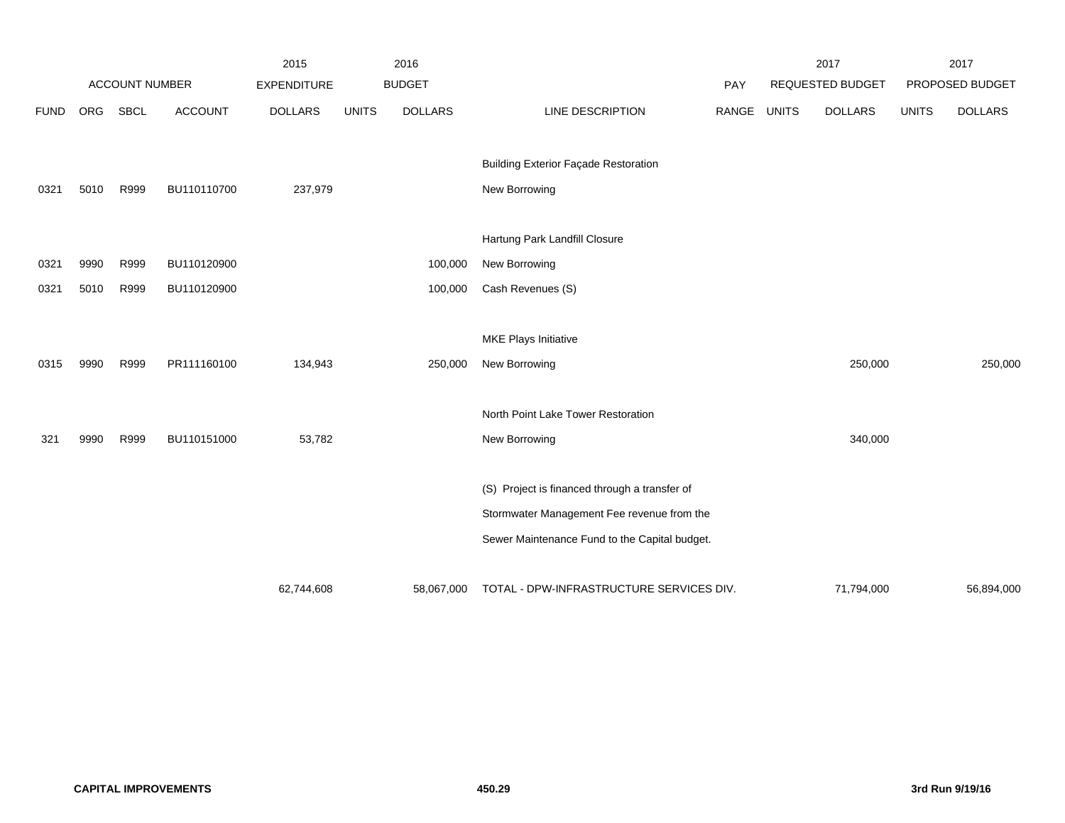| FUND | ORG | SBCL | ACCOUNT | 2015 EXPENDITURE DOLLARS | 2016 BUDGET UNITS | 2016 BUDGET DOLLARS | LINE DESCRIPTION | PAY RANGE | 2017 REQUESTED BUDGET UNITS | 2017 REQUESTED BUDGET DOLLARS | 2017 PROPOSED BUDGET UNITS | 2017 PROPOSED BUDGET DOLLARS |
|---|---|---|---|---|---|---|---|---|---|---|---|---|
| | | | | | | | Building Exterior Façade Restoration | | | | | |
| 0321 | 5010 | R999 | BU110110700 | 237,979 | | | New Borrowing | | | | | |
| | | | | | | | Hartung Park Landfill Closure | | | | | |
| 0321 | 9990 | R999 | BU110120900 | | | 100,000 | New Borrowing | | | | | |
| 0321 | 5010 | R999 | BU110120900 | | | 100,000 | Cash Revenues (S) | | | | | |
| | | | | | | | MKE Plays Initiative | | | | | |
| 0315 | 9990 | R999 | PR111160100 | 134,943 | | 250,000 | New Borrowing | | | 250,000 | | 250,000 |
| | | | | | | | North Point Lake Tower Restoration | | | | | |
| 321 | 9990 | R999 | BU110151000 | 53,782 | | | New Borrowing | | | 340,000 | | |
| | | | | | | | (S) Project is financed through a transfer of Stormwater Management Fee revenue from the Sewer Maintenance Fund to the Capital budget. | | | | | |
| | | | | 62,744,608 | | 58,067,000 | TOTAL - DPW-INFRASTRUCTURE SERVICES DIV. | | | 71,794,000 | | 56,894,000 |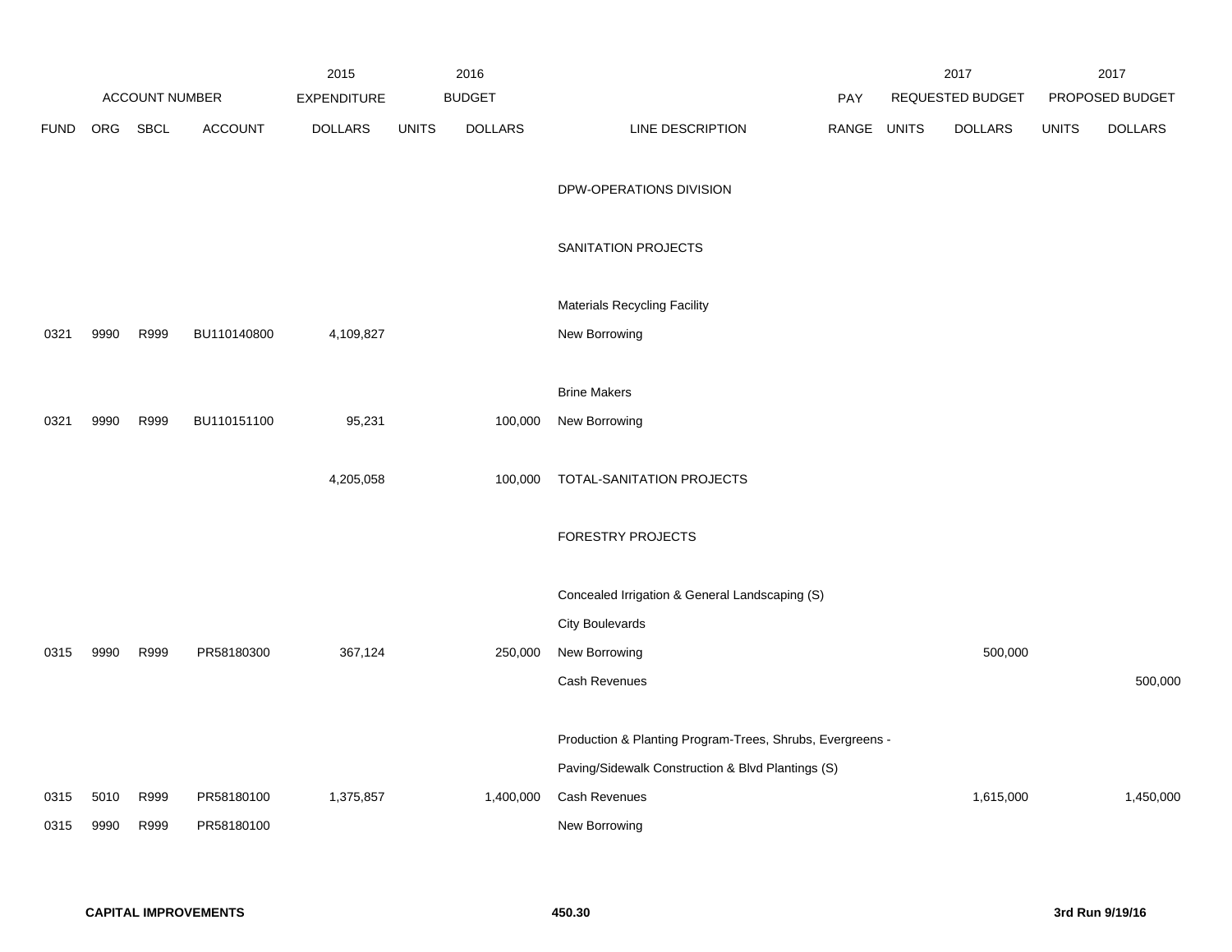| ACCOUNT NUMBER | | | | 2015 EXPENDITURE | 2016 BUDGET | | | PAY | 2017 REQUESTED BUDGET | | 2017 PROPOSED BUDGET | |
|---|---|---|---|---|---|---|---|---|---|---|---|---|
| FUND | ORG | SBCL | ACCOUNT | DOLLARS | UNITS | DOLLARS | LINE DESCRIPTION | RANGE | UNITS | DOLLARS | UNITS | DOLLARS |
| | | | | | | | DPW-OPERATIONS DIVISION | | | | | |
| | | | | | | | SANITATION PROJECTS | | | | | |
| | | | | | | | Materials Recycling Facility | | | | | |
| 0321 | 9990 | R999 | BU110140800 | 4,109,827 | | | New Borrowing | | | | | |
| | | | | | | | Brine Makers | | | | | |
| 0321 | 9990 | R999 | BU110151100 | 95,231 | | 100,000 | New Borrowing | | | | | |
| | | | | 4,205,058 | | 100,000 | TOTAL-SANITATION PROJECTS | | | | | |
| | | | | | | | FORESTRY PROJECTS | | | | | |
| | | | | | | | Concealed Irrigation & General Landscaping (S) | | | | | |
| | | | | | | | City Boulevards | | | | | |
| 0315 | 9990 | R999 | PR58180300 | 367,124 | | 250,000 | New Borrowing | | | 500,000 | | |
| | | | | | | | Cash Revenues | | | | | 500,000 |
| | | | | | | | Production & Planting Program-Trees, Shrubs, Evergreens - | | | | | |
| | | | | | | | Paving/Sidewalk Construction & Blvd Plantings (S) | | | | | |
| 0315 | 5010 | R999 | PR58180100 | 1,375,857 | | 1,400,000 | Cash Revenues | | | 1,615,000 | | 1,450,000 |
| 0315 | 9990 | R999 | PR58180100 | | | | New Borrowing | | | | | |

**CAPITAL IMPROVEMENTS** **450.30** **3rd Run 9/19/16**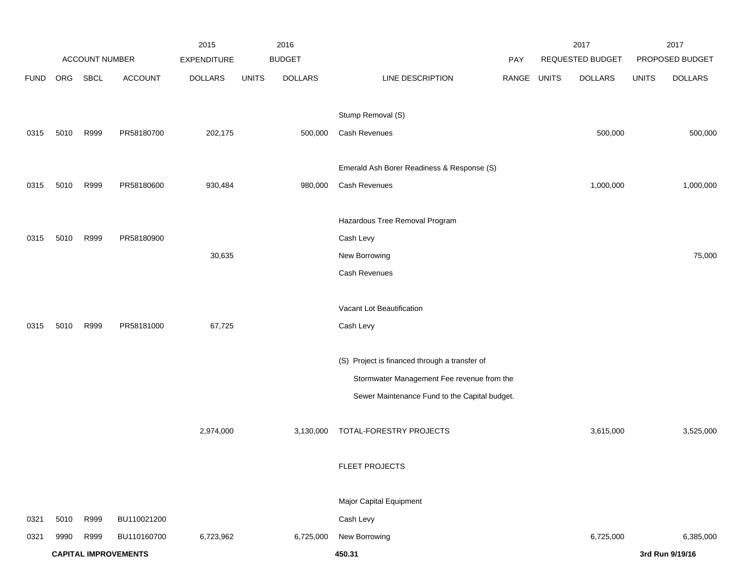| ACCOUNT NUMBER | | | | 2015 EXPENDITURE | 2016 BUDGET | | | PAY | 2017 REQUESTED BUDGET | | 2017 PROPOSED BUDGET | |
|---|---|---|---|---|---|---|---|---|---|---|---|---|
| FUND | ORG | SBCL | ACCOUNT | DOLLARS | UNITS | DOLLARS | LINE DESCRIPTION | RANGE | UNITS | DOLLARS | UNITS | DOLLARS |
| | | | | | | | Stump Removal (S) | | | | | |
| 0315 | 5010 | R999 | PR58180700 | 202,175 | | 500,000 | Cash Revenues | | | 500,000 | | 500,000 |
| | | | | | | | Emerald Ash Borer Readiness & Response (S) | | | | | |
| 0315 | 5010 | R999 | PR58180600 | 930,484 | | 980,000 | Cash Revenues | | | 1,000,000 | | 1,000,000 |
| | | | | | | | Hazardous Tree Removal Program | | | | | |
| 0315 | 5010 | R999 | PR58180900 | | | | Cash Levy | | | | | |
| | | | | 30,635 | | | New Borrowing | | | | | 75,000 |
| | | | | | | | Cash Revenues | | | | | |
| | | | | | | | Vacant Lot Beautification | | | | | |
| 0315 | 5010 | R999 | PR58181000 | 67,725 | | | Cash Levy | | | | | |
| | | | | | | | (S) Project is financed through a transfer of Stormwater Management Fee revenue from the Sewer Maintenance Fund to the Capital budget. | | | | | |
| | | | | 2,974,000 | | 3,130,000 | TOTAL-FORESTRY PROJECTS | | | 3,615,000 | | 3,525,000 |
| | | | | | | | FLEET PROJECTS | | | | | |
| | | | | | | | Major Capital Equipment | | | | | |
| 0321 | 5010 | R999 | BU110021200 | | | | Cash Levy | | | | | |
| 0321 | 9990 | R999 | BU110160700 | 6,723,962 | | 6,725,000 | New Borrowing | | | 6,725,000 | | 6,385,000 |

**CAPITAL IMPROVEMENTS** 450.31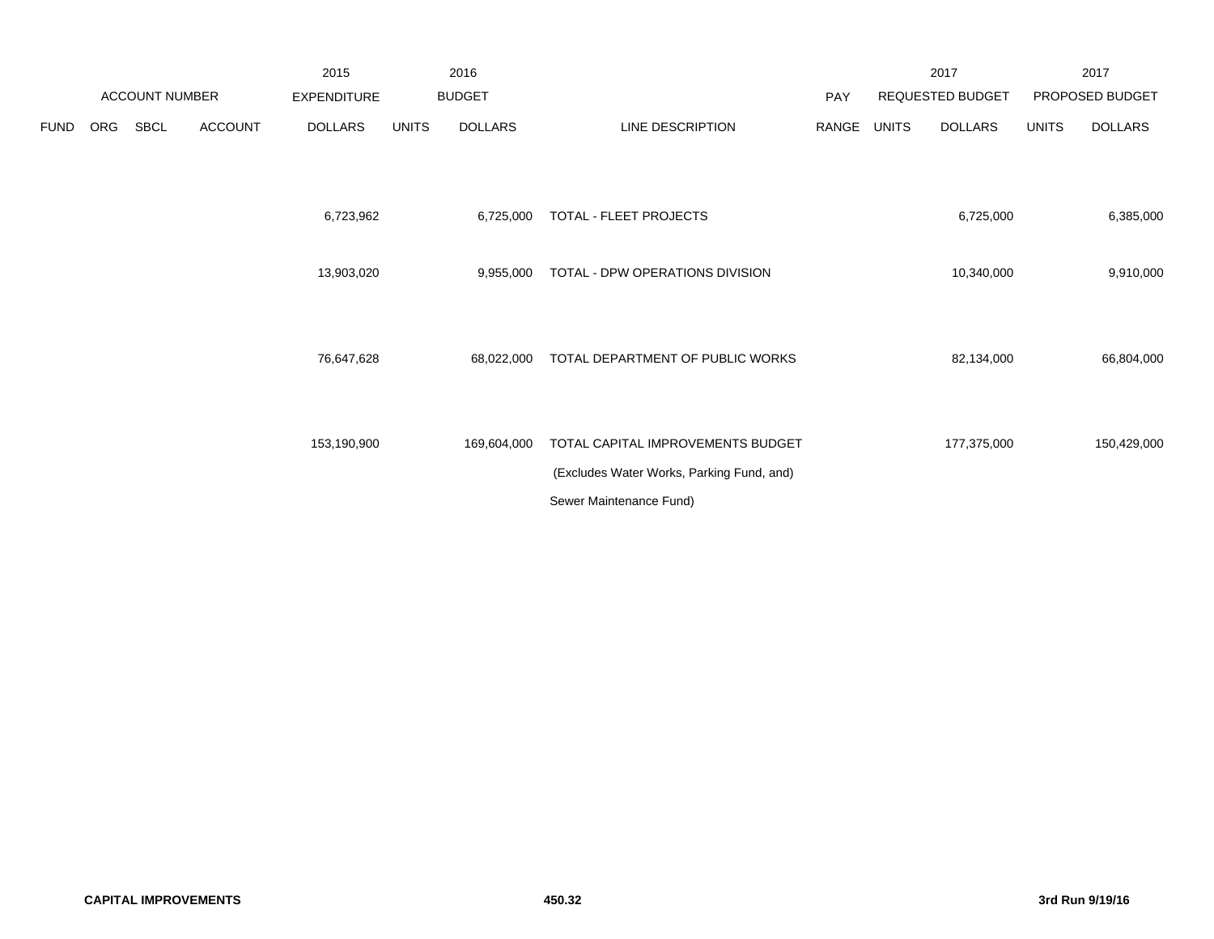| ACCOUNT NUMBER | | | | 2015 EXPENDITURE | 2016 BUDGET | | | PAY | 2017 REQUESTED BUDGET | | 2017 PROPOSED BUDGET | |
|---|---|---|---|---|---|---|---|---|---|---|---|---|
| FUND | ORG | SBCL | ACCOUNT | DOLLARS | UNITS | DOLLARS | LINE DESCRIPTION | RANGE | UNITS | DOLLARS | UNITS | DOLLARS |
| | | | | 6,723,962 | | 6,725,000 | TOTAL - FLEET PROJECTS | | | 6,725,000 | | 6,385,000 |
| | | | | 13,903,020 | | 9,955,000 | TOTAL - DPW OPERATIONS DIVISION | | | 10,340,000 | | 9,910,000 |
| | | | | 76,647,628 | | 68,022,000 | TOTAL DEPARTMENT OF PUBLIC WORKS | | | 82,134,000 | | 66,804,000 |
| | | | | 153,190,900 | | 169,604,000 | TOTAL CAPITAL IMPROVEMENTS BUDGET (Excludes Water Works, Parking Fund, and) Sewer Maintenance Fund) | | | 177,375,000 | | 150,429,000 |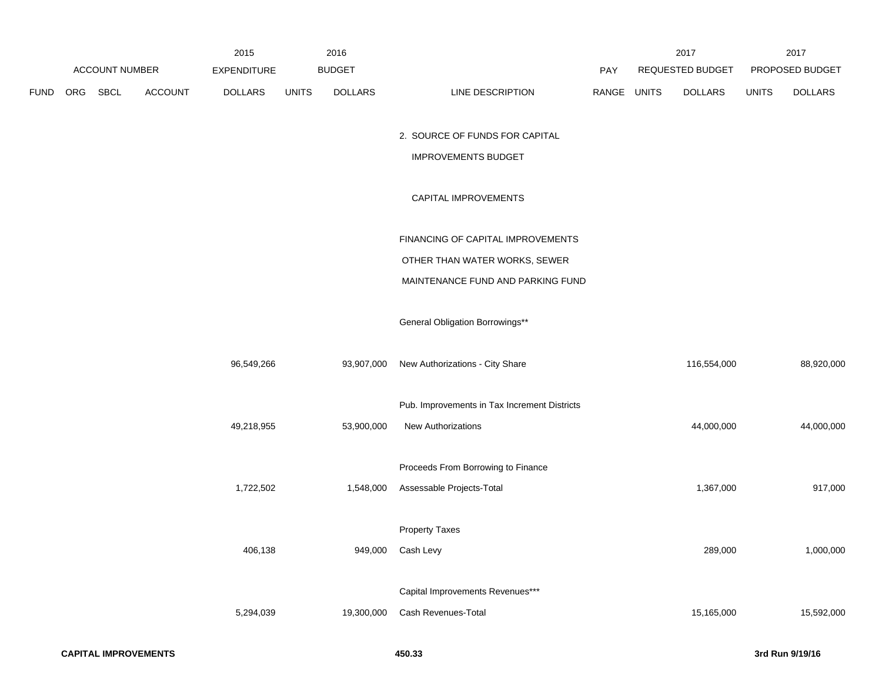| ACCOUNT NUMBER | | | | 2015 EXPENDITURE | 2016 BUDGET | | | | 2017 REQUESTED BUDGET | | 2017 PROPOSED BUDGET | |
|---|---|---|---|---|---|---|---|---|---|---|---|---|
| FUND | ORG | SBCL | ACCOUNT | DOLLARS | UNITS | DOLLARS | LINE DESCRIPTION | PAY RANGE | UNITS | DOLLARS | UNITS | DOLLARS |
| | | | | | | | 2. SOURCE OF FUNDS FOR CAPITAL IMPROVEMENTS BUDGET | | | | | |
| | | | | | | | CAPITAL IMPROVEMENTS | | | | | |
| | | | | | | | FINANCING OF CAPITAL IMPROVEMENTS OTHER THAN WATER WORKS, SEWER MAINTENANCE FUND AND PARKING FUND | | | | | |
| | | | | | | | General Obligation Borrowings** | | | | | |
| | | | | 96,549,266 | | 93,907,000 | New Authorizations - City Share | | | 116,554,000 | | 88,920,000 |
| | | | | | | | Pub. Improvements in Tax Increment Districts | | | | | |
| | | | | 49,218,955 | | 53,900,000 | New Authorizations | | | 44,000,000 | | 44,000,000 |
| | | | | | | | Proceeds From Borrowing to Finance | | | | | |
| | | | | 1,722,502 | | 1,548,000 | Assessable Projects-Total | | | 1,367,000 | | 917,000 |
| | | | | | | | Property Taxes | | | | | |
| | | | | 406,138 | | 949,000 | Cash Levy | | | 289,000 | | 1,000,000 |
| | | | | | | | Capital Improvements Revenues*** | | | | | |
| | | | | 5,294,039 | | 19,300,000 | Cash Revenues-Total | | | 15,165,000 | | 15,592,000 |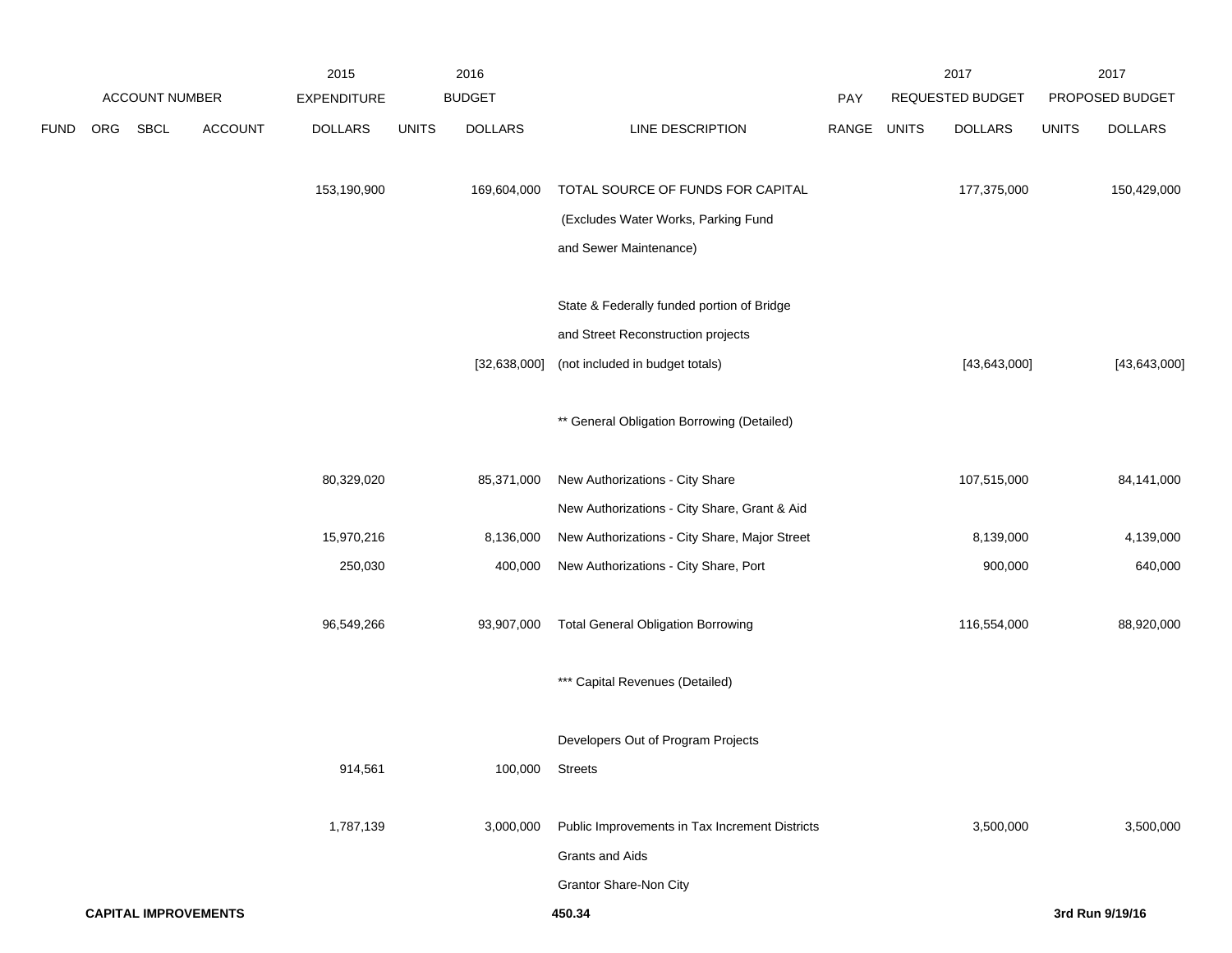| | | ACCOUNT NUMBER | | 2015 EXPENDITURE | 2016 BUDGET | | | PAY | 2017 REQUESTED BUDGET | | 2017 PROPOSED BUDGET | |
|---|---|---|---|---|---|---|---|---|---|---|---|---|
| FUND | ORG | SBCL | ACCOUNT | DOLLARS | UNITS | DOLLARS | LINE DESCRIPTION | RANGE | UNITS | DOLLARS | UNITS | DOLLARS |
| | | | | 153,190,900 | | 169,604,000 | TOTAL SOURCE OF FUNDS FOR CAPITAL | | | 177,375,000 | | 150,429,000 |
| | | | | | | | (Excludes Water Works, Parking Fund | | | | | |
| | | | | | | | and Sewer Maintenance) | | | | | |
| | | | | | | | State & Federally funded portion of Bridge | | | | | |
| | | | | | | | and Street Reconstruction projects | | | | | |
| | | | | | | [32,638,000] | (not included in budget totals) | | | [43,643,000] | | [43,643,000] |
| | | | | | | | ** General Obligation Borrowing (Detailed) | | | | | |
| | | | | 80,329,020 | | 85,371,000 | New Authorizations - City Share | | | 107,515,000 | | 84,141,000 |
| | | | | | | | New Authorizations - City Share, Grant & Aid | | | | | |
| | | | | 15,970,216 | | 8,136,000 | New Authorizations - City Share, Major Street | | | 8,139,000 | | 4,139,000 |
| | | | | 250,030 | | 400,000 | New Authorizations - City Share, Port | | | 900,000 | | 640,000 |
| | | | | 96,549,266 | | 93,907,000 | Total General Obligation Borrowing | | | 116,554,000 | | 88,920,000 |
| | | | | | | | *** Capital Revenues (Detailed) | | | | | |
| | | | | | | | Developers Out of Program Projects | | | | | |
| | | | | 914,561 | | 100,000 | Streets | | | | | |
| | | | | 1,787,139 | | 3,000,000 | Public Improvements in Tax Increment Districts | | | 3,500,000 | | 3,500,000 |
| | | | | | | | Grants and Aids | | | | | |
| | | | | | | | Grantor Share-Non City | | | | | |

**CAPITAL IMPROVEMENTS** 450.34 3rd Run 9/19/16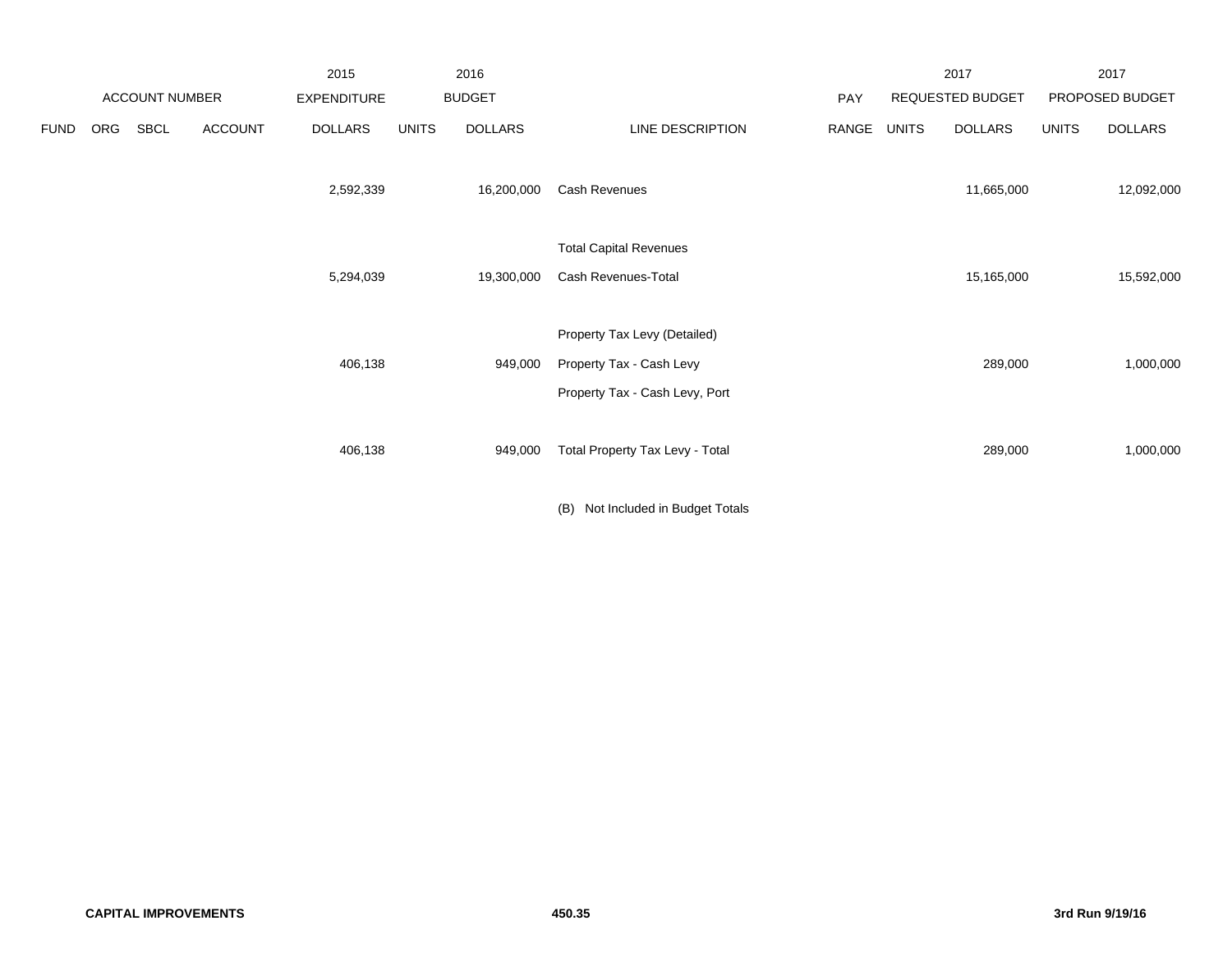| | ACCOUNT NUMBER | | | 2015 EXPENDITURE | 2016 BUDGET | | | PAY | 2017 REQUESTED BUDGET | | 2017 PROPOSED BUDGET | |
|---|---|---|---|---|---|---|---|---|---|---|---|---|
| FUND | ORG | SBCL | ACCOUNT | DOLLARS | UNITS | DOLLARS | LINE DESCRIPTION | RANGE | UNITS | DOLLARS | UNITS | DOLLARS |
| | | | | 2,592,339 | | 16,200,000 | Cash Revenues | | | 11,665,000 | | 12,092,000 |
| | | | | | | | Total Capital Revenues | | | | | |
| | | | | 5,294,039 | | 19,300,000 | Cash Revenues-Total | | | 15,165,000 | | 15,592,000 |
| | | | | | | | Property Tax Levy (Detailed) | | | | | |
| | | | | 406,138 | | 949,000 | Property Tax - Cash Levy | | | 289,000 | | 1,000,000 |
| | | | | | | | Property Tax - Cash Levy, Port | | | | | |
| | | | | 406,138 | | 949,000 | Total Property Tax Levy - Total | | | 289,000 | | 1,000,000 |

(B) Not Included in Budget Totals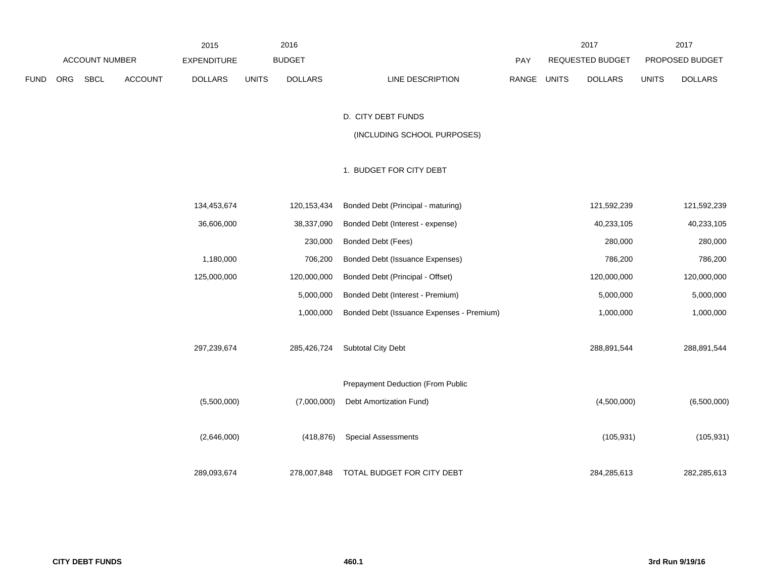| ACCOUNT NUMBER | | | | 2015 EXPENDITURE | 2016 BUDGET | | | | 2017 REQUESTED BUDGET | | 2017 PROPOSED BUDGET | |
|---|---|---|---|---|---|---|---|---|---|---|---|---|
| FUND | ORG | SBCL | ACCOUNT | DOLLARS | UNITS | DOLLARS | LINE DESCRIPTION | PAY RANGE | UNITS | DOLLARS | UNITS | DOLLARS |
| | | | | | | | D. CITY DEBT FUNDS | | | | | |
| | | | | | | | (INCLUDING SCHOOL PURPOSES) | | | | | |
| | | | | | | | 1. BUDGET FOR CITY DEBT | | | | | |
| | | | | 134,453,674 | | 120,153,434 | Bonded Debt (Principal - maturing) | | | 121,592,239 | | 121,592,239 |
| | | | | 36,606,000 | | 38,337,090 | Bonded Debt (Interest - expense) | | | 40,233,105 | | 40,233,105 |
| | | | | | | 230,000 | Bonded Debt (Fees) | | | 280,000 | | 280,000 |
| | | | | 1,180,000 | | 706,200 | Bonded Debt (Issuance Expenses) | | | 786,200 | | 786,200 |
| | | | | 125,000,000 | | 120,000,000 | Bonded Debt (Principal - Offset) | | | 120,000,000 | | 120,000,000 |
| | | | | | | 5,000,000 | Bonded Debt (Interest - Premium) | | | 5,000,000 | | 5,000,000 |
| | | | | | | 1,000,000 | Bonded Debt (Issuance Expenses - Premium) | | | 1,000,000 | | 1,000,000 |
| | | | | 297,239,674 | | 285,426,724 | Subtotal City Debt | | | 288,891,544 | | 288,891,544 |
| | | | | (5,500,000) | | (7,000,000) | Prepayment Deduction (From Public Debt Amortization Fund) | | | (4,500,000) | | (6,500,000) |
| | | | | (2,646,000) | | (418,876) | Special Assessments | | | (105,931) | | (105,931) |
| | | | | 289,093,674 | | 278,007,848 | TOTAL BUDGET FOR CITY DEBT | | | 284,285,613 | | 282,285,613 |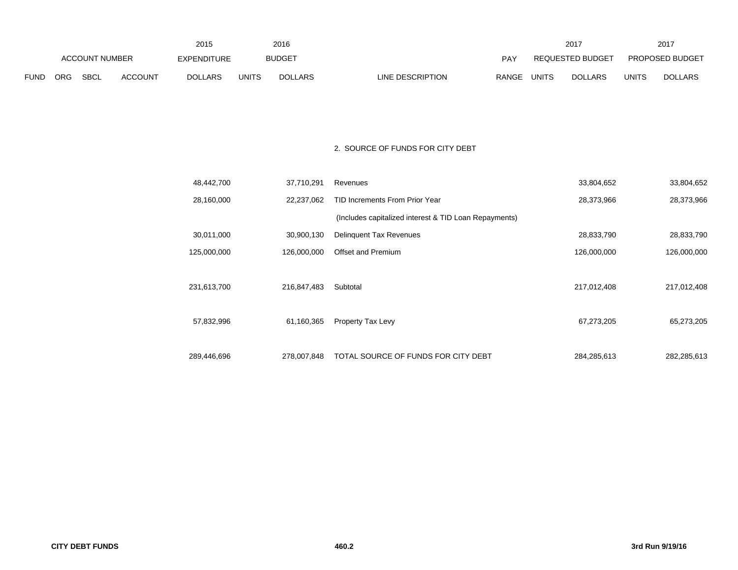| FUND | ORG | SBCL | ACCOUNT | 2015 EXPENDITURE DOLLARS | 2016 BUDGET UNITS | 2016 BUDGET DOLLARS | LINE DESCRIPTION | PAY RANGE | 2017 REQUESTED BUDGET UNITS | 2017 REQUESTED BUDGET DOLLARS | 2017 PROPOSED BUDGET UNITS | 2017 PROPOSED BUDGET DOLLARS |
|---|---|---|---|---|---|---|---|---|---|---|---|---|
| | | | | | | | 2. SOURCE OF FUNDS FOR CITY DEBT | | | | | |
| | | | | 48,442,700 | | 37,710,291 | Revenues | | | 33,804,652 | | 33,804,652 |
| | | | | 28,160,000 | | 22,237,062 | TID Increments From Prior Year | | | 28,373,966 | | 28,373,966 |
| | | | | | | | (Includes capitalized interest & TID Loan Repayments) | | | | | |
| | | | | 30,011,000 | | 30,900,130 | Delinquent Tax Revenues | | | 28,833,790 | | 28,833,790 |
| | | | | 125,000,000 | | 126,000,000 | Offset and Premium | | | 126,000,000 | | 126,000,000 |
| | | | | 231,613,700 | | 216,847,483 | Subtotal | | | 217,012,408 | | 217,012,408 |
| | | | | 57,832,996 | | 61,160,365 | Property Tax Levy | | | 67,273,205 | | 65,273,205 |
| | | | | 289,446,696 | | 278,007,848 | TOTAL SOURCE OF FUNDS FOR CITY DEBT | | | 284,285,613 | | 282,285,613 |

CITY DEBT FUNDS 460.2 3rd Run 9/19/16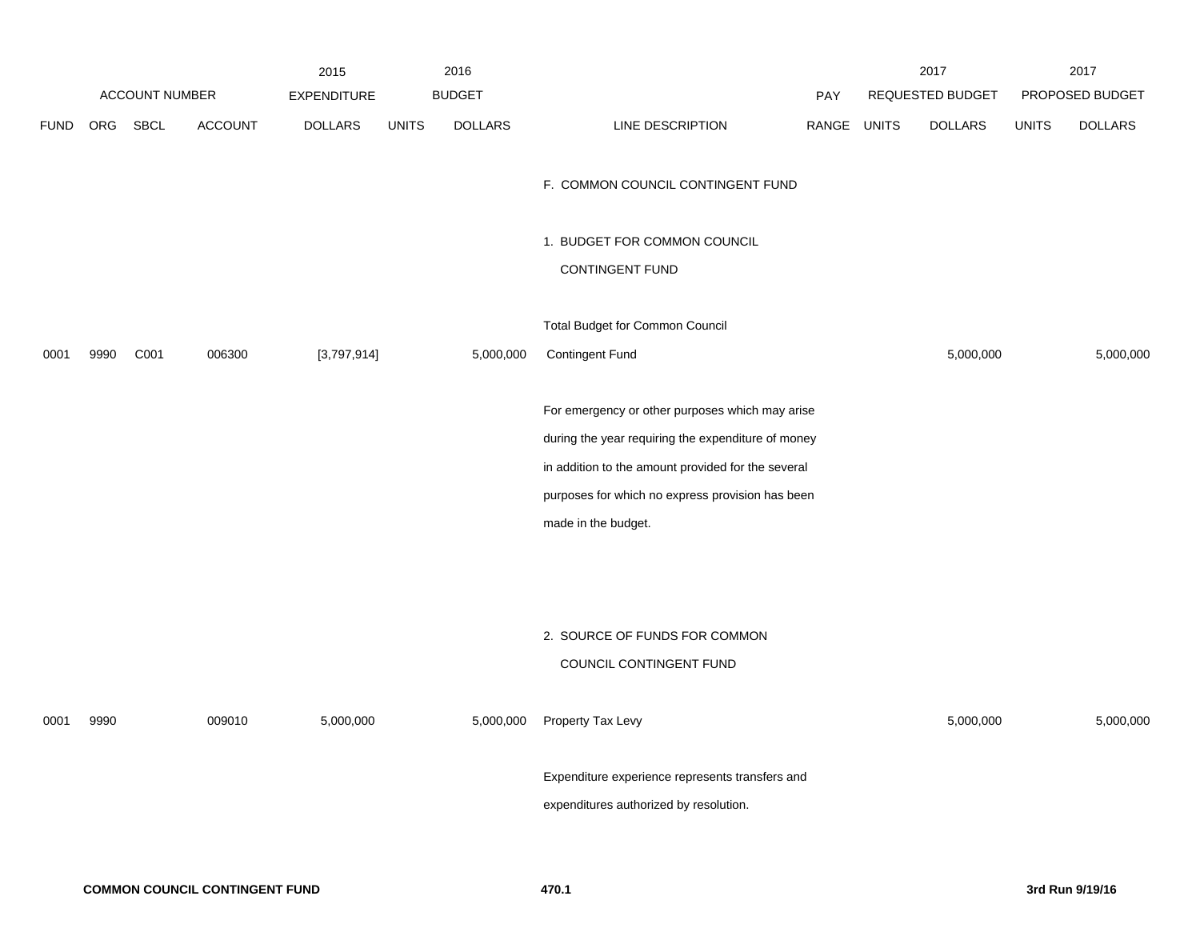| ACCOUNT NUMBER | | | | 2015 EXPENDITURE | 2016 BUDGET | | | PAY | 2017 REQUESTED BUDGET | | 2017 PROPOSED BUDGET | |
|---|---|---|---|---|---|---|---|---|---|---|---|---|
| FUND | ORG | SBCL | ACCOUNT | DOLLARS | UNITS | DOLLARS | LINE DESCRIPTION | RANGE | UNITS | DOLLARS | UNITS | DOLLARS |
| | | | | | | | F. COMMON COUNCIL CONTINGENT FUND | | | | | |
| | | | | | | | 1. BUDGET FOR COMMON COUNCIL CONTINGENT FUND | | | | | |
| 0001 | 9990 | C001 | 006300 | [3,797,914] | | 5,000,000 | Total Budget for Common Council Contingent Fund | | | 5,000,000 | | 5,000,000 |
| | | | | | | | For emergency or other purposes which may arise during the year requiring the expenditure of money in addition to the amount provided for the several purposes for which no express provision has been made in the budget. | | | | | |
| | | | | | | | 2. SOURCE OF FUNDS FOR COMMON COUNCIL CONTINGENT FUND | | | | | |
| 0001 | 9990 | | 009010 | 5,000,000 | | 5,000,000 | Property Tax Levy | | | 5,000,000 | | 5,000,000 |
| | | | | | | | Expenditure experience represents transfers and expenditures authorized by resolution. | | | | | |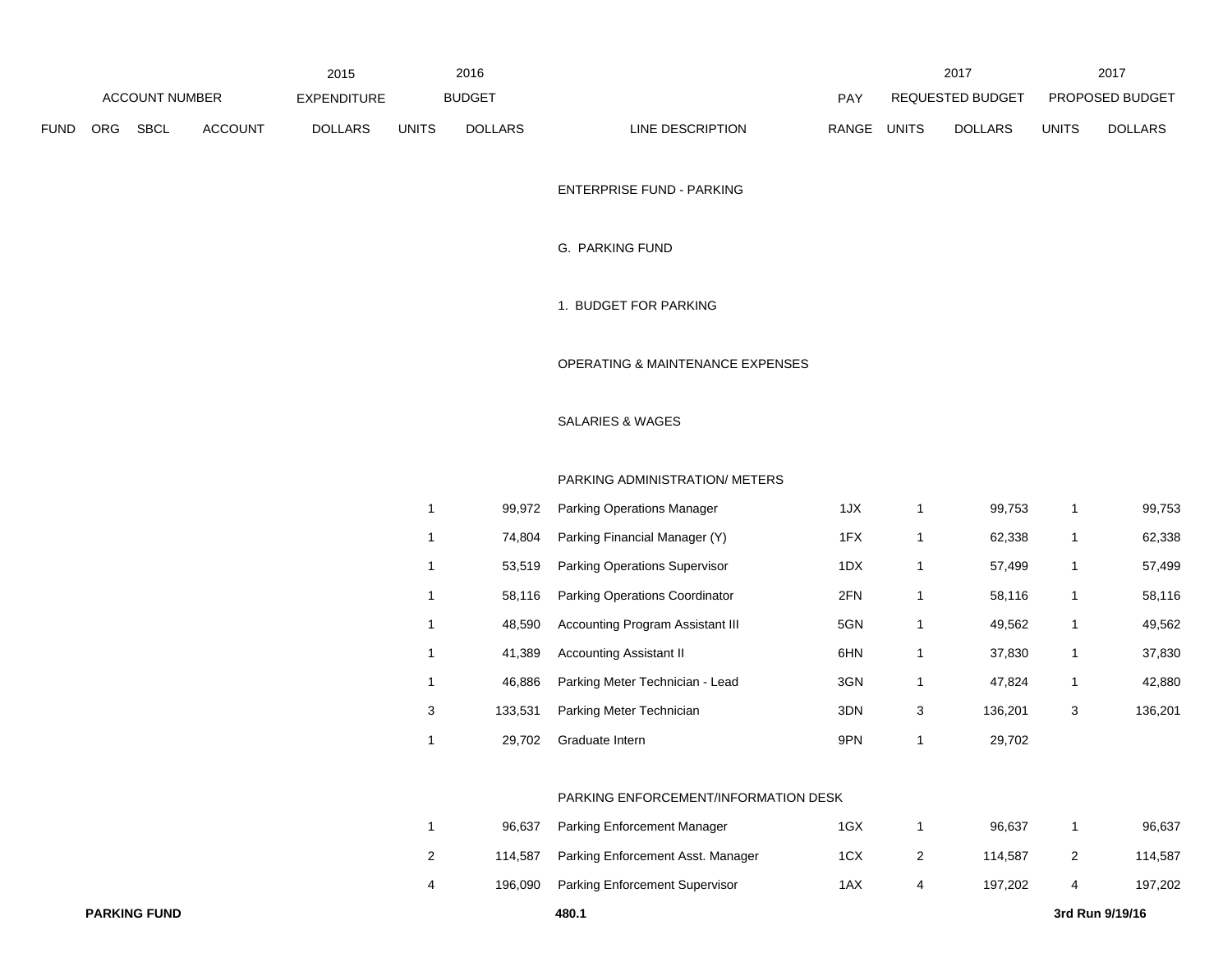| ACCOUNT NUMBER | | | | 2015 EXPENDITURE | 2016 BUDGET | | | PAY | 2017 REQUESTED BUDGET | | 2017 PROPOSED BUDGET | |
|---|---|---|---|---|---|---|---|---|---|---|---|---|
| FUND | ORG | SBCL | ACCOUNT | DOLLARS | UNITS | DOLLARS | LINE DESCRIPTION | RANGE | UNITS | DOLLARS | UNITS | DOLLARS |
| | | | | | | | ENTERPRISE FUND - PARKING | | | | | |
| | | | | | | | G. PARKING FUND | | | | | |
| | | | | | | | 1. BUDGET FOR PARKING | | | | | |
| | | | | | | | OPERATING & MAINTENANCE EXPENSES | | | | | |
| | | | | | | | SALARIES & WAGES | | | | | |
| | | | | | | | PARKING ADMINISTRATION/ METERS | | | | | |
| | | | | | 1 | 99,972 | Parking Operations Manager | 1JX | 1 | 99,753 | 1 | 99,753 |
| | | | | | 1 | 74,804 | Parking Financial Manager (Y) | 1FX | 1 | 62,338 | 1 | 62,338 |
| | | | | | 1 | 53,519 | Parking Operations Supervisor | 1DX | 1 | 57,499 | 1 | 57,499 |
| | | | | | 1 | 58,116 | Parking Operations Coordinator | 2FN | 1 | 58,116 | 1 | 58,116 |
| | | | | | 1 | 48,590 | Accounting Program Assistant III | 5GN | 1 | 49,562 | 1 | 49,562 |
| | | | | | 1 | 41,389 | Accounting Assistant II | 6HN | 1 | 37,830 | 1 | 37,830 |
| | | | | | 1 | 46,886 | Parking Meter Technician - Lead | 3GN | 1 | 47,824 | 1 | 42,880 |
| | | | | | 3 | 133,531 | Parking Meter Technician | 3DN | 3 | 136,201 | 3 | 136,201 |
| | | | | | 1 | 29,702 | Graduate Intern | 9PN | 1 | 29,702 | | |
| | | | | | | | PARKING ENFORCEMENT/INFORMATION DESK | | | | | |
| | | | | | 1 | 96,637 | Parking Enforcement Manager | 1GX | 1 | 96,637 | 1 | 96,637 |
| | | | | | 2 | 114,587 | Parking Enforcement Asst. Manager | 1CX | 2 | 114,587 | 2 | 114,587 |
| | | | | | 4 | 196,090 | Parking Enforcement Supervisor | 1AX | 4 | 197,202 | 4 | 197,202 |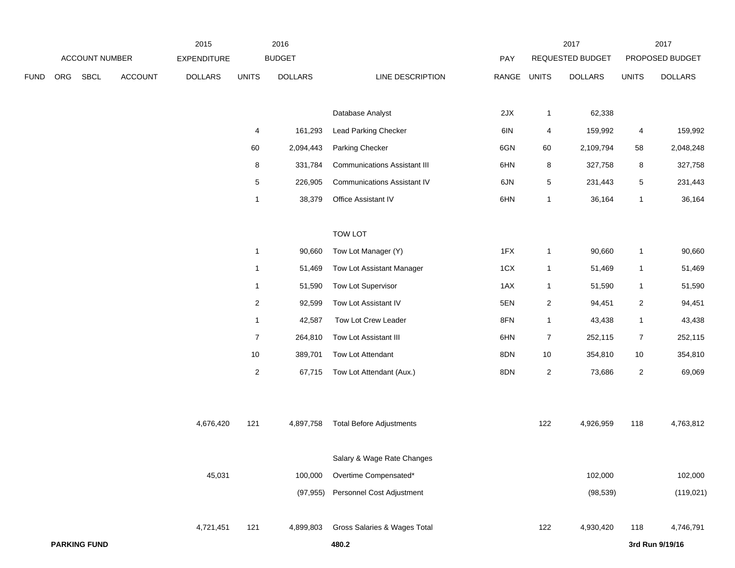| | ACCOUNT NUMBER | | | 2015 EXPENDITURE | 2016 BUDGET | | | PAY | 2017 REQUESTED BUDGET | | 2017 PROPOSED BUDGET | |
|---|---|---|---|---|---|---|---|---|---|---|---|---|
| FUND | ORG | SBCL | ACCOUNT | DOLLARS | UNITS | DOLLARS | LINE DESCRIPTION | RANGE | UNITS | DOLLARS | UNITS | DOLLARS |
| | | | | | | | Database Analyst | 2JX | 1 | 62,338 | | |
| | | | | | 4 | 161,293 | Lead Parking Checker | 6IN | 4 | 159,992 | 4 | 159,992 |
| | | | | | 60 | 2,094,443 | Parking Checker | 6GN | 60 | 2,109,794 | 58 | 2,048,248 |
| | | | | | 8 | 331,784 | Communications Assistant III | 6HN | 8 | 327,758 | 8 | 327,758 |
| | | | | | 5 | 226,905 | Communications Assistant IV | 6JN | 5 | 231,443 | 5 | 231,443 |
| | | | | | 1 | 38,379 | Office Assistant IV | 6HN | 1 | 36,164 | 1 | 36,164 |
| | | | | | | | TOW LOT | | | | | |
| | | | | | 1 | 90,660 | Tow Lot Manager (Y) | 1FX | 1 | 90,660 | 1 | 90,660 |
| | | | | | 1 | 51,469 | Tow Lot Assistant Manager | 1CX | 1 | 51,469 | 1 | 51,469 |
| | | | | | 1 | 51,590 | Tow Lot Supervisor | 1AX | 1 | 51,590 | 1 | 51,590 |
| | | | | | 2 | 92,599 | Tow Lot Assistant IV | 5EN | 2 | 94,451 | 2 | 94,451 |
| | | | | | 1 | 42,587 | Tow Lot Crew Leader | 8FN | 1 | 43,438 | 1 | 43,438 |
| | | | | | 7 | 264,810 | Tow Lot Assistant III | 6HN | 7 | 252,115 | 7 | 252,115 |
| | | | | | 10 | 389,701 | Tow Lot Attendant | 8DN | 10 | 354,810 | 10 | 354,810 |
| | | | | | 2 | 67,715 | Tow Lot Attendant (Aux.) | 8DN | 2 | 73,686 | 2 | 69,069 |
| | | | | 4,676,420 | 121 | 4,897,758 | Total Before Adjustments | | 122 | 4,926,959 | 118 | 4,763,812 |
| | | | | | | | Salary & Wage Rate Changes | | | | | |
| | | | | 45,031 | | 100,000 | Overtime Compensated* | | | 102,000 | | 102,000 |
| | | | | | | (97,955) | Personnel Cost Adjustment | | | (98,539) | | (119,021) |
| | | | | 4,721,451 | 121 | 4,899,803 | Gross Salaries & Wages Total | | 122 | 4,930,420 | 118 | 4,746,791 |

**PARKING FUND** **480.2** **3rd Run 9/19/16**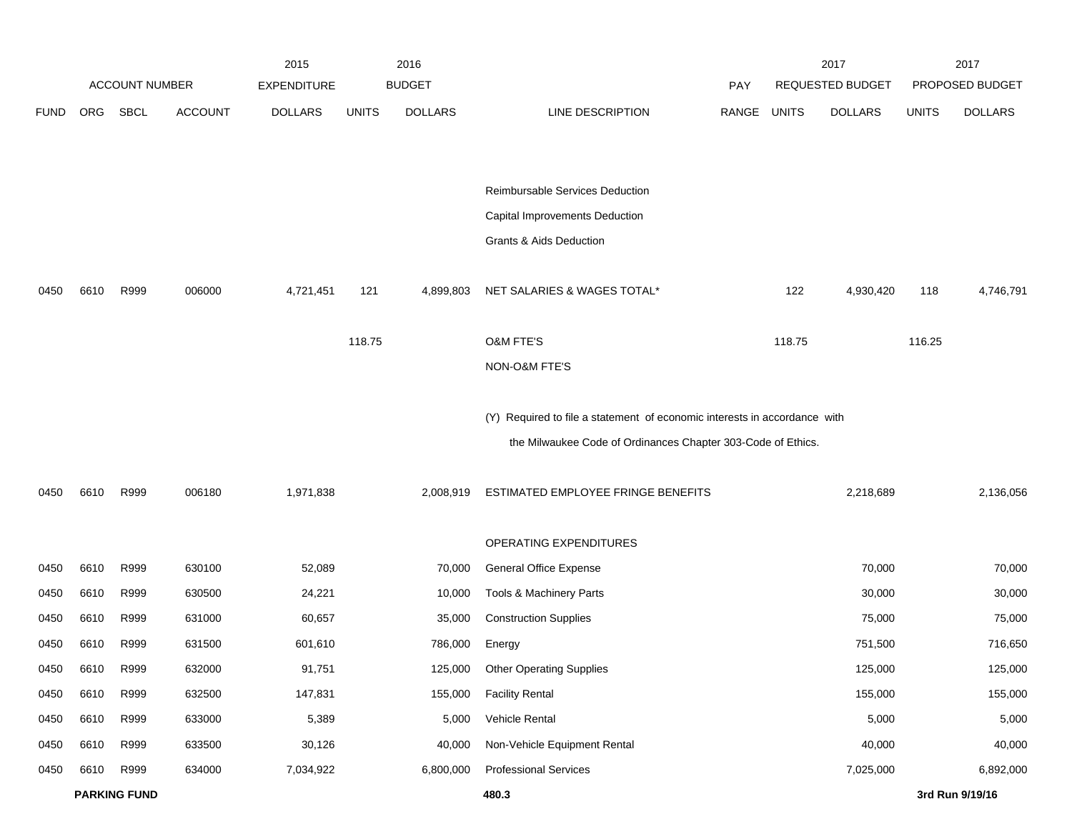| | ACCOUNT NUMBER | | | 2015 EXPENDITURE | 2016 BUDGET | | | PAY | 2017 REQUESTED BUDGET | | 2017 PROPOSED BUDGET | |
|---|---|---|---|---|---|---|---|---|---|---|---|---|
| FUND | ORG | SBCL | ACCOUNT | DOLLARS | UNITS | DOLLARS | LINE DESCRIPTION | RANGE | UNITS | DOLLARS | UNITS | DOLLARS |
| | | | | | | | Reimbursable Services Deduction | | | | | |
| | | | | | | | Capital Improvements Deduction | | | | | |
| | | | | | | | Grants & Aids Deduction | | | | | |
| 0450 | 6610 | R999 | 006000 | 4,721,451 | 121 | 4,899,803 | NET SALARIES & WAGES TOTAL* | | 122 | 4,930,420 | 118 | 4,746,791 |
| | | | | | 118.75 | | O&M FTE'S | | 118.75 | | 116.25 | |
| | | | | | | | NON-O&M FTE'S | | | | | |
| | | | | | | | (Y) Required to file a statement of economic interests in accordance with the Milwaukee Code of Ordinances Chapter 303-Code of Ethics. | | | | | |
| 0450 | 6610 | R999 | 006180 | 1,971,838 | | 2,008,919 | ESTIMATED EMPLOYEE FRINGE BENEFITS | | | 2,218,689 | | 2,136,056 |
| | | | | | | | OPERATING EXPENDITURES | | | | | |
| 0450 | 6610 | R999 | 630100 | 52,089 | | 70,000 | General Office Expense | | | 70,000 | | 70,000 |
| 0450 | 6610 | R999 | 630500 | 24,221 | | 10,000 | Tools & Machinery Parts | | | 30,000 | | 30,000 |
| 0450 | 6610 | R999 | 631000 | 60,657 | | 35,000 | Construction Supplies | | | 75,000 | | 75,000 |
| 0450 | 6610 | R999 | 631500 | 601,610 | | 786,000 | Energy | | | 751,500 | | 716,650 |
| 0450 | 6610 | R999 | 632000 | 91,751 | | 125,000 | Other Operating Supplies | | | 125,000 | | 125,000 |
| 0450 | 6610 | R999 | 632500 | 147,831 | | 155,000 | Facility Rental | | | 155,000 | | 155,000 |
| 0450 | 6610 | R999 | 633000 | 5,389 | | 5,000 | Vehicle Rental | | | 5,000 | | 5,000 |
| 0450 | 6610 | R999 | 633500 | 30,126 | | 40,000 | Non-Vehicle Equipment Rental | | | 40,000 | | 40,000 |
| 0450 | 6610 | R999 | 634000 | 7,034,922 | | 6,800,000 | Professional Services | | | 7,025,000 | | 6,892,000 |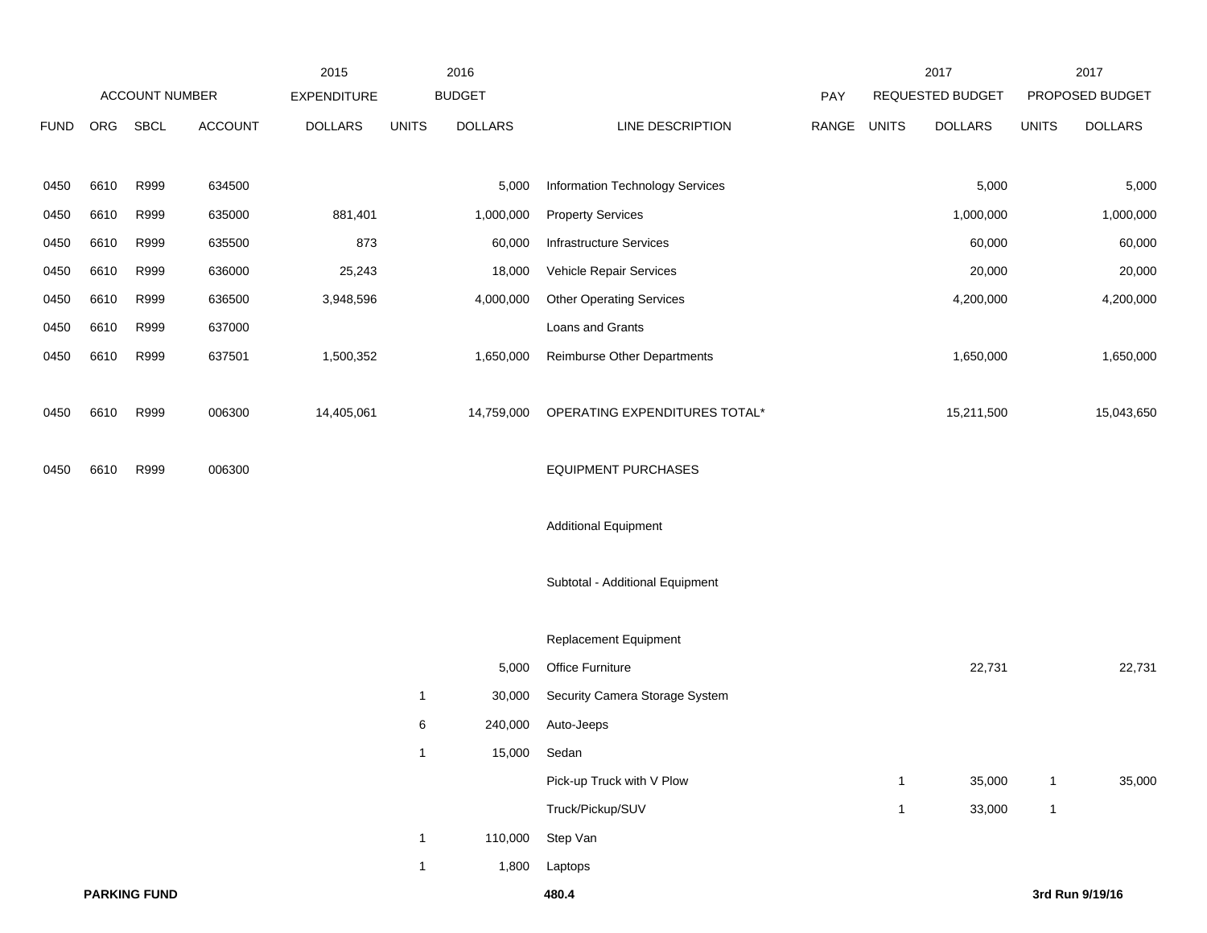| | ACCOUNT NUMBER | | | 2015 EXPENDITURE | 2016 BUDGET | | | PAY | 2017 REQUESTED BUDGET | | 2017 PROPOSED BUDGET | |
|---|---|---|---|---|---|---|---|---|---|---|---|---|
| FUND | ORG | SBCL | ACCOUNT | DOLLARS | UNITS | DOLLARS | LINE DESCRIPTION | RANGE | UNITS | DOLLARS | UNITS | DOLLARS |
| 0450 | 6610 | R999 | 634500 | | | 5,000 | Information Technology Services | | | 5,000 | | 5,000 |
| 0450 | 6610 | R999 | 635000 | 881,401 | | 1,000,000 | Property Services | | | 1,000,000 | | 1,000,000 |
| 0450 | 6610 | R999 | 635500 | 873 | | 60,000 | Infrastructure Services | | | 60,000 | | 60,000 |
| 0450 | 6610 | R999 | 636000 | 25,243 | | 18,000 | Vehicle Repair Services | | | 20,000 | | 20,000 |
| 0450 | 6610 | R999 | 636500 | 3,948,596 | | 4,000,000 | Other Operating Services | | | 4,200,000 | | 4,200,000 |
| 0450 | 6610 | R999 | 637000 | | | | Loans and Grants | | | | | |
| 0450 | 6610 | R999 | 637501 | 1,500,352 | | 1,650,000 | Reimburse Other Departments | | | 1,650,000 | | 1,650,000 |
| 0450 | 6610 | R999 | 006300 | 14,405,061 | | 14,759,000 | OPERATING EXPENDITURES TOTAL* | | | 15,211,500 | | 15,043,650 |
| 0450 | 6610 | R999 | 006300 | | | | EQUIPMENT PURCHASES | | | | | |
| | | | | | | | Additional Equipment | | | | | |
| | | | | | | | Subtotal - Additional Equipment | | | | | |
| | | | | | | | Replacement Equipment | | | | | |
| | | | | | | 5,000 | Office Furniture | | | 22,731 | | 22,731 |
| | | | | | 1 | 30,000 | Security Camera Storage System | | | | | |
| | | | | | 6 | 240,000 | Auto-Jeeps | | | | | |
| | | | | | 1 | 15,000 | Sedan | | | | | |
| | | | | | | | Pick-up Truck with V Plow | | 1 | 35,000 | 1 | 35,000 |
| | | | | | | | Truck/Pickup/SUV | | 1 | 33,000 | 1 | |
| | | | | | 1 | 110,000 | Step Van | | | | | |
| | | | | | 1 | 1,800 | Laptops | | | | | |

**PARKING FUND** **480.4** **3rd Run 9/19/16**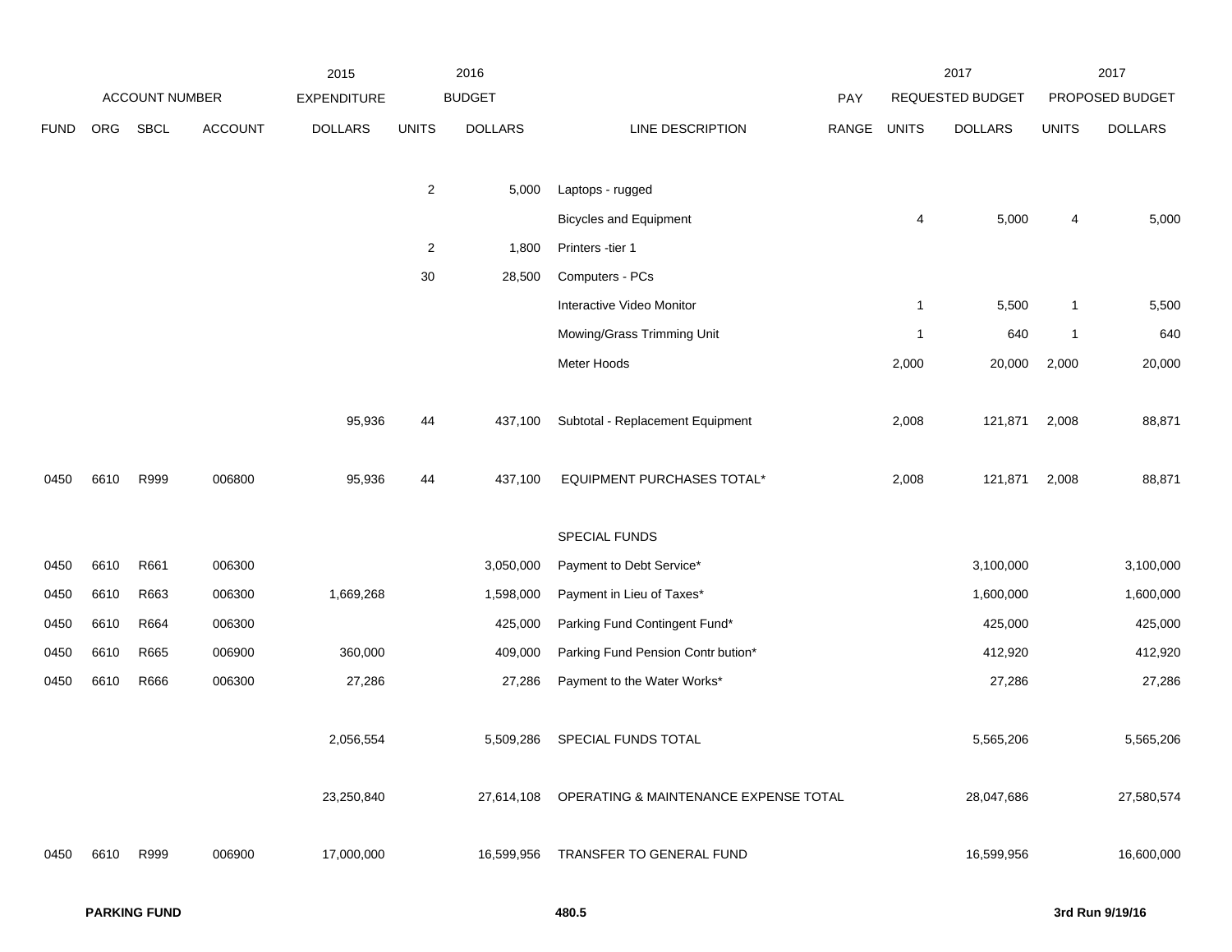| | ACCOUNT NUMBER | | | 2015 EXPENDITURE | 2016 BUDGET | | | PAY | 2017 REQUESTED BUDGET | | 2017 PROPOSED BUDGET | |
|---|---|---|---|---|---|---|---|---|---|---|---|---|
| FUND | ORG | SBCL | ACCOUNT | DOLLARS | UNITS | DOLLARS | LINE DESCRIPTION | RANGE | UNITS | DOLLARS | UNITS | DOLLARS |
| | | | | | 2 | 5,000 | Laptops - rugged | | | | | |
| | | | | | | | Bicycles and Equipment | | 4 | 5,000 | 4 | 5,000 |
| | | | | | 2 | 1,800 | Printers -tier 1 | | | | | |
| | | | | | 30 | 28,500 | Computers - PCs | | | | | |
| | | | | | | | Interactive Video Monitor | | 1 | 5,500 | 1 | 5,500 |
| | | | | | | | Mowing/Grass Trimming Unit | | 1 | 640 | 1 | 640 |
| | | | | | | | Meter Hoods | | 2,000 | 20,000 | 2,000 | 20,000 |
| | | | | 95,936 | 44 | 437,100 | Subtotal - Replacement Equipment | | 2,008 | 121,871 | 2,008 | 88,871 |
| 0450 | 6610 | R999 | 006800 | 95,936 | 44 | 437,100 | EQUIPMENT PURCHASES TOTAL* | | 2,008 | 121,871 | 2,008 | 88,871 |
| | | | | | | | SPECIAL FUNDS | | | | | |
| 0450 | 6610 | R661 | 006300 | | | 3,050,000 | Payment to Debt Service* | | | 3,100,000 | | 3,100,000 |
| 0450 | 6610 | R663 | 006300 | 1,669,268 | | 1,598,000 | Payment in Lieu of Taxes* | | | 1,600,000 | | 1,600,000 |
| 0450 | 6610 | R664 | 006300 | | | 425,000 | Parking Fund Contingent Fund* | | | 425,000 | | 425,000 |
| 0450 | 6610 | R665 | 006900 | 360,000 | | 409,000 | Parking Fund Pension Contr bution* | | | 412,920 | | 412,920 |
| 0450 | 6610 | R666 | 006300 | 27,286 | | 27,286 | Payment to the Water Works* | | | 27,286 | | 27,286 |
| | | | | 2,056,554 | | 5,509,286 | SPECIAL FUNDS TOTAL | | | 5,565,206 | | 5,565,206 |
| | | | | 23,250,840 | | 27,614,108 | OPERATING & MAINTENANCE EXPENSE TOTAL | | | 28,047,686 | | 27,580,574 |
| 0450 | 6610 | R999 | 006900 | 17,000,000 | | 16,599,956 | TRANSFER TO GENERAL FUND | | | 16,599,956 | | 16,600,000 |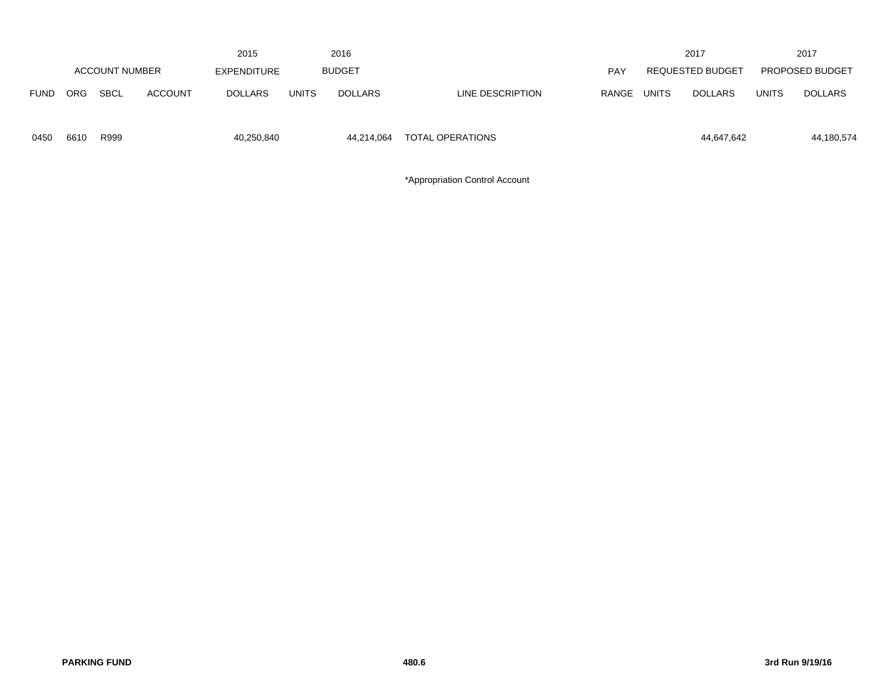| ACCOUNT NUMBER | | | | 2015 EXPENDITURE | 2016 BUDGET | | | PAY | 2017 REQUESTED BUDGET | | 2017 PROPOSED BUDGET | |
|---|---|---|---|---|---|---|---|---|---|---|---|---|
| FUND | ORG | SBCL | ACCOUNT | DOLLARS | UNITS | DOLLARS | LINE DESCRIPTION | RANGE | UNITS | DOLLARS | UNITS | DOLLARS |
| 0450 | 6610 | R999 | | 40,250,840 | | 44,214,064 | TOTAL OPERATIONS | | | 44,647,642 | | 44,180,574 |

*Appropriation Control Account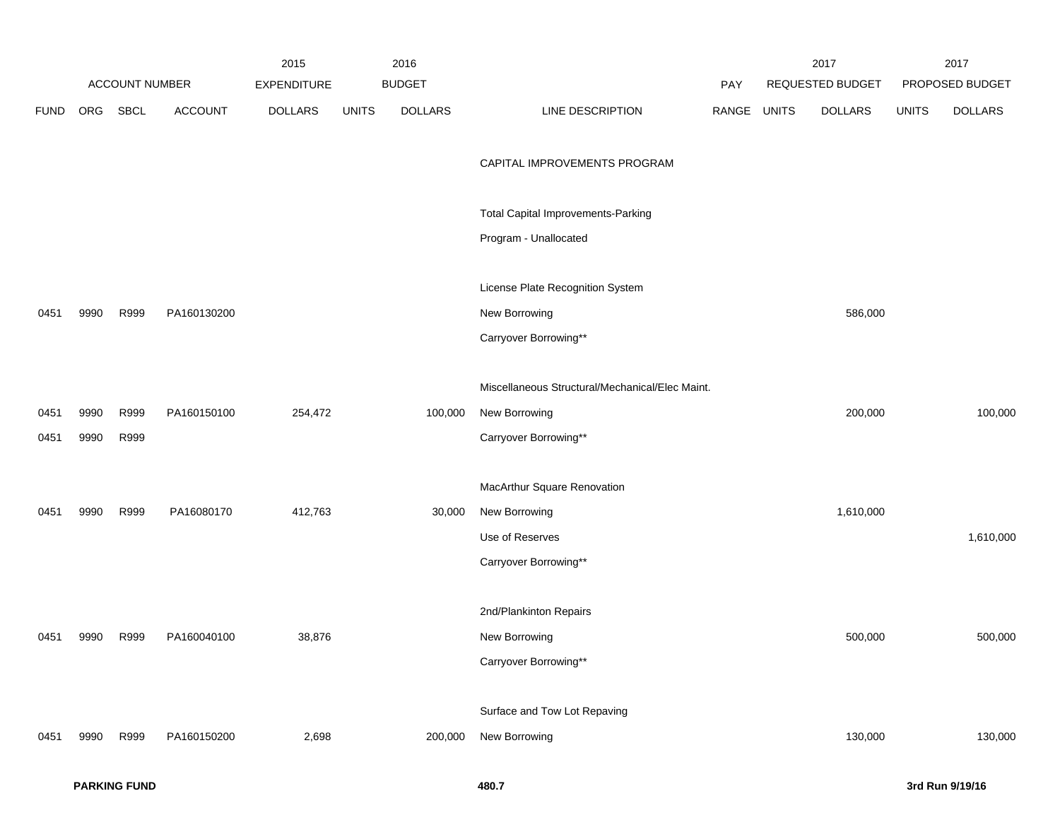| ACCOUNT NUMBER | | | | 2015 EXPENDITURE | 2016 BUDGET | | | PAY | 2017 REQUESTED BUDGET | | 2017 PROPOSED BUDGET | |
|---|---|---|---|---|---|---|---|---|---|---|---|---|
| FUND | ORG | SBCL | ACCOUNT | DOLLARS | UNITS | DOLLARS | LINE DESCRIPTION | RANGE | UNITS | DOLLARS | UNITS | DOLLARS |
| | | | | | | | CAPITAL IMPROVEMENTS PROGRAM | | | | | |
| | | | | | | | Total Capital Improvements-Parking | | | | | |
| | | | | | | | Program - Unallocated | | | | | |
| | | | | | | | License Plate Recognition System | | | | | |
| 0451 | 9990 | R999 | PA160130200 | | | | New Borrowing | | | 586,000 | | |
| | | | | | | | Carryover Borrowing** | | | | | |
| | | | | | | | Miscellaneous Structural/Mechanical/Elec Maint. | | | | | |
| 0451 | 9990 | R999 | PA160150100 | 254,472 | | 100,000 | New Borrowing | | | 200,000 | | 100,000 |
| 0451 | 9990 | R999 | | | | | Carryover Borrowing** | | | | | |
| | | | | | | | MacArthur Square Renovation | | | | | |
| 0451 | 9990 | R999 | PA16080170 | 412,763 | | 30,000 | New Borrowing | | | 1,610,000 | | |
| | | | | | | | Use of Reserves | | | | | 1,610,000 |
| | | | | | | | Carryover Borrowing** | | | | | |
| | | | | | | | 2nd/Plankinton Repairs | | | | | |
| 0451 | 9990 | R999 | PA160040100 | 38,876 | | | New Borrowing | | | 500,000 | | 500,000 |
| | | | | | | | Carryover Borrowing** | | | | | |
| | | | | | | | Surface and Tow Lot Repaving | | | | | |
| 0451 | 9990 | R999 | PA160150200 | 2,698 | | 200,000 | New Borrowing | | | 130,000 | | 130,000 |

**PARKING FUND** **480.7** **3rd Run 9/19/16**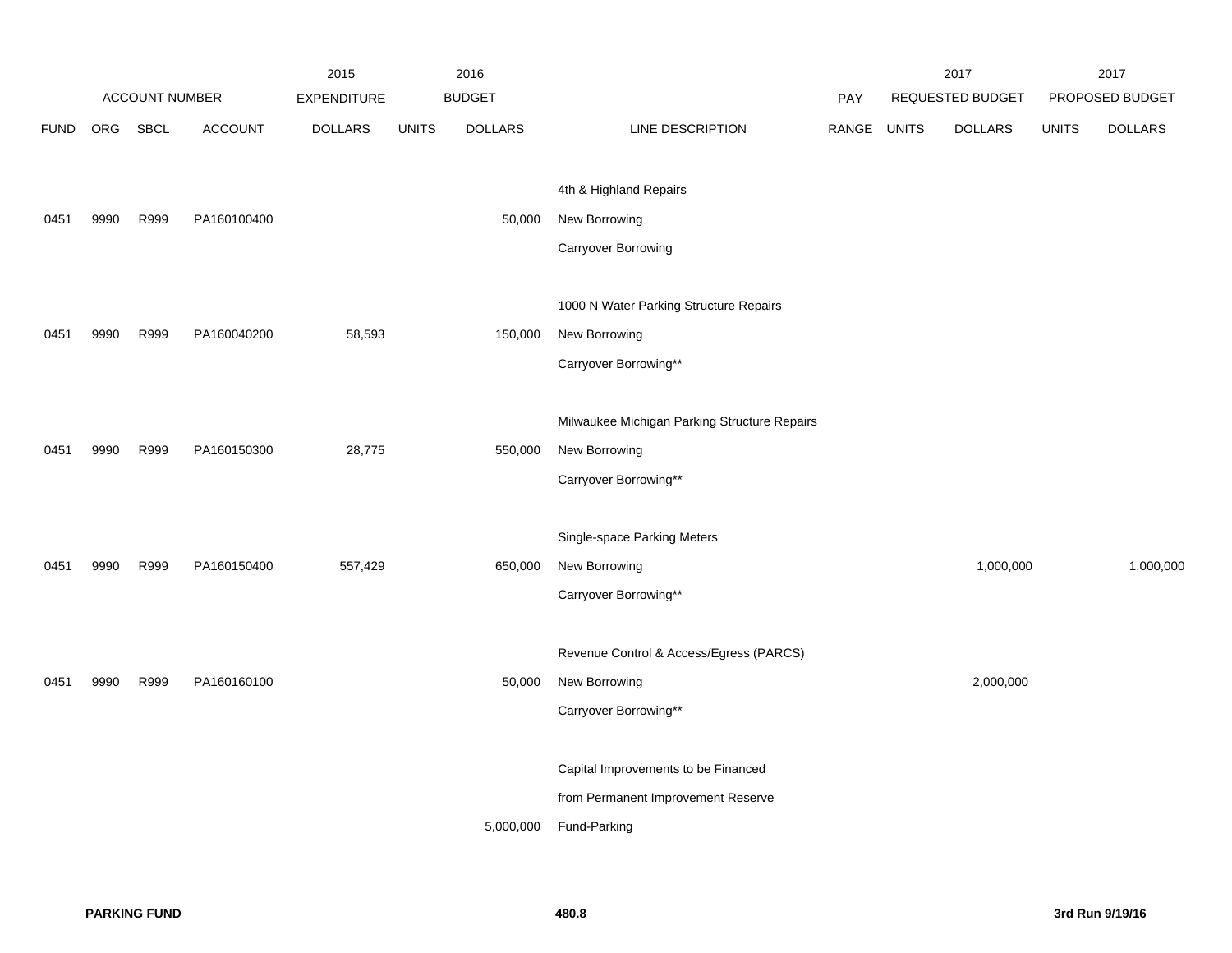| ACCOUNT NUMBER | | | | 2015 EXPENDITURE | 2016 BUDGET | | | PAY | 2017 REQUESTED BUDGET | | 2017 PROPOSED BUDGET | |
|---|---|---|---|---|---|---|---|---|---|---|---|---|
| FUND | ORG | SBCL | ACCOUNT | DOLLARS | UNITS | DOLLARS | LINE DESCRIPTION | RANGE | UNITS | DOLLARS | UNITS | DOLLARS |
| | | | | | | | 4th & Highland Repairs | | | | | |
| 0451 | 9990 | R999 | PA160100400 | | | 50,000 | New Borrowing | | | | | |
| | | | | | | | Carryover Borrowing | | | | | |
| | | | | | | | 1000 N Water Parking Structure Repairs | | | | | |
| 0451 | 9990 | R999 | PA160040200 | 58,593 | | 150,000 | New Borrowing | | | | | |
| | | | | | | | Carryover Borrowing** | | | | | |
| | | | | | | | Milwaukee Michigan Parking Structure Repairs | | | | | |
| 0451 | 9990 | R999 | PA160150300 | 28,775 | | 550,000 | New Borrowing | | | | | |
| | | | | | | | Carryover Borrowing** | | | | | |
| | | | | | | | Single-space Parking Meters | | | | | |
| 0451 | 9990 | R999 | PA160150400 | 557,429 | | 650,000 | New Borrowing | | | 1,000,000 | | 1,000,000 |
| | | | | | | | Carryover Borrowing** | | | | | |
| | | | | | | | Revenue Control & Access/Egress (PARCS) | | | | | |
| 0451 | 9990 | R999 | PA160160100 | | | 50,000 | New Borrowing | | | 2,000,000 | | |
| | | | | | | | Carryover Borrowing** | | | | | |
| | | | | | | | Capital Improvements to be Financed | | | | | |
| | | | | | | | from Permanent Improvement Reserve | | | | | |
| | | | | | | 5,000,000 | Fund-Parking | | | | | |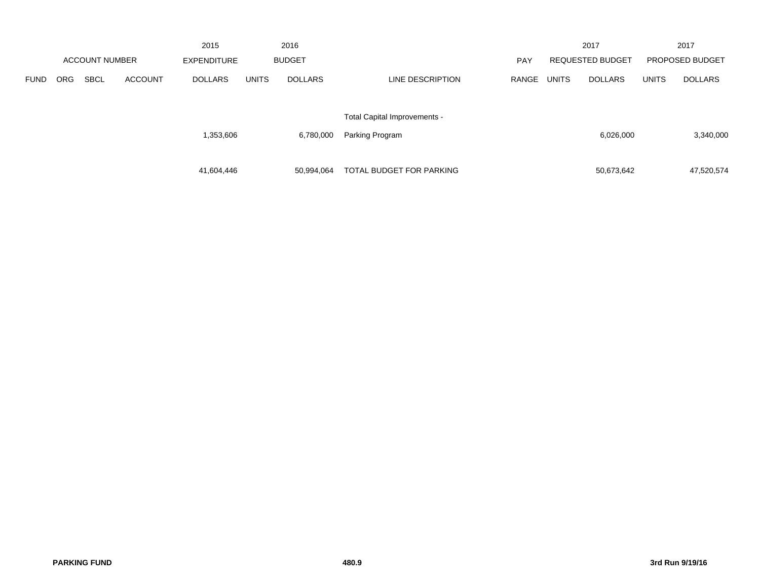| | ACCOUNT NUMBER | | | 2015 EXPENDITURE | 2016 BUDGET | | | PAY | 2017 REQUESTED BUDGET | | 2017 PROPOSED BUDGET | |
|---|---|---|---|---|---|---|---|---|---|---|---|---|
| FUND | ORG | SBCL | ACCOUNT | DOLLARS | UNITS | DOLLARS | LINE DESCRIPTION | RANGE | UNITS | DOLLARS | UNITS | DOLLARS |
| | | | | 1,353,606 | | 6,780,000 | Total Capital Improvements - Parking Program | | | 6,026,000 | | 3,340,000 |
| | | | | 41,604,446 | | 50,994,064 | TOTAL BUDGET FOR PARKING | | | 50,673,642 | | 47,520,574 |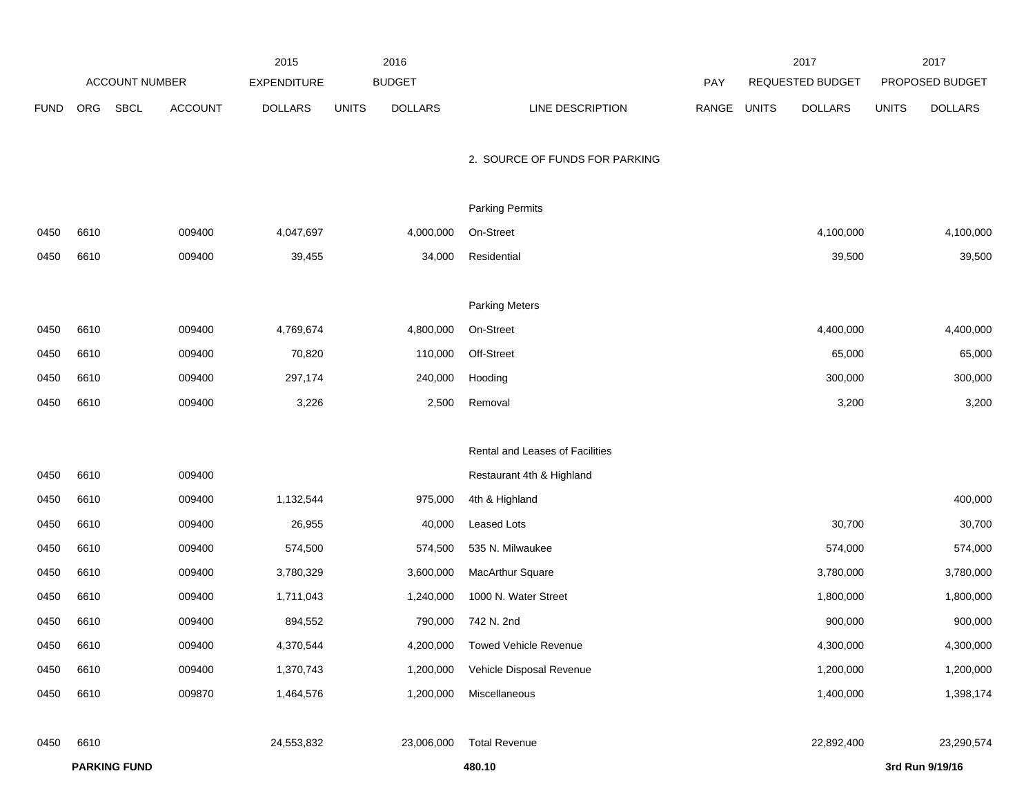| | ACCOUNT NUMBER | | | 2015 EXPENDITURE | 2016 BUDGET | | | PAY | 2017 REQUESTED BUDGET | | 2017 PROPOSED BUDGET | |
|---|---|---|---|---|---|---|---|---|---|---|---|---|
| FUND | ORG | SBCL | ACCOUNT | DOLLARS | UNITS | DOLLARS | LINE DESCRIPTION | RANGE | UNITS | DOLLARS | UNITS | DOLLARS |
| | | | | | | | 2. SOURCE OF FUNDS FOR PARKING | | | | | |
| | | | | | | | Parking Permits | | | | | |
| 0450 | 6610 | | 009400 | 4,047,697 | | 4,000,000 | On-Street | | | 4,100,000 | | 4,100,000 |
| 0450 | 6610 | | 009400 | 39,455 | | 34,000 | Residential | | | 39,500 | | 39,500 |
| | | | | | | | Parking Meters | | | | | |
| 0450 | 6610 | | 009400 | 4,769,674 | | 4,800,000 | On-Street | | | 4,400,000 | | 4,400,000 |
| 0450 | 6610 | | 009400 | 70,820 | | 110,000 | Off-Street | | | 65,000 | | 65,000 |
| 0450 | 6610 | | 009400 | 297,174 | | 240,000 | Hooding | | | 300,000 | | 300,000 |
| 0450 | 6610 | | 009400 | 3,226 | | 2,500 | Removal | | | 3,200 | | 3,200 |
| | | | | | | | Rental and Leases of Facilities | | | | | |
| 0450 | 6610 | | 009400 | | | | Restaurant 4th & Highland | | | | | |
| 0450 | 6610 | | 009400 | 1,132,544 | | 975,000 | 4th & Highland | | | | | 400,000 |
| 0450 | 6610 | | 009400 | 26,955 | | 40,000 | Leased Lots | | | 30,700 | | 30,700 |
| 0450 | 6610 | | 009400 | 574,500 | | 574,500 | 535 N. Milwaukee | | | 574,000 | | 574,000 |
| 0450 | 6610 | | 009400 | 3,780,329 | | 3,600,000 | MacArthur Square | | | 3,780,000 | | 3,780,000 |
| 0450 | 6610 | | 009400 | 1,711,043 | | 1,240,000 | 1000 N. Water Street | | | 1,800,000 | | 1,800,000 |
| 0450 | 6610 | | 009400 | 894,552 | | 790,000 | 742 N. 2nd | | | 900,000 | | 900,000 |
| 0450 | 6610 | | 009400 | 4,370,544 | | 4,200,000 | Towed Vehicle Revenue | | | 4,300,000 | | 4,300,000 |
| 0450 | 6610 | | 009400 | 1,370,743 | | 1,200,000 | Vehicle Disposal Revenue | | | 1,200,000 | | 1,200,000 |
| 0450 | 6610 | | 009870 | 1,464,576 | | 1,200,000 | Miscellaneous | | | 1,400,000 | | 1,398,174 |
| 0450 | 6610 | | | 24,553,832 | | 23,006,000 | Total Revenue | | | 22,892,400 | | 23,290,574 |

**PARKING FUND** **480.10** **3rd Run 9/19/16**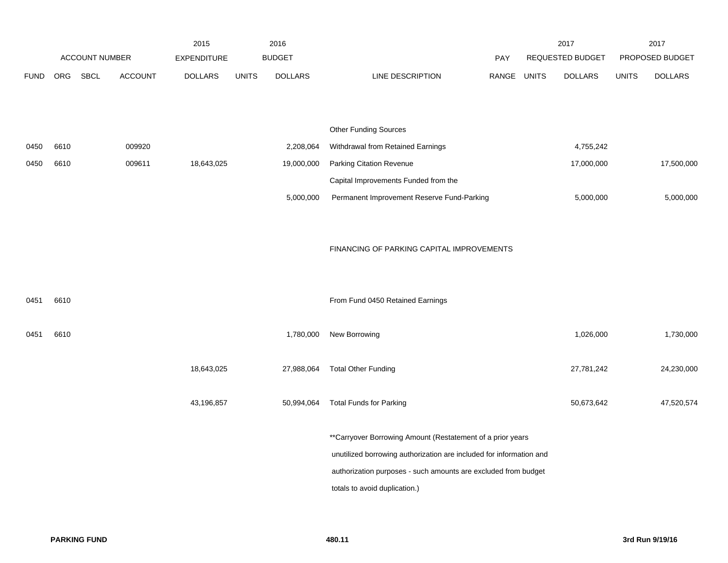| ACCOUNT NUMBER | | | | 2015 EXPENDITURE | 2016 BUDGET | | | PAY | 2017 REQUESTED BUDGET | | 2017 PROPOSED BUDGET | |
|---|---|---|---|---|---|---|---|---|---|---|---|---|
| FUND | ORG | SBCL | ACCOUNT | DOLLARS | UNITS | DOLLARS | LINE DESCRIPTION | RANGE | UNITS | DOLLARS | UNITS | DOLLARS |
| | | | | | | | Other Funding Sources | | | | | |
| 0450 | 6610 | | 009920 | | | 2,208,064 | Withdrawal from Retained Earnings | | | 4,755,242 | | |
| 0450 | 6610 | | 009611 | 18,643,025 | | 19,000,000 | Parking Citation Revenue | | | 17,000,000 | | 17,500,000 |
| | | | | | | | Capital Improvements Funded from the | | | | | |
| | | | | | | 5,000,000 | Permanent Improvement Reserve Fund-Parking | | | 5,000,000 | | 5,000,000 |
| | | | | | | | FINANCING OF PARKING CAPITAL IMPROVEMENTS | | | | | |
| 0451 | 6610 | | | | | | From Fund 0450 Retained Earnings | | | | | |
| 0451 | 6610 | | | | | 1,780,000 | New Borrowing | | | 1,026,000 | | 1,730,000 |
| | | | | 18,643,025 | | 27,988,064 | Total Other Funding | | | 27,781,242 | | 24,230,000 |
| | | | | 43,196,857 | | 50,994,064 | Total Funds for Parking | | | 50,673,642 | | 47,520,574 |

**Carryover Borrowing Amount (Restatement of a prior years unutilized borrowing authorization are included for information and authorization purposes - such amounts are excluded from budget totals to avoid duplication.)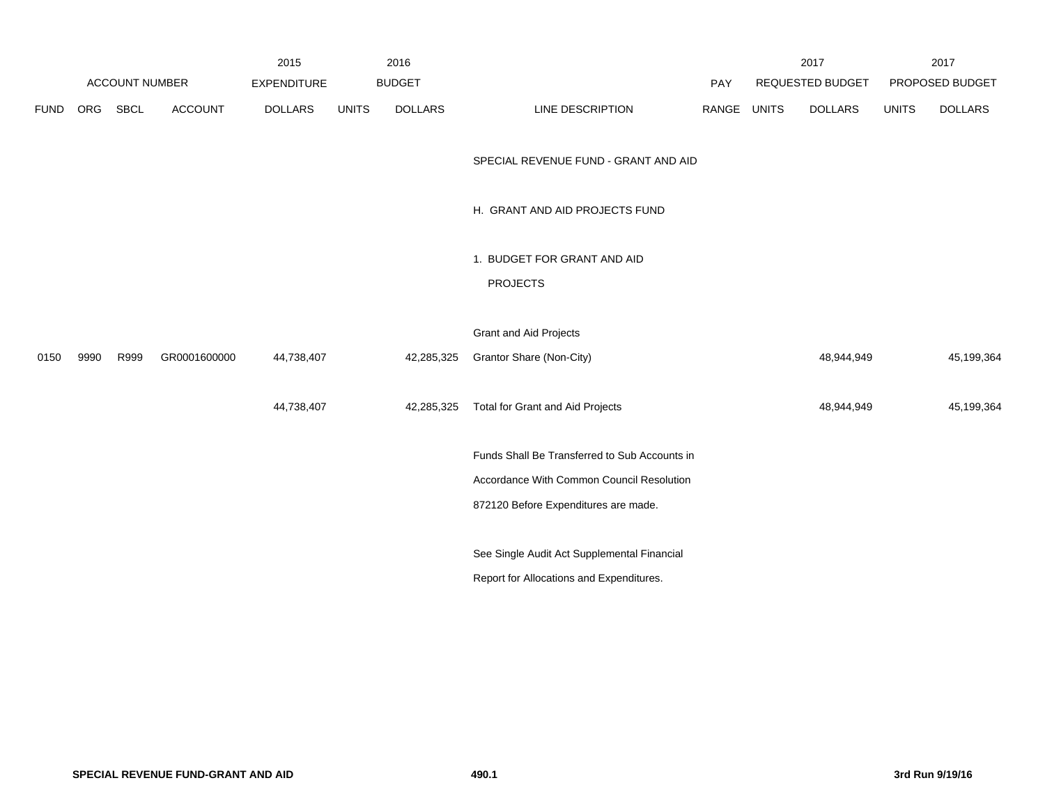| ACCOUNT NUMBER | | | | 2015 EXPENDITURE | 2016 BUDGET | | | PAY | 2017 REQUESTED BUDGET | | 2017 PROPOSED BUDGET | |
|---|---|---|---|---|---|---|---|---|---|---|---|---|
| FUND | ORG | SBCL | ACCOUNT | DOLLARS | UNITS | DOLLARS | LINE DESCRIPTION | RANGE | UNITS | DOLLARS | UNITS | DOLLARS |
| | | | | | | | SPECIAL REVENUE FUND - GRANT AND AID | | | | | |
| | | | | | | | H. GRANT AND AID PROJECTS FUND | | | | | |
| | | | | | | | 1. BUDGET FOR GRANT AND AID PROJECTS | | | | | |
| | | | | | | | Grant and Aid Projects | | | | | |
| 0150 | 9990 | R999 | GR0001600000 | 44,738,407 | | 42,285,325 | Grantor Share (Non-City) | | | 48,944,949 | | 45,199,364 |
| | | | | 44,738,407 | | 42,285,325 | Total for Grant and Aid Projects | | | 48,944,949 | | 45,199,364 |
| | | | | | | | Funds Shall Be Transferred to Sub Accounts in Accordance With Common Council Resolution 872120 Before Expenditures are made. | | | | | |
| | | | | | | | See Single Audit Act Supplemental Financial Report for Allocations and Expenditures. | | | | | |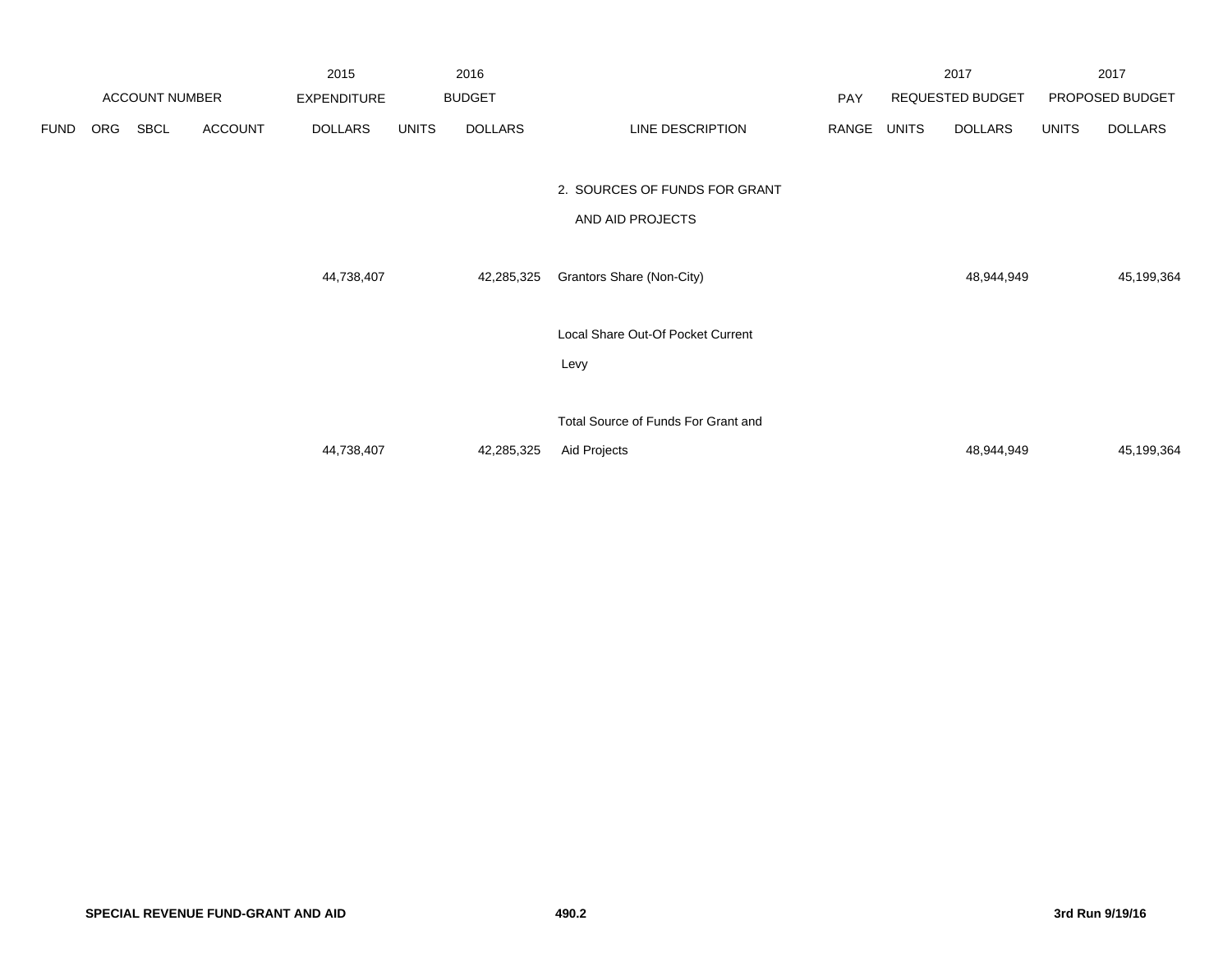| | ACCOUNT NUMBER | | | 2015 EXPENDITURE | 2016 BUDGET | | | PAY | 2017 REQUESTED BUDGET | | 2017 PROPOSED BUDGET | |
|---|---|---|---|---|---|---|---|---|---|---|---|---|
| FUND | ORG | SBCL | ACCOUNT | DOLLARS | UNITS | DOLLARS | LINE DESCRIPTION | RANGE | UNITS | DOLLARS | UNITS | DOLLARS |
| | | | | | | | 2. SOURCES OF FUNDS FOR GRANT AND AID PROJECTS | | | | | |
| | | | | 44,738,407 | | 42,285,325 | Grantors Share (Non-City) | | | 48,944,949 | | 45,199,364 |
| | | | | | | | Local Share Out-Of Pocket Current Levy | | | | | |
| | | | | 44,738,407 | | 42,285,325 | Total Source of Funds For Grant and Aid Projects | | | 48,944,949 | | 45,199,364 |

SPECIAL REVENUE FUND-GRANT AND AID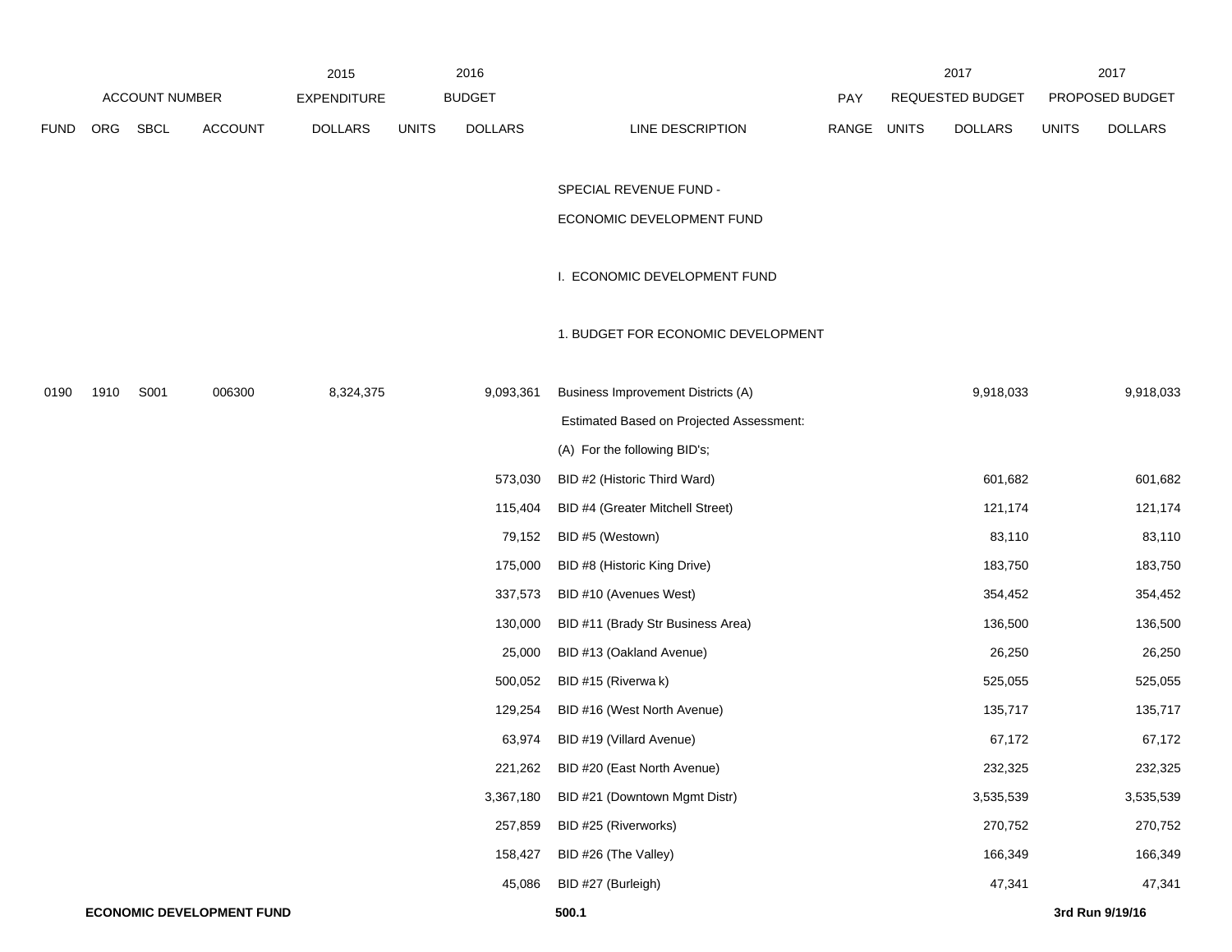| | ACCOUNT NUMBER | | | 2015 EXPENDITURE | 2016 BUDGET | | | PAY | 2017 REQUESTED BUDGET | | 2017 PROPOSED BUDGET | |
|---|---|---|---|---|---|---|---|---|---|---|---|---|
| FUND | ORG | SBCL | ACCOUNT | DOLLARS | UNITS | DOLLARS | LINE DESCRIPTION | RANGE | UNITS | DOLLARS | UNITS | DOLLARS |
| | | | | | | | SPECIAL REVENUE FUND - | | | | | |
| | | | | | | | ECONOMIC DEVELOPMENT FUND | | | | | |
| | | | | | | | I. ECONOMIC DEVELOPMENT FUND | | | | | |
| | | | | | | | 1. BUDGET FOR ECONOMIC DEVELOPMENT | | | | | |
| 0190 | 1910 | S001 | 006300 | 8,324,375 | | 9,093,361 | Business Improvement Districts (A) | | | 9,918,033 | | 9,918,033 |
| | | | | | | | Estimated Based on Projected Assessment: | | | | | |
| | | | | | | | (A) For the following BID's; | | | | | |
| | | | | | | 573,030 | BID #2 (Historic Third Ward) | | | 601,682 | | 601,682 |
| | | | | | | 115,404 | BID #4 (Greater Mitchell Street) | | | 121,174 | | 121,174 |
| | | | | | | 79,152 | BID #5 (Westown) | | | 83,110 | | 83,110 |
| | | | | | | 175,000 | BID #8 (Historic King Drive) | | | 183,750 | | 183,750 |
| | | | | | | 337,573 | BID #10 (Avenues West) | | | 354,452 | | 354,452 |
| | | | | | | 130,000 | BID #11 (Brady Str Business Area) | | | 136,500 | | 136,500 |
| | | | | | | 25,000 | BID #13 (Oakland Avenue) | | | 26,250 | | 26,250 |
| | | | | | | 500,052 | BID #15 (Riverwa k) | | | 525,055 | | 525,055 |
| | | | | | | 129,254 | BID #16 (West North Avenue) | | | 135,717 | | 135,717 |
| | | | | | | 63,974 | BID #19 (Villard Avenue) | | | 67,172 | | 67,172 |
| | | | | | | 221,262 | BID #20 (East North Avenue) | | | 232,325 | | 232,325 |
| | | | | | | 3,367,180 | BID #21 (Downtown Mgmt Distr) | | | 3,535,539 | | 3,535,539 |
| | | | | | | 257,859 | BID #25 (Riverworks) | | | 270,752 | | 270,752 |
| | | | | | | 158,427 | BID #26 (The Valley) | | | 166,349 | | 166,349 |
| | | | | | | 45,086 | BID #27 (Burleigh) | | | 47,341 | | 47,341 |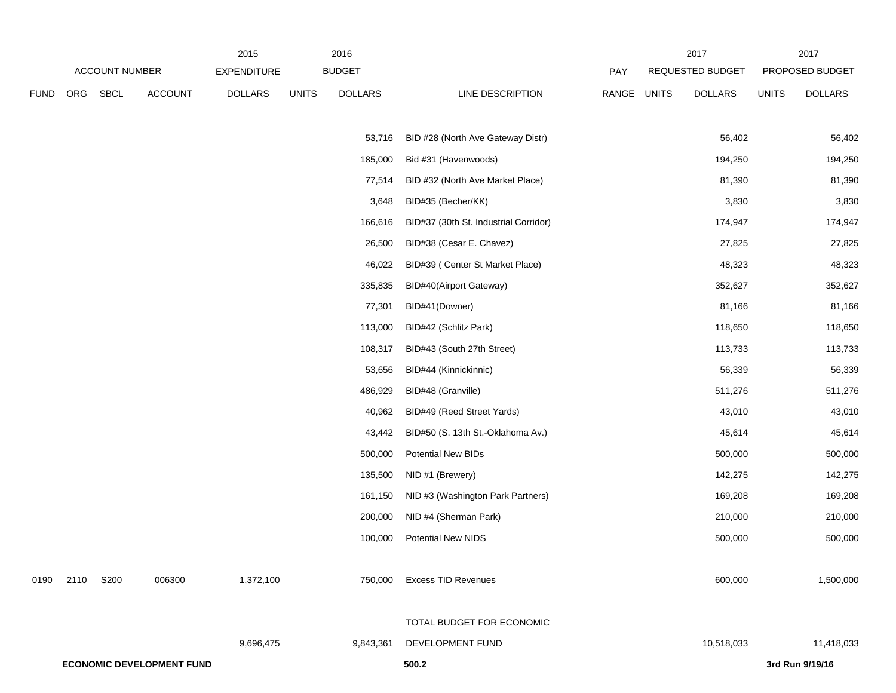| | ACCOUNT NUMBER | | | 2015 EXPENDITURE | 2016 BUDGET | | | PAY | 2017 REQUESTED BUDGET | | 2017 PROPOSED BUDGET | |
|---|---|---|---|---|---|---|---|---|---|---|---|---|
| FUND | ORG | SBCL | ACCOUNT | DOLLARS | UNITS | DOLLARS | LINE DESCRIPTION | RANGE | UNITS | DOLLARS | UNITS | DOLLARS |
| | | | | | | 53,716 | BID #28 (North Ave Gateway Distr) | | | 56,402 | | 56,402 |
| | | | | | | 185,000 | Bid #31 (Havenwoods) | | | 194,250 | | 194,250 |
| | | | | | | 77,514 | BID #32 (North Ave Market Place) | | | 81,390 | | 81,390 |
| | | | | | | 3,648 | BID#35 (Becher/KK) | | | 3,830 | | 3,830 |
| | | | | | | 166,616 | BID#37 (30th St. Industrial Corridor) | | | 174,947 | | 174,947 |
| | | | | | | 26,500 | BID#38 (Cesar E. Chavez) | | | 27,825 | | 27,825 |
| | | | | | | 46,022 | BID#39 ( Center St Market Place) | | | 48,323 | | 48,323 |
| | | | | | | 335,835 | BID#40(Airport Gateway) | | | 352,627 | | 352,627 |
| | | | | | | 77,301 | BID#41(Downer) | | | 81,166 | | 81,166 |
| | | | | | | 113,000 | BID#42 (Schlitz Park) | | | 118,650 | | 118,650 |
| | | | | | | 108,317 | BID#43 (South 27th Street) | | | 113,733 | | 113,733 |
| | | | | | | 53,656 | BID#44 (Kinnickinnic) | | | 56,339 | | 56,339 |
| | | | | | | 486,929 | BID#48 (Granville) | | | 511,276 | | 511,276 |
| | | | | | | 40,962 | BID#49 (Reed Street Yards) | | | 43,010 | | 43,010 |
| | | | | | | 43,442 | BID#50 (S. 13th St.-Oklahoma Av.) | | | 45,614 | | 45,614 |
| | | | | | | 500,000 | Potential New BIDs | | | 500,000 | | 500,000 |
| | | | | | | 135,500 | NID #1 (Brewery) | | | 142,275 | | 142,275 |
| | | | | | | 161,150 | NID #3 (Washington Park Partners) | | | 169,208 | | 169,208 |
| | | | | | | 200,000 | NID #4 (Sherman Park) | | | 210,000 | | 210,000 |
| | | | | | | 100,000 | Potential New NIDS | | | 500,000 | | 500,000 |
| 0190 | 2110 | S200 | 006300 | 1,372,100 | | 750,000 | Excess TID Revenues | | | 600,000 | | 1,500,000 |
| | | | | 9,696,475 | | 9,843,361 | TOTAL BUDGET FOR ECONOMIC DEVELOPMENT FUND | | | 10,518,033 | | 11,418,033 |

**ECONOMIC DEVELOPMENT FUND** **500.2** **3rd Run 9/19/16**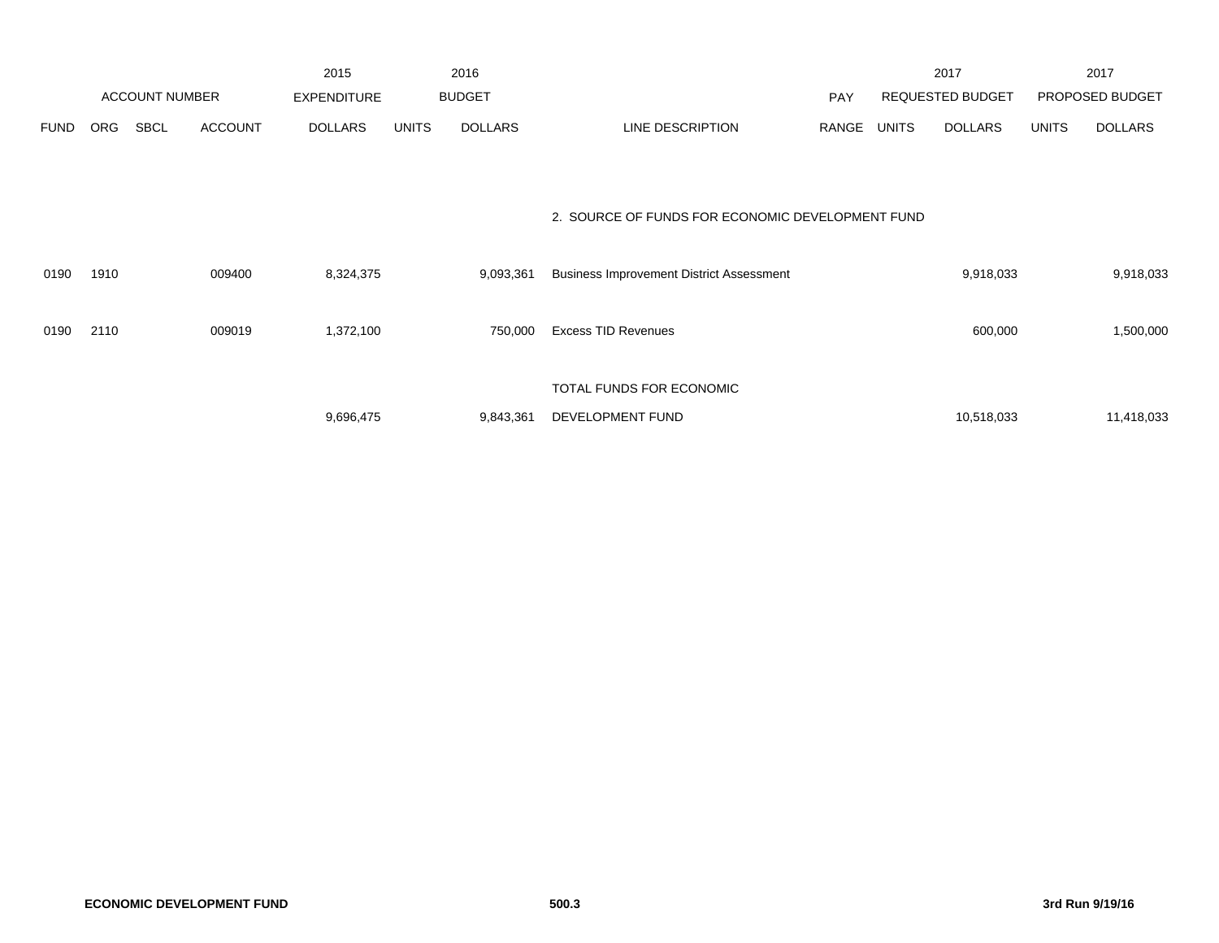| | ACCOUNT NUMBER | | | 2015 EXPENDITURE | 2016 BUDGET | | | PAY | 2017 REQUESTED BUDGET | | 2017 PROPOSED BUDGET | |
|---|---|---|---|---|---|---|---|---|---|---|---|---|
| FUND | ORG | SBCL | ACCOUNT | DOLLARS | UNITS | DOLLARS | LINE DESCRIPTION | RANGE | UNITS | DOLLARS | UNITS | DOLLARS |
| | | | | | | | 2. SOURCE OF FUNDS FOR ECONOMIC DEVELOPMENT FUND | | | | | |
| 0190 | 1910 | | 009400 | 8,324,375 | | 9,093,361 | Business Improvement District Assessment | | | 9,918,033 | | 9,918,033 |
| 0190 | 2110 | | 009019 | 1,372,100 | | 750,000 | Excess TID Revenues | | | 600,000 | | 1,500,000 |
| | | | | 9,696,475 | | 9,843,361 | TOTAL FUNDS FOR ECONOMIC DEVELOPMENT FUND | | | 10,518,033 | | 11,418,033 |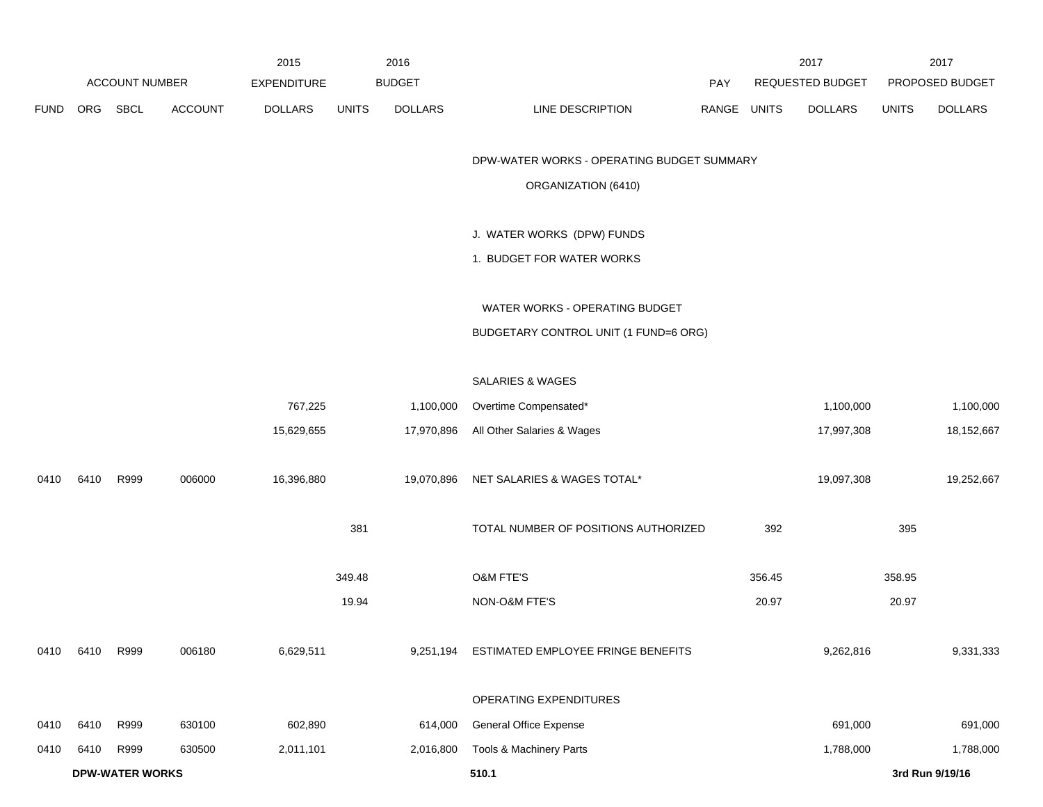| ACCOUNT NUMBER | | | | 2015 EXPENDITURE | 2016 BUDGET | | | PAY | 2017 REQUESTED BUDGET | | 2017 PROPOSED BUDGET | |
|---|---|---|---|---|---|---|---|---|---|---|---|---|
| FUND | ORG | SBCL | ACCOUNT | DOLLARS | UNITS | DOLLARS | LINE DESCRIPTION | RANGE | UNITS | DOLLARS | UNITS | DOLLARS |
| | | | | | | | DPW-WATER WORKS - OPERATING BUDGET SUMMARY | | | | | |
| | | | | | | | ORGANIZATION (6410) | | | | | |
| | | | | | | | J. WATER WORKS (DPW) FUNDS | | | | | |
| | | | | | | | 1. BUDGET FOR WATER WORKS | | | | | |
| | | | | | | | WATER WORKS - OPERATING BUDGET | | | | | |
| | | | | | | | BUDGETARY CONTROL UNIT (1 FUND=6 ORG) | | | | | |
| | | | | | | | SALARIES & WAGES | | | | | |
| | | | | 767,225 | | 1,100,000 | Overtime Compensated* | | | 1,100,000 | | 1,100,000 |
| | | | | 15,629,655 | | 17,970,896 | All Other Salaries & Wages | | | 17,997,308 | | 18,152,667 |
| 0410 | 6410 | R999 | 006000 | 16,396,880 | | 19,070,896 | NET SALARIES & WAGES TOTAL* | | | 19,097,308 | | 19,252,667 |
| | | | | | 381 | | TOTAL NUMBER OF POSITIONS AUTHORIZED | | 392 | | 395 | |
| | | | | | 349.48 | | O&M FTE'S | | 356.45 | | 358.95 | |
| | | | | | 19.94 | | NON-O&M FTE'S | | 20.97 | | 20.97 | |
| 0410 | 6410 | R999 | 006180 | 6,629,511 | | 9,251,194 | ESTIMATED EMPLOYEE FRINGE BENEFITS | | | 9,262,816 | | 9,331,333 |
| | | | | | | | OPERATING EXPENDITURES | | | | | |
| 0410 | 6410 | R999 | 630100 | 602,890 | | 614,000 | General Office Expense | | | 691,000 | | 691,000 |
| 0410 | 6410 | R999 | 630500 | 2,011,101 | | 2,016,800 | Tools & Machinery Parts | | | 1,788,000 | | 1,788,000 |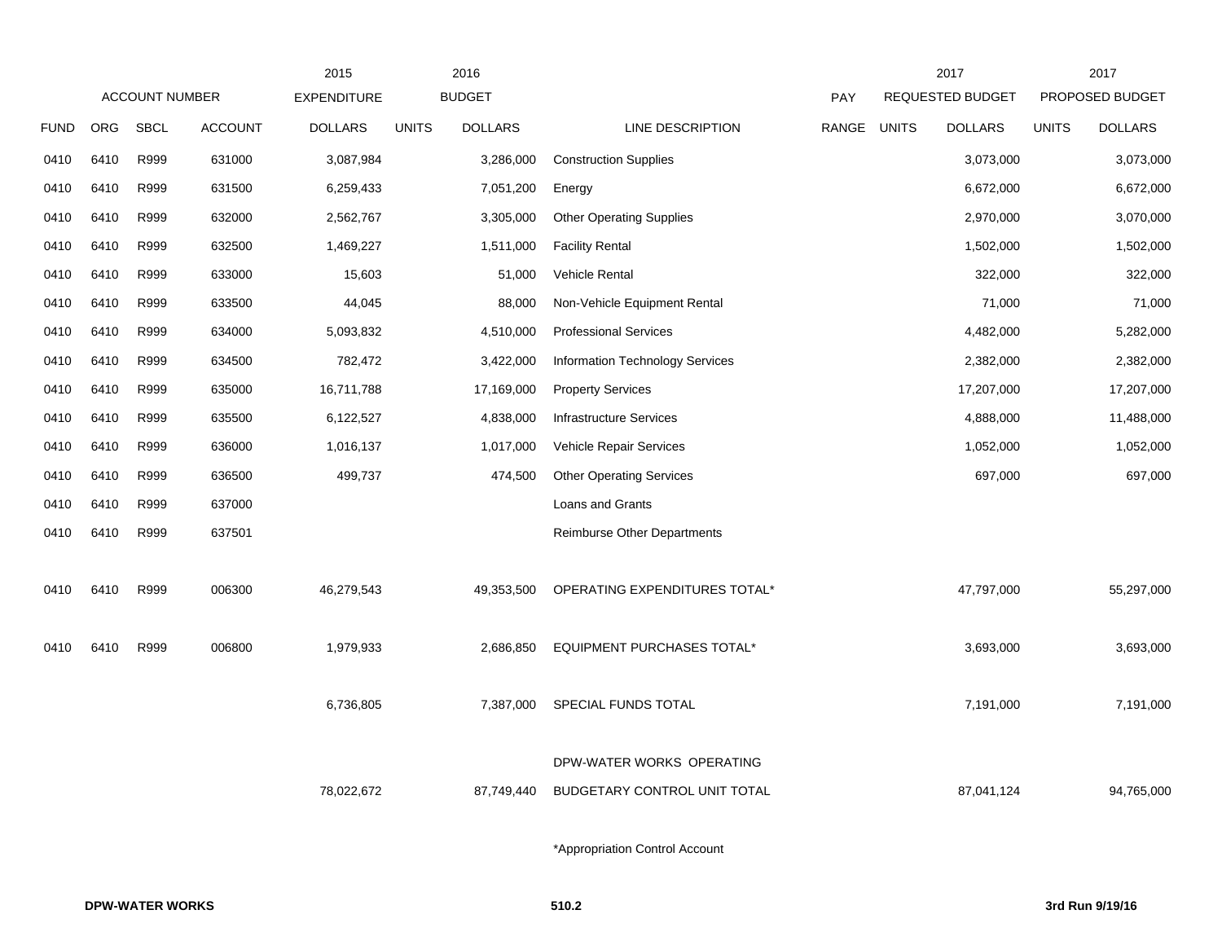| ACCOUNT NUMBER | | | | 2015 EXPENDITURE | 2016 BUDGET | | | | 2017 REQUESTED BUDGET | | 2017 PROPOSED BUDGET | |
|---|---|---|---|---|---|---|---|---|---|---|---|---|
| FUND | ORG | SBCL | ACCOUNT | DOLLARS | UNITS | DOLLARS | LINE DESCRIPTION | PAY RANGE | UNITS | DOLLARS | UNITS | DOLLARS |
| 0410 | 6410 | R999 | 631000 | 3,087,984 | | 3,286,000 | Construction Supplies | | | 3,073,000 | | 3,073,000 |
| 0410 | 6410 | R999 | 631500 | 6,259,433 | | 7,051,200 | Energy | | | 6,672,000 | | 6,672,000 |
| 0410 | 6410 | R999 | 632000 | 2,562,767 | | 3,305,000 | Other Operating Supplies | | | 2,970,000 | | 3,070,000 |
| 0410 | 6410 | R999 | 632500 | 1,469,227 | | 1,511,000 | Facility Rental | | | 1,502,000 | | 1,502,000 |
| 0410 | 6410 | R999 | 633000 | 15,603 | | 51,000 | Vehicle Rental | | | 322,000 | | 322,000 |
| 0410 | 6410 | R999 | 633500 | 44,045 | | 88,000 | Non-Vehicle Equipment Rental | | | 71,000 | | 71,000 |
| 0410 | 6410 | R999 | 634000 | 5,093,832 | | 4,510,000 | Professional Services | | | 4,482,000 | | 5,282,000 |
| 0410 | 6410 | R999 | 634500 | 782,472 | | 3,422,000 | Information Technology Services | | | 2,382,000 | | 2,382,000 |
| 0410 | 6410 | R999 | 635000 | 16,711,788 | | 17,169,000 | Property Services | | | 17,207,000 | | 17,207,000 |
| 0410 | 6410 | R999 | 635500 | 6,122,527 | | 4,838,000 | Infrastructure Services | | | 4,888,000 | | 11,488,000 |
| 0410 | 6410 | R999 | 636000 | 1,016,137 | | 1,017,000 | Vehicle Repair Services | | | 1,052,000 | | 1,052,000 |
| 0410 | 6410 | R999 | 636500 | 499,737 | | 474,500 | Other Operating Services | | | 697,000 | | 697,000 |
| 0410 | 6410 | R999 | 637000 | | | | Loans and Grants | | | | | |
| 0410 | 6410 | R999 | 637501 | | | | Reimburse Other Departments | | | | | |
| 0410 | 6410 | R999 | 006300 | 46,279,543 | | 49,353,500 | OPERATING EXPENDITURES TOTAL* | | | 47,797,000 | | 55,297,000 |
| 0410 | 6410 | R999 | 006800 | 1,979,933 | | 2,686,850 | EQUIPMENT PURCHASES TOTAL* | | | 3,693,000 | | 3,693,000 |
| | | | | 6,736,805 | | 7,387,000 | SPECIAL FUNDS TOTAL | | | 7,191,000 | | 7,191,000 |
| | | | | 78,022,672 | | 87,749,440 | DPW-WATER WORKS OPERATING BUDGETARY CONTROL UNIT TOTAL | | | 87,041,124 | | 94,765,000 |

*Appropriation Control Account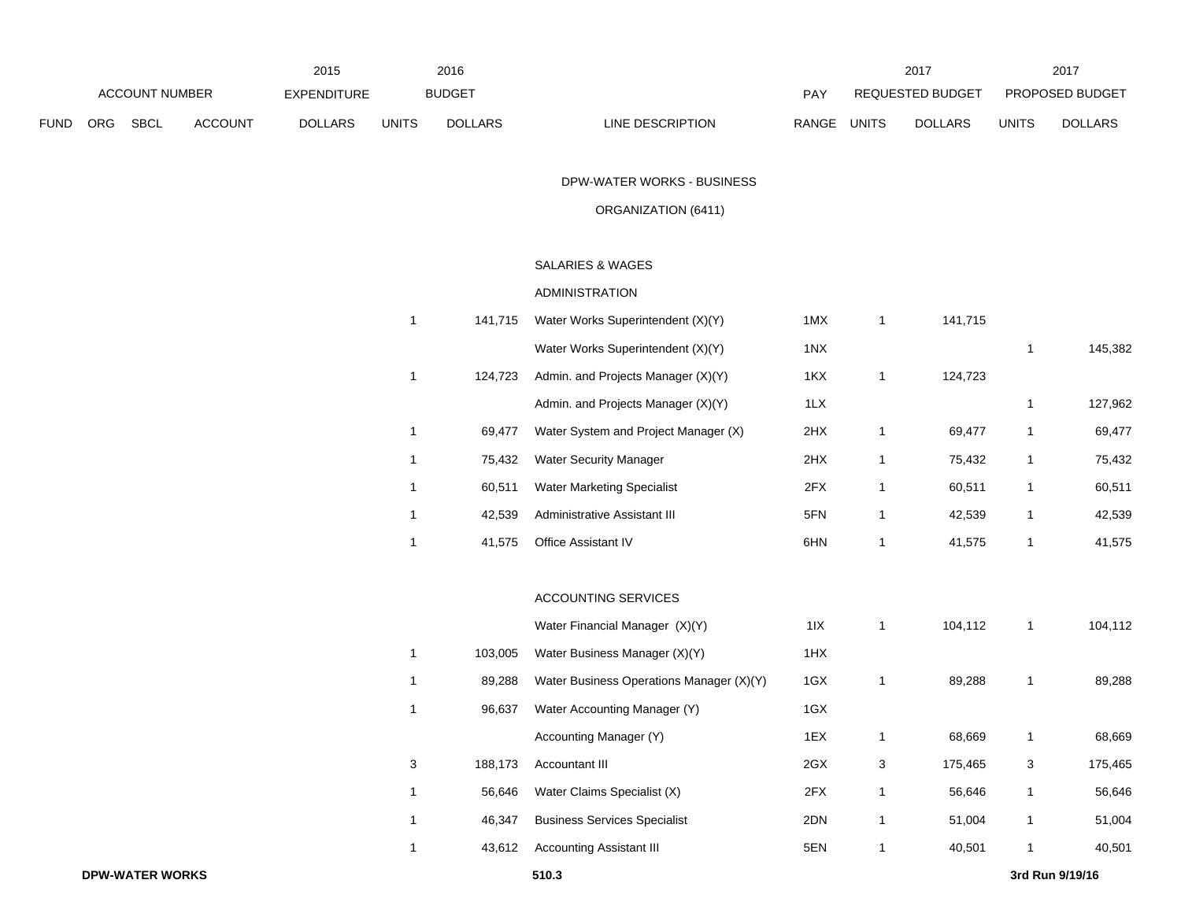| ACCOUNT NUMBER | | | | 2015 EXPENDITURE | 2016 BUDGET | | | PAY | 2017 REQUESTED BUDGET | | 2017 PROPOSED BUDGET | |
|---|---|---|---|---|---|---|---|---|---|---|---|---|
| FUND | ORG | SBCL | ACCOUNT | DOLLARS | UNITS | DOLLARS | LINE DESCRIPTION | RANGE | UNITS | DOLLARS | UNITS | DOLLARS |
| | | | | | | | DPW-WATER WORKS - BUSINESS ORGANIZATION (6411) | | | | | |
| | | | | | | | SALARIES & WAGES | | | | | |
| | | | | | | | ADMINISTRATION | | | | | |
| | | | | | 1 | 141,715 | Water Works Superintendent (X)(Y) | 1MX | 1 | 141,715 | | |
| | | | | | | | Water Works Superintendent (X)(Y) | 1NX | | | 1 | 145,382 |
| | | | | | 1 | 124,723 | Admin. and Projects Manager (X)(Y) | 1KX | 1 | 124,723 | | |
| | | | | | | | Admin. and Projects Manager (X)(Y) | 1LX | | | 1 | 127,962 |
| | | | | | 1 | 69,477 | Water System and Project Manager (X) | 2HX | 1 | 69,477 | 1 | 69,477 |
| | | | | | 1 | 75,432 | Water Security Manager | 2HX | 1 | 75,432 | 1 | 75,432 |
| | | | | | 1 | 60,511 | Water Marketing Specialist | 2FX | 1 | 60,511 | 1 | 60,511 |
| | | | | | 1 | 42,539 | Administrative Assistant III | 5FN | 1 | 42,539 | 1 | 42,539 |
| | | | | | 1 | 41,575 | Office Assistant IV | 6HN | 1 | 41,575 | 1 | 41,575 |
| | | | | | | | ACCOUNTING SERVICES | | | | | |
| | | | | | | | Water Financial Manager (X)(Y) | 1IX | 1 | 104,112 | 1 | 104,112 |
| | | | | | 1 | 103,005 | Water Business Manager (X)(Y) | 1HX | | | | |
| | | | | | 1 | 89,288 | Water Business Operations Manager (X)(Y) | 1GX | 1 | 89,288 | 1 | 89,288 |
| | | | | | 1 | 96,637 | Water Accounting Manager (Y) | 1GX | | | | |
| | | | | | | | Accounting Manager (Y) | 1EX | 1 | 68,669 | 1 | 68,669 |
| | | | | | 3 | 188,173 | Accountant III | 2GX | 3 | 175,465 | 3 | 175,465 |
| | | | | | 1 | 56,646 | Water Claims Specialist (X) | 2FX | 1 | 56,646 | 1 | 56,646 |
| | | | | | 1 | 46,347 | Business Services Specialist | 2DN | 1 | 51,004 | 1 | 51,004 |
| | | | | | 1 | 43,612 | Accounting Assistant III | 5EN | 1 | 40,501 | 1 | 40,501 |

**DPW-WATER WORKS** **510.3** **3rd Run 9/19/16**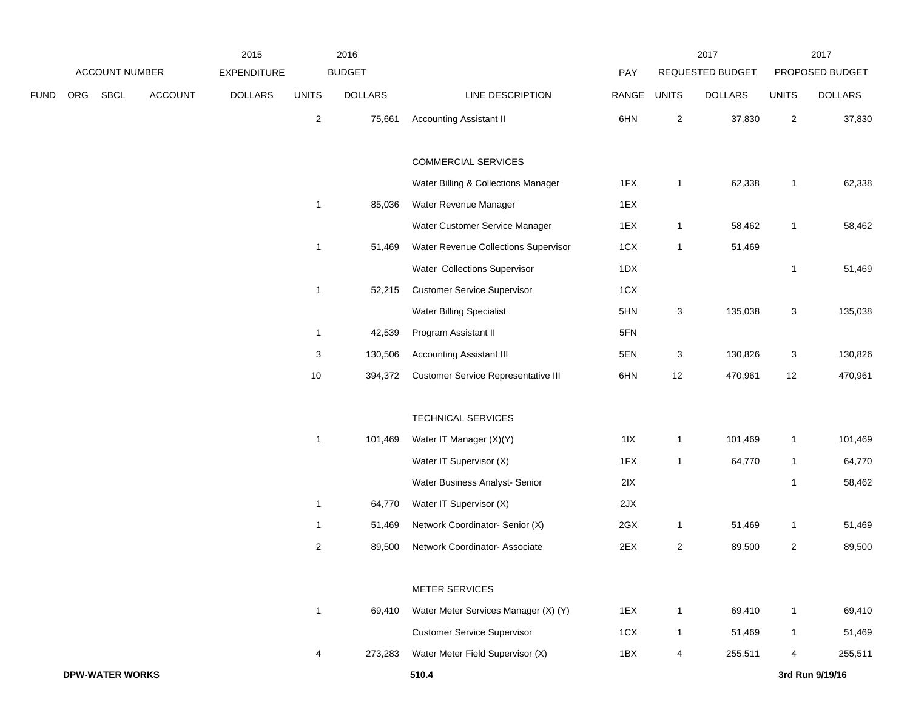| ACCOUNT NUMBER | | | | 2015 EXPENDITURE | 2016 BUDGET | | | PAY | 2017 REQUESTED BUDGET | | 2017 PROPOSED BUDGET | |
|---|---|---|---|---|---|---|---|---|---|---|---|---|
| FUND | ORG | SBCL | ACCOUNT | DOLLARS | UNITS | DOLLARS | LINE DESCRIPTION | RANGE | UNITS | DOLLARS | UNITS | DOLLARS |
| | | | | | 2 | 75,661 | Accounting Assistant II | 6HN | 2 | 37,830 | 2 | 37,830 |
| | | | | | | | COMMERCIAL SERVICES | | | | | |
| | | | | | | | Water Billing & Collections Manager | 1FX | 1 | 62,338 | 1 | 62,338 |
| | | | | | 1 | 85,036 | Water Revenue Manager | 1EX | | | | |
| | | | | | | | Water Customer Service Manager | 1EX | 1 | 58,462 | 1 | 58,462 |
| | | | | | 1 | 51,469 | Water Revenue Collections Supervisor | 1CX | 1 | 51,469 | | |
| | | | | | | | Water Collections Supervisor | 1DX | | | 1 | 51,469 |
| | | | | | 1 | 52,215 | Customer Service Supervisor | 1CX | | | | |
| | | | | | | | Water Billing Specialist | 5HN | 3 | 135,038 | 3 | 135,038 |
| | | | | | 1 | 42,539 | Program Assistant II | 5FN | | | | |
| | | | | | 3 | 130,506 | Accounting Assistant III | 5EN | 3 | 130,826 | 3 | 130,826 |
| | | | | | 10 | 394,372 | Customer Service Representative III | 6HN | 12 | 470,961 | 12 | 470,961 |
| | | | | | | | TECHNICAL SERVICES | | | | | |
| | | | | | 1 | 101,469 | Water IT Manager (X)(Y) | 1IX | 1 | 101,469 | 1 | 101,469 |
| | | | | | | | Water IT Supervisor (X) | 1FX | 1 | 64,770 | 1 | 64,770 |
| | | | | | | | Water Business Analyst- Senior | 2IX | | | 1 | 58,462 |
| | | | | | 1 | 64,770 | Water IT Supervisor (X) | 2JX | | | | |
| | | | | | 1 | 51,469 | Network Coordinator- Senior (X) | 2GX | 1 | 51,469 | 1 | 51,469 |
| | | | | | 2 | 89,500 | Network Coordinator- Associate | 2EX | 2 | 89,500 | 2 | 89,500 |
| | | | | | | | METER SERVICES | | | | | |
| | | | | | 1 | 69,410 | Water Meter Services Manager (X) (Y) | 1EX | 1 | 69,410 | 1 | 69,410 |
| | | | | | | | Customer Service Supervisor | 1CX | 1 | 51,469 | 1 | 51,469 |
| | | | | | 4 | 273,283 | Water Meter Field Supervisor (X) | 1BX | 4 | 255,511 | 4 | 255,511 |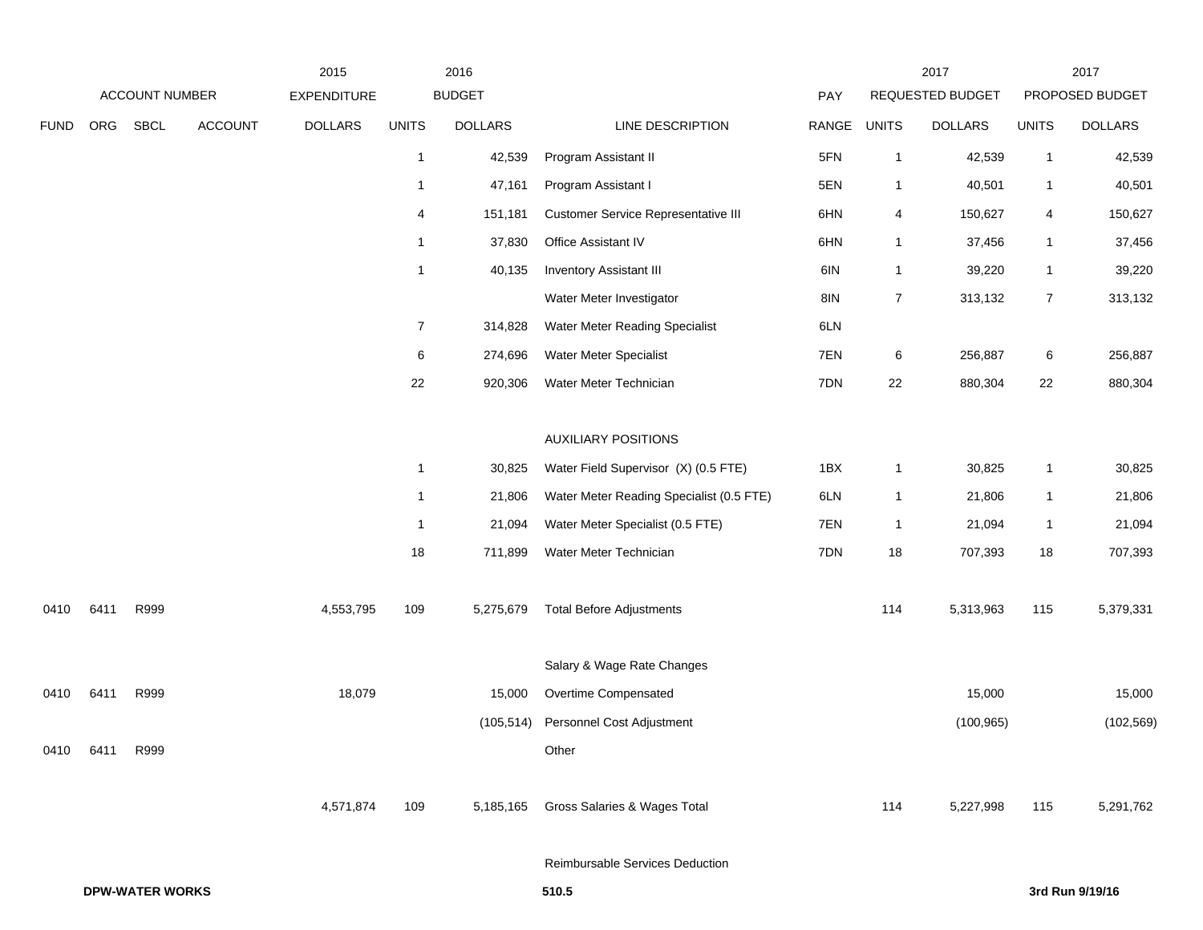| ACCOUNT NUMBER | | | | 2015 EXPENDITURE | 2016 BUDGET | | | PAY | 2017 REQUESTED BUDGET | | 2017 PROPOSED BUDGET | |
|---|---|---|---|---|---|---|---|---|---|---|---|---|
| FUND | ORG | SBCL | ACCOUNT | DOLLARS | UNITS | DOLLARS | LINE DESCRIPTION | RANGE | UNITS | DOLLARS | UNITS | DOLLARS |
| | | | | | 1 | 42,539 | Program Assistant II | 5FN | 1 | 42,539 | 1 | 42,539 |
| | | | | | 1 | 47,161 | Program Assistant I | 5EN | 1 | 40,501 | 1 | 40,501 |
| | | | | | 4 | 151,181 | Customer Service Representative III | 6HN | 4 | 150,627 | 4 | 150,627 |
| | | | | | 1 | 37,830 | Office Assistant IV | 6HN | 1 | 37,456 | 1 | 37,456 |
| | | | | | 1 | 40,135 | Inventory Assistant III | 6IN | 1 | 39,220 | 1 | 39,220 |
| | | | | | | | Water Meter Investigator | 8IN | 7 | 313,132 | 7 | 313,132 |
| | | | | | 7 | 314,828 | Water Meter Reading Specialist | 6LN | | | | |
| | | | | | 6 | 274,696 | Water Meter Specialist | 7EN | 6 | 256,887 | 6 | 256,887 |
| | | | | | 22 | 920,306 | Water Meter Technician | 7DN | 22 | 880,304 | 22 | 880,304 |
| | | | | | | | AUXILIARY POSITIONS | | | | | |
| | | | | | 1 | 30,825 | Water Field Supervisor (X) (0.5 FTE) | 1BX | 1 | 30,825 | 1 | 30,825 |
| | | | | | 1 | 21,806 | Water Meter Reading Specialist (0.5 FTE) | 6LN | 1 | 21,806 | 1 | 21,806 |
| | | | | | 1 | 21,094 | Water Meter Specialist (0.5 FTE) | 7EN | 1 | 21,094 | 1 | 21,094 |
| | | | | | 18 | 711,899 | Water Meter Technician | 7DN | 18 | 707,393 | 18 | 707,393 |
| 0410 | 6411 | R999 | | 4,553,795 | 109 | 5,275,679 | Total Before Adjustments | | 114 | 5,313,963 | 115 | 5,379,331 |
| | | | | | | | Salary & Wage Rate Changes | | | | | |
| 0410 | 6411 | R999 | | 18,079 | | 15,000 | Overtime Compensated | | | 15,000 | | 15,000 |
| | | | | | | (105,514) | Personnel Cost Adjustment | | | (100,965) | | (102,569) |
| 0410 | 6411 | R999 | | | | | Other | | | | | |
| | | | | 4,571,874 | 109 | 5,185,165 | Gross Salaries & Wages Total | | 114 | 5,227,998 | 115 | 5,291,762 |
| | | | | | | | Reimbursable Services Deduction | | | | | |

**DPW-WATER WORKS** **510.5** **3rd Run 9/19/16**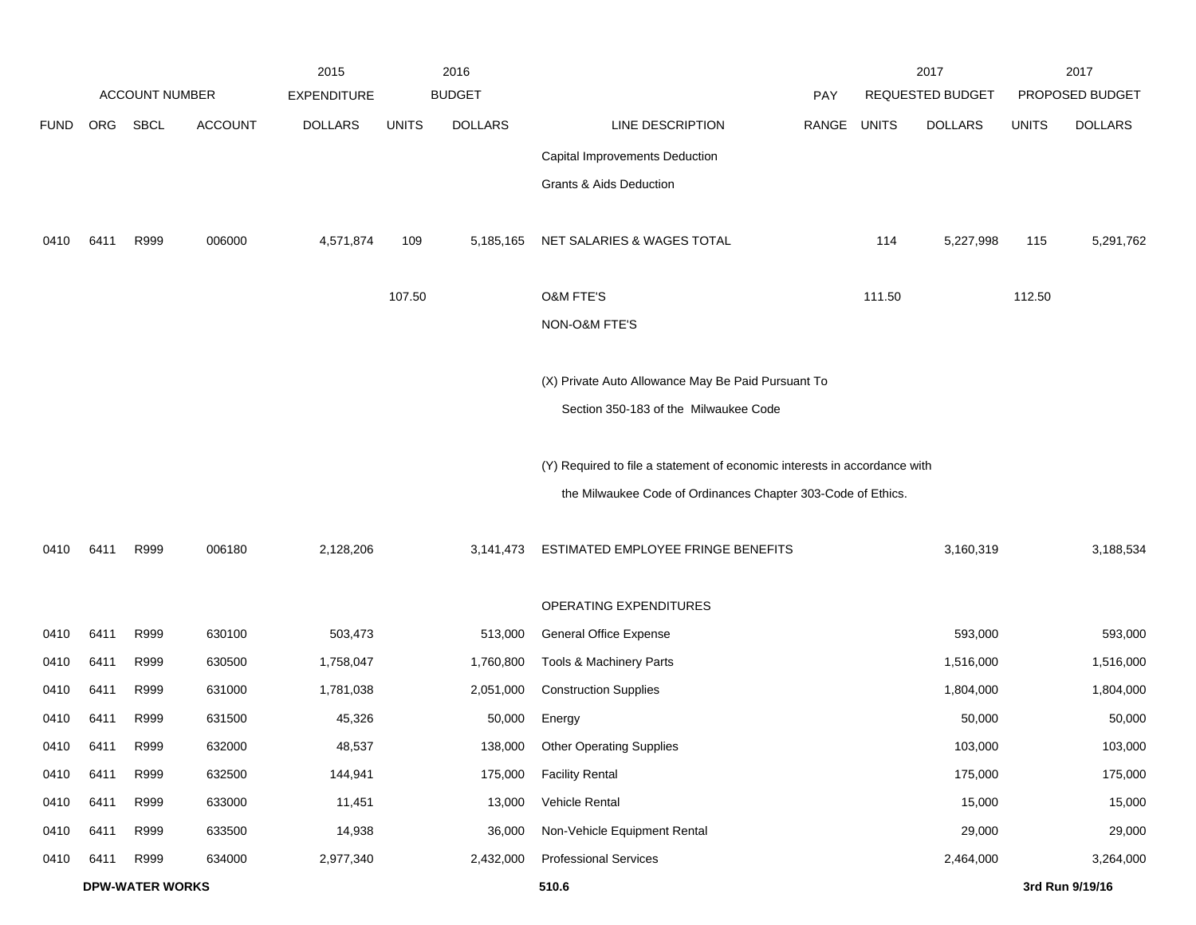| | ACCOUNT NUMBER | | | 2015 EXPENDITURE | 2016 BUDGET | | | PAY | 2017 REQUESTED BUDGET | | 2017 PROPOSED BUDGET | |
|---|---|---|---|---|---|---|---|---|---|---|---|---|
| FUND | ORG | SBCL | ACCOUNT | DOLLARS | UNITS | DOLLARS | LINE DESCRIPTION | RANGE | UNITS | DOLLARS | UNITS | DOLLARS |
| | | | | | | | Capital Improvements Deduction | | | | | |
| | | | | | | | Grants & Aids Deduction | | | | | |
| 0410 | 6411 | R999 | 006000 | 4,571,874 | 109 | 5,185,165 | NET SALARIES & WAGES TOTAL | | 114 | 5,227,998 | 115 | 5,291,762 |
| | | | | | 107.50 | | O&M FTE'S | | 111.50 | | 112.50 | |
| | | | | | | | NON-O&M FTE'S | | | | | |
| | | | | | | | (X) Private Auto Allowance May Be Paid Pursuant To Section 350-183 of the Milwaukee Code | | | | | |
| | | | | | | | (Y) Required to file a statement of economic interests in accordance with the Milwaukee Code of Ordinances Chapter 303-Code of Ethics. | | | | | |
| 0410 | 6411 | R999 | 006180 | 2,128,206 | | 3,141,473 | ESTIMATED EMPLOYEE FRINGE BENEFITS | | | 3,160,319 | | 3,188,534 |
| | | | | | | | OPERATING EXPENDITURES | | | | | |
| 0410 | 6411 | R999 | 630100 | 503,473 | | 513,000 | General Office Expense | | | 593,000 | | 593,000 |
| 0410 | 6411 | R999 | 630500 | 1,758,047 | | 1,760,800 | Tools & Machinery Parts | | | 1,516,000 | | 1,516,000 |
| 0410 | 6411 | R999 | 631000 | 1,781,038 | | 2,051,000 | Construction Supplies | | | 1,804,000 | | 1,804,000 |
| 0410 | 6411 | R999 | 631500 | 45,326 | | 50,000 | Energy | | | 50,000 | | 50,000 |
| 0410 | 6411 | R999 | 632000 | 48,537 | | 138,000 | Other Operating Supplies | | | 103,000 | | 103,000 |
| 0410 | 6411 | R999 | 632500 | 144,941 | | 175,000 | Facility Rental | | | 175,000 | | 175,000 |
| 0410 | 6411 | R999 | 633000 | 11,451 | | 13,000 | Vehicle Rental | | | 15,000 | | 15,000 |
| 0410 | 6411 | R999 | 633500 | 14,938 | | 36,000 | Non-Vehicle Equipment Rental | | | 29,000 | | 29,000 |
| 0410 | 6411 | R999 | 634000 | 2,977,340 | | 2,432,000 | Professional Services | | | 2,464,000 | | 3,264,000 |

**DPW-WATER WORKS** 510.6 **3rd Run 9/19/16**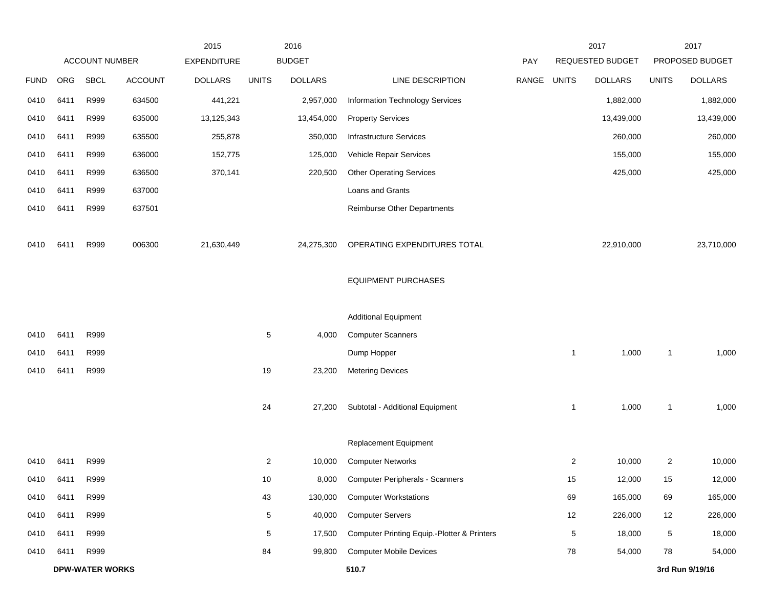| | ACCOUNT NUMBER | | | 2015 EXPENDITURE | 2016 BUDGET | | | PAY | 2017 REQUESTED BUDGET | | 2017 PROPOSED BUDGET | |
|---|---|---|---|---|---|---|---|---|---|---|---|---|
| FUND | ORG | SBCL | ACCOUNT | DOLLARS | UNITS | DOLLARS | LINE DESCRIPTION | RANGE | UNITS | DOLLARS | UNITS | DOLLARS |
| 0410 | 6411 | R999 | 634500 | 441,221 | | 2,957,000 | Information Technology Services | | | 1,882,000 | | 1,882,000 |
| 0410 | 6411 | R999 | 635000 | 13,125,343 | | 13,454,000 | Property Services | | | 13,439,000 | | 13,439,000 |
| 0410 | 6411 | R999 | 635500 | 255,878 | | 350,000 | Infrastructure Services | | | 260,000 | | 260,000 |
| 0410 | 6411 | R999 | 636000 | 152,775 | | 125,000 | Vehicle Repair Services | | | 155,000 | | 155,000 |
| 0410 | 6411 | R999 | 636500 | 370,141 | | 220,500 | Other Operating Services | | | 425,000 | | 425,000 |
| 0410 | 6411 | R999 | 637000 | | | | Loans and Grants | | | | | |
| 0410 | 6411 | R999 | 637501 | | | | Reimburse Other Departments | | | | | |
| 0410 | 6411 | R999 | 006300 | 21,630,449 | | 24,275,300 | OPERATING EXPENDITURES TOTAL | | | 22,910,000 | | 23,710,000 |
| | | | | | | | EQUIPMENT PURCHASES | | | | | |
| | | | | | | | Additional Equipment | | | | | |
| 0410 | 6411 | R999 | | | 5 | 4,000 | Computer Scanners | | | | | |
| 0410 | 6411 | R999 | | | | | Dump Hopper | | 1 | 1,000 | 1 | 1,000 |
| 0410 | 6411 | R999 | | | 19 | 23,200 | Metering Devices | | | | | |
| | | | | | 24 | 27,200 | Subtotal - Additional Equipment | | 1 | 1,000 | 1 | 1,000 |
| | | | | | | | Replacement Equipment | | | | | |
| 0410 | 6411 | R999 | | | 2 | 10,000 | Computer Networks | | 2 | 10,000 | 2 | 10,000 |
| 0410 | 6411 | R999 | | | 10 | 8,000 | Computer Peripherals - Scanners | | 15 | 12,000 | 15 | 12,000 |
| 0410 | 6411 | R999 | | | 43 | 130,000 | Computer Workstations | | 69 | 165,000 | 69 | 165,000 |
| 0410 | 6411 | R999 | | | 5 | 40,000 | Computer Servers | | 12 | 226,000 | 12 | 226,000 |
| 0410 | 6411 | R999 | | | 5 | 17,500 | Computer Printing Equip.-Plotter & Printers | | 5 | 18,000 | 5 | 18,000 |
| 0410 | 6411 | R999 | | | 84 | 99,800 | Computer Mobile Devices | | 78 | 54,000 | 78 | 54,000 |

**DPW-WATER WORKS** 510.7 **3rd Run 9/19/16**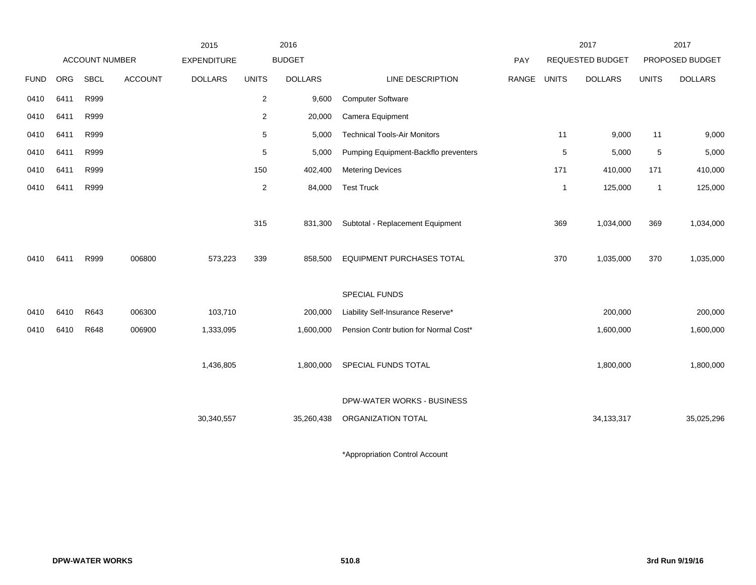| | ACCOUNT NUMBER | | | 2015 EXPENDITURE | 2016 BUDGET | | | PAY | 2017 REQUESTED BUDGET | | 2017 PROPOSED BUDGET | |
|---|---|---|---|---|---|---|---|---|---|---|---|---|
| FUND | ORG | SBCL | ACCOUNT | DOLLARS | UNITS | DOLLARS | LINE DESCRIPTION | RANGE | UNITS | DOLLARS | UNITS | DOLLARS |
| 0410 | 6411 | R999 | | | 2 | 9,600 | Computer Software | | | | | |
| 0410 | 6411 | R999 | | | 2 | 20,000 | Camera Equipment | | | | | |
| 0410 | 6411 | R999 | | | 5 | 5,000 | Technical Tools-Air Monitors | | 11 | 9,000 | 11 | 9,000 |
| 0410 | 6411 | R999 | | | 5 | 5,000 | Pumping Equipment-Backflo preventers | | 5 | 5,000 | 5 | 5,000 |
| 0410 | 6411 | R999 | | | 150 | 402,400 | Metering Devices | | 171 | 410,000 | 171 | 410,000 |
| 0410 | 6411 | R999 | | | 2 | 84,000 | Test Truck | | 1 | 125,000 | 1 | 125,000 |
| | | | | | 315 | 831,300 | Subtotal - Replacement Equipment | | 369 | 1,034,000 | 369 | 1,034,000 |
| 0410 | 6411 | R999 | 006800 | 573,223 | 339 | 858,500 | EQUIPMENT PURCHASES TOTAL | | 370 | 1,035,000 | 370 | 1,035,000 |
| | | | | | | | SPECIAL FUNDS | | | | | |
| 0410 | 6410 | R643 | 006300 | 103,710 | | 200,000 | Liability Self-Insurance Reserve* | | | 200,000 | | 200,000 |
| 0410 | 6410 | R648 | 006900 | 1,333,095 | | 1,600,000 | Pension Contr bution for Normal Cost* | | | 1,600,000 | | 1,600,000 |
| | | | | 1,436,805 | | 1,800,000 | SPECIAL FUNDS TOTAL | | | 1,800,000 | | 1,800,000 |
| | | | | 30,340,557 | | 35,260,438 | DPW-WATER WORKS - BUSINESS ORGANIZATION TOTAL | | | 34,133,317 | | 35,025,296 |

*Appropriation Control Account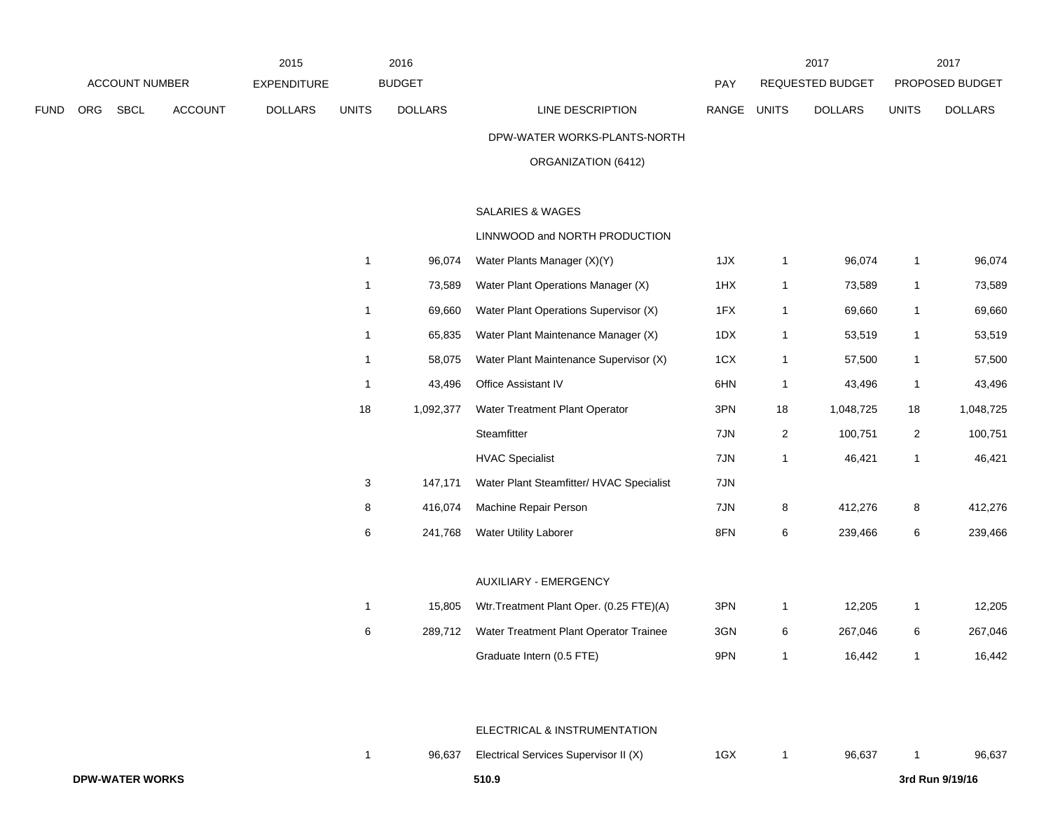| | ACCOUNT NUMBER | | | 2015 EXPENDITURE | 2016 BUDGET | | | PAY | 2017 REQUESTED BUDGET | | 2017 PROPOSED BUDGET | |
|---|---|---|---|---|---|---|---|---|---|---|---|---|
| FUND | ORG | SBCL | ACCOUNT | DOLLARS | UNITS | DOLLARS | LINE DESCRIPTION | RANGE | UNITS | DOLLARS | UNITS | DOLLARS |
| | | | | | | | DPW-WATER WORKS-PLANTS-NORTH | | | | | |
| | | | | | | | ORGANIZATION (6412) | | | | | |
| | | | | | | | SALARIES & WAGES | | | | | |
| | | | | | | | LINNWOOD and NORTH PRODUCTION | | | | | |
| | | | | | 1 | 96,074 | Water Plants Manager (X)(Y) | 1JX | 1 | 96,074 | 1 | 96,074 |
| | | | | | 1 | 73,589 | Water Plant Operations Manager (X) | 1HX | 1 | 73,589 | 1 | 73,589 |
| | | | | | 1 | 69,660 | Water Plant Operations Supervisor (X) | 1FX | 1 | 69,660 | 1 | 69,660 |
| | | | | | 1 | 65,835 | Water Plant Maintenance Manager (X) | 1DX | 1 | 53,519 | 1 | 53,519 |
| | | | | | 1 | 58,075 | Water Plant Maintenance Supervisor (X) | 1CX | 1 | 57,500 | 1 | 57,500 |
| | | | | | 1 | 43,496 | Office Assistant IV | 6HN | 1 | 43,496 | 1 | 43,496 |
| | | | | | 18 | 1,092,377 | Water Treatment Plant Operator | 3PN | 18 | 1,048,725 | 18 | 1,048,725 |
| | | | | | | | Steamfitter | 7JN | 2 | 100,751 | 2 | 100,751 |
| | | | | | | | HVAC Specialist | 7JN | 1 | 46,421 | 1 | 46,421 |
| | | | | | 3 | 147,171 | Water Plant Steamfitter/ HVAC Specialist | 7JN | | | | |
| | | | | | 8 | 416,074 | Machine Repair Person | 7JN | 8 | 412,276 | 8 | 412,276 |
| | | | | | 6 | 241,768 | Water Utility Laborer | 8FN | 6 | 239,466 | 6 | 239,466 |
| | | | | | | | AUXILIARY - EMERGENCY | | | | | |
| | | | | | 1 | 15,805 | Wtr.Treatment Plant Oper. (0.25 FTE)(A) | 3PN | 1 | 12,205 | 1 | 12,205 |
| | | | | | 6 | 289,712 | Water Treatment Plant Operator Trainee | 3GN | 6 | 267,046 | 6 | 267,046 |
| | | | | | | | Graduate Intern (0.5 FTE) | 9PN | 1 | 16,442 | 1 | 16,442 |
| | | | | | | | ELECTRICAL & INSTRUMENTATION | | | | | |
| | | | | | 1 | 96,637 | Electrical Services Supervisor II (X) | 1GX | 1 | 96,637 | 1 | 96,637 |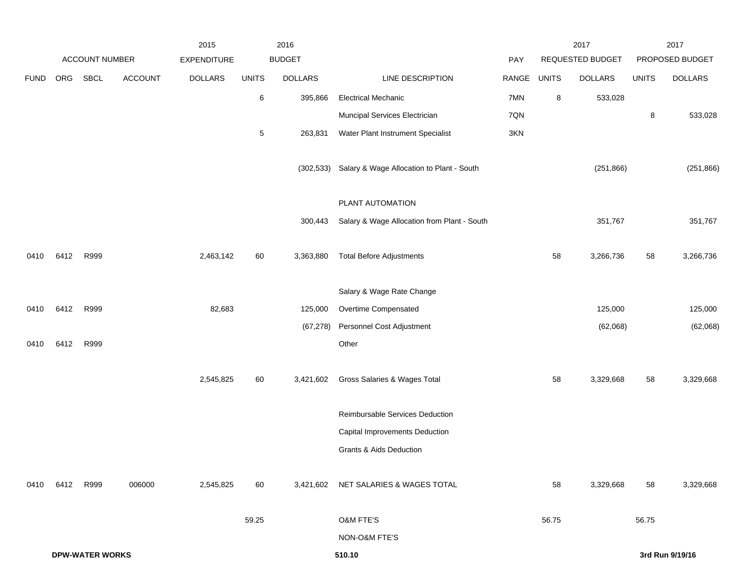| ACCOUNT NUMBER | | | | 2015 EXPENDITURE | 2016 BUDGET | | | PAY | 2017 REQUESTED BUDGET | | 2017 PROPOSED BUDGET | |
|---|---|---|---|---|---|---|---|---|---|---|---|---|
| FUND | ORG | SBCL | ACCOUNT | DOLLARS | UNITS | DOLLARS | LINE DESCRIPTION | RANGE | UNITS | DOLLARS | UNITS | DOLLARS |
| | | | | | 6 | 395,866 | Electrical Mechanic | 7MN | 8 | 533,028 | | |
| | | | | | | | Muncipal Services Electrician | 7QN | | | 8 | 533,028 |
| | | | | | 5 | 263,831 | Water Plant Instrument Specialist | 3KN | | | | |
| | | | | | | (302,533) | Salary & Wage Allocation to Plant - South | | | (251,866) | | (251,866) |
| | | | | | | | PLANT AUTOMATION | | | | | |
| | | | | | | 300,443 | Salary & Wage Allocation from Plant - South | | | 351,767 | | 351,767 |
| 0410 | 6412 | R999 | | 2,463,142 | 60 | 3,363,880 | Total Before Adjustments | | 58 | 3,266,736 | 58 | 3,266,736 |
| | | | | | | | Salary & Wage Rate Change | | | | | |
| 0410 | 6412 | R999 | | 82,683 | | 125,000 | Overtime Compensated | | | 125,000 | | 125,000 |
| | | | | | | (67,278) | Personnel Cost Adjustment | | | (62,068) | | (62,068) |
| 0410 | 6412 | R999 | | | | | Other | | | | | |
| | | | | 2,545,825 | 60 | 3,421,602 | Gross Salaries & Wages Total | | 58 | 3,329,668 | 58 | 3,329,668 |
| | | | | | | | Reimbursable Services Deduction | | | | | |
| | | | | | | | Capital Improvements Deduction | | | | | |
| | | | | | | | Grants & Aids Deduction | | | | | |
| 0410 | 6412 | R999 | 006000 | 2,545,825 | 60 | 3,421,602 | NET SALARIES & WAGES TOTAL | | 58 | 3,329,668 | 58 | 3,329,668 |
| | | | | | 59.25 | | O&M FTE'S | | 56.75 | | 56.75 | |
| | | | | | | | NON-O&M FTE'S | | | | | |

**DPW-WATER WORKS** 510.10 **3rd Run 9/19/16**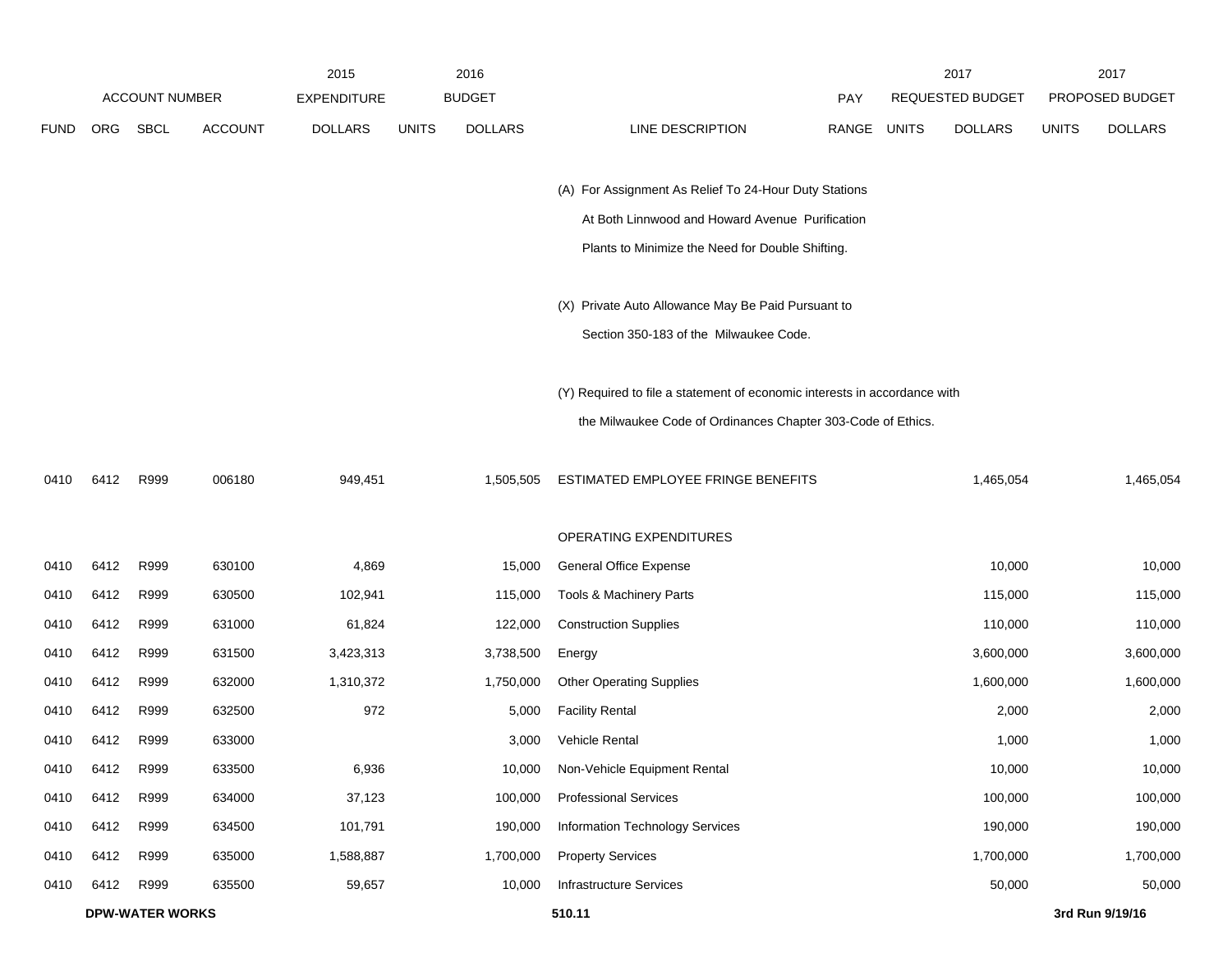| | ACCOUNT NUMBER | | | 2015 EXPENDITURE | 2016 BUDGET | | | PAY | 2017 REQUESTED BUDGET | | 2017 PROPOSED BUDGET | |
|---|---|---|---|---|---|---|---|---|---|---|---|---|
| FUND | ORG | SBCL | ACCOUNT | DOLLARS | UNITS | DOLLARS | LINE DESCRIPTION | RANGE | UNITS | DOLLARS | UNITS | DOLLARS |
| | | | | | | | (A) For Assignment As Relief To 24-Hour Duty Stations At Both Linnwood and Howard Avenue Purification Plants to Minimize the Need for Double Shifting. | | | | | |
| | | | | | | | (X) Private Auto Allowance May Be Paid Pursuant to Section 350-183 of the Milwaukee Code. | | | | | |
| | | | | | | | (Y) Required to file a statement of economic interests in accordance with the Milwaukee Code of Ordinances Chapter 303-Code of Ethics. | | | | | |
| 0410 | 6412 | R999 | 006180 | 949,451 | | 1,505,505 | ESTIMATED EMPLOYEE FRINGE BENEFITS | | | 1,465,054 | | 1,465,054 |
| | | | | | | | OPERATING EXPENDITURES | | | | | |
| 0410 | 6412 | R999 | 630100 | 4,869 | | 15,000 | General Office Expense | | | 10,000 | | 10,000 |
| 0410 | 6412 | R999 | 630500 | 102,941 | | 115,000 | Tools & Machinery Parts | | | 115,000 | | 115,000 |
| 0410 | 6412 | R999 | 631000 | 61,824 | | 122,000 | Construction Supplies | | | 110,000 | | 110,000 |
| 0410 | 6412 | R999 | 631500 | 3,423,313 | | 3,738,500 | Energy | | | 3,600,000 | | 3,600,000 |
| 0410 | 6412 | R999 | 632000 | 1,310,372 | | 1,750,000 | Other Operating Supplies | | | 1,600,000 | | 1,600,000 |
| 0410 | 6412 | R999 | 632500 | 972 | | 5,000 | Facility Rental | | | 2,000 | | 2,000 |
| 0410 | 6412 | R999 | 633000 | | | 3,000 | Vehicle Rental | | | 1,000 | | 1,000 |
| 0410 | 6412 | R999 | 633500 | 6,936 | | 10,000 | Non-Vehicle Equipment Rental | | | 10,000 | | 10,000 |
| 0410 | 6412 | R999 | 634000 | 37,123 | | 100,000 | Professional Services | | | 100,000 | | 100,000 |
| 0410 | 6412 | R999 | 634500 | 101,791 | | 190,000 | Information Technology Services | | | 190,000 | | 190,000 |
| 0410 | 6412 | R999 | 635000 | 1,588,887 | | 1,700,000 | Property Services | | | 1,700,000 | | 1,700,000 |
| 0410 | 6412 | R999 | 635500 | 59,657 | | 10,000 | Infrastructure Services | | | 50,000 | | 50,000 |

**DPW-WATER WORKS** 510.11 **3rd Run 9/19/16**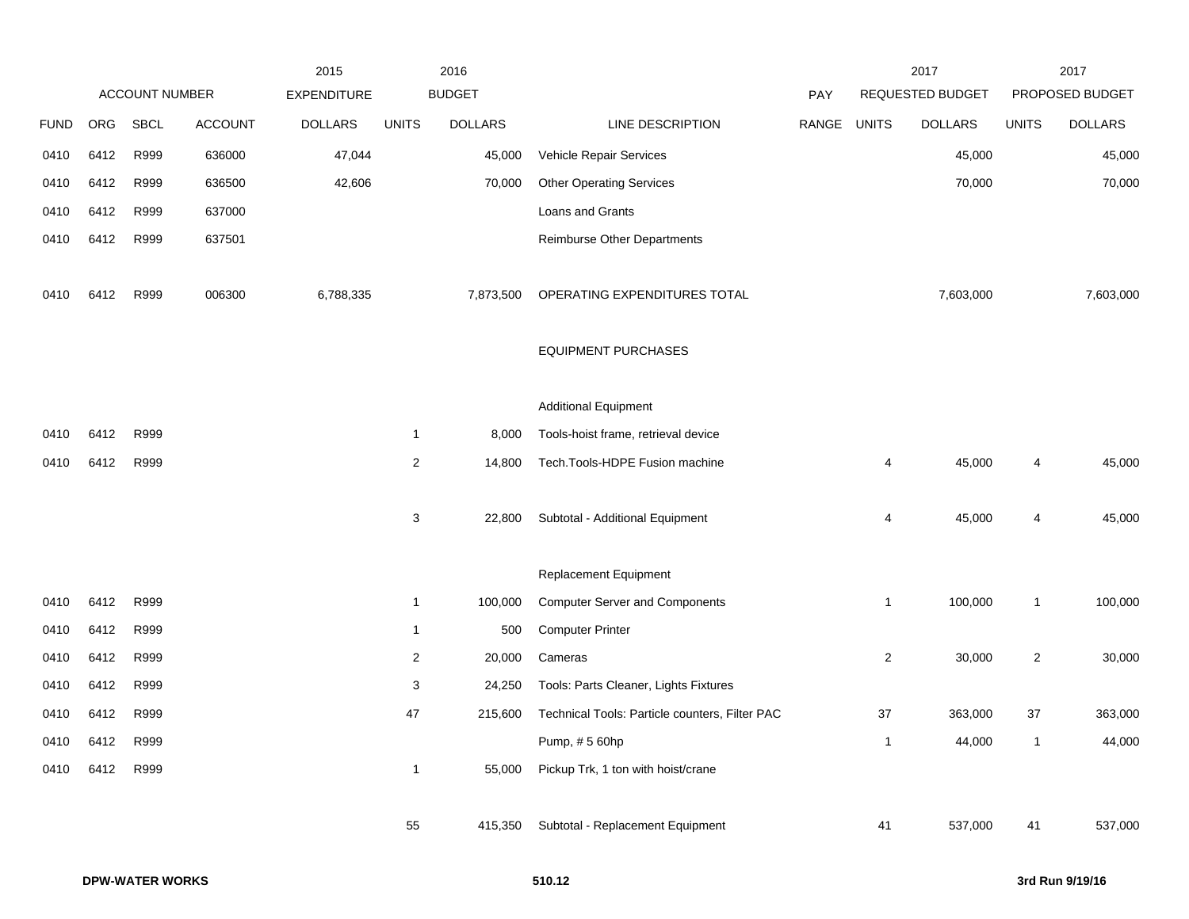| ACCOUNT NUMBER | | | | 2015 EXPENDITURE | 2016 BUDGET | | | | 2017 REQUESTED BUDGET | | 2017 PROPOSED BUDGET | |
|---|---|---|---|---|---|---|---|---|---|---|---|---|
| FUND | ORG | SBCL | ACCOUNT | DOLLARS | UNITS | DOLLARS | LINE DESCRIPTION | PAY RANGE | UNITS | DOLLARS | UNITS | DOLLARS |
| 0410 | 6412 | R999 | 636000 | 47,044 | | 45,000 | Vehicle Repair Services | | | 45,000 | | 45,000 |
| 0410 | 6412 | R999 | 636500 | 42,606 | | 70,000 | Other Operating Services | | | 70,000 | | 70,000 |
| 0410 | 6412 | R999 | 637000 | | | | Loans and Grants | | | | | |
| 0410 | 6412 | R999 | 637501 | | | | Reimburse Other Departments | | | | | |
| 0410 | 6412 | R999 | 006300 | 6,788,335 | | 7,873,500 | OPERATING EXPENDITURES TOTAL | | | 7,603,000 | | 7,603,000 |
| | | | | | | | EQUIPMENT PURCHASES | | | | | |
| | | | | | | | Additional Equipment | | | | | |
| 0410 | 6412 | R999 | | | 1 | 8,000 | Tools-hoist frame, retrieval device | | | | | |
| 0410 | 6412 | R999 | | | 2 | 14,800 | Tech.Tools-HDPE Fusion machine | | 4 | 45,000 | 4 | 45,000 |
| | | | | | 3 | 22,800 | Subtotal - Additional Equipment | | 4 | 45,000 | 4 | 45,000 |
| | | | | | | | Replacement Equipment | | | | | |
| 0410 | 6412 | R999 | | | 1 | 100,000 | Computer Server and Components | | 1 | 100,000 | 1 | 100,000 |
| 0410 | 6412 | R999 | | | 1 | 500 | Computer Printer | | | | | |
| 0410 | 6412 | R999 | | | 2 | 20,000 | Cameras | | 2 | 30,000 | 2 | 30,000 |
| 0410 | 6412 | R999 | | | 3 | 24,250 | Tools: Parts Cleaner, Lights Fixtures | | | | | |
| 0410 | 6412 | R999 | | | 47 | 215,600 | Technical Tools: Particle counters, Filter PAC | | 37 | 363,000 | 37 | 363,000 |
| 0410 | 6412 | R999 | | | | | Pump, # 5 60hp | | 1 | 44,000 | 1 | 44,000 |
| 0410 | 6412 | R999 | | | 1 | 55,000 | Pickup Trk, 1 ton with hoist/crane | | | | | |
| | | | | | 55 | 415,350 | Subtotal - Replacement Equipment | | 41 | 537,000 | 41 | 537,000 |

**DPW-WATER WORKS** 510.12 **3rd Run 9/19/16**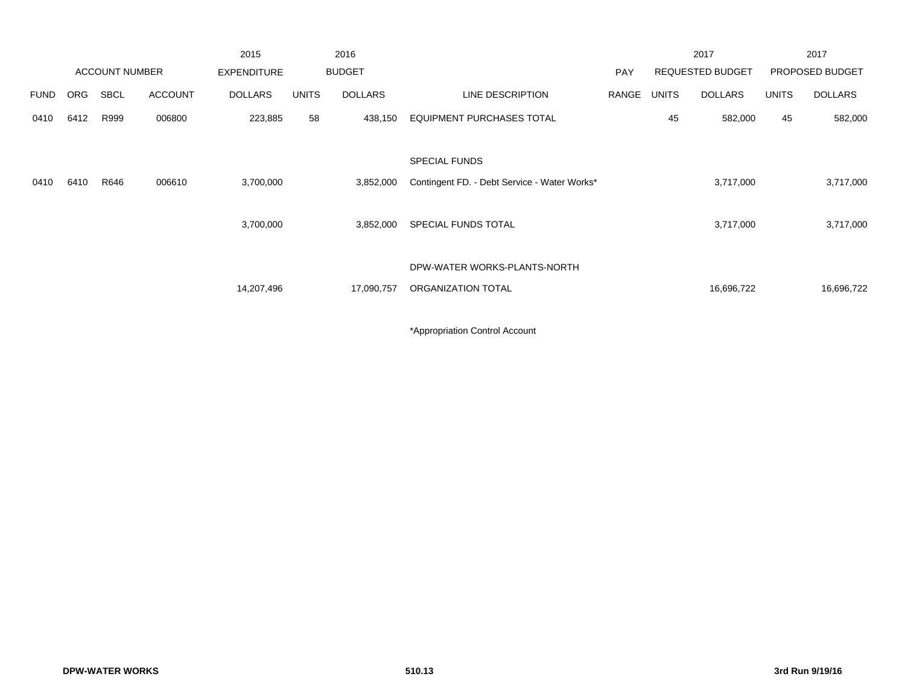| | ACCOUNT NUMBER | | | 2015 EXPENDITURE | 2016 BUDGET | | | PAY | 2017 REQUESTED BUDGET | | 2017 PROPOSED BUDGET | |
|---|---|---|---|---|---|---|---|---|---|---|---|---|
| FUND | ORG | SBCL | ACCOUNT | DOLLARS | UNITS | DOLLARS | LINE DESCRIPTION | RANGE | UNITS | DOLLARS | UNITS | DOLLARS |
| 0410 | 6412 | R999 | 006800 | 223,885 | 58 | 438,150 | EQUIPMENT PURCHASES TOTAL | | 45 | 582,000 | 45 | 582,000 |
| | | | | | | | SPECIAL FUNDS | | | | | |
| 0410 | 6410 | R646 | 006610 | 3,700,000 | | 3,852,000 | Contingent FD. - Debt Service - Water Works* | | | 3,717,000 | | 3,717,000 |
| | | | | 3,700,000 | | 3,852,000 | SPECIAL FUNDS TOTAL | | | 3,717,000 | | 3,717,000 |
| | | | | | | | DPW-WATER WORKS-PLANTS-NORTH | | | | | |
| | | | | 14,207,496 | | 17,090,757 | ORGANIZATION TOTAL | | | 16,696,722 | | 16,696,722 |

*Appropriation Control Account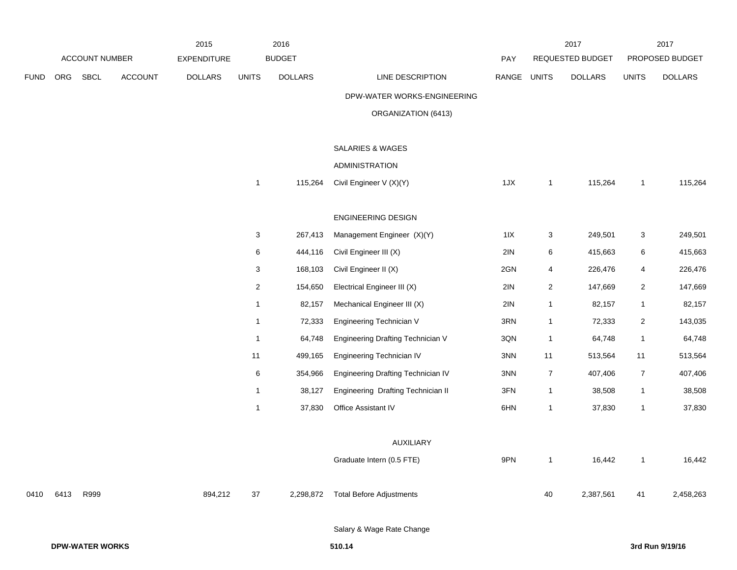| ACCOUNT NUMBER | | | | 2015 EXPENDITURE | 2016 BUDGET | | | PAY | 2017 REQUESTED BUDGET | | 2017 PROPOSED BUDGET | |
|---|---|---|---|---|---|---|---|---|---|---|---|---|
| FUND | ORG | SBCL | ACCOUNT | DOLLARS | UNITS | DOLLARS | LINE DESCRIPTION | RANGE | UNITS | DOLLARS | UNITS | DOLLARS |
| | | | | | | | DPW-WATER WORKS-ENGINEERING ORGANIZATION (6413) | | | | | |
| | | | | | | | SALARIES & WAGES | | | | | |
| | | | | | | | ADMINISTRATION | | | | | |
| | | | | | 1 | 115,264 | Civil Engineer V (X)(Y) | 1JX | 1 | 115,264 | 1 | 115,264 |
| | | | | | | | ENGINEERING DESIGN | | | | | |
| | | | | | 3 | 267,413 | Management Engineer (X)(Y) | 1IX | 3 | 249,501 | 3 | 249,501 |
| | | | | | 6 | 444,116 | Civil Engineer III (X) | 2IN | 6 | 415,663 | 6 | 415,663 |
| | | | | | 3 | 168,103 | Civil Engineer II (X) | 2GN | 4 | 226,476 | 4 | 226,476 |
| | | | | | 2 | 154,650 | Electrical Engineer III (X) | 2IN | 2 | 147,669 | 2 | 147,669 |
| | | | | | 1 | 82,157 | Mechanical Engineer III (X) | 2IN | 1 | 82,157 | 1 | 82,157 |
| | | | | | 1 | 72,333 | Engineering Technician V | 3RN | 1 | 72,333 | 2 | 143,035 |
| | | | | | 1 | 64,748 | Engineering Drafting Technician V | 3QN | 1 | 64,748 | 1 | 64,748 |
| | | | | | 11 | 499,165 | Engineering Technician IV | 3NN | 11 | 513,564 | 11 | 513,564 |
| | | | | | 6 | 354,966 | Engineering Drafting Technician IV | 3NN | 7 | 407,406 | 7 | 407,406 |
| | | | | | 1 | 38,127 | Engineering Drafting Technician II | 3FN | 1 | 38,508 | 1 | 38,508 |
| | | | | | 1 | 37,830 | Office Assistant IV | 6HN | 1 | 37,830 | 1 | 37,830 |
| | | | | | | | AUXILIARY | | | | | |
| | | | | | | | Graduate Intern (0.5 FTE) | 9PN | 1 | 16,442 | 1 | 16,442 |
| 0410 | 6413 | R999 | | 894,212 | 37 | 2,298,872 | Total Before Adjustments | | 40 | 2,387,561 | 41 | 2,458,263 |
| | | | | | | | Salary & Wage Rate Change | | | | | |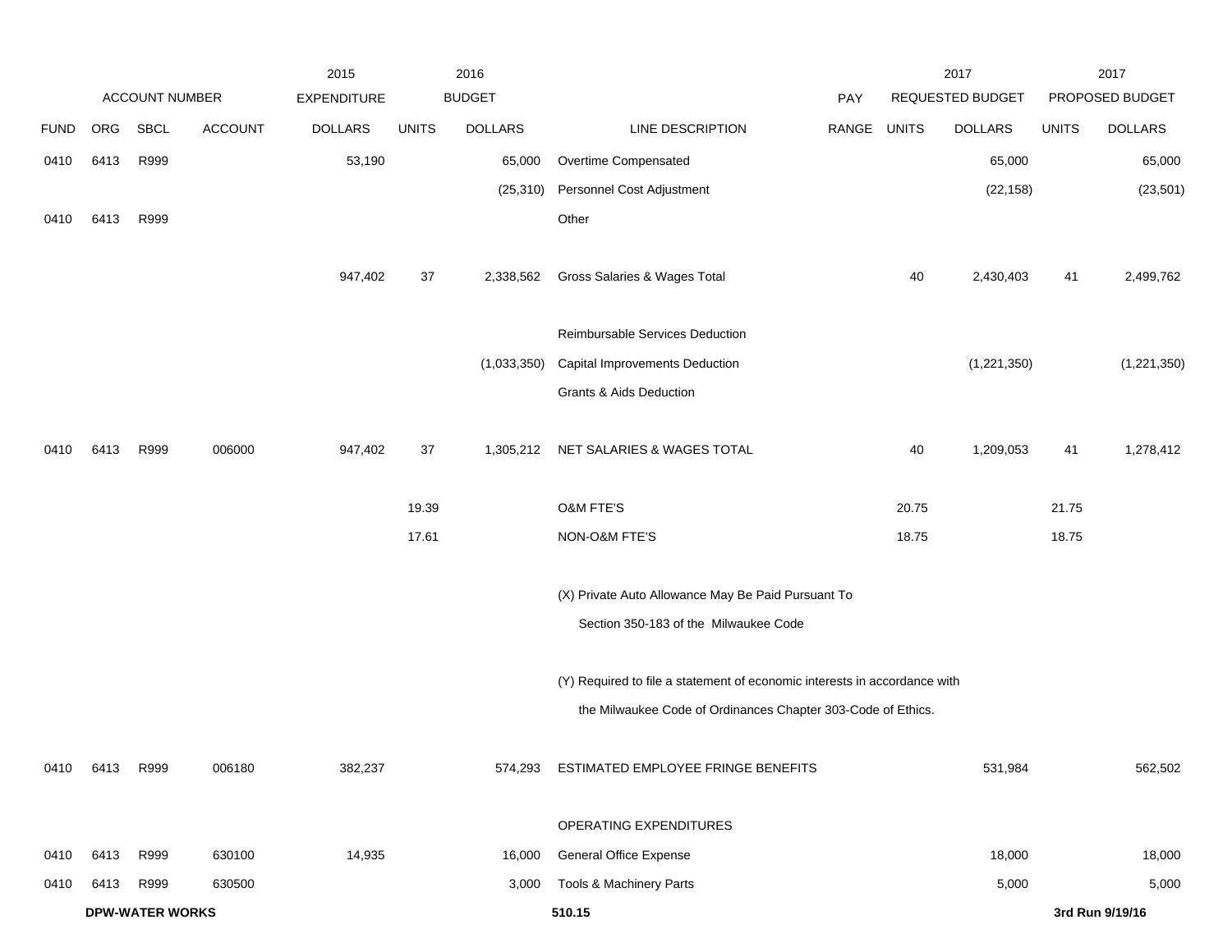| ACCOUNT NUMBER | | | | 2015 EXPENDITURE | 2016 BUDGET | | | PAY | 2017 REQUESTED BUDGET | | 2017 PROPOSED BUDGET | |
|---|---|---|---|---|---|---|---|---|---|---|---|---|
| FUND | ORG | SBCL | ACCOUNT | DOLLARS | UNITS | DOLLARS | LINE DESCRIPTION | RANGE | UNITS | DOLLARS | UNITS | DOLLARS |
| 0410 | 6413 | R999 | | 53,190 | | 65,000 | Overtime Compensated | | | 65,000 | | 65,000 |
| | | | | | | (25,310) | Personnel Cost Adjustment | | | (22,158) | | (23,501) |
| 0410 | 6413 | R999 | | | | | Other | | | | | |
| | | | | 947,402 | 37 | 2,338,562 | Gross Salaries & Wages Total | | 40 | 2,430,403 | 41 | 2,499,762 |
| | | | | | | | Reimbursable Services Deduction | | | | | |
| | | | | | | (1,033,350) | Capital Improvements Deduction | | | (1,221,350) | | (1,221,350) |
| | | | | | | | Grants & Aids Deduction | | | | | |
| 0410 | 6413 | R999 | 006000 | 947,402 | 37 | 1,305,212 | NET SALARIES & WAGES TOTAL | | 40 | 1,209,053 | 41 | 1,278,412 |
| | | | | | 19.39 | | O&M FTE'S | | 20.75 | | 21.75 | |
| | | | | | 17.61 | | NON-O&M FTE'S | | 18.75 | | 18.75 | |
| | | | | | | | (X) Private Auto Allowance May Be Paid Pursuant To Section 350-183 of the Milwaukee Code | | | | | |
| | | | | | | | (Y) Required to file a statement of economic interests in accordance with the Milwaukee Code of Ordinances Chapter 303-Code of Ethics. | | | | | |
| 0410 | 6413 | R999 | 006180 | 382,237 | | 574,293 | ESTIMATED EMPLOYEE FRINGE BENEFITS | | | 531,984 | | 562,502 |
| | | | | | | | OPERATING EXPENDITURES | | | | | |
| 0410 | 6413 | R999 | 630100 | 14,935 | | 16,000 | General Office Expense | | | 18,000 | | 18,000 |
| 0410 | 6413 | R999 | 630500 | | | 3,000 | Tools & Machinery Parts | | | 5,000 | | 5,000 |

**DPW-WATER WORKS** 510.15 3rd Run 9/19/16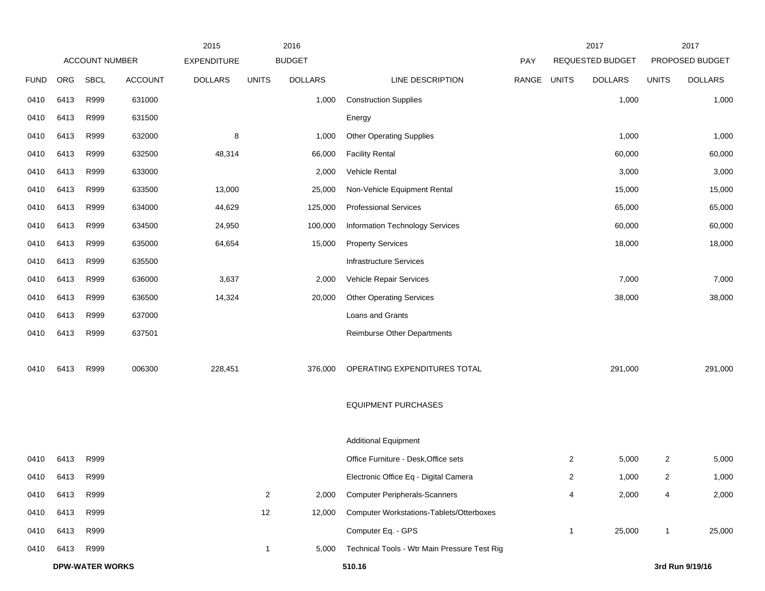| | | | | 2015 | | 2016 | | | | 2017 | | 2017 |
|---|---|---|---|---|---|---|---|---|---|---|---|---|
| ACCOUNT NUMBER | | | | EXPENDITURE | | BUDGET | | PAY | | REQUESTED BUDGET | | PROPOSED BUDGET |
| FUND | ORG | SBCL | ACCOUNT | DOLLARS | UNITS | DOLLARS | LINE DESCRIPTION | RANGE | UNITS | DOLLARS | UNITS | DOLLARS |
| 0410 | 6413 | R999 | 631000 | | | 1,000 | Construction Supplies | | | 1,000 | | 1,000 |
| 0410 | 6413 | R999 | 631500 | | | | Energy | | | | | |
| 0410 | 6413 | R999 | 632000 | 8 | | 1,000 | Other Operating Supplies | | | 1,000 | | 1,000 |
| 0410 | 6413 | R999 | 632500 | 48,314 | | 66,000 | Facility Rental | | | 60,000 | | 60,000 |
| 0410 | 6413 | R999 | 633000 | | | 2,000 | Vehicle Rental | | | 3,000 | | 3,000 |
| 0410 | 6413 | R999 | 633500 | 13,000 | | 25,000 | Non-Vehicle Equipment Rental | | | 15,000 | | 15,000 |
| 0410 | 6413 | R999 | 634000 | 44,629 | | 125,000 | Professional Services | | | 65,000 | | 65,000 |
| 0410 | 6413 | R999 | 634500 | 24,950 | | 100,000 | Information Technology Services | | | 60,000 | | 60,000 |
| 0410 | 6413 | R999 | 635000 | 64,654 | | 15,000 | Property Services | | | 18,000 | | 18,000 |
| 0410 | 6413 | R999 | 635500 | | | | Infrastructure Services | | | | | |
| 0410 | 6413 | R999 | 636000 | 3,637 | | 2,000 | Vehicle Repair Services | | | 7,000 | | 7,000 |
| 0410 | 6413 | R999 | 636500 | 14,324 | | 20,000 | Other Operating Services | | | 38,000 | | 38,000 |
| 0410 | 6413 | R999 | 637000 | | | | Loans and Grants | | | | | |
| 0410 | 6413 | R999 | 637501 | | | | Reimburse Other Departments | | | | | |
| 0410 | 6413 | R999 | 006300 | 228,451 | | 376,000 | OPERATING EXPENDITURES TOTAL | | | 291,000 | | 291,000 |
| | | | | | | | EQUIPMENT PURCHASES | | | | | |
| | | | | | | | Additional Equipment | | | | | |
| 0410 | 6413 | R999 | | | | | Office Furniture - Desk,Office sets | | 2 | 5,000 | 2 | 5,000 |
| 0410 | 6413 | R999 | | | | | Electronic Office Eq - Digital Camera | | 2 | 1,000 | 2 | 1,000 |
| 0410 | 6413 | R999 | | | 2 | 2,000 | Computer Peripherals-Scanners | | 4 | 2,000 | 4 | 2,000 |
| 0410 | 6413 | R999 | | | 12 | 12,000 | Computer Workstations-Tablets/Otterboxes | | | | | |
| 0410 | 6413 | R999 | | | | | Computer Eq. - GPS | | 1 | 25,000 | 1 | 25,000 |
| 0410 | 6413 | R999 | | | 1 | 5,000 | Technical Tools - Wtr Main Pressure Test Rig | | | | | |

**DPW-WATER WORKS** 510.16 **3rd Run 9/19/16**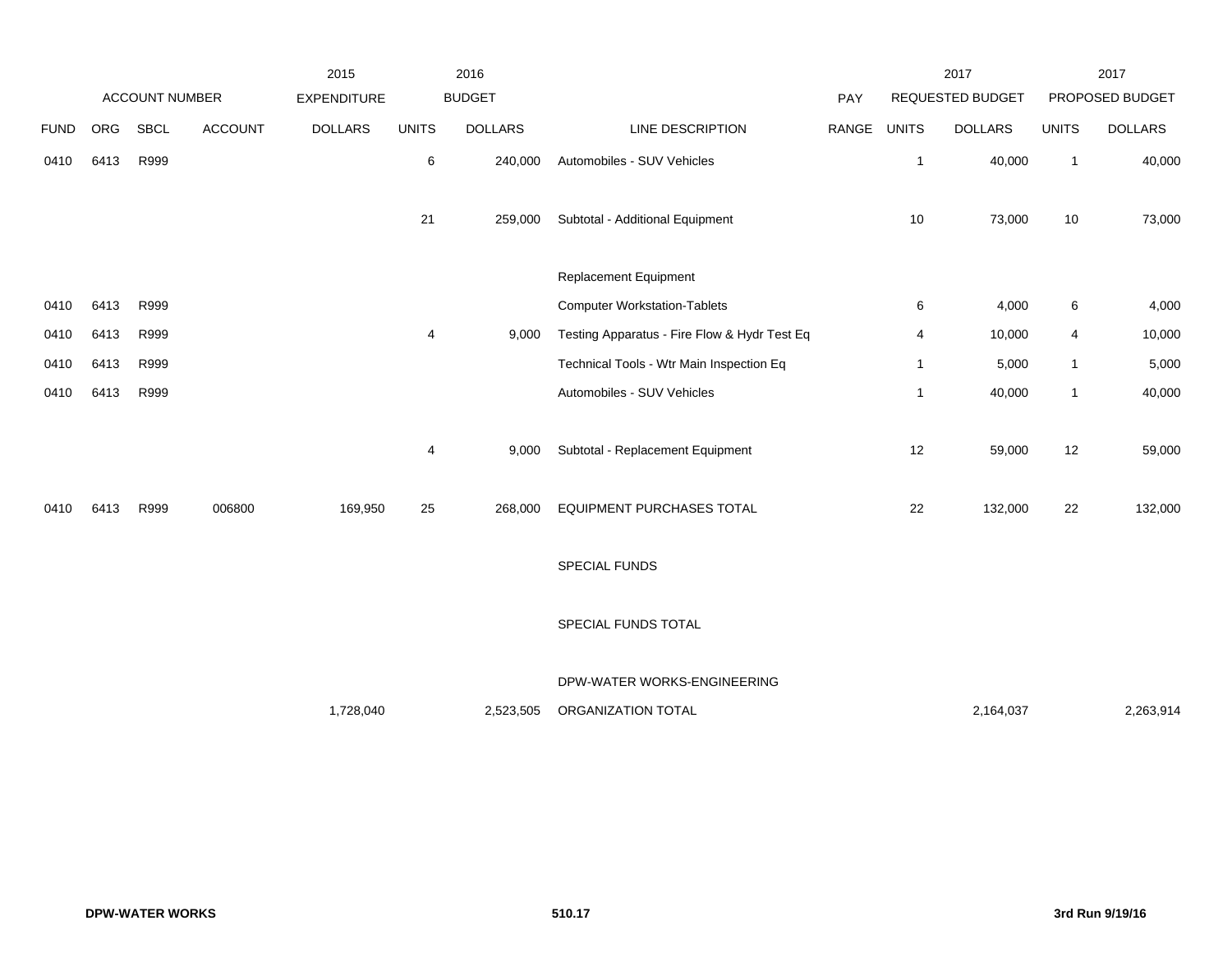| | | | | 2015 | 2016 | | | | 2017 | | 2017 | |
|---|---|---|---|---|---|---|---|---|---|---|---|---|
| ACCOUNT NUMBER | | | | EXPENDITURE | BUDGET | | | PAY | REQUESTED BUDGET | | PROPOSED BUDGET | |
| FUND | ORG | SBCL | ACCOUNT | DOLLARS | UNITS | DOLLARS | LINE DESCRIPTION | RANGE | UNITS | DOLLARS | UNITS | DOLLARS |
| 0410 | 6413 | R999 | | | 6 | 240,000 | Automobiles - SUV Vehicles | | 1 | 40,000 | 1 | 40,000 |
| | | | | | 21 | 259,000 | Subtotal - Additional Equipment | | 10 | 73,000 | 10 | 73,000 |
| | | | | | | | Replacement Equipment | | | | | |
| 0410 | 6413 | R999 | | | | | Computer Workstation-Tablets | | 6 | 4,000 | 6 | 4,000 |
| 0410 | 6413 | R999 | | | 4 | 9,000 | Testing Apparatus - Fire Flow & Hydr Test Eq | | 4 | 10,000 | 4 | 10,000 |
| 0410 | 6413 | R999 | | | | | Technical Tools - Wtr Main Inspection Eq | | 1 | 5,000 | 1 | 5,000 |
| 0410 | 6413 | R999 | | | | | Automobiles - SUV Vehicles | | 1 | 40,000 | 1 | 40,000 |
| | | | | | 4 | 9,000 | Subtotal - Replacement Equipment | | 12 | 59,000 | 12 | 59,000 |
| 0410 | 6413 | R999 | 006800 | 169,950 | 25 | 268,000 | EQUIPMENT PURCHASES TOTAL | | 22 | 132,000 | 22 | 132,000 |
| | | | | | | | SPECIAL FUNDS | | | | | |
| | | | | | | | SPECIAL FUNDS TOTAL | | | | | |
| | | | | | | | DPW-WATER WORKS-ENGINEERING | | | | | |
| | | | | 1,728,040 | | 2,523,505 | ORGANIZATION TOTAL | | | 2,164,037 | | 2,263,914 |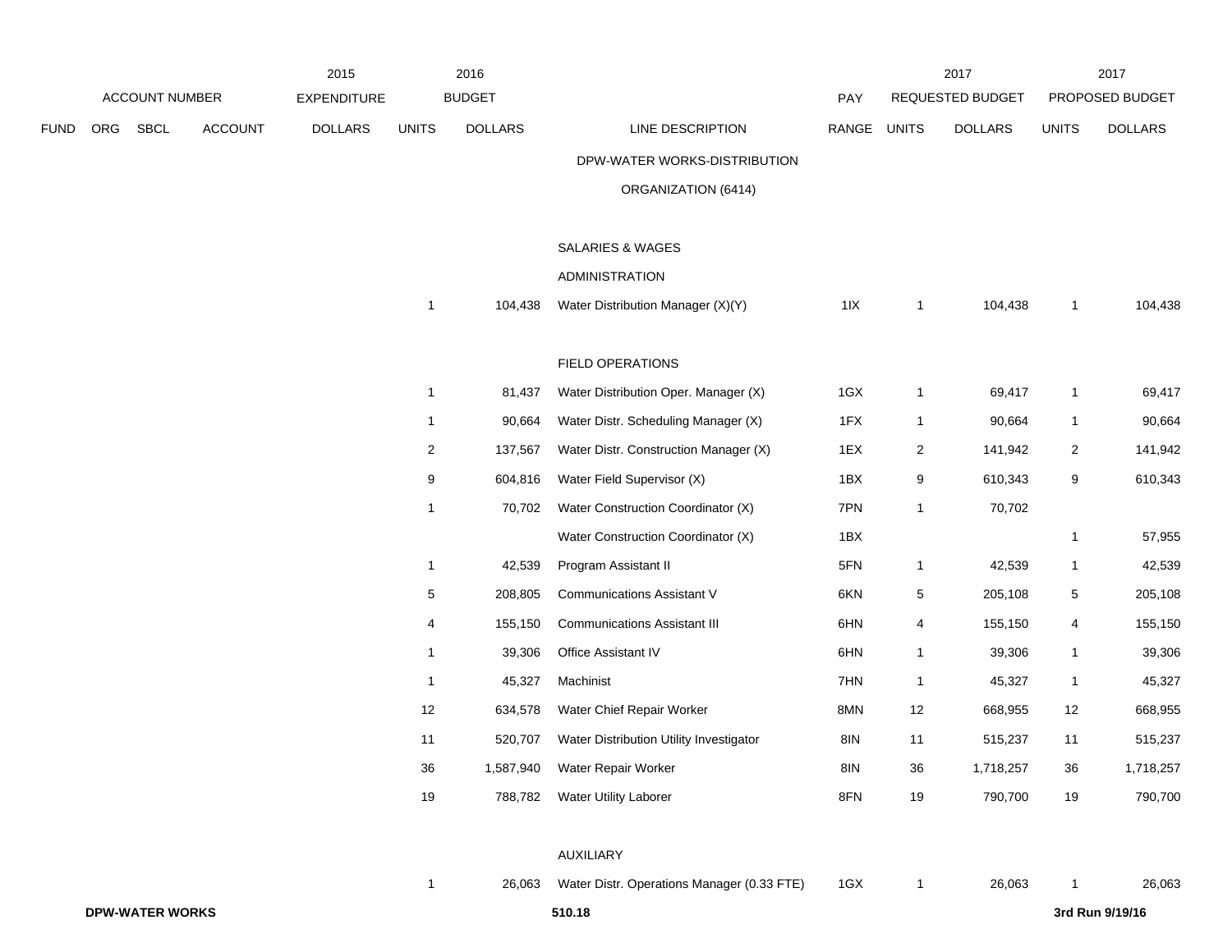| | ACCOUNT NUMBER | | | 2015 EXPENDITURE | 2016 BUDGET | | | | 2017 REQUESTED BUDGET | | 2017 PROPOSED BUDGET | |
|---|---|---|---|---|---|---|---|---|---|---|---|---|
| FUND | ORG | SBCL | ACCOUNT | DOLLARS | UNITS | DOLLARS | LINE DESCRIPTION | PAY RANGE | UNITS | DOLLARS | UNITS | DOLLARS |
| | | | | | | | DPW-WATER WORKS-DISTRIBUTION | | | | | |
| | | | | | | | ORGANIZATION (6414) | | | | | |
| | | | | | | | SALARIES & WAGES | | | | | |
| | | | | | | | ADMINISTRATION | | | | | |
| | | | | | 1 | 104,438 | Water Distribution Manager (X)(Y) | 1IX | 1 | 104,438 | 1 | 104,438 |
| | | | | | | | FIELD OPERATIONS | | | | | |
| | | | | | 1 | 81,437 | Water Distribution Oper. Manager (X) | 1GX | 1 | 69,417 | 1 | 69,417 |
| | | | | | 1 | 90,664 | Water Distr. Scheduling Manager (X) | 1FX | 1 | 90,664 | 1 | 90,664 |
| | | | | | 2 | 137,567 | Water Distr. Construction Manager (X) | 1EX | 2 | 141,942 | 2 | 141,942 |
| | | | | | 9 | 604,816 | Water Field Supervisor (X) | 1BX | 9 | 610,343 | 9 | 610,343 |
| | | | | | 1 | 70,702 | Water Construction Coordinator (X) | 7PN | 1 | 70,702 | | |
| | | | | | | | Water Construction Coordinator (X) | 1BX | | | 1 | 57,955 |
| | | | | | 1 | 42,539 | Program Assistant II | 5FN | 1 | 42,539 | 1 | 42,539 |
| | | | | | 5 | 208,805 | Communications Assistant V | 6KN | 5 | 205,108 | 5 | 205,108 |
| | | | | | 4 | 155,150 | Communications Assistant III | 6HN | 4 | 155,150 | 4 | 155,150 |
| | | | | | 1 | 39,306 | Office Assistant IV | 6HN | 1 | 39,306 | 1 | 39,306 |
| | | | | | 1 | 45,327 | Machinist | 7HN | 1 | 45,327 | 1 | 45,327 |
| | | | | | 12 | 634,578 | Water Chief Repair Worker | 8MN | 12 | 668,955 | 12 | 668,955 |
| | | | | | 11 | 520,707 | Water Distribution Utility Investigator | 8IN | 11 | 515,237 | 11 | 515,237 |
| | | | | | 36 | 1,587,940 | Water Repair Worker | 8IN | 36 | 1,718,257 | 36 | 1,718,257 |
| | | | | | 19 | 788,782 | Water Utility Laborer | 8FN | 19 | 790,700 | 19 | 790,700 |
| | | | | | | | AUXILIARY | | | | | |
| | | | | | 1 | 26,063 | Water Distr. Operations Manager (0.33 FTE) | 1GX | 1 | 26,063 | 1 | 26,063 |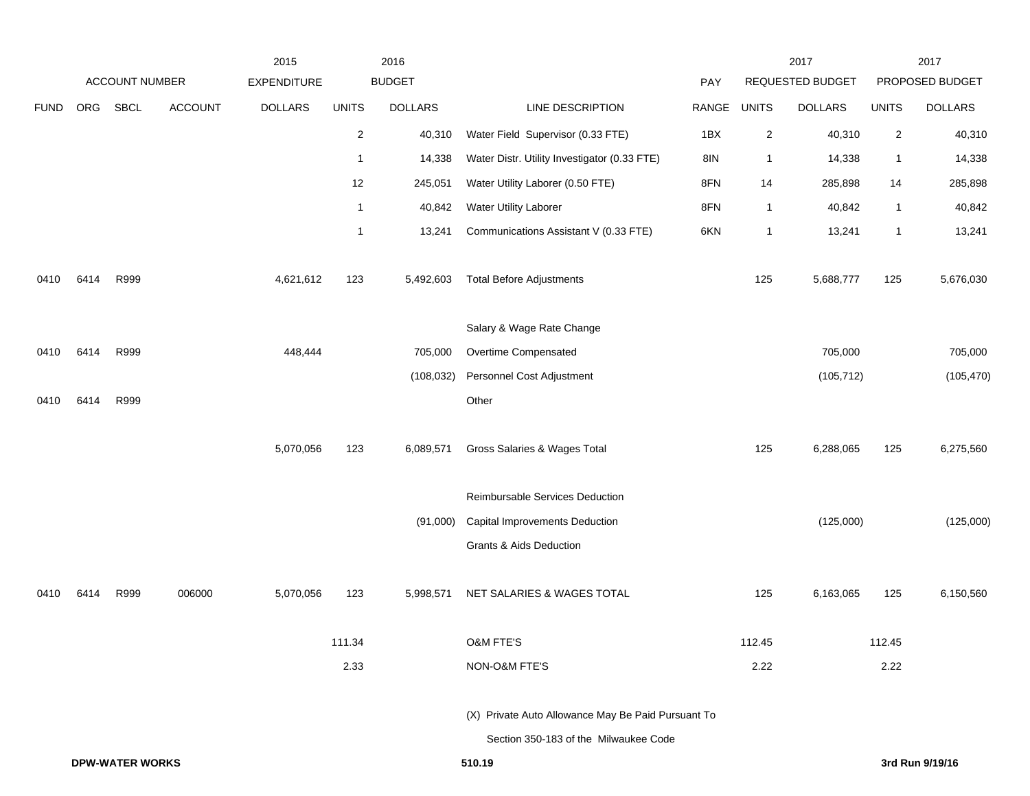| ACCOUNT NUMBER | | | | 2015 EXPENDITURE | 2016 BUDGET | | | | 2017 REQUESTED BUDGET | | 2017 PROPOSED BUDGET | |
|---|---|---|---|---|---|---|---|---|---|---|---|---|
| FUND | ORG | SBCL | ACCOUNT | DOLLARS | UNITS | DOLLARS | LINE DESCRIPTION | PAY RANGE | UNITS | DOLLARS | UNITS | DOLLARS |
| | | | | | 2 | 40,310 | Water Field Supervisor (0.33 FTE) | 1BX | 2 | 40,310 | 2 | 40,310 |
| | | | | | 1 | 14,338 | Water Distr. Utility Investigator (0.33 FTE) | 8IN | 1 | 14,338 | 1 | 14,338 |
| | | | | | 12 | 245,051 | Water Utility Laborer (0.50 FTE) | 8FN | 14 | 285,898 | 14 | 285,898 |
| | | | | | 1 | 40,842 | Water Utility Laborer | 8FN | 1 | 40,842 | 1 | 40,842 |
| | | | | | 1 | 13,241 | Communications Assistant V (0.33 FTE) | 6KN | 1 | 13,241 | 1 | 13,241 |
| 0410 | 6414 | R999 | | 4,621,612 | 123 | 5,492,603 | Total Before Adjustments | | 125 | 5,688,777 | 125 | 5,676,030 |
| | | | | | | | Salary & Wage Rate Change | | | | | |
| 0410 | 6414 | R999 | | 448,444 | | 705,000 | Overtime Compensated | | | 705,000 | | 705,000 |
| | | | | | | (108,032) | Personnel Cost Adjustment | | | (105,712) | | (105,470) |
| 0410 | 6414 | R999 | | | | | Other | | | | | |
| | | | | 5,070,056 | 123 | 6,089,571 | Gross Salaries & Wages Total | | 125 | 6,288,065 | 125 | 6,275,560 |
| | | | | | | | Reimbursable Services Deduction | | | | | |
| | | | | | | (91,000) | Capital Improvements Deduction | | | (125,000) | | (125,000) |
| | | | | | | | Grants & Aids Deduction | | | | | |
| 0410 | 6414 | R999 | 006000 | 5,070,056 | 123 | 5,998,571 | NET SALARIES & WAGES TOTAL | | 125 | 6,163,065 | 125 | 6,150,560 |
| | | | | | 111.34 | | O&M FTE'S | | 112.45 | | 112.45 | |
| | | | | | 2.33 | | NON-O&M FTE'S | | 2.22 | | 2.22 | |

(X) Private Auto Allowance May Be Paid Pursuant To
Section 350-183 of the Milwaukee Code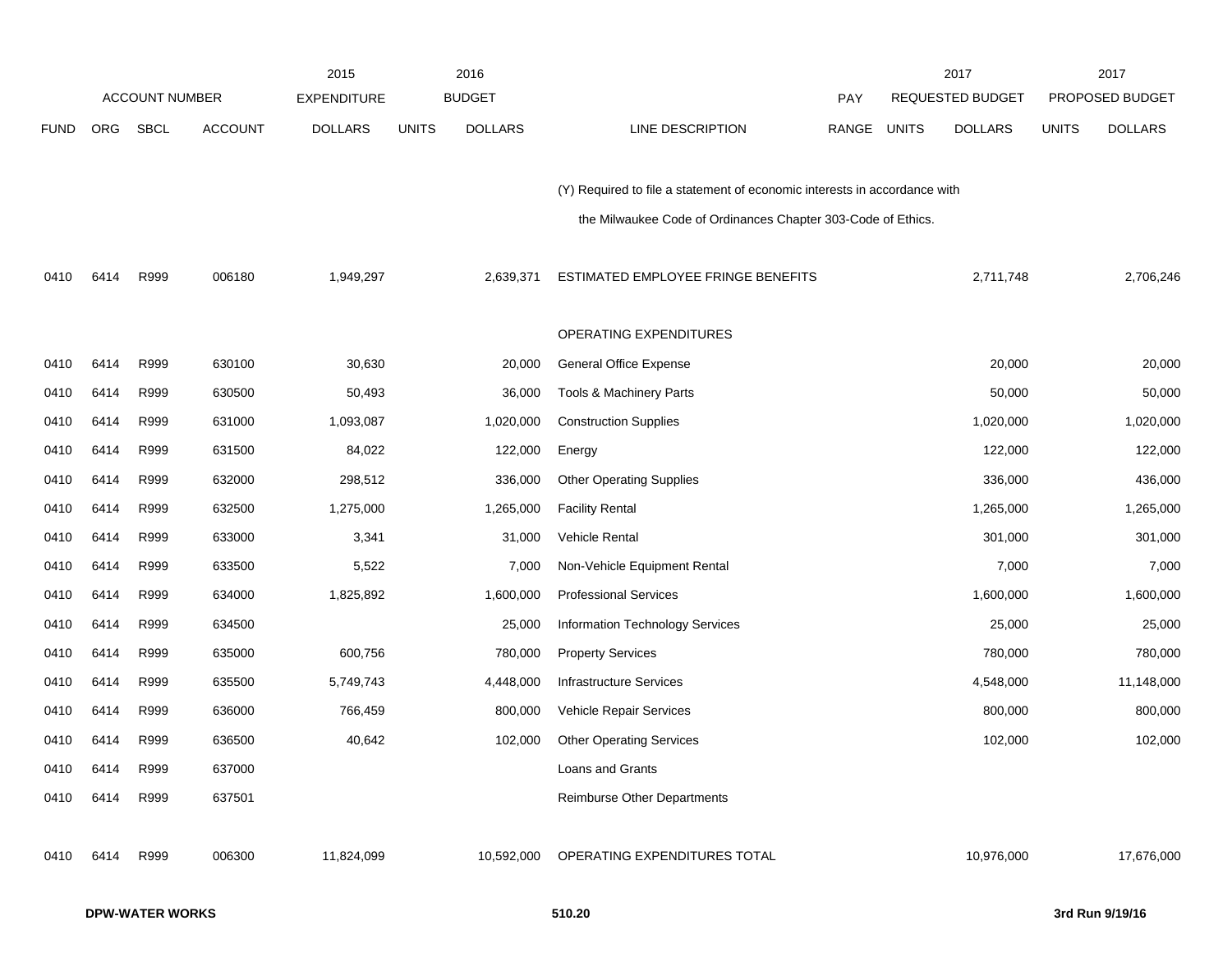| | ACCOUNT NUMBER | | | 2015 EXPENDITURE | 2016 BUDGET | | | PAY | 2017 REQUESTED BUDGET | | 2017 PROPOSED BUDGET | |
|---|---|---|---|---|---|---|---|---|---|---|---|---|
| FUND | ORG | SBCL | ACCOUNT | DOLLARS | UNITS | DOLLARS | LINE DESCRIPTION | RANGE | UNITS | DOLLARS | UNITS | DOLLARS |
| | | | | | | | (Y) Required to file a statement of economic interests in accordance with the Milwaukee Code of Ordinances Chapter 303-Code of Ethics. | | | | | |
| 0410 | 6414 | R999 | 006180 | 1,949,297 | | 2,639,371 | ESTIMATED EMPLOYEE FRINGE BENEFITS | | | 2,711,748 | | 2,706,246 |
| | | | | | | | OPERATING EXPENDITURES | | | | | |
| 0410 | 6414 | R999 | 630100 | 30,630 | | 20,000 | General Office Expense | | | 20,000 | | 20,000 |
| 0410 | 6414 | R999 | 630500 | 50,493 | | 36,000 | Tools & Machinery Parts | | | 50,000 | | 50,000 |
| 0410 | 6414 | R999 | 631000 | 1,093,087 | | 1,020,000 | Construction Supplies | | | 1,020,000 | | 1,020,000 |
| 0410 | 6414 | R999 | 631500 | 84,022 | | 122,000 | Energy | | | 122,000 | | 122,000 |
| 0410 | 6414 | R999 | 632000 | 298,512 | | 336,000 | Other Operating Supplies | | | 336,000 | | 436,000 |
| 0410 | 6414 | R999 | 632500 | 1,275,000 | | 1,265,000 | Facility Rental | | | 1,265,000 | | 1,265,000 |
| 0410 | 6414 | R999 | 633000 | 3,341 | | 31,000 | Vehicle Rental | | | 301,000 | | 301,000 |
| 0410 | 6414 | R999 | 633500 | 5,522 | | 7,000 | Non-Vehicle Equipment Rental | | | 7,000 | | 7,000 |
| 0410 | 6414 | R999 | 634000 | 1,825,892 | | 1,600,000 | Professional Services | | | 1,600,000 | | 1,600,000 |
| 0410 | 6414 | R999 | 634500 | | | 25,000 | Information Technology Services | | | 25,000 | | 25,000 |
| 0410 | 6414 | R999 | 635000 | 600,756 | | 780,000 | Property Services | | | 780,000 | | 780,000 |
| 0410 | 6414 | R999 | 635500 | 5,749,743 | | 4,448,000 | Infrastructure Services | | | 4,548,000 | | 11,148,000 |
| 0410 | 6414 | R999 | 636000 | 766,459 | | 800,000 | Vehicle Repair Services | | | 800,000 | | 800,000 |
| 0410 | 6414 | R999 | 636500 | 40,642 | | 102,000 | Other Operating Services | | | 102,000 | | 102,000 |
| 0410 | 6414 | R999 | 637000 | | | | Loans and Grants | | | | | |
| 0410 | 6414 | R999 | 637501 | | | | Reimburse Other Departments | | | | | |
| 0410 | 6414 | R999 | 006300 | 11,824,099 | | 10,592,000 | OPERATING EXPENDITURES TOTAL | | | 10,976,000 | | 17,676,000 |

**DPW-WATER WORKS** **510.20** **3rd Run 9/19/16**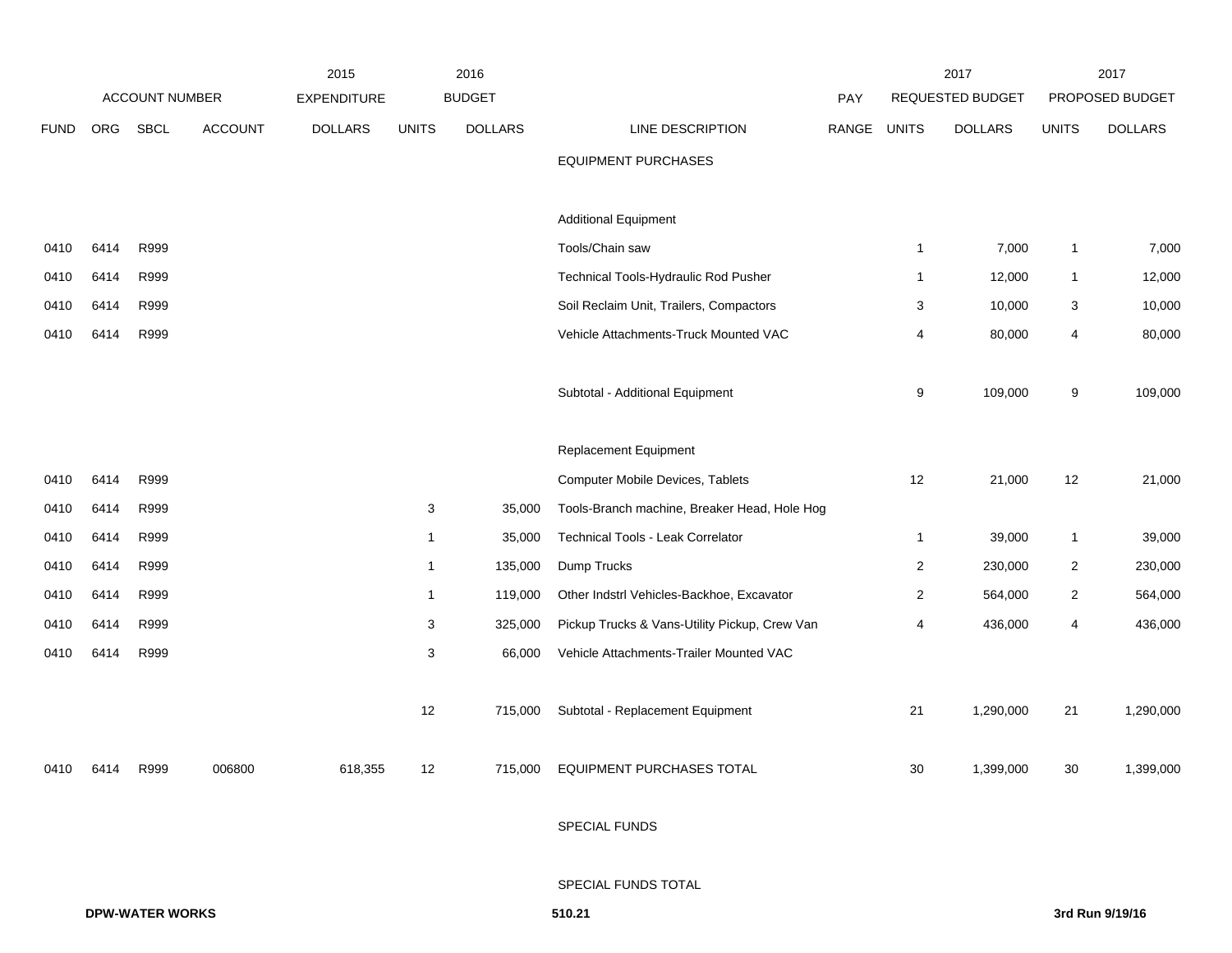| | | | | 2015 | 2016 | | | | 2017 | | 2017 | |
|---|---|---|---|---|---|---|---|---|---|---|---|---|
| ACCOUNT NUMBER | | | | EXPENDITURE | BUDGET | | | PAY | REQUESTED BUDGET | | PROPOSED BUDGET | |
| FUND | ORG | SBCL | ACCOUNT | DOLLARS | UNITS | DOLLARS | LINE DESCRIPTION | RANGE | UNITS | DOLLARS | UNITS | DOLLARS |
| | | | | | | | EQUIPMENT PURCHASES | | | | | |
| | | | | | | | Additional Equipment | | | | | |
| 0410 | 6414 | R999 | | | | | Tools/Chain saw | | 1 | 7,000 | 1 | 7,000 |
| 0410 | 6414 | R999 | | | | | Technical Tools-Hydraulic Rod Pusher | | 1 | 12,000 | 1 | 12,000 |
| 0410 | 6414 | R999 | | | | | Soil Reclaim Unit, Trailers, Compactors | | 3 | 10,000 | 3 | 10,000 |
| 0410 | 6414 | R999 | | | | | Vehicle Attachments-Truck Mounted VAC | | 4 | 80,000 | 4 | 80,000 |
| | | | | | | | Subtotal - Additional Equipment | | 9 | 109,000 | 9 | 109,000 |
| | | | | | | | Replacement Equipment | | | | | |
| 0410 | 6414 | R999 | | | | | Computer Mobile Devices, Tablets | | 12 | 21,000 | 12 | 21,000 |
| 0410 | 6414 | R999 | | | 3 | 35,000 | Tools-Branch machine, Breaker Head, Hole Hog | | | | | |
| 0410 | 6414 | R999 | | | 1 | 35,000 | Technical Tools - Leak Correlator | | 1 | 39,000 | 1 | 39,000 |
| 0410 | 6414 | R999 | | | 1 | 135,000 | Dump Trucks | | 2 | 230,000 | 2 | 230,000 |
| 0410 | 6414 | R999 | | | 1 | 119,000 | Other Indstrl Vehicles-Backhoe, Excavator | | 2 | 564,000 | 2 | 564,000 |
| 0410 | 6414 | R999 | | | 3 | 325,000 | Pickup Trucks & Vans-Utility Pickup, Crew Van | | 4 | 436,000 | 4 | 436,000 |
| 0410 | 6414 | R999 | | | 3 | 66,000 | Vehicle Attachments-Trailer Mounted VAC | | | | | |
| | | | | | 12 | 715,000 | Subtotal - Replacement Equipment | | 21 | 1,290,000 | 21 | 1,290,000 |
| 0410 | 6414 | R999 | 006800 | 618,355 | 12 | 715,000 | EQUIPMENT PURCHASES TOTAL | | 30 | 1,399,000 | 30 | 1,399,000 |
| | | | | | | | SPECIAL FUNDS | | | | | |
| | | | | | | | SPECIAL FUNDS TOTAL | | | | | |

**DPW-WATER WORKS** 510.21 **3rd Run 9/19/16**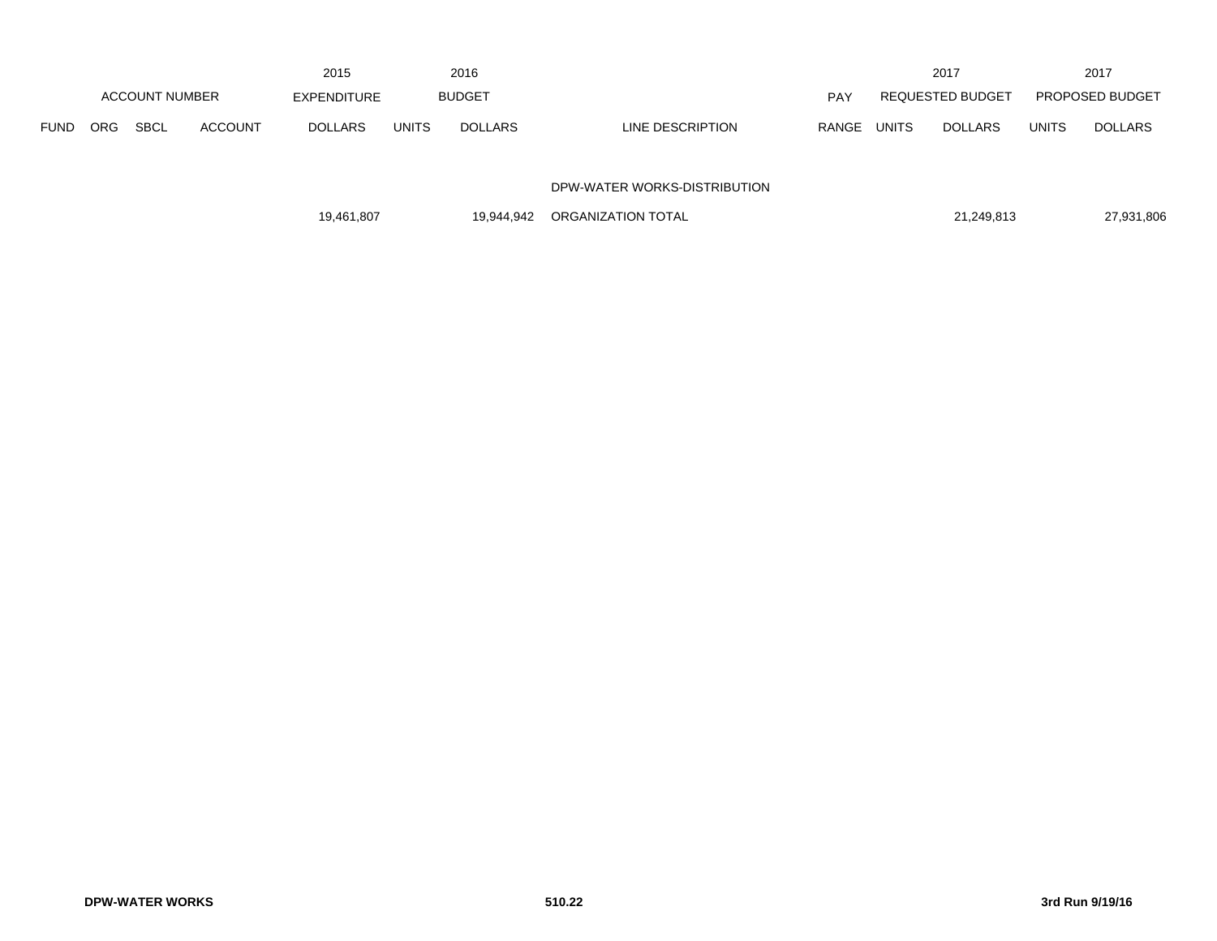| | ACCOUNT NUMBER | | | 2015 EXPENDITURE | 2016 BUDGET | | | PAY | 2017 REQUESTED BUDGET | | 2017 PROPOSED BUDGET | |
|---|---|---|---|---|---|---|---|---|---|---|---|---|
| FUND | ORG | SBCL | ACCOUNT | DOLLARS | UNITS | DOLLARS | LINE DESCRIPTION | RANGE | UNITS | DOLLARS | UNITS | DOLLARS |
| | | | | | | | DPW-WATER WORKS-DISTRIBUTION | | | | | |
| | | | | 19,461,807 | | 19,944,942 | ORGANIZATION TOTAL | | | 21,249,813 | | 27,931,806 |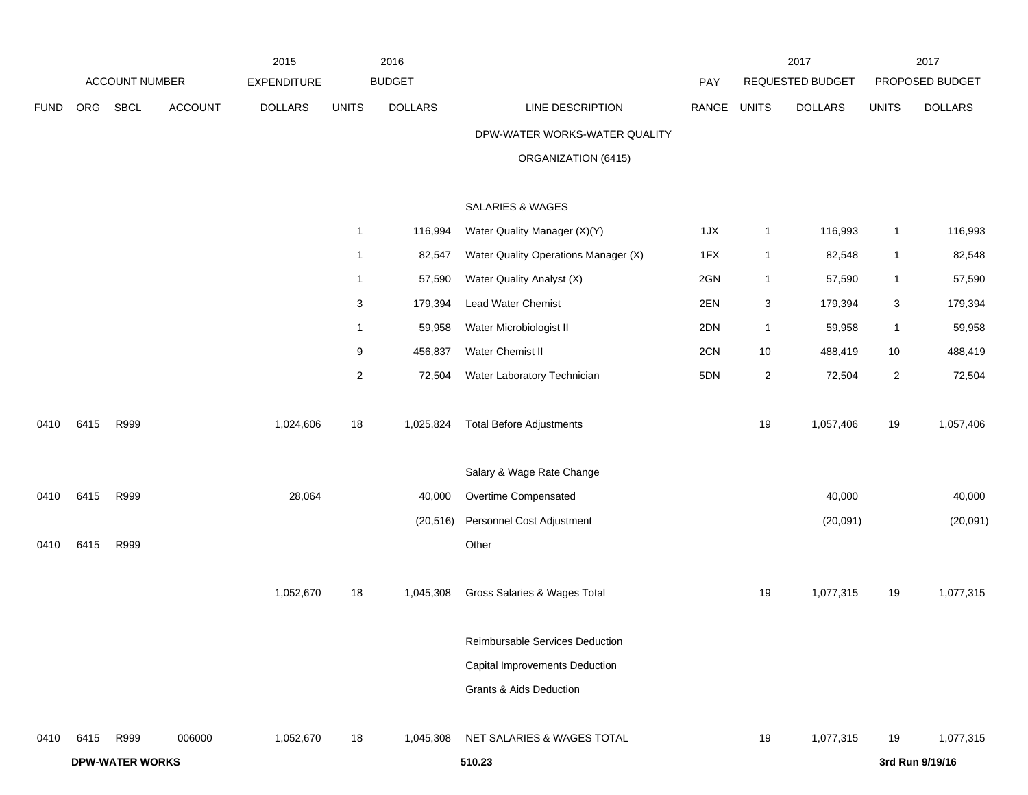| ACCOUNT NUMBER | | | | 2015 EXPENDITURE | 2016 BUDGET | | | | 2017 REQUESTED BUDGET | | 2017 PROPOSED BUDGET | |
|---|---|---|---|---|---|---|---|---|---|---|---|---|
| FUND | ORG | SBCL | ACCOUNT | DOLLARS | UNITS | DOLLARS | LINE DESCRIPTION | PAY RANGE | UNITS | DOLLARS | UNITS | DOLLARS |
| | | | | | | | DPW-WATER WORKS-WATER QUALITY ORGANIZATION (6415) | | | | | |
| | | | | | | | SALARIES & WAGES | | | | | |
| | | | | | 1 | 116,994 | Water Quality Manager (X)(Y) | 1JX | 1 | 116,993 | 1 | 116,993 |
| | | | | | 1 | 82,547 | Water Quality Operations Manager (X) | 1FX | 1 | 82,548 | 1 | 82,548 |
| | | | | | 1 | 57,590 | Water Quality Analyst (X) | 2GN | 1 | 57,590 | 1 | 57,590 |
| | | | | | 3 | 179,394 | Lead Water Chemist | 2EN | 3 | 179,394 | 3 | 179,394 |
| | | | | | 1 | 59,958 | Water Microbiologist II | 2DN | 1 | 59,958 | 1 | 59,958 |
| | | | | | 9 | 456,837 | Water Chemist II | 2CN | 10 | 488,419 | 10 | 488,419 |
| | | | | | 2 | 72,504 | Water Laboratory Technician | 5DN | 2 | 72,504 | 2 | 72,504 |
| 0410 | 6415 | R999 | | 1,024,606 | 18 | 1,025,824 | Total Before Adjustments | | 19 | 1,057,406 | 19 | 1,057,406 |
| | | | | | | | Salary & Wage Rate Change | | | | | |
| 0410 | 6415 | R999 | | 28,064 | | 40,000 | Overtime Compensated | | | 40,000 | | 40,000 |
| | | | | | | (20,516) | Personnel Cost Adjustment | | | (20,091) | | (20,091) |
| 0410 | 6415 | R999 | | | | | Other | | | | | |
| | | | | 1,052,670 | 18 | 1,045,308 | Gross Salaries & Wages Total | | 19 | 1,077,315 | 19 | 1,077,315 |
| | | | | | | | Reimbursable Services Deduction | | | | | |
| | | | | | | | Capital Improvements Deduction | | | | | |
| | | | | | | | Grants & Aids Deduction | | | | | |
| 0410 | 6415 | R999 | 006000 | 1,052,670 | 18 | 1,045,308 | NET SALARIES & WAGES TOTAL | | 19 | 1,077,315 | 19 | 1,077,315 |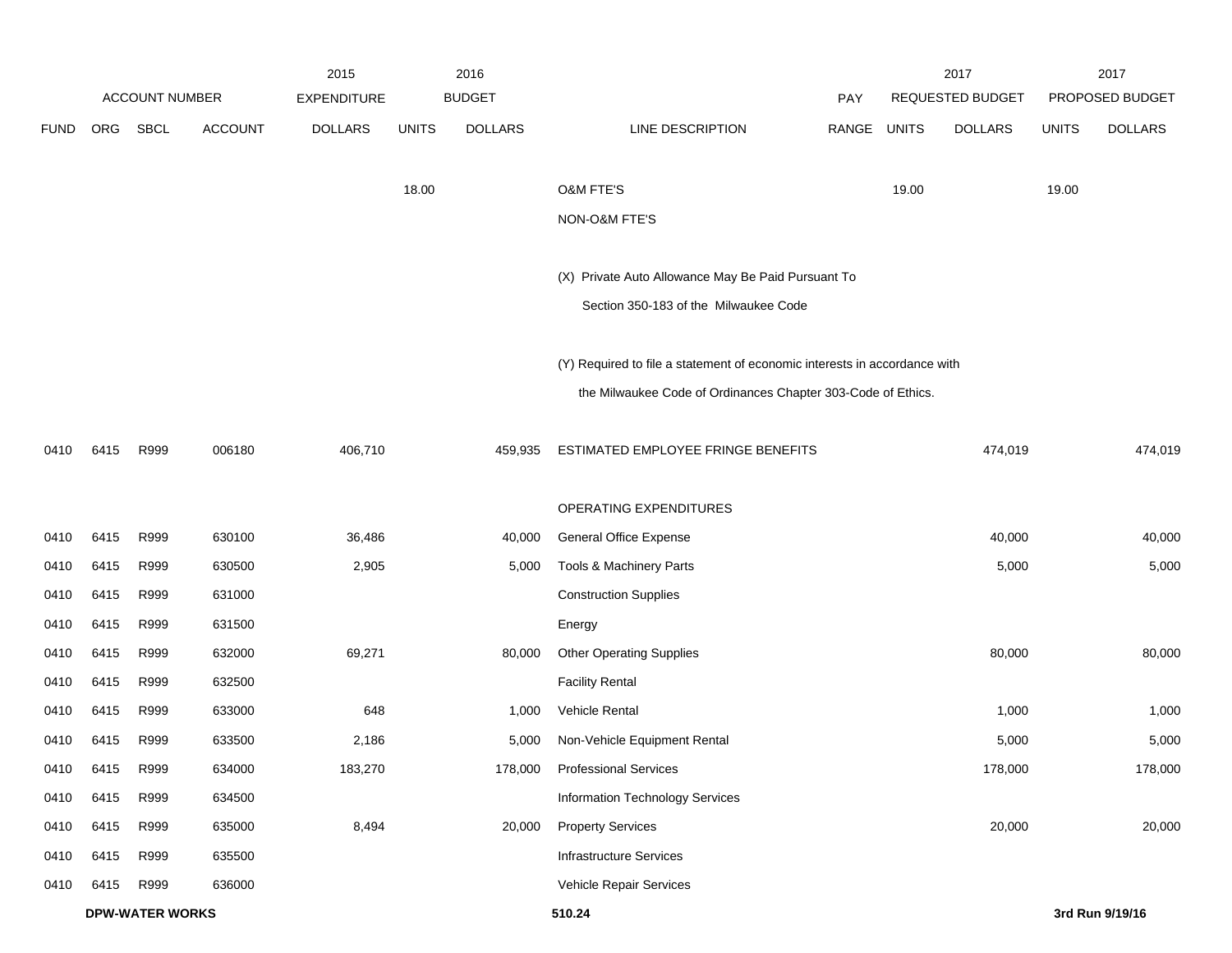| ACCOUNT NUMBER | | | | 2015 EXPENDITURE | 2016 BUDGET | | | PAY | 2017 REQUESTED BUDGET | | 2017 PROPOSED BUDGET | |
|---|---|---|---|---|---|---|---|---|---|---|---|---|
| FUND | ORG | SBCL | ACCOUNT | DOLLARS | UNITS | DOLLARS | LINE DESCRIPTION | RANGE | UNITS | DOLLARS | UNITS | DOLLARS |
| | | | | | 18.00 | | O&M FTE'S | | 19.00 | | 19.00 | |
| | | | | | | | NON-O&M FTE'S | | | | | |
| | | | | | | | (X) Private Auto Allowance May Be Paid Pursuant To Section 350-183 of the Milwaukee Code | | | | | |
| | | | | | | | (Y) Required to file a statement of economic interests in accordance with the Milwaukee Code of Ordinances Chapter 303-Code of Ethics. | | | | | |
| 0410 | 6415 | R999 | 006180 | 406,710 | | 459,935 | ESTIMATED EMPLOYEE FRINGE BENEFITS | | | 474,019 | | 474,019 |
| | | | | | | | OPERATING EXPENDITURES | | | | | |
| 0410 | 6415 | R999 | 630100 | 36,486 | | 40,000 | General Office Expense | | | 40,000 | | 40,000 |
| 0410 | 6415 | R999 | 630500 | 2,905 | | 5,000 | Tools & Machinery Parts | | | 5,000 | | 5,000 |
| 0410 | 6415 | R999 | 631000 | | | | Construction Supplies | | | | | |
| 0410 | 6415 | R999 | 631500 | | | | Energy | | | | | |
| 0410 | 6415 | R999 | 632000 | 69,271 | | 80,000 | Other Operating Supplies | | | 80,000 | | 80,000 |
| 0410 | 6415 | R999 | 632500 | | | | Facility Rental | | | | | |
| 0410 | 6415 | R999 | 633000 | 648 | | 1,000 | Vehicle Rental | | | 1,000 | | 1,000 |
| 0410 | 6415 | R999 | 633500 | 2,186 | | 5,000 | Non-Vehicle Equipment Rental | | | 5,000 | | 5,000 |
| 0410 | 6415 | R999 | 634000 | 183,270 | | 178,000 | Professional Services | | | 178,000 | | 178,000 |
| 0410 | 6415 | R999 | 634500 | | | | Information Technology Services | | | | | |
| 0410 | 6415 | R999 | 635000 | 8,494 | | 20,000 | Property Services | | | 20,000 | | 20,000 |
| 0410 | 6415 | R999 | 635500 | | | | Infrastructure Services | | | | | |
| 0410 | 6415 | R999 | 636000 | | | | Vehicle Repair Services | | | | | |

**DPW-WATER WORKS** 510.24 **3rd Run 9/19/16**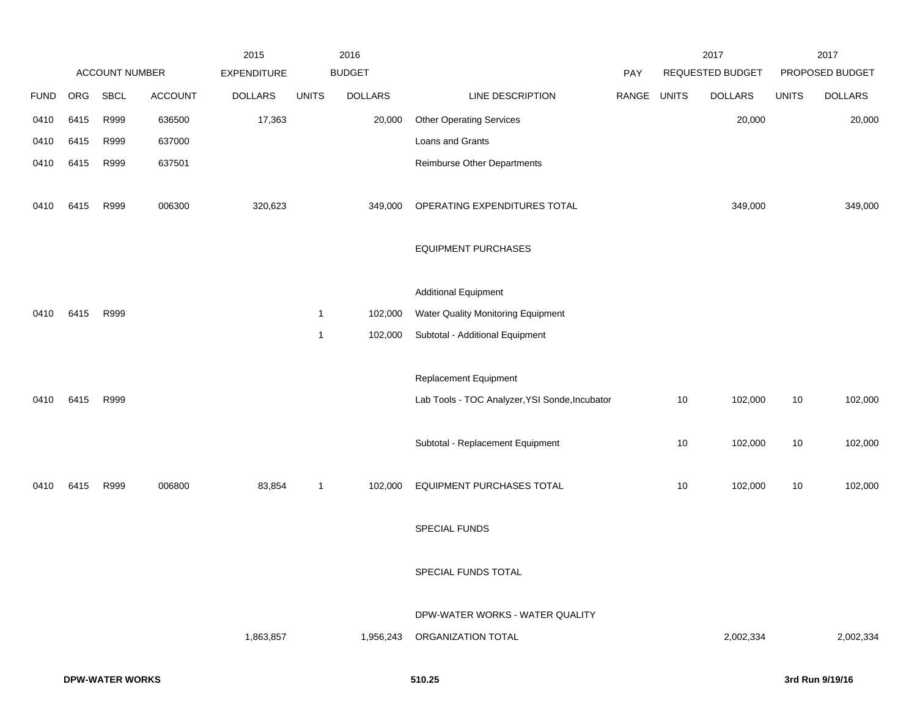| | ACCOUNT NUMBER | | | 2015 EXPENDITURE | 2016 BUDGET | | | PAY | 2017 REQUESTED BUDGET | | 2017 PROPOSED BUDGET | |
|---|---|---|---|---|---|---|---|---|---|---|---|---|
| FUND | ORG | SBCL | ACCOUNT | DOLLARS | UNITS | DOLLARS | LINE DESCRIPTION | RANGE | UNITS | DOLLARS | UNITS | DOLLARS |
| 0410 | 6415 | R999 | 636500 | 17,363 | | 20,000 | Other Operating Services | | | 20,000 | | 20,000 |
| 0410 | 6415 | R999 | 637000 | | | | Loans and Grants | | | | | |
| 0410 | 6415 | R999 | 637501 | | | | Reimburse Other Departments | | | | | |
| 0410 | 6415 | R999 | 006300 | 320,623 | | 349,000 | OPERATING EXPENDITURES TOTAL | | | 349,000 | | 349,000 |
| | | | | | | | EQUIPMENT PURCHASES | | | | | |
| | | | | | | | Additional Equipment | | | | | |
| 0410 | 6415 | R999 | | | 1 | 102,000 | Water Quality Monitoring Equipment | | | | | |
| | | | | | 1 | 102,000 | Subtotal - Additional Equipment | | | | | |
| | | | | | | | Replacement Equipment | | | | | |
| 0410 | 6415 | R999 | | | | | Lab Tools - TOC Analyzer,YSI Sonde,Incubator | | 10 | 102,000 | 10 | 102,000 |
| | | | | | | | Subtotal - Replacement Equipment | | 10 | 102,000 | 10 | 102,000 |
| 0410 | 6415 | R999 | 006800 | 83,854 | 1 | 102,000 | EQUIPMENT PURCHASES TOTAL | | 10 | 102,000 | 10 | 102,000 |
| | | | | | | | SPECIAL FUNDS | | | | | |
| | | | | | | | SPECIAL FUNDS TOTAL | | | | | |
| | | | | | | | DPW-WATER WORKS - WATER QUALITY | | | | | |
| | | | | 1,863,857 | | 1,956,243 | ORGANIZATION TOTAL | | | 2,002,334 | | 2,002,334 |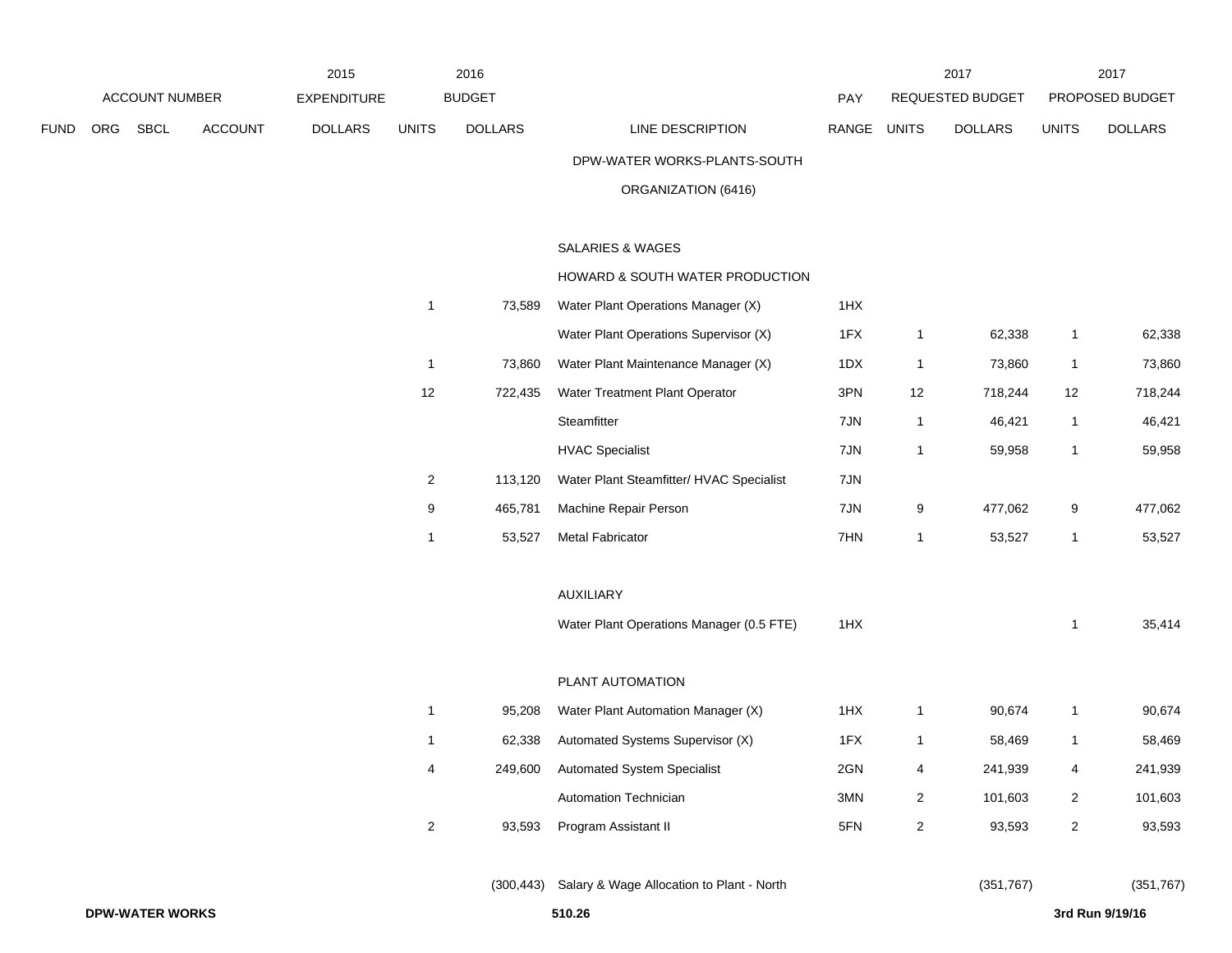| FUND | ORG | SBCL | ACCOUNT | 2015 EXPENDITURE DOLLARS | 2016 BUDGET UNITS | 2016 BUDGET DOLLARS | LINE DESCRIPTION | PAY RANGE | 2017 REQUESTED BUDGET UNITS | 2017 REQUESTED BUDGET DOLLARS | 2017 PROPOSED BUDGET UNITS | 2017 PROPOSED BUDGET DOLLARS |
|---|---|---|---|---|---|---|---|---|---|---|---|---|
| | | | | | | | DPW-WATER WORKS-PLANTS-SOUTH | | | | | |
| | | | | | | | ORGANIZATION (6416) | | | | | |
| | | | | | | | SALARIES & WAGES | | | | | |
| | | | | | | | HOWARD & SOUTH WATER PRODUCTION | | | | | |
| | | | | | 1 | 73,589 | Water Plant Operations Manager (X) | 1HX | | | | |
| | | | | | | | Water Plant Operations Supervisor (X) | 1FX | 1 | 62,338 | 1 | 62,338 |
| | | | | | 1 | 73,860 | Water Plant Maintenance Manager (X) | 1DX | 1 | 73,860 | 1 | 73,860 |
| | | | | | 12 | 722,435 | Water Treatment Plant Operator | 3PN | 12 | 718,244 | 12 | 718,244 |
| | | | | | | | Steamfitter | 7JN | 1 | 46,421 | 1 | 46,421 |
| | | | | | | | HVAC Specialist | 7JN | 1 | 59,958 | 1 | 59,958 |
| | | | | | 2 | 113,120 | Water Plant Steamfitter/ HVAC Specialist | 7JN | | | | |
| | | | | | 9 | 465,781 | Machine Repair Person | 7JN | 9 | 477,062 | 9 | 477,062 |
| | | | | | 1 | 53,527 | Metal Fabricator | 7HN | 1 | 53,527 | 1 | 53,527 |
| | | | | | | | AUXILIARY | | | | | |
| | | | | | | | Water Plant Operations Manager (0.5 FTE) | 1HX | | | 1 | 35,414 |
| | | | | | | | PLANT AUTOMATION | | | | | |
| | | | | | 1 | 95,208 | Water Plant Automation Manager (X) | 1HX | 1 | 90,674 | 1 | 90,674 |
| | | | | | 1 | 62,338 | Automated Systems Supervisor (X) | 1FX | 1 | 58,469 | 1 | 58,469 |
| | | | | | 4 | 249,600 | Automated System Specialist | 2GN | 4 | 241,939 | 4 | 241,939 |
| | | | | | | | Automation Technician | 3MN | 2 | 101,603 | 2 | 101,603 |
| | | | | | 2 | 93,593 | Program Assistant II | 5FN | 2 | 93,593 | 2 | 93,593 |
| | | | | | | (300,443) | Salary & Wage Allocation to Plant - North | | | (351,767) | | (351,767) |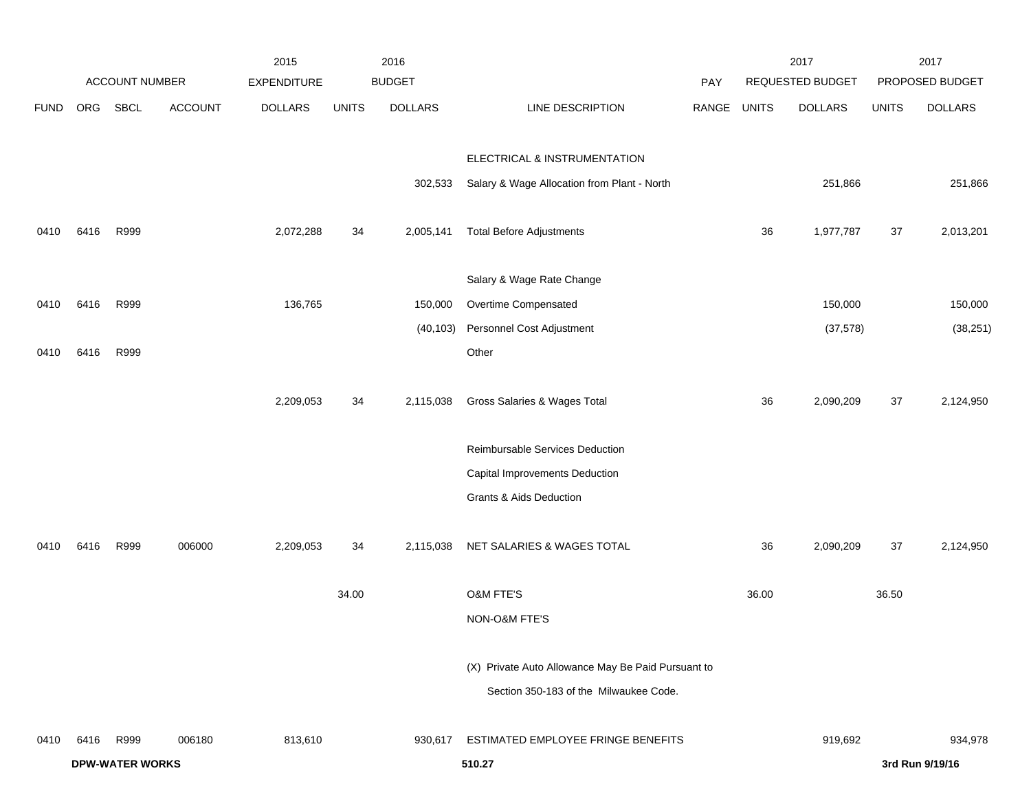| ACCOUNT NUMBER | | | | 2015 EXPENDITURE | 2016 BUDGET | | | PAY | 2017 REQUESTED BUDGET | | 2017 PROPOSED BUDGET | |
|---|---|---|---|---|---|---|---|---|---|---|---|---|
| FUND | ORG | SBCL | ACCOUNT | DOLLARS | UNITS | DOLLARS | LINE DESCRIPTION | RANGE | UNITS | DOLLARS | UNITS | DOLLARS |
| | | | | | | | ELECTRICAL & INSTRUMENTATION | | | | | |
| | | | | | | 302,533 | Salary & Wage Allocation from Plant - North | | | 251,866 | | 251,866 |
| 0410 | 6416 | R999 | | 2,072,288 | 34 | 2,005,141 | Total Before Adjustments | | 36 | 1,977,787 | 37 | 2,013,201 |
| | | | | | | | Salary & Wage Rate Change | | | | | |
| 0410 | 6416 | R999 | | 136,765 | | 150,000 | Overtime Compensated | | | 150,000 | | 150,000 |
| | | | | | | (40,103) | Personnel Cost Adjustment | | | (37,578) | | (38,251) |
| 0410 | 6416 | R999 | | | | | Other | | | | | |
| | | | | 2,209,053 | 34 | 2,115,038 | Gross Salaries & Wages Total | | 36 | 2,090,209 | 37 | 2,124,950 |
| | | | | | | | Reimbursable Services Deduction | | | | | |
| | | | | | | | Capital Improvements Deduction | | | | | |
| | | | | | | | Grants & Aids Deduction | | | | | |
| 0410 | 6416 | R999 | 006000 | 2,209,053 | 34 | 2,115,038 | NET SALARIES & WAGES TOTAL | | 36 | 2,090,209 | 37 | 2,124,950 |
| | | | | | 34.00 | | O&M FTE'S | | 36.00 | | 36.50 | |
| | | | | | | | NON-O&M FTE'S | | | | | |
| | | | | | | | (X) Private Auto Allowance May Be Paid Pursuant to Section 350-183 of the Milwaukee Code. | | | | | |
| 0410 | 6416 | R999 | 006180 | 813,610 | | 930,617 | ESTIMATED EMPLOYEE FRINGE BENEFITS | | | 919,692 | | 934,978 |

**DPW-WATER WORKS** 510.27 **3rd Run 9/19/16**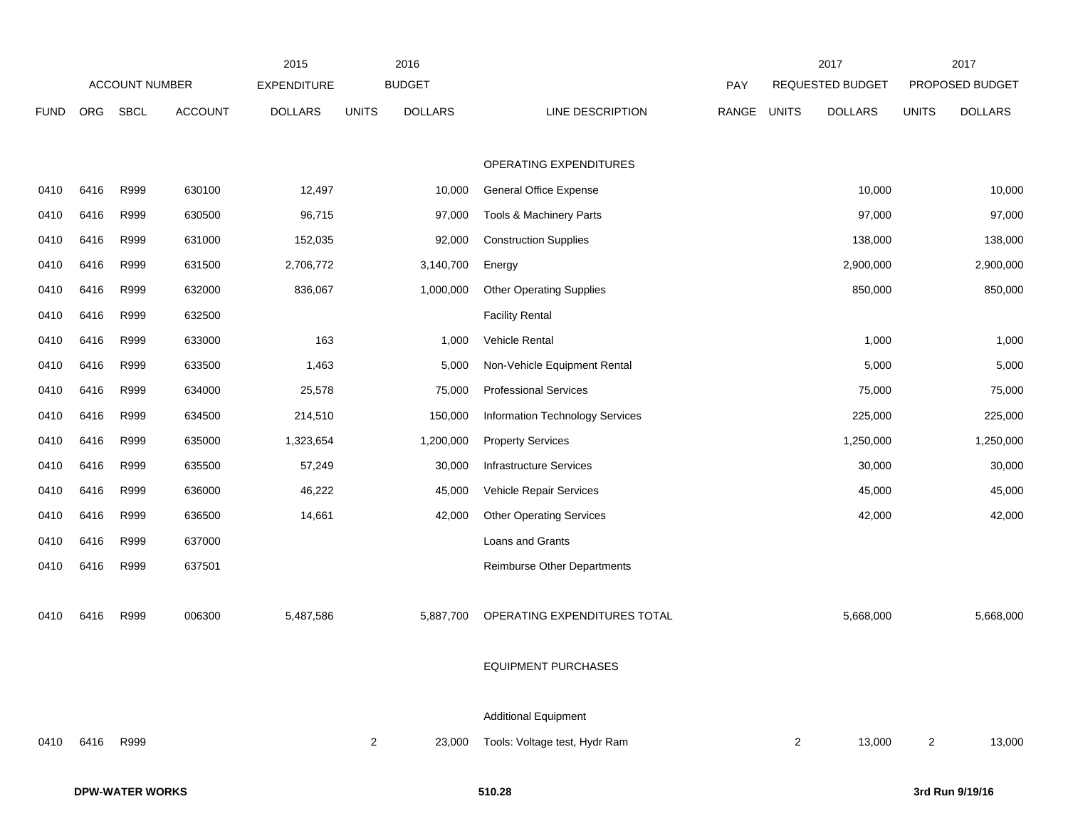| | ACCOUNT NUMBER | | | 2015 EXPENDITURE | 2016 BUDGET | | | | 2017 REQUESTED BUDGET | | 2017 PROPOSED BUDGET | |
|---|---|---|---|---|---|---|---|---|---|---|---|---|
| FUND | ORG | SBCL | ACCOUNT | DOLLARS | UNITS | DOLLARS | LINE DESCRIPTION | PAY RANGE | UNITS | DOLLARS | UNITS | DOLLARS |
| | | | | | | | OPERATING EXPENDITURES | | | | | |
| 0410 | 6416 | R999 | 630100 | 12,497 | | 10,000 | General Office Expense | | | 10,000 | | 10,000 |
| 0410 | 6416 | R999 | 630500 | 96,715 | | 97,000 | Tools & Machinery Parts | | | 97,000 | | 97,000 |
| 0410 | 6416 | R999 | 631000 | 152,035 | | 92,000 | Construction Supplies | | | 138,000 | | 138,000 |
| 0410 | 6416 | R999 | 631500 | 2,706,772 | | 3,140,700 | Energy | | | 2,900,000 | | 2,900,000 |
| 0410 | 6416 | R999 | 632000 | 836,067 | | 1,000,000 | Other Operating Supplies | | | 850,000 | | 850,000 |
| 0410 | 6416 | R999 | 632500 | | | | Facility Rental | | | | | |
| 0410 | 6416 | R999 | 633000 | 163 | | 1,000 | Vehicle Rental | | | 1,000 | | 1,000 |
| 0410 | 6416 | R999 | 633500 | 1,463 | | 5,000 | Non-Vehicle Equipment Rental | | | 5,000 | | 5,000 |
| 0410 | 6416 | R999 | 634000 | 25,578 | | 75,000 | Professional Services | | | 75,000 | | 75,000 |
| 0410 | 6416 | R999 | 634500 | 214,510 | | 150,000 | Information Technology Services | | | 225,000 | | 225,000 |
| 0410 | 6416 | R999 | 635000 | 1,323,654 | | 1,200,000 | Property Services | | | 1,250,000 | | 1,250,000 |
| 0410 | 6416 | R999 | 635500 | 57,249 | | 30,000 | Infrastructure Services | | | 30,000 | | 30,000 |
| 0410 | 6416 | R999 | 636000 | 46,222 | | 45,000 | Vehicle Repair Services | | | 45,000 | | 45,000 |
| 0410 | 6416 | R999 | 636500 | 14,661 | | 42,000 | Other Operating Services | | | 42,000 | | 42,000 |
| 0410 | 6416 | R999 | 637000 | | | | Loans and Grants | | | | | |
| 0410 | 6416 | R999 | 637501 | | | | Reimburse Other Departments | | | | | |
| 0410 | 6416 | R999 | 006300 | 5,487,586 | | 5,887,700 | OPERATING EXPENDITURES TOTAL | | | 5,668,000 | | 5,668,000 |
| | | | | | | | EQUIPMENT PURCHASES | | | | | |
| | | | | | | | Additional Equipment | | | | | |
| 0410 | 6416 | R999 | | | 2 | 23,000 | Tools: Voltage test, Hydr Ram | | 2 | 13,000 | 2 | 13,000 |

**DPW-WATER WORKS** 510.28 **3rd Run 9/19/16**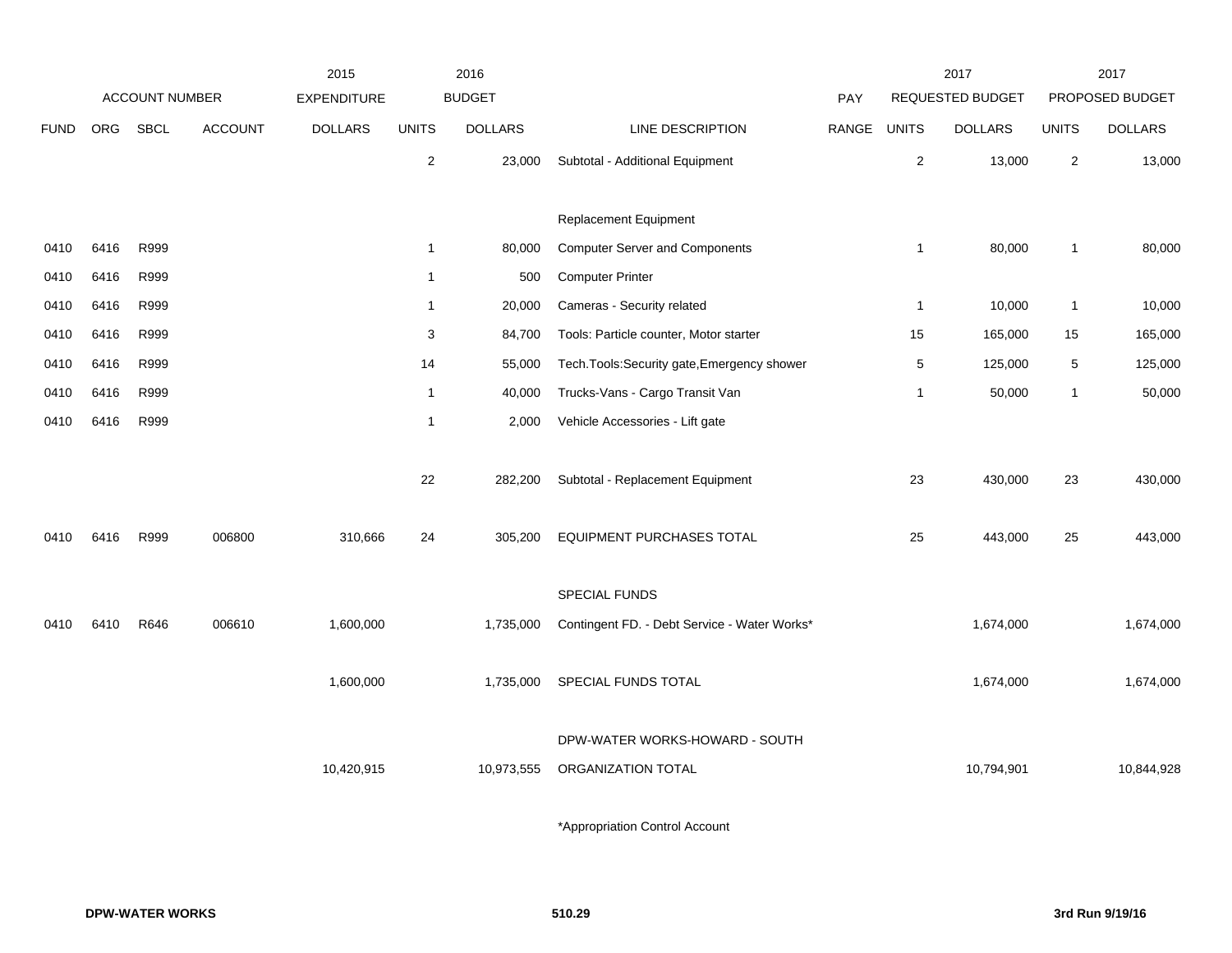| | ACCOUNT NUMBER | | | 2015 EXPENDITURE | 2016 BUDGET | | | PAY | 2017 REQUESTED BUDGET | | 2017 PROPOSED BUDGET | |
|---|---|---|---|---|---|---|---|---|---|---|---|---|
| FUND | ORG | SBCL | ACCOUNT | DOLLARS | UNITS | DOLLARS | LINE DESCRIPTION | RANGE | UNITS | DOLLARS | UNITS | DOLLARS |
| | | | | | 2 | 23,000 | Subtotal - Additional Equipment | | 2 | 13,000 | 2 | 13,000 |
| | | | | | | | Replacement Equipment | | | | | |
| 0410 | 6416 | R999 | | | 1 | 80,000 | Computer Server and Components | | 1 | 80,000 | 1 | 80,000 |
| 0410 | 6416 | R999 | | | 1 | 500 | Computer Printer | | | | | |
| 0410 | 6416 | R999 | | | 1 | 20,000 | Cameras - Security related | | 1 | 10,000 | 1 | 10,000 |
| 0410 | 6416 | R999 | | | 3 | 84,700 | Tools: Particle counter, Motor starter | | 15 | 165,000 | 15 | 165,000 |
| 0410 | 6416 | R999 | | | 14 | 55,000 | Tech.Tools:Security gate,Emergency shower | | 5 | 125,000 | 5 | 125,000 |
| 0410 | 6416 | R999 | | | 1 | 40,000 | Trucks-Vans - Cargo Transit Van | | 1 | 50,000 | 1 | 50,000 |
| 0410 | 6416 | R999 | | | 1 | 2,000 | Vehicle Accessories - Lift gate | | | | | |
| | | | | | 22 | 282,200 | Subtotal - Replacement Equipment | | 23 | 430,000 | 23 | 430,000 |
| 0410 | 6416 | R999 | 006800 | 310,666 | 24 | 305,200 | EQUIPMENT PURCHASES TOTAL | | 25 | 443,000 | 25 | 443,000 |
| | | | | | | | SPECIAL FUNDS | | | | | |
| 0410 | 6410 | R646 | 006610 | 1,600,000 | | 1,735,000 | Contingent FD. - Debt Service - Water Works* | | | 1,674,000 | | 1,674,000 |
| | | | | 1,600,000 | | 1,735,000 | SPECIAL FUNDS TOTAL | | | 1,674,000 | | 1,674,000 |
| | | | | | | | DPW-WATER WORKS-HOWARD - SOUTH | | | | | |
| | | | | 10,420,915 | | 10,973,555 | ORGANIZATION TOTAL | | | 10,794,901 | | 10,844,928 |

*Appropriation Control Account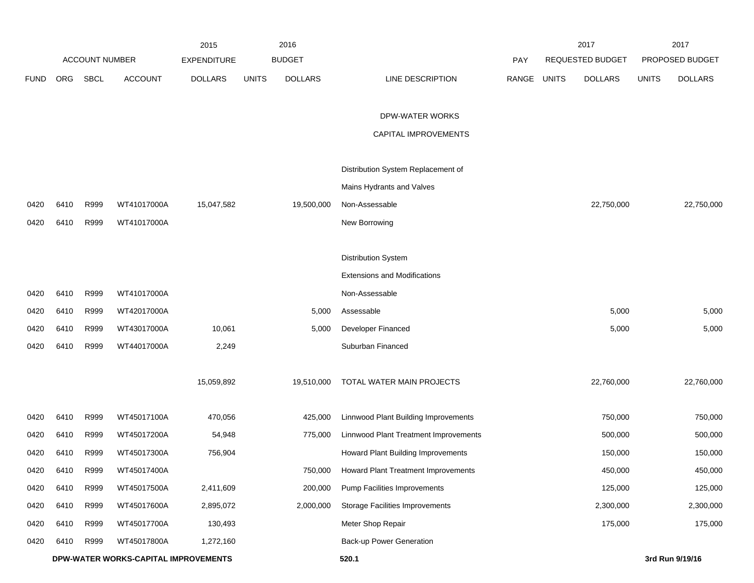| ACCOUNT NUMBER | | | | 2015 EXPENDITURE | 2016 BUDGET | | | PAY | 2017 REQUESTED BUDGET | | 2017 PROPOSED BUDGET | |
|---|---|---|---|---|---|---|---|---|---|---|---|---|
| FUND | ORG | SBCL | ACCOUNT | DOLLARS | UNITS | DOLLARS | LINE DESCRIPTION | RANGE | UNITS | DOLLARS | UNITS | DOLLARS |
| | | | | | | | DPW-WATER WORKS | | | | | |
| | | | | | | | CAPITAL IMPROVEMENTS | | | | | |
| | | | | | | | Distribution System Replacement of | | | | | |
| | | | | | | | Mains Hydrants and Valves | | | | | |
| 0420 | 6410 | R999 | WT41017000A | 15,047,582 | | 19,500,000 | Non-Assessable | | | 22,750,000 | | 22,750,000 |
| 0420 | 6410 | R999 | WT41017000A | | | | New Borrowing | | | | | |
| | | | | | | | Distribution System | | | | | |
| | | | | | | | Extensions and Modifications | | | | | |
| 0420 | 6410 | R999 | WT41017000A | | | | Non-Assessable | | | | | |
| 0420 | 6410 | R999 | WT42017000A | | | 5,000 | Assessable | | | 5,000 | | 5,000 |
| 0420 | 6410 | R999 | WT43017000A | 10,061 | | 5,000 | Developer Financed | | | 5,000 | | 5,000 |
| 0420 | 6410 | R999 | WT44017000A | 2,249 | | | Suburban Financed | | | | | |
| | | | | 15,059,892 | | 19,510,000 | TOTAL WATER MAIN PROJECTS | | | 22,760,000 | | 22,760,000 |
| 0420 | 6410 | R999 | WT45017100A | 470,056 | | 425,000 | Linnwood Plant Building Improvements | | | 750,000 | | 750,000 |
| 0420 | 6410 | R999 | WT45017200A | 54,948 | | 775,000 | Linnwood Plant Treatment Improvements | | | 500,000 | | 500,000 |
| 0420 | 6410 | R999 | WT45017300A | 756,904 | | | Howard Plant Building Improvements | | | 150,000 | | 150,000 |
| 0420 | 6410 | R999 | WT45017400A | | | 750,000 | Howard Plant Treatment Improvements | | | 450,000 | | 450,000 |
| 0420 | 6410 | R999 | WT45017500A | 2,411,609 | | 200,000 | Pump Facilities Improvements | | | 125,000 | | 125,000 |
| 0420 | 6410 | R999 | WT45017600A | 2,895,072 | | 2,000,000 | Storage Facilities Improvements | | | 2,300,000 | | 2,300,000 |
| 0420 | 6410 | R999 | WT45017700A | 130,493 | | | Meter Shop Repair | | | 175,000 | | 175,000 |
| 0420 | 6410 | R999 | WT45017800A | 1,272,160 | | | Back-up Power Generation | | | | | |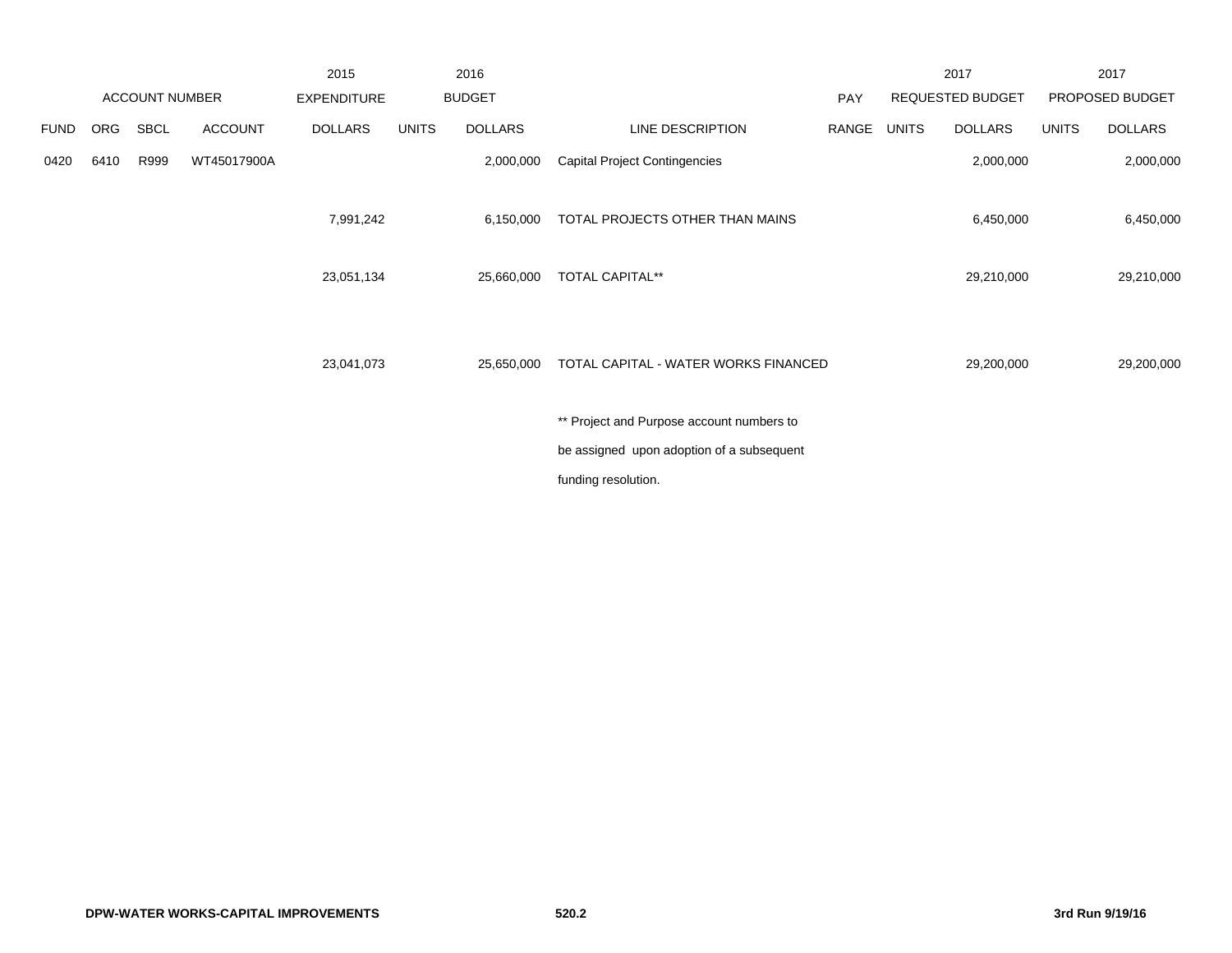| ACCOUNT NUMBER | | | | 2015 EXPENDITURE | 2016 BUDGET | | | PAY | 2017 REQUESTED BUDGET | | 2017 PROPOSED BUDGET | |
|---|---|---|---|---|---|---|---|---|---|---|---|---|
| FUND | ORG | SBCL | ACCOUNT | DOLLARS | UNITS | DOLLARS | LINE DESCRIPTION | RANGE | UNITS | DOLLARS | UNITS | DOLLARS |
| 0420 | 6410 | R999 | WT45017900A | | | 2,000,000 | Capital Project Contingencies | | | 2,000,000 | | 2,000,000 |
| | | | | 7,991,242 | | 6,150,000 | TOTAL PROJECTS OTHER THAN MAINS | | | 6,450,000 | | 6,450,000 |
| | | | | 23,051,134 | | 25,660,000 | TOTAL CAPITAL** | | | 29,210,000 | | 29,210,000 |
| | | | | 23,041,073 | | 25,650,000 | TOTAL CAPITAL - WATER WORKS FINANCED | | | 29,200,000 | | 29,200,000 |

** Project and Purpose account numbers to be assigned upon adoption of a subsequent funding resolution.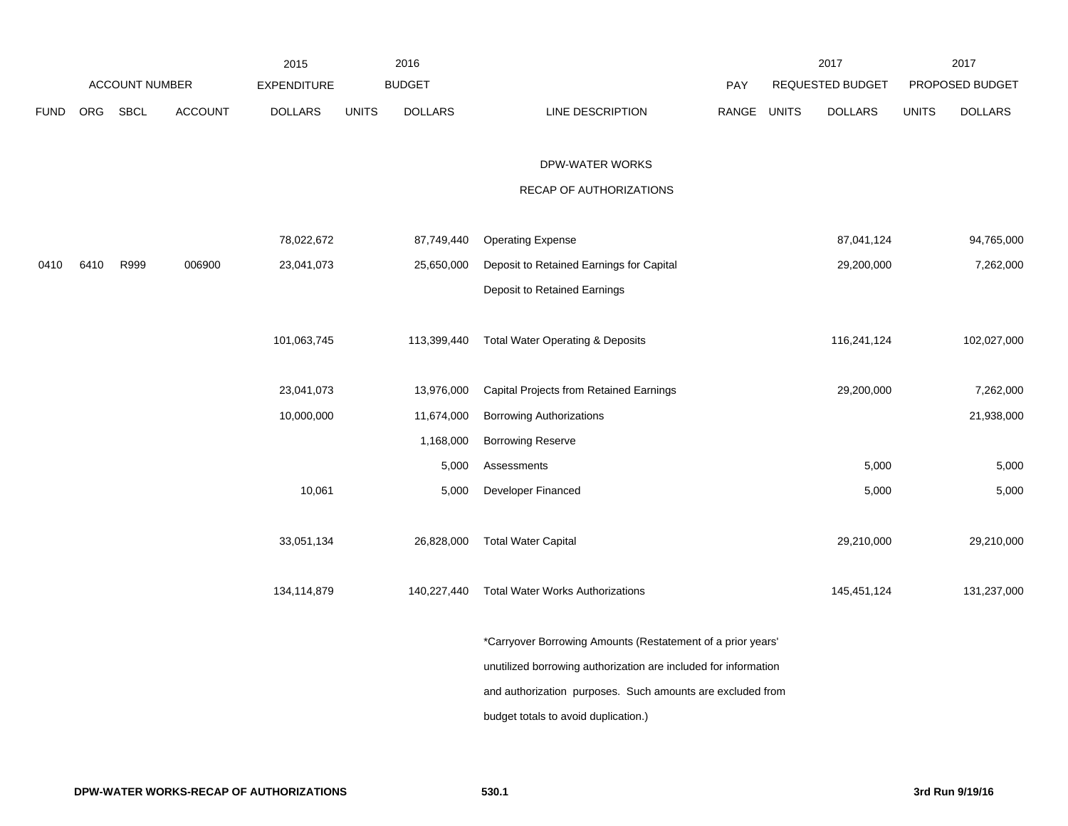## DPW-WATER WORKS

### RECAP OF AUTHORIZATIONS

| ACCOUNT NUMBER | | | | 2015 EXPENDITURE | 2016 BUDGET | | | PAY | 2017 REQUESTED BUDGET | | 2017 PROPOSED BUDGET | |
|---|---|---|---|---|---|---|---|---|---|---|---|---|
| FUND | ORG | SBCL | ACCOUNT | DOLLARS | UNITS | DOLLARS | LINE DESCRIPTION | RANGE | UNITS | DOLLARS | UNITS | DOLLARS |
| | | | | 78,022,672 | | 87,749,440 | Operating Expense | | | 87,041,124 | | 94,765,000 |
| 0410 | 6410 | R999 | 006900 | 23,041,073 | | 25,650,000 | Deposit to Retained Earnings for Capital | | | 29,200,000 | | 7,262,000 |
| | | | | | | | Deposit to Retained Earnings | | | | | |
| | | | | 101,063,745 | | 113,399,440 | Total Water Operating & Deposits | | | 116,241,124 | | 102,027,000 |
| | | | | 23,041,073 | | 13,976,000 | Capital Projects from Retained Earnings | | | 29,200,000 | | 7,262,000 |
| | | | | 10,000,000 | | 11,674,000 | Borrowing Authorizations | | | | | 21,938,000 |
| | | | | | | 1,168,000 | Borrowing Reserve | | | | | |
| | | | | | | 5,000 | Assessments | | | 5,000 | | 5,000 |
| | | | | 10,061 | | 5,000 | Developer Financed | | | 5,000 | | 5,000 |
| | | | | 33,051,134 | | 26,828,000 | Total Water Capital | | | 29,210,000 | | 29,210,000 |
| | | | | 134,114,879 | | 140,227,440 | Total Water Works Authorizations | | | 145,451,124 | | 131,237,000 |

*Carryover Borrowing Amounts (Restatement of a prior years' unutilized borrowing authorization are included for information and authorization purposes. Such amounts are excluded from budget totals to avoid duplication.)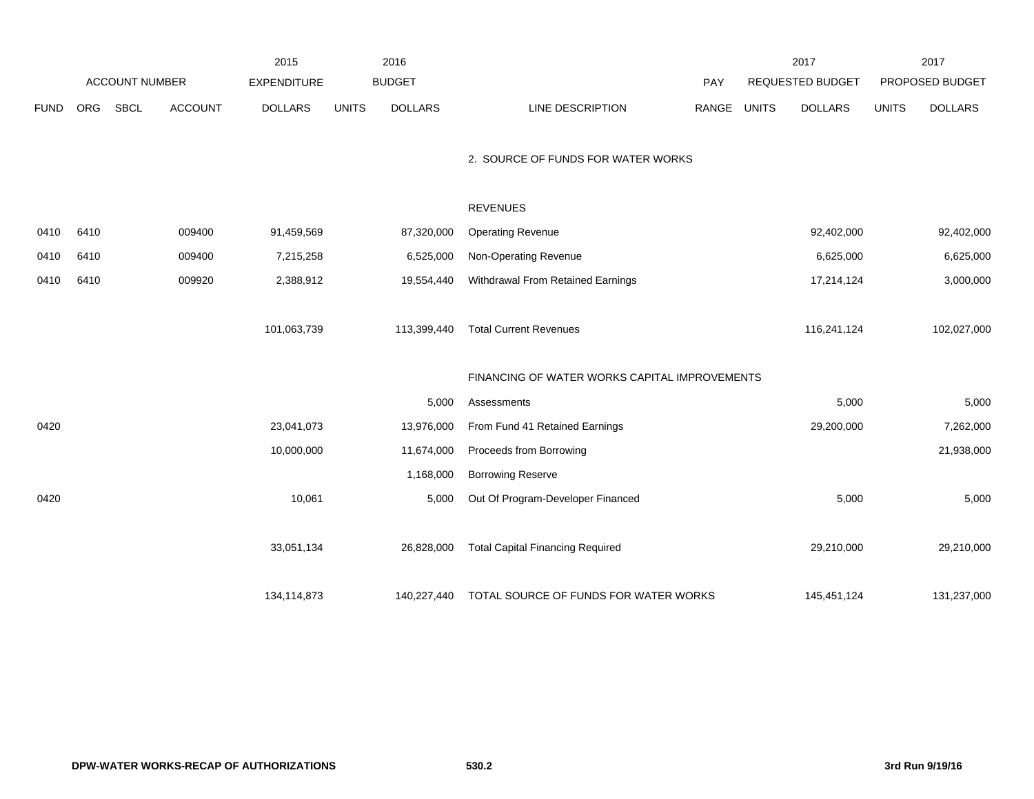| ACCOUNT NUMBER | | | | 2015 EXPENDITURE | 2016 BUDGET | | | | 2017 REQUESTED BUDGET | | 2017 PROPOSED BUDGET | |
|---|---|---|---|---|---|---|---|---|---|---|---|---|
| FUND | ORG | SBCL | ACCOUNT | DOLLARS | UNITS | DOLLARS | LINE DESCRIPTION | PAY RANGE | UNITS | DOLLARS | UNITS | DOLLARS |
| | | | | | | | 2. SOURCE OF FUNDS FOR WATER WORKS | | | | | |
| | | | | | | | REVENUES | | | | | |
| 0410 | 6410 | | 009400 | 91,459,569 | | 87,320,000 | Operating Revenue | | | 92,402,000 | | 92,402,000 |
| 0410 | 6410 | | 009400 | 7,215,258 | | 6,525,000 | Non-Operating Revenue | | | 6,625,000 | | 6,625,000 |
| 0410 | 6410 | | 009920 | 2,388,912 | | 19,554,440 | Withdrawal From Retained Earnings | | | 17,214,124 | | 3,000,000 |
| | | | | 101,063,739 | | 113,399,440 | Total Current Revenues | | | 116,241,124 | | 102,027,000 |
| | | | | | | | FINANCING OF WATER WORKS CAPITAL IMPROVEMENTS | | | | | |
| | | | | | | 5,000 | Assessments | | | 5,000 | | 5,000 |
| 0420 | | | | 23,041,073 | | 13,976,000 | From Fund 41 Retained Earnings | | | 29,200,000 | | 7,262,000 |
| | | | | 10,000,000 | | 11,674,000 | Proceeds from Borrowing | | | | | 21,938,000 |
| | | | | | | 1,168,000 | Borrowing Reserve | | | | | |
| 0420 | | | | 10,061 | | 5,000 | Out Of Program-Developer Financed | | | 5,000 | | 5,000 |
| | | | | 33,051,134 | | 26,828,000 | Total Capital Financing Required | | | 29,210,000 | | 29,210,000 |
| | | | | 134,114,873 | | 140,227,440 | TOTAL SOURCE OF FUNDS FOR WATER WORKS | | | 145,451,124 | | 131,237,000 |

**DPW-WATER WORKS-RECAP OF AUTHORIZATIONS** **530.2** **3rd Run 9/19/16**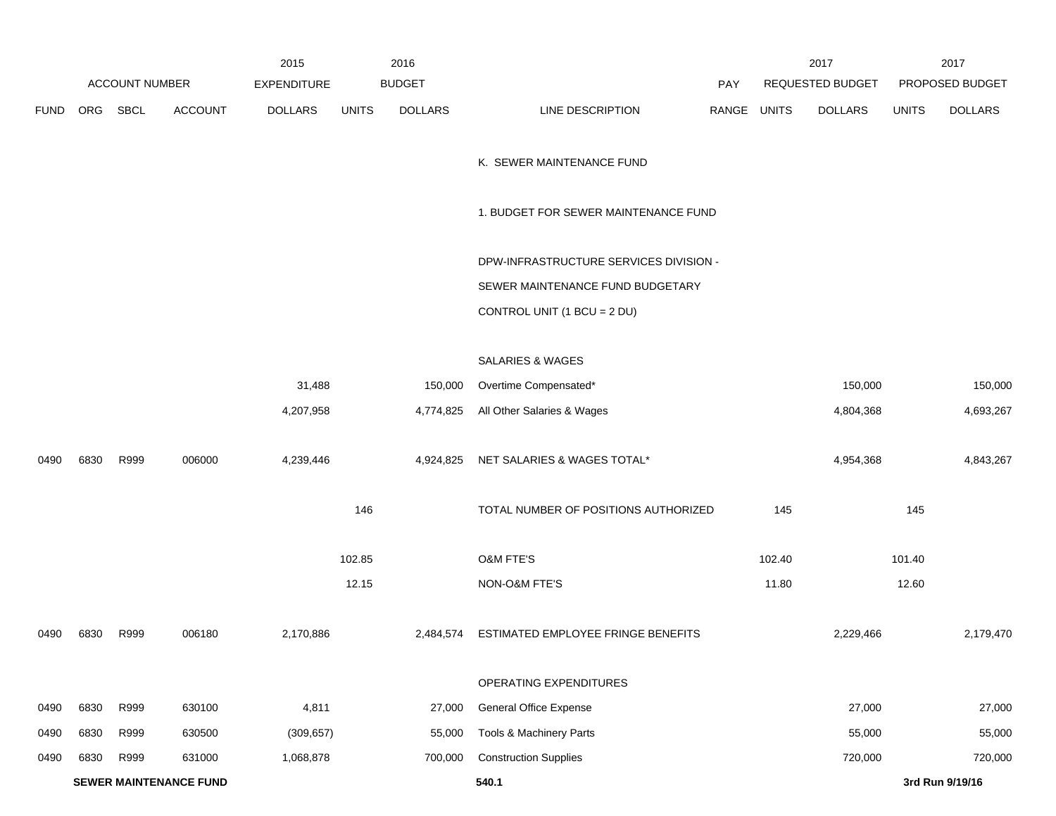| FUND | ORG | SBCL | ACCOUNT | 2015 EXPENDITURE DOLLARS | 2016 BUDGET UNITS | 2016 BUDGET DOLLARS | LINE DESCRIPTION | PAY RANGE | 2017 REQUESTED BUDGET UNITS | 2017 REQUESTED BUDGET DOLLARS | 2017 PROPOSED BUDGET UNITS | 2017 PROPOSED BUDGET DOLLARS |
|---|---|---|---|---|---|---|---|---|---|---|---|---|
| | | | | | | | K. SEWER MAINTENANCE FUND | | | | | |
| | | | | | | | 1. BUDGET FOR SEWER MAINTENANCE FUND | | | | | |
| | | | | | | | DPW-INFRASTRUCTURE SERVICES DIVISION - SEWER MAINTENANCE FUND BUDGETARY CONTROL UNIT (1 BCU = 2 DU) | | | | | |
| | | | | | | | SALARIES & WAGES | | | | | |
| | | | | 31,488 | | 150,000 | Overtime Compensated* | | | 150,000 | | 150,000 |
| | | | | 4,207,958 | | 4,774,825 | All Other Salaries & Wages | | | 4,804,368 | | 4,693,267 |
| 0490 | 6830 | R999 | 006000 | 4,239,446 | | 4,924,825 | NET SALARIES & WAGES TOTAL* | | | 4,954,368 | | 4,843,267 |
| | | | | | 146 | | TOTAL NUMBER OF POSITIONS AUTHORIZED | | 145 | | 145 | |
| | | | | | 102.85 | | O&M FTE'S | | 102.40 | | 101.40 | |
| | | | | | 12.15 | | NON-O&M FTE'S | | 11.80 | | 12.60 | |
| 0490 | 6830 | R999 | 006180 | 2,170,886 | | 2,484,574 | ESTIMATED EMPLOYEE FRINGE BENEFITS | | | 2,229,466 | | 2,179,470 |
| | | | | | | | OPERATING EXPENDITURES | | | | | |
| 0490 | 6830 | R999 | 630100 | 4,811 | | 27,000 | General Office Expense | | | 27,000 | | 27,000 |
| 0490 | 6830 | R999 | 630500 | (309,657) | | 55,000 | Tools & Machinery Parts | | | 55,000 | | 55,000 |
| 0490 | 6830 | R999 | 631000 | 1,068,878 | | 700,000 | Construction Supplies | | | 720,000 | | 720,000 |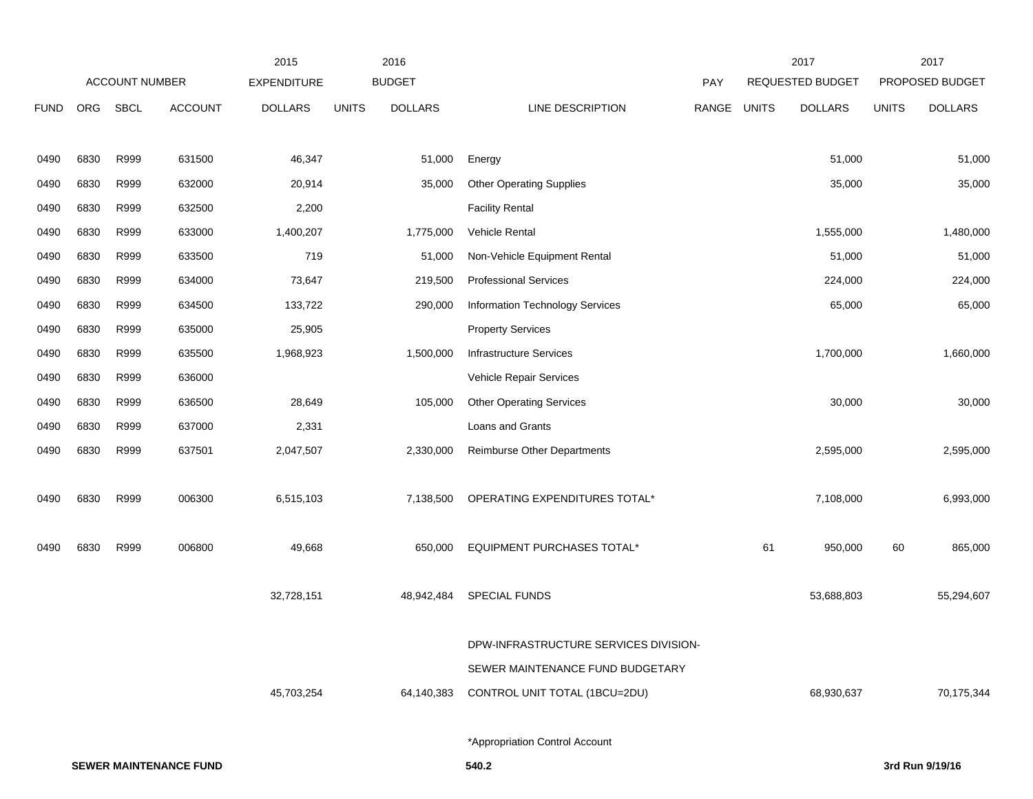| FUND | ORG | SBCL | ACCOUNT | 2015 EXPENDITURE DOLLARS | 2016 BUDGET UNITS | 2016 BUDGET DOLLARS | LINE DESCRIPTION | PAY RANGE | 2017 REQUESTED BUDGET UNITS | 2017 REQUESTED BUDGET DOLLARS | 2017 PROPOSED BUDGET UNITS | 2017 PROPOSED BUDGET DOLLARS |
|---|---|---|---|---|---|---|---|---|---|---|---|---|
| 0490 | 6830 | R999 | 631500 | 46,347 | | 51,000 | Energy | | | 51,000 | | 51,000 |
| 0490 | 6830 | R999 | 632000 | 20,914 | | 35,000 | Other Operating Supplies | | | 35,000 | | 35,000 |
| 0490 | 6830 | R999 | 632500 | 2,200 | | | Facility Rental | | | | | |
| 0490 | 6830 | R999 | 633000 | 1,400,207 | | 1,775,000 | Vehicle Rental | | | 1,555,000 | | 1,480,000 |
| 0490 | 6830 | R999 | 633500 | 719 | | 51,000 | Non-Vehicle Equipment Rental | | | 51,000 | | 51,000 |
| 0490 | 6830 | R999 | 634000 | 73,647 | | 219,500 | Professional Services | | | 224,000 | | 224,000 |
| 0490 | 6830 | R999 | 634500 | 133,722 | | 290,000 | Information Technology Services | | | 65,000 | | 65,000 |
| 0490 | 6830 | R999 | 635000 | 25,905 | | | Property Services | | | | | |
| 0490 | 6830 | R999 | 635500 | 1,968,923 | | 1,500,000 | Infrastructure Services | | | 1,700,000 | | 1,660,000 |
| 0490 | 6830 | R999 | 636000 | | | | Vehicle Repair Services | | | | | |
| 0490 | 6830 | R999 | 636500 | 28,649 | | 105,000 | Other Operating Services | | | 30,000 | | 30,000 |
| 0490 | 6830 | R999 | 637000 | 2,331 | | | Loans and Grants | | | | | |
| 0490 | 6830 | R999 | 637501 | 2,047,507 | | 2,330,000 | Reimburse Other Departments | | | 2,595,000 | | 2,595,000 |
| 0490 | 6830 | R999 | 006300 | 6,515,103 | | 7,138,500 | OPERATING EXPENDITURES TOTAL* | | | 7,108,000 | | 6,993,000 |
| 0490 | 6830 | R999 | 006800 | 49,668 | | 650,000 | EQUIPMENT PURCHASES TOTAL* | | 61 | 950,000 | 60 | 865,000 |
| | | | | 32,728,151 | | 48,942,484 | SPECIAL FUNDS | | | 53,688,803 | | 55,294,607 |
| | | | | 45,703,254 | | 64,140,383 | DPW-INFRASTRUCTURE SERVICES DIVISION- SEWER MAINTENANCE FUND BUDGETARY CONTROL UNIT TOTAL (1BCU=2DU) | | | 68,930,637 | | 70,175,344 |

*Appropriation Control Account

**SEWER MAINTENANCE FUND** 540.2 **3rd Run 9/19/16**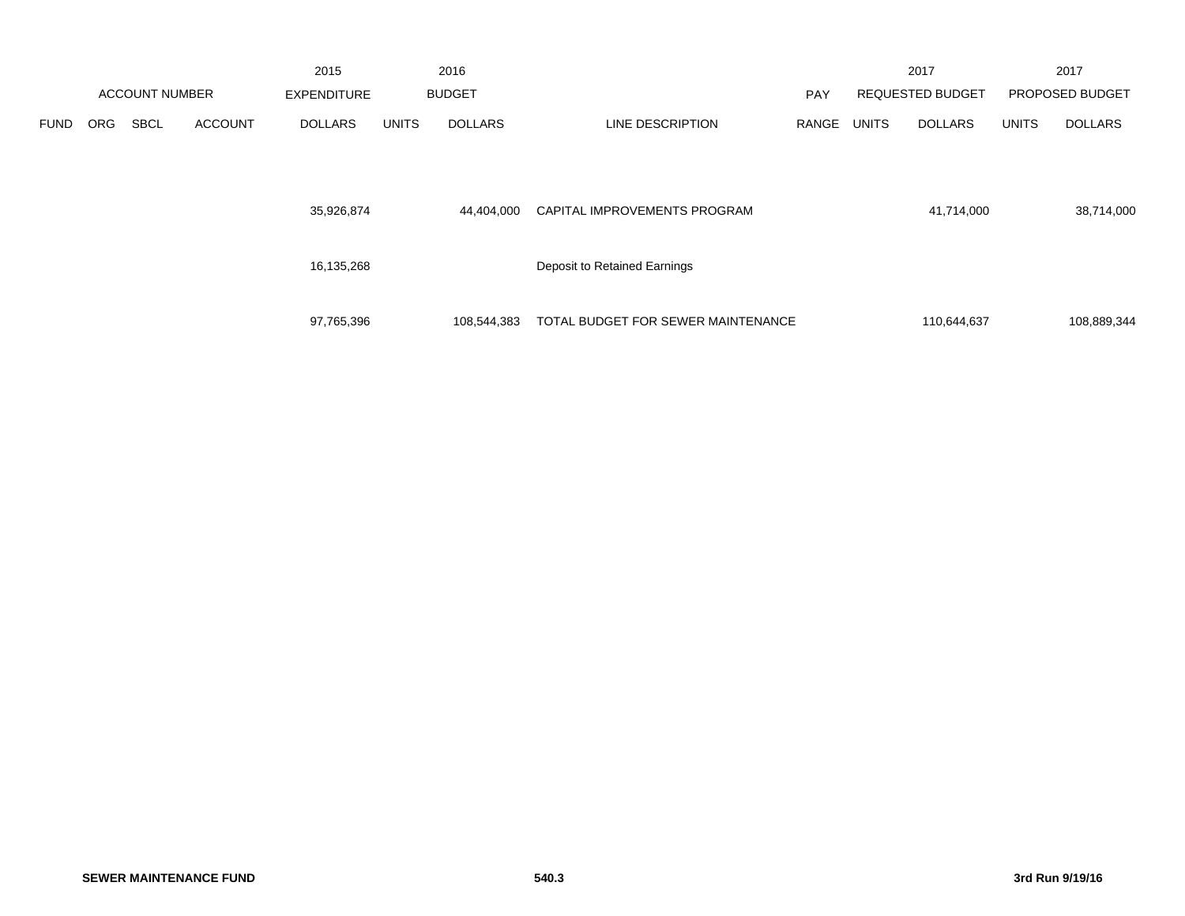| ACCOUNT NUMBER | | | | 2015 EXPENDITURE | 2016 BUDGET | | | PAY | 2017 REQUESTED BUDGET | | 2017 PROPOSED BUDGET | |
|---|---|---|---|---|---|---|---|---|---|---|---|---|
| FUND | ORG | SBCL | ACCOUNT | DOLLARS | UNITS | DOLLARS | LINE DESCRIPTION | RANGE | UNITS | DOLLARS | UNITS | DOLLARS |
| | | | | 35,926,874 | | 44,404,000 | CAPITAL IMPROVEMENTS PROGRAM | | | 41,714,000 | | 38,714,000 |
| | | | | 16,135,268 | | | Deposit to Retained Earnings | | | | | |
| | | | | 97,765,396 | | 108,544,383 | TOTAL BUDGET FOR SEWER MAINTENANCE | | | 110,644,637 | | 108,889,344 |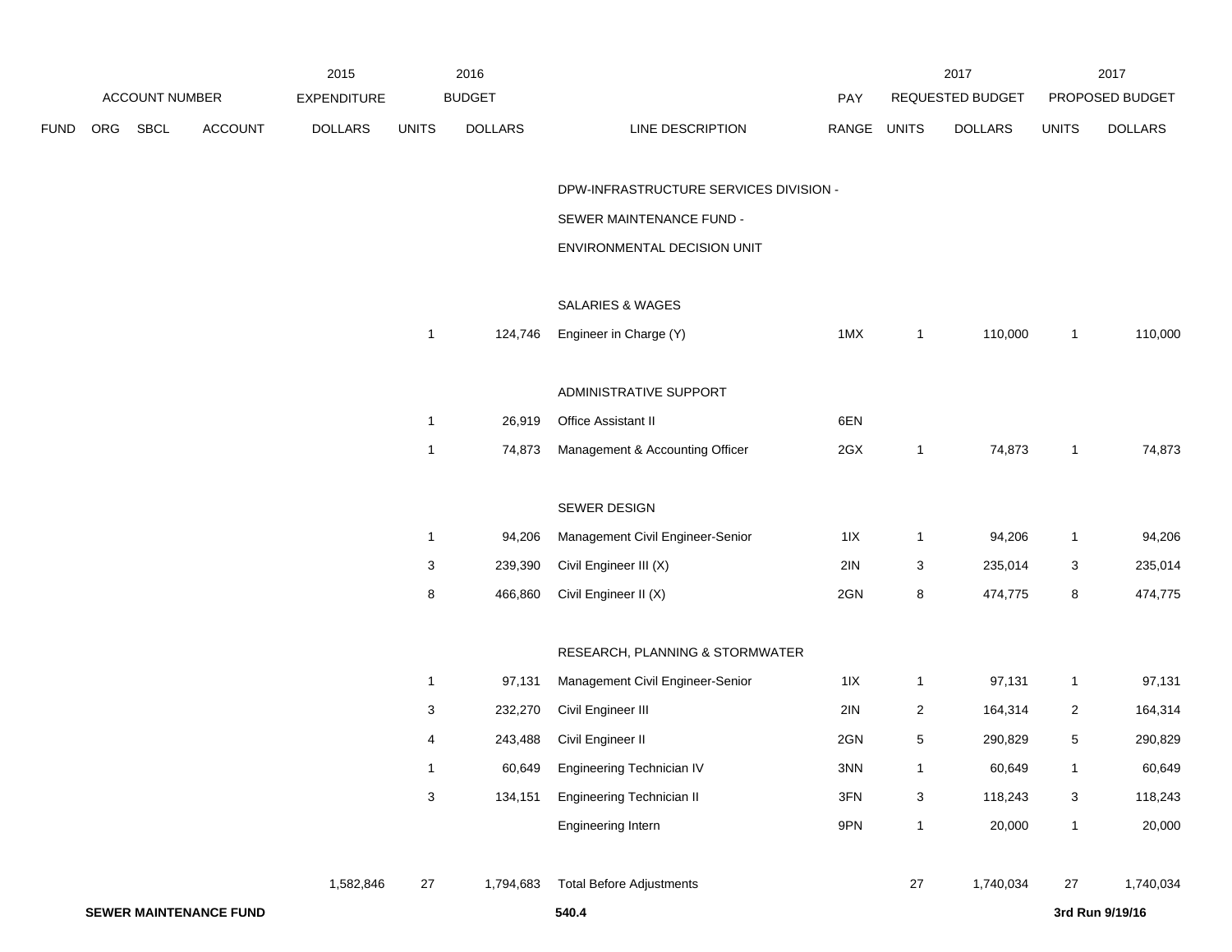| | ACCOUNT NUMBER | | | 2015 EXPENDITURE | 2016 BUDGET | | | PAY | 2017 REQUESTED BUDGET | | 2017 PROPOSED BUDGET | |
|---|---|---|---|---|---|---|---|---|---|---|---|---|
| FUND | ORG | SBCL | ACCOUNT | DOLLARS | UNITS | DOLLARS | LINE DESCRIPTION | RANGE | UNITS | DOLLARS | UNITS | DOLLARS |
| | | | | | | | DPW-INFRASTRUCTURE SERVICES DIVISION - | | | | | |
| | | | | | | | SEWER MAINTENANCE FUND - | | | | | |
| | | | | | | | ENVIRONMENTAL DECISION UNIT | | | | | |
| | | | | | | | SALARIES & WAGES | | | | | |
| | | | | | 1 | 124,746 | Engineer in Charge (Y) | 1MX | 1 | 110,000 | 1 | 110,000 |
| | | | | | | | ADMINISTRATIVE SUPPORT | | | | | |
| | | | | | 1 | 26,919 | Office Assistant II | 6EN | | | | |
| | | | | | 1 | 74,873 | Management & Accounting Officer | 2GX | 1 | 74,873 | 1 | 74,873 |
| | | | | | | | SEWER DESIGN | | | | | |
| | | | | | 1 | 94,206 | Management Civil Engineer-Senior | 1IX | 1 | 94,206 | 1 | 94,206 |
| | | | | | 3 | 239,390 | Civil Engineer III (X) | 2IN | 3 | 235,014 | 3 | 235,014 |
| | | | | | 8 | 466,860 | Civil Engineer II (X) | 2GN | 8 | 474,775 | 8 | 474,775 |
| | | | | | | | RESEARCH, PLANNING & STORMWATER | | | | | |
| | | | | | 1 | 97,131 | Management Civil Engineer-Senior | 1IX | 1 | 97,131 | 1 | 97,131 |
| | | | | | 3 | 232,270 | Civil Engineer III | 2IN | 2 | 164,314 | 2 | 164,314 |
| | | | | | 4 | 243,488 | Civil Engineer II | 2GN | 5 | 290,829 | 5 | 290,829 |
| | | | | | 1 | 60,649 | Engineering Technician IV | 3NN | 1 | 60,649 | 1 | 60,649 |
| | | | | | 3 | 134,151 | Engineering Technician II | 3FN | 3 | 118,243 | 3 | 118,243 |
| | | | | | | | Engineering Intern | 9PN | 1 | 20,000 | 1 | 20,000 |
| | | | | 1,582,846 | 27 | 1,794,683 | Total Before Adjustments | | 27 | 1,740,034 | 27 | 1,740,034 |

**SEWER MAINTENANCE FUND** **540.4** **3rd Run 9/19/16**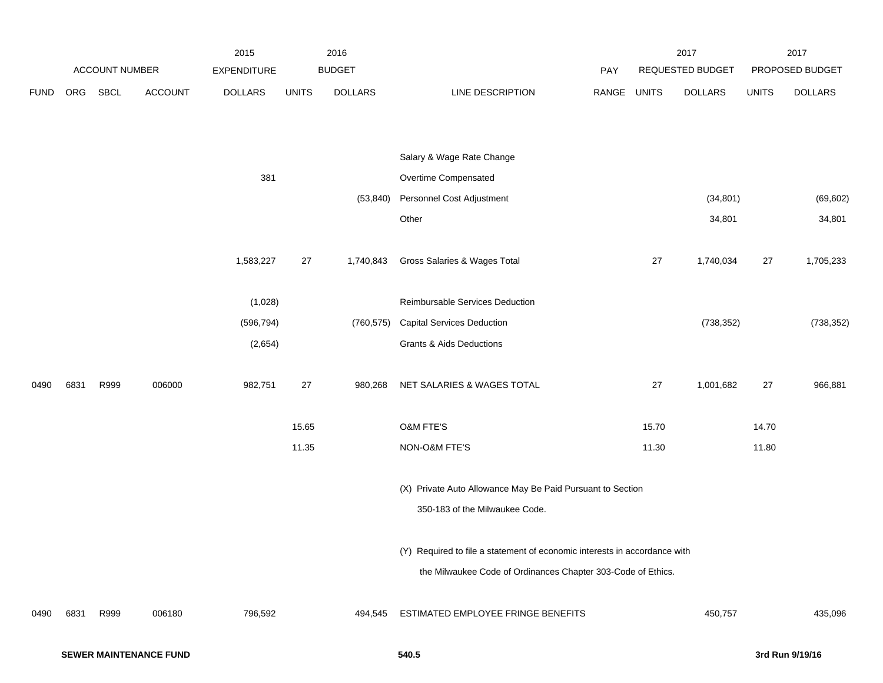| | ACCOUNT NUMBER | | | 2015 EXPENDITURE | 2016 BUDGET | | | PAY | 2017 REQUESTED BUDGET | | 2017 PROPOSED BUDGET | |
|---|---|---|---|---|---|---|---|---|---|---|---|---|
| FUND | ORG | SBCL | ACCOUNT | DOLLARS | UNITS | DOLLARS | LINE DESCRIPTION | RANGE | UNITS | DOLLARS | UNITS | DOLLARS |
| | | | | | | | Salary & Wage Rate Change | | | | | |
| | | | | 381 | | | Overtime Compensated | | | | | |
| | | | | | | (53,840) | Personnel Cost Adjustment | | | (34,801) | | (69,602) |
| | | | | | | | Other | | | 34,801 | | 34,801 |
| | | | | 1,583,227 | 27 | 1,740,843 | Gross Salaries & Wages Total | | 27 | 1,740,034 | 27 | 1,705,233 |
| | | | | (1,028) | | | Reimbursable Services Deduction | | | | | |
| | | | | (596,794) | | (760,575) | Capital Services Deduction | | | (738,352) | | (738,352) |
| | | | | (2,654) | | | Grants & Aids Deductions | | | | | |
| 0490 | 6831 | R999 | 006000 | 982,751 | 27 | 980,268 | NET SALARIES & WAGES TOTAL | | 27 | 1,001,682 | 27 | 966,881 |
| | | | | | 15.65 | | O&M FTE'S | | 15.70 | | 14.70 | |
| | | | | | 11.35 | | NON-O&M FTE'S | | 11.30 | | 11.80 | |
| | | | | | | | (X) Private Auto Allowance May Be Paid Pursuant to Section 350-183 of the Milwaukee Code. | | | | | |
| | | | | | | | (Y) Required to file a statement of economic interests in accordance with the Milwaukee Code of Ordinances Chapter 303-Code of Ethics. | | | | | |
| 0490 | 6831 | R999 | 006180 | 796,592 | | 494,545 | ESTIMATED EMPLOYEE FRINGE BENEFITS | | | 450,757 | | 435,096 |

**SEWER MAINTENANCE FUND** 540.5 **3rd Run 9/19/16**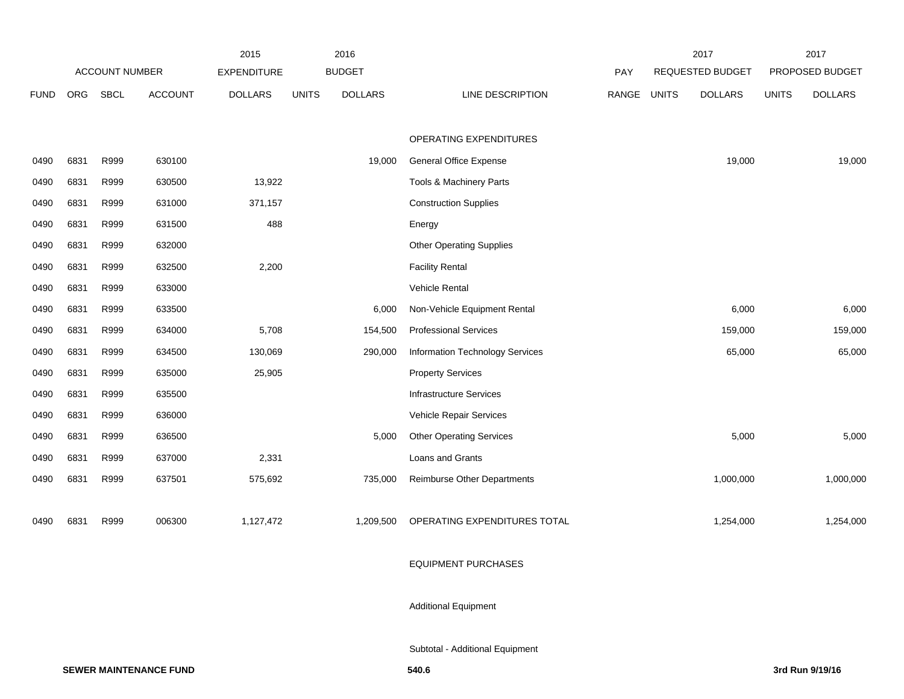| | ACCOUNT NUMBER | | | 2015 EXPENDITURE | 2016 BUDGET | | | PAY | 2017 REQUESTED BUDGET | | 2017 PROPOSED BUDGET | |
|---|---|---|---|---|---|---|---|---|---|---|---|---|
| FUND | ORG | SBCL | ACCOUNT | DOLLARS | UNITS | DOLLARS | LINE DESCRIPTION | RANGE | UNITS | DOLLARS | UNITS | DOLLARS |
| | | | | | | | OPERATING EXPENDITURES | | | | | |
| 0490 | 6831 | R999 | 630100 | | | 19,000 | General Office Expense | | | 19,000 | | 19,000 |
| 0490 | 6831 | R999 | 630500 | 13,922 | | | Tools & Machinery Parts | | | | | |
| 0490 | 6831 | R999 | 631000 | 371,157 | | | Construction Supplies | | | | | |
| 0490 | 6831 | R999 | 631500 | 488 | | | Energy | | | | | |
| 0490 | 6831 | R999 | 632000 | | | | Other Operating Supplies | | | | | |
| 0490 | 6831 | R999 | 632500 | 2,200 | | | Facility Rental | | | | | |
| 0490 | 6831 | R999 | 633000 | | | | Vehicle Rental | | | | | |
| 0490 | 6831 | R999 | 633500 | | | 6,000 | Non-Vehicle Equipment Rental | | | 6,000 | | 6,000 |
| 0490 | 6831 | R999 | 634000 | 5,708 | | 154,500 | Professional Services | | | 159,000 | | 159,000 |
| 0490 | 6831 | R999 | 634500 | 130,069 | | 290,000 | Information Technology Services | | | 65,000 | | 65,000 |
| 0490 | 6831 | R999 | 635000 | 25,905 | | | Property Services | | | | | |
| 0490 | 6831 | R999 | 635500 | | | | Infrastructure Services | | | | | |
| 0490 | 6831 | R999 | 636000 | | | | Vehicle Repair Services | | | | | |
| 0490 | 6831 | R999 | 636500 | | | 5,000 | Other Operating Services | | | 5,000 | | 5,000 |
| 0490 | 6831 | R999 | 637000 | 2,331 | | | Loans and Grants | | | | | |
| 0490 | 6831 | R999 | 637501 | 575,692 | | 735,000 | Reimburse Other Departments | | | 1,000,000 | | 1,000,000 |
| 0490 | 6831 | R999 | 006300 | 1,127,472 | | 1,209,500 | OPERATING EXPENDITURES TOTAL | | | 1,254,000 | | 1,254,000 |
| | | | | | | | EQUIPMENT PURCHASES | | | | | |
| | | | | | | | Additional Equipment | | | | | |
| | | | | | | | Subtotal - Additional Equipment | | | | | |

**SEWER MAINTENANCE FUND**

**540.6**

**3rd Run 9/19/16**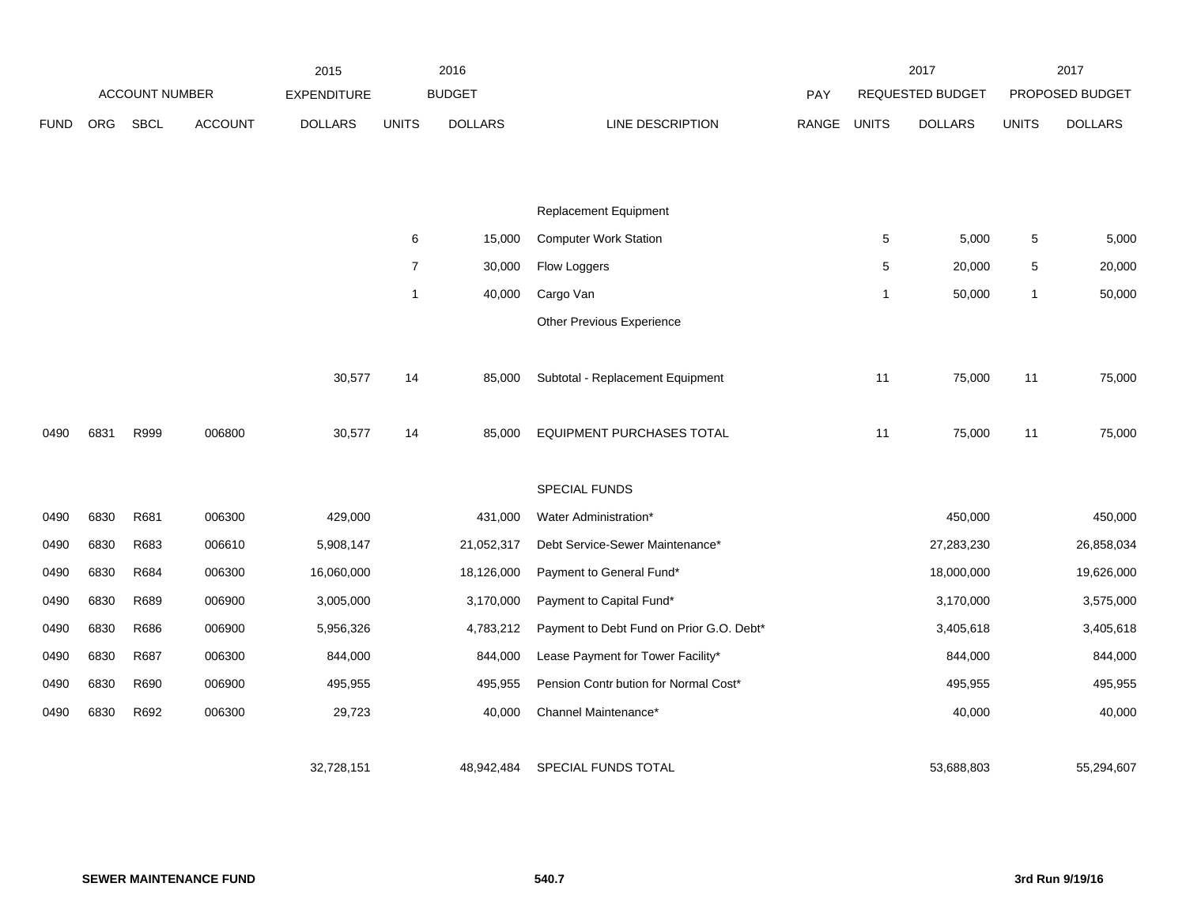| | ACCOUNT NUMBER | | | 2015 EXPENDITURE | 2016 BUDGET | | | PAY | 2017 REQUESTED BUDGET | | 2017 PROPOSED BUDGET | |
|---|---|---|---|---|---|---|---|---|---|---|---|---|
| FUND | ORG | SBCL | ACCOUNT | DOLLARS | UNITS | DOLLARS | LINE DESCRIPTION | RANGE | UNITS | DOLLARS | UNITS | DOLLARS |
| | | | | | | | Replacement Equipment | | | | | |
| | | | | | 6 | 15,000 | Computer Work Station | | 5 | 5,000 | 5 | 5,000 |
| | | | | | 7 | 30,000 | Flow Loggers | | 5 | 20,000 | 5 | 20,000 |
| | | | | | 1 | 40,000 | Cargo Van | | 1 | 50,000 | 1 | 50,000 |
| | | | | | | | Other Previous Experience | | | | | |
| | | | | 30,577 | 14 | 85,000 | Subtotal - Replacement Equipment | | 11 | 75,000 | 11 | 75,000 |
| 0490 | 6831 | R999 | 006800 | 30,577 | 14 | 85,000 | EQUIPMENT PURCHASES TOTAL | | 11 | 75,000 | 11 | 75,000 |
| | | | | | | | SPECIAL FUNDS | | | | | |
| 0490 | 6830 | R681 | 006300 | 429,000 | | 431,000 | Water Administration* | | | 450,000 | | 450,000 |
| 0490 | 6830 | R683 | 006610 | 5,908,147 | | 21,052,317 | Debt Service-Sewer Maintenance* | | | 27,283,230 | | 26,858,034 |
| 0490 | 6830 | R684 | 006300 | 16,060,000 | | 18,126,000 | Payment to General Fund* | | | 18,000,000 | | 19,626,000 |
| 0490 | 6830 | R689 | 006900 | 3,005,000 | | 3,170,000 | Payment to Capital Fund* | | | 3,170,000 | | 3,575,000 |
| 0490 | 6830 | R686 | 006900 | 5,956,326 | | 4,783,212 | Payment to Debt Fund on Prior G.O. Debt* | | | 3,405,618 | | 3,405,618 |
| 0490 | 6830 | R687 | 006300 | 844,000 | | 844,000 | Lease Payment for Tower Facility* | | | 844,000 | | 844,000 |
| 0490 | 6830 | R690 | 006900 | 495,955 | | 495,955 | Pension Contr bution for Normal Cost* | | | 495,955 | | 495,955 |
| 0490 | 6830 | R692 | 006300 | 29,723 | | 40,000 | Channel Maintenance* | | | 40,000 | | 40,000 |
| | | | | 32,728,151 | | 48,942,484 | SPECIAL FUNDS TOTAL | | | 53,688,803 | | 55,294,607 |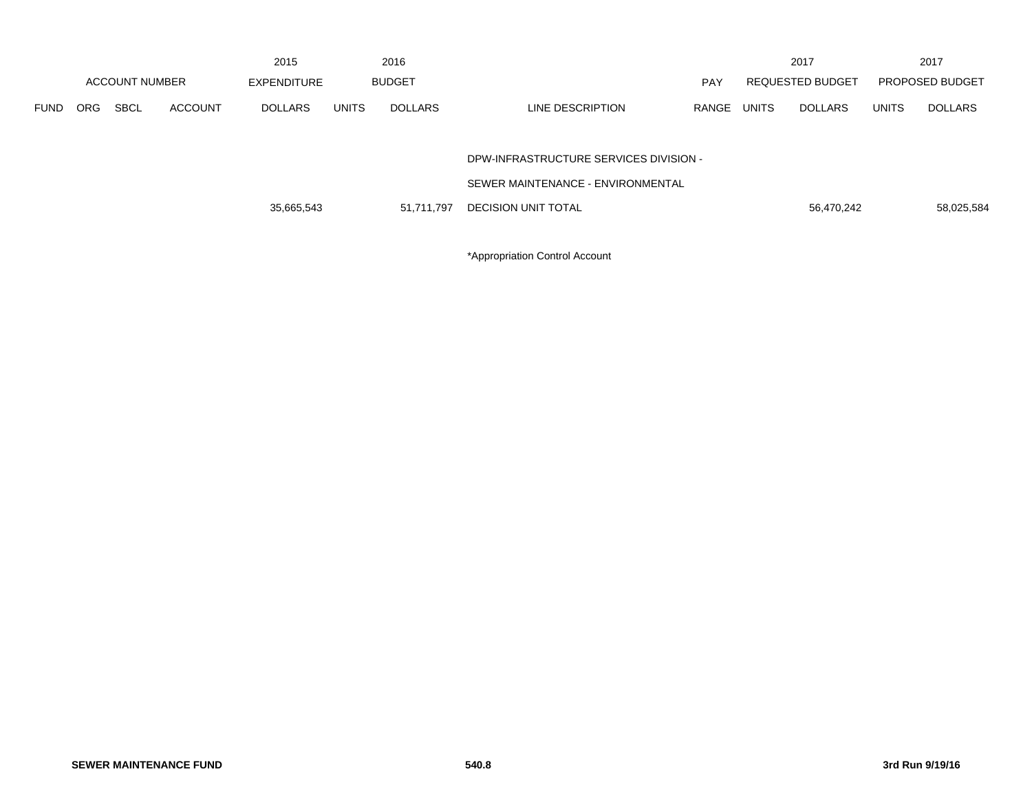| | ACCOUNT NUMBER | | | 2015 EXPENDITURE | 2016 BUDGET | | | PAY | 2017 REQUESTED BUDGET | | 2017 PROPOSED BUDGET | |
|---|---|---|---|---|---|---|---|---|---|---|---|---|
| FUND | ORG | SBCL | ACCOUNT | DOLLARS | UNITS | DOLLARS | LINE DESCRIPTION | RANGE | UNITS | DOLLARS | UNITS | DOLLARS |
| | | | | | | | DPW-INFRASTRUCTURE SERVICES DIVISION - | | | | | |
| | | | | | | | SEWER MAINTENANCE - ENVIRONMENTAL | | | | | |
| | | | | 35,665,543 | | 51,711,797 | DECISION UNIT TOTAL | | | 56,470,242 | | 58,025,584 |

*Appropriation Control Account

SEWER MAINTENANCE FUND

540.8

3rd Run 9/19/16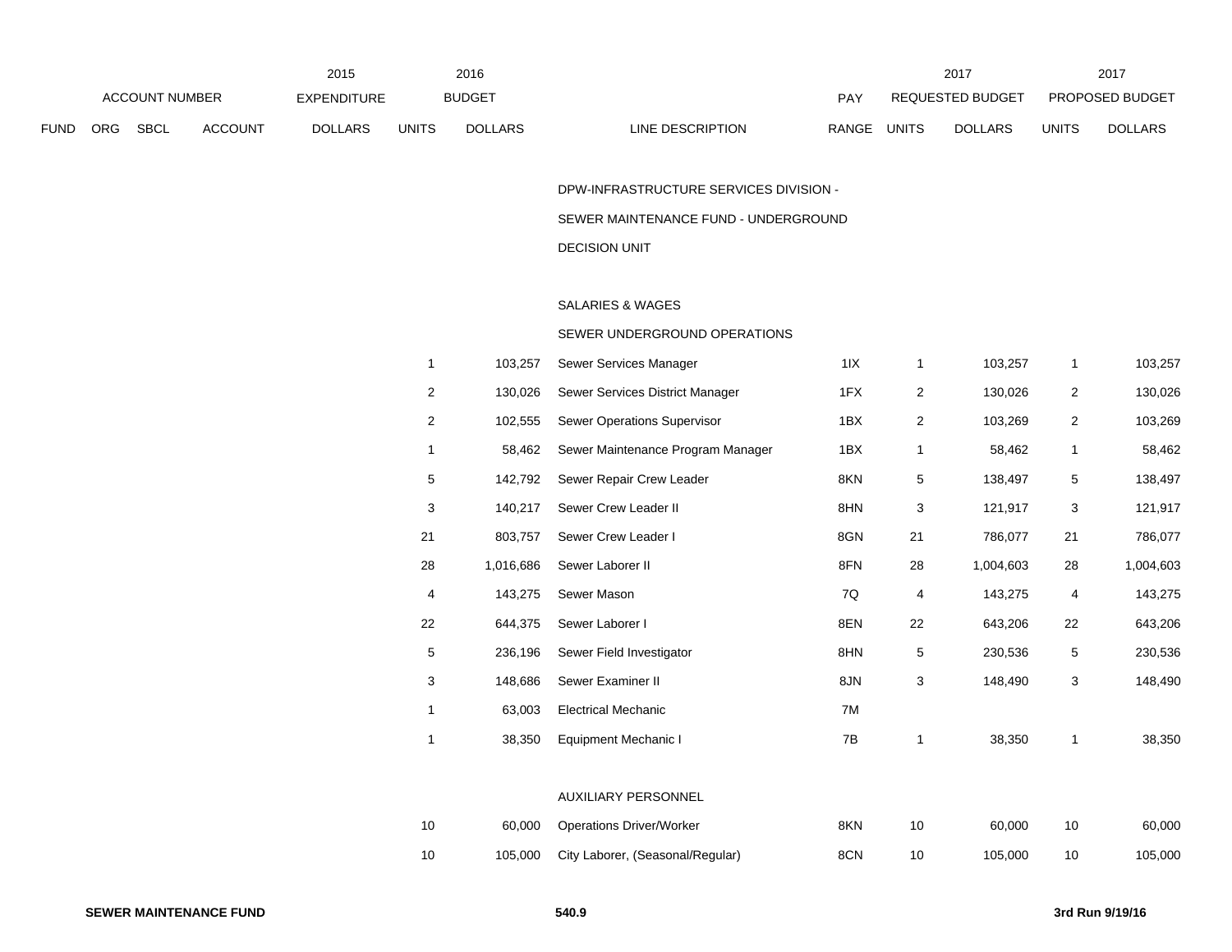| | ACCOUNT NUMBER | | | 2015 EXPENDITURE | 2016 BUDGET | | | PAY | 2017 REQUESTED BUDGET | | 2017 PROPOSED BUDGET | |
|---|---|---|---|---|---|---|---|---|---|---|---|---|
| FUND | ORG | SBCL | ACCOUNT | DOLLARS | UNITS | DOLLARS | LINE DESCRIPTION | RANGE | UNITS | DOLLARS | UNITS | DOLLARS |
| | | | | | | | DPW-INFRASTRUCTURE SERVICES DIVISION - | | | | | |
| | | | | | | | SEWER MAINTENANCE FUND - UNDERGROUND | | | | | |
| | | | | | | | DECISION UNIT | | | | | |
| | | | | | | | SALARIES & WAGES | | | | | |
| | | | | | | | SEWER UNDERGROUND OPERATIONS | | | | | |
| | | | | | 1 | 103,257 | Sewer Services Manager | 1IX | 1 | 103,257 | 1 | 103,257 |
| | | | | | 2 | 130,026 | Sewer Services District Manager | 1FX | 2 | 130,026 | 2 | 130,026 |
| | | | | | 2 | 102,555 | Sewer Operations Supervisor | 1BX | 2 | 103,269 | 2 | 103,269 |
| | | | | | 1 | 58,462 | Sewer Maintenance Program Manager | 1BX | 1 | 58,462 | 1 | 58,462 |
| | | | | | 5 | 142,792 | Sewer Repair Crew Leader | 8KN | 5 | 138,497 | 5 | 138,497 |
| | | | | | 3 | 140,217 | Sewer Crew Leader II | 8HN | 3 | 121,917 | 3 | 121,917 |
| | | | | | 21 | 803,757 | Sewer Crew Leader I | 8GN | 21 | 786,077 | 21 | 786,077 |
| | | | | | 28 | 1,016,686 | Sewer Laborer II | 8FN | 28 | 1,004,603 | 28 | 1,004,603 |
| | | | | | 4 | 143,275 | Sewer Mason | 7Q | 4 | 143,275 | 4 | 143,275 |
| | | | | | 22 | 644,375 | Sewer Laborer I | 8EN | 22 | 643,206 | 22 | 643,206 |
| | | | | | 5 | 236,196 | Sewer Field Investigator | 8HN | 5 | 230,536 | 5 | 230,536 |
| | | | | | 3 | 148,686 | Sewer Examiner II | 8JN | 3 | 148,490 | 3 | 148,490 |
| | | | | | 1 | 63,003 | Electrical Mechanic | 7M | | | | |
| | | | | | 1 | 38,350 | Equipment Mechanic I | 7B | 1 | 38,350 | 1 | 38,350 |
| | | | | | | | AUXILIARY PERSONNEL | | | | | |
| | | | | | 10 | 60,000 | Operations Driver/Worker | 8KN | 10 | 60,000 | 10 | 60,000 |
| | | | | | 10 | 105,000 | City Laborer, (Seasonal/Regular) | 8CN | 10 | 105,000 | 10 | 105,000 |

**SEWER MAINTENANCE FUND** 540.9 **3rd Run 9/19/16**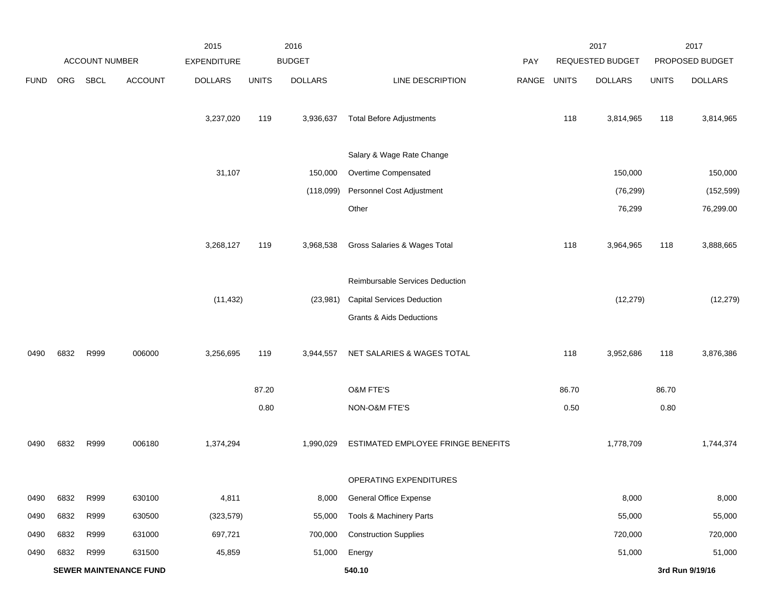| | ACCOUNT NUMBER | | | 2015 EXPENDITURE | 2016 BUDGET | | | PAY | 2017 REQUESTED BUDGET | | 2017 PROPOSED BUDGET | |
|---|---|---|---|---|---|---|---|---|---|---|---|---|
| FUND | ORG | SBCL | ACCOUNT | DOLLARS | UNITS | DOLLARS | LINE DESCRIPTION | RANGE | UNITS | DOLLARS | UNITS | DOLLARS |
| | | | | 3,237,020 | 119 | 3,936,637 | Total Before Adjustments | | 118 | 3,814,965 | 118 | 3,814,965 |
| | | | | | | | Salary & Wage Rate Change | | | | | |
| | | | | 31,107 | | 150,000 | Overtime Compensated | | | 150,000 | | 150,000 |
| | | | | | | (118,099) | Personnel Cost Adjustment | | | (76,299) | | (152,599) |
| | | | | | | | Other | | | 76,299 | | 76,299.00 |
| | | | | 3,268,127 | 119 | 3,968,538 | Gross Salaries & Wages Total | | 118 | 3,964,965 | 118 | 3,888,665 |
| | | | | | | | Reimbursable Services Deduction | | | | | |
| | | | | (11,432) | | (23,981) | Capital Services Deduction | | | (12,279) | | (12,279) |
| | | | | | | | Grants & Aids Deductions | | | | | |
| 0490 | 6832 | R999 | 006000 | 3,256,695 | 119 | 3,944,557 | NET SALARIES & WAGES TOTAL | | 118 | 3,952,686 | 118 | 3,876,386 |
| | | | | | 87.20 | | O&M FTE'S | | 86.70 | | 86.70 | |
| | | | | | 0.80 | | NON-O&M FTE'S | | 0.50 | | 0.80 | |
| 0490 | 6832 | R999 | 006180 | 1,374,294 | | 1,990,029 | ESTIMATED EMPLOYEE FRINGE BENEFITS | | | 1,778,709 | | 1,744,374 |
| | | | | | | | OPERATING EXPENDITURES | | | | | |
| 0490 | 6832 | R999 | 630100 | 4,811 | | 8,000 | General Office Expense | | | 8,000 | | 8,000 |
| 0490 | 6832 | R999 | 630500 | (323,579) | | 55,000 | Tools & Machinery Parts | | | 55,000 | | 55,000 |
| 0490 | 6832 | R999 | 631000 | 697,721 | | 700,000 | Construction Supplies | | | 720,000 | | 720,000 |
| 0490 | 6832 | R999 | 631500 | 45,859 | | 51,000 | Energy | | | 51,000 | | 51,000 |

**SEWER MAINTENANCE FUND** **540.10** **3rd Run 9/19/16**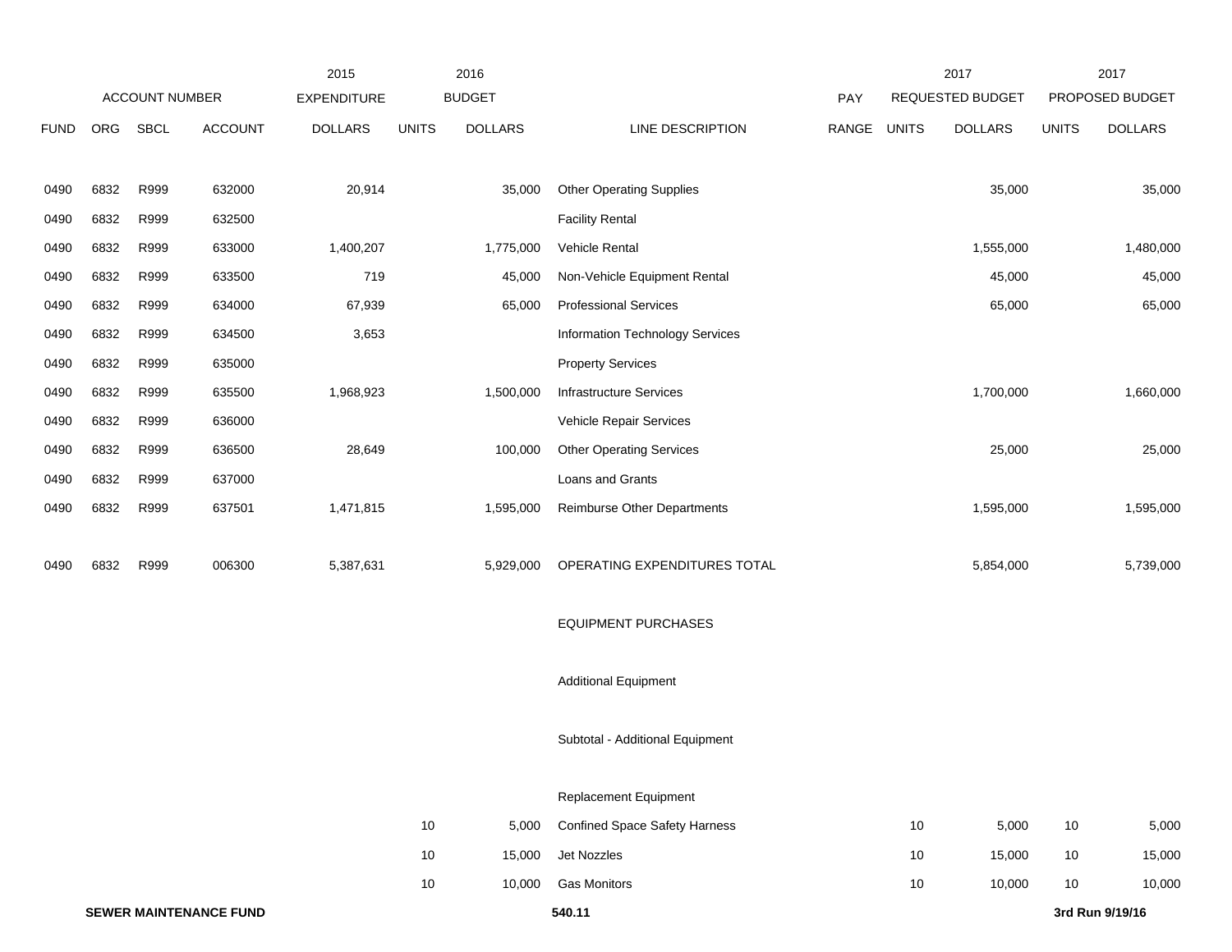| ACCOUNT NUMBER | | | | 2015 EXPENDITURE | 2016 BUDGET | | | PAY | 2017 REQUESTED BUDGET | | 2017 PROPOSED BUDGET | |
|---|---|---|---|---|---|---|---|---|---|---|---|---|
| FUND | ORG | SBCL | ACCOUNT | DOLLARS | UNITS | DOLLARS | LINE DESCRIPTION | RANGE | UNITS | DOLLARS | UNITS | DOLLARS |
| 0490 | 6832 | R999 | 632000 | 20,914 | | 35,000 | Other Operating Supplies | | | 35,000 | | 35,000 |
| 0490 | 6832 | R999 | 632500 | | | | Facility Rental | | | | | |
| 0490 | 6832 | R999 | 633000 | 1,400,207 | | 1,775,000 | Vehicle Rental | | | 1,555,000 | | 1,480,000 |
| 0490 | 6832 | R999 | 633500 | 719 | | 45,000 | Non-Vehicle Equipment Rental | | | 45,000 | | 45,000 |
| 0490 | 6832 | R999 | 634000 | 67,939 | | 65,000 | Professional Services | | | 65,000 | | 65,000 |
| 0490 | 6832 | R999 | 634500 | 3,653 | | | Information Technology Services | | | | | |
| 0490 | 6832 | R999 | 635000 | | | | Property Services | | | | | |
| 0490 | 6832 | R999 | 635500 | 1,968,923 | | 1,500,000 | Infrastructure Services | | | 1,700,000 | | 1,660,000 |
| 0490 | 6832 | R999 | 636000 | | | | Vehicle Repair Services | | | | | |
| 0490 | 6832 | R999 | 636500 | 28,649 | | 100,000 | Other Operating Services | | | 25,000 | | 25,000 |
| 0490 | 6832 | R999 | 637000 | | | | Loans and Grants | | | | | |
| 0490 | 6832 | R999 | 637501 | 1,471,815 | | 1,595,000 | Reimburse Other Departments | | | 1,595,000 | | 1,595,000 |
| 0490 | 6832 | R999 | 006300 | 5,387,631 | | 5,929,000 | OPERATING EXPENDITURES TOTAL | | | 5,854,000 | | 5,739,000 |
| | | | | | | | EQUIPMENT PURCHASES | | | | | |
| | | | | | | | Additional Equipment | | | | | |
| | | | | | | | Subtotal - Additional Equipment | | | | | |
| | | | | | | | Replacement Equipment | | | | | |
| | | | | | 10 | 5,000 | Confined Space Safety Harness | | 10 | 5,000 | 10 | 5,000 |
| | | | | | 10 | 15,000 | Jet Nozzles | | 10 | 15,000 | 10 | 15,000 |
| | | | | | 10 | 10,000 | Gas Monitors | | 10 | 10,000 | 10 | 10,000 |

**SEWER MAINTENANCE FUND** **540.11** **3rd Run 9/19/16**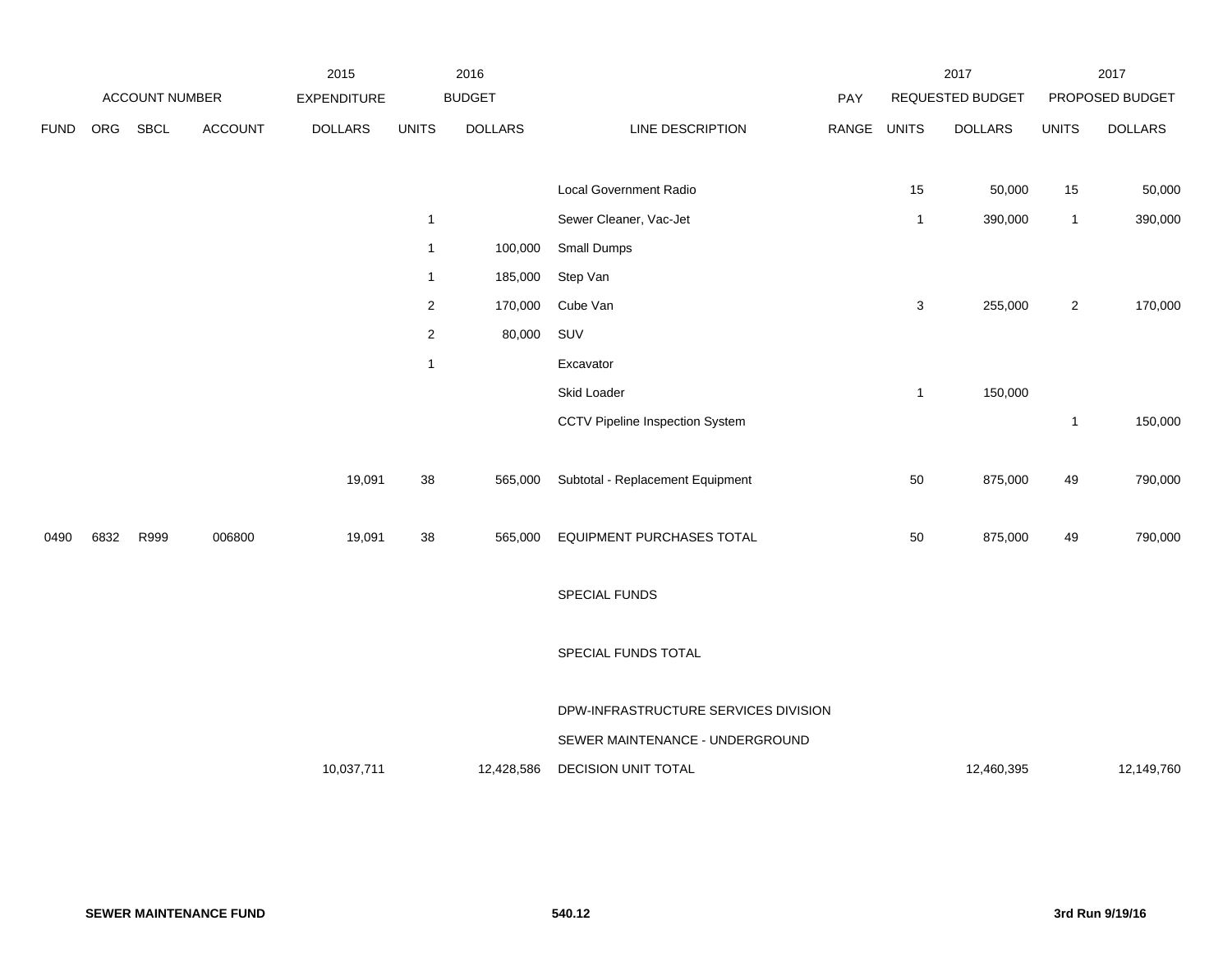| FUND | ORG | SBCL | ACCOUNT | 2015 EXPENDITURE DOLLARS | 2016 BUDGET UNITS | 2016 BUDGET DOLLARS | LINE DESCRIPTION | PAY RANGE | 2017 REQUESTED BUDGET UNITS | 2017 REQUESTED BUDGET DOLLARS | 2017 PROPOSED BUDGET UNITS | 2017 PROPOSED BUDGET DOLLARS |
|---|---|---|---|---|---|---|---|---|---|---|---|---|
| | | | | | | | Local Government Radio | | 15 | 50,000 | 15 | 50,000 |
| | | | | | 1 | | Sewer Cleaner, Vac-Jet | | 1 | 390,000 | 1 | 390,000 |
| | | | | | 1 | 100,000 | Small Dumps | | | | | |
| | | | | | 1 | 185,000 | Step Van | | | | | |
| | | | | | 2 | 170,000 | Cube Van | | 3 | 255,000 | 2 | 170,000 |
| | | | | | 2 | 80,000 | SUV | | | | | |
| | | | | | 1 | | Excavator | | | | | |
| | | | | | | | Skid Loader | | 1 | 150,000 | | |
| | | | | | | | CCTV Pipeline Inspection System | | | | 1 | 150,000 |
| | | | | 19,091 | 38 | 565,000 | Subtotal - Replacement Equipment | | 50 | 875,000 | 49 | 790,000 |
| 0490 | 6832 | R999 | 006800 | 19,091 | 38 | 565,000 | EQUIPMENT PURCHASES TOTAL | | 50 | 875,000 | 49 | 790,000 |
| | | | | | | | SPECIAL FUNDS | | | | | |
| | | | | | | | SPECIAL FUNDS TOTAL | | | | | |
| | | | | | | | DPW-INFRASTRUCTURE SERVICES DIVISION | | | | | |
| | | | | | | | SEWER MAINTENANCE - UNDERGROUND | | | | | |
| | | | | 10,037,711 | | 12,428,586 | DECISION UNIT TOTAL | | | 12,460,395 | | 12,149,760 |

**SEWER MAINTENANCE FUND** **540.12** **3rd Run 9/19/16**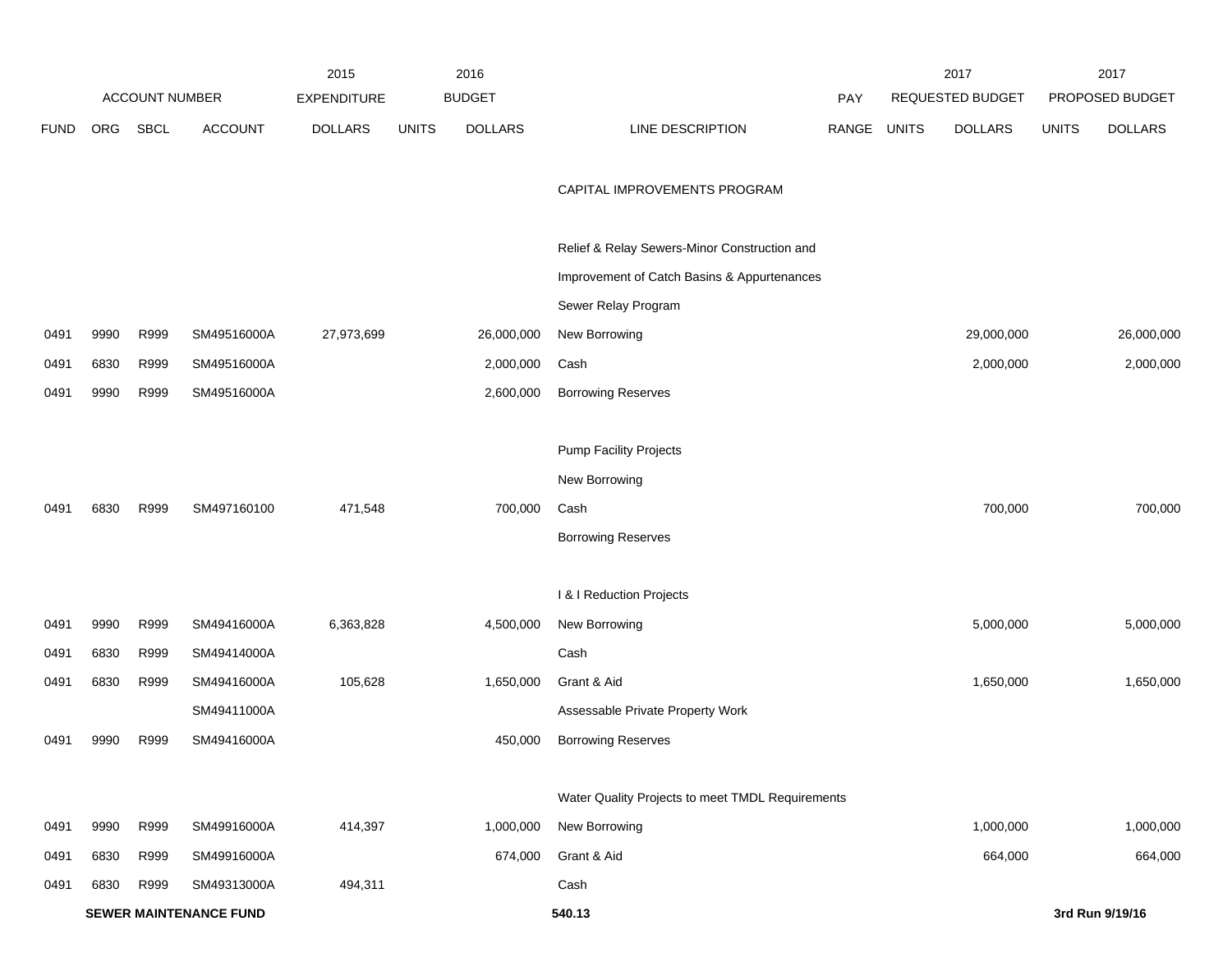| ACCOUNT NUMBER | | | | 2015 EXPENDITURE | 2016 BUDGET | | | PAY | 2017 REQUESTED BUDGET | | 2017 PROPOSED BUDGET | |
|---|---|---|---|---|---|---|---|---|---|---|---|---|
| FUND | ORG | SBCL | ACCOUNT | DOLLARS | UNITS | DOLLARS | LINE DESCRIPTION | RANGE | UNITS | DOLLARS | UNITS | DOLLARS |
| | | | | | | | CAPITAL IMPROVEMENTS PROGRAM | | | | | |
| | | | | | | | Relief & Relay Sewers-Minor Construction and | | | | | |
| | | | | | | | Improvement of Catch Basins & Appurtenances | | | | | |
| | | | | | | | Sewer Relay Program | | | | | |
| 0491 | 9990 | R999 | SM49516000A | 27,973,699 | | 26,000,000 | New Borrowing | | | 29,000,000 | | 26,000,000 |
| 0491 | 6830 | R999 | SM49516000A | | | 2,000,000 | Cash | | | 2,000,000 | | 2,000,000 |
| 0491 | 9990 | R999 | SM49516000A | | | 2,600,000 | Borrowing Reserves | | | | | |
| | | | | | | | Pump Facility Projects | | | | | |
| | | | | | | | New Borrowing | | | | | |
| 0491 | 6830 | R999 | SM497160100 | 471,548 | | 700,000 | Cash | | | 700,000 | | 700,000 |
| | | | | | | | Borrowing Reserves | | | | | |
| | | | | | | | I & I Reduction Projects | | | | | |
| 0491 | 9990 | R999 | SM49416000A | 6,363,828 | | 4,500,000 | New Borrowing | | | 5,000,000 | | 5,000,000 |
| 0491 | 6830 | R999 | SM49414000A | | | | Cash | | | | | |
| 0491 | 6830 | R999 | SM49416000A | 105,628 | | 1,650,000 | Grant & Aid | | | 1,650,000 | | 1,650,000 |
| | | | SM49411000A | | | | Assessable Private Property Work | | | | | |
| 0491 | 9990 | R999 | SM49416000A | | | 450,000 | Borrowing Reserves | | | | | |
| | | | | | | | Water Quality Projects to meet TMDL Requirements | | | | | |
| 0491 | 9990 | R999 | SM49916000A | 414,397 | | 1,000,000 | New Borrowing | | | 1,000,000 | | 1,000,000 |
| 0491 | 6830 | R999 | SM49916000A | | | 674,000 | Grant & Aid | | | 664,000 | | 664,000 |
| 0491 | 6830 | R999 | SM49313000A | 494,311 | | | Cash | | | | | |

**SEWER MAINTENANCE FUND** 540.13 3rd Run 9/19/16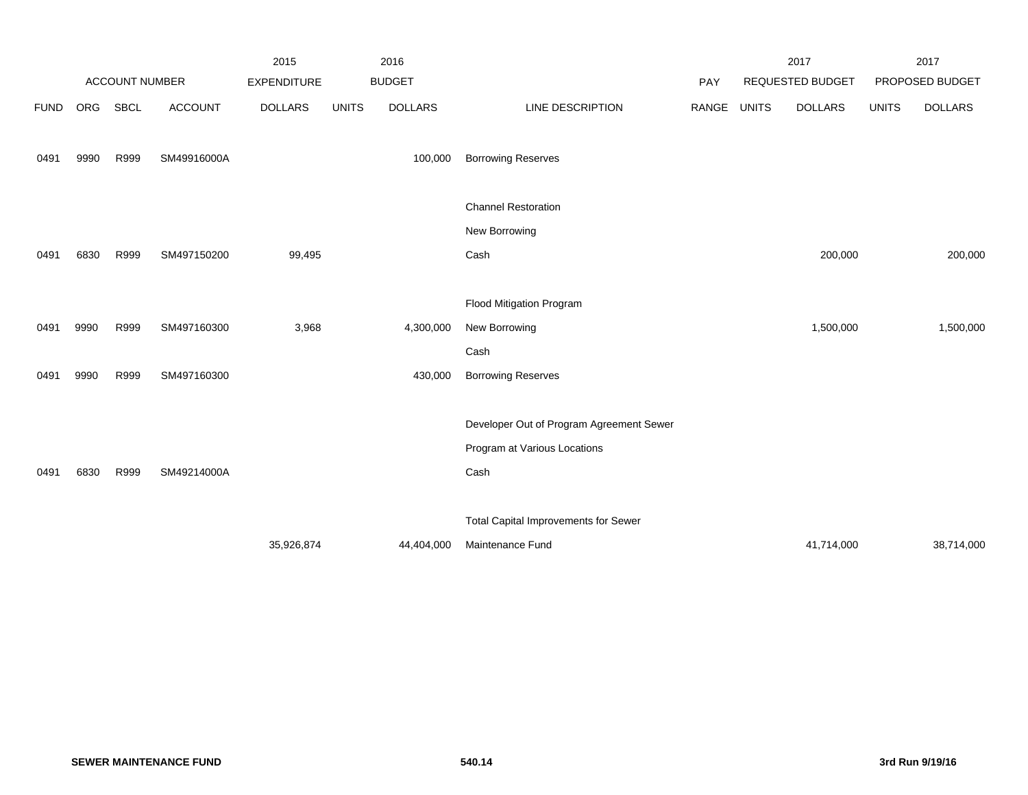| | ACCOUNT NUMBER | | | 2015 EXPENDITURE | 2016 BUDGET | | | PAY | 2017 REQUESTED BUDGET | | 2017 PROPOSED BUDGET | |
|---|---|---|---|---|---|---|---|---|---|---|---|---|
| FUND | ORG | SBCL | ACCOUNT | DOLLARS | UNITS | DOLLARS | LINE DESCRIPTION | RANGE | UNITS | DOLLARS | UNITS | DOLLARS |
| 0491 | 9990 | R999 | SM49916000A | | | 100,000 | Borrowing Reserves | | | | | |
| | | | | | | | Channel Restoration | | | | | |
| | | | | | | | New Borrowing | | | | | |
| 0491 | 6830 | R999 | SM497150200 | 99,495 | | | Cash | | | 200,000 | | 200,000 |
| | | | | | | | Flood Mitigation Program | | | | | |
| 0491 | 9990 | R999 | SM497160300 | 3,968 | | 4,300,000 | New Borrowing | | | 1,500,000 | | 1,500,000 |
| | | | | | | | Cash | | | | | |
| 0491 | 9990 | R999 | SM497160300 | | | 430,000 | Borrowing Reserves | | | | | |
| | | | | | | | Developer Out of Program Agreement Sewer | | | | | |
| | | | | | | | Program at Various Locations | | | | | |
| 0491 | 6830 | R999 | SM49214000A | | | | Cash | | | | | |
| | | | | | | | Total Capital Improvements for Sewer | | | | | |
| | | | | 35,926,874 | | 44,404,000 | Maintenance Fund | | | 41,714,000 | | 38,714,000 |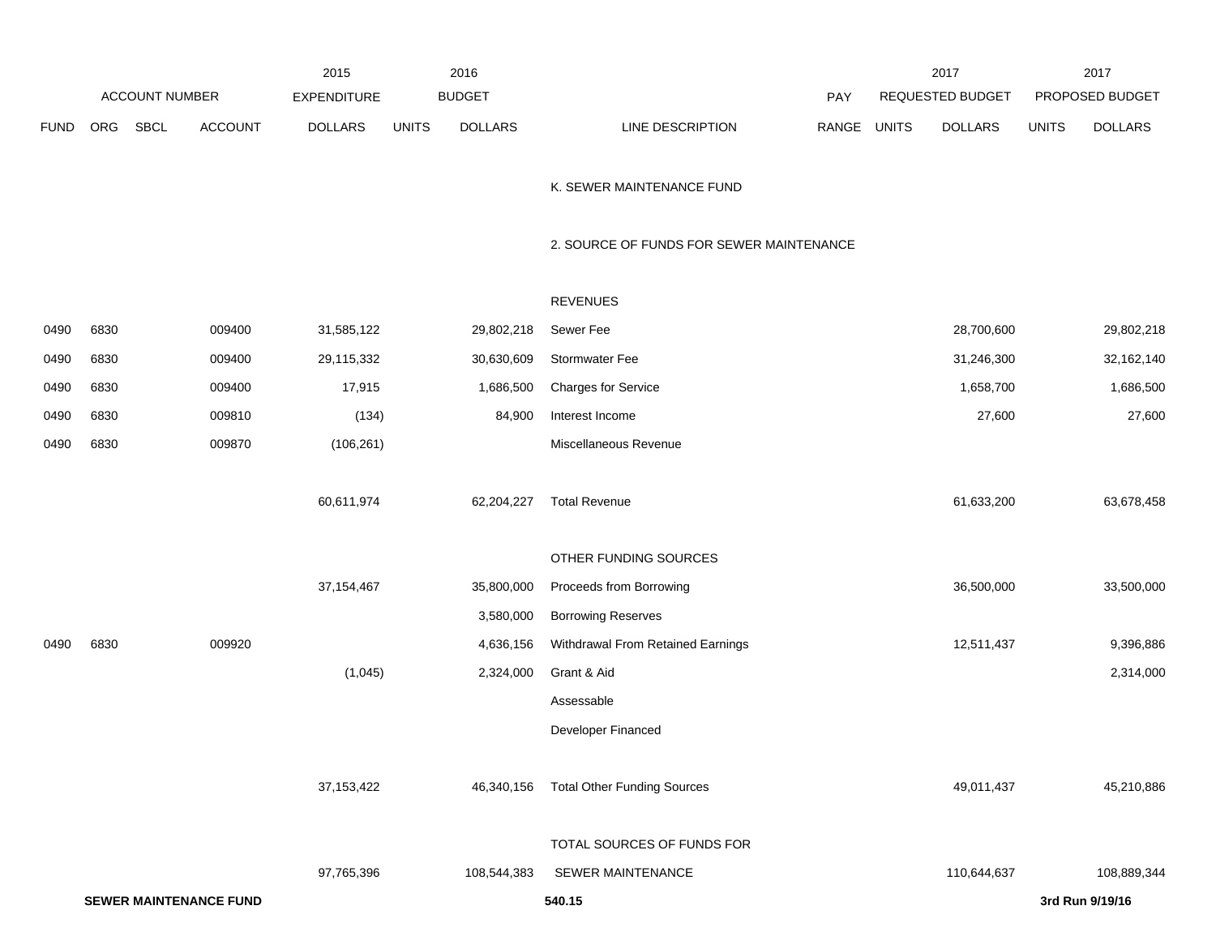| | ACCOUNT NUMBER | | | 2015 EXPENDITURE | 2016 BUDGET | | | PAY | 2017 REQUESTED BUDGET | | 2017 PROPOSED BUDGET | |
|---|---|---|---|---|---|---|---|---|---|---|---|---|
| FUND | ORG | SBCL | ACCOUNT | DOLLARS | UNITS | DOLLARS | LINE DESCRIPTION | RANGE | UNITS | DOLLARS | UNITS | DOLLARS |
| | | | | | | | K. SEWER MAINTENANCE FUND | | | | | |
| | | | | | | | 2. SOURCE OF FUNDS FOR SEWER MAINTENANCE | | | | | |
| | | | | | | | REVENUES | | | | | |
| 0490 | 6830 | | 009400 | 31,585,122 | | 29,802,218 | Sewer Fee | | | 28,700,600 | | 29,802,218 |
| 0490 | 6830 | | 009400 | 29,115,332 | | 30,630,609 | Stormwater Fee | | | 31,246,300 | | 32,162,140 |
| 0490 | 6830 | | 009400 | 17,915 | | 1,686,500 | Charges for Service | | | 1,658,700 | | 1,686,500 |
| 0490 | 6830 | | 009810 | (134) | | 84,900 | Interest Income | | | 27,600 | | 27,600 |
| 0490 | 6830 | | 009870 | (106,261) | | | Miscellaneous Revenue | | | | | |
| | | | | 60,611,974 | | 62,204,227 | Total Revenue | | | 61,633,200 | | 63,678,458 |
| | | | | | | | OTHER FUNDING SOURCES | | | | | |
| | | | | 37,154,467 | | 35,800,000 | Proceeds from Borrowing | | | 36,500,000 | | 33,500,000 |
| | | | | | | 3,580,000 | Borrowing Reserves | | | | | |
| 0490 | 6830 | | 009920 | | | 4,636,156 | Withdrawal From Retained Earnings | | | 12,511,437 | | 9,396,886 |
| | | | | (1,045) | | 2,324,000 | Grant & Aid | | | | | 2,314,000 |
| | | | | | | | Assessable | | | | | |
| | | | | | | | Developer Financed | | | | | |
| | | | | 37,153,422 | | 46,340,156 | Total Other Funding Sources | | | 49,011,437 | | 45,210,886 |
| | | | | | | | TOTAL SOURCES OF FUNDS FOR | | | | | |
| | | | | 97,765,396 | | 108,544,383 | SEWER MAINTENANCE | | | 110,644,637 | | 108,889,344 |

**SEWER MAINTENANCE FUND** 540.15 3rd Run 9/19/16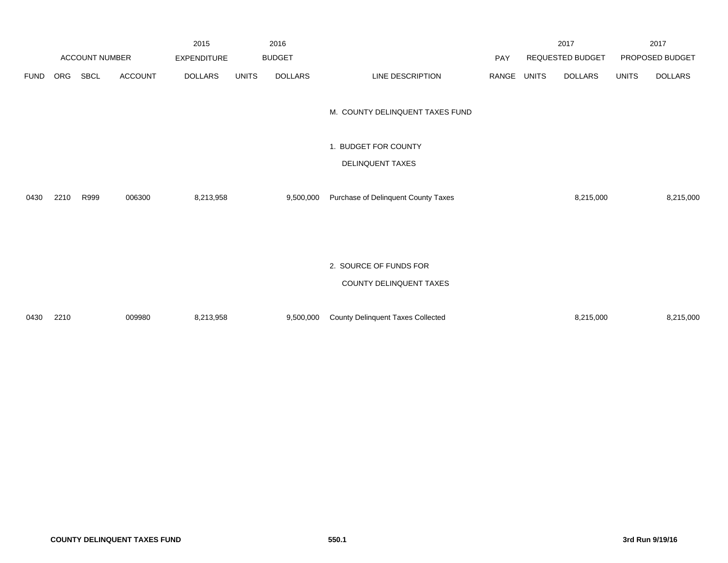| ACCOUNT NUMBER | | | | 2015 EXPENDITURE | 2016 BUDGET | | | PAY | 2017 REQUESTED BUDGET | | 2017 PROPOSED BUDGET | |
|---|---|---|---|---|---|---|---|---|---|---|---|---|
| FUND | ORG | SBCL | ACCOUNT | DOLLARS | UNITS | DOLLARS | LINE DESCRIPTION | RANGE | UNITS | DOLLARS | UNITS | DOLLARS |
| | | | | | | | M. COUNTY DELINQUENT TAXES FUND | | | | | |
| | | | | | | | 1. BUDGET FOR COUNTY DELINQUENT TAXES | | | | | |
| 0430 | 2210 | R999 | 006300 | 8,213,958 | | 9,500,000 | Purchase of Delinquent County Taxes | | | 8,215,000 | | 8,215,000 |
| | | | | | | | 2. SOURCE OF FUNDS FOR COUNTY DELINQUENT TAXES | | | | | |
| 0430 | 2210 | | 009980 | 8,213,958 | | 9,500,000 | County Delinquent Taxes Collected | | | 8,215,000 | | 8,215,000 |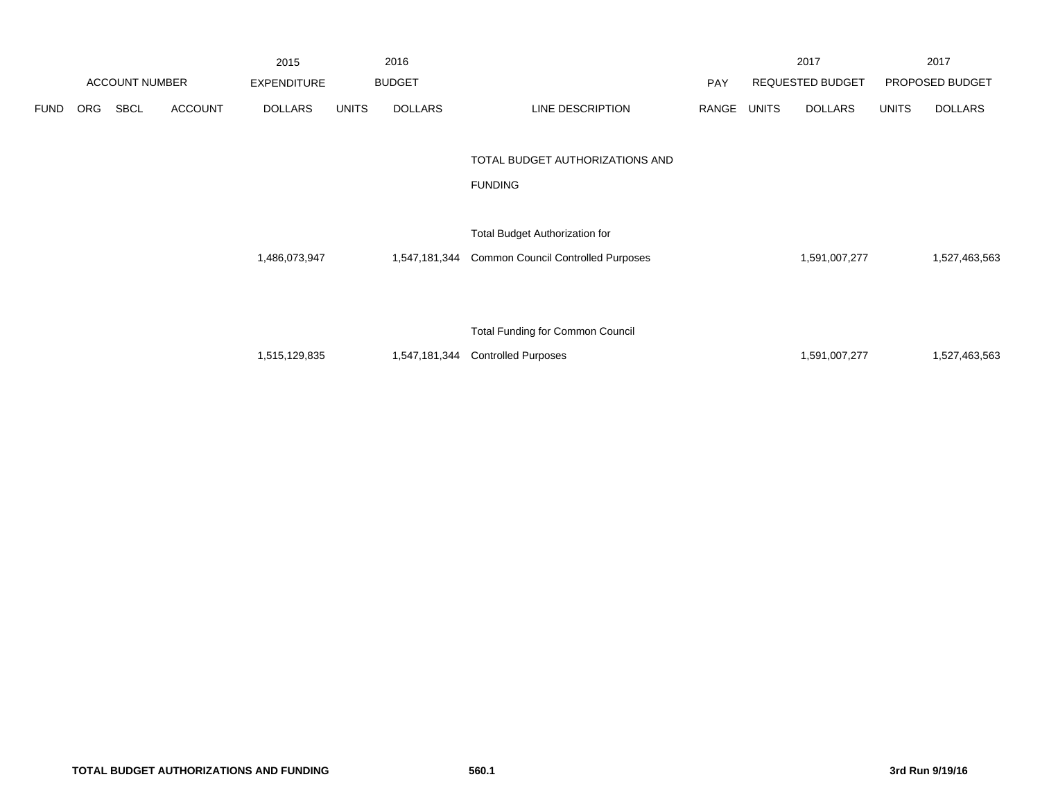| | ACCOUNT NUMBER | | | 2015 EXPENDITURE | 2016 BUDGET | | | PAY | 2017 REQUESTED BUDGET | | 2017 PROPOSED BUDGET | |
|---|---|---|---|---|---|---|---|---|---|---|---|---|
| FUND | ORG | SBCL | ACCOUNT | DOLLARS | UNITS | DOLLARS | LINE DESCRIPTION | RANGE | UNITS | DOLLARS | UNITS | DOLLARS |
| | | | | | | | TOTAL BUDGET AUTHORIZATIONS AND FUNDING | | | | | |
| | | | | 1,486,073,947 | | 1,547,181,344 | Total Budget Authorization for Common Council Controlled Purposes | | | 1,591,007,277 | | 1,527,463,563 |
| | | | | 1,515,129,835 | | 1,547,181,344 | Total Funding for Common Council Controlled Purposes | | | 1,591,007,277 | | 1,527,463,563 |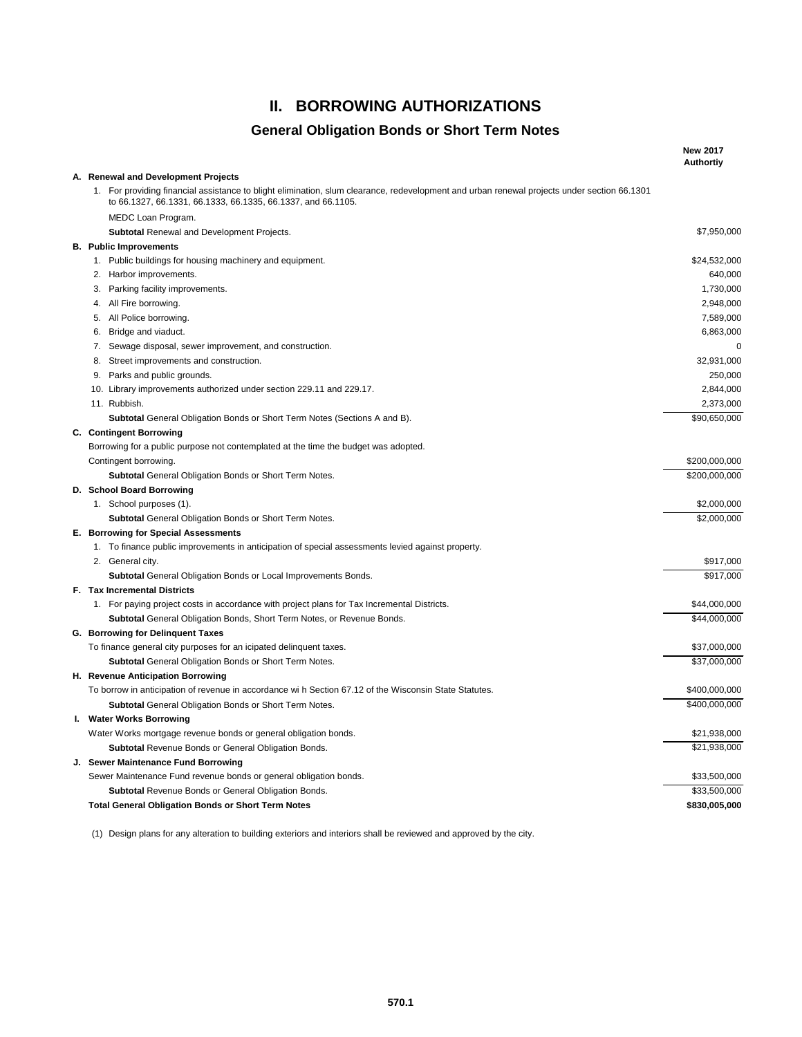# II. BORROWING AUTHORIZATIONS

## General Obligation Bonds or Short Term Notes

| | New 2017 Authortiy |
|---|---|
| **A. Renewal and Development Projects** | |
| 1. For providing financial assistance to blight elimination, slum clearance, redevelopment and urban renewal projects under section 66.1301 to 66.1327, 66.1331, 66.1333, 66.1335, 66.1337, and 66.1105. | |
| MEDC Loan Program. | |
| **Subtotal** Renewal and Development Projects. | $7,950,000 |
| **B. Public Improvements** | |
| 1. Public buildings for housing machinery and equipment. | $24,532,000 |
| 2. Harbor improvements. | 640,000 |
| 3. Parking facility improvements. | 1,730,000 |
| 4. All Fire borrowing. | 2,948,000 |
| 5. All Police borrowing. | 7,589,000 |
| 6. Bridge and viaduct. | 6,863,000 |
| 7. Sewage disposal, sewer improvement, and construction. | 0 |
| 8. Street improvements and construction. | 32,931,000 |
| 9. Parks and public grounds. | 250,000 |
| 10. Library improvements authorized under section 229.11 and 229.17. | 2,844,000 |
| 11. Rubbish. | 2,373,000 |
| **Subtotal** General Obligation Bonds or Short Term Notes (Sections A and B). | $90,650,000 |
| **C. Contingent Borrowing** | |
| Borrowing for a public purpose not contemplated at the time the budget was adopted. | |
| Contingent borrowing. | $200,000,000 |
| **Subtotal** General Obligation Bonds or Short Term Notes. | $200,000,000 |
| **D. School Board Borrowing** | |
| 1. School purposes (1). | $2,000,000 |
| **Subtotal** General Obligation Bonds or Short Term Notes. | $2,000,000 |
| **E. Borrowing for Special Assessments** | |
| 1. To finance public improvements in anticipation of special assessments levied against property. | |
| 2. General city. | $917,000 |
| **Subtotal** General Obligation Bonds or Local Improvements Bonds. | $917,000 |
| **F. Tax Incremental Districts** | |
| 1. For paying project costs in accordance with project plans for Tax Incremental Districts. | $44,000,000 |
| **Subtotal** General Obligation Bonds, Short Term Notes, or Revenue Bonds. | $44,000,000 |
| **G. Borrowing for Delinquent Taxes** | |
| To finance general city purposes for an icipated delinquent taxes. | $37,000,000 |
| **Subtotal** General Obligation Bonds or Short Term Notes. | $37,000,000 |
| **H. Revenue Anticipation Borrowing** | |
| To borrow in anticipation of revenue in accordance wi h Section 67.12 of the Wisconsin State Statutes. | $400,000,000 |
| **Subtotal** General Obligation Bonds or Short Term Notes. | $400,000,000 |
| **I. Water Works Borrowing** | |
| Water Works mortgage revenue bonds or general obligation bonds. | $21,938,000 |
| **Subtotal** Revenue Bonds or General Obligation Bonds. | $21,938,000 |
| **J. Sewer Maintenance Fund Borrowing** | |
| Sewer Maintenance Fund revenue bonds or general obligation bonds. | $33,500,000 |
| **Subtotal** Revenue Bonds or General Obligation Bonds. | $33,500,000 |
| **Total General Obligation Bonds or Short Term Notes** | **$830,005,000** |

(1) Design plans for any alteration to building exteriors and interiors shall be reviewed and approved by the city.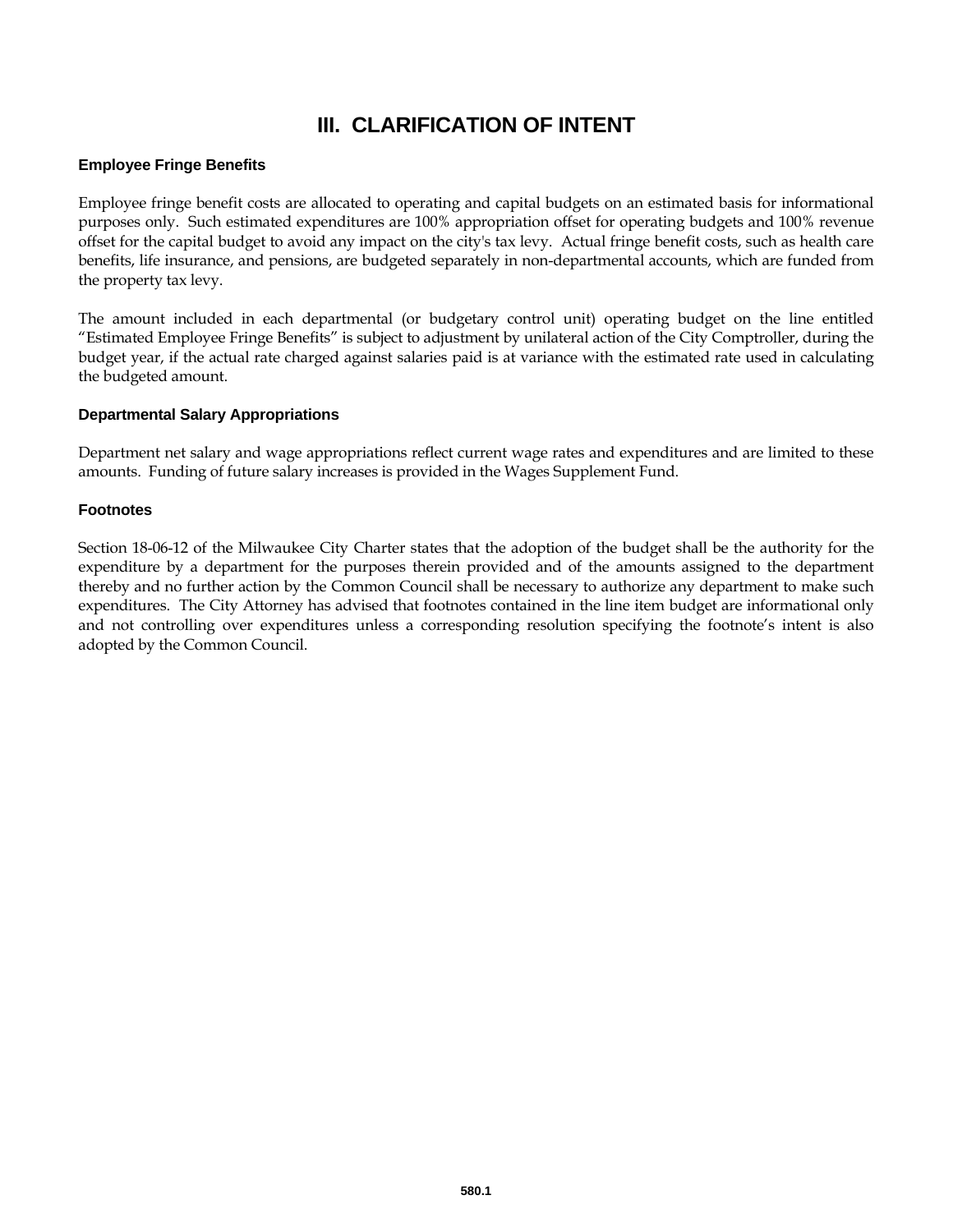# III. CLARIFICATION OF INTENT

### Employee Fringe Benefits

Employee fringe benefit costs are allocated to operating and capital budgets on an estimated basis for informational purposes only. Such estimated expenditures are 100% appropriation offset for operating budgets and 100% revenue offset for the capital budget to avoid any impact on the city's tax levy. Actual fringe benefit costs, such as health care benefits, life insurance, and pensions, are budgeted separately in non-departmental accounts, which are funded from the property tax levy.

The amount included in each departmental (or budgetary control unit) operating budget on the line entitled "Estimated Employee Fringe Benefits" is subject to adjustment by unilateral action of the City Comptroller, during the budget year, if the actual rate charged against salaries paid is at variance with the estimated rate used in calculating the budgeted amount.

### Departmental Salary Appropriations

Department net salary and wage appropriations reflect current wage rates and expenditures and are limited to these amounts. Funding of future salary increases is provided in the Wages Supplement Fund.

### Footnotes

Section 18-06-12 of the Milwaukee City Charter states that the adoption of the budget shall be the authority for the expenditure by a department for the purposes therein provided and of the amounts assigned to the department thereby and no further action by the Common Council shall be necessary to authorize any department to make such expenditures. The City Attorney has advised that footnotes contained in the line item budget are informational only and not controlling over expenditures unless a corresponding resolution specifying the footnote's intent is also adopted by the Common Council.